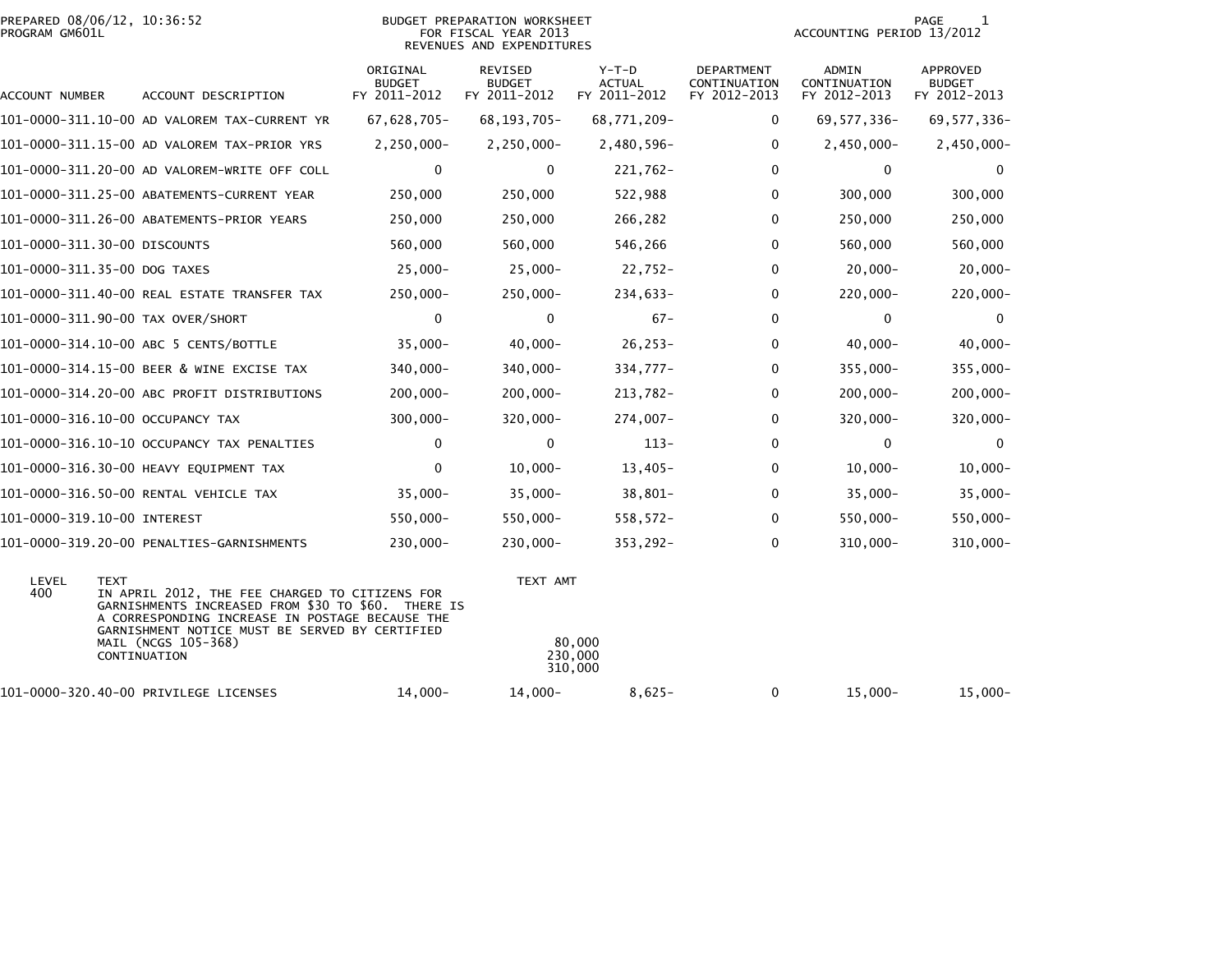PREPARED 08/06/12, 10:36:52
PROGRAM GM601L

BUDGET PREPARATION WORKSHEET
FOR FISCAL YEAR 2013
REVENUES AND EXPENDITURES

ACCOUNTING PERIOD 13/2012

| ACCOUNT NUMBER | ACCOUNT DESCRIPTION | ORIGINAL BUDGET FY 2011-2012 | REVISED BUDGET FY 2011-2012 | Y-T-D ACTUAL FY 2011-2012 | DEPARTMENT CONTINUATION FY 2012-2013 | ADMIN CONTINUATION FY 2012-2013 | APPROVED BUDGET FY 2012-2013 |
|---|---|---|---|---|---|---|---|
| 101-0000-311.10-00 | AD VALOREM TAX-CURRENT YR | 67,628,705- | 68,193,705- | 68,771,209- | 0 | 69,577,336- | 69,577,336- |
| 101-0000-311.15-00 | AD VALOREM TAX-PRIOR YRS | 2,250,000- | 2,250,000- | 2,480,596- | 0 | 2,450,000- | 2,450,000- |
| 101-0000-311.20-00 | AD VALOREM-WRITE OFF COLL | 0 | 0 | 221,762- | 0 | 0 | 0 |
| 101-0000-311.25-00 | ABATEMENTS-CURRENT YEAR | 250,000 | 250,000 | 522,988 | 0 | 300,000 | 300,000 |
| 101-0000-311.26-00 | ABATEMENTS-PRIOR YEARS | 250,000 | 250,000 | 266,282 | 0 | 250,000 | 250,000 |
| 101-0000-311.30-00 | DISCOUNTS | 560,000 | 560,000 | 546,266 | 0 | 560,000 | 560,000 |
| 101-0000-311.35-00 | DOG TAXES | 25,000- | 25,000- | 22,752- | 0 | 20,000- | 20,000- |
| 101-0000-311.40-00 | REAL ESTATE TRANSFER TAX | 250,000- | 250,000- | 234,633- | 0 | 220,000- | 220,000- |
| 101-0000-311.90-00 | TAX OVER/SHORT | 0 | 0 | 67- | 0 | 0 | 0 |
| 101-0000-314.10-00 | ABC 5 CENTS/BOTTLE | 35,000- | 40,000- | 26,253- | 0 | 40,000- | 40,000- |
| 101-0000-314.15-00 | BEER & WINE EXCISE TAX | 340,000- | 340,000- | 334,777- | 0 | 355,000- | 355,000- |
| 101-0000-314.20-00 | ABC PROFIT DISTRIBUTIONS | 200,000- | 200,000- | 213,782- | 0 | 200,000- | 200,000- |
| 101-0000-316.10-00 | OCCUPANCY TAX | 300,000- | 320,000- | 274,007- | 0 | 320,000- | 320,000- |
| 101-0000-316.10-10 | OCCUPANCY TAX PENALTIES | 0 | 0 | 113- | 0 | 0 | 0 |
| 101-0000-316.30-00 | HEAVY EQUIPMENT TAX | 0 | 10,000- | 13,405- | 0 | 10,000- | 10,000- |
| 101-0000-316.50-00 | RENTAL VEHICLE TAX | 35,000- | 35,000- | 38,801- | 0 | 35,000- | 35,000- |
| 101-0000-319.10-00 | INTEREST | 550,000- | 550,000- | 558,572- | 0 | 550,000- | 550,000- |
| 101-0000-319.20-00 | PENALTIES-GARNISHMENTS | 230,000- | 230,000- | 353,292- | 0 | 310,000- | 310,000- |

| LEVEL | TEXT | TEXT AMT |
|---|---|---|
| 400 | IN APRIL 2012, THE FEE CHARGED TO CITIZENS FOR GARNISHMENTS INCREASED FROM $30 TO $60. THERE IS A CORRESPONDING INCREASE IN POSTAGE BECAUSE THE GARNISHMENT NOTICE MUST BE SERVED BY CERTIFIED MAIL (NCGS 105-368) | 80,000 |
| | CONTINUATION | 230,000 |
| | | 310,000 |

| ACCOUNT NUMBER | ACCOUNT DESCRIPTION | ORIGINAL BUDGET FY 2011-2012 | REVISED BUDGET FY 2011-2012 | Y-T-D ACTUAL FY 2011-2012 | DEPARTMENT CONTINUATION FY 2012-2013 | ADMIN CONTINUATION FY 2012-2013 | APPROVED BUDGET FY 2012-2013 |
|---|---|---|---|---|---|---|---|
| 101-0000-320.40-00 | PRIVILEGE LICENSES | 14,000- | 14,000- | 8,625- | 0 | 15,000- | 15,000- |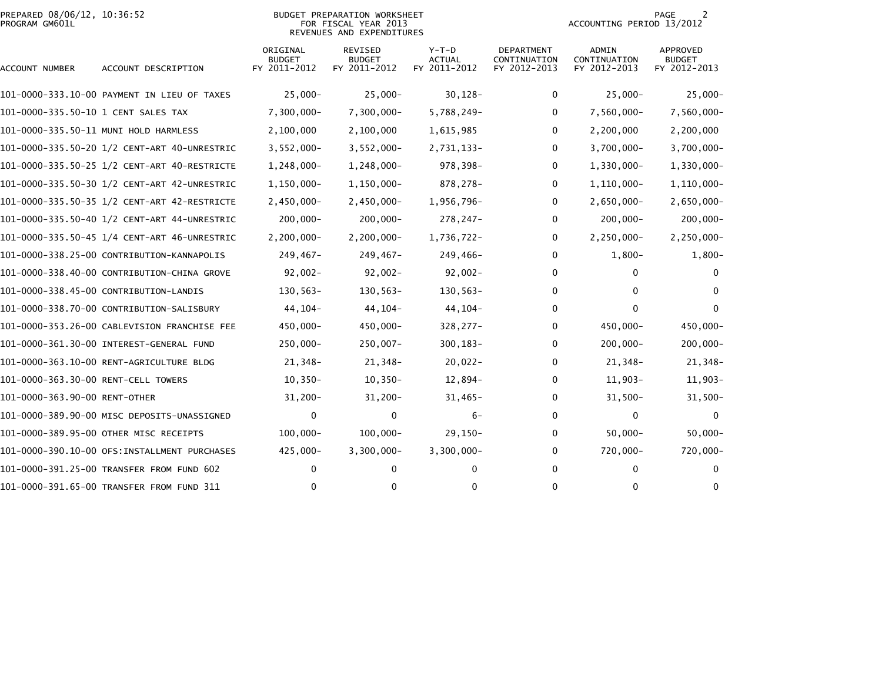PREPARED 08/06/12, 10:36:52
PROGRAM GM601L

BUDGET PREPARATION WORKSHEET
FOR FISCAL YEAR 2013
REVENUES AND EXPENDITURES

ACCOUNTING PERIOD 13/2012

| ACCOUNT NUMBER | ACCOUNT DESCRIPTION | ORIGINAL BUDGET FY 2011-2012 | REVISED BUDGET FY 2011-2012 | Y-T-D ACTUAL FY 2011-2012 | DEPARTMENT CONTINUATION FY 2012-2013 | ADMIN CONTINUATION FY 2012-2013 | APPROVED BUDGET FY 2012-2013 |
|---|---|---|---|---|---|---|---|
| 101-0000-333.10-00 | PAYMENT IN LIEU OF TAXES | 25,000- | 25,000- | 30,128- | 0 | 25,000- | 25,000- |
| 101-0000-335.50-10 | 1 CENT SALES TAX | 7,300,000- | 7,300,000- | 5,788,249- | 0 | 7,560,000- | 7,560,000- |
| 101-0000-335.50-11 | MUNI HOLD HARMLESS | 2,100,000 | 2,100,000 | 1,615,985 | 0 | 2,200,000 | 2,200,000 |
| 101-0000-335.50-20 | 1/2 CENT-ART 40-UNRESTRIC | 3,552,000- | 3,552,000- | 2,731,133- | 0 | 3,700,000- | 3,700,000- |
| 101-0000-335.50-25 | 1/2 CENT-ART 40-RESTRICTE | 1,248,000- | 1,248,000- | 978,398- | 0 | 1,330,000- | 1,330,000- |
| 101-0000-335.50-30 | 1/2 CENT-ART 42-UNRESTRIC | 1,150,000- | 1,150,000- | 878,278- | 0 | 1,110,000- | 1,110,000- |
| 101-0000-335.50-35 | 1/2 CENT-ART 42-RESTRICTE | 2,450,000- | 2,450,000- | 1,956,796- | 0 | 2,650,000- | 2,650,000- |
| 101-0000-335.50-40 | 1/2 CENT-ART 44-UNRESTRIC | 200,000- | 200,000- | 278,247- | 0 | 200,000- | 200,000- |
| 101-0000-335.50-45 | 1/4 CENT-ART 46-UNRESTRIC | 2,200,000- | 2,200,000- | 1,736,722- | 0 | 2,250,000- | 2,250,000- |
| 101-0000-338.25-00 | CONTRIBUTION-KANNAPOLIS | 249,467- | 249,467- | 249,466- | 0 | 1,800- | 1,800- |
| 101-0000-338.40-00 | CONTRIBUTION-CHINA GROVE | 92,002- | 92,002- | 92,002- | 0 | 0 | 0 |
| 101-0000-338.45-00 | CONTRIBUTION-LANDIS | 130,563- | 130,563- | 130,563- | 0 | 0 | 0 |
| 101-0000-338.70-00 | CONTRIBUTION-SALISBURY | 44,104- | 44,104- | 44,104- | 0 | 0 | 0 |
| 101-0000-353.26-00 | CABLEVISION FRANCHISE FEE | 450,000- | 450,000- | 328,277- | 0 | 450,000- | 450,000- |
| 101-0000-361.30-00 | INTEREST-GENERAL FUND | 250,000- | 250,007- | 300,183- | 0 | 200,000- | 200,000- |
| 101-0000-363.10-00 | RENT-AGRICULTURE BLDG | 21,348- | 21,348- | 20,022- | 0 | 21,348- | 21,348- |
| 101-0000-363.30-00 | RENT-CELL TOWERS | 10,350- | 10,350- | 12,894- | 0 | 11,903- | 11,903- |
| 101-0000-363.90-00 | RENT-OTHER | 31,200- | 31,200- | 31,465- | 0 | 31,500- | 31,500- |
| 101-0000-389.90-00 | MISC DEPOSITS-UNASSIGNED | 0 | 0 | 6- | 0 | 0 | 0 |
| 101-0000-389.95-00 | OTHER MISC RECEIPTS | 100,000- | 100,000- | 29,150- | 0 | 50,000- | 50,000- |
| 101-0000-390.10-00 | OFS:INSTALLMENT PURCHASES | 425,000- | 3,300,000- | 3,300,000- | 0 | 720,000- | 720,000- |
| 101-0000-391.25-00 | TRANSFER FROM FUND 602 | 0 | 0 | 0 | 0 | 0 | 0 |
| 101-0000-391.65-00 | TRANSFER FROM FUND 311 | 0 | 0 | 0 | 0 | 0 | 0 |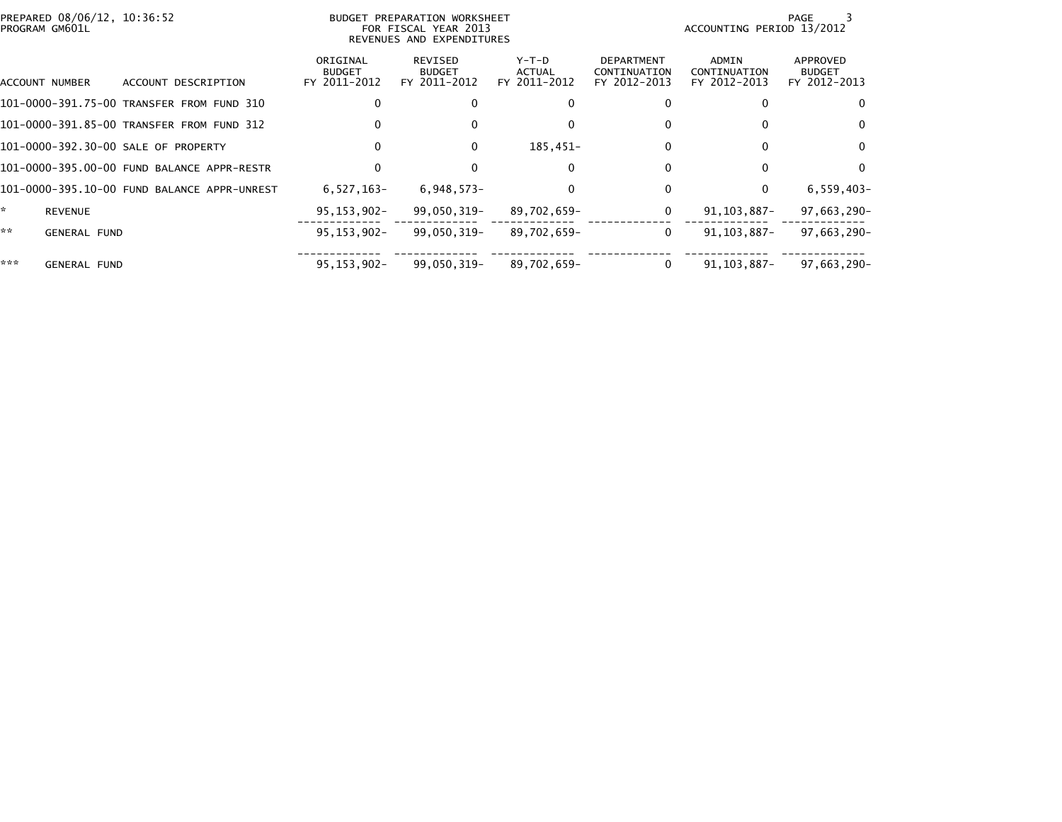PREPARED 08/06/12, 10:36:52
PROGRAM GM601L

BUDGET PREPARATION WORKSHEET
FOR FISCAL YEAR 2013
REVENUES AND EXPENDITURES

ACCOUNTING PERIOD 13/2012

| ACCOUNT NUMBER | ACCOUNT DESCRIPTION | ORIGINAL BUDGET FY 2011-2012 | REVISED BUDGET FY 2011-2012 | Y-T-D ACTUAL FY 2011-2012 | DEPARTMENT CONTINUATION FY 2012-2013 | ADMIN CONTINUATION FY 2012-2013 | APPROVED BUDGET FY 2012-2013 |
|---|---|---|---|---|---|---|---|
| 101-0000-391.75-00 | TRANSFER FROM FUND 310 | 0 | 0 | 0 | 0 | 0 | 0 |
| 101-0000-391.85-00 | TRANSFER FROM FUND 312 | 0 | 0 | 0 | 0 | 0 | 0 |
| 101-0000-392.30-00 | SALE OF PROPERTY | 0 | 0 | 185,451- | 0 | 0 | 0 |
| 101-0000-395.00-00 | FUND BALANCE APPR-RESTR | 0 | 0 | 0 | 0 | 0 | 0 |
| 101-0000-395.10-00 | FUND BALANCE APPR-UNREST | 6,527,163- | 6,948,573- | 0 | 0 | 0 | 6,559,403- |
| * | REVENUE | 95,153,902- | 99,050,319- | 89,702,659- | 0 | 91,103,887- | 97,663,290- |
| ** | GENERAL FUND | 95,153,902- | 99,050,319- | 89,702,659- | 0 | 91,103,887- | 97,663,290- |
| *** | GENERAL FUND | 95,153,902- | 99,050,319- | 89,702,659- | 0 | 91,103,887- | 97,663,290- |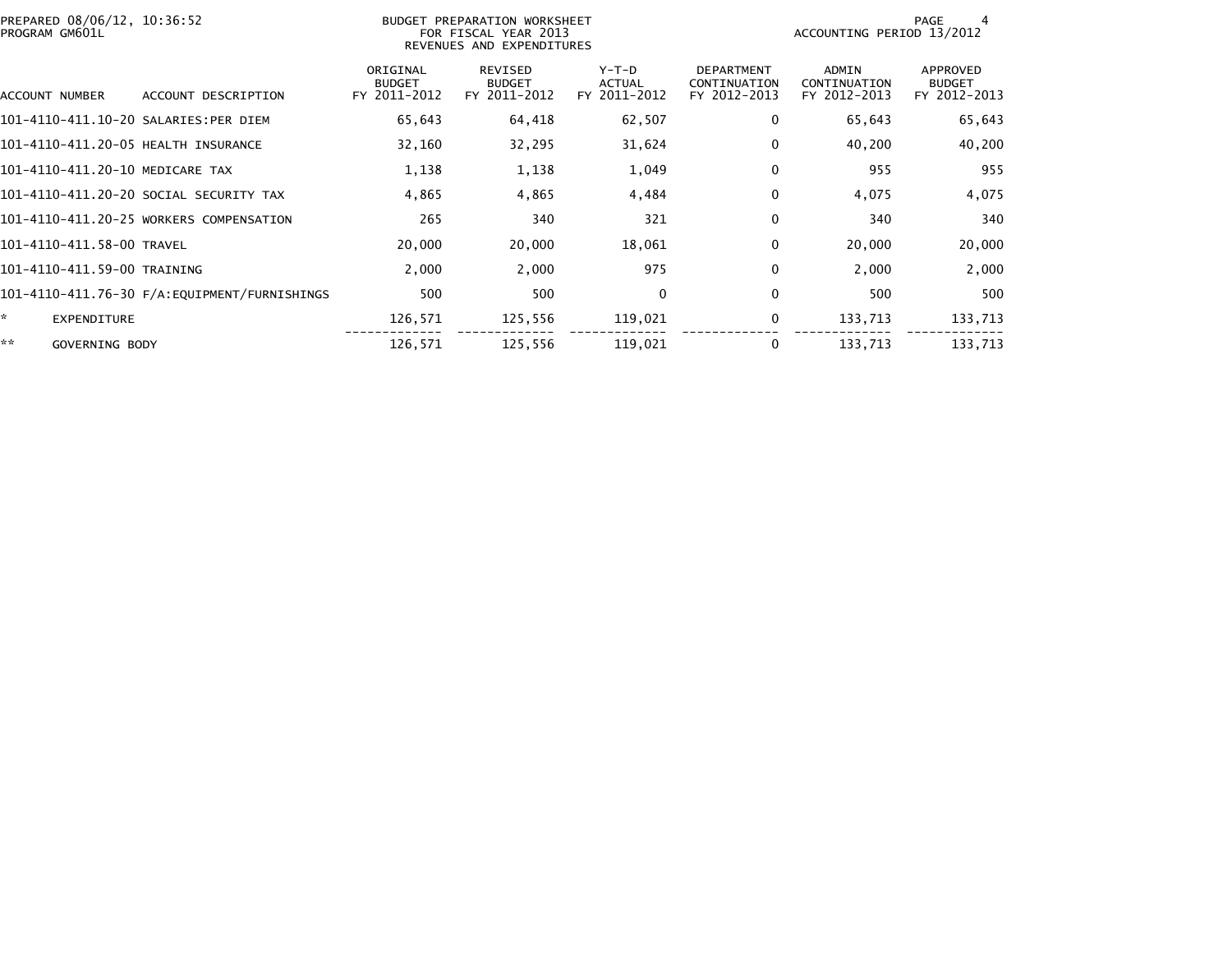PREPARED 08/06/12, 10:36:52
PROGRAM GM601L

BUDGET PREPARATION WORKSHEET
FOR FISCAL YEAR 2013
REVENUES AND EXPENDITURES

ACCOUNTING PERIOD 13/2012

| ACCOUNT NUMBER | ACCOUNT DESCRIPTION | ORIGINAL BUDGET FY 2011-2012 | REVISED BUDGET FY 2011-2012 | Y-T-D ACTUAL FY 2011-2012 | DEPARTMENT CONTINUATION FY 2012-2013 | ADMIN CONTINUATION FY 2012-2013 | APPROVED BUDGET FY 2012-2013 |
|---|---|---|---|---|---|---|---|
| 101-4110-411.10-20 | SALARIES:PER DIEM | 65,643 | 64,418 | 62,507 | 0 | 65,643 | 65,643 |
| 101-4110-411.20-05 | HEALTH INSURANCE | 32,160 | 32,295 | 31,624 | 0 | 40,200 | 40,200 |
| 101-4110-411.20-10 | MEDICARE TAX | 1,138 | 1,138 | 1,049 | 0 | 955 | 955 |
| 101-4110-411.20-20 | SOCIAL SECURITY TAX | 4,865 | 4,865 | 4,484 | 0 | 4,075 | 4,075 |
| 101-4110-411.20-25 | WORKERS COMPENSATION | 265 | 340 | 321 | 0 | 340 | 340 |
| 101-4110-411.58-00 | TRAVEL | 20,000 | 20,000 | 18,061 | 0 | 20,000 | 20,000 |
| 101-4110-411.59-00 | TRAINING | 2,000 | 2,000 | 975 | 0 | 2,000 | 2,000 |
| 101-4110-411.76-30 | F/A:EQUIPMENT/FURNISHINGS | 500 | 500 | 0 | 0 | 500 | 500 |
| * | EXPENDITURE | 126,571 | 125,556 | 119,021 | 0 | 133,713 | 133,713 |
| ** | GOVERNING BODY | 126,571 | 125,556 | 119,021 | 0 | 133,713 | 133,713 |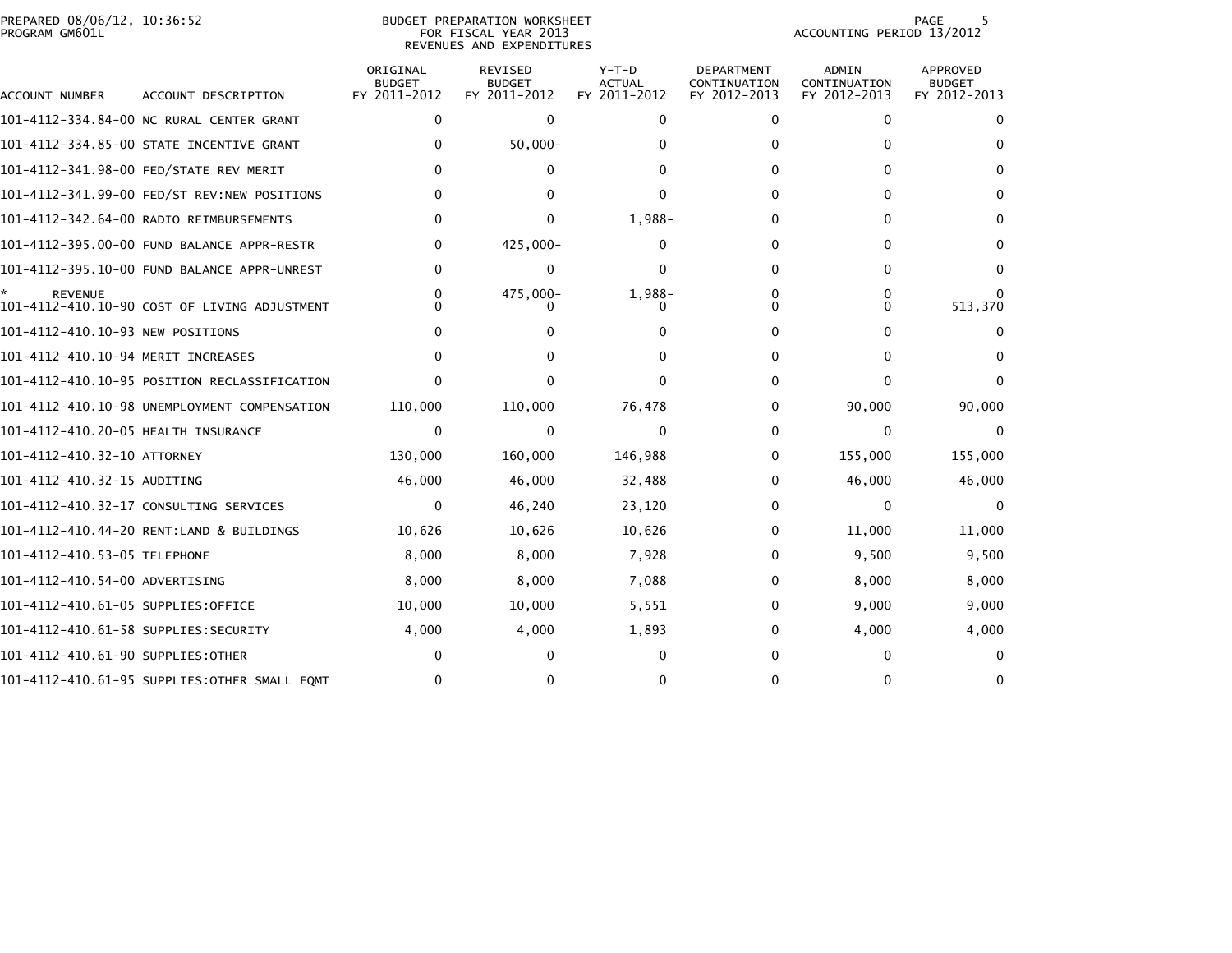PREPARED 08/06/12, 10:36:52
PROGRAM GM601L

BUDGET PREPARATION WORKSHEET
FOR FISCAL YEAR 2013
REVENUES AND EXPENDITURES

ACCOUNTING PERIOD 13/2012

| ACCOUNT NUMBER | ACCOUNT DESCRIPTION | ORIGINAL BUDGET FY 2011-2012 | REVISED BUDGET FY 2011-2012 | Y-T-D ACTUAL FY 2011-2012 | DEPARTMENT CONTINUATION FY 2012-2013 | ADMIN CONTINUATION FY 2012-2013 | APPROVED BUDGET FY 2012-2013 |
|---|---|---|---|---|---|---|---|
| 101-4112-334.84-00 | NC RURAL CENTER GRANT | 0 | 0 | 0 | 0 | 0 | 0 |
| 101-4112-334.85-00 | STATE INCENTIVE GRANT | 0 | 50,000- | 0 | 0 | 0 | 0 |
| 101-4112-341.98-00 | FED/STATE REV MERIT | 0 | 0 | 0 | 0 | 0 | 0 |
| 101-4112-341.99-00 | FED/ST REV:NEW POSITIONS | 0 | 0 | 0 | 0 | 0 | 0 |
| 101-4112-342.64-00 | RADIO REIMBURSEMENTS | 0 | 0 | 1,988- | 0 | 0 | 0 |
| 101-4112-395.00-00 | FUND BALANCE APPR-RESTR | 0 | 425,000- | 0 | 0 | 0 | 0 |
| 101-4112-395.10-00 | FUND BALANCE APPR-UNREST | 0 | 0 | 0 | 0 | 0 | 0 |
| * REVENUE | | 0 | 475,000- | 1,988- | 0 | 0 | 0 |
| 101-4112-410.10-90 | COST OF LIVING ADJUSTMENT | 0 | 0 | 0 | 0 | 0 | 513,370 |
| 101-4112-410.10-93 | NEW POSITIONS | 0 | 0 | 0 | 0 | 0 | 0 |
| 101-4112-410.10-94 | MERIT INCREASES | 0 | 0 | 0 | 0 | 0 | 0 |
| 101-4112-410.10-95 | POSITION RECLASSIFICATION | 0 | 0 | 0 | 0 | 0 | 0 |
| 101-4112-410.10-98 | UNEMPLOYMENT COMPENSATION | 110,000 | 110,000 | 76,478 | 0 | 90,000 | 90,000 |
| 101-4112-410.20-05 | HEALTH INSURANCE | 0 | 0 | 0 | 0 | 0 | 0 |
| 101-4112-410.32-10 | ATTORNEY | 130,000 | 160,000 | 146,988 | 0 | 155,000 | 155,000 |
| 101-4112-410.32-15 | AUDITING | 46,000 | 46,000 | 32,488 | 0 | 46,000 | 46,000 |
| 101-4112-410.32-17 | CONSULTING SERVICES | 0 | 46,240 | 23,120 | 0 | 0 | 0 |
| 101-4112-410.44-20 | RENT:LAND & BUILDINGS | 10,626 | 10,626 | 10,626 | 0 | 11,000 | 11,000 |
| 101-4112-410.53-05 | TELEPHONE | 8,000 | 8,000 | 7,928 | 0 | 9,500 | 9,500 |
| 101-4112-410.54-00 | ADVERTISING | 8,000 | 8,000 | 7,088 | 0 | 8,000 | 8,000 |
| 101-4112-410.61-05 | SUPPLIES:OFFICE | 10,000 | 10,000 | 5,551 | 0 | 9,000 | 9,000 |
| 101-4112-410.61-58 | SUPPLIES:SECURITY | 4,000 | 4,000 | 1,893 | 0 | 4,000 | 4,000 |
| 101-4112-410.61-90 | SUPPLIES:OTHER | 0 | 0 | 0 | 0 | 0 | 0 |
| 101-4112-410.61-95 | SUPPLIES:OTHER SMALL EQMT | 0 | 0 | 0 | 0 | 0 | 0 |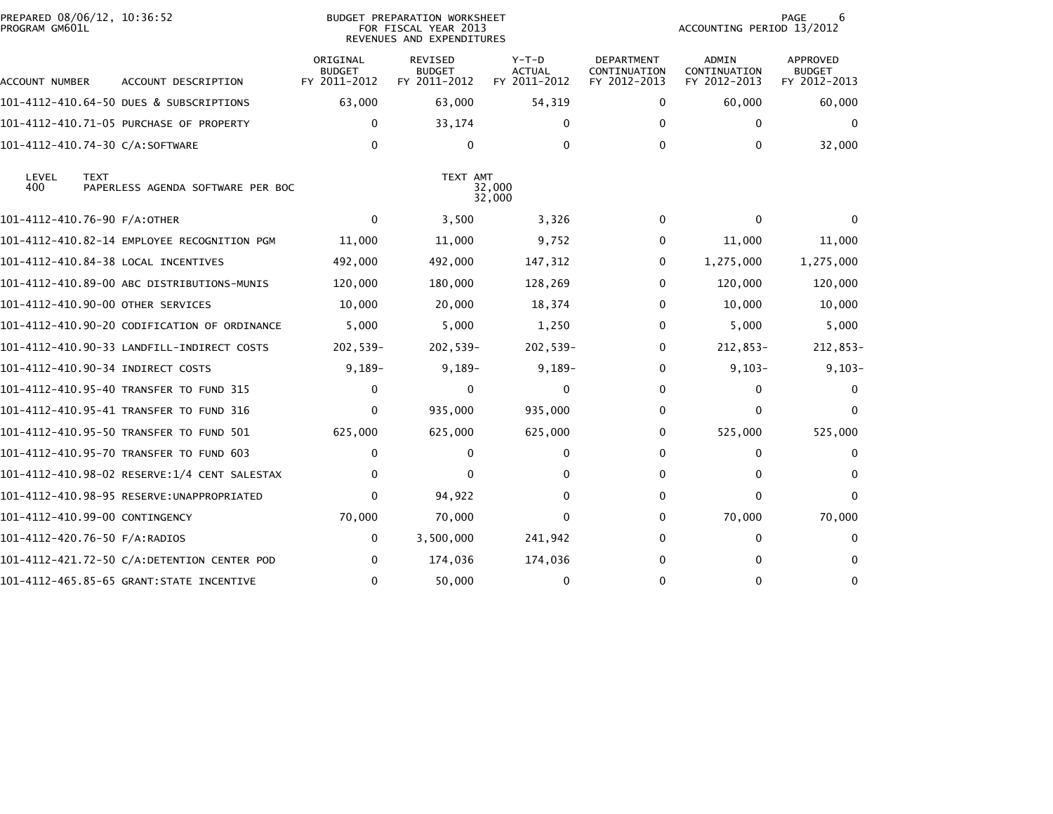PREPARED 08/06/12, 10:36:52
PROGRAM GM601L

BUDGET PREPARATION WORKSHEET
FOR FISCAL YEAR 2013
REVENUES AND EXPENDITURES

ACCOUNTING PERIOD 13/2012

| ACCOUNT NUMBER | ACCOUNT DESCRIPTION | ORIGINAL BUDGET FY 2011-2012 | REVISED BUDGET FY 2011-2012 | Y-T-D ACTUAL FY 2011-2012 | DEPARTMENT CONTINUATION FY 2012-2013 | ADMIN CONTINUATION FY 2012-2013 | APPROVED BUDGET FY 2012-2013 |
|---|---|---|---|---|---|---|---|
| 101-4112-410.64-50 | DUES & SUBSCRIPTIONS | 63,000 | 63,000 | 54,319 | 0 | 60,000 | 60,000 |
| 101-4112-410.71-05 | PURCHASE OF PROPERTY | 0 | 33,174 | 0 | 0 | 0 | 0 |
| 101-4112-410.74-30 | C/A:SOFTWARE | 0 | 0 | 0 | 0 | 0 | 32,000 |
| LEVEL 400 | TEXT: PAPERLESS AGENDA SOFTWARE PER BOC | | TEXT AMT 32,000 | 32,000 | | | |
| 101-4112-410.76-90 | F/A:OTHER | 0 | 3,500 | 3,326 | 0 | 0 | 0 |
| 101-4112-410.82-14 | EMPLOYEE RECOGNITION PGM | 11,000 | 11,000 | 9,752 | 0 | 11,000 | 11,000 |
| 101-4112-410.84-38 | LOCAL INCENTIVES | 492,000 | 492,000 | 147,312 | 0 | 1,275,000 | 1,275,000 |
| 101-4112-410.89-00 | ABC DISTRIBUTIONS-MUNIS | 120,000 | 180,000 | 128,269 | 0 | 120,000 | 120,000 |
| 101-4112-410.90-00 | OTHER SERVICES | 10,000 | 20,000 | 18,374 | 0 | 10,000 | 10,000 |
| 101-4112-410.90-20 | CODIFICATION OF ORDINANCE | 5,000 | 5,000 | 1,250 | 0 | 5,000 | 5,000 |
| 101-4112-410.90-33 | LANDFILL-INDIRECT COSTS | 202,539- | 202,539- | 202,539- | 0 | 212,853- | 212,853- |
| 101-4112-410.90-34 | INDIRECT COSTS | 9,189- | 9,189- | 9,189- | 0 | 9,103- | 9,103- |
| 101-4112-410.95-40 | TRANSFER TO FUND 315 | 0 | 0 | 0 | 0 | 0 | 0 |
| 101-4112-410.95-41 | TRANSFER TO FUND 316 | 0 | 935,000 | 935,000 | 0 | 0 | 0 |
| 101-4112-410.95-50 | TRANSFER TO FUND 501 | 625,000 | 625,000 | 625,000 | 0 | 525,000 | 525,000 |
| 101-4112-410.95-70 | TRANSFER TO FUND 603 | 0 | 0 | 0 | 0 | 0 | 0 |
| 101-4112-410.98-02 | RESERVE:1/4 CENT SALESTAX | 0 | 0 | 0 | 0 | 0 | 0 |
| 101-4112-410.98-95 | RESERVE:UNAPPROPRIATED | 0 | 94,922 | 0 | 0 | 0 | 0 |
| 101-4112-410.99-00 | CONTINGENCY | 70,000 | 70,000 | 0 | 0 | 70,000 | 70,000 |
| 101-4112-420.76-50 | F/A:RADIOS | 0 | 3,500,000 | 241,942 | 0 | 0 | 0 |
| 101-4112-421.72-50 | C/A:DETENTION CENTER POD | 0 | 174,036 | 174,036 | 0 | 0 | 0 |
| 101-4112-465.85-65 | GRANT:STATE INCENTIVE | 0 | 50,000 | 0 | 0 | 0 | 0 |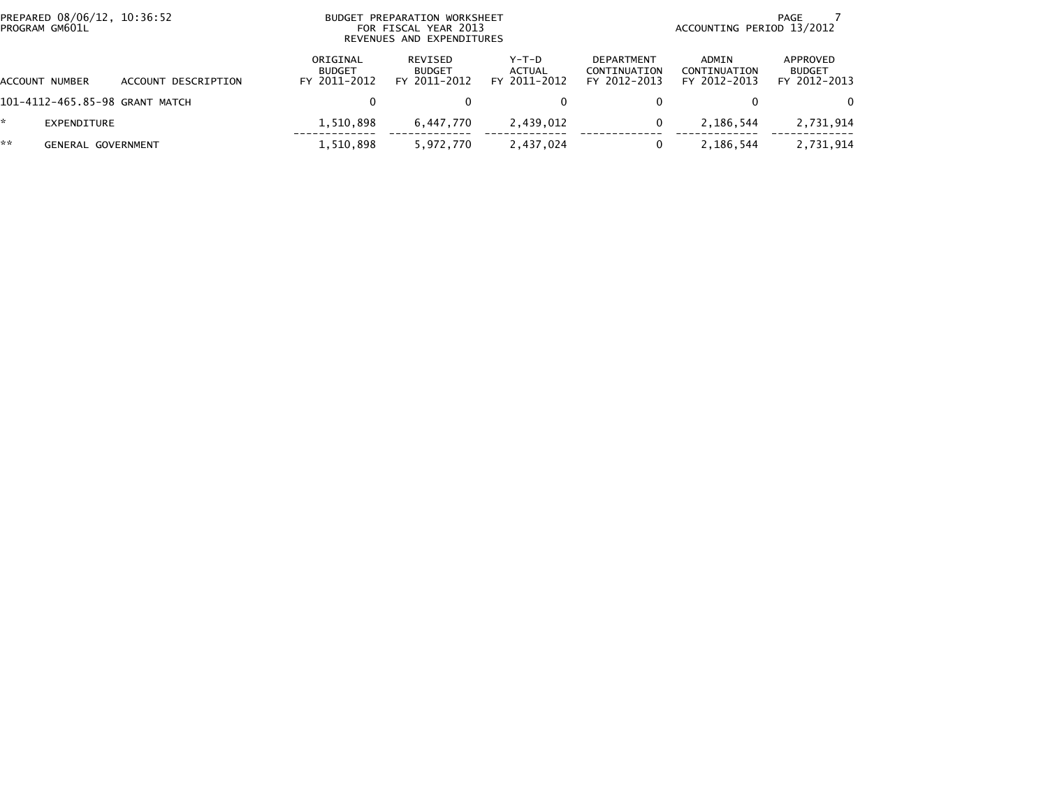PREPARED 08/06/12, 10:36:52
PROGRAM GM601L

BUDGET PREPARATION WORKSHEET
FOR FISCAL YEAR 2013
REVENUES AND EXPENDITURES

ACCOUNTING PERIOD 13/2012

| ACCOUNT NUMBER | ACCOUNT DESCRIPTION | ORIGINAL BUDGET FY 2011-2012 | REVISED BUDGET FY 2011-2012 | Y-T-D ACTUAL FY 2011-2012 | DEPARTMENT CONTINUATION FY 2012-2013 | ADMIN CONTINUATION FY 2012-2013 | APPROVED BUDGET FY 2012-2013 |
|---|---|---|---|---|---|---|---|
| 101-4112-465.85-98 | GRANT MATCH | 0 | 0 | 0 | 0 | 0 | 0 |
| * | EXPENDITURE | 1,510,898 | 6,447,770 | 2,439,012 | 0 | 2,186,544 | 2,731,914 |
| ** | GENERAL GOVERNMENT | 1,510,898 | 5,972,770 | 2,437,024 | 0 | 2,186,544 | 2,731,914 |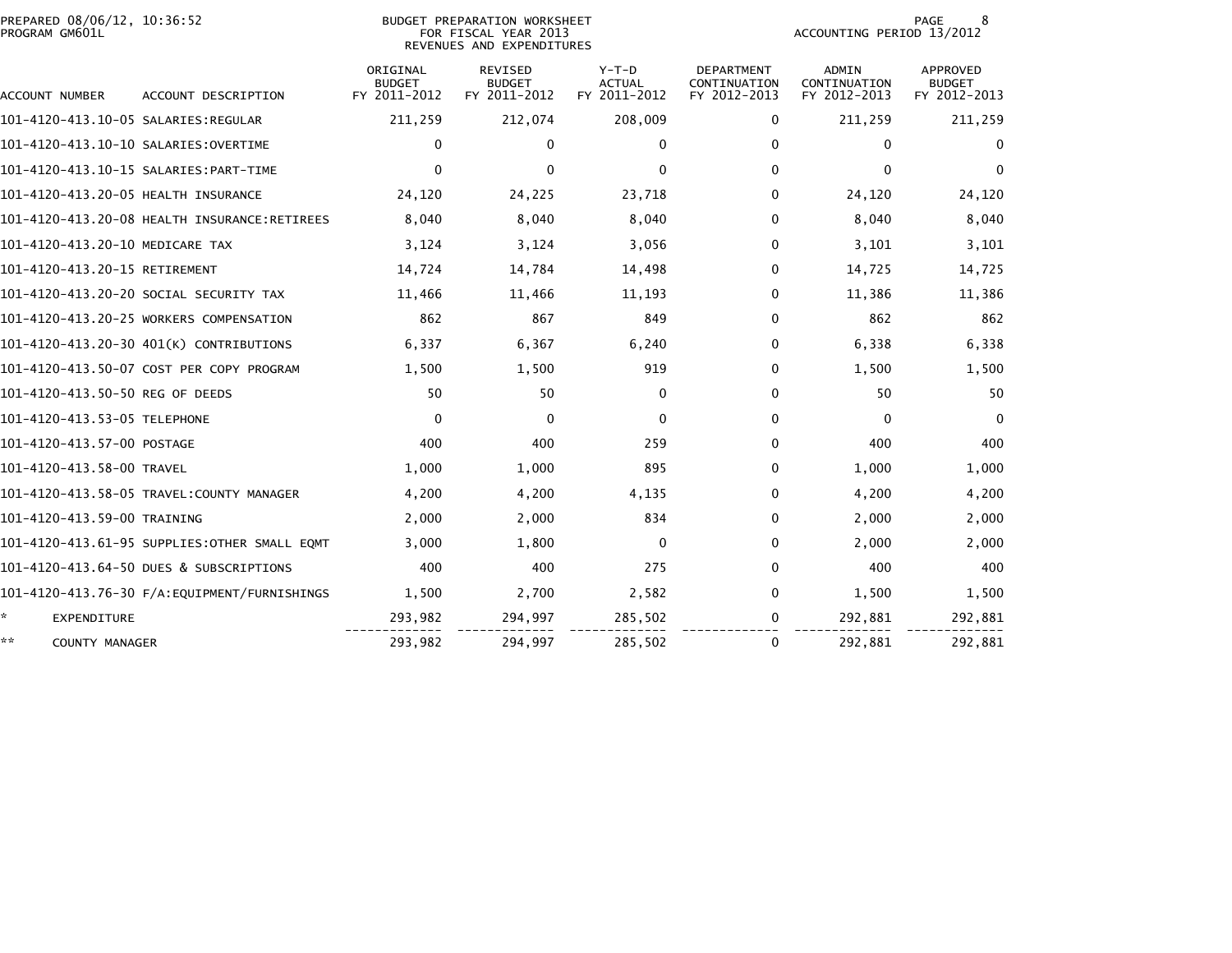PREPARED 08/06/12, 10:36:52
PROGRAM GM601L

BUDGET PREPARATION WORKSHEET
FOR FISCAL YEAR 2013
REVENUES AND EXPENDITURES

ACCOUNTING PERIOD 13/2012

| ACCOUNT NUMBER | ACCOUNT DESCRIPTION | ORIGINAL BUDGET FY 2011-2012 | REVISED BUDGET FY 2011-2012 | Y-T-D ACTUAL FY 2011-2012 | DEPARTMENT CONTINUATION FY 2012-2013 | ADMIN CONTINUATION FY 2012-2013 | APPROVED BUDGET FY 2012-2013 |
|---|---|---|---|---|---|---|---|
| 101-4120-413.10-05 | SALARIES:REGULAR | 211,259 | 212,074 | 208,009 | 0 | 211,259 | 211,259 |
| 101-4120-413.10-10 | SALARIES:OVERTIME | 0 | 0 | 0 | 0 | 0 | 0 |
| 101-4120-413.10-15 | SALARIES:PART-TIME | 0 | 0 | 0 | 0 | 0 | 0 |
| 101-4120-413.20-05 | HEALTH INSURANCE | 24,120 | 24,225 | 23,718 | 0 | 24,120 | 24,120 |
| 101-4120-413.20-08 | HEALTH INSURANCE:RETIREES | 8,040 | 8,040 | 8,040 | 0 | 8,040 | 8,040 |
| 101-4120-413.20-10 | MEDICARE TAX | 3,124 | 3,124 | 3,056 | 0 | 3,101 | 3,101 |
| 101-4120-413.20-15 | RETIREMENT | 14,724 | 14,784 | 14,498 | 0 | 14,725 | 14,725 |
| 101-4120-413.20-20 | SOCIAL SECURITY TAX | 11,466 | 11,466 | 11,193 | 0 | 11,386 | 11,386 |
| 101-4120-413.20-25 | WORKERS COMPENSATION | 862 | 867 | 849 | 0 | 862 | 862 |
| 101-4120-413.20-30 | 401(K) CONTRIBUTIONS | 6,337 | 6,367 | 6,240 | 0 | 6,338 | 6,338 |
| 101-4120-413.50-07 | COST PER COPY PROGRAM | 1,500 | 1,500 | 919 | 0 | 1,500 | 1,500 |
| 101-4120-413.50-50 | REG OF DEEDS | 50 | 50 | 0 | 0 | 50 | 50 |
| 101-4120-413.53-05 | TELEPHONE | 0 | 0 | 0 | 0 | 0 | 0 |
| 101-4120-413.57-00 | POSTAGE | 400 | 400 | 259 | 0 | 400 | 400 |
| 101-4120-413.58-00 | TRAVEL | 1,000 | 1,000 | 895 | 0 | 1,000 | 1,000 |
| 101-4120-413.58-05 | TRAVEL:COUNTY MANAGER | 4,200 | 4,200 | 4,135 | 0 | 4,200 | 4,200 |
| 101-4120-413.59-00 | TRAINING | 2,000 | 2,000 | 834 | 0 | 2,000 | 2,000 |
| 101-4120-413.61-95 | SUPPLIES:OTHER SMALL EQMT | 3,000 | 1,800 | 0 | 0 | 2,000 | 2,000 |
| 101-4120-413.64-50 | DUES & SUBSCRIPTIONS | 400 | 400 | 275 | 0 | 400 | 400 |
| 101-4120-413.76-30 | F/A:EQUIPMENT/FURNISHINGS | 1,500 | 2,700 | 2,582 | 0 | 1,500 | 1,500 |
| * | EXPENDITURE | 293,982 | 294,997 | 285,502 | 0 | 292,881 | 292,881 |
| ** | COUNTY MANAGER | 293,982 | 294,997 | 285,502 | 0 | 292,881 | 292,881 |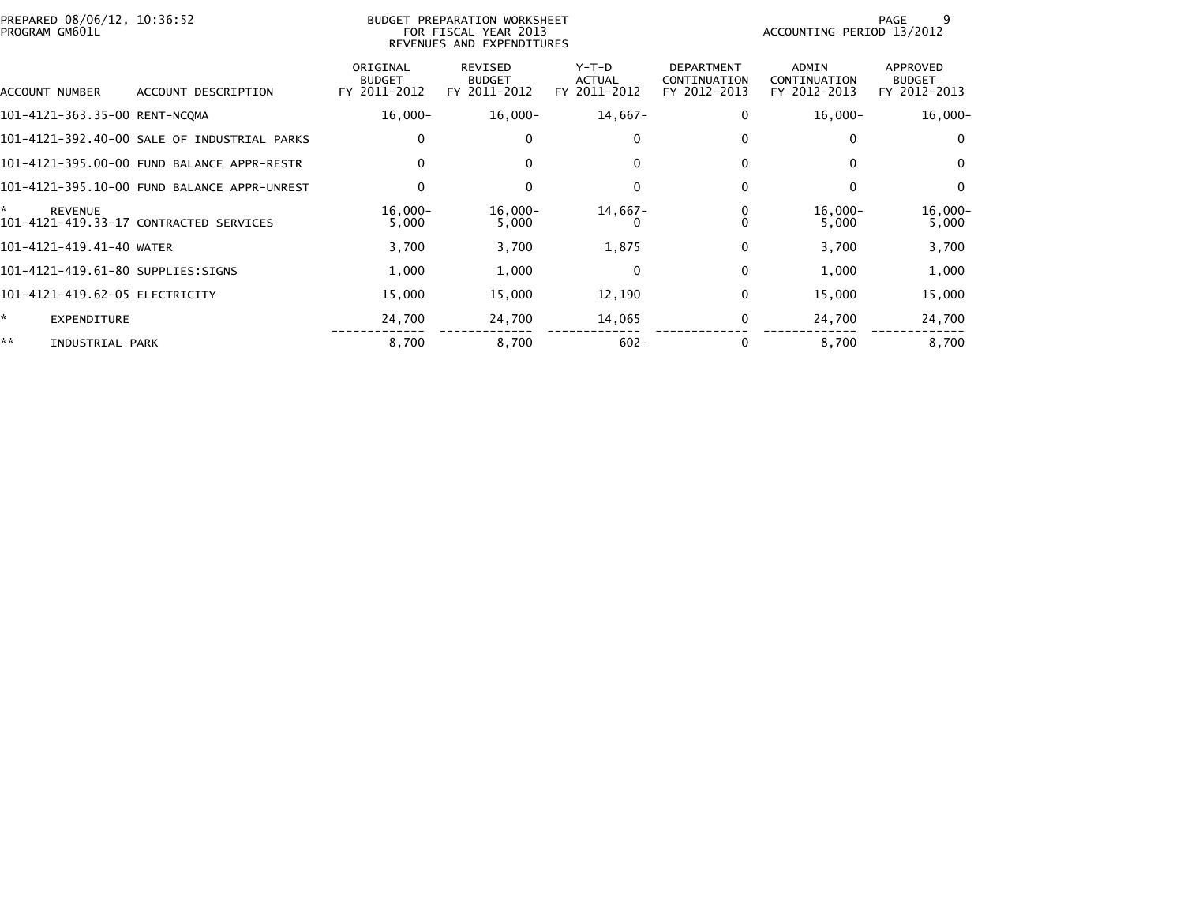PREPARED 08/06/12, 10:36:52
PROGRAM GM601L

BUDGET PREPARATION WORKSHEET
FOR FISCAL YEAR 2013
REVENUES AND EXPENDITURES

ACCOUNTING PERIOD 13/2012

| ACCOUNT NUMBER | ACCOUNT DESCRIPTION | ORIGINAL BUDGET FY 2011-2012 | REVISED BUDGET FY 2011-2012 | Y-T-D ACTUAL FY 2011-2012 | DEPARTMENT CONTINUATION FY 2012-2013 | ADMIN CONTINUATION FY 2012-2013 | APPROVED BUDGET FY 2012-2013 |
|---|---|---|---|---|---|---|---|
| 101-4121-363.35-00 | RENT-NCQMA | 16,000- | 16,000- | 14,667- | 0 | 16,000- | 16,000- |
| 101-4121-392.40-00 | SALE OF INDUSTRIAL PARKS | 0 | 0 | 0 | 0 | 0 | 0 |
| 101-4121-395.00-00 | FUND BALANCE APPR-RESTR | 0 | 0 | 0 | 0 | 0 | 0 |
| 101-4121-395.10-00 | FUND BALANCE APPR-UNREST | 0 | 0 | 0 | 0 | 0 | 0 |
| * | REVENUE | 16,000- | 16,000- | 14,667- | 0 | 16,000- | 16,000- |
| 101-4121-419.33-17 | CONTRACTED SERVICES | 5,000 | 5,000 | 0 | 0 | 5,000 | 5,000 |
| 101-4121-419.41-40 | WATER | 3,700 | 3,700 | 1,875 | 0 | 3,700 | 3,700 |
| 101-4121-419.61-80 | SUPPLIES:SIGNS | 1,000 | 1,000 | 0 | 0 | 1,000 | 1,000 |
| 101-4121-419.62-05 | ELECTRICITY | 15,000 | 15,000 | 12,190 | 0 | 15,000 | 15,000 |
| * | EXPENDITURE | 24,700 | 24,700 | 14,065 | 0 | 24,700 | 24,700 |
| ** | INDUSTRIAL PARK | 8,700 | 8,700 | 602- | 0 | 8,700 | 8,700 |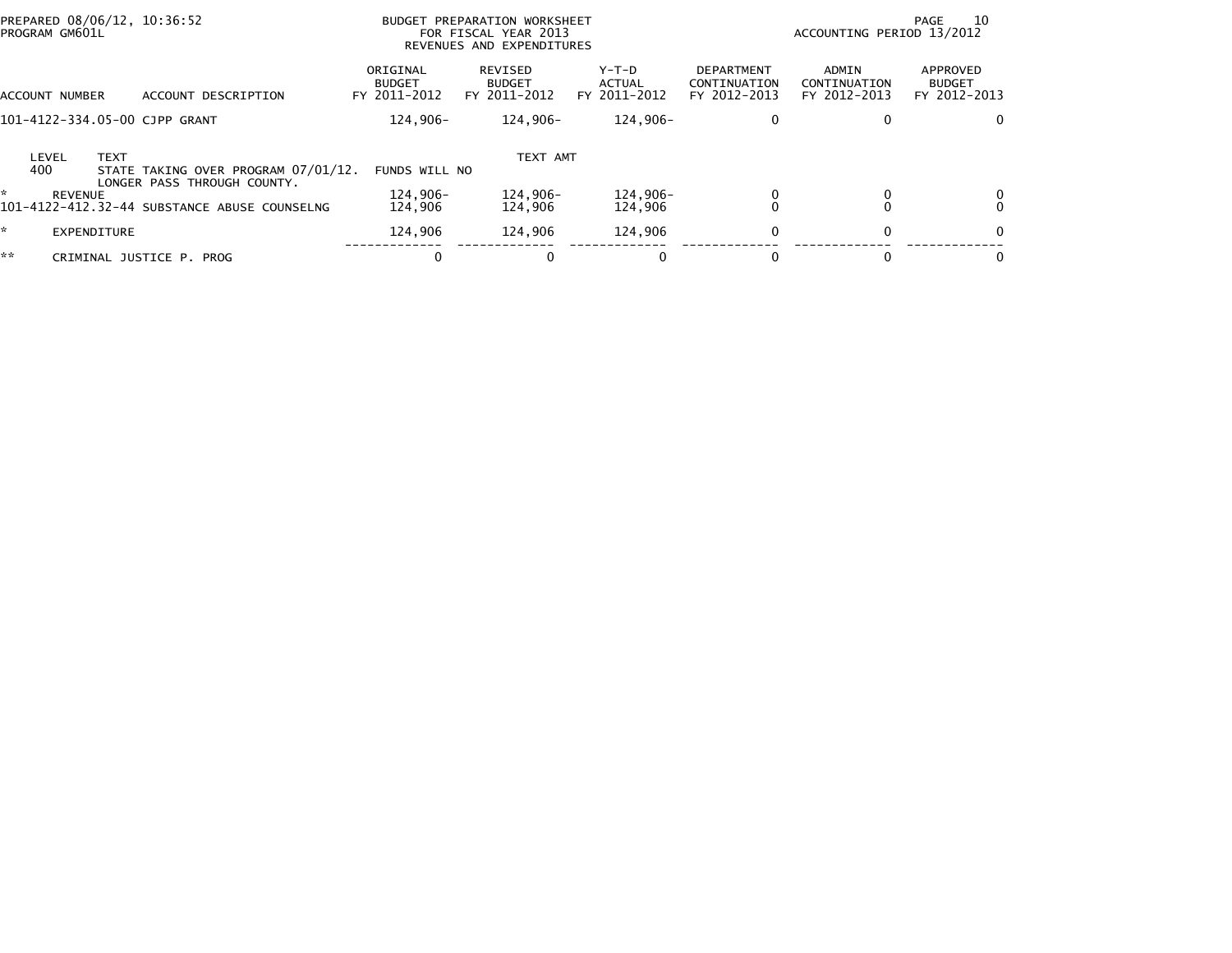PREPARED 08/06/12, 10:36:52
PROGRAM GM601L

BUDGET PREPARATION WORKSHEET
FOR FISCAL YEAR 2013
REVENUES AND EXPENDITURES

ACCOUNTING PERIOD 13/2012

| ACCOUNT NUMBER | ACCOUNT DESCRIPTION | ORIGINAL BUDGET FY 2011-2012 | REVISED BUDGET FY 2011-2012 | Y-T-D ACTUAL FY 2011-2012 | DEPARTMENT CONTINUATION FY 2012-2013 | ADMIN CONTINUATION FY 2012-2013 | APPROVED BUDGET FY 2012-2013 |
|---|---|---|---|---|---|---|---|
| 101-4122-334.05-00 | CJPP GRANT | 124,906- | 124,906- | 124,906- | 0 | 0 | 0 |

| LEVEL | TEXT | TEXT AMT |
|---|---|---|
| 400 | STATE TAKING OVER PROGRAM 07/01/12. FUNDS WILL NO LONGER PASS THROUGH COUNTY. | |

| ACCOUNT NUMBER | ACCOUNT DESCRIPTION | ORIGINAL BUDGET FY 2011-2012 | REVISED BUDGET FY 2011-2012 | Y-T-D ACTUAL FY 2011-2012 | DEPARTMENT CONTINUATION FY 2012-2013 | ADMIN CONTINUATION FY 2012-2013 | APPROVED BUDGET FY 2012-2013 |
|---|---|---|---|---|---|---|---|
| * | REVENUE | 124,906- | 124,906- | 124,906- | 0 | 0 | 0 |
| 101-4122-412.32-44 | SUBSTANCE ABUSE COUNSELNG | 124,906 | 124,906 | 124,906 | 0 | 0 | 0 |
| * | EXPENDITURE | 124,906 | 124,906 | 124,906 | 0 | 0 | 0 |
| ** | CRIMINAL JUSTICE P. PROG | 0 | 0 | 0 | 0 | 0 | 0 |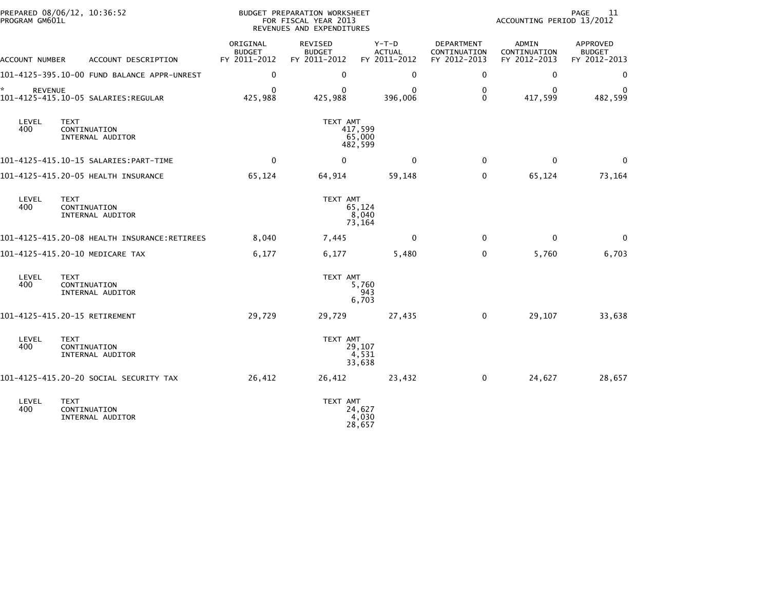PREPARED 08/06/12, 10:36:52
PROGRAM GM601L

BUDGET PREPARATION WORKSHEET
FOR FISCAL YEAR 2013
REVENUES AND EXPENDITURES

ACCOUNTING PERIOD 13/2012

| ACCOUNT NUMBER | ACCOUNT DESCRIPTION | ORIGINAL BUDGET FY 2011-2012 | REVISED BUDGET FY 2011-2012 | Y-T-D ACTUAL FY 2011-2012 | DEPARTMENT CONTINUATION FY 2012-2013 | ADMIN CONTINUATION FY 2012-2013 | APPROVED BUDGET FY 2012-2013 |
|---|---|---|---|---|---|---|---|
| 101-4125-395.10-00 | FUND BALANCE APPR-UNREST | 0 | 0 | 0 | 0 | 0 | 0 |
| * | REVENUE | 0 | 0 | 0 | 0 | 0 | 0 |
| 101-4125-415.10-05 | SALARIES:REGULAR | 425,988 | 425,988 | 396,006 | 0 | 417,599 | 482,599 |

| LEVEL | TEXT | TEXT AMT |
|---|---|---|
| 400 | CONTINUATION | 417,599 |
| | INTERNAL AUDITOR | 65,000 |
| | | 482,599 |

| ACCOUNT NUMBER | ACCOUNT DESCRIPTION | ORIGINAL BUDGET FY 2011-2012 | REVISED BUDGET FY 2011-2012 | Y-T-D ACTUAL FY 2011-2012 | DEPARTMENT CONTINUATION FY 2012-2013 | ADMIN CONTINUATION FY 2012-2013 | APPROVED BUDGET FY 2012-2013 |
|---|---|---|---|---|---|---|---|
| 101-4125-415.10-15 | SALARIES:PART-TIME | 0 | 0 | 0 | 0 | 0 | 0 |
| 101-4125-415.20-05 | HEALTH INSURANCE | 65,124 | 64,914 | 59,148 | 0 | 65,124 | 73,164 |

| LEVEL | TEXT | TEXT AMT |
|---|---|---|
| 400 | CONTINUATION | 65,124 |
| | INTERNAL AUDITOR | 8,040 |
| | | 73,164 |

| ACCOUNT NUMBER | ACCOUNT DESCRIPTION | ORIGINAL BUDGET FY 2011-2012 | REVISED BUDGET FY 2011-2012 | Y-T-D ACTUAL FY 2011-2012 | DEPARTMENT CONTINUATION FY 2012-2013 | ADMIN CONTINUATION FY 2012-2013 | APPROVED BUDGET FY 2012-2013 |
|---|---|---|---|---|---|---|---|
| 101-4125-415.20-08 | HEALTH INSURANCE:RETIREES | 8,040 | 7,445 | 0 | 0 | 0 | 0 |
| 101-4125-415.20-10 | MEDICARE TAX | 6,177 | 6,177 | 5,480 | 0 | 5,760 | 6,703 |

| LEVEL | TEXT | TEXT AMT |
|---|---|---|
| 400 | CONTINUATION | 5,760 |
| | INTERNAL AUDITOR | 943 |
| | | 6,703 |

| ACCOUNT NUMBER | ACCOUNT DESCRIPTION | ORIGINAL BUDGET FY 2011-2012 | REVISED BUDGET FY 2011-2012 | Y-T-D ACTUAL FY 2011-2012 | DEPARTMENT CONTINUATION FY 2012-2013 | ADMIN CONTINUATION FY 2012-2013 | APPROVED BUDGET FY 2012-2013 |
|---|---|---|---|---|---|---|---|
| 101-4125-415.20-15 | RETIREMENT | 29,729 | 29,729 | 27,435 | 0 | 29,107 | 33,638 |

| LEVEL | TEXT | TEXT AMT |
|---|---|---|
| 400 | CONTINUATION | 29,107 |
| | INTERNAL AUDITOR | 4,531 |
| | | 33,638 |

| ACCOUNT NUMBER | ACCOUNT DESCRIPTION | ORIGINAL BUDGET FY 2011-2012 | REVISED BUDGET FY 2011-2012 | Y-T-D ACTUAL FY 2011-2012 | DEPARTMENT CONTINUATION FY 2012-2013 | ADMIN CONTINUATION FY 2012-2013 | APPROVED BUDGET FY 2012-2013 |
|---|---|---|---|---|---|---|---|
| 101-4125-415.20-20 | SOCIAL SECURITY TAX | 26,412 | 26,412 | 23,432 | 0 | 24,627 | 28,657 |

| LEVEL | TEXT | TEXT AMT |
|---|---|---|
| 400 | CONTINUATION | 24,627 |
| | INTERNAL AUDITOR | 4,030 |
| | | 28,657 |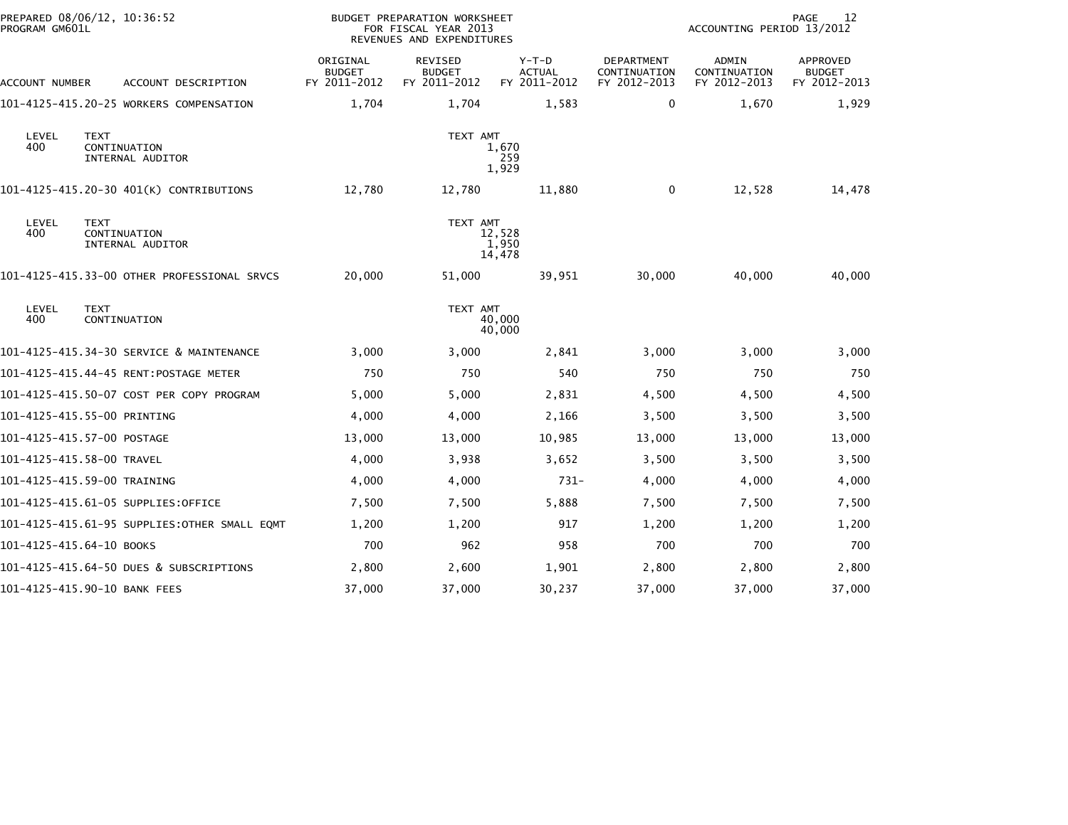PREPARED 08/06/12, 10:36:52
PROGRAM GM601L

BUDGET PREPARATION WORKSHEET
FOR FISCAL YEAR 2013
REVENUES AND EXPENDITURES

ACCOUNTING PERIOD 13/2012

| ACCOUNT NUMBER | ACCOUNT DESCRIPTION | ORIGINAL BUDGET FY 2011-2012 | REVISED BUDGET FY 2011-2012 | Y-T-D ACTUAL FY 2011-2012 | DEPARTMENT CONTINUATION FY 2012-2013 | ADMIN CONTINUATION FY 2012-2013 | APPROVED BUDGET FY 2012-2013 |
|---|---|---|---|---|---|---|---|
| 101-4125-415.20-25 | WORKERS COMPENSATION | 1,704 | 1,704 | 1,583 | 0 | 1,670 | 1,929 |
| LEVEL 400 | TEXT: CONTINUATION / INTERNAL AUDITOR | | TEXT AMT: 1,670 / 259 / 1,929 | | | | |
| 101-4125-415.20-30 | 401(K) CONTRIBUTIONS | 12,780 | 12,780 | 11,880 | 0 | 12,528 | 14,478 |
| LEVEL 400 | TEXT: CONTINUATION / INTERNAL AUDITOR | | TEXT AMT: 12,528 / 1,950 / 14,478 | | | | |
| 101-4125-415.33-00 | OTHER PROFESSIONAL SRVCS | 20,000 | 51,000 | 39,951 | 30,000 | 40,000 | 40,000 |
| LEVEL 400 | TEXT: CONTINUATION | | TEXT AMT: 40,000 / 40,000 | | | | |
| 101-4125-415.34-30 | SERVICE & MAINTENANCE | 3,000 | 3,000 | 2,841 | 3,000 | 3,000 | 3,000 |
| 101-4125-415.44-45 | RENT:POSTAGE METER | 750 | 750 | 540 | 750 | 750 | 750 |
| 101-4125-415.50-07 | COST PER COPY PROGRAM | 5,000 | 5,000 | 2,831 | 4,500 | 4,500 | 4,500 |
| 101-4125-415.55-00 | PRINTING | 4,000 | 4,000 | 2,166 | 3,500 | 3,500 | 3,500 |
| 101-4125-415.57-00 | POSTAGE | 13,000 | 13,000 | 10,985 | 13,000 | 13,000 | 13,000 |
| 101-4125-415.58-00 | TRAVEL | 4,000 | 3,938 | 3,652 | 3,500 | 3,500 | 3,500 |
| 101-4125-415.59-00 | TRAINING | 4,000 | 4,000 | 731- | 4,000 | 4,000 | 4,000 |
| 101-4125-415.61-05 | SUPPLIES:OFFICE | 7,500 | 7,500 | 5,888 | 7,500 | 7,500 | 7,500 |
| 101-4125-415.61-95 | SUPPLIES:OTHER SMALL EQMT | 1,200 | 1,200 | 917 | 1,200 | 1,200 | 1,200 |
| 101-4125-415.64-10 | BOOKS | 700 | 962 | 958 | 700 | 700 | 700 |
| 101-4125-415.64-50 | DUES & SUBSCRIPTIONS | 2,800 | 2,600 | 1,901 | 2,800 | 2,800 | 2,800 |
| 101-4125-415.90-10 | BANK FEES | 37,000 | 37,000 | 30,237 | 37,000 | 37,000 | 37,000 |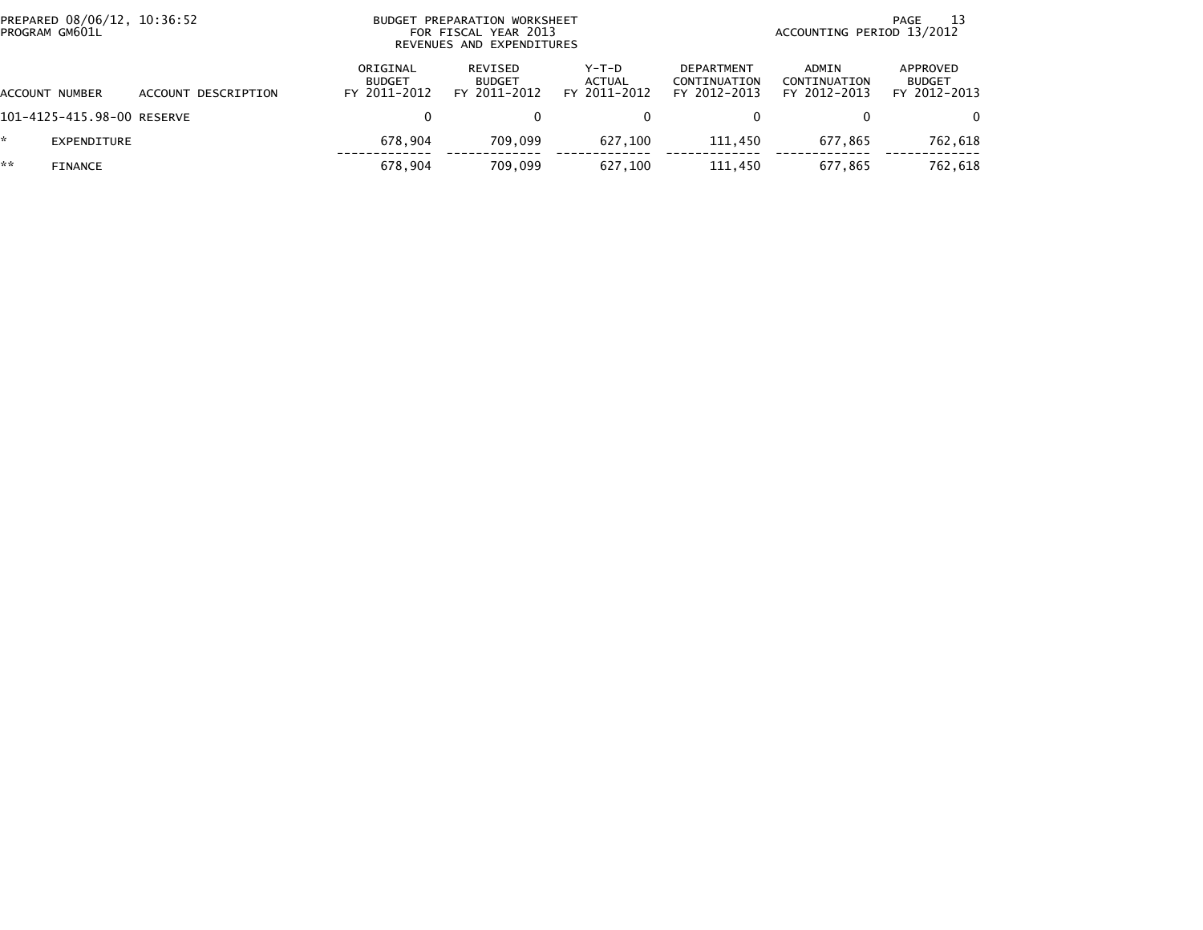PREPARED 08/06/12, 10:36:52
PROGRAM GM601L

BUDGET PREPARATION WORKSHEET
FOR FISCAL YEAR 2013
REVENUES AND EXPENDITURES

ACCOUNTING PERIOD 13/2012

| ACCOUNT NUMBER | ACCOUNT DESCRIPTION | ORIGINAL BUDGET FY 2011-2012 | REVISED BUDGET FY 2011-2012 | Y-T-D ACTUAL FY 2011-2012 | DEPARTMENT CONTINUATION FY 2012-2013 | ADMIN CONTINUATION FY 2012-2013 | APPROVED BUDGET FY 2012-2013 |
|---|---|---|---|---|---|---|---|
| 101-4125-415.98-00 | RESERVE | 0 | 0 | 0 | 0 | 0 | 0 |
| * | EXPENDITURE | 678,904 | 709,099 | 627,100 | 111,450 | 677,865 | 762,618 |
| ** | FINANCE | 678,904 | 709,099 | 627,100 | 111,450 | 677,865 | 762,618 |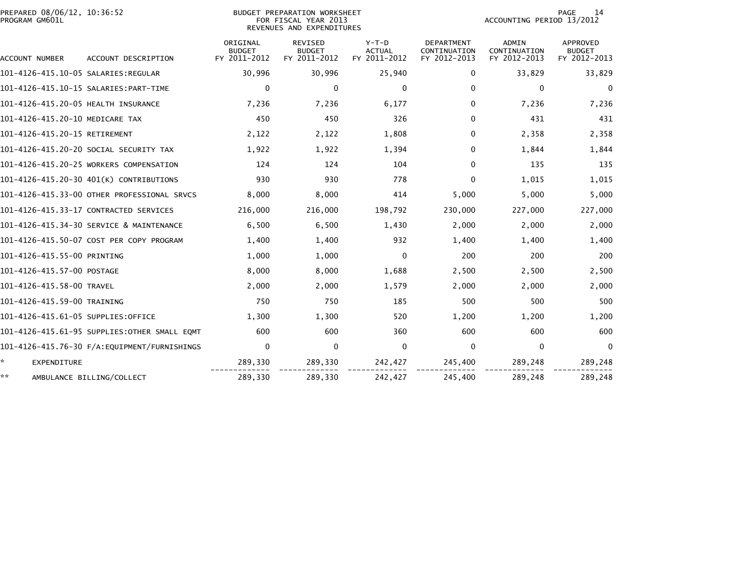PREPARED 08/06/12, 10:36:52
PROGRAM GM601L

BUDGET PREPARATION WORKSHEET
FOR FISCAL YEAR 2013
REVENUES AND EXPENDITURES

ACCOUNTING PERIOD 13/2012

| ACCOUNT NUMBER | ACCOUNT DESCRIPTION | ORIGINAL BUDGET FY 2011-2012 | REVISED BUDGET FY 2011-2012 | Y-T-D ACTUAL FY 2011-2012 | DEPARTMENT CONTINUATION FY 2012-2013 | ADMIN CONTINUATION FY 2012-2013 | APPROVED BUDGET FY 2012-2013 |
|---|---|---|---|---|---|---|---|
| 101-4126-415.10-05 | SALARIES:REGULAR | 30,996 | 30,996 | 25,940 | 0 | 33,829 | 33,829 |
| 101-4126-415.10-15 | SALARIES:PART-TIME | 0 | 0 | 0 | 0 | 0 | 0 |
| 101-4126-415.20-05 | HEALTH INSURANCE | 7,236 | 7,236 | 6,177 | 0 | 7,236 | 7,236 |
| 101-4126-415.20-10 | MEDICARE TAX | 450 | 450 | 326 | 0 | 431 | 431 |
| 101-4126-415.20-15 | RETIREMENT | 2,122 | 2,122 | 1,808 | 0 | 2,358 | 2,358 |
| 101-4126-415.20-20 | SOCIAL SECURITY TAX | 1,922 | 1,922 | 1,394 | 0 | 1,844 | 1,844 |
| 101-4126-415.20-25 | WORKERS COMPENSATION | 124 | 124 | 104 | 0 | 135 | 135 |
| 101-4126-415.20-30 | 401(K) CONTRIBUTIONS | 930 | 930 | 778 | 0 | 1,015 | 1,015 |
| 101-4126-415.33-00 | OTHER PROFESSIONAL SRVCS | 8,000 | 8,000 | 414 | 5,000 | 5,000 | 5,000 |
| 101-4126-415.33-17 | CONTRACTED SERVICES | 216,000 | 216,000 | 198,792 | 230,000 | 227,000 | 227,000 |
| 101-4126-415.34-30 | SERVICE & MAINTENANCE | 6,500 | 6,500 | 1,430 | 2,000 | 2,000 | 2,000 |
| 101-4126-415.50-07 | COST PER COPY PROGRAM | 1,400 | 1,400 | 932 | 1,400 | 1,400 | 1,400 |
| 101-4126-415.55-00 | PRINTING | 1,000 | 1,000 | 0 | 200 | 200 | 200 |
| 101-4126-415.57-00 | POSTAGE | 8,000 | 8,000 | 1,688 | 2,500 | 2,500 | 2,500 |
| 101-4126-415.58-00 | TRAVEL | 2,000 | 2,000 | 1,579 | 2,000 | 2,000 | 2,000 |
| 101-4126-415.59-00 | TRAINING | 750 | 750 | 185 | 500 | 500 | 500 |
| 101-4126-415.61-05 | SUPPLIES:OFFICE | 1,300 | 1,300 | 520 | 1,200 | 1,200 | 1,200 |
| 101-4126-415.61-95 | SUPPLIES:OTHER SMALL EQMT | 600 | 600 | 360 | 600 | 600 | 600 |
| 101-4126-415.76-30 | F/A:EQUIPMENT/FURNISHINGS | 0 | 0 | 0 | 0 | 0 | 0 |
| * | EXPENDITURE | 289,330 | 289,330 | 242,427 | 245,400 | 289,248 | 289,248 |
| ** | AMBULANCE BILLING/COLLECT | 289,330 | 289,330 | 242,427 | 245,400 | 289,248 | 289,248 |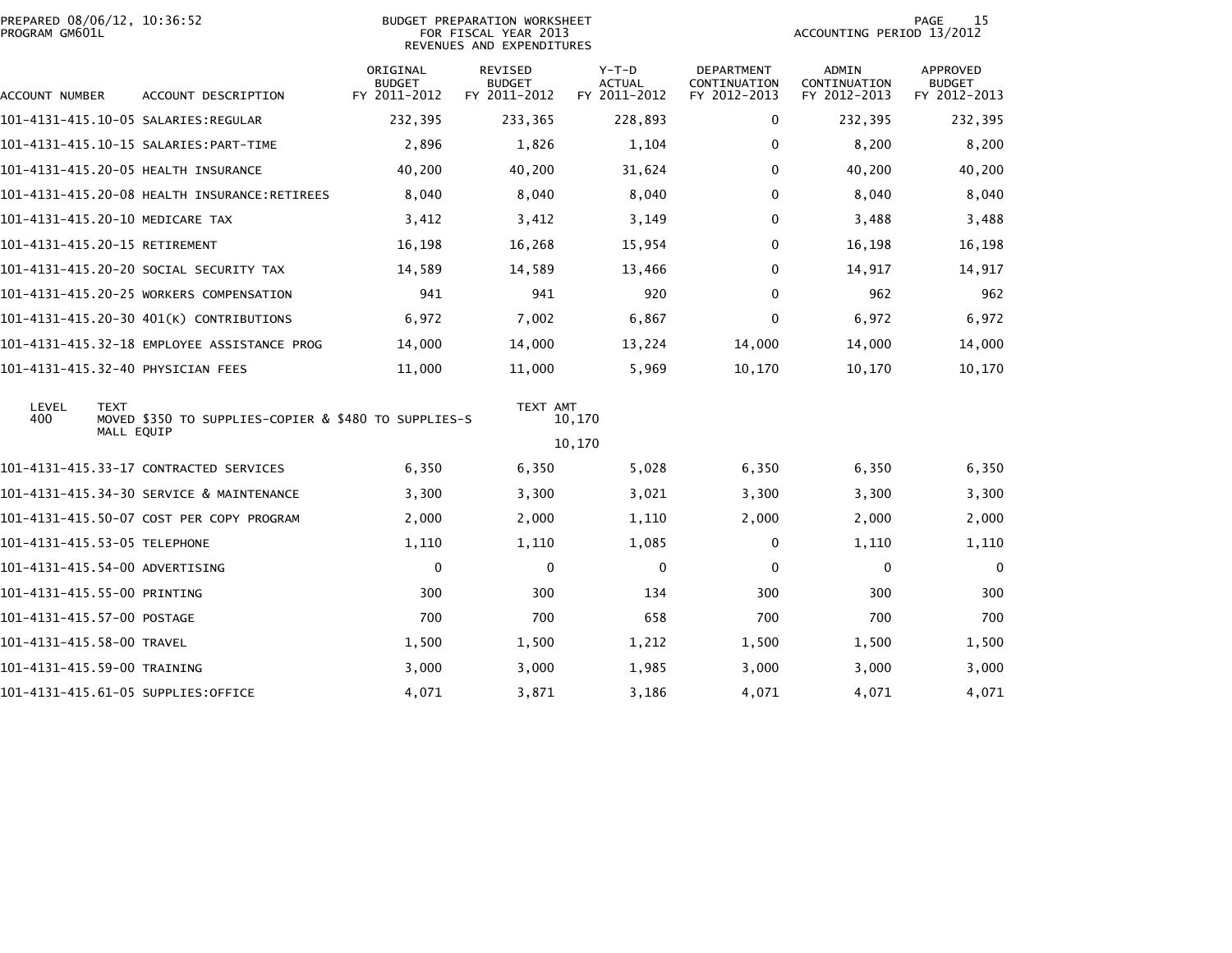PREPARED 08/06/12, 10:36:52
PROGRAM GM601L

BUDGET PREPARATION WORKSHEET
FOR FISCAL YEAR 2013
REVENUES AND EXPENDITURES

ACCOUNTING PERIOD 13/2012

| ACCOUNT NUMBER | ACCOUNT DESCRIPTION | ORIGINAL BUDGET FY 2011-2012 | REVISED BUDGET FY 2011-2012 | Y-T-D ACTUAL FY 2011-2012 | DEPARTMENT CONTINUATION FY 2012-2013 | ADMIN CONTINUATION FY 2012-2013 | APPROVED BUDGET FY 2012-2013 |
|---|---|---|---|---|---|---|---|
| 101-4131-415.10-05 | SALARIES:REGULAR | 232,395 | 233,365 | 228,893 | 0 | 232,395 | 232,395 |
| 101-4131-415.10-15 | SALARIES:PART-TIME | 2,896 | 1,826 | 1,104 | 0 | 8,200 | 8,200 |
| 101-4131-415.20-05 | HEALTH INSURANCE | 40,200 | 40,200 | 31,624 | 0 | 40,200 | 40,200 |
| 101-4131-415.20-08 | HEALTH INSURANCE:RETIREES | 8,040 | 8,040 | 8,040 | 0 | 8,040 | 8,040 |
| 101-4131-415.20-10 | MEDICARE TAX | 3,412 | 3,412 | 3,149 | 0 | 3,488 | 3,488 |
| 101-4131-415.20-15 | RETIREMENT | 16,198 | 16,268 | 15,954 | 0 | 16,198 | 16,198 |
| 101-4131-415.20-20 | SOCIAL SECURITY TAX | 14,589 | 14,589 | 13,466 | 0 | 14,917 | 14,917 |
| 101-4131-415.20-25 | WORKERS COMPENSATION | 941 | 941 | 920 | 0 | 962 | 962 |
| 101-4131-415.20-30 | 401(K) CONTRIBUTIONS | 6,972 | 7,002 | 6,867 | 0 | 6,972 | 6,972 |
| 101-4131-415.32-18 | EMPLOYEE ASSISTANCE PROG | 14,000 | 14,000 | 13,224 | 14,000 | 14,000 | 14,000 |
| 101-4131-415.32-40 | PHYSICIAN FEES | 11,000 | 11,000 | 5,969 | 10,170 | 10,170 | 10,170 |

| LEVEL | TEXT | TEXT AMT |
|---|---|---|
| 400 | MOVED $350 TO SUPPLIES-COPIER & $480 TO SUPPLIES-SMALL EQUIP | 10,170 |
| | | 10,170 |

| ACCOUNT NUMBER | ACCOUNT DESCRIPTION | ORIGINAL BUDGET FY 2011-2012 | REVISED BUDGET FY 2011-2012 | Y-T-D ACTUAL FY 2011-2012 | DEPARTMENT CONTINUATION FY 2012-2013 | ADMIN CONTINUATION FY 2012-2013 | APPROVED BUDGET FY 2012-2013 |
|---|---|---|---|---|---|---|---|
| 101-4131-415.33-17 | CONTRACTED SERVICES | 6,350 | 6,350 | 5,028 | 6,350 | 6,350 | 6,350 |
| 101-4131-415.34-30 | SERVICE & MAINTENANCE | 3,300 | 3,300 | 3,021 | 3,300 | 3,300 | 3,300 |
| 101-4131-415.50-07 | COST PER COPY PROGRAM | 2,000 | 2,000 | 1,110 | 2,000 | 2,000 | 2,000 |
| 101-4131-415.53-05 | TELEPHONE | 1,110 | 1,110 | 1,085 | 0 | 1,110 | 1,110 |
| 101-4131-415.54-00 | ADVERTISING | 0 | 0 | 0 | 0 | 0 | 0 |
| 101-4131-415.55-00 | PRINTING | 300 | 300 | 134 | 300 | 300 | 300 |
| 101-4131-415.57-00 | POSTAGE | 700 | 700 | 658 | 700 | 700 | 700 |
| 101-4131-415.58-00 | TRAVEL | 1,500 | 1,500 | 1,212 | 1,500 | 1,500 | 1,500 |
| 101-4131-415.59-00 | TRAINING | 3,000 | 3,000 | 1,985 | 3,000 | 3,000 | 3,000 |
| 101-4131-415.61-05 | SUPPLIES:OFFICE | 4,071 | 3,871 | 3,186 | 4,071 | 4,071 | 4,071 |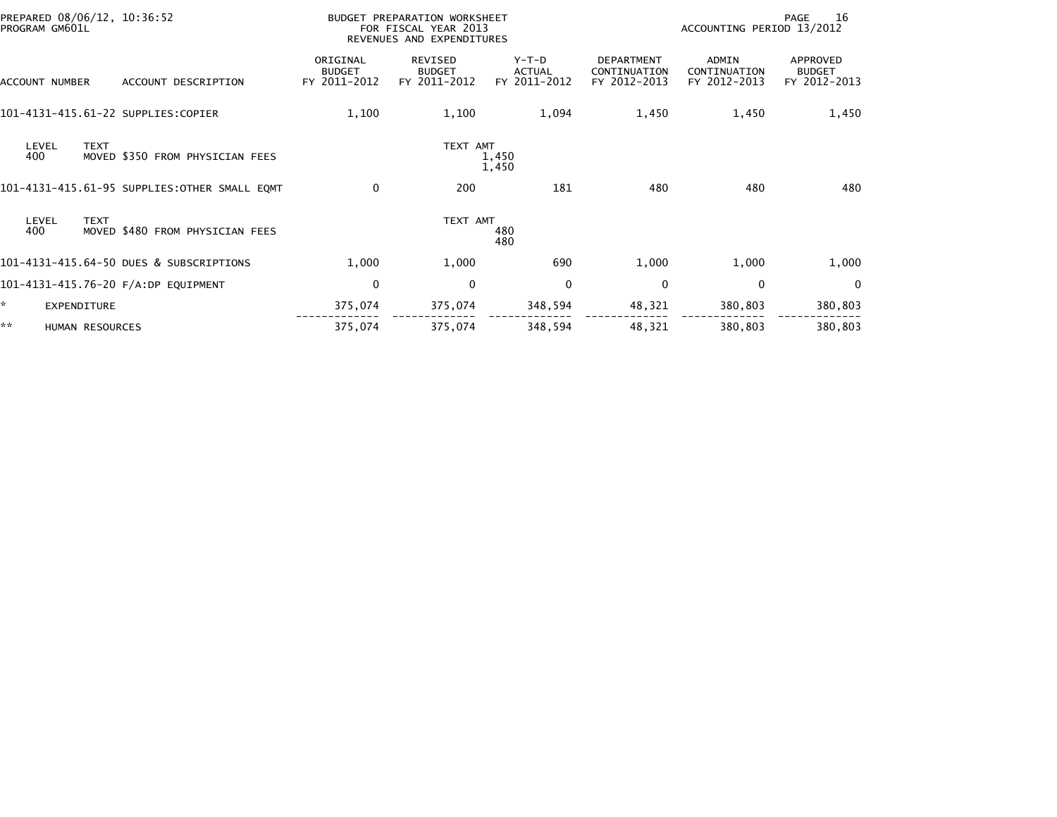PREPARED 08/06/12, 10:36:52
PROGRAM GM601L

BUDGET PREPARATION WORKSHEET
FOR FISCAL YEAR 2013
REVENUES AND EXPENDITURES

ACCOUNTING PERIOD 13/2012

| ACCOUNT NUMBER | ACCOUNT DESCRIPTION | ORIGINAL BUDGET FY 2011-2012 | REVISED BUDGET FY 2011-2012 | Y-T-D ACTUAL FY 2011-2012 | DEPARTMENT CONTINUATION FY 2012-2013 | ADMIN CONTINUATION FY 2012-2013 | APPROVED BUDGET FY 2012-2013 |
|---|---|---|---|---|---|---|---|
| 101-4131-415.61-22 | SUPPLIES:COPIER | 1,100 | 1,100 | 1,094 | 1,450 | 1,450 | 1,450 |
| LEVEL 400 | TEXT MOVED $350 FROM PHYSICIAN FEES | | TEXT AMT 1,450 1,450 | | | | |
| 101-4131-415.61-95 | SUPPLIES:OTHER SMALL EQMT | 0 | 200 | 181 | 480 | 480 | 480 |
| LEVEL 400 | TEXT MOVED $480 FROM PHYSICIAN FEES | | TEXT AMT 480 480 | | | | |
| 101-4131-415.64-50 | DUES & SUBSCRIPTIONS | 1,000 | 1,000 | 690 | 1,000 | 1,000 | 1,000 |
| 101-4131-415.76-20 | F/A:DP EQUIPMENT | 0 | 0 | 0 | 0 | 0 | 0 |
| * | EXPENDITURE | 375,074 | 375,074 | 348,594 | 48,321 | 380,803 | 380,803 |
| ** | HUMAN RESOURCES | 375,074 | 375,074 | 348,594 | 48,321 | 380,803 | 380,803 |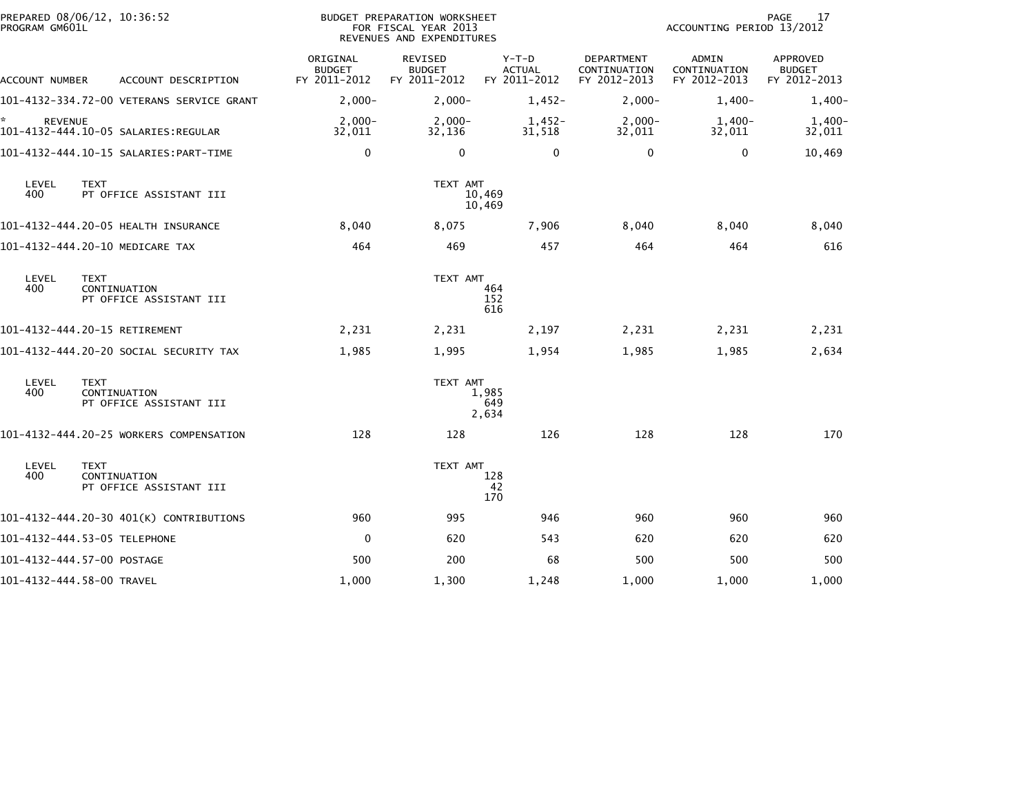PREPARED 08/06/12, 10:36:52
PROGRAM GM601L

BUDGET PREPARATION WORKSHEET
FOR FISCAL YEAR 2013
REVENUES AND EXPENDITURES

ACCOUNTING PERIOD 13/2012

| ACCOUNT NUMBER | ACCOUNT DESCRIPTION | ORIGINAL BUDGET FY 2011-2012 | REVISED BUDGET FY 2011-2012 | Y-T-D ACTUAL FY 2011-2012 | DEPARTMENT CONTINUATION FY 2012-2013 | ADMIN CONTINUATION FY 2012-2013 | APPROVED BUDGET FY 2012-2013 |
|---|---|---|---|---|---|---|---|
| 101-4132-334.72-00 | VETERANS SERVICE GRANT | 2,000- | 2,000- | 1,452- | 2,000- | 1,400- | 1,400- |
| * REVENUE | | 2,000- | 2,000- | 1,452- | 2,000- | 1,400- | 1,400- |
| 101-4132-444.10-05 | SALARIES:REGULAR | 32,011 | 32,136 | 31,518 | 32,011 | 32,011 | 32,011 |
| 101-4132-444.10-15 | SALARIES:PART-TIME | 0 | 0 | 0 | 0 | 0 | 10,469 |

| LEVEL | TEXT | TEXT AMT |
|---|---|---|
| 400 | PT OFFICE ASSISTANT III | 10,469 |
| | | 10,469 |

| ACCOUNT NUMBER | ACCOUNT DESCRIPTION | ORIGINAL BUDGET FY 2011-2012 | REVISED BUDGET FY 2011-2012 | Y-T-D ACTUAL FY 2011-2012 | DEPARTMENT CONTINUATION FY 2012-2013 | ADMIN CONTINUATION FY 2012-2013 | APPROVED BUDGET FY 2012-2013 |
|---|---|---|---|---|---|---|---|
| 101-4132-444.20-05 | HEALTH INSURANCE | 8,040 | 8,075 | 7,906 | 8,040 | 8,040 | 8,040 |
| 101-4132-444.20-10 | MEDICARE TAX | 464 | 469 | 457 | 464 | 464 | 616 |

| LEVEL | TEXT | TEXT AMT |
|---|---|---|
| 400 | CONTINUATION | 464 |
| | PT OFFICE ASSISTANT III | 152 |
| | | 616 |

| ACCOUNT NUMBER | ACCOUNT DESCRIPTION | ORIGINAL BUDGET FY 2011-2012 | REVISED BUDGET FY 2011-2012 | Y-T-D ACTUAL FY 2011-2012 | DEPARTMENT CONTINUATION FY 2012-2013 | ADMIN CONTINUATION FY 2012-2013 | APPROVED BUDGET FY 2012-2013 |
|---|---|---|---|---|---|---|---|
| 101-4132-444.20-15 | RETIREMENT | 2,231 | 2,231 | 2,197 | 2,231 | 2,231 | 2,231 |
| 101-4132-444.20-20 | SOCIAL SECURITY TAX | 1,985 | 1,995 | 1,954 | 1,985 | 1,985 | 2,634 |

| LEVEL | TEXT | TEXT AMT |
|---|---|---|
| 400 | CONTINUATION | 1,985 |
| | PT OFFICE ASSISTANT III | 649 |
| | | 2,634 |

| ACCOUNT NUMBER | ACCOUNT DESCRIPTION | ORIGINAL BUDGET FY 2011-2012 | REVISED BUDGET FY 2011-2012 | Y-T-D ACTUAL FY 2011-2012 | DEPARTMENT CONTINUATION FY 2012-2013 | ADMIN CONTINUATION FY 2012-2013 | APPROVED BUDGET FY 2012-2013 |
|---|---|---|---|---|---|---|---|
| 101-4132-444.20-25 | WORKERS COMPENSATION | 128 | 128 | 126 | 128 | 128 | 170 |

| LEVEL | TEXT | TEXT AMT |
|---|---|---|
| 400 | CONTINUATION | 128 |
| | PT OFFICE ASSISTANT III | 42 |
| | | 170 |

| ACCOUNT NUMBER | ACCOUNT DESCRIPTION | ORIGINAL BUDGET FY 2011-2012 | REVISED BUDGET FY 2011-2012 | Y-T-D ACTUAL FY 2011-2012 | DEPARTMENT CONTINUATION FY 2012-2013 | ADMIN CONTINUATION FY 2012-2013 | APPROVED BUDGET FY 2012-2013 |
|---|---|---|---|---|---|---|---|
| 101-4132-444.20-30 | 401(K) CONTRIBUTIONS | 960 | 995 | 946 | 960 | 960 | 960 |
| 101-4132-444.53-05 | TELEPHONE | 0 | 620 | 543 | 620 | 620 | 620 |
| 101-4132-444.57-00 | POSTAGE | 500 | 200 | 68 | 500 | 500 | 500 |
| 101-4132-444.58-00 | TRAVEL | 1,000 | 1,300 | 1,248 | 1,000 | 1,000 | 1,000 |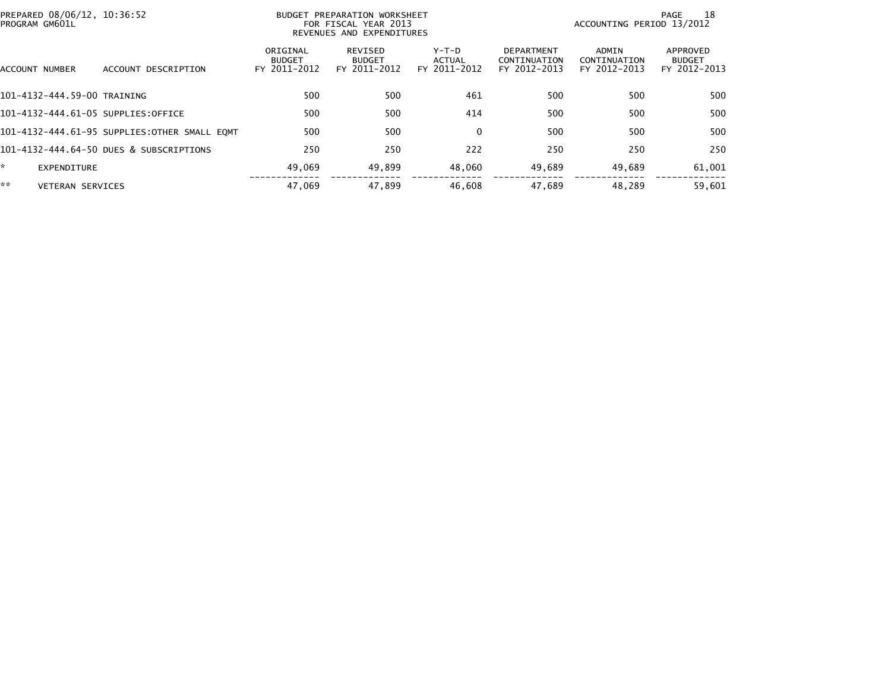PREPARED 08/06/12, 10:36:52
PROGRAM GM601L

BUDGET PREPARATION WORKSHEET
FOR FISCAL YEAR 2013
REVENUES AND EXPENDITURES

ACCOUNTING PERIOD 13/2012

| ACCOUNT NUMBER | ACCOUNT DESCRIPTION | ORIGINAL BUDGET FY 2011-2012 | REVISED BUDGET FY 2011-2012 | Y-T-D ACTUAL FY 2011-2012 | DEPARTMENT CONTINUATION FY 2012-2013 | ADMIN CONTINUATION FY 2012-2013 | APPROVED BUDGET FY 2012-2013 |
|---|---|---|---|---|---|---|---|
| 101-4132-444.59-00 | TRAINING | 500 | 500 | 461 | 500 | 500 | 500 |
| 101-4132-444.61-05 | SUPPLIES:OFFICE | 500 | 500 | 414 | 500 | 500 | 500 |
| 101-4132-444.61-95 | SUPPLIES:OTHER SMALL EQMT | 500 | 500 | 0 | 500 | 500 | 500 |
| 101-4132-444.64-50 | DUES & SUBSCRIPTIONS | 250 | 250 | 222 | 250 | 250 | 250 |
| * | EXPENDITURE | 49,069 | 49,899 | 48,060 | 49,689 | 49,689 | 61,001 |
| ** | VETERAN SERVICES | 47,069 | 47,899 | 46,608 | 47,689 | 48,289 | 59,601 |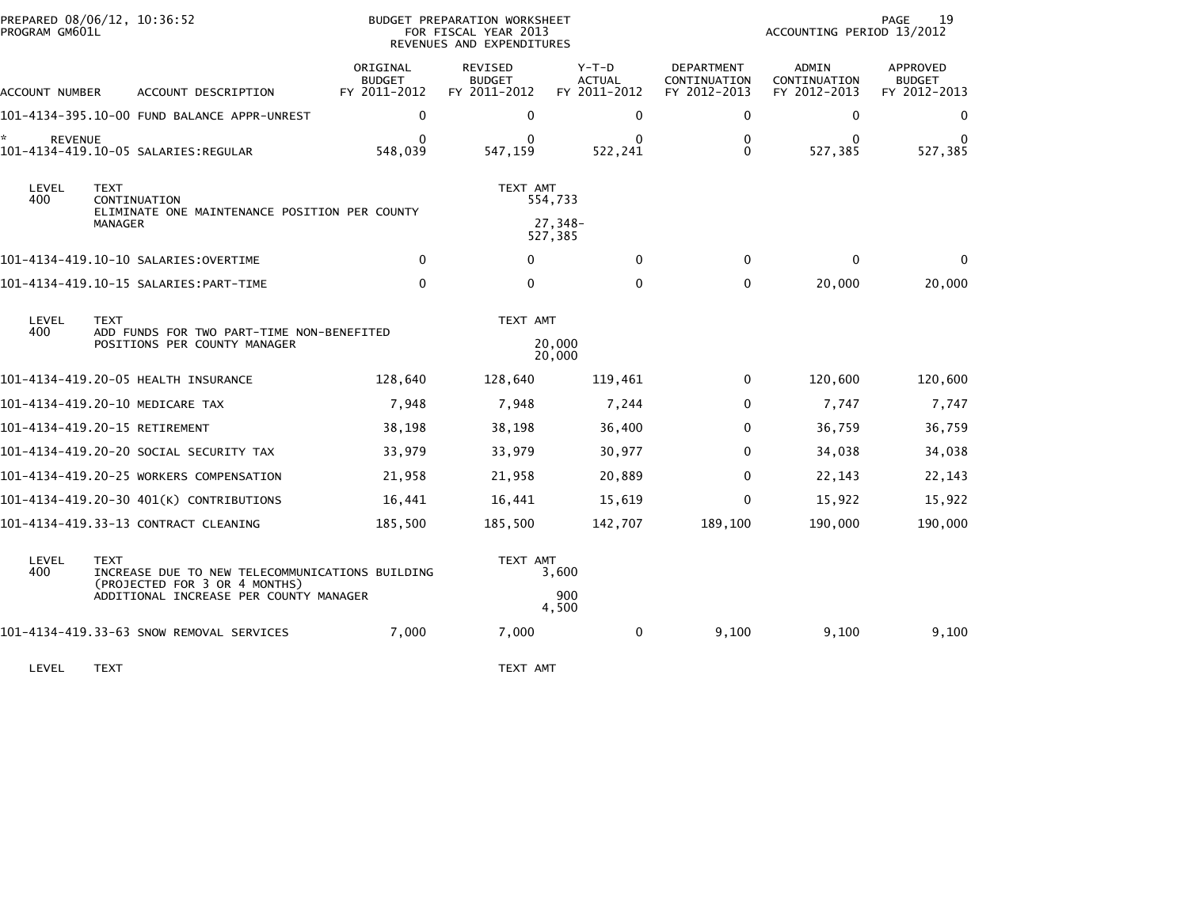PREPARED 08/06/12, 10:36:52
PROGRAM GM601L

BUDGET PREPARATION WORKSHEET
FOR FISCAL YEAR 2013
REVENUES AND EXPENDITURES

ACCOUNTING PERIOD 13/2012

| ACCOUNT NUMBER | ACCOUNT DESCRIPTION | ORIGINAL BUDGET FY 2011-2012 | REVISED BUDGET FY 2011-2012 | Y-T-D ACTUAL FY 2011-2012 | DEPARTMENT CONTINUATION FY 2012-2013 | ADMIN CONTINUATION FY 2012-2013 | APPROVED BUDGET FY 2012-2013 |
|---|---|---|---|---|---|---|---|
| 101-4134-395.10-00 | FUND BALANCE APPR-UNREST | 0 | 0 | 0 | 0 | 0 | 0 |
| * REVENUE | | 0 | 0 | 0 | 0 | 0 | 0 |
| 101-4134-419.10-05 | SALARIES:REGULAR | 548,039 | 547,159 | 522,241 | 0 | 527,385 | 527,385 |

| LEVEL | TEXT | TEXT AMT |
|---|---|---|
| 400 | CONTINUATION | 554,733 |
| | ELIMINATE ONE MAINTENANCE POSITION PER COUNTY MANAGER | 27,348- |
| | | 527,385 |

| ACCOUNT NUMBER | ACCOUNT DESCRIPTION | ORIGINAL BUDGET FY 2011-2012 | REVISED BUDGET FY 2011-2012 | Y-T-D ACTUAL FY 2011-2012 | DEPARTMENT CONTINUATION FY 2012-2013 | ADMIN CONTINUATION FY 2012-2013 | APPROVED BUDGET FY 2012-2013 |
|---|---|---|---|---|---|---|---|
| 101-4134-419.10-10 | SALARIES:OVERTIME | 0 | 0 | 0 | 0 | 0 | 0 |
| 101-4134-419.10-15 | SALARIES:PART-TIME | 0 | 0 | 0 | 0 | 20,000 | 20,000 |

| LEVEL | TEXT | TEXT AMT |
|---|---|---|
| 400 | ADD FUNDS FOR TWO PART-TIME NON-BENEFITED POSITIONS PER COUNTY MANAGER | 20,000 |
| | | 20,000 |

| ACCOUNT NUMBER | ACCOUNT DESCRIPTION | ORIGINAL BUDGET FY 2011-2012 | REVISED BUDGET FY 2011-2012 | Y-T-D ACTUAL FY 2011-2012 | DEPARTMENT CONTINUATION FY 2012-2013 | ADMIN CONTINUATION FY 2012-2013 | APPROVED BUDGET FY 2012-2013 |
|---|---|---|---|---|---|---|---|
| 101-4134-419.20-05 | HEALTH INSURANCE | 128,640 | 128,640 | 119,461 | 0 | 120,600 | 120,600 |
| 101-4134-419.20-10 | MEDICARE TAX | 7,948 | 7,948 | 7,244 | 0 | 7,747 | 7,747 |
| 101-4134-419.20-15 | RETIREMENT | 38,198 | 38,198 | 36,400 | 0 | 36,759 | 36,759 |
| 101-4134-419.20-20 | SOCIAL SECURITY TAX | 33,979 | 33,979 | 30,977 | 0 | 34,038 | 34,038 |
| 101-4134-419.20-25 | WORKERS COMPENSATION | 21,958 | 21,958 | 20,889 | 0 | 22,143 | 22,143 |
| 101-4134-419.20-30 | 401(K) CONTRIBUTIONS | 16,441 | 16,441 | 15,619 | 0 | 15,922 | 15,922 |
| 101-4134-419.33-13 | CONTRACT CLEANING | 185,500 | 185,500 | 142,707 | 189,100 | 190,000 | 190,000 |

| LEVEL | TEXT | TEXT AMT |
|---|---|---|
| 400 | INCREASE DUE TO NEW TELECOMMUNICATIONS BUILDING (PROJECTED FOR 3 OR 4 MONTHS) | 3,600 |
| | ADDITIONAL INCREASE PER COUNTY MANAGER | 900 |
| | | 4,500 |

| ACCOUNT NUMBER | ACCOUNT DESCRIPTION | ORIGINAL BUDGET FY 2011-2012 | REVISED BUDGET FY 2011-2012 | Y-T-D ACTUAL FY 2011-2012 | DEPARTMENT CONTINUATION FY 2012-2013 | ADMIN CONTINUATION FY 2012-2013 | APPROVED BUDGET FY 2012-2013 |
|---|---|---|---|---|---|---|---|
| 101-4134-419.33-63 | SNOW REMOVAL SERVICES | 7,000 | 7,000 | 0 | 9,100 | 9,100 | 9,100 |

| LEVEL | TEXT | TEXT AMT |
|---|---|---|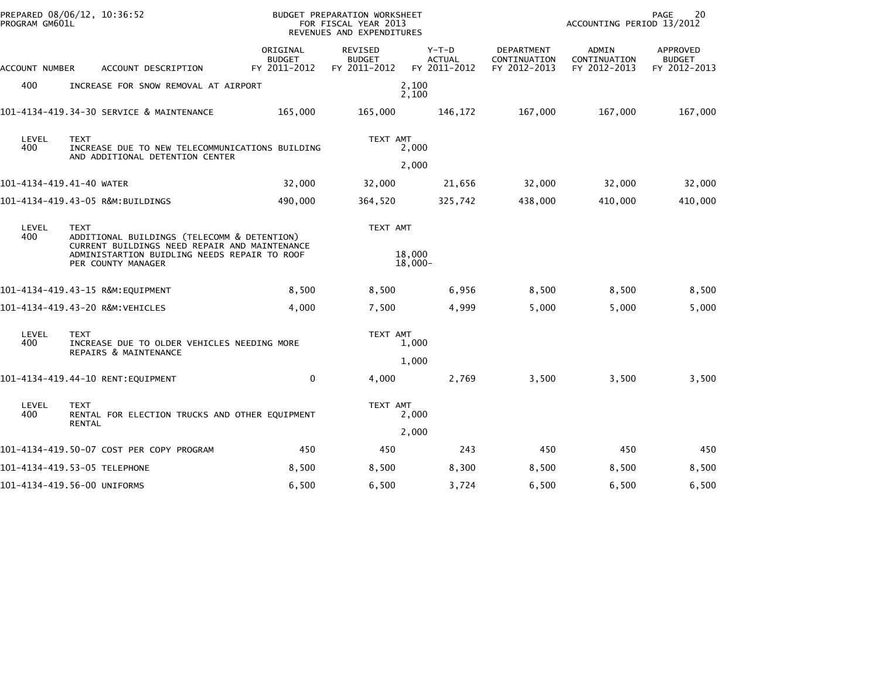PREPARED 08/06/12, 10:36:52
PROGRAM GM601L

BUDGET PREPARATION WORKSHEET
FOR FISCAL YEAR 2013
REVENUES AND EXPENDITURES

ACCOUNTING PERIOD 13/2012

| ACCOUNT NUMBER | ACCOUNT DESCRIPTION | ORIGINAL BUDGET FY 2011-2012 | REVISED BUDGET FY 2011-2012 | Y-T-D ACTUAL FY 2011-2012 | DEPARTMENT CONTINUATION FY 2012-2013 | ADMIN CONTINUATION FY 2012-2013 | APPROVED BUDGET FY 2012-2013 |
|---|---|---|---|---|---|---|---|
| 400 | INCREASE FOR SNOW REMOVAL AT AIRPORT | | | 2,100<br>2,100 | | | |
| 101-4134-419.34-30 | SERVICE & MAINTENANCE | 165,000 | 165,000 | 146,172 | 167,000 | 167,000 | 167,000 |
| LEVEL | TEXT | | TEXT AMT | | | | |
| 400 | INCREASE DUE TO NEW TELECOMMUNICATIONS BUILDING AND ADDITIONAL DETENTION CENTER | | | 2,000<br>2,000 | | | |
| 101-4134-419.41-40 | WATER | 32,000 | 32,000 | 21,656 | 32,000 | 32,000 | 32,000 |
| 101-4134-419.43-05 | R&M:BUILDINGS | 490,000 | 364,520 | 325,742 | 438,000 | 410,000 | 410,000 |
| LEVEL | TEXT | | TEXT AMT | | | | |
| 400 | ADDITIONAL BUILDINGS (TELECOMM & DETENTION) CURRENT BUILDINGS NEED REPAIR AND MAINTENANCE ADMINISTARTION BUIDLING NEEDS REPAIR TO ROOF PER COUNTY MANAGER | | | 18,000<br>18,000- | | | |
| 101-4134-419.43-15 | R&M:EQUIPMENT | 8,500 | 8,500 | 6,956 | 8,500 | 8,500 | 8,500 |
| 101-4134-419.43-20 | R&M:VEHICLES | 4,000 | 7,500 | 4,999 | 5,000 | 5,000 | 5,000 |
| LEVEL | TEXT | | TEXT AMT | | | | |
| 400 | INCREASE DUE TO OLDER VEHICLES NEEDING MORE REPAIRS & MAINTENANCE | | | 1,000<br>1,000 | | | |
| 101-4134-419.44-10 | RENT:EQUIPMENT | 0 | 4,000 | 2,769 | 3,500 | 3,500 | 3,500 |
| LEVEL | TEXT | | TEXT AMT | | | | |
| 400 | RENTAL FOR ELECTION TRUCKS AND OTHER EQUIPMENT RENTAL | | | 2,000<br>2,000 | | | |
| 101-4134-419.50-07 | COST PER COPY PROGRAM | 450 | 450 | 243 | 450 | 450 | 450 |
| 101-4134-419.53-05 | TELEPHONE | 8,500 | 8,500 | 8,300 | 8,500 | 8,500 | 8,500 |
| 101-4134-419.56-00 | UNIFORMS | 6,500 | 6,500 | 3,724 | 6,500 | 6,500 | 6,500 |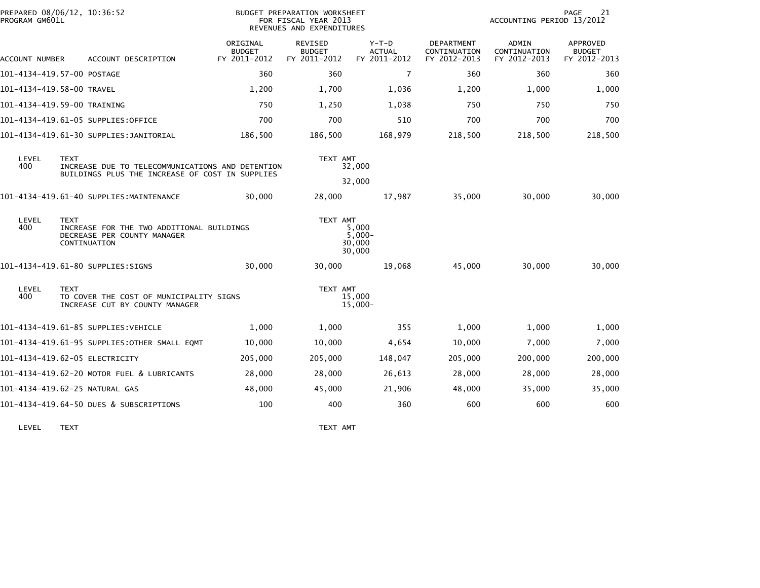PREPARED 08/06/12, 10:36:52
PROGRAM GM601L

BUDGET PREPARATION WORKSHEET
FOR FISCAL YEAR 2013
REVENUES AND EXPENDITURES

ACCOUNTING PERIOD 13/2012

| ACCOUNT NUMBER | ACCOUNT DESCRIPTION | ORIGINAL BUDGET FY 2011-2012 | REVISED BUDGET FY 2011-2012 | Y-T-D ACTUAL FY 2011-2012 | DEPARTMENT CONTINUATION FY 2012-2013 | ADMIN CONTINUATION FY 2012-2013 | APPROVED BUDGET FY 2012-2013 |
|---|---|---|---|---|---|---|---|
| 101-4134-419.57-00 | POSTAGE | 360 | 360 | 7 | 360 | 360 | 360 |
| 101-4134-419.58-00 | TRAVEL | 1,200 | 1,700 | 1,036 | 1,200 | 1,000 | 1,000 |
| 101-4134-419.59-00 | TRAINING | 750 | 1,250 | 1,038 | 750 | 750 | 750 |
| 101-4134-419.61-05 | SUPPLIES:OFFICE | 700 | 700 | 510 | 700 | 700 | 700 |
| 101-4134-419.61-30 | SUPPLIES:JANITORIAL | 186,500 | 186,500 | 168,979 | 218,500 | 218,500 | 218,500 |

| LEVEL | TEXT | TEXT AMT |
|---|---|---|
| 400 | INCREASE DUE TO TELECOMMUNICATIONS AND DETENTION BUILDINGS PLUS THE INCREASE OF COST IN SUPPLIES | 32,000 |
| | | 32,000 |

| ACCOUNT NUMBER | ACCOUNT DESCRIPTION | ORIGINAL BUDGET FY 2011-2012 | REVISED BUDGET FY 2011-2012 | Y-T-D ACTUAL FY 2011-2012 | DEPARTMENT CONTINUATION FY 2012-2013 | ADMIN CONTINUATION FY 2012-2013 | APPROVED BUDGET FY 2012-2013 |
|---|---|---|---|---|---|---|---|
| 101-4134-419.61-40 | SUPPLIES:MAINTENANCE | 30,000 | 28,000 | 17,987 | 35,000 | 30,000 | 30,000 |

| LEVEL | TEXT | TEXT AMT |
|---|---|---|
| 400 | INCREASE FOR THE TWO ADDITIONAL BUILDINGS | 5,000 |
| | DECREASE PER COUNTY MANAGER | 5,000- |
| | CONTINUATION | 30,000 |
| | | 30,000 |

| ACCOUNT NUMBER | ACCOUNT DESCRIPTION | ORIGINAL BUDGET FY 2011-2012 | REVISED BUDGET FY 2011-2012 | Y-T-D ACTUAL FY 2011-2012 | DEPARTMENT CONTINUATION FY 2012-2013 | ADMIN CONTINUATION FY 2012-2013 | APPROVED BUDGET FY 2012-2013 |
|---|---|---|---|---|---|---|---|
| 101-4134-419.61-80 | SUPPLIES:SIGNS | 30,000 | 30,000 | 19,068 | 45,000 | 30,000 | 30,000 |

| LEVEL | TEXT | TEXT AMT |
|---|---|---|
| 400 | TO COVER THE COST OF MUNICIPALITY SIGNS | 15,000 |
| | INCREASE CUT BY COUNTY MANAGER | 15,000- |

| ACCOUNT NUMBER | ACCOUNT DESCRIPTION | ORIGINAL BUDGET FY 2011-2012 | REVISED BUDGET FY 2011-2012 | Y-T-D ACTUAL FY 2011-2012 | DEPARTMENT CONTINUATION FY 2012-2013 | ADMIN CONTINUATION FY 2012-2013 | APPROVED BUDGET FY 2012-2013 |
|---|---|---|---|---|---|---|---|
| 101-4134-419.61-85 | SUPPLIES:VEHICLE | 1,000 | 1,000 | 355 | 1,000 | 1,000 | 1,000 |
| 101-4134-419.61-95 | SUPPLIES:OTHER SMALL EQMT | 10,000 | 10,000 | 4,654 | 10,000 | 7,000 | 7,000 |
| 101-4134-419.62-05 | ELECTRICITY | 205,000 | 205,000 | 148,047 | 205,000 | 200,000 | 200,000 |
| 101-4134-419.62-20 | MOTOR FUEL & LUBRICANTS | 28,000 | 28,000 | 26,613 | 28,000 | 28,000 | 28,000 |
| 101-4134-419.62-25 | NATURAL GAS | 48,000 | 45,000 | 21,906 | 48,000 | 35,000 | 35,000 |
| 101-4134-419.64-50 | DUES & SUBSCRIPTIONS | 100 | 400 | 360 | 600 | 600 | 600 |

| LEVEL | TEXT | TEXT AMT |
|---|---|---|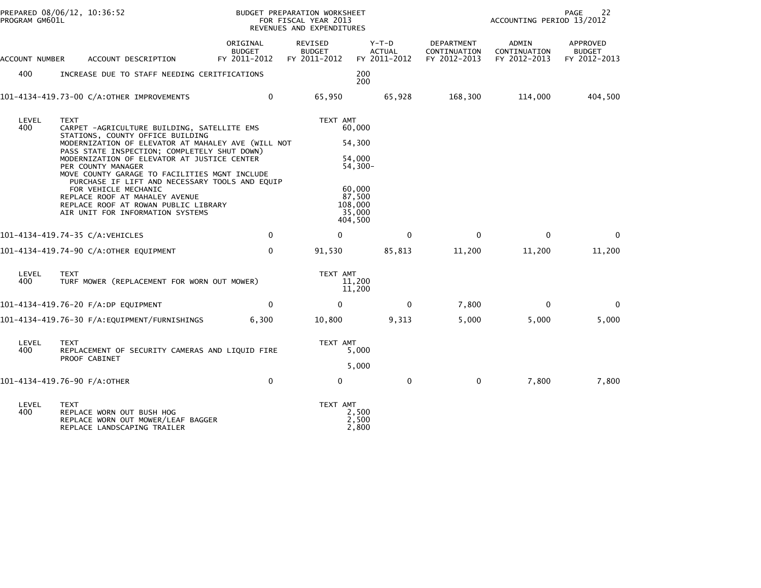PREPARED 08/06/12, 10:36:52
PROGRAM GM601L

BUDGET PREPARATION WORKSHEET
FOR FISCAL YEAR 2013
REVENUES AND EXPENDITURES

ACCOUNTING PERIOD 13/2012

| ACCOUNT NUMBER | ACCOUNT DESCRIPTION | ORIGINAL BUDGET FY 2011-2012 | REVISED BUDGET FY 2011-2012 | Y-T-D ACTUAL FY 2011-2012 | DEPARTMENT CONTINUATION FY 2012-2013 | ADMIN CONTINUATION FY 2012-2013 | APPROVED BUDGET FY 2012-2013 |
|---|---|---|---|---|---|---|---|
| 400 | INCREASE DUE TO STAFF NEEDING CERITFICATIONS | | 200 | | | | |
| | | | 200 | | | | |
| 101-4134-419.73-00 | C/A:OTHER IMPROVEMENTS | 0 | 65,950 | 65,928 | 168,300 | 114,000 | 404,500 |

| LEVEL | TEXT | TEXT AMT |
|---|---|---|
| 400 | CARPET -AGRICULTURE BUILDING, SATELLITE EMS STATIONS, COUNTY OFFICE BUILDING | 60,000 |
| | MODERNIZATION OF ELEVATOR AT MAHALEY AVE (WILL NOT PASS STATE INSPECTION; COMPLETELY SHUT DOWN) | 54,300 |
| | MODERNIZATION OF ELEVATOR AT JUSTICE CENTER | 54,000 |
| | PER COUNTY MANAGER | 54,300- |
| | MOVE COUNTY GARAGE TO FACILITIES MGNT INCLUDE PURCHASE IF LIFT AND NECESSARY TOOLS AND EQUIP FOR VEHICLE MECHANIC | 60,000 |
| | REPLACE ROOF AT MAHALEY AVENUE | 87,500 |
| | REPLACE ROOF AT ROWAN PUBLIC LIBRARY | 108,000 |
| | AIR UNIT FOR INFORMATION SYSTEMS | 35,000 |
| | | 404,500 |

| ACCOUNT NUMBER | ACCOUNT DESCRIPTION | ORIGINAL BUDGET FY 2011-2012 | REVISED BUDGET FY 2011-2012 | Y-T-D ACTUAL FY 2011-2012 | DEPARTMENT CONTINUATION FY 2012-2013 | ADMIN CONTINUATION FY 2012-2013 | APPROVED BUDGET FY 2012-2013 |
|---|---|---|---|---|---|---|---|
| 101-4134-419.74-35 | C/A:VEHICLES | 0 | 0 | 0 | 0 | 0 | 0 |
| 101-4134-419.74-90 | C/A:OTHER EQUIPMENT | 0 | 91,530 | 85,813 | 11,200 | 11,200 | 11,200 |

| LEVEL | TEXT | TEXT AMT |
|---|---|---|
| 400 | TURF MOWER (REPLACEMENT FOR WORN OUT MOWER) | 11,200 |
| | | 11,200 |

| ACCOUNT NUMBER | ACCOUNT DESCRIPTION | ORIGINAL BUDGET FY 2011-2012 | REVISED BUDGET FY 2011-2012 | Y-T-D ACTUAL FY 2011-2012 | DEPARTMENT CONTINUATION FY 2012-2013 | ADMIN CONTINUATION FY 2012-2013 | APPROVED BUDGET FY 2012-2013 |
|---|---|---|---|---|---|---|---|
| 101-4134-419.76-20 | F/A:DP EQUIPMENT | 0 | 0 | 0 | 7,800 | 0 | 0 |
| 101-4134-419.76-30 | F/A:EQUIPMENT/FURNISHINGS | 6,300 | 10,800 | 9,313 | 5,000 | 5,000 | 5,000 |

| LEVEL | TEXT | TEXT AMT |
|---|---|---|
| 400 | REPLACEMENT OF SECURITY CAMERAS AND LIQUID FIRE PROOF CABINET | 5,000 |
| | | 5,000 |

| ACCOUNT NUMBER | ACCOUNT DESCRIPTION | ORIGINAL BUDGET FY 2011-2012 | REVISED BUDGET FY 2011-2012 | Y-T-D ACTUAL FY 2011-2012 | DEPARTMENT CONTINUATION FY 2012-2013 | ADMIN CONTINUATION FY 2012-2013 | APPROVED BUDGET FY 2012-2013 |
|---|---|---|---|---|---|---|---|
| 101-4134-419.76-90 | F/A:OTHER | 0 | 0 | 0 | 0 | 7,800 | 7,800 |

| LEVEL | TEXT | TEXT AMT |
|---|---|---|
| 400 | REPLACE WORN OUT BUSH HOG | 2,500 |
| | REPLACE WORN OUT MOWER/LEAF BAGGER | 2,500 |
| | REPLACE LANDSCAPING TRAILER | 2,800 |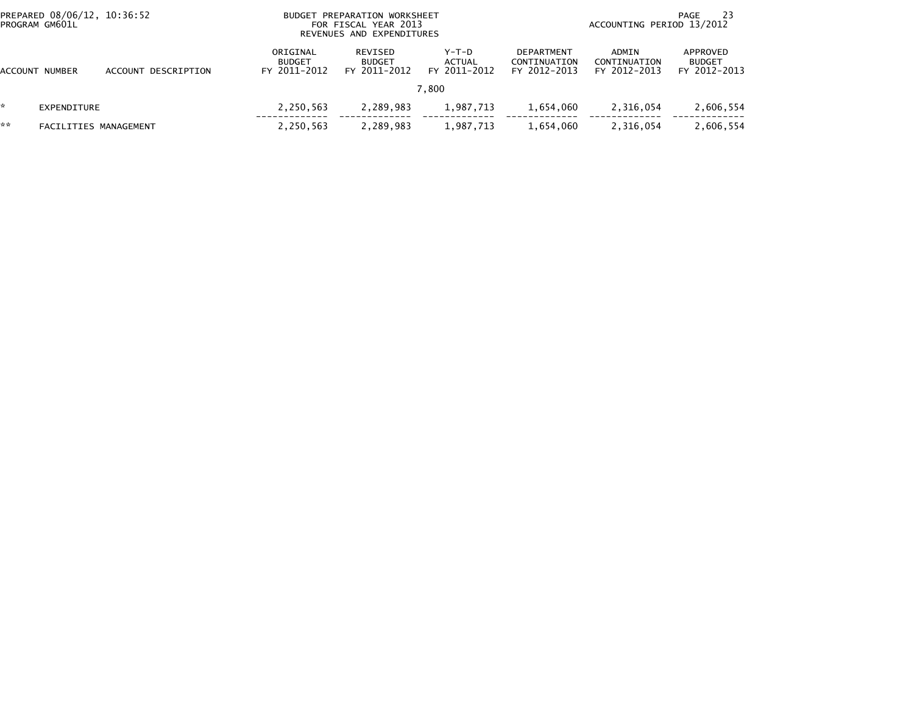PREPARED 08/06/12, 10:36:52
PROGRAM GM601L

BUDGET PREPARATION WORKSHEET
FOR FISCAL YEAR 2013
REVENUES AND EXPENDITURES

ACCOUNTING PERIOD 13/2012

| | ACCOUNT NUMBER | ACCOUNT DESCRIPTION | ORIGINAL BUDGET FY 2011-2012 | REVISED BUDGET FY 2011-2012 | Y-T-D ACTUAL FY 2011-2012 | DEPARTMENT CONTINUATION FY 2012-2013 | ADMIN CONTINUATION FY 2012-2013 | APPROVED BUDGET FY 2012-2013 |
|---|---|---|---|---|---|---|---|---|
| | | | | | 7,800 | | | |
| * | EXPENDITURE | | 2,250,563 | 2,289,983 | 1,987,713 | 1,654,060 | 2,316,054 | 2,606,554 |
| ** | FACILITIES MANAGEMENT | | 2,250,563 | 2,289,983 | 1,987,713 | 1,654,060 | 2,316,054 | 2,606,554 |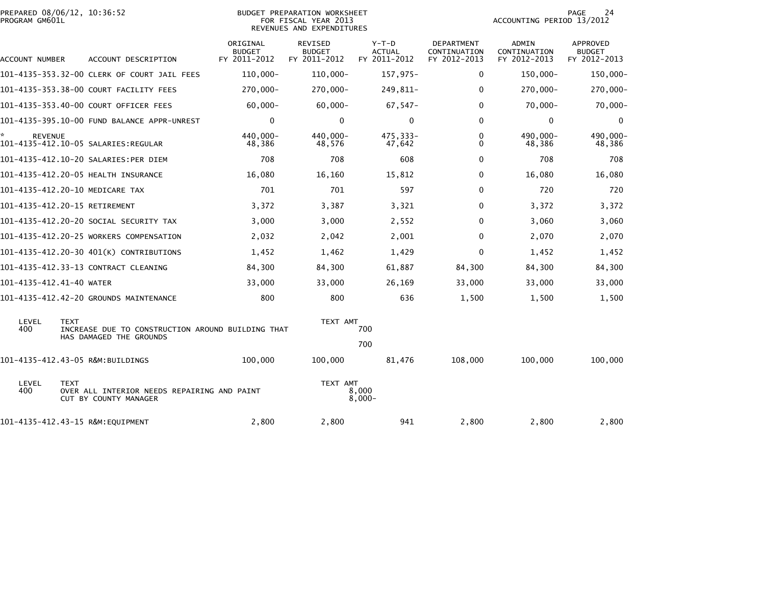PREPARED 08/06/12, 10:36:52
PROGRAM GM601L

BUDGET PREPARATION WORKSHEET
FOR FISCAL YEAR 2013
REVENUES AND EXPENDITURES

ACCOUNTING PERIOD 13/2012

| ACCOUNT NUMBER | ACCOUNT DESCRIPTION | ORIGINAL BUDGET FY 2011-2012 | REVISED BUDGET FY 2011-2012 | Y-T-D ACTUAL FY 2011-2012 | DEPARTMENT CONTINUATION FY 2012-2013 | ADMIN CONTINUATION FY 2012-2013 | APPROVED BUDGET FY 2012-2013 |
|---|---|---|---|---|---|---|---|
| 101-4135-353.32-00 | CLERK OF COURT JAIL FEES | 110,000- | 110,000- | 157,975- | 0 | 150,000- | 150,000- |
| 101-4135-353.38-00 | COURT FACILITY FEES | 270,000- | 270,000- | 249,811- | 0 | 270,000- | 270,000- |
| 101-4135-353.40-00 | COURT OFFICER FEES | 60,000- | 60,000- | 67,547- | 0 | 70,000- | 70,000- |
| 101-4135-395.10-00 | FUND BALANCE APPR-UNREST | 0 | 0 | 0 | 0 | 0 | 0 |
| * REVENUE | | 440,000- | 440,000- | 475,333- | 0 | 490,000- | 490,000- |
| 101-4135-412.10-05 | SALARIES:REGULAR | 48,386 | 48,576 | 47,642 | 0 | 48,386 | 48,386 |
| 101-4135-412.10-20 | SALARIES:PER DIEM | 708 | 708 | 608 | 0 | 708 | 708 |
| 101-4135-412.20-05 | HEALTH INSURANCE | 16,080 | 16,160 | 15,812 | 0 | 16,080 | 16,080 |
| 101-4135-412.20-10 | MEDICARE TAX | 701 | 701 | 597 | 0 | 720 | 720 |
| 101-4135-412.20-15 | RETIREMENT | 3,372 | 3,387 | 3,321 | 0 | 3,372 | 3,372 |
| 101-4135-412.20-20 | SOCIAL SECURITY TAX | 3,000 | 3,000 | 2,552 | 0 | 3,060 | 3,060 |
| 101-4135-412.20-25 | WORKERS COMPENSATION | 2,032 | 2,042 | 2,001 | 0 | 2,070 | 2,070 |
| 101-4135-412.20-30 | 401(K) CONTRIBUTIONS | 1,452 | 1,462 | 1,429 | 0 | 1,452 | 1,452 |
| 101-4135-412.33-13 | CONTRACT CLEANING | 84,300 | 84,300 | 61,887 | 84,300 | 84,300 | 84,300 |
| 101-4135-412.41-40 | WATER | 33,000 | 33,000 | 26,169 | 33,000 | 33,000 | 33,000 |
| 101-4135-412.42-20 | GROUNDS MAINTENANCE | 800 | 800 | 636 | 1,500 | 1,500 | 1,500 |

| LEVEL | TEXT | TEXT AMT |
|---|---|---|
| 400 | INCREASE DUE TO CONSTRUCTION AROUND BUILDING THAT HAS DAMAGED THE GROUNDS | 700 |
| | | 700 |

| ACCOUNT NUMBER | ACCOUNT DESCRIPTION | ORIGINAL BUDGET FY 2011-2012 | REVISED BUDGET FY 2011-2012 | Y-T-D ACTUAL FY 2011-2012 | DEPARTMENT CONTINUATION FY 2012-2013 | ADMIN CONTINUATION FY 2012-2013 | APPROVED BUDGET FY 2012-2013 |
|---|---|---|---|---|---|---|---|
| 101-4135-412.43-05 | R&M:BUILDINGS | 100,000 | 100,000 | 81,476 | 108,000 | 100,000 | 100,000 |

| LEVEL | TEXT | TEXT AMT |
|---|---|---|
| 400 | OVER ALL INTERIOR NEEDS REPAIRING AND PAINT | 8,000 |
| | CUT BY COUNTY MANAGER | 8,000- |

| ACCOUNT NUMBER | ACCOUNT DESCRIPTION | ORIGINAL BUDGET FY 2011-2012 | REVISED BUDGET FY 2011-2012 | Y-T-D ACTUAL FY 2011-2012 | DEPARTMENT CONTINUATION FY 2012-2013 | ADMIN CONTINUATION FY 2012-2013 | APPROVED BUDGET FY 2012-2013 |
|---|---|---|---|---|---|---|---|
| 101-4135-412.43-15 | R&M:EQUIPMENT | 2,800 | 2,800 | 941 | 2,800 | 2,800 | 2,800 |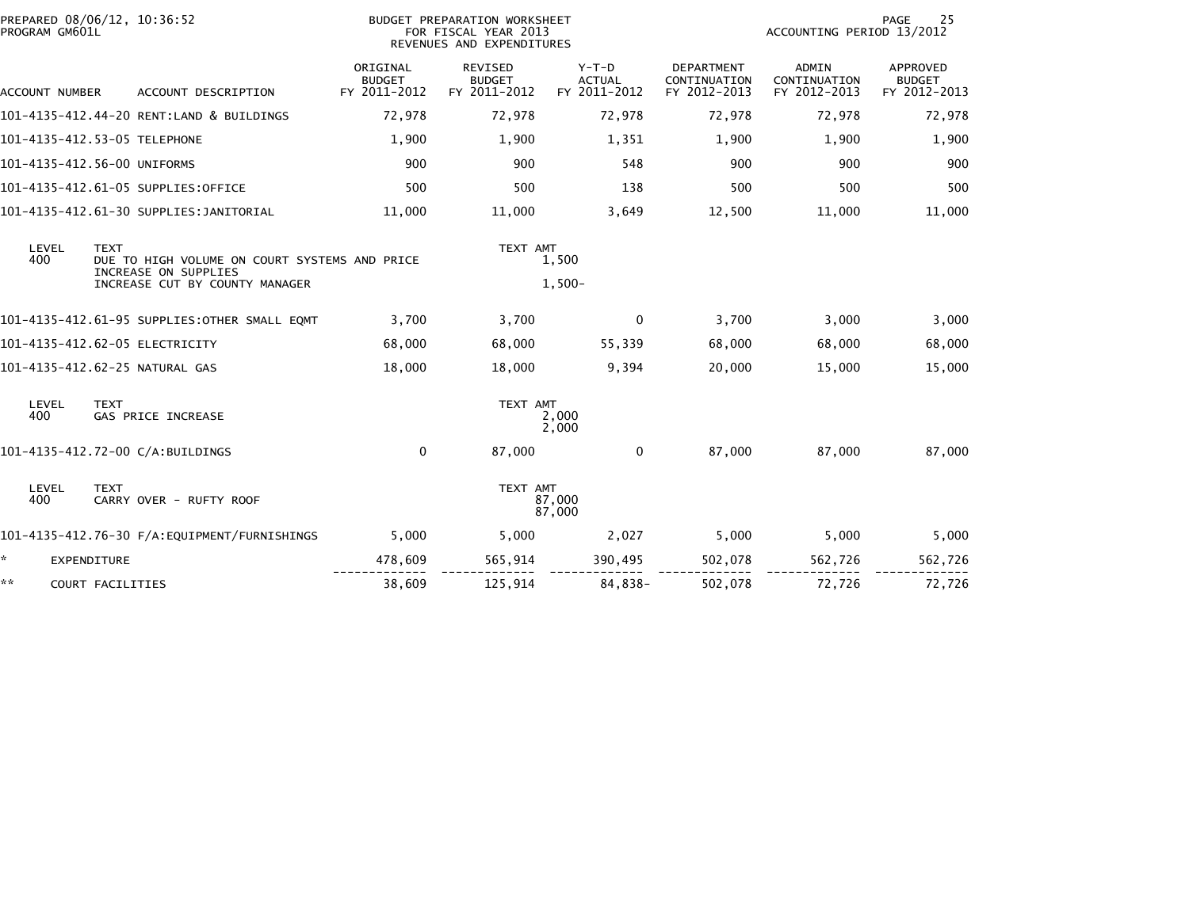PREPARED 08/06/12, 10:36:52
PROGRAM GM601L

BUDGET PREPARATION WORKSHEET
FOR FISCAL YEAR 2013
REVENUES AND EXPENDITURES

ACCOUNTING PERIOD 13/2012

| ACCOUNT NUMBER | ACCOUNT DESCRIPTION | ORIGINAL BUDGET FY 2011-2012 | REVISED BUDGET FY 2011-2012 | Y-T-D ACTUAL FY 2011-2012 | DEPARTMENT CONTINUATION FY 2012-2013 | ADMIN CONTINUATION FY 2012-2013 | APPROVED BUDGET FY 2012-2013 |
|---|---|---|---|---|---|---|---|
| 101-4135-412.44-20 | RENT:LAND & BUILDINGS | 72,978 | 72,978 | 72,978 | 72,978 | 72,978 | 72,978 |
| 101-4135-412.53-05 | TELEPHONE | 1,900 | 1,900 | 1,351 | 1,900 | 1,900 | 1,900 |
| 101-4135-412.56-00 | UNIFORMS | 900 | 900 | 548 | 900 | 900 | 900 |
| 101-4135-412.61-05 | SUPPLIES:OFFICE | 500 | 500 | 138 | 500 | 500 | 500 |
| 101-4135-412.61-30 | SUPPLIES:JANITORIAL | 11,000 | 11,000 | 3,649 | 12,500 | 11,000 | 11,000 |

| LEVEL | TEXT | TEXT AMT |
|---|---|---|
| 400 | DUE TO HIGH VOLUME ON COURT SYSTEMS AND PRICE INCREASE ON SUPPLIES | 1,500 |
| | INCREASE CUT BY COUNTY MANAGER | 1,500- |

| ACCOUNT NUMBER | ACCOUNT DESCRIPTION | ORIGINAL BUDGET FY 2011-2012 | REVISED BUDGET FY 2011-2012 | Y-T-D ACTUAL FY 2011-2012 | DEPARTMENT CONTINUATION FY 2012-2013 | ADMIN CONTINUATION FY 2012-2013 | APPROVED BUDGET FY 2012-2013 |
|---|---|---|---|---|---|---|---|
| 101-4135-412.61-95 | SUPPLIES:OTHER SMALL EQMT | 3,700 | 3,700 | 0 | 3,700 | 3,000 | 3,000 |
| 101-4135-412.62-05 | ELECTRICITY | 68,000 | 68,000 | 55,339 | 68,000 | 68,000 | 68,000 |
| 101-4135-412.62-25 | NATURAL GAS | 18,000 | 18,000 | 9,394 | 20,000 | 15,000 | 15,000 |

| LEVEL | TEXT | TEXT AMT |
|---|---|---|
| 400 | GAS PRICE INCREASE | 2,000 |
| | | 2,000 |

| ACCOUNT NUMBER | ACCOUNT DESCRIPTION | ORIGINAL BUDGET FY 2011-2012 | REVISED BUDGET FY 2011-2012 | Y-T-D ACTUAL FY 2011-2012 | DEPARTMENT CONTINUATION FY 2012-2013 | ADMIN CONTINUATION FY 2012-2013 | APPROVED BUDGET FY 2012-2013 |
|---|---|---|---|---|---|---|---|
| 101-4135-412.72-00 | C/A:BUILDINGS | 0 | 87,000 | 0 | 87,000 | 87,000 | 87,000 |

| LEVEL | TEXT | TEXT AMT |
|---|---|---|
| 400 | CARRY OVER - RUFTY ROOF | 87,000 |
| | | 87,000 |

| ACCOUNT NUMBER | ACCOUNT DESCRIPTION | ORIGINAL BUDGET FY 2011-2012 | REVISED BUDGET FY 2011-2012 | Y-T-D ACTUAL FY 2011-2012 | DEPARTMENT CONTINUATION FY 2012-2013 | ADMIN CONTINUATION FY 2012-2013 | APPROVED BUDGET FY 2012-2013 |
|---|---|---|---|---|---|---|---|
| 101-4135-412.76-30 | F/A:EQUIPMENT/FURNISHINGS | 5,000 | 5,000 | 2,027 | 5,000 | 5,000 | 5,000 |
| * | EXPENDITURE | 478,609 | 565,914 | 390,495 | 502,078 | 562,726 | 562,726 |
| ** | COURT FACILITIES | 38,609 | 125,914 | 84,838- | 502,078 | 72,726 | 72,726 |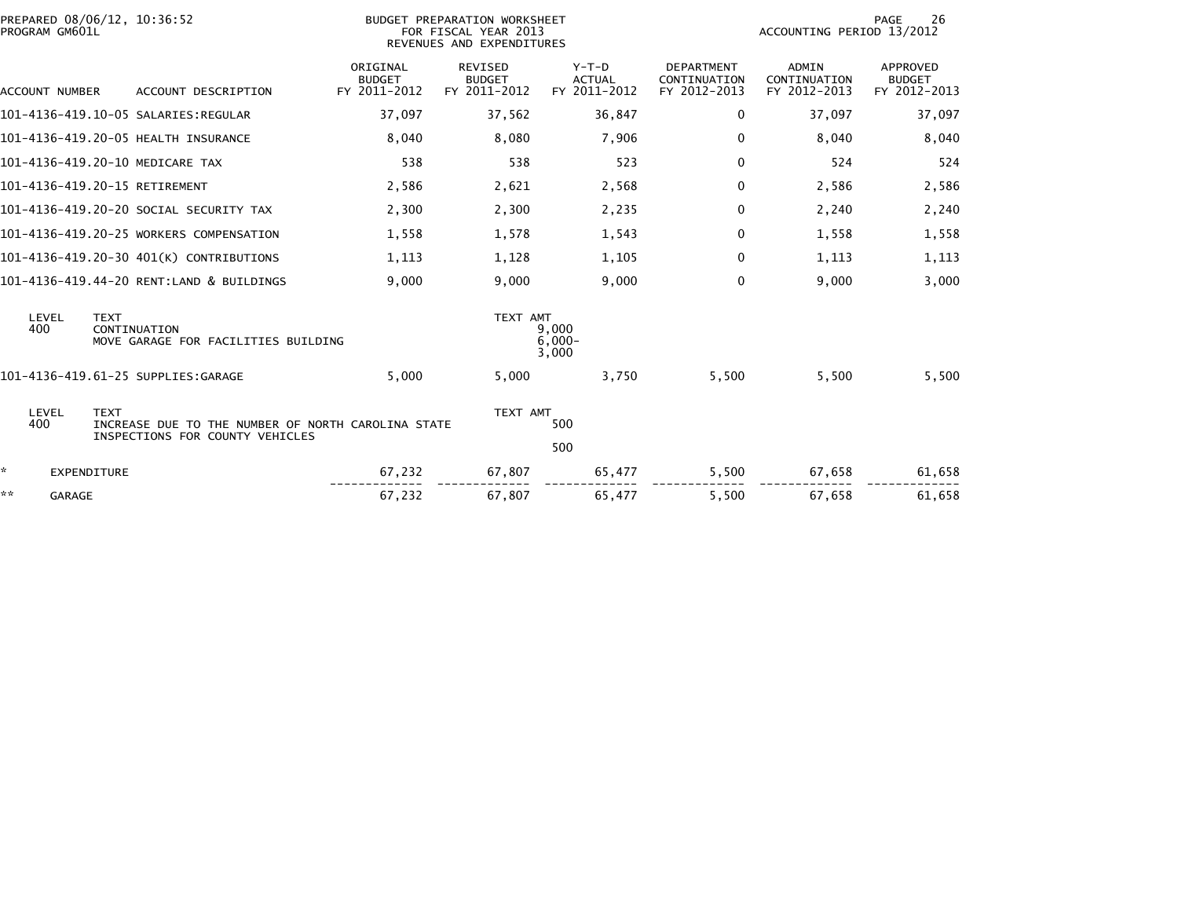PREPARED 08/06/12, 10:36:52
PROGRAM GM601L

BUDGET PREPARATION WORKSHEET
FOR FISCAL YEAR 2013
REVENUES AND EXPENDITURES

ACCOUNTING PERIOD 13/2012

| ACCOUNT NUMBER | ACCOUNT DESCRIPTION | ORIGINAL BUDGET FY 2011-2012 | REVISED BUDGET FY 2011-2012 | Y-T-D ACTUAL FY 2011-2012 | DEPARTMENT CONTINUATION FY 2012-2013 | ADMIN CONTINUATION FY 2012-2013 | APPROVED BUDGET FY 2012-2013 |
|---|---|---|---|---|---|---|---|
| 101-4136-419.10-05 | SALARIES:REGULAR | 37,097 | 37,562 | 36,847 | 0 | 37,097 | 37,097 |
| 101-4136-419.20-05 | HEALTH INSURANCE | 8,040 | 8,080 | 7,906 | 0 | 8,040 | 8,040 |
| 101-4136-419.20-10 | MEDICARE TAX | 538 | 538 | 523 | 0 | 524 | 524 |
| 101-4136-419.20-15 | RETIREMENT | 2,586 | 2,621 | 2,568 | 0 | 2,586 | 2,586 |
| 101-4136-419.20-20 | SOCIAL SECURITY TAX | 2,300 | 2,300 | 2,235 | 0 | 2,240 | 2,240 |
| 101-4136-419.20-25 | WORKERS COMPENSATION | 1,558 | 1,578 | 1,543 | 0 | 1,558 | 1,558 |
| 101-4136-419.20-30 | 401(K) CONTRIBUTIONS | 1,113 | 1,128 | 1,105 | 0 | 1,113 | 1,113 |
| 101-4136-419.44-20 | RENT:LAND & BUILDINGS | 9,000 | 9,000 | 9,000 | 0 | 9,000 | 3,000 |

| LEVEL | TEXT | TEXT AMT |
|---|---|---|
| 400 | CONTINUATION | 9,000 |
| | MOVE GARAGE FOR FACILITIES BUILDING | 6,000- |
| | | 3,000 |

| ACCOUNT NUMBER | ACCOUNT DESCRIPTION | ORIGINAL BUDGET FY 2011-2012 | REVISED BUDGET FY 2011-2012 | Y-T-D ACTUAL FY 2011-2012 | DEPARTMENT CONTINUATION FY 2012-2013 | ADMIN CONTINUATION FY 2012-2013 | APPROVED BUDGET FY 2012-2013 |
|---|---|---|---|---|---|---|---|
| 101-4136-419.61-25 | SUPPLIES:GARAGE | 5,000 | 5,000 | 3,750 | 5,500 | 5,500 | 5,500 |

| LEVEL | TEXT | TEXT AMT |
|---|---|---|
| 400 | INCREASE DUE TO THE NUMBER OF NORTH CAROLINA STATE INSPECTIONS FOR COUNTY VEHICLES | 500 |
| | | 500 |

| | | ORIGINAL BUDGET FY 2011-2012 | REVISED BUDGET FY 2011-2012 | Y-T-D ACTUAL FY 2011-2012 | DEPARTMENT CONTINUATION FY 2012-2013 | ADMIN CONTINUATION FY 2012-2013 | APPROVED BUDGET FY 2012-2013 |
|---|---|---|---|---|---|---|---|
| * | EXPENDITURE | 67,232 | 67,807 | 65,477 | 5,500 | 67,658 | 61,658 |
| ** | GARAGE | 67,232 | 67,807 | 65,477 | 5,500 | 67,658 | 61,658 |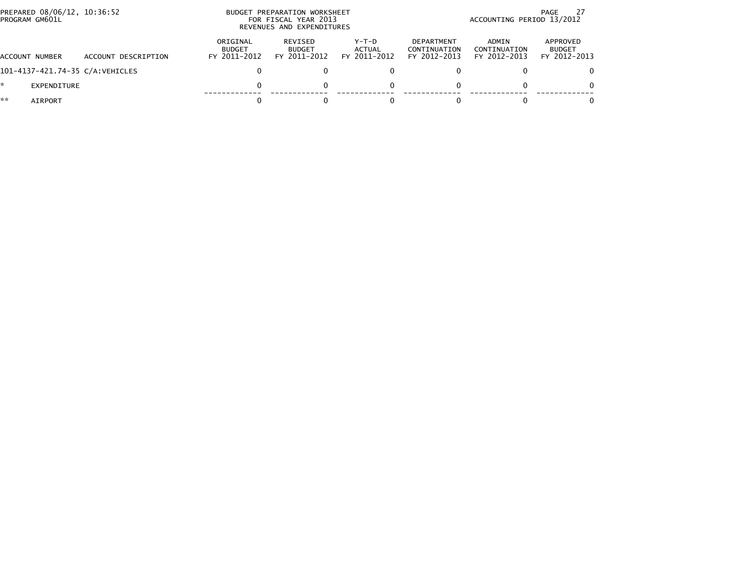BUDGET PREPARATION WORKSHEET
FOR FISCAL YEAR 2013
REVENUES AND EXPENDITURES

PREPARED 08/06/12, 10:36:52
PROGRAM GM601L

ACCOUNTING PERIOD 13/2012

| ACCOUNT NUMBER | ACCOUNT DESCRIPTION | ORIGINAL BUDGET FY 2011-2012 | REVISED BUDGET FY 2011-2012 | Y-T-D ACTUAL FY 2011-2012 | DEPARTMENT CONTINUATION FY 2012-2013 | ADMIN CONTINUATION FY 2012-2013 | APPROVED BUDGET FY 2012-2013 |
|---|---|---|---|---|---|---|---|
| 101-4137-421.74-35 | C/A:VEHICLES | 0 | 0 | 0 | 0 | 0 | 0 |
| * | EXPENDITURE | 0 | 0 | 0 | 0 | 0 | 0 |
| ** | AIRPORT | 0 | 0 | 0 | 0 | 0 | 0 |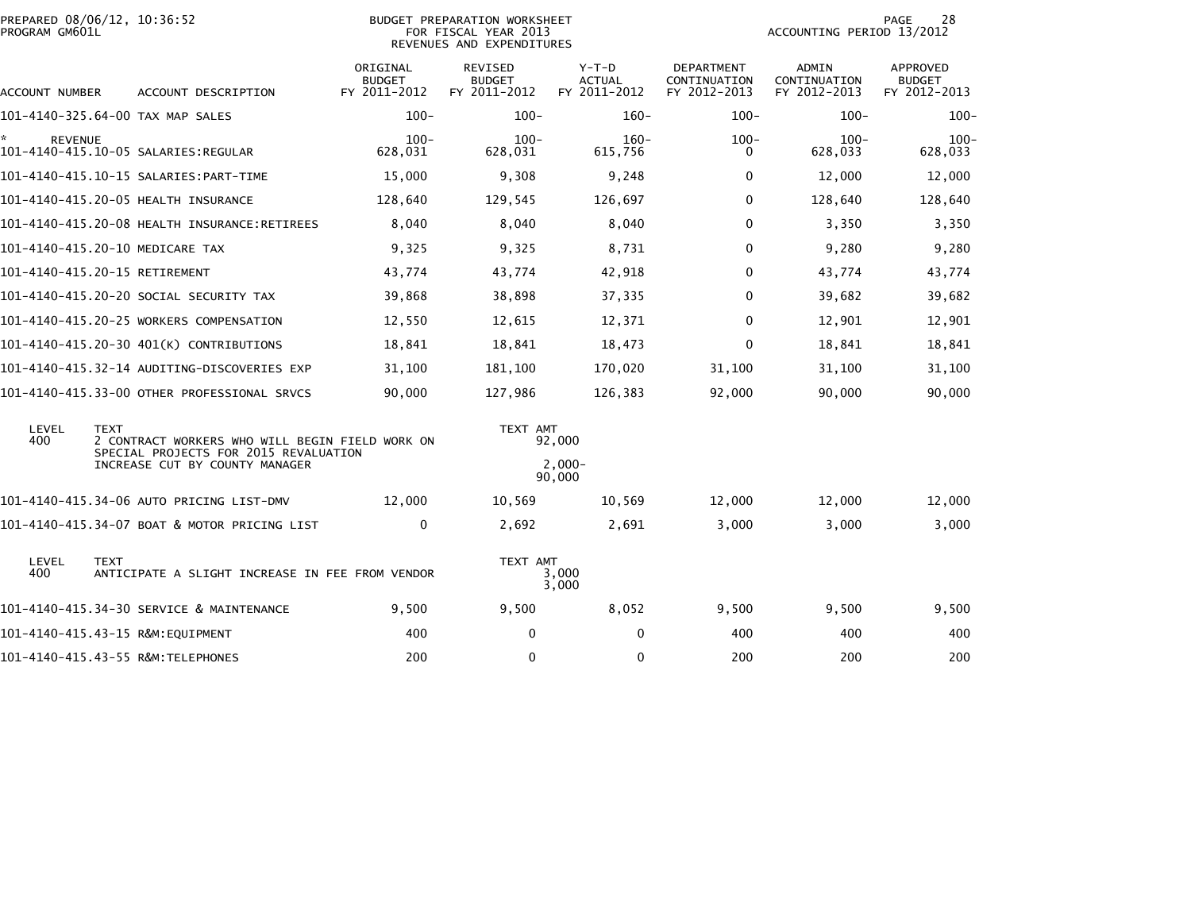PREPARED 08/06/12, 10:36:52
PROGRAM GM601L

BUDGET PREPARATION WORKSHEET
FOR FISCAL YEAR 2013
REVENUES AND EXPENDITURES

ACCOUNTING PERIOD 13/2012

| ACCOUNT NUMBER | ACCOUNT DESCRIPTION | ORIGINAL BUDGET FY 2011-2012 | REVISED BUDGET FY 2011-2012 | Y-T-D ACTUAL FY 2011-2012 | DEPARTMENT CONTINUATION FY 2012-2013 | ADMIN CONTINUATION FY 2012-2013 | APPROVED BUDGET FY 2012-2013 |
|---|---|---|---|---|---|---|---|
| 101-4140-325.64-00 | TAX MAP SALES | 100- | 100- | 160- | 100- | 100- | 100- |
| * REVENUE | | 100- | 100- | 160- | 100- | 100- | 100- |
| 101-4140-415.10-05 | SALARIES:REGULAR | 628,031 | 628,031 | 615,756 | 0 | 628,033 | 628,033 |
| 101-4140-415.10-15 | SALARIES:PART-TIME | 15,000 | 9,308 | 9,248 | 0 | 12,000 | 12,000 |
| 101-4140-415.20-05 | HEALTH INSURANCE | 128,640 | 129,545 | 126,697 | 0 | 128,640 | 128,640 |
| 101-4140-415.20-08 | HEALTH INSURANCE:RETIREES | 8,040 | 8,040 | 8,040 | 0 | 3,350 | 3,350 |
| 101-4140-415.20-10 | MEDICARE TAX | 9,325 | 9,325 | 8,731 | 0 | 9,280 | 9,280 |
| 101-4140-415.20-15 | RETIREMENT | 43,774 | 43,774 | 42,918 | 0 | 43,774 | 43,774 |
| 101-4140-415.20-20 | SOCIAL SECURITY TAX | 39,868 | 38,898 | 37,335 | 0 | 39,682 | 39,682 |
| 101-4140-415.20-25 | WORKERS COMPENSATION | 12,550 | 12,615 | 12,371 | 0 | 12,901 | 12,901 |
| 101-4140-415.20-30 | 401(K) CONTRIBUTIONS | 18,841 | 18,841 | 18,473 | 0 | 18,841 | 18,841 |
| 101-4140-415.32-14 | AUDITING-DISCOVERIES EXP | 31,100 | 181,100 | 170,020 | 31,100 | 31,100 | 31,100 |
| 101-4140-415.33-00 | OTHER PROFESSIONAL SRVCS | 90,000 | 127,986 | 126,383 | 92,000 | 90,000 | 90,000 |

| LEVEL | TEXT | TEXT AMT |
|---|---|---|
| 400 | 2 CONTRACT WORKERS WHO WILL BEGIN FIELD WORK ON SPECIAL PROJECTS FOR 2015 REVALUATION | 92,000 |
| | INCREASE CUT BY COUNTY MANAGER | 2,000- |
| | | 90,000 |

| ACCOUNT NUMBER | ACCOUNT DESCRIPTION | ORIGINAL BUDGET FY 2011-2012 | REVISED BUDGET FY 2011-2012 | Y-T-D ACTUAL FY 2011-2012 | DEPARTMENT CONTINUATION FY 2012-2013 | ADMIN CONTINUATION FY 2012-2013 | APPROVED BUDGET FY 2012-2013 |
|---|---|---|---|---|---|---|---|
| 101-4140-415.34-06 | AUTO PRICING LIST-DMV | 12,000 | 10,569 | 10,569 | 12,000 | 12,000 | 12,000 |
| 101-4140-415.34-07 | BOAT & MOTOR PRICING LIST | 0 | 2,692 | 2,691 | 3,000 | 3,000 | 3,000 |

| LEVEL | TEXT | TEXT AMT |
|---|---|---|
| 400 | ANTICIPATE A SLIGHT INCREASE IN FEE FROM VENDOR | 3,000 |
| | | 3,000 |

| ACCOUNT NUMBER | ACCOUNT DESCRIPTION | ORIGINAL BUDGET FY 2011-2012 | REVISED BUDGET FY 2011-2012 | Y-T-D ACTUAL FY 2011-2012 | DEPARTMENT CONTINUATION FY 2012-2013 | ADMIN CONTINUATION FY 2012-2013 | APPROVED BUDGET FY 2012-2013 |
|---|---|---|---|---|---|---|---|
| 101-4140-415.34-30 | SERVICE & MAINTENANCE | 9,500 | 9,500 | 8,052 | 9,500 | 9,500 | 9,500 |
| 101-4140-415.43-15 | R&M:EQUIPMENT | 400 | 0 | 0 | 400 | 400 | 400 |
| 101-4140-415.43-55 | R&M:TELEPHONES | 200 | 0 | 0 | 200 | 200 | 200 |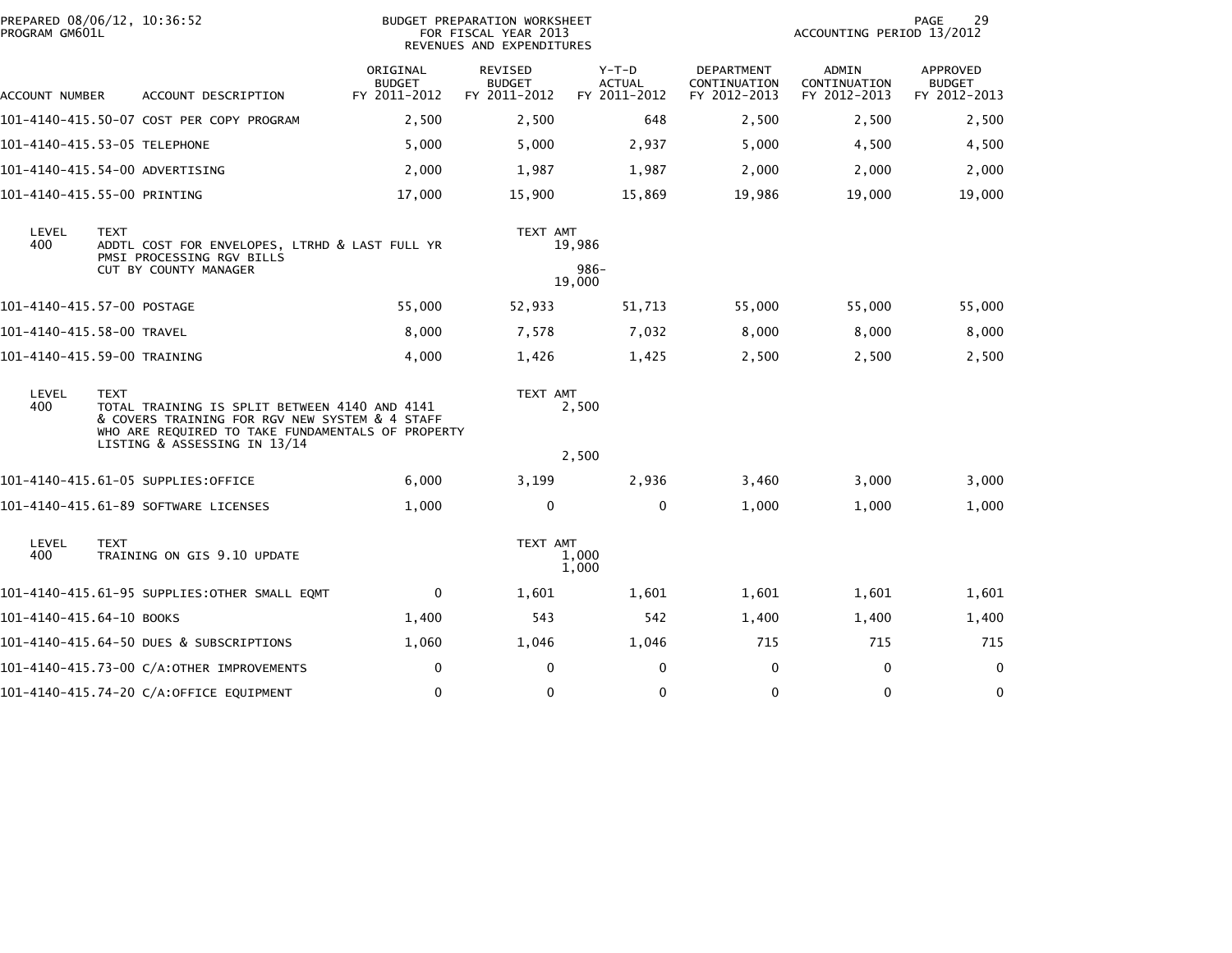PREPARED 08/06/12, 10:36:52
PROGRAM GM601L

BUDGET PREPARATION WORKSHEET
FOR FISCAL YEAR 2013
REVENUES AND EXPENDITURES

ACCOUNTING PERIOD 13/2012

| ACCOUNT NUMBER | ACCOUNT DESCRIPTION | ORIGINAL BUDGET FY 2011-2012 | REVISED BUDGET FY 2011-2012 | Y-T-D ACTUAL FY 2011-2012 | DEPARTMENT CONTINUATION FY 2012-2013 | ADMIN CONTINUATION FY 2012-2013 | APPROVED BUDGET FY 2012-2013 |
|---|---|---|---|---|---|---|---|
| 101-4140-415.50-07 | COST PER COPY PROGRAM | 2,500 | 2,500 | 648 | 2,500 | 2,500 | 2,500 |
| 101-4140-415.53-05 | TELEPHONE | 5,000 | 5,000 | 2,937 | 5,000 | 4,500 | 4,500 |
| 101-4140-415.54-00 | ADVERTISING | 2,000 | 1,987 | 1,987 | 2,000 | 2,000 | 2,000 |
| 101-4140-415.55-00 | PRINTING | 17,000 | 15,900 | 15,869 | 19,986 | 19,000 | 19,000 |

| LEVEL | TEXT | TEXT AMT |
|---|---|---|
| 400 | ADDTL COST FOR ENVELOPES, LTRHD & LAST FULL YR PMSI PROCESSING RGV BILLS | 19,986 |
| | CUT BY COUNTY MANAGER | 986- |
| | | 19,000 |

| ACCOUNT NUMBER | ACCOUNT DESCRIPTION | ORIGINAL BUDGET FY 2011-2012 | REVISED BUDGET FY 2011-2012 | Y-T-D ACTUAL FY 2011-2012 | DEPARTMENT CONTINUATION FY 2012-2013 | ADMIN CONTINUATION FY 2012-2013 | APPROVED BUDGET FY 2012-2013 |
|---|---|---|---|---|---|---|---|
| 101-4140-415.57-00 | POSTAGE | 55,000 | 52,933 | 51,713 | 55,000 | 55,000 | 55,000 |
| 101-4140-415.58-00 | TRAVEL | 8,000 | 7,578 | 7,032 | 8,000 | 8,000 | 8,000 |
| 101-4140-415.59-00 | TRAINING | 4,000 | 1,426 | 1,425 | 2,500 | 2,500 | 2,500 |

| LEVEL | TEXT | TEXT AMT |
|---|---|---|
| 400 | TOTAL TRAINING IS SPLIT BETWEEN 4140 AND 4141 & COVERS TRAINING FOR RGV NEW SYSTEM & 4 STAFF WHO ARE REQUIRED TO TAKE FUNDAMENTALS OF PROPERTY LISTING & ASSESSING IN 13/14 | 2,500 |
| | | 2,500 |

| ACCOUNT NUMBER | ACCOUNT DESCRIPTION | ORIGINAL BUDGET FY 2011-2012 | REVISED BUDGET FY 2011-2012 | Y-T-D ACTUAL FY 2011-2012 | DEPARTMENT CONTINUATION FY 2012-2013 | ADMIN CONTINUATION FY 2012-2013 | APPROVED BUDGET FY 2012-2013 |
|---|---|---|---|---|---|---|---|
| 101-4140-415.61-05 | SUPPLIES:OFFICE | 6,000 | 3,199 | 2,936 | 3,460 | 3,000 | 3,000 |
| 101-4140-415.61-89 | SOFTWARE LICENSES | 1,000 | 0 | 0 | 1,000 | 1,000 | 1,000 |

| LEVEL | TEXT | TEXT AMT |
|---|---|---|
| 400 | TRAINING ON GIS 9.10 UPDATE | 1,000 |
| | | 1,000 |

| ACCOUNT NUMBER | ACCOUNT DESCRIPTION | ORIGINAL BUDGET FY 2011-2012 | REVISED BUDGET FY 2011-2012 | Y-T-D ACTUAL FY 2011-2012 | DEPARTMENT CONTINUATION FY 2012-2013 | ADMIN CONTINUATION FY 2012-2013 | APPROVED BUDGET FY 2012-2013 |
|---|---|---|---|---|---|---|---|
| 101-4140-415.61-95 | SUPPLIES:OTHER SMALL EQMT | 0 | 1,601 | 1,601 | 1,601 | 1,601 | 1,601 |
| 101-4140-415.64-10 | BOOKS | 1,400 | 543 | 542 | 1,400 | 1,400 | 1,400 |
| 101-4140-415.64-50 | DUES & SUBSCRIPTIONS | 1,060 | 1,046 | 1,046 | 715 | 715 | 715 |
| 101-4140-415.73-00 | C/A:OTHER IMPROVEMENTS | 0 | 0 | 0 | 0 | 0 | 0 |
| 101-4140-415.74-20 | C/A:OFFICE EQUIPMENT | 0 | 0 | 0 | 0 | 0 | 0 |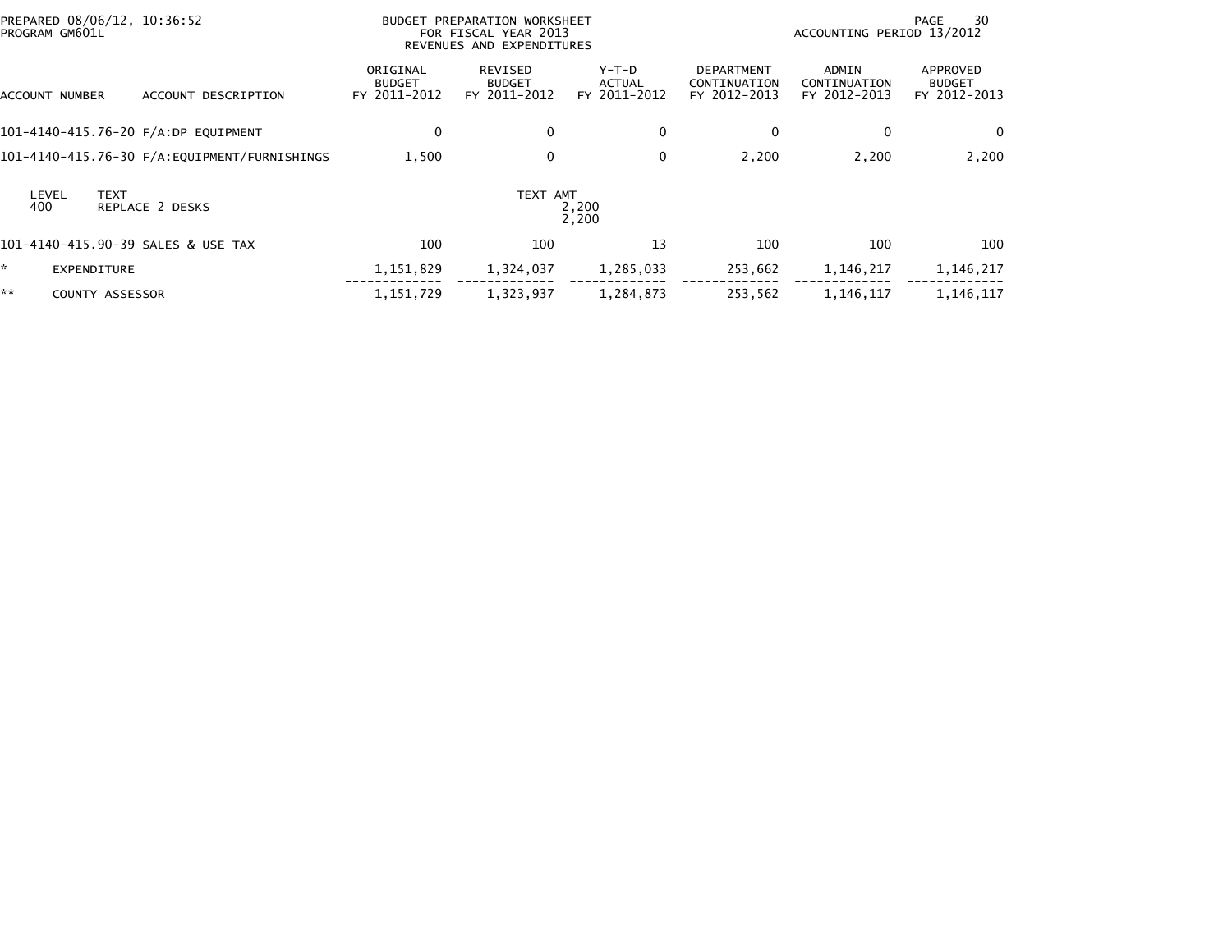PREPARED 08/06/12, 10:36:52
PROGRAM GM601L

BUDGET PREPARATION WORKSHEET
FOR FISCAL YEAR 2013
REVENUES AND EXPENDITURES

ACCOUNTING PERIOD 13/2012

| ACCOUNT NUMBER | ACCOUNT DESCRIPTION | ORIGINAL BUDGET FY 2011-2012 | REVISED BUDGET FY 2011-2012 | Y-T-D ACTUAL FY 2011-2012 | DEPARTMENT CONTINUATION FY 2012-2013 | ADMIN CONTINUATION FY 2012-2013 | APPROVED BUDGET FY 2012-2013 |
|---|---|---|---|---|---|---|---|
| 101-4140-415.76-20 | F/A:DP EQUIPMENT | 0 | 0 | 0 | 0 | 0 | 0 |
| 101-4140-415.76-30 | F/A:EQUIPMENT/FURNISHINGS | 1,500 | 0 | 0 | 2,200 | 2,200 | 2,200 |

| LEVEL | TEXT | TEXT AMT |
|---|---|---|
| 400 | REPLACE 2 DESKS | 2,200 |
| | | 2,200 |

| ACCOUNT NUMBER | ACCOUNT DESCRIPTION | ORIGINAL BUDGET FY 2011-2012 | REVISED BUDGET FY 2011-2012 | Y-T-D ACTUAL FY 2011-2012 | DEPARTMENT CONTINUATION FY 2012-2013 | ADMIN CONTINUATION FY 2012-2013 | APPROVED BUDGET FY 2012-2013 |
|---|---|---|---|---|---|---|---|
| 101-4140-415.90-39 | SALES & USE TAX | 100 | 100 | 13 | 100 | 100 | 100 |
| * | EXPENDITURE | 1,151,829 | 1,324,037 | 1,285,033 | 253,662 | 1,146,217 | 1,146,217 |
| ** | COUNTY ASSESSOR | 1,151,729 | 1,323,937 | 1,284,873 | 253,562 | 1,146,117 | 1,146,117 |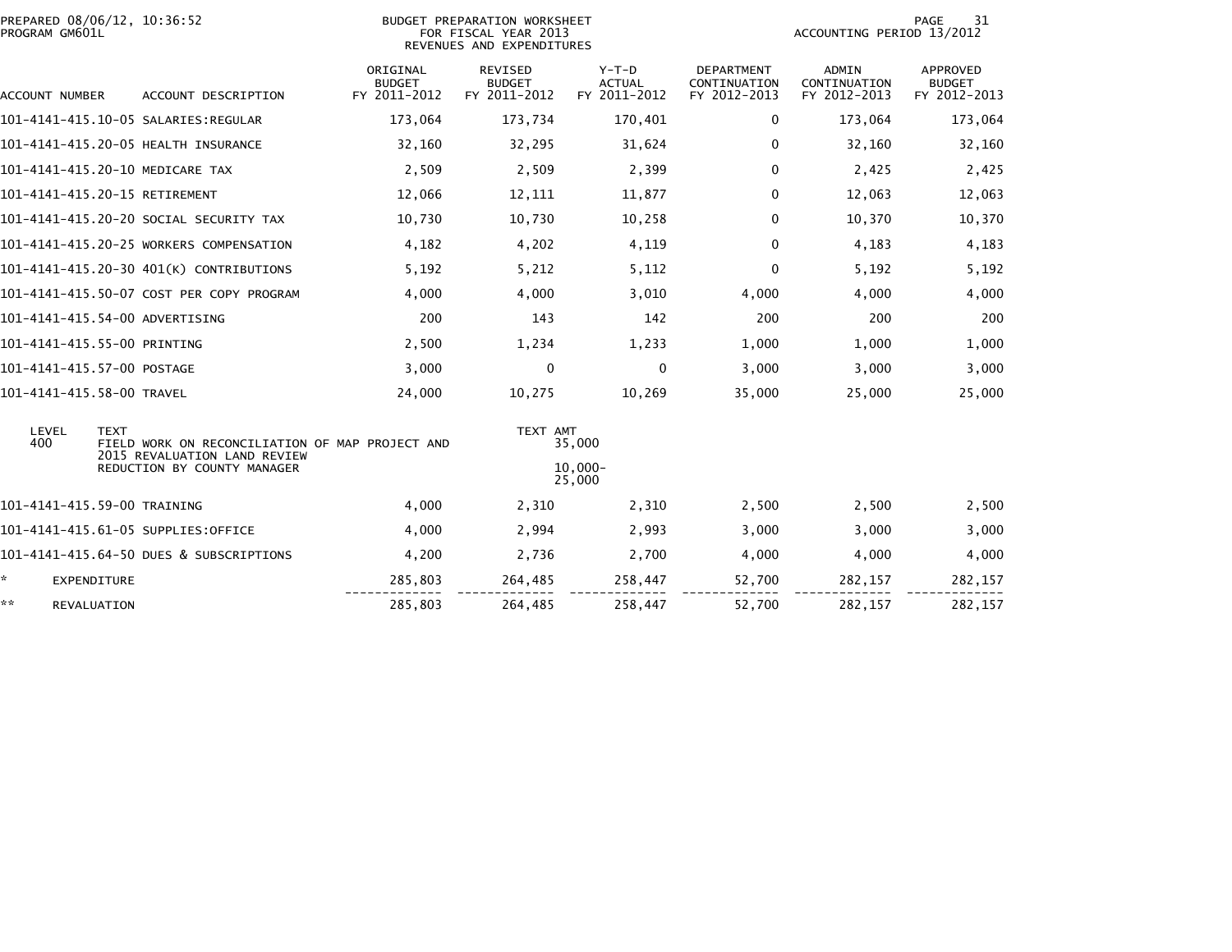PREPARED 08/06/12, 10:36:52
PROGRAM GM601L

BUDGET PREPARATION WORKSHEET
FOR FISCAL YEAR 2013
REVENUES AND EXPENDITURES

ACCOUNTING PERIOD 13/2012

| ACCOUNT NUMBER | ACCOUNT DESCRIPTION | ORIGINAL BUDGET FY 2011-2012 | REVISED BUDGET FY 2011-2012 | Y-T-D ACTUAL FY 2011-2012 | DEPARTMENT CONTINUATION FY 2012-2013 | ADMIN CONTINUATION FY 2012-2013 | APPROVED BUDGET FY 2012-2013 |
|---|---|---|---|---|---|---|---|
| 101-4141-415.10-05 | SALARIES:REGULAR | 173,064 | 173,734 | 170,401 | 0 | 173,064 | 173,064 |
| 101-4141-415.20-05 | HEALTH INSURANCE | 32,160 | 32,295 | 31,624 | 0 | 32,160 | 32,160 |
| 101-4141-415.20-10 | MEDICARE TAX | 2,509 | 2,509 | 2,399 | 0 | 2,425 | 2,425 |
| 101-4141-415.20-15 | RETIREMENT | 12,066 | 12,111 | 11,877 | 0 | 12,063 | 12,063 |
| 101-4141-415.20-20 | SOCIAL SECURITY TAX | 10,730 | 10,730 | 10,258 | 0 | 10,370 | 10,370 |
| 101-4141-415.20-25 | WORKERS COMPENSATION | 4,182 | 4,202 | 4,119 | 0 | 4,183 | 4,183 |
| 101-4141-415.20-30 | 401(K) CONTRIBUTIONS | 5,192 | 5,212 | 5,112 | 0 | 5,192 | 5,192 |
| 101-4141-415.50-07 | COST PER COPY PROGRAM | 4,000 | 4,000 | 3,010 | 4,000 | 4,000 | 4,000 |
| 101-4141-415.54-00 | ADVERTISING | 200 | 143 | 142 | 200 | 200 | 200 |
| 101-4141-415.55-00 | PRINTING | 2,500 | 1,234 | 1,233 | 1,000 | 1,000 | 1,000 |
| 101-4141-415.57-00 | POSTAGE | 3,000 | 0 | 0 | 3,000 | 3,000 | 3,000 |
| 101-4141-415.58-00 | TRAVEL | 24,000 | 10,275 | 10,269 | 35,000 | 25,000 | 25,000 |

| LEVEL | TEXT | TEXT AMT |
|---|---|---|
| 400 | FIELD WORK ON RECONCILIATION OF MAP PROJECT AND 2015 REVALUATION LAND REVIEW | 35,000 |
| | REDUCTION BY COUNTY MANAGER | 10,000- |
| | | 25,000 |

| ACCOUNT NUMBER | ACCOUNT DESCRIPTION | ORIGINAL BUDGET FY 2011-2012 | REVISED BUDGET FY 2011-2012 | Y-T-D ACTUAL FY 2011-2012 | DEPARTMENT CONTINUATION FY 2012-2013 | ADMIN CONTINUATION FY 2012-2013 | APPROVED BUDGET FY 2012-2013 |
|---|---|---|---|---|---|---|---|
| 101-4141-415.59-00 | TRAINING | 4,000 | 2,310 | 2,310 | 2,500 | 2,500 | 2,500 |
| 101-4141-415.61-05 | SUPPLIES:OFFICE | 4,000 | 2,994 | 2,993 | 3,000 | 3,000 | 3,000 |
| 101-4141-415.64-50 | DUES & SUBSCRIPTIONS | 4,200 | 2,736 | 2,700 | 4,000 | 4,000 | 4,000 |
| * | EXPENDITURE | 285,803 | 264,485 | 258,447 | 52,700 | 282,157 | 282,157 |
| ** | REVALUATION | 285,803 | 264,485 | 258,447 | 52,700 | 282,157 | 282,157 |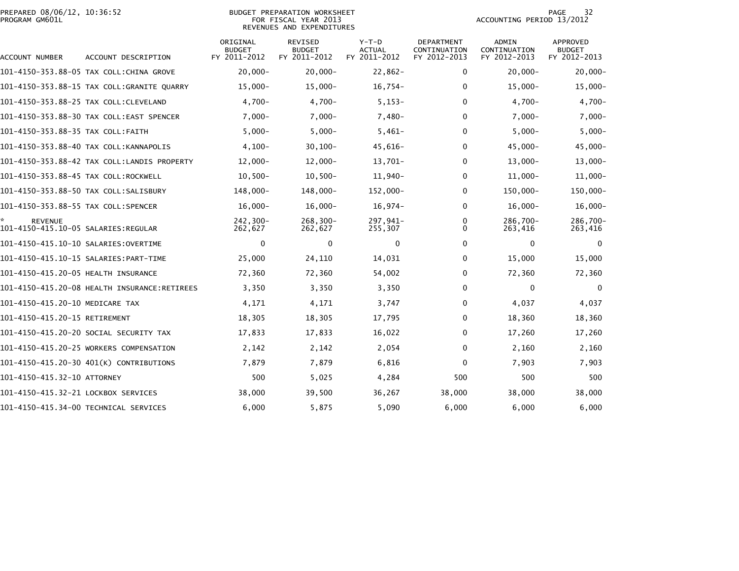PREPARED 08/06/12, 10:36:52
PROGRAM GM601L

BUDGET PREPARATION WORKSHEET
FOR FISCAL YEAR 2013
REVENUES AND EXPENDITURES

ACCOUNTING PERIOD 13/2012

| ACCOUNT NUMBER | ACCOUNT DESCRIPTION | ORIGINAL BUDGET FY 2011-2012 | REVISED BUDGET FY 2011-2012 | Y-T-D ACTUAL FY 2011-2012 | DEPARTMENT CONTINUATION FY 2012-2013 | ADMIN CONTINUATION FY 2012-2013 | APPROVED BUDGET FY 2012-2013 |
|---|---|---|---|---|---|---|---|
| 101-4150-353.88-05 | TAX COLL:CHINA GROVE | 20,000- | 20,000- | 22,862- | 0 | 20,000- | 20,000- |
| 101-4150-353.88-15 | TAX COLL:GRANITE QUARRY | 15,000- | 15,000- | 16,754- | 0 | 15,000- | 15,000- |
| 101-4150-353.88-25 | TAX COLL:CLEVELAND | 4,700- | 4,700- | 5,153- | 0 | 4,700- | 4,700- |
| 101-4150-353.88-30 | TAX COLL:EAST SPENCER | 7,000- | 7,000- | 7,480- | 0 | 7,000- | 7,000- |
| 101-4150-353.88-35 | TAX COLL:FAITH | 5,000- | 5,000- | 5,461- | 0 | 5,000- | 5,000- |
| 101-4150-353.88-40 | TAX COLL:KANNAPOLIS | 4,100- | 30,100- | 45,616- | 0 | 45,000- | 45,000- |
| 101-4150-353.88-42 | TAX COLL:LANDIS PROPERTY | 12,000- | 12,000- | 13,701- | 0 | 13,000- | 13,000- |
| 101-4150-353.88-45 | TAX COLL:ROCKWELL | 10,500- | 10,500- | 11,940- | 0 | 11,000- | 11,000- |
| 101-4150-353.88-50 | TAX COLL:SALISBURY | 148,000- | 148,000- | 152,000- | 0 | 150,000- | 150,000- |
| 101-4150-353.88-55 | TAX COLL:SPENCER | 16,000- | 16,000- | 16,974- | 0 | 16,000- | 16,000- |
| * REVENUE | | 242,300- | 268,300- | 297,941- | 0 | 286,700- | 286,700- |
| 101-4150-415.10-05 | SALARIES:REGULAR | 262,627 | 262,627 | 255,307 | 0 | 263,416 | 263,416 |
| 101-4150-415.10-10 | SALARIES:OVERTIME | 0 | 0 | 0 | 0 | 0 | 0 |
| 101-4150-415.10-15 | SALARIES:PART-TIME | 25,000 | 24,110 | 14,031 | 0 | 15,000 | 15,000 |
| 101-4150-415.20-05 | HEALTH INSURANCE | 72,360 | 72,360 | 54,002 | 0 | 72,360 | 72,360 |
| 101-4150-415.20-08 | HEALTH INSURANCE:RETIREES | 3,350 | 3,350 | 3,350 | 0 | 0 | 0 |
| 101-4150-415.20-10 | MEDICARE TAX | 4,171 | 4,171 | 3,747 | 0 | 4,037 | 4,037 |
| 101-4150-415.20-15 | RETIREMENT | 18,305 | 18,305 | 17,795 | 0 | 18,360 | 18,360 |
| 101-4150-415.20-20 | SOCIAL SECURITY TAX | 17,833 | 17,833 | 16,022 | 0 | 17,260 | 17,260 |
| 101-4150-415.20-25 | WORKERS COMPENSATION | 2,142 | 2,142 | 2,054 | 0 | 2,160 | 2,160 |
| 101-4150-415.20-30 | 401(K) CONTRIBUTIONS | 7,879 | 7,879 | 6,816 | 0 | 7,903 | 7,903 |
| 101-4150-415.32-10 | ATTORNEY | 500 | 5,025 | 4,284 | 500 | 500 | 500 |
| 101-4150-415.32-21 | LOCKBOX SERVICES | 38,000 | 39,500 | 36,267 | 38,000 | 38,000 | 38,000 |
| 101-4150-415.34-00 | TECHNICAL SERVICES | 6,000 | 5,875 | 5,090 | 6,000 | 6,000 | 6,000 |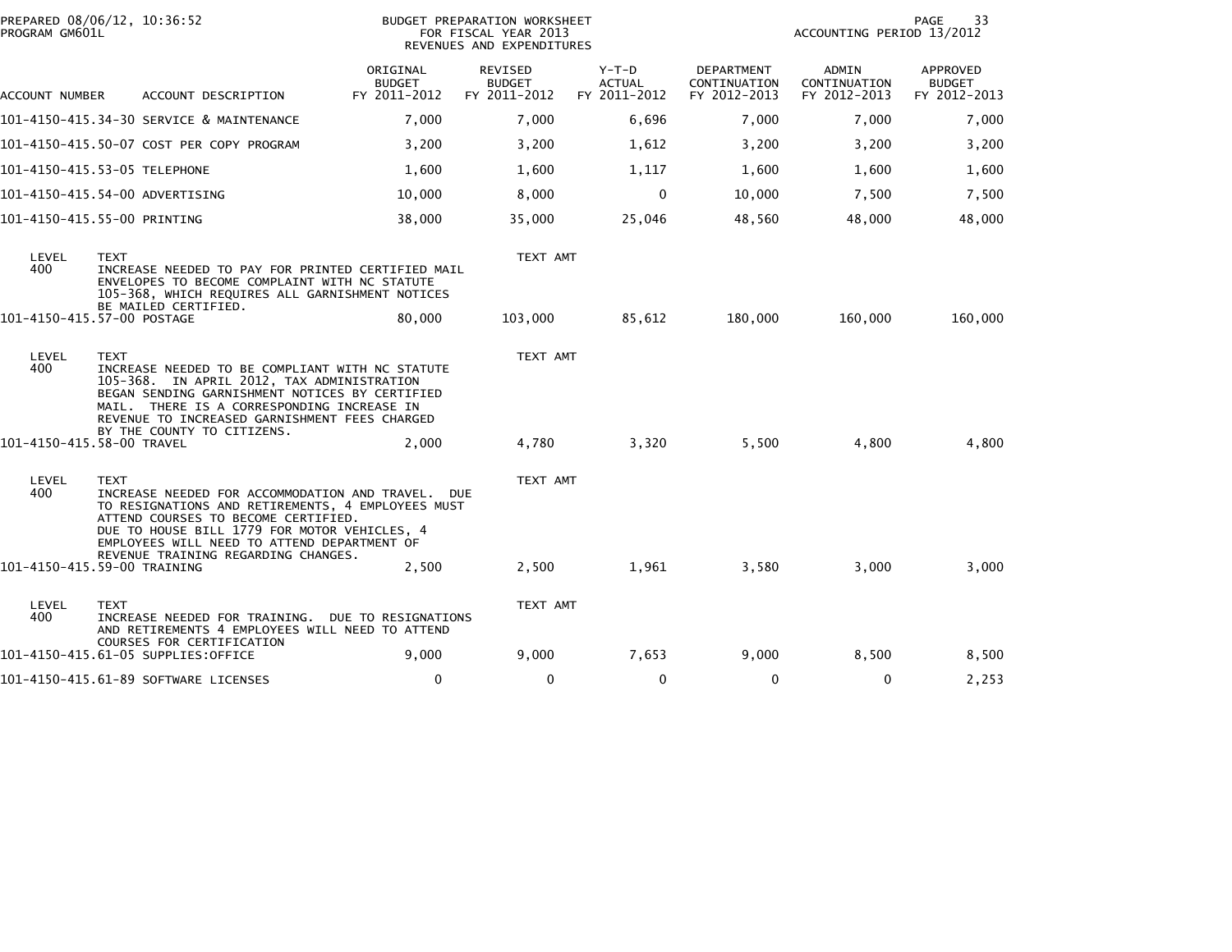PREPARED 08/06/12, 10:36:52
PROGRAM GM601L

BUDGET PREPARATION WORKSHEET
FOR FISCAL YEAR 2013
REVENUES AND EXPENDITURES

ACCOUNTING PERIOD 13/2012

| ACCOUNT NUMBER | ACCOUNT DESCRIPTION | ORIGINAL BUDGET FY 2011-2012 | REVISED BUDGET FY 2011-2012 | Y-T-D ACTUAL FY 2011-2012 | DEPARTMENT CONTINUATION FY 2012-2013 | ADMIN CONTINUATION FY 2012-2013 | APPROVED BUDGET FY 2012-2013 |
|---|---|---|---|---|---|---|---|
| 101-4150-415.34-30 | SERVICE & MAINTENANCE | 7,000 | 7,000 | 6,696 | 7,000 | 7,000 | 7,000 |
| 101-4150-415.50-07 | COST PER COPY PROGRAM | 3,200 | 3,200 | 1,612 | 3,200 | 3,200 | 3,200 |
| 101-4150-415.53-05 | TELEPHONE | 1,600 | 1,600 | 1,117 | 1,600 | 1,600 | 1,600 |
| 101-4150-415.54-00 | ADVERTISING | 10,000 | 8,000 | 0 | 10,000 | 7,500 | 7,500 |
| 101-4150-415.55-00 | PRINTING | 38,000 | 35,000 | 25,046 | 48,560 | 48,000 | 48,000 |

| LEVEL | TEXT | TEXT AMT |
|---|---|---|
| 400 | INCREASE NEEDED TO PAY FOR PRINTED CERTIFIED MAIL ENVELOPES TO BECOME COMPLAINT WITH NC STATUTE 105-368, WHICH REQUIRES ALL GARNISHMENT NOTICES BE MAILED CERTIFIED. | |

| ACCOUNT NUMBER | ACCOUNT DESCRIPTION | ORIGINAL BUDGET FY 2011-2012 | REVISED BUDGET FY 2011-2012 | Y-T-D ACTUAL FY 2011-2012 | DEPARTMENT CONTINUATION FY 2012-2013 | ADMIN CONTINUATION FY 2012-2013 | APPROVED BUDGET FY 2012-2013 |
|---|---|---|---|---|---|---|---|
| 101-4150-415.57-00 | POSTAGE | 80,000 | 103,000 | 85,612 | 180,000 | 160,000 | 160,000 |

| LEVEL | TEXT | TEXT AMT |
|---|---|---|
| 400 | INCREASE NEEDED TO BE COMPLIANT WITH NC STATUTE 105-368. IN APRIL 2012, TAX ADMINISTRATION BEGAN SENDING GARNISHMENT NOTICES BY CERTIFIED MAIL. THERE IS A CORRESPONDING INCREASE IN REVENUE TO INCREASED GARNISHMENT FEES CHARGED BY THE COUNTY TO CITIZENS. | |

| ACCOUNT NUMBER | ACCOUNT DESCRIPTION | ORIGINAL BUDGET FY 2011-2012 | REVISED BUDGET FY 2011-2012 | Y-T-D ACTUAL FY 2011-2012 | DEPARTMENT CONTINUATION FY 2012-2013 | ADMIN CONTINUATION FY 2012-2013 | APPROVED BUDGET FY 2012-2013 |
|---|---|---|---|---|---|---|---|
| 101-4150-415.58-00 | TRAVEL | 2,000 | 4,780 | 3,320 | 5,500 | 4,800 | 4,800 |

| LEVEL | TEXT | TEXT AMT |
|---|---|---|
| 400 | INCREASE NEEDED FOR ACCOMMODATION AND TRAVEL. DUE TO RESIGNATIONS AND RETIREMENTS, 4 EMPLOYEES MUST ATTEND COURSES TO BECOME CERTIFIED. DUE TO HOUSE BILL 1779 FOR MOTOR VEHICLES, 4 EMPLOYEES WILL NEED TO ATTEND DEPARTMENT OF REVENUE TRAINING REGARDING CHANGES. | |

| ACCOUNT NUMBER | ACCOUNT DESCRIPTION | ORIGINAL BUDGET FY 2011-2012 | REVISED BUDGET FY 2011-2012 | Y-T-D ACTUAL FY 2011-2012 | DEPARTMENT CONTINUATION FY 2012-2013 | ADMIN CONTINUATION FY 2012-2013 | APPROVED BUDGET FY 2012-2013 |
|---|---|---|---|---|---|---|---|
| 101-4150-415.59-00 | TRAINING | 2,500 | 2,500 | 1,961 | 3,580 | 3,000 | 3,000 |

| LEVEL | TEXT | TEXT AMT |
|---|---|---|
| 400 | INCREASE NEEDED FOR TRAINING. DUE TO RESIGNATIONS AND RETIREMENTS 4 EMPLOYEES WILL NEED TO ATTEND COURSES FOR CERTIFICATION | |

| ACCOUNT NUMBER | ACCOUNT DESCRIPTION | ORIGINAL BUDGET FY 2011-2012 | REVISED BUDGET FY 2011-2012 | Y-T-D ACTUAL FY 2011-2012 | DEPARTMENT CONTINUATION FY 2012-2013 | ADMIN CONTINUATION FY 2012-2013 | APPROVED BUDGET FY 2012-2013 |
|---|---|---|---|---|---|---|---|
| 101-4150-415.61-05 | SUPPLIES:OFFICE | 9,000 | 9,000 | 7,653 | 9,000 | 8,500 | 8,500 |
| 101-4150-415.61-89 | SOFTWARE LICENSES | 0 | 0 | 0 | 0 | 0 | 2,253 |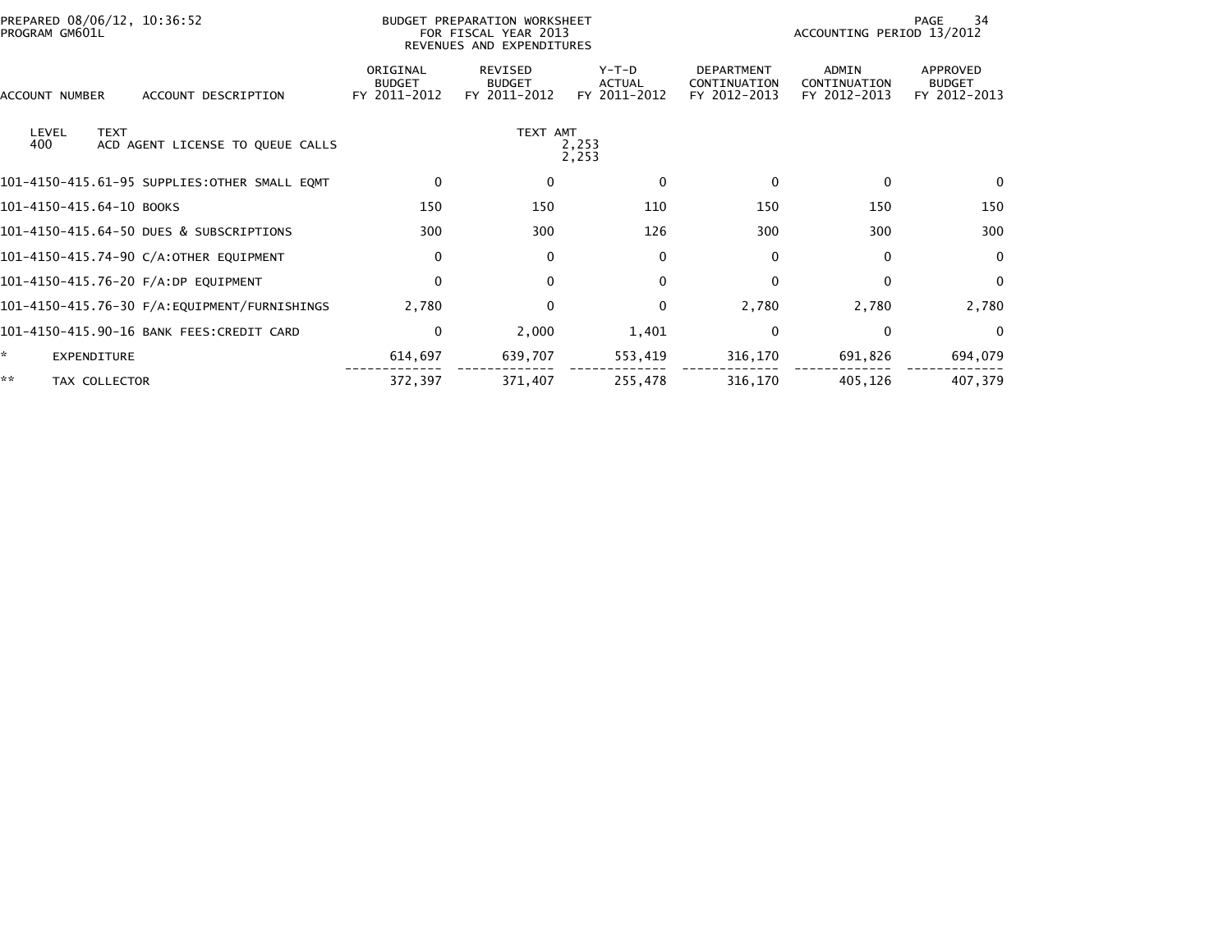PREPARED 08/06/12, 10:36:52 PROGRAM GM601L

BUDGET PREPARATION WORKSHEET FOR FISCAL YEAR 2013 REVENUES AND EXPENDITURES

ACCOUNTING PERIOD 13/2012

| ACCOUNT NUMBER | ACCOUNT DESCRIPTION | ORIGINAL BUDGET FY 2011-2012 | REVISED BUDGET FY 2011-2012 | Y-T-D ACTUAL FY 2011-2012 | DEPARTMENT CONTINUATION FY 2012-2013 | ADMIN CONTINUATION FY 2012-2013 | APPROVED BUDGET FY 2012-2013 |
|---|---|---|---|---|---|---|---|
| LEVEL 400 | TEXT ACD AGENT LICENSE TO QUEUE CALLS | | TEXT AMT | 2,253 2,253 | | | |
| 101-4150-415.61-95 | SUPPLIES:OTHER SMALL EQMT | 0 | 0 | 0 | 0 | 0 | 0 |
| 101-4150-415.64-10 | BOOKS | 150 | 150 | 110 | 150 | 150 | 150 |
| 101-4150-415.64-50 | DUES & SUBSCRIPTIONS | 300 | 300 | 126 | 300 | 300 | 300 |
| 101-4150-415.74-90 | C/A:OTHER EQUIPMENT | 0 | 0 | 0 | 0 | 0 | 0 |
| 101-4150-415.76-20 | F/A:DP EQUIPMENT | 0 | 0 | 0 | 0 | 0 | 0 |
| 101-4150-415.76-30 | F/A:EQUIPMENT/FURNISHINGS | 2,780 | 0 | 0 | 2,780 | 2,780 | 2,780 |
| 101-4150-415.90-16 | BANK FEES:CREDIT CARD | 0 | 2,000 | 1,401 | 0 | 0 | 0 |
| * | EXPENDITURE | 614,697 | 639,707 | 553,419 | 316,170 | 691,826 | 694,079 |
| ** | TAX COLLECTOR | 372,397 | 371,407 | 255,478 | 316,170 | 405,126 | 407,379 |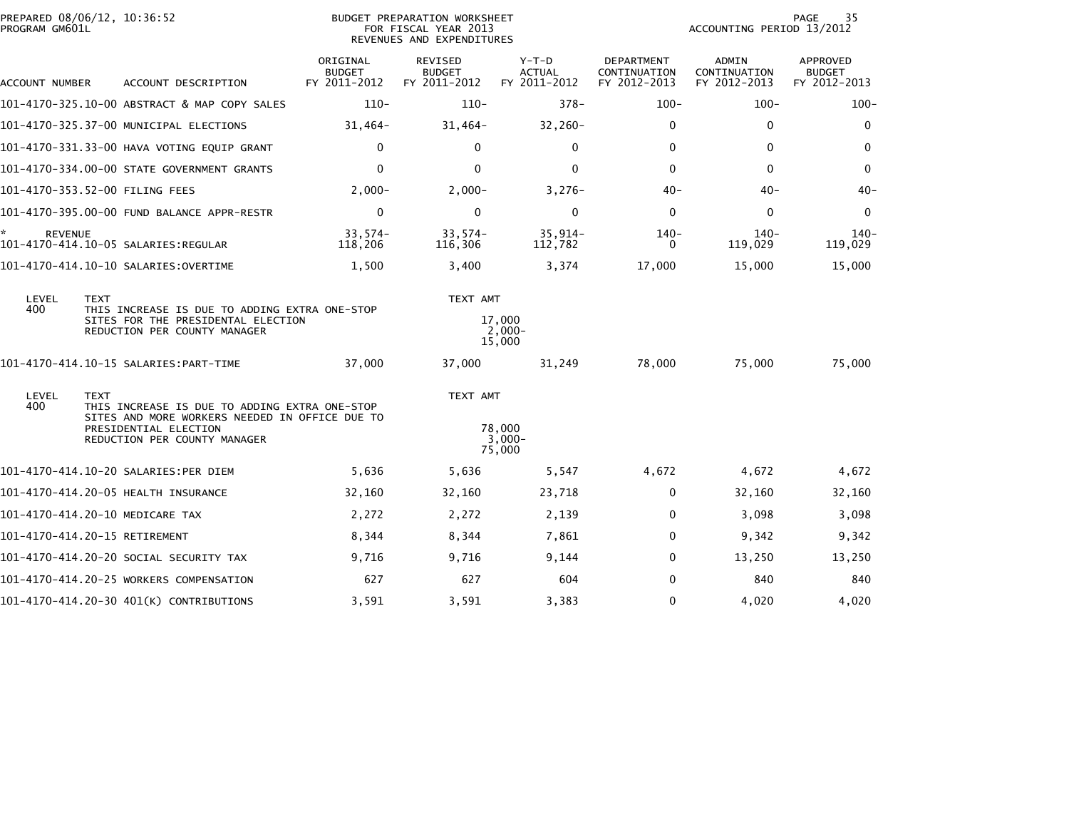PREPARED 08/06/12, 10:36:52
PROGRAM GM601L

BUDGET PREPARATION WORKSHEET
FOR FISCAL YEAR 2013
REVENUES AND EXPENDITURES

ACCOUNTING PERIOD 13/2012

| ACCOUNT NUMBER | ACCOUNT DESCRIPTION | ORIGINAL BUDGET FY 2011-2012 | REVISED BUDGET FY 2011-2012 | Y-T-D ACTUAL FY 2011-2012 | DEPARTMENT CONTINUATION FY 2012-2013 | ADMIN CONTINUATION FY 2012-2013 | APPROVED BUDGET FY 2012-2013 |
|---|---|---|---|---|---|---|---|
| 101-4170-325.10-00 | ABSTRACT & MAP COPY SALES | 110- | 110- | 378- | 100- | 100- | 100- |
| 101-4170-325.37-00 | MUNICIPAL ELECTIONS | 31,464- | 31,464- | 32,260- | 0 | 0 | 0 |
| 101-4170-331.33-00 | HAVA VOTING EQUIP GRANT | 0 | 0 | 0 | 0 | 0 | 0 |
| 101-4170-334.00-00 | STATE GOVERNMENT GRANTS | 0 | 0 | 0 | 0 | 0 | 0 |
| 101-4170-353.52-00 | FILING FEES | 2,000- | 2,000- | 3,276- | 40- | 40- | 40- |
| 101-4170-395.00-00 | FUND BALANCE APPR-RESTR | 0 | 0 | 0 | 0 | 0 | 0 |
| * REVENUE | | 33,574- | 33,574- | 35,914- | 140- | 140- | 140- |
| 101-4170-414.10-05 | SALARIES:REGULAR | 118,206 | 116,306 | 112,782 | 0 | 119,029 | 119,029 |
| 101-4170-414.10-10 | SALARIES:OVERTIME | 1,500 | 3,400 | 3,374 | 17,000 | 15,000 | 15,000 |

| LEVEL | TEXT | TEXT AMT |
|---|---|---|
| 400 | THIS INCREASE IS DUE TO ADDING EXTRA ONE-STOP SITES FOR THE PRESIDENTAL ELECTION | 17,000 |
| | REDUCTION PER COUNTY MANAGER | 2,000- |
| | | 15,000 |

| ACCOUNT NUMBER | ACCOUNT DESCRIPTION | ORIGINAL BUDGET FY 2011-2012 | REVISED BUDGET FY 2011-2012 | Y-T-D ACTUAL FY 2011-2012 | DEPARTMENT CONTINUATION FY 2012-2013 | ADMIN CONTINUATION FY 2012-2013 | APPROVED BUDGET FY 2012-2013 |
|---|---|---|---|---|---|---|---|
| 101-4170-414.10-15 | SALARIES:PART-TIME | 37,000 | 37,000 | 31,249 | 78,000 | 75,000 | 75,000 |

| LEVEL | TEXT | TEXT AMT |
|---|---|---|
| 400 | THIS INCREASE IS DUE TO ADDING EXTRA ONE-STOP SITES AND MORE WORKERS NEEDED IN OFFICE DUE TO PRESIDENTIAL ELECTION | 78,000 |
| | REDUCTION PER COUNTY MANAGER | 3,000- |
| | | 75,000 |

| ACCOUNT NUMBER | ACCOUNT DESCRIPTION | ORIGINAL BUDGET FY 2011-2012 | REVISED BUDGET FY 2011-2012 | Y-T-D ACTUAL FY 2011-2012 | DEPARTMENT CONTINUATION FY 2012-2013 | ADMIN CONTINUATION FY 2012-2013 | APPROVED BUDGET FY 2012-2013 |
|---|---|---|---|---|---|---|---|
| 101-4170-414.10-20 | SALARIES:PER DIEM | 5,636 | 5,636 | 5,547 | 4,672 | 4,672 | 4,672 |
| 101-4170-414.20-05 | HEALTH INSURANCE | 32,160 | 32,160 | 23,718 | 0 | 32,160 | 32,160 |
| 101-4170-414.20-10 | MEDICARE TAX | 2,272 | 2,272 | 2,139 | 0 | 3,098 | 3,098 |
| 101-4170-414.20-15 | RETIREMENT | 8,344 | 8,344 | 7,861 | 0 | 9,342 | 9,342 |
| 101-4170-414.20-20 | SOCIAL SECURITY TAX | 9,716 | 9,716 | 9,144 | 0 | 13,250 | 13,250 |
| 101-4170-414.20-25 | WORKERS COMPENSATION | 627 | 627 | 604 | 0 | 840 | 840 |
| 101-4170-414.20-30 | 401(K) CONTRIBUTIONS | 3,591 | 3,591 | 3,383 | 0 | 4,020 | 4,020 |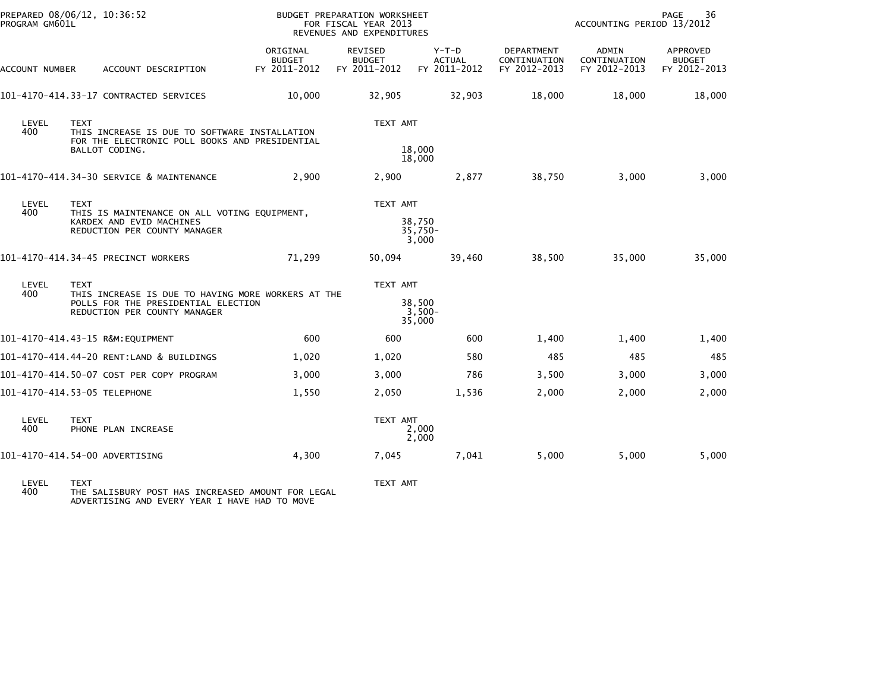PREPARED 08/06/12, 10:36:52
PROGRAM GM601L

BUDGET PREPARATION WORKSHEET
FOR FISCAL YEAR 2013
REVENUES AND EXPENDITURES

ACCOUNTING PERIOD 13/2012

| ACCOUNT NUMBER | ACCOUNT DESCRIPTION | ORIGINAL BUDGET FY 2011-2012 | REVISED BUDGET FY 2011-2012 | Y-T-D ACTUAL FY 2011-2012 | DEPARTMENT CONTINUATION FY 2012-2013 | ADMIN CONTINUATION FY 2012-2013 | APPROVED BUDGET FY 2012-2013 |
|---|---|---|---|---|---|---|---|
| 101-4170-414.33-17 | CONTRACTED SERVICES | 10,000 | 32,905 | 32,903 | 18,000 | 18,000 | 18,000 |
| LEVEL 400 | TEXT: THIS INCREASE IS DUE TO SOFTWARE INSTALLATION FOR THE ELECTRONIC POLL BOOKS AND PRESIDENTIAL BALLOT CODING. | | TEXT AMT: 18,000 / 18,000 | | | | |
| 101-4170-414.34-30 | SERVICE & MAINTENANCE | 2,900 | 2,900 | 2,877 | 38,750 | 3,000 | 3,000 |
| LEVEL 400 | TEXT: THIS IS MAINTENANCE ON ALL VOTING EQUIPMENT, KARDEX AND EVID MACHINES / REDUCTION PER COUNTY MANAGER | | TEXT AMT: 38,750 / 35,750- / 3,000 | | | | |
| 101-4170-414.34-45 | PRECINCT WORKERS | 71,299 | 50,094 | 39,460 | 38,500 | 35,000 | 35,000 |
| LEVEL 400 | TEXT: THIS INCREASE IS DUE TO HAVING MORE WORKERS AT THE POLLS FOR THE PRESIDENTIAL ELECTION / REDUCTION PER COUNTY MANAGER | | TEXT AMT: 38,500 / 3,500- / 35,000 | | | | |
| 101-4170-414.43-15 | R&M:EQUIPMENT | 600 | 600 | 600 | 1,400 | 1,400 | 1,400 |
| 101-4170-414.44-20 | RENT:LAND & BUILDINGS | 1,020 | 1,020 | 580 | 485 | 485 | 485 |
| 101-4170-414.50-07 | COST PER COPY PROGRAM | 3,000 | 3,000 | 786 | 3,500 | 3,000 | 3,000 |
| 101-4170-414.53-05 | TELEPHONE | 1,550 | 2,050 | 1,536 | 2,000 | 2,000 | 2,000 |
| LEVEL 400 | TEXT: PHONE PLAN INCREASE | | TEXT AMT: 2,000 / 2,000 | | | | |
| 101-4170-414.54-00 | ADVERTISING | 4,300 | 7,045 | 7,041 | 5,000 | 5,000 | 5,000 |
| LEVEL 400 | TEXT: THE SALISBURY POST HAS INCREASED AMOUNT FOR LEGAL ADVERTISING AND EVERY YEAR I HAVE HAD TO MOVE | | TEXT AMT | | | | |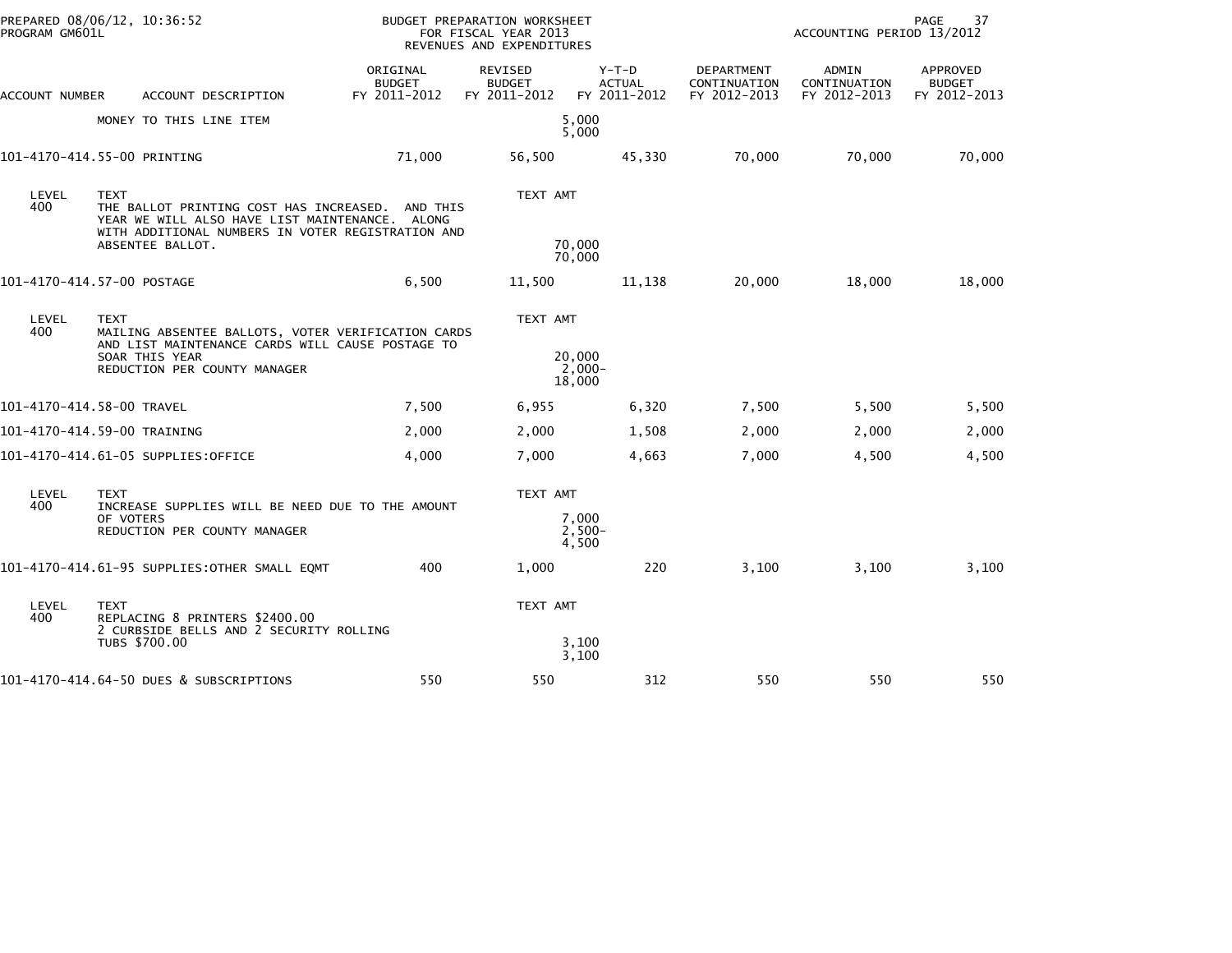PREPARED 08/06/12, 10:36:52 — BUDGET PREPARATION WORKSHEET FOR FISCAL YEAR 2013 — REVENUES AND EXPENDITURES
PROGRAM GM601L — ACCOUNTING PERIOD 13/2012

| ACCOUNT NUMBER | ACCOUNT DESCRIPTION | ORIGINAL BUDGET FY 2011-2012 | REVISED BUDGET FY 2011-2012 | Y-T-D ACTUAL FY 2011-2012 | DEPARTMENT CONTINUATION FY 2012-2013 | ADMIN CONTINUATION FY 2012-2013 | APPROVED BUDGET FY 2012-2013 |
|---|---|---|---|---|---|---|---|
| | MONEY TO THIS LINE ITEM | | 5,000<br>5,000 | | | | |
| 101-4170-414.55-00 | PRINTING | 71,000 | 56,500 | 45,330 | 70,000 | 70,000 | 70,000 |
| LEVEL 400 | TEXT: THE BALLOT PRINTING COST HAS INCREASED. AND THIS YEAR WE WILL ALSO HAVE LIST MAINTENANCE. ALONG WITH ADDITIONAL NUMBERS IN VOTER REGISTRATION AND ABSENTEE BALLOT. | | TEXT AMT<br>70,000<br>70,000 | | | | |
| 101-4170-414.57-00 | POSTAGE | 6,500 | 11,500 | 11,138 | 20,000 | 18,000 | 18,000 |
| LEVEL 400 | TEXT: MAILING ABSENTEE BALLOTS, VOTER VERIFICATION CARDS AND LIST MAINTENANCE CARDS WILL CAUSE POSTAGE TO SOAR THIS YEAR<br>REDUCTION PER COUNTY MANAGER | | TEXT AMT<br>20,000<br>2,000-<br>18,000 | | | | |
| 101-4170-414.58-00 | TRAVEL | 7,500 | 6,955 | 6,320 | 7,500 | 5,500 | 5,500 |
| 101-4170-414.59-00 | TRAINING | 2,000 | 2,000 | 1,508 | 2,000 | 2,000 | 2,000 |
| 101-4170-414.61-05 | SUPPLIES:OFFICE | 4,000 | 7,000 | 4,663 | 7,000 | 4,500 | 4,500 |
| LEVEL 400 | TEXT: INCREASE SUPPLIES WILL BE NEED DUE TO THE AMOUNT OF VOTERS<br>REDUCTION PER COUNTY MANAGER | | TEXT AMT<br>7,000<br>2,500-<br>4,500 | | | | |
| 101-4170-414.61-95 | SUPPLIES:OTHER SMALL EQMT | 400 | 1,000 | 220 | 3,100 | 3,100 | 3,100 |
| LEVEL 400 | TEXT: REPLACING 8 PRINTERS \$2400.00<br>2 CURBSIDE BELLS AND 2 SECURITY ROLLING TUBS \$700.00 | | TEXT AMT<br>3,100<br>3,100 | | | | |
| 101-4170-414.64-50 | DUES & SUBSCRIPTIONS | 550 | 550 | 312 | 550 | 550 | 550 |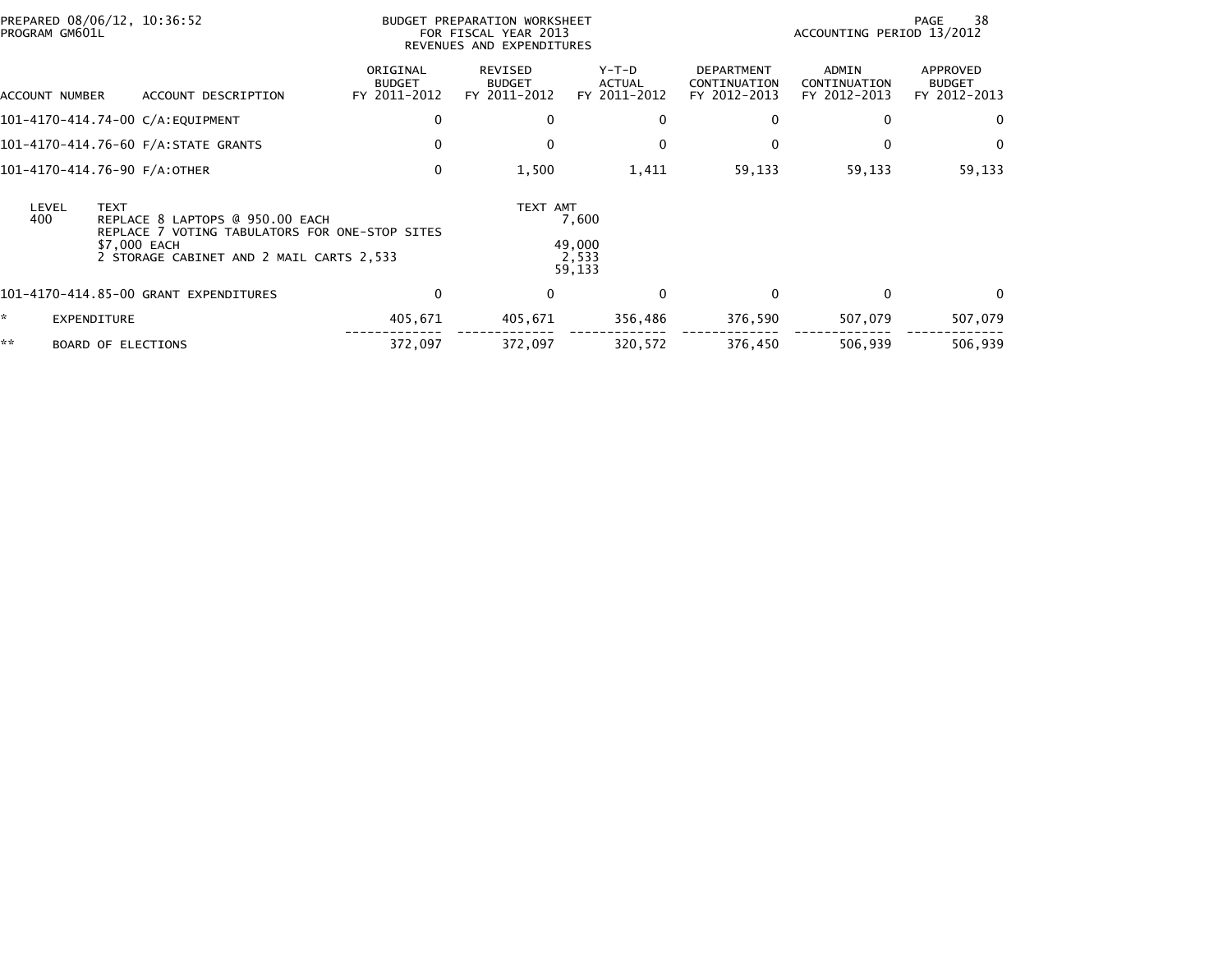PREPARED 08/06/12, 10:36:52
PROGRAM GM601L

BUDGET PREPARATION WORKSHEET
FOR FISCAL YEAR 2013
REVENUES AND EXPENDITURES

ACCOUNTING PERIOD 13/2012

| ACCOUNT NUMBER | ACCOUNT DESCRIPTION | ORIGINAL BUDGET FY 2011-2012 | REVISED BUDGET FY 2011-2012 | Y-T-D ACTUAL FY 2011-2012 | DEPARTMENT CONTINUATION FY 2012-2013 | ADMIN CONTINUATION FY 2012-2013 | APPROVED BUDGET FY 2012-2013 |
|---|---|---|---|---|---|---|---|
| 101-4170-414.74-00 | C/A:EQUIPMENT | 0 | 0 | 0 | 0 | 0 | 0 |
| 101-4170-414.76-60 | F/A:STATE GRANTS | 0 | 0 | 0 | 0 | 0 | 0 |
| 101-4170-414.76-90 | F/A:OTHER | 0 | 1,500 | 1,411 | 59,133 | 59,133 | 59,133 |

| LEVEL | TEXT | TEXT AMT |
|---|---|---|
| 400 | REPLACE 8 LAPTOPS @ 950.00 EACH | 7,600 |
| | REPLACE 7 VOTING TABULATORS FOR ONE-STOP SITES | |
| | $7,000 EACH | 49,000 |
| | 2 STORAGE CABINET AND 2 MAIL CARTS 2,533 | 2,533 |
| | | 59,133 |

| ACCOUNT NUMBER | ACCOUNT DESCRIPTION | ORIGINAL BUDGET FY 2011-2012 | REVISED BUDGET FY 2011-2012 | Y-T-D ACTUAL FY 2011-2012 | DEPARTMENT CONTINUATION FY 2012-2013 | ADMIN CONTINUATION FY 2012-2013 | APPROVED BUDGET FY 2012-2013 |
|---|---|---|---|---|---|---|---|
| 101-4170-414.85-00 | GRANT EXPENDITURES | 0 | 0 | 0 | 0 | 0 | 0 |
| * | EXPENDITURE | 405,671 | 405,671 | 356,486 | 376,590 | 507,079 | 507,079 |
| ** | BOARD OF ELECTIONS | 372,097 | 372,097 | 320,572 | 376,450 | 506,939 | 506,939 |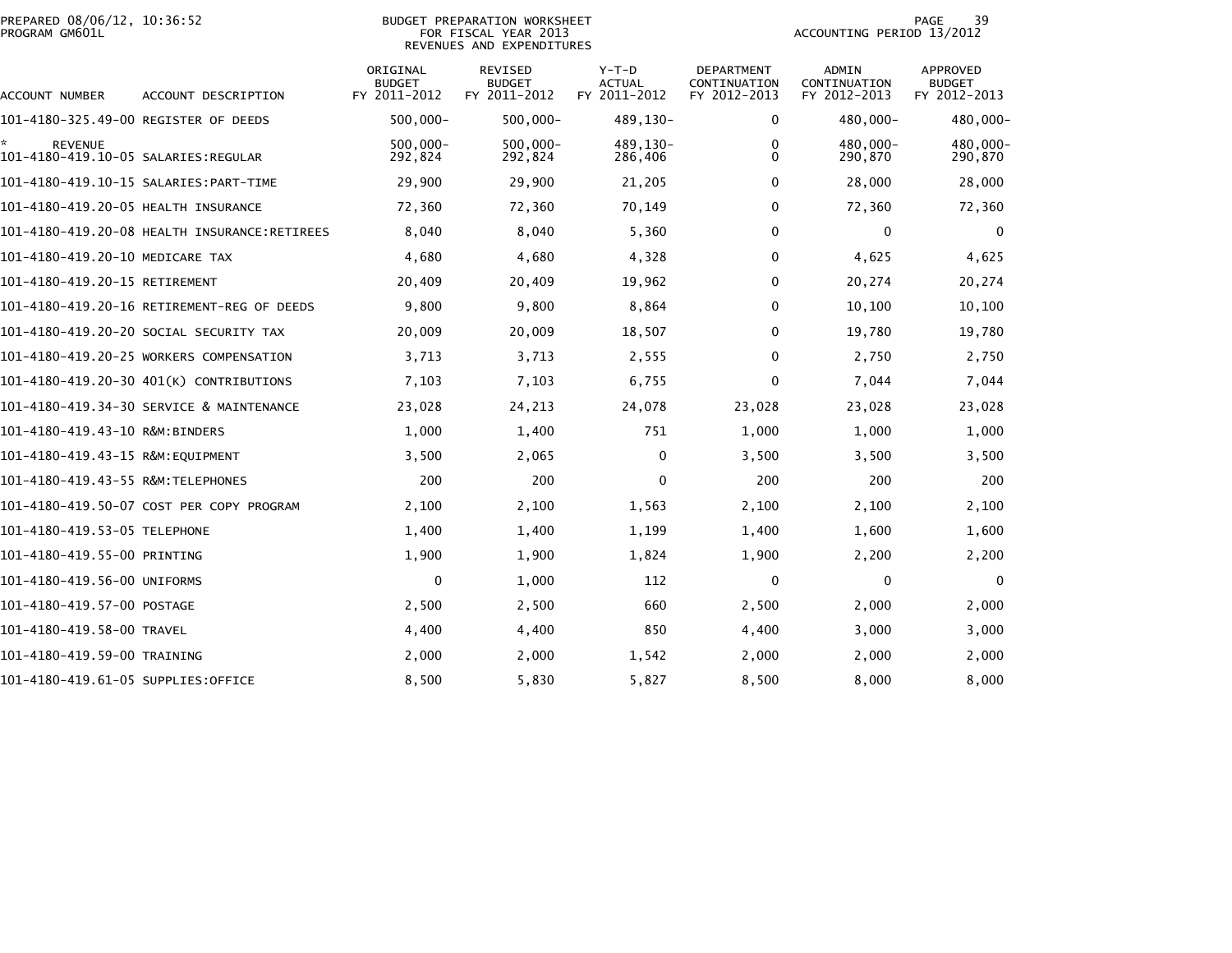PREPARED 08/06/12, 10:36:52
PROGRAM GM601L

BUDGET PREPARATION WORKSHEET
FOR FISCAL YEAR 2013
REVENUES AND EXPENDITURES

ACCOUNTING PERIOD 13/2012

| ACCOUNT NUMBER | ACCOUNT DESCRIPTION | ORIGINAL BUDGET FY 2011-2012 | REVISED BUDGET FY 2011-2012 | Y-T-D ACTUAL FY 2011-2012 | DEPARTMENT CONTINUATION FY 2012-2013 | ADMIN CONTINUATION FY 2012-2013 | APPROVED BUDGET FY 2012-2013 |
|---|---|---|---|---|---|---|---|
| 101-4180-325.49-00 | REGISTER OF DEEDS | 500,000- | 500,000- | 489,130- | 0 | 480,000- | 480,000- |
| * REVENUE | | 500,000- | 500,000- | 489,130- | 0 | 480,000- | 480,000- |
| 101-4180-419.10-05 | SALARIES:REGULAR | 292,824 | 292,824 | 286,406 | 0 | 290,870 | 290,870 |
| 101-4180-419.10-15 | SALARIES:PART-TIME | 29,900 | 29,900 | 21,205 | 0 | 28,000 | 28,000 |
| 101-4180-419.20-05 | HEALTH INSURANCE | 72,360 | 72,360 | 70,149 | 0 | 72,360 | 72,360 |
| 101-4180-419.20-08 | HEALTH INSURANCE:RETIREES | 8,040 | 8,040 | 5,360 | 0 | 0 | 0 |
| 101-4180-419.20-10 | MEDICARE TAX | 4,680 | 4,680 | 4,328 | 0 | 4,625 | 4,625 |
| 101-4180-419.20-15 | RETIREMENT | 20,409 | 20,409 | 19,962 | 0 | 20,274 | 20,274 |
| 101-4180-419.20-16 | RETIREMENT-REG OF DEEDS | 9,800 | 9,800 | 8,864 | 0 | 10,100 | 10,100 |
| 101-4180-419.20-20 | SOCIAL SECURITY TAX | 20,009 | 20,009 | 18,507 | 0 | 19,780 | 19,780 |
| 101-4180-419.20-25 | WORKERS COMPENSATION | 3,713 | 3,713 | 2,555 | 0 | 2,750 | 2,750 |
| 101-4180-419.20-30 | 401(K) CONTRIBUTIONS | 7,103 | 7,103 | 6,755 | 0 | 7,044 | 7,044 |
| 101-4180-419.34-30 | SERVICE & MAINTENANCE | 23,028 | 24,213 | 24,078 | 23,028 | 23,028 | 23,028 |
| 101-4180-419.43-10 | R&M:BINDERS | 1,000 | 1,400 | 751 | 1,000 | 1,000 | 1,000 |
| 101-4180-419.43-15 | R&M:EQUIPMENT | 3,500 | 2,065 | 0 | 3,500 | 3,500 | 3,500 |
| 101-4180-419.43-55 | R&M:TELEPHONES | 200 | 200 | 0 | 200 | 200 | 200 |
| 101-4180-419.50-07 | COST PER COPY PROGRAM | 2,100 | 2,100 | 1,563 | 2,100 | 2,100 | 2,100 |
| 101-4180-419.53-05 | TELEPHONE | 1,400 | 1,400 | 1,199 | 1,400 | 1,600 | 1,600 |
| 101-4180-419.55-00 | PRINTING | 1,900 | 1,900 | 1,824 | 1,900 | 2,200 | 2,200 |
| 101-4180-419.56-00 | UNIFORMS | 0 | 1,000 | 112 | 0 | 0 | 0 |
| 101-4180-419.57-00 | POSTAGE | 2,500 | 2,500 | 660 | 2,500 | 2,000 | 2,000 |
| 101-4180-419.58-00 | TRAVEL | 4,400 | 4,400 | 850 | 4,400 | 3,000 | 3,000 |
| 101-4180-419.59-00 | TRAINING | 2,000 | 2,000 | 1,542 | 2,000 | 2,000 | 2,000 |
| 101-4180-419.61-05 | SUPPLIES:OFFICE | 8,500 | 5,830 | 5,827 | 8,500 | 8,000 | 8,000 |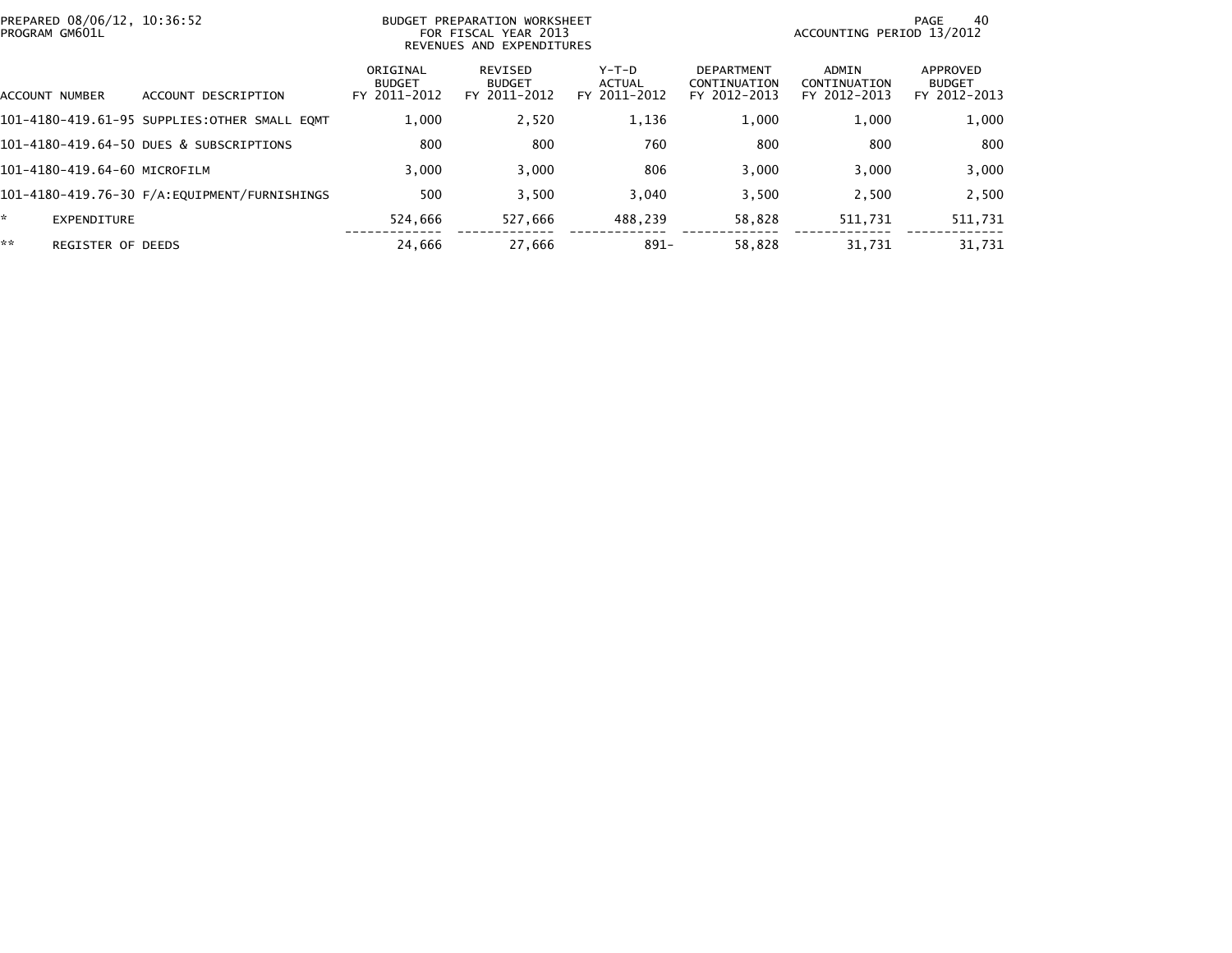PREPARED 08/06/12, 10:36:52
PROGRAM GM601L

BUDGET PREPARATION WORKSHEET
FOR FISCAL YEAR 2013
REVENUES AND EXPENDITURES

ACCOUNTING PERIOD 13/2012

| ACCOUNT NUMBER | ACCOUNT DESCRIPTION | ORIGINAL BUDGET FY 2011-2012 | REVISED BUDGET FY 2011-2012 | Y-T-D ACTUAL FY 2011-2012 | DEPARTMENT CONTINUATION FY 2012-2013 | ADMIN CONTINUATION FY 2012-2013 | APPROVED BUDGET FY 2012-2013 |
|---|---|---|---|---|---|---|---|
| 101-4180-419.61-95 | SUPPLIES:OTHER SMALL EQMT | 1,000 | 2,520 | 1,136 | 1,000 | 1,000 | 1,000 |
| 101-4180-419.64-50 | DUES & SUBSCRIPTIONS | 800 | 800 | 760 | 800 | 800 | 800 |
| 101-4180-419.64-60 | MICROFILM | 3,000 | 3,000 | 806 | 3,000 | 3,000 | 3,000 |
| 101-4180-419.76-30 | F/A:EQUIPMENT/FURNISHINGS | 500 | 3,500 | 3,040 | 3,500 | 2,500 | 2,500 |
| * | EXPENDITURE | 524,666 | 527,666 | 488,239 | 58,828 | 511,731 | 511,731 |
| ** | REGISTER OF DEEDS | 24,666 | 27,666 | 891- | 58,828 | 31,731 | 31,731 |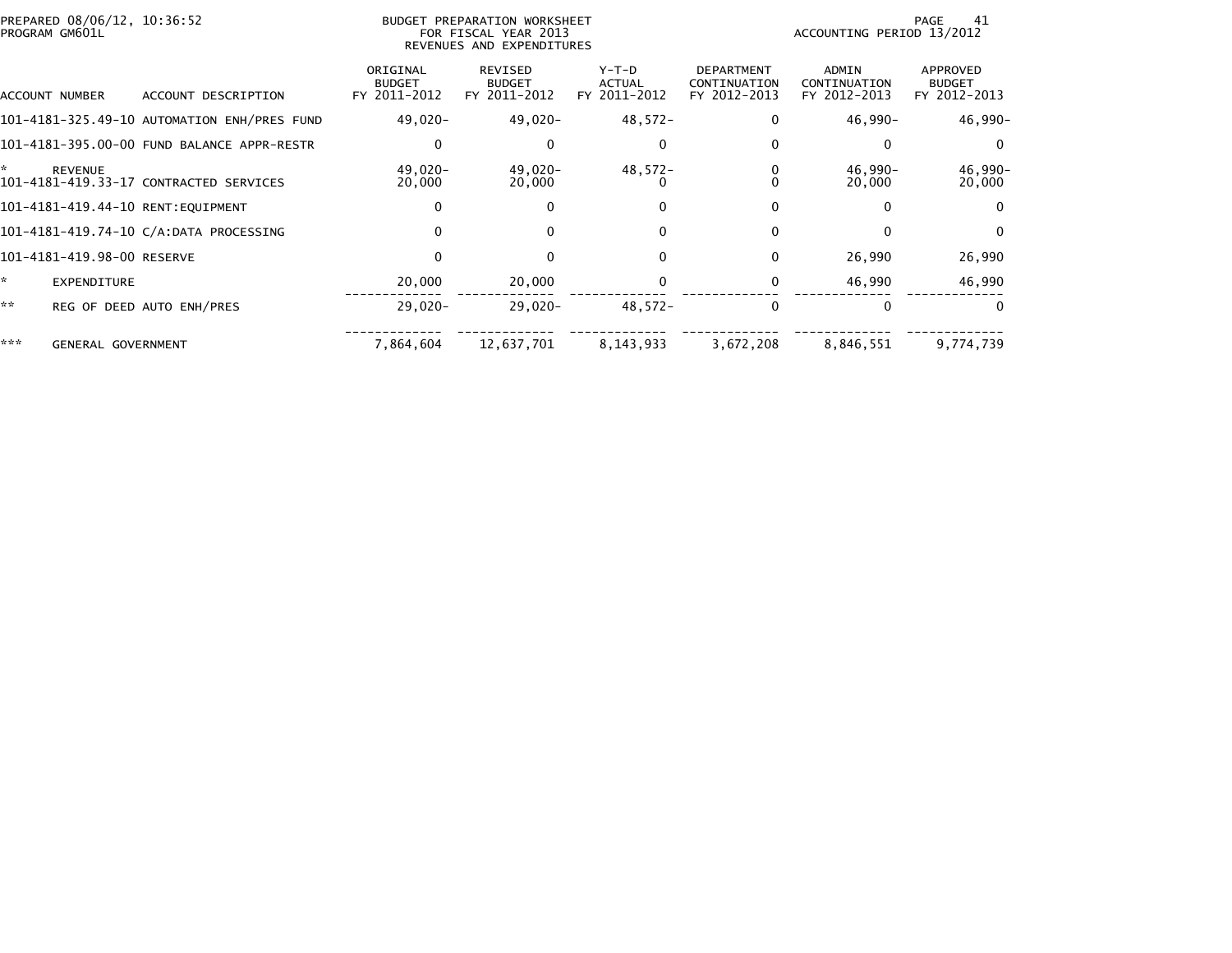PREPARED 08/06/12, 10:36:52
PROGRAM GM601L

BUDGET PREPARATION WORKSHEET
FOR FISCAL YEAR 2013
REVENUES AND EXPENDITURES

ACCOUNTING PERIOD 13/2012

| ACCOUNT NUMBER | ACCOUNT DESCRIPTION | ORIGINAL BUDGET FY 2011-2012 | REVISED BUDGET FY 2011-2012 | Y-T-D ACTUAL FY 2011-2012 | DEPARTMENT CONTINUATION FY 2012-2013 | ADMIN CONTINUATION FY 2012-2013 | APPROVED BUDGET FY 2012-2013 |
|---|---|---|---|---|---|---|---|
| 101-4181-325.49-10 | AUTOMATION ENH/PRES FUND | 49,020- | 49,020- | 48,572- | 0 | 46,990- | 46,990- |
| 101-4181-395.00-00 | FUND BALANCE APPR-RESTR | 0 | 0 | 0 | 0 | 0 | 0 |
| * | REVENUE | 49,020- | 49,020- | 48,572- | 0 | 46,990- | 46,990- |
| 101-4181-419.33-17 | CONTRACTED SERVICES | 20,000 | 20,000 | 0 | 0 | 20,000 | 20,000 |
| 101-4181-419.44-10 | RENT:EQUIPMENT | 0 | 0 | 0 | 0 | 0 | 0 |
| 101-4181-419.74-10 | C/A:DATA PROCESSING | 0 | 0 | 0 | 0 | 0 | 0 |
| 101-4181-419.98-00 | RESERVE | 0 | 0 | 0 | 0 | 26,990 | 26,990 |
| * | EXPENDITURE | 20,000 | 20,000 | 0 | 0 | 46,990 | 46,990 |
| ** | REG OF DEED AUTO ENH/PRES | 29,020- | 29,020- | 48,572- | 0 | 0 | 0 |
| *** | GENERAL GOVERNMENT | 7,864,604 | 12,637,701 | 8,143,933 | 3,672,208 | 8,846,551 | 9,774,739 |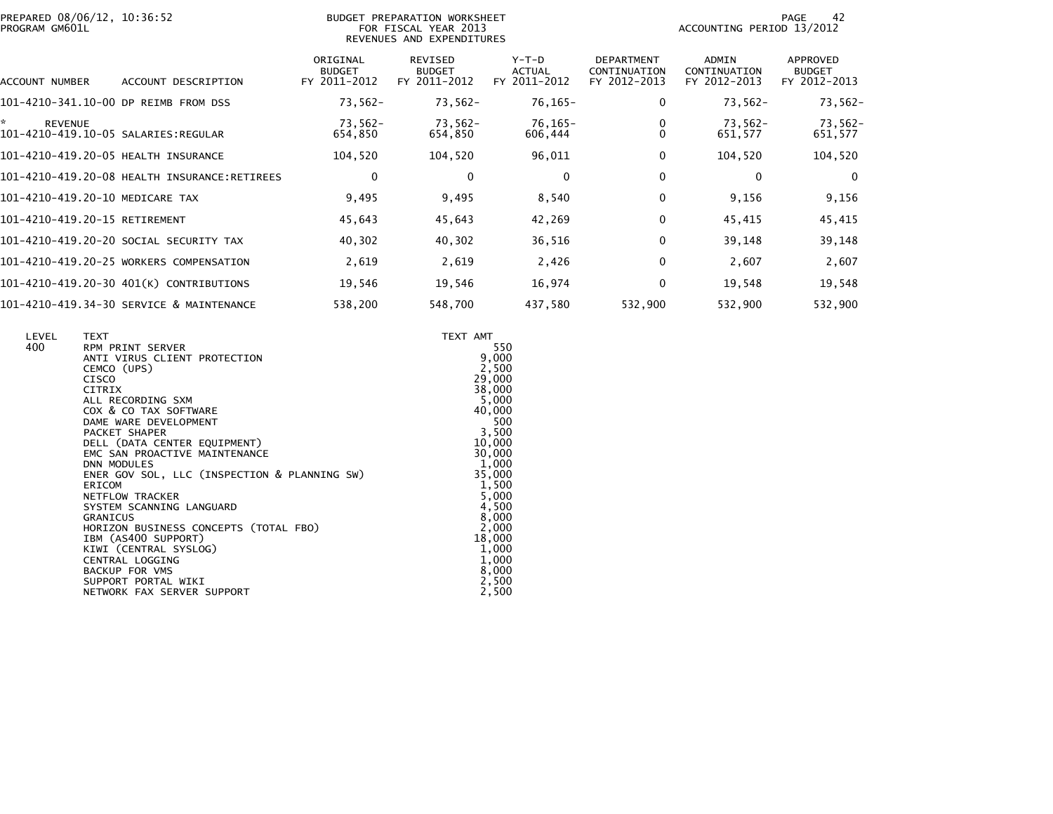PREPARED 08/06/12, 10:36:52
PROGRAM GM601L

BUDGET PREPARATION WORKSHEET
FOR FISCAL YEAR 2013
REVENUES AND EXPENDITURES

ACCOUNTING PERIOD 13/2012

| ACCOUNT NUMBER | ACCOUNT DESCRIPTION | ORIGINAL BUDGET FY 2011-2012 | REVISED BUDGET FY 2011-2012 | Y-T-D ACTUAL FY 2011-2012 | DEPARTMENT CONTINUATION FY 2012-2013 | ADMIN CONTINUATION FY 2012-2013 | APPROVED BUDGET FY 2012-2013 |
|---|---|---|---|---|---|---|---|
| 101-4210-341.10-00 | DP REIMB FROM DSS | 73,562- | 73,562- | 76,165- | 0 | 73,562- | 73,562- |
| * REVENUE | | 73,562- | 73,562- | 76,165- | 0 | 73,562- | 73,562- |
| 101-4210-419.10-05 | SALARIES:REGULAR | 654,850 | 654,850 | 606,444 | 0 | 651,577 | 651,577 |
| 101-4210-419.20-05 | HEALTH INSURANCE | 104,520 | 104,520 | 96,011 | 0 | 104,520 | 104,520 |
| 101-4210-419.20-08 | HEALTH INSURANCE:RETIREES | 0 | 0 | 0 | 0 | 0 | 0 |
| 101-4210-419.20-10 | MEDICARE TAX | 9,495 | 9,495 | 8,540 | 0 | 9,156 | 9,156 |
| 101-4210-419.20-15 | RETIREMENT | 45,643 | 45,643 | 42,269 | 0 | 45,415 | 45,415 |
| 101-4210-419.20-20 | SOCIAL SECURITY TAX | 40,302 | 40,302 | 36,516 | 0 | 39,148 | 39,148 |
| 101-4210-419.20-25 | WORKERS COMPENSATION | 2,619 | 2,619 | 2,426 | 0 | 2,607 | 2,607 |
| 101-4210-419.20-30 | 401(K) CONTRIBUTIONS | 19,546 | 19,546 | 16,974 | 0 | 19,548 | 19,548 |
| 101-4210-419.34-30 | SERVICE & MAINTENANCE | 538,200 | 548,700 | 437,580 | 532,900 | 532,900 | 532,900 |

| LEVEL | TEXT | TEXT AMT |
|---|---|---|
| 400 | RPM PRINT SERVER | 550 |
| | ANTI VIRUS CLIENT PROTECTION | 9,000 |
| | CEMCO (UPS) | 2,500 |
| | CISCO | 29,000 |
| | CITRIX | 38,000 |
| | ALL RECORDING SXM | 5,000 |
| | COX & CO TAX SOFTWARE | 40,000 |
| | DAME WARE DEVELOPMENT | 500 |
| | PACKET SHAPER | 3,500 |
| | DELL (DATA CENTER EQUIPMENT) | 10,000 |
| | EMC SAN PROACTIVE MAINTENANCE | 30,000 |
| | DNN MODULES | 1,000 |
| | ENER GOV SOL, LLC (INSPECTION & PLANNING SW) | 35,000 |
| | ERICOM | 1,500 |
| | NETFLOW TRACKER | 5,000 |
| | SYSTEM SCANNING LANGUARD | 4,500 |
| | GRANICUS | 8,000 |
| | HORIZON BUSINESS CONCEPTS (TOTAL FBO) | 2,000 |
| | IBM (AS400 SUPPORT) | 18,000 |
| | KIWI (CENTRAL SYSLOG) | 1,000 |
| | CENTRAL LOGGING | 1,000 |
| | BACKUP FOR VMS | 8,000 |
| | SUPPORT PORTAL WIKI | 2,500 |
| | NETWORK FAX SERVER SUPPORT | 2,500 |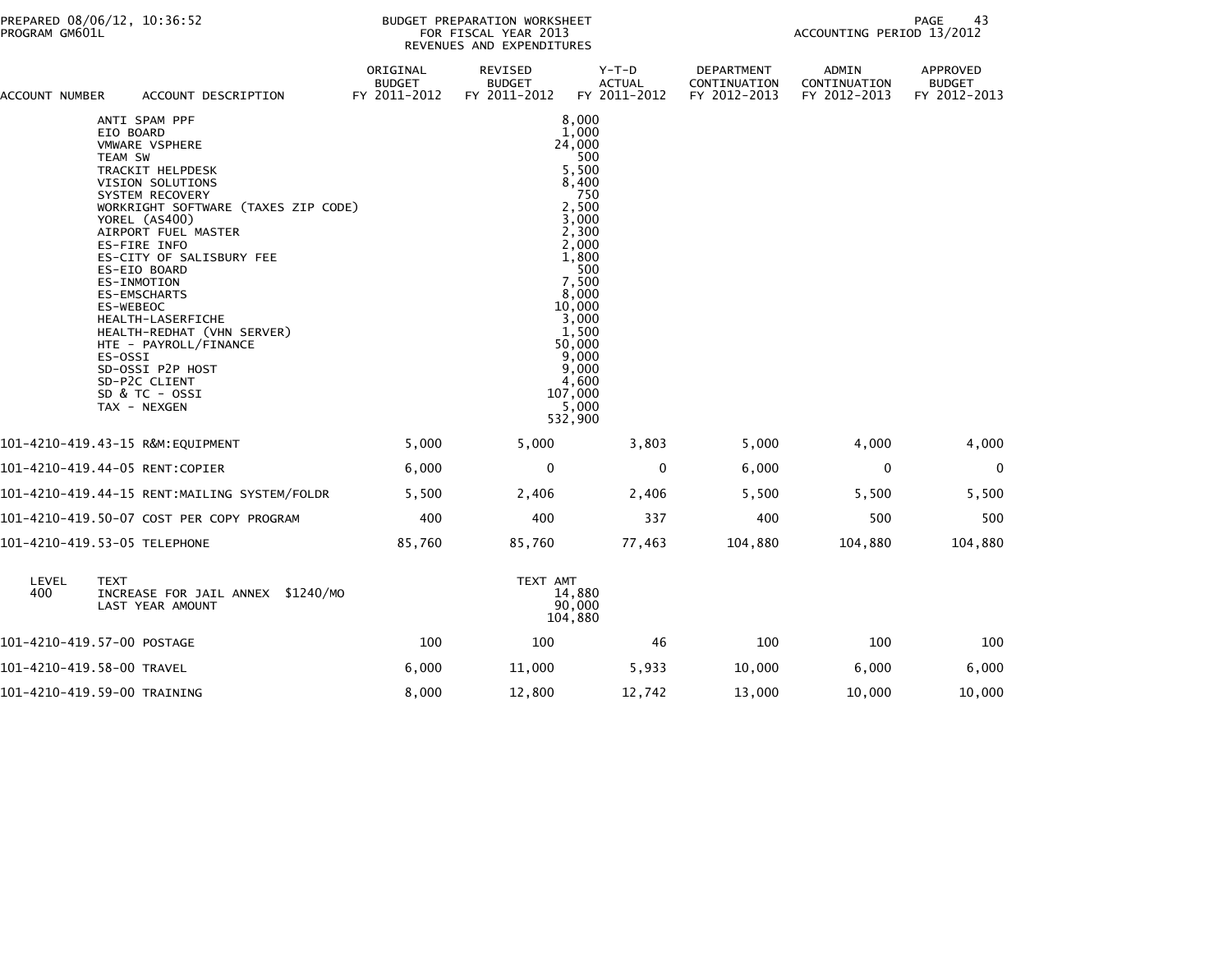PREPARED 08/06/12, 10:36:52
PROGRAM GM601L

BUDGET PREPARATION WORKSHEET
FOR FISCAL YEAR 2013
REVENUES AND EXPENDITURES

ACCOUNTING PERIOD 13/2012

| ACCOUNT NUMBER | ACCOUNT DESCRIPTION | ORIGINAL BUDGET FY 2011-2012 | REVISED BUDGET FY 2011-2012 | Y-T-D ACTUAL FY 2011-2012 | DEPARTMENT CONTINUATION FY 2012-2013 | ADMIN CONTINUATION FY 2012-2013 | APPROVED BUDGET FY 2012-2013 |
|---|---|---|---|---|---|---|---|
| | ANTI SPAM PPF | | | 8,000 | | | |
| | EIO BOARD | | | 1,000 | | | |
| | VMWARE VSPHERE | | | 24,000 | | | |
| | TEAM SW | | | 500 | | | |
| | TRACKIT HELPDESK | | | 5,500 | | | |
| | VISION SOLUTIONS | | | 8,400 | | | |
| | SYSTEM RECOVERY | | | 750 | | | |
| | WORKRIGHT SOFTWARE (TAXES ZIP CODE) | | | 2,500 | | | |
| | YOREL (AS400) | | | 3,000 | | | |
| | AIRPORT FUEL MASTER | | | 2,300 | | | |
| | ES-FIRE INFO | | | 2,000 | | | |
| | ES-CITY OF SALISBURY FEE | | | 1,800 | | | |
| | ES-EIO BOARD | | | 500 | | | |
| | ES-INMOTION | | | 7,500 | | | |
| | ES-EMSCHARTS | | | 8,000 | | | |
| | ES-WEBEOC | | | 10,000 | | | |
| | HEALTH-LASERFICHE | | | 3,000 | | | |
| | HEALTH-REDHAT (VHN SERVER) | | | 1,500 | | | |
| | HTE - PAYROLL/FINANCE | | | 50,000 | | | |
| | ES-OSSI | | | 9,000 | | | |
| | SD-OSSI P2P HOST | | | 9,000 | | | |
| | SD-P2C CLIENT | | | 4,600 | | | |
| | SD & TC - OSSI | | | 107,000 | | | |
| | TAX - NEXGEN | | | 5,000 | | | |
| | | | | 532,900 | | | |
| 101-4210-419.43-15 | R&M:EQUIPMENT | 5,000 | 5,000 | 3,803 | 5,000 | 4,000 | 4,000 |
| 101-4210-419.44-05 | RENT:COPIER | 6,000 | 0 | 0 | 6,000 | 0 | 0 |
| 101-4210-419.44-15 | RENT:MAILING SYSTEM/FOLDR | 5,500 | 2,406 | 2,406 | 5,500 | 5,500 | 5,500 |
| 101-4210-419.50-07 | COST PER COPY PROGRAM | 400 | 400 | 337 | 400 | 500 | 500 |
| 101-4210-419.53-05 | TELEPHONE | 85,760 | 85,760 | 77,463 | 104,880 | 104,880 | 104,880 |

| LEVEL | TEXT | TEXT AMT |
|---|---|---|
| 400 | INCREASE FOR JAIL ANNEX $1240/MO | 14,880 |
| | LAST YEAR AMOUNT | 90,000 |
| | | 104,880 |

| ACCOUNT NUMBER | ACCOUNT DESCRIPTION | ORIGINAL BUDGET FY 2011-2012 | REVISED BUDGET FY 2011-2012 | Y-T-D ACTUAL FY 2011-2012 | DEPARTMENT CONTINUATION FY 2012-2013 | ADMIN CONTINUATION FY 2012-2013 | APPROVED BUDGET FY 2012-2013 |
|---|---|---|---|---|---|---|---|
| 101-4210-419.57-00 | POSTAGE | 100 | 100 | 46 | 100 | 100 | 100 |
| 101-4210-419.58-00 | TRAVEL | 6,000 | 11,000 | 5,933 | 10,000 | 6,000 | 6,000 |
| 101-4210-419.59-00 | TRAINING | 8,000 | 12,800 | 12,742 | 13,000 | 10,000 | 10,000 |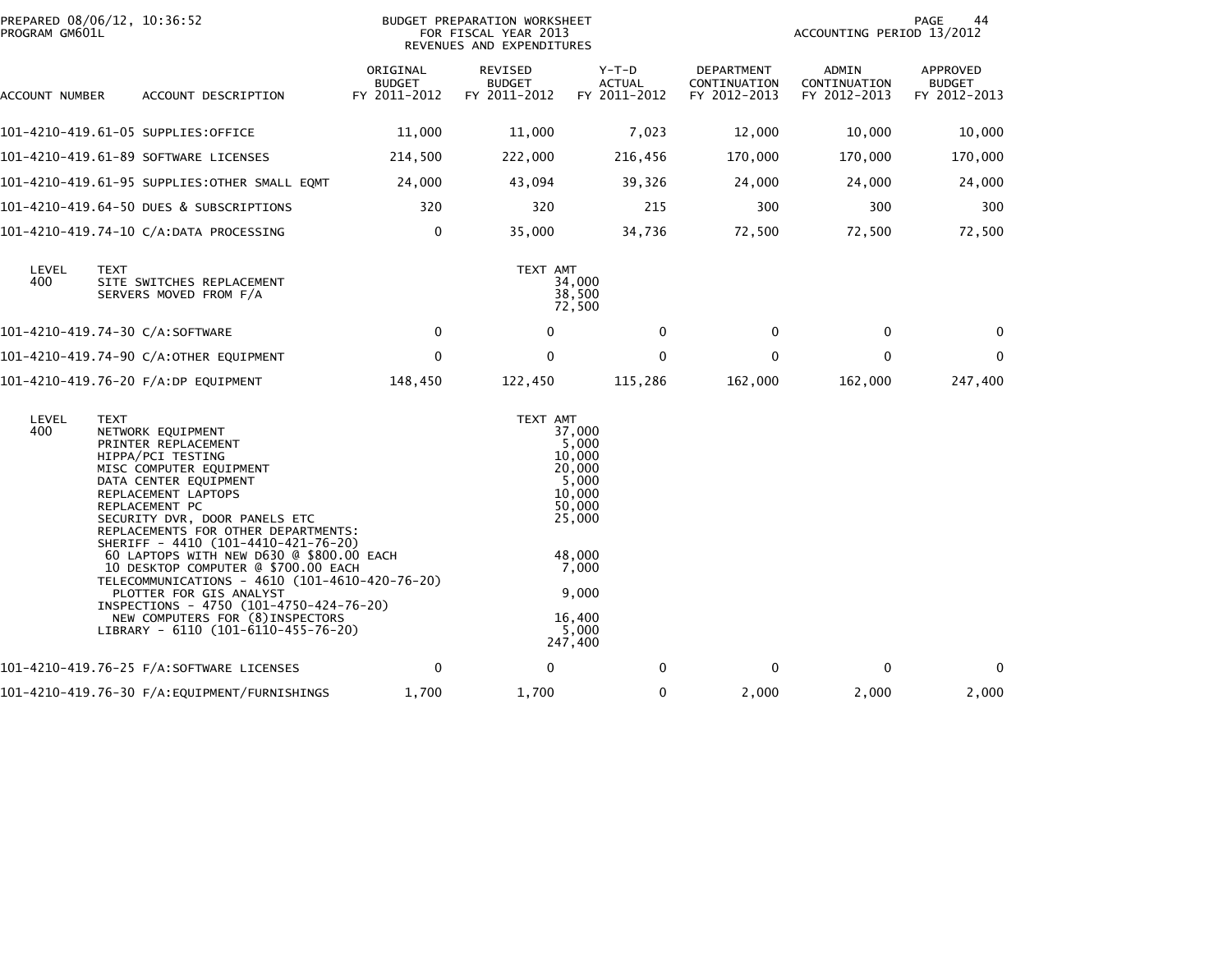BUDGET PREPARATION WORKSHEET
FOR FISCAL YEAR 2013
REVENUES AND EXPENDITURES

PREPARED 08/06/12, 10:36:52
PROGRAM GM601L

ACCOUNTING PERIOD 13/2012

| ACCOUNT NUMBER | ACCOUNT DESCRIPTION | ORIGINAL BUDGET FY 2011-2012 | REVISED BUDGET FY 2011-2012 | Y-T-D ACTUAL FY 2011-2012 | DEPARTMENT CONTINUATION FY 2012-2013 | ADMIN CONTINUATION FY 2012-2013 | APPROVED BUDGET FY 2012-2013 |
|---|---|---|---|---|---|---|---|
| 101-4210-419.61-05 | SUPPLIES:OFFICE | 11,000 | 11,000 | 7,023 | 12,000 | 10,000 | 10,000 |
| 101-4210-419.61-89 | SOFTWARE LICENSES | 214,500 | 222,000 | 216,456 | 170,000 | 170,000 | 170,000 |
| 101-4210-419.61-95 | SUPPLIES:OTHER SMALL EQMT | 24,000 | 43,094 | 39,326 | 24,000 | 24,000 | 24,000 |
| 101-4210-419.64-50 | DUES & SUBSCRIPTIONS | 320 | 320 | 215 | 300 | 300 | 300 |
| 101-4210-419.74-10 | C/A:DATA PROCESSING | 0 | 35,000 | 34,736 | 72,500 | 72,500 | 72,500 |

| LEVEL | TEXT | TEXT AMT |
|---|---|---|
| 400 | SITE SWITCHES REPLACEMENT | 34,000 |
| | SERVERS MOVED FROM F/A | 38,500 |
| | | 72,500 |

| ACCOUNT NUMBER | ACCOUNT DESCRIPTION | ORIGINAL BUDGET FY 2011-2012 | REVISED BUDGET FY 2011-2012 | Y-T-D ACTUAL FY 2011-2012 | DEPARTMENT CONTINUATION FY 2012-2013 | ADMIN CONTINUATION FY 2012-2013 | APPROVED BUDGET FY 2012-2013 |
|---|---|---|---|---|---|---|---|
| 101-4210-419.74-30 | C/A:SOFTWARE | 0 | 0 | 0 | 0 | 0 | 0 |
| 101-4210-419.74-90 | C/A:OTHER EQUIPMENT | 0 | 0 | 0 | 0 | 0 | 0 |
| 101-4210-419.76-20 | F/A:DP EQUIPMENT | 148,450 | 122,450 | 115,286 | 162,000 | 162,000 | 247,400 |

| LEVEL | TEXT | TEXT AMT |
|---|---|---|
| 400 | NETWORK EQUIPMENT | 37,000 |
| | PRINTER REPLACEMENT | 5,000 |
| | HIPPA/PCI TESTING | 10,000 |
| | MISC COMPUTER EQUIPMENT | 20,000 |
| | DATA CENTER EQUIPMENT | 5,000 |
| | REPLACEMENT LAPTOPS | 10,000 |
| | REPLACEMENT PC | 50,000 |
| | SECURITY DVR, DOOR PANELS ETC | 25,000 |
| | REPLACEMENTS FOR OTHER DEPARTMENTS: | |
| | SHERIFF - 4410 (101-4410-421-76-20) | |
| | 60 LAPTOPS WITH NEW D630 @ $800.00 EACH | 48,000 |
| | 10 DESKTOP COMPUTER @ $700.00 EACH | 7,000 |
| | TELECOMMUNICATIONS - 4610 (101-4610-420-76-20) | |
| | PLOTTER FOR GIS ANALYST | 9,000 |
| | INSPECTIONS - 4750 (101-4750-424-76-20) | |
| | NEW COMPUTERS FOR (8)INSPECTORS | 16,400 |
| | LIBRARY - 6110 (101-6110-455-76-20) | 5,000 |
| | | 247,400 |

| ACCOUNT NUMBER | ACCOUNT DESCRIPTION | ORIGINAL BUDGET FY 2011-2012 | REVISED BUDGET FY 2011-2012 | Y-T-D ACTUAL FY 2011-2012 | DEPARTMENT CONTINUATION FY 2012-2013 | ADMIN CONTINUATION FY 2012-2013 | APPROVED BUDGET FY 2012-2013 |
|---|---|---|---|---|---|---|---|
| 101-4210-419.76-25 | F/A:SOFTWARE LICENSES | 0 | 0 | 0 | 0 | 0 | 0 |
| 101-4210-419.76-30 | F/A:EQUIPMENT/FURNISHINGS | 1,700 | 1,700 | 0 | 2,000 | 2,000 | 2,000 |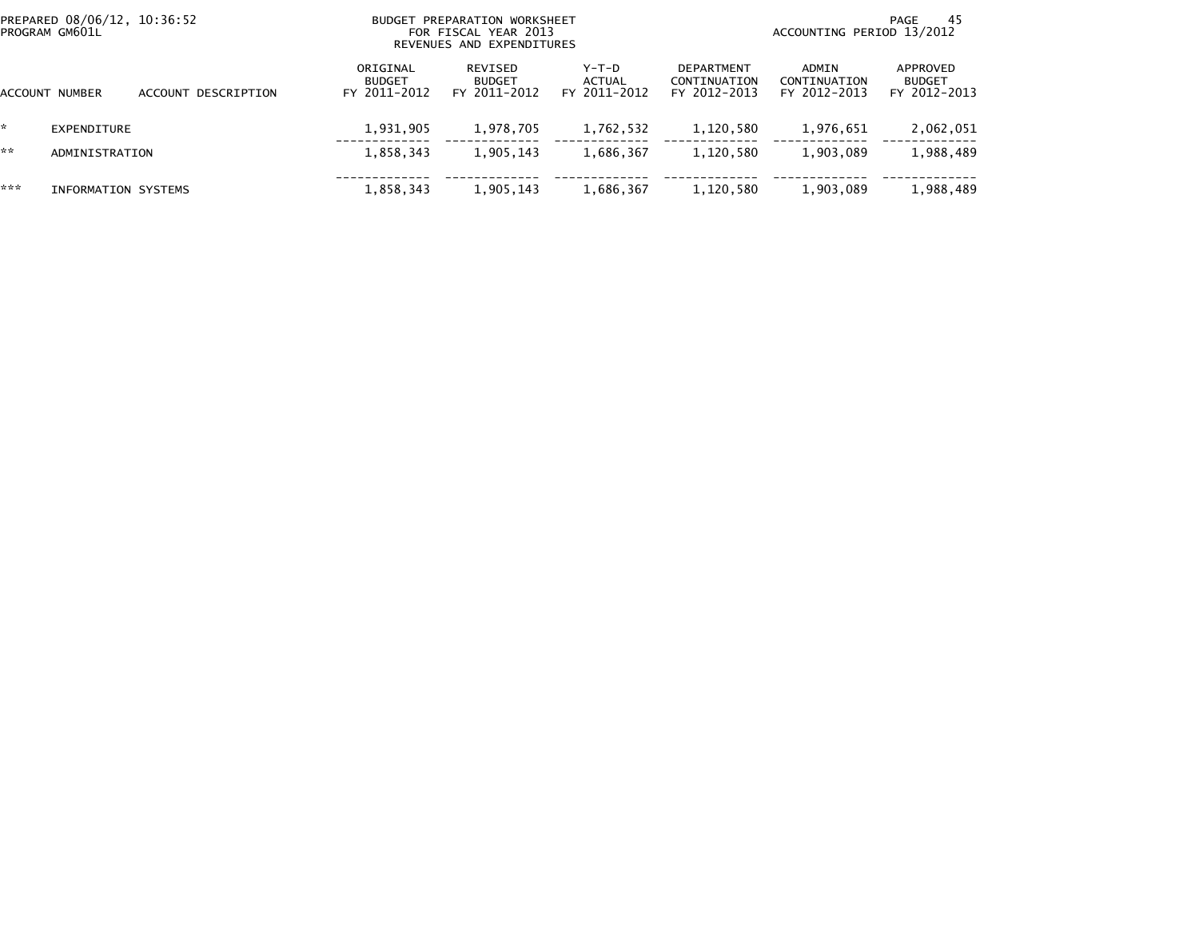PREPARED 08/06/12, 10:36:52
PROGRAM GM601L

BUDGET PREPARATION WORKSHEET
FOR FISCAL YEAR 2013
REVENUES AND EXPENDITURES

ACCOUNTING PERIOD 13/2012

| ACCOUNT NUMBER | ACCOUNT DESCRIPTION | ORIGINAL BUDGET FY 2011-2012 | REVISED BUDGET FY 2011-2012 | Y-T-D ACTUAL FY 2011-2012 | DEPARTMENT CONTINUATION FY 2012-2013 | ADMIN CONTINUATION FY 2012-2013 | APPROVED BUDGET FY 2012-2013 |
|---|---|---|---|---|---|---|---|
| * | EXPENDITURE | 1,931,905 | 1,978,705 | 1,762,532 | 1,120,580 | 1,976,651 | 2,062,051 |
| ** | ADMINISTRATION | 1,858,343 | 1,905,143 | 1,686,367 | 1,120,580 | 1,903,089 | 1,988,489 |
| *** | INFORMATION SYSTEMS | 1,858,343 | 1,905,143 | 1,686,367 | 1,120,580 | 1,903,089 | 1,988,489 |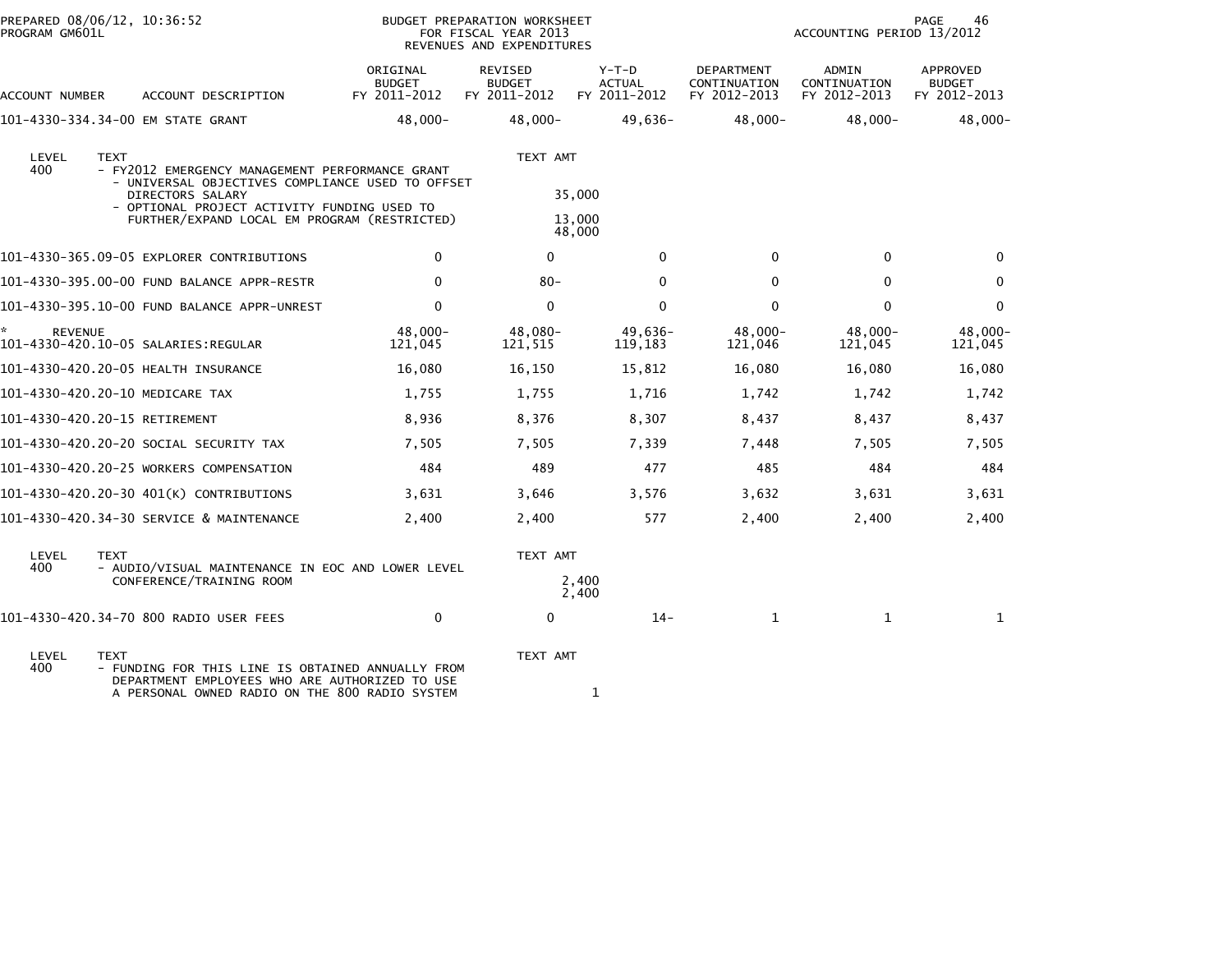PREPARED 08/06/12, 10:36:52
PROGRAM GM601L

BUDGET PREPARATION WORKSHEET
FOR FISCAL YEAR 2013
REVENUES AND EXPENDITURES

ACCOUNTING PERIOD 13/2012

| ACCOUNT NUMBER | ACCOUNT DESCRIPTION | ORIGINAL BUDGET FY 2011-2012 | REVISED BUDGET FY 2011-2012 | Y-T-D ACTUAL FY 2011-2012 | DEPARTMENT CONTINUATION FY 2012-2013 | ADMIN CONTINUATION FY 2012-2013 | APPROVED BUDGET FY 2012-2013 |
|---|---|---|---|---|---|---|---|
| 101-4330-334.34-00 | EM STATE GRANT | 48,000- | 48,000- | 49,636- | 48,000- | 48,000- | 48,000- |

| LEVEL | TEXT | TEXT AMT |
|---|---|---|
| 400 | - FY2012 EMERGENCY MANAGEMENT PERFORMANCE GRANT | |
| | - UNIVERSAL OBJECTIVES COMPLIANCE USED TO OFFSET DIRECTORS SALARY | 35,000 |
| | - OPTIONAL PROJECT ACTIVITY FUNDING USED TO FURTHER/EXPAND LOCAL EM PROGRAM (RESTRICTED) | 13,000 |
| | | 48,000 |

| ACCOUNT NUMBER | ACCOUNT DESCRIPTION | ORIGINAL BUDGET FY 2011-2012 | REVISED BUDGET FY 2011-2012 | Y-T-D ACTUAL FY 2011-2012 | DEPARTMENT CONTINUATION FY 2012-2013 | ADMIN CONTINUATION FY 2012-2013 | APPROVED BUDGET FY 2012-2013 |
|---|---|---|---|---|---|---|---|
| 101-4330-365.09-05 | EXPLORER CONTRIBUTIONS | 0 | 0 | 0 | 0 | 0 | 0 |
| 101-4330-395.00-00 | FUND BALANCE APPR-RESTR | 0 | 80- | 0 | 0 | 0 | 0 |
| 101-4330-395.10-00 | FUND BALANCE APPR-UNREST | 0 | 0 | 0 | 0 | 0 | 0 |
| * | REVENUE | 48,000- | 48,080- | 49,636- | 48,000- | 48,000- | 48,000- |
| 101-4330-420.10-05 | SALARIES:REGULAR | 121,045 | 121,515 | 119,183 | 121,046 | 121,045 | 121,045 |
| 101-4330-420.20-05 | HEALTH INSURANCE | 16,080 | 16,150 | 15,812 | 16,080 | 16,080 | 16,080 |
| 101-4330-420.20-10 | MEDICARE TAX | 1,755 | 1,755 | 1,716 | 1,742 | 1,742 | 1,742 |
| 101-4330-420.20-15 | RETIREMENT | 8,936 | 8,376 | 8,307 | 8,437 | 8,437 | 8,437 |
| 101-4330-420.20-20 | SOCIAL SECURITY TAX | 7,505 | 7,505 | 7,339 | 7,448 | 7,505 | 7,505 |
| 101-4330-420.20-25 | WORKERS COMPENSATION | 484 | 489 | 477 | 485 | 484 | 484 |
| 101-4330-420.20-30 | 401(K) CONTRIBUTIONS | 3,631 | 3,646 | 3,576 | 3,632 | 3,631 | 3,631 |
| 101-4330-420.34-30 | SERVICE & MAINTENANCE | 2,400 | 2,400 | 577 | 2,400 | 2,400 | 2,400 |

| LEVEL | TEXT | TEXT AMT |
|---|---|---|
| 400 | - AUDIO/VISUAL MAINTENANCE IN EOC AND LOWER LEVEL CONFERENCE/TRAINING ROOM | 2,400 |
| | | 2,400 |

| ACCOUNT NUMBER | ACCOUNT DESCRIPTION | ORIGINAL BUDGET FY 2011-2012 | REVISED BUDGET FY 2011-2012 | Y-T-D ACTUAL FY 2011-2012 | DEPARTMENT CONTINUATION FY 2012-2013 | ADMIN CONTINUATION FY 2012-2013 | APPROVED BUDGET FY 2012-2013 |
|---|---|---|---|---|---|---|---|
| 101-4330-420.34-70 | 800 RADIO USER FEES | 0 | 0 | 14- | 1 | 1 | 1 |

| LEVEL | TEXT | TEXT AMT |
|---|---|---|
| 400 | - FUNDING FOR THIS LINE IS OBTAINED ANNUALLY FROM DEPARTMENT EMPLOYEES WHO ARE AUTHORIZED TO USE A PERSONAL OWNED RADIO ON THE 800 RADIO SYSTEM | 1 |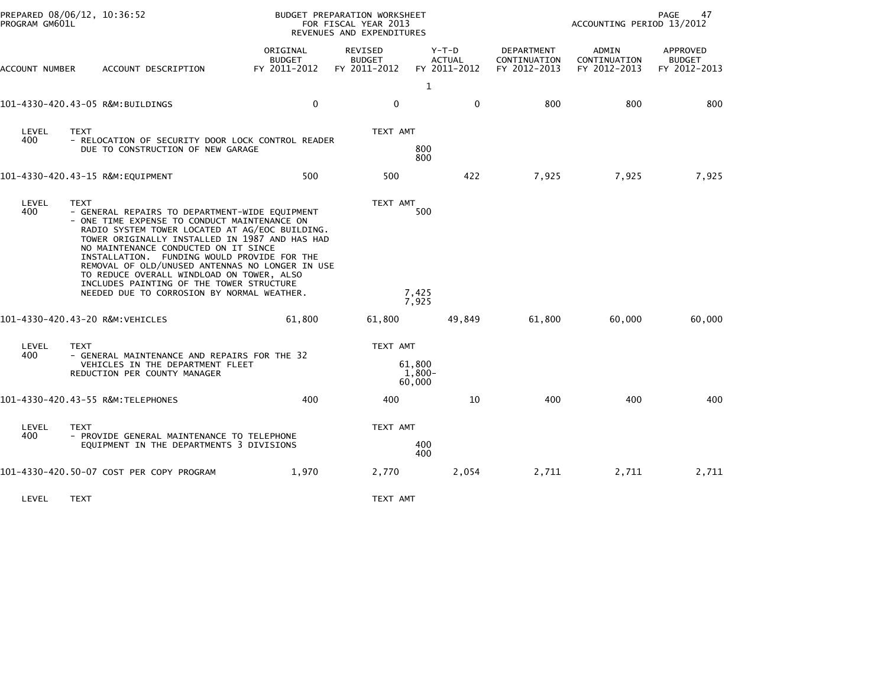PREPARED 08/06/12, 10:36:52
PROGRAM GM601L

BUDGET PREPARATION WORKSHEET
FOR FISCAL YEAR 2013
REVENUES AND EXPENDITURES

ACCOUNTING PERIOD 13/2012

| ACCOUNT NUMBER | ACCOUNT DESCRIPTION | ORIGINAL BUDGET FY 2011-2012 | REVISED BUDGET FY 2011-2012 | Y-T-D ACTUAL FY 2011-2012 | DEPARTMENT CONTINUATION FY 2012-2013 | ADMIN CONTINUATION FY 2012-2013 | APPROVED BUDGET FY 2012-2013 |
|---|---|---|---|---|---|---|---|
| | | | | 1 | | | |
| 101-4330-420.43-05 | R&M:BUILDINGS | 0 | 0 | 0 | 800 | 800 | 800 |

| LEVEL | TEXT | TEXT AMT |
|---|---|---|
| 400 | - RELOCATION OF SECURITY DOOR LOCK CONTROL READER DUE TO CONSTRUCTION OF NEW GARAGE | 800 |
| | | 800 |

| ACCOUNT NUMBER | ACCOUNT DESCRIPTION | ORIGINAL BUDGET FY 2011-2012 | REVISED BUDGET FY 2011-2012 | Y-T-D ACTUAL FY 2011-2012 | DEPARTMENT CONTINUATION FY 2012-2013 | ADMIN CONTINUATION FY 2012-2013 | APPROVED BUDGET FY 2012-2013 |
|---|---|---|---|---|---|---|---|
| 101-4330-420.43-15 | R&M:EQUIPMENT | 500 | 500 | 422 | 7,925 | 7,925 | 7,925 |

| LEVEL | TEXT | TEXT AMT |
|---|---|---|
| 400 | - GENERAL REPAIRS TO DEPARTMENT-WIDE EQUIPMENT | 500 |
| | - ONE TIME EXPENSE TO CONDUCT MAINTENANCE ON RADIO SYSTEM TOWER LOCATED AT AG/EOC BUILDING. TOWER ORIGINALLY INSTALLED IN 1987 AND HAS HAD NO MAINTENANCE CONDUCTED ON IT SINCE INSTALLATION. FUNDING WOULD PROVIDE FOR THE REMOVAL OF OLD/UNUSED ANTENNAS NO LONGER IN USE TO REDUCE OVERALL WINDLOAD ON TOWER, ALSO INCLUDES PAINTING OF THE TOWER STRUCTURE NEEDED DUE TO CORROSION BY NORMAL WEATHER. | 7,425 |
| | | 7,925 |

| ACCOUNT NUMBER | ACCOUNT DESCRIPTION | ORIGINAL BUDGET FY 2011-2012 | REVISED BUDGET FY 2011-2012 | Y-T-D ACTUAL FY 2011-2012 | DEPARTMENT CONTINUATION FY 2012-2013 | ADMIN CONTINUATION FY 2012-2013 | APPROVED BUDGET FY 2012-2013 |
|---|---|---|---|---|---|---|---|
| 101-4330-420.43-20 | R&M:VEHICLES | 61,800 | 61,800 | 49,849 | 61,800 | 60,000 | 60,000 |

| LEVEL | TEXT | TEXT AMT |
|---|---|---|
| 400 | - GENERAL MAINTENANCE AND REPAIRS FOR THE 32 VEHICLES IN THE DEPARTMENT FLEET | 61,800 |
| | REDUCTION PER COUNTY MANAGER | 1,800- |
| | | 60,000 |

| ACCOUNT NUMBER | ACCOUNT DESCRIPTION | ORIGINAL BUDGET FY 2011-2012 | REVISED BUDGET FY 2011-2012 | Y-T-D ACTUAL FY 2011-2012 | DEPARTMENT CONTINUATION FY 2012-2013 | ADMIN CONTINUATION FY 2012-2013 | APPROVED BUDGET FY 2012-2013 |
|---|---|---|---|---|---|---|---|
| 101-4330-420.43-55 | R&M:TELEPHONES | 400 | 400 | 10 | 400 | 400 | 400 |

| LEVEL | TEXT | TEXT AMT |
|---|---|---|
| 400 | - PROVIDE GENERAL MAINTENANCE TO TELEPHONE EQUIPMENT IN THE DEPARTMENTS 3 DIVISIONS | 400 |
| | | 400 |

| ACCOUNT NUMBER | ACCOUNT DESCRIPTION | ORIGINAL BUDGET FY 2011-2012 | REVISED BUDGET FY 2011-2012 | Y-T-D ACTUAL FY 2011-2012 | DEPARTMENT CONTINUATION FY 2012-2013 | ADMIN CONTINUATION FY 2012-2013 | APPROVED BUDGET FY 2012-2013 |
|---|---|---|---|---|---|---|---|
| 101-4330-420.50-07 | COST PER COPY PROGRAM | 1,970 | 2,770 | 2,054 | 2,711 | 2,711 | 2,711 |

| LEVEL | TEXT | TEXT AMT |
|---|---|---|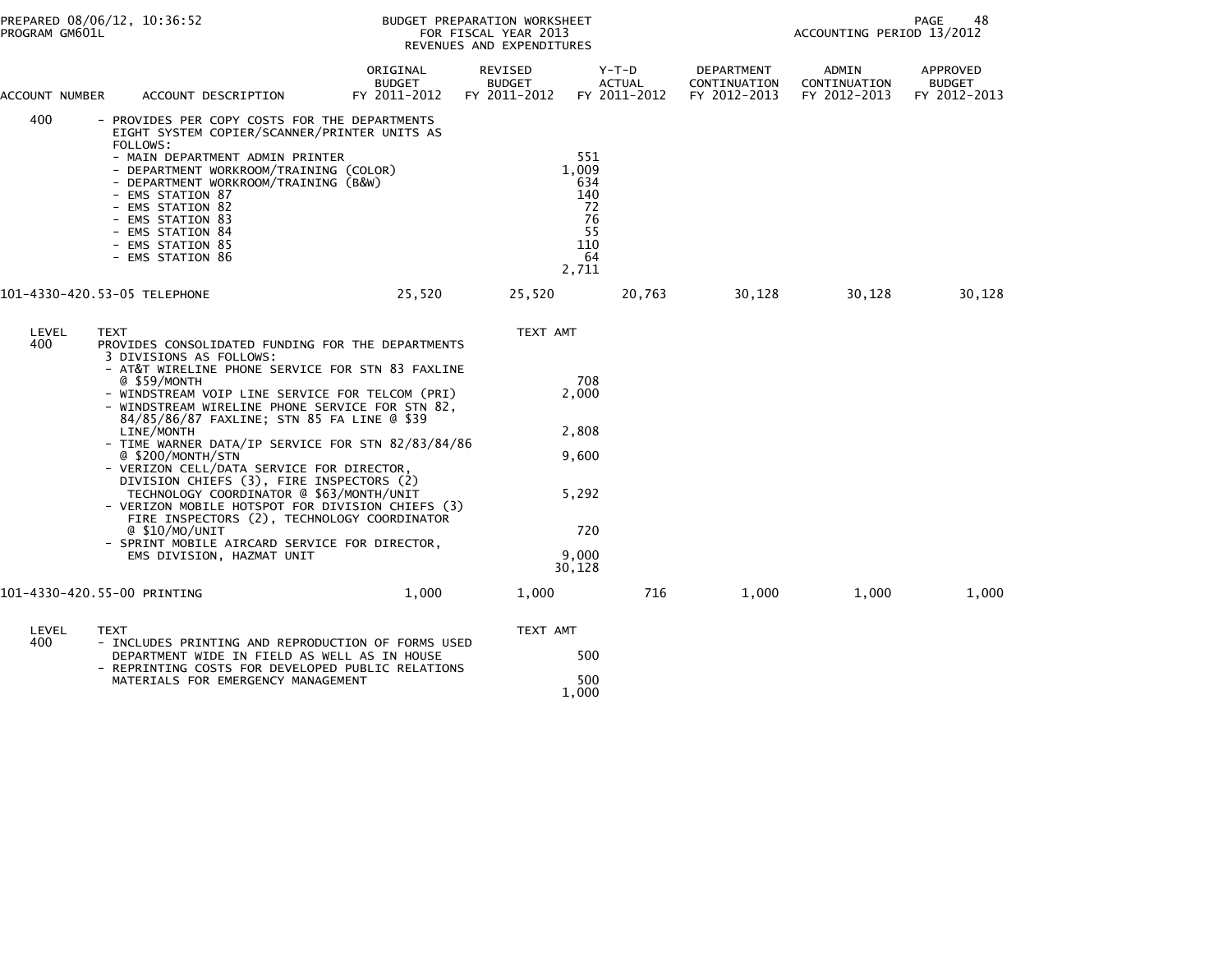PREPARED 08/06/12, 10:36:52
PROGRAM GM601L

BUDGET PREPARATION WORKSHEET
FOR FISCAL YEAR 2013
REVENUES AND EXPENDITURES

ACCOUNTING PERIOD 13/2012

| ACCOUNT NUMBER | ACCOUNT DESCRIPTION | ORIGINAL BUDGET FY 2011-2012 | REVISED BUDGET FY 2011-2012 | Y-T-D ACTUAL FY 2011-2012 | DEPARTMENT CONTINUATION FY 2012-2013 | ADMIN CONTINUATION FY 2012-2013 | APPROVED BUDGET FY 2012-2013 |
|---|---|---|---|---|---|---|---|
| 400 | - PROVIDES PER COPY COSTS FOR THE DEPARTMENTS EIGHT SYSTEM COPIER/SCANNER/PRINTER UNITS AS FOLLOWS: | | | | | | |
| | - MAIN DEPARTMENT ADMIN PRINTER | | 551 | | | | |
| | - DEPARTMENT WORKROOM/TRAINING (COLOR) | | 1,009 | | | | |
| | - DEPARTMENT WORKROOM/TRAINING (B&W) | | 634 | | | | |
| | - EMS STATION 87 | | 140 | | | | |
| | - EMS STATION 82 | | 72 | | | | |
| | - EMS STATION 83 | | 76 | | | | |
| | - EMS STATION 84 | | 55 | | | | |
| | - EMS STATION 85 | | 110 | | | | |
| | - EMS STATION 86 | | 64 | | | | |
| | | | 2,711 | | | | |
| 101-4330-420.53-05 | TELEPHONE | 25,520 | 25,520 | 20,763 | 30,128 | 30,128 | 30,128 |
| LEVEL | TEXT | | TEXT AMT | | | | |
| 400 | PROVIDES CONSOLIDATED FUNDING FOR THE DEPARTMENTS 3 DIVISIONS AS FOLLOWS: | | | | | | |
| | - AT&T WIRELINE PHONE SERVICE FOR STN 83 FAXLINE @ $59/MONTH | | 708 | | | | |
| | - WINDSTREAM VOIP LINE SERVICE FOR TELCOM (PRI) | | 2,000 | | | | |
| | - WINDSTREAM WIRELINE PHONE SERVICE FOR STN 82, 84/85/86/87 FAXLINE; STN 85 FA LINE @ $39 LINE/MONTH | | 2,808 | | | | |
| | - TIME WARNER DATA/IP SERVICE FOR STN 82/83/84/86 @ $200/MONTH/STN | | 9,600 | | | | |
| | - VERIZON CELL/DATA SERVICE FOR DIRECTOR, DIVISION CHIEFS (3), FIRE INSPECTORS (2) TECHNOLOGY COORDINATOR @ $63/MONTH/UNIT | | 5,292 | | | | |
| | - VERIZON MOBILE HOTSPOT FOR DIVISION CHIEFS (3) FIRE INSPECTORS (2), TECHNOLOGY COORDINATOR @ $10/MO/UNIT | | 720 | | | | |
| | - SPRINT MOBILE AIRCARD SERVICE FOR DIRECTOR, EMS DIVISION, HAZMAT UNIT | | 9,000 | | | | |
| | | | 30,128 | | | | |
| 101-4330-420.55-00 | PRINTING | 1,000 | 1,000 | 716 | 1,000 | 1,000 | 1,000 |
| LEVEL | TEXT | | TEXT AMT | | | | |
| 400 | - INCLUDES PRINTING AND REPRODUCTION OF FORMS USED DEPARTMENT WIDE IN FIELD AS WELL AS IN HOUSE | | 500 | | | | |
| | - REPRINTING COSTS FOR DEVELOPED PUBLIC RELATIONS MATERIALS FOR EMERGENCY MANAGEMENT | | 500 | | | | |
| | | | 1,000 | | | | |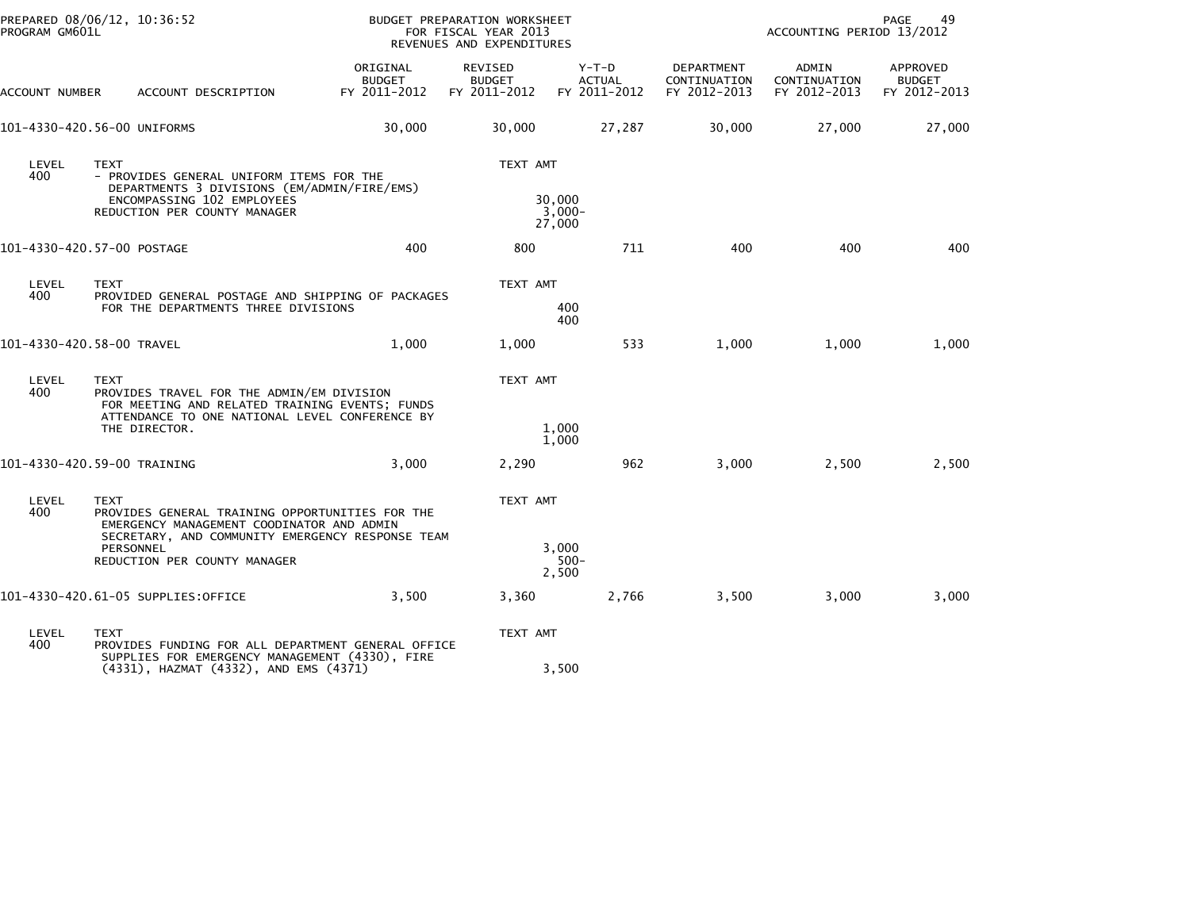PREPARED 08/06/12, 10:36:52
PROGRAM GM601L

BUDGET PREPARATION WORKSHEET
FOR FISCAL YEAR 2013
REVENUES AND EXPENDITURES

ACCOUNTING PERIOD 13/2012

| ACCOUNT NUMBER | ACCOUNT DESCRIPTION | ORIGINAL BUDGET FY 2011-2012 | REVISED BUDGET FY 2011-2012 | Y-T-D ACTUAL FY 2011-2012 | DEPARTMENT CONTINUATION FY 2012-2013 | ADMIN CONTINUATION FY 2012-2013 | APPROVED BUDGET FY 2012-2013 |
|---|---|---|---|---|---|---|---|
| 101-4330-420.56-00 | UNIFORMS | 30,000 | 30,000 | 27,287 | 30,000 | 27,000 | 27,000 |

| LEVEL | TEXT | TEXT AMT |
|---|---|---|
| 400 | - PROVIDES GENERAL UNIFORM ITEMS FOR THE DEPARTMENTS 3 DIVISIONS (EM/ADMIN/FIRE/EMS) ENCOMPASSING 102 EMPLOYEES | 30,000 |
| | REDUCTION PER COUNTY MANAGER | 3,000- |
| | | 27,000 |

| ACCOUNT NUMBER | ACCOUNT DESCRIPTION | ORIGINAL BUDGET FY 2011-2012 | REVISED BUDGET FY 2011-2012 | Y-T-D ACTUAL FY 2011-2012 | DEPARTMENT CONTINUATION FY 2012-2013 | ADMIN CONTINUATION FY 2012-2013 | APPROVED BUDGET FY 2012-2013 |
|---|---|---|---|---|---|---|---|
| 101-4330-420.57-00 | POSTAGE | 400 | 800 | 711 | 400 | 400 | 400 |

| LEVEL | TEXT | TEXT AMT |
|---|---|---|
| 400 | PROVIDED GENERAL POSTAGE AND SHIPPING OF PACKAGES FOR THE DEPARTMENTS THREE DIVISIONS | 400 |
| | | 400 |

| ACCOUNT NUMBER | ACCOUNT DESCRIPTION | ORIGINAL BUDGET FY 2011-2012 | REVISED BUDGET FY 2011-2012 | Y-T-D ACTUAL FY 2011-2012 | DEPARTMENT CONTINUATION FY 2012-2013 | ADMIN CONTINUATION FY 2012-2013 | APPROVED BUDGET FY 2012-2013 |
|---|---|---|---|---|---|---|---|
| 101-4330-420.58-00 | TRAVEL | 1,000 | 1,000 | 533 | 1,000 | 1,000 | 1,000 |

| LEVEL | TEXT | TEXT AMT |
|---|---|---|
| 400 | PROVIDES TRAVEL FOR THE ADMIN/EM DIVISION FOR MEETING AND RELATED TRAINING EVENTS; FUNDS ATTENDANCE TO ONE NATIONAL LEVEL CONFERENCE BY THE DIRECTOR. | 1,000 |
| | | 1,000 |

| ACCOUNT NUMBER | ACCOUNT DESCRIPTION | ORIGINAL BUDGET FY 2011-2012 | REVISED BUDGET FY 2011-2012 | Y-T-D ACTUAL FY 2011-2012 | DEPARTMENT CONTINUATION FY 2012-2013 | ADMIN CONTINUATION FY 2012-2013 | APPROVED BUDGET FY 2012-2013 |
|---|---|---|---|---|---|---|---|
| 101-4330-420.59-00 | TRAINING | 3,000 | 2,290 | 962 | 3,000 | 2,500 | 2,500 |

| LEVEL | TEXT | TEXT AMT |
|---|---|---|
| 400 | PROVIDES GENERAL TRAINING OPPORTUNITIES FOR THE EMERGENCY MANAGEMENT COODINATOR AND ADMIN SECRETARY, AND COMMUNITY EMERGENCY RESPONSE TEAM PERSONNEL | 3,000 |
| | REDUCTION PER COUNTY MANAGER | 500- |
| | | 2,500 |

| ACCOUNT NUMBER | ACCOUNT DESCRIPTION | ORIGINAL BUDGET FY 2011-2012 | REVISED BUDGET FY 2011-2012 | Y-T-D ACTUAL FY 2011-2012 | DEPARTMENT CONTINUATION FY 2012-2013 | ADMIN CONTINUATION FY 2012-2013 | APPROVED BUDGET FY 2012-2013 |
|---|---|---|---|---|---|---|---|
| 101-4330-420.61-05 | SUPPLIES:OFFICE | 3,500 | 3,360 | 2,766 | 3,500 | 3,000 | 3,000 |

| LEVEL | TEXT | TEXT AMT |
|---|---|---|
| 400 | PROVIDES FUNDING FOR ALL DEPARTMENT GENERAL OFFICE SUPPLIES FOR EMERGENCY MANAGEMENT (4330), FIRE (4331), HAZMAT (4332), AND EMS (4371) | 3,500 |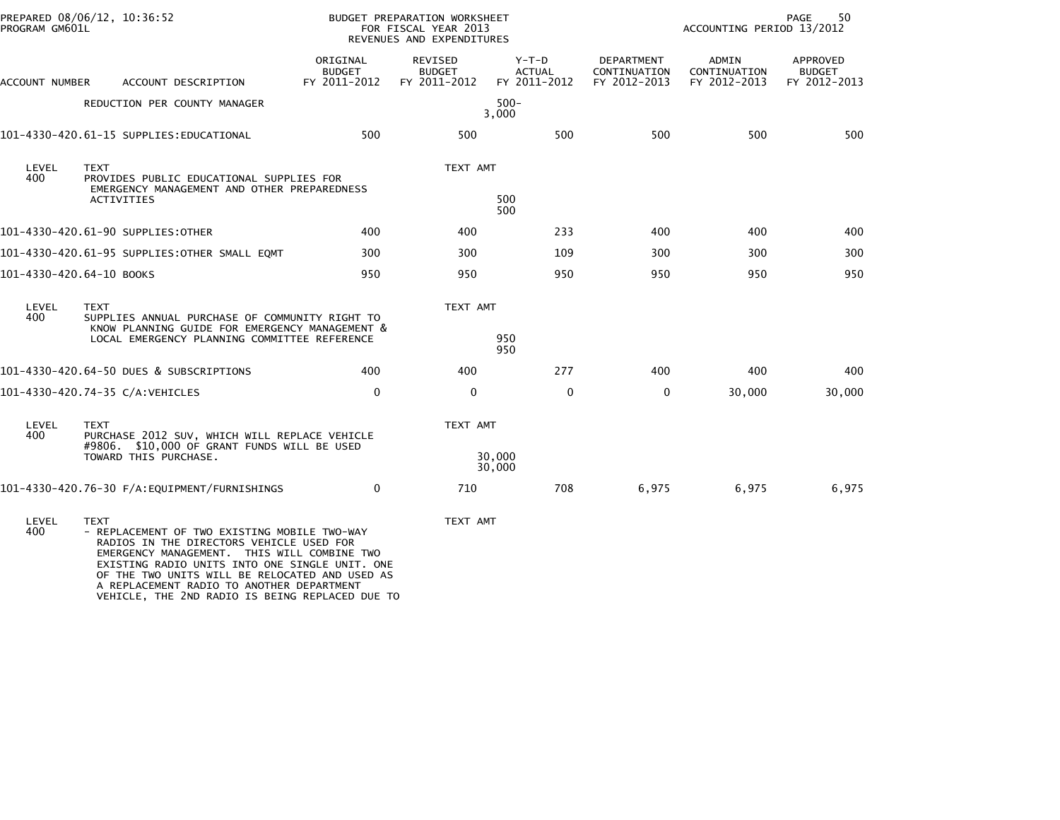PREPARED 08/06/12, 10:36:52
PROGRAM GM601L

BUDGET PREPARATION WORKSHEET
FOR FISCAL YEAR 2013
REVENUES AND EXPENDITURES

ACCOUNTING PERIOD 13/2012

| ACCOUNT NUMBER | ACCOUNT DESCRIPTION | ORIGINAL BUDGET FY 2011-2012 | REVISED BUDGET FY 2011-2012 | Y-T-D ACTUAL FY 2011-2012 | DEPARTMENT CONTINUATION FY 2012-2013 | ADMIN CONTINUATION FY 2012-2013 | APPROVED BUDGET FY 2012-2013 |
|---|---|---|---|---|---|---|---|
| | REDUCTION PER COUNTY MANAGER | | 500- 3,000 | | | | |
| 101-4330-420.61-15 | SUPPLIES:EDUCATIONAL | 500 | 500 | 500 | 500 | 500 | 500 |
| LEVEL 400 | TEXT PROVIDES PUBLIC EDUCATIONAL SUPPLIES FOR EMERGENCY MANAGEMENT AND OTHER PREPAREDNESS ACTIVITIES | | TEXT AMT 500 500 | | | | |
| 101-4330-420.61-90 | SUPPLIES:OTHER | 400 | 400 | 233 | 400 | 400 | 400 |
| 101-4330-420.61-95 | SUPPLIES:OTHER SMALL EQMT | 300 | 300 | 109 | 300 | 300 | 300 |
| 101-4330-420.64-10 | BOOKS | 950 | 950 | 950 | 950 | 950 | 950 |
| LEVEL 400 | TEXT SUPPLIES ANNUAL PURCHASE OF COMMUNITY RIGHT TO KNOW PLANNING GUIDE FOR EMERGENCY MANAGEMENT & LOCAL EMERGENCY PLANNING COMMITTEE REFERENCE | | TEXT AMT 950 950 | | | | |
| 101-4330-420.64-50 | DUES & SUBSCRIPTIONS | 400 | 400 | 277 | 400 | 400 | 400 |
| 101-4330-420.74-35 | C/A:VEHICLES | 0 | 0 | 0 | 0 | 30,000 | 30,000 |
| LEVEL 400 | TEXT PURCHASE 2012 SUV, WHICH WILL REPLACE VEHICLE #9806. $10,000 OF GRANT FUNDS WILL BE USED TOWARD THIS PURCHASE. | | TEXT AMT 30,000 30,000 | | | | |
| 101-4330-420.76-30 | F/A:EQUIPMENT/FURNISHINGS | 0 | 710 | 708 | 6,975 | 6,975 | 6,975 |
| LEVEL 400 | TEXT - REPLACEMENT OF TWO EXISTING MOBILE TWO-WAY RADIOS IN THE DIRECTORS VEHICLE USED FOR EMERGENCY MANAGEMENT. THIS WILL COMBINE TWO EXISTING RADIO UNITS INTO ONE SINGLE UNIT. ONE OF THE TWO UNITS WILL BE RELOCATED AND USED AS A REPLACEMENT RADIO TO ANOTHER DEPARTMENT VEHICLE, THE 2ND RADIO IS BEING REPLACED DUE TO | | TEXT AMT | | | | |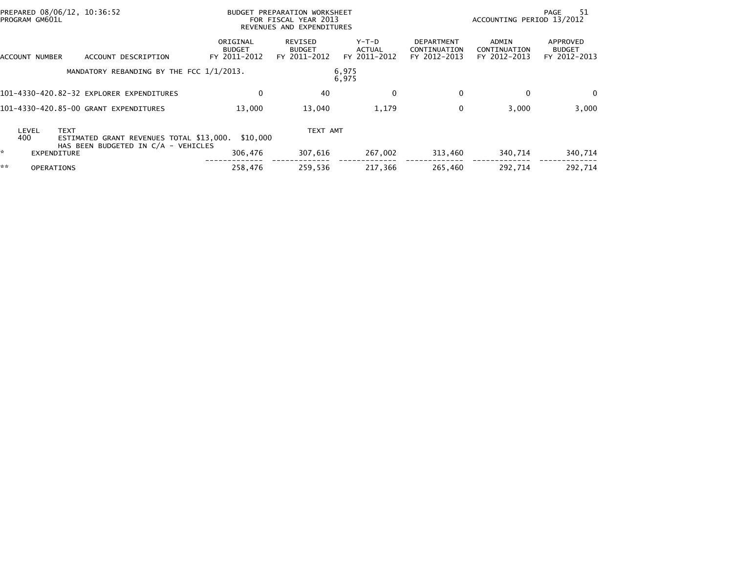PREPARED 08/06/12, 10:36:52
PROGRAM GM601L

BUDGET PREPARATION WORKSHEET
FOR FISCAL YEAR 2013
REVENUES AND EXPENDITURES

ACCOUNTING PERIOD 13/2012

| ACCOUNT NUMBER | ACCOUNT DESCRIPTION | ORIGINAL BUDGET FY 2011-2012 | REVISED BUDGET FY 2011-2012 | Y-T-D ACTUAL FY 2011-2012 | DEPARTMENT CONTINUATION FY 2012-2013 | ADMIN CONTINUATION FY 2012-2013 | APPROVED BUDGET FY 2012-2013 |
|---|---|---|---|---|---|---|---|
| | MANDATORY REBANDING BY THE FCC 1/1/2013. | | | 6,975 6,975 | | | |
| 101-4330-420.82-32 | EXPLORER EXPENDITURES | 0 | 40 | 0 | 0 | 0 | 0 |
| 101-4330-420.85-00 | GRANT EXPENDITURES | 13,000 | 13,040 | 1,179 | 0 | 3,000 | 3,000 |

| LEVEL | TEXT | TEXT AMT |
|---|---|---|
| 400 | ESTIMATED GRANT REVENUES TOTAL $13,000. HAS BEEN BUDGETED IN C/A - VEHICLES | $10,000 |

| | | ORIGINAL BUDGET FY 2011-2012 | REVISED BUDGET FY 2011-2012 | Y-T-D ACTUAL FY 2011-2012 | DEPARTMENT CONTINUATION FY 2012-2013 | ADMIN CONTINUATION FY 2012-2013 | APPROVED BUDGET FY 2012-2013 |
|---|---|---|---|---|---|---|---|
| * | EXPENDITURE | 306,476 | 307,616 | 267,002 | 313,460 | 340,714 | 340,714 |
| ** | OPERATIONS | 258,476 | 259,536 | 217,366 | 265,460 | 292,714 | 292,714 |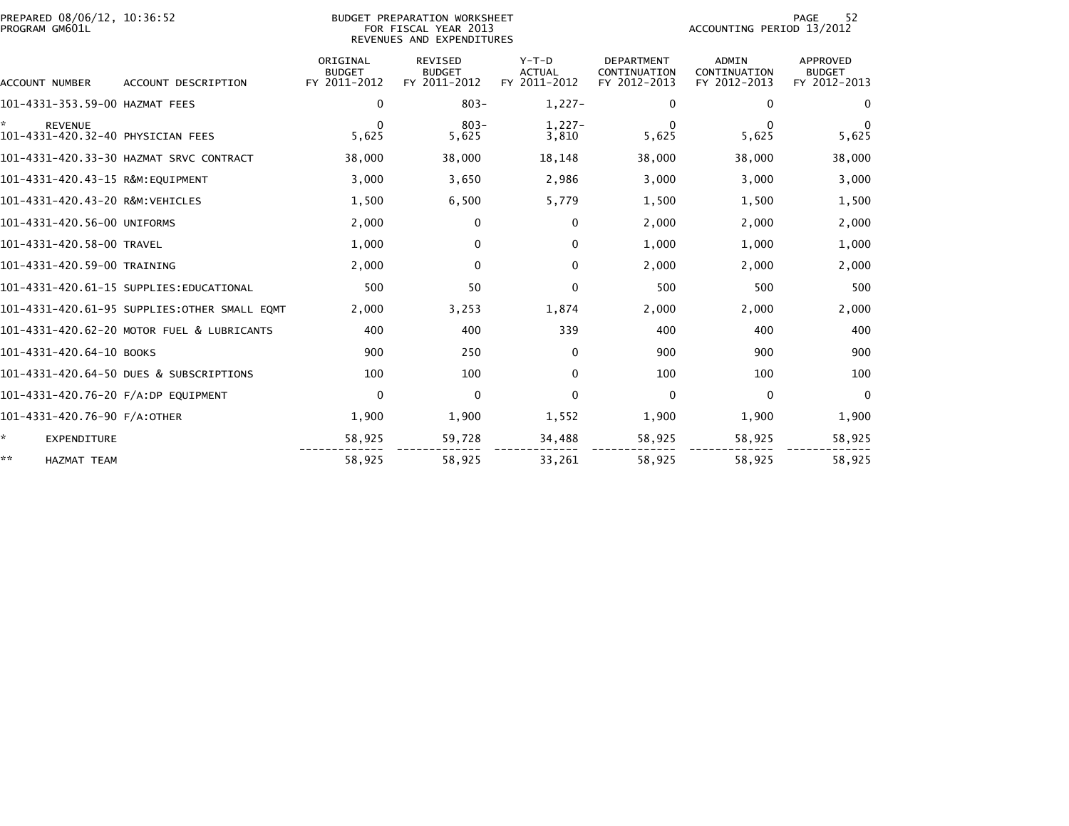PREPARED 08/06/12, 10:36:52
PROGRAM GM601L

BUDGET PREPARATION WORKSHEET
FOR FISCAL YEAR 2013
REVENUES AND EXPENDITURES

ACCOUNTING PERIOD 13/2012

| ACCOUNT NUMBER | ACCOUNT DESCRIPTION | ORIGINAL BUDGET FY 2011-2012 | REVISED BUDGET FY 2011-2012 | Y-T-D ACTUAL FY 2011-2012 | DEPARTMENT CONTINUATION FY 2012-2013 | ADMIN CONTINUATION FY 2012-2013 | APPROVED BUDGET FY 2012-2013 |
|---|---|---|---|---|---|---|---|
| 101-4331-353.59-00 | HAZMAT FEES | 0 | 803- | 1,227- | 0 | 0 | 0 |
| * | REVENUE | 0 | 803- | 1,227- | 0 | 0 | 0 |
| 101-4331-420.32-40 | PHYSICIAN FEES | 5,625 | 5,625 | 3,810 | 5,625 | 5,625 | 5,625 |
| 101-4331-420.33-30 | HAZMAT SRVC CONTRACT | 38,000 | 38,000 | 18,148 | 38,000 | 38,000 | 38,000 |
| 101-4331-420.43-15 | R&M:EQUIPMENT | 3,000 | 3,650 | 2,986 | 3,000 | 3,000 | 3,000 |
| 101-4331-420.43-20 | R&M:VEHICLES | 1,500 | 6,500 | 5,779 | 1,500 | 1,500 | 1,500 |
| 101-4331-420.56-00 | UNIFORMS | 2,000 | 0 | 0 | 2,000 | 2,000 | 2,000 |
| 101-4331-420.58-00 | TRAVEL | 1,000 | 0 | 0 | 1,000 | 1,000 | 1,000 |
| 101-4331-420.59-00 | TRAINING | 2,000 | 0 | 0 | 2,000 | 2,000 | 2,000 |
| 101-4331-420.61-15 | SUPPLIES:EDUCATIONAL | 500 | 50 | 0 | 500 | 500 | 500 |
| 101-4331-420.61-95 | SUPPLIES:OTHER SMALL EQMT | 2,000 | 3,253 | 1,874 | 2,000 | 2,000 | 2,000 |
| 101-4331-420.62-20 | MOTOR FUEL & LUBRICANTS | 400 | 400 | 339 | 400 | 400 | 400 |
| 101-4331-420.64-10 | BOOKS | 900 | 250 | 0 | 900 | 900 | 900 |
| 101-4331-420.64-50 | DUES & SUBSCRIPTIONS | 100 | 100 | 0 | 100 | 100 | 100 |
| 101-4331-420.76-20 | F/A:DP EQUIPMENT | 0 | 0 | 0 | 0 | 0 | 0 |
| 101-4331-420.76-90 | F/A:OTHER | 1,900 | 1,900 | 1,552 | 1,900 | 1,900 | 1,900 |
| * | EXPENDITURE | 58,925 | 59,728 | 34,488 | 58,925 | 58,925 | 58,925 |
| ** | HAZMAT TEAM | 58,925 | 58,925 | 33,261 | 58,925 | 58,925 | 58,925 |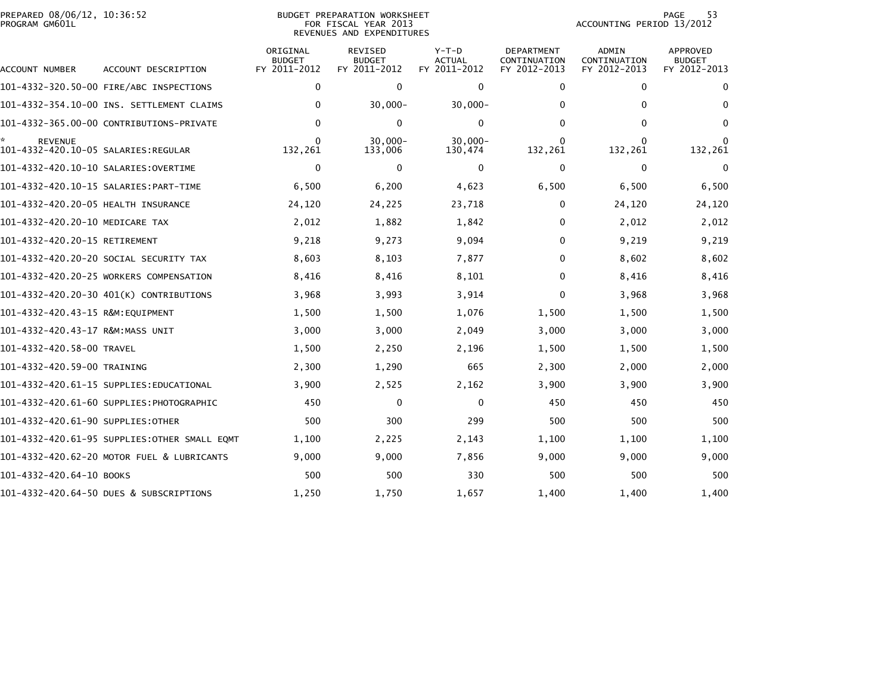PREPARED 08/06/12, 10:36:52
PROGRAM GM601L

BUDGET PREPARATION WORKSHEET
FOR FISCAL YEAR 2013
REVENUES AND EXPENDITURES

ACCOUNTING PERIOD 13/2012

| ACCOUNT NUMBER | ACCOUNT DESCRIPTION | ORIGINAL BUDGET FY 2011-2012 | REVISED BUDGET FY 2011-2012 | Y-T-D ACTUAL FY 2011-2012 | DEPARTMENT CONTINUATION FY 2012-2013 | ADMIN CONTINUATION FY 2012-2013 | APPROVED BUDGET FY 2012-2013 |
|---|---|---|---|---|---|---|---|
| 101-4332-320.50-00 | FIRE/ABC INSPECTIONS | 0 | 0 | 0 | 0 | 0 | 0 |
| 101-4332-354.10-00 | INS. SETTLEMENT CLAIMS | 0 | 30,000- | 30,000- | 0 | 0 | 0 |
| 101-4332-365.00-00 | CONTRIBUTIONS-PRIVATE | 0 | 0 | 0 | 0 | 0 | 0 |
| * REVENUE | | 0 | 30,000- | 30,000- | 0 | 0 | 0 |
| 101-4332-420.10-05 | SALARIES:REGULAR | 132,261 | 133,006 | 130,474 | 132,261 | 132,261 | 132,261 |
| 101-4332-420.10-10 | SALARIES:OVERTIME | 0 | 0 | 0 | 0 | 0 | 0 |
| 101-4332-420.10-15 | SALARIES:PART-TIME | 6,500 | 6,200 | 4,623 | 6,500 | 6,500 | 6,500 |
| 101-4332-420.20-05 | HEALTH INSURANCE | 24,120 | 24,225 | 23,718 | 0 | 24,120 | 24,120 |
| 101-4332-420.20-10 | MEDICARE TAX | 2,012 | 1,882 | 1,842 | 0 | 2,012 | 2,012 |
| 101-4332-420.20-15 | RETIREMENT | 9,218 | 9,273 | 9,094 | 0 | 9,219 | 9,219 |
| 101-4332-420.20-20 | SOCIAL SECURITY TAX | 8,603 | 8,103 | 7,877 | 0 | 8,602 | 8,602 |
| 101-4332-420.20-25 | WORKERS COMPENSATION | 8,416 | 8,416 | 8,101 | 0 | 8,416 | 8,416 |
| 101-4332-420.20-30 | 401(K) CONTRIBUTIONS | 3,968 | 3,993 | 3,914 | 0 | 3,968 | 3,968 |
| 101-4332-420.43-15 | R&M:EQUIPMENT | 1,500 | 1,500 | 1,076 | 1,500 | 1,500 | 1,500 |
| 101-4332-420.43-17 | R&M:MASS UNIT | 3,000 | 3,000 | 2,049 | 3,000 | 3,000 | 3,000 |
| 101-4332-420.58-00 | TRAVEL | 1,500 | 2,250 | 2,196 | 1,500 | 1,500 | 1,500 |
| 101-4332-420.59-00 | TRAINING | 2,300 | 1,290 | 665 | 2,300 | 2,000 | 2,000 |
| 101-4332-420.61-15 | SUPPLIES:EDUCATIONAL | 3,900 | 2,525 | 2,162 | 3,900 | 3,900 | 3,900 |
| 101-4332-420.61-60 | SUPPLIES:PHOTOGRAPHIC | 450 | 0 | 0 | 450 | 450 | 450 |
| 101-4332-420.61-90 | SUPPLIES:OTHER | 500 | 300 | 299 | 500 | 500 | 500 |
| 101-4332-420.61-95 | SUPPLIES:OTHER SMALL EQMT | 1,100 | 2,225 | 2,143 | 1,100 | 1,100 | 1,100 |
| 101-4332-420.62-20 | MOTOR FUEL & LUBRICANTS | 9,000 | 9,000 | 7,856 | 9,000 | 9,000 | 9,000 |
| 101-4332-420.64-10 | BOOKS | 500 | 500 | 330 | 500 | 500 | 500 |
| 101-4332-420.64-50 | DUES & SUBSCRIPTIONS | 1,250 | 1,750 | 1,657 | 1,400 | 1,400 | 1,400 |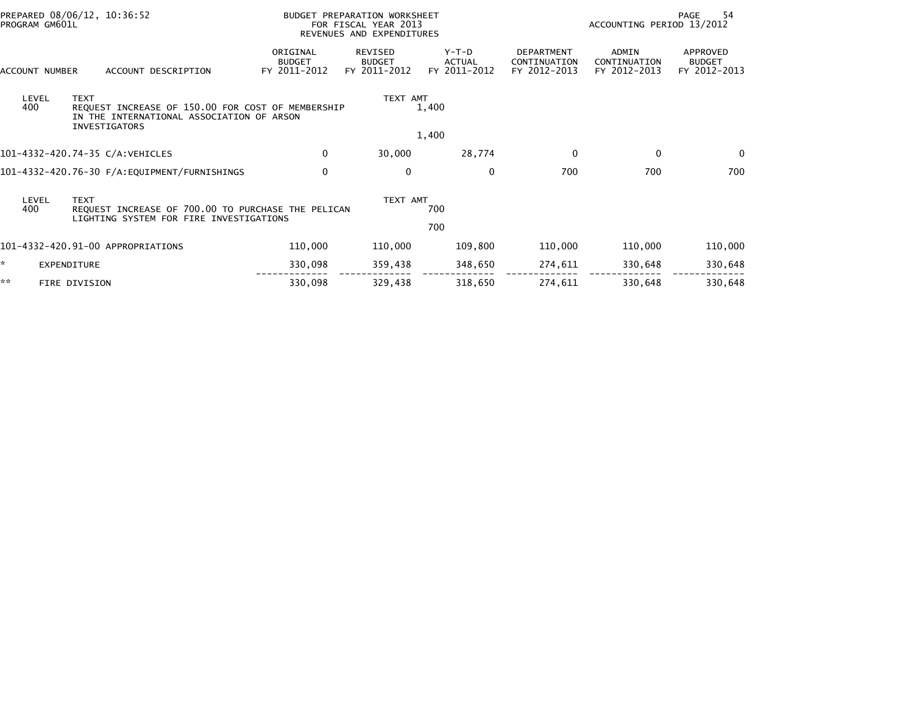PREPARED 08/06/12, 10:36:52
PROGRAM GM601L

BUDGET PREPARATION WORKSHEET
FOR FISCAL YEAR 2013
REVENUES AND EXPENDITURES

ACCOUNTING PERIOD 13/2012

| ACCOUNT NUMBER | ACCOUNT DESCRIPTION | ORIGINAL BUDGET FY 2011-2012 | REVISED BUDGET FY 2011-2012 | Y-T-D ACTUAL FY 2011-2012 | DEPARTMENT CONTINUATION FY 2012-2013 | ADMIN CONTINUATION FY 2012-2013 | APPROVED BUDGET FY 2012-2013 |
|---|---|---|---|---|---|---|---|
| LEVEL 400 | TEXT: REQUEST INCREASE OF 150.00 FOR COST OF MEMBERSHIP IN THE INTERNATIONAL ASSOCIATION OF ARSON INVESTIGATORS | | TEXT AMT 1,400 | | | | |
| | | | 1,400 | | | | |
| 101-4332-420.74-35 | C/A:VEHICLES | 0 | 30,000 | 28,774 | 0 | 0 | 0 |
| 101-4332-420.76-30 | F/A:EQUIPMENT/FURNISHINGS | 0 | 0 | 0 | 700 | 700 | 700 |
| LEVEL 400 | TEXT: REQUEST INCREASE OF 700.00 TO PURCHASE THE PELICAN LIGHTING SYSTEM FOR FIRE INVESTIGATIONS | | TEXT AMT 700 | | | | |
| | | | 700 | | | | |
| 101-4332-420.91-00 | APPROPRIATIONS | 110,000 | 110,000 | 109,800 | 110,000 | 110,000 | 110,000 |
| * | EXPENDITURE | 330,098 | 359,438 | 348,650 | 274,611 | 330,648 | 330,648 |
| ** | FIRE DIVISION | 330,098 | 329,438 | 318,650 | 274,611 | 330,648 | 330,648 |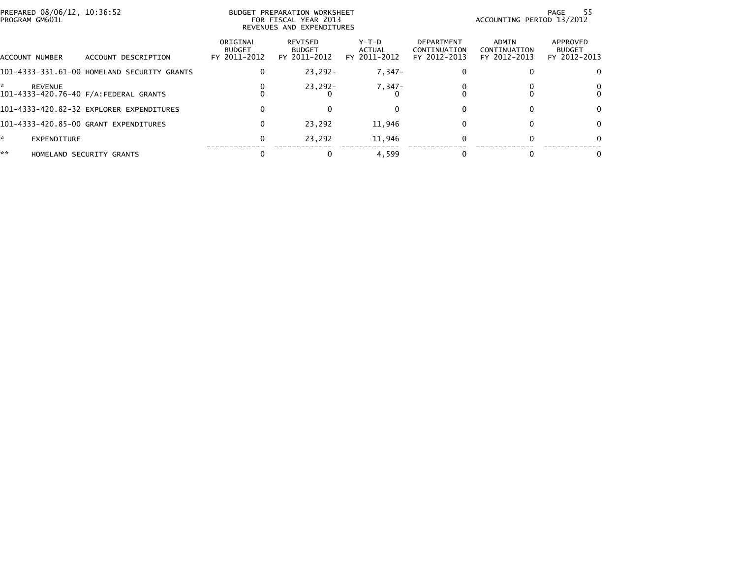PREPARED 08/06/12, 10:36:52
PROGRAM GM601L

BUDGET PREPARATION WORKSHEET
FOR FISCAL YEAR 2013
REVENUES AND EXPENDITURES

ACCOUNTING PERIOD 13/2012

| ACCOUNT NUMBER | ACCOUNT DESCRIPTION | ORIGINAL BUDGET FY 2011-2012 | REVISED BUDGET FY 2011-2012 | Y-T-D ACTUAL FY 2011-2012 | DEPARTMENT CONTINUATION FY 2012-2013 | ADMIN CONTINUATION FY 2012-2013 | APPROVED BUDGET FY 2012-2013 |
|---|---|---|---|---|---|---|---|
| 101-4333-331.61-00 | HOMELAND SECURITY GRANTS | 0 | 23,292- | 7,347- | 0 | 0 | 0 |
| * | REVENUE | 0 | 23,292- | 7,347- | 0 | 0 | 0 |
| 101-4333-420.76-40 | F/A:FEDERAL GRANTS | 0 | 0 | 0 | 0 | 0 | 0 |
| 101-4333-420.82-32 | EXPLORER EXPENDITURES | 0 | 0 | 0 | 0 | 0 | 0 |
| 101-4333-420.85-00 | GRANT EXPENDITURES | 0 | 23,292 | 11,946 | 0 | 0 | 0 |
| * | EXPENDITURE | 0 | 23,292 | 11,946 | 0 | 0 | 0 |
| ** | HOMELAND SECURITY GRANTS | 0 | 0 | 4,599 | 0 | 0 | 0 |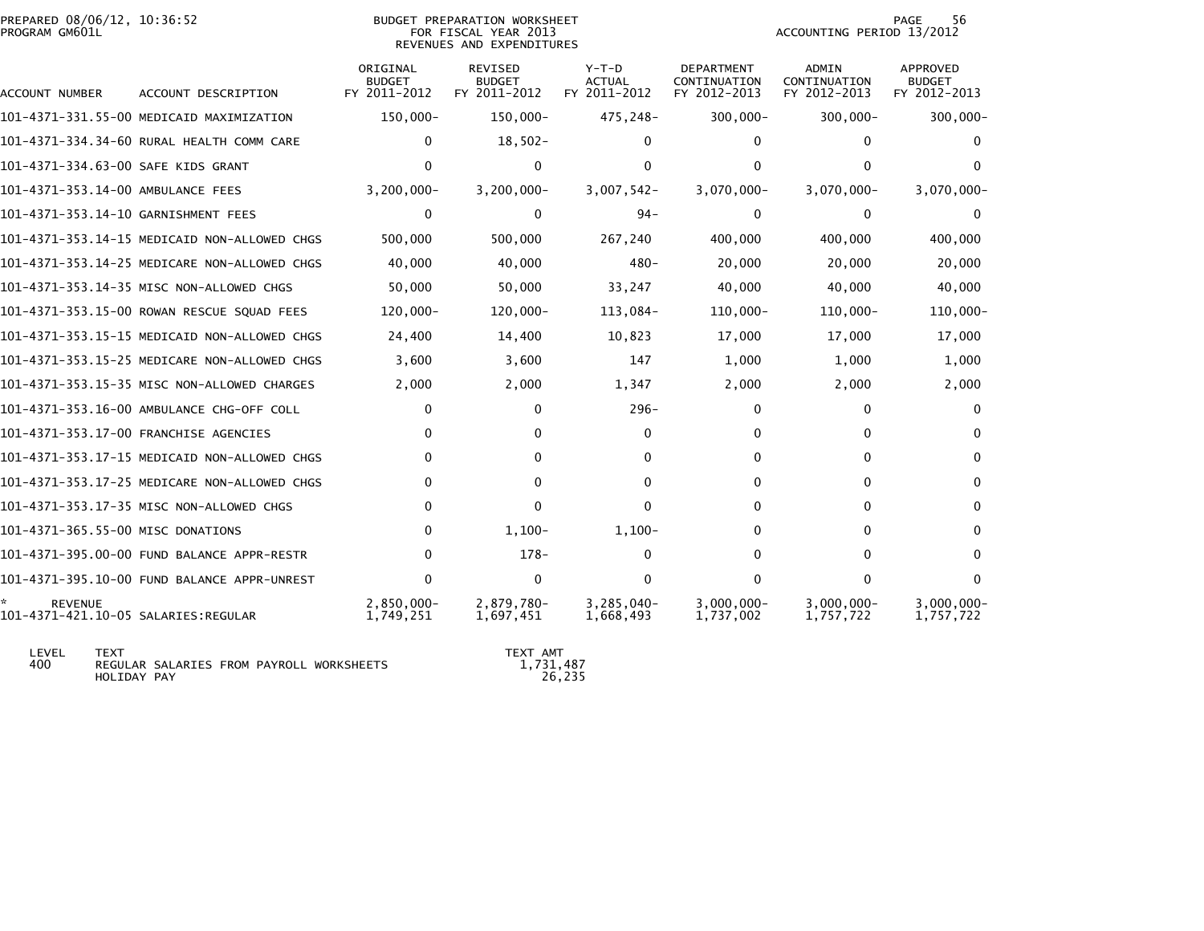PREPARED 08/06/12, 10:36:52 PROGRAM GM601L

BUDGET PREPARATION WORKSHEET FOR FISCAL YEAR 2013 REVENUES AND EXPENDITURES

ACCOUNTING PERIOD 13/2012

| ACCOUNT NUMBER | ACCOUNT DESCRIPTION | ORIGINAL BUDGET FY 2011-2012 | REVISED BUDGET FY 2011-2012 | Y-T-D ACTUAL FY 2011-2012 | DEPARTMENT CONTINUATION FY 2012-2013 | ADMIN CONTINUATION FY 2012-2013 | APPROVED BUDGET FY 2012-2013 |
|---|---|---|---|---|---|---|---|
| 101-4371-331.55-00 | MEDICAID MAXIMIZATION | 150,000- | 150,000- | 475,248- | 300,000- | 300,000- | 300,000- |
| 101-4371-334.34-60 | RURAL HEALTH COMM CARE | 0 | 18,502- | 0 | 0 | 0 | 0 |
| 101-4371-334.63-00 | SAFE KIDS GRANT | 0 | 0 | 0 | 0 | 0 | 0 |
| 101-4371-353.14-00 | AMBULANCE FEES | 3,200,000- | 3,200,000- | 3,007,542- | 3,070,000- | 3,070,000- | 3,070,000- |
| 101-4371-353.14-10 | GARNISHMENT FEES | 0 | 0 | 94- | 0 | 0 | 0 |
| 101-4371-353.14-15 | MEDICAID NON-ALLOWED CHGS | 500,000 | 500,000 | 267,240 | 400,000 | 400,000 | 400,000 |
| 101-4371-353.14-25 | MEDICARE NON-ALLOWED CHGS | 40,000 | 40,000 | 480- | 20,000 | 20,000 | 20,000 |
| 101-4371-353.14-35 | MISC NON-ALLOWED CHGS | 50,000 | 50,000 | 33,247 | 40,000 | 40,000 | 40,000 |
| 101-4371-353.15-00 | ROWAN RESCUE SQUAD FEES | 120,000- | 120,000- | 113,084- | 110,000- | 110,000- | 110,000- |
| 101-4371-353.15-15 | MEDICAID NON-ALLOWED CHGS | 24,400 | 14,400 | 10,823 | 17,000 | 17,000 | 17,000 |
| 101-4371-353.15-25 | MEDICARE NON-ALLOWED CHGS | 3,600 | 3,600 | 147 | 1,000 | 1,000 | 1,000 |
| 101-4371-353.15-35 | MISC NON-ALLOWED CHARGES | 2,000 | 2,000 | 1,347 | 2,000 | 2,000 | 2,000 |
| 101-4371-353.16-00 | AMBULANCE CHG-OFF COLL | 0 | 0 | 296- | 0 | 0 | 0 |
| 101-4371-353.17-00 | FRANCHISE AGENCIES | 0 | 0 | 0 | 0 | 0 | 0 |
| 101-4371-353.17-15 | MEDICAID NON-ALLOWED CHGS | 0 | 0 | 0 | 0 | 0 | 0 |
| 101-4371-353.17-25 | MEDICARE NON-ALLOWED CHGS | 0 | 0 | 0 | 0 | 0 | 0 |
| 101-4371-353.17-35 | MISC NON-ALLOWED CHGS | 0 | 0 | 0 | 0 | 0 | 0 |
| 101-4371-365.55-00 | MISC DONATIONS | 0 | 1,100- | 1,100- | 0 | 0 | 0 |
| 101-4371-395.00-00 | FUND BALANCE APPR-RESTR | 0 | 178- | 0 | 0 | 0 | 0 |
| 101-4371-395.10-00 | FUND BALANCE APPR-UNREST | 0 | 0 | 0 | 0 | 0 | 0 |
| * REVENUE | | 2,850,000- | 2,879,780- | 3,285,040- | 3,000,000- | 3,000,000- | 3,000,000- |
| 101-4371-421.10-05 | SALARIES:REGULAR | 1,749,251 | 1,697,451 | 1,668,493 | 1,737,002 | 1,757,722 | 1,757,722 |

| LEVEL | TEXT | TEXT AMT |
|---|---|---|
| 400 | REGULAR SALARIES FROM PAYROLL WORKSHEETS | 1,731,487 |
| | HOLIDAY PAY | 26,235 |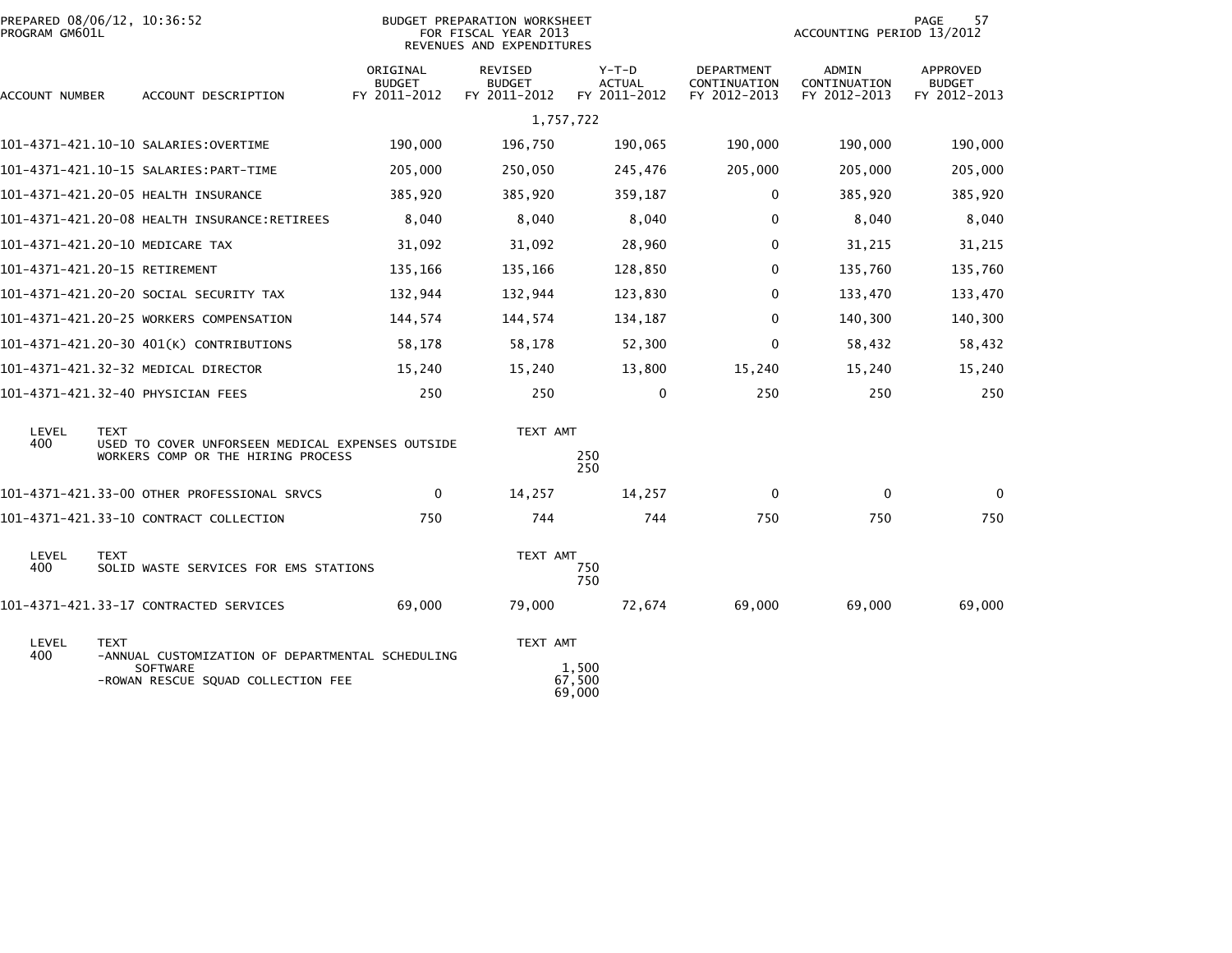PREPARED 08/06/12, 10:36:52
PROGRAM GM601L

BUDGET PREPARATION WORKSHEET
FOR FISCAL YEAR 2013
REVENUES AND EXPENDITURES

ACCOUNTING PERIOD 13/2012

| ACCOUNT NUMBER | ACCOUNT DESCRIPTION | ORIGINAL BUDGET FY 2011-2012 | REVISED BUDGET FY 2011-2012 | Y-T-D ACTUAL FY 2011-2012 | DEPARTMENT CONTINUATION FY 2012-2013 | ADMIN CONTINUATION FY 2012-2013 | APPROVED BUDGET FY 2012-2013 |
|---|---|---|---|---|---|---|---|
| | | | 1,757,722 | | | | |
| 101-4371-421.10-10 | SALARIES:OVERTIME | 190,000 | 196,750 | 190,065 | 190,000 | 190,000 | 190,000 |
| 101-4371-421.10-15 | SALARIES:PART-TIME | 205,000 | 250,050 | 245,476 | 205,000 | 205,000 | 205,000 |
| 101-4371-421.20-05 | HEALTH INSURANCE | 385,920 | 385,920 | 359,187 | 0 | 385,920 | 385,920 |
| 101-4371-421.20-08 | HEALTH INSURANCE:RETIREES | 8,040 | 8,040 | 8,040 | 0 | 8,040 | 8,040 |
| 101-4371-421.20-10 | MEDICARE TAX | 31,092 | 31,092 | 28,960 | 0 | 31,215 | 31,215 |
| 101-4371-421.20-15 | RETIREMENT | 135,166 | 135,166 | 128,850 | 0 | 135,760 | 135,760 |
| 101-4371-421.20-20 | SOCIAL SECURITY TAX | 132,944 | 132,944 | 123,830 | 0 | 133,470 | 133,470 |
| 101-4371-421.20-25 | WORKERS COMPENSATION | 144,574 | 144,574 | 134,187 | 0 | 140,300 | 140,300 |
| 101-4371-421.20-30 | 401(K) CONTRIBUTIONS | 58,178 | 58,178 | 52,300 | 0 | 58,432 | 58,432 |
| 101-4371-421.32-32 | MEDICAL DIRECTOR | 15,240 | 15,240 | 13,800 | 15,240 | 15,240 | 15,240 |
| 101-4371-421.32-40 | PHYSICIAN FEES | 250 | 250 | 0 | 250 | 250 | 250 |

| LEVEL | TEXT | TEXT AMT |
|---|---|---|
| 400 | USED TO COVER UNFORSEEN MEDICAL EXPENSES OUTSIDE WORKERS COMP OR THE HIRING PROCESS | 250 |
| | | 250 |

| ACCOUNT NUMBER | ACCOUNT DESCRIPTION | ORIGINAL BUDGET FY 2011-2012 | REVISED BUDGET FY 2011-2012 | Y-T-D ACTUAL FY 2011-2012 | DEPARTMENT CONTINUATION FY 2012-2013 | ADMIN CONTINUATION FY 2012-2013 | APPROVED BUDGET FY 2012-2013 |
|---|---|---|---|---|---|---|---|
| 101-4371-421.33-00 | OTHER PROFESSIONAL SRVCS | 0 | 14,257 | 14,257 | 0 | 0 | 0 |
| 101-4371-421.33-10 | CONTRACT COLLECTION | 750 | 744 | 744 | 750 | 750 | 750 |

| LEVEL | TEXT | TEXT AMT |
|---|---|---|
| 400 | SOLID WASTE SERVICES FOR EMS STATIONS | 750 |
| | | 750 |

| ACCOUNT NUMBER | ACCOUNT DESCRIPTION | ORIGINAL BUDGET FY 2011-2012 | REVISED BUDGET FY 2011-2012 | Y-T-D ACTUAL FY 2011-2012 | DEPARTMENT CONTINUATION FY 2012-2013 | ADMIN CONTINUATION FY 2012-2013 | APPROVED BUDGET FY 2012-2013 |
|---|---|---|---|---|---|---|---|
| 101-4371-421.33-17 | CONTRACTED SERVICES | 69,000 | 79,000 | 72,674 | 69,000 | 69,000 | 69,000 |

| LEVEL | TEXT | TEXT AMT |
|---|---|---|
| 400 | -ANNUAL CUSTOMIZATION OF DEPARTMENTAL SCHEDULING SOFTWARE | 1,500 |
| | -ROWAN RESCUE SQUAD COLLECTION FEE | 67,500 |
| | | 69,000 |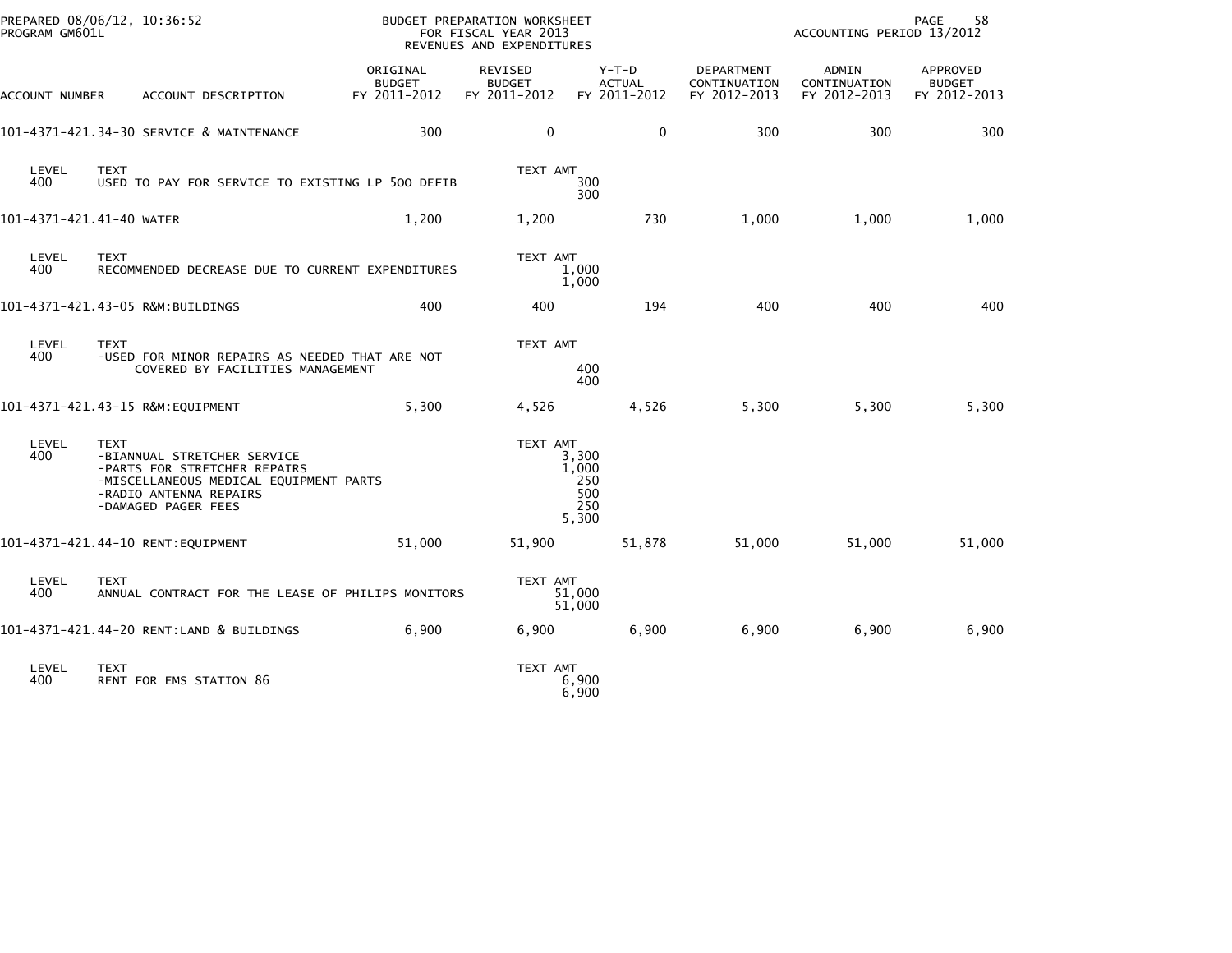PREPARED 08/06/12, 10:36:52
PROGRAM GM601L

BUDGET PREPARATION WORKSHEET
FOR FISCAL YEAR 2013
REVENUES AND EXPENDITURES

ACCOUNTING PERIOD 13/2012

| ACCOUNT NUMBER | ACCOUNT DESCRIPTION | ORIGINAL BUDGET FY 2011-2012 | REVISED BUDGET FY 2011-2012 | Y-T-D ACTUAL FY 2011-2012 | DEPARTMENT CONTINUATION FY 2012-2013 | ADMIN CONTINUATION FY 2012-2013 | APPROVED BUDGET FY 2012-2013 |
|---|---|---|---|---|---|---|---|
| 101-4371-421.34-30 | SERVICE & MAINTENANCE | 300 | 0 | 0 | 300 | 300 | 300 |

| LEVEL | TEXT | TEXT AMT |
|---|---|---|
| 400 | USED TO PAY FOR SERVICE TO EXISTING LP 500 DEFIB | 300 |
| | | 300 |

| ACCOUNT NUMBER | ACCOUNT DESCRIPTION | ORIGINAL BUDGET FY 2011-2012 | REVISED BUDGET FY 2011-2012 | Y-T-D ACTUAL FY 2011-2012 | DEPARTMENT CONTINUATION FY 2012-2013 | ADMIN CONTINUATION FY 2012-2013 | APPROVED BUDGET FY 2012-2013 |
|---|---|---|---|---|---|---|---|
| 101-4371-421.41-40 | WATER | 1,200 | 1,200 | 730 | 1,000 | 1,000 | 1,000 |

| LEVEL | TEXT | TEXT AMT |
|---|---|---|
| 400 | RECOMMENDED DECREASE DUE TO CURRENT EXPENDITURES | 1,000 |
| | | 1,000 |

| ACCOUNT NUMBER | ACCOUNT DESCRIPTION | ORIGINAL BUDGET FY 2011-2012 | REVISED BUDGET FY 2011-2012 | Y-T-D ACTUAL FY 2011-2012 | DEPARTMENT CONTINUATION FY 2012-2013 | ADMIN CONTINUATION FY 2012-2013 | APPROVED BUDGET FY 2012-2013 |
|---|---|---|---|---|---|---|---|
| 101-4371-421.43-05 | R&M:BUILDINGS | 400 | 400 | 194 | 400 | 400 | 400 |

| LEVEL | TEXT | TEXT AMT |
|---|---|---|
| 400 | -USED FOR MINOR REPAIRS AS NEEDED THAT ARE NOT COVERED BY FACILITIES MANAGEMENT | 400 |
| | | 400 |

| ACCOUNT NUMBER | ACCOUNT DESCRIPTION | ORIGINAL BUDGET FY 2011-2012 | REVISED BUDGET FY 2011-2012 | Y-T-D ACTUAL FY 2011-2012 | DEPARTMENT CONTINUATION FY 2012-2013 | ADMIN CONTINUATION FY 2012-2013 | APPROVED BUDGET FY 2012-2013 |
|---|---|---|---|---|---|---|---|
| 101-4371-421.43-15 | R&M:EQUIPMENT | 5,300 | 4,526 | 4,526 | 5,300 | 5,300 | 5,300 |

| LEVEL | TEXT | TEXT AMT |
|---|---|---|
| 400 | -BIANNUAL STRETCHER SERVICE | 3,300 |
| | -PARTS FOR STRETCHER REPAIRS | 1,000 |
| | -MISCELLANEOUS MEDICAL EQUIPMENT PARTS | 250 |
| | -RADIO ANTENNA REPAIRS | 500 |
| | -DAMAGED PAGER FEES | 250 |
| | | 5,300 |

| ACCOUNT NUMBER | ACCOUNT DESCRIPTION | ORIGINAL BUDGET FY 2011-2012 | REVISED BUDGET FY 2011-2012 | Y-T-D ACTUAL FY 2011-2012 | DEPARTMENT CONTINUATION FY 2012-2013 | ADMIN CONTINUATION FY 2012-2013 | APPROVED BUDGET FY 2012-2013 |
|---|---|---|---|---|---|---|---|
| 101-4371-421.44-10 | RENT:EQUIPMENT | 51,000 | 51,900 | 51,878 | 51,000 | 51,000 | 51,000 |

| LEVEL | TEXT | TEXT AMT |
|---|---|---|
| 400 | ANNUAL CONTRACT FOR THE LEASE OF PHILIPS MONITORS | 51,000 |
| | | 51,000 |

| ACCOUNT NUMBER | ACCOUNT DESCRIPTION | ORIGINAL BUDGET FY 2011-2012 | REVISED BUDGET FY 2011-2012 | Y-T-D ACTUAL FY 2011-2012 | DEPARTMENT CONTINUATION FY 2012-2013 | ADMIN CONTINUATION FY 2012-2013 | APPROVED BUDGET FY 2012-2013 |
|---|---|---|---|---|---|---|---|
| 101-4371-421.44-20 | RENT:LAND & BUILDINGS | 6,900 | 6,900 | 6,900 | 6,900 | 6,900 | 6,900 |

| LEVEL | TEXT | TEXT AMT |
|---|---|---|
| 400 | RENT FOR EMS STATION 86 | 6,900 |
| | | 6,900 |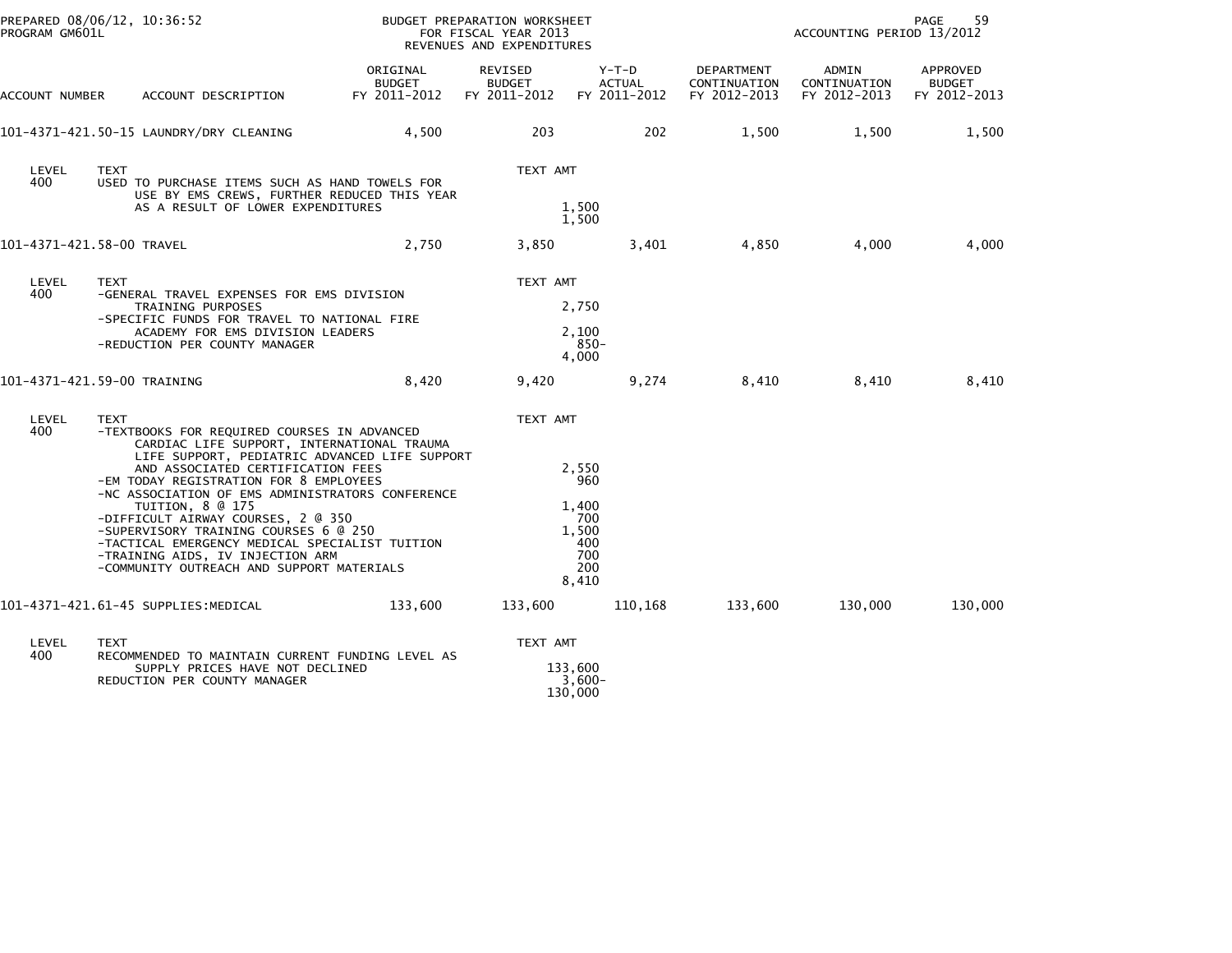PREPARED 08/06/12, 10:36:52
PROGRAM GM601L

BUDGET PREPARATION WORKSHEET
FOR FISCAL YEAR 2013
REVENUES AND EXPENDITURES

ACCOUNTING PERIOD 13/2012

| ACCOUNT NUMBER | ACCOUNT DESCRIPTION | ORIGINAL BUDGET FY 2011-2012 | REVISED BUDGET FY 2011-2012 | Y-T-D ACTUAL FY 2011-2012 | DEPARTMENT CONTINUATION FY 2012-2013 | ADMIN CONTINUATION FY 2012-2013 | APPROVED BUDGET FY 2012-2013 |
|---|---|---|---|---|---|---|---|
| 101-4371-421.50-15 | LAUNDRY/DRY CLEANING | 4,500 | 203 | 202 | 1,500 | 1,500 | 1,500 |

| LEVEL | TEXT | TEXT AMT |
|---|---|---|
| 400 | USED TO PURCHASE ITEMS SUCH AS HAND TOWELS FOR USE BY EMS CREWS, FURTHER REDUCED THIS YEAR AS A RESULT OF LOWER EXPENDITURES | 1,500 |
| | | 1,500 |

| ACCOUNT NUMBER | ACCOUNT DESCRIPTION | ORIGINAL BUDGET FY 2011-2012 | REVISED BUDGET FY 2011-2012 | Y-T-D ACTUAL FY 2011-2012 | DEPARTMENT CONTINUATION FY 2012-2013 | ADMIN CONTINUATION FY 2012-2013 | APPROVED BUDGET FY 2012-2013 |
|---|---|---|---|---|---|---|---|
| 101-4371-421.58-00 | TRAVEL | 2,750 | 3,850 | 3,401 | 4,850 | 4,000 | 4,000 |

| LEVEL | TEXT | TEXT AMT |
|---|---|---|
| 400 | -GENERAL TRAVEL EXPENSES FOR EMS DIVISION TRAINING PURPOSES | 2,750 |
| | -SPECIFIC FUNDS FOR TRAVEL TO NATIONAL FIRE ACADEMY FOR EMS DIVISION LEADERS | 2,100 |
| | -REDUCTION PER COUNTY MANAGER | 850- |
| | | 4,000 |

| ACCOUNT NUMBER | ACCOUNT DESCRIPTION | ORIGINAL BUDGET FY 2011-2012 | REVISED BUDGET FY 2011-2012 | Y-T-D ACTUAL FY 2011-2012 | DEPARTMENT CONTINUATION FY 2012-2013 | ADMIN CONTINUATION FY 2012-2013 | APPROVED BUDGET FY 2012-2013 |
|---|---|---|---|---|---|---|---|
| 101-4371-421.59-00 | TRAINING | 8,420 | 9,420 | 9,274 | 8,410 | 8,410 | 8,410 |

| LEVEL | TEXT | TEXT AMT |
|---|---|---|
| 400 | -TEXTBOOKS FOR REQUIRED COURSES IN ADVANCED CARDIAC LIFE SUPPORT, INTERNATIONAL TRAUMA LIFE SUPPORT, PEDIATRIC ADVANCED LIFE SUPPORT AND ASSOCIATED CERTIFICATION FEES | 2,550 |
| | -EM TODAY REGISTRATION FOR 8 EMPLOYEES | 960 |
| | -NC ASSOCIATION OF EMS ADMINISTRATORS CONFERENCE TUITION, 8 @ 175 | 1,400 |
| | -DIFFICULT AIRWAY COURSES, 2 @ 350 | 700 |
| | -SUPERVISORY TRAINING COURSES 6 @ 250 | 1,500 |
| | -TACTICAL EMERGENCY MEDICAL SPECIALIST TUITION | 400 |
| | -TRAINING AIDS, IV INJECTION ARM | 700 |
| | -COMMUNITY OUTREACH AND SUPPORT MATERIALS | 200 |
| | | 8,410 |

| ACCOUNT NUMBER | ACCOUNT DESCRIPTION | ORIGINAL BUDGET FY 2011-2012 | REVISED BUDGET FY 2011-2012 | Y-T-D ACTUAL FY 2011-2012 | DEPARTMENT CONTINUATION FY 2012-2013 | ADMIN CONTINUATION FY 2012-2013 | APPROVED BUDGET FY 2012-2013 |
|---|---|---|---|---|---|---|---|
| 101-4371-421.61-45 | SUPPLIES:MEDICAL | 133,600 | 133,600 | 110,168 | 133,600 | 130,000 | 130,000 |

| LEVEL | TEXT | TEXT AMT |
|---|---|---|
| 400 | RECOMMENDED TO MAINTAIN CURRENT FUNDING LEVEL AS SUPPLY PRICES HAVE NOT DECLINED | 133,600 |
| | REDUCTION PER COUNTY MANAGER | 3,600- |
| | | 130,000 |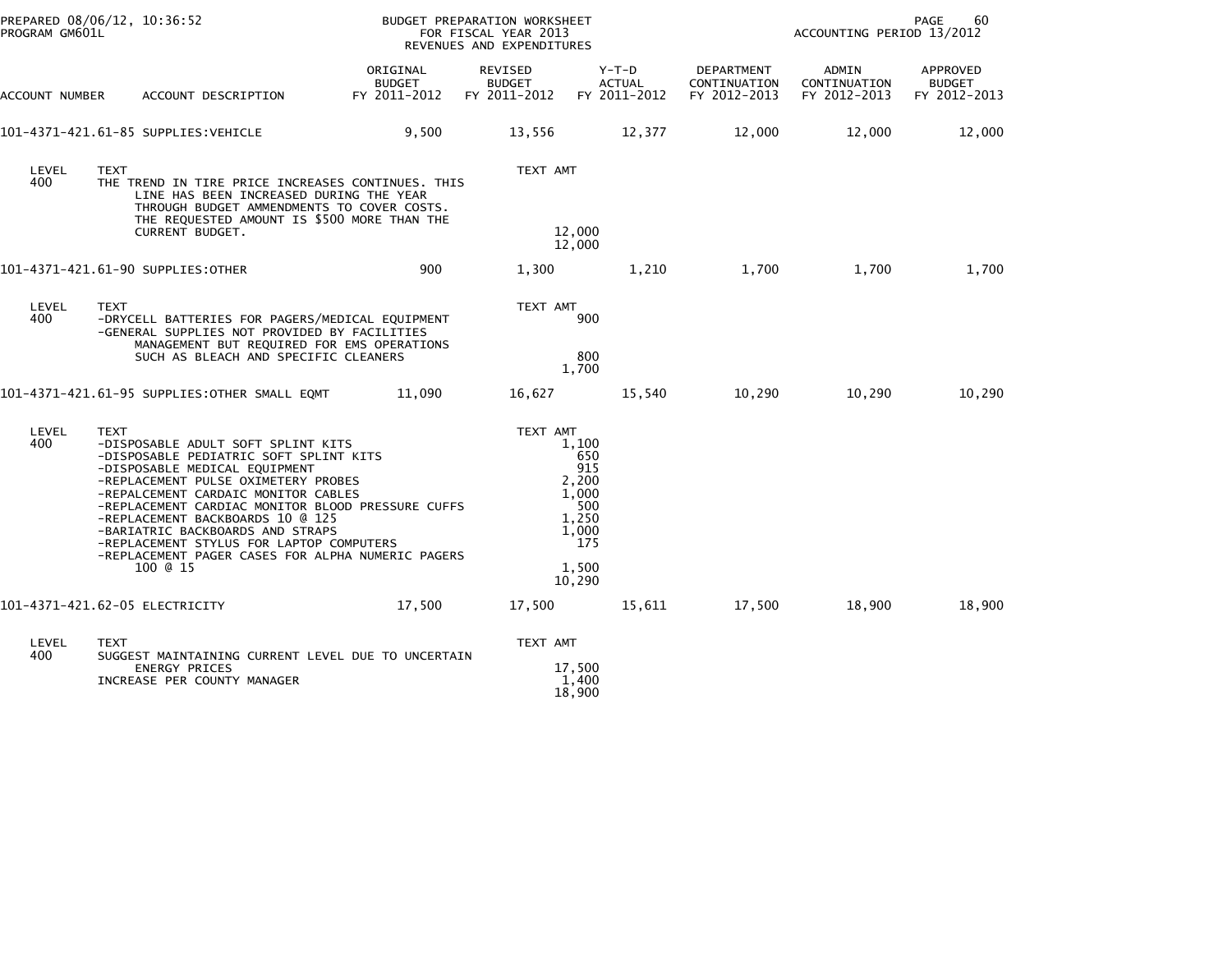PREPARED 08/06/12, 10:36:52
PROGRAM GM601L

BUDGET PREPARATION WORKSHEET
FOR FISCAL YEAR 2013
REVENUES AND EXPENDITURES

ACCOUNTING PERIOD 13/2012

| ACCOUNT NUMBER | ACCOUNT DESCRIPTION | ORIGINAL BUDGET FY 2011-2012 | REVISED BUDGET FY 2011-2012 | Y-T-D ACTUAL FY 2011-2012 | DEPARTMENT CONTINUATION FY 2012-2013 | ADMIN CONTINUATION FY 2012-2013 | APPROVED BUDGET FY 2012-2013 |
|---|---|---|---|---|---|---|---|
| 101-4371-421.61-85 | SUPPLIES:VEHICLE | 9,500 | 13,556 | 12,377 | 12,000 | 12,000 | 12,000 |

| LEVEL | TEXT | TEXT AMT |
|---|---|---|
| 400 | THE TREND IN TIRE PRICE INCREASES CONTINUES. THIS LINE HAS BEEN INCREASED DURING THE YEAR THROUGH BUDGET AMMENDMENTS TO COVER COSTS. THE REQUESTED AMOUNT IS $500 MORE THAN THE CURRENT BUDGET. | 12,000 |
| | | 12,000 |

| ACCOUNT NUMBER | ACCOUNT DESCRIPTION | ORIGINAL BUDGET FY 2011-2012 | REVISED BUDGET FY 2011-2012 | Y-T-D ACTUAL FY 2011-2012 | DEPARTMENT CONTINUATION FY 2012-2013 | ADMIN CONTINUATION FY 2012-2013 | APPROVED BUDGET FY 2012-2013 |
|---|---|---|---|---|---|---|---|
| 101-4371-421.61-90 | SUPPLIES:OTHER | 900 | 1,300 | 1,210 | 1,700 | 1,700 | 1,700 |

| LEVEL | TEXT | TEXT AMT |
|---|---|---|
| 400 | -DRYCELL BATTERIES FOR PAGERS/MEDICAL EQUIPMENT | 900 |
| | -GENERAL SUPPLIES NOT PROVIDED BY FACILITIES MANAGEMENT BUT REQUIRED FOR EMS OPERATIONS SUCH AS BLEACH AND SPECIFIC CLEANERS | 800 |
| | | 1,700 |

| ACCOUNT NUMBER | ACCOUNT DESCRIPTION | ORIGINAL BUDGET FY 2011-2012 | REVISED BUDGET FY 2011-2012 | Y-T-D ACTUAL FY 2011-2012 | DEPARTMENT CONTINUATION FY 2012-2013 | ADMIN CONTINUATION FY 2012-2013 | APPROVED BUDGET FY 2012-2013 |
|---|---|---|---|---|---|---|---|
| 101-4371-421.61-95 | SUPPLIES:OTHER SMALL EQMT | 11,090 | 16,627 | 15,540 | 10,290 | 10,290 | 10,290 |

| LEVEL | TEXT | TEXT AMT |
|---|---|---|
| 400 | -DISPOSABLE ADULT SOFT SPLINT KITS | 1,100 |
| | -DISPOSABLE PEDIATRIC SOFT SPLINT KITS | 650 |
| | -DISPOSABLE MEDICAL EQUIPMENT | 915 |
| | -REPLACEMENT PULSE OXIMETERY PROBES | 2,200 |
| | -REPALCEMENT CARDAIC MONITOR CABLES | 1,000 |
| | -REPLACEMENT CARDIAC MONITOR BLOOD PRESSURE CUFFS | 500 |
| | -REPLACEMENT BACKBOARDS 10 @ 125 | 1,250 |
| | -BARIATRIC BACKBOARDS AND STRAPS | 1,000 |
| | -REPLACEMENT STYLUS FOR LAPTOP COMPUTERS | 175 |
| | -REPLACEMENT PAGER CASES FOR ALPHA NUMERIC PAGERS 100 @ 15 | 1,500 |
| | | 10,290 |

| ACCOUNT NUMBER | ACCOUNT DESCRIPTION | ORIGINAL BUDGET FY 2011-2012 | REVISED BUDGET FY 2011-2012 | Y-T-D ACTUAL FY 2011-2012 | DEPARTMENT CONTINUATION FY 2012-2013 | ADMIN CONTINUATION FY 2012-2013 | APPROVED BUDGET FY 2012-2013 |
|---|---|---|---|---|---|---|---|
| 101-4371-421.62-05 | ELECTRICITY | 17,500 | 17,500 | 15,611 | 17,500 | 18,900 | 18,900 |

| LEVEL | TEXT | TEXT AMT |
|---|---|---|
| 400 | SUGGEST MAINTAINING CURRENT LEVEL DUE TO UNCERTAIN ENERGY PRICES | 17,500 |
| | INCREASE PER COUNTY MANAGER | 1,400 |
| | | 18,900 |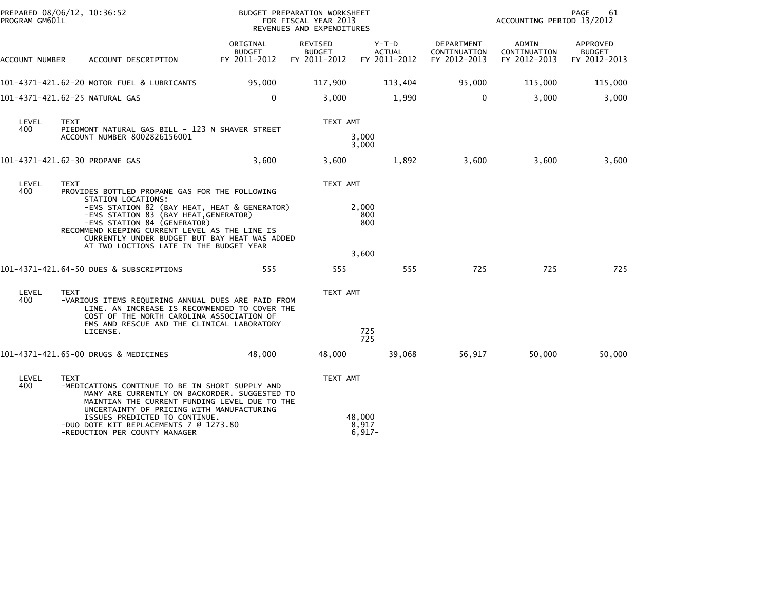PREPARED 08/06/12, 10:36:52 — BUDGET PREPARATION WORKSHEET — FOR FISCAL YEAR 2013 — REVENUES AND EXPENDITURES
PROGRAM GM601L — ACCOUNTING PERIOD 13/2012

| ACCOUNT NUMBER | ACCOUNT DESCRIPTION | ORIGINAL BUDGET FY 2011-2012 | REVISED BUDGET FY 2011-2012 | Y-T-D ACTUAL FY 2011-2012 | DEPARTMENT CONTINUATION FY 2012-2013 | ADMIN CONTINUATION FY 2012-2013 | APPROVED BUDGET FY 2012-2013 |
|---|---|---|---|---|---|---|---|
| 101-4371-421.62-20 | MOTOR FUEL & LUBRICANTS | 95,000 | 117,900 | 113,404 | 95,000 | 115,000 | 115,000 |
| 101-4371-421.62-25 | NATURAL GAS | 0 | 3,000 | 1,990 | 0 | 3,000 | 3,000 |

| LEVEL | TEXT | TEXT AMT |
|---|---|---|
| 400 | PIEDMONT NATURAL GAS BILL - 123 N SHAVER STREET | |
| | ACCOUNT NUMBER 8002826156001 | 3,000 |
| | | 3,000 |

| ACCOUNT NUMBER | ACCOUNT DESCRIPTION | ORIGINAL BUDGET FY 2011-2012 | REVISED BUDGET FY 2011-2012 | Y-T-D ACTUAL FY 2011-2012 | DEPARTMENT CONTINUATION FY 2012-2013 | ADMIN CONTINUATION FY 2012-2013 | APPROVED BUDGET FY 2012-2013 |
|---|---|---|---|---|---|---|---|
| 101-4371-421.62-30 | PROPANE GAS | 3,600 | 3,600 | 1,892 | 3,600 | 3,600 | 3,600 |

| LEVEL | TEXT | TEXT AMT |
|---|---|---|
| 400 | PROVIDES BOTTLED PROPANE GAS FOR THE FOLLOWING STATION LOCATIONS: | |
| | -EMS STATION 82 (BAY HEAT, HEAT & GENERATOR) | 2,000 |
| | -EMS STATION 83 (BAY HEAT,GENERATOR) | 800 |
| | -EMS STATION 84 (GENERATOR) | 800 |
| | RECOMMEND KEEPING CURRENT LEVEL AS THE LINE IS CURRENTLY UNDER BUDGET BUT BAY HEAT WAS ADDED AT TWO LOCTIONS LATE IN THE BUDGET YEAR | |
| | | 3,600 |

| ACCOUNT NUMBER | ACCOUNT DESCRIPTION | ORIGINAL BUDGET FY 2011-2012 | REVISED BUDGET FY 2011-2012 | Y-T-D ACTUAL FY 2011-2012 | DEPARTMENT CONTINUATION FY 2012-2013 | ADMIN CONTINUATION FY 2012-2013 | APPROVED BUDGET FY 2012-2013 |
|---|---|---|---|---|---|---|---|
| 101-4371-421.64-50 | DUES & SUBSCRIPTIONS | 555 | 555 | 555 | 725 | 725 | 725 |

| LEVEL | TEXT | TEXT AMT |
|---|---|---|
| 400 | -VARIOUS ITEMS REQUIRING ANNUAL DUES ARE PAID FROM LINE. AN INCREASE IS RECOMMENDED TO COVER THE COST OF THE NORTH CAROLINA ASSOCIATION OF EMS AND RESCUE AND THE CLINICAL LABORATORY LICENSE. | 725 |
| | | 725 |

| ACCOUNT NUMBER | ACCOUNT DESCRIPTION | ORIGINAL BUDGET FY 2011-2012 | REVISED BUDGET FY 2011-2012 | Y-T-D ACTUAL FY 2011-2012 | DEPARTMENT CONTINUATION FY 2012-2013 | ADMIN CONTINUATION FY 2012-2013 | APPROVED BUDGET FY 2012-2013 |
|---|---|---|---|---|---|---|---|
| 101-4371-421.65-00 | DRUGS & MEDICINES | 48,000 | 48,000 | 39,068 | 56,917 | 50,000 | 50,000 |

| LEVEL | TEXT | TEXT AMT |
|---|---|---|
| 400 | -MEDICATIONS CONTINUE TO BE IN SHORT SUPPLY AND MANY ARE CURRENTLY ON BACKORDER. SUGGESTED TO MAINTIAN THE CURRENT FUNDING LEVEL DUE TO THE UNCERTAINTY OF PRICING WITH MANUFACTURING ISSUES PREDICTED TO CONTINUE. | 48,000 |
| | -DUO DOTE KIT REPLACEMENTS 7 @ 1273.80 | 8,917 |
| | -REDUCTION PER COUNTY MANAGER | 6,917- |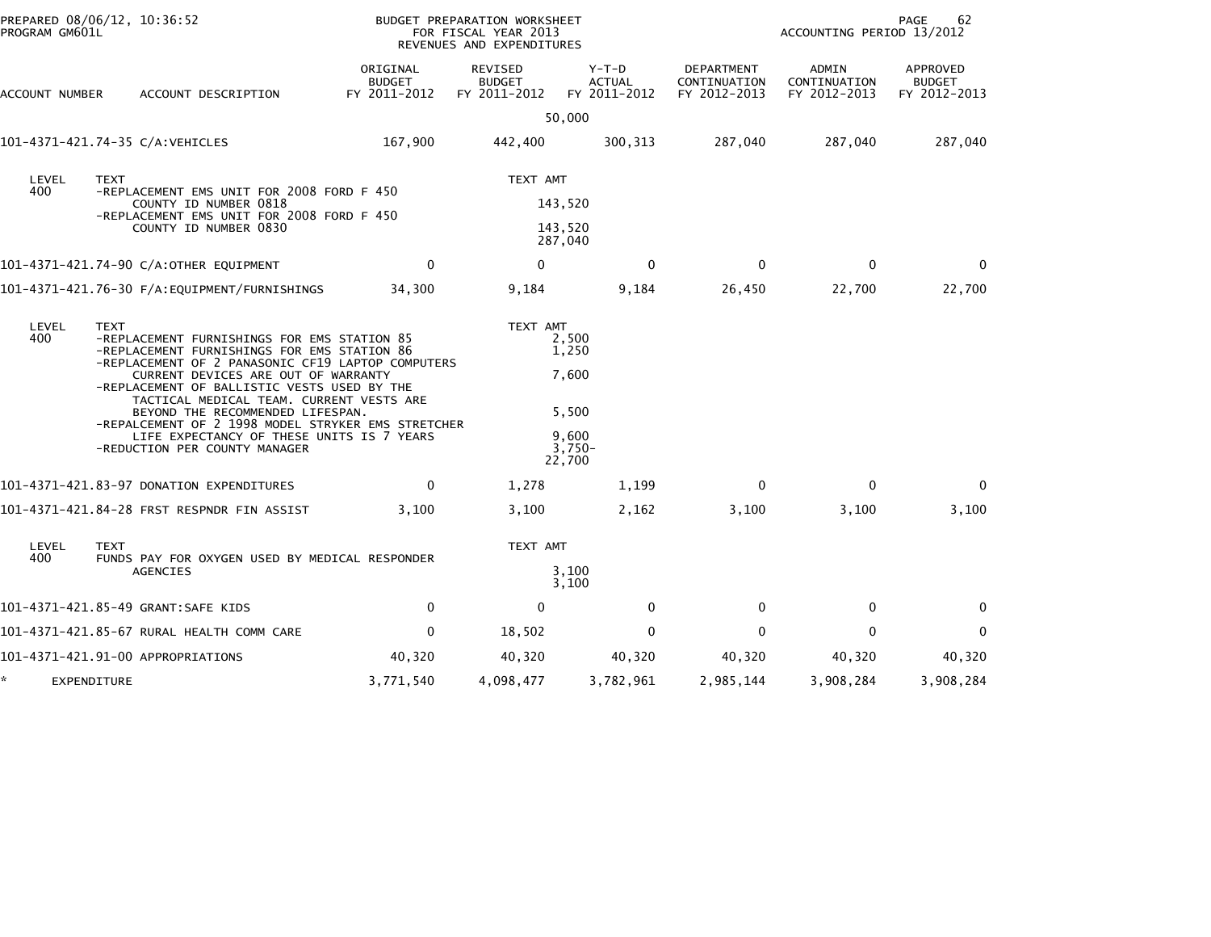PREPARED 08/06/12, 10:36:52
PROGRAM GM601L

BUDGET PREPARATION WORKSHEET
FOR FISCAL YEAR 2013
REVENUES AND EXPENDITURES

ACCOUNTING PERIOD 13/2012

| ACCOUNT NUMBER | ACCOUNT DESCRIPTION | ORIGINAL BUDGET FY 2011-2012 | REVISED BUDGET FY 2011-2012 | Y-T-D ACTUAL FY 2011-2012 | DEPARTMENT CONTINUATION FY 2012-2013 | ADMIN CONTINUATION FY 2012-2013 | APPROVED BUDGET FY 2012-2013 |
|---|---|---|---|---|---|---|---|
| | | | 50,000 | | | | |
| 101-4371-421.74-35 | C/A:VEHICLES | 167,900 | 442,400 | 300,313 | 287,040 | 287,040 | 287,040 |

| LEVEL | TEXT | TEXT AMT |
|---|---|---|
| 400 | -REPLACEMENT EMS UNIT FOR 2008 FORD F 450 COUNTY ID NUMBER 0818 | 143,520 |
| | -REPLACEMENT EMS UNIT FOR 2008 FORD F 450 COUNTY ID NUMBER 0830 | 143,520 |
| | | 287,040 |

| ACCOUNT NUMBER | ACCOUNT DESCRIPTION | ORIGINAL BUDGET FY 2011-2012 | REVISED BUDGET FY 2011-2012 | Y-T-D ACTUAL FY 2011-2012 | DEPARTMENT CONTINUATION FY 2012-2013 | ADMIN CONTINUATION FY 2012-2013 | APPROVED BUDGET FY 2012-2013 |
|---|---|---|---|---|---|---|---|
| 101-4371-421.74-90 | C/A:OTHER EQUIPMENT | 0 | 0 | 0 | 0 | 0 | 0 |
| 101-4371-421.76-30 | F/A:EQUIPMENT/FURNISHINGS | 34,300 | 9,184 | 9,184 | 26,450 | 22,700 | 22,700 |

| LEVEL | TEXT | TEXT AMT |
|---|---|---|
| 400 | -REPLACEMENT FURNISHINGS FOR EMS STATION 85 | 2,500 |
| | -REPLACEMENT FURNISHINGS FOR EMS STATION 86 | 1,250 |
| | -REPLACEMENT OF 2 PANASONIC CF19 LAPTOP COMPUTERS CURRENT DEVICES ARE OUT OF WARRANTY | 7,600 |
| | -REPLACEMENT OF BALLISTIC VESTS USED BY THE TACTICAL MEDICAL TEAM. CURRENT VESTS ARE BEYOND THE RECOMMENDED LIFESPAN. | 5,500 |
| | -REPALCEMENT OF 2 1998 MODEL STRYKER EMS STRETCHER LIFE EXPECTANCY OF THESE UNITS IS 7 YEARS | 9,600 |
| | -REDUCTION PER COUNTY MANAGER | 3,750- |
| | | 22,700 |

| ACCOUNT NUMBER | ACCOUNT DESCRIPTION | ORIGINAL BUDGET FY 2011-2012 | REVISED BUDGET FY 2011-2012 | Y-T-D ACTUAL FY 2011-2012 | DEPARTMENT CONTINUATION FY 2012-2013 | ADMIN CONTINUATION FY 2012-2013 | APPROVED BUDGET FY 2012-2013 |
|---|---|---|---|---|---|---|---|
| 101-4371-421.83-97 | DONATION EXPENDITURES | 0 | 1,278 | 1,199 | 0 | 0 | 0 |
| 101-4371-421.84-28 | FRST RESPNDR FIN ASSIST | 3,100 | 3,100 | 2,162 | 3,100 | 3,100 | 3,100 |

| LEVEL | TEXT | TEXT AMT |
|---|---|---|
| 400 | FUNDS PAY FOR OXYGEN USED BY MEDICAL RESPONDER AGENCIES | 3,100 |
| | | 3,100 |

| ACCOUNT NUMBER | ACCOUNT DESCRIPTION | ORIGINAL BUDGET FY 2011-2012 | REVISED BUDGET FY 2011-2012 | Y-T-D ACTUAL FY 2011-2012 | DEPARTMENT CONTINUATION FY 2012-2013 | ADMIN CONTINUATION FY 2012-2013 | APPROVED BUDGET FY 2012-2013 |
|---|---|---|---|---|---|---|---|
| 101-4371-421.85-49 | GRANT:SAFE KIDS | 0 | 0 | 0 | 0 | 0 | 0 |
| 101-4371-421.85-67 | RURAL HEALTH COMM CARE | 0 | 18,502 | 0 | 0 | 0 | 0 |
| 101-4371-421.91-00 | APPROPRIATIONS | 40,320 | 40,320 | 40,320 | 40,320 | 40,320 | 40,320 |
| * | EXPENDITURE | 3,771,540 | 4,098,477 | 3,782,961 | 2,985,144 | 3,908,284 | 3,908,284 |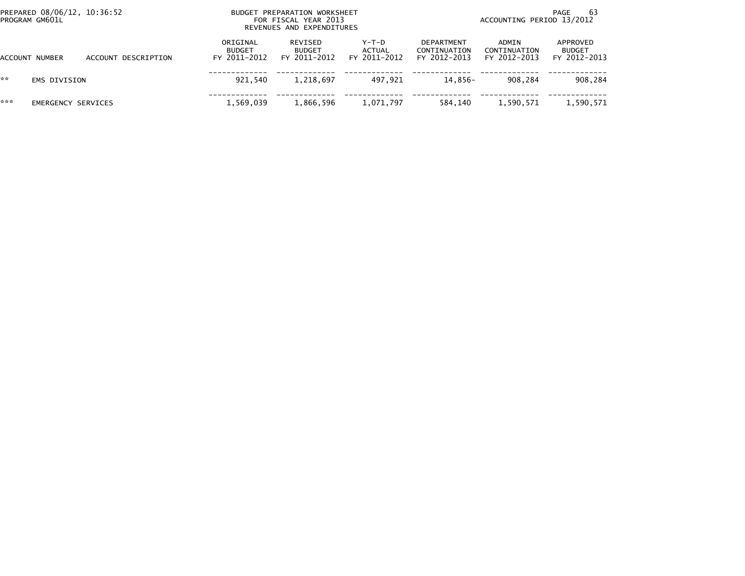BUDGET PREPARATION WORKSHEET
FOR FISCAL YEAR 2013
REVENUES AND EXPENDITURES

PREPARED 08/06/12, 10:36:52
PROGRAM GM601L

ACCOUNTING PERIOD 13/2012

| ACCOUNT NUMBER | ACCOUNT DESCRIPTION | ORIGINAL BUDGET FY 2011-2012 | REVISED BUDGET FY 2011-2012 | Y-T-D ACTUAL FY 2011-2012 | DEPARTMENT CONTINUATION FY 2012-2013 | ADMIN CONTINUATION FY 2012-2013 | APPROVED BUDGET FY 2012-2013 |
|---|---|---|---|---|---|---|---|
| ** | EMS DIVISION | 921,540 | 1,218,697 | 497,921 | 14,856- | 908,284 | 908,284 |
| *** | EMERGENCY SERVICES | 1,569,039 | 1,866,596 | 1,071,797 | 584,140 | 1,590,571 | 1,590,571 |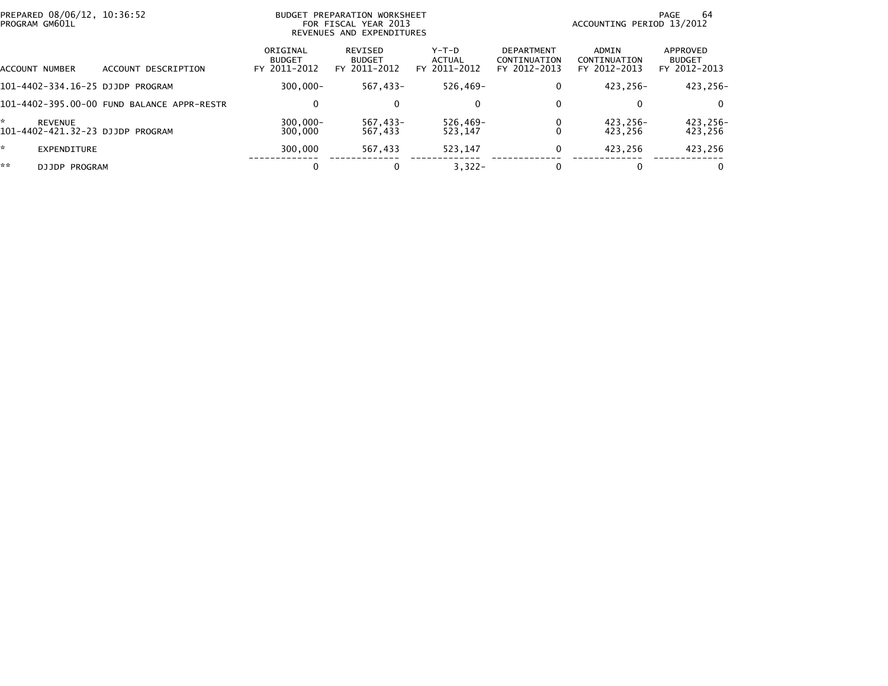PREPARED 08/06/12, 10:36:52
PROGRAM GM601L

BUDGET PREPARATION WORKSHEET
FOR FISCAL YEAR 2013
REVENUES AND EXPENDITURES

ACCOUNTING PERIOD 13/2012

| ACCOUNT NUMBER | ACCOUNT DESCRIPTION | ORIGINAL BUDGET FY 2011-2012 | REVISED BUDGET FY 2011-2012 | Y-T-D ACTUAL FY 2011-2012 | DEPARTMENT CONTINUATION FY 2012-2013 | ADMIN CONTINUATION FY 2012-2013 | APPROVED BUDGET FY 2012-2013 |
|---|---|---|---|---|---|---|---|
| 101-4402-334.16-25 | DJJDP PROGRAM | 300,000- | 567,433- | 526,469- | 0 | 423,256- | 423,256- |
| 101-4402-395.00-00 | FUND BALANCE APPR-RESTR | 0 | 0 | 0 | 0 | 0 | 0 |
| * | REVENUE | 300,000- | 567,433- | 526,469- | 0 | 423,256- | 423,256- |
| 101-4402-421.32-23 | DJJDP PROGRAM | 300,000 | 567,433 | 523,147 | 0 | 423,256 | 423,256 |
| * | EXPENDITURE | 300,000 | 567,433 | 523,147 | 0 | 423,256 | 423,256 |
| ** | DJJDP PROGRAM | 0 | 0 | 3,322- | 0 | 0 | 0 |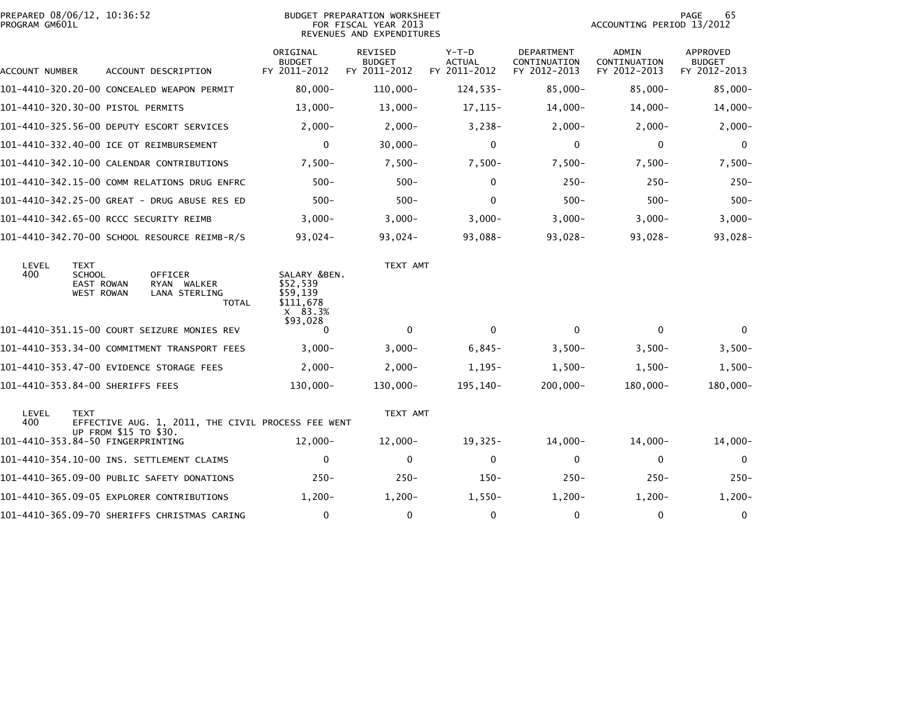PREPARED 08/06/12, 10:36:52
PROGRAM GM601L

BUDGET PREPARATION WORKSHEET
FOR FISCAL YEAR 2013
REVENUES AND EXPENDITURES

ACCOUNTING PERIOD 13/2012

| ACCOUNT NUMBER | ACCOUNT DESCRIPTION | ORIGINAL BUDGET FY 2011-2012 | REVISED BUDGET FY 2011-2012 | Y-T-D ACTUAL FY 2011-2012 | DEPARTMENT CONTINUATION FY 2012-2013 | ADMIN CONTINUATION FY 2012-2013 | APPROVED BUDGET FY 2012-2013 |
|---|---|---|---|---|---|---|---|
| 101-4410-320.20-00 | CONCEALED WEAPON PERMIT | 80,000- | 110,000- | 124,535- | 85,000- | 85,000- | 85,000- |
| 101-4410-320.30-00 | PISTOL PERMITS | 13,000- | 13,000- | 17,115- | 14,000- | 14,000- | 14,000- |
| 101-4410-325.56-00 | DEPUTY ESCORT SERVICES | 2,000- | 2,000- | 3,238- | 2,000- | 2,000- | 2,000- |
| 101-4410-332.40-00 | ICE OT REIMBURSEMENT | 0 | 30,000- | 0 | 0 | 0 | 0 |
| 101-4410-342.10-00 | CALENDAR CONTRIBUTIONS | 7,500- | 7,500- | 7,500- | 7,500- | 7,500- | 7,500- |
| 101-4410-342.15-00 | COMM RELATIONS DRUG ENFRC | 500- | 500- | 0 | 250- | 250- | 250- |
| 101-4410-342.25-00 | GREAT - DRUG ABUSE RES ED | 500- | 500- | 0 | 500- | 500- | 500- |
| 101-4410-342.65-00 | RCCC SECURITY REIMB | 3,000- | 3,000- | 3,000- | 3,000- | 3,000- | 3,000- |
| 101-4410-342.70-00 | SCHOOL RESOURCE REIMB-R/S | 93,024- | 93,024- | 93,088- | 93,028- | 93,028- | 93,028- |

| LEVEL | TEXT | | | TEXT AMT |
|---|---|---|---|---|
| 400 | SCHOOL | OFFICER | SALARY &BEN. | |
| | EAST ROWAN | RYAN WALKER | $52,539 | |
| | WEST ROWAN | LANA STERLING | $59,139 | |
| | | TOTAL | $111,678 | |
| | | | X 83.3% | |
| | | | $93,028 | |

| ACCOUNT NUMBER | ACCOUNT DESCRIPTION | ORIGINAL BUDGET FY 2011-2012 | REVISED BUDGET FY 2011-2012 | Y-T-D ACTUAL FY 2011-2012 | DEPARTMENT CONTINUATION FY 2012-2013 | ADMIN CONTINUATION FY 2012-2013 | APPROVED BUDGET FY 2012-2013 |
|---|---|---|---|---|---|---|---|
| 101-4410-351.15-00 | COURT SEIZURE MONIES REV | 0 | 0 | 0 | 0 | 0 | 0 |
| 101-4410-353.34-00 | COMMITMENT TRANSPORT FEES | 3,000- | 3,000- | 6,845- | 3,500- | 3,500- | 3,500- |
| 101-4410-353.47-00 | EVIDENCE STORAGE FEES | 2,000- | 2,000- | 1,195- | 1,500- | 1,500- | 1,500- |
| 101-4410-353.84-00 | SHERIFFS FEES | 130,000- | 130,000- | 195,140- | 200,000- | 180,000- | 180,000- |

| LEVEL | TEXT | TEXT AMT |
|---|---|---|
| 400 | EFFECTIVE AUG. 1, 2011, THE CIVIL PROCESS FEE WENT UP FROM $15 TO $30. | |

| ACCOUNT NUMBER | ACCOUNT DESCRIPTION | ORIGINAL BUDGET FY 2011-2012 | REVISED BUDGET FY 2011-2012 | Y-T-D ACTUAL FY 2011-2012 | DEPARTMENT CONTINUATION FY 2012-2013 | ADMIN CONTINUATION FY 2012-2013 | APPROVED BUDGET FY 2012-2013 |
|---|---|---|---|---|---|---|---|
| 101-4410-353.84-50 | FINGERPRINTING | 12,000- | 12,000- | 19,325- | 14,000- | 14,000- | 14,000- |
| 101-4410-354.10-00 | INS. SETTLEMENT CLAIMS | 0 | 0 | 0 | 0 | 0 | 0 |
| 101-4410-365.09-00 | PUBLIC SAFETY DONATIONS | 250- | 250- | 150- | 250- | 250- | 250- |
| 101-4410-365.09-05 | EXPLORER CONTRIBUTIONS | 1,200- | 1,200- | 1,550- | 1,200- | 1,200- | 1,200- |
| 101-4410-365.09-70 | SHERIFFS CHRISTMAS CARING | 0 | 0 | 0 | 0 | 0 | 0 |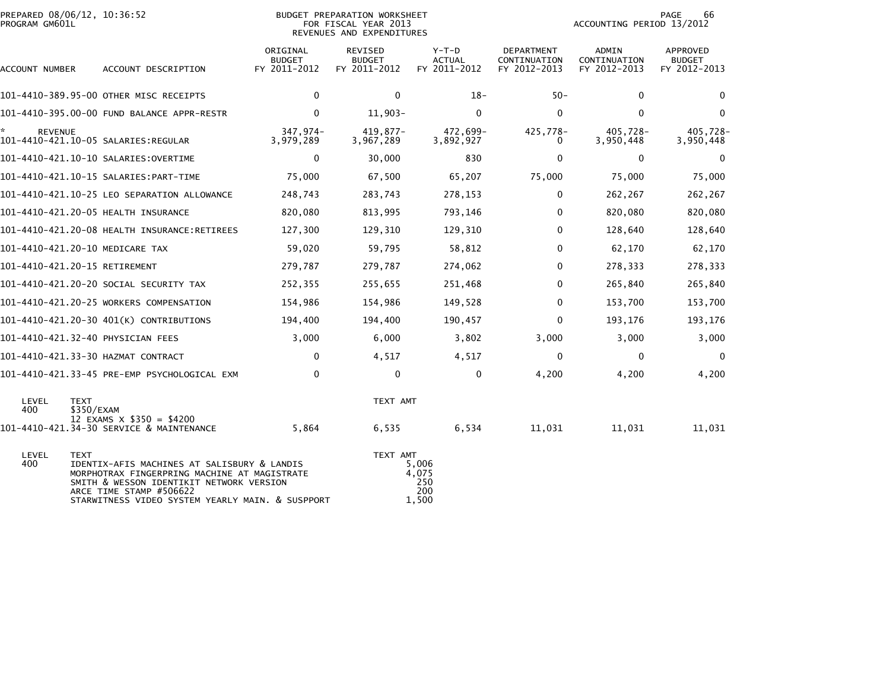PREPARED 08/06/12, 10:36:52
PROGRAM GM601L

BUDGET PREPARATION WORKSHEET
FOR FISCAL YEAR 2013
REVENUES AND EXPENDITURES

ACCOUNTING PERIOD 13/2012

| ACCOUNT NUMBER | ACCOUNT DESCRIPTION | ORIGINAL BUDGET FY 2011-2012 | REVISED BUDGET FY 2011-2012 | Y-T-D ACTUAL FY 2011-2012 | DEPARTMENT CONTINUATION FY 2012-2013 | ADMIN CONTINUATION FY 2012-2013 | APPROVED BUDGET FY 2012-2013 |
|---|---|---|---|---|---|---|---|
| 101-4410-389.95-00 | OTHER MISC RECEIPTS | 0 | 0 | 18- | 50- | 0 | 0 |
| 101-4410-395.00-00 | FUND BALANCE APPR-RESTR | 0 | 11,903- | 0 | 0 | 0 | 0 |
| * REVENUE | | 347,974- | 419,877- | 472,699- | 425,778- | 405,728- | 405,728- |
| 101-4410-421.10-05 | SALARIES:REGULAR | 3,979,289 | 3,967,289 | 3,892,927 | 0 | 3,950,448 | 3,950,448 |
| 101-4410-421.10-10 | SALARIES:OVERTIME | 0 | 30,000 | 830 | 0 | 0 | 0 |
| 101-4410-421.10-15 | SALARIES:PART-TIME | 75,000 | 67,500 | 65,207 | 75,000 | 75,000 | 75,000 |
| 101-4410-421.10-25 | LEO SEPARATION ALLOWANCE | 248,743 | 283,743 | 278,153 | 0 | 262,267 | 262,267 |
| 101-4410-421.20-05 | HEALTH INSURANCE | 820,080 | 813,995 | 793,146 | 0 | 820,080 | 820,080 |
| 101-4410-421.20-08 | HEALTH INSURANCE:RETIREES | 127,300 | 129,310 | 129,310 | 0 | 128,640 | 128,640 |
| 101-4410-421.20-10 | MEDICARE TAX | 59,020 | 59,795 | 58,812 | 0 | 62,170 | 62,170 |
| 101-4410-421.20-15 | RETIREMENT | 279,787 | 279,787 | 274,062 | 0 | 278,333 | 278,333 |
| 101-4410-421.20-20 | SOCIAL SECURITY TAX | 252,355 | 255,655 | 251,468 | 0 | 265,840 | 265,840 |
| 101-4410-421.20-25 | WORKERS COMPENSATION | 154,986 | 154,986 | 149,528 | 0 | 153,700 | 153,700 |
| 101-4410-421.20-30 | 401(K) CONTRIBUTIONS | 194,400 | 194,400 | 190,457 | 0 | 193,176 | 193,176 |
| 101-4410-421.32-40 | PHYSICIAN FEES | 3,000 | 6,000 | 3,802 | 3,000 | 3,000 | 3,000 |
| 101-4410-421.33-30 | HAZMAT CONTRACT | 0 | 4,517 | 4,517 | 0 | 0 | 0 |
| 101-4410-421.33-45 | PRE-EMP PSYCHOLOGICAL EXM | 0 | 0 | 0 | 4,200 | 4,200 | 4,200 |

| LEVEL | TEXT | TEXT AMT |
|---|---|---|
| 400 | $350/EXAM | |
| | 12 EXAMS X $350 = $4200 | |

| ACCOUNT NUMBER | ACCOUNT DESCRIPTION | ORIGINAL BUDGET FY 2011-2012 | REVISED BUDGET FY 2011-2012 | Y-T-D ACTUAL FY 2011-2012 | DEPARTMENT CONTINUATION FY 2012-2013 | ADMIN CONTINUATION FY 2012-2013 | APPROVED BUDGET FY 2012-2013 |
|---|---|---|---|---|---|---|---|
| 101-4410-421.34-30 | SERVICE & MAINTENANCE | 5,864 | 6,535 | 6,534 | 11,031 | 11,031 | 11,031 |

| LEVEL | TEXT | TEXT AMT |
|---|---|---|
| 400 | IDENTIX-AFIS MACHINES AT SALISBURY & LANDIS | 5,006 |
| | MORPHOTRAX FINGERPRING MACHINE AT MAGISTRATE | 4,075 |
| | SMITH & WESSON IDENTIKIT NETWORK VERSION | 250 |
| | ARCE TIME STAMP #506622 | 200 |
| | STARWITNESS VIDEO SYSTEM YEARLY MAIN. & SUSPPORT | 1,500 |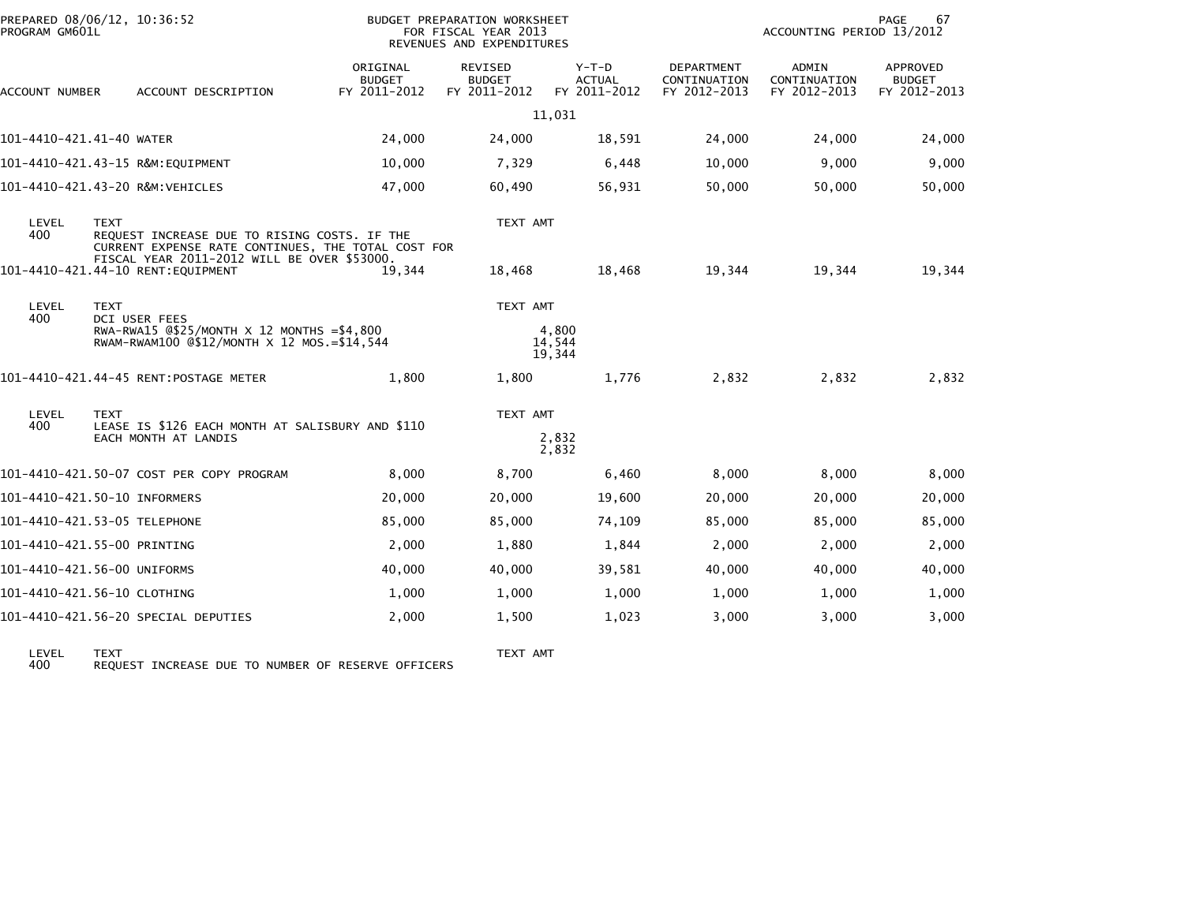PREPARED 08/06/12, 10:36:52 PROGRAM GM601L

BUDGET PREPARATION WORKSHEET FOR FISCAL YEAR 2013 REVENUES AND EXPENDITURES

PAGE 67 ACCOUNTING PERIOD 13/2012

| ACCOUNT NUMBER | ACCOUNT DESCRIPTION | ORIGINAL BUDGET FY 2011-2012 | REVISED BUDGET FY 2011-2012 | Y-T-D ACTUAL FY 2011-2012 | DEPARTMENT CONTINUATION FY 2012-2013 | ADMIN CONTINUATION FY 2012-2013 | APPROVED BUDGET FY 2012-2013 |
|---|---|---|---|---|---|---|---|
| | | | 11,031 | | | | |
| 101-4410-421.41-40 | WATER | 24,000 | 24,000 | 18,591 | 24,000 | 24,000 | 24,000 |
| 101-4410-421.43-15 | R&M:EQUIPMENT | 10,000 | 7,329 | 6,448 | 10,000 | 9,000 | 9,000 |
| 101-4410-421.43-20 | R&M:VEHICLES | 47,000 | 60,490 | 56,931 | 50,000 | 50,000 | 50,000 |
| LEVEL 400 | TEXT: REQUEST INCREASE DUE TO RISING COSTS. IF THE CURRENT EXPENSE RATE CONTINUES, THE TOTAL COST FOR FISCAL YEAR 2011-2012 WILL BE OVER $53000. | | TEXT AMT | | | | |
| 101-4410-421.44-10 | RENT:EQUIPMENT | 19,344 | 18,468 | 18,468 | 19,344 | 19,344 | 19,344 |
| LEVEL 400 | TEXT: DCI USER FEES | | TEXT AMT | | | | |
| | RWA-RWA15 @$25/MONTH X 12 MONTHS =$4,800 | | 4,800 | | | | |
| | RWAM-RWAM100 @$12/MONTH X 12 MOS.=$14,544 | | 14,544 | | | | |
| | | | 19,344 | | | | |
| 101-4410-421.44-45 | RENT:POSTAGE METER | 1,800 | 1,800 | 1,776 | 2,832 | 2,832 | 2,832 |
| LEVEL 400 | TEXT: LEASE IS $126 EACH MONTH AT SALISBURY AND $110 EACH MONTH AT LANDIS | | TEXT AMT | | | | |
| | | | 2,832 | | | | |
| | | | 2,832 | | | | |
| 101-4410-421.50-07 | COST PER COPY PROGRAM | 8,000 | 8,700 | 6,460 | 8,000 | 8,000 | 8,000 |
| 101-4410-421.50-10 | INFORMERS | 20,000 | 20,000 | 19,600 | 20,000 | 20,000 | 20,000 |
| 101-4410-421.53-05 | TELEPHONE | 85,000 | 85,000 | 74,109 | 85,000 | 85,000 | 85,000 |
| 101-4410-421.55-00 | PRINTING | 2,000 | 1,880 | 1,844 | 2,000 | 2,000 | 2,000 |
| 101-4410-421.56-00 | UNIFORMS | 40,000 | 40,000 | 39,581 | 40,000 | 40,000 | 40,000 |
| 101-4410-421.56-10 | CLOTHING | 1,000 | 1,000 | 1,000 | 1,000 | 1,000 | 1,000 |
| 101-4410-421.56-20 | SPECIAL DEPUTIES | 2,000 | 1,500 | 1,023 | 3,000 | 3,000 | 3,000 |
| LEVEL 400 | TEXT: REQUEST INCREASE DUE TO NUMBER OF RESERVE OFFICERS | | TEXT AMT | | | | |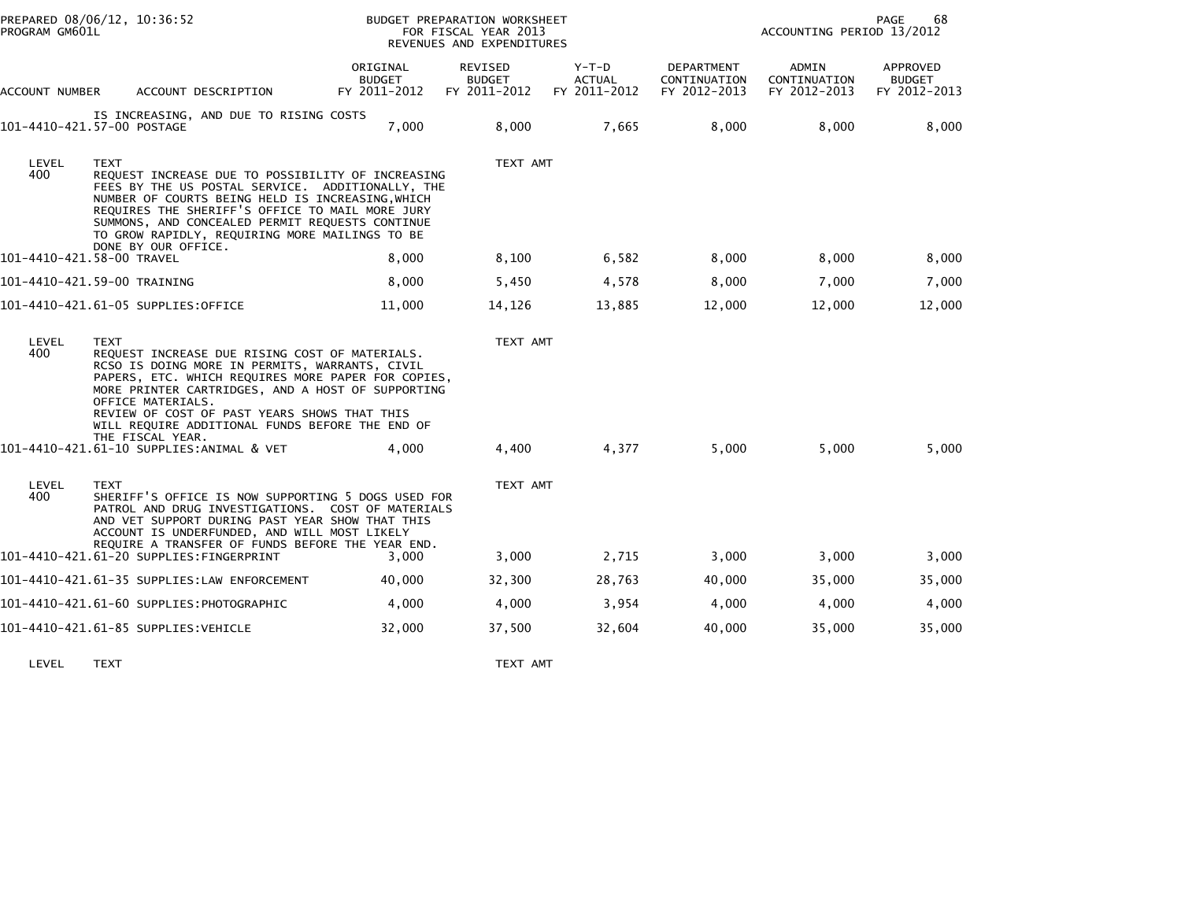PREPARED 08/06/12, 10:36:52
PROGRAM GM601L

BUDGET PREPARATION WORKSHEET
FOR FISCAL YEAR 2013
REVENUES AND EXPENDITURES

ACCOUNTING PERIOD 13/2012

| ACCOUNT NUMBER | ACCOUNT DESCRIPTION | ORIGINAL BUDGET FY 2011-2012 | REVISED BUDGET FY 2011-2012 | Y-T-D ACTUAL FY 2011-2012 | DEPARTMENT CONTINUATION FY 2012-2013 | ADMIN CONTINUATION FY 2012-2013 | APPROVED BUDGET FY 2012-2013 |
|---|---|---|---|---|---|---|---|
| | IS INCREASING, AND DUE TO RISING COSTS | | | | | | |
| 101-4410-421.57-00 | POSTAGE | 7,000 | 8,000 | 7,665 | 8,000 | 8,000 | 8,000 |

LEVEL 400 — TEXT: REQUEST INCREASE DUE TO POSSIBILITY OF INCREASING FEES BY THE US POSTAL SERVICE. ADDITIONALLY, THE NUMBER OF COURTS BEING HELD IS INCREASING,WHICH REQUIRES THE SHERIFF'S OFFICE TO MAIL MORE JURY SUMMONS, AND CONCEALED PERMIT REQUESTS CONTINUE TO GROW RAPIDLY, REQUIRING MORE MAILINGS TO BE DONE BY OUR OFFICE. — TEXT AMT

| ACCOUNT NUMBER | ACCOUNT DESCRIPTION | ORIGINAL BUDGET FY 2011-2012 | REVISED BUDGET FY 2011-2012 | Y-T-D ACTUAL FY 2011-2012 | DEPARTMENT CONTINUATION FY 2012-2013 | ADMIN CONTINUATION FY 2012-2013 | APPROVED BUDGET FY 2012-2013 |
|---|---|---|---|---|---|---|---|
| 101-4410-421.58-00 | TRAVEL | 8,000 | 8,100 | 6,582 | 8,000 | 8,000 | 8,000 |
| 101-4410-421.59-00 | TRAINING | 8,000 | 5,450 | 4,578 | 8,000 | 7,000 | 7,000 |
| 101-4410-421.61-05 | SUPPLIES:OFFICE | 11,000 | 14,126 | 13,885 | 12,000 | 12,000 | 12,000 |

LEVEL 400 — TEXT: REQUEST INCREASE DUE RISING COST OF MATERIALS. RCSO IS DOING MORE IN PERMITS, WARRANTS, CIVIL PAPERS, ETC. WHICH REQUIRES MORE PAPER FOR COPIES, MORE PRINTER CARTRIDGES, AND A HOST OF SUPPORTING OFFICE MATERIALS. REVIEW OF COST OF PAST YEARS SHOWS THAT THIS WILL REQUIRE ADDITIONAL FUNDS BEFORE THE END OF THE FISCAL YEAR. — TEXT AMT

| ACCOUNT NUMBER | ACCOUNT DESCRIPTION | ORIGINAL BUDGET FY 2011-2012 | REVISED BUDGET FY 2011-2012 | Y-T-D ACTUAL FY 2011-2012 | DEPARTMENT CONTINUATION FY 2012-2013 | ADMIN CONTINUATION FY 2012-2013 | APPROVED BUDGET FY 2012-2013 |
|---|---|---|---|---|---|---|---|
| 101-4410-421.61-10 | SUPPLIES:ANIMAL & VET | 4,000 | 4,400 | 4,377 | 5,000 | 5,000 | 5,000 |

LEVEL 400 — TEXT: SHERIFF'S OFFICE IS NOW SUPPORTING 5 DOGS USED FOR PATROL AND DRUG INVESTIGATIONS. COST OF MATERIALS AND VET SUPPORT DURING PAST YEAR SHOW THAT THIS ACCOUNT IS UNDERFUNDED, AND WILL MOST LIKELY REQUIRE A TRANSFER OF FUNDS BEFORE THE YEAR END. — TEXT AMT

| ACCOUNT NUMBER | ACCOUNT DESCRIPTION | ORIGINAL BUDGET FY 2011-2012 | REVISED BUDGET FY 2011-2012 | Y-T-D ACTUAL FY 2011-2012 | DEPARTMENT CONTINUATION FY 2012-2013 | ADMIN CONTINUATION FY 2012-2013 | APPROVED BUDGET FY 2012-2013 |
|---|---|---|---|---|---|---|---|
| 101-4410-421.61-20 | SUPPLIES:FINGERPRINT | 3,000 | 3,000 | 2,715 | 3,000 | 3,000 | 3,000 |
| 101-4410-421.61-35 | SUPPLIES:LAW ENFORCEMENT | 40,000 | 32,300 | 28,763 | 40,000 | 35,000 | 35,000 |
| 101-4410-421.61-60 | SUPPLIES:PHOTOGRAPHIC | 4,000 | 4,000 | 3,954 | 4,000 | 4,000 | 4,000 |
| 101-4410-421.61-85 | SUPPLIES:VEHICLE | 32,000 | 37,500 | 32,604 | 40,000 | 35,000 | 35,000 |

LEVEL — TEXT — TEXT AMT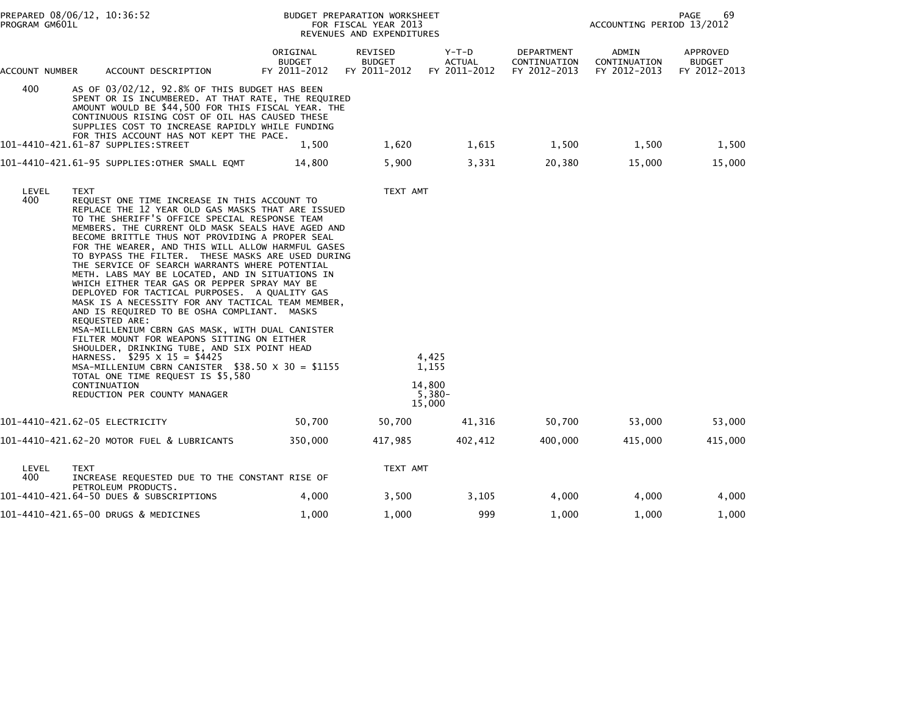PREPARED 08/06/12, 10:36:52 BUDGET PREPARATION WORKSHEET
PROGRAM GM601L FOR FISCAL YEAR 2013 ACCOUNTING PERIOD 13/2012
REVENUES AND EXPENDITURES

| ACCOUNT NUMBER | ACCOUNT DESCRIPTION | ORIGINAL BUDGET FY 2011-2012 | REVISED BUDGET FY 2011-2012 | Y-T-D ACTUAL FY 2011-2012 | DEPARTMENT CONTINUATION FY 2012-2013 | ADMIN CONTINUATION FY 2012-2013 | APPROVED BUDGET FY 2012-2013 |
|---|---|---|---|---|---|---|---|
| 400 | AS OF 03/02/12, 92.8% OF THIS BUDGET HAS BEEN SPENT OR IS INCUMBERED. AT THAT RATE, THE REQUIRED AMOUNT WOULD BE $44,500 FOR THIS FISCAL YEAR. THE CONTINUOUS RISING COST OF OIL HAS CAUSED THESE SUPPLIES COST TO INCREASE RAPIDLY WHILE FUNDING FOR THIS ACCOUNT HAS NOT KEPT THE PACE. | | | | | | |
| 101-4410-421.61-87 | SUPPLIES:STREET | 1,500 | 1,620 | 1,615 | 1,500 | 1,500 | 1,500 |
| 101-4410-421.61-95 | SUPPLIES:OTHER SMALL EQMT | 14,800 | 5,900 | 3,331 | 20,380 | 15,000 | 15,000 |

| LEVEL | TEXT | TEXT AMT |
|---|---|---|
| 400 | REQUEST ONE TIME INCREASE IN THIS ACCOUNT TO REPLACE THE 12 YEAR OLD GAS MASKS THAT ARE ISSUED TO THE SHERIFF'S OFFICE SPECIAL RESPONSE TEAM MEMBERS. THE CURRENT OLD MASK SEALS HAVE AGED AND BECOME BRITTLE THUS NOT PROVIDING A PROPER SEAL FOR THE WEARER, AND THIS WILL ALLOW HARMFUL GASES TO BYPASS THE FILTER. THESE MASKS ARE USED DURING THE SERVICE OF SEARCH WARRANTS WHERE POTENTIAL METH. LABS MAY BE LOCATED, AND IN SITUATIONS IN WHICH EITHER TEAR GAS OR PEPPER SPRAY MAY BE DEPLOYED FOR TACTICAL PURPOSES. A QUALITY GAS MASK IS A NECESSITY FOR ANY TACTICAL TEAM MEMBER, AND IS REQUIRED TO BE OSHA COMPLIANT. MASKS REQUESTED ARE: | |
| | MSA-MILLENIUM CBRN GAS MASK, WITH DUAL CANISTER FILTER MOUNT FOR WEAPONS SITTING ON EITHER SHOULDER, DRINKING TUBE, AND SIX POINT HEAD HARNESS. $295 X 15 = $4425 | 4,425 |
| | MSA-MILLENIUM CBRN CANISTER $38.50 X 30 = $1155 | 1,155 |
| | TOTAL ONE TIME REQUEST IS $5,580 | |
| | CONTINUATION | 14,800 |
| | REDUCTION PER COUNTY MANAGER | 5,380- |
| | | 15,000 |

| ACCOUNT NUMBER | ACCOUNT DESCRIPTION | ORIGINAL BUDGET FY 2011-2012 | REVISED BUDGET FY 2011-2012 | Y-T-D ACTUAL FY 2011-2012 | DEPARTMENT CONTINUATION FY 2012-2013 | ADMIN CONTINUATION FY 2012-2013 | APPROVED BUDGET FY 2012-2013 |
|---|---|---|---|---|---|---|---|
| 101-4410-421.62-05 | ELECTRICITY | 50,700 | 50,700 | 41,316 | 50,700 | 53,000 | 53,000 |
| 101-4410-421.62-20 | MOTOR FUEL & LUBRICANTS | 350,000 | 417,985 | 402,412 | 400,000 | 415,000 | 415,000 |

| LEVEL | TEXT | TEXT AMT |
|---|---|---|
| 400 | INCREASE REQUESTED DUE TO THE CONSTANT RISE OF PETROLEUM PRODUCTS. | |

| ACCOUNT NUMBER | ACCOUNT DESCRIPTION | ORIGINAL BUDGET FY 2011-2012 | REVISED BUDGET FY 2011-2012 | Y-T-D ACTUAL FY 2011-2012 | DEPARTMENT CONTINUATION FY 2012-2013 | ADMIN CONTINUATION FY 2012-2013 | APPROVED BUDGET FY 2012-2013 |
|---|---|---|---|---|---|---|---|
| 101-4410-421.64-50 | DUES & SUBSCRIPTIONS | 4,000 | 3,500 | 3,105 | 4,000 | 4,000 | 4,000 |
| 101-4410-421.65-00 | DRUGS & MEDICINES | 1,000 | 1,000 | 999 | 1,000 | 1,000 | 1,000 |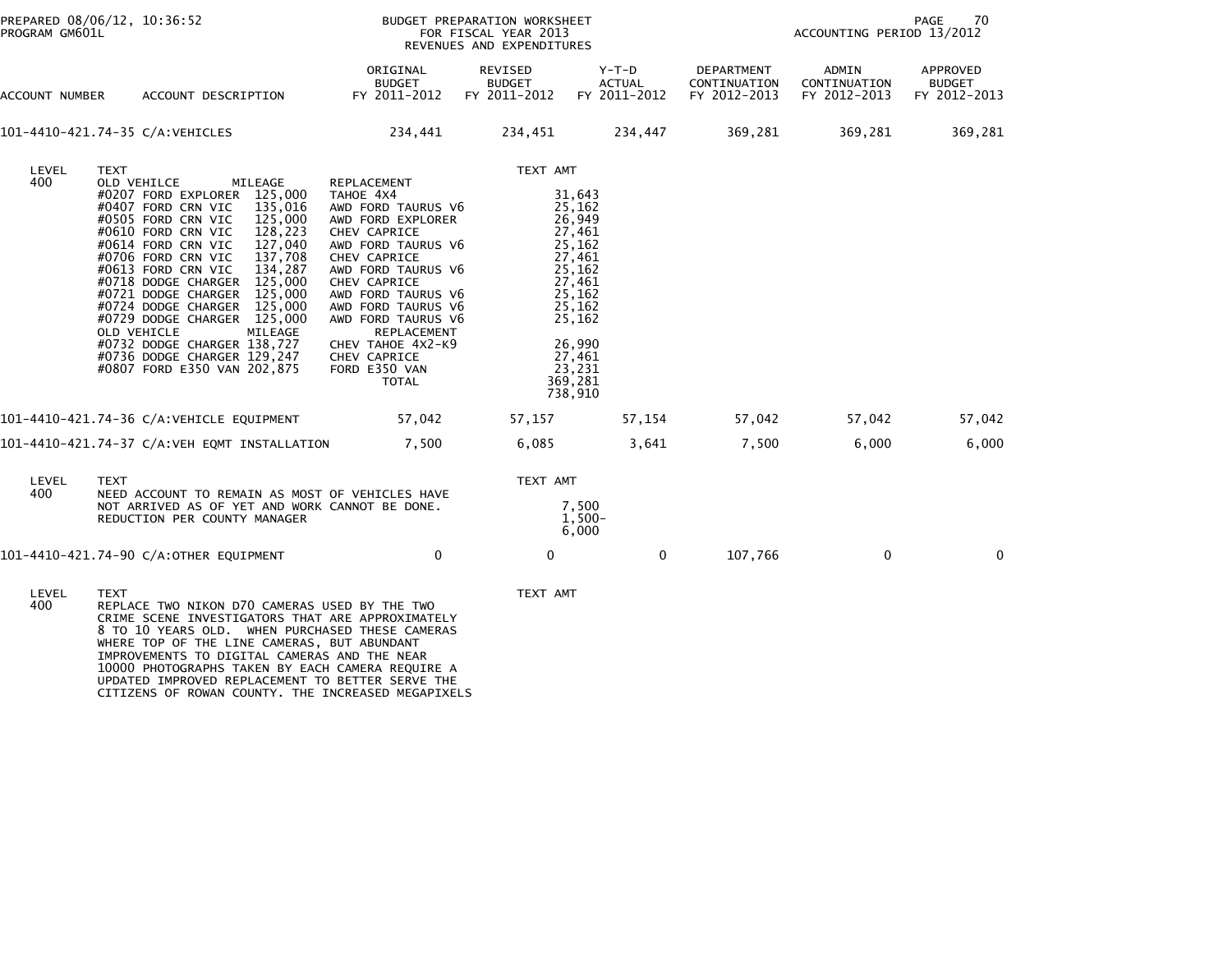PREPARED 08/06/12, 10:36:52
PROGRAM GM601L

BUDGET PREPARATION WORKSHEET
FOR FISCAL YEAR 2013
REVENUES AND EXPENDITURES

ACCOUNTING PERIOD 13/2012

| ACCOUNT NUMBER | ACCOUNT DESCRIPTION | ORIGINAL BUDGET FY 2011-2012 | REVISED BUDGET FY 2011-2012 | Y-T-D ACTUAL FY 2011-2012 | DEPARTMENT CONTINUATION FY 2012-2013 | ADMIN CONTINUATION FY 2012-2013 | APPROVED BUDGET FY 2012-2013 |
|---|---|---|---|---|---|---|---|
| 101-4410-421.74-35 | C/A:VEHICLES | 234,441 | 234,451 | 234,447 | 369,281 | 369,281 | 369,281 |

LEVEL 400

| OLD VEHILCE | MILEAGE | REPLACEMENT | TEXT AMT |
|---|---|---|---|
| #0207 FORD EXPLORER | 125,000 | TAHOE 4X4 | 31,643 |
| #0407 FORD CRN VIC | 135,016 | AWD FORD TAURUS V6 | 25,162 |
| #0505 FORD CRN VIC | 125,000 | AWD FORD EXPLORER | 26,949 |
| #0610 FORD CRN VIC | 128,223 | CHEV CAPRICE | 27,461 |
| #0614 FORD CRN VIC | 127,040 | AWD FORD TAURUS V6 | 25,162 |
| #0706 FORD CRN VIC | 137,708 | CHEV CAPRICE | 27,461 |
| #0613 FORD CRN VIC | 134,287 | AWD FORD TAURUS V6 | 25,162 |
| #0718 DODGE CHARGER | 125,000 | CHEV CAPRICE | 27,461 |
| #0721 DODGE CHARGER | 125,000 | AWD FORD TAURUS V6 | 25,162 |
| #0724 DODGE CHARGER | 125,000 | AWD FORD TAURUS V6 | 25,162 |
| #0729 DODGE CHARGER | 125,000 | AWD FORD TAURUS V6 | 25,162 |
| OLD VEHICLE | MILEAGE | REPLACEMENT | |
| #0732 DODGE CHARGER | 138,727 | CHEV TAHOE 4X2-K9 | 26,990 |
| #0736 DODGE CHARGER | 129,247 | CHEV CAPRICE | 27,461 |
| #0807 FORD E350 VAN | 202,875 | FORD E350 VAN | 23,231 |
| | | TOTAL | 369,281 |
| | | | 738,910 |

| ACCOUNT NUMBER | ACCOUNT DESCRIPTION | ORIGINAL BUDGET FY 2011-2012 | REVISED BUDGET FY 2011-2012 | Y-T-D ACTUAL FY 2011-2012 | DEPARTMENT CONTINUATION FY 2012-2013 | ADMIN CONTINUATION FY 2012-2013 | APPROVED BUDGET FY 2012-2013 |
|---|---|---|---|---|---|---|---|
| 101-4410-421.74-36 | C/A:VEHICLE EQUIPMENT | 57,042 | 57,157 | 57,154 | 57,042 | 57,042 | 57,042 |
| 101-4410-421.74-37 | C/A:VEH EQMT INSTALLATION | 7,500 | 6,085 | 3,641 | 7,500 | 6,000 | 6,000 |

LEVEL 400

| TEXT | TEXT AMT |
|---|---|
| NEED ACCOUNT TO REMAIN AS MOST OF VEHICLES HAVE NOT ARRIVED AS OF YET AND WORK CANNOT BE DONE. | 7,500 |
| REDUCTION PER COUNTY MANAGER | 1,500- |
| | 6,000 |

| ACCOUNT NUMBER | ACCOUNT DESCRIPTION | ORIGINAL BUDGET FY 2011-2012 | REVISED BUDGET FY 2011-2012 | Y-T-D ACTUAL FY 2011-2012 | DEPARTMENT CONTINUATION FY 2012-2013 | ADMIN CONTINUATION FY 2012-2013 | APPROVED BUDGET FY 2012-2013 |
|---|---|---|---|---|---|---|---|
| 101-4410-421.74-90 | C/A:OTHER EQUIPMENT | 0 | 0 | 0 | 107,766 | 0 | 0 |

LEVEL 400

TEXT — TEXT AMT

REPLACE TWO NIKON D70 CAMERAS USED BY THE TWO CRIME SCENE INVESTIGATORS THAT ARE APPROXIMATELY 8 TO 10 YEARS OLD. WHEN PURCHASED THESE CAMERAS WHERE TOP OF THE LINE CAMERAS, BUT ABUNDANT IMPROVEMENTS TO DIGITAL CAMERAS AND THE NEAR 10000 PHOTOGRAPHS TAKEN BY EACH CAMERA REQUIRE A UPDATED IMPROVED REPLACEMENT TO BETTER SERVE THE CITIZENS OF ROWAN COUNTY. THE INCREASED MEGAPIXELS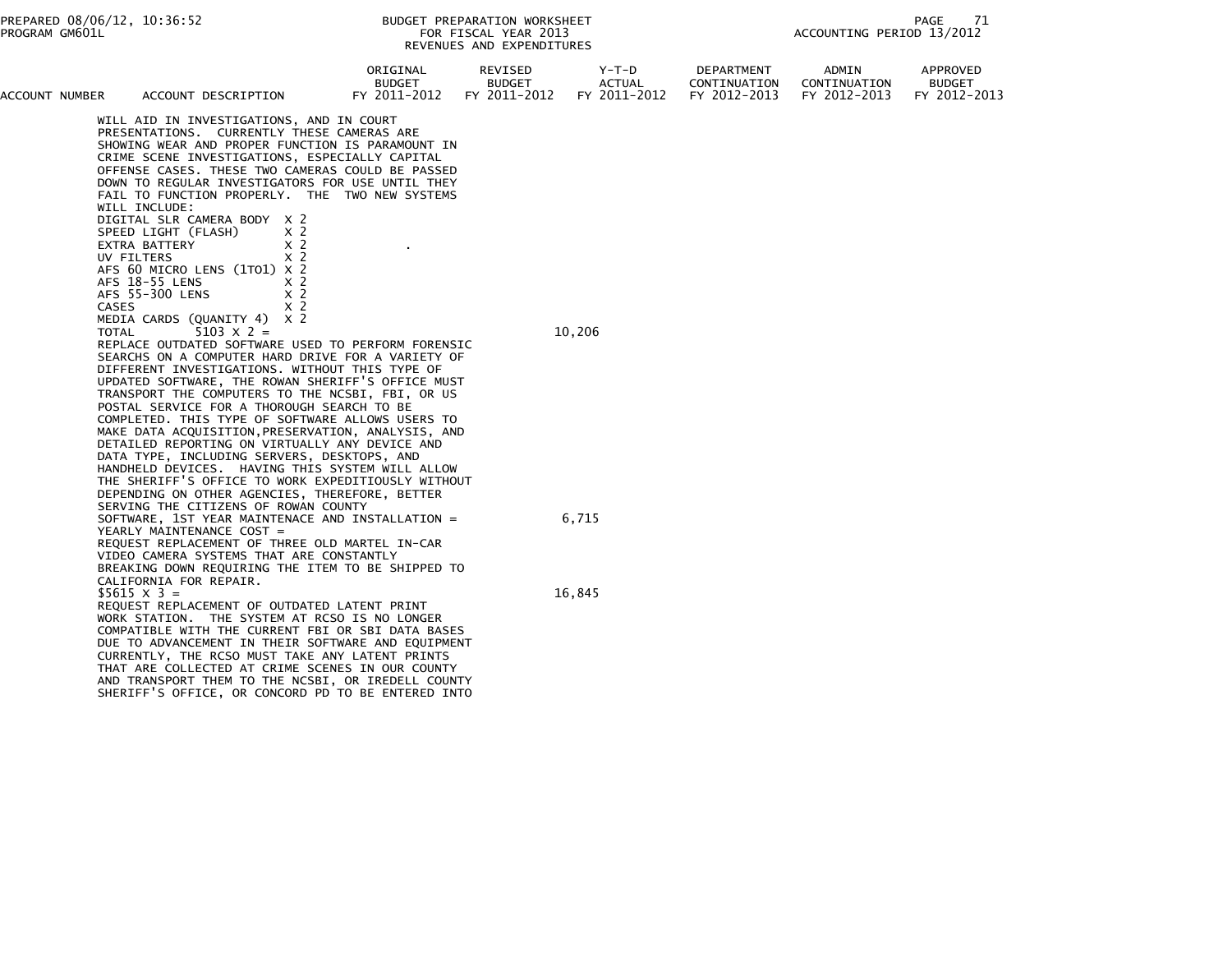BUDGET PREPARATION WORKSHEET
FOR FISCAL YEAR 2013
REVENUES AND EXPENDITURES

PREPARED 08/06/12, 10:36:52
PROGRAM GM601L

ACCOUNTING PERIOD 13/2012

| ACCOUNT NUMBER | ACCOUNT DESCRIPTION | ORIGINAL BUDGET FY 2011-2012 | REVISED BUDGET FY 2011-2012 | Y-T-D ACTUAL FY 2011-2012 | DEPARTMENT CONTINUATION FY 2012-2013 | ADMIN CONTINUATION FY 2012-2013 | APPROVED BUDGET FY 2012-2013 |
|---|---|---|---|---|---|---|---|

WILL AID IN INVESTIGATIONS, AND IN COURT PRESENTATIONS. CURRENTLY THESE CAMERAS ARE SHOWING WEAR AND PROPER FUNCTION IS PARAMOUNT IN CRIME SCENE INVESTIGATIONS, ESPECIALLY CAPITAL OFFENSE CASES. THESE TWO CAMERAS COULD BE PASSED DOWN TO REGULAR INVESTIGATORS FOR USE UNTIL THEY FAIL TO FUNCTION PROPERLY. THE TWO NEW SYSTEMS WILL INCLUDE:

DIGITAL SLR CAMERA BODY X 2
SPEED LIGHT (FLASH) X 2
EXTRA BATTERY X 2 .
UV FILTERS X 2
AFS 60 MICRO LENS (1TO1) X 2
AFS 18-55 LENS X 2
AFS 55-300 LENS X 2
CASES X 2
MEDIA CARDS (QUANITY 4) X 2
TOTAL 5103 X 2 = 10,206

REPLACE OUTDATED SOFTWARE USED TO PERFORM FORENSIC SEARCHS ON A COMPUTER HARD DRIVE FOR A VARIETY OF DIFFERENT INVESTIGATIONS. WITHOUT THIS TYPE OF UPDATED SOFTWARE, THE ROWAN SHERIFF'S OFFICE MUST TRANSPORT THE COMPUTERS TO THE NCSBI, FBI, OR US POSTAL SERVICE FOR A THOROUGH SEARCH TO BE COMPLETED. THIS TYPE OF SOFTWARE ALLOWS USERS TO MAKE DATA ACQUISITION,PRESERVATION, ANALYSIS, AND DETAILED REPORTING ON VIRTUALLY ANY DEVICE AND DATA TYPE, INCLUDING SERVERS, DESKTOPS, AND HANDHELD DEVICES. HAVING THIS SYSTEM WILL ALLOW THE SHERIFF'S OFFICE TO WORK EXPEDITIOUSLY WITHOUT DEPENDING ON OTHER AGENCIES, THEREFORE, BETTER SERVING THE CITIZENS OF ROWAN COUNTY
SOFTWARE, 1ST YEAR MAINTENACE AND INSTALLATION = 6,715
YEARLY MAINTENANCE COST =

REQUEST REPLACEMENT OF THREE OLD MARTEL IN-CAR VIDEO CAMERA SYSTEMS THAT ARE CONSTANTLY BREAKING DOWN REQUIRING THE ITEM TO BE SHIPPED TO CALIFORNIA FOR REPAIR.
$5615 X 3 = 16,845

REQUEST REPLACEMENT OF OUTDATED LATENT PRINT WORK STATION. THE SYSTEM AT RCSO IS NO LONGER COMPATIBLE WITH THE CURRENT FBI OR SBI DATA BASES DUE TO ADVANCEMENT IN THEIR SOFTWARE AND EQUIPMENT CURRENTLY, THE RCSO MUST TAKE ANY LATENT PRINTS THAT ARE COLLECTED AT CRIME SCENES IN OUR COUNTY AND TRANSPORT THEM TO THE NCSBI, OR IREDELL COUNTY SHERIFF'S OFFICE, OR CONCORD PD TO BE ENTERED INTO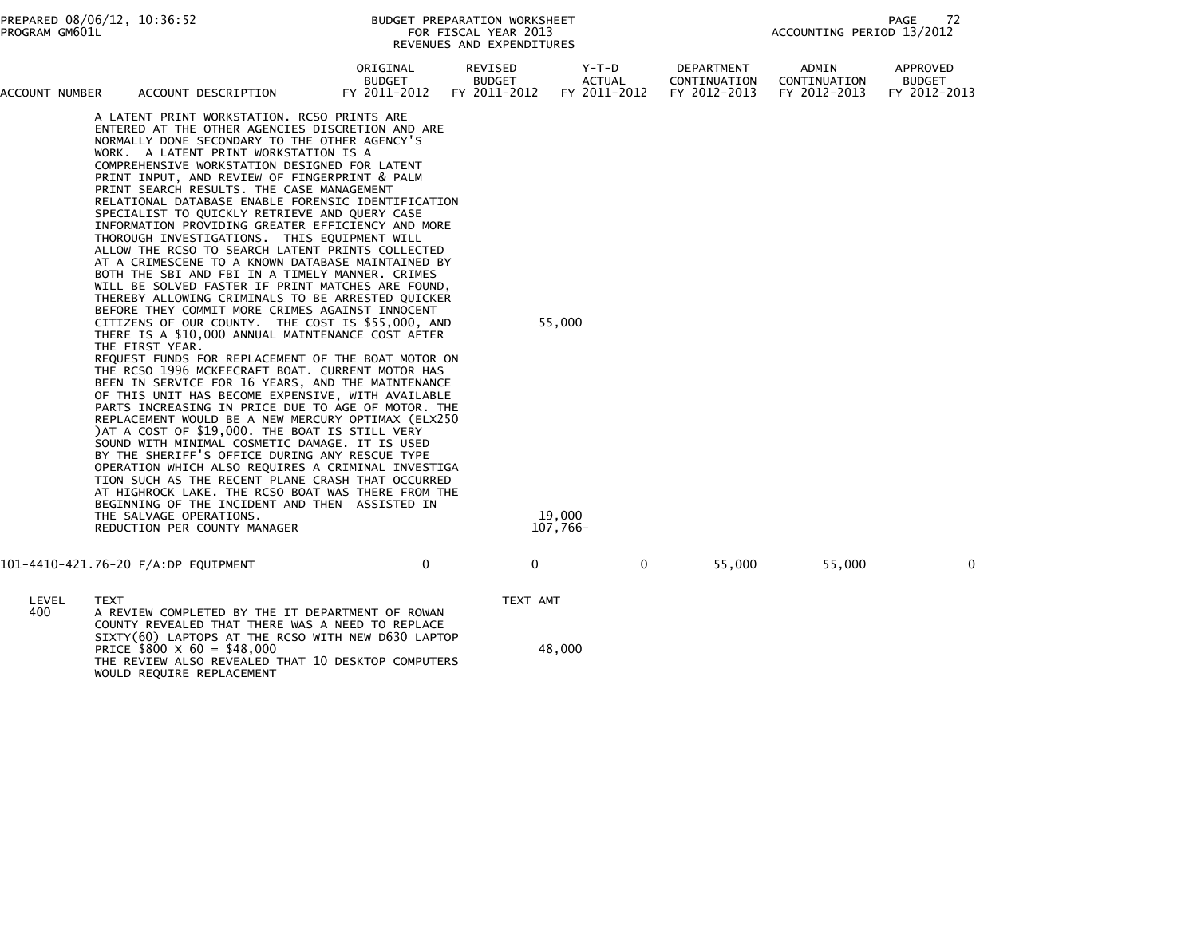BUDGET PREPARATION WORKSHEET
FOR FISCAL YEAR 2013
REVENUES AND EXPENDITURES

PREPARED 08/06/12, 10:36:52
PROGRAM GM601L

ACCOUNTING PERIOD 13/2012

| ACCOUNT NUMBER | ACCOUNT DESCRIPTION | ORIGINAL BUDGET FY 2011-2012 | REVISED BUDGET FY 2011-2012 | Y-T-D ACTUAL FY 2011-2012 | DEPARTMENT CONTINUATION FY 2012-2013 | ADMIN CONTINUATION FY 2012-2013 | APPROVED BUDGET FY 2012-2013 |
|---|---|---|---|---|---|---|---|

A LATENT PRINT WORKSTATION. RCSO PRINTS ARE ENTERED AT THE OTHER AGENCIES DISCRETION AND ARE NORMALLY DONE SECONDARY TO THE OTHER AGENCY'S WORK. A LATENT PRINT WORKSTATION IS A COMPREHENSIVE WORKSTATION DESIGNED FOR LATENT PRINT INPUT, AND REVIEW OF FINGERPRINT & PALM PRINT SEARCH RESULTS. THE CASE MANAGEMENT RELATIONAL DATABASE ENABLE FORENSIC IDENTIFICATION SPECIALIST TO QUICKLY RETRIEVE AND QUERY CASE INFORMATION PROVIDING GREATER EFFICIENCY AND MORE THOROUGH INVESTIGATIONS. THIS EQUIPMENT WILL ALLOW THE RCSO TO SEARCH LATENT PRINTS COLLECTED AT A CRIMESCENE TO A KNOWN DATABASE MAINTAINED BY BOTH THE SBI AND FBI IN A TIMELY MANNER. CRIMES WILL BE SOLVED FASTER IF PRINT MATCHES ARE FOUND, THEREBY ALLOWING CRIMINALS TO BE ARRESTED QUICKER BEFORE THEY COMMIT MORE CRIMES AGAINST INNOCENT CITIZENS OF OUR COUNTY. THE COST IS $55,000, AND THERE IS A $10,000 ANNUAL MAINTENANCE COST AFTER THE FIRST YEAR. — 55,000

REQUEST FUNDS FOR REPLACEMENT OF THE BOAT MOTOR ON THE RCSO 1996 MCKEECRAFT BOAT. CURRENT MOTOR HAS BEEN IN SERVICE FOR 16 YEARS, AND THE MAINTENANCE OF THIS UNIT HAS BECOME EXPENSIVE, WITH AVAILABLE PARTS INCREASING IN PRICE DUE TO AGE OF MOTOR. THE REPLACEMENT WOULD BE A NEW MERCURY OPTIMAX (ELX250 )AT A COST OF $19,000. THE BOAT IS STILL VERY SOUND WITH MINIMAL COSMETIC DAMAGE. IT IS USED BY THE SHERIFF'S OFFICE DURING ANY RESCUE TYPE OPERATION WHICH ALSO REQUIRES A CRIMINAL INVESTIGA TION SUCH AS THE RECENT PLANE CRASH THAT OCCURRED AT HIGHROCK LAKE. THE RCSO BOAT WAS THERE FROM THE BEGINNING OF THE INCIDENT AND THEN ASSISTED IN THE SALVAGE OPERATIONS. — 19,000

REDUCTION PER COUNTY MANAGER — 107,766-

| ACCOUNT NUMBER | ACCOUNT DESCRIPTION | ORIGINAL BUDGET FY 2011-2012 | REVISED BUDGET FY 2011-2012 | Y-T-D ACTUAL FY 2011-2012 | DEPARTMENT CONTINUATION FY 2012-2013 | ADMIN CONTINUATION FY 2012-2013 | APPROVED BUDGET FY 2012-2013 |
|---|---|---|---|---|---|---|---|
| 101-4410-421.76-20 | F/A:DP EQUIPMENT | 0 | 0 | 0 | 55,000 | 55,000 | 0 |

| LEVEL | TEXT | TEXT AMT |
|---|---|---|
| 400 | A REVIEW COMPLETED BY THE IT DEPARTMENT OF ROWAN COUNTY REVEALED THAT THERE WAS A NEED TO REPLACE SIXTY(60) LAPTOPS AT THE RCSO WITH NEW D630 LAPTOP PRICE $800 X 60 = $48,000 | 48,000 |
| | THE REVIEW ALSO REVEALED THAT 10 DESKTOP COMPUTERS WOULD REQUIRE REPLACEMENT | |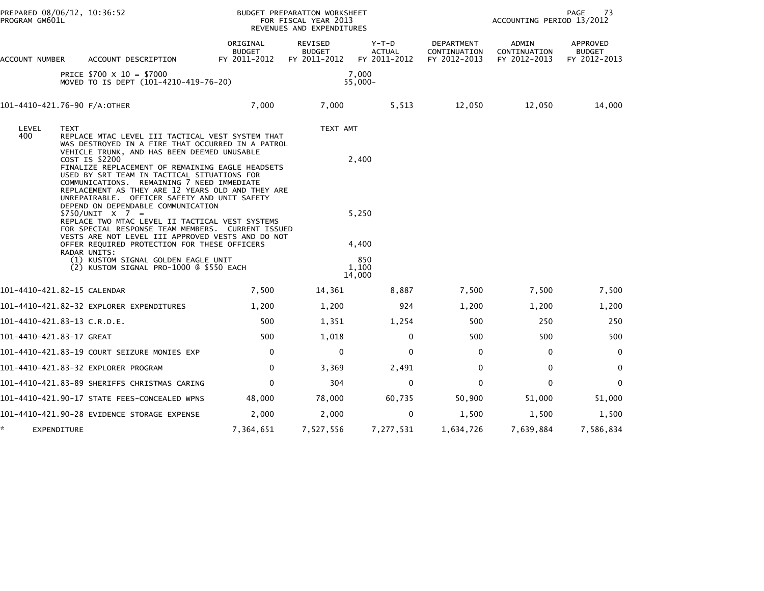BUDGET PREPARATION WORKSHEET
FOR FISCAL YEAR 2013
REVENUES AND EXPENDITURES

PREPARED 08/06/12, 10:36:52
PROGRAM GM601L

ACCOUNTING PERIOD 13/2012

| ACCOUNT NUMBER | ACCOUNT DESCRIPTION | ORIGINAL BUDGET FY 2011-2012 | REVISED BUDGET FY 2011-2012 | Y-T-D ACTUAL FY 2011-2012 | DEPARTMENT CONTINUATION FY 2012-2013 | ADMIN CONTINUATION FY 2012-2013 | APPROVED BUDGET FY 2012-2013 |
|---|---|---|---|---|---|---|---|
| | PRICE $700 X 10 = $7000 | | 7,000 | | | | |
| | MOVED TO IS DEPT (101-4210-419-76-20) | | 55,000- | | | | |
| 101-4410-421.76-90 | F/A:OTHER | 7,000 | 7,000 | 5,513 | 12,050 | 12,050 | 14,000 |

| LEVEL | TEXT | TEXT AMT |
|---|---|---|
| 400 | REPLACE MTAC LEVEL III TACTICAL VEST SYSTEM THAT WAS DESTROYED IN A FIRE THAT OCCURRED IN A PATROL VEHICLE TRUNK, AND HAS BEEN DEEMED UNUSABLE COST IS $2200 | 2,400 |
| | FINALIZE REPLACEMENT OF REMAINING EAGLE HEADSETS USED BY SRT TEAM IN TACTICAL SITUATIONS FOR COMMUNICATIONS. REMAINING 7 NEED IMMEDIATE REPLACEMENT AS THEY ARE 12 YEARS OLD AND THEY ARE UNREPAIRABLE. OFFICER SAFETY AND UNIT SAFETY DEPEND ON DEPENDABLE COMMUNICATION $750/UNIT X 7 = | 5,250 |
| | REPLACE TWO MTAC LEVEL II TACTICAL VEST SYSTEMS FOR SPECIAL RESPONSE TEAM MEMBERS. CURRENT ISSUED VESTS ARE NOT LEVEL III APPROVED VESTS AND DO NOT OFFER REQUIRED PROTECTION FOR THESE OFFICERS | 4,400 |
| | RADAR UNITS: | |
| | (1) KUSTOM SIGNAL GOLDEN EAGLE UNIT | 850 |
| | (2) KUSTOM SIGNAL PRO-1000 @ $550 EACH | 1,100 |
| | | 14,000 |

| ACCOUNT NUMBER | ACCOUNT DESCRIPTION | ORIGINAL BUDGET FY 2011-2012 | REVISED BUDGET FY 2011-2012 | Y-T-D ACTUAL FY 2011-2012 | DEPARTMENT CONTINUATION FY 2012-2013 | ADMIN CONTINUATION FY 2012-2013 | APPROVED BUDGET FY 2012-2013 |
|---|---|---|---|---|---|---|---|
| 101-4410-421.82-15 | CALENDAR | 7,500 | 14,361 | 8,887 | 7,500 | 7,500 | 7,500 |
| 101-4410-421.82-32 | EXPLORER EXPENDITURES | 1,200 | 1,200 | 924 | 1,200 | 1,200 | 1,200 |
| 101-4410-421.83-13 | C.R.D.E. | 500 | 1,351 | 1,254 | 500 | 250 | 250 |
| 101-4410-421.83-17 | GREAT | 500 | 1,018 | 0 | 500 | 500 | 500 |
| 101-4410-421.83-19 | COURT SEIZURE MONIES EXP | 0 | 0 | 0 | 0 | 0 | 0 |
| 101-4410-421.83-32 | EXPLORER PROGRAM | 0 | 3,369 | 2,491 | 0 | 0 | 0 |
| 101-4410-421.83-89 | SHERIFFS CHRISTMAS CARING | 0 | 304 | 0 | 0 | 0 | 0 |
| 101-4410-421.90-17 | STATE FEES-CONCEALED WPNS | 48,000 | 78,000 | 60,735 | 50,900 | 51,000 | 51,000 |
| 101-4410-421.90-28 | EVIDENCE STORAGE EXPENSE | 2,000 | 2,000 | 0 | 1,500 | 1,500 | 1,500 |
| * | EXPENDITURE | 7,364,651 | 7,527,556 | 7,277,531 | 1,634,726 | 7,639,884 | 7,586,834 |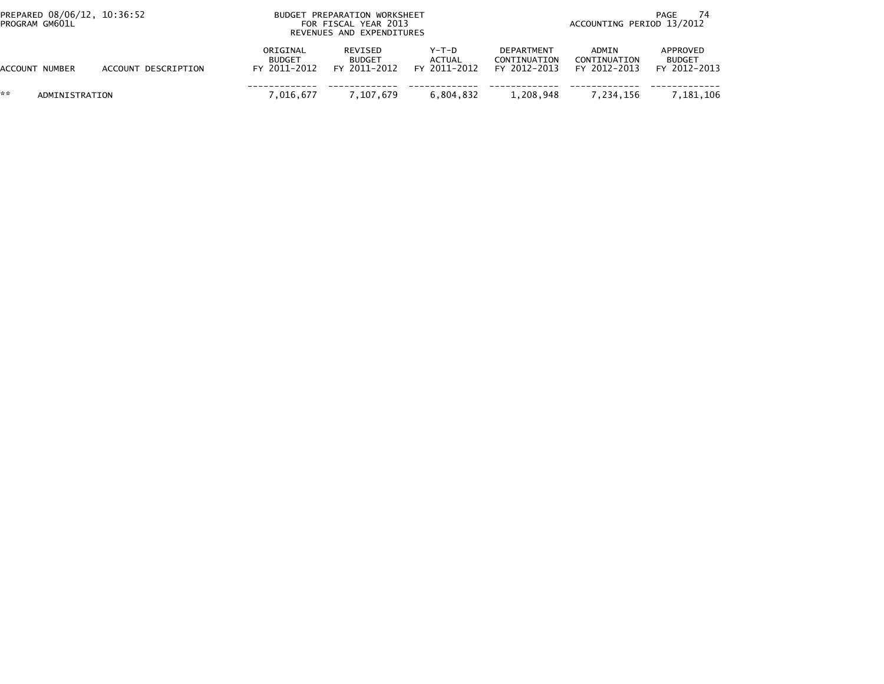BUDGET PREPARATION WORKSHEET
FOR FISCAL YEAR 2013
REVENUES AND EXPENDITURES

PREPARED 08/06/12, 10:36:52
PROGRAM GM601L

ACCOUNTING PERIOD 13/2012

| ACCOUNT NUMBER | ACCOUNT DESCRIPTION | ORIGINAL BUDGET FY 2011-2012 | REVISED BUDGET FY 2011-2012 | Y-T-D ACTUAL FY 2011-2012 | DEPARTMENT CONTINUATION FY 2012-2013 | ADMIN CONTINUATION FY 2012-2013 | APPROVED BUDGET FY 2012-2013 |
|---|---|---|---|---|---|---|---|
| ** | ADMINISTRATION | 7,016,677 | 7,107,679 | 6,804,832 | 1,208,948 | 7,234,156 | 7,181,106 |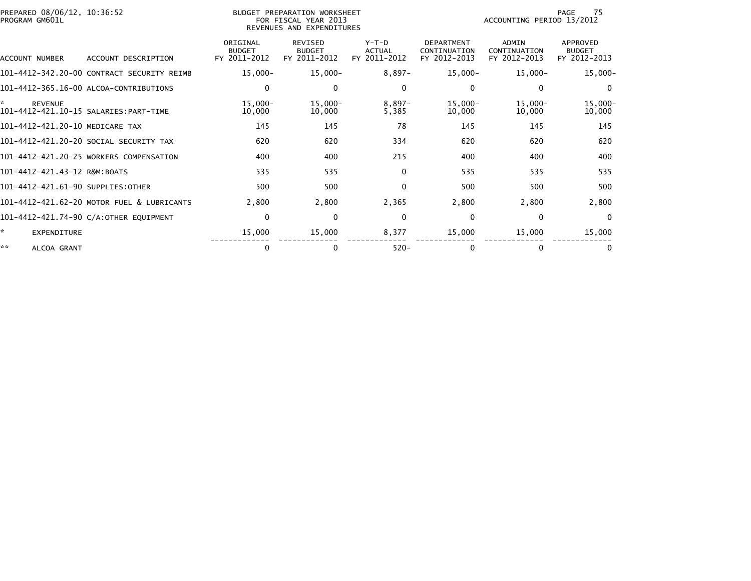PREPARED 08/06/12, 10:36:52
PROGRAM GM601L

BUDGET PREPARATION WORKSHEET
FOR FISCAL YEAR 2013
REVENUES AND EXPENDITURES

ACCOUNTING PERIOD 13/2012

| ACCOUNT NUMBER | ACCOUNT DESCRIPTION | ORIGINAL BUDGET FY 2011-2012 | REVISED BUDGET FY 2011-2012 | Y-T-D ACTUAL FY 2011-2012 | DEPARTMENT CONTINUATION FY 2012-2013 | ADMIN CONTINUATION FY 2012-2013 | APPROVED BUDGET FY 2012-2013 |
|---|---|---|---|---|---|---|---|
| 101-4412-342.20-00 | CONTRACT SECURITY REIMB | 15,000- | 15,000- | 8,897- | 15,000- | 15,000- | 15,000- |
| 101-4412-365.16-00 | ALCOA-CONTRIBUTIONS | 0 | 0 | 0 | 0 | 0 | 0 |
| * | REVENUE | 15,000- | 15,000- | 8,897- | 15,000- | 15,000- | 15,000- |
| 101-4412-421.10-15 | SALARIES:PART-TIME | 10,000 | 10,000 | 5,385 | 10,000 | 10,000 | 10,000 |
| 101-4412-421.20-10 | MEDICARE TAX | 145 | 145 | 78 | 145 | 145 | 145 |
| 101-4412-421.20-20 | SOCIAL SECURITY TAX | 620 | 620 | 334 | 620 | 620 | 620 |
| 101-4412-421.20-25 | WORKERS COMPENSATION | 400 | 400 | 215 | 400 | 400 | 400 |
| 101-4412-421.43-12 | R&M:BOATS | 535 | 535 | 0 | 535 | 535 | 535 |
| 101-4412-421.61-90 | SUPPLIES:OTHER | 500 | 500 | 0 | 500 | 500 | 500 |
| 101-4412-421.62-20 | MOTOR FUEL & LUBRICANTS | 2,800 | 2,800 | 2,365 | 2,800 | 2,800 | 2,800 |
| 101-4412-421.74-90 | C/A:OTHER EQUIPMENT | 0 | 0 | 0 | 0 | 0 | 0 |
| * | EXPENDITURE | 15,000 | 15,000 | 8,377 | 15,000 | 15,000 | 15,000 |
| ** | ALCOA GRANT | 0 | 0 | 520- | 0 | 0 | 0 |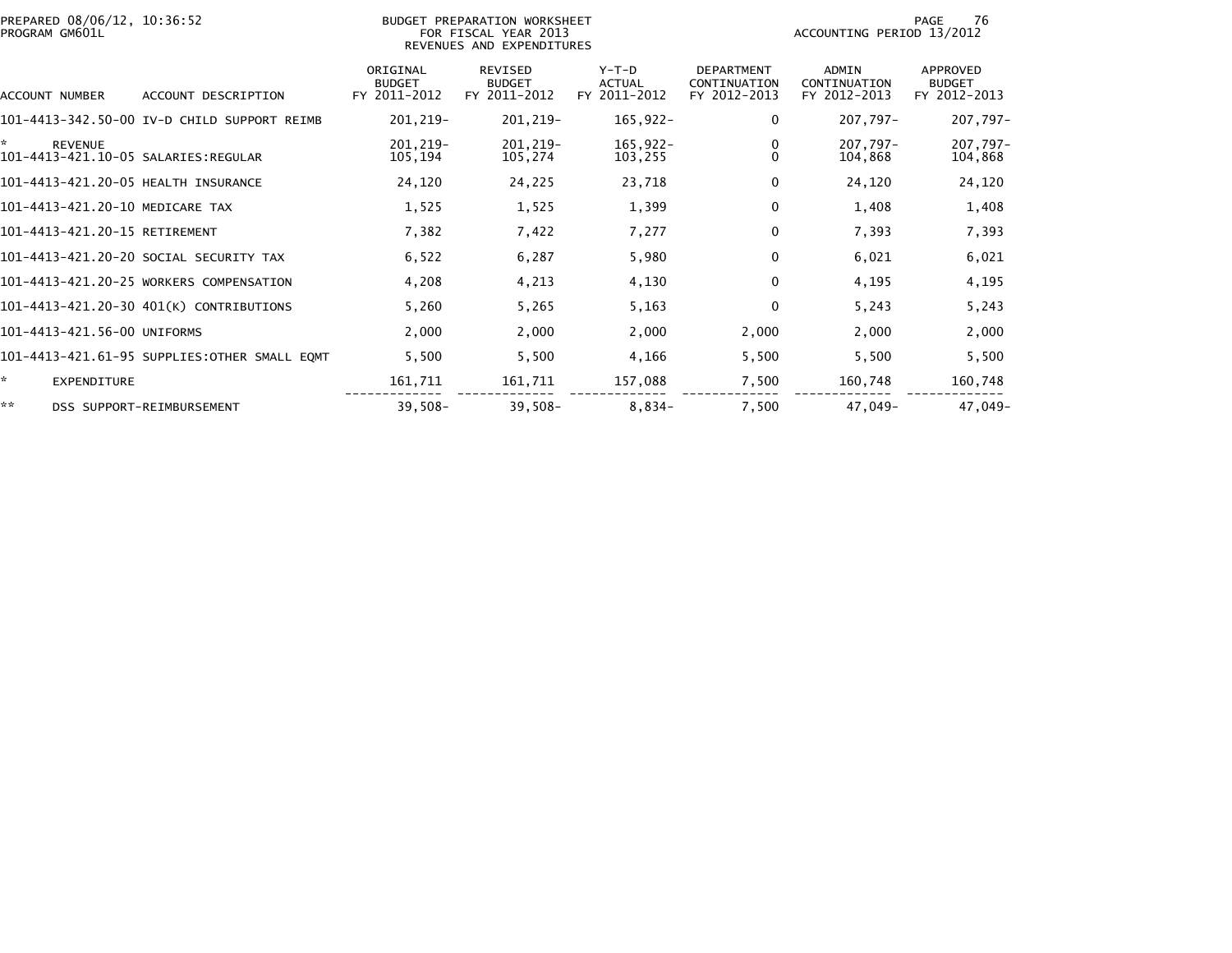PREPARED 08/06/12, 10:36:52
PROGRAM GM601L

BUDGET PREPARATION WORKSHEET
FOR FISCAL YEAR 2013
REVENUES AND EXPENDITURES

ACCOUNTING PERIOD 13/2012

| ACCOUNT NUMBER | ACCOUNT DESCRIPTION | ORIGINAL BUDGET FY 2011-2012 | REVISED BUDGET FY 2011-2012 | Y-T-D ACTUAL FY 2011-2012 | DEPARTMENT CONTINUATION FY 2012-2013 | ADMIN CONTINUATION FY 2012-2013 | APPROVED BUDGET FY 2012-2013 |
|---|---|---|---|---|---|---|---|
| 101-4413-342.50-00 | IV-D CHILD SUPPORT REIMB | 201,219- | 201,219- | 165,922- | 0 | 207,797- | 207,797- |
| * | REVENUE | 201,219- | 201,219- | 165,922- | 0 | 207,797- | 207,797- |
| 101-4413-421.10-05 | SALARIES:REGULAR | 105,194 | 105,274 | 103,255 | 0 | 104,868 | 104,868 |
| 101-4413-421.20-05 | HEALTH INSURANCE | 24,120 | 24,225 | 23,718 | 0 | 24,120 | 24,120 |
| 101-4413-421.20-10 | MEDICARE TAX | 1,525 | 1,525 | 1,399 | 0 | 1,408 | 1,408 |
| 101-4413-421.20-15 | RETIREMENT | 7,382 | 7,422 | 7,277 | 0 | 7,393 | 7,393 |
| 101-4413-421.20-20 | SOCIAL SECURITY TAX | 6,522 | 6,287 | 5,980 | 0 | 6,021 | 6,021 |
| 101-4413-421.20-25 | WORKERS COMPENSATION | 4,208 | 4,213 | 4,130 | 0 | 4,195 | 4,195 |
| 101-4413-421.20-30 | 401(K) CONTRIBUTIONS | 5,260 | 5,265 | 5,163 | 0 | 5,243 | 5,243 |
| 101-4413-421.56-00 | UNIFORMS | 2,000 | 2,000 | 2,000 | 2,000 | 2,000 | 2,000 |
| 101-4413-421.61-95 | SUPPLIES:OTHER SMALL EQMT | 5,500 | 5,500 | 4,166 | 5,500 | 5,500 | 5,500 |
| * | EXPENDITURE | 161,711 | 161,711 | 157,088 | 7,500 | 160,748 | 160,748 |
| ** | DSS SUPPORT-REIMBURSEMENT | 39,508- | 39,508- | 8,834- | 7,500 | 47,049- | 47,049- |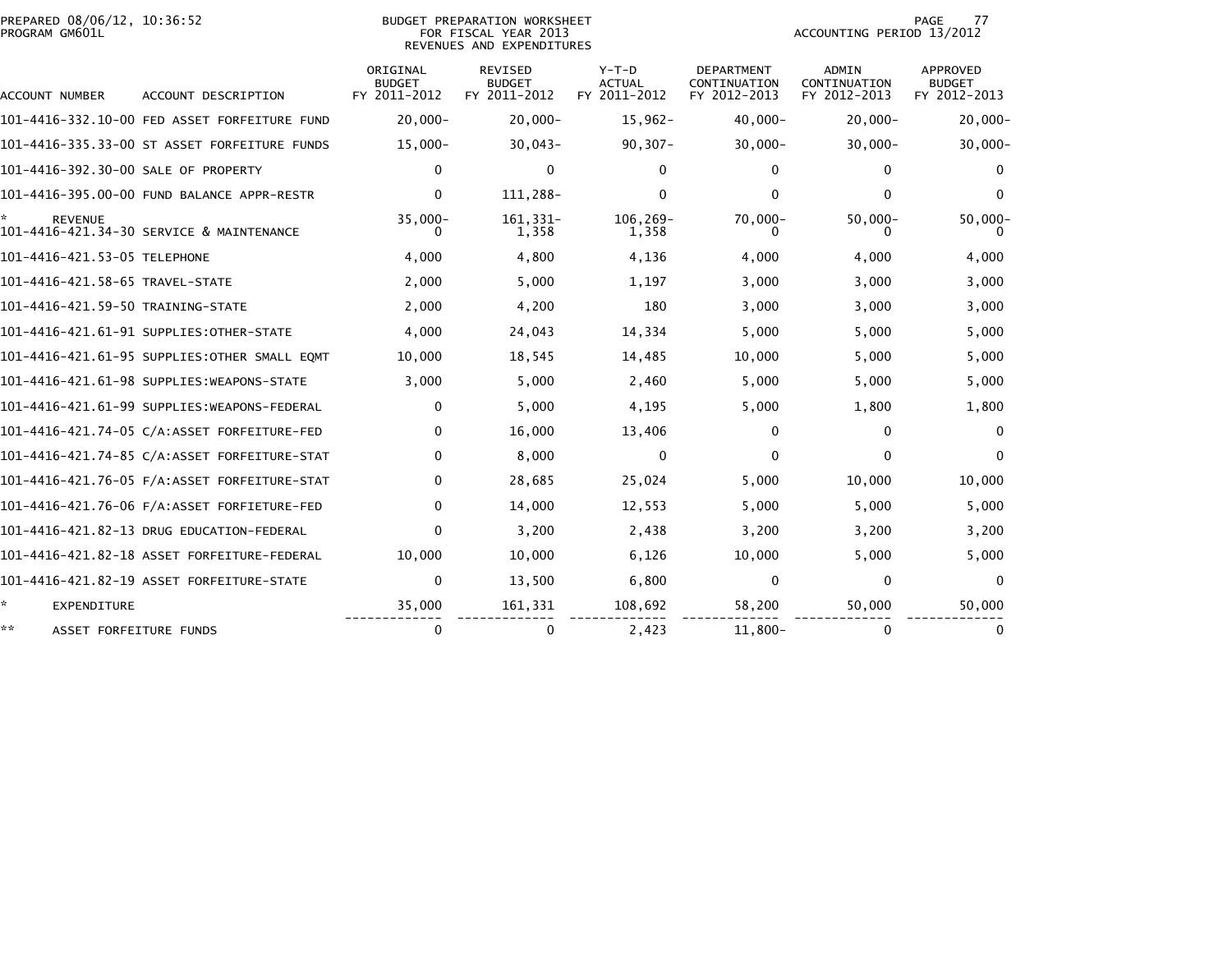PREPARED 08/06/12, 10:36:52
PROGRAM GM601L

BUDGET PREPARATION WORKSHEET
FOR FISCAL YEAR 2013
REVENUES AND EXPENDITURES

ACCOUNTING PERIOD 13/2012

| ACCOUNT NUMBER | ACCOUNT DESCRIPTION | ORIGINAL BUDGET FY 2011-2012 | REVISED BUDGET FY 2011-2012 | Y-T-D ACTUAL FY 2011-2012 | DEPARTMENT CONTINUATION FY 2012-2013 | ADMIN CONTINUATION FY 2012-2013 | APPROVED BUDGET FY 2012-2013 |
|---|---|---|---|---|---|---|---|
| 101-4416-332.10-00 | FED ASSET FORFEITURE FUND | 20,000- | 20,000- | 15,962- | 40,000- | 20,000- | 20,000- |
| 101-4416-335.33-00 | ST ASSET FORFEITURE FUNDS | 15,000- | 30,043- | 90,307- | 30,000- | 30,000- | 30,000- |
| 101-4416-392.30-00 | SALE OF PROPERTY | 0 | 0 | 0 | 0 | 0 | 0 |
| 101-4416-395.00-00 | FUND BALANCE APPR-RESTR | 0 | 111,288- | 0 | 0 | 0 | 0 |
| * | REVENUE | 35,000- | 161,331- | 106,269- | 70,000- | 50,000- | 50,000- |
| 101-4416-421.34-30 | SERVICE & MAINTENANCE | 0 | 1,358 | 1,358 | 0 | 0 | 0 |
| 101-4416-421.53-05 | TELEPHONE | 4,000 | 4,800 | 4,136 | 4,000 | 4,000 | 4,000 |
| 101-4416-421.58-65 | TRAVEL-STATE | 2,000 | 5,000 | 1,197 | 3,000 | 3,000 | 3,000 |
| 101-4416-421.59-50 | TRAINING-STATE | 2,000 | 4,200 | 180 | 3,000 | 3,000 | 3,000 |
| 101-4416-421.61-91 | SUPPLIES:OTHER-STATE | 4,000 | 24,043 | 14,334 | 5,000 | 5,000 | 5,000 |
| 101-4416-421.61-95 | SUPPLIES:OTHER SMALL EQMT | 10,000 | 18,545 | 14,485 | 10,000 | 5,000 | 5,000 |
| 101-4416-421.61-98 | SUPPLIES:WEAPONS-STATE | 3,000 | 5,000 | 2,460 | 5,000 | 5,000 | 5,000 |
| 101-4416-421.61-99 | SUPPLIES:WEAPONS-FEDERAL | 0 | 5,000 | 4,195 | 5,000 | 1,800 | 1,800 |
| 101-4416-421.74-05 | C/A:ASSET FORFEITURE-FED | 0 | 16,000 | 13,406 | 0 | 0 | 0 |
| 101-4416-421.74-85 | C/A:ASSET FORFEITURE-STAT | 0 | 8,000 | 0 | 0 | 0 | 0 |
| 101-4416-421.76-05 | F/A:ASSET FORFEITURE-STAT | 0 | 28,685 | 25,024 | 5,000 | 10,000 | 10,000 |
| 101-4416-421.76-06 | F/A:ASSET FORFIETURE-FED | 0 | 14,000 | 12,553 | 5,000 | 5,000 | 5,000 |
| 101-4416-421.82-13 | DRUG EDUCATION-FEDERAL | 0 | 3,200 | 2,438 | 3,200 | 3,200 | 3,200 |
| 101-4416-421.82-18 | ASSET FORFEITURE-FEDERAL | 10,000 | 10,000 | 6,126 | 10,000 | 5,000 | 5,000 |
| 101-4416-421.82-19 | ASSET FORFEITURE-STATE | 0 | 13,500 | 6,800 | 0 | 0 | 0 |
| * | EXPENDITURE | 35,000 | 161,331 | 108,692 | 58,200 | 50,000 | 50,000 |
| ** | ASSET FORFEITURE FUNDS | 0 | 0 | 2,423 | 11,800- | 0 | 0 |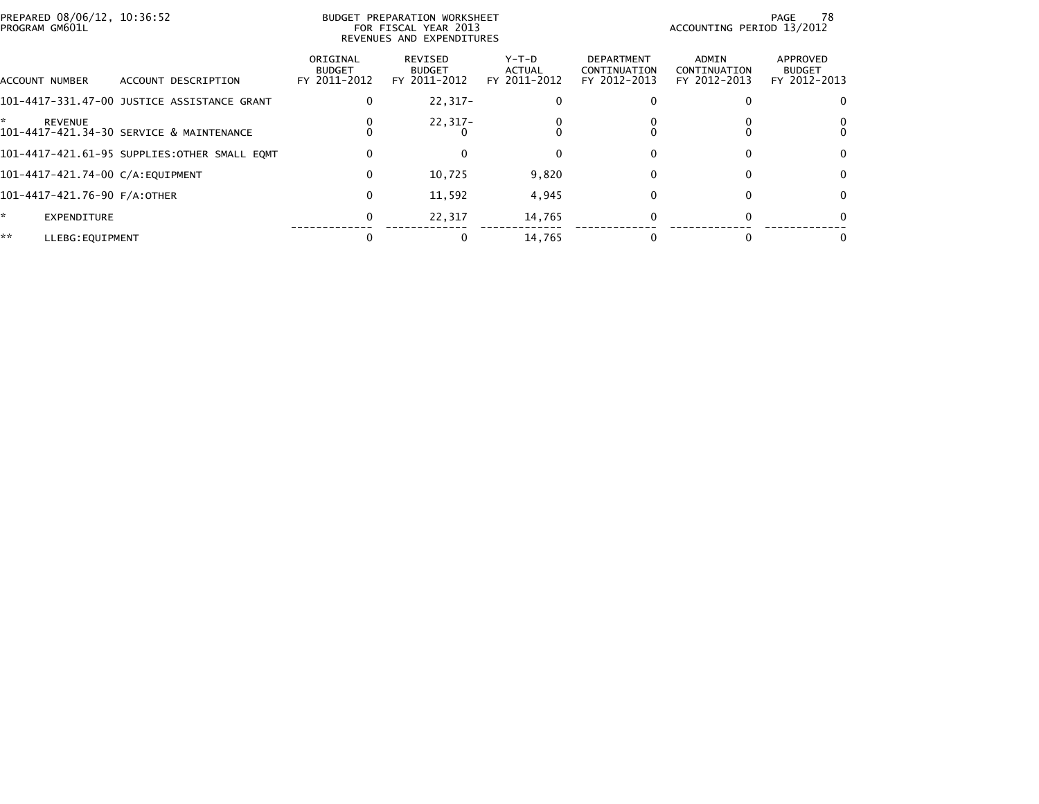PREPARED 08/06/12, 10:36:52
PROGRAM GM601L

BUDGET PREPARATION WORKSHEET
FOR FISCAL YEAR 2013
REVENUES AND EXPENDITURES

ACCOUNTING PERIOD 13/2012

| ACCOUNT NUMBER | ACCOUNT DESCRIPTION | ORIGINAL BUDGET FY 2011-2012 | REVISED BUDGET FY 2011-2012 | Y-T-D ACTUAL FY 2011-2012 | DEPARTMENT CONTINUATION FY 2012-2013 | ADMIN CONTINUATION FY 2012-2013 | APPROVED BUDGET FY 2012-2013 |
|---|---|---|---|---|---|---|---|
| 101-4417-331.47-00 | JUSTICE ASSISTANCE GRANT | 0 | 22,317- | 0 | 0 | 0 | 0 |
| * | REVENUE | 0 | 22,317- | 0 | 0 | 0 | 0 |
| 101-4417-421.34-30 | SERVICE & MAINTENANCE | 0 | 0 | 0 | 0 | 0 | 0 |
| 101-4417-421.61-95 | SUPPLIES:OTHER SMALL EQMT | 0 | 0 | 0 | 0 | 0 | 0 |
| 101-4417-421.74-00 | C/A:EQUIPMENT | 0 | 10,725 | 9,820 | 0 | 0 | 0 |
| 101-4417-421.76-90 | F/A:OTHER | 0 | 11,592 | 4,945 | 0 | 0 | 0 |
| * | EXPENDITURE | 0 | 22,317 | 14,765 | 0 | 0 | 0 |
| ** | LLEBG:EQUIPMENT | 0 | 0 | 14,765 | 0 | 0 | 0 |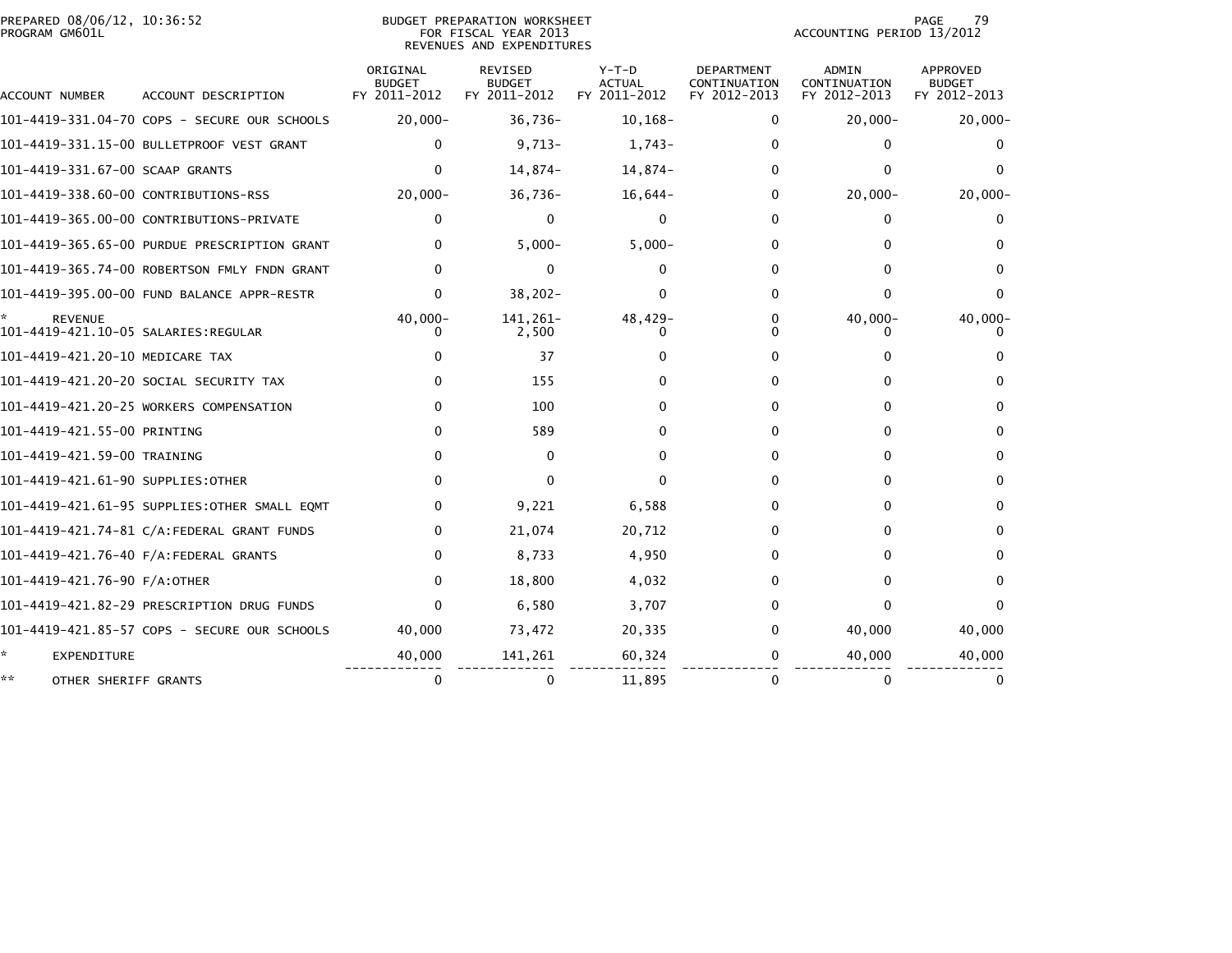PREPARED 08/06/12, 10:36:52
PROGRAM GM601L

BUDGET PREPARATION WORKSHEET
FOR FISCAL YEAR 2013
REVENUES AND EXPENDITURES

ACCOUNTING PERIOD 13/2012

| ACCOUNT NUMBER | ACCOUNT DESCRIPTION | ORIGINAL BUDGET FY 2011-2012 | REVISED BUDGET FY 2011-2012 | Y-T-D ACTUAL FY 2011-2012 | DEPARTMENT CONTINUATION FY 2012-2013 | ADMIN CONTINUATION FY 2012-2013 | APPROVED BUDGET FY 2012-2013 |
|---|---|---|---|---|---|---|---|
| 101-4419-331.04-70 | COPS - SECURE OUR SCHOOLS | 20,000- | 36,736- | 10,168- | 0 | 20,000- | 20,000- |
| 101-4419-331.15-00 | BULLETPROOF VEST GRANT | 0 | 9,713- | 1,743- | 0 | 0 | 0 |
| 101-4419-331.67-00 | SCAAP GRANTS | 0 | 14,874- | 14,874- | 0 | 0 | 0 |
| 101-4419-338.60-00 | CONTRIBUTIONS-RSS | 20,000- | 36,736- | 16,644- | 0 | 20,000- | 20,000- |
| 101-4419-365.00-00 | CONTRIBUTIONS-PRIVATE | 0 | 0 | 0 | 0 | 0 | 0 |
| 101-4419-365.65-00 | PURDUE PRESCRIPTION GRANT | 0 | 5,000- | 5,000- | 0 | 0 | 0 |
| 101-4419-365.74-00 | ROBERTSON FMLY FNDN GRANT | 0 | 0 | 0 | 0 | 0 | 0 |
| 101-4419-395.00-00 | FUND BALANCE APPR-RESTR | 0 | 38,202- | 0 | 0 | 0 | 0 |
| * | REVENUE | 40,000- | 141,261- | 48,429- | 0 | 40,000- | 40,000- |
| 101-4419-421.10-05 | SALARIES:REGULAR | 0 | 2,500 | 0 | 0 | 0 | 0 |
| 101-4419-421.20-10 | MEDICARE TAX | 0 | 37 | 0 | 0 | 0 | 0 |
| 101-4419-421.20-20 | SOCIAL SECURITY TAX | 0 | 155 | 0 | 0 | 0 | 0 |
| 101-4419-421.20-25 | WORKERS COMPENSATION | 0 | 100 | 0 | 0 | 0 | 0 |
| 101-4419-421.55-00 | PRINTING | 0 | 589 | 0 | 0 | 0 | 0 |
| 101-4419-421.59-00 | TRAINING | 0 | 0 | 0 | 0 | 0 | 0 |
| 101-4419-421.61-90 | SUPPLIES:OTHER | 0 | 0 | 0 | 0 | 0 | 0 |
| 101-4419-421.61-95 | SUPPLIES:OTHER SMALL EQMT | 0 | 9,221 | 6,588 | 0 | 0 | 0 |
| 101-4419-421.74-81 | C/A:FEDERAL GRANT FUNDS | 0 | 21,074 | 20,712 | 0 | 0 | 0 |
| 101-4419-421.76-40 | F/A:FEDERAL GRANTS | 0 | 8,733 | 4,950 | 0 | 0 | 0 |
| 101-4419-421.76-90 | F/A:OTHER | 0 | 18,800 | 4,032 | 0 | 0 | 0 |
| 101-4419-421.82-29 | PRESCRIPTION DRUG FUNDS | 0 | 6,580 | 3,707 | 0 | 0 | 0 |
| 101-4419-421.85-57 | COPS - SECURE OUR SCHOOLS | 40,000 | 73,472 | 20,335 | 0 | 40,000 | 40,000 |
| * | EXPENDITURE | 40,000 | 141,261 | 60,324 | 0 | 40,000 | 40,000 |
| ** | OTHER SHERIFF GRANTS | 0 | 0 | 11,895 | 0 | 0 | 0 |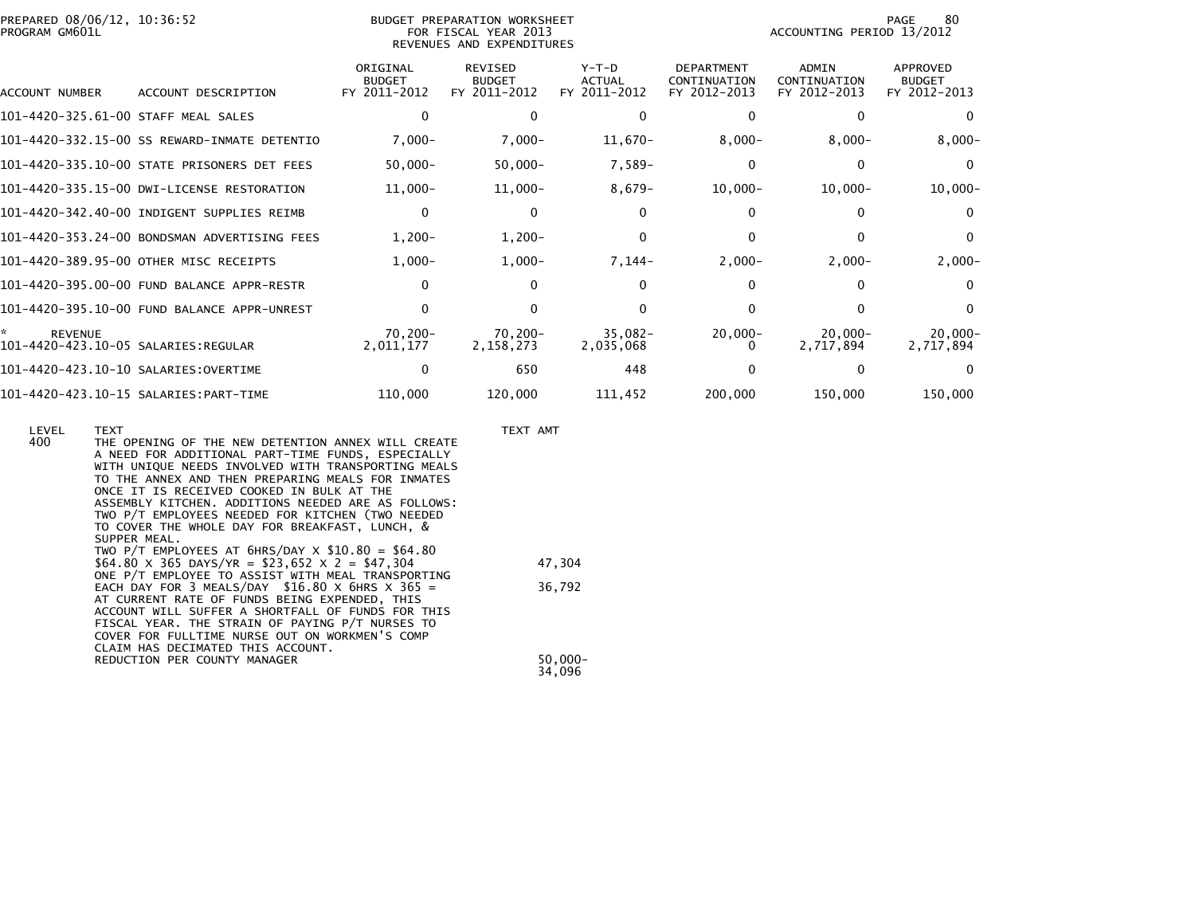BUDGET PREPARATION WORKSHEET
FOR FISCAL YEAR 2013
REVENUES AND EXPENDITURES

PREPARED 08/06/12, 10:36:52
PROGRAM GM601L

ACCOUNTING PERIOD 13/2012

| ACCOUNT NUMBER | ACCOUNT DESCRIPTION | ORIGINAL BUDGET FY 2011-2012 | REVISED BUDGET FY 2011-2012 | Y-T-D ACTUAL FY 2011-2012 | DEPARTMENT CONTINUATION FY 2012-2013 | ADMIN CONTINUATION FY 2012-2013 | APPROVED BUDGET FY 2012-2013 |
|---|---|---|---|---|---|---|---|
| 101-4420-325.61-00 | STAFF MEAL SALES | 0 | 0 | 0 | 0 | 0 | 0 |
| 101-4420-332.15-00 | SS REWARD-INMATE DETENTIO | 7,000- | 7,000- | 11,670- | 8,000- | 8,000- | 8,000- |
| 101-4420-335.10-00 | STATE PRISONERS DET FEES | 50,000- | 50,000- | 7,589- | 0 | 0 | 0 |
| 101-4420-335.15-00 | DWI-LICENSE RESTORATION | 11,000- | 11,000- | 8,679- | 10,000- | 10,000- | 10,000- |
| 101-4420-342.40-00 | INDIGENT SUPPLIES REIMB | 0 | 0 | 0 | 0 | 0 | 0 |
| 101-4420-353.24-00 | BONDSMAN ADVERTISING FEES | 1,200- | 1,200- | 0 | 0 | 0 | 0 |
| 101-4420-389.95-00 | OTHER MISC RECEIPTS | 1,000- | 1,000- | 7,144- | 2,000- | 2,000- | 2,000- |
| 101-4420-395.00-00 | FUND BALANCE APPR-RESTR | 0 | 0 | 0 | 0 | 0 | 0 |
| 101-4420-395.10-00 | FUND BALANCE APPR-UNREST | 0 | 0 | 0 | 0 | 0 | 0 |
| * REVENUE | | 70,200- | 70,200- | 35,082- | 20,000- | 20,000- | 20,000- |
| 101-4420-423.10-05 | SALARIES:REGULAR | 2,011,177 | 2,158,273 | 2,035,068 | 0 | 2,717,894 | 2,717,894 |
| 101-4420-423.10-10 | SALARIES:OVERTIME | 0 | 650 | 448 | 0 | 0 | 0 |
| 101-4420-423.10-15 | SALARIES:PART-TIME | 110,000 | 120,000 | 111,452 | 200,000 | 150,000 | 150,000 |

| LEVEL | TEXT | TEXT AMT |
|---|---|---|
| 400 | THE OPENING OF THE NEW DETENTION ANNEX WILL CREATE A NEED FOR ADDITIONAL PART-TIME FUNDS, ESPECIALLY WITH UNIQUE NEEDS INVOLVED WITH TRANSPORTING MEALS TO THE ANNEX AND THEN PREPARING MEALS FOR INMATES ONCE IT IS RECEIVED COOKED IN BULK AT THE ASSEMBLY KITCHEN. ADDITIONS NEEDED ARE AS FOLLOWS: TWO P/T EMPLOYEES NEEDED FOR KITCHEN (TWO NEEDED TO COVER THE WHOLE DAY FOR BREAKFAST, LUNCH, & SUPPER MEAL. | |
| | TWO P/T EMPLOYEES AT 6HRS/DAY X $10.80 = $64.80 | |
| | $64.80 X 365 DAYS/YR = $23,652 X 2 = $47,304 | 47,304 |
| | ONE P/T EMPLOYEE TO ASSIST WITH MEAL TRANSPORTING EACH DAY FOR 3 MEALS/DAY $16.80 X 6HRS X 365 = | 36,792 |
| | AT CURRENT RATE OF FUNDS BEING EXPENDED, THIS ACCOUNT WILL SUFFER A SHORTFALL OF FUNDS FOR THIS FISCAL YEAR. THE STRAIN OF PAYING P/T NURSES TO COVER FOR FULLTIME NURSE OUT ON WORKMEN'S COMP CLAIM HAS DECIMATED THIS ACCOUNT. | |
| | REDUCTION PER COUNTY MANAGER | 50,000- |
| | | 34,096 |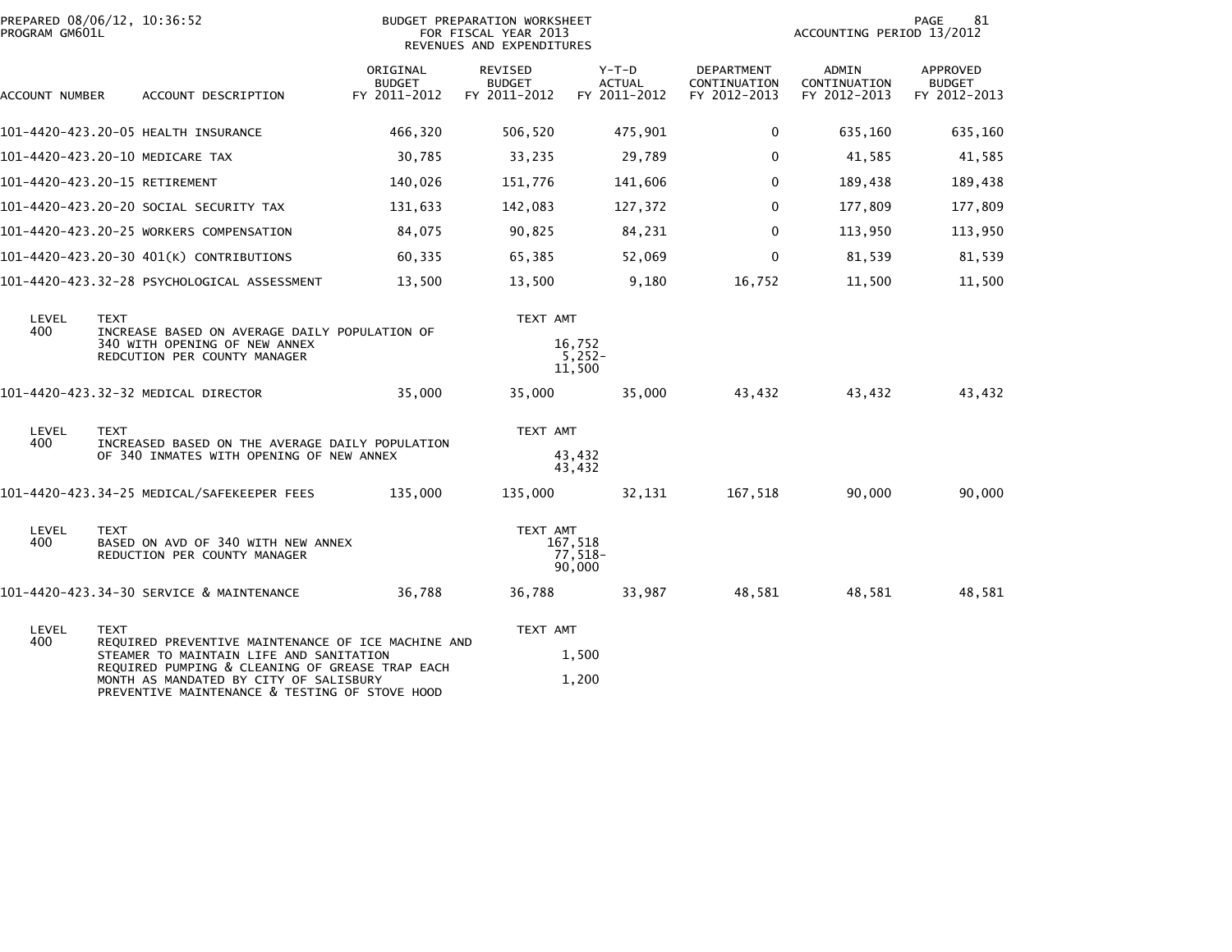PREPARED 08/06/12, 10:36:52
PROGRAM GM601L

BUDGET PREPARATION WORKSHEET
FOR FISCAL YEAR 2013
REVENUES AND EXPENDITURES

ACCOUNTING PERIOD 13/2012

| ACCOUNT NUMBER | ACCOUNT DESCRIPTION | ORIGINAL BUDGET FY 2011-2012 | REVISED BUDGET FY 2011-2012 | Y-T-D ACTUAL FY 2011-2012 | DEPARTMENT CONTINUATION FY 2012-2013 | ADMIN CONTINUATION FY 2012-2013 | APPROVED BUDGET FY 2012-2013 |
|---|---|---|---|---|---|---|---|
| 101-4420-423.20-05 | HEALTH INSURANCE | 466,320 | 506,520 | 475,901 | 0 | 635,160 | 635,160 |
| 101-4420-423.20-10 | MEDICARE TAX | 30,785 | 33,235 | 29,789 | 0 | 41,585 | 41,585 |
| 101-4420-423.20-15 | RETIREMENT | 140,026 | 151,776 | 141,606 | 0 | 189,438 | 189,438 |
| 101-4420-423.20-20 | SOCIAL SECURITY TAX | 131,633 | 142,083 | 127,372 | 0 | 177,809 | 177,809 |
| 101-4420-423.20-25 | WORKERS COMPENSATION | 84,075 | 90,825 | 84,231 | 0 | 113,950 | 113,950 |
| 101-4420-423.20-30 | 401(K) CONTRIBUTIONS | 60,335 | 65,385 | 52,069 | 0 | 81,539 | 81,539 |
| 101-4420-423.32-28 | PSYCHOLOGICAL ASSESSMENT | 13,500 | 13,500 | 9,180 | 16,752 | 11,500 | 11,500 |

| LEVEL | TEXT | TEXT AMT |
|---|---|---|
| 400 | INCREASE BASED ON AVERAGE DAILY POPULATION OF 340 WITH OPENING OF NEW ANNEX | 16,752 |
| | REDCUTION PER COUNTY MANAGER | 5,252- |
| | | 11,500 |

| ACCOUNT NUMBER | ACCOUNT DESCRIPTION | ORIGINAL BUDGET FY 2011-2012 | REVISED BUDGET FY 2011-2012 | Y-T-D ACTUAL FY 2011-2012 | DEPARTMENT CONTINUATION FY 2012-2013 | ADMIN CONTINUATION FY 2012-2013 | APPROVED BUDGET FY 2012-2013 |
|---|---|---|---|---|---|---|---|
| 101-4420-423.32-32 | MEDICAL DIRECTOR | 35,000 | 35,000 | 35,000 | 43,432 | 43,432 | 43,432 |

| LEVEL | TEXT | TEXT AMT |
|---|---|---|
| 400 | INCREASED BASED ON THE AVERAGE DAILY POPULATION OF 340 INMATES WITH OPENING OF NEW ANNEX | 43,432 |
| | | 43,432 |

| ACCOUNT NUMBER | ACCOUNT DESCRIPTION | ORIGINAL BUDGET FY 2011-2012 | REVISED BUDGET FY 2011-2012 | Y-T-D ACTUAL FY 2011-2012 | DEPARTMENT CONTINUATION FY 2012-2013 | ADMIN CONTINUATION FY 2012-2013 | APPROVED BUDGET FY 2012-2013 |
|---|---|---|---|---|---|---|---|
| 101-4420-423.34-25 | MEDICAL/SAFEKEEPER FEES | 135,000 | 135,000 | 32,131 | 167,518 | 90,000 | 90,000 |

| LEVEL | TEXT | TEXT AMT |
|---|---|---|
| 400 | BASED ON AVD OF 340 WITH NEW ANNEX | 167,518 |
| | REDUCTION PER COUNTY MANAGER | 77,518- |
| | | 90,000 |

| ACCOUNT NUMBER | ACCOUNT DESCRIPTION | ORIGINAL BUDGET FY 2011-2012 | REVISED BUDGET FY 2011-2012 | Y-T-D ACTUAL FY 2011-2012 | DEPARTMENT CONTINUATION FY 2012-2013 | ADMIN CONTINUATION FY 2012-2013 | APPROVED BUDGET FY 2012-2013 |
|---|---|---|---|---|---|---|---|
| 101-4420-423.34-30 | SERVICE & MAINTENANCE | 36,788 | 36,788 | 33,987 | 48,581 | 48,581 | 48,581 |

| LEVEL | TEXT | TEXT AMT |
|---|---|---|
| 400 | REQUIRED PREVENTIVE MAINTENANCE OF ICE MACHINE AND STEAMER TO MAINTAIN LIFE AND SANITATION | 1,500 |
| | REQUIRED PUMPING & CLEANING OF GREASE TRAP EACH MONTH AS MANDATED BY CITY OF SALISBURY | 1,200 |
| | PREVENTIVE MAINTENANCE & TESTING OF STOVE HOOD | |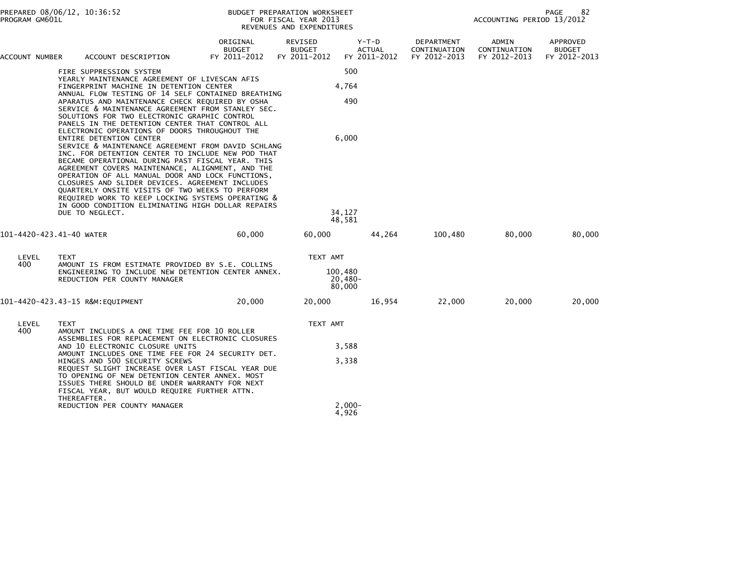| ACCOUNT NUMBER | ACCOUNT DESCRIPTION | ORIGINAL BUDGET FY 2011-2012 | REVISED BUDGET FY 2011-2012 | Y-T-D ACTUAL FY 2011-2012 | DEPARTMENT CONTINUATION FY 2012-2013 | ADMIN CONTINUATION FY 2012-2013 | APPROVED BUDGET FY 2012-2013 |
|---|---|---|---|---|---|---|---|
| | FIRE SUPPRESSION SYSTEM | | 500 | | | | |
| | YEARLY MAINTENANCE AGREEMENT OF LIVESCAN AFIS FINGERPRINT MACHINE IN DETENTION CENTER | | 4,764 | | | | |
| | ANNUAL FLOW TESTING OF 14 SELF CONTAINED BREATHING APARATUS AND MAINTENANCE CHECK REQUIRED BY OSHA | | 490 | | | | |
| | SERVICE & MAINTENANCE AGREEMENT FROM STANLEY SEC. SOLUTIONS FOR TWO ELECTRONIC GRAPHIC CONTROL PANELS IN THE DETENTION CENTER THAT CONTROL ALL ELECTRONIC OPERATIONS OF DOORS THROUGHOUT THE ENTIRE DETENTION CENTER | | 6,000 | | | | |
| | SERVICE & MAINTENANCE AGREEMENT FROM DAVID SCHLANG INC. FOR DETENTION CENTER TO INCLUDE NEW POD THAT BECAME OPERATIONAL DURING PAST FISCAL YEAR. THIS AGREEMENT COVERS MAINTENANCE, ALIGNMENT, AND THE OPERATION OF ALL MANUAL DOOR AND LOCK FUNCTIONS, CLOSURES AND SLIDER DEVICES. AGREEMENT INCLUDES QUARTERLY ONSITE VISITS OF TWO WEEKS TO PERFORM REQUIRED WORK TO KEEP LOCKING SYSTEMS OPERATING & IN GOOD CONDITION ELIMINATING HIGH DOLLAR REPAIRS DUE TO NEGLECT. | | 34,127 | | | | |
| | | | 48,581 | | | | |
| 101-4420-423.41-40 | WATER | 60,000 | 60,000 | 44,264 | 100,480 | 80,000 | 80,000 |
| LEVEL 400 | TEXT | | TEXT AMT | | | | |
| | AMOUNT IS FROM ESTIMATE PROVIDED BY S.E. COLLINS ENGINEERING TO INCLUDE NEW DETENTION CENTER ANNEX. | | 100,480 | | | | |
| | REDUCTION PER COUNTY MANAGER | | 20,480- | | | | |
| | | | 80,000 | | | | |
| 101-4420-423.43-15 | R&M:EQUIPMENT | 20,000 | 20,000 | 16,954 | 22,000 | 20,000 | 20,000 |
| LEVEL 400 | TEXT | | TEXT AMT | | | | |
| | AMOUNT INCLUDES A ONE TIME FEE FOR 10 ROLLER ASSEMBLIES FOR REPLACEMENT ON ELECTRONIC CLOSURES AND 10 ELECTRONIC CLOSURE UNITS | | 3,588 | | | | |
| | AMOUNT INCLUDES ONE TIME FEE FOR 24 SECURITY DET. HINGES AND 500 SECURITY SCREWS | | 3,338 | | | | |
| | REQUEST SLIGHT INCREASE OVER LAST FISCAL YEAR DUE TO OPENING OF NEW DETENTION CENTER ANNEX. MOST ISSUES THERE SHOULD BE UNDER WARRANTY FOR NEXT FISCAL YEAR, BUT WOULD REQUIRE FURTHER ATTN. THEREAFTER. | | | | | | |
| | REDUCTION PER COUNTY MANAGER | | 2,000- | | | | |
| | | | 4,926 | | | | |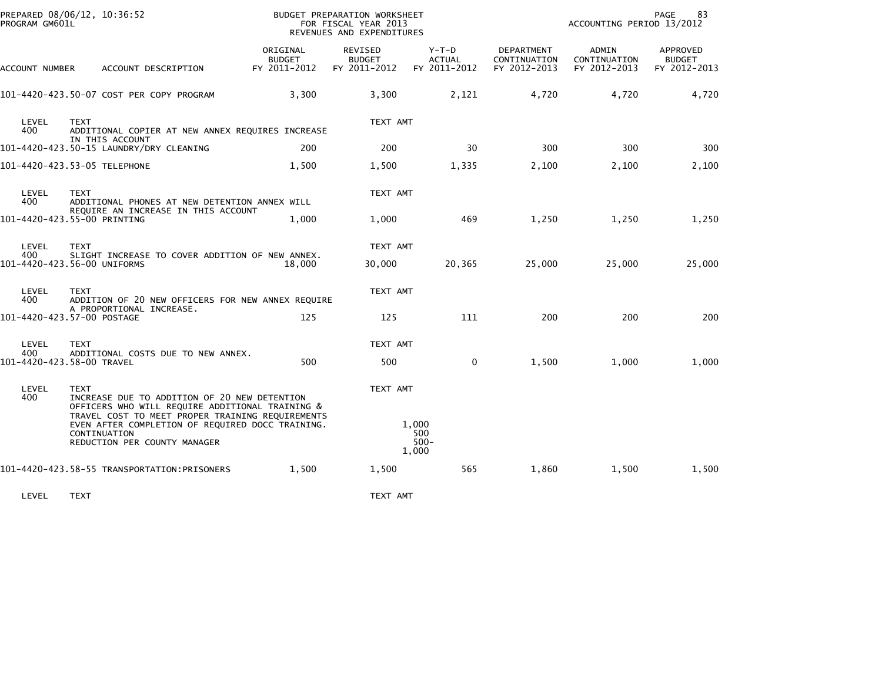PREPARED 08/06/12, 10:36:52 BUDGET PREPARATION WORKSHEET PAGE 83
PROGRAM GM601L FOR FISCAL YEAR 2013 ACCOUNTING PERIOD 13/2012
REVENUES AND EXPENDITURES

| ACCOUNT NUMBER | ACCOUNT DESCRIPTION | ORIGINAL BUDGET FY 2011-2012 | REVISED BUDGET FY 2011-2012 | Y-T-D ACTUAL FY 2011-2012 | DEPARTMENT CONTINUATION FY 2012-2013 | ADMIN CONTINUATION FY 2012-2013 | APPROVED BUDGET FY 2012-2013 |
|---|---|---|---|---|---|---|---|
| 101-4420-423.50-07 | COST PER COPY PROGRAM | 3,300 | 3,300 | 2,121 | 4,720 | 4,720 | 4,720 |
| LEVEL 400 | TEXT: ADDITIONAL COPIER AT NEW ANNEX REQUIRES INCREASE IN THIS ACCOUNT | | TEXT AMT | | | | |
| 101-4420-423.50-15 | LAUNDRY/DRY CLEANING | 200 | 200 | 30 | 300 | 300 | 300 |
| 101-4420-423.53-05 | TELEPHONE | 1,500 | 1,500 | 1,335 | 2,100 | 2,100 | 2,100 |
| LEVEL 400 | TEXT: ADDITIONAL PHONES AT NEW DETENTION ANNEX WILL REQUIRE AN INCREASE IN THIS ACCOUNT | | TEXT AMT | | | | |
| 101-4420-423.55-00 | PRINTING | 1,000 | 1,000 | 469 | 1,250 | 1,250 | 1,250 |
| LEVEL 400 | TEXT: SLIGHT INCREASE TO COVER ADDITION OF NEW ANNEX. | | TEXT AMT | | | | |
| 101-4420-423.56-00 | UNIFORMS | 18,000 | 30,000 | 20,365 | 25,000 | 25,000 | 25,000 |
| LEVEL 400 | TEXT: ADDITION OF 20 NEW OFFICERS FOR NEW ANNEX REQUIRE A PROPORTIONAL INCREASE. | | TEXT AMT | | | | |
| 101-4420-423.57-00 | POSTAGE | 125 | 125 | 111 | 200 | 200 | 200 |
| LEVEL 400 | TEXT: ADDITIONAL COSTS DUE TO NEW ANNEX. | | TEXT AMT | | | | |
| 101-4420-423.58-00 | TRAVEL | 500 | 500 | 0 | 1,500 | 1,000 | 1,000 |
| LEVEL 400 | TEXT: INCREASE DUE TO ADDITION OF 20 NEW DETENTION OFFICERS WHO WILL REQUIRE ADDITIONAL TRAINING & TRAVEL COST TO MEET PROPER TRAINING REQUIREMENTS EVEN AFTER COMPLETION OF REQUIRED DOCC TRAINING. | | TEXT AMT: 1,000 | | | | |
| | CONTINUATION | | 500 | | | | |
| | REDUCTION PER COUNTY MANAGER | | 500- | | | | |
| | | | 1,000 | | | | |
| 101-4420-423.58-55 | TRANSPORTATION:PRISONERS | 1,500 | 1,500 | 565 | 1,860 | 1,500 | 1,500 |
| LEVEL | TEXT | | TEXT AMT | | | | |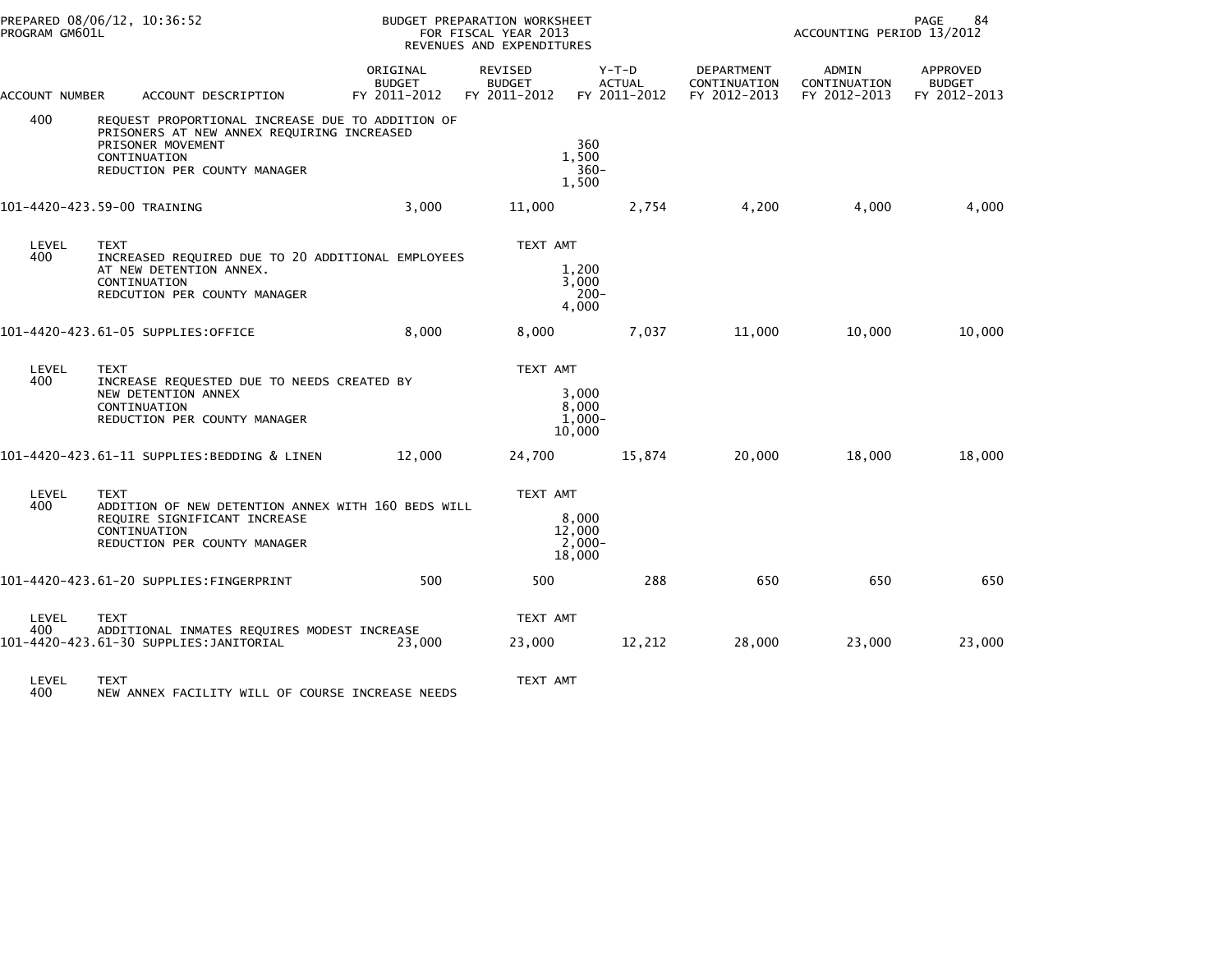PREPARED 08/06/12, 10:36:52
PROGRAM GM601L

BUDGET PREPARATION WORKSHEET
FOR FISCAL YEAR 2013
REVENUES AND EXPENDITURES

ACCOUNTING PERIOD 13/2012

| ACCOUNT NUMBER | ACCOUNT DESCRIPTION | ORIGINAL BUDGET FY 2011-2012 | REVISED BUDGET FY 2011-2012 | Y-T-D ACTUAL FY 2011-2012 | DEPARTMENT CONTINUATION FY 2012-2013 | ADMIN CONTINUATION FY 2012-2013 | APPROVED BUDGET FY 2012-2013 |
|---|---|---|---|---|---|---|---|
| 400 | REQUEST PROPORTIONAL INCREASE DUE TO ADDITION OF PRISONERS AT NEW ANNEX REQUIRING INCREASED PRISONER MOVEMENT | | | 360 | | | |
| | CONTINUATION | | | 1,500 | | | |
| | REDUCTION PER COUNTY MANAGER | | | 360- | | | |
| | | | | 1,500 | | | |
| 101-4420-423.59-00 | TRAINING | 3,000 | 11,000 | 2,754 | 4,200 | 4,000 | 4,000 |
| LEVEL | TEXT | | TEXT AMT | | | | |
| 400 | INCREASED REQUIRED DUE TO 20 ADDITIONAL EMPLOYEES AT NEW DETENTION ANNEX. | | | 1,200 | | | |
| | CONTINUATION | | | 3,000 | | | |
| | REDCUTION PER COUNTY MANAGER | | | 200- | | | |
| | | | | 4,000 | | | |
| 101-4420-423.61-05 | SUPPLIES:OFFICE | 8,000 | 8,000 | 7,037 | 11,000 | 10,000 | 10,000 |
| LEVEL | TEXT | | TEXT AMT | | | | |
| 400 | INCREASE REQUESTED DUE TO NEEDS CREATED BY NEW DETENTION ANNEX | | | 3,000 | | | |
| | CONTINUATION | | | 8,000 | | | |
| | REDUCTION PER COUNTY MANAGER | | | 1,000- | | | |
| | | | | 10,000 | | | |
| 101-4420-423.61-11 | SUPPLIES:BEDDING & LINEN | 12,000 | 24,700 | 15,874 | 20,000 | 18,000 | 18,000 |
| LEVEL | TEXT | | TEXT AMT | | | | |
| 400 | ADDITION OF NEW DETENTION ANNEX WITH 160 BEDS WILL REQUIRE SIGNIFICANT INCREASE | | | 8,000 | | | |
| | CONTINUATION | | | 12,000 | | | |
| | REDUCTION PER COUNTY MANAGER | | | 2,000- | | | |
| | | | | 18,000 | | | |
| 101-4420-423.61-20 | SUPPLIES:FINGERPRINT | 500 | 500 | 288 | 650 | 650 | 650 |
| LEVEL | TEXT | | TEXT AMT | | | | |
| 400 | ADDITIONAL INMATES REQUIRES MODEST INCREASE | | | | | | |
| 101-4420-423.61-30 | SUPPLIES:JANITORIAL | 23,000 | 23,000 | 12,212 | 28,000 | 23,000 | 23,000 |
| LEVEL | TEXT | | TEXT AMT | | | | |
| 400 | NEW ANNEX FACILITY WILL OF COURSE INCREASE NEEDS | | | | | | |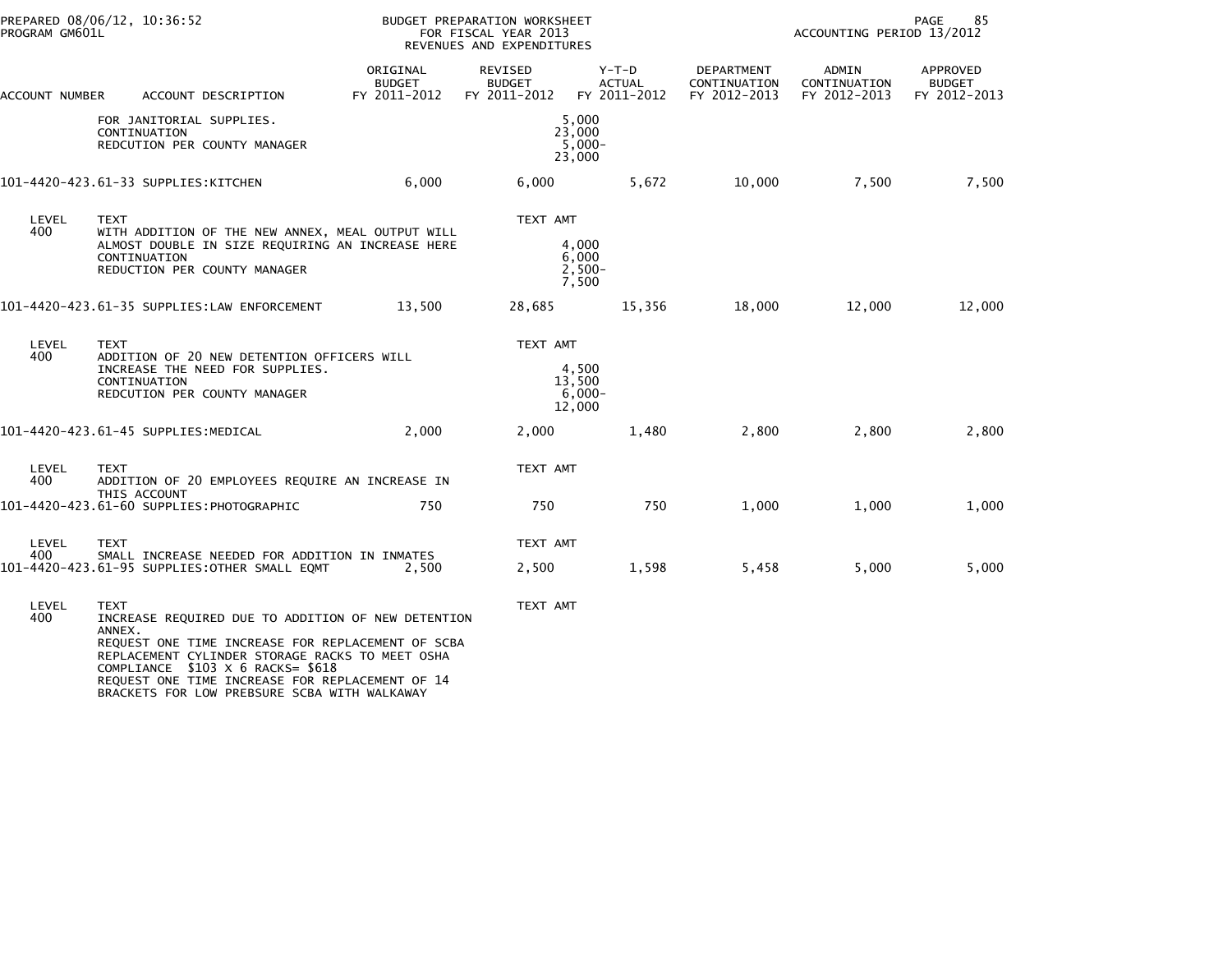| ACCOUNT NUMBER | ACCOUNT DESCRIPTION | ORIGINAL BUDGET FY 2011-2012 | REVISED BUDGET FY 2011-2012 | Y-T-D ACTUAL FY 2011-2012 | DEPARTMENT CONTINUATION FY 2012-2013 | ADMIN CONTINUATION FY 2012-2013 | APPROVED BUDGET FY 2012-2013 |
|---|---|---|---|---|---|---|---|
| | FOR JANITORIAL SUPPLIES. | | | 5,000 | | | |
| | CONTINUATION | | | 23,000 | | | |
| | REDCUTION PER COUNTY MANAGER | | | 5,000- | | | |
| | | | | 23,000 | | | |
| 101-4420-423.61-33 | SUPPLIES:KITCHEN | 6,000 | 6,000 | 5,672 | 10,000 | 7,500 | 7,500 |
| LEVEL | TEXT | | TEXT AMT | | | | |
| 400 | WITH ADDITION OF THE NEW ANNEX, MEAL OUTPUT WILL ALMOST DOUBLE IN SIZE REQUIRING AN INCREASE HERE | | | 4,000 | | | |
| | CONTINUATION | | | 6,000 | | | |
| | REDUCTION PER COUNTY MANAGER | | | 2,500- | | | |
| | | | | 7,500 | | | |
| 101-4420-423.61-35 | SUPPLIES:LAW ENFORCEMENT | 13,500 | 28,685 | 15,356 | 18,000 | 12,000 | 12,000 |
| LEVEL | TEXT | | TEXT AMT | | | | |
| 400 | ADDITION OF 20 NEW DETENTION OFFICERS WILL INCREASE THE NEED FOR SUPPLIES. | | | 4,500 | | | |
| | CONTINUATION | | | 13,500 | | | |
| | REDCUTION PER COUNTY MANAGER | | | 6,000- | | | |
| | | | | 12,000 | | | |
| 101-4420-423.61-45 | SUPPLIES:MEDICAL | 2,000 | 2,000 | 1,480 | 2,800 | 2,800 | 2,800 |
| LEVEL | TEXT | | TEXT AMT | | | | |
| 400 | ADDITION OF 20 EMPLOYEES REQUIRE AN INCREASE IN THIS ACCOUNT | | | | | | |
| 101-4420-423.61-60 | SUPPLIES:PHOTOGRAPHIC | 750 | 750 | 750 | 1,000 | 1,000 | 1,000 |
| LEVEL | TEXT | | TEXT AMT | | | | |
| 400 | SMALL INCREASE NEEDED FOR ADDITION IN INMATES | | | | | | |
| 101-4420-423.61-95 | SUPPLIES:OTHER SMALL EQMT | 2,500 | 2,500 | 1,598 | 5,458 | 5,000 | 5,000 |
| LEVEL | TEXT | | TEXT AMT | | | | |
| 400 | INCREASE REQUIRED DUE TO ADDITION OF NEW DETENTION ANNEX. | | | | | | |
| | REQUEST ONE TIME INCREASE FOR REPLACEMENT OF SCBA REPLACEMENT CYLINDER STORAGE RACKS TO MEET OSHA COMPLIANCE $103 X 6 RACKS= $618 | | | | | | |
| | REQUEST ONE TIME INCREASE FOR REPLACEMENT OF 14 BRACKETS FOR LOW PREBSURE SCBA WITH WALKAWAY | | | | | | |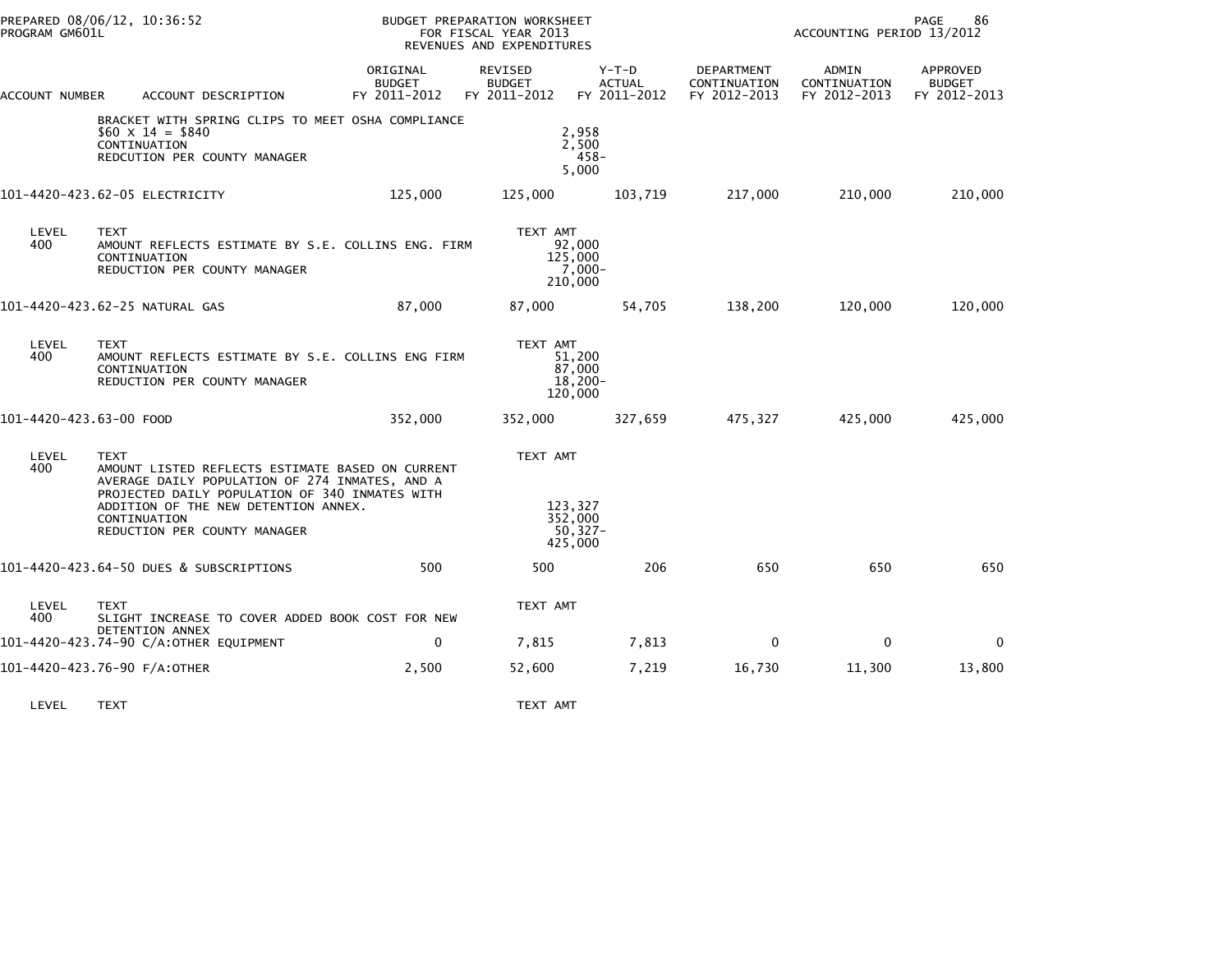| ACCOUNT NUMBER | ACCOUNT DESCRIPTION | ORIGINAL BUDGET FY 2011-2012 | REVISED BUDGET FY 2011-2012 | Y-T-D ACTUAL FY 2011-2012 | DEPARTMENT CONTINUATION FY 2012-2013 | ADMIN CONTINUATION FY 2012-2013 | APPROVED BUDGET FY 2012-2013 |
|---|---|---|---|---|---|---|---|
| | BRACKET WITH SPRING CLIPS TO MEET OSHA COMPLIANCE | | | | | | |
| | $60 X 14 = $840 | | 2,958 | | | | |
| | CONTINUATION | | 2,500 | | | | |
| | REDCUTION PER COUNTY MANAGER | | 458- | | | | |
| | | | 5,000 | | | | |
| 101-4420-423.62-05 | ELECTRICITY | 125,000 | 125,000 | 103,719 | 217,000 | 210,000 | 210,000 |
| LEVEL | TEXT | | TEXT AMT | | | | |
| 400 | AMOUNT REFLECTS ESTIMATE BY S.E. COLLINS ENG. FIRM | | 92,000 | | | | |
| | CONTINUATION | | 125,000 | | | | |
| | REDUCTION PER COUNTY MANAGER | | 7,000- | | | | |
| | | | 210,000 | | | | |
| 101-4420-423.62-25 | NATURAL GAS | 87,000 | 87,000 | 54,705 | 138,200 | 120,000 | 120,000 |
| LEVEL | TEXT | | TEXT AMT | | | | |
| 400 | AMOUNT REFLECTS ESTIMATE BY S.E. COLLINS ENG FIRM | | 51,200 | | | | |
| | CONTINUATION | | 87,000 | | | | |
| | REDUCTION PER COUNTY MANAGER | | 18,200- | | | | |
| | | | 120,000 | | | | |
| 101-4420-423.63-00 | FOOD | 352,000 | 352,000 | 327,659 | 475,327 | 425,000 | 425,000 |
| LEVEL | TEXT | | TEXT AMT | | | | |
| 400 | AMOUNT LISTED REFLECTS ESTIMATE BASED ON CURRENT AVERAGE DAILY POPULATION OF 274 INMATES, AND A PROJECTED DAILY POPULATION OF 340 INMATES WITH ADDITION OF THE NEW DETENTION ANNEX. | | 123,327 | | | | |
| | CONTINUATION | | 352,000 | | | | |
| | REDUCTION PER COUNTY MANAGER | | 50,327- | | | | |
| | | | 425,000 | | | | |
| 101-4420-423.64-50 | DUES & SUBSCRIPTIONS | 500 | 500 | 206 | 650 | 650 | 650 |
| LEVEL | TEXT | | TEXT AMT | | | | |
| 400 | SLIGHT INCREASE TO COVER ADDED BOOK COST FOR NEW DETENTION ANNEX | | | | | | |
| 101-4420-423.74-90 | C/A:OTHER EQUIPMENT | 0 | 7,815 | 7,813 | 0 | 0 | 0 |
| 101-4420-423.76-90 | F/A:OTHER | 2,500 | 52,600 | 7,219 | 16,730 | 11,300 | 13,800 |
| LEVEL | TEXT | | TEXT AMT | | | | |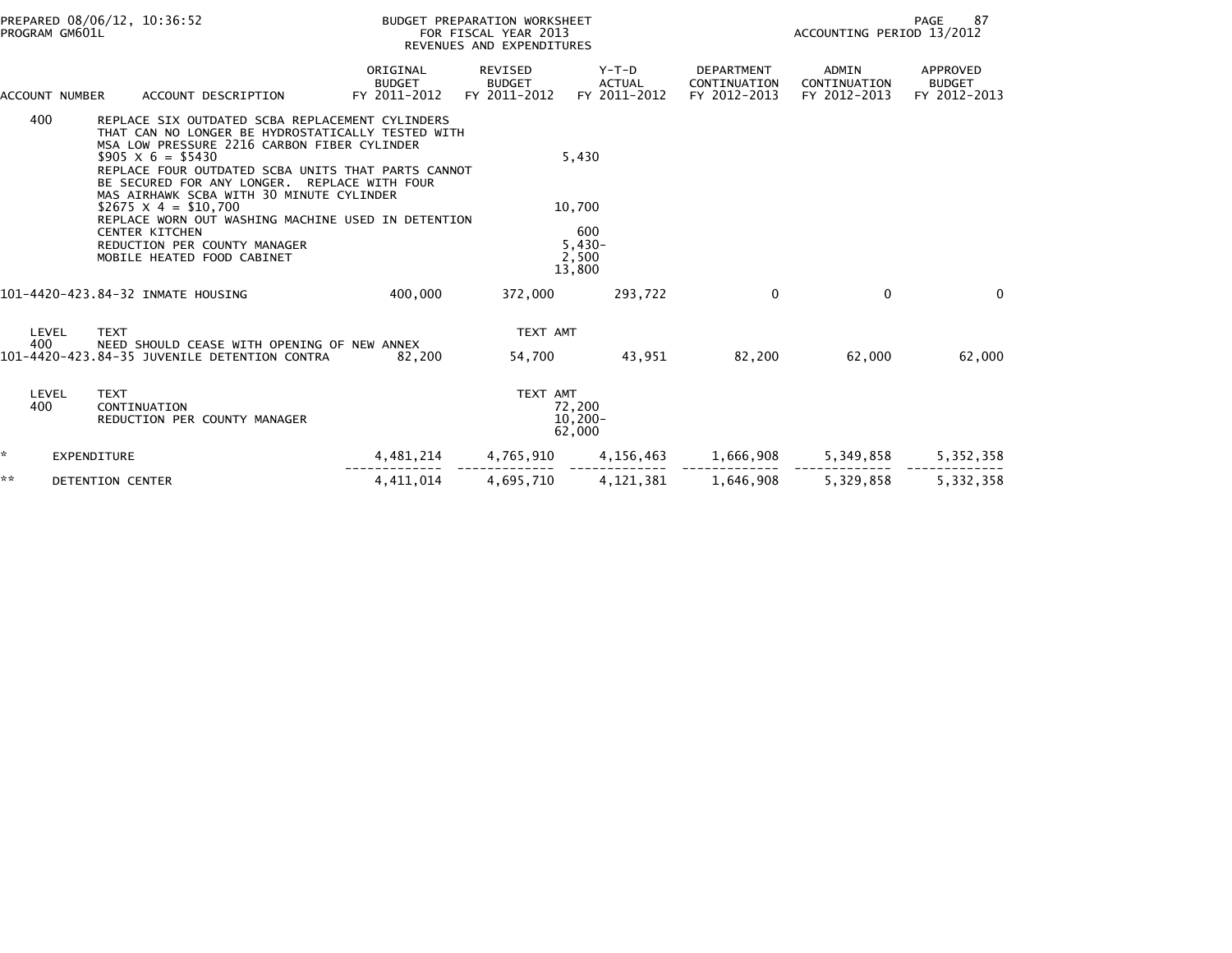PREPARED 08/06/12, 10:36:52
PROGRAM GM601L

BUDGET PREPARATION WORKSHEET
FOR FISCAL YEAR 2013
REVENUES AND EXPENDITURES

ACCOUNTING PERIOD 13/2012

| ACCOUNT NUMBER | ACCOUNT DESCRIPTION | ORIGINAL BUDGET FY 2011-2012 | REVISED BUDGET FY 2011-2012 | Y-T-D ACTUAL FY 2011-2012 | DEPARTMENT CONTINUATION FY 2012-2013 | ADMIN CONTINUATION FY 2012-2013 | APPROVED BUDGET FY 2012-2013 |
|---|---|---|---|---|---|---|---|
| 400 | REPLACE SIX OUTDATED SCBA REPLACEMENT CYLINDERS THAT CAN NO LONGER BE HYDROSTATICALLY TESTED WITH MSA LOW PRESSURE 2216 CARBON FIBER CYLINDER $905 X 6 = $5430 | | | 5,430 | | | |
| | REPLACE FOUR OUTDATED SCBA UNITS THAT PARTS CANNOT BE SECURED FOR ANY LONGER. REPLACE WITH FOUR MAS AIRHAWK SCBA WITH 30 MINUTE CYLINDER $2675 X 4 = $10,700 | | | 10,700 | | | |
| | REPLACE WORN OUT WASHING MACHINE USED IN DETENTION CENTER KITCHEN | | | 600 | | | |
| | REDUCTION PER COUNTY MANAGER | | | 5,430- | | | |
| | MOBILE HEATED FOOD CABINET | | | 2,500 | | | |
| | | | | 13,800 | | | |
| 101-4420-423.84-32 | INMATE HOUSING | 400,000 | 372,000 | 293,722 | 0 | 0 | 0 |
| LEVEL | TEXT | | TEXT AMT | | | | |
| 400 | NEED SHOULD CEASE WITH OPENING OF NEW ANNEX | | | | | | |
| 101-4420-423.84-35 | JUVENILE DETENTION CONTRA | 82,200 | 54,700 | 43,951 | 82,200 | 62,000 | 62,000 |
| LEVEL | TEXT | | TEXT AMT | | | | |
| 400 | CONTINUATION | | | 72,200 | | | |
| | REDUCTION PER COUNTY MANAGER | | | 10,200- | | | |
| | | | | 62,000 | | | |
| * | EXPENDITURE | 4,481,214 | 4,765,910 | 4,156,463 | 1,666,908 | 5,349,858 | 5,352,358 |
| ** | DETENTION CENTER | 4,411,014 | 4,695,710 | 4,121,381 | 1,646,908 | 5,329,858 | 5,332,358 |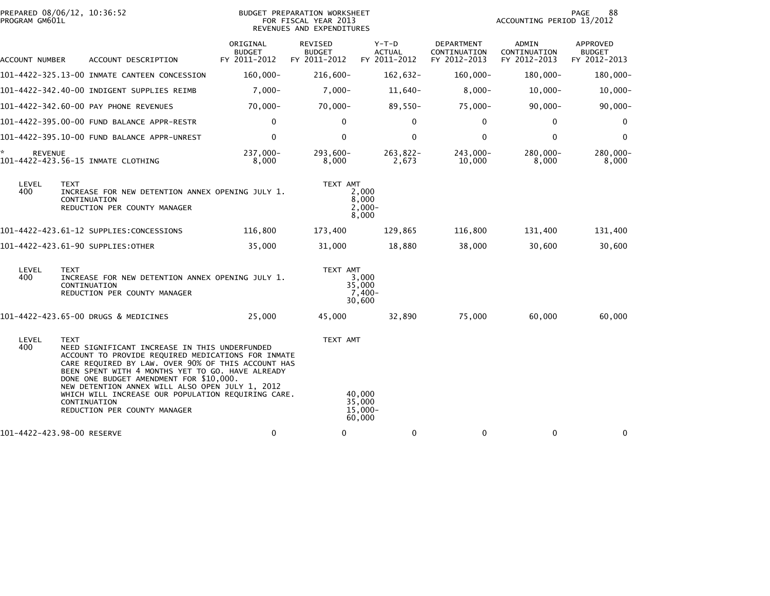PREPARED 08/06/12, 10:36:52
PROGRAM GM601L

BUDGET PREPARATION WORKSHEET
FOR FISCAL YEAR 2013
REVENUES AND EXPENDITURES

ACCOUNTING PERIOD 13/2012

| ACCOUNT NUMBER | ACCOUNT DESCRIPTION | ORIGINAL BUDGET FY 2011-2012 | REVISED BUDGET FY 2011-2012 | Y-T-D ACTUAL FY 2011-2012 | DEPARTMENT CONTINUATION FY 2012-2013 | ADMIN CONTINUATION FY 2012-2013 | APPROVED BUDGET FY 2012-2013 |
|---|---|---|---|---|---|---|---|
| 101-4422-325.13-00 | INMATE CANTEEN CONCESSION | 160,000- | 216,600- | 162,632- | 160,000- | 180,000- | 180,000- |
| 101-4422-342.40-00 | INDIGENT SUPPLIES REIMB | 7,000- | 7,000- | 11,640- | 8,000- | 10,000- | 10,000- |
| 101-4422-342.60-00 | PAY PHONE REVENUES | 70,000- | 70,000- | 89,550- | 75,000- | 90,000- | 90,000- |
| 101-4422-395.00-00 | FUND BALANCE APPR-RESTR | 0 | 0 | 0 | 0 | 0 | 0 |
| 101-4422-395.10-00 | FUND BALANCE APPR-UNREST | 0 | 0 | 0 | 0 | 0 | 0 |
| * REVENUE | | 237,000- | 293,600- | 263,822- | 243,000- | 280,000- | 280,000- |
| 101-4422-423.56-15 | INMATE CLOTHING | 8,000 | 8,000 | 2,673 | 10,000 | 8,000 | 8,000 |

| LEVEL | TEXT | TEXT AMT |
|---|---|---|
| 400 | INCREASE FOR NEW DETENTION ANNEX OPENING JULY 1. | 2,000 |
| | CONTINUATION | 8,000 |
| | REDUCTION PER COUNTY MANAGER | 2,000- |
| | | 8,000 |

| ACCOUNT NUMBER | ACCOUNT DESCRIPTION | ORIGINAL BUDGET FY 2011-2012 | REVISED BUDGET FY 2011-2012 | Y-T-D ACTUAL FY 2011-2012 | DEPARTMENT CONTINUATION FY 2012-2013 | ADMIN CONTINUATION FY 2012-2013 | APPROVED BUDGET FY 2012-2013 |
|---|---|---|---|---|---|---|---|
| 101-4422-423.61-12 | SUPPLIES:CONCESSIONS | 116,800 | 173,400 | 129,865 | 116,800 | 131,400 | 131,400 |
| 101-4422-423.61-90 | SUPPLIES:OTHER | 35,000 | 31,000 | 18,880 | 38,000 | 30,600 | 30,600 |

| LEVEL | TEXT | TEXT AMT |
|---|---|---|
| 400 | INCREASE FOR NEW DETENTION ANNEX OPENING JULY 1. | 3,000 |
| | CONTINUATION | 35,000 |
| | REDUCTION PER COUNTY MANAGER | 7,400- |
| | | 30,600 |

| ACCOUNT NUMBER | ACCOUNT DESCRIPTION | ORIGINAL BUDGET FY 2011-2012 | REVISED BUDGET FY 2011-2012 | Y-T-D ACTUAL FY 2011-2012 | DEPARTMENT CONTINUATION FY 2012-2013 | ADMIN CONTINUATION FY 2012-2013 | APPROVED BUDGET FY 2012-2013 |
|---|---|---|---|---|---|---|---|
| 101-4422-423.65-00 | DRUGS & MEDICINES | 25,000 | 45,000 | 32,890 | 75,000 | 60,000 | 60,000 |

| LEVEL | TEXT | TEXT AMT |
|---|---|---|
| 400 | NEED SIGNIFICANT INCREASE IN THIS UNDERFUNDED ACCOUNT TO PROVIDE REQUIRED MEDICATIONS FOR INMATE CARE REQUIRED BY LAW. OVER 90% OF THIS ACCOUNT HAS BEEN SPENT WITH 4 MONTHS YET TO GO. HAVE ALREADY DONE ONE BUDGET AMENDMENT FOR $10,000. NEW DETENTION ANNEX WILL ALSO OPEN JULY 1, 2012 WHICH WILL INCREASE OUR POPULATION REQUIRING CARE. | 40,000 |
| | CONTINUATION | 35,000 |
| | REDUCTION PER COUNTY MANAGER | 15,000- |
| | | 60,000 |

| ACCOUNT NUMBER | ACCOUNT DESCRIPTION | ORIGINAL BUDGET FY 2011-2012 | REVISED BUDGET FY 2011-2012 | Y-T-D ACTUAL FY 2011-2012 | DEPARTMENT CONTINUATION FY 2012-2013 | ADMIN CONTINUATION FY 2012-2013 | APPROVED BUDGET FY 2012-2013 |
|---|---|---|---|---|---|---|---|
| 101-4422-423.98-00 | RESERVE | 0 | 0 | 0 | 0 | 0 | 0 |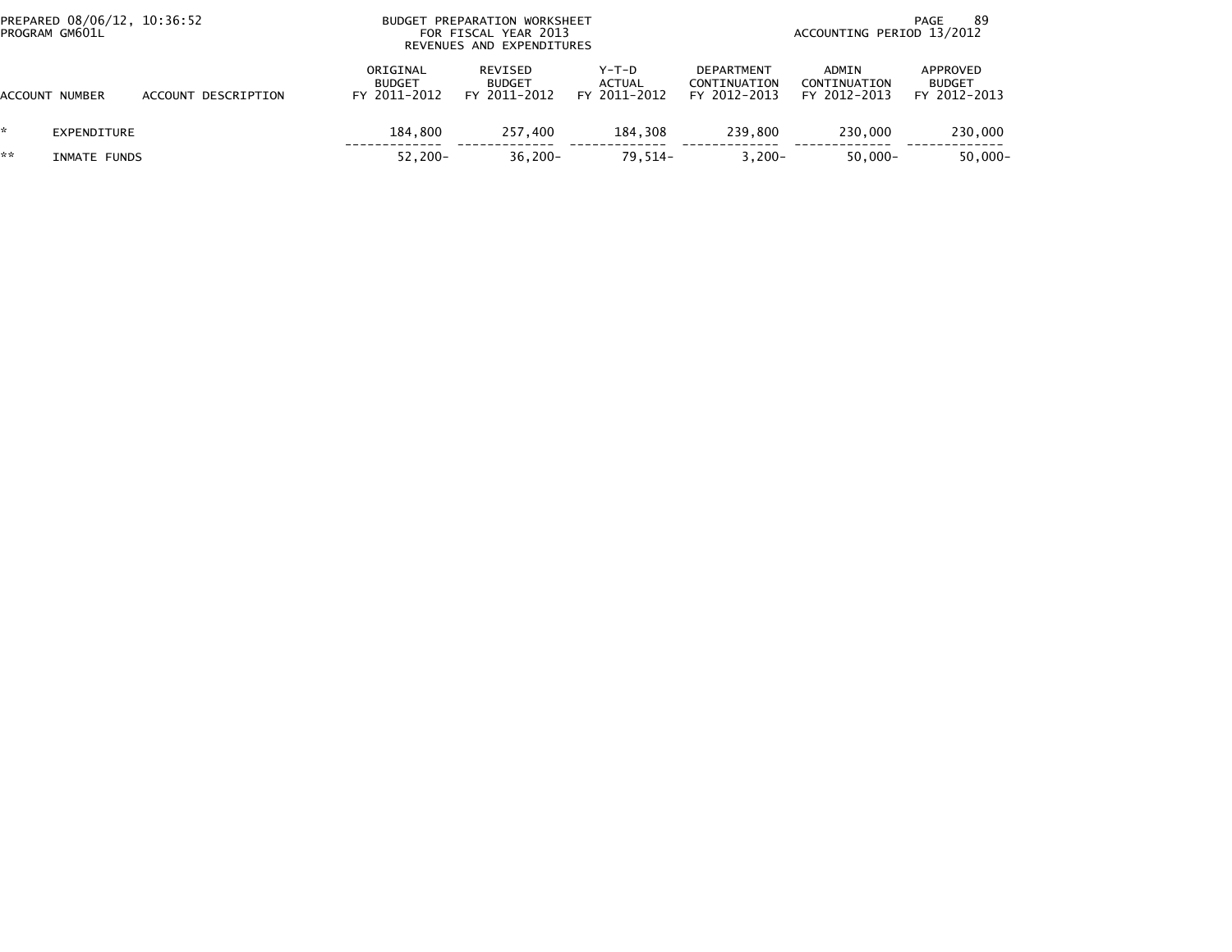PREPARED 08/06/12, 10:36:52
PROGRAM GM601L

BUDGET PREPARATION WORKSHEET
FOR FISCAL YEAR 2013
REVENUES AND EXPENDITURES

ACCOUNTING PERIOD 13/2012

| ACCOUNT NUMBER | ACCOUNT DESCRIPTION | ORIGINAL BUDGET FY 2011-2012 | REVISED BUDGET FY 2011-2012 | Y-T-D ACTUAL FY 2011-2012 | DEPARTMENT CONTINUATION FY 2012-2013 | ADMIN CONTINUATION FY 2012-2013 | APPROVED BUDGET FY 2012-2013 |
|---|---|---|---|---|---|---|---|
| * | EXPENDITURE | 184,800 | 257,400 | 184,308 | 239,800 | 230,000 | 230,000 |
| ** | INMATE FUNDS | 52,200- | 36,200- | 79,514- | 3,200- | 50,000- | 50,000- |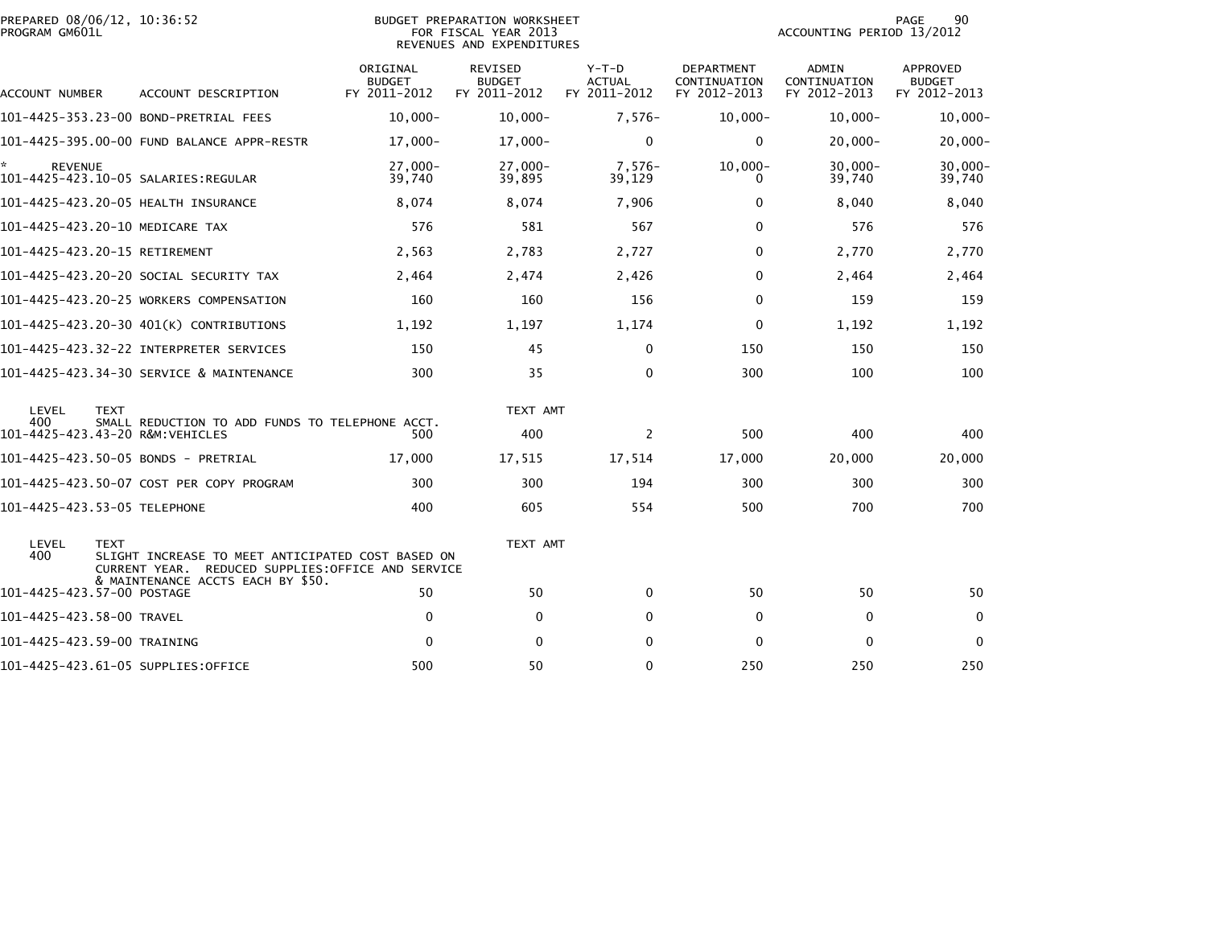PREPARED 08/06/12, 10:36:52
PROGRAM GM601L

BUDGET PREPARATION WORKSHEET
FOR FISCAL YEAR 2013
REVENUES AND EXPENDITURES

ACCOUNTING PERIOD 13/2012

| ACCOUNT NUMBER | ACCOUNT DESCRIPTION | ORIGINAL BUDGET FY 2011-2012 | REVISED BUDGET FY 2011-2012 | Y-T-D ACTUAL FY 2011-2012 | DEPARTMENT CONTINUATION FY 2012-2013 | ADMIN CONTINUATION FY 2012-2013 | APPROVED BUDGET FY 2012-2013 |
|---|---|---|---|---|---|---|---|
| 101-4425-353.23-00 | BOND-PRETRIAL FEES | 10,000- | 10,000- | 7,576- | 10,000- | 10,000- | 10,000- |
| 101-4425-395.00-00 | FUND BALANCE APPR-RESTR | 17,000- | 17,000- | 0 | 0 | 20,000- | 20,000- |
| * REVENUE | | 27,000- | 27,000- | 7,576- | 10,000- | 30,000- | 30,000- |
| 101-4425-423.10-05 | SALARIES:REGULAR | 39,740 | 39,895 | 39,129 | 0 | 39,740 | 39,740 |
| 101-4425-423.20-05 | HEALTH INSURANCE | 8,074 | 8,074 | 7,906 | 0 | 8,040 | 8,040 |
| 101-4425-423.20-10 | MEDICARE TAX | 576 | 581 | 567 | 0 | 576 | 576 |
| 101-4425-423.20-15 | RETIREMENT | 2,563 | 2,783 | 2,727 | 0 | 2,770 | 2,770 |
| 101-4425-423.20-20 | SOCIAL SECURITY TAX | 2,464 | 2,474 | 2,426 | 0 | 2,464 | 2,464 |
| 101-4425-423.20-25 | WORKERS COMPENSATION | 160 | 160 | 156 | 0 | 159 | 159 |
| 101-4425-423.20-30 | 401(K) CONTRIBUTIONS | 1,192 | 1,197 | 1,174 | 0 | 1,192 | 1,192 |
| 101-4425-423.32-22 | INTERPRETER SERVICES | 150 | 45 | 0 | 150 | 150 | 150 |
| 101-4425-423.34-30 | SERVICE & MAINTENANCE | 300 | 35 | 0 | 300 | 100 | 100 |
| LEVEL 400 | TEXT: SMALL REDUCTION TO ADD FUNDS TO TELEPHONE ACCT. | | TEXT AMT | | | | |
| 101-4425-423.43-20 | R&M:VEHICLES | 500 | 400 | 2 | 500 | 400 | 400 |
| 101-4425-423.50-05 | BONDS - PRETRIAL | 17,000 | 17,515 | 17,514 | 17,000 | 20,000 | 20,000 |
| 101-4425-423.50-07 | COST PER COPY PROGRAM | 300 | 300 | 194 | 300 | 300 | 300 |
| 101-4425-423.53-05 | TELEPHONE | 400 | 605 | 554 | 500 | 700 | 700 |
| LEVEL 400 | TEXT: SLIGHT INCREASE TO MEET ANTICIPATED COST BASED ON CURRENT YEAR. REDUCED SUPPLIES:OFFICE AND SERVICE & MAINTENANCE ACCTS EACH BY $50. | | TEXT AMT | | | | |
| 101-4425-423.57-00 | POSTAGE | 50 | 50 | 0 | 50 | 50 | 50 |
| 101-4425-423.58-00 | TRAVEL | 0 | 0 | 0 | 0 | 0 | 0 |
| 101-4425-423.59-00 | TRAINING | 0 | 0 | 0 | 0 | 0 | 0 |
| 101-4425-423.61-05 | SUPPLIES:OFFICE | 500 | 50 | 0 | 250 | 250 | 250 |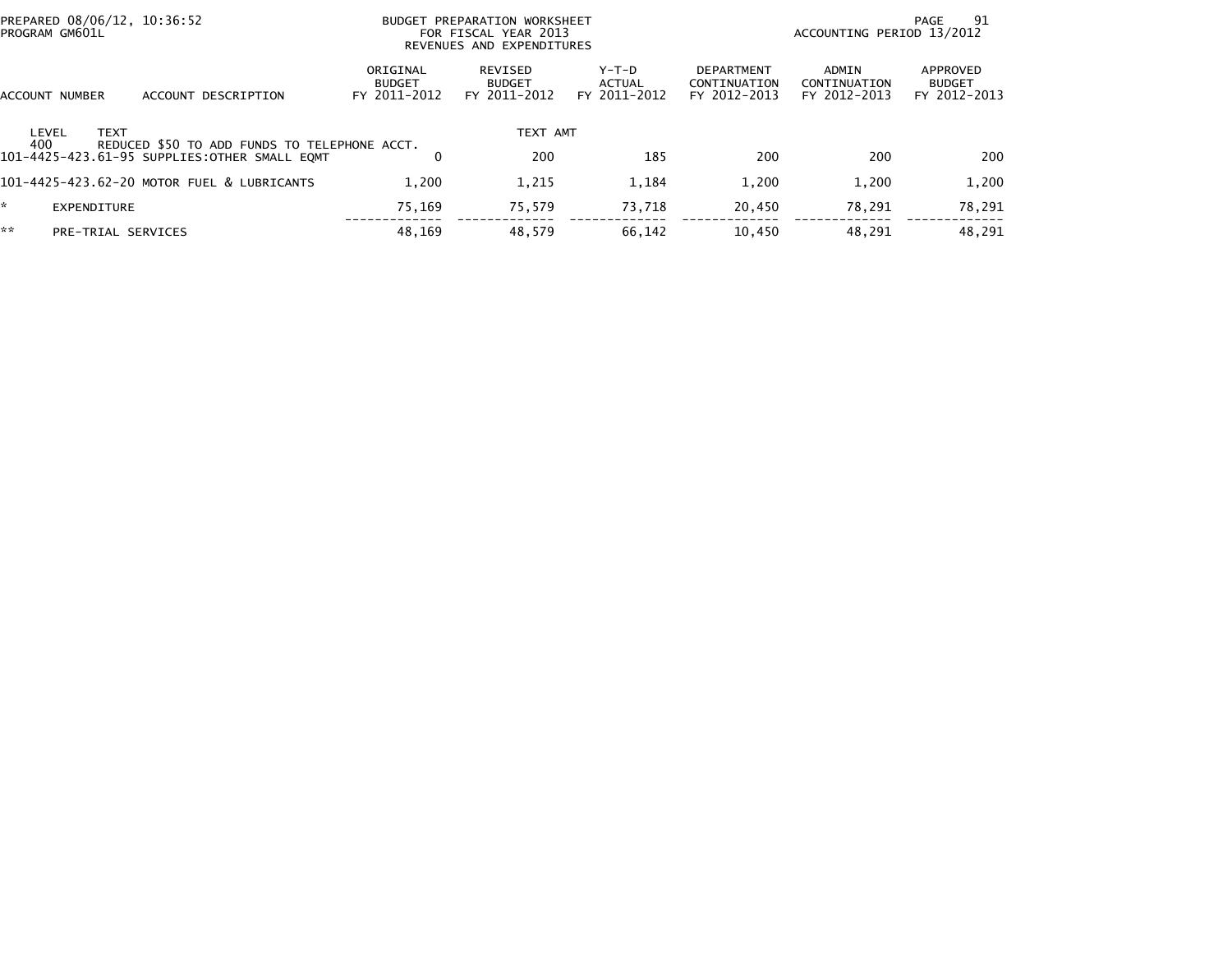PREPARED 08/06/12, 10:36:52
PROGRAM GM601L

BUDGET PREPARATION WORKSHEET
FOR FISCAL YEAR 2013
REVENUES AND EXPENDITURES

ACCOUNTING PERIOD 13/2012

| ACCOUNT NUMBER | ACCOUNT DESCRIPTION | ORIGINAL BUDGET FY 2011-2012 | REVISED BUDGET FY 2011-2012 | Y-T-D ACTUAL FY 2011-2012 | DEPARTMENT CONTINUATION FY 2012-2013 | ADMIN CONTINUATION FY 2012-2013 | APPROVED BUDGET FY 2012-2013 |
|---|---|---|---|---|---|---|---|
| LEVEL TEXT | | | TEXT AMT | | | | |
| 400 | REDUCED $50 TO ADD FUNDS TO TELEPHONE ACCT. | | | | | | |
| 101-4425-423.61-95 | SUPPLIES:OTHER SMALL EQMT | 0 | 200 | 185 | 200 | 200 | 200 |
| 101-4425-423.62-20 | MOTOR FUEL & LUBRICANTS | 1,200 | 1,215 | 1,184 | 1,200 | 1,200 | 1,200 |
| * | EXPENDITURE | 75,169 | 75,579 | 73,718 | 20,450 | 78,291 | 78,291 |
| ** | PRE-TRIAL SERVICES | 48,169 | 48,579 | 66,142 | 10,450 | 48,291 | 48,291 |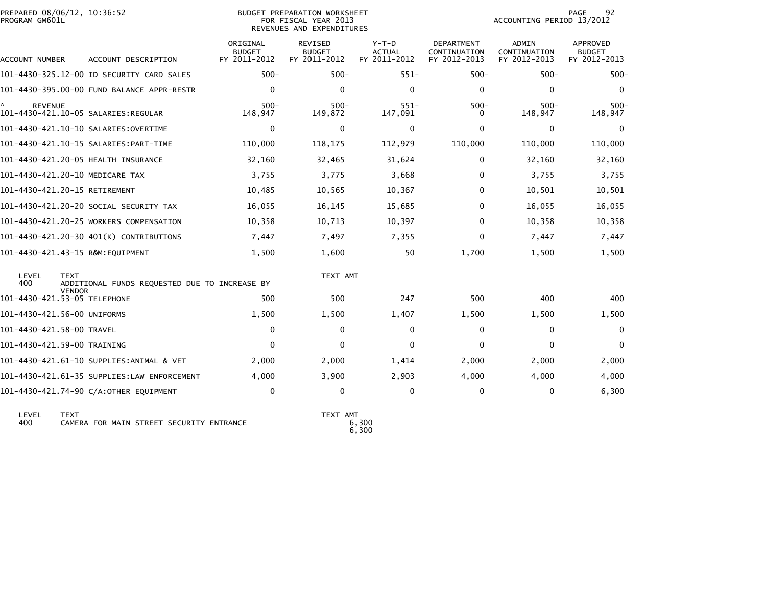PREPARED 08/06/12, 10:36:52
PROGRAM GM601L

BUDGET PREPARATION WORKSHEET
FOR FISCAL YEAR 2013
REVENUES AND EXPENDITURES

ACCOUNTING PERIOD 13/2012

| ACCOUNT NUMBER | ACCOUNT DESCRIPTION | ORIGINAL BUDGET FY 2011-2012 | REVISED BUDGET FY 2011-2012 | Y-T-D ACTUAL FY 2011-2012 | DEPARTMENT CONTINUATION FY 2012-2013 | ADMIN CONTINUATION FY 2012-2013 | APPROVED BUDGET FY 2012-2013 |
|---|---|---|---|---|---|---|---|
| 101-4430-325.12-00 | ID SECURITY CARD SALES | 500- | 500- | 551- | 500- | 500- | 500- |
| 101-4430-395.00-00 | FUND BALANCE APPR-RESTR | 0 | 0 | 0 | 0 | 0 | 0 |
| * REVENUE | | 500- | 500- | 551- | 500- | 500- | 500- |
| 101-4430-421.10-05 | SALARIES:REGULAR | 148,947 | 149,872 | 147,091 | 0 | 148,947 | 148,947 |
| 101-4430-421.10-10 | SALARIES:OVERTIME | 0 | 0 | 0 | 0 | 0 | 0 |
| 101-4430-421.10-15 | SALARIES:PART-TIME | 110,000 | 118,175 | 112,979 | 110,000 | 110,000 | 110,000 |
| 101-4430-421.20-05 | HEALTH INSURANCE | 32,160 | 32,465 | 31,624 | 0 | 32,160 | 32,160 |
| 101-4430-421.20-10 | MEDICARE TAX | 3,755 | 3,775 | 3,668 | 0 | 3,755 | 3,755 |
| 101-4430-421.20-15 | RETIREMENT | 10,485 | 10,565 | 10,367 | 0 | 10,501 | 10,501 |
| 101-4430-421.20-20 | SOCIAL SECURITY TAX | 16,055 | 16,145 | 15,685 | 0 | 16,055 | 16,055 |
| 101-4430-421.20-25 | WORKERS COMPENSATION | 10,358 | 10,713 | 10,397 | 0 | 10,358 | 10,358 |
| 101-4430-421.20-30 | 401(K) CONTRIBUTIONS | 7,447 | 7,497 | 7,355 | 0 | 7,447 | 7,447 |
| 101-4430-421.43-15 | R&M:EQUIPMENT | 1,500 | 1,600 | 50 | 1,700 | 1,500 | 1,500 |

| LEVEL | TEXT | TEXT AMT |
|---|---|---|
| 400 | ADDITIONAL FUNDS REQUESTED DUE TO INCREASE BY VENDOR | |

| ACCOUNT NUMBER | ACCOUNT DESCRIPTION | ORIGINAL BUDGET FY 2011-2012 | REVISED BUDGET FY 2011-2012 | Y-T-D ACTUAL FY 2011-2012 | DEPARTMENT CONTINUATION FY 2012-2013 | ADMIN CONTINUATION FY 2012-2013 | APPROVED BUDGET FY 2012-2013 |
|---|---|---|---|---|---|---|---|
| 101-4430-421.53-05 | TELEPHONE | 500 | 500 | 247 | 500 | 400 | 400 |
| 101-4430-421.56-00 | UNIFORMS | 1,500 | 1,500 | 1,407 | 1,500 | 1,500 | 1,500 |
| 101-4430-421.58-00 | TRAVEL | 0 | 0 | 0 | 0 | 0 | 0 |
| 101-4430-421.59-00 | TRAINING | 0 | 0 | 0 | 0 | 0 | 0 |
| 101-4430-421.61-10 | SUPPLIES:ANIMAL & VET | 2,000 | 2,000 | 1,414 | 2,000 | 2,000 | 2,000 |
| 101-4430-421.61-35 | SUPPLIES:LAW ENFORCEMENT | 4,000 | 3,900 | 2,903 | 4,000 | 4,000 | 4,000 |
| 101-4430-421.74-90 | C/A:OTHER EQUIPMENT | 0 | 0 | 0 | 0 | 0 | 6,300 |

| LEVEL | TEXT | TEXT AMT |
|---|---|---|
| 400 | CAMERA FOR MAIN STREET SECURITY ENTRANCE | 6,300 |
| | | 6,300 |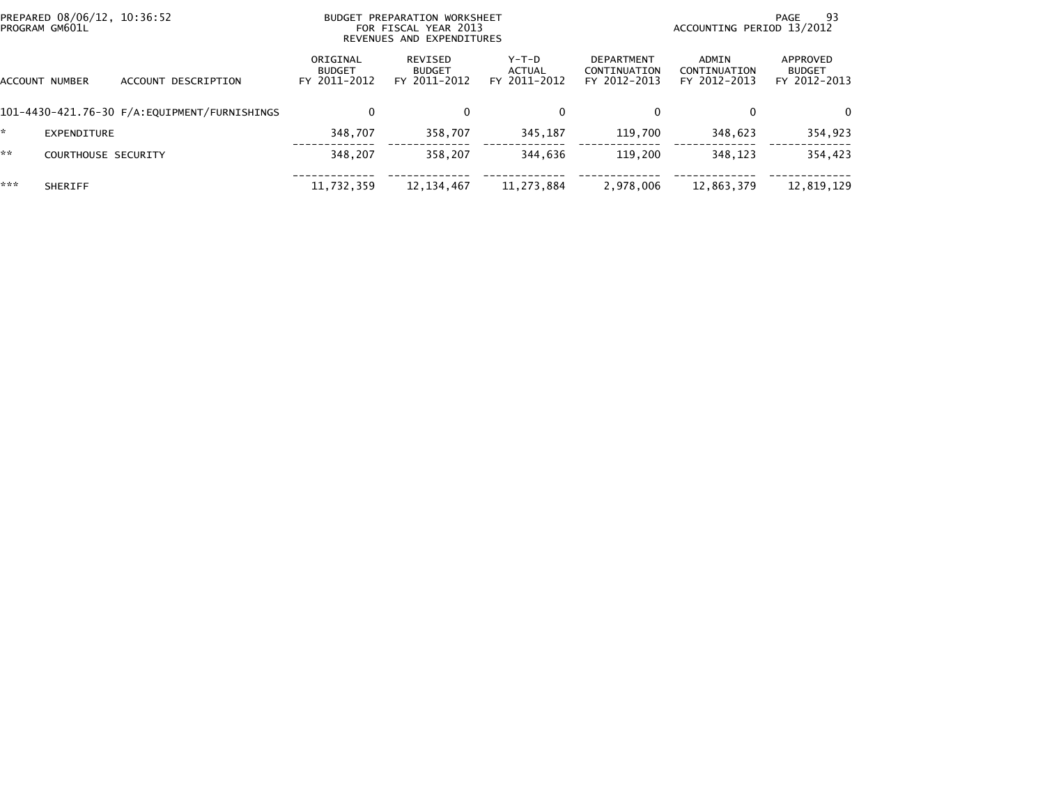PREPARED 08/06/12, 10:36:52
PROGRAM GM601L

BUDGET PREPARATION WORKSHEET
FOR FISCAL YEAR 2013
REVENUES AND EXPENDITURES

ACCOUNTING PERIOD 13/2012

| ACCOUNT NUMBER | ACCOUNT DESCRIPTION | ORIGINAL BUDGET FY 2011-2012 | REVISED BUDGET FY 2011-2012 | Y-T-D ACTUAL FY 2011-2012 | DEPARTMENT CONTINUATION FY 2012-2013 | ADMIN CONTINUATION FY 2012-2013 | APPROVED BUDGET FY 2012-2013 |
|---|---|---|---|---|---|---|---|
| 101-4430-421.76-30 | F/A:EQUIPMENT/FURNISHINGS | 0 | 0 | 0 | 0 | 0 | 0 |
| * | EXPENDITURE | 348,707 | 358,707 | 345,187 | 119,700 | 348,623 | 354,923 |
| ** | COURTHOUSE SECURITY | 348,207 | 358,207 | 344,636 | 119,200 | 348,123 | 354,423 |
| *** | SHERIFF | 11,732,359 | 12,134,467 | 11,273,884 | 2,978,006 | 12,863,379 | 12,819,129 |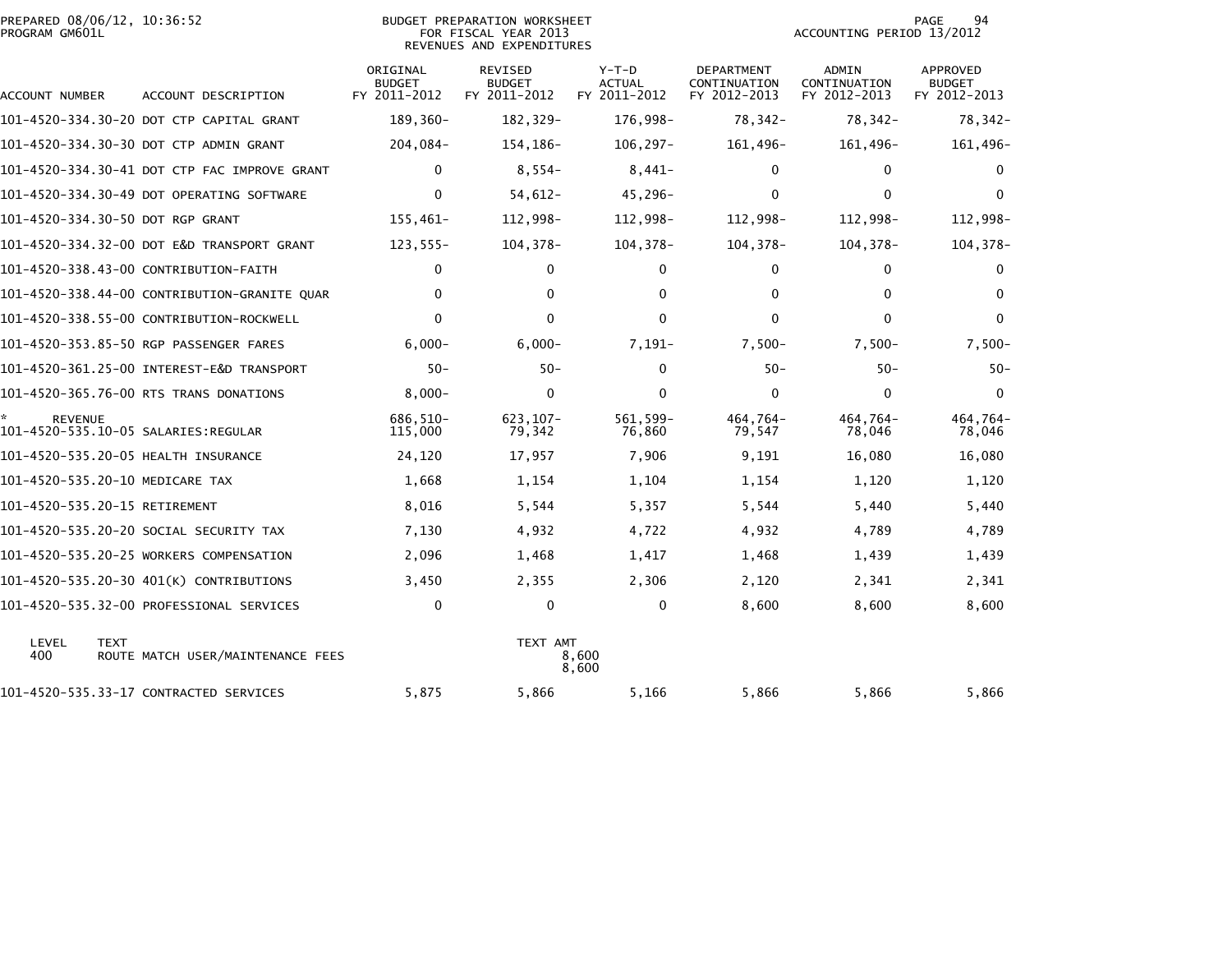PREPARED 08/06/12, 10:36:52
PROGRAM GM601L

BUDGET PREPARATION WORKSHEET
FOR FISCAL YEAR 2013
REVENUES AND EXPENDITURES

ACCOUNTING PERIOD 13/2012

| ACCOUNT NUMBER | ACCOUNT DESCRIPTION | ORIGINAL BUDGET FY 2011-2012 | REVISED BUDGET FY 2011-2012 | Y-T-D ACTUAL FY 2011-2012 | DEPARTMENT CONTINUATION FY 2012-2013 | ADMIN CONTINUATION FY 2012-2013 | APPROVED BUDGET FY 2012-2013 |
|---|---|---|---|---|---|---|---|
| 101-4520-334.30-20 | DOT CTP CAPITAL GRANT | 189,360- | 182,329- | 176,998- | 78,342- | 78,342- | 78,342- |
| 101-4520-334.30-30 | DOT CTP ADMIN GRANT | 204,084- | 154,186- | 106,297- | 161,496- | 161,496- | 161,496- |
| 101-4520-334.30-41 | DOT CTP FAC IMPROVE GRANT | 0 | 8,554- | 8,441- | 0 | 0 | 0 |
| 101-4520-334.30-49 | DOT OPERATING SOFTWARE | 0 | 54,612- | 45,296- | 0 | 0 | 0 |
| 101-4520-334.30-50 | DOT RGP GRANT | 155,461- | 112,998- | 112,998- | 112,998- | 112,998- | 112,998- |
| 101-4520-334.32-00 | DOT E&D TRANSPORT GRANT | 123,555- | 104,378- | 104,378- | 104,378- | 104,378- | 104,378- |
| 101-4520-338.43-00 | CONTRIBUTION-FAITH | 0 | 0 | 0 | 0 | 0 | 0 |
| 101-4520-338.44-00 | CONTRIBUTION-GRANITE QUAR | 0 | 0 | 0 | 0 | 0 | 0 |
| 101-4520-338.55-00 | CONTRIBUTION-ROCKWELL | 0 | 0 | 0 | 0 | 0 | 0 |
| 101-4520-353.85-50 | RGP PASSENGER FARES | 6,000- | 6,000- | 7,191- | 7,500- | 7,500- | 7,500- |
| 101-4520-361.25-00 | INTEREST-E&D TRANSPORT | 50- | 50- | 0 | 50- | 50- | 50- |
| 101-4520-365.76-00 | RTS TRANS DONATIONS | 8,000- | 0 | 0 | 0 | 0 | 0 |
| * REVENUE | | 686,510- | 623,107- | 561,599- | 464,764- | 464,764- | 464,764- |
| 101-4520-535.10-05 | SALARIES:REGULAR | 115,000 | 79,342 | 76,860 | 79,547 | 78,046 | 78,046 |
| 101-4520-535.20-05 | HEALTH INSURANCE | 24,120 | 17,957 | 7,906 | 9,191 | 16,080 | 16,080 |
| 101-4520-535.20-10 | MEDICARE TAX | 1,668 | 1,154 | 1,104 | 1,154 | 1,120 | 1,120 |
| 101-4520-535.20-15 | RETIREMENT | 8,016 | 5,544 | 5,357 | 5,544 | 5,440 | 5,440 |
| 101-4520-535.20-20 | SOCIAL SECURITY TAX | 7,130 | 4,932 | 4,722 | 4,932 | 4,789 | 4,789 |
| 101-4520-535.20-25 | WORKERS COMPENSATION | 2,096 | 1,468 | 1,417 | 1,468 | 1,439 | 1,439 |
| 101-4520-535.20-30 | 401(K) CONTRIBUTIONS | 3,450 | 2,355 | 2,306 | 2,120 | 2,341 | 2,341 |
| 101-4520-535.32-00 | PROFESSIONAL SERVICES | 0 | 0 | 0 | 8,600 | 8,600 | 8,600 |

| LEVEL | TEXT | TEXT AMT |
|---|---|---|
| 400 | ROUTE MATCH USER/MAINTENANCE FEES | 8,600 |
| | | 8,600 |

| ACCOUNT NUMBER | ACCOUNT DESCRIPTION | ORIGINAL BUDGET FY 2011-2012 | REVISED BUDGET FY 2011-2012 | Y-T-D ACTUAL FY 2011-2012 | DEPARTMENT CONTINUATION FY 2012-2013 | ADMIN CONTINUATION FY 2012-2013 | APPROVED BUDGET FY 2012-2013 |
|---|---|---|---|---|---|---|---|
| 101-4520-535.33-17 | CONTRACTED SERVICES | 5,875 | 5,866 | 5,166 | 5,866 | 5,866 | 5,866 |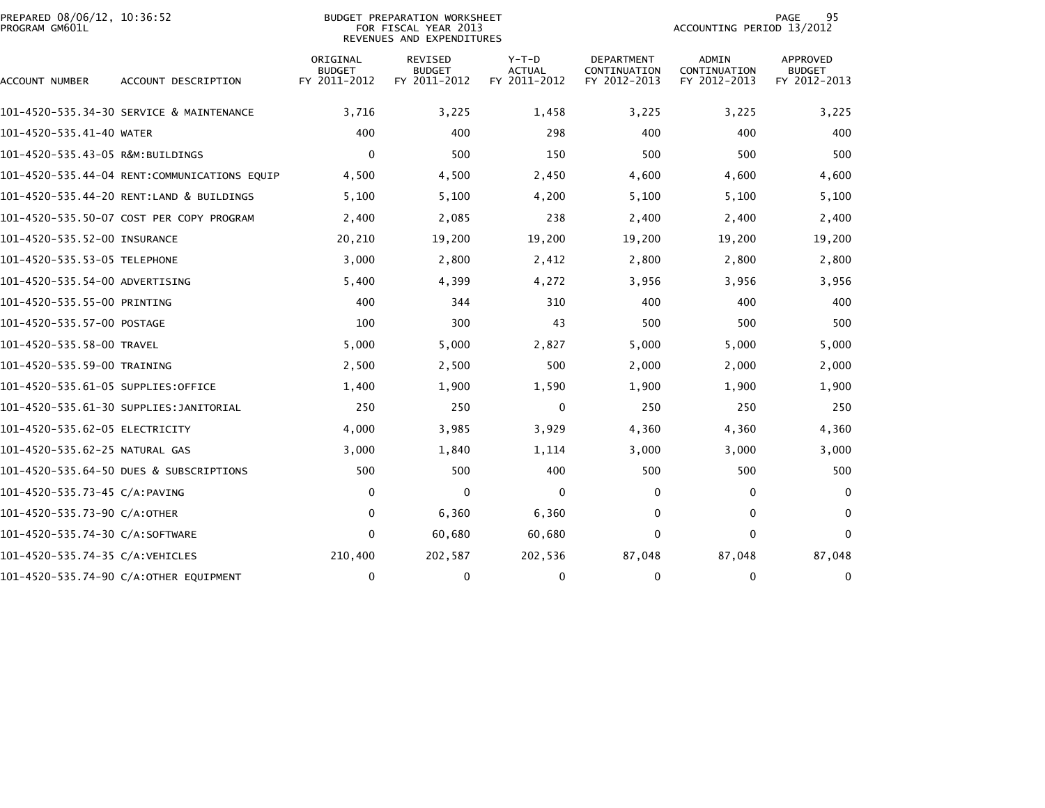PREPARED 08/06/12, 10:36:52
PROGRAM GM601L

BUDGET PREPARATION WORKSHEET
FOR FISCAL YEAR 2013
REVENUES AND EXPENDITURES

ACCOUNTING PERIOD 13/2012

| ACCOUNT NUMBER | ACCOUNT DESCRIPTION | ORIGINAL BUDGET FY 2011-2012 | REVISED BUDGET FY 2011-2012 | Y-T-D ACTUAL FY 2011-2012 | DEPARTMENT CONTINUATION FY 2012-2013 | ADMIN CONTINUATION FY 2012-2013 | APPROVED BUDGET FY 2012-2013 |
|---|---|---|---|---|---|---|---|
| 101-4520-535.34-30 | SERVICE & MAINTENANCE | 3,716 | 3,225 | 1,458 | 3,225 | 3,225 | 3,225 |
| 101-4520-535.41-40 | WATER | 400 | 400 | 298 | 400 | 400 | 400 |
| 101-4520-535.43-05 | R&M:BUILDINGS | 0 | 500 | 150 | 500 | 500 | 500 |
| 101-4520-535.44-04 | RENT:COMMUNICATIONS EQUIP | 4,500 | 4,500 | 2,450 | 4,600 | 4,600 | 4,600 |
| 101-4520-535.44-20 | RENT:LAND & BUILDINGS | 5,100 | 5,100 | 4,200 | 5,100 | 5,100 | 5,100 |
| 101-4520-535.50-07 | COST PER COPY PROGRAM | 2,400 | 2,085 | 238 | 2,400 | 2,400 | 2,400 |
| 101-4520-535.52-00 | INSURANCE | 20,210 | 19,200 | 19,200 | 19,200 | 19,200 | 19,200 |
| 101-4520-535.53-05 | TELEPHONE | 3,000 | 2,800 | 2,412 | 2,800 | 2,800 | 2,800 |
| 101-4520-535.54-00 | ADVERTISING | 5,400 | 4,399 | 4,272 | 3,956 | 3,956 | 3,956 |
| 101-4520-535.55-00 | PRINTING | 400 | 344 | 310 | 400 | 400 | 400 |
| 101-4520-535.57-00 | POSTAGE | 100 | 300 | 43 | 500 | 500 | 500 |
| 101-4520-535.58-00 | TRAVEL | 5,000 | 5,000 | 2,827 | 5,000 | 5,000 | 5,000 |
| 101-4520-535.59-00 | TRAINING | 2,500 | 2,500 | 500 | 2,000 | 2,000 | 2,000 |
| 101-4520-535.61-05 | SUPPLIES:OFFICE | 1,400 | 1,900 | 1,590 | 1,900 | 1,900 | 1,900 |
| 101-4520-535.61-30 | SUPPLIES:JANITORIAL | 250 | 250 | 0 | 250 | 250 | 250 |
| 101-4520-535.62-05 | ELECTRICITY | 4,000 | 3,985 | 3,929 | 4,360 | 4,360 | 4,360 |
| 101-4520-535.62-25 | NATURAL GAS | 3,000 | 1,840 | 1,114 | 3,000 | 3,000 | 3,000 |
| 101-4520-535.64-50 | DUES & SUBSCRIPTIONS | 500 | 500 | 400 | 500 | 500 | 500 |
| 101-4520-535.73-45 | C/A:PAVING | 0 | 0 | 0 | 0 | 0 | 0 |
| 101-4520-535.73-90 | C/A:OTHER | 0 | 6,360 | 6,360 | 0 | 0 | 0 |
| 101-4520-535.74-30 | C/A:SOFTWARE | 0 | 60,680 | 60,680 | 0 | 0 | 0 |
| 101-4520-535.74-35 | C/A:VEHICLES | 210,400 | 202,587 | 202,536 | 87,048 | 87,048 | 87,048 |
| 101-4520-535.74-90 | C/A:OTHER EQUIPMENT | 0 | 0 | 0 | 0 | 0 | 0 |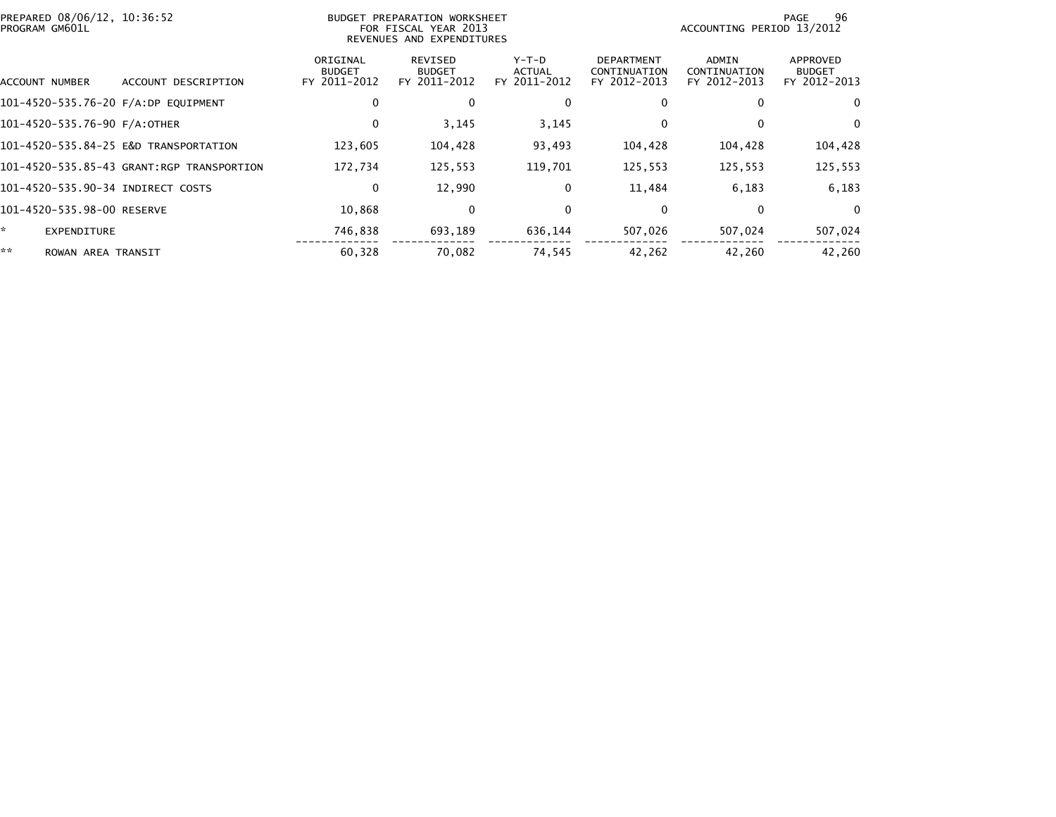BUDGET PREPARATION WORKSHEET
FOR FISCAL YEAR 2013
REVENUES AND EXPENDITURES

PREPARED 08/06/12, 10:36:52
PROGRAM GM601L

ACCOUNTING PERIOD 13/2012

| ACCOUNT NUMBER | ACCOUNT DESCRIPTION | ORIGINAL BUDGET FY 2011-2012 | REVISED BUDGET FY 2011-2012 | Y-T-D ACTUAL FY 2011-2012 | DEPARTMENT CONTINUATION FY 2012-2013 | ADMIN CONTINUATION FY 2012-2013 | APPROVED BUDGET FY 2012-2013 |
|---|---|---|---|---|---|---|---|
| 101-4520-535.76-20 | F/A:DP EQUIPMENT | 0 | 0 | 0 | 0 | 0 | 0 |
| 101-4520-535.76-90 | F/A:OTHER | 0 | 3,145 | 3,145 | 0 | 0 | 0 |
| 101-4520-535.84-25 | E&D TRANSPORTATION | 123,605 | 104,428 | 93,493 | 104,428 | 104,428 | 104,428 |
| 101-4520-535.85-43 | GRANT:RGP TRANSPORTION | 172,734 | 125,553 | 119,701 | 125,553 | 125,553 | 125,553 |
| 101-4520-535.90-34 | INDIRECT COSTS | 0 | 12,990 | 0 | 11,484 | 6,183 | 6,183 |
| 101-4520-535.98-00 | RESERVE | 10,868 | 0 | 0 | 0 | 0 | 0 |
| * | EXPENDITURE | 746,838 | 693,189 | 636,144 | 507,026 | 507,024 | 507,024 |
| ** | ROWAN AREA TRANSIT | 60,328 | 70,082 | 74,545 | 42,262 | 42,260 | 42,260 |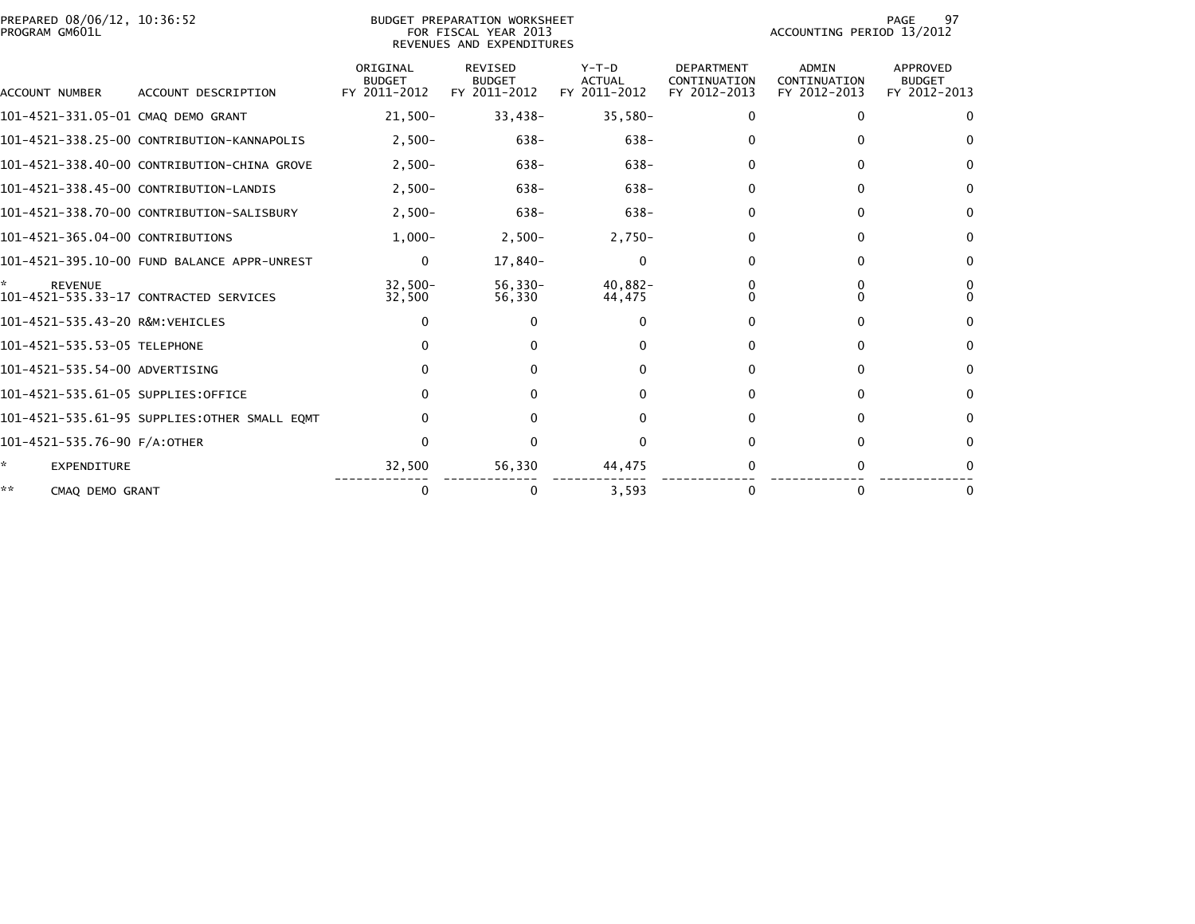PREPARED 08/06/12, 10:36:52
PROGRAM GM601L

BUDGET PREPARATION WORKSHEET
FOR FISCAL YEAR 2013
REVENUES AND EXPENDITURES

ACCOUNTING PERIOD 13/2012

| ACCOUNT NUMBER | ACCOUNT DESCRIPTION | ORIGINAL BUDGET FY 2011-2012 | REVISED BUDGET FY 2011-2012 | Y-T-D ACTUAL FY 2011-2012 | DEPARTMENT CONTINUATION FY 2012-2013 | ADMIN CONTINUATION FY 2012-2013 | APPROVED BUDGET FY 2012-2013 |
|---|---|---|---|---|---|---|---|
| 101-4521-331.05-01 | CMAQ DEMO GRANT | 21,500- | 33,438- | 35,580- | 0 | 0 | 0 |
| 101-4521-338.25-00 | CONTRIBUTION-KANNAPOLIS | 2,500- | 638- | 638- | 0 | 0 | 0 |
| 101-4521-338.40-00 | CONTRIBUTION-CHINA GROVE | 2,500- | 638- | 638- | 0 | 0 | 0 |
| 101-4521-338.45-00 | CONTRIBUTION-LANDIS | 2,500- | 638- | 638- | 0 | 0 | 0 |
| 101-4521-338.70-00 | CONTRIBUTION-SALISBURY | 2,500- | 638- | 638- | 0 | 0 | 0 |
| 101-4521-365.04-00 | CONTRIBUTIONS | 1,000- | 2,500- | 2,750- | 0 | 0 | 0 |
| 101-4521-395.10-00 | FUND BALANCE APPR-UNREST | 0 | 17,840- | 0 | 0 | 0 | 0 |
| * | REVENUE | 32,500- | 56,330- | 40,882- | 0 | 0 | 0 |
| 101-4521-535.33-17 | CONTRACTED SERVICES | 32,500 | 56,330 | 44,475 | 0 | 0 | 0 |
| 101-4521-535.43-20 | R&M:VEHICLES | 0 | 0 | 0 | 0 | 0 | 0 |
| 101-4521-535.53-05 | TELEPHONE | 0 | 0 | 0 | 0 | 0 | 0 |
| 101-4521-535.54-00 | ADVERTISING | 0 | 0 | 0 | 0 | 0 | 0 |
| 101-4521-535.61-05 | SUPPLIES:OFFICE | 0 | 0 | 0 | 0 | 0 | 0 |
| 101-4521-535.61-95 | SUPPLIES:OTHER SMALL EQMT | 0 | 0 | 0 | 0 | 0 | 0 |
| 101-4521-535.76-90 | F/A:OTHER | 0 | 0 | 0 | 0 | 0 | 0 |
| * | EXPENDITURE | 32,500 | 56,330 | 44,475 | 0 | 0 | 0 |
| ** | CMAQ DEMO GRANT | 0 | 0 | 3,593 | 0 | 0 | 0 |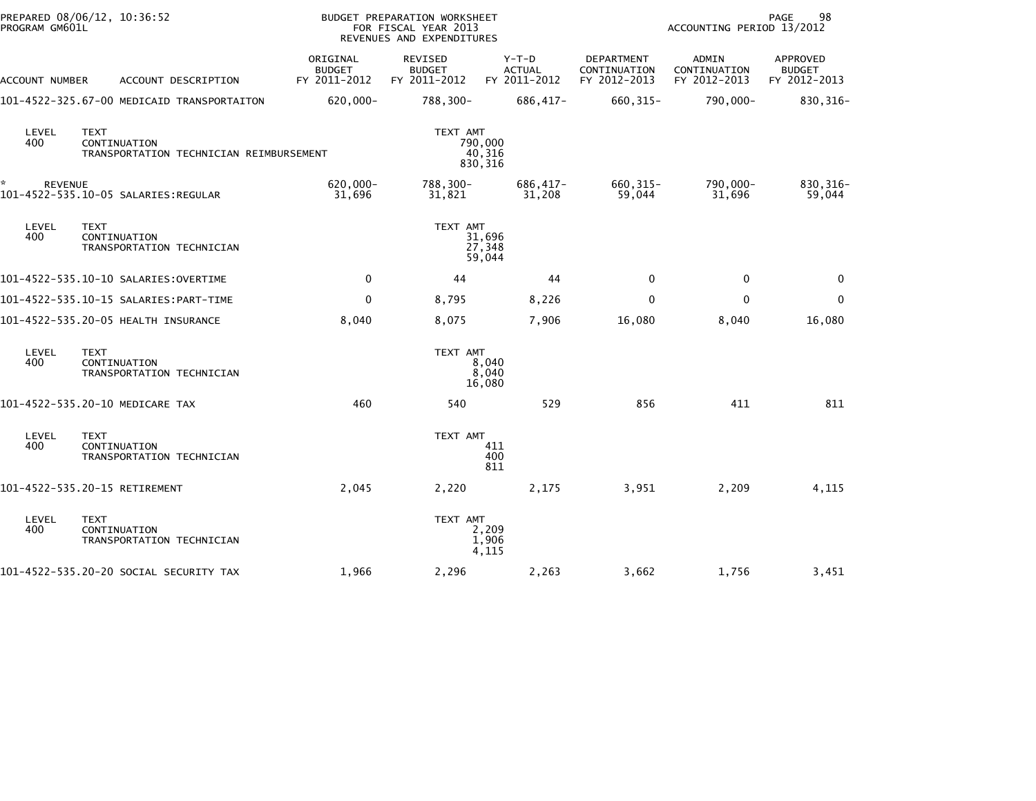PREPARED 08/06/12, 10:36:52
PROGRAM GM601L

BUDGET PREPARATION WORKSHEET
FOR FISCAL YEAR 2013
REVENUES AND EXPENDITURES

ACCOUNTING PERIOD 13/2012

| ACCOUNT NUMBER | ACCOUNT DESCRIPTION | ORIGINAL BUDGET FY 2011-2012 | REVISED BUDGET FY 2011-2012 | Y-T-D ACTUAL FY 2011-2012 | DEPARTMENT CONTINUATION FY 2012-2013 | ADMIN CONTINUATION FY 2012-2013 | APPROVED BUDGET FY 2012-2013 |
|---|---|---|---|---|---|---|---|
| 101-4522-325.67-00 | MEDICAID TRANSPORTAITON | 620,000- | 788,300- | 686,417- | 660,315- | 790,000- | 830,316- |

| LEVEL | TEXT | TEXT AMT |
|---|---|---|
| 400 | CONTINUATION | 790,000 |
| | TRANSPORTATION TECHNICIAN REIMBURSEMENT | 40,316 |
| | | 830,316 |

| ACCOUNT NUMBER | ACCOUNT DESCRIPTION | ORIGINAL BUDGET FY 2011-2012 | REVISED BUDGET FY 2011-2012 | Y-T-D ACTUAL FY 2011-2012 | DEPARTMENT CONTINUATION FY 2012-2013 | ADMIN CONTINUATION FY 2012-2013 | APPROVED BUDGET FY 2012-2013 |
|---|---|---|---|---|---|---|---|
| * REVENUE | | 620,000- | 788,300- | 686,417- | 660,315- | 790,000- | 830,316- |
| 101-4522-535.10-05 | SALARIES:REGULAR | 31,696 | 31,821 | 31,208 | 59,044 | 31,696 | 59,044 |

| LEVEL | TEXT | TEXT AMT |
|---|---|---|
| 400 | CONTINUATION | 31,696 |
| | TRANSPORTATION TECHNICIAN | 27,348 |
| | | 59,044 |

| ACCOUNT NUMBER | ACCOUNT DESCRIPTION | ORIGINAL BUDGET FY 2011-2012 | REVISED BUDGET FY 2011-2012 | Y-T-D ACTUAL FY 2011-2012 | DEPARTMENT CONTINUATION FY 2012-2013 | ADMIN CONTINUATION FY 2012-2013 | APPROVED BUDGET FY 2012-2013 |
|---|---|---|---|---|---|---|---|
| 101-4522-535.10-10 | SALARIES:OVERTIME | 0 | 44 | 44 | 0 | 0 | 0 |
| 101-4522-535.10-15 | SALARIES:PART-TIME | 0 | 8,795 | 8,226 | 0 | 0 | 0 |
| 101-4522-535.20-05 | HEALTH INSURANCE | 8,040 | 8,075 | 7,906 | 16,080 | 8,040 | 16,080 |

| LEVEL | TEXT | TEXT AMT |
|---|---|---|
| 400 | CONTINUATION | 8,040 |
| | TRANSPORTATION TECHNICIAN | 8,040 |
| | | 16,080 |

| ACCOUNT NUMBER | ACCOUNT DESCRIPTION | ORIGINAL BUDGET FY 2011-2012 | REVISED BUDGET FY 2011-2012 | Y-T-D ACTUAL FY 2011-2012 | DEPARTMENT CONTINUATION FY 2012-2013 | ADMIN CONTINUATION FY 2012-2013 | APPROVED BUDGET FY 2012-2013 |
|---|---|---|---|---|---|---|---|
| 101-4522-535.20-10 | MEDICARE TAX | 460 | 540 | 529 | 856 | 411 | 811 |

| LEVEL | TEXT | TEXT AMT |
|---|---|---|
| 400 | CONTINUATION | 411 |
| | TRANSPORTATION TECHNICIAN | 400 |
| | | 811 |

| ACCOUNT NUMBER | ACCOUNT DESCRIPTION | ORIGINAL BUDGET FY 2011-2012 | REVISED BUDGET FY 2011-2012 | Y-T-D ACTUAL FY 2011-2012 | DEPARTMENT CONTINUATION FY 2012-2013 | ADMIN CONTINUATION FY 2012-2013 | APPROVED BUDGET FY 2012-2013 |
|---|---|---|---|---|---|---|---|
| 101-4522-535.20-15 | RETIREMENT | 2,045 | 2,220 | 2,175 | 3,951 | 2,209 | 4,115 |

| LEVEL | TEXT | TEXT AMT |
|---|---|---|
| 400 | CONTINUATION | 2,209 |
| | TRANSPORTATION TECHNICIAN | 1,906 |
| | | 4,115 |

| ACCOUNT NUMBER | ACCOUNT DESCRIPTION | ORIGINAL BUDGET FY 2011-2012 | REVISED BUDGET FY 2011-2012 | Y-T-D ACTUAL FY 2011-2012 | DEPARTMENT CONTINUATION FY 2012-2013 | ADMIN CONTINUATION FY 2012-2013 | APPROVED BUDGET FY 2012-2013 |
|---|---|---|---|---|---|---|---|
| 101-4522-535.20-20 | SOCIAL SECURITY TAX | 1,966 | 2,296 | 2,263 | 3,662 | 1,756 | 3,451 |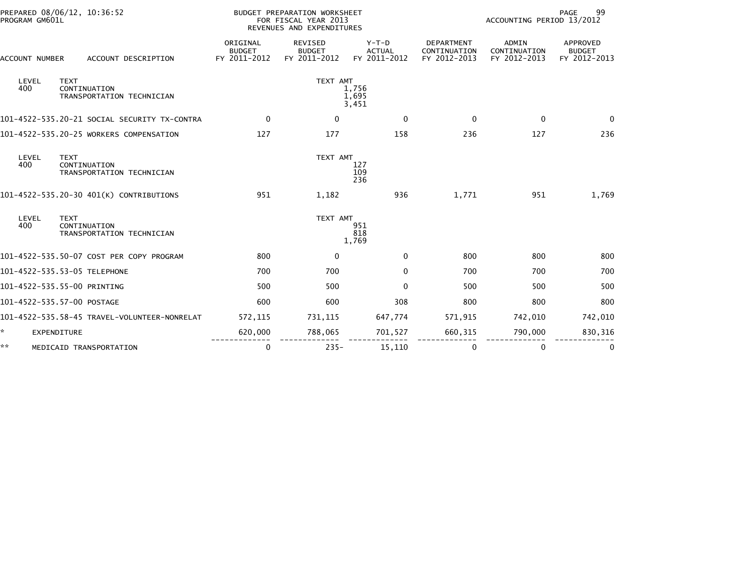PREPARED 08/06/12, 10:36:52
PROGRAM GM601L

BUDGET PREPARATION WORKSHEET
FOR FISCAL YEAR 2013
REVENUES AND EXPENDITURES

ACCOUNTING PERIOD 13/2012

| ACCOUNT NUMBER | ACCOUNT DESCRIPTION | ORIGINAL BUDGET FY 2011-2012 | REVISED BUDGET FY 2011-2012 | Y-T-D ACTUAL FY 2011-2012 | DEPARTMENT CONTINUATION FY 2012-2013 | ADMIN CONTINUATION FY 2012-2013 | APPROVED BUDGET FY 2012-2013 |
|---|---|---|---|---|---|---|---|
| LEVEL 400 | TEXT CONTINUATION TRANSPORTATION TECHNICIAN | | TEXT AMT | 1,756 1,695 3,451 | | | |
| 101-4522-535.20-21 | SOCIAL SECURITY TX-CONTRA | 0 | 0 | 0 | 0 | 0 | 0 |
| 101-4522-535.20-25 | WORKERS COMPENSATION | 127 | 177 | 158 | 236 | 127 | 236 |
| LEVEL 400 | TEXT CONTINUATION TRANSPORTATION TECHNICIAN | | TEXT AMT | 127 109 236 | | | |
| 101-4522-535.20-30 | 401(K) CONTRIBUTIONS | 951 | 1,182 | 936 | 1,771 | 951 | 1,769 |
| LEVEL 400 | TEXT CONTINUATION TRANSPORTATION TECHNICIAN | | TEXT AMT | 951 818 1,769 | | | |
| 101-4522-535.50-07 | COST PER COPY PROGRAM | 800 | 0 | 0 | 800 | 800 | 800 |
| 101-4522-535.53-05 | TELEPHONE | 700 | 700 | 0 | 700 | 700 | 700 |
| 101-4522-535.55-00 | PRINTING | 500 | 500 | 0 | 500 | 500 | 500 |
| 101-4522-535.57-00 | POSTAGE | 600 | 600 | 308 | 800 | 800 | 800 |
| 101-4522-535.58-45 | TRAVEL-VOLUNTEER-NONRELAT | 572,115 | 731,115 | 647,774 | 571,915 | 742,010 | 742,010 |
| * | EXPENDITURE | 620,000 | 788,065 | 701,527 | 660,315 | 790,000 | 830,316 |
| ** | MEDICAID TRANSPORTATION | 0 | 235- | 15,110 | 0 | 0 | 0 |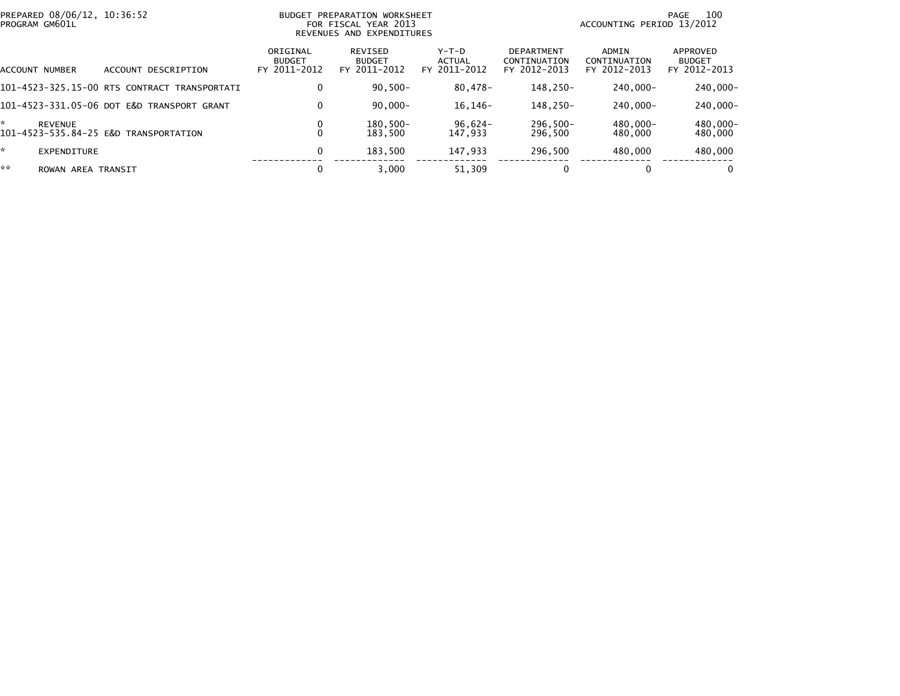PREPARED 08/06/12, 10:36:52
PROGRAM GM601L

BUDGET PREPARATION WORKSHEET
FOR FISCAL YEAR 2013
REVENUES AND EXPENDITURES

ACCOUNTING PERIOD 13/2012

| ACCOUNT NUMBER | ACCOUNT DESCRIPTION | ORIGINAL BUDGET FY 2011-2012 | REVISED BUDGET FY 2011-2012 | Y-T-D ACTUAL FY 2011-2012 | DEPARTMENT CONTINUATION FY 2012-2013 | ADMIN CONTINUATION FY 2012-2013 | APPROVED BUDGET FY 2012-2013 |
|---|---|---|---|---|---|---|---|
| 101-4523-325.15-00 | RTS CONTRACT TRANSPORTATI | 0 | 90,500- | 80,478- | 148,250- | 240,000- | 240,000- |
| 101-4523-331.05-06 | DOT E&D TRANSPORT GRANT | 0 | 90,000- | 16,146- | 148,250- | 240,000- | 240,000- |
| * | REVENUE | 0 | 180,500- | 96,624- | 296,500- | 480,000- | 480,000- |
| 101-4523-535.84-25 | E&D TRANSPORTATION | 0 | 183,500 | 147,933 | 296,500 | 480,000 | 480,000 |
| * | EXPENDITURE | 0 | 183,500 | 147,933 | 296,500 | 480,000 | 480,000 |
| ** | ROWAN AREA TRANSIT | 0 | 3,000 | 51,309 | 0 | 0 | 0 |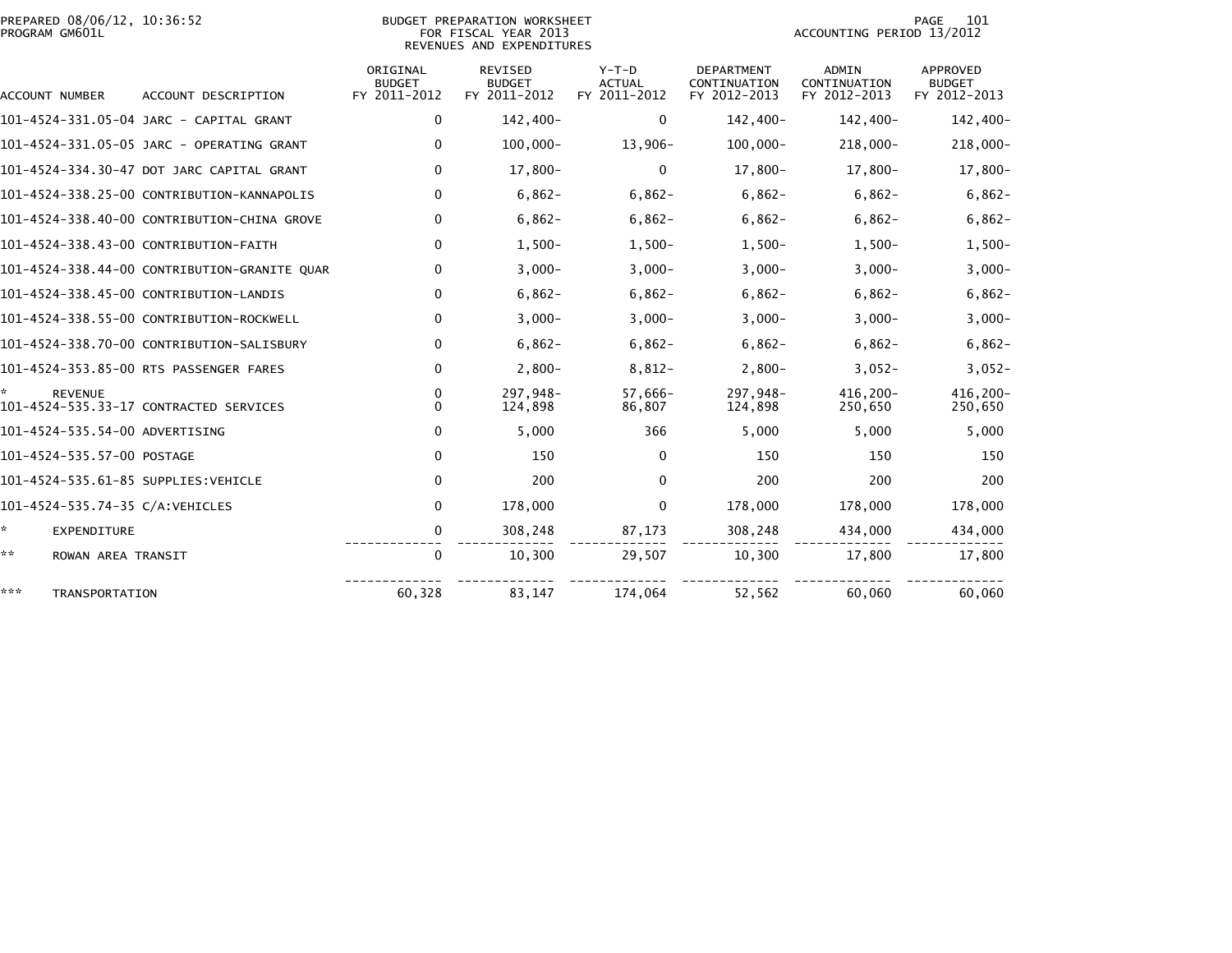PREPARED 08/06/12, 10:36:52
PROGRAM GM601L

BUDGET PREPARATION WORKSHEET
FOR FISCAL YEAR 2013
REVENUES AND EXPENDITURES

ACCOUNTING PERIOD 13/2012

| ACCOUNT NUMBER | ACCOUNT DESCRIPTION | ORIGINAL BUDGET FY 2011-2012 | REVISED BUDGET FY 2011-2012 | Y-T-D ACTUAL FY 2011-2012 | DEPARTMENT CONTINUATION FY 2012-2013 | ADMIN CONTINUATION FY 2012-2013 | APPROVED BUDGET FY 2012-2013 |
|---|---|---|---|---|---|---|---|
| 101-4524-331.05-04 | JARC - CAPITAL GRANT | 0 | 142,400- | 0 | 142,400- | 142,400- | 142,400- |
| 101-4524-331.05-05 | JARC - OPERATING GRANT | 0 | 100,000- | 13,906- | 100,000- | 218,000- | 218,000- |
| 101-4524-334.30-47 | DOT JARC CAPITAL GRANT | 0 | 17,800- | 0 | 17,800- | 17,800- | 17,800- |
| 101-4524-338.25-00 | CONTRIBUTION-KANNAPOLIS | 0 | 6,862- | 6,862- | 6,862- | 6,862- | 6,862- |
| 101-4524-338.40-00 | CONTRIBUTION-CHINA GROVE | 0 | 6,862- | 6,862- | 6,862- | 6,862- | 6,862- |
| 101-4524-338.43-00 | CONTRIBUTION-FAITH | 0 | 1,500- | 1,500- | 1,500- | 1,500- | 1,500- |
| 101-4524-338.44-00 | CONTRIBUTION-GRANITE QUAR | 0 | 3,000- | 3,000- | 3,000- | 3,000- | 3,000- |
| 101-4524-338.45-00 | CONTRIBUTION-LANDIS | 0 | 6,862- | 6,862- | 6,862- | 6,862- | 6,862- |
| 101-4524-338.55-00 | CONTRIBUTION-ROCKWELL | 0 | 3,000- | 3,000- | 3,000- | 3,000- | 3,000- |
| 101-4524-338.70-00 | CONTRIBUTION-SALISBURY | 0 | 6,862- | 6,862- | 6,862- | 6,862- | 6,862- |
| 101-4524-353.85-00 | RTS PASSENGER FARES | 0 | 2,800- | 8,812- | 2,800- | 3,052- | 3,052- |
| * | REVENUE | 0 | 297,948- | 57,666- | 297,948- | 416,200- | 416,200- |
| 101-4524-535.33-17 | CONTRACTED SERVICES | 0 | 124,898 | 86,807 | 124,898 | 250,650 | 250,650 |
| 101-4524-535.54-00 | ADVERTISING | 0 | 5,000 | 366 | 5,000 | 5,000 | 5,000 |
| 101-4524-535.57-00 | POSTAGE | 0 | 150 | 0 | 150 | 150 | 150 |
| 101-4524-535.61-85 | SUPPLIES:VEHICLE | 0 | 200 | 0 | 200 | 200 | 200 |
| 101-4524-535.74-35 | C/A:VEHICLES | 0 | 178,000 | 0 | 178,000 | 178,000 | 178,000 |
| * | EXPENDITURE | 0 | 308,248 | 87,173 | 308,248 | 434,000 | 434,000 |
| ** | ROWAN AREA TRANSIT | 0 | 10,300 | 29,507 | 10,300 | 17,800 | 17,800 |
| *** | TRANSPORTATION | 60,328 | 83,147 | 174,064 | 52,562 | 60,060 | 60,060 |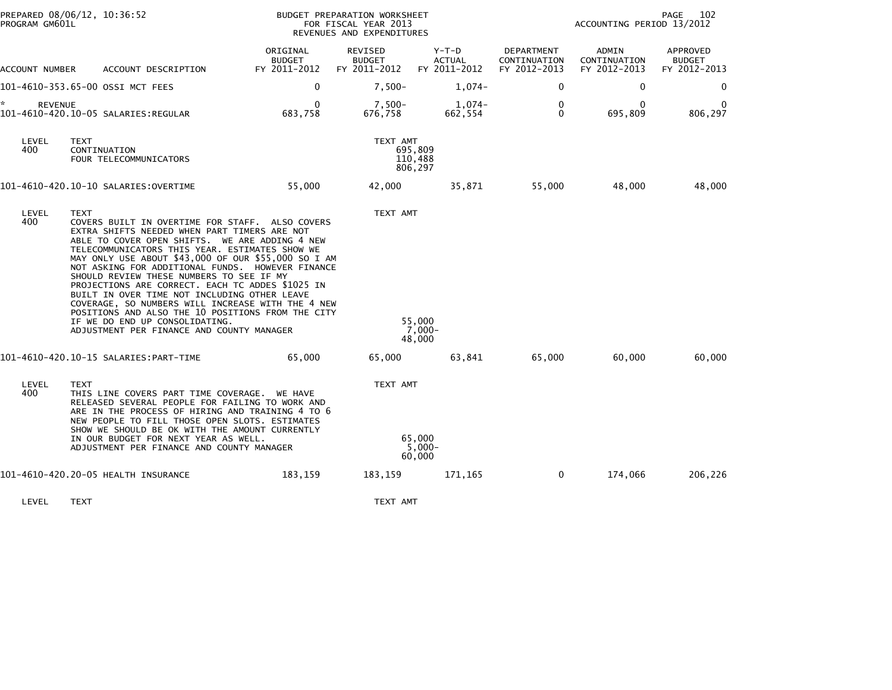PREPARED 08/06/12, 10:36:52
PROGRAM GM601L

BUDGET PREPARATION WORKSHEET
FOR FISCAL YEAR 2013
REVENUES AND EXPENDITURES

ACCOUNTING PERIOD 13/2012

| ACCOUNT NUMBER | ACCOUNT DESCRIPTION | ORIGINAL BUDGET FY 2011-2012 | REVISED BUDGET FY 2011-2012 | Y-T-D ACTUAL FY 2011-2012 | DEPARTMENT CONTINUATION FY 2012-2013 | ADMIN CONTINUATION FY 2012-2013 | APPROVED BUDGET FY 2012-2013 |
|---|---|---|---|---|---|---|---|
| 101-4610-353.65-00 | OSSI MCT FEES | 0 | 7,500- | 1,074- | 0 | 0 | 0 |
| * REVENUE | | 0 | 7,500- | 1,074- | 0 | 0 | 0 |
| 101-4610-420.10-05 | SALARIES:REGULAR | 683,758 | 676,758 | 662,554 | 0 | 695,809 | 806,297 |

| LEVEL | TEXT | TEXT AMT |
|---|---|---|
| 400 | CONTINUATION | 695,809 |
| | FOUR TELECOMMUNICATORS | 110,488 |
| | | 806,297 |

| ACCOUNT NUMBER | ACCOUNT DESCRIPTION | ORIGINAL BUDGET FY 2011-2012 | REVISED BUDGET FY 2011-2012 | Y-T-D ACTUAL FY 2011-2012 | DEPARTMENT CONTINUATION FY 2012-2013 | ADMIN CONTINUATION FY 2012-2013 | APPROVED BUDGET FY 2012-2013 |
|---|---|---|---|---|---|---|---|
| 101-4610-420.10-10 | SALARIES:OVERTIME | 55,000 | 42,000 | 35,871 | 55,000 | 48,000 | 48,000 |

| LEVEL | TEXT | TEXT AMT |
|---|---|---|
| 400 | COVERS BUILT IN OVERTIME FOR STAFF. ALSO COVERS EXTRA SHIFTS NEEDED WHEN PART TIMERS ARE NOT ABLE TO COVER OPEN SHIFTS. WE ARE ADDING 4 NEW TELECOMMUNICATORS THIS YEAR. ESTIMATES SHOW WE MAY ONLY USE ABOUT $43,000 OF OUR $55,000 SO I AM NOT ASKING FOR ADDITIONAL FUNDS. HOWEVER FINANCE SHOULD REVIEW THESE NUMBERS TO SEE IF MY PROJECTIONS ARE CORRECT. EACH TC ADDES $1025 IN BUILT IN OVER TIME NOT INCLUDING OTHER LEAVE COVERAGE, SO NUMBERS WILL INCREASE WITH THE 4 NEW POSITIONS AND ALSO THE 10 POSITIONS FROM THE CITY IF WE DO END UP CONSOLIDATING. | 55,000 |
| | ADJUSTMENT PER FINANCE AND COUNTY MANAGER | 7,000- |
| | | 48,000 |

| ACCOUNT NUMBER | ACCOUNT DESCRIPTION | ORIGINAL BUDGET FY 2011-2012 | REVISED BUDGET FY 2011-2012 | Y-T-D ACTUAL FY 2011-2012 | DEPARTMENT CONTINUATION FY 2012-2013 | ADMIN CONTINUATION FY 2012-2013 | APPROVED BUDGET FY 2012-2013 |
|---|---|---|---|---|---|---|---|
| 101-4610-420.10-15 | SALARIES:PART-TIME | 65,000 | 65,000 | 63,841 | 65,000 | 60,000 | 60,000 |

| LEVEL | TEXT | TEXT AMT |
|---|---|---|
| 400 | THIS LINE COVERS PART TIME COVERAGE. WE HAVE RELEASED SEVERAL PEOPLE FOR FAILING TO WORK AND ARE IN THE PROCESS OF HIRING AND TRAINING 4 TO 6 NEW PEOPLE TO FILL THOSE OPEN SLOTS. ESTIMATES SHOW WE SHOULD BE OK WITH THE AMOUNT CURRENTLY IN OUR BUDGET FOR NEXT YEAR AS WELL. | 65,000 |
| | ADJUSTMENT PER FINANCE AND COUNTY MANAGER | 5,000- |
| | | 60,000 |

| ACCOUNT NUMBER | ACCOUNT DESCRIPTION | ORIGINAL BUDGET FY 2011-2012 | REVISED BUDGET FY 2011-2012 | Y-T-D ACTUAL FY 2011-2012 | DEPARTMENT CONTINUATION FY 2012-2013 | ADMIN CONTINUATION FY 2012-2013 | APPROVED BUDGET FY 2012-2013 |
|---|---|---|---|---|---|---|---|
| 101-4610-420.20-05 | HEALTH INSURANCE | 183,159 | 183,159 | 171,165 | 0 | 174,066 | 206,226 |

| LEVEL | TEXT | TEXT AMT |
|---|---|---|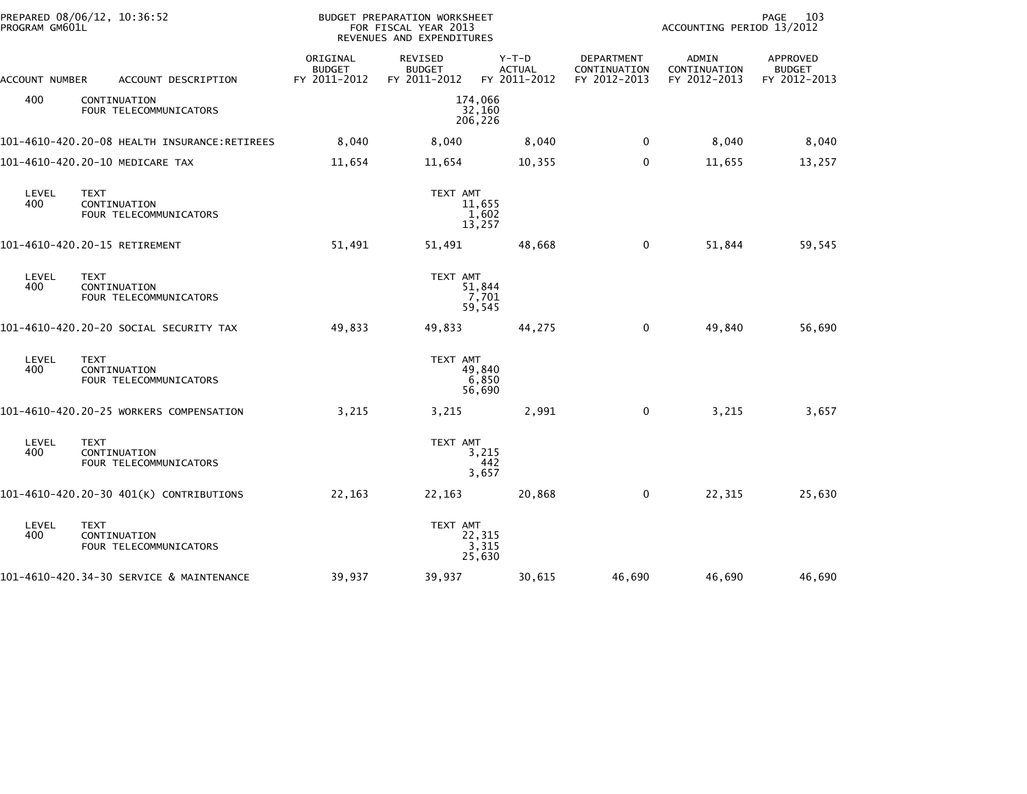PREPARED 08/06/12, 10:36:52 BUDGET PREPARATION WORKSHEET
PROGRAM GM601L FOR FISCAL YEAR 2013
REVENUES AND EXPENDITURES
ACCOUNTING PERIOD 13/2012

| ACCOUNT NUMBER | ACCOUNT DESCRIPTION | ORIGINAL BUDGET FY 2011-2012 | REVISED BUDGET FY 2011-2012 | Y-T-D ACTUAL FY 2011-2012 | DEPARTMENT CONTINUATION FY 2012-2013 | ADMIN CONTINUATION FY 2012-2013 | APPROVED BUDGET FY 2012-2013 |
|---|---|---|---|---|---|---|---|
| 400 | CONTINUATION<br>FOUR TELECOMMUNICATORS | | 174,066<br>32,160<br>206,226 | | | | |
| 101-4610-420.20-08 | HEALTH INSURANCE:RETIREES | 8,040 | 8,040 | 8,040 | 0 | 8,040 | 8,040 |
| 101-4610-420.20-10 | MEDICARE TAX | 11,654 | 11,654 | 10,355 | 0 | 11,655 | 13,257 |
| LEVEL<br>400 | TEXT<br>CONTINUATION<br>FOUR TELECOMMUNICATORS | | TEXT AMT<br>11,655<br>1,602<br>13,257 | | | | |
| 101-4610-420.20-15 | RETIREMENT | 51,491 | 51,491 | 48,668 | 0 | 51,844 | 59,545 |
| LEVEL<br>400 | TEXT<br>CONTINUATION<br>FOUR TELECOMMUNICATORS | | TEXT AMT<br>51,844<br>7,701<br>59,545 | | | | |
| 101-4610-420.20-20 | SOCIAL SECURITY TAX | 49,833 | 49,833 | 44,275 | 0 | 49,840 | 56,690 |
| LEVEL<br>400 | TEXT<br>CONTINUATION<br>FOUR TELECOMMUNICATORS | | TEXT AMT<br>49,840<br>6,850<br>56,690 | | | | |
| 101-4610-420.20-25 | WORKERS COMPENSATION | 3,215 | 3,215 | 2,991 | 0 | 3,215 | 3,657 |
| LEVEL<br>400 | TEXT<br>CONTINUATION<br>FOUR TELECOMMUNICATORS | | TEXT AMT<br>3,215<br>442<br>3,657 | | | | |
| 101-4610-420.20-30 | 401(K) CONTRIBUTIONS | 22,163 | 22,163 | 20,868 | 0 | 22,315 | 25,630 |
| LEVEL<br>400 | TEXT<br>CONTINUATION<br>FOUR TELECOMMUNICATORS | | TEXT AMT<br>22,315<br>3,315<br>25,630 | | | | |
| 101-4610-420.34-30 | SERVICE & MAINTENANCE | 39,937 | 39,937 | 30,615 | 46,690 | 46,690 | 46,690 |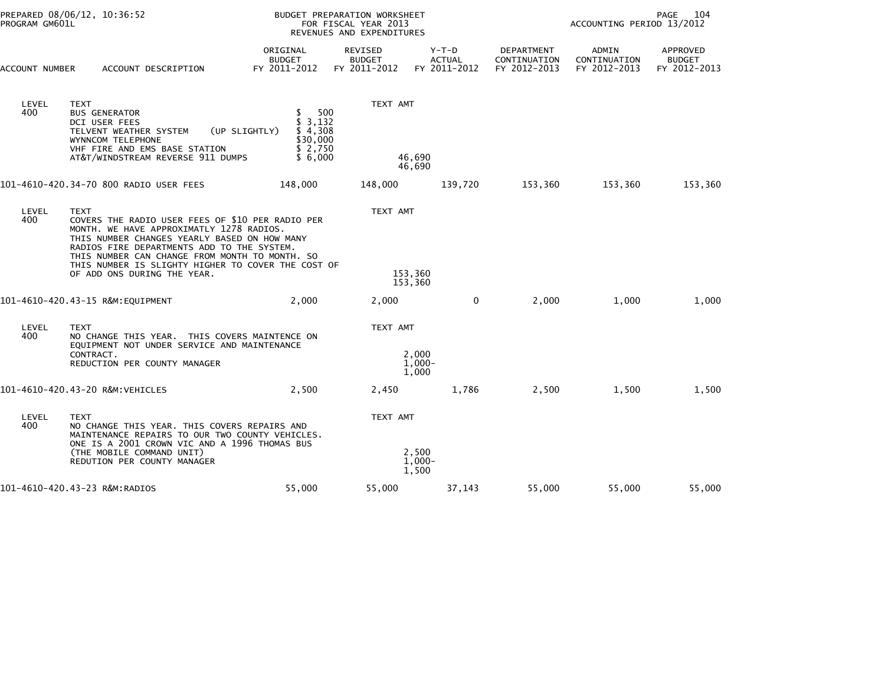PREPARED 08/06/12, 10:36:52
PROGRAM GM601L

BUDGET PREPARATION WORKSHEET
FOR FISCAL YEAR 2013
REVENUES AND EXPENDITURES

ACCOUNTING PERIOD 13/2012

| ACCOUNT NUMBER | ACCOUNT DESCRIPTION | ORIGINAL BUDGET FY 2011-2012 | REVISED BUDGET FY 2011-2012 | Y-T-D ACTUAL FY 2011-2012 | DEPARTMENT CONTINUATION FY 2012-2013 | ADMIN CONTINUATION FY 2012-2013 | APPROVED BUDGET FY 2012-2013 |
|---|---|---|---|---|---|---|---|
| LEVEL 400 | TEXT<br>BUS GENERATOR<br>DCI USER FEES<br>TELVENT WEATHER SYSTEM (UP SLIGHTLY)<br>WYNNCOM TELEPHONE<br>VHF FIRE AND EMS BASE STATION<br>AT&T/WINDSTREAM REVERSE 911 DUMPS | \$ 500<br>\$ 3,132<br>\$ 4,308<br>\$30,000<br>\$ 2,750<br>\$ 6,000 | TEXT AMT<br><br><br><br><br><br>46,690<br>46,690 | | | | |
| 101-4610-420.34-70 | 800 RADIO USER FEES | 148,000 | 148,000 | 139,720 | 153,360 | 153,360 | 153,360 |
| LEVEL 400 | TEXT<br>COVERS THE RADIO USER FEES OF $10 PER RADIO PER MONTH. WE HAVE APPROXIMATLY 1278 RADIOS. THIS NUMBER CHANGES YEARLY BASED ON HOW MANY RADIOS FIRE DEPARTMENTS ADD TO THE SYSTEM. THIS NUMBER CAN CHANGE FROM MONTH TO MONTH. SO THIS NUMBER IS SLIGHTY HIGHER TO COVER THE COST OF OF ADD ONS DURING THE YEAR. | | TEXT AMT<br><br>153,360<br>153,360 | | | | |
| 101-4610-420.43-15 | R&M:EQUIPMENT | 2,000 | 2,000 | 0 | 2,000 | 1,000 | 1,000 |
| LEVEL 400 | TEXT<br>NO CHANGE THIS YEAR. THIS COVERS MAINTENCE ON EQUIPMENT NOT UNDER SERVICE AND MAINTENANCE CONTRACT.<br>REDUCTION PER COUNTY MANAGER | | TEXT AMT<br><br>2,000<br>1,000-<br>1,000 | | | | |
| 101-4610-420.43-20 | R&M:VEHICLES | 2,500 | 2,450 | 1,786 | 2,500 | 1,500 | 1,500 |
| LEVEL 400 | TEXT<br>NO CHANGE THIS YEAR. THIS COVERS REPAIRS AND MAINTENANCE REPAIRS TO OUR TWO COUNTY VEHICLES. ONE IS A 2001 CROWN VIC AND A 1996 THOMAS BUS (THE MOBILE COMMAND UNIT)<br>REDUTION PER COUNTY MANAGER | | TEXT AMT<br><br>2,500<br>1,000-<br>1,500 | | | | |
| 101-4610-420.43-23 | R&M:RADIOS | 55,000 | 55,000 | 37,143 | 55,000 | 55,000 | 55,000 |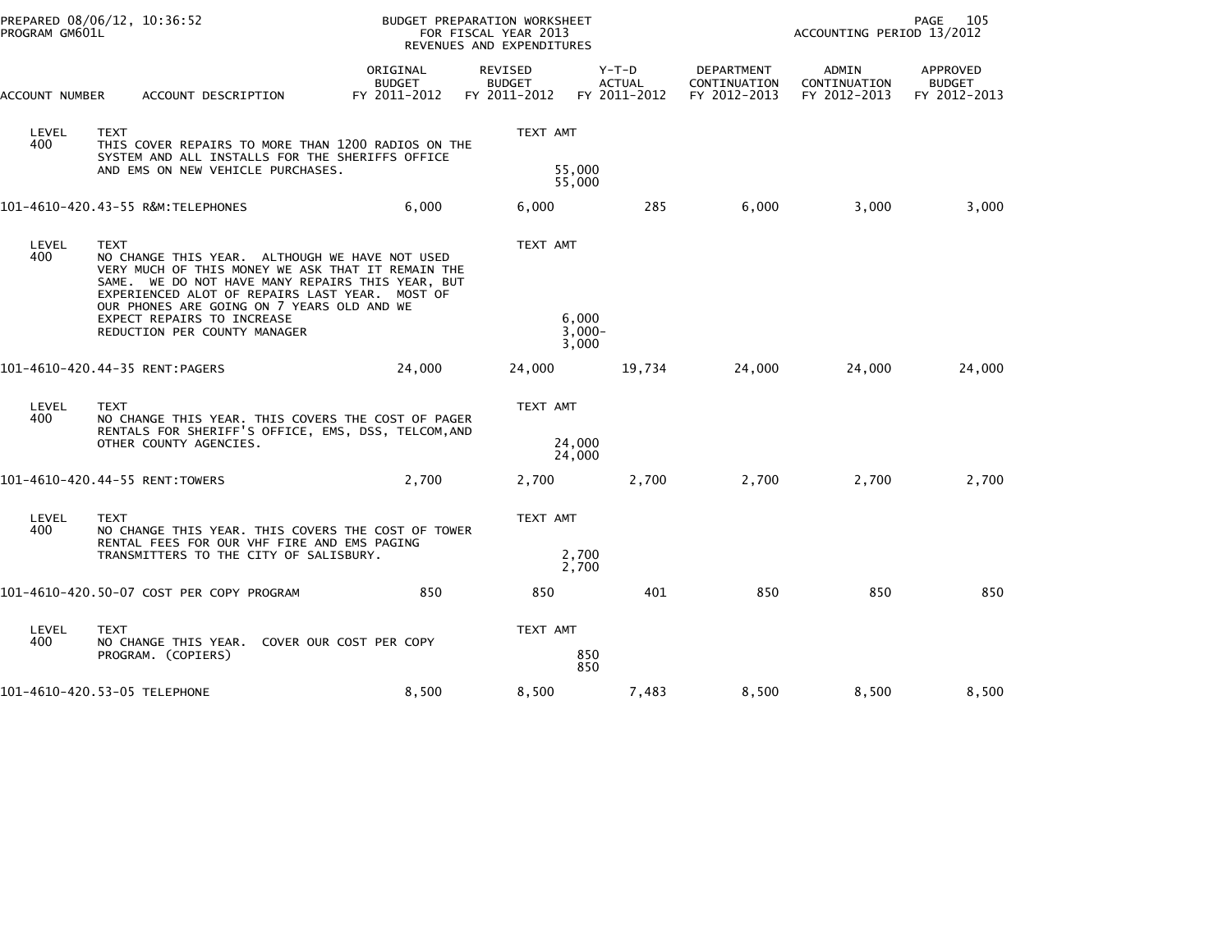| ACCOUNT NUMBER | ACCOUNT DESCRIPTION | ORIGINAL BUDGET FY 2011-2012 | REVISED BUDGET FY 2011-2012 | Y-T-D ACTUAL FY 2011-2012 | DEPARTMENT CONTINUATION FY 2012-2013 | ADMIN CONTINUATION FY 2012-2013 | APPROVED BUDGET FY 2012-2013 |
|---|---|---|---|---|---|---|---|
| LEVEL 400 | TEXT<br>THIS COVER REPAIRS TO MORE THAN 1200 RADIOS ON THE SYSTEM AND ALL INSTALLS FOR THE SHERIFFS OFFICE AND EMS ON NEW VEHICLE PURCHASES. | | TEXT AMT<br>55,000<br>55,000 | | | | |
| 101-4610-420.43-55 | R&M:TELEPHONES | 6,000 | 6,000 | 285 | 6,000 | 3,000 | 3,000 |
| LEVEL 400 | TEXT<br>NO CHANGE THIS YEAR. ALTHOUGH WE HAVE NOT USED VERY MUCH OF THIS MONEY WE ASK THAT IT REMAIN THE SAME. WE DO NOT HAVE MANY REPAIRS THIS YEAR, BUT EXPERIENCED ALOT OF REPAIRS LAST YEAR. MOST OF OUR PHONES ARE GOING ON 7 YEARS OLD AND WE EXPECT REPAIRS TO INCREASE<br>REDUCTION PER COUNTY MANAGER | | TEXT AMT<br>6,000<br>3,000-<br>3,000 | | | | |
| 101-4610-420.44-35 | RENT:PAGERS | 24,000 | 24,000 | 19,734 | 24,000 | 24,000 | 24,000 |
| LEVEL 400 | TEXT<br>NO CHANGE THIS YEAR. THIS COVERS THE COST OF PAGER RENTALS FOR SHERIFF'S OFFICE, EMS, DSS, TELCOM,AND OTHER COUNTY AGENCIES. | | TEXT AMT<br>24,000<br>24,000 | | | | |
| 101-4610-420.44-55 | RENT:TOWERS | 2,700 | 2,700 | 2,700 | 2,700 | 2,700 | 2,700 |
| LEVEL 400 | TEXT<br>NO CHANGE THIS YEAR. THIS COVERS THE COST OF TOWER RENTAL FEES FOR OUR VHF FIRE AND EMS PAGING TRANSMITTERS TO THE CITY OF SALISBURY. | | TEXT AMT<br>2,700<br>2,700 | | | | |
| 101-4610-420.50-07 | COST PER COPY PROGRAM | 850 | 850 | 401 | 850 | 850 | 850 |
| LEVEL 400 | TEXT<br>NO CHANGE THIS YEAR. COVER OUR COST PER COPY PROGRAM. (COPIERS) | | TEXT AMT<br>850<br>850 | | | | |
| 101-4610-420.53-05 | TELEPHONE | 8,500 | 8,500 | 7,483 | 8,500 | 8,500 | 8,500 |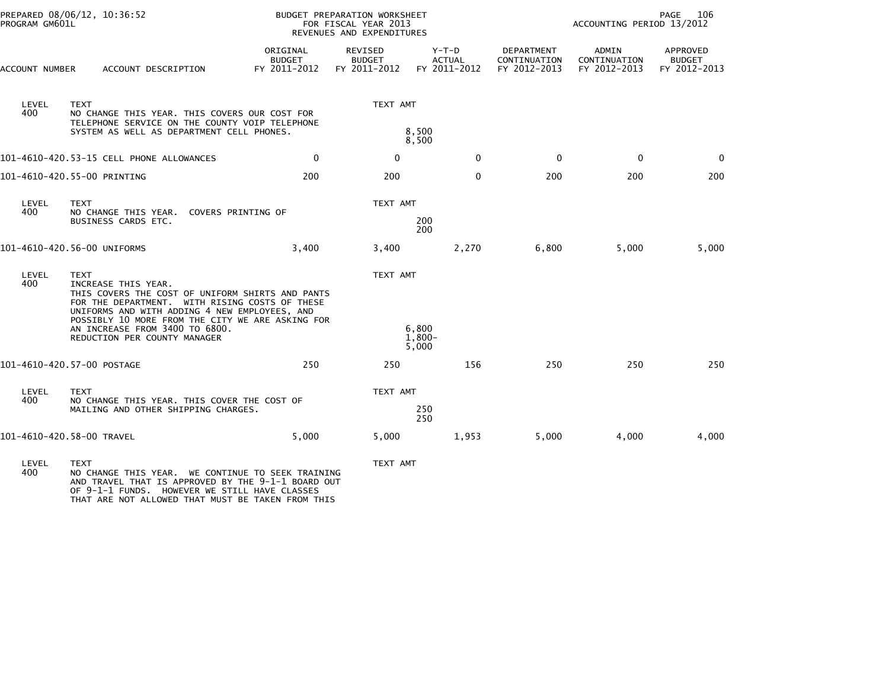PREPARED 08/06/12, 10:36:52
PROGRAM GM601L

BUDGET PREPARATION WORKSHEET
FOR FISCAL YEAR 2013
REVENUES AND EXPENDITURES

ACCOUNTING PERIOD 13/2012

| ACCOUNT NUMBER | ACCOUNT DESCRIPTION | ORIGINAL BUDGET FY 2011-2012 | REVISED BUDGET FY 2011-2012 | Y-T-D ACTUAL FY 2011-2012 | DEPARTMENT CONTINUATION FY 2012-2013 | ADMIN CONTINUATION FY 2012-2013 | APPROVED BUDGET FY 2012-2013 |
|---|---|---|---|---|---|---|---|
| LEVEL 400 | TEXT<br>NO CHANGE THIS YEAR. THIS COVERS OUR COST FOR TELEPHONE SERVICE ON THE COUNTY VOIP TELEPHONE SYSTEM AS WELL AS DEPARTMENT CELL PHONES. | | TEXT AMT<br>8,500<br>8,500 | | | | |
| 101-4610-420.53-15 | CELL PHONE ALLOWANCES | 0 | 0 | 0 | 0 | 0 | 0 |
| 101-4610-420.55-00 | PRINTING | 200 | 200 | 0 | 200 | 200 | 200 |
| LEVEL 400 | TEXT<br>NO CHANGE THIS YEAR. COVERS PRINTING OF BUSINESS CARDS ETC. | | TEXT AMT<br>200<br>200 | | | | |
| 101-4610-420.56-00 | UNIFORMS | 3,400 | 3,400 | 2,270 | 6,800 | 5,000 | 5,000 |
| LEVEL 400 | TEXT<br>INCREASE THIS YEAR.<br>THIS COVERS THE COST OF UNIFORM SHIRTS AND PANTS FOR THE DEPARTMENT. WITH RISING COSTS OF THESE UNIFORMS AND WITH ADDING 4 NEW EMPLOYEES, AND POSSIBLY 10 MORE FROM THE CITY WE ARE ASKING FOR AN INCREASE FROM 3400 TO 6800.<br>REDUCTION PER COUNTY MANAGER | | TEXT AMT<br>6,800<br>1,800-<br>5,000 | | | | |
| 101-4610-420.57-00 | POSTAGE | 250 | 250 | 156 | 250 | 250 | 250 |
| LEVEL 400 | TEXT<br>NO CHANGE THIS YEAR. THIS COVER THE COST OF MAILING AND OTHER SHIPPING CHARGES. | | TEXT AMT<br>250<br>250 | | | | |
| 101-4610-420.58-00 | TRAVEL | 5,000 | 5,000 | 1,953 | 5,000 | 4,000 | 4,000 |
| LEVEL 400 | TEXT<br>NO CHANGE THIS YEAR. WE CONTINUE TO SEEK TRAINING AND TRAVEL THAT IS APPROVED BY THE 9-1-1 BOARD OUT OF 9-1-1 FUNDS. HOWEVER WE STILL HAVE CLASSES THAT ARE NOT ALLOWED THAT MUST BE TAKEN FROM THIS | | TEXT AMT | | | | |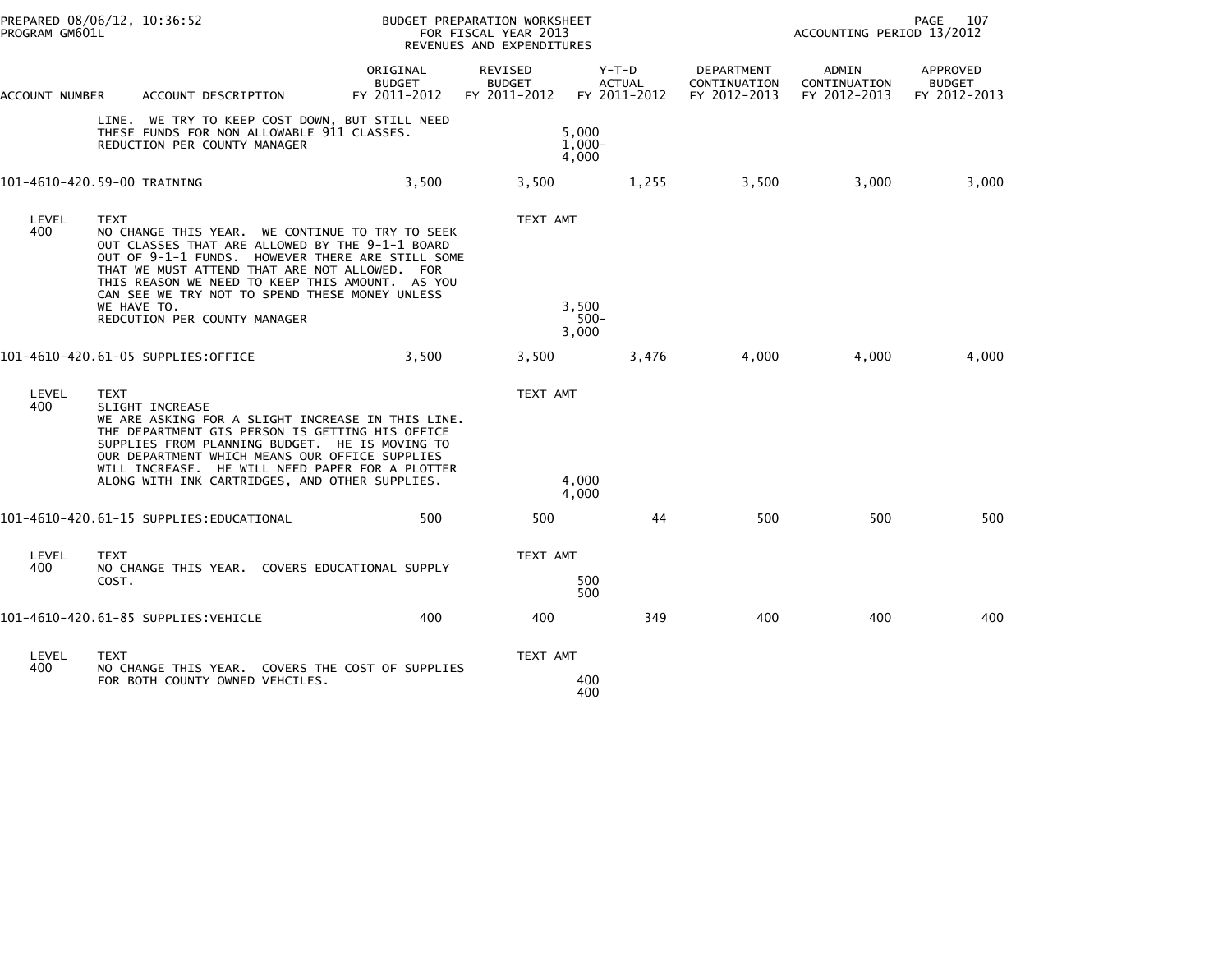| ACCOUNT NUMBER | ACCOUNT DESCRIPTION | ORIGINAL BUDGET FY 2011-2012 | REVISED BUDGET FY 2011-2012 | Y-T-D ACTUAL FY 2011-2012 | DEPARTMENT CONTINUATION FY 2012-2013 | ADMIN CONTINUATION FY 2012-2013 | APPROVED BUDGET FY 2012-2013 |
|---|---|---|---|---|---|---|---|

LINE. WE TRY TO KEEP COST DOWN, BUT STILL NEED THESE FUNDS FOR NON ALLOWABLE 911 CLASSES. — 5,000
REDUCTION PER COUNTY MANAGER — 1,000-
4,000

| ACCOUNT NUMBER | ACCOUNT DESCRIPTION | ORIGINAL BUDGET FY 2011-2012 | REVISED BUDGET FY 2011-2012 | Y-T-D ACTUAL FY 2011-2012 | DEPARTMENT CONTINUATION FY 2012-2013 | ADMIN CONTINUATION FY 2012-2013 | APPROVED BUDGET FY 2012-2013 |
|---|---|---|---|---|---|---|---|
| 101-4610-420.59-00 | TRAINING | 3,500 | 3,500 | 1,255 | 3,500 | 3,000 | 3,000 |

| LEVEL | TEXT | TEXT AMT |
|---|---|---|
| 400 | NO CHANGE THIS YEAR. WE CONTINUE TO TRY TO SEEK OUT CLASSES THAT ARE ALLOWED BY THE 9-1-1 BOARD OUT OF 9-1-1 FUNDS. HOWEVER THERE ARE STILL SOME THAT WE MUST ATTEND THAT ARE NOT ALLOWED. FOR THIS REASON WE NEED TO KEEP THIS AMOUNT. AS YOU CAN SEE WE TRY NOT TO SPEND THESE MONEY UNLESS WE HAVE TO. | 3,500 |
| | REDCUTION PER COUNTY MANAGER | 500- |
| | | 3,000 |

| ACCOUNT NUMBER | ACCOUNT DESCRIPTION | ORIGINAL BUDGET FY 2011-2012 | REVISED BUDGET FY 2011-2012 | Y-T-D ACTUAL FY 2011-2012 | DEPARTMENT CONTINUATION FY 2012-2013 | ADMIN CONTINUATION FY 2012-2013 | APPROVED BUDGET FY 2012-2013 |
|---|---|---|---|---|---|---|---|
| 101-4610-420.61-05 | SUPPLIES:OFFICE | 3,500 | 3,500 | 3,476 | 4,000 | 4,000 | 4,000 |

| LEVEL | TEXT | TEXT AMT |
|---|---|---|
| 400 | SLIGHT INCREASE<br>WE ARE ASKING FOR A SLIGHT INCREASE IN THIS LINE. THE DEPARTMENT GIS PERSON IS GETTING HIS OFFICE SUPPLIES FROM PLANNING BUDGET. HE IS MOVING TO OUR DEPARTMENT WHICH MEANS OUR OFFICE SUPPLIES WILL INCREASE. HE WILL NEED PAPER FOR A PLOTTER ALONG WITH INK CARTRIDGES, AND OTHER SUPPLIES. | 4,000 |
| | | 4,000 |

| ACCOUNT NUMBER | ACCOUNT DESCRIPTION | ORIGINAL BUDGET FY 2011-2012 | REVISED BUDGET FY 2011-2012 | Y-T-D ACTUAL FY 2011-2012 | DEPARTMENT CONTINUATION FY 2012-2013 | ADMIN CONTINUATION FY 2012-2013 | APPROVED BUDGET FY 2012-2013 |
|---|---|---|---|---|---|---|---|
| 101-4610-420.61-15 | SUPPLIES:EDUCATIONAL | 500 | 500 | 44 | 500 | 500 | 500 |

| LEVEL | TEXT | TEXT AMT |
|---|---|---|
| 400 | NO CHANGE THIS YEAR. COVERS EDUCATIONAL SUPPLY COST. | 500 |
| | | 500 |

| ACCOUNT NUMBER | ACCOUNT DESCRIPTION | ORIGINAL BUDGET FY 2011-2012 | REVISED BUDGET FY 2011-2012 | Y-T-D ACTUAL FY 2011-2012 | DEPARTMENT CONTINUATION FY 2012-2013 | ADMIN CONTINUATION FY 2012-2013 | APPROVED BUDGET FY 2012-2013 |
|---|---|---|---|---|---|---|---|
| 101-4610-420.61-85 | SUPPLIES:VEHICLE | 400 | 400 | 349 | 400 | 400 | 400 |

| LEVEL | TEXT | TEXT AMT |
|---|---|---|
| 400 | NO CHANGE THIS YEAR. COVERS THE COST OF SUPPLIES FOR BOTH COUNTY OWNED VEHCILES. | 400 |
| | | 400 |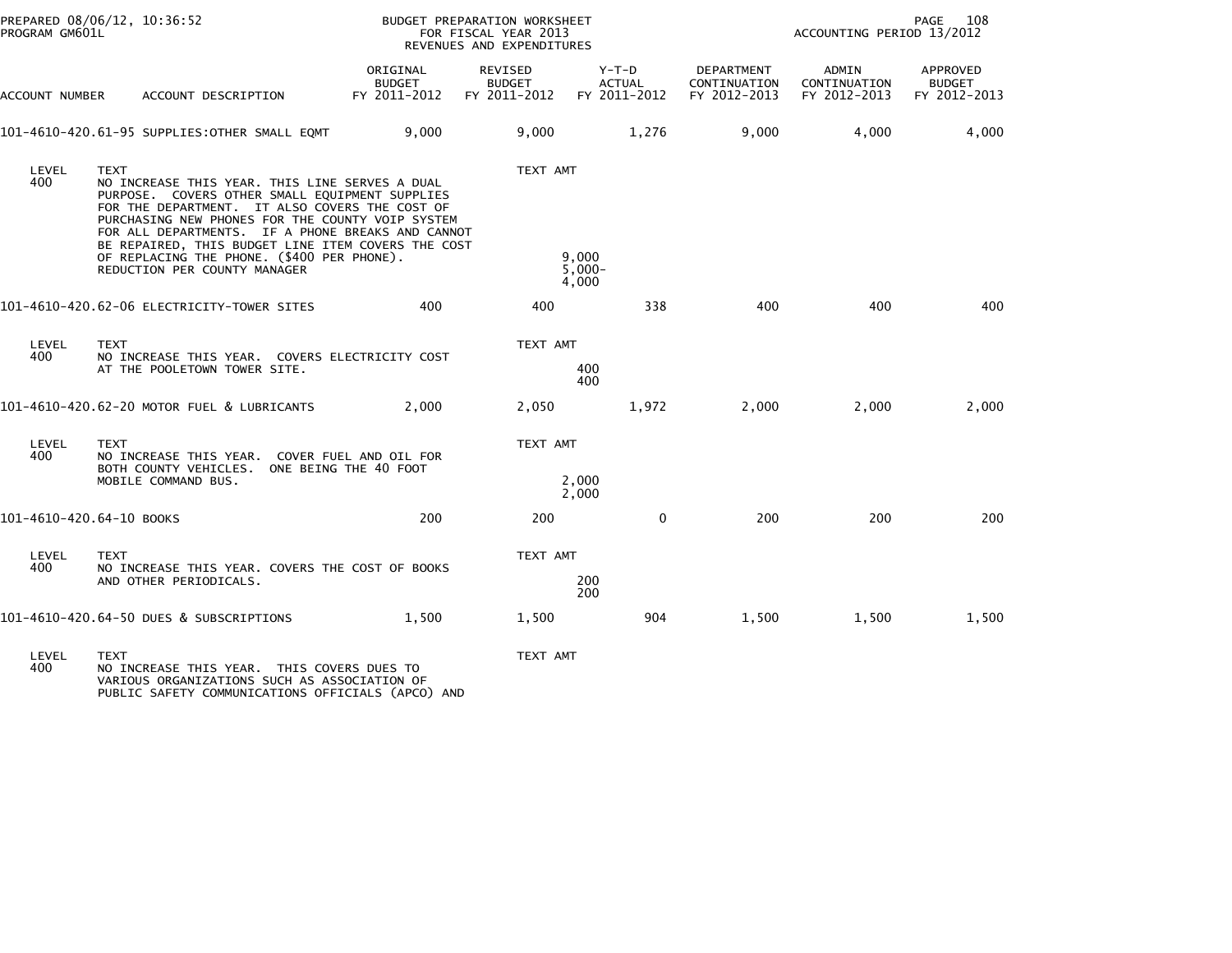BUDGET PREPARATION WORKSHEET
FOR FISCAL YEAR 2013
REVENUES AND EXPENDITURES

PREPARED 08/06/12, 10:36:52
PROGRAM GM601L

ACCOUNTING PERIOD 13/2012

| ACCOUNT NUMBER | ACCOUNT DESCRIPTION | ORIGINAL BUDGET FY 2011-2012 | REVISED BUDGET FY 2011-2012 | Y-T-D ACTUAL FY 2011-2012 | DEPARTMENT CONTINUATION FY 2012-2013 | ADMIN CONTINUATION FY 2012-2013 | APPROVED BUDGET FY 2012-2013 |
|---|---|---|---|---|---|---|---|
| 101-4610-420.61-95 | SUPPLIES:OTHER SMALL EQMT | 9,000 | 9,000 | 1,276 | 9,000 | 4,000 | 4,000 |

LEVEL 400 TEXT / TEXT AMT

NO INCREASE THIS YEAR. THIS LINE SERVES A DUAL PURPOSE. COVERS OTHER SMALL EQUIPMENT SUPPLIES FOR THE DEPARTMENT. IT ALSO COVERS THE COST OF PURCHASING NEW PHONES FOR THE COUNTY VOIP SYSTEM FOR ALL DEPARTMENTS. IF A PHONE BREAKS AND CANNOT BE REPAIRED, THIS BUDGET LINE ITEM COVERS THE COST OF REPLACING THE PHONE. ($400 PER PHONE). — 9,000

REDUCTION PER COUNTY MANAGER — 5,000-

4,000

| ACCOUNT NUMBER | ACCOUNT DESCRIPTION | ORIGINAL BUDGET FY 2011-2012 | REVISED BUDGET FY 2011-2012 | Y-T-D ACTUAL FY 2011-2012 | DEPARTMENT CONTINUATION FY 2012-2013 | ADMIN CONTINUATION FY 2012-2013 | APPROVED BUDGET FY 2012-2013 |
|---|---|---|---|---|---|---|---|
| 101-4610-420.62-06 | ELECTRICITY-TOWER SITES | 400 | 400 | 338 | 400 | 400 | 400 |

LEVEL 400 TEXT / TEXT AMT

NO INCREASE THIS YEAR. COVERS ELECTRICITY COST AT THE POOLETOWN TOWER SITE. — 400

400

| ACCOUNT NUMBER | ACCOUNT DESCRIPTION | ORIGINAL BUDGET FY 2011-2012 | REVISED BUDGET FY 2011-2012 | Y-T-D ACTUAL FY 2011-2012 | DEPARTMENT CONTINUATION FY 2012-2013 | ADMIN CONTINUATION FY 2012-2013 | APPROVED BUDGET FY 2012-2013 |
|---|---|---|---|---|---|---|---|
| 101-4610-420.62-20 | MOTOR FUEL & LUBRICANTS | 2,000 | 2,050 | 1,972 | 2,000 | 2,000 | 2,000 |

LEVEL 400 TEXT / TEXT AMT

NO INCREASE THIS YEAR. COVER FUEL AND OIL FOR BOTH COUNTY VEHICLES. ONE BEING THE 40 FOOT MOBILE COMMAND BUS. — 2,000

2,000

| ACCOUNT NUMBER | ACCOUNT DESCRIPTION | ORIGINAL BUDGET FY 2011-2012 | REVISED BUDGET FY 2011-2012 | Y-T-D ACTUAL FY 2011-2012 | DEPARTMENT CONTINUATION FY 2012-2013 | ADMIN CONTINUATION FY 2012-2013 | APPROVED BUDGET FY 2012-2013 |
|---|---|---|---|---|---|---|---|
| 101-4610-420.64-10 | BOOKS | 200 | 200 | 0 | 200 | 200 | 200 |

LEVEL 400 TEXT / TEXT AMT

NO INCREASE THIS YEAR. COVERS THE COST OF BOOKS AND OTHER PERIODICALS. — 200

200

| ACCOUNT NUMBER | ACCOUNT DESCRIPTION | ORIGINAL BUDGET FY 2011-2012 | REVISED BUDGET FY 2011-2012 | Y-T-D ACTUAL FY 2011-2012 | DEPARTMENT CONTINUATION FY 2012-2013 | ADMIN CONTINUATION FY 2012-2013 | APPROVED BUDGET FY 2012-2013 |
|---|---|---|---|---|---|---|---|
| 101-4610-420.64-50 | DUES & SUBSCRIPTIONS | 1,500 | 1,500 | 904 | 1,500 | 1,500 | 1,500 |

LEVEL 400 TEXT / TEXT AMT

NO INCREASE THIS YEAR. THIS COVERS DUES TO VARIOUS ORGANIZATIONS SUCH AS ASSOCIATION OF PUBLIC SAFETY COMMUNICATIONS OFFICIALS (APCO) AND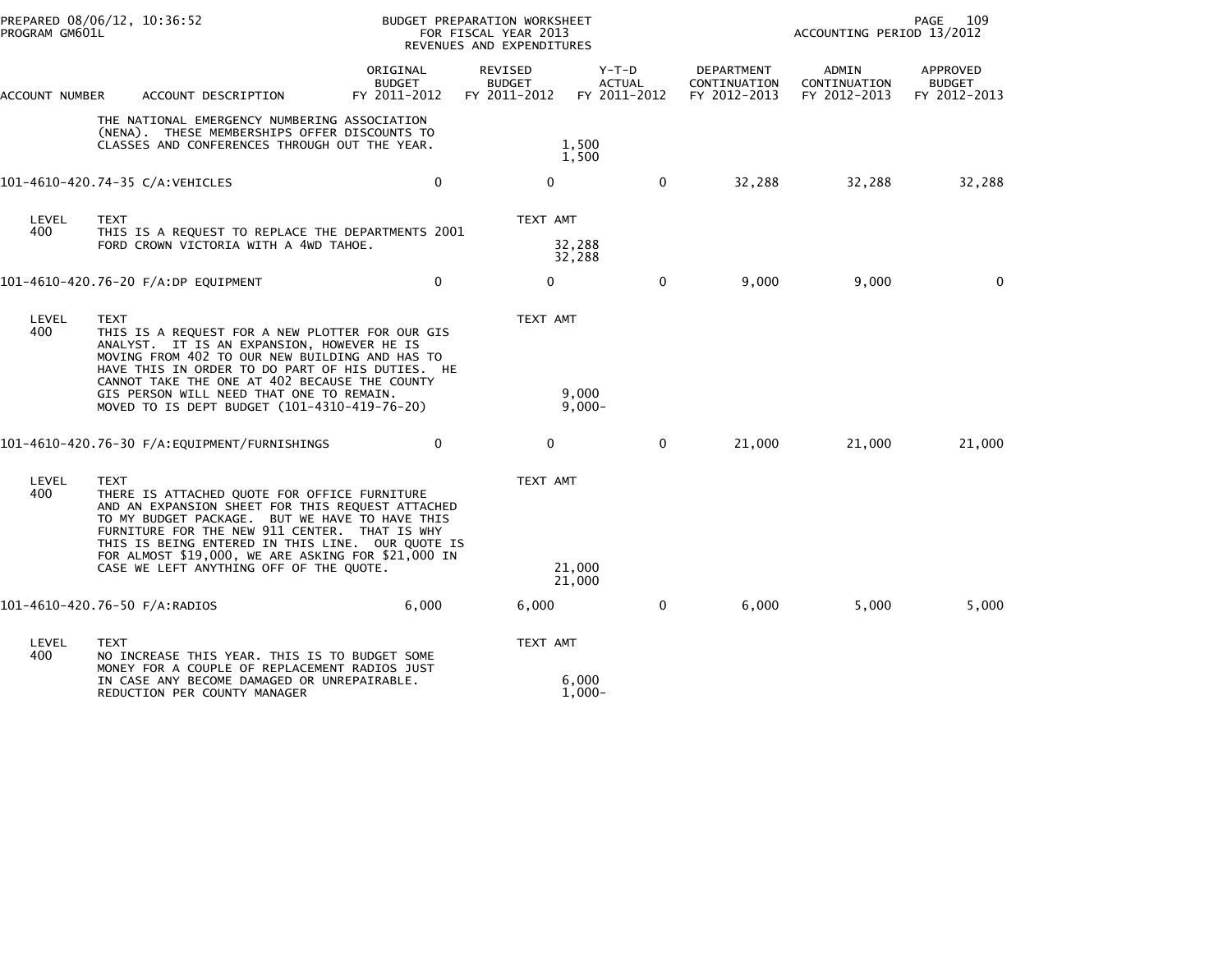BUDGET PREPARATION WORKSHEET
FOR FISCAL YEAR 2013
REVENUES AND EXPENDITURES

| ACCOUNT NUMBER | ACCOUNT DESCRIPTION | ORIGINAL BUDGET FY 2011-2012 | REVISED BUDGET FY 2011-2012 | Y-T-D ACTUAL FY 2011-2012 | DEPARTMENT CONTINUATION FY 2012-2013 | ADMIN CONTINUATION FY 2012-2013 | APPROVED BUDGET FY 2012-2013 |
|---|---|---|---|---|---|---|---|
| | THE NATIONAL EMERGENCY NUMBERING ASSOCIATION (NENA). THESE MEMBERSHIPS OFFER DISCOUNTS TO CLASSES AND CONFERENCES THROUGH OUT THE YEAR. | | 1,500<br>1,500 | | | | |
| 101-4610-420.74-35 | C/A:VEHICLES | 0 | 0 | 0 | 32,288 | 32,288 | 32,288 |
| LEVEL 400 | TEXT<br>THIS IS A REQUEST TO REPLACE THE DEPARTMENTS 2001 FORD CROWN VICTORIA WITH A 4WD TAHOE. | | TEXT AMT<br>32,288<br>32,288 | | | | |
| 101-4610-420.76-20 | F/A:DP EQUIPMENT | 0 | 0 | 0 | 9,000 | 9,000 | 0 |
| LEVEL 400 | TEXT<br>THIS IS A REQUEST FOR A NEW PLOTTER FOR OUR GIS ANALYST. IT IS AN EXPANSION, HOWEVER HE IS MOVING FROM 402 TO OUR NEW BUILDING AND HAS TO HAVE THIS IN ORDER TO DO PART OF HIS DUTIES. HE CANNOT TAKE THE ONE AT 402 BECAUSE THE COUNTY GIS PERSON WILL NEED THAT ONE TO REMAIN.<br>MOVED TO IS DEPT BUDGET (101-4310-419-76-20) | | TEXT AMT<br>9,000<br>9,000- | | | | |
| 101-4610-420.76-30 | F/A:EQUIPMENT/FURNISHINGS | 0 | 0 | 0 | 21,000 | 21,000 | 21,000 |
| LEVEL 400 | TEXT<br>THERE IS ATTACHED QUOTE FOR OFFICE FURNITURE AND AN EXPANSION SHEET FOR THIS REQUEST ATTACHED TO MY BUDGET PACKAGE. BUT WE HAVE TO HAVE THIS FURNITURE FOR THE NEW 911 CENTER. THAT IS WHY THIS IS BEING ENTERED IN THIS LINE. OUR QUOTE IS FOR ALMOST $19,000, WE ARE ASKING FOR $21,000 IN CASE WE LEFT ANYTHING OFF OF THE QUOTE. | | TEXT AMT<br>21,000<br>21,000 | | | | |
| 101-4610-420.76-50 | F/A:RADIOS | 6,000 | 6,000 | 0 | 6,000 | 5,000 | 5,000 |
| LEVEL 400 | TEXT<br>NO INCREASE THIS YEAR. THIS IS TO BUDGET SOME MONEY FOR A COUPLE OF REPLACEMENT RADIOS JUST IN CASE ANY BECOME DAMAGED OR UNREPAIRABLE.<br>REDUCTION PER COUNTY MANAGER | | TEXT AMT<br>6,000<br>1,000- | | | | |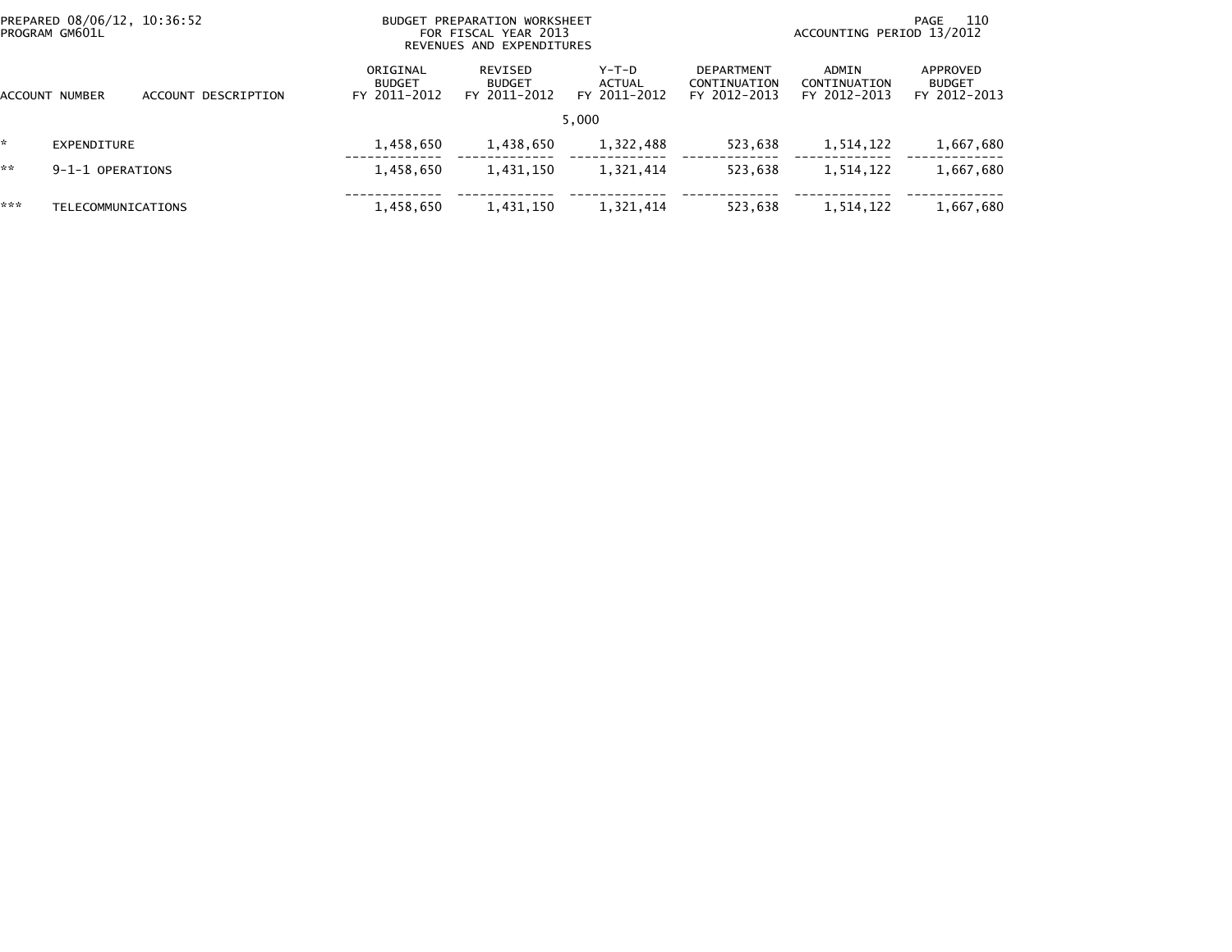PREPARED 08/06/12, 10:36:52
PROGRAM GM601L

BUDGET PREPARATION WORKSHEET
FOR FISCAL YEAR 2013
REVENUES AND EXPENDITURES

ACCOUNTING PERIOD 13/2012

| ACCOUNT NUMBER | ACCOUNT DESCRIPTION | ORIGINAL BUDGET FY 2011-2012 | REVISED BUDGET FY 2011-2012 | Y-T-D ACTUAL FY 2011-2012 | DEPARTMENT CONTINUATION FY 2012-2013 | ADMIN CONTINUATION FY 2012-2013 | APPROVED BUDGET FY 2012-2013 |
|---|---|---|---|---|---|---|---|
| | | | | 5,000 | | | |
| * | EXPENDITURE | 1,458,650 | 1,438,650 | 1,322,488 | 523,638 | 1,514,122 | 1,667,680 |
| ** | 9-1-1 OPERATIONS | 1,458,650 | 1,431,150 | 1,321,414 | 523,638 | 1,514,122 | 1,667,680 |
| *** | TELECOMMUNICATIONS | 1,458,650 | 1,431,150 | 1,321,414 | 523,638 | 1,514,122 | 1,667,680 |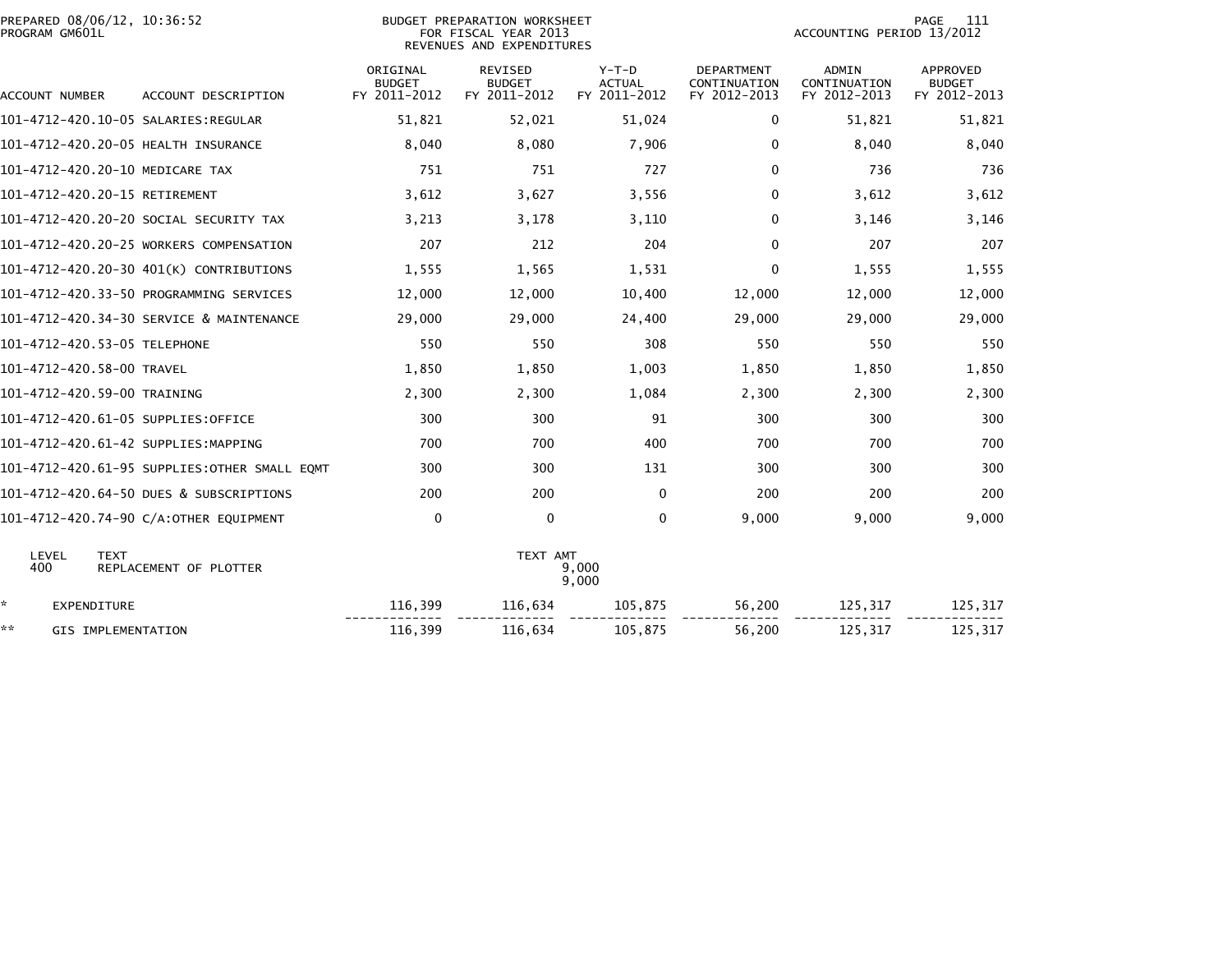PREPARED 08/06/12, 10:36:52
PROGRAM GM601L

BUDGET PREPARATION WORKSHEET
FOR FISCAL YEAR 2013
REVENUES AND EXPENDITURES

ACCOUNTING PERIOD 13/2012

| ACCOUNT NUMBER | ACCOUNT DESCRIPTION | ORIGINAL BUDGET FY 2011-2012 | REVISED BUDGET FY 2011-2012 | Y-T-D ACTUAL FY 2011-2012 | DEPARTMENT CONTINUATION FY 2012-2013 | ADMIN CONTINUATION FY 2012-2013 | APPROVED BUDGET FY 2012-2013 |
|---|---|---|---|---|---|---|---|
| 101-4712-420.10-05 | SALARIES:REGULAR | 51,821 | 52,021 | 51,024 | 0 | 51,821 | 51,821 |
| 101-4712-420.20-05 | HEALTH INSURANCE | 8,040 | 8,080 | 7,906 | 0 | 8,040 | 8,040 |
| 101-4712-420.20-10 | MEDICARE TAX | 751 | 751 | 727 | 0 | 736 | 736 |
| 101-4712-420.20-15 | RETIREMENT | 3,612 | 3,627 | 3,556 | 0 | 3,612 | 3,612 |
| 101-4712-420.20-20 | SOCIAL SECURITY TAX | 3,213 | 3,178 | 3,110 | 0 | 3,146 | 3,146 |
| 101-4712-420.20-25 | WORKERS COMPENSATION | 207 | 212 | 204 | 0 | 207 | 207 |
| 101-4712-420.20-30 | 401(K) CONTRIBUTIONS | 1,555 | 1,565 | 1,531 | 0 | 1,555 | 1,555 |
| 101-4712-420.33-50 | PROGRAMMING SERVICES | 12,000 | 12,000 | 10,400 | 12,000 | 12,000 | 12,000 |
| 101-4712-420.34-30 | SERVICE & MAINTENANCE | 29,000 | 29,000 | 24,400 | 29,000 | 29,000 | 29,000 |
| 101-4712-420.53-05 | TELEPHONE | 550 | 550 | 308 | 550 | 550 | 550 |
| 101-4712-420.58-00 | TRAVEL | 1,850 | 1,850 | 1,003 | 1,850 | 1,850 | 1,850 |
| 101-4712-420.59-00 | TRAINING | 2,300 | 2,300 | 1,084 | 2,300 | 2,300 | 2,300 |
| 101-4712-420.61-05 | SUPPLIES:OFFICE | 300 | 300 | 91 | 300 | 300 | 300 |
| 101-4712-420.61-42 | SUPPLIES:MAPPING | 700 | 700 | 400 | 700 | 700 | 700 |
| 101-4712-420.61-95 | SUPPLIES:OTHER SMALL EQMT | 300 | 300 | 131 | 300 | 300 | 300 |
| 101-4712-420.64-50 | DUES & SUBSCRIPTIONS | 200 | 200 | 0 | 200 | 200 | 200 |
| 101-4712-420.74-90 | C/A:OTHER EQUIPMENT | 0 | 0 | 0 | 9,000 | 9,000 | 9,000 |

| LEVEL | TEXT | TEXT AMT |
|---|---|---|
| 400 | REPLACEMENT OF PLOTTER | 9,000 |
| | | 9,000 |

| | | ORIGINAL BUDGET FY 2011-2012 | REVISED BUDGET FY 2011-2012 | Y-T-D ACTUAL FY 2011-2012 | DEPARTMENT CONTINUATION FY 2012-2013 | ADMIN CONTINUATION FY 2012-2013 | APPROVED BUDGET FY 2012-2013 |
|---|---|---|---|---|---|---|---|
| * | EXPENDITURE | 116,399 | 116,634 | 105,875 | 56,200 | 125,317 | 125,317 |
| ** | GIS IMPLEMENTATION | 116,399 | 116,634 | 105,875 | 56,200 | 125,317 | 125,317 |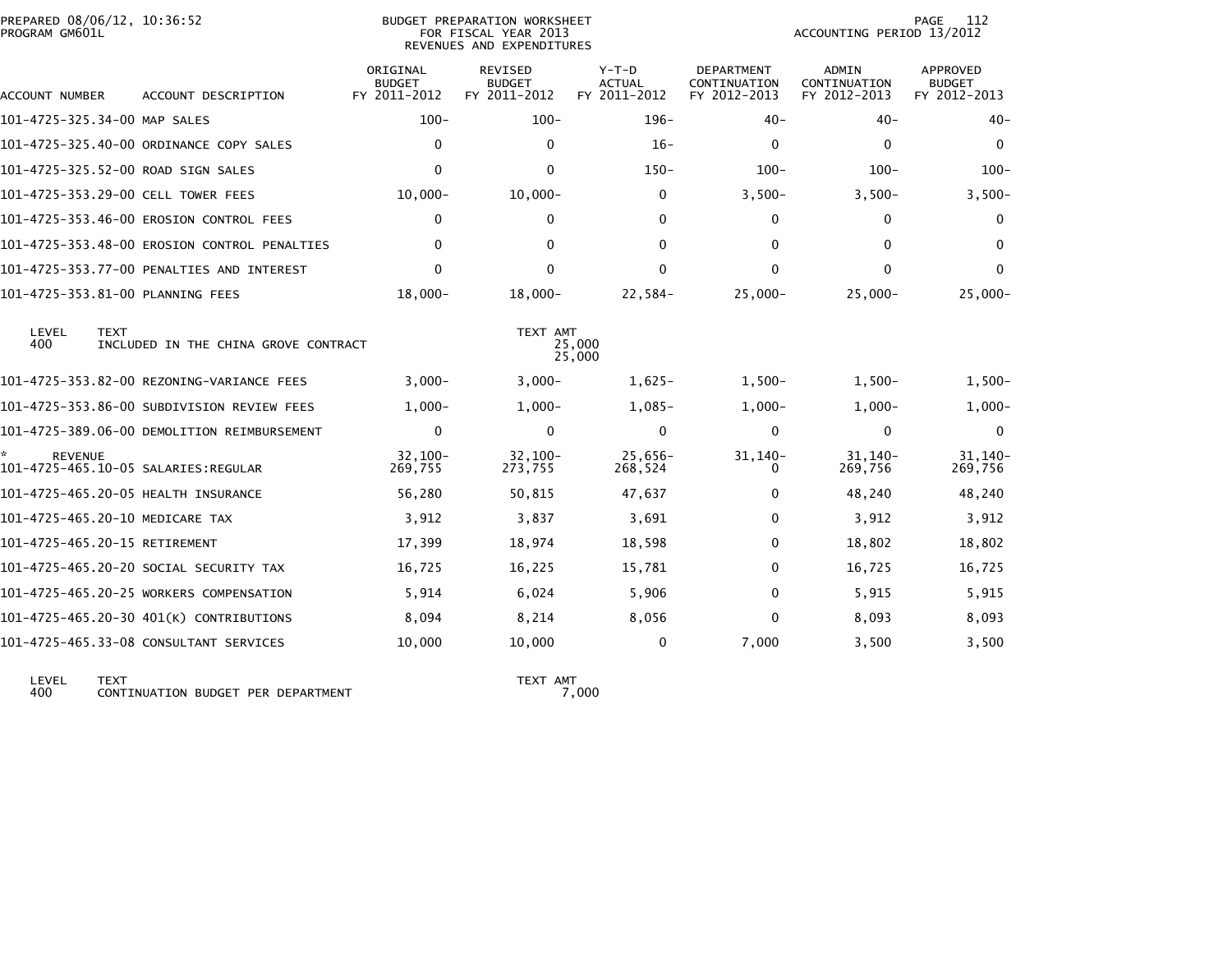PREPARED 08/06/12, 10:36:52
PROGRAM GM601L

BUDGET PREPARATION WORKSHEET
FOR FISCAL YEAR 2013
REVENUES AND EXPENDITURES

ACCOUNTING PERIOD 13/2012

| ACCOUNT NUMBER | ACCOUNT DESCRIPTION | ORIGINAL BUDGET FY 2011-2012 | REVISED BUDGET FY 2011-2012 | Y-T-D ACTUAL FY 2011-2012 | DEPARTMENT CONTINUATION FY 2012-2013 | ADMIN CONTINUATION FY 2012-2013 | APPROVED BUDGET FY 2012-2013 |
|---|---|---|---|---|---|---|---|
| 101-4725-325.34-00 | MAP SALES | 100- | 100- | 196- | 40- | 40- | 40- |
| 101-4725-325.40-00 | ORDINANCE COPY SALES | 0 | 0 | 16- | 0 | 0 | 0 |
| 101-4725-325.52-00 | ROAD SIGN SALES | 0 | 0 | 150- | 100- | 100- | 100- |
| 101-4725-353.29-00 | CELL TOWER FEES | 10,000- | 10,000- | 0 | 3,500- | 3,500- | 3,500- |
| 101-4725-353.46-00 | EROSION CONTROL FEES | 0 | 0 | 0 | 0 | 0 | 0 |
| 101-4725-353.48-00 | EROSION CONTROL PENALTIES | 0 | 0 | 0 | 0 | 0 | 0 |
| 101-4725-353.77-00 | PENALTIES AND INTEREST | 0 | 0 | 0 | 0 | 0 | 0 |
| 101-4725-353.81-00 | PLANNING FEES | 18,000- | 18,000- | 22,584- | 25,000- | 25,000- | 25,000- |

| LEVEL | TEXT | TEXT AMT |
|---|---|---|
| 400 | INCLUDED IN THE CHINA GROVE CONTRACT | 25,000 |
| | | 25,000 |

| ACCOUNT NUMBER | ACCOUNT DESCRIPTION | ORIGINAL BUDGET FY 2011-2012 | REVISED BUDGET FY 2011-2012 | Y-T-D ACTUAL FY 2011-2012 | DEPARTMENT CONTINUATION FY 2012-2013 | ADMIN CONTINUATION FY 2012-2013 | APPROVED BUDGET FY 2012-2013 |
|---|---|---|---|---|---|---|---|
| 101-4725-353.82-00 | REZONING-VARIANCE FEES | 3,000- | 3,000- | 1,625- | 1,500- | 1,500- | 1,500- |
| 101-4725-353.86-00 | SUBDIVISION REVIEW FEES | 1,000- | 1,000- | 1,085- | 1,000- | 1,000- | 1,000- |
| 101-4725-389.06-00 | DEMOLITION REIMBURSEMENT | 0 | 0 | 0 | 0 | 0 | 0 |
| * REVENUE | | 32,100- | 32,100- | 25,656- | 31,140- | 31,140- | 31,140- |
| 101-4725-465.10-05 | SALARIES:REGULAR | 269,755 | 273,755 | 268,524 | 0 | 269,756 | 269,756 |
| 101-4725-465.20-05 | HEALTH INSURANCE | 56,280 | 50,815 | 47,637 | 0 | 48,240 | 48,240 |
| 101-4725-465.20-10 | MEDICARE TAX | 3,912 | 3,837 | 3,691 | 0 | 3,912 | 3,912 |
| 101-4725-465.20-15 | RETIREMENT | 17,399 | 18,974 | 18,598 | 0 | 18,802 | 18,802 |
| 101-4725-465.20-20 | SOCIAL SECURITY TAX | 16,725 | 16,225 | 15,781 | 0 | 16,725 | 16,725 |
| 101-4725-465.20-25 | WORKERS COMPENSATION | 5,914 | 6,024 | 5,906 | 0 | 5,915 | 5,915 |
| 101-4725-465.20-30 | 401(K) CONTRIBUTIONS | 8,094 | 8,214 | 8,056 | 0 | 8,093 | 8,093 |
| 101-4725-465.33-08 | CONSULTANT SERVICES | 10,000 | 10,000 | 0 | 7,000 | 3,500 | 3,500 |

| LEVEL | TEXT | TEXT AMT |
|---|---|---|
| 400 | CONTINUATION BUDGET PER DEPARTMENT | 7,000 |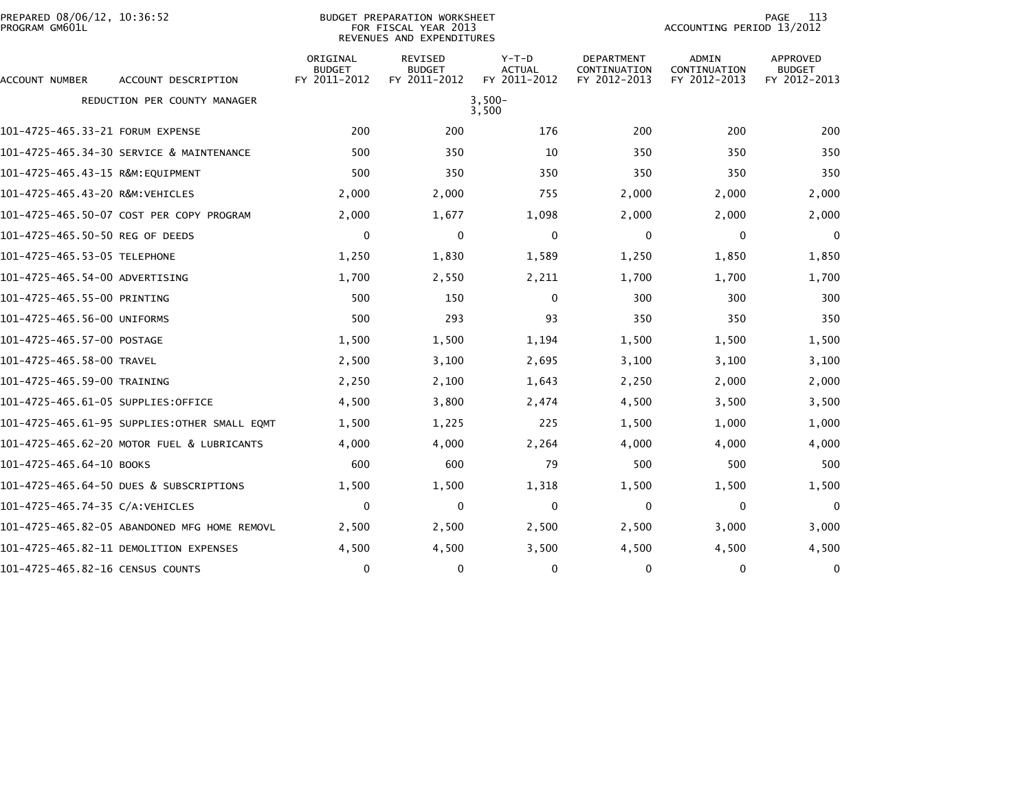PREPARED 08/06/12, 10:36:52
PROGRAM GM601L

BUDGET PREPARATION WORKSHEET
FOR FISCAL YEAR 2013
REVENUES AND EXPENDITURES

ACCOUNTING PERIOD 13/2012

| ACCOUNT NUMBER | ACCOUNT DESCRIPTION | ORIGINAL BUDGET FY 2011-2012 | REVISED BUDGET FY 2011-2012 | Y-T-D ACTUAL FY 2011-2012 | DEPARTMENT CONTINUATION FY 2012-2013 | ADMIN CONTINUATION FY 2012-2013 | APPROVED BUDGET FY 2012-2013 |
|---|---|---|---|---|---|---|---|
| | REDUCTION PER COUNTY MANAGER | | | 3,500-<br>3,500 | | | |
| 101-4725-465.33-21 | FORUM EXPENSE | 200 | 200 | 176 | 200 | 200 | 200 |
| 101-4725-465.34-30 | SERVICE & MAINTENANCE | 500 | 350 | 10 | 350 | 350 | 350 |
| 101-4725-465.43-15 | R&M:EQUIPMENT | 500 | 350 | 350 | 350 | 350 | 350 |
| 101-4725-465.43-20 | R&M:VEHICLES | 2,000 | 2,000 | 755 | 2,000 | 2,000 | 2,000 |
| 101-4725-465.50-07 | COST PER COPY PROGRAM | 2,000 | 1,677 | 1,098 | 2,000 | 2,000 | 2,000 |
| 101-4725-465.50-50 | REG OF DEEDS | 0 | 0 | 0 | 0 | 0 | 0 |
| 101-4725-465.53-05 | TELEPHONE | 1,250 | 1,830 | 1,589 | 1,250 | 1,850 | 1,850 |
| 101-4725-465.54-00 | ADVERTISING | 1,700 | 2,550 | 2,211 | 1,700 | 1,700 | 1,700 |
| 101-4725-465.55-00 | PRINTING | 500 | 150 | 0 | 300 | 300 | 300 |
| 101-4725-465.56-00 | UNIFORMS | 500 | 293 | 93 | 350 | 350 | 350 |
| 101-4725-465.57-00 | POSTAGE | 1,500 | 1,500 | 1,194 | 1,500 | 1,500 | 1,500 |
| 101-4725-465.58-00 | TRAVEL | 2,500 | 3,100 | 2,695 | 3,100 | 3,100 | 3,100 |
| 101-4725-465.59-00 | TRAINING | 2,250 | 2,100 | 1,643 | 2,250 | 2,000 | 2,000 |
| 101-4725-465.61-05 | SUPPLIES:OFFICE | 4,500 | 3,800 | 2,474 | 4,500 | 3,500 | 3,500 |
| 101-4725-465.61-95 | SUPPLIES:OTHER SMALL EQMT | 1,500 | 1,225 | 225 | 1,500 | 1,000 | 1,000 |
| 101-4725-465.62-20 | MOTOR FUEL & LUBRICANTS | 4,000 | 4,000 | 2,264 | 4,000 | 4,000 | 4,000 |
| 101-4725-465.64-10 | BOOKS | 600 | 600 | 79 | 500 | 500 | 500 |
| 101-4725-465.64-50 | DUES & SUBSCRIPTIONS | 1,500 | 1,500 | 1,318 | 1,500 | 1,500 | 1,500 |
| 101-4725-465.74-35 | C/A:VEHICLES | 0 | 0 | 0 | 0 | 0 | 0 |
| 101-4725-465.82-05 | ABANDONED MFG HOME REMOVL | 2,500 | 2,500 | 2,500 | 2,500 | 3,000 | 3,000 |
| 101-4725-465.82-11 | DEMOLITION EXPENSES | 4,500 | 4,500 | 3,500 | 4,500 | 4,500 | 4,500 |
| 101-4725-465.82-16 | CENSUS COUNTS | 0 | 0 | 0 | 0 | 0 | 0 |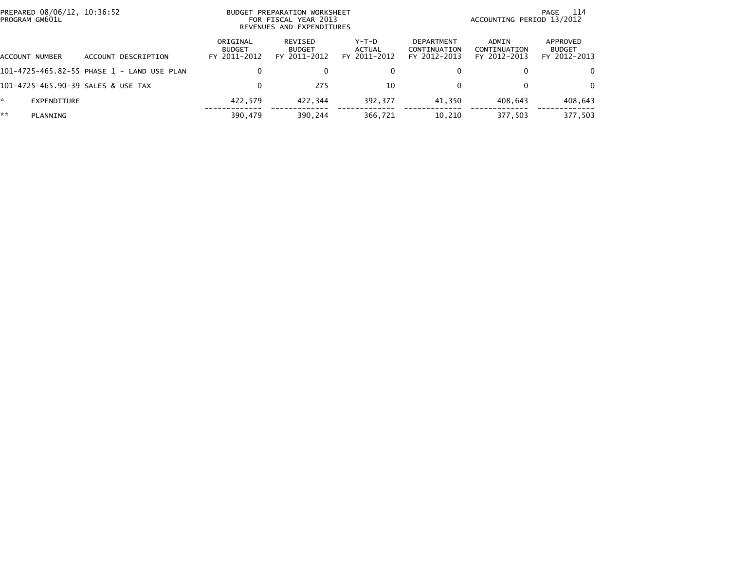PREPARED 08/06/12, 10:36:52
PROGRAM GM601L

BUDGET PREPARATION WORKSHEET
FOR FISCAL YEAR 2013
REVENUES AND EXPENDITURES

ACCOUNTING PERIOD 13/2012

| ACCOUNT NUMBER | ACCOUNT DESCRIPTION | ORIGINAL BUDGET FY 2011-2012 | REVISED BUDGET FY 2011-2012 | Y-T-D ACTUAL FY 2011-2012 | DEPARTMENT CONTINUATION FY 2012-2013 | ADMIN CONTINUATION FY 2012-2013 | APPROVED BUDGET FY 2012-2013 |
|---|---|---|---|---|---|---|---|
| 101-4725-465.82-55 | PHASE 1 - LAND USE PLAN | 0 | 0 | 0 | 0 | 0 | 0 |
| 101-4725-465.90-39 | SALES & USE TAX | 0 | 275 | 10 | 0 | 0 | 0 |
| * | EXPENDITURE | 422,579 | 422,344 | 392,377 | 41,350 | 408,643 | 408,643 |
| ** | PLANNING | 390,479 | 390,244 | 366,721 | 10,210 | 377,503 | 377,503 |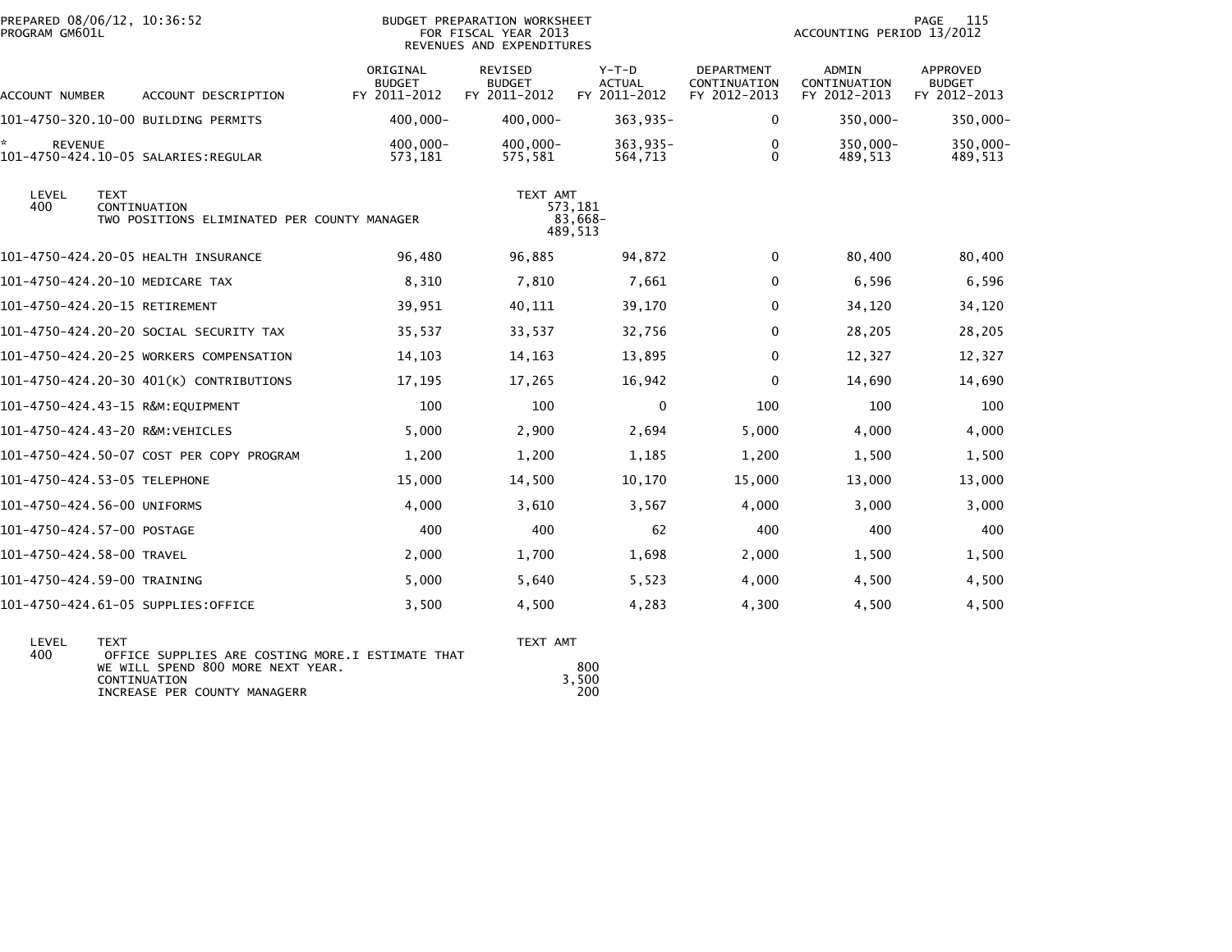PREPARED 08/06/12, 10:36:52
PROGRAM GM601L

BUDGET PREPARATION WORKSHEET
FOR FISCAL YEAR 2013
REVENUES AND EXPENDITURES

ACCOUNTING PERIOD 13/2012

| ACCOUNT NUMBER | ACCOUNT DESCRIPTION | ORIGINAL BUDGET FY 2011-2012 | REVISED BUDGET FY 2011-2012 | Y-T-D ACTUAL FY 2011-2012 | DEPARTMENT CONTINUATION FY 2012-2013 | ADMIN CONTINUATION FY 2012-2013 | APPROVED BUDGET FY 2012-2013 |
|---|---|---|---|---|---|---|---|
| 101-4750-320.10-00 | BUILDING PERMITS | 400,000- | 400,000- | 363,935- | 0 | 350,000- | 350,000- |
| * REVENUE | | 400,000- | 400,000- | 363,935- | 0 | 350,000- | 350,000- |
| 101-4750-424.10-05 | SALARIES:REGULAR | 573,181 | 575,581 | 564,713 | 0 | 489,513 | 489,513 |

| LEVEL | TEXT | TEXT AMT |
|---|---|---|
| 400 | CONTINUATION | 573,181 |
| | TWO POSITIONS ELIMINATED PER COUNTY MANAGER | 83,668- |
| | | 489,513 |

| ACCOUNT NUMBER | ACCOUNT DESCRIPTION | ORIGINAL BUDGET FY 2011-2012 | REVISED BUDGET FY 2011-2012 | Y-T-D ACTUAL FY 2011-2012 | DEPARTMENT CONTINUATION FY 2012-2013 | ADMIN CONTINUATION FY 2012-2013 | APPROVED BUDGET FY 2012-2013 |
|---|---|---|---|---|---|---|---|
| 101-4750-424.20-05 | HEALTH INSURANCE | 96,480 | 96,885 | 94,872 | 0 | 80,400 | 80,400 |
| 101-4750-424.20-10 | MEDICARE TAX | 8,310 | 7,810 | 7,661 | 0 | 6,596 | 6,596 |
| 101-4750-424.20-15 | RETIREMENT | 39,951 | 40,111 | 39,170 | 0 | 34,120 | 34,120 |
| 101-4750-424.20-20 | SOCIAL SECURITY TAX | 35,537 | 33,537 | 32,756 | 0 | 28,205 | 28,205 |
| 101-4750-424.20-25 | WORKERS COMPENSATION | 14,103 | 14,163 | 13,895 | 0 | 12,327 | 12,327 |
| 101-4750-424.20-30 | 401(K) CONTRIBUTIONS | 17,195 | 17,265 | 16,942 | 0 | 14,690 | 14,690 |
| 101-4750-424.43-15 | R&M:EQUIPMENT | 100 | 100 | 0 | 100 | 100 | 100 |
| 101-4750-424.43-20 | R&M:VEHICLES | 5,000 | 2,900 | 2,694 | 5,000 | 4,000 | 4,000 |
| 101-4750-424.50-07 | COST PER COPY PROGRAM | 1,200 | 1,200 | 1,185 | 1,200 | 1,500 | 1,500 |
| 101-4750-424.53-05 | TELEPHONE | 15,000 | 14,500 | 10,170 | 15,000 | 13,000 | 13,000 |
| 101-4750-424.56-00 | UNIFORMS | 4,000 | 3,610 | 3,567 | 4,000 | 3,000 | 3,000 |
| 101-4750-424.57-00 | POSTAGE | 400 | 400 | 62 | 400 | 400 | 400 |
| 101-4750-424.58-00 | TRAVEL | 2,000 | 1,700 | 1,698 | 2,000 | 1,500 | 1,500 |
| 101-4750-424.59-00 | TRAINING | 5,000 | 5,640 | 5,523 | 4,000 | 4,500 | 4,500 |
| 101-4750-424.61-05 | SUPPLIES:OFFICE | 3,500 | 4,500 | 4,283 | 4,300 | 4,500 | 4,500 |

| LEVEL | TEXT | TEXT AMT |
|---|---|---|
| 400 | OFFICE SUPPLIES ARE COSTING MORE.I ESTIMATE THAT | |
| | WE WILL SPEND 800 MORE NEXT YEAR. | 800 |
| | CONTINUATION | 3,500 |
| | INCREASE PER COUNTY MANAGERR | 200 |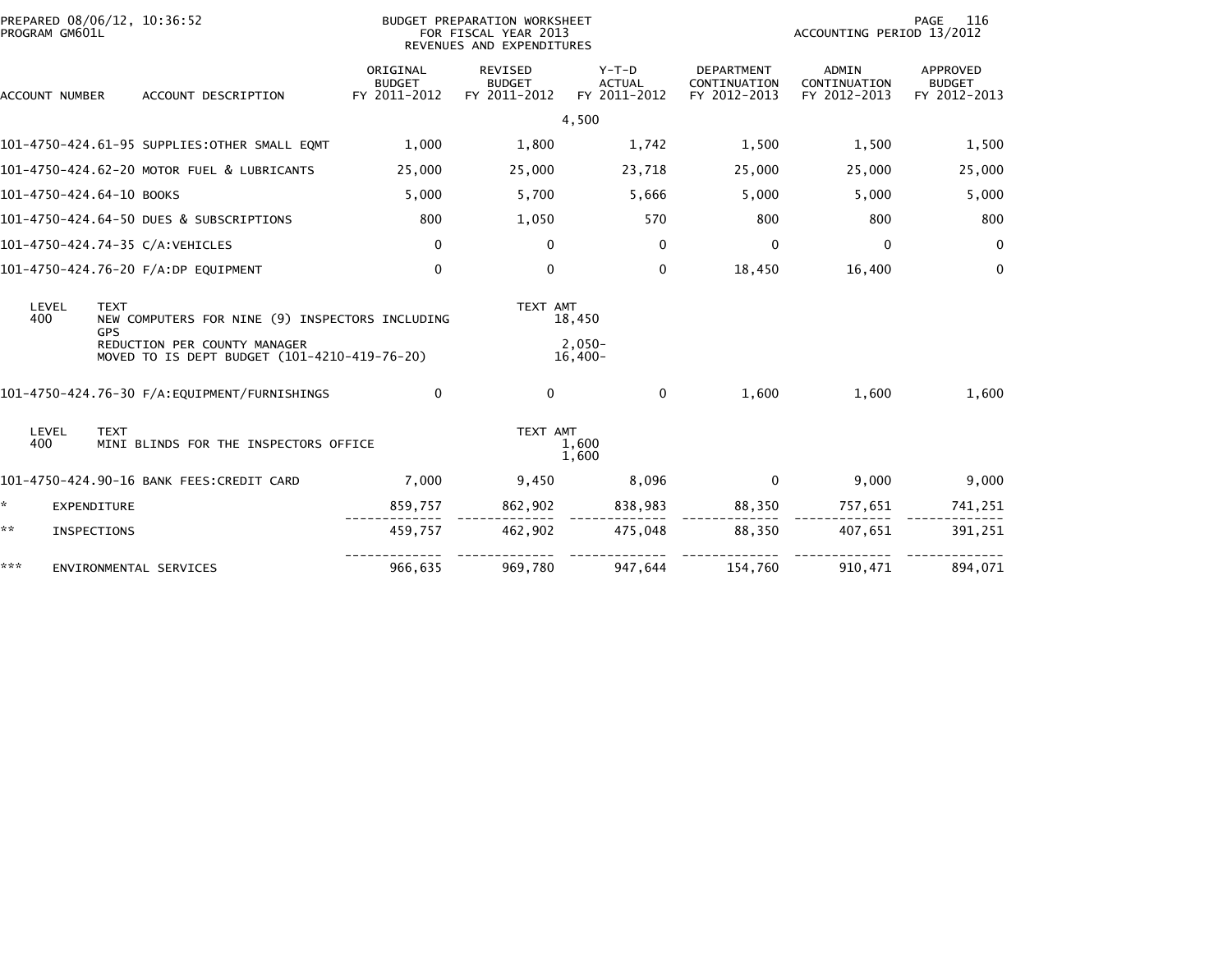PREPARED 08/06/12, 10:36:52
PROGRAM GM601L

BUDGET PREPARATION WORKSHEET
FOR FISCAL YEAR 2013
REVENUES AND EXPENDITURES

ACCOUNTING PERIOD 13/2012

| ACCOUNT NUMBER | ACCOUNT DESCRIPTION | ORIGINAL BUDGET FY 2011-2012 | REVISED BUDGET FY 2011-2012 | Y-T-D ACTUAL FY 2011-2012 | DEPARTMENT CONTINUATION FY 2012-2013 | ADMIN CONTINUATION FY 2012-2013 | APPROVED BUDGET FY 2012-2013 |
|---|---|---|---|---|---|---|---|
| | | | | 4,500 | | | |
| 101-4750-424.61-95 | SUPPLIES:OTHER SMALL EQMT | 1,000 | 1,800 | 1,742 | 1,500 | 1,500 | 1,500 |
| 101-4750-424.62-20 | MOTOR FUEL & LUBRICANTS | 25,000 | 25,000 | 23,718 | 25,000 | 25,000 | 25,000 |
| 101-4750-424.64-10 | BOOKS | 5,000 | 5,700 | 5,666 | 5,000 | 5,000 | 5,000 |
| 101-4750-424.64-50 | DUES & SUBSCRIPTIONS | 800 | 1,050 | 570 | 800 | 800 | 800 |
| 101-4750-424.74-35 | C/A:VEHICLES | 0 | 0 | 0 | 0 | 0 | 0 |
| 101-4750-424.76-20 | F/A:DP EQUIPMENT | 0 | 0 | 0 | 18,450 | 16,400 | 0 |

| LEVEL | TEXT | TEXT AMT |
|---|---|---|
| 400 | NEW COMPUTERS FOR NINE (9) INSPECTORS INCLUDING GPS | 18,450 |
| | REDUCTION PER COUNTY MANAGER | 2,050- |
| | MOVED TO IS DEPT BUDGET (101-4210-419-76-20) | 16,400- |

| ACCOUNT NUMBER | ACCOUNT DESCRIPTION | ORIGINAL BUDGET FY 2011-2012 | REVISED BUDGET FY 2011-2012 | Y-T-D ACTUAL FY 2011-2012 | DEPARTMENT CONTINUATION FY 2012-2013 | ADMIN CONTINUATION FY 2012-2013 | APPROVED BUDGET FY 2012-2013 |
|---|---|---|---|---|---|---|---|
| 101-4750-424.76-30 | F/A:EQUIPMENT/FURNISHINGS | 0 | 0 | 0 | 1,600 | 1,600 | 1,600 |

| LEVEL | TEXT | TEXT AMT |
|---|---|---|
| 400 | MINI BLINDS FOR THE INSPECTORS OFFICE | 1,600 |
| | | 1,600 |

| ACCOUNT NUMBER | ACCOUNT DESCRIPTION | ORIGINAL BUDGET FY 2011-2012 | REVISED BUDGET FY 2011-2012 | Y-T-D ACTUAL FY 2011-2012 | DEPARTMENT CONTINUATION FY 2012-2013 | ADMIN CONTINUATION FY 2012-2013 | APPROVED BUDGET FY 2012-2013 |
|---|---|---|---|---|---|---|---|
| 101-4750-424.90-16 | BANK FEES:CREDIT CARD | 7,000 | 9,450 | 8,096 | 0 | 9,000 | 9,000 |
| * | EXPENDITURE | 859,757 | 862,902 | 838,983 | 88,350 | 757,651 | 741,251 |
| ** | INSPECTIONS | 459,757 | 462,902 | 475,048 | 88,350 | 407,651 | 391,251 |
| *** | ENVIRONMENTAL SERVICES | 966,635 | 969,780 | 947,644 | 154,760 | 910,471 | 894,071 |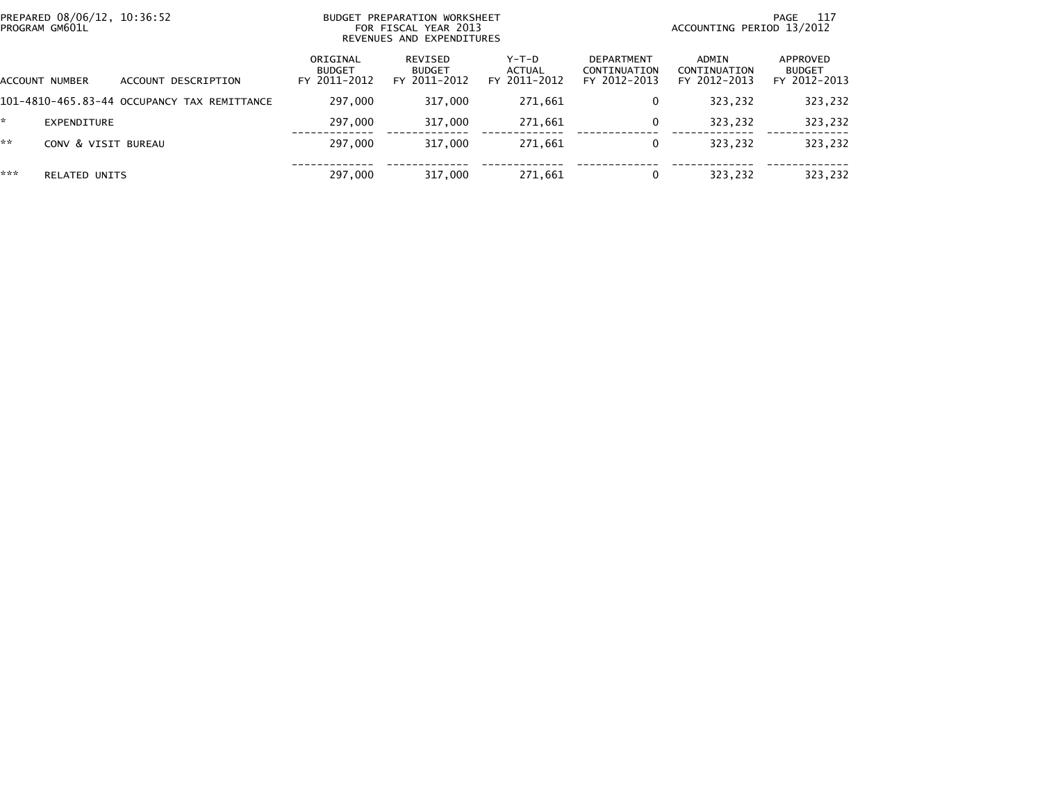PREPARED 08/06/12, 10:36:52
PROGRAM GM601L

BUDGET PREPARATION WORKSHEET
FOR FISCAL YEAR 2013
REVENUES AND EXPENDITURES

ACCOUNTING PERIOD 13/2012

| ACCOUNT NUMBER | ACCOUNT DESCRIPTION | ORIGINAL BUDGET FY 2011-2012 | REVISED BUDGET FY 2011-2012 | Y-T-D ACTUAL FY 2011-2012 | DEPARTMENT CONTINUATION FY 2012-2013 | ADMIN CONTINUATION FY 2012-2013 | APPROVED BUDGET FY 2012-2013 |
|---|---|---|---|---|---|---|---|
| 101-4810-465.83-44 | OCCUPANCY TAX REMITTANCE | 297,000 | 317,000 | 271,661 | 0 | 323,232 | 323,232 |
| * | EXPENDITURE | 297,000 | 317,000 | 271,661 | 0 | 323,232 | 323,232 |
| ** | CONV & VISIT BUREAU | 297,000 | 317,000 | 271,661 | 0 | 323,232 | 323,232 |
| *** | RELATED UNITS | 297,000 | 317,000 | 271,661 | 0 | 323,232 | 323,232 |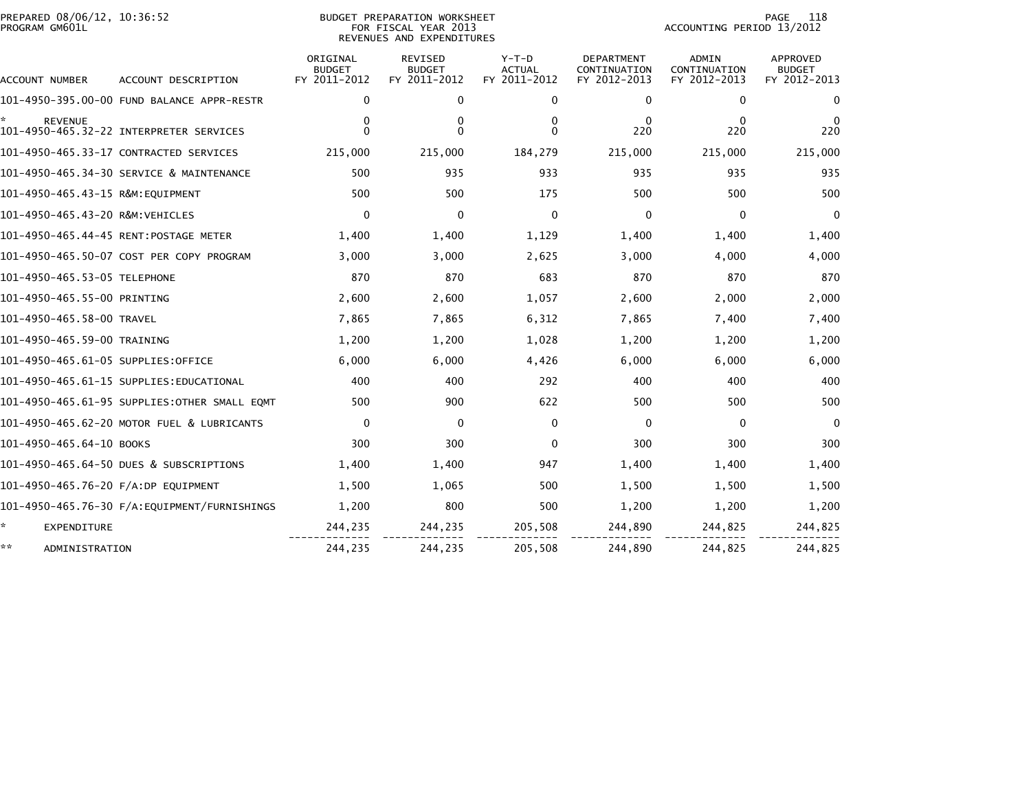PREPARED 08/06/12, 10:36:52 BUDGET PREPARATION WORKSHEET
PROGRAM GM601L FOR FISCAL YEAR 2013
REVENUES AND EXPENDITURES
ACCOUNTING PERIOD 13/2012

| ACCOUNT NUMBER | ACCOUNT DESCRIPTION | ORIGINAL BUDGET FY 2011-2012 | REVISED BUDGET FY 2011-2012 | Y-T-D ACTUAL FY 2011-2012 | DEPARTMENT CONTINUATION FY 2012-2013 | ADMIN CONTINUATION FY 2012-2013 | APPROVED BUDGET FY 2012-2013 |
|---|---|---|---|---|---|---|---|
| 101-4950-395.00-00 | FUND BALANCE APPR-RESTR | 0 | 0 | 0 | 0 | 0 | 0 |
| * | REVENUE | 0 | 0 | 0 | 0 | 0 | 0 |
| 101-4950-465.32-22 | INTERPRETER SERVICES | 0 | 0 | 0 | 220 | 220 | 220 |
| 101-4950-465.33-17 | CONTRACTED SERVICES | 215,000 | 215,000 | 184,279 | 215,000 | 215,000 | 215,000 |
| 101-4950-465.34-30 | SERVICE & MAINTENANCE | 500 | 935 | 933 | 935 | 935 | 935 |
| 101-4950-465.43-15 | R&M:EQUIPMENT | 500 | 500 | 175 | 500 | 500 | 500 |
| 101-4950-465.43-20 | R&M:VEHICLES | 0 | 0 | 0 | 0 | 0 | 0 |
| 101-4950-465.44-45 | RENT:POSTAGE METER | 1,400 | 1,400 | 1,129 | 1,400 | 1,400 | 1,400 |
| 101-4950-465.50-07 | COST PER COPY PROGRAM | 3,000 | 3,000 | 2,625 | 3,000 | 4,000 | 4,000 |
| 101-4950-465.53-05 | TELEPHONE | 870 | 870 | 683 | 870 | 870 | 870 |
| 101-4950-465.55-00 | PRINTING | 2,600 | 2,600 | 1,057 | 2,600 | 2,000 | 2,000 |
| 101-4950-465.58-00 | TRAVEL | 7,865 | 7,865 | 6,312 | 7,865 | 7,400 | 7,400 |
| 101-4950-465.59-00 | TRAINING | 1,200 | 1,200 | 1,028 | 1,200 | 1,200 | 1,200 |
| 101-4950-465.61-05 | SUPPLIES:OFFICE | 6,000 | 6,000 | 4,426 | 6,000 | 6,000 | 6,000 |
| 101-4950-465.61-15 | SUPPLIES:EDUCATIONAL | 400 | 400 | 292 | 400 | 400 | 400 |
| 101-4950-465.61-95 | SUPPLIES:OTHER SMALL EQMT | 500 | 900 | 622 | 500 | 500 | 500 |
| 101-4950-465.62-20 | MOTOR FUEL & LUBRICANTS | 0 | 0 | 0 | 0 | 0 | 0 |
| 101-4950-465.64-10 | BOOKS | 300 | 300 | 0 | 300 | 300 | 300 |
| 101-4950-465.64-50 | DUES & SUBSCRIPTIONS | 1,400 | 1,400 | 947 | 1,400 | 1,400 | 1,400 |
| 101-4950-465.76-20 | F/A:DP EQUIPMENT | 1,500 | 1,065 | 500 | 1,500 | 1,500 | 1,500 |
| 101-4950-465.76-30 | F/A:EQUIPMENT/FURNISHINGS | 1,200 | 800 | 500 | 1,200 | 1,200 | 1,200 |
| * | EXPENDITURE | 244,235 | 244,235 | 205,508 | 244,890 | 244,825 | 244,825 |
| ** | ADMINISTRATION | 244,235 | 244,235 | 205,508 | 244,890 | 244,825 | 244,825 |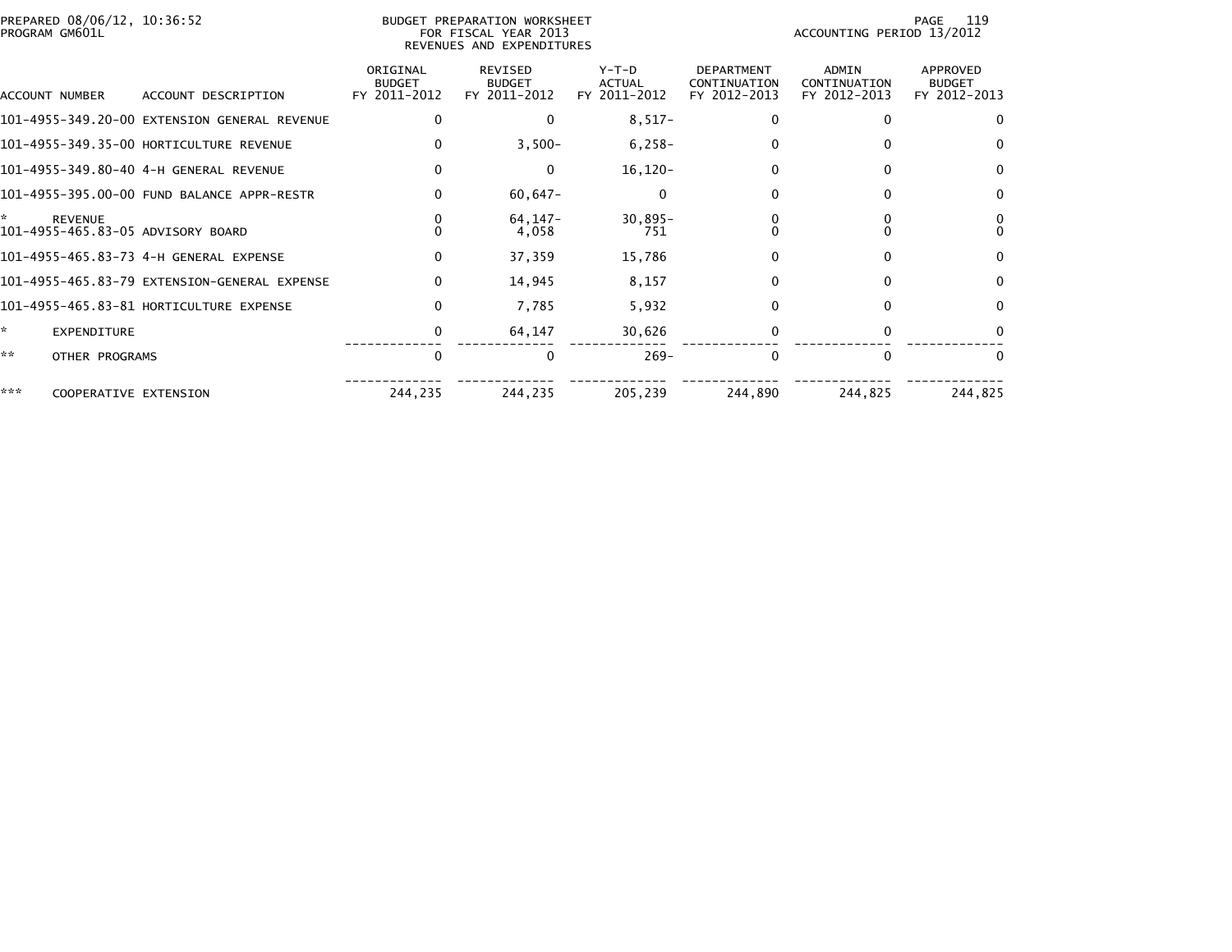PREPARED 08/06/12, 10:36:52
PROGRAM GM601L

BUDGET PREPARATION WORKSHEET
FOR FISCAL YEAR 2013
REVENUES AND EXPENDITURES

ACCOUNTING PERIOD 13/2012

| ACCOUNT NUMBER | ACCOUNT DESCRIPTION | ORIGINAL BUDGET FY 2011-2012 | REVISED BUDGET FY 2011-2012 | Y-T-D ACTUAL FY 2011-2012 | DEPARTMENT CONTINUATION FY 2012-2013 | ADMIN CONTINUATION FY 2012-2013 | APPROVED BUDGET FY 2012-2013 |
|---|---|---|---|---|---|---|---|
| 101-4955-349.20-00 | EXTENSION GENERAL REVENUE | 0 | 0 | 8,517- | 0 | 0 | 0 |
| 101-4955-349.35-00 | HORTICULTURE REVENUE | 0 | 3,500- | 6,258- | 0 | 0 | 0 |
| 101-4955-349.80-40 | 4-H GENERAL REVENUE | 0 | 0 | 16,120- | 0 | 0 | 0 |
| 101-4955-395.00-00 | FUND BALANCE APPR-RESTR | 0 | 60,647- | 0 | 0 | 0 | 0 |
| * | REVENUE | 0 | 64,147- | 30,895- | 0 | 0 | 0 |
| 101-4955-465.83-05 | ADVISORY BOARD | 0 | 4,058 | 751 | 0 | 0 | 0 |
| 101-4955-465.83-73 | 4-H GENERAL EXPENSE | 0 | 37,359 | 15,786 | 0 | 0 | 0 |
| 101-4955-465.83-79 | EXTENSION-GENERAL EXPENSE | 0 | 14,945 | 8,157 | 0 | 0 | 0 |
| 101-4955-465.83-81 | HORTICULTURE EXPENSE | 0 | 7,785 | 5,932 | 0 | 0 | 0 |
| * | EXPENDITURE | 0 | 64,147 | 30,626 | 0 | 0 | 0 |
| ** | OTHER PROGRAMS | 0 | 0 | 269- | 0 | 0 | 0 |
| *** | COOPERATIVE EXTENSION | 244,235 | 244,235 | 205,239 | 244,890 | 244,825 | 244,825 |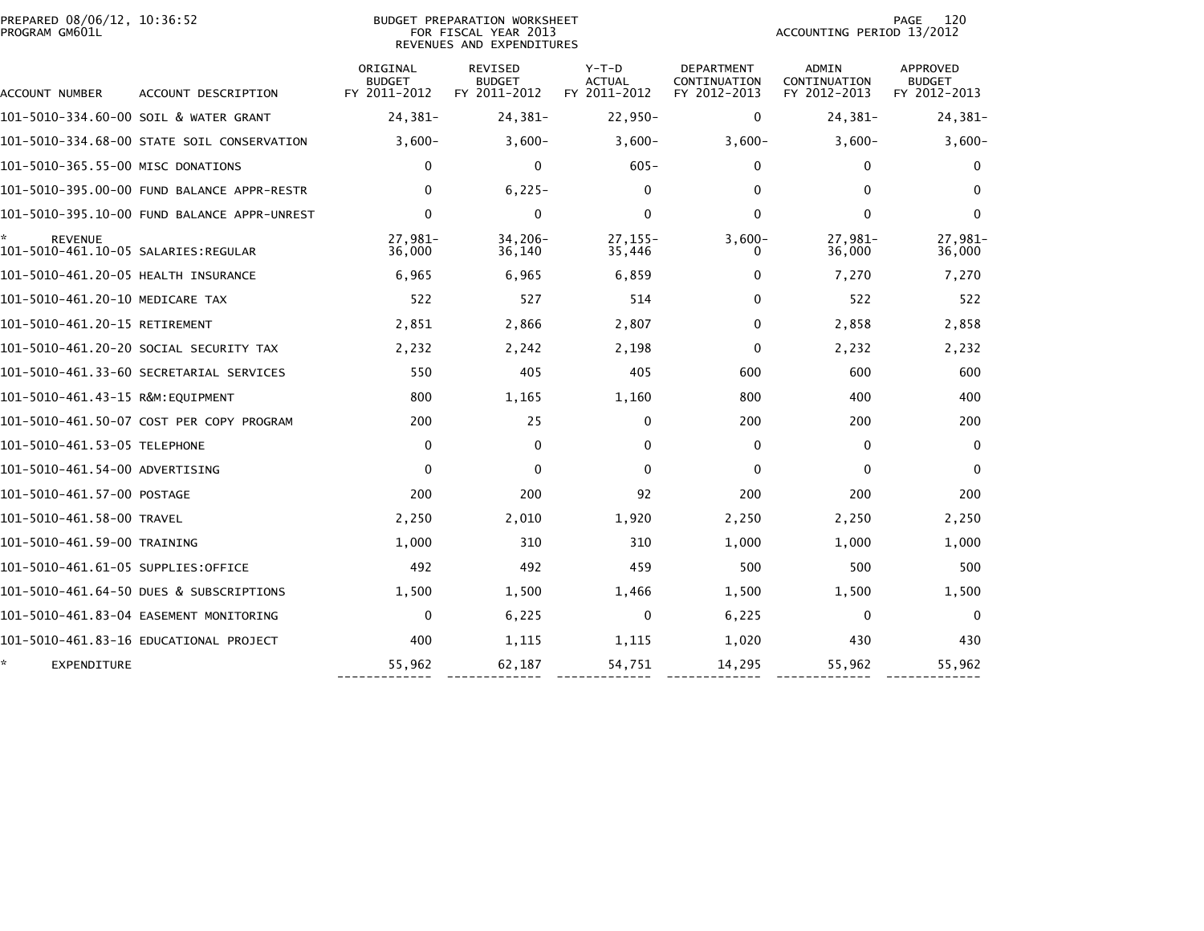PREPARED 08/06/12, 10:36:52
PROGRAM GM601L

BUDGET PREPARATION WORKSHEET
FOR FISCAL YEAR 2013
REVENUES AND EXPENDITURES

ACCOUNTING PERIOD 13/2012

| ACCOUNT NUMBER | ACCOUNT DESCRIPTION | ORIGINAL BUDGET FY 2011-2012 | REVISED BUDGET FY 2011-2012 | Y-T-D ACTUAL FY 2011-2012 | DEPARTMENT CONTINUATION FY 2012-2013 | ADMIN CONTINUATION FY 2012-2013 | APPROVED BUDGET FY 2012-2013 |
|---|---|---|---|---|---|---|---|
| 101-5010-334.60-00 | SOIL & WATER GRANT | 24,381- | 24,381- | 22,950- | 0 | 24,381- | 24,381- |
| 101-5010-334.68-00 | STATE SOIL CONSERVATION | 3,600- | 3,600- | 3,600- | 3,600- | 3,600- | 3,600- |
| 101-5010-365.55-00 | MISC DONATIONS | 0 | 0 | 605- | 0 | 0 | 0 |
| 101-5010-395.00-00 | FUND BALANCE APPR-RESTR | 0 | 6,225- | 0 | 0 | 0 | 0 |
| 101-5010-395.10-00 | FUND BALANCE APPR-UNREST | 0 | 0 | 0 | 0 | 0 | 0 |
| * REVENUE | | 27,981- | 34,206- | 27,155- | 3,600- | 27,981- | 27,981- |
| 101-5010-461.10-05 | SALARIES:REGULAR | 36,000 | 36,140 | 35,446 | 0 | 36,000 | 36,000 |
| 101-5010-461.20-05 | HEALTH INSURANCE | 6,965 | 6,965 | 6,859 | 0 | 7,270 | 7,270 |
| 101-5010-461.20-10 | MEDICARE TAX | 522 | 527 | 514 | 0 | 522 | 522 |
| 101-5010-461.20-15 | RETIREMENT | 2,851 | 2,866 | 2,807 | 0 | 2,858 | 2,858 |
| 101-5010-461.20-20 | SOCIAL SECURITY TAX | 2,232 | 2,242 | 2,198 | 0 | 2,232 | 2,232 |
| 101-5010-461.33-60 | SECRETARIAL SERVICES | 550 | 405 | 405 | 600 | 600 | 600 |
| 101-5010-461.43-15 | R&M:EQUIPMENT | 800 | 1,165 | 1,160 | 800 | 400 | 400 |
| 101-5010-461.50-07 | COST PER COPY PROGRAM | 200 | 25 | 0 | 200 | 200 | 200 |
| 101-5010-461.53-05 | TELEPHONE | 0 | 0 | 0 | 0 | 0 | 0 |
| 101-5010-461.54-00 | ADVERTISING | 0 | 0 | 0 | 0 | 0 | 0 |
| 101-5010-461.57-00 | POSTAGE | 200 | 200 | 92 | 200 | 200 | 200 |
| 101-5010-461.58-00 | TRAVEL | 2,250 | 2,010 | 1,920 | 2,250 | 2,250 | 2,250 |
| 101-5010-461.59-00 | TRAINING | 1,000 | 310 | 310 | 1,000 | 1,000 | 1,000 |
| 101-5010-461.61-05 | SUPPLIES:OFFICE | 492 | 492 | 459 | 500 | 500 | 500 |
| 101-5010-461.64-50 | DUES & SUBSCRIPTIONS | 1,500 | 1,500 | 1,466 | 1,500 | 1,500 | 1,500 |
| 101-5010-461.83-04 | EASEMENT MONITORING | 0 | 6,225 | 0 | 6,225 | 0 | 0 |
| 101-5010-461.83-16 | EDUCATIONAL PROJECT | 400 | 1,115 | 1,115 | 1,020 | 430 | 430 |
| * EXPENDITURE | | 55,962 | 62,187 | 54,751 | 14,295 | 55,962 | 55,962 |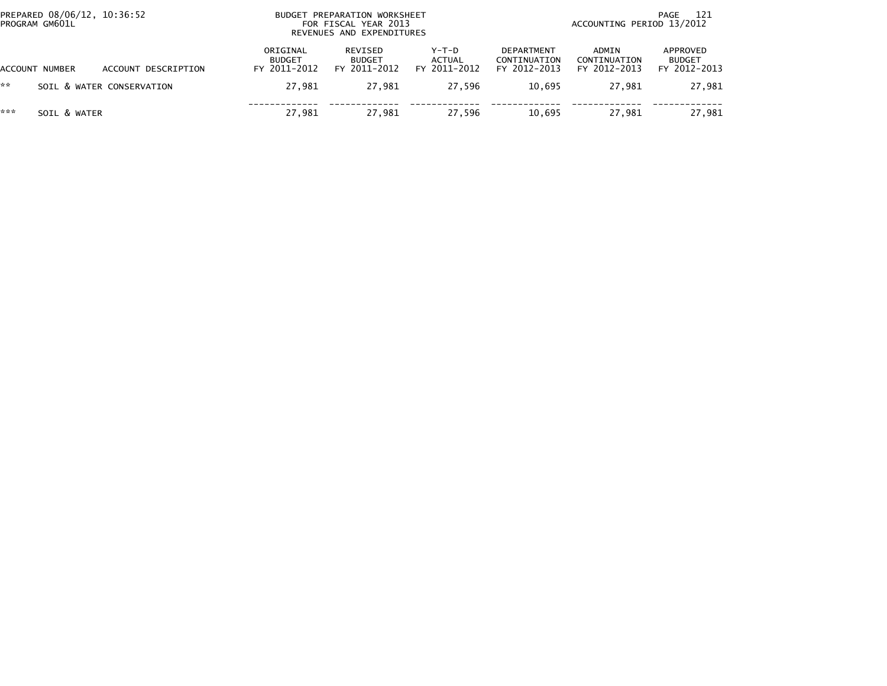PREPARED 08/06/12, 10:36:52
PROGRAM GM601L

BUDGET PREPARATION WORKSHEET
FOR FISCAL YEAR 2013
REVENUES AND EXPENDITURES

ACCOUNTING PERIOD 13/2012

| ACCOUNT NUMBER | ACCOUNT DESCRIPTION | ORIGINAL BUDGET FY 2011-2012 | REVISED BUDGET FY 2011-2012 | Y-T-D ACTUAL FY 2011-2012 | DEPARTMENT CONTINUATION FY 2012-2013 | ADMIN CONTINUATION FY 2012-2013 | APPROVED BUDGET FY 2012-2013 |
|---|---|---|---|---|---|---|---|
| ** | SOIL & WATER CONSERVATION | 27,981 | 27,981 | 27,596 | 10,695 | 27,981 | 27,981 |
| *** | SOIL & WATER | 27,981 | 27,981 | 27,596 | 10,695 | 27,981 | 27,981 |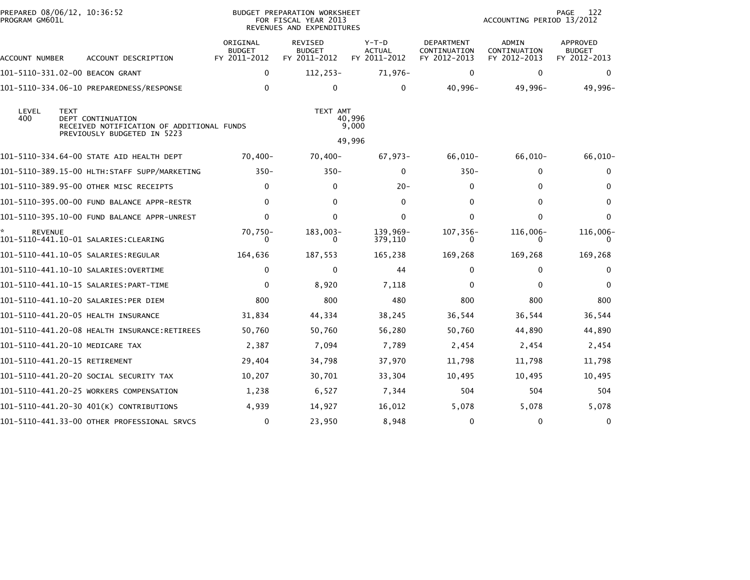PREPARED 08/06/12, 10:36:52
PROGRAM GM601L

BUDGET PREPARATION WORKSHEET
FOR FISCAL YEAR 2013
REVENUES AND EXPENDITURES

ACCOUNTING PERIOD 13/2012

| ACCOUNT NUMBER | ACCOUNT DESCRIPTION | ORIGINAL BUDGET FY 2011-2012 | REVISED BUDGET FY 2011-2012 | Y-T-D ACTUAL FY 2011-2012 | DEPARTMENT CONTINUATION FY 2012-2013 | ADMIN CONTINUATION FY 2012-2013 | APPROVED BUDGET FY 2012-2013 |
|---|---|---|---|---|---|---|---|
| 101-5110-331.02-00 | BEACON GRANT | 0 | 112,253- | 71,976- | 0 | 0 | 0 |
| 101-5110-334.06-10 | PREPAREDNESS/RESPONSE | 0 | 0 | 0 | 40,996- | 49,996- | 49,996- |

| LEVEL | TEXT | TEXT AMT |
|---|---|---|
| 400 | DEPT CONTINUATION | 40,996 |
| | RECEIVED NOTIFICATION OF ADDITIONAL FUNDS PREVIOUSLY BUDGETED IN 5223 | 9,000 |
| | | 49,996 |

| ACCOUNT NUMBER | ACCOUNT DESCRIPTION | ORIGINAL BUDGET FY 2011-2012 | REVISED BUDGET FY 2011-2012 | Y-T-D ACTUAL FY 2011-2012 | DEPARTMENT CONTINUATION FY 2012-2013 | ADMIN CONTINUATION FY 2012-2013 | APPROVED BUDGET FY 2012-2013 |
|---|---|---|---|---|---|---|---|
| 101-5110-334.64-00 | STATE AID HEALTH DEPT | 70,400- | 70,400- | 67,973- | 66,010- | 66,010- | 66,010- |
| 101-5110-389.15-00 | HLTH:STAFF SUPP/MARKETING | 350- | 350- | 0 | 350- | 0 | 0 |
| 101-5110-389.95-00 | OTHER MISC RECEIPTS | 0 | 0 | 20- | 0 | 0 | 0 |
| 101-5110-395.00-00 | FUND BALANCE APPR-RESTR | 0 | 0 | 0 | 0 | 0 | 0 |
| 101-5110-395.10-00 | FUND BALANCE APPR-UNREST | 0 | 0 | 0 | 0 | 0 | 0 |
| * REVENUE | | 70,750- | 183,003- | 139,969- | 107,356- | 116,006- | 116,006- |
| 101-5110-441.10-01 | SALARIES:CLEARING | 0 | 0 | 379,110 | 0 | 0 | 0 |
| 101-5110-441.10-05 | SALARIES:REGULAR | 164,636 | 187,553 | 165,238 | 169,268 | 169,268 | 169,268 |
| 101-5110-441.10-10 | SALARIES:OVERTIME | 0 | 0 | 44 | 0 | 0 | 0 |
| 101-5110-441.10-15 | SALARIES:PART-TIME | 0 | 8,920 | 7,118 | 0 | 0 | 0 |
| 101-5110-441.10-20 | SALARIES:PER DIEM | 800 | 800 | 480 | 800 | 800 | 800 |
| 101-5110-441.20-05 | HEALTH INSURANCE | 31,834 | 44,334 | 38,245 | 36,544 | 36,544 | 36,544 |
| 101-5110-441.20-08 | HEALTH INSURANCE:RETIREES | 50,760 | 50,760 | 56,280 | 50,760 | 44,890 | 44,890 |
| 101-5110-441.20-10 | MEDICARE TAX | 2,387 | 7,094 | 7,789 | 2,454 | 2,454 | 2,454 |
| 101-5110-441.20-15 | RETIREMENT | 29,404 | 34,798 | 37,970 | 11,798 | 11,798 | 11,798 |
| 101-5110-441.20-20 | SOCIAL SECURITY TAX | 10,207 | 30,701 | 33,304 | 10,495 | 10,495 | 10,495 |
| 101-5110-441.20-25 | WORKERS COMPENSATION | 1,238 | 6,527 | 7,344 | 504 | 504 | 504 |
| 101-5110-441.20-30 | 401(K) CONTRIBUTIONS | 4,939 | 14,927 | 16,012 | 5,078 | 5,078 | 5,078 |
| 101-5110-441.33-00 | OTHER PROFESSIONAL SRVCS | 0 | 23,950 | 8,948 | 0 | 0 | 0 |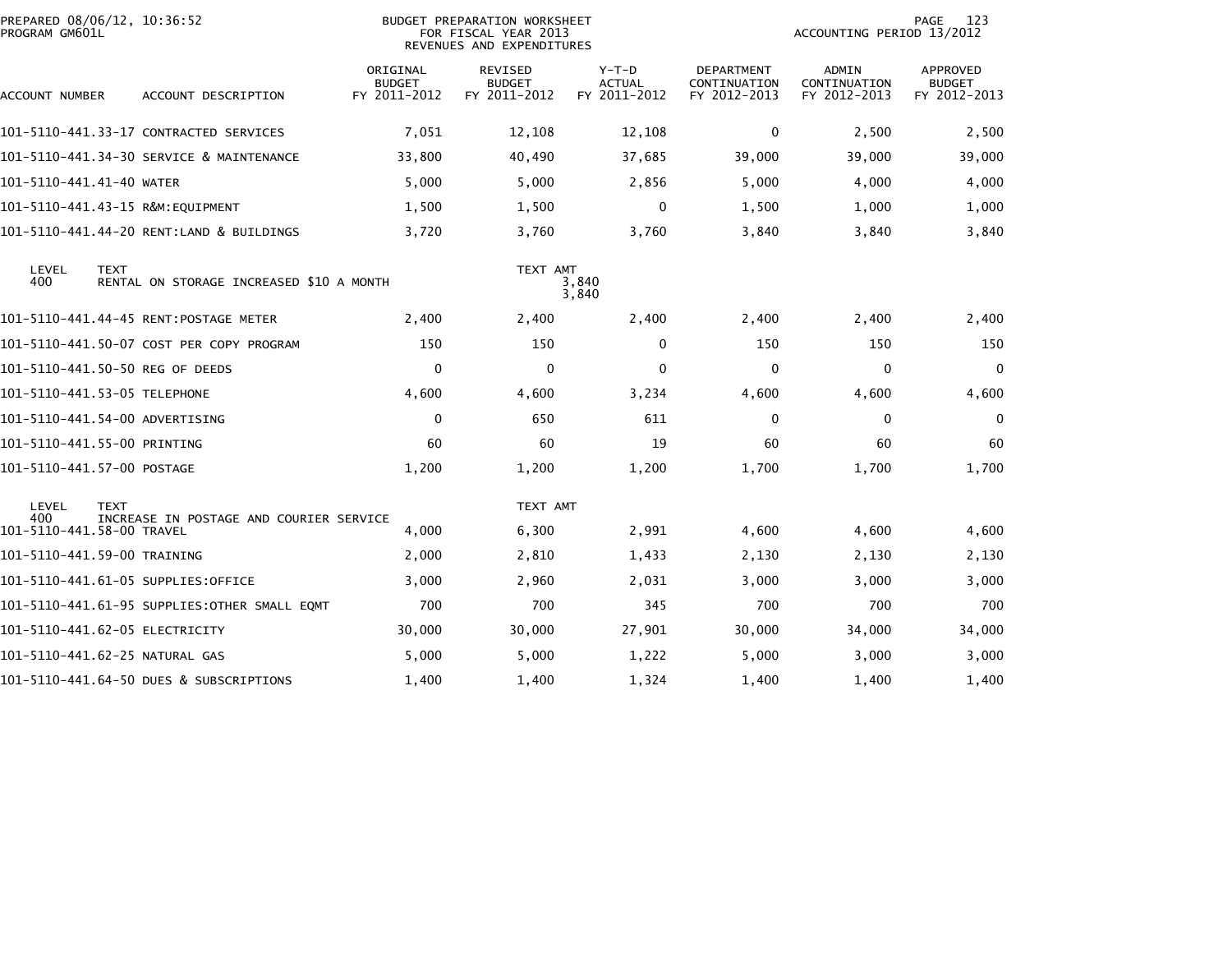PREPARED 08/06/12, 10:36:52
PROGRAM GM601L

BUDGET PREPARATION WORKSHEET
FOR FISCAL YEAR 2013
REVENUES AND EXPENDITURES

ACCOUNTING PERIOD 13/2012

| ACCOUNT NUMBER | ACCOUNT DESCRIPTION | ORIGINAL BUDGET FY 2011-2012 | REVISED BUDGET FY 2011-2012 | Y-T-D ACTUAL FY 2011-2012 | DEPARTMENT CONTINUATION FY 2012-2013 | ADMIN CONTINUATION FY 2012-2013 | APPROVED BUDGET FY 2012-2013 |
|---|---|---|---|---|---|---|---|
| 101-5110-441.33-17 | CONTRACTED SERVICES | 7,051 | 12,108 | 12,108 | 0 | 2,500 | 2,500 |
| 101-5110-441.34-30 | SERVICE & MAINTENANCE | 33,800 | 40,490 | 37,685 | 39,000 | 39,000 | 39,000 |
| 101-5110-441.41-40 | WATER | 5,000 | 5,000 | 2,856 | 5,000 | 4,000 | 4,000 |
| 101-5110-441.43-15 | R&M:EQUIPMENT | 1,500 | 1,500 | 0 | 1,500 | 1,000 | 1,000 |
| 101-5110-441.44-20 | RENT:LAND & BUILDINGS | 3,720 | 3,760 | 3,760 | 3,840 | 3,840 | 3,840 |
| LEVEL 400 | TEXT: RENTAL ON STORAGE INCREASED $10 A MONTH | | TEXT AMT 3,840 3,840 | | | | |
| 101-5110-441.44-45 | RENT:POSTAGE METER | 2,400 | 2,400 | 2,400 | 2,400 | 2,400 | 2,400 |
| 101-5110-441.50-07 | COST PER COPY PROGRAM | 150 | 150 | 0 | 150 | 150 | 150 |
| 101-5110-441.50-50 | REG OF DEEDS | 0 | 0 | 0 | 0 | 0 | 0 |
| 101-5110-441.53-05 | TELEPHONE | 4,600 | 4,600 | 3,234 | 4,600 | 4,600 | 4,600 |
| 101-5110-441.54-00 | ADVERTISING | 0 | 650 | 611 | 0 | 0 | 0 |
| 101-5110-441.55-00 | PRINTING | 60 | 60 | 19 | 60 | 60 | 60 |
| 101-5110-441.57-00 | POSTAGE | 1,200 | 1,200 | 1,200 | 1,700 | 1,700 | 1,700 |
| LEVEL 400 | TEXT: INCREASE IN POSTAGE AND COURIER SERVICE | | TEXT AMT | | | | |
| 101-5110-441.58-00 | TRAVEL | 4,000 | 6,300 | 2,991 | 4,600 | 4,600 | 4,600 |
| 101-5110-441.59-00 | TRAINING | 2,000 | 2,810 | 1,433 | 2,130 | 2,130 | 2,130 |
| 101-5110-441.61-05 | SUPPLIES:OFFICE | 3,000 | 2,960 | 2,031 | 3,000 | 3,000 | 3,000 |
| 101-5110-441.61-95 | SUPPLIES:OTHER SMALL EQMT | 700 | 700 | 345 | 700 | 700 | 700 |
| 101-5110-441.62-05 | ELECTRICITY | 30,000 | 30,000 | 27,901 | 30,000 | 34,000 | 34,000 |
| 101-5110-441.62-25 | NATURAL GAS | 5,000 | 5,000 | 1,222 | 5,000 | 3,000 | 3,000 |
| 101-5110-441.64-50 | DUES & SUBSCRIPTIONS | 1,400 | 1,400 | 1,324 | 1,400 | 1,400 | 1,400 |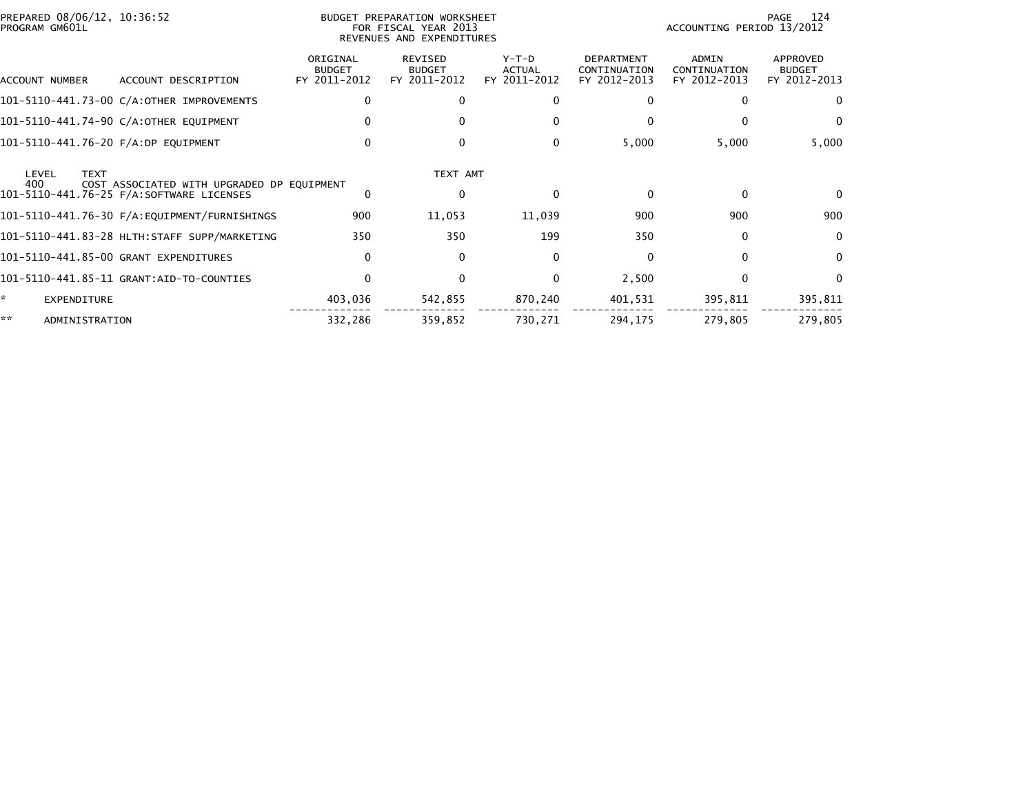PREPARED 08/06/12, 10:36:52
PROGRAM GM601L

BUDGET PREPARATION WORKSHEET
FOR FISCAL YEAR 2013
REVENUES AND EXPENDITURES

ACCOUNTING PERIOD 13/2012

| ACCOUNT NUMBER | ACCOUNT DESCRIPTION | ORIGINAL BUDGET FY 2011-2012 | REVISED BUDGET FY 2011-2012 | Y-T-D ACTUAL FY 2011-2012 | DEPARTMENT CONTINUATION FY 2012-2013 | ADMIN CONTINUATION FY 2012-2013 | APPROVED BUDGET FY 2012-2013 |
|---|---|---|---|---|---|---|---|
| 101-5110-441.73-00 | C/A:OTHER IMPROVEMENTS | 0 | 0 | 0 | 0 | 0 | 0 |
| 101-5110-441.74-90 | C/A:OTHER EQUIPMENT | 0 | 0 | 0 | 0 | 0 | 0 |
| 101-5110-441.76-20 | F/A:DP EQUIPMENT | 0 | 0 | 0 | 5,000 | 5,000 | 5,000 |
| LEVEL 400 | TEXT: COST ASSOCIATED WITH UPGRADED DP EQUIPMENT | | TEXT AMT | | | | |
| 101-5110-441.76-25 | F/A:SOFTWARE LICENSES | 0 | 0 | 0 | 0 | 0 | 0 |
| 101-5110-441.76-30 | F/A:EQUIPMENT/FURNISHINGS | 900 | 11,053 | 11,039 | 900 | 900 | 900 |
| 101-5110-441.83-28 | HLTH:STAFF SUPP/MARKETING | 350 | 350 | 199 | 350 | 0 | 0 |
| 101-5110-441.85-00 | GRANT EXPENDITURES | 0 | 0 | 0 | 0 | 0 | 0 |
| 101-5110-441.85-11 | GRANT:AID-TO-COUNTIES | 0 | 0 | 0 | 2,500 | 0 | 0 |
| * | EXPENDITURE | 403,036 | 542,855 | 870,240 | 401,531 | 395,811 | 395,811 |
| ** | ADMINISTRATION | 332,286 | 359,852 | 730,271 | 294,175 | 279,805 | 279,805 |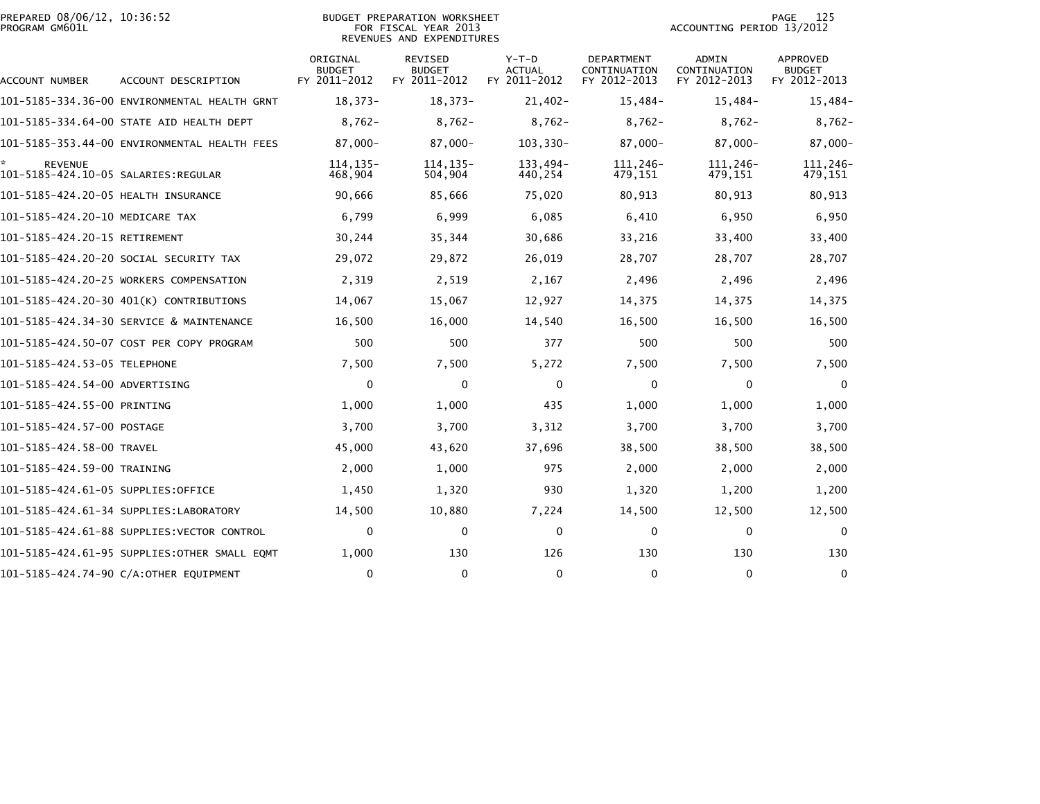PREPARED 08/06/12, 10:36:52
PROGRAM GM601L

BUDGET PREPARATION WORKSHEET
FOR FISCAL YEAR 2013
REVENUES AND EXPENDITURES

ACCOUNTING PERIOD 13/2012

| ACCOUNT NUMBER | ACCOUNT DESCRIPTION | ORIGINAL BUDGET FY 2011-2012 | REVISED BUDGET FY 2011-2012 | Y-T-D ACTUAL FY 2011-2012 | DEPARTMENT CONTINUATION FY 2012-2013 | ADMIN CONTINUATION FY 2012-2013 | APPROVED BUDGET FY 2012-2013 |
|---|---|---|---|---|---|---|---|
| 101-5185-334.36-00 | ENVIRONMENTAL HEALTH GRNT | 18,373- | 18,373- | 21,402- | 15,484- | 15,484- | 15,484- |
| 101-5185-334.64-00 | STATE AID HEALTH DEPT | 8,762- | 8,762- | 8,762- | 8,762- | 8,762- | 8,762- |
| 101-5185-353.44-00 | ENVIRONMENTAL HEALTH FEES | 87,000- | 87,000- | 103,330- | 87,000- | 87,000- | 87,000- |
| * REVENUE | | 114,135- | 114,135- | 133,494- | 111,246- | 111,246- | 111,246- |
| 101-5185-424.10-05 | SALARIES:REGULAR | 468,904 | 504,904 | 440,254 | 479,151 | 479,151 | 479,151 |
| 101-5185-424.20-05 | HEALTH INSURANCE | 90,666 | 85,666 | 75,020 | 80,913 | 80,913 | 80,913 |
| 101-5185-424.20-10 | MEDICARE TAX | 6,799 | 6,999 | 6,085 | 6,410 | 6,950 | 6,950 |
| 101-5185-424.20-15 | RETIREMENT | 30,244 | 35,344 | 30,686 | 33,216 | 33,400 | 33,400 |
| 101-5185-424.20-20 | SOCIAL SECURITY TAX | 29,072 | 29,872 | 26,019 | 28,707 | 28,707 | 28,707 |
| 101-5185-424.20-25 | WORKERS COMPENSATION | 2,319 | 2,519 | 2,167 | 2,496 | 2,496 | 2,496 |
| 101-5185-424.20-30 | 401(K) CONTRIBUTIONS | 14,067 | 15,067 | 12,927 | 14,375 | 14,375 | 14,375 |
| 101-5185-424.34-30 | SERVICE & MAINTENANCE | 16,500 | 16,000 | 14,540 | 16,500 | 16,500 | 16,500 |
| 101-5185-424.50-07 | COST PER COPY PROGRAM | 500 | 500 | 377 | 500 | 500 | 500 |
| 101-5185-424.53-05 | TELEPHONE | 7,500 | 7,500 | 5,272 | 7,500 | 7,500 | 7,500 |
| 101-5185-424.54-00 | ADVERTISING | 0 | 0 | 0 | 0 | 0 | 0 |
| 101-5185-424.55-00 | PRINTING | 1,000 | 1,000 | 435 | 1,000 | 1,000 | 1,000 |
| 101-5185-424.57-00 | POSTAGE | 3,700 | 3,700 | 3,312 | 3,700 | 3,700 | 3,700 |
| 101-5185-424.58-00 | TRAVEL | 45,000 | 43,620 | 37,696 | 38,500 | 38,500 | 38,500 |
| 101-5185-424.59-00 | TRAINING | 2,000 | 1,000 | 975 | 2,000 | 2,000 | 2,000 |
| 101-5185-424.61-05 | SUPPLIES:OFFICE | 1,450 | 1,320 | 930 | 1,320 | 1,200 | 1,200 |
| 101-5185-424.61-34 | SUPPLIES:LABORATORY | 14,500 | 10,880 | 7,224 | 14,500 | 12,500 | 12,500 |
| 101-5185-424.61-88 | SUPPLIES:VECTOR CONTROL | 0 | 0 | 0 | 0 | 0 | 0 |
| 101-5185-424.61-95 | SUPPLIES:OTHER SMALL EQMT | 1,000 | 130 | 126 | 130 | 130 | 130 |
| 101-5185-424.74-90 | C/A:OTHER EQUIPMENT | 0 | 0 | 0 | 0 | 0 | 0 |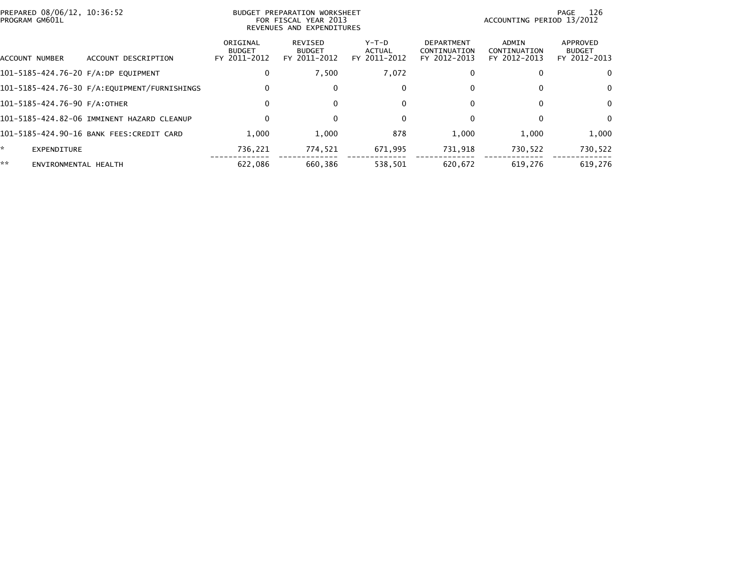PREPARED 08/06/12, 10:36:52
PROGRAM GM601L

BUDGET PREPARATION WORKSHEET
FOR FISCAL YEAR 2013
REVENUES AND EXPENDITURES

ACCOUNTING PERIOD 13/2012

| ACCOUNT NUMBER | ACCOUNT DESCRIPTION | ORIGINAL BUDGET FY 2011-2012 | REVISED BUDGET FY 2011-2012 | Y-T-D ACTUAL FY 2011-2012 | DEPARTMENT CONTINUATION FY 2012-2013 | ADMIN CONTINUATION FY 2012-2013 | APPROVED BUDGET FY 2012-2013 |
|---|---|---|---|---|---|---|---|
| 101-5185-424.76-20 | F/A:DP EQUIPMENT | 0 | 7,500 | 7,072 | 0 | 0 | 0 |
| 101-5185-424.76-30 | F/A:EQUIPMENT/FURNISHINGS | 0 | 0 | 0 | 0 | 0 | 0 |
| 101-5185-424.76-90 | F/A:OTHER | 0 | 0 | 0 | 0 | 0 | 0 |
| 101-5185-424.82-06 | IMMINENT HAZARD CLEANUP | 0 | 0 | 0 | 0 | 0 | 0 |
| 101-5185-424.90-16 | BANK FEES:CREDIT CARD | 1,000 | 1,000 | 878 | 1,000 | 1,000 | 1,000 |
| * | EXPENDITURE | 736,221 | 774,521 | 671,995 | 731,918 | 730,522 | 730,522 |
| ** | ENVIRONMENTAL HEALTH | 622,086 | 660,386 | 538,501 | 620,672 | 619,276 | 619,276 |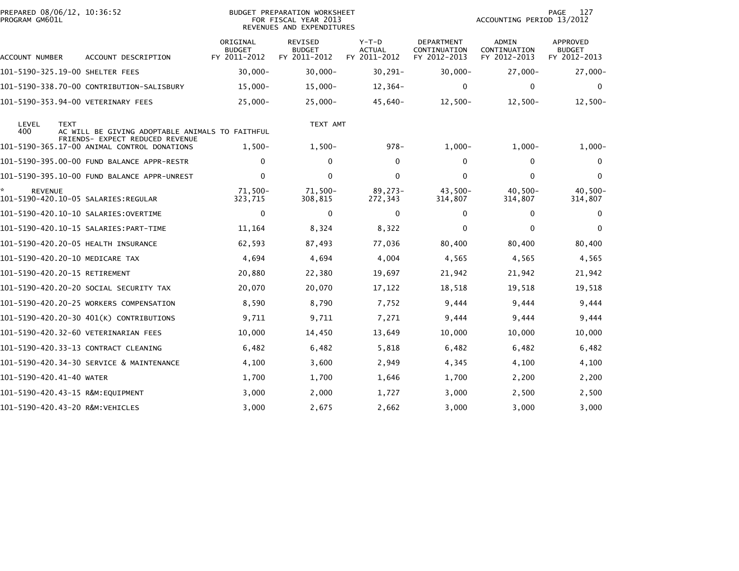PREPARED 08/06/12, 10:36:52
PROGRAM GM601L

BUDGET PREPARATION WORKSHEET
FOR FISCAL YEAR 2013
REVENUES AND EXPENDITURES

ACCOUNTING PERIOD 13/2012

| ACCOUNT NUMBER | ACCOUNT DESCRIPTION | ORIGINAL BUDGET FY 2011-2012 | REVISED BUDGET FY 2011-2012 | Y-T-D ACTUAL FY 2011-2012 | DEPARTMENT CONTINUATION FY 2012-2013 | ADMIN CONTINUATION FY 2012-2013 | APPROVED BUDGET FY 2012-2013 |
|---|---|---|---|---|---|---|---|
| 101-5190-325.19-00 | SHELTER FEES | 30,000- | 30,000- | 30,291- | 30,000- | 27,000- | 27,000- |
| 101-5190-338.70-00 | CONTRIBUTION-SALISBURY | 15,000- | 15,000- | 12,364- | 0 | 0 | 0 |
| 101-5190-353.94-00 | VETERINARY FEES | 25,000- | 25,000- | 45,640- | 12,500- | 12,500- | 12,500- |
| LEVEL 400 | TEXT: AC WILL BE GIVING ADOPTABLE ANIMALS TO FAITHFUL FRIENDS- EXPECT REDUCED REVENUE | | TEXT AMT | | | | |
| 101-5190-365.17-00 | ANIMAL CONTROL DONATIONS | 1,500- | 1,500- | 978- | 1,000- | 1,000- | 1,000- |
| 101-5190-395.00-00 | FUND BALANCE APPR-RESTR | 0 | 0 | 0 | 0 | 0 | 0 |
| 101-5190-395.10-00 | FUND BALANCE APPR-UNREST | 0 | 0 | 0 | 0 | 0 | 0 |
| * REVENUE | | 71,500- | 71,500- | 89,273- | 43,500- | 40,500- | 40,500- |
| 101-5190-420.10-05 | SALARIES:REGULAR | 323,715 | 308,815 | 272,343 | 314,807 | 314,807 | 314,807 |
| 101-5190-420.10-10 | SALARIES:OVERTIME | 0 | 0 | 0 | 0 | 0 | 0 |
| 101-5190-420.10-15 | SALARIES:PART-TIME | 11,164 | 8,324 | 8,322 | 0 | 0 | 0 |
| 101-5190-420.20-05 | HEALTH INSURANCE | 62,593 | 87,493 | 77,036 | 80,400 | 80,400 | 80,400 |
| 101-5190-420.20-10 | MEDICARE TAX | 4,694 | 4,694 | 4,004 | 4,565 | 4,565 | 4,565 |
| 101-5190-420.20-15 | RETIREMENT | 20,880 | 22,380 | 19,697 | 21,942 | 21,942 | 21,942 |
| 101-5190-420.20-20 | SOCIAL SECURITY TAX | 20,070 | 20,070 | 17,122 | 18,518 | 19,518 | 19,518 |
| 101-5190-420.20-25 | WORKERS COMPENSATION | 8,590 | 8,790 | 7,752 | 9,444 | 9,444 | 9,444 |
| 101-5190-420.20-30 | 401(K) CONTRIBUTIONS | 9,711 | 9,711 | 7,271 | 9,444 | 9,444 | 9,444 |
| 101-5190-420.32-60 | VETERINARIAN FEES | 10,000 | 14,450 | 13,649 | 10,000 | 10,000 | 10,000 |
| 101-5190-420.33-13 | CONTRACT CLEANING | 6,482 | 6,482 | 5,818 | 6,482 | 6,482 | 6,482 |
| 101-5190-420.34-30 | SERVICE & MAINTENANCE | 4,100 | 3,600 | 2,949 | 4,345 | 4,100 | 4,100 |
| 101-5190-420.41-40 | WATER | 1,700 | 1,700 | 1,646 | 1,700 | 2,200 | 2,200 |
| 101-5190-420.43-15 | R&M:EQUIPMENT | 3,000 | 2,000 | 1,727 | 3,000 | 2,500 | 2,500 |
| 101-5190-420.43-20 | R&M:VEHICLES | 3,000 | 2,675 | 2,662 | 3,000 | 3,000 | 3,000 |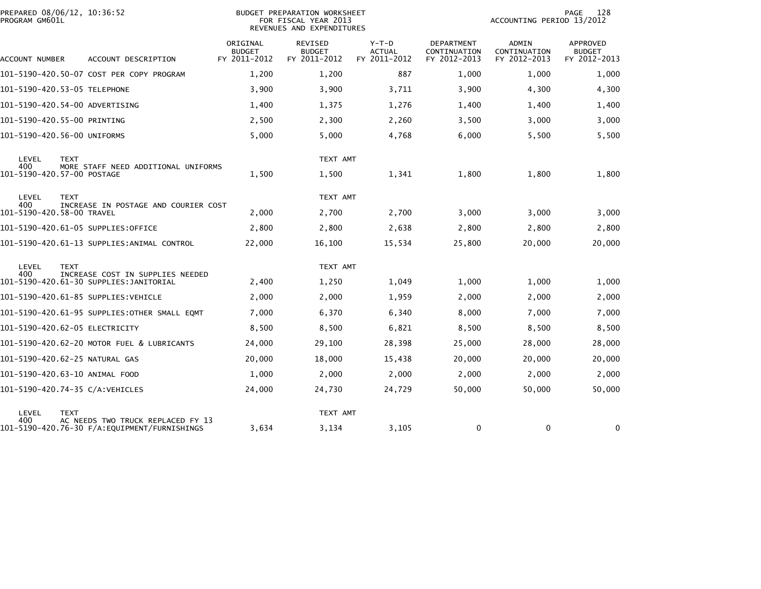BUDGET PREPARATION WORKSHEET
FOR FISCAL YEAR 2013
REVENUES AND EXPENDITURES

PREPARED 08/06/12, 10:36:52
PROGRAM GM601L

ACCOUNTING PERIOD 13/2012

| ACCOUNT NUMBER | ACCOUNT DESCRIPTION | ORIGINAL BUDGET FY 2011-2012 | REVISED BUDGET FY 2011-2012 | Y-T-D ACTUAL FY 2011-2012 | DEPARTMENT CONTINUATION FY 2012-2013 | ADMIN CONTINUATION FY 2012-2013 | APPROVED BUDGET FY 2012-2013 |
|---|---|---|---|---|---|---|---|
| 101-5190-420.50-07 | COST PER COPY PROGRAM | 1,200 | 1,200 | 887 | 1,000 | 1,000 | 1,000 |
| 101-5190-420.53-05 | TELEPHONE | 3,900 | 3,900 | 3,711 | 3,900 | 4,300 | 4,300 |
| 101-5190-420.54-00 | ADVERTISING | 1,400 | 1,375 | 1,276 | 1,400 | 1,400 | 1,400 |
| 101-5190-420.55-00 | PRINTING | 2,500 | 2,300 | 2,260 | 3,500 | 3,000 | 3,000 |
| 101-5190-420.56-00 | UNIFORMS | 5,000 | 5,000 | 4,768 | 6,000 | 5,500 | 5,500 |
| LEVEL 400 | TEXT MORE STAFF NEED ADDITIONAL UNIFORMS | | TEXT AMT | | | | |
| 101-5190-420.57-00 | POSTAGE | 1,500 | 1,500 | 1,341 | 1,800 | 1,800 | 1,800 |
| LEVEL 400 | TEXT INCREASE IN POSTAGE AND COURIER COST | | TEXT AMT | | | | |
| 101-5190-420.58-00 | TRAVEL | 2,000 | 2,700 | 2,700 | 3,000 | 3,000 | 3,000 |
| 101-5190-420.61-05 | SUPPLIES:OFFICE | 2,800 | 2,800 | 2,638 | 2,800 | 2,800 | 2,800 |
| 101-5190-420.61-13 | SUPPLIES:ANIMAL CONTROL | 22,000 | 16,100 | 15,534 | 25,800 | 20,000 | 20,000 |
| LEVEL 400 | TEXT INCREASE COST IN SUPPLIES NEEDED | | TEXT AMT | | | | |
| 101-5190-420.61-30 | SUPPLIES:JANITORIAL | 2,400 | 1,250 | 1,049 | 1,000 | 1,000 | 1,000 |
| 101-5190-420.61-85 | SUPPLIES:VEHICLE | 2,000 | 2,000 | 1,959 | 2,000 | 2,000 | 2,000 |
| 101-5190-420.61-95 | SUPPLIES:OTHER SMALL EQMT | 7,000 | 6,370 | 6,340 | 8,000 | 7,000 | 7,000 |
| 101-5190-420.62-05 | ELECTRICITY | 8,500 | 8,500 | 6,821 | 8,500 | 8,500 | 8,500 |
| 101-5190-420.62-20 | MOTOR FUEL & LUBRICANTS | 24,000 | 29,100 | 28,398 | 25,000 | 28,000 | 28,000 |
| 101-5190-420.62-25 | NATURAL GAS | 20,000 | 18,000 | 15,438 | 20,000 | 20,000 | 20,000 |
| 101-5190-420.63-10 | ANIMAL FOOD | 1,000 | 2,000 | 2,000 | 2,000 | 2,000 | 2,000 |
| 101-5190-420.74-35 | C/A:VEHICLES | 24,000 | 24,730 | 24,729 | 50,000 | 50,000 | 50,000 |
| LEVEL 400 | TEXT AC NEEDS TWO TRUCK REPLACED FY 13 | | TEXT AMT | | | | |
| 101-5190-420.76-30 | F/A:EQUIPMENT/FURNISHINGS | 3,634 | 3,134 | 3,105 | 0 | 0 | 0 |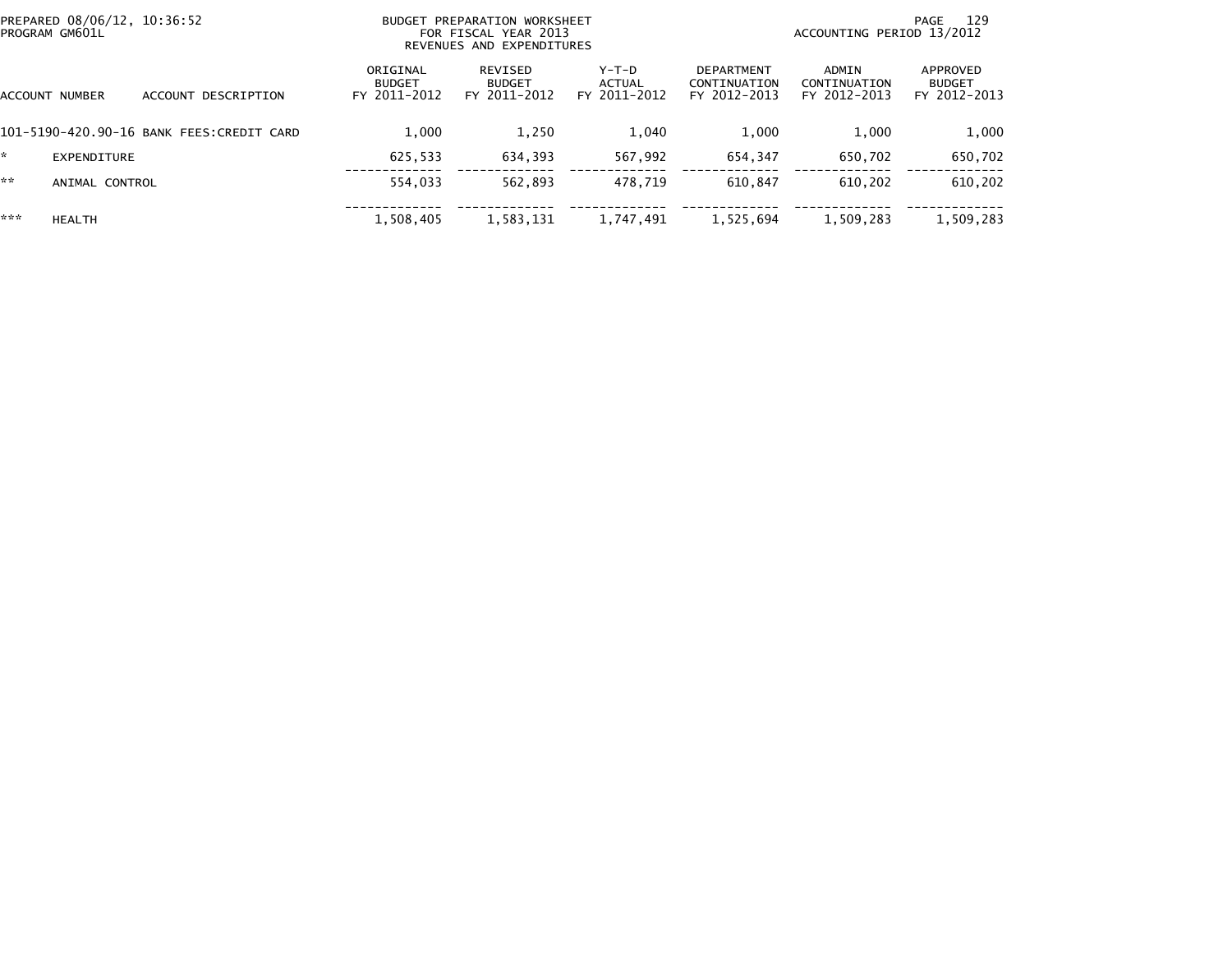PREPARED 08/06/12, 10:36:52
PROGRAM GM601L

BUDGET PREPARATION WORKSHEET
FOR FISCAL YEAR 2013
REVENUES AND EXPENDITURES

ACCOUNTING PERIOD 13/2012

| ACCOUNT NUMBER | ACCOUNT DESCRIPTION | ORIGINAL BUDGET FY 2011-2012 | REVISED BUDGET FY 2011-2012 | Y-T-D ACTUAL FY 2011-2012 | DEPARTMENT CONTINUATION FY 2012-2013 | ADMIN CONTINUATION FY 2012-2013 | APPROVED BUDGET FY 2012-2013 |
|---|---|---|---|---|---|---|---|
| 101-5190-420.90-16 | BANK FEES:CREDIT CARD | 1,000 | 1,250 | 1,040 | 1,000 | 1,000 | 1,000 |
| * | EXPENDITURE | 625,533 | 634,393 | 567,992 | 654,347 | 650,702 | 650,702 |
| ** | ANIMAL CONTROL | 554,033 | 562,893 | 478,719 | 610,847 | 610,202 | 610,202 |
| *** | HEALTH | 1,508,405 | 1,583,131 | 1,747,491 | 1,525,694 | 1,509,283 | 1,509,283 |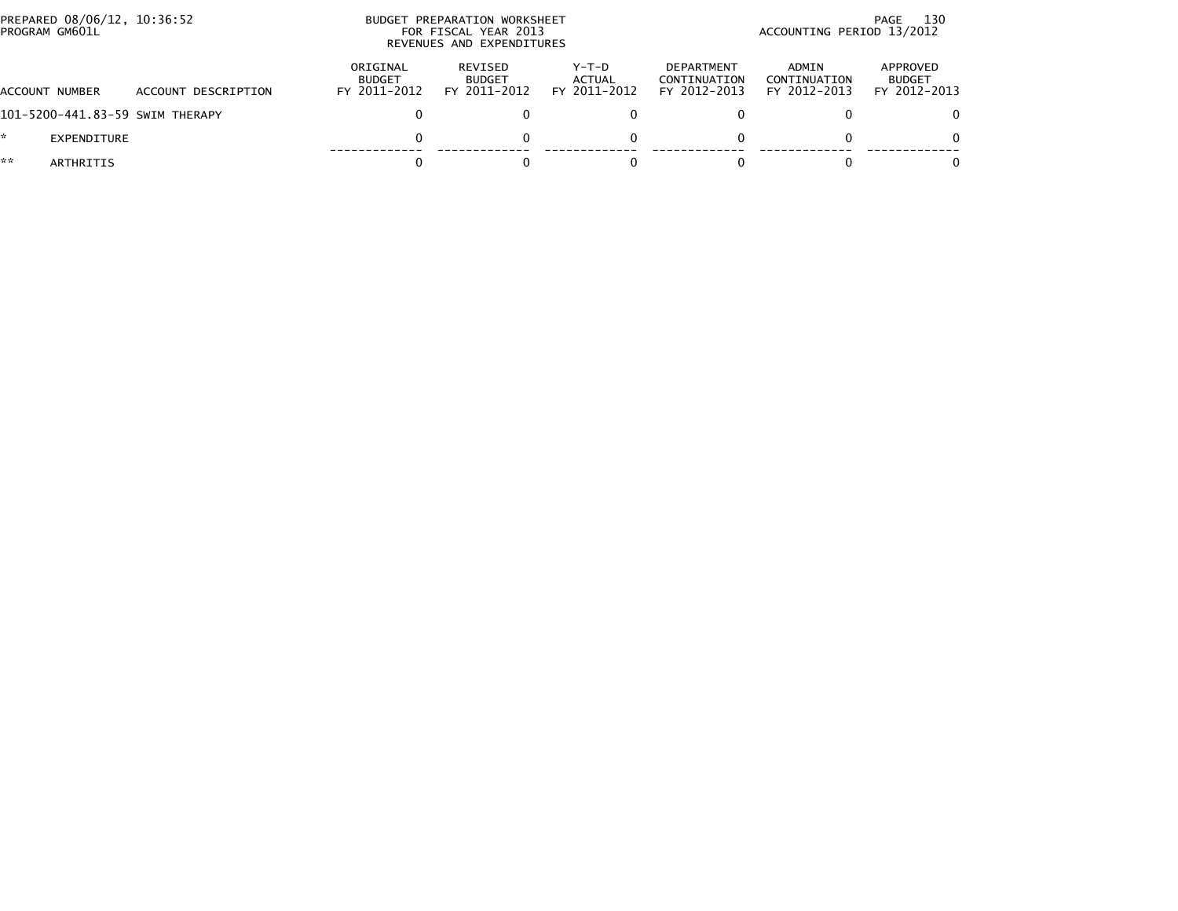PREPARED 08/06/12, 10:36:52
PROGRAM GM601L

BUDGET PREPARATION WORKSHEET
FOR FISCAL YEAR 2013
REVENUES AND EXPENDITURES

ACCOUNTING PERIOD 13/2012

| ACCOUNT NUMBER | ACCOUNT DESCRIPTION | ORIGINAL BUDGET FY 2011-2012 | REVISED BUDGET FY 2011-2012 | Y-T-D ACTUAL FY 2011-2012 | DEPARTMENT CONTINUATION FY 2012-2013 | ADMIN CONTINUATION FY 2012-2013 | APPROVED BUDGET FY 2012-2013 |
|---|---|---|---|---|---|---|---|
| 101-5200-441.83-59 | SWIM THERAPY | 0 | 0 | 0 | 0 | 0 | 0 |
| * | EXPENDITURE | 0 | 0 | 0 | 0 | 0 | 0 |
| ** | ARTHRITIS | 0 | 0 | 0 | 0 | 0 | 0 |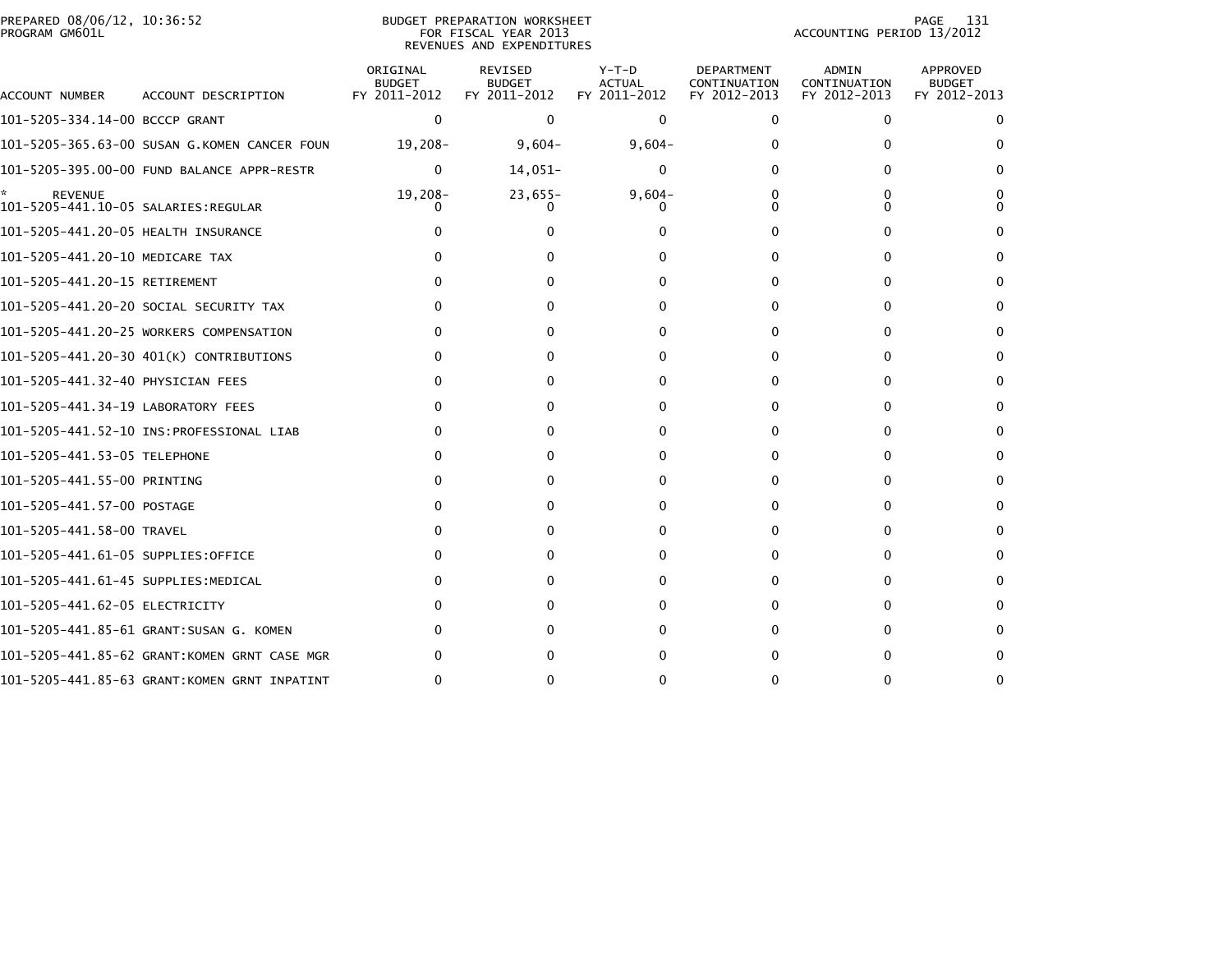PREPARED 08/06/12, 10:36:52
PROGRAM GM601L

BUDGET PREPARATION WORKSHEET
FOR FISCAL YEAR 2013
REVENUES AND EXPENDITURES

ACCOUNTING PERIOD 13/2012

| ACCOUNT NUMBER | ACCOUNT DESCRIPTION | ORIGINAL BUDGET FY 2011-2012 | REVISED BUDGET FY 2011-2012 | Y-T-D ACTUAL FY 2011-2012 | DEPARTMENT CONTINUATION FY 2012-2013 | ADMIN CONTINUATION FY 2012-2013 | APPROVED BUDGET FY 2012-2013 |
|---|---|---|---|---|---|---|---|
| 101-5205-334.14-00 | BCCCP GRANT | 0 | 0 | 0 | 0 | 0 | 0 |
| 101-5205-365.63-00 | SUSAN G.KOMEN CANCER FOUN | 19,208- | 9,604- | 9,604- | 0 | 0 | 0 |
| 101-5205-395.00-00 | FUND BALANCE APPR-RESTR | 0 | 14,051- | 0 | 0 | 0 | 0 |
| * | REVENUE | 19,208- | 23,655- | 9,604- | 0 | 0 | 0 |
| 101-5205-441.10-05 | SALARIES:REGULAR | 0 | 0 | 0 | 0 | 0 | 0 |
| 101-5205-441.20-05 | HEALTH INSURANCE | 0 | 0 | 0 | 0 | 0 | 0 |
| 101-5205-441.20-10 | MEDICARE TAX | 0 | 0 | 0 | 0 | 0 | 0 |
| 101-5205-441.20-15 | RETIREMENT | 0 | 0 | 0 | 0 | 0 | 0 |
| 101-5205-441.20-20 | SOCIAL SECURITY TAX | 0 | 0 | 0 | 0 | 0 | 0 |
| 101-5205-441.20-25 | WORKERS COMPENSATION | 0 | 0 | 0 | 0 | 0 | 0 |
| 101-5205-441.20-30 | 401(K) CONTRIBUTIONS | 0 | 0 | 0 | 0 | 0 | 0 |
| 101-5205-441.32-40 | PHYSICIAN FEES | 0 | 0 | 0 | 0 | 0 | 0 |
| 101-5205-441.34-19 | LABORATORY FEES | 0 | 0 | 0 | 0 | 0 | 0 |
| 101-5205-441.52-10 | INS:PROFESSIONAL LIAB | 0 | 0 | 0 | 0 | 0 | 0 |
| 101-5205-441.53-05 | TELEPHONE | 0 | 0 | 0 | 0 | 0 | 0 |
| 101-5205-441.55-00 | PRINTING | 0 | 0 | 0 | 0 | 0 | 0 |
| 101-5205-441.57-00 | POSTAGE | 0 | 0 | 0 | 0 | 0 | 0 |
| 101-5205-441.58-00 | TRAVEL | 0 | 0 | 0 | 0 | 0 | 0 |
| 101-5205-441.61-05 | SUPPLIES:OFFICE | 0 | 0 | 0 | 0 | 0 | 0 |
| 101-5205-441.61-45 | SUPPLIES:MEDICAL | 0 | 0 | 0 | 0 | 0 | 0 |
| 101-5205-441.62-05 | ELECTRICITY | 0 | 0 | 0 | 0 | 0 | 0 |
| 101-5205-441.85-61 | GRANT:SUSAN G. KOMEN | 0 | 0 | 0 | 0 | 0 | 0 |
| 101-5205-441.85-62 | GRANT:KOMEN GRNT CASE MGR | 0 | 0 | 0 | 0 | 0 | 0 |
| 101-5205-441.85-63 | GRANT:KOMEN GRNT INPATINT | 0 | 0 | 0 | 0 | 0 | 0 |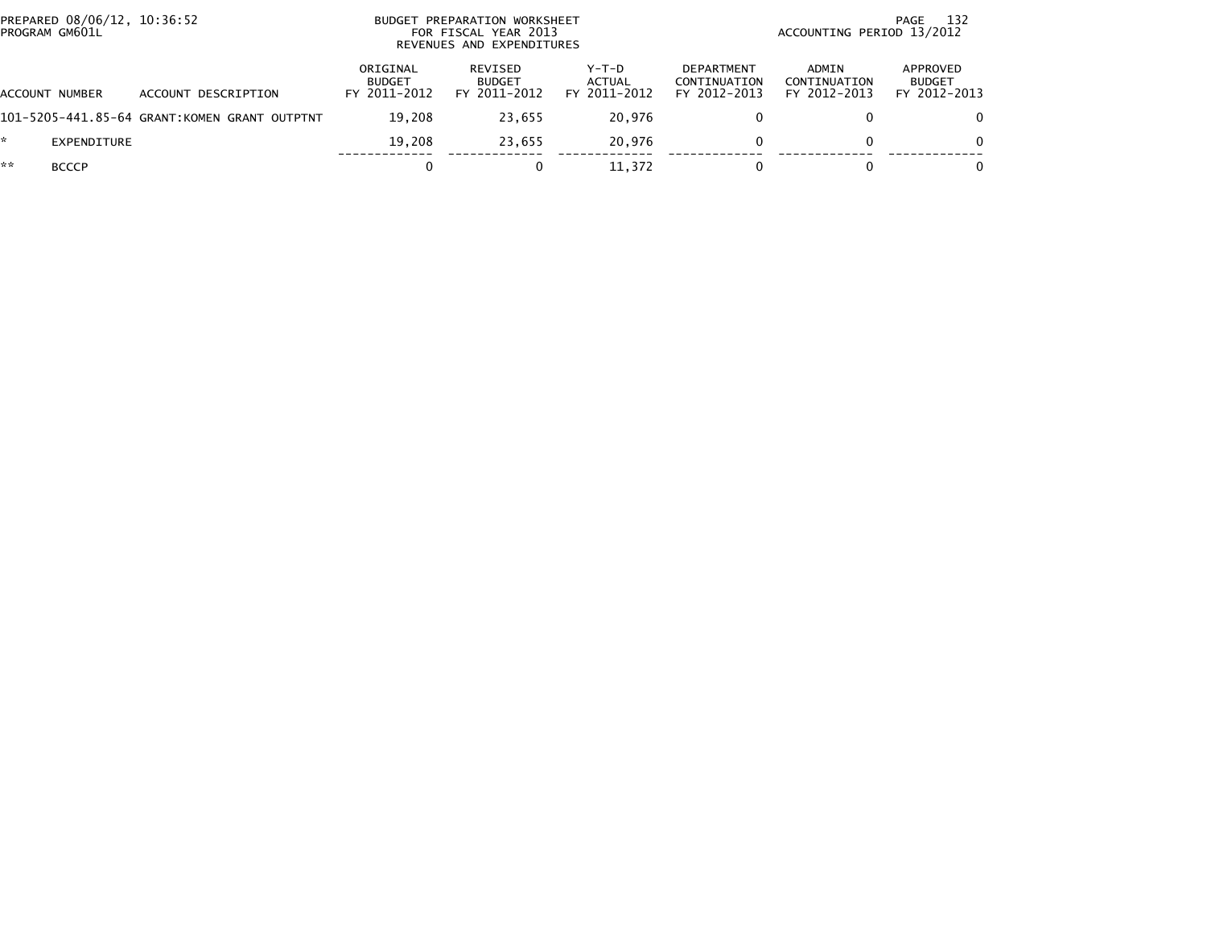PREPARED 08/06/12, 10:36:52
PROGRAM GM601L

BUDGET PREPARATION WORKSHEET
FOR FISCAL YEAR 2013
REVENUES AND EXPENDITURES

ACCOUNTING PERIOD 13/2012

| ACCOUNT NUMBER | ACCOUNT DESCRIPTION | ORIGINAL BUDGET FY 2011-2012 | REVISED BUDGET FY 2011-2012 | Y-T-D ACTUAL FY 2011-2012 | DEPARTMENT CONTINUATION FY 2012-2013 | ADMIN CONTINUATION FY 2012-2013 | APPROVED BUDGET FY 2012-2013 |
|---|---|---|---|---|---|---|---|
| 101-5205-441.85-64 | GRANT:KOMEN GRANT OUTPTNT | 19,208 | 23,655 | 20,976 | 0 | 0 | 0 |
| * | EXPENDITURE | 19,208 | 23,655 | 20,976 | 0 | 0 | 0 |
| ** | BCCCP | 0 | 0 | 11,372 | 0 | 0 | 0 |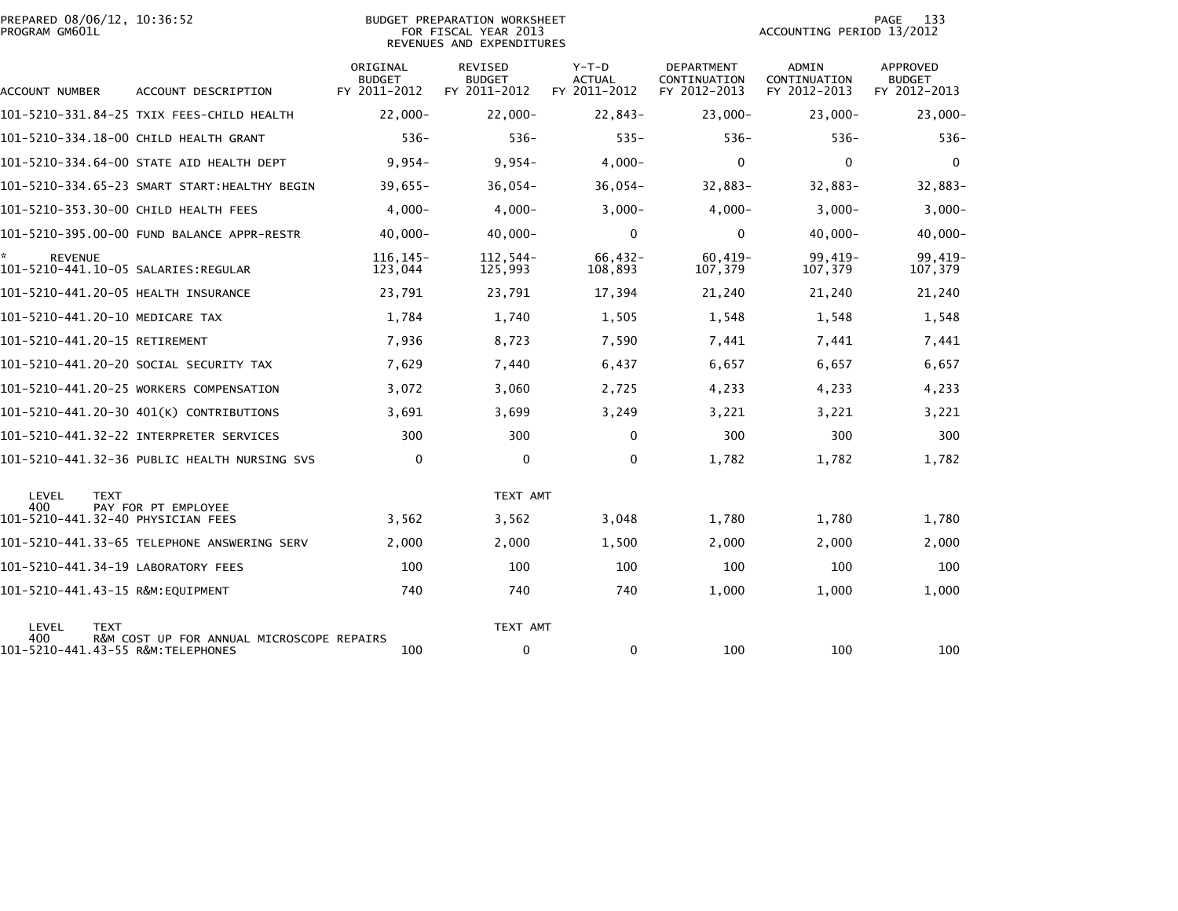PREPARED 08/06/12, 10:36:52
PROGRAM GM601L

BUDGET PREPARATION WORKSHEET
FOR FISCAL YEAR 2013
REVENUES AND EXPENDITURES

ACCOUNTING PERIOD 13/2012

| ACCOUNT NUMBER | ACCOUNT DESCRIPTION | ORIGINAL BUDGET FY 2011-2012 | REVISED BUDGET FY 2011-2012 | Y-T-D ACTUAL FY 2011-2012 | DEPARTMENT CONTINUATION FY 2012-2013 | ADMIN CONTINUATION FY 2012-2013 | APPROVED BUDGET FY 2012-2013 |
|---|---|---|---|---|---|---|---|
| 101-5210-331.84-25 | TXIX FEES-CHILD HEALTH | 22,000- | 22,000- | 22,843- | 23,000- | 23,000- | 23,000- |
| 101-5210-334.18-00 | CHILD HEALTH GRANT | 536- | 536- | 535- | 536- | 536- | 536- |
| 101-5210-334.64-00 | STATE AID HEALTH DEPT | 9,954- | 9,954- | 4,000- | 0 | 0 | 0 |
| 101-5210-334.65-23 | SMART START:HEALTHY BEGIN | 39,655- | 36,054- | 36,054- | 32,883- | 32,883- | 32,883- |
| 101-5210-353.30-00 | CHILD HEALTH FEES | 4,000- | 4,000- | 3,000- | 4,000- | 3,000- | 3,000- |
| 101-5210-395.00-00 | FUND BALANCE APPR-RESTR | 40,000- | 40,000- | 0 | 0 | 40,000- | 40,000- |
| * REVENUE | | 116,145- | 112,544- | 66,432- | 60,419- | 99,419- | 99,419- |
| 101-5210-441.10-05 | SALARIES:REGULAR | 123,044 | 125,993 | 108,893 | 107,379 | 107,379 | 107,379 |
| 101-5210-441.20-05 | HEALTH INSURANCE | 23,791 | 23,791 | 17,394 | 21,240 | 21,240 | 21,240 |
| 101-5210-441.20-10 | MEDICARE TAX | 1,784 | 1,740 | 1,505 | 1,548 | 1,548 | 1,548 |
| 101-5210-441.20-15 | RETIREMENT | 7,936 | 8,723 | 7,590 | 7,441 | 7,441 | 7,441 |
| 101-5210-441.20-20 | SOCIAL SECURITY TAX | 7,629 | 7,440 | 6,437 | 6,657 | 6,657 | 6,657 |
| 101-5210-441.20-25 | WORKERS COMPENSATION | 3,072 | 3,060 | 2,725 | 4,233 | 4,233 | 4,233 |
| 101-5210-441.20-30 | 401(K) CONTRIBUTIONS | 3,691 | 3,699 | 3,249 | 3,221 | 3,221 | 3,221 |
| 101-5210-441.32-22 | INTERPRETER SERVICES | 300 | 300 | 0 | 300 | 300 | 300 |
| 101-5210-441.32-36 | PUBLIC HEALTH NURSING SVS | 0 | 0 | 0 | 1,782 | 1,782 | 1,782 |
| LEVEL 400 | TEXT: PAY FOR PT EMPLOYEE | | TEXT AMT | | | | |
| 101-5210-441.32-40 | PHYSICIAN FEES | 3,562 | 3,562 | 3,048 | 1,780 | 1,780 | 1,780 |
| 101-5210-441.33-65 | TELEPHONE ANSWERING SERV | 2,000 | 2,000 | 1,500 | 2,000 | 2,000 | 2,000 |
| 101-5210-441.34-19 | LABORATORY FEES | 100 | 100 | 100 | 100 | 100 | 100 |
| 101-5210-441.43-15 | R&M:EQUIPMENT | 740 | 740 | 740 | 1,000 | 1,000 | 1,000 |
| LEVEL 400 | TEXT: R&M COST UP FOR ANNUAL MICROSCOPE REPAIRS | | TEXT AMT | | | | |
| 101-5210-441.43-55 | R&M:TELEPHONES | 100 | 0 | 0 | 100 | 100 | 100 |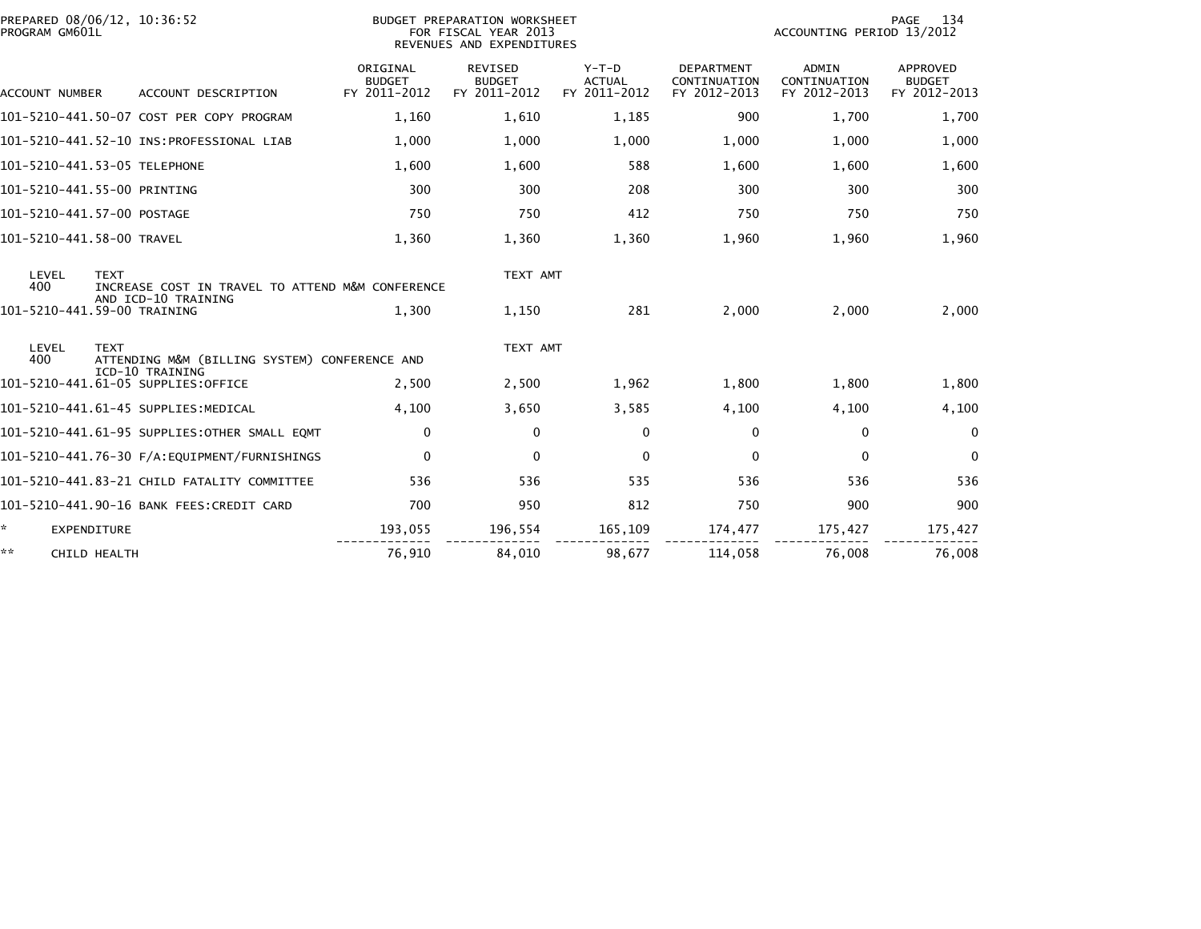PREPARED 08/06/12, 10:36:52
PROGRAM GM601L

BUDGET PREPARATION WORKSHEET
FOR FISCAL YEAR 2013
REVENUES AND EXPENDITURES

ACCOUNTING PERIOD 13/2012

| ACCOUNT NUMBER | ACCOUNT DESCRIPTION | ORIGINAL BUDGET FY 2011-2012 | REVISED BUDGET FY 2011-2012 | Y-T-D ACTUAL FY 2011-2012 | DEPARTMENT CONTINUATION FY 2012-2013 | ADMIN CONTINUATION FY 2012-2013 | APPROVED BUDGET FY 2012-2013 |
|---|---|---|---|---|---|---|---|
| 101-5210-441.50-07 | COST PER COPY PROGRAM | 1,160 | 1,610 | 1,185 | 900 | 1,700 | 1,700 |
| 101-5210-441.52-10 | INS:PROFESSIONAL LIAB | 1,000 | 1,000 | 1,000 | 1,000 | 1,000 | 1,000 |
| 101-5210-441.53-05 | TELEPHONE | 1,600 | 1,600 | 588 | 1,600 | 1,600 | 1,600 |
| 101-5210-441.55-00 | PRINTING | 300 | 300 | 208 | 300 | 300 | 300 |
| 101-5210-441.57-00 | POSTAGE | 750 | 750 | 412 | 750 | 750 | 750 |
| 101-5210-441.58-00 | TRAVEL | 1,360 | 1,360 | 1,360 | 1,960 | 1,960 | 1,960 |
| LEVEL 400 | TEXT: INCREASE COST IN TRAVEL TO ATTEND M&M CONFERENCE AND ICD-10 TRAINING | | TEXT AMT | | | | |
| 101-5210-441.59-00 | TRAINING | 1,300 | 1,150 | 281 | 2,000 | 2,000 | 2,000 |
| LEVEL 400 | TEXT: ATTENDING M&M (BILLING SYSTEM) CONFERENCE AND ICD-10 TRAINING | | TEXT AMT | | | | |
| 101-5210-441.61-05 | SUPPLIES:OFFICE | 2,500 | 2,500 | 1,962 | 1,800 | 1,800 | 1,800 |
| 101-5210-441.61-45 | SUPPLIES:MEDICAL | 4,100 | 3,650 | 3,585 | 4,100 | 4,100 | 4,100 |
| 101-5210-441.61-95 | SUPPLIES:OTHER SMALL EQMT | 0 | 0 | 0 | 0 | 0 | 0 |
| 101-5210-441.76-30 | F/A:EQUIPMENT/FURNISHINGS | 0 | 0 | 0 | 0 | 0 | 0 |
| 101-5210-441.83-21 | CHILD FATALITY COMMITTEE | 536 | 536 | 535 | 536 | 536 | 536 |
| 101-5210-441.90-16 | BANK FEES:CREDIT CARD | 700 | 950 | 812 | 750 | 900 | 900 |
| * | EXPENDITURE | 193,055 | 196,554 | 165,109 | 174,477 | 175,427 | 175,427 |
| ** | CHILD HEALTH | 76,910 | 84,010 | 98,677 | 114,058 | 76,008 | 76,008 |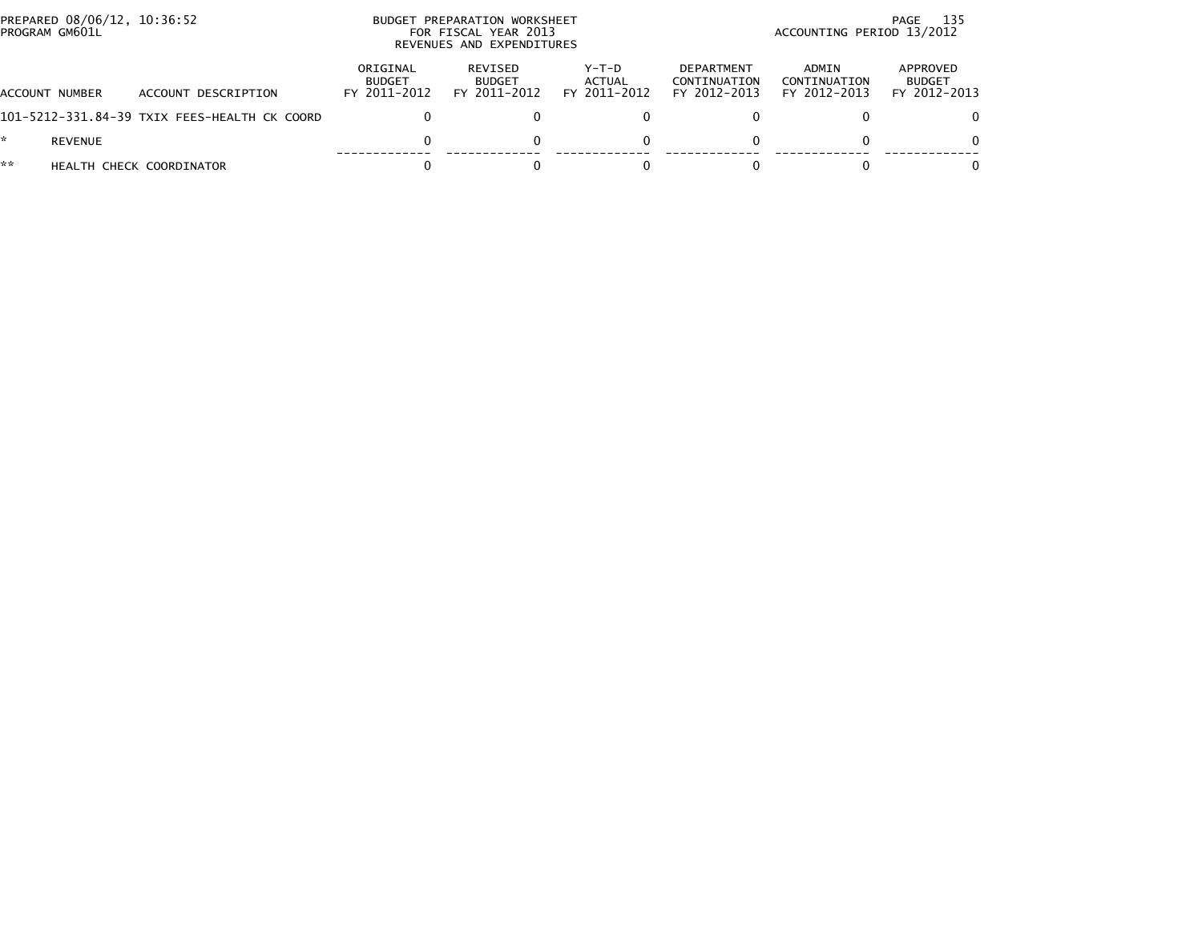PREPARED 08/06/12, 10:36:52
PROGRAM GM601L

BUDGET PREPARATION WORKSHEET
FOR FISCAL YEAR 2013
REVENUES AND EXPENDITURES

ACCOUNTING PERIOD 13/2012

| ACCOUNT NUMBER | ACCOUNT DESCRIPTION | ORIGINAL BUDGET FY 2011-2012 | REVISED BUDGET FY 2011-2012 | Y-T-D ACTUAL FY 2011-2012 | DEPARTMENT CONTINUATION FY 2012-2013 | ADMIN CONTINUATION FY 2012-2013 | APPROVED BUDGET FY 2012-2013 |
|---|---|---|---|---|---|---|---|
| 101-5212-331.84-39 | TXIX FEES-HEALTH CK COORD | 0 | 0 | 0 | 0 | 0 | 0 |
| * | REVENUE | 0 | 0 | 0 | 0 | 0 | 0 |
| ** | HEALTH CHECK COORDINATOR | 0 | 0 | 0 | 0 | 0 | 0 |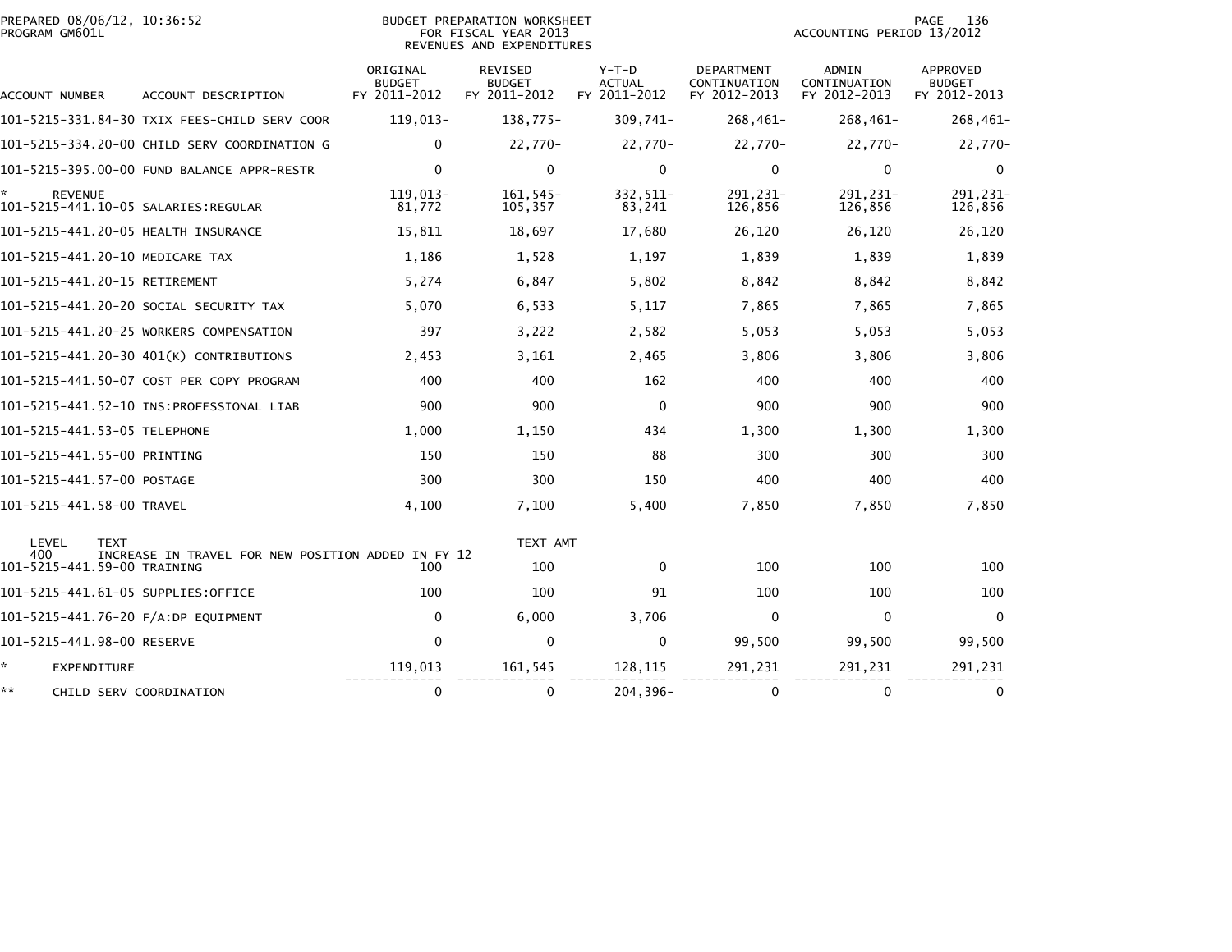PREPARED 08/06/12, 10:36:52
PROGRAM GM601L

BUDGET PREPARATION WORKSHEET
FOR FISCAL YEAR 2013
REVENUES AND EXPENDITURES

ACCOUNTING PERIOD 13/2012

| ACCOUNT NUMBER | ACCOUNT DESCRIPTION | ORIGINAL BUDGET FY 2011-2012 | REVISED BUDGET FY 2011-2012 | Y-T-D ACTUAL FY 2011-2012 | DEPARTMENT CONTINUATION FY 2012-2013 | ADMIN CONTINUATION FY 2012-2013 | APPROVED BUDGET FY 2012-2013 |
|---|---|---|---|---|---|---|---|
| 101-5215-331.84-30 | TXIX FEES-CHILD SERV COOR | 119,013- | 138,775- | 309,741- | 268,461- | 268,461- | 268,461- |
| 101-5215-334.20-00 | CHILD SERV COORDINATION G | 0 | 22,770- | 22,770- | 22,770- | 22,770- | 22,770- |
| 101-5215-395.00-00 | FUND BALANCE APPR-RESTR | 0 | 0 | 0 | 0 | 0 | 0 |
| * REVENUE | | 119,013- | 161,545- | 332,511- | 291,231- | 291,231- | 291,231- |
| 101-5215-441.10-05 | SALARIES:REGULAR | 81,772 | 105,357 | 83,241 | 126,856 | 126,856 | 126,856 |
| 101-5215-441.20-05 | HEALTH INSURANCE | 15,811 | 18,697 | 17,680 | 26,120 | 26,120 | 26,120 |
| 101-5215-441.20-10 | MEDICARE TAX | 1,186 | 1,528 | 1,197 | 1,839 | 1,839 | 1,839 |
| 101-5215-441.20-15 | RETIREMENT | 5,274 | 6,847 | 5,802 | 8,842 | 8,842 | 8,842 |
| 101-5215-441.20-20 | SOCIAL SECURITY TAX | 5,070 | 6,533 | 5,117 | 7,865 | 7,865 | 7,865 |
| 101-5215-441.20-25 | WORKERS COMPENSATION | 397 | 3,222 | 2,582 | 5,053 | 5,053 | 5,053 |
| 101-5215-441.20-30 | 401(K) CONTRIBUTIONS | 2,453 | 3,161 | 2,465 | 3,806 | 3,806 | 3,806 |
| 101-5215-441.50-07 | COST PER COPY PROGRAM | 400 | 400 | 162 | 400 | 400 | 400 |
| 101-5215-441.52-10 | INS:PROFESSIONAL LIAB | 900 | 900 | 0 | 900 | 900 | 900 |
| 101-5215-441.53-05 | TELEPHONE | 1,000 | 1,150 | 434 | 1,300 | 1,300 | 1,300 |
| 101-5215-441.55-00 | PRINTING | 150 | 150 | 88 | 300 | 300 | 300 |
| 101-5215-441.57-00 | POSTAGE | 300 | 300 | 150 | 400 | 400 | 400 |
| 101-5215-441.58-00 | TRAVEL | 4,100 | 7,100 | 5,400 | 7,850 | 7,850 | 7,850 |
| LEVEL 400 | TEXT: INCREASE IN TRAVEL FOR NEW POSITION ADDED IN FY 12 | | TEXT AMT | | | | |
| 101-5215-441.59-00 | TRAINING | 100 | 100 | 0 | 100 | 100 | 100 |
| 101-5215-441.61-05 | SUPPLIES:OFFICE | 100 | 100 | 91 | 100 | 100 | 100 |
| 101-5215-441.76-20 | F/A:DP EQUIPMENT | 0 | 6,000 | 3,706 | 0 | 0 | 0 |
| 101-5215-441.98-00 | RESERVE | 0 | 0 | 0 | 99,500 | 99,500 | 99,500 |
| * EXPENDITURE | | 119,013 | 161,545 | 128,115 | 291,231 | 291,231 | 291,231 |
| ** CHILD SERV COORDINATION | | 0 | 0 | 204,396- | 0 | 0 | 0 |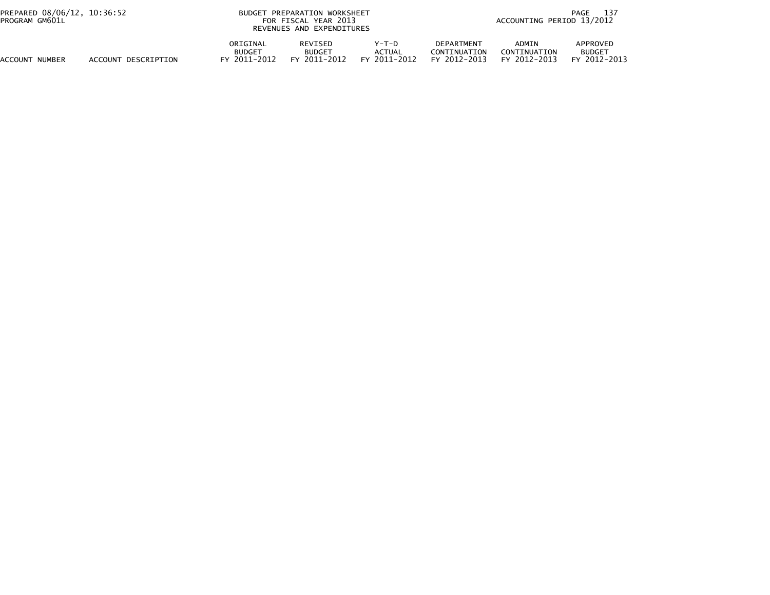BUDGET PREPARATION WORKSHEET
FOR FISCAL YEAR 2013
REVENUES AND EXPENDITURES

| ACCOUNT NUMBER | ACCOUNT DESCRIPTION | ORIGINAL BUDGET FY 2011-2012 | REVISED BUDGET FY 2011-2012 | Y-T-D ACTUAL FY 2011-2012 | DEPARTMENT CONTINUATION FY 2012-2013 | ADMIN CONTINUATION FY 2012-2013 | APPROVED BUDGET FY 2012-2013 |
|---|---|---|---|---|---|---|---|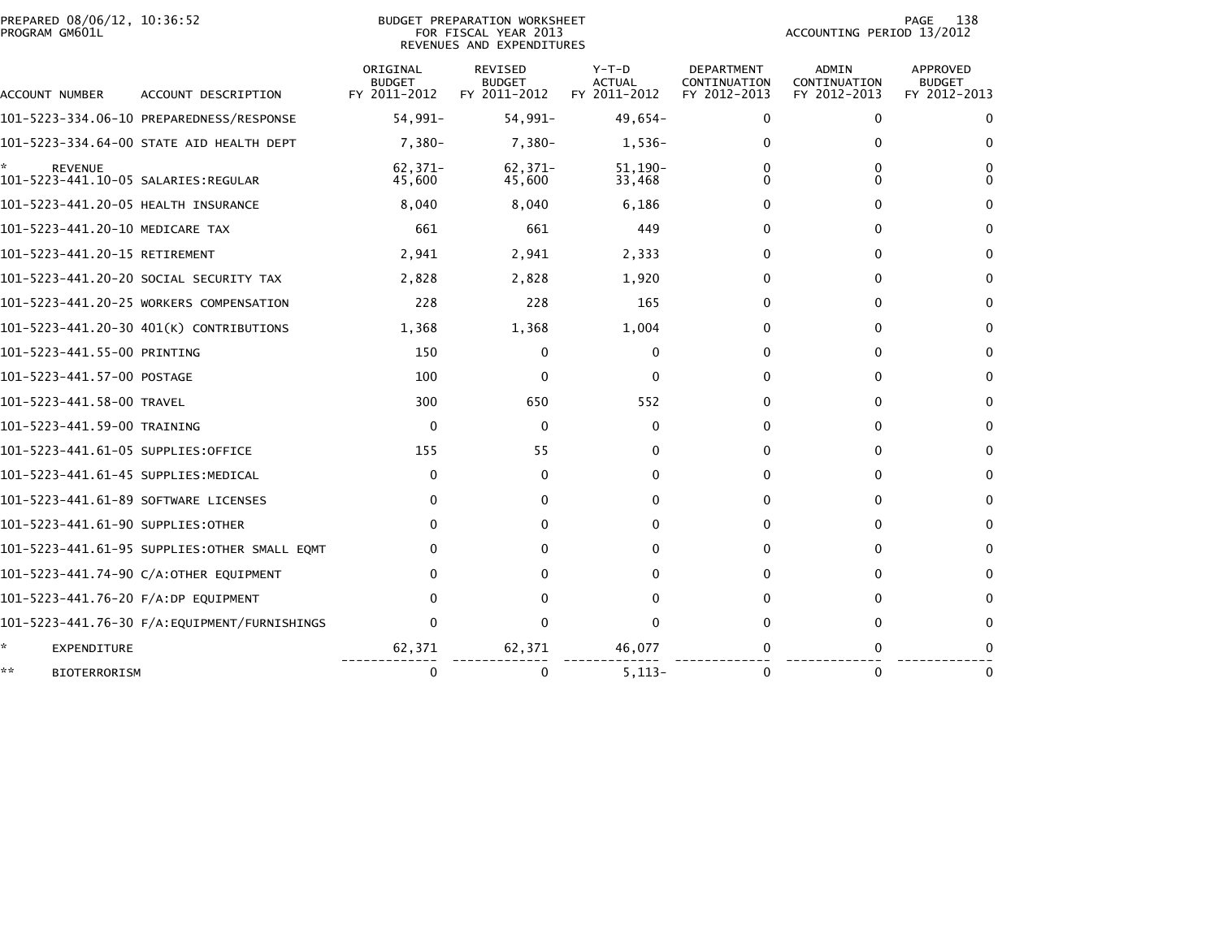PREPARED 08/06/12, 10:36:52
PROGRAM GM601L

BUDGET PREPARATION WORKSHEET
FOR FISCAL YEAR 2013
REVENUES AND EXPENDITURES

ACCOUNTING PERIOD 13/2012

| ACCOUNT NUMBER | ACCOUNT DESCRIPTION | ORIGINAL BUDGET FY 2011-2012 | REVISED BUDGET FY 2011-2012 | Y-T-D ACTUAL FY 2011-2012 | DEPARTMENT CONTINUATION FY 2012-2013 | ADMIN CONTINUATION FY 2012-2013 | APPROVED BUDGET FY 2012-2013 |
|---|---|---|---|---|---|---|---|
| 101-5223-334.06-10 | PREPAREDNESS/RESPONSE | 54,991- | 54,991- | 49,654- | 0 | 0 | 0 |
| 101-5223-334.64-00 | STATE AID HEALTH DEPT | 7,380- | 7,380- | 1,536- | 0 | 0 | 0 |
| * | REVENUE | 62,371- | 62,371- | 51,190- | 0 | 0 | 0 |
| 101-5223-441.10-05 | SALARIES:REGULAR | 45,600 | 45,600 | 33,468 | 0 | 0 | 0 |
| 101-5223-441.20-05 | HEALTH INSURANCE | 8,040 | 8,040 | 6,186 | 0 | 0 | 0 |
| 101-5223-441.20-10 | MEDICARE TAX | 661 | 661 | 449 | 0 | 0 | 0 |
| 101-5223-441.20-15 | RETIREMENT | 2,941 | 2,941 | 2,333 | 0 | 0 | 0 |
| 101-5223-441.20-20 | SOCIAL SECURITY TAX | 2,828 | 2,828 | 1,920 | 0 | 0 | 0 |
| 101-5223-441.20-25 | WORKERS COMPENSATION | 228 | 228 | 165 | 0 | 0 | 0 |
| 101-5223-441.20-30 | 401(K) CONTRIBUTIONS | 1,368 | 1,368 | 1,004 | 0 | 0 | 0 |
| 101-5223-441.55-00 | PRINTING | 150 | 0 | 0 | 0 | 0 | 0 |
| 101-5223-441.57-00 | POSTAGE | 100 | 0 | 0 | 0 | 0 | 0 |
| 101-5223-441.58-00 | TRAVEL | 300 | 650 | 552 | 0 | 0 | 0 |
| 101-5223-441.59-00 | TRAINING | 0 | 0 | 0 | 0 | 0 | 0 |
| 101-5223-441.61-05 | SUPPLIES:OFFICE | 155 | 55 | 0 | 0 | 0 | 0 |
| 101-5223-441.61-45 | SUPPLIES:MEDICAL | 0 | 0 | 0 | 0 | 0 | 0 |
| 101-5223-441.61-89 | SOFTWARE LICENSES | 0 | 0 | 0 | 0 | 0 | 0 |
| 101-5223-441.61-90 | SUPPLIES:OTHER | 0 | 0 | 0 | 0 | 0 | 0 |
| 101-5223-441.61-95 | SUPPLIES:OTHER SMALL EQMT | 0 | 0 | 0 | 0 | 0 | 0 |
| 101-5223-441.74-90 | C/A:OTHER EQUIPMENT | 0 | 0 | 0 | 0 | 0 | 0 |
| 101-5223-441.76-20 | F/A:DP EQUIPMENT | 0 | 0 | 0 | 0 | 0 | 0 |
| 101-5223-441.76-30 | F/A:EQUIPMENT/FURNISHINGS | 0 | 0 | 0 | 0 | 0 | 0 |
| * | EXPENDITURE | 62,371 | 62,371 | 46,077 | 0 | 0 | 0 |
| ** | BIOTERRORISM | 0 | 0 | 5,113- | 0 | 0 | 0 |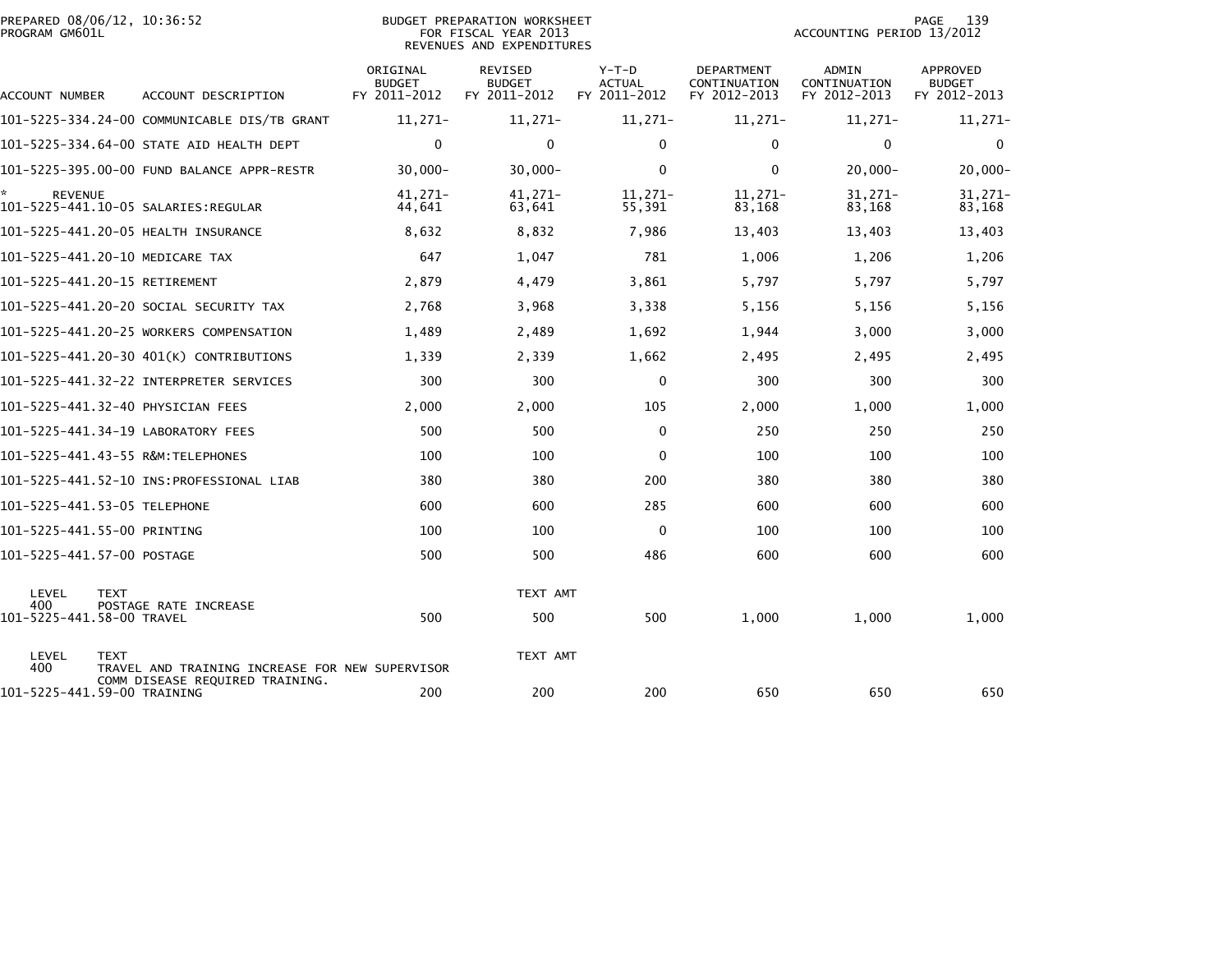PREPARED 08/06/12, 10:36:52
PROGRAM GM601L

BUDGET PREPARATION WORKSHEET
FOR FISCAL YEAR 2013
REVENUES AND EXPENDITURES

ACCOUNTING PERIOD 13/2012

| ACCOUNT NUMBER | ACCOUNT DESCRIPTION | ORIGINAL BUDGET FY 2011-2012 | REVISED BUDGET FY 2011-2012 | Y-T-D ACTUAL FY 2011-2012 | DEPARTMENT CONTINUATION FY 2012-2013 | ADMIN CONTINUATION FY 2012-2013 | APPROVED BUDGET FY 2012-2013 |
|---|---|---|---|---|---|---|---|
| 101-5225-334.24-00 | COMMUNICABLE DIS/TB GRANT | 11,271- | 11,271- | 11,271- | 11,271- | 11,271- | 11,271- |
| 101-5225-334.64-00 | STATE AID HEALTH DEPT | 0 | 0 | 0 | 0 | 0 | 0 |
| 101-5225-395.00-00 | FUND BALANCE APPR-RESTR | 30,000- | 30,000- | 0 | 0 | 20,000- | 20,000- |
| * REVENUE | | 41,271- | 41,271- | 11,271- | 11,271- | 31,271- | 31,271- |
| 101-5225-441.10-05 | SALARIES:REGULAR | 44,641 | 63,641 | 55,391 | 83,168 | 83,168 | 83,168 |
| 101-5225-441.20-05 | HEALTH INSURANCE | 8,632 | 8,832 | 7,986 | 13,403 | 13,403 | 13,403 |
| 101-5225-441.20-10 | MEDICARE TAX | 647 | 1,047 | 781 | 1,006 | 1,206 | 1,206 |
| 101-5225-441.20-15 | RETIREMENT | 2,879 | 4,479 | 3,861 | 5,797 | 5,797 | 5,797 |
| 101-5225-441.20-20 | SOCIAL SECURITY TAX | 2,768 | 3,968 | 3,338 | 5,156 | 5,156 | 5,156 |
| 101-5225-441.20-25 | WORKERS COMPENSATION | 1,489 | 2,489 | 1,692 | 1,944 | 3,000 | 3,000 |
| 101-5225-441.20-30 | 401(K) CONTRIBUTIONS | 1,339 | 2,339 | 1,662 | 2,495 | 2,495 | 2,495 |
| 101-5225-441.32-22 | INTERPRETER SERVICES | 300 | 300 | 0 | 300 | 300 | 300 |
| 101-5225-441.32-40 | PHYSICIAN FEES | 2,000 | 2,000 | 105 | 2,000 | 1,000 | 1,000 |
| 101-5225-441.34-19 | LABORATORY FEES | 500 | 500 | 0 | 250 | 250 | 250 |
| 101-5225-441.43-55 | R&M:TELEPHONES | 100 | 100 | 0 | 100 | 100 | 100 |
| 101-5225-441.52-10 | INS:PROFESSIONAL LIAB | 380 | 380 | 200 | 380 | 380 | 380 |
| 101-5225-441.53-05 | TELEPHONE | 600 | 600 | 285 | 600 | 600 | 600 |
| 101-5225-441.55-00 | PRINTING | 100 | 100 | 0 | 100 | 100 | 100 |
| 101-5225-441.57-00 | POSTAGE | 500 | 500 | 486 | 600 | 600 | 600 |

| LEVEL | TEXT | TEXT AMT |
|---|---|---|
| 400 | POSTAGE RATE INCREASE | |

| ACCOUNT NUMBER | ACCOUNT DESCRIPTION | ORIGINAL BUDGET FY 2011-2012 | REVISED BUDGET FY 2011-2012 | Y-T-D ACTUAL FY 2011-2012 | DEPARTMENT CONTINUATION FY 2012-2013 | ADMIN CONTINUATION FY 2012-2013 | APPROVED BUDGET FY 2012-2013 |
|---|---|---|---|---|---|---|---|
| 101-5225-441.58-00 | TRAVEL | 500 | 500 | 500 | 1,000 | 1,000 | 1,000 |

| LEVEL | TEXT | TEXT AMT |
|---|---|---|
| 400 | TRAVEL AND TRAINING INCREASE FOR NEW SUPERVISOR COMM DISEASE REQUIRED TRAINING. | |

| ACCOUNT NUMBER | ACCOUNT DESCRIPTION | ORIGINAL BUDGET FY 2011-2012 | REVISED BUDGET FY 2011-2012 | Y-T-D ACTUAL FY 2011-2012 | DEPARTMENT CONTINUATION FY 2012-2013 | ADMIN CONTINUATION FY 2012-2013 | APPROVED BUDGET FY 2012-2013 |
|---|---|---|---|---|---|---|---|
| 101-5225-441.59-00 | TRAINING | 200 | 200 | 200 | 650 | 650 | 650 |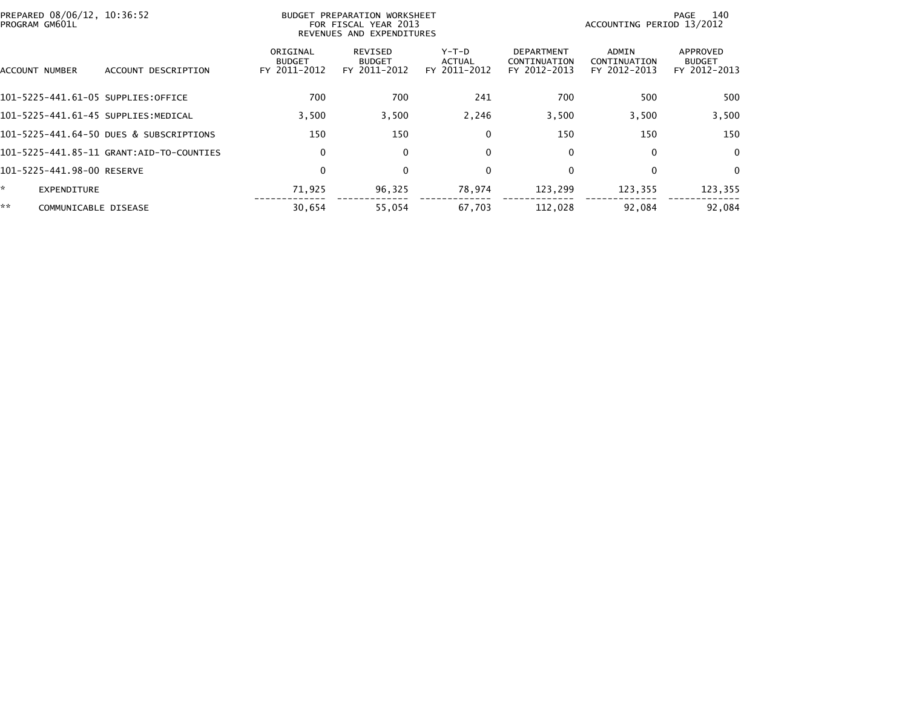PREPARED 08/06/12, 10:36:52
PROGRAM GM601L

BUDGET PREPARATION WORKSHEET
FOR FISCAL YEAR 2013
REVENUES AND EXPENDITURES

ACCOUNTING PERIOD 13/2012

| ACCOUNT NUMBER | ACCOUNT DESCRIPTION | ORIGINAL BUDGET FY 2011-2012 | REVISED BUDGET FY 2011-2012 | Y-T-D ACTUAL FY 2011-2012 | DEPARTMENT CONTINUATION FY 2012-2013 | ADMIN CONTINUATION FY 2012-2013 | APPROVED BUDGET FY 2012-2013 |
|---|---|---|---|---|---|---|---|
| 101-5225-441.61-05 | SUPPLIES:OFFICE | 700 | 700 | 241 | 700 | 500 | 500 |
| 101-5225-441.61-45 | SUPPLIES:MEDICAL | 3,500 | 3,500 | 2,246 | 3,500 | 3,500 | 3,500 |
| 101-5225-441.64-50 | DUES & SUBSCRIPTIONS | 150 | 150 | 0 | 150 | 150 | 150 |
| 101-5225-441.85-11 | GRANT:AID-TO-COUNTIES | 0 | 0 | 0 | 0 | 0 | 0 |
| 101-5225-441.98-00 | RESERVE | 0 | 0 | 0 | 0 | 0 | 0 |
| * | EXPENDITURE | 71,925 | 96,325 | 78,974 | 123,299 | 123,355 | 123,355 |
| ** | COMMUNICABLE DISEASE | 30,654 | 55,054 | 67,703 | 112,028 | 92,084 | 92,084 |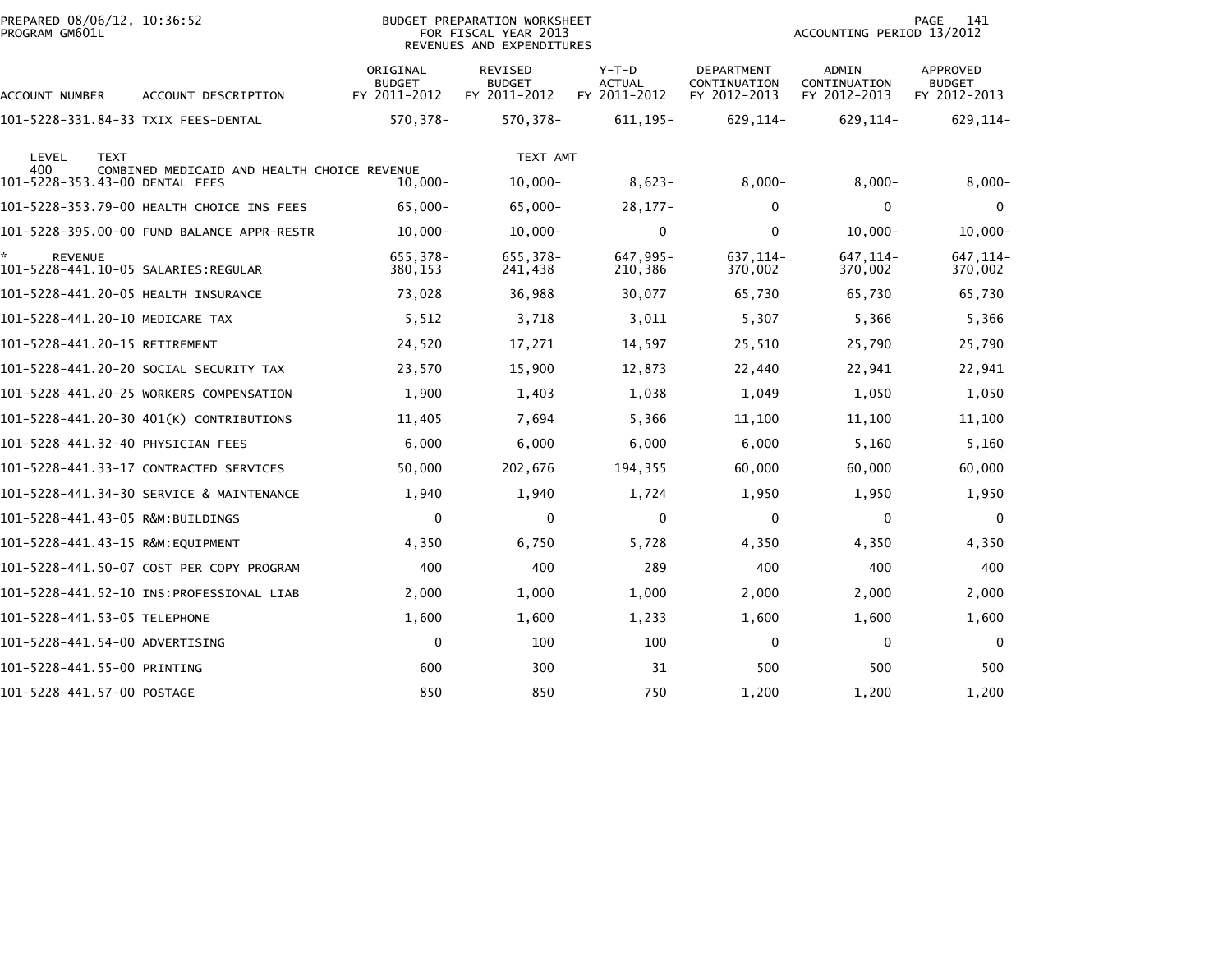PREPARED 08/06/12, 10:36:52
PROGRAM GM601L

BUDGET PREPARATION WORKSHEET
FOR FISCAL YEAR 2013
REVENUES AND EXPENDITURES

ACCOUNTING PERIOD 13/2012

| ACCOUNT NUMBER | ACCOUNT DESCRIPTION | ORIGINAL BUDGET FY 2011-2012 | REVISED BUDGET FY 2011-2012 | Y-T-D ACTUAL FY 2011-2012 | DEPARTMENT CONTINUATION FY 2012-2013 | ADMIN CONTINUATION FY 2012-2013 | APPROVED BUDGET FY 2012-2013 |
|---|---|---|---|---|---|---|---|
| 101-5228-331.84-33 | TXIX FEES-DENTAL | 570,378- | 570,378- | 611,195- | 629,114- | 629,114- | 629,114- |
| LEVEL 400 | TEXT: COMBINED MEDICAID AND HEALTH CHOICE REVENUE | | TEXT AMT | | | | |
| 101-5228-353.43-00 | DENTAL FEES | 10,000- | 10,000- | 8,623- | 8,000- | 8,000- | 8,000- |
| 101-5228-353.79-00 | HEALTH CHOICE INS FEES | 65,000- | 65,000- | 28,177- | 0 | 0 | 0 |
| 101-5228-395.00-00 | FUND BALANCE APPR-RESTR | 10,000- | 10,000- | 0 | 0 | 10,000- | 10,000- |
| * | REVENUE | 655,378- | 655,378- | 647,995- | 637,114- | 647,114- | 647,114- |
| 101-5228-441.10-05 | SALARIES:REGULAR | 380,153 | 241,438 | 210,386 | 370,002 | 370,002 | 370,002 |
| 101-5228-441.20-05 | HEALTH INSURANCE | 73,028 | 36,988 | 30,077 | 65,730 | 65,730 | 65,730 |
| 101-5228-441.20-10 | MEDICARE TAX | 5,512 | 3,718 | 3,011 | 5,307 | 5,366 | 5,366 |
| 101-5228-441.20-15 | RETIREMENT | 24,520 | 17,271 | 14,597 | 25,510 | 25,790 | 25,790 |
| 101-5228-441.20-20 | SOCIAL SECURITY TAX | 23,570 | 15,900 | 12,873 | 22,440 | 22,941 | 22,941 |
| 101-5228-441.20-25 | WORKERS COMPENSATION | 1,900 | 1,403 | 1,038 | 1,049 | 1,050 | 1,050 |
| 101-5228-441.20-30 | 401(K) CONTRIBUTIONS | 11,405 | 7,694 | 5,366 | 11,100 | 11,100 | 11,100 |
| 101-5228-441.32-40 | PHYSICIAN FEES | 6,000 | 6,000 | 6,000 | 6,000 | 5,160 | 5,160 |
| 101-5228-441.33-17 | CONTRACTED SERVICES | 50,000 | 202,676 | 194,355 | 60,000 | 60,000 | 60,000 |
| 101-5228-441.34-30 | SERVICE & MAINTENANCE | 1,940 | 1,940 | 1,724 | 1,950 | 1,950 | 1,950 |
| 101-5228-441.43-05 | R&M:BUILDINGS | 0 | 0 | 0 | 0 | 0 | 0 |
| 101-5228-441.43-15 | R&M:EQUIPMENT | 4,350 | 6,750 | 5,728 | 4,350 | 4,350 | 4,350 |
| 101-5228-441.50-07 | COST PER COPY PROGRAM | 400 | 400 | 289 | 400 | 400 | 400 |
| 101-5228-441.52-10 | INS:PROFESSIONAL LIAB | 2,000 | 1,000 | 1,000 | 2,000 | 2,000 | 2,000 |
| 101-5228-441.53-05 | TELEPHONE | 1,600 | 1,600 | 1,233 | 1,600 | 1,600 | 1,600 |
| 101-5228-441.54-00 | ADVERTISING | 0 | 100 | 100 | 0 | 0 | 0 |
| 101-5228-441.55-00 | PRINTING | 600 | 300 | 31 | 500 | 500 | 500 |
| 101-5228-441.57-00 | POSTAGE | 850 | 850 | 750 | 1,200 | 1,200 | 1,200 |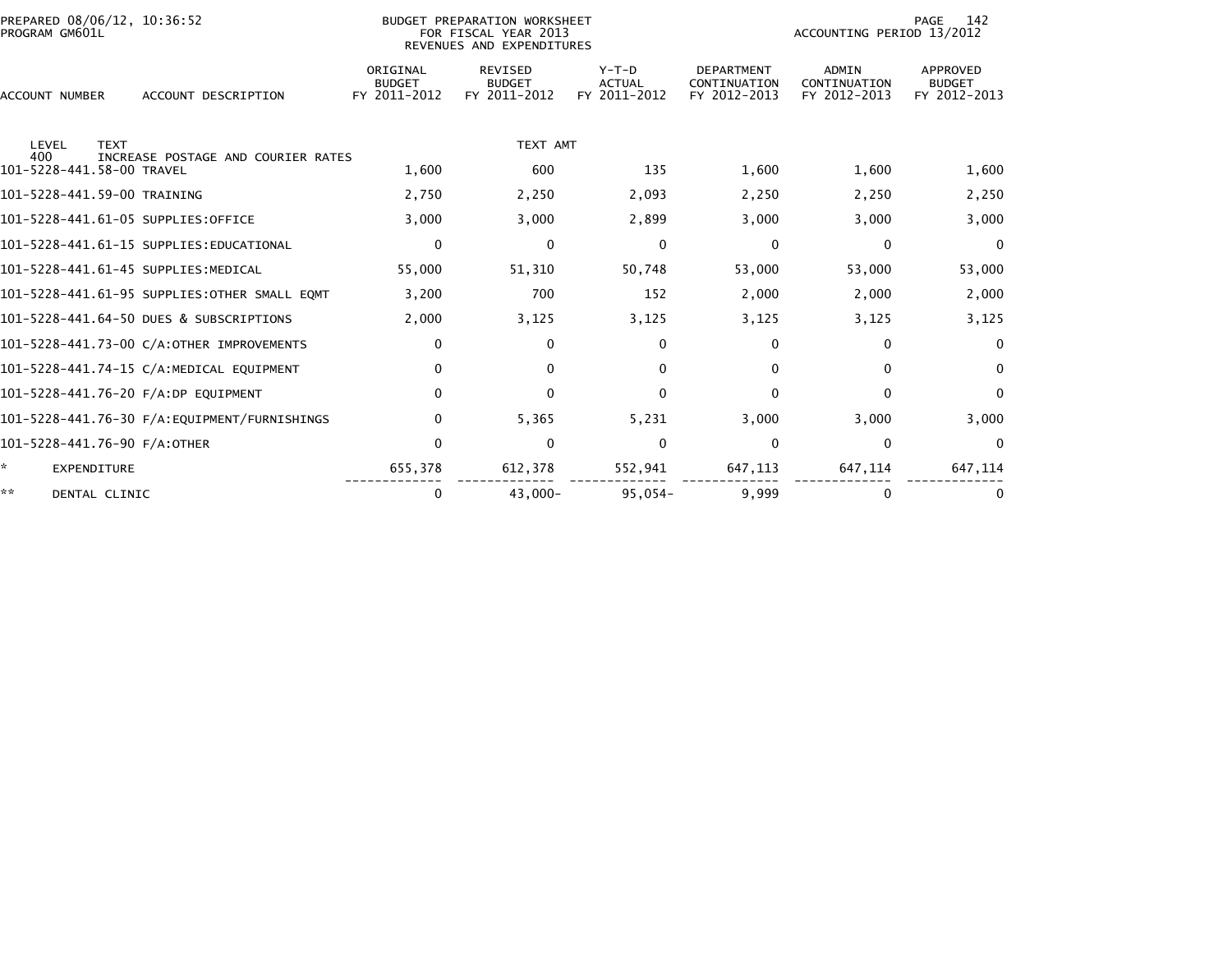PREPARED 08/06/12, 10:36:52
PROGRAM GM601L

BUDGET PREPARATION WORKSHEET
FOR FISCAL YEAR 2013
REVENUES AND EXPENDITURES

ACCOUNTING PERIOD 13/2012

| ACCOUNT NUMBER | ACCOUNT DESCRIPTION | ORIGINAL BUDGET FY 2011-2012 | REVISED BUDGET FY 2011-2012 | Y-T-D ACTUAL FY 2011-2012 | DEPARTMENT CONTINUATION FY 2012-2013 | ADMIN CONTINUATION FY 2012-2013 | APPROVED BUDGET FY 2012-2013 |
|---|---|---|---|---|---|---|---|
| LEVEL 400 | TEXT INCREASE POSTAGE AND COURIER RATES | | TEXT AMT | | | | |
| 101-5228-441.58-00 | TRAVEL | 1,600 | 600 | 135 | 1,600 | 1,600 | 1,600 |
| 101-5228-441.59-00 | TRAINING | 2,750 | 2,250 | 2,093 | 2,250 | 2,250 | 2,250 |
| 101-5228-441.61-05 | SUPPLIES:OFFICE | 3,000 | 3,000 | 2,899 | 3,000 | 3,000 | 3,000 |
| 101-5228-441.61-15 | SUPPLIES:EDUCATIONAL | 0 | 0 | 0 | 0 | 0 | 0 |
| 101-5228-441.61-45 | SUPPLIES:MEDICAL | 55,000 | 51,310 | 50,748 | 53,000 | 53,000 | 53,000 |
| 101-5228-441.61-95 | SUPPLIES:OTHER SMALL EQMT | 3,200 | 700 | 152 | 2,000 | 2,000 | 2,000 |
| 101-5228-441.64-50 | DUES & SUBSCRIPTIONS | 2,000 | 3,125 | 3,125 | 3,125 | 3,125 | 3,125 |
| 101-5228-441.73-00 | C/A:OTHER IMPROVEMENTS | 0 | 0 | 0 | 0 | 0 | 0 |
| 101-5228-441.74-15 | C/A:MEDICAL EQUIPMENT | 0 | 0 | 0 | 0 | 0 | 0 |
| 101-5228-441.76-20 | F/A:DP EQUIPMENT | 0 | 0 | 0 | 0 | 0 | 0 |
| 101-5228-441.76-30 | F/A:EQUIPMENT/FURNISHINGS | 0 | 5,365 | 5,231 | 3,000 | 3,000 | 3,000 |
| 101-5228-441.76-90 | F/A:OTHER | 0 | 0 | 0 | 0 | 0 | 0 |
| * | EXPENDITURE | 655,378 | 612,378 | 552,941 | 647,113 | 647,114 | 647,114 |
| ** | DENTAL CLINIC | 0 | 43,000- | 95,054- | 9,999 | 0 | 0 |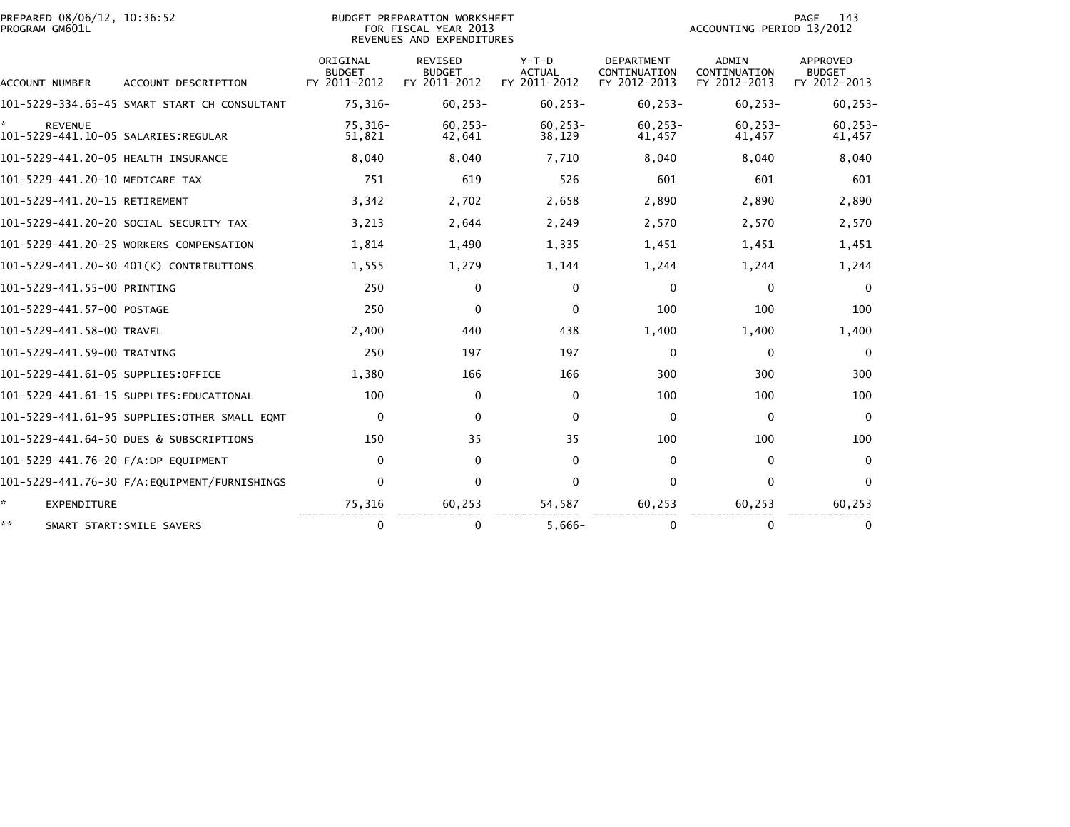PREPARED 08/06/12, 10:36:52
PROGRAM GM601L

BUDGET PREPARATION WORKSHEET
FOR FISCAL YEAR 2013
REVENUES AND EXPENDITURES

ACCOUNTING PERIOD 13/2012

| ACCOUNT NUMBER | ACCOUNT DESCRIPTION | ORIGINAL BUDGET FY 2011-2012 | REVISED BUDGET FY 2011-2012 | Y-T-D ACTUAL FY 2011-2012 | DEPARTMENT CONTINUATION FY 2012-2013 | ADMIN CONTINUATION FY 2012-2013 | APPROVED BUDGET FY 2012-2013 |
|---|---|---|---|---|---|---|---|
| 101-5229-334.65-45 | SMART START CH CONSULTANT | 75,316- | 60,253- | 60,253- | 60,253- | 60,253- | 60,253- |
| * | REVENUE | 75,316- | 60,253- | 60,253- | 60,253- | 60,253- | 60,253- |
| 101-5229-441.10-05 | SALARIES:REGULAR | 51,821 | 42,641 | 38,129 | 41,457 | 41,457 | 41,457 |
| 101-5229-441.20-05 | HEALTH INSURANCE | 8,040 | 8,040 | 7,710 | 8,040 | 8,040 | 8,040 |
| 101-5229-441.20-10 | MEDICARE TAX | 751 | 619 | 526 | 601 | 601 | 601 |
| 101-5229-441.20-15 | RETIREMENT | 3,342 | 2,702 | 2,658 | 2,890 | 2,890 | 2,890 |
| 101-5229-441.20-20 | SOCIAL SECURITY TAX | 3,213 | 2,644 | 2,249 | 2,570 | 2,570 | 2,570 |
| 101-5229-441.20-25 | WORKERS COMPENSATION | 1,814 | 1,490 | 1,335 | 1,451 | 1,451 | 1,451 |
| 101-5229-441.20-30 | 401(K) CONTRIBUTIONS | 1,555 | 1,279 | 1,144 | 1,244 | 1,244 | 1,244 |
| 101-5229-441.55-00 | PRINTING | 250 | 0 | 0 | 0 | 0 | 0 |
| 101-5229-441.57-00 | POSTAGE | 250 | 0 | 0 | 100 | 100 | 100 |
| 101-5229-441.58-00 | TRAVEL | 2,400 | 440 | 438 | 1,400 | 1,400 | 1,400 |
| 101-5229-441.59-00 | TRAINING | 250 | 197 | 197 | 0 | 0 | 0 |
| 101-5229-441.61-05 | SUPPLIES:OFFICE | 1,380 | 166 | 166 | 300 | 300 | 300 |
| 101-5229-441.61-15 | SUPPLIES:EDUCATIONAL | 100 | 0 | 0 | 100 | 100 | 100 |
| 101-5229-441.61-95 | SUPPLIES:OTHER SMALL EQMT | 0 | 0 | 0 | 0 | 0 | 0 |
| 101-5229-441.64-50 | DUES & SUBSCRIPTIONS | 150 | 35 | 35 | 100 | 100 | 100 |
| 101-5229-441.76-20 | F/A:DP EQUIPMENT | 0 | 0 | 0 | 0 | 0 | 0 |
| 101-5229-441.76-30 | F/A:EQUIPMENT/FURNISHINGS | 0 | 0 | 0 | 0 | 0 | 0 |
| * | EXPENDITURE | 75,316 | 60,253 | 54,587 | 60,253 | 60,253 | 60,253 |
| ** | SMART START:SMILE SAVERS | 0 | 0 | 5,666- | 0 | 0 | 0 |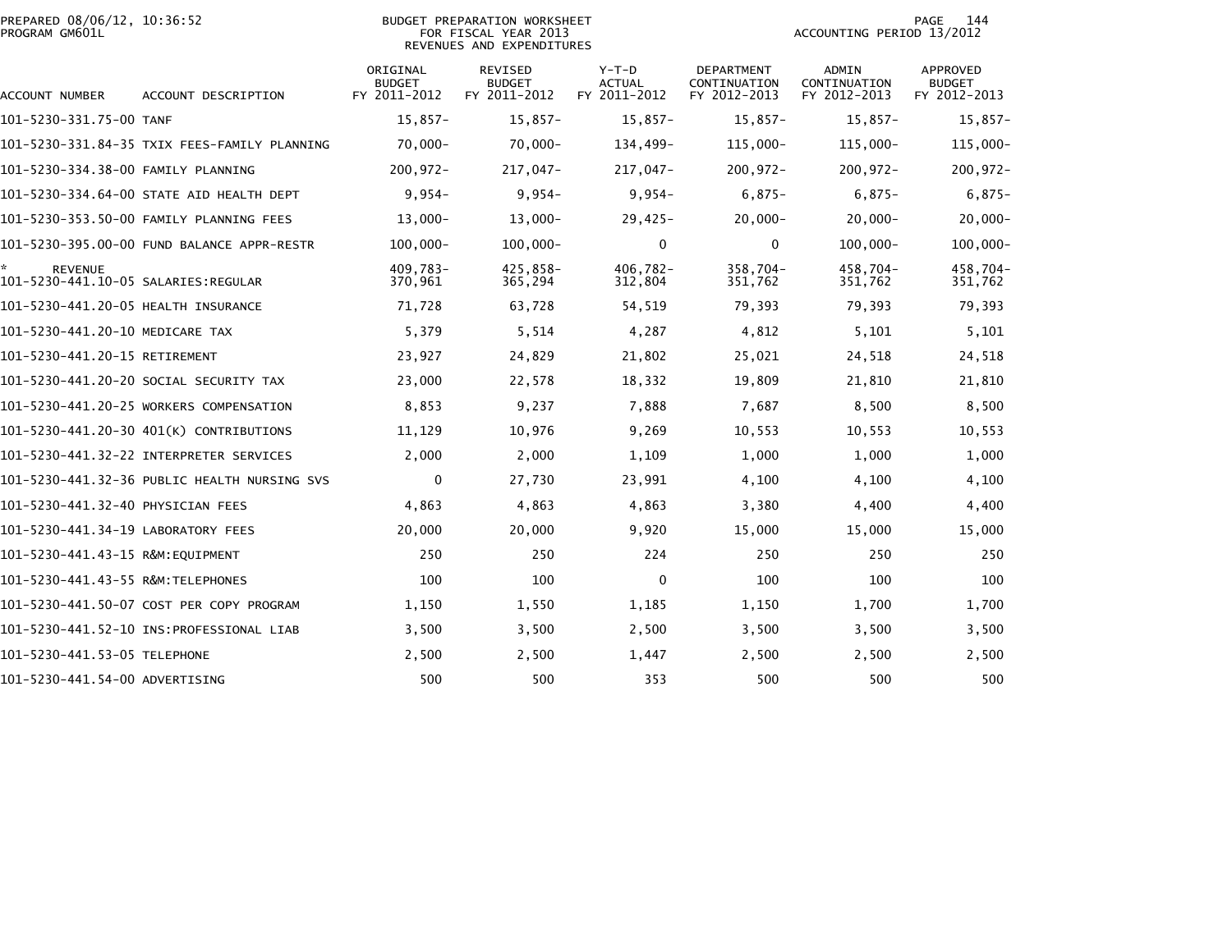PREPARED 08/06/12, 10:36:52
PROGRAM GM601L

BUDGET PREPARATION WORKSHEET
FOR FISCAL YEAR 2013
REVENUES AND EXPENDITURES

ACCOUNTING PERIOD 13/2012

| ACCOUNT NUMBER | ACCOUNT DESCRIPTION | ORIGINAL BUDGET FY 2011-2012 | REVISED BUDGET FY 2011-2012 | Y-T-D ACTUAL FY 2011-2012 | DEPARTMENT CONTINUATION FY 2012-2013 | ADMIN CONTINUATION FY 2012-2013 | APPROVED BUDGET FY 2012-2013 |
|---|---|---|---|---|---|---|---|
| 101-5230-331.75-00 | TANF | 15,857- | 15,857- | 15,857- | 15,857- | 15,857- | 15,857- |
| 101-5230-331.84-35 | TXIX FEES-FAMILY PLANNING | 70,000- | 70,000- | 134,499- | 115,000- | 115,000- | 115,000- |
| 101-5230-334.38-00 | FAMILY PLANNING | 200,972- | 217,047- | 217,047- | 200,972- | 200,972- | 200,972- |
| 101-5230-334.64-00 | STATE AID HEALTH DEPT | 9,954- | 9,954- | 9,954- | 6,875- | 6,875- | 6,875- |
| 101-5230-353.50-00 | FAMILY PLANNING FEES | 13,000- | 13,000- | 29,425- | 20,000- | 20,000- | 20,000- |
| 101-5230-395.00-00 | FUND BALANCE APPR-RESTR | 100,000- | 100,000- | 0 | 0 | 100,000- | 100,000- |
| * | REVENUE | 409,783- | 425,858- | 406,782- | 358,704- | 458,704- | 458,704- |
| 101-5230-441.10-05 | SALARIES:REGULAR | 370,961 | 365,294 | 312,804 | 351,762 | 351,762 | 351,762 |
| 101-5230-441.20-05 | HEALTH INSURANCE | 71,728 | 63,728 | 54,519 | 79,393 | 79,393 | 79,393 |
| 101-5230-441.20-10 | MEDICARE TAX | 5,379 | 5,514 | 4,287 | 4,812 | 5,101 | 5,101 |
| 101-5230-441.20-15 | RETIREMENT | 23,927 | 24,829 | 21,802 | 25,021 | 24,518 | 24,518 |
| 101-5230-441.20-20 | SOCIAL SECURITY TAX | 23,000 | 22,578 | 18,332 | 19,809 | 21,810 | 21,810 |
| 101-5230-441.20-25 | WORKERS COMPENSATION | 8,853 | 9,237 | 7,888 | 7,687 | 8,500 | 8,500 |
| 101-5230-441.20-30 | 401(K) CONTRIBUTIONS | 11,129 | 10,976 | 9,269 | 10,553 | 10,553 | 10,553 |
| 101-5230-441.32-22 | INTERPRETER SERVICES | 2,000 | 2,000 | 1,109 | 1,000 | 1,000 | 1,000 |
| 101-5230-441.32-36 | PUBLIC HEALTH NURSING SVS | 0 | 27,730 | 23,991 | 4,100 | 4,100 | 4,100 |
| 101-5230-441.32-40 | PHYSICIAN FEES | 4,863 | 4,863 | 4,863 | 3,380 | 4,400 | 4,400 |
| 101-5230-441.34-19 | LABORATORY FEES | 20,000 | 20,000 | 9,920 | 15,000 | 15,000 | 15,000 |
| 101-5230-441.43-15 | R&M:EQUIPMENT | 250 | 250 | 224 | 250 | 250 | 250 |
| 101-5230-441.43-55 | R&M:TELEPHONES | 100 | 100 | 0 | 100 | 100 | 100 |
| 101-5230-441.50-07 | COST PER COPY PROGRAM | 1,150 | 1,550 | 1,185 | 1,150 | 1,700 | 1,700 |
| 101-5230-441.52-10 | INS:PROFESSIONAL LIAB | 3,500 | 3,500 | 2,500 | 3,500 | 3,500 | 3,500 |
| 101-5230-441.53-05 | TELEPHONE | 2,500 | 2,500 | 1,447 | 2,500 | 2,500 | 2,500 |
| 101-5230-441.54-00 | ADVERTISING | 500 | 500 | 353 | 500 | 500 | 500 |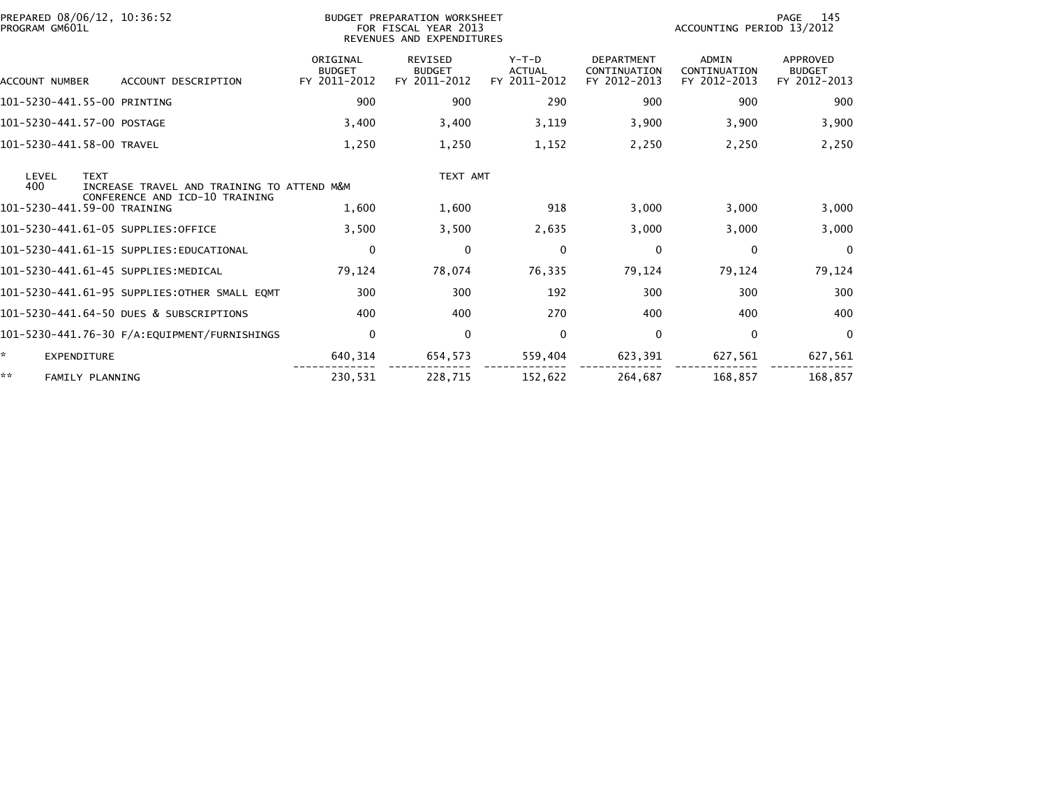PREPARED 08/06/12, 10:36:52
PROGRAM GM601L

BUDGET PREPARATION WORKSHEET
FOR FISCAL YEAR 2013
REVENUES AND EXPENDITURES

ACCOUNTING PERIOD 13/2012

| ACCOUNT NUMBER | ACCOUNT DESCRIPTION | ORIGINAL BUDGET FY 2011-2012 | REVISED BUDGET FY 2011-2012 | Y-T-D ACTUAL FY 2011-2012 | DEPARTMENT CONTINUATION FY 2012-2013 | ADMIN CONTINUATION FY 2012-2013 | APPROVED BUDGET FY 2012-2013 |
|---|---|---|---|---|---|---|---|
| 101-5230-441.55-00 | PRINTING | 900 | 900 | 290 | 900 | 900 | 900 |
| 101-5230-441.57-00 | POSTAGE | 3,400 | 3,400 | 3,119 | 3,900 | 3,900 | 3,900 |
| 101-5230-441.58-00 | TRAVEL | 1,250 | 1,250 | 1,152 | 2,250 | 2,250 | 2,250 |
| LEVEL 400 | TEXT: INCREASE TRAVEL AND TRAINING TO ATTEND M&M CONFERENCE AND ICD-10 TRAINING | | TEXT AMT | | | | |
| 101-5230-441.59-00 | TRAINING | 1,600 | 1,600 | 918 | 3,000 | 3,000 | 3,000 |
| 101-5230-441.61-05 | SUPPLIES:OFFICE | 3,500 | 3,500 | 2,635 | 3,000 | 3,000 | 3,000 |
| 101-5230-441.61-15 | SUPPLIES:EDUCATIONAL | 0 | 0 | 0 | 0 | 0 | 0 |
| 101-5230-441.61-45 | SUPPLIES:MEDICAL | 79,124 | 78,074 | 76,335 | 79,124 | 79,124 | 79,124 |
| 101-5230-441.61-95 | SUPPLIES:OTHER SMALL EQMT | 300 | 300 | 192 | 300 | 300 | 300 |
| 101-5230-441.64-50 | DUES & SUBSCRIPTIONS | 400 | 400 | 270 | 400 | 400 | 400 |
| 101-5230-441.76-30 | F/A:EQUIPMENT/FURNISHINGS | 0 | 0 | 0 | 0 | 0 | 0 |
| * | EXPENDITURE | 640,314 | 654,573 | 559,404 | 623,391 | 627,561 | 627,561 |
| ** | FAMILY PLANNING | 230,531 | 228,715 | 152,622 | 264,687 | 168,857 | 168,857 |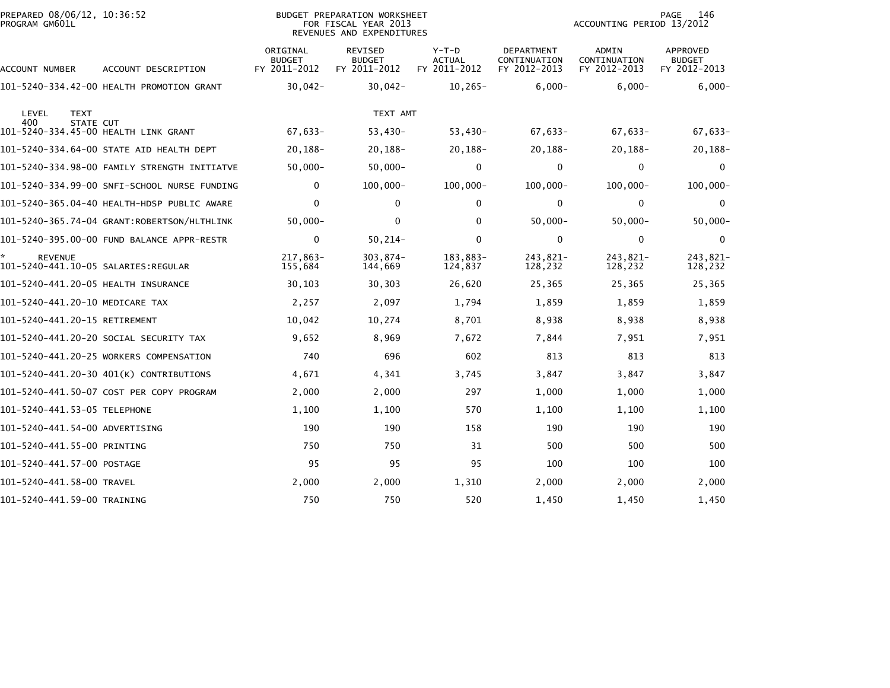PREPARED 08/06/12, 10:36:52
PROGRAM GM601L

BUDGET PREPARATION WORKSHEET
FOR FISCAL YEAR 2013
REVENUES AND EXPENDITURES

ACCOUNTING PERIOD 13/2012

| ACCOUNT NUMBER | ACCOUNT DESCRIPTION | ORIGINAL BUDGET FY 2011-2012 | REVISED BUDGET FY 2011-2012 | Y-T-D ACTUAL FY 2011-2012 | DEPARTMENT CONTINUATION FY 2012-2013 | ADMIN CONTINUATION FY 2012-2013 | APPROVED BUDGET FY 2012-2013 |
|---|---|---|---|---|---|---|---|
| 101-5240-334.42-00 | HEALTH PROMOTION GRANT | 30,042- | 30,042- | 10,265- | 6,000- | 6,000- | 6,000- |
| LEVEL 400 | TEXT STATE CUT | | TEXT AMT | | | | |
| 101-5240-334.45-00 | HEALTH LINK GRANT | 67,633- | 53,430- | 53,430- | 67,633- | 67,633- | 67,633- |
| 101-5240-334.64-00 | STATE AID HEALTH DEPT | 20,188- | 20,188- | 20,188- | 20,188- | 20,188- | 20,188- |
| 101-5240-334.98-00 | FAMILY STRENGTH INITIATVE | 50,000- | 50,000- | 0 | 0 | 0 | 0 |
| 101-5240-334.99-00 | SNFI-SCHOOL NURSE FUNDING | 0 | 100,000- | 100,000- | 100,000- | 100,000- | 100,000- |
| 101-5240-365.04-40 | HEALTH-HDSP PUBLIC AWARE | 0 | 0 | 0 | 0 | 0 | 0 |
| 101-5240-365.74-04 | GRANT:ROBERTSON/HLTHLINK | 50,000- | 0 | 0 | 50,000- | 50,000- | 50,000- |
| 101-5240-395.00-00 | FUND BALANCE APPR-RESTR | 0 | 50,214- | 0 | 0 | 0 | 0 |
| * REVENUE | | 217,863- | 303,874- | 183,883- | 243,821- | 243,821- | 243,821- |
| 101-5240-441.10-05 | SALARIES:REGULAR | 155,684 | 144,669 | 124,837 | 128,232 | 128,232 | 128,232 |
| 101-5240-441.20-05 | HEALTH INSURANCE | 30,103 | 30,303 | 26,620 | 25,365 | 25,365 | 25,365 |
| 101-5240-441.20-10 | MEDICARE TAX | 2,257 | 2,097 | 1,794 | 1,859 | 1,859 | 1,859 |
| 101-5240-441.20-15 | RETIREMENT | 10,042 | 10,274 | 8,701 | 8,938 | 8,938 | 8,938 |
| 101-5240-441.20-20 | SOCIAL SECURITY TAX | 9,652 | 8,969 | 7,672 | 7,844 | 7,951 | 7,951 |
| 101-5240-441.20-25 | WORKERS COMPENSATION | 740 | 696 | 602 | 813 | 813 | 813 |
| 101-5240-441.20-30 | 401(K) CONTRIBUTIONS | 4,671 | 4,341 | 3,745 | 3,847 | 3,847 | 3,847 |
| 101-5240-441.50-07 | COST PER COPY PROGRAM | 2,000 | 2,000 | 297 | 1,000 | 1,000 | 1,000 |
| 101-5240-441.53-05 | TELEPHONE | 1,100 | 1,100 | 570 | 1,100 | 1,100 | 1,100 |
| 101-5240-441.54-00 | ADVERTISING | 190 | 190 | 158 | 190 | 190 | 190 |
| 101-5240-441.55-00 | PRINTING | 750 | 750 | 31 | 500 | 500 | 500 |
| 101-5240-441.57-00 | POSTAGE | 95 | 95 | 95 | 100 | 100 | 100 |
| 101-5240-441.58-00 | TRAVEL | 2,000 | 2,000 | 1,310 | 2,000 | 2,000 | 2,000 |
| 101-5240-441.59-00 | TRAINING | 750 | 750 | 520 | 1,450 | 1,450 | 1,450 |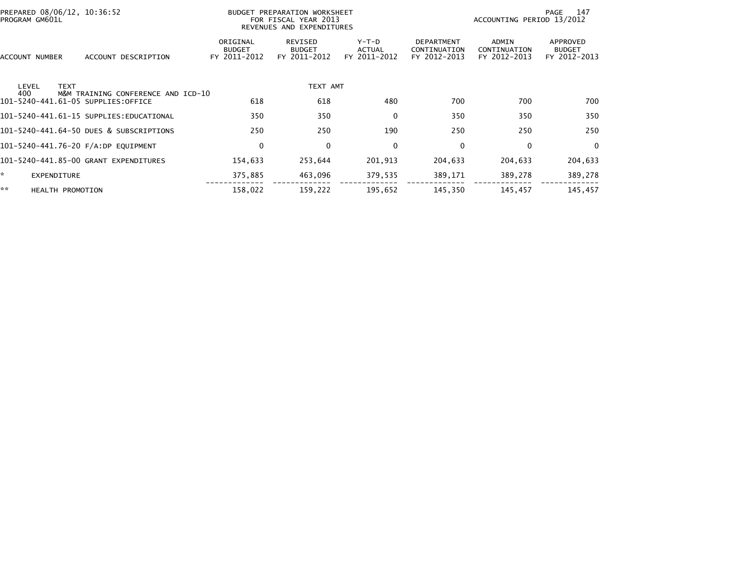PREPARED 08/06/12, 10:36:52
PROGRAM GM601L

BUDGET PREPARATION WORKSHEET
FOR FISCAL YEAR 2013
REVENUES AND EXPENDITURES

ACCOUNTING PERIOD 13/2012

| ACCOUNT NUMBER | ACCOUNT DESCRIPTION | ORIGINAL BUDGET FY 2011-2012 | REVISED BUDGET FY 2011-2012 | Y-T-D ACTUAL FY 2011-2012 | DEPARTMENT CONTINUATION FY 2012-2013 | ADMIN CONTINUATION FY 2012-2013 | APPROVED BUDGET FY 2012-2013 |
|---|---|---|---|---|---|---|---|
| LEVEL TEXT | | | TEXT AMT | | | | |
| 400 | M&M TRAINING CONFERENCE AND ICD-10 | | | | | | |
| 101-5240-441.61-05 | SUPPLIES:OFFICE | 618 | 618 | 480 | 700 | 700 | 700 |
| 101-5240-441.61-15 | SUPPLIES:EDUCATIONAL | 350 | 350 | 0 | 350 | 350 | 350 |
| 101-5240-441.64-50 | DUES & SUBSCRIPTIONS | 250 | 250 | 190 | 250 | 250 | 250 |
| 101-5240-441.76-20 | F/A:DP EQUIPMENT | 0 | 0 | 0 | 0 | 0 | 0 |
| 101-5240-441.85-00 | GRANT EXPENDITURES | 154,633 | 253,644 | 201,913 | 204,633 | 204,633 | 204,633 |
| * | EXPENDITURE | 375,885 | 463,096 | 379,535 | 389,171 | 389,278 | 389,278 |
| ** | HEALTH PROMOTION | 158,022 | 159,222 | 195,652 | 145,350 | 145,457 | 145,457 |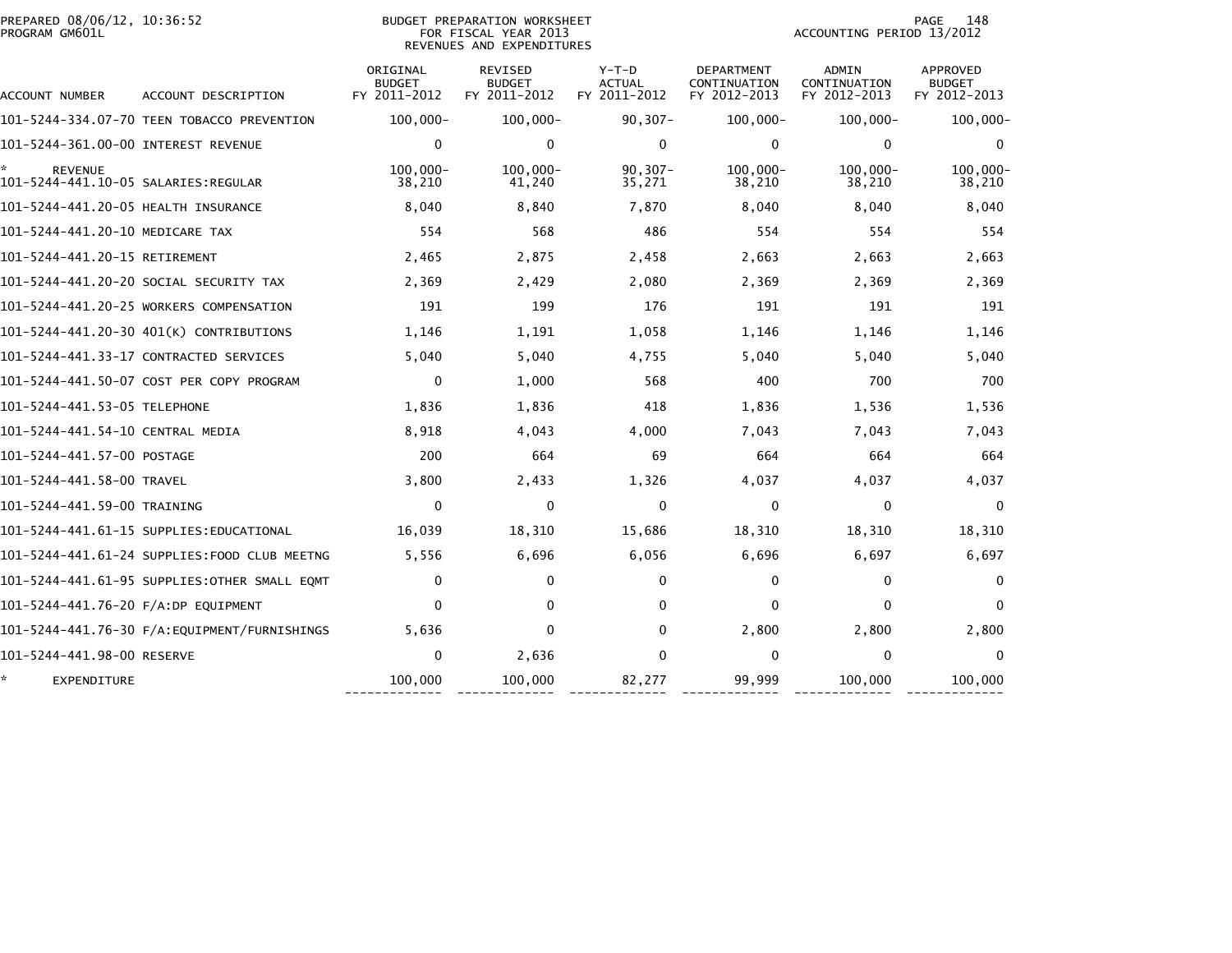PREPARED 08/06/12, 10:36:52
PROGRAM GM601L

BUDGET PREPARATION WORKSHEET
FOR FISCAL YEAR 2013
REVENUES AND EXPENDITURES

ACCOUNTING PERIOD 13/2012

| ACCOUNT NUMBER | ACCOUNT DESCRIPTION | ORIGINAL BUDGET FY 2011-2012 | REVISED BUDGET FY 2011-2012 | Y-T-D ACTUAL FY 2011-2012 | DEPARTMENT CONTINUATION FY 2012-2013 | ADMIN CONTINUATION FY 2012-2013 | APPROVED BUDGET FY 2012-2013 |
|---|---|---|---|---|---|---|---|
| 101-5244-334.07-70 | TEEN TOBACCO PREVENTION | 100,000- | 100,000- | 90,307- | 100,000- | 100,000- | 100,000- |
| 101-5244-361.00-00 | INTEREST REVENUE | 0 | 0 | 0 | 0 | 0 | 0 |
| * REVENUE | | 100,000- | 100,000- | 90,307- | 100,000- | 100,000- | 100,000- |
| 101-5244-441.10-05 | SALARIES:REGULAR | 38,210 | 41,240 | 35,271 | 38,210 | 38,210 | 38,210 |
| 101-5244-441.20-05 | HEALTH INSURANCE | 8,040 | 8,840 | 7,870 | 8,040 | 8,040 | 8,040 |
| 101-5244-441.20-10 | MEDICARE TAX | 554 | 568 | 486 | 554 | 554 | 554 |
| 101-5244-441.20-15 | RETIREMENT | 2,465 | 2,875 | 2,458 | 2,663 | 2,663 | 2,663 |
| 101-5244-441.20-20 | SOCIAL SECURITY TAX | 2,369 | 2,429 | 2,080 | 2,369 | 2,369 | 2,369 |
| 101-5244-441.20-25 | WORKERS COMPENSATION | 191 | 199 | 176 | 191 | 191 | 191 |
| 101-5244-441.20-30 | 401(K) CONTRIBUTIONS | 1,146 | 1,191 | 1,058 | 1,146 | 1,146 | 1,146 |
| 101-5244-441.33-17 | CONTRACTED SERVICES | 5,040 | 5,040 | 4,755 | 5,040 | 5,040 | 5,040 |
| 101-5244-441.50-07 | COST PER COPY PROGRAM | 0 | 1,000 | 568 | 400 | 700 | 700 |
| 101-5244-441.53-05 | TELEPHONE | 1,836 | 1,836 | 418 | 1,836 | 1,536 | 1,536 |
| 101-5244-441.54-10 | CENTRAL MEDIA | 8,918 | 4,043 | 4,000 | 7,043 | 7,043 | 7,043 |
| 101-5244-441.57-00 | POSTAGE | 200 | 664 | 69 | 664 | 664 | 664 |
| 101-5244-441.58-00 | TRAVEL | 3,800 | 2,433 | 1,326 | 4,037 | 4,037 | 4,037 |
| 101-5244-441.59-00 | TRAINING | 0 | 0 | 0 | 0 | 0 | 0 |
| 101-5244-441.61-15 | SUPPLIES:EDUCATIONAL | 16,039 | 18,310 | 15,686 | 18,310 | 18,310 | 18,310 |
| 101-5244-441.61-24 | SUPPLIES:FOOD CLUB MEETNG | 5,556 | 6,696 | 6,056 | 6,696 | 6,697 | 6,697 |
| 101-5244-441.61-95 | SUPPLIES:OTHER SMALL EQMT | 0 | 0 | 0 | 0 | 0 | 0 |
| 101-5244-441.76-20 | F/A:DP EQUIPMENT | 0 | 0 | 0 | 0 | 0 | 0 |
| 101-5244-441.76-30 | F/A:EQUIPMENT/FURNISHINGS | 5,636 | 0 | 0 | 2,800 | 2,800 | 2,800 |
| 101-5244-441.98-00 | RESERVE | 0 | 2,636 | 0 | 0 | 0 | 0 |
| * EXPENDITURE | | 100,000 | 100,000 | 82,277 | 99,999 | 100,000 | 100,000 |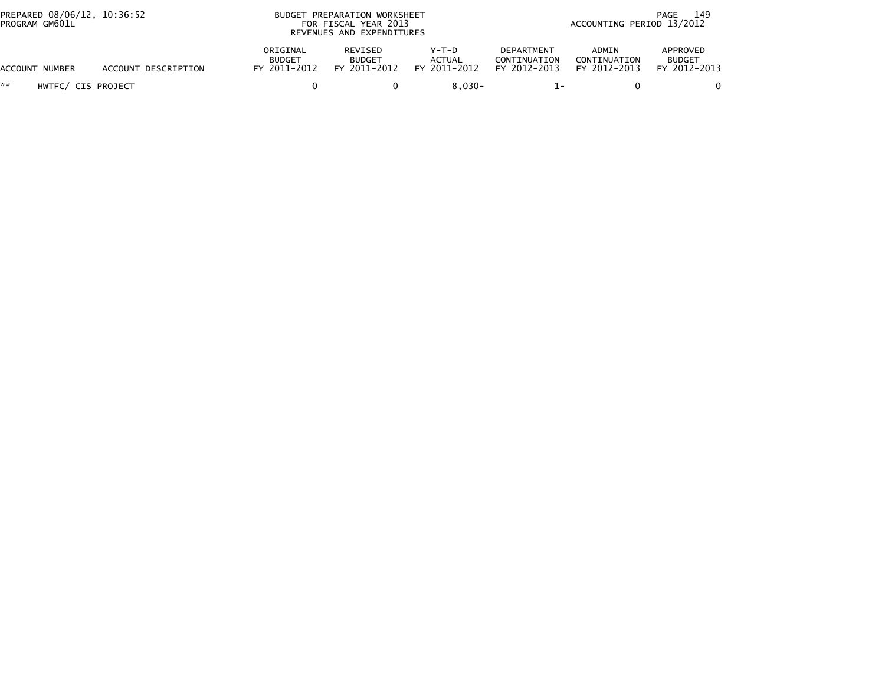PREPARED 08/06/12, 10:36:52
PROGRAM GM601L

BUDGET PREPARATION WORKSHEET
FOR FISCAL YEAR 2013
REVENUES AND EXPENDITURES

ACCOUNTING PERIOD 13/2012

| ACCOUNT NUMBER | ACCOUNT DESCRIPTION | ORIGINAL BUDGET FY 2011-2012 | REVISED BUDGET FY 2011-2012 | Y-T-D ACTUAL FY 2011-2012 | DEPARTMENT CONTINUATION FY 2012-2013 | ADMIN CONTINUATION FY 2012-2013 | APPROVED BUDGET FY 2012-2013 |
|---|---|---|---|---|---|---|---|
| ** | HWTFC/ CIS PROJECT | 0 | 0 | 8,030- | 1- | 0 | 0 |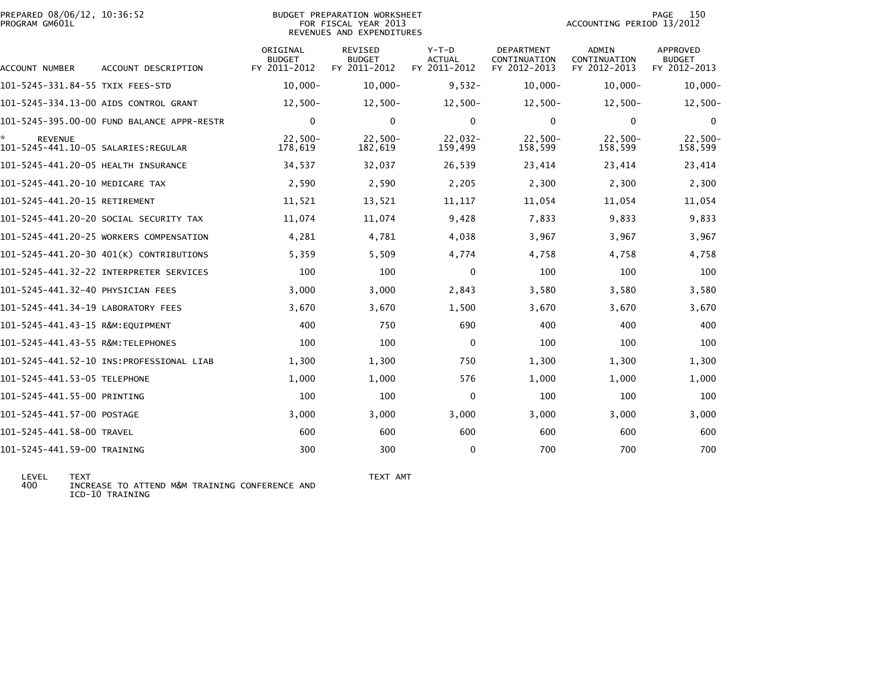BUDGET PREPARATION WORKSHEET
FOR FISCAL YEAR 2013
REVENUES AND EXPENDITURES

PREPARED 08/06/12, 10:36:52
PROGRAM GM601L

ACCOUNTING PERIOD 13/2012

| ACCOUNT NUMBER | ACCOUNT DESCRIPTION | ORIGINAL BUDGET FY 2011-2012 | REVISED BUDGET FY 2011-2012 | Y-T-D ACTUAL FY 2011-2012 | DEPARTMENT CONTINUATION FY 2012-2013 | ADMIN CONTINUATION FY 2012-2013 | APPROVED BUDGET FY 2012-2013 |
|---|---|---|---|---|---|---|---|
| 101-5245-331.84-55 | TXIX FEES-STD | 10,000- | 10,000- | 9,532- | 10,000- | 10,000- | 10,000- |
| 101-5245-334.13-00 | AIDS CONTROL GRANT | 12,500- | 12,500- | 12,500- | 12,500- | 12,500- | 12,500- |
| 101-5245-395.00-00 | FUND BALANCE APPR-RESTR | 0 | 0 | 0 | 0 | 0 | 0 |
| * REVENUE | | 22,500- | 22,500- | 22,032- | 22,500- | 22,500- | 22,500- |
| 101-5245-441.10-05 | SALARIES:REGULAR | 178,619 | 182,619 | 159,499 | 158,599 | 158,599 | 158,599 |
| 101-5245-441.20-05 | HEALTH INSURANCE | 34,537 | 32,037 | 26,539 | 23,414 | 23,414 | 23,414 |
| 101-5245-441.20-10 | MEDICARE TAX | 2,590 | 2,590 | 2,205 | 2,300 | 2,300 | 2,300 |
| 101-5245-441.20-15 | RETIREMENT | 11,521 | 13,521 | 11,117 | 11,054 | 11,054 | 11,054 |
| 101-5245-441.20-20 | SOCIAL SECURITY TAX | 11,074 | 11,074 | 9,428 | 7,833 | 9,833 | 9,833 |
| 101-5245-441.20-25 | WORKERS COMPENSATION | 4,281 | 4,781 | 4,038 | 3,967 | 3,967 | 3,967 |
| 101-5245-441.20-30 | 401(K) CONTRIBUTIONS | 5,359 | 5,509 | 4,774 | 4,758 | 4,758 | 4,758 |
| 101-5245-441.32-22 | INTERPRETER SERVICES | 100 | 100 | 0 | 100 | 100 | 100 |
| 101-5245-441.32-40 | PHYSICIAN FEES | 3,000 | 3,000 | 2,843 | 3,580 | 3,580 | 3,580 |
| 101-5245-441.34-19 | LABORATORY FEES | 3,670 | 3,670 | 1,500 | 3,670 | 3,670 | 3,670 |
| 101-5245-441.43-15 | R&M:EQUIPMENT | 400 | 750 | 690 | 400 | 400 | 400 |
| 101-5245-441.43-55 | R&M:TELEPHONES | 100 | 100 | 0 | 100 | 100 | 100 |
| 101-5245-441.52-10 | INS:PROFESSIONAL LIAB | 1,300 | 1,300 | 750 | 1,300 | 1,300 | 1,300 |
| 101-5245-441.53-05 | TELEPHONE | 1,000 | 1,000 | 576 | 1,000 | 1,000 | 1,000 |
| 101-5245-441.55-00 | PRINTING | 100 | 100 | 0 | 100 | 100 | 100 |
| 101-5245-441.57-00 | POSTAGE | 3,000 | 3,000 | 3,000 | 3,000 | 3,000 | 3,000 |
| 101-5245-441.58-00 | TRAVEL | 600 | 600 | 600 | 600 | 600 | 600 |
| 101-5245-441.59-00 | TRAINING | 300 | 300 | 0 | 700 | 700 | 700 |

| LEVEL | TEXT | TEXT AMT |
|---|---|---|
| 400 | INCREASE TO ATTEND M&M TRAINING CONFERENCE AND ICD-10 TRAINING | |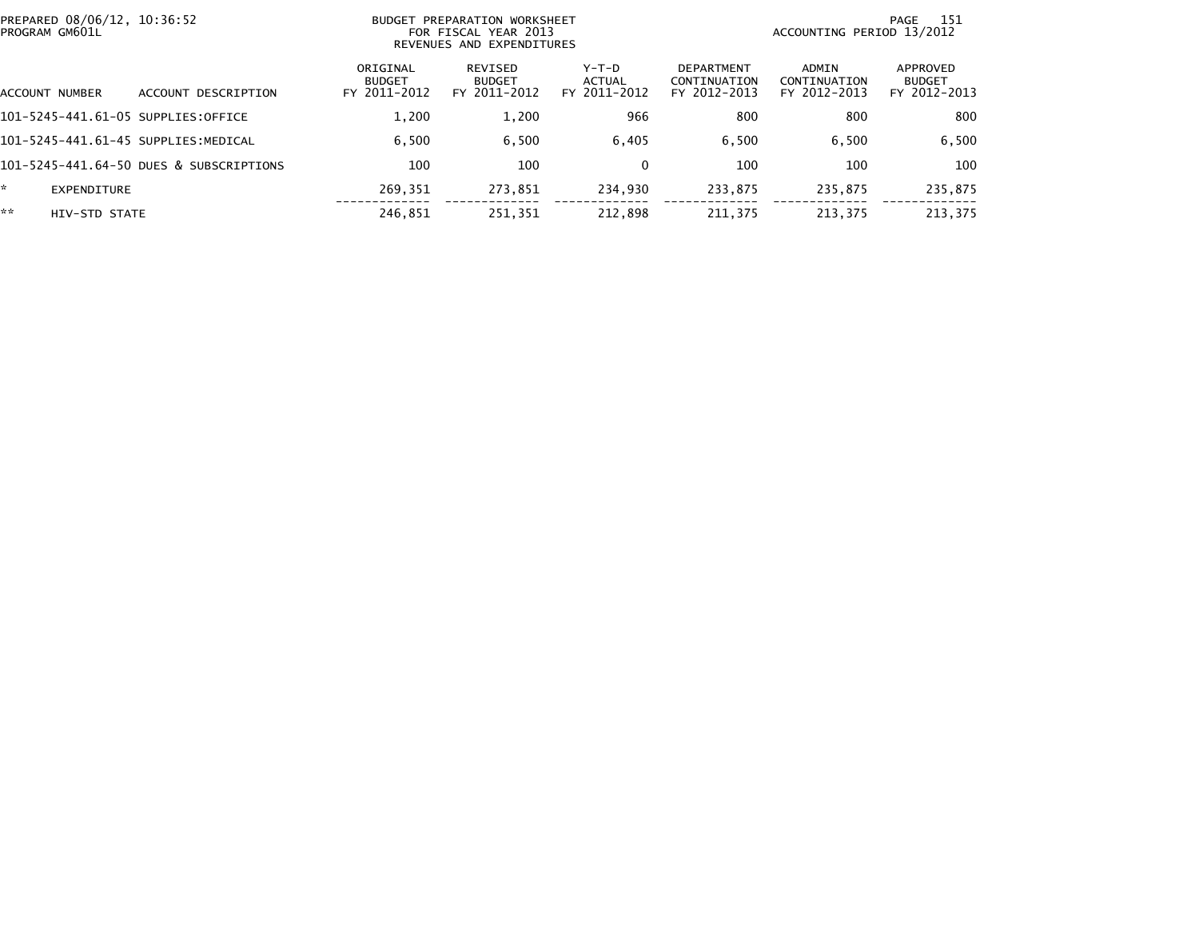BUDGET PREPARATION WORKSHEET
FOR FISCAL YEAR 2013
REVENUES AND EXPENDITURES

PREPARED 08/06/12, 10:36:52
PROGRAM GM601L

ACCOUNTING PERIOD 13/2012

| ACCOUNT NUMBER | ACCOUNT DESCRIPTION | ORIGINAL BUDGET FY 2011-2012 | REVISED BUDGET FY 2011-2012 | Y-T-D ACTUAL FY 2011-2012 | DEPARTMENT CONTINUATION FY 2012-2013 | ADMIN CONTINUATION FY 2012-2013 | APPROVED BUDGET FY 2012-2013 |
|---|---|---|---|---|---|---|---|
| 101-5245-441.61-05 | SUPPLIES:OFFICE | 1,200 | 1,200 | 966 | 800 | 800 | 800 |
| 101-5245-441.61-45 | SUPPLIES:MEDICAL | 6,500 | 6,500 | 6,405 | 6,500 | 6,500 | 6,500 |
| 101-5245-441.64-50 | DUES & SUBSCRIPTIONS | 100 | 100 | 0 | 100 | 100 | 100 |
| * | EXPENDITURE | 269,351 | 273,851 | 234,930 | 233,875 | 235,875 | 235,875 |
| ** | HIV-STD STATE | 246,851 | 251,351 | 212,898 | 211,375 | 213,375 | 213,375 |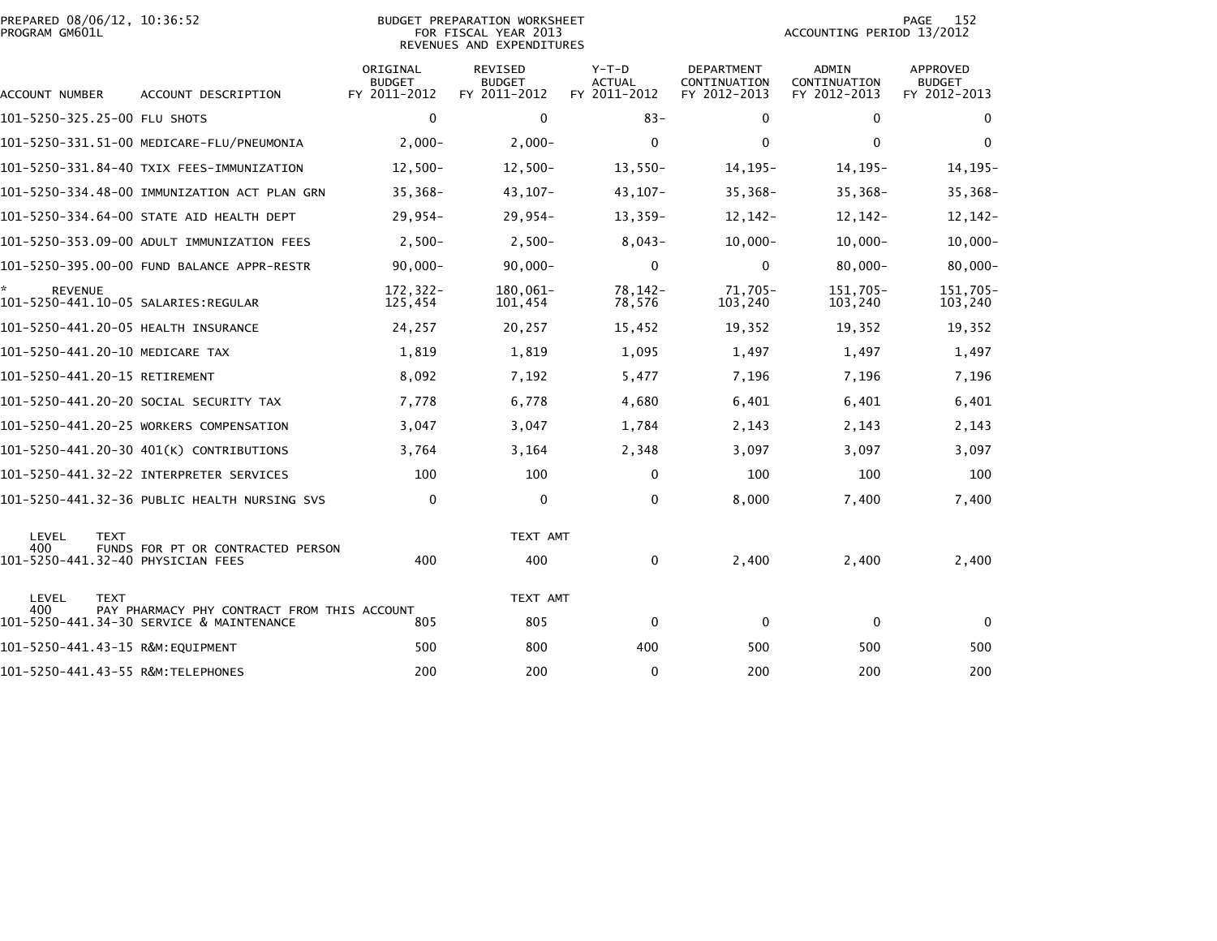PREPARED 08/06/12, 10:36:52
PROGRAM GM601L

BUDGET PREPARATION WORKSHEET
FOR FISCAL YEAR 2013
REVENUES AND EXPENDITURES

ACCOUNTING PERIOD 13/2012

| ACCOUNT NUMBER | ACCOUNT DESCRIPTION | ORIGINAL BUDGET FY 2011-2012 | REVISED BUDGET FY 2011-2012 | Y-T-D ACTUAL FY 2011-2012 | DEPARTMENT CONTINUATION FY 2012-2013 | ADMIN CONTINUATION FY 2012-2013 | APPROVED BUDGET FY 2012-2013 |
|---|---|---|---|---|---|---|---|
| 101-5250-325.25-00 | FLU SHOTS | 0 | 0 | 83- | 0 | 0 | 0 |
| 101-5250-331.51-00 | MEDICARE-FLU/PNEUMONIA | 2,000- | 2,000- | 0 | 0 | 0 | 0 |
| 101-5250-331.84-40 | TXIX FEES-IMMUNIZATION | 12,500- | 12,500- | 13,550- | 14,195- | 14,195- | 14,195- |
| 101-5250-334.48-00 | IMMUNIZATION ACT PLAN GRN | 35,368- | 43,107- | 43,107- | 35,368- | 35,368- | 35,368- |
| 101-5250-334.64-00 | STATE AID HEALTH DEPT | 29,954- | 29,954- | 13,359- | 12,142- | 12,142- | 12,142- |
| 101-5250-353.09-00 | ADULT IMMUNIZATION FEES | 2,500- | 2,500- | 8,043- | 10,000- | 10,000- | 10,000- |
| 101-5250-395.00-00 | FUND BALANCE APPR-RESTR | 90,000- | 90,000- | 0 | 0 | 80,000- | 80,000- |
| * REVENUE | | 172,322- | 180,061- | 78,142- | 71,705- | 151,705- | 151,705- |
| 101-5250-441.10-05 | SALARIES:REGULAR | 125,454 | 101,454 | 78,576 | 103,240 | 103,240 | 103,240 |
| 101-5250-441.20-05 | HEALTH INSURANCE | 24,257 | 20,257 | 15,452 | 19,352 | 19,352 | 19,352 |
| 101-5250-441.20-10 | MEDICARE TAX | 1,819 | 1,819 | 1,095 | 1,497 | 1,497 | 1,497 |
| 101-5250-441.20-15 | RETIREMENT | 8,092 | 7,192 | 5,477 | 7,196 | 7,196 | 7,196 |
| 101-5250-441.20-20 | SOCIAL SECURITY TAX | 7,778 | 6,778 | 4,680 | 6,401 | 6,401 | 6,401 |
| 101-5250-441.20-25 | WORKERS COMPENSATION | 3,047 | 3,047 | 1,784 | 2,143 | 2,143 | 2,143 |
| 101-5250-441.20-30 | 401(K) CONTRIBUTIONS | 3,764 | 3,164 | 2,348 | 3,097 | 3,097 | 3,097 |
| 101-5250-441.32-22 | INTERPRETER SERVICES | 100 | 100 | 0 | 100 | 100 | 100 |
| 101-5250-441.32-36 | PUBLIC HEALTH NURSING SVS | 0 | 0 | 0 | 8,000 | 7,400 | 7,400 |
| LEVEL 400 | TEXT: FUNDS FOR PT OR CONTRACTED PERSON | | TEXT AMT | | | | |
| 101-5250-441.32-40 | PHYSICIAN FEES | 400 | 400 | 0 | 2,400 | 2,400 | 2,400 |
| LEVEL 400 | TEXT: PAY PHARMACY PHY CONTRACT FROM THIS ACCOUNT | | TEXT AMT | | | | |
| 101-5250-441.34-30 | SERVICE & MAINTENANCE | 805 | 805 | 0 | 0 | 0 | 0 |
| 101-5250-441.43-15 | R&M:EQUIPMENT | 500 | 800 | 400 | 500 | 500 | 500 |
| 101-5250-441.43-55 | R&M:TELEPHONES | 200 | 200 | 0 | 200 | 200 | 200 |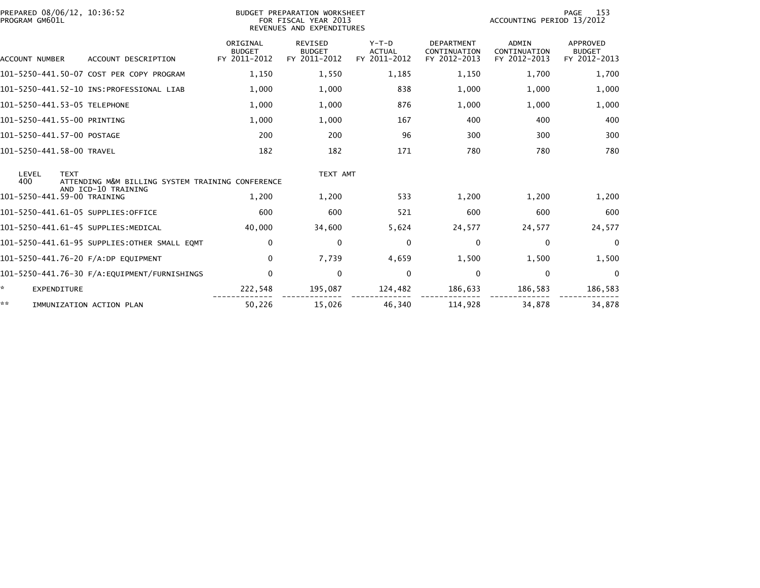PREPARED 08/06/12, 10:36:52
PROGRAM GM601L

BUDGET PREPARATION WORKSHEET
FOR FISCAL YEAR 2013
REVENUES AND EXPENDITURES

ACCOUNTING PERIOD 13/2012

| ACCOUNT NUMBER | ACCOUNT DESCRIPTION | ORIGINAL BUDGET FY 2011-2012 | REVISED BUDGET FY 2011-2012 | Y-T-D ACTUAL FY 2011-2012 | DEPARTMENT CONTINUATION FY 2012-2013 | ADMIN CONTINUATION FY 2012-2013 | APPROVED BUDGET FY 2012-2013 |
|---|---|---|---|---|---|---|---|
| 101-5250-441.50-07 | COST PER COPY PROGRAM | 1,150 | 1,550 | 1,185 | 1,150 | 1,700 | 1,700 |
| 101-5250-441.52-10 | INS:PROFESSIONAL LIAB | 1,000 | 1,000 | 838 | 1,000 | 1,000 | 1,000 |
| 101-5250-441.53-05 | TELEPHONE | 1,000 | 1,000 | 876 | 1,000 | 1,000 | 1,000 |
| 101-5250-441.55-00 | PRINTING | 1,000 | 1,000 | 167 | 400 | 400 | 400 |
| 101-5250-441.57-00 | POSTAGE | 200 | 200 | 96 | 300 | 300 | 300 |
| 101-5250-441.58-00 | TRAVEL | 182 | 182 | 171 | 780 | 780 | 780 |

| LEVEL | TEXT | TEXT AMT |
|---|---|---|
| 400 | ATTENDING M&M BILLING SYSTEM TRAINING CONFERENCE AND ICD-10 TRAINING | |

| ACCOUNT NUMBER | ACCOUNT DESCRIPTION | ORIGINAL BUDGET FY 2011-2012 | REVISED BUDGET FY 2011-2012 | Y-T-D ACTUAL FY 2011-2012 | DEPARTMENT CONTINUATION FY 2012-2013 | ADMIN CONTINUATION FY 2012-2013 | APPROVED BUDGET FY 2012-2013 |
|---|---|---|---|---|---|---|---|
| 101-5250-441.59-00 | TRAINING | 1,200 | 1,200 | 533 | 1,200 | 1,200 | 1,200 |
| 101-5250-441.61-05 | SUPPLIES:OFFICE | 600 | 600 | 521 | 600 | 600 | 600 |
| 101-5250-441.61-45 | SUPPLIES:MEDICAL | 40,000 | 34,600 | 5,624 | 24,577 | 24,577 | 24,577 |
| 101-5250-441.61-95 | SUPPLIES:OTHER SMALL EQMT | 0 | 0 | 0 | 0 | 0 | 0 |
| 101-5250-441.76-20 | F/A:DP EQUIPMENT | 0 | 7,739 | 4,659 | 1,500 | 1,500 | 1,500 |
| 101-5250-441.76-30 | F/A:EQUIPMENT/FURNISHINGS | 0 | 0 | 0 | 0 | 0 | 0 |
| * | EXPENDITURE | 222,548 | 195,087 | 124,482 | 186,633 | 186,583 | 186,583 |
| ** | IMMUNIZATION ACTION PLAN | 50,226 | 15,026 | 46,340 | 114,928 | 34,878 | 34,878 |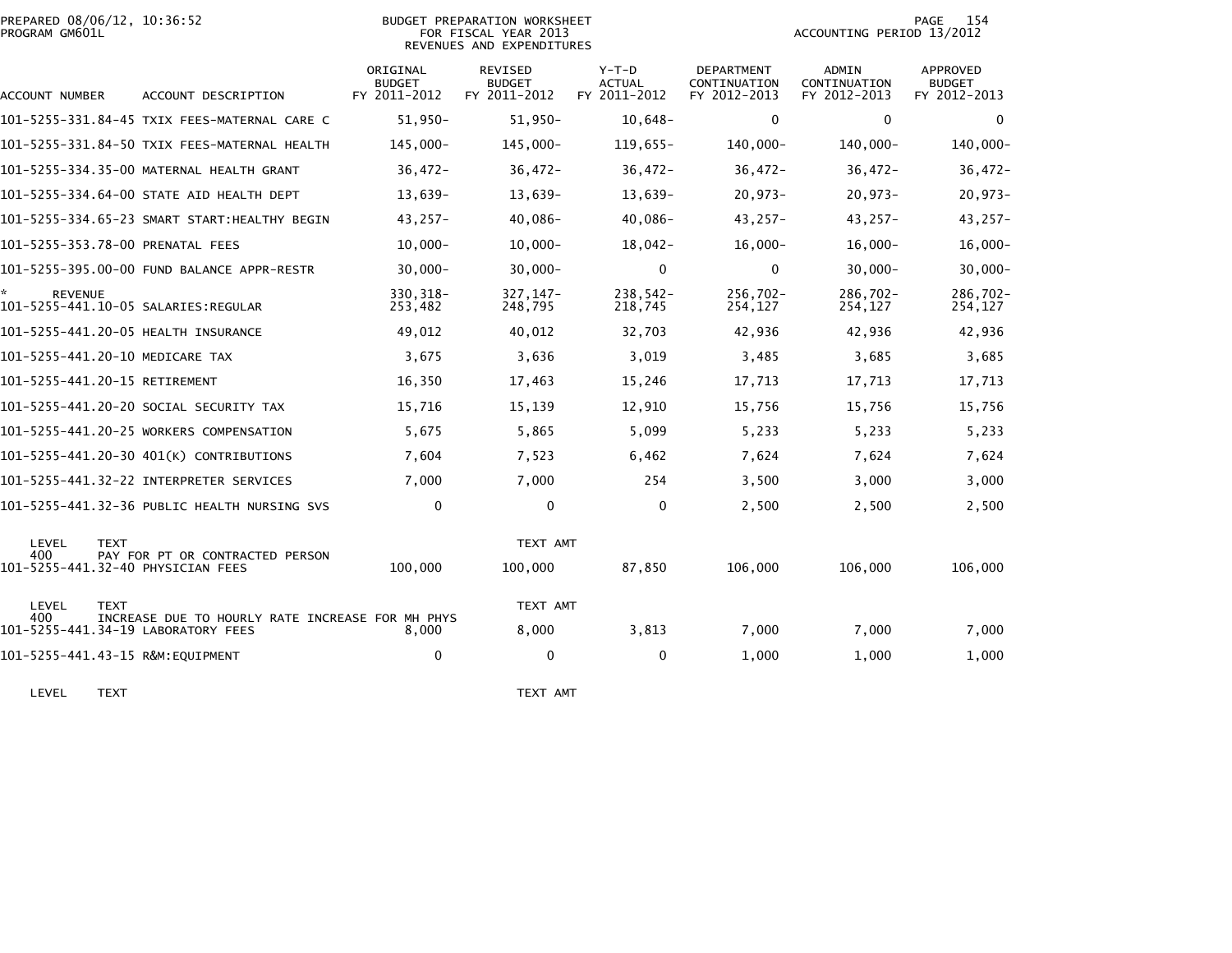PREPARED 08/06/12, 10:36:52
PROGRAM GM601L

BUDGET PREPARATION WORKSHEET
FOR FISCAL YEAR 2013
REVENUES AND EXPENDITURES

ACCOUNTING PERIOD 13/2012

| ACCOUNT NUMBER | ACCOUNT DESCRIPTION | ORIGINAL BUDGET FY 2011-2012 | REVISED BUDGET FY 2011-2012 | Y-T-D ACTUAL FY 2011-2012 | DEPARTMENT CONTINUATION FY 2012-2013 | ADMIN CONTINUATION FY 2012-2013 | APPROVED BUDGET FY 2012-2013 |
|---|---|---|---|---|---|---|---|
| 101-5255-331.84-45 | TXIX FEES-MATERNAL CARE C | 51,950- | 51,950- | 10,648- | 0 | 0 | 0 |
| 101-5255-331.84-50 | TXIX FEES-MATERNAL HEALTH | 145,000- | 145,000- | 119,655- | 140,000- | 140,000- | 140,000- |
| 101-5255-334.35-00 | MATERNAL HEALTH GRANT | 36,472- | 36,472- | 36,472- | 36,472- | 36,472- | 36,472- |
| 101-5255-334.64-00 | STATE AID HEALTH DEPT | 13,639- | 13,639- | 13,639- | 20,973- | 20,973- | 20,973- |
| 101-5255-334.65-23 | SMART START:HEALTHY BEGIN | 43,257- | 40,086- | 40,086- | 43,257- | 43,257- | 43,257- |
| 101-5255-353.78-00 | PRENATAL FEES | 10,000- | 10,000- | 18,042- | 16,000- | 16,000- | 16,000- |
| 101-5255-395.00-00 | FUND BALANCE APPR-RESTR | 30,000- | 30,000- | 0 | 0 | 30,000- | 30,000- |
| * REVENUE | | 330,318- | 327,147- | 238,542- | 256,702- | 286,702- | 286,702- |
| 101-5255-441.10-05 | SALARIES:REGULAR | 253,482 | 248,795 | 218,745 | 254,127 | 254,127 | 254,127 |
| 101-5255-441.20-05 | HEALTH INSURANCE | 49,012 | 40,012 | 32,703 | 42,936 | 42,936 | 42,936 |
| 101-5255-441.20-10 | MEDICARE TAX | 3,675 | 3,636 | 3,019 | 3,485 | 3,685 | 3,685 |
| 101-5255-441.20-15 | RETIREMENT | 16,350 | 17,463 | 15,246 | 17,713 | 17,713 | 17,713 |
| 101-5255-441.20-20 | SOCIAL SECURITY TAX | 15,716 | 15,139 | 12,910 | 15,756 | 15,756 | 15,756 |
| 101-5255-441.20-25 | WORKERS COMPENSATION | 5,675 | 5,865 | 5,099 | 5,233 | 5,233 | 5,233 |
| 101-5255-441.20-30 | 401(K) CONTRIBUTIONS | 7,604 | 7,523 | 6,462 | 7,624 | 7,624 | 7,624 |
| 101-5255-441.32-22 | INTERPRETER SERVICES | 7,000 | 7,000 | 254 | 3,500 | 3,000 | 3,000 |
| 101-5255-441.32-36 | PUBLIC HEALTH NURSING SVS | 0 | 0 | 0 | 2,500 | 2,500 | 2,500 |
| LEVEL | TEXT | | TEXT AMT | | | | |
| 400 | PAY FOR PT OR CONTRACTED PERSON | | | | | | |
| 101-5255-441.32-40 | PHYSICIAN FEES | 100,000 | 100,000 | 87,850 | 106,000 | 106,000 | 106,000 |
| LEVEL | TEXT | | TEXT AMT | | | | |
| 400 | INCREASE DUE TO HOURLY RATE INCREASE FOR MH PHYS | | | | | | |
| 101-5255-441.34-19 | LABORATORY FEES | 8,000 | 8,000 | 3,813 | 7,000 | 7,000 | 7,000 |
| 101-5255-441.43-15 | R&M:EQUIPMENT | 0 | 0 | 0 | 1,000 | 1,000 | 1,000 |
| LEVEL | TEXT | | TEXT AMT | | | | |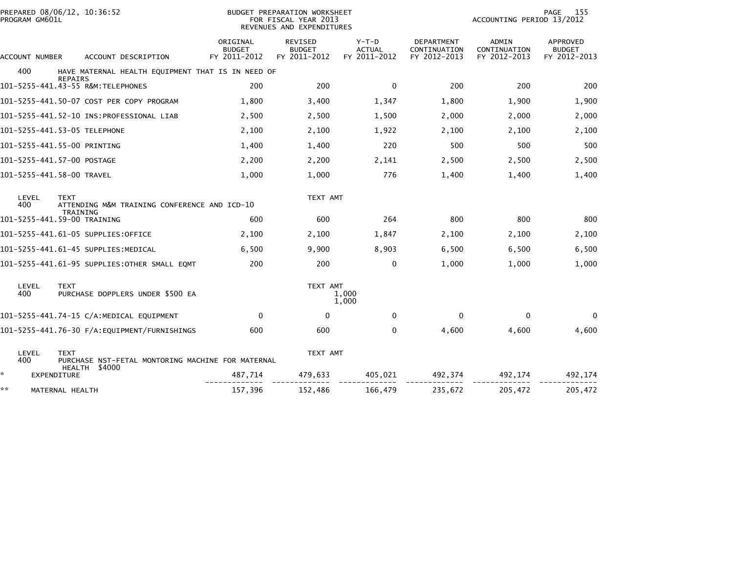PREPARED 08/06/12, 10:36:52
PROGRAM GM601L

BUDGET PREPARATION WORKSHEET
FOR FISCAL YEAR 2013
REVENUES AND EXPENDITURES

ACCOUNTING PERIOD 13/2012

| ACCOUNT NUMBER | ACCOUNT DESCRIPTION | ORIGINAL BUDGET FY 2011-2012 | REVISED BUDGET FY 2011-2012 | Y-T-D ACTUAL FY 2011-2012 | DEPARTMENT CONTINUATION FY 2012-2013 | ADMIN CONTINUATION FY 2012-2013 | APPROVED BUDGET FY 2012-2013 |
|---|---|---|---|---|---|---|---|
| 400 | HAVE MATERNAL HEALTH EQUIPMENT THAT IS IN NEED OF REPAIRS | | | | | | |
| 101-5255-441.43-55 | R&M:TELEPHONES | 200 | 200 | 0 | 200 | 200 | 200 |
| 101-5255-441.50-07 | COST PER COPY PROGRAM | 1,800 | 3,400 | 1,347 | 1,800 | 1,900 | 1,900 |
| 101-5255-441.52-10 | INS:PROFESSIONAL LIAB | 2,500 | 2,500 | 1,500 | 2,000 | 2,000 | 2,000 |
| 101-5255-441.53-05 | TELEPHONE | 2,100 | 2,100 | 1,922 | 2,100 | 2,100 | 2,100 |
| 101-5255-441.55-00 | PRINTING | 1,400 | 1,400 | 220 | 500 | 500 | 500 |
| 101-5255-441.57-00 | POSTAGE | 2,200 | 2,200 | 2,141 | 2,500 | 2,500 | 2,500 |
| 101-5255-441.58-00 | TRAVEL | 1,000 | 1,000 | 776 | 1,400 | 1,400 | 1,400 |
| LEVEL | TEXT | | TEXT AMT | | | | |
| 400 | ATTENDING M&M TRAINING CONFERENCE AND ICD-10 TRAINING | | | | | | |
| 101-5255-441.59-00 | TRAINING | 600 | 600 | 264 | 800 | 800 | 800 |
| 101-5255-441.61-05 | SUPPLIES:OFFICE | 2,100 | 2,100 | 1,847 | 2,100 | 2,100 | 2,100 |
| 101-5255-441.61-45 | SUPPLIES:MEDICAL | 6,500 | 9,900 | 8,903 | 6,500 | 6,500 | 6,500 |
| 101-5255-441.61-95 | SUPPLIES:OTHER SMALL EQMT | 200 | 200 | 0 | 1,000 | 1,000 | 1,000 |
| LEVEL | TEXT | | TEXT AMT | | | | |
| 400 | PURCHASE DOPPLERS UNDER $500 EA | | | 1,000 | | | |
| | | | | 1,000 | | | |
| 101-5255-441.74-15 | C/A:MEDICAL EQUIPMENT | 0 | 0 | 0 | 0 | 0 | 0 |
| 101-5255-441.76-30 | F/A:EQUIPMENT/FURNISHINGS | 600 | 600 | 0 | 4,600 | 4,600 | 4,600 |
| LEVEL | TEXT | | TEXT AMT | | | | |
| 400 | PURCHASE NST-FETAL MONTORING MACHINE FOR MATERNAL HEALTH $4000 | | | | | | |
| * | EXPENDITURE | 487,714 | 479,633 | 405,021 | 492,374 | 492,174 | 492,174 |
| ** | MATERNAL HEALTH | 157,396 | 152,486 | 166,479 | 235,672 | 205,472 | 205,472 |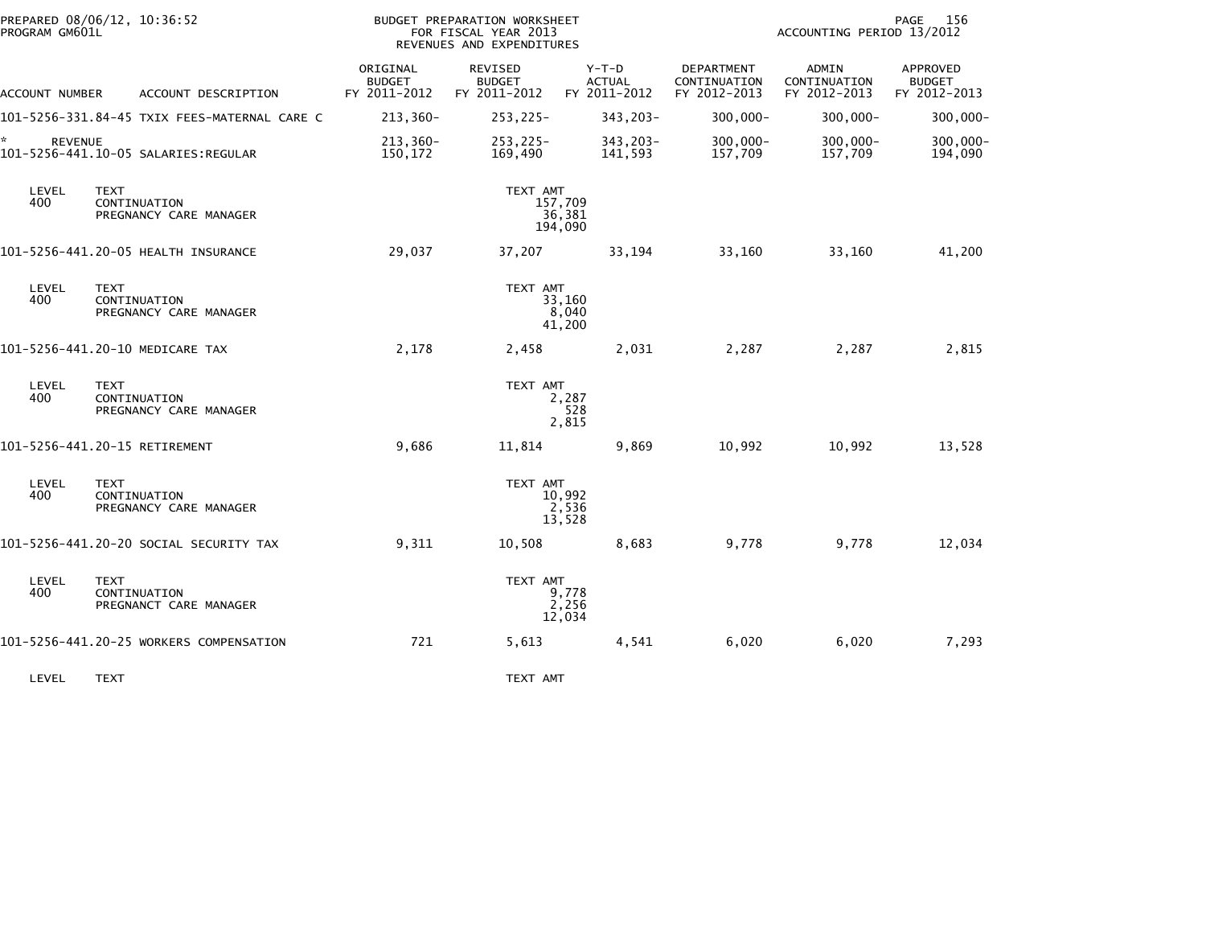PREPARED 08/06/12, 10:36:52
PROGRAM GM601L

BUDGET PREPARATION WORKSHEET
FOR FISCAL YEAR 2013
REVENUES AND EXPENDITURES

ACCOUNTING PERIOD 13/2012

| ACCOUNT NUMBER | ACCOUNT DESCRIPTION | ORIGINAL BUDGET FY 2011-2012 | REVISED BUDGET FY 2011-2012 | Y-T-D ACTUAL FY 2011-2012 | DEPARTMENT CONTINUATION FY 2012-2013 | ADMIN CONTINUATION FY 2012-2013 | APPROVED BUDGET FY 2012-2013 |
|---|---|---|---|---|---|---|---|
| 101-5256-331.84-45 | TXIX FEES-MATERNAL CARE C | 213,360- | 253,225- | 343,203- | 300,000- | 300,000- | 300,000- |
| * REVENUE | | 213,360- | 253,225- | 343,203- | 300,000- | 300,000- | 300,000- |
| 101-5256-441.10-05 | SALARIES:REGULAR | 150,172 | 169,490 | 141,593 | 157,709 | 157,709 | 194,090 |

| LEVEL | TEXT | TEXT AMT |
|---|---|---|
| 400 | CONTINUATION | 157,709 |
| | PREGNANCY CARE MANAGER | 36,381 |
| | | 194,090 |

| ACCOUNT NUMBER | ACCOUNT DESCRIPTION | ORIGINAL BUDGET FY 2011-2012 | REVISED BUDGET FY 2011-2012 | Y-T-D ACTUAL FY 2011-2012 | DEPARTMENT CONTINUATION FY 2012-2013 | ADMIN CONTINUATION FY 2012-2013 | APPROVED BUDGET FY 2012-2013 |
|---|---|---|---|---|---|---|---|
| 101-5256-441.20-05 | HEALTH INSURANCE | 29,037 | 37,207 | 33,194 | 33,160 | 33,160 | 41,200 |

| LEVEL | TEXT | TEXT AMT |
|---|---|---|
| 400 | CONTINUATION | 33,160 |
| | PREGNANCY CARE MANAGER | 8,040 |
| | | 41,200 |

| ACCOUNT NUMBER | ACCOUNT DESCRIPTION | ORIGINAL BUDGET FY 2011-2012 | REVISED BUDGET FY 2011-2012 | Y-T-D ACTUAL FY 2011-2012 | DEPARTMENT CONTINUATION FY 2012-2013 | ADMIN CONTINUATION FY 2012-2013 | APPROVED BUDGET FY 2012-2013 |
|---|---|---|---|---|---|---|---|
| 101-5256-441.20-10 | MEDICARE TAX | 2,178 | 2,458 | 2,031 | 2,287 | 2,287 | 2,815 |

| LEVEL | TEXT | TEXT AMT |
|---|---|---|
| 400 | CONTINUATION | 2,287 |
| | PREGNANCY CARE MANAGER | 528 |
| | | 2,815 |

| ACCOUNT NUMBER | ACCOUNT DESCRIPTION | ORIGINAL BUDGET FY 2011-2012 | REVISED BUDGET FY 2011-2012 | Y-T-D ACTUAL FY 2011-2012 | DEPARTMENT CONTINUATION FY 2012-2013 | ADMIN CONTINUATION FY 2012-2013 | APPROVED BUDGET FY 2012-2013 |
|---|---|---|---|---|---|---|---|
| 101-5256-441.20-15 | RETIREMENT | 9,686 | 11,814 | 9,869 | 10,992 | 10,992 | 13,528 |

| LEVEL | TEXT | TEXT AMT |
|---|---|---|
| 400 | CONTINUATION | 10,992 |
| | PREGNANCY CARE MANAGER | 2,536 |
| | | 13,528 |

| ACCOUNT NUMBER | ACCOUNT DESCRIPTION | ORIGINAL BUDGET FY 2011-2012 | REVISED BUDGET FY 2011-2012 | Y-T-D ACTUAL FY 2011-2012 | DEPARTMENT CONTINUATION FY 2012-2013 | ADMIN CONTINUATION FY 2012-2013 | APPROVED BUDGET FY 2012-2013 |
|---|---|---|---|---|---|---|---|
| 101-5256-441.20-20 | SOCIAL SECURITY TAX | 9,311 | 10,508 | 8,683 | 9,778 | 9,778 | 12,034 |

| LEVEL | TEXT | TEXT AMT |
|---|---|---|
| 400 | CONTINUATION | 9,778 |
| | PREGNANCT CARE MANAGER | 2,256 |
| | | 12,034 |

| ACCOUNT NUMBER | ACCOUNT DESCRIPTION | ORIGINAL BUDGET FY 2011-2012 | REVISED BUDGET FY 2011-2012 | Y-T-D ACTUAL FY 2011-2012 | DEPARTMENT CONTINUATION FY 2012-2013 | ADMIN CONTINUATION FY 2012-2013 | APPROVED BUDGET FY 2012-2013 |
|---|---|---|---|---|---|---|---|
| 101-5256-441.20-25 | WORKERS COMPENSATION | 721 | 5,613 | 4,541 | 6,020 | 6,020 | 7,293 |

| LEVEL | TEXT | TEXT AMT |
|---|---|---|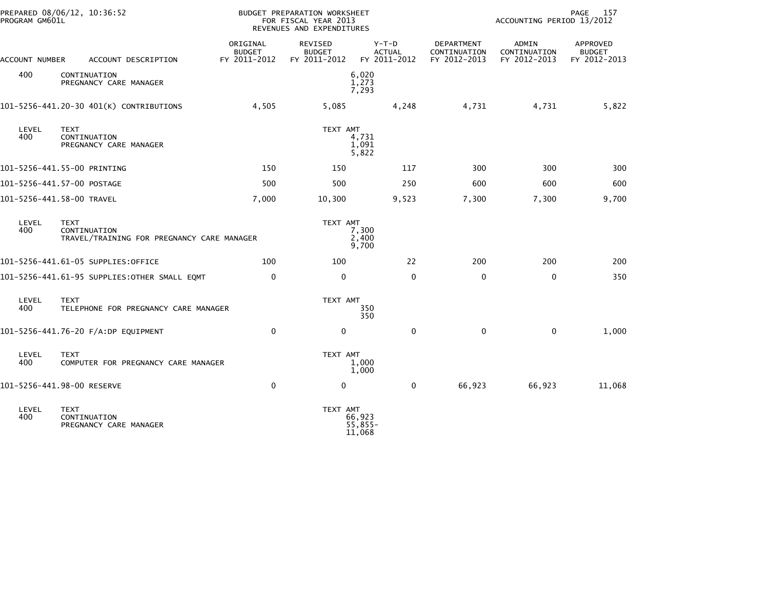| ACCOUNT NUMBER | ACCOUNT DESCRIPTION | ORIGINAL BUDGET FY 2011-2012 | REVISED BUDGET FY 2011-2012 | Y-T-D ACTUAL FY 2011-2012 | DEPARTMENT CONTINUATION FY 2012-2013 | ADMIN CONTINUATION FY 2012-2013 | APPROVED BUDGET FY 2012-2013 |
|---|---|---|---|---|---|---|---|
| 400 | CONTINUATION<br>PREGNANCY CARE MANAGER | | | 6,020<br>1,273<br>7,293 | | | |
| 101-5256-441.20-30 | 401(K) CONTRIBUTIONS | 4,505 | 5,085 | 4,248 | 4,731 | 4,731 | 5,822 |
| LEVEL | TEXT | | TEXT AMT | | | | |
| 400 | CONTINUATION<br>PREGNANCY CARE MANAGER | | | 4,731<br>1,091<br>5,822 | | | |
| 101-5256-441.55-00 | PRINTING | 150 | 150 | 117 | 300 | 300 | 300 |
| 101-5256-441.57-00 | POSTAGE | 500 | 500 | 250 | 600 | 600 | 600 |
| 101-5256-441.58-00 | TRAVEL | 7,000 | 10,300 | 9,523 | 7,300 | 7,300 | 9,700 |
| LEVEL | TEXT | | TEXT AMT | | | | |
| 400 | CONTINUATION<br>TRAVEL/TRAINING FOR PREGNANCY CARE MANAGER | | | 7,300<br>2,400<br>9,700 | | | |
| 101-5256-441.61-05 | SUPPLIES:OFFICE | 100 | 100 | 22 | 200 | 200 | 200 |
| 101-5256-441.61-95 | SUPPLIES:OTHER SMALL EQMT | 0 | 0 | 0 | 0 | 0 | 350 |
| LEVEL | TEXT | | TEXT AMT | | | | |
| 400 | TELEPHONE FOR PREGNANCY CARE MANAGER | | | 350<br>350 | | | |
| 101-5256-441.76-20 | F/A:DP EQUIPMENT | 0 | 0 | 0 | 0 | 0 | 1,000 |
| LEVEL | TEXT | | TEXT AMT | | | | |
| 400 | COMPUTER FOR PREGNANCY CARE MANAGER | | | 1,000<br>1,000 | | | |
| 101-5256-441.98-00 | RESERVE | 0 | 0 | 0 | 66,923 | 66,923 | 11,068 |
| LEVEL | TEXT | | TEXT AMT | | | | |
| 400 | CONTINUATION<br>PREGNANCY CARE MANAGER | | | 66,923<br>55,855-<br>11,068 | | | |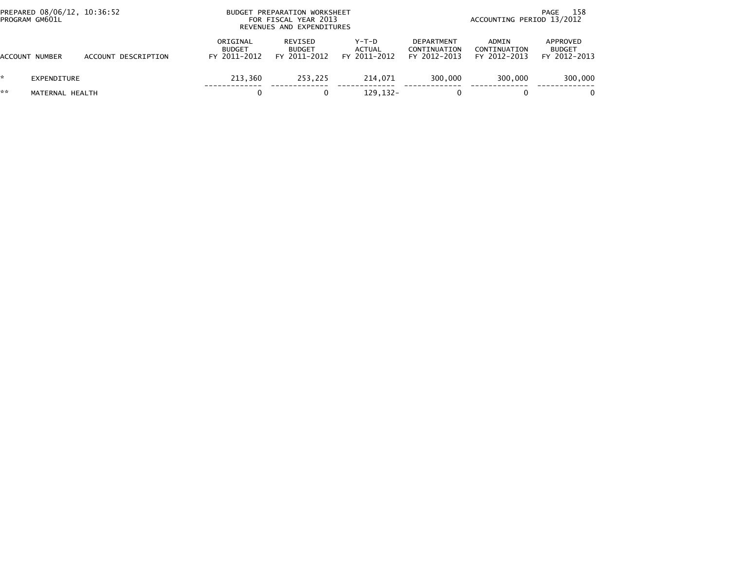BUDGET PREPARATION WORKSHEET
FOR FISCAL YEAR 2013
REVENUES AND EXPENDITURES

PREPARED 08/06/12, 10:36:52
PROGRAM GM601L

ACCOUNTING PERIOD 13/2012

| | ACCOUNT NUMBER | ACCOUNT DESCRIPTION | ORIGINAL BUDGET FY 2011-2012 | REVISED BUDGET FY 2011-2012 | Y-T-D ACTUAL FY 2011-2012 | DEPARTMENT CONTINUATION FY 2012-2013 | ADMIN CONTINUATION FY 2012-2013 | APPROVED BUDGET FY 2012-2013 |
|---|---|---|---|---|---|---|---|---|
| * | EXPENDITURE | | 213,360 | 253,225 | 214,071 | 300,000 | 300,000 | 300,000 |
| ** | MATERNAL HEALTH | | 0 | 0 | 129,132- | 0 | 0 | 0 |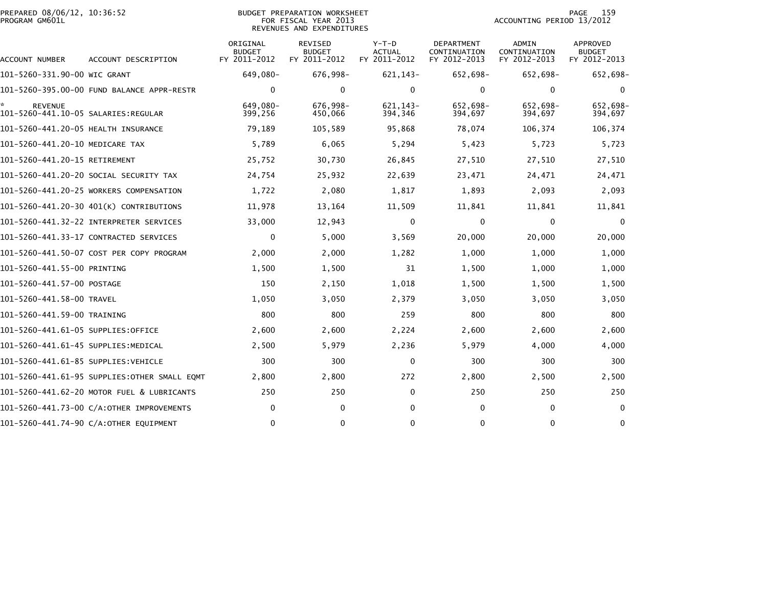PREPARED 08/06/12, 10:36:52
PROGRAM GM601L

BUDGET PREPARATION WORKSHEET
FOR FISCAL YEAR 2013
REVENUES AND EXPENDITURES

ACCOUNTING PERIOD 13/2012

| ACCOUNT NUMBER | ACCOUNT DESCRIPTION | ORIGINAL BUDGET FY 2011-2012 | REVISED BUDGET FY 2011-2012 | Y-T-D ACTUAL FY 2011-2012 | DEPARTMENT CONTINUATION FY 2012-2013 | ADMIN CONTINUATION FY 2012-2013 | APPROVED BUDGET FY 2012-2013 |
|---|---|---|---|---|---|---|---|
| 101-5260-331.90-00 | WIC GRANT | 649,080- | 676,998- | 621,143- | 652,698- | 652,698- | 652,698- |
| 101-5260-395.00-00 | FUND BALANCE APPR-RESTR | 0 | 0 | 0 | 0 | 0 | 0 |
| * | REVENUE | 649,080- | 676,998- | 621,143- | 652,698- | 652,698- | 652,698- |
| 101-5260-441.10-05 | SALARIES:REGULAR | 399,256 | 450,066 | 394,346 | 394,697 | 394,697 | 394,697 |
| 101-5260-441.20-05 | HEALTH INSURANCE | 79,189 | 105,589 | 95,868 | 78,074 | 106,374 | 106,374 |
| 101-5260-441.20-10 | MEDICARE TAX | 5,789 | 6,065 | 5,294 | 5,423 | 5,723 | 5,723 |
| 101-5260-441.20-15 | RETIREMENT | 25,752 | 30,730 | 26,845 | 27,510 | 27,510 | 27,510 |
| 101-5260-441.20-20 | SOCIAL SECURITY TAX | 24,754 | 25,932 | 22,639 | 23,471 | 24,471 | 24,471 |
| 101-5260-441.20-25 | WORKERS COMPENSATION | 1,722 | 2,080 | 1,817 | 1,893 | 2,093 | 2,093 |
| 101-5260-441.20-30 | 401(K) CONTRIBUTIONS | 11,978 | 13,164 | 11,509 | 11,841 | 11,841 | 11,841 |
| 101-5260-441.32-22 | INTERPRETER SERVICES | 33,000 | 12,943 | 0 | 0 | 0 | 0 |
| 101-5260-441.33-17 | CONTRACTED SERVICES | 0 | 5,000 | 3,569 | 20,000 | 20,000 | 20,000 |
| 101-5260-441.50-07 | COST PER COPY PROGRAM | 2,000 | 2,000 | 1,282 | 1,000 | 1,000 | 1,000 |
| 101-5260-441.55-00 | PRINTING | 1,500 | 1,500 | 31 | 1,500 | 1,000 | 1,000 |
| 101-5260-441.57-00 | POSTAGE | 150 | 2,150 | 1,018 | 1,500 | 1,500 | 1,500 |
| 101-5260-441.58-00 | TRAVEL | 1,050 | 3,050 | 2,379 | 3,050 | 3,050 | 3,050 |
| 101-5260-441.59-00 | TRAINING | 800 | 800 | 259 | 800 | 800 | 800 |
| 101-5260-441.61-05 | SUPPLIES:OFFICE | 2,600 | 2,600 | 2,224 | 2,600 | 2,600 | 2,600 |
| 101-5260-441.61-45 | SUPPLIES:MEDICAL | 2,500 | 5,979 | 2,236 | 5,979 | 4,000 | 4,000 |
| 101-5260-441.61-85 | SUPPLIES:VEHICLE | 300 | 300 | 0 | 300 | 300 | 300 |
| 101-5260-441.61-95 | SUPPLIES:OTHER SMALL EQMT | 2,800 | 2,800 | 272 | 2,800 | 2,500 | 2,500 |
| 101-5260-441.62-20 | MOTOR FUEL & LUBRICANTS | 250 | 250 | 0 | 250 | 250 | 250 |
| 101-5260-441.73-00 | C/A:OTHER IMPROVEMENTS | 0 | 0 | 0 | 0 | 0 | 0 |
| 101-5260-441.74-90 | C/A:OTHER EQUIPMENT | 0 | 0 | 0 | 0 | 0 | 0 |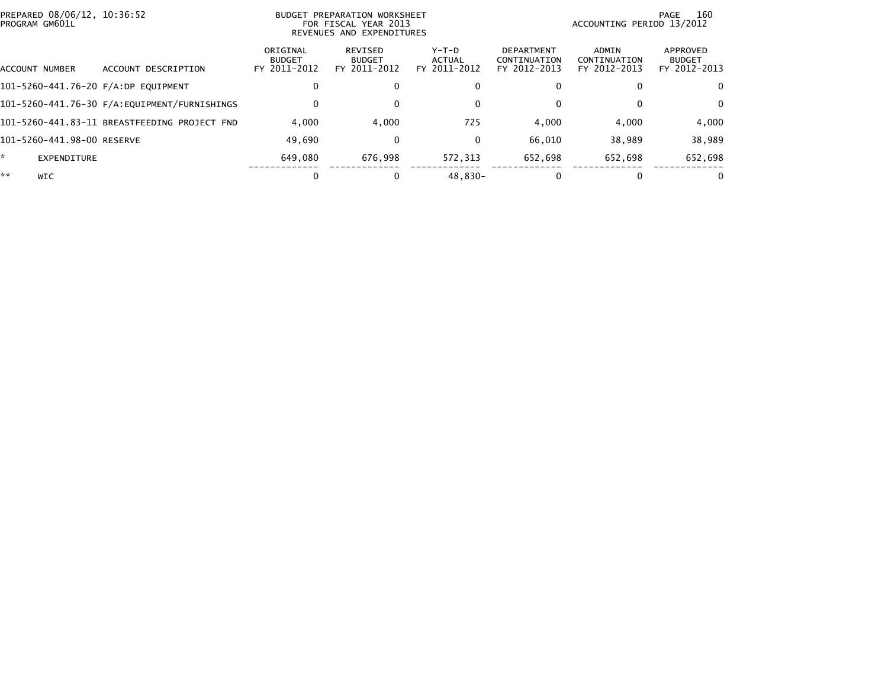PREPARED 08/06/12, 10:36:52
PROGRAM GM601L

BUDGET PREPARATION WORKSHEET
FOR FISCAL YEAR 2013
REVENUES AND EXPENDITURES

ACCOUNTING PERIOD 13/2012

| ACCOUNT NUMBER | ACCOUNT DESCRIPTION | ORIGINAL BUDGET FY 2011-2012 | REVISED BUDGET FY 2011-2012 | Y-T-D ACTUAL FY 2011-2012 | DEPARTMENT CONTINUATION FY 2012-2013 | ADMIN CONTINUATION FY 2012-2013 | APPROVED BUDGET FY 2012-2013 |
|---|---|---|---|---|---|---|---|
| 101-5260-441.76-20 | F/A:DP EQUIPMENT | 0 | 0 | 0 | 0 | 0 | 0 |
| 101-5260-441.76-30 | F/A:EQUIPMENT/FURNISHINGS | 0 | 0 | 0 | 0 | 0 | 0 |
| 101-5260-441.83-11 | BREASTFEEDING PROJECT FND | 4,000 | 4,000 | 725 | 4,000 | 4,000 | 4,000 |
| 101-5260-441.98-00 | RESERVE | 49,690 | 0 | 0 | 66,010 | 38,989 | 38,989 |
| * | EXPENDITURE | 649,080 | 676,998 | 572,313 | 652,698 | 652,698 | 652,698 |
| ** | WIC | 0 | 0 | 48,830- | 0 | 0 | 0 |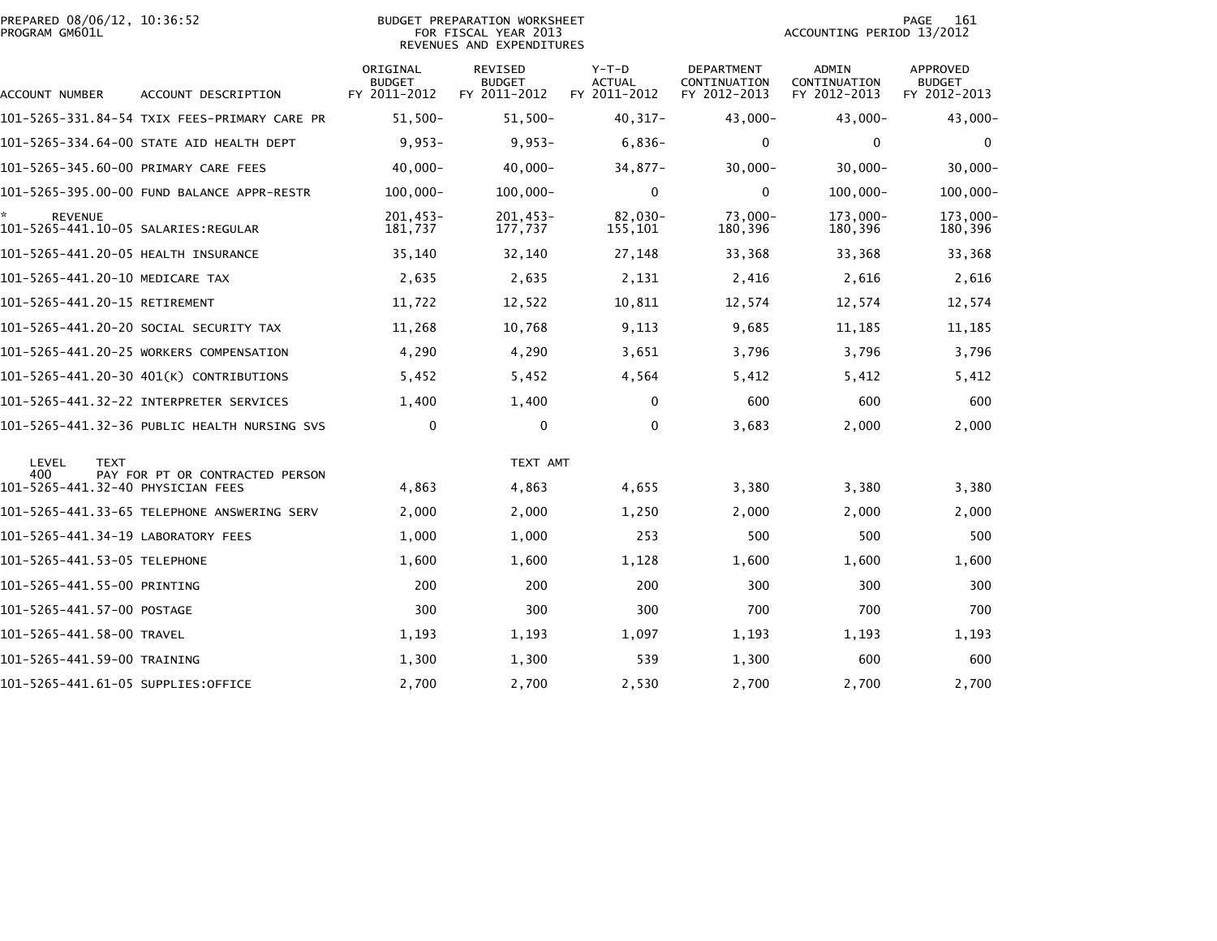PREPARED 08/06/12, 10:36:52
PROGRAM GM601L

BUDGET PREPARATION WORKSHEET
FOR FISCAL YEAR 2013
REVENUES AND EXPENDITURES

ACCOUNTING PERIOD 13/2012

| ACCOUNT NUMBER | ACCOUNT DESCRIPTION | ORIGINAL BUDGET FY 2011-2012 | REVISED BUDGET FY 2011-2012 | Y-T-D ACTUAL FY 2011-2012 | DEPARTMENT CONTINUATION FY 2012-2013 | ADMIN CONTINUATION FY 2012-2013 | APPROVED BUDGET FY 2012-2013 |
|---|---|---|---|---|---|---|---|
| 101-5265-331.84-54 | TXIX FEES-PRIMARY CARE PR | 51,500- | 51,500- | 40,317- | 43,000- | 43,000- | 43,000- |
| 101-5265-334.64-00 | STATE AID HEALTH DEPT | 9,953- | 9,953- | 6,836- | 0 | 0 | 0 |
| 101-5265-345.60-00 | PRIMARY CARE FEES | 40,000- | 40,000- | 34,877- | 30,000- | 30,000- | 30,000- |
| 101-5265-395.00-00 | FUND BALANCE APPR-RESTR | 100,000- | 100,000- | 0 | 0 | 100,000- | 100,000- |
| * REVENUE | | 201,453- | 201,453- | 82,030- | 73,000- | 173,000- | 173,000- |
| 101-5265-441.10-05 | SALARIES:REGULAR | 181,737 | 177,737 | 155,101 | 180,396 | 180,396 | 180,396 |
| 101-5265-441.20-05 | HEALTH INSURANCE | 35,140 | 32,140 | 27,148 | 33,368 | 33,368 | 33,368 |
| 101-5265-441.20-10 | MEDICARE TAX | 2,635 | 2,635 | 2,131 | 2,416 | 2,616 | 2,616 |
| 101-5265-441.20-15 | RETIREMENT | 11,722 | 12,522 | 10,811 | 12,574 | 12,574 | 12,574 |
| 101-5265-441.20-20 | SOCIAL SECURITY TAX | 11,268 | 10,768 | 9,113 | 9,685 | 11,185 | 11,185 |
| 101-5265-441.20-25 | WORKERS COMPENSATION | 4,290 | 4,290 | 3,651 | 3,796 | 3,796 | 3,796 |
| 101-5265-441.20-30 | 401(K) CONTRIBUTIONS | 5,452 | 5,452 | 4,564 | 5,412 | 5,412 | 5,412 |
| 101-5265-441.32-22 | INTERPRETER SERVICES | 1,400 | 1,400 | 0 | 600 | 600 | 600 |
| 101-5265-441.32-36 | PUBLIC HEALTH NURSING SVS | 0 | 0 | 0 | 3,683 | 2,000 | 2,000 |
| LEVEL 400 | TEXT: PAY FOR PT OR CONTRACTED PERSON | | TEXT AMT | | | | |
| 101-5265-441.32-40 | PHYSICIAN FEES | 4,863 | 4,863 | 4,655 | 3,380 | 3,380 | 3,380 |
| 101-5265-441.33-65 | TELEPHONE ANSWERING SERV | 2,000 | 2,000 | 1,250 | 2,000 | 2,000 | 2,000 |
| 101-5265-441.34-19 | LABORATORY FEES | 1,000 | 1,000 | 253 | 500 | 500 | 500 |
| 101-5265-441.53-05 | TELEPHONE | 1,600 | 1,600 | 1,128 | 1,600 | 1,600 | 1,600 |
| 101-5265-441.55-00 | PRINTING | 200 | 200 | 200 | 300 | 300 | 300 |
| 101-5265-441.57-00 | POSTAGE | 300 | 300 | 300 | 700 | 700 | 700 |
| 101-5265-441.58-00 | TRAVEL | 1,193 | 1,193 | 1,097 | 1,193 | 1,193 | 1,193 |
| 101-5265-441.59-00 | TRAINING | 1,300 | 1,300 | 539 | 1,300 | 600 | 600 |
| 101-5265-441.61-05 | SUPPLIES:OFFICE | 2,700 | 2,700 | 2,530 | 2,700 | 2,700 | 2,700 |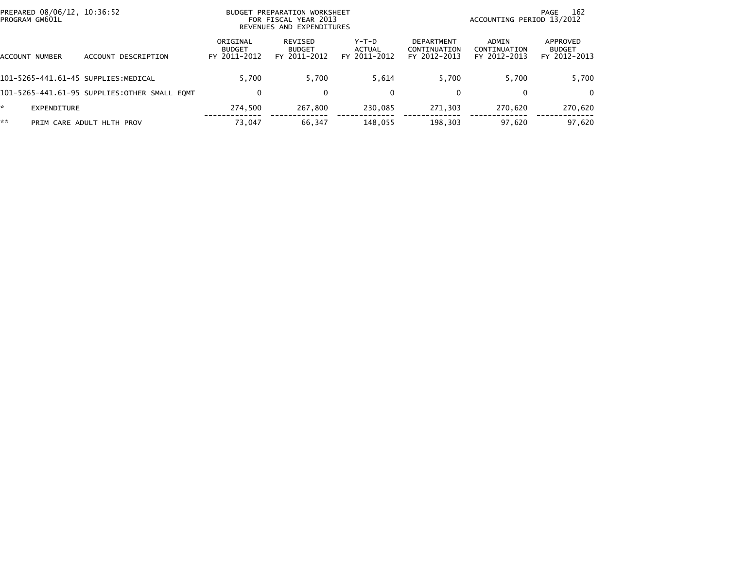PREPARED 08/06/12, 10:36:52
PROGRAM GM601L

BUDGET PREPARATION WORKSHEET
FOR FISCAL YEAR 2013
REVENUES AND EXPENDITURES

ACCOUNTING PERIOD 13/2012

| ACCOUNT NUMBER | ACCOUNT DESCRIPTION | ORIGINAL BUDGET FY 2011-2012 | REVISED BUDGET FY 2011-2012 | Y-T-D ACTUAL FY 2011-2012 | DEPARTMENT CONTINUATION FY 2012-2013 | ADMIN CONTINUATION FY 2012-2013 | APPROVED BUDGET FY 2012-2013 |
|---|---|---|---|---|---|---|---|
| 101-5265-441.61-45 | SUPPLIES:MEDICAL | 5,700 | 5,700 | 5,614 | 5,700 | 5,700 | 5,700 |
| 101-5265-441.61-95 | SUPPLIES:OTHER SMALL EQMT | 0 | 0 | 0 | 0 | 0 | 0 |
| * | EXPENDITURE | 274,500 | 267,800 | 230,085 | 271,303 | 270,620 | 270,620 |
| ** | PRIM CARE ADULT HLTH PROV | 73,047 | 66,347 | 148,055 | 198,303 | 97,620 | 97,620 |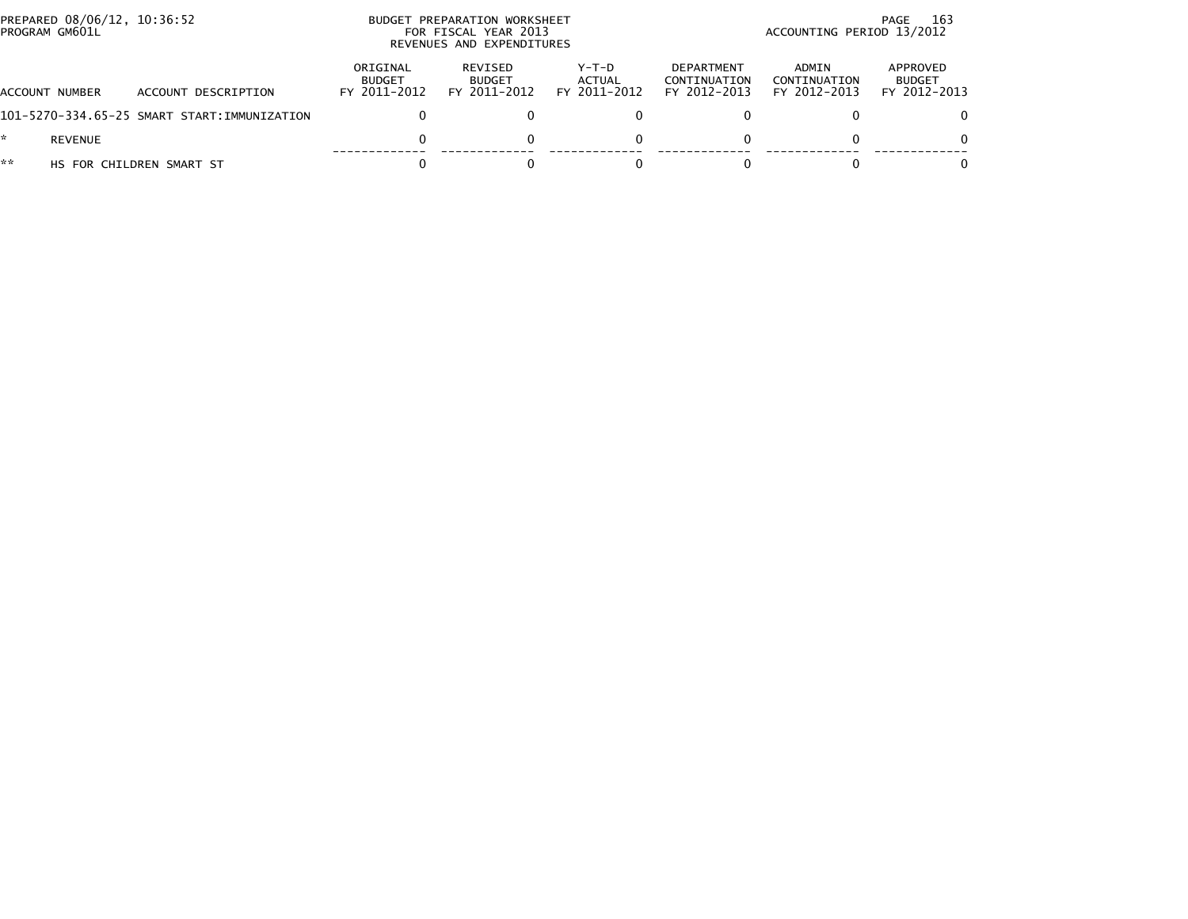PREPARED 08/06/12, 10:36:52
PROGRAM GM601L

BUDGET PREPARATION WORKSHEET
FOR FISCAL YEAR 2013
REVENUES AND EXPENDITURES

ACCOUNTING PERIOD 13/2012

| ACCOUNT NUMBER | ACCOUNT DESCRIPTION | ORIGINAL BUDGET FY 2011-2012 | REVISED BUDGET FY 2011-2012 | Y-T-D ACTUAL FY 2011-2012 | DEPARTMENT CONTINUATION FY 2012-2013 | ADMIN CONTINUATION FY 2012-2013 | APPROVED BUDGET FY 2012-2013 |
|---|---|---|---|---|---|---|---|
| 101-5270-334.65-25 | SMART START:IMMUNIZATION | 0 | 0 | 0 | 0 | 0 | 0 |
| * | REVENUE | 0 | 0 | 0 | 0 | 0 | 0 |
| ** | HS FOR CHILDREN SMART ST | 0 | 0 | 0 | 0 | 0 | 0 |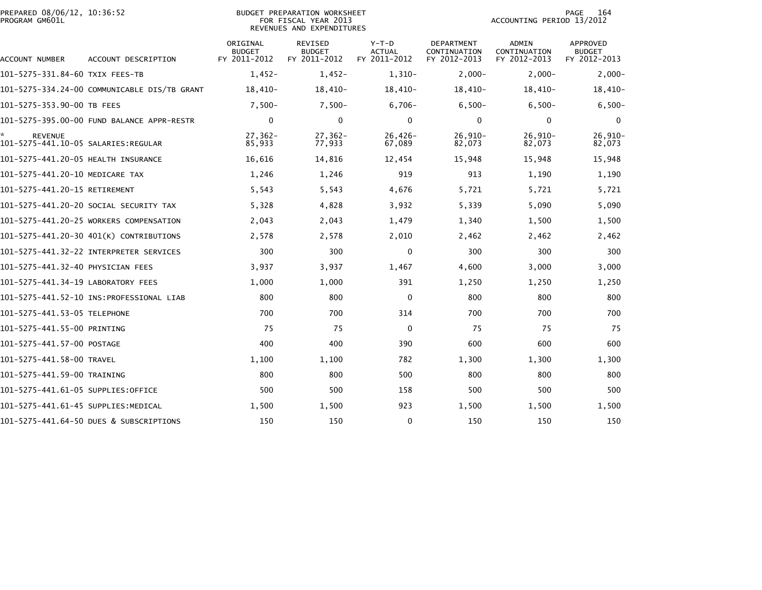PREPARED 08/06/12, 10:36:52
PROGRAM GM601L

BUDGET PREPARATION WORKSHEET
FOR FISCAL YEAR 2013
REVENUES AND EXPENDITURES

ACCOUNTING PERIOD 13/2012

| ACCOUNT NUMBER | ACCOUNT DESCRIPTION | ORIGINAL BUDGET FY 2011-2012 | REVISED BUDGET FY 2011-2012 | Y-T-D ACTUAL FY 2011-2012 | DEPARTMENT CONTINUATION FY 2012-2013 | ADMIN CONTINUATION FY 2012-2013 | APPROVED BUDGET FY 2012-2013 |
|---|---|---|---|---|---|---|---|
| 101-5275-331.84-60 | TXIX FEES-TB | 1,452- | 1,452- | 1,310- | 2,000- | 2,000- | 2,000- |
| 101-5275-334.24-00 | COMMUNICABLE DIS/TB GRANT | 18,410- | 18,410- | 18,410- | 18,410- | 18,410- | 18,410- |
| 101-5275-353.90-00 | TB FEES | 7,500- | 7,500- | 6,706- | 6,500- | 6,500- | 6,500- |
| 101-5275-395.00-00 | FUND BALANCE APPR-RESTR | 0 | 0 | 0 | 0 | 0 | 0 |
| * | REVENUE | 27,362- | 27,362- | 26,426- | 26,910- | 26,910- | 26,910- |
| 101-5275-441.10-05 | SALARIES:REGULAR | 85,933 | 77,933 | 67,089 | 82,073 | 82,073 | 82,073 |
| 101-5275-441.20-05 | HEALTH INSURANCE | 16,616 | 14,816 | 12,454 | 15,948 | 15,948 | 15,948 |
| 101-5275-441.20-10 | MEDICARE TAX | 1,246 | 1,246 | 919 | 913 | 1,190 | 1,190 |
| 101-5275-441.20-15 | RETIREMENT | 5,543 | 5,543 | 4,676 | 5,721 | 5,721 | 5,721 |
| 101-5275-441.20-20 | SOCIAL SECURITY TAX | 5,328 | 4,828 | 3,932 | 5,339 | 5,090 | 5,090 |
| 101-5275-441.20-25 | WORKERS COMPENSATION | 2,043 | 2,043 | 1,479 | 1,340 | 1,500 | 1,500 |
| 101-5275-441.20-30 | 401(K) CONTRIBUTIONS | 2,578 | 2,578 | 2,010 | 2,462 | 2,462 | 2,462 |
| 101-5275-441.32-22 | INTERPRETER SERVICES | 300 | 300 | 0 | 300 | 300 | 300 |
| 101-5275-441.32-40 | PHYSICIAN FEES | 3,937 | 3,937 | 1,467 | 4,600 | 3,000 | 3,000 |
| 101-5275-441.34-19 | LABORATORY FEES | 1,000 | 1,000 | 391 | 1,250 | 1,250 | 1,250 |
| 101-5275-441.52-10 | INS:PROFESSIONAL LIAB | 800 | 800 | 0 | 800 | 800 | 800 |
| 101-5275-441.53-05 | TELEPHONE | 700 | 700 | 314 | 700 | 700 | 700 |
| 101-5275-441.55-00 | PRINTING | 75 | 75 | 0 | 75 | 75 | 75 |
| 101-5275-441.57-00 | POSTAGE | 400 | 400 | 390 | 600 | 600 | 600 |
| 101-5275-441.58-00 | TRAVEL | 1,100 | 1,100 | 782 | 1,300 | 1,300 | 1,300 |
| 101-5275-441.59-00 | TRAINING | 800 | 800 | 500 | 800 | 800 | 800 |
| 101-5275-441.61-05 | SUPPLIES:OFFICE | 500 | 500 | 158 | 500 | 500 | 500 |
| 101-5275-441.61-45 | SUPPLIES:MEDICAL | 1,500 | 1,500 | 923 | 1,500 | 1,500 | 1,500 |
| 101-5275-441.64-50 | DUES & SUBSCRIPTIONS | 150 | 150 | 0 | 150 | 150 | 150 |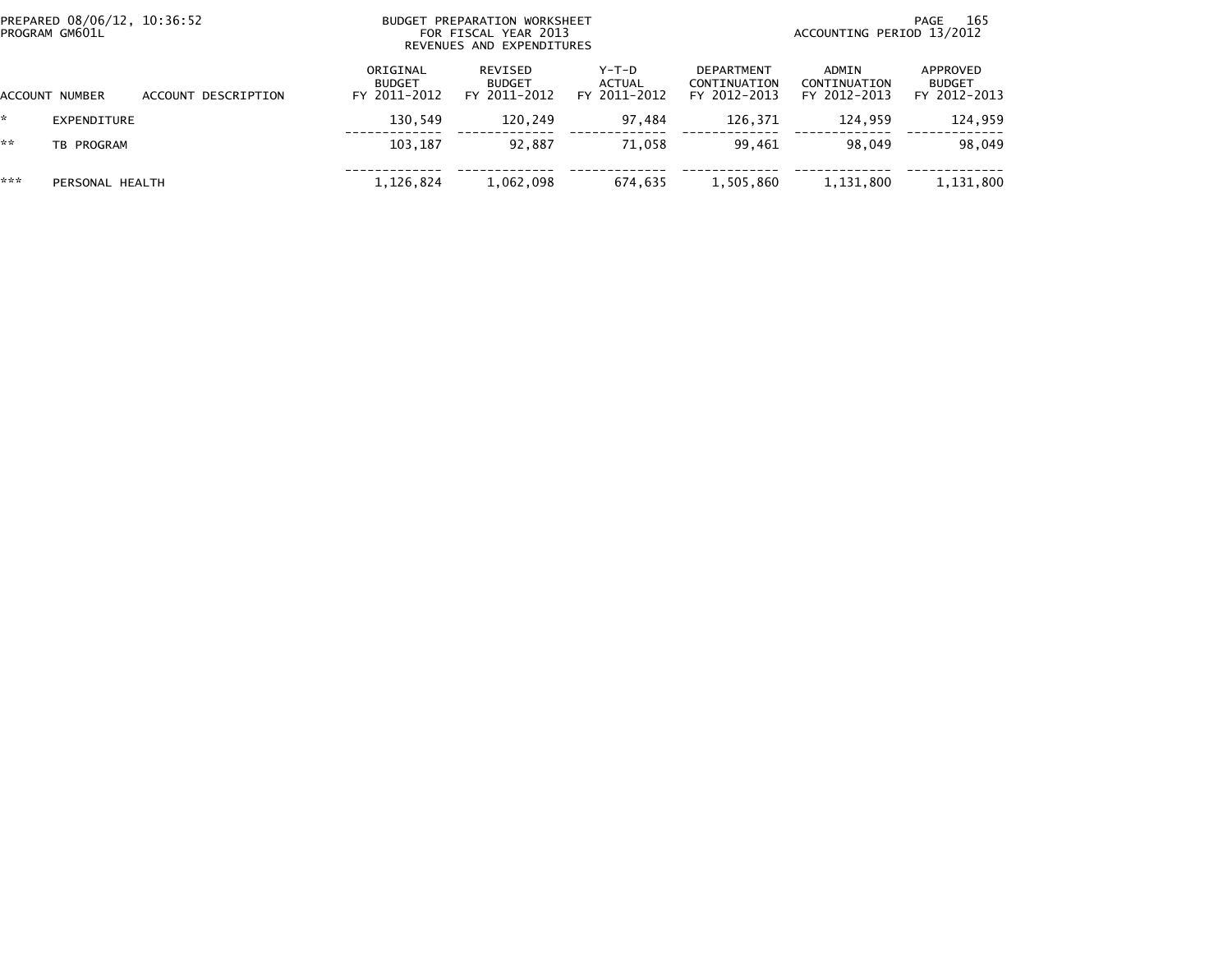PREPARED 08/06/12, 10:36:52
PROGRAM GM601L

BUDGET PREPARATION WORKSHEET
FOR FISCAL YEAR 2013
REVENUES AND EXPENDITURES

ACCOUNTING PERIOD 13/2012

| ACCOUNT NUMBER | ACCOUNT DESCRIPTION | ORIGINAL BUDGET FY 2011-2012 | REVISED BUDGET FY 2011-2012 | Y-T-D ACTUAL FY 2011-2012 | DEPARTMENT CONTINUATION FY 2012-2013 | ADMIN CONTINUATION FY 2012-2013 | APPROVED BUDGET FY 2012-2013 |
|---|---|---|---|---|---|---|---|
| * | EXPENDITURE | 130,549 | 120,249 | 97,484 | 126,371 | 124,959 | 124,959 |
| ** | TB PROGRAM | 103,187 | 92,887 | 71,058 | 99,461 | 98,049 | 98,049 |
| *** | PERSONAL HEALTH | 1,126,824 | 1,062,098 | 674,635 | 1,505,860 | 1,131,800 | 1,131,800 |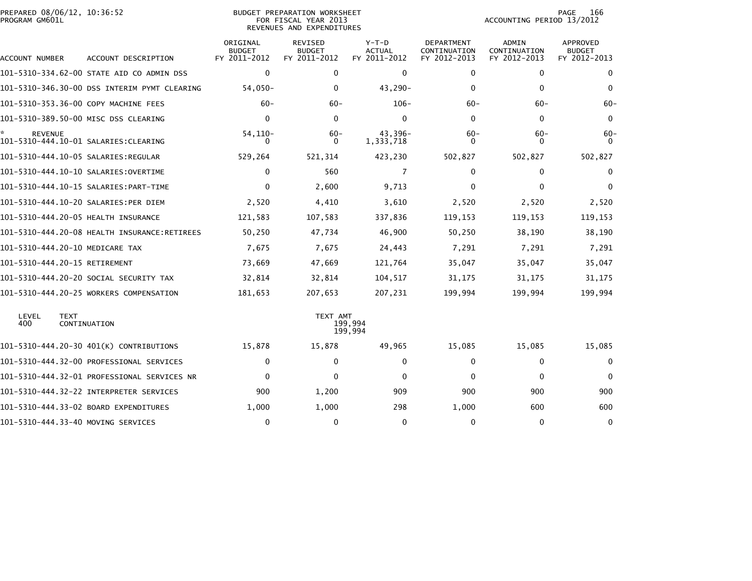PREPARED 08/06/12, 10:36:52
PROGRAM GM601L

BUDGET PREPARATION WORKSHEET
FOR FISCAL YEAR 2013
REVENUES AND EXPENDITURES

ACCOUNTING PERIOD 13/2012

| ACCOUNT NUMBER | ACCOUNT DESCRIPTION | ORIGINAL BUDGET FY 2011-2012 | REVISED BUDGET FY 2011-2012 | Y-T-D ACTUAL FY 2011-2012 | DEPARTMENT CONTINUATION FY 2012-2013 | ADMIN CONTINUATION FY 2012-2013 | APPROVED BUDGET FY 2012-2013 |
|---|---|---|---|---|---|---|---|
| 101-5310-334.62-00 | STATE AID CO ADMIN DSS | 0 | 0 | 0 | 0 | 0 | 0 |
| 101-5310-346.30-00 | DSS INTERIM PYMT CLEARING | 54,050- | 0 | 43,290- | 0 | 0 | 0 |
| 101-5310-353.36-00 | COPY MACHINE FEES | 60- | 60- | 106- | 60- | 60- | 60- |
| 101-5310-389.50-00 | MISC DSS CLEARING | 0 | 0 | 0 | 0 | 0 | 0 |
| * REVENUE | | 54,110- | 60- | 43,396- | 60- | 60- | 60- |
| 101-5310-444.10-01 | SALARIES:CLEARING | 0 | 0 | 1,333,718 | 0 | 0 | 0 |
| 101-5310-444.10-05 | SALARIES:REGULAR | 529,264 | 521,314 | 423,230 | 502,827 | 502,827 | 502,827 |
| 101-5310-444.10-10 | SALARIES:OVERTIME | 0 | 560 | 7 | 0 | 0 | 0 |
| 101-5310-444.10-15 | SALARIES:PART-TIME | 0 | 2,600 | 9,713 | 0 | 0 | 0 |
| 101-5310-444.10-20 | SALARIES:PER DIEM | 2,520 | 4,410 | 3,610 | 2,520 | 2,520 | 2,520 |
| 101-5310-444.20-05 | HEALTH INSURANCE | 121,583 | 107,583 | 337,836 | 119,153 | 119,153 | 119,153 |
| 101-5310-444.20-08 | HEALTH INSURANCE:RETIREES | 50,250 | 47,734 | 46,900 | 50,250 | 38,190 | 38,190 |
| 101-5310-444.20-10 | MEDICARE TAX | 7,675 | 7,675 | 24,443 | 7,291 | 7,291 | 7,291 |
| 101-5310-444.20-15 | RETIREMENT | 73,669 | 47,669 | 121,764 | 35,047 | 35,047 | 35,047 |
| 101-5310-444.20-20 | SOCIAL SECURITY TAX | 32,814 | 32,814 | 104,517 | 31,175 | 31,175 | 31,175 |
| 101-5310-444.20-25 | WORKERS COMPENSATION | 181,653 | 207,653 | 207,231 | 199,994 | 199,994 | 199,994 |

| LEVEL | TEXT | TEXT AMT |
|---|---|---|
| 400 | CONTINUATION | 199,994 |
| | | 199,994 |

| ACCOUNT NUMBER | ACCOUNT DESCRIPTION | ORIGINAL BUDGET FY 2011-2012 | REVISED BUDGET FY 2011-2012 | Y-T-D ACTUAL FY 2011-2012 | DEPARTMENT CONTINUATION FY 2012-2013 | ADMIN CONTINUATION FY 2012-2013 | APPROVED BUDGET FY 2012-2013 |
|---|---|---|---|---|---|---|---|
| 101-5310-444.20-30 | 401(K) CONTRIBUTIONS | 15,878 | 15,878 | 49,965 | 15,085 | 15,085 | 15,085 |
| 101-5310-444.32-00 | PROFESSIONAL SERVICES | 0 | 0 | 0 | 0 | 0 | 0 |
| 101-5310-444.32-01 | PROFESSIONAL SERVICES NR | 0 | 0 | 0 | 0 | 0 | 0 |
| 101-5310-444.32-22 | INTERPRETER SERVICES | 900 | 1,200 | 909 | 900 | 900 | 900 |
| 101-5310-444.33-02 | BOARD EXPENDITURES | 1,000 | 1,000 | 298 | 1,000 | 600 | 600 |
| 101-5310-444.33-40 | MOVING SERVICES | 0 | 0 | 0 | 0 | 0 | 0 |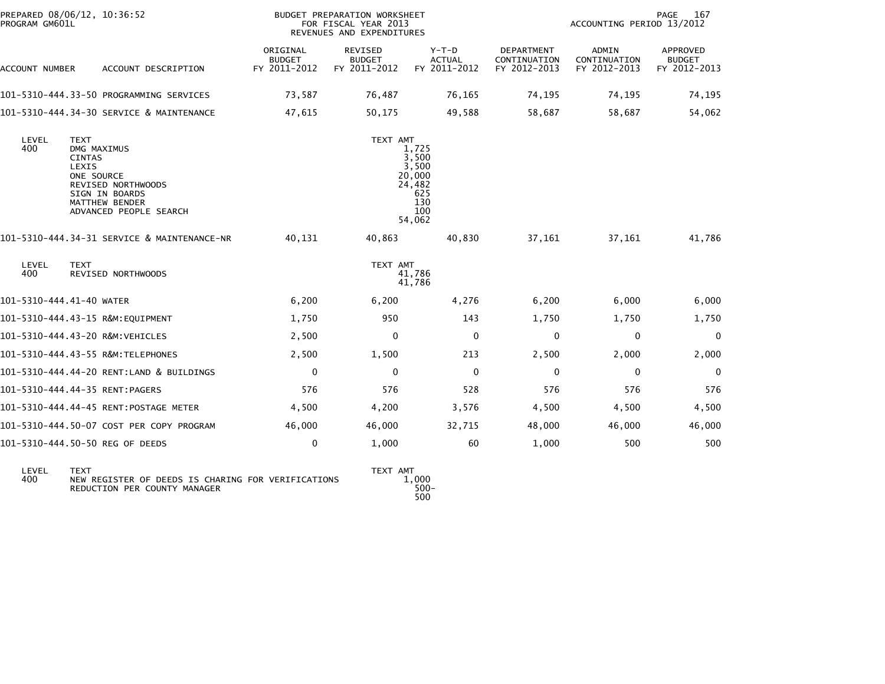| ACCOUNT NUMBER | ACCOUNT DESCRIPTION | ORIGINAL BUDGET FY 2011-2012 | REVISED BUDGET FY 2011-2012 | Y-T-D ACTUAL FY 2011-2012 | DEPARTMENT CONTINUATION FY 2012-2013 | ADMIN CONTINUATION FY 2012-2013 | APPROVED BUDGET FY 2012-2013 |
|---|---|---|---|---|---|---|---|
| 101-5310-444.33-50 | PROGRAMMING SERVICES | 73,587 | 76,487 | 76,165 | 74,195 | 74,195 | 74,195 |
| 101-5310-444.34-30 | SERVICE & MAINTENANCE | 47,615 | 50,175 | 49,588 | 58,687 | 58,687 | 54,062 |

| LEVEL | TEXT | TEXT AMT |
|---|---|---|
| 400 | DMG MAXIMUS | 1,725 |
| | CINTAS | 3,500 |
| | LEXIS | 3,500 |
| | ONE SOURCE | 20,000 |
| | REVISED NORTHWOODS | 24,482 |
| | SIGN IN BOARDS | 625 |
| | MATTHEW BENDER | 130 |
| | ADVANCED PEOPLE SEARCH | 100 |
| | | 54,062 |

| ACCOUNT NUMBER | ACCOUNT DESCRIPTION | ORIGINAL BUDGET FY 2011-2012 | REVISED BUDGET FY 2011-2012 | Y-T-D ACTUAL FY 2011-2012 | DEPARTMENT CONTINUATION FY 2012-2013 | ADMIN CONTINUATION FY 2012-2013 | APPROVED BUDGET FY 2012-2013 |
|---|---|---|---|---|---|---|---|
| 101-5310-444.34-31 | SERVICE & MAINTENANCE-NR | 40,131 | 40,863 | 40,830 | 37,161 | 37,161 | 41,786 |

| LEVEL | TEXT | TEXT AMT |
|---|---|---|
| 400 | REVISED NORTHWOODS | 41,786 |
| | | 41,786 |

| ACCOUNT NUMBER | ACCOUNT DESCRIPTION | ORIGINAL BUDGET FY 2011-2012 | REVISED BUDGET FY 2011-2012 | Y-T-D ACTUAL FY 2011-2012 | DEPARTMENT CONTINUATION FY 2012-2013 | ADMIN CONTINUATION FY 2012-2013 | APPROVED BUDGET FY 2012-2013 |
|---|---|---|---|---|---|---|---|
| 101-5310-444.41-40 | WATER | 6,200 | 6,200 | 4,276 | 6,200 | 6,000 | 6,000 |
| 101-5310-444.43-15 | R&M:EQUIPMENT | 1,750 | 950 | 143 | 1,750 | 1,750 | 1,750 |
| 101-5310-444.43-20 | R&M:VEHICLES | 2,500 | 0 | 0 | 0 | 0 | 0 |
| 101-5310-444.43-55 | R&M:TELEPHONES | 2,500 | 1,500 | 213 | 2,500 | 2,000 | 2,000 |
| 101-5310-444.44-20 | RENT:LAND & BUILDINGS | 0 | 0 | 0 | 0 | 0 | 0 |
| 101-5310-444.44-35 | RENT:PAGERS | 576 | 576 | 528 | 576 | 576 | 576 |
| 101-5310-444.44-45 | RENT:POSTAGE METER | 4,500 | 4,200 | 3,576 | 4,500 | 4,500 | 4,500 |
| 101-5310-444.50-07 | COST PER COPY PROGRAM | 46,000 | 46,000 | 32,715 | 48,000 | 46,000 | 46,000 |
| 101-5310-444.50-50 | REG OF DEEDS | 0 | 1,000 | 60 | 1,000 | 500 | 500 |

| LEVEL | TEXT | TEXT AMT |
|---|---|---|
| 400 | NEW REGISTER OF DEEDS IS CHARING FOR VERIFICATIONS | 1,000 |
| | REDUCTION PER COUNTY MANAGER | 500- |
| | | 500 |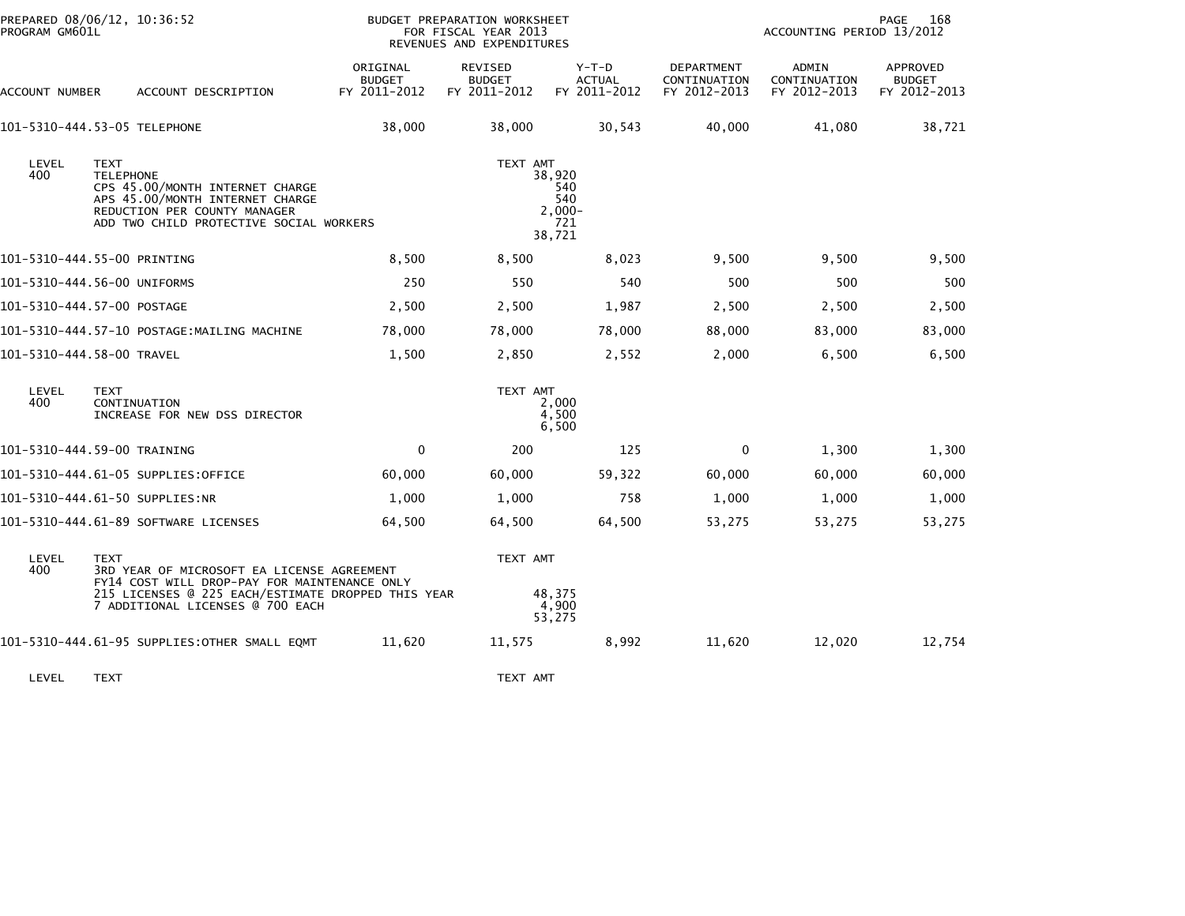PREPARED 08/06/12, 10:36:52
PROGRAM GM601L

BUDGET PREPARATION WORKSHEET
FOR FISCAL YEAR 2013
REVENUES AND EXPENDITURES

ACCOUNTING PERIOD 13/2012

| ACCOUNT NUMBER | ACCOUNT DESCRIPTION | ORIGINAL BUDGET FY 2011-2012 | REVISED BUDGET FY 2011-2012 | Y-T-D ACTUAL FY 2011-2012 | DEPARTMENT CONTINUATION FY 2012-2013 | ADMIN CONTINUATION FY 2012-2013 | APPROVED BUDGET FY 2012-2013 |
|---|---|---|---|---|---|---|---|
| 101-5310-444.53-05 | TELEPHONE | 38,000 | 38,000 | 30,543 | 40,000 | 41,080 | 38,721 |

| LEVEL | TEXT | TEXT AMT |
|---|---|---|
| 400 | TELEPHONE | 38,920 |
| | CPS 45.00/MONTH INTERNET CHARGE | 540 |
| | APS 45.00/MONTH INTERNET CHARGE | 540 |
| | REDUCTION PER COUNTY MANAGER | 2,000- |
| | ADD TWO CHILD PROTECTIVE SOCIAL WORKERS | 721 |
| | | 38,721 |

| ACCOUNT NUMBER | ACCOUNT DESCRIPTION | ORIGINAL BUDGET FY 2011-2012 | REVISED BUDGET FY 2011-2012 | Y-T-D ACTUAL FY 2011-2012 | DEPARTMENT CONTINUATION FY 2012-2013 | ADMIN CONTINUATION FY 2012-2013 | APPROVED BUDGET FY 2012-2013 |
|---|---|---|---|---|---|---|---|
| 101-5310-444.55-00 | PRINTING | 8,500 | 8,500 | 8,023 | 9,500 | 9,500 | 9,500 |
| 101-5310-444.56-00 | UNIFORMS | 250 | 550 | 540 | 500 | 500 | 500 |
| 101-5310-444.57-00 | POSTAGE | 2,500 | 2,500 | 1,987 | 2,500 | 2,500 | 2,500 |
| 101-5310-444.57-10 | POSTAGE:MAILING MACHINE | 78,000 | 78,000 | 78,000 | 88,000 | 83,000 | 83,000 |
| 101-5310-444.58-00 | TRAVEL | 1,500 | 2,850 | 2,552 | 2,000 | 6,500 | 6,500 |

| LEVEL | TEXT | TEXT AMT |
|---|---|---|
| 400 | CONTINUATION | 2,000 |
| | INCREASE FOR NEW DSS DIRECTOR | 4,500 |
| | | 6,500 |

| ACCOUNT NUMBER | ACCOUNT DESCRIPTION | ORIGINAL BUDGET FY 2011-2012 | REVISED BUDGET FY 2011-2012 | Y-T-D ACTUAL FY 2011-2012 | DEPARTMENT CONTINUATION FY 2012-2013 | ADMIN CONTINUATION FY 2012-2013 | APPROVED BUDGET FY 2012-2013 |
|---|---|---|---|---|---|---|---|
| 101-5310-444.59-00 | TRAINING | 0 | 200 | 125 | 0 | 1,300 | 1,300 |
| 101-5310-444.61-05 | SUPPLIES:OFFICE | 60,000 | 60,000 | 59,322 | 60,000 | 60,000 | 60,000 |
| 101-5310-444.61-50 | SUPPLIES:NR | 1,000 | 1,000 | 758 | 1,000 | 1,000 | 1,000 |
| 101-5310-444.61-89 | SOFTWARE LICENSES | 64,500 | 64,500 | 64,500 | 53,275 | 53,275 | 53,275 |

| LEVEL | TEXT | TEXT AMT |
|---|---|---|
| 400 | 3RD YEAR OF MICROSOFT EA LICENSE AGREEMENT | |
| | FY14 COST WILL DROP-PAY FOR MAINTENANCE ONLY | |
| | 215 LICENSES @ 225 EACH/ESTIMATE DROPPED THIS YEAR | 48,375 |
| | 7 ADDITIONAL LICENSES @ 700 EACH | 4,900 |
| | | 53,275 |

| ACCOUNT NUMBER | ACCOUNT DESCRIPTION | ORIGINAL BUDGET FY 2011-2012 | REVISED BUDGET FY 2011-2012 | Y-T-D ACTUAL FY 2011-2012 | DEPARTMENT CONTINUATION FY 2012-2013 | ADMIN CONTINUATION FY 2012-2013 | APPROVED BUDGET FY 2012-2013 |
|---|---|---|---|---|---|---|---|
| 101-5310-444.61-95 | SUPPLIES:OTHER SMALL EQMT | 11,620 | 11,575 | 8,992 | 11,620 | 12,020 | 12,754 |

| LEVEL | TEXT | TEXT AMT |
|---|---|---|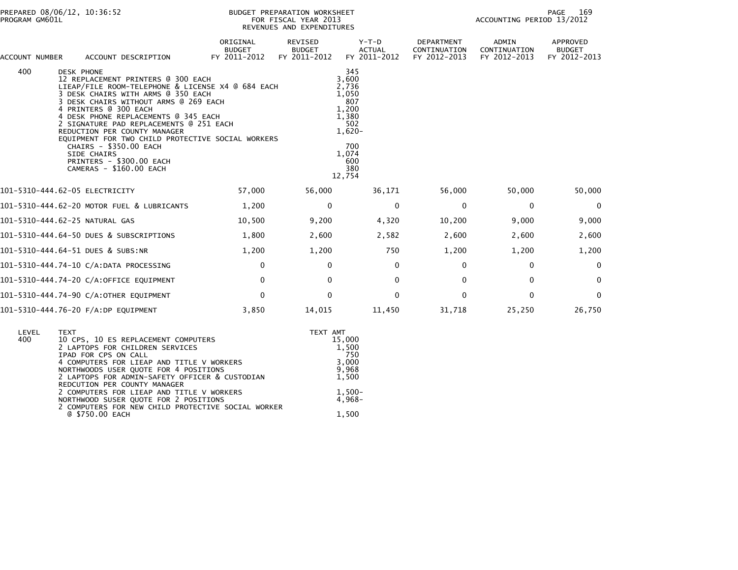PREPARED 08/06/12, 10:36:52
PROGRAM GM601L

BUDGET PREPARATION WORKSHEET
FOR FISCAL YEAR 2013
REVENUES AND EXPENDITURES

ACCOUNTING PERIOD 13/2012

| ACCOUNT NUMBER | ACCOUNT DESCRIPTION | ORIGINAL BUDGET FY 2011-2012 | REVISED BUDGET FY 2011-2012 | Y-T-D ACTUAL FY 2011-2012 | DEPARTMENT CONTINUATION FY 2012-2013 | ADMIN CONTINUATION FY 2012-2013 | APPROVED BUDGET FY 2012-2013 |
|---|---|---|---|---|---|---|---|
| 400 | DESK PHONE | | | 345 | | | |
| | 12 REPLACEMENT PRINTERS @ 300 EACH | | | 3,600 | | | |
| | LIEAP/FILE ROOM-TELEPHONE & LICENSE X4 @ 684 EACH | | | 2,736 | | | |
| | 3 DESK CHAIRS WITH ARMS @ 350 EACH | | | 1,050 | | | |
| | 3 DESK CHAIRS WITHOUT ARMS @ 269 EACH | | | 807 | | | |
| | 4 PRINTERS @ 300 EACH | | | 1,200 | | | |
| | 4 DESK PHONE REPLACEMENTS @ 345 EACH | | | 1,380 | | | |
| | 2 SIGNATURE PAD REPLACEMENTS @ 251 EACH | | | 502 | | | |
| | REDUCTION PER COUNTY MANAGER | | | 1,620- | | | |
| | EQUIPMENT FOR TWO CHILD PROTECTIVE SOCIAL WORKERS | | | | | | |
| | CHAIRS - $350.00 EACH | | | 700 | | | |
| | SIDE CHAIRS | | | 1,074 | | | |
| | PRINTERS - $300.00 EACH | | | 600 | | | |
| | CAMERAS - $160.00 EACH | | | 380 | | | |
| | | | | 12,754 | | | |
| 101-5310-444.62-05 | ELECTRICITY | 57,000 | 56,000 | 36,171 | 56,000 | 50,000 | 50,000 |
| 101-5310-444.62-20 | MOTOR FUEL & LUBRICANTS | 1,200 | 0 | 0 | 0 | 0 | 0 |
| 101-5310-444.62-25 | NATURAL GAS | 10,500 | 9,200 | 4,320 | 10,200 | 9,000 | 9,000 |
| 101-5310-444.64-50 | DUES & SUBSCRIPTIONS | 1,800 | 2,600 | 2,582 | 2,600 | 2,600 | 2,600 |
| 101-5310-444.64-51 | DUES & SUBS:NR | 1,200 | 1,200 | 750 | 1,200 | 1,200 | 1,200 |
| 101-5310-444.74-10 | C/A:DATA PROCESSING | 0 | 0 | 0 | 0 | 0 | 0 |
| 101-5310-444.74-20 | C/A:OFFICE EQUIPMENT | 0 | 0 | 0 | 0 | 0 | 0 |
| 101-5310-444.74-90 | C/A:OTHER EQUIPMENT | 0 | 0 | 0 | 0 | 0 | 0 |
| 101-5310-444.76-20 | F/A:DP EQUIPMENT | 3,850 | 14,015 | 11,450 | 31,718 | 25,250 | 26,750 |

| LEVEL | TEXT | TEXT AMT |
|---|---|---|
| 400 | 10 CPS, 10 ES REPLACEMENT COMPUTERS | 15,000 |
| | 2 LAPTOPS FOR CHILDREN SERVICES | 1,500 |
| | IPAD FOR CPS ON CALL | 750 |
| | 4 COMPUTERS FOR LIEAP AND TITLE V WORKERS | 3,000 |
| | NORTHWOODS USER QUOTE FOR 4 POSITIONS | 9,968 |
| | 2 LAPTOPS FOR ADMIN-SAFETY OFFICER & CUSTODIAN | 1,500 |
| | REDCUTION PER COUNTY MANAGER | |
| | 2 COMPUTERS FOR LIEAP AND TITLE V WORKERS | 1,500- |
| | NORTHWOOD SUSER QUOTE FOR 2 POSITIONS | 4,968- |
| | 2 COMPUTERS FOR NEW CHILD PROTECTIVE SOCIAL WORKER @ $750.00 EACH | 1,500 |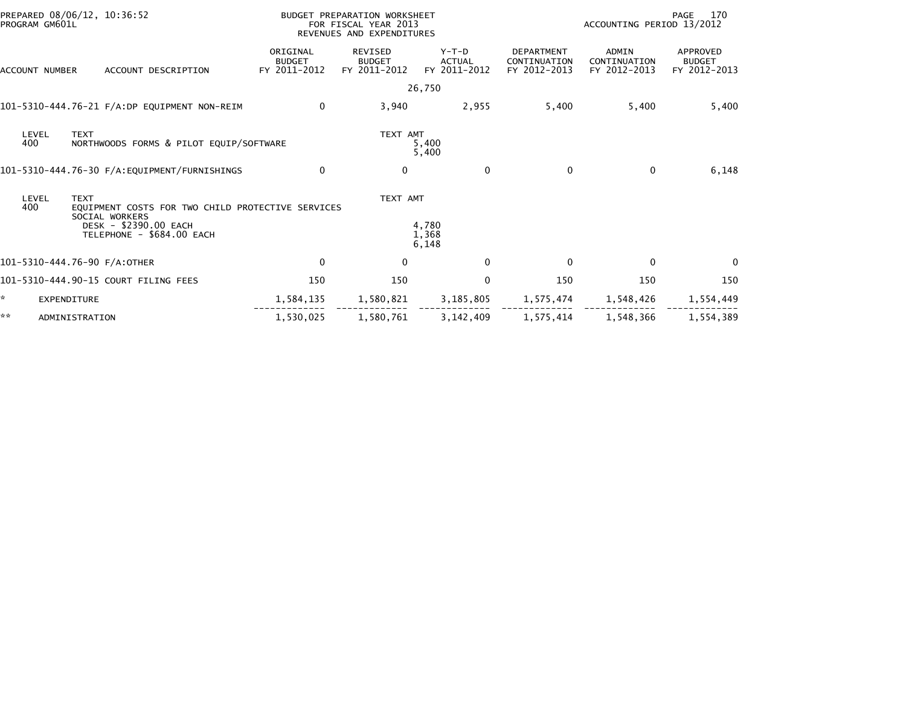PREPARED 08/06/12, 10:36:52
PROGRAM GM601L

BUDGET PREPARATION WORKSHEET
FOR FISCAL YEAR 2013
REVENUES AND EXPENDITURES

ACCOUNTING PERIOD 13/2012

| ACCOUNT NUMBER | ACCOUNT DESCRIPTION | ORIGINAL BUDGET FY 2011-2012 | REVISED BUDGET FY 2011-2012 | Y-T-D ACTUAL FY 2011-2012 | DEPARTMENT CONTINUATION FY 2012-2013 | ADMIN CONTINUATION FY 2012-2013 | APPROVED BUDGET FY 2012-2013 |
|---|---|---|---|---|---|---|---|
| | | | | 26,750 | | | |
| 101-5310-444.76-21 | F/A:DP EQUIPMENT NON-REIM | 0 | 3,940 | 2,955 | 5,400 | 5,400 | 5,400 |
| LEVEL 400 | TEXT: NORTHWOODS FORMS & PILOT EQUIP/SOFTWARE | | TEXT AMT | 5,400 | | | |
| | | | | 5,400 | | | |
| 101-5310-444.76-30 | F/A:EQUIPMENT/FURNISHINGS | 0 | 0 | 0 | 0 | 0 | 6,148 |
| LEVEL 400 | TEXT: EQUIPMENT COSTS FOR TWO CHILD PROTECTIVE SERVICES SOCIAL WORKERS | | TEXT AMT | | | | |
| | DESK - $2390.00 EACH | | | 4,780 | | | |
| | TELEPHONE - $684.00 EACH | | | 1,368 | | | |
| | | | | 6,148 | | | |
| 101-5310-444.76-90 | F/A:OTHER | 0 | 0 | 0 | 0 | 0 | 0 |
| 101-5310-444.90-15 | COURT FILING FEES | 150 | 150 | 0 | 150 | 150 | 150 |
| * | EXPENDITURE | 1,584,135 | 1,580,821 | 3,185,805 | 1,575,474 | 1,548,426 | 1,554,449 |
| ** | ADMINISTRATION | 1,530,025 | 1,580,761 | 3,142,409 | 1,575,414 | 1,548,366 | 1,554,389 |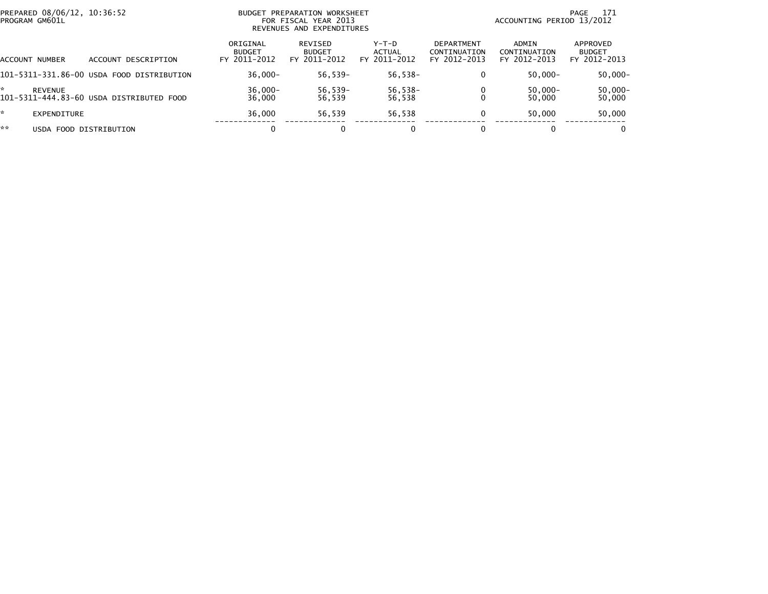PREPARED 08/06/12, 10:36:52
PROGRAM GM601L

BUDGET PREPARATION WORKSHEET
FOR FISCAL YEAR 2013
REVENUES AND EXPENDITURES

ACCOUNTING PERIOD 13/2012

| ACCOUNT NUMBER | ACCOUNT DESCRIPTION | ORIGINAL BUDGET FY 2011-2012 | REVISED BUDGET FY 2011-2012 | Y-T-D ACTUAL FY 2011-2012 | DEPARTMENT CONTINUATION FY 2012-2013 | ADMIN CONTINUATION FY 2012-2013 | APPROVED BUDGET FY 2012-2013 |
|---|---|---|---|---|---|---|---|
| 101-5311-331.86-00 | USDA FOOD DISTRIBUTION | 36,000- | 56,539- | 56,538- | 0 | 50,000- | 50,000- |
| * | REVENUE | 36,000- | 56,539- | 56,538- | 0 | 50,000- | 50,000- |
| 101-5311-444.83-60 | USDA DISTRIBUTED FOOD | 36,000 | 56,539 | 56,538 | 0 | 50,000 | 50,000 |
| * | EXPENDITURE | 36,000 | 56,539 | 56,538 | 0 | 50,000 | 50,000 |
| ** | USDA FOOD DISTRIBUTION | 0 | 0 | 0 | 0 | 0 | 0 |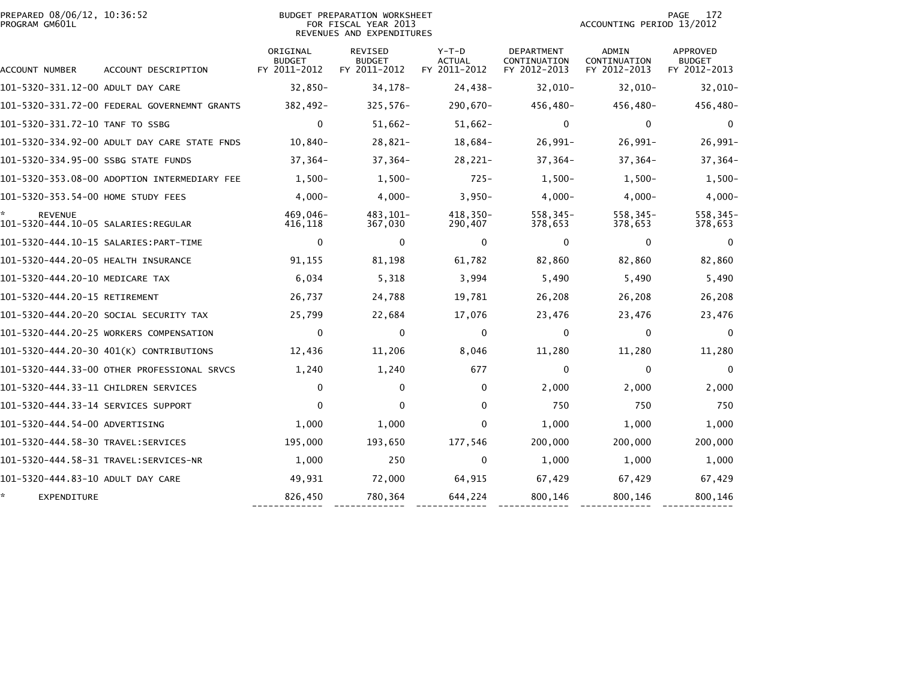PREPARED 08/06/12, 10:36:52
PROGRAM GM601L

BUDGET PREPARATION WORKSHEET
FOR FISCAL YEAR 2013
REVENUES AND EXPENDITURES

ACCOUNTING PERIOD 13/2012

| ACCOUNT NUMBER | ACCOUNT DESCRIPTION | ORIGINAL BUDGET FY 2011-2012 | REVISED BUDGET FY 2011-2012 | Y-T-D ACTUAL FY 2011-2012 | DEPARTMENT CONTINUATION FY 2012-2013 | ADMIN CONTINUATION FY 2012-2013 | APPROVED BUDGET FY 2012-2013 |
|---|---|---|---|---|---|---|---|
| 101-5320-331.12-00 | ADULT DAY CARE | 32,850- | 34,178- | 24,438- | 32,010- | 32,010- | 32,010- |
| 101-5320-331.72-00 | FEDERAL GOVERNEMNT GRANTS | 382,492- | 325,576- | 290,670- | 456,480- | 456,480- | 456,480- |
| 101-5320-331.72-10 | TANF TO SSBG | 0 | 51,662- | 51,662- | 0 | 0 | 0 |
| 101-5320-334.92-00 | ADULT DAY CARE STATE FNDS | 10,840- | 28,821- | 18,684- | 26,991- | 26,991- | 26,991- |
| 101-5320-334.95-00 | SSBG STATE FUNDS | 37,364- | 37,364- | 28,221- | 37,364- | 37,364- | 37,364- |
| 101-5320-353.08-00 | ADOPTION INTERMEDIARY FEE | 1,500- | 1,500- | 725- | 1,500- | 1,500- | 1,500- |
| 101-5320-353.54-00 | HOME STUDY FEES | 4,000- | 4,000- | 3,950- | 4,000- | 4,000- | 4,000- |
| * REVENUE | | 469,046- | 483,101- | 418,350- | 558,345- | 558,345- | 558,345- |
| 101-5320-444.10-05 | SALARIES:REGULAR | 416,118 | 367,030 | 290,407 | 378,653 | 378,653 | 378,653 |
| 101-5320-444.10-15 | SALARIES:PART-TIME | 0 | 0 | 0 | 0 | 0 | 0 |
| 101-5320-444.20-05 | HEALTH INSURANCE | 91,155 | 81,198 | 61,782 | 82,860 | 82,860 | 82,860 |
| 101-5320-444.20-10 | MEDICARE TAX | 6,034 | 5,318 | 3,994 | 5,490 | 5,490 | 5,490 |
| 101-5320-444.20-15 | RETIREMENT | 26,737 | 24,788 | 19,781 | 26,208 | 26,208 | 26,208 |
| 101-5320-444.20-20 | SOCIAL SECURITY TAX | 25,799 | 22,684 | 17,076 | 23,476 | 23,476 | 23,476 |
| 101-5320-444.20-25 | WORKERS COMPENSATION | 0 | 0 | 0 | 0 | 0 | 0 |
| 101-5320-444.20-30 | 401(K) CONTRIBUTIONS | 12,436 | 11,206 | 8,046 | 11,280 | 11,280 | 11,280 |
| 101-5320-444.33-00 | OTHER PROFESSIONAL SRVCS | 1,240 | 1,240 | 677 | 0 | 0 | 0 |
| 101-5320-444.33-11 | CHILDREN SERVICES | 0 | 0 | 0 | 2,000 | 2,000 | 2,000 |
| 101-5320-444.33-14 | SERVICES SUPPORT | 0 | 0 | 0 | 750 | 750 | 750 |
| 101-5320-444.54-00 | ADVERTISING | 1,000 | 1,000 | 0 | 1,000 | 1,000 | 1,000 |
| 101-5320-444.58-30 | TRAVEL:SERVICES | 195,000 | 193,650 | 177,546 | 200,000 | 200,000 | 200,000 |
| 101-5320-444.58-31 | TRAVEL:SERVICES-NR | 1,000 | 250 | 0 | 1,000 | 1,000 | 1,000 |
| 101-5320-444.83-10 | ADULT DAY CARE | 49,931 | 72,000 | 64,915 | 67,429 | 67,429 | 67,429 |
| * EXPENDITURE | | 826,450 | 780,364 | 644,224 | 800,146 | 800,146 | 800,146 |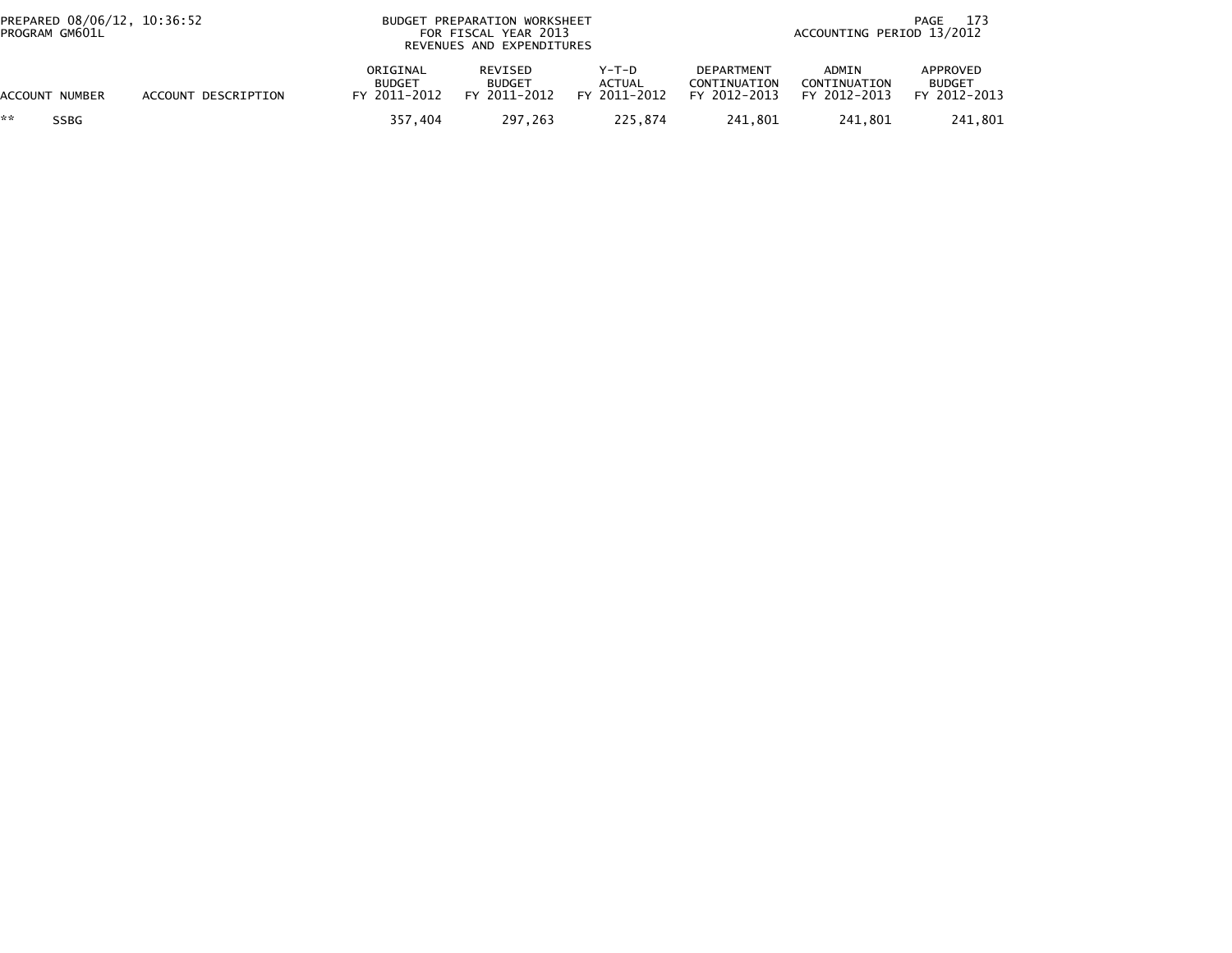BUDGET PREPARATION WORKSHEET
FOR FISCAL YEAR 2013
REVENUES AND EXPENDITURES

PREPARED 08/06/12, 10:36:52
PROGRAM GM601L

ACCOUNTING PERIOD 13/2012

| ACCOUNT NUMBER | ACCOUNT DESCRIPTION | ORIGINAL BUDGET FY 2011-2012 | REVISED BUDGET FY 2011-2012 | Y-T-D ACTUAL FY 2011-2012 | DEPARTMENT CONTINUATION FY 2012-2013 | ADMIN CONTINUATION FY 2012-2013 | APPROVED BUDGET FY 2012-2013 |
|---|---|---|---|---|---|---|---|
| ** SSBG | | 357,404 | 297,263 | 225,874 | 241,801 | 241,801 | 241,801 |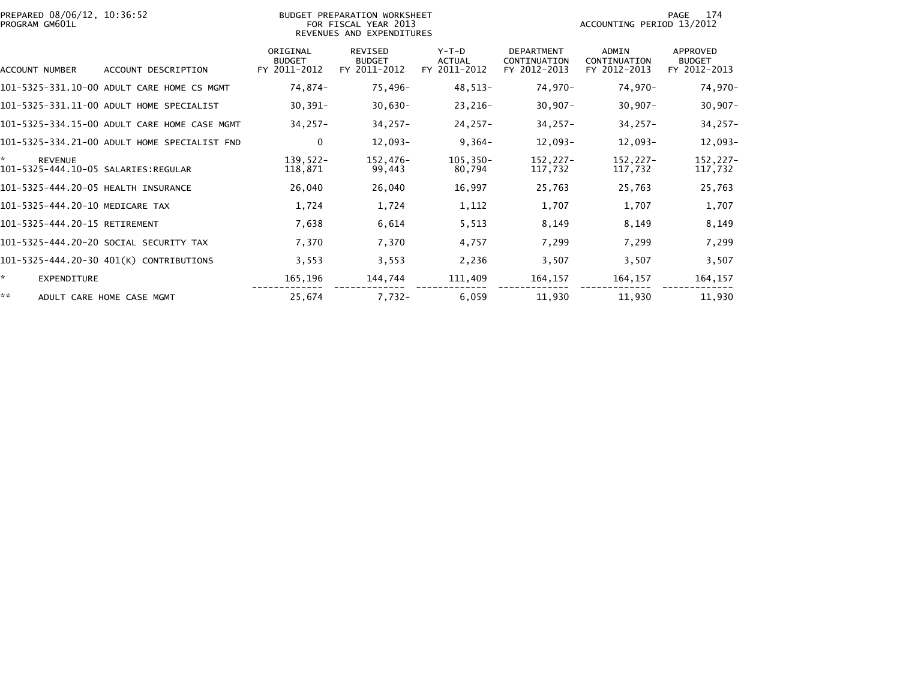PREPARED 08/06/12, 10:36:52
PROGRAM GM601L

BUDGET PREPARATION WORKSHEET
FOR FISCAL YEAR 2013
REVENUES AND EXPENDITURES

ACCOUNTING PERIOD 13/2012

| ACCOUNT NUMBER | ACCOUNT DESCRIPTION | ORIGINAL BUDGET FY 2011-2012 | REVISED BUDGET FY 2011-2012 | Y-T-D ACTUAL FY 2011-2012 | DEPARTMENT CONTINUATION FY 2012-2013 | ADMIN CONTINUATION FY 2012-2013 | APPROVED BUDGET FY 2012-2013 |
|---|---|---|---|---|---|---|---|
| 101-5325-331.10-00 | ADULT CARE HOME CS MGMT | 74,874- | 75,496- | 48,513- | 74,970- | 74,970- | 74,970- |
| 101-5325-331.11-00 | ADULT HOME SPECIALIST | 30,391- | 30,630- | 23,216- | 30,907- | 30,907- | 30,907- |
| 101-5325-334.15-00 | ADULT CARE HOME CASE MGMT | 34,257- | 34,257- | 24,257- | 34,257- | 34,257- | 34,257- |
| 101-5325-334.21-00 | ADULT HOME SPECIALIST FND | 0 | 12,093- | 9,364- | 12,093- | 12,093- | 12,093- |
| * | REVENUE | 139,522- | 152,476- | 105,350- | 152,227- | 152,227- | 152,227- |
| 101-5325-444.10-05 | SALARIES:REGULAR | 118,871 | 99,443 | 80,794 | 117,732 | 117,732 | 117,732 |
| 101-5325-444.20-05 | HEALTH INSURANCE | 26,040 | 26,040 | 16,997 | 25,763 | 25,763 | 25,763 |
| 101-5325-444.20-10 | MEDICARE TAX | 1,724 | 1,724 | 1,112 | 1,707 | 1,707 | 1,707 |
| 101-5325-444.20-15 | RETIREMENT | 7,638 | 6,614 | 5,513 | 8,149 | 8,149 | 8,149 |
| 101-5325-444.20-20 | SOCIAL SECURITY TAX | 7,370 | 7,370 | 4,757 | 7,299 | 7,299 | 7,299 |
| 101-5325-444.20-30 | 401(K) CONTRIBUTIONS | 3,553 | 3,553 | 2,236 | 3,507 | 3,507 | 3,507 |
| * | EXPENDITURE | 165,196 | 144,744 | 111,409 | 164,157 | 164,157 | 164,157 |
| ** | ADULT CARE HOME CASE MGMT | 25,674 | 7,732- | 6,059 | 11,930 | 11,930 | 11,930 |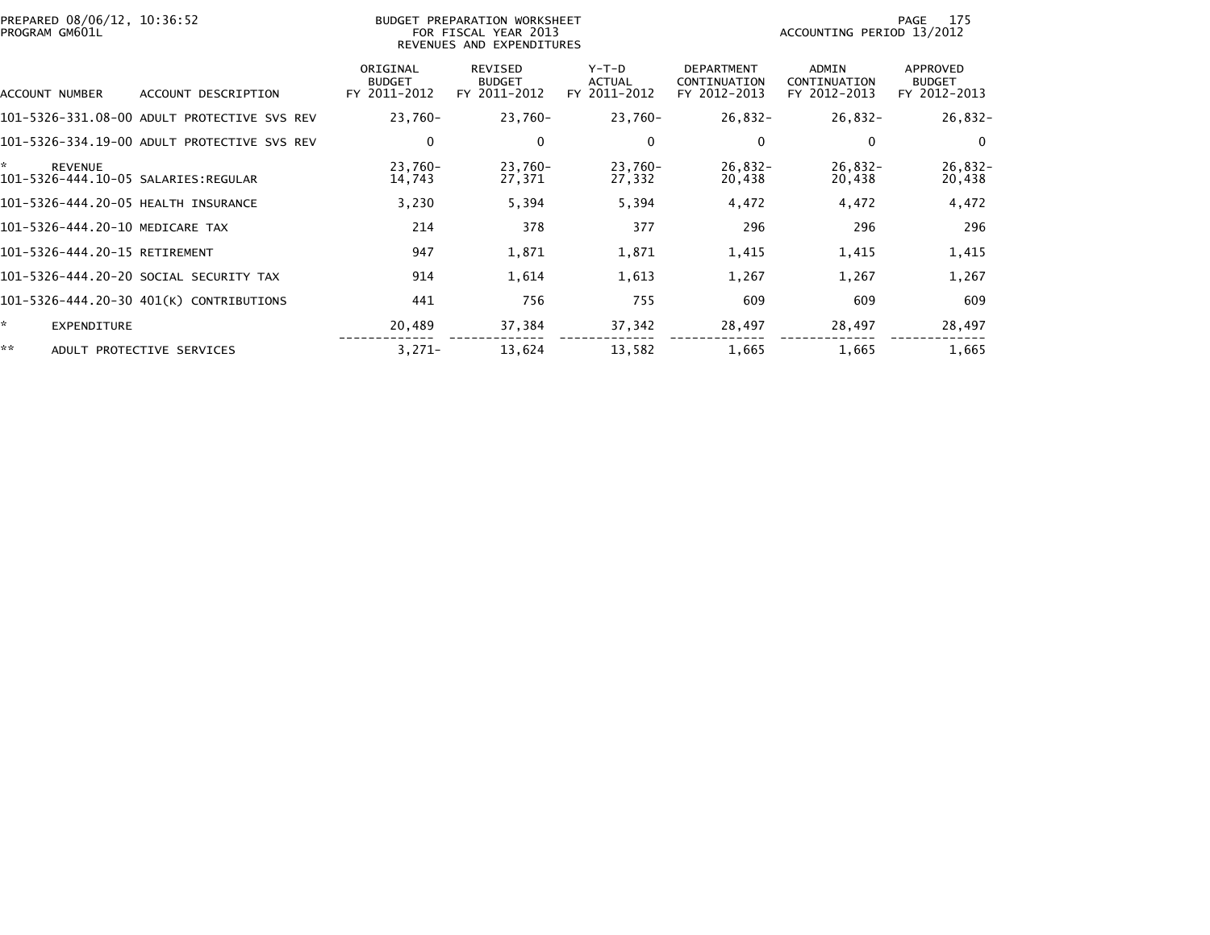PREPARED 08/06/12, 10:36:52
PROGRAM GM601L

BUDGET PREPARATION WORKSHEET
FOR FISCAL YEAR 2013
REVENUES AND EXPENDITURES

ACCOUNTING PERIOD 13/2012

| ACCOUNT NUMBER | ACCOUNT DESCRIPTION | ORIGINAL BUDGET FY 2011-2012 | REVISED BUDGET FY 2011-2012 | Y-T-D ACTUAL FY 2011-2012 | DEPARTMENT CONTINUATION FY 2012-2013 | ADMIN CONTINUATION FY 2012-2013 | APPROVED BUDGET FY 2012-2013 |
|---|---|---|---|---|---|---|---|
| 101-5326-331.08-00 | ADULT PROTECTIVE SVS REV | 23,760- | 23,760- | 23,760- | 26,832- | 26,832- | 26,832- |
| 101-5326-334.19-00 | ADULT PROTECTIVE SVS REV | 0 | 0 | 0 | 0 | 0 | 0 |
| * | REVENUE | 23,760- | 23,760- | 23,760- | 26,832- | 26,832- | 26,832- |
| 101-5326-444.10-05 | SALARIES:REGULAR | 14,743 | 27,371 | 27,332 | 20,438 | 20,438 | 20,438 |
| 101-5326-444.20-05 | HEALTH INSURANCE | 3,230 | 5,394 | 5,394 | 4,472 | 4,472 | 4,472 |
| 101-5326-444.20-10 | MEDICARE TAX | 214 | 378 | 377 | 296 | 296 | 296 |
| 101-5326-444.20-15 | RETIREMENT | 947 | 1,871 | 1,871 | 1,415 | 1,415 | 1,415 |
| 101-5326-444.20-20 | SOCIAL SECURITY TAX | 914 | 1,614 | 1,613 | 1,267 | 1,267 | 1,267 |
| 101-5326-444.20-30 | 401(K) CONTRIBUTIONS | 441 | 756 | 755 | 609 | 609 | 609 |
| * | EXPENDITURE | 20,489 | 37,384 | 37,342 | 28,497 | 28,497 | 28,497 |
| ** | ADULT PROTECTIVE SERVICES | 3,271- | 13,624 | 13,582 | 1,665 | 1,665 | 1,665 |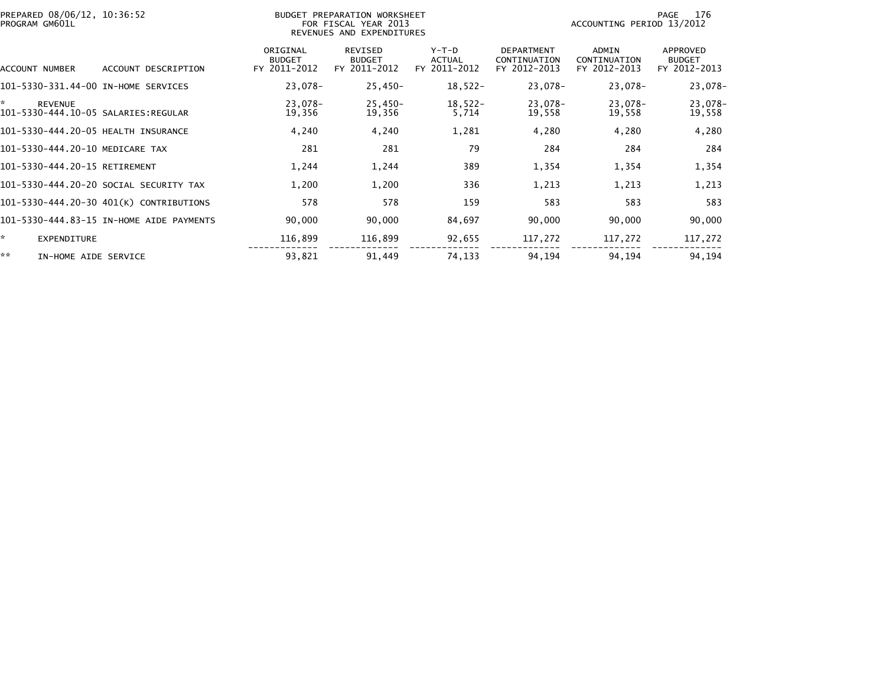PREPARED 08/06/12, 10:36:52
PROGRAM GM601L

BUDGET PREPARATION WORKSHEET
FOR FISCAL YEAR 2013
REVENUES AND EXPENDITURES

ACCOUNTING PERIOD 13/2012

| ACCOUNT NUMBER | ACCOUNT DESCRIPTION | ORIGINAL BUDGET FY 2011-2012 | REVISED BUDGET FY 2011-2012 | Y-T-D ACTUAL FY 2011-2012 | DEPARTMENT CONTINUATION FY 2012-2013 | ADMIN CONTINUATION FY 2012-2013 | APPROVED BUDGET FY 2012-2013 |
|---|---|---|---|---|---|---|---|
| 101-5330-331.44-00 | IN-HOME SERVICES | 23,078- | 25,450- | 18,522- | 23,078- | 23,078- | 23,078- |
| * | REVENUE | 23,078- | 25,450- | 18,522- | 23,078- | 23,078- | 23,078- |
| 101-5330-444.10-05 | SALARIES:REGULAR | 19,356 | 19,356 | 5,714 | 19,558 | 19,558 | 19,558 |
| 101-5330-444.20-05 | HEALTH INSURANCE | 4,240 | 4,240 | 1,281 | 4,280 | 4,280 | 4,280 |
| 101-5330-444.20-10 | MEDICARE TAX | 281 | 281 | 79 | 284 | 284 | 284 |
| 101-5330-444.20-15 | RETIREMENT | 1,244 | 1,244 | 389 | 1,354 | 1,354 | 1,354 |
| 101-5330-444.20-20 | SOCIAL SECURITY TAX | 1,200 | 1,200 | 336 | 1,213 | 1,213 | 1,213 |
| 101-5330-444.20-30 | 401(K) CONTRIBUTIONS | 578 | 578 | 159 | 583 | 583 | 583 |
| 101-5330-444.83-15 | IN-HOME AIDE PAYMENTS | 90,000 | 90,000 | 84,697 | 90,000 | 90,000 | 90,000 |
| * | EXPENDITURE | 116,899 | 116,899 | 92,655 | 117,272 | 117,272 | 117,272 |
| ** | IN-HOME AIDE SERVICE | 93,821 | 91,449 | 74,133 | 94,194 | 94,194 | 94,194 |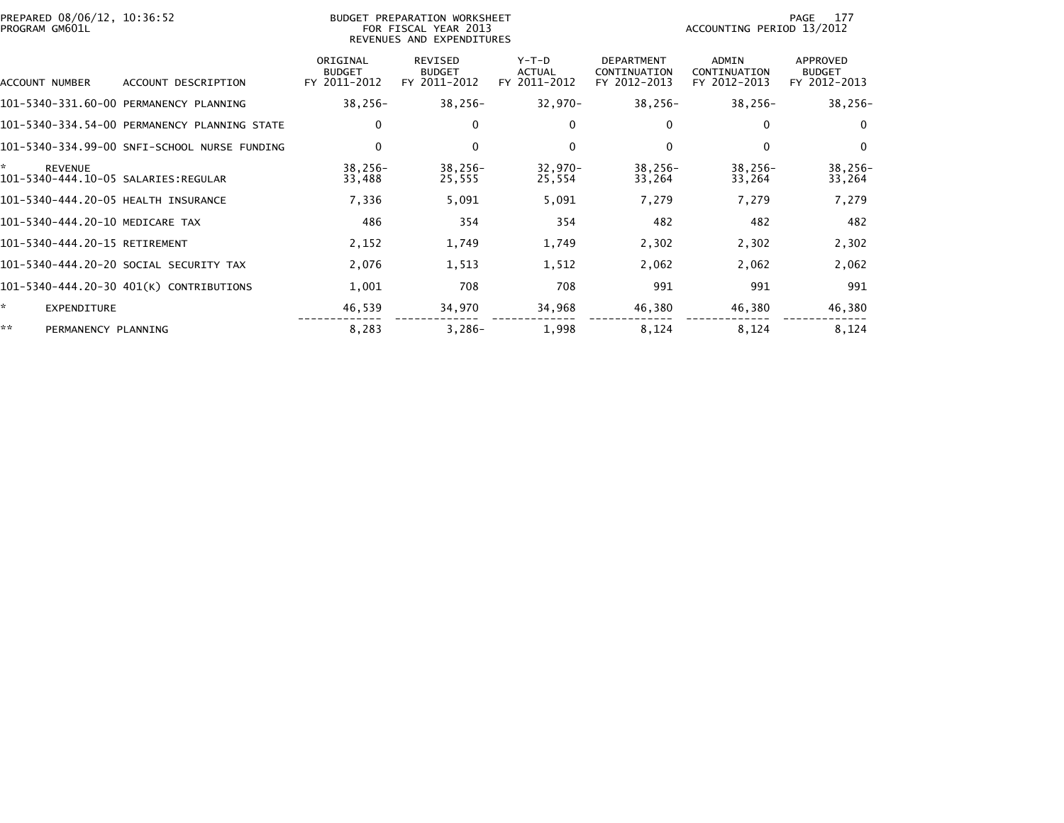PREPARED 08/06/12, 10:36:52
PROGRAM GM601L

BUDGET PREPARATION WORKSHEET
FOR FISCAL YEAR 2013
REVENUES AND EXPENDITURES

ACCOUNTING PERIOD 13/2012

| ACCOUNT NUMBER | ACCOUNT DESCRIPTION | ORIGINAL BUDGET FY 2011-2012 | REVISED BUDGET FY 2011-2012 | Y-T-D ACTUAL FY 2011-2012 | DEPARTMENT CONTINUATION FY 2012-2013 | ADMIN CONTINUATION FY 2012-2013 | APPROVED BUDGET FY 2012-2013 |
|---|---|---|---|---|---|---|---|
| 101-5340-331.60-00 | PERMANENCY PLANNING | 38,256- | 38,256- | 32,970- | 38,256- | 38,256- | 38,256- |
| 101-5340-334.54-00 | PERMANENCY PLANNING STATE | 0 | 0 | 0 | 0 | 0 | 0 |
| 101-5340-334.99-00 | SNFI-SCHOOL NURSE FUNDING | 0 | 0 | 0 | 0 | 0 | 0 |
| * | REVENUE | 38,256- | 38,256- | 32,970- | 38,256- | 38,256- | 38,256- |
| 101-5340-444.10-05 | SALARIES:REGULAR | 33,488 | 25,555 | 25,554 | 33,264 | 33,264 | 33,264 |
| 101-5340-444.20-05 | HEALTH INSURANCE | 7,336 | 5,091 | 5,091 | 7,279 | 7,279 | 7,279 |
| 101-5340-444.20-10 | MEDICARE TAX | 486 | 354 | 354 | 482 | 482 | 482 |
| 101-5340-444.20-15 | RETIREMENT | 2,152 | 1,749 | 1,749 | 2,302 | 2,302 | 2,302 |
| 101-5340-444.20-20 | SOCIAL SECURITY TAX | 2,076 | 1,513 | 1,512 | 2,062 | 2,062 | 2,062 |
| 101-5340-444.20-30 | 401(K) CONTRIBUTIONS | 1,001 | 708 | 708 | 991 | 991 | 991 |
| * | EXPENDITURE | 46,539 | 34,970 | 34,968 | 46,380 | 46,380 | 46,380 |
| ** | PERMANENCY PLANNING | 8,283 | 3,286- | 1,998 | 8,124 | 8,124 | 8,124 |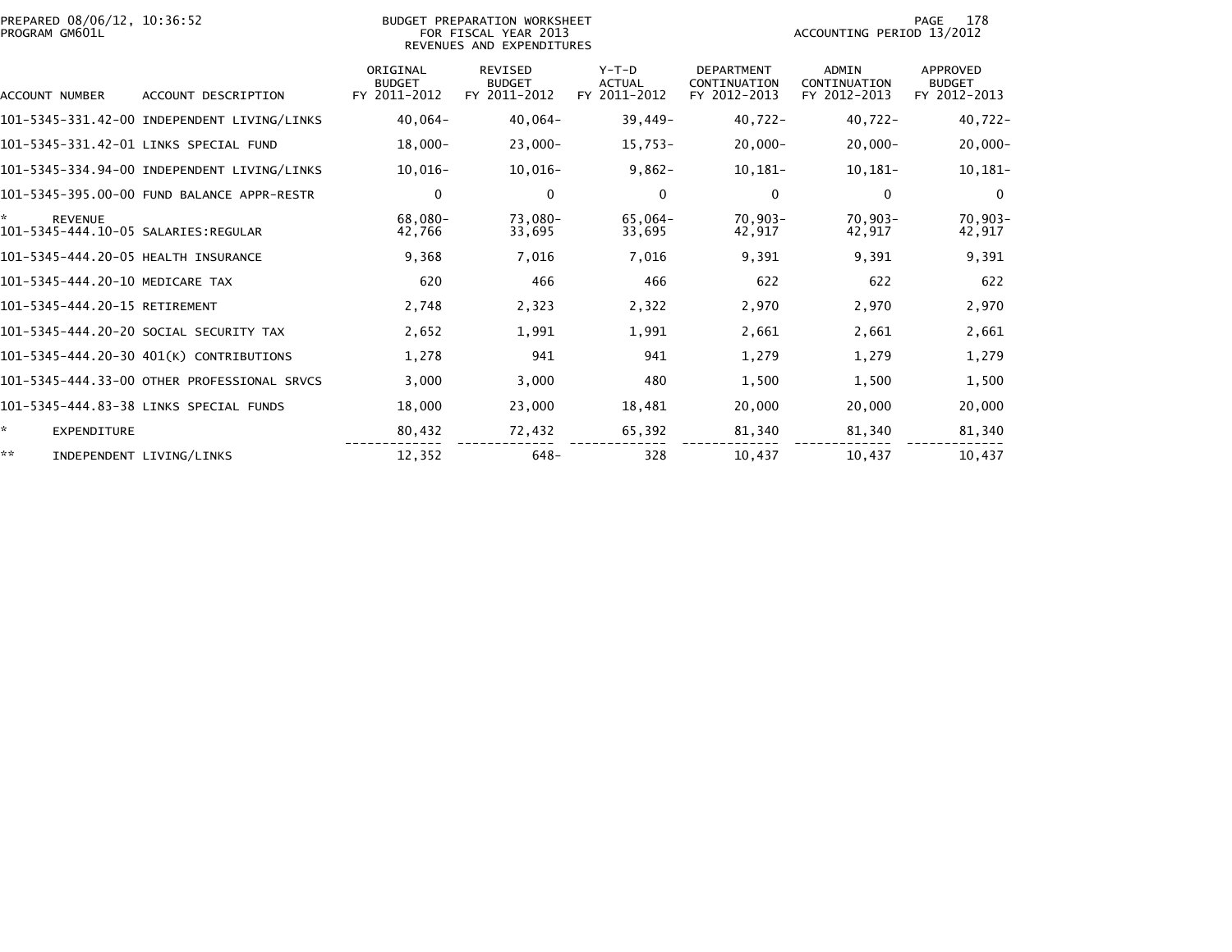PREPARED 08/06/12, 10:36:52
PROGRAM GM601L

BUDGET PREPARATION WORKSHEET
FOR FISCAL YEAR 2013
REVENUES AND EXPENDITURES

ACCOUNTING PERIOD 13/2012

| ACCOUNT NUMBER | ACCOUNT DESCRIPTION | ORIGINAL BUDGET FY 2011-2012 | REVISED BUDGET FY 2011-2012 | Y-T-D ACTUAL FY 2011-2012 | DEPARTMENT CONTINUATION FY 2012-2013 | ADMIN CONTINUATION FY 2012-2013 | APPROVED BUDGET FY 2012-2013 |
|---|---|---|---|---|---|---|---|
| 101-5345-331.42-00 | INDEPENDENT LIVING/LINKS | 40,064- | 40,064- | 39,449- | 40,722- | 40,722- | 40,722- |
| 101-5345-331.42-01 | LINKS SPECIAL FUND | 18,000- | 23,000- | 15,753- | 20,000- | 20,000- | 20,000- |
| 101-5345-334.94-00 | INDEPENDENT LIVING/LINKS | 10,016- | 10,016- | 9,862- | 10,181- | 10,181- | 10,181- |
| 101-5345-395.00-00 | FUND BALANCE APPR-RESTR | 0 | 0 | 0 | 0 | 0 | 0 |
| * | REVENUE | 68,080- | 73,080- | 65,064- | 70,903- | 70,903- | 70,903- |
| 101-5345-444.10-05 | SALARIES:REGULAR | 42,766 | 33,695 | 33,695 | 42,917 | 42,917 | 42,917 |
| 101-5345-444.20-05 | HEALTH INSURANCE | 9,368 | 7,016 | 7,016 | 9,391 | 9,391 | 9,391 |
| 101-5345-444.20-10 | MEDICARE TAX | 620 | 466 | 466 | 622 | 622 | 622 |
| 101-5345-444.20-15 | RETIREMENT | 2,748 | 2,323 | 2,322 | 2,970 | 2,970 | 2,970 |
| 101-5345-444.20-20 | SOCIAL SECURITY TAX | 2,652 | 1,991 | 1,991 | 2,661 | 2,661 | 2,661 |
| 101-5345-444.20-30 | 401(K) CONTRIBUTIONS | 1,278 | 941 | 941 | 1,279 | 1,279 | 1,279 |
| 101-5345-444.33-00 | OTHER PROFESSIONAL SRVCS | 3,000 | 3,000 | 480 | 1,500 | 1,500 | 1,500 |
| 101-5345-444.83-38 | LINKS SPECIAL FUNDS | 18,000 | 23,000 | 18,481 | 20,000 | 20,000 | 20,000 |
| * | EXPENDITURE | 80,432 | 72,432 | 65,392 | 81,340 | 81,340 | 81,340 |
| ** | INDEPENDENT LIVING/LINKS | 12,352 | 648- | 328 | 10,437 | 10,437 | 10,437 |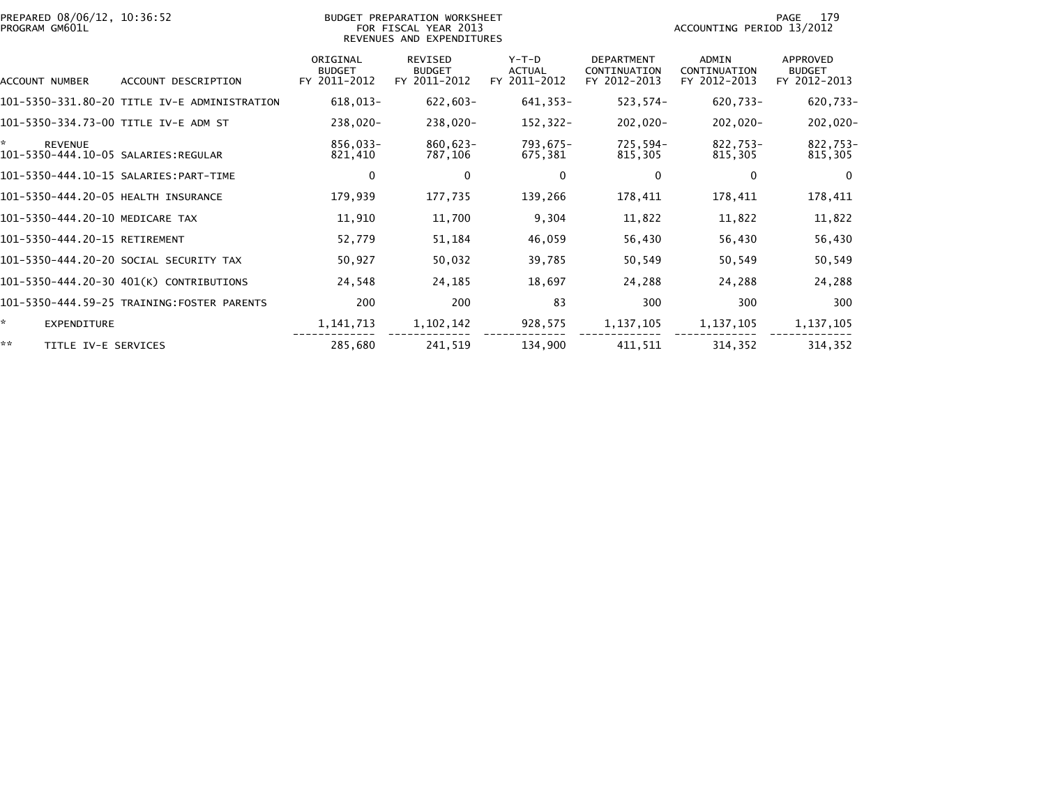PREPARED 08/06/12, 10:36:52
PROGRAM GM601L

BUDGET PREPARATION WORKSHEET
FOR FISCAL YEAR 2013
REVENUES AND EXPENDITURES

ACCOUNTING PERIOD 13/2012

| ACCOUNT NUMBER | ACCOUNT DESCRIPTION | ORIGINAL BUDGET FY 2011-2012 | REVISED BUDGET FY 2011-2012 | Y-T-D ACTUAL FY 2011-2012 | DEPARTMENT CONTINUATION FY 2012-2013 | ADMIN CONTINUATION FY 2012-2013 | APPROVED BUDGET FY 2012-2013 |
|---|---|---|---|---|---|---|---|
| 101-5350-331.80-20 | TITLE IV-E ADMINISTRATION | 618,013- | 622,603- | 641,353- | 523,574- | 620,733- | 620,733- |
| 101-5350-334.73-00 | TITLE IV-E ADM ST | 238,020- | 238,020- | 152,322- | 202,020- | 202,020- | 202,020- |
| * | REVENUE | 856,033- | 860,623- | 793,675- | 725,594- | 822,753- | 822,753- |
| 101-5350-444.10-05 | SALARIES:REGULAR | 821,410 | 787,106 | 675,381 | 815,305 | 815,305 | 815,305 |
| 101-5350-444.10-15 | SALARIES:PART-TIME | 0 | 0 | 0 | 0 | 0 | 0 |
| 101-5350-444.20-05 | HEALTH INSURANCE | 179,939 | 177,735 | 139,266 | 178,411 | 178,411 | 178,411 |
| 101-5350-444.20-10 | MEDICARE TAX | 11,910 | 11,700 | 9,304 | 11,822 | 11,822 | 11,822 |
| 101-5350-444.20-15 | RETIREMENT | 52,779 | 51,184 | 46,059 | 56,430 | 56,430 | 56,430 |
| 101-5350-444.20-20 | SOCIAL SECURITY TAX | 50,927 | 50,032 | 39,785 | 50,549 | 50,549 | 50,549 |
| 101-5350-444.20-30 | 401(K) CONTRIBUTIONS | 24,548 | 24,185 | 18,697 | 24,288 | 24,288 | 24,288 |
| 101-5350-444.59-25 | TRAINING:FOSTER PARENTS | 200 | 200 | 83 | 300 | 300 | 300 |
| * | EXPENDITURE | 1,141,713 | 1,102,142 | 928,575 | 1,137,105 | 1,137,105 | 1,137,105 |
| ** | TITLE IV-E SERVICES | 285,680 | 241,519 | 134,900 | 411,511 | 314,352 | 314,352 |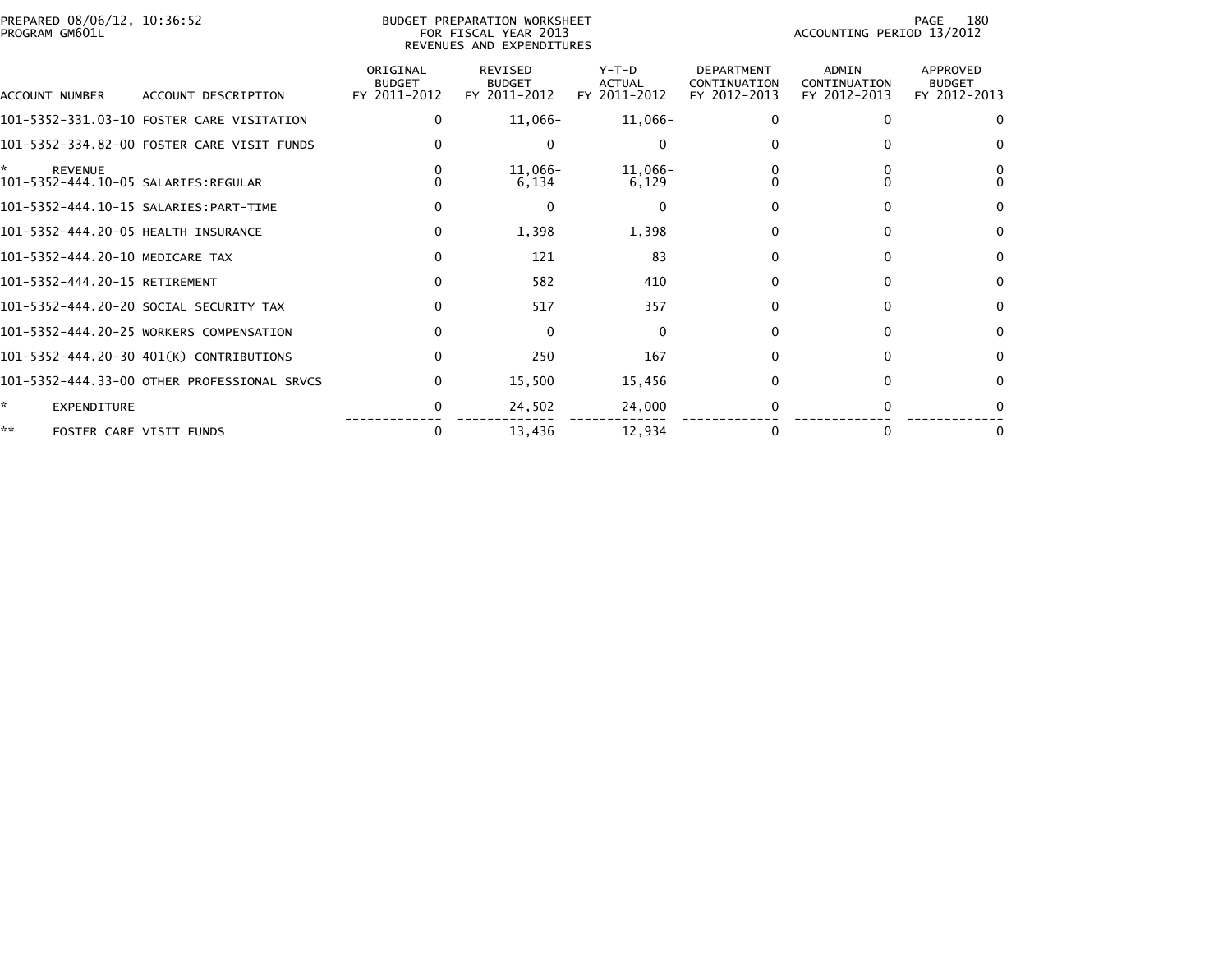PREPARED 08/06/12, 10:36:52
PROGRAM GM601L

BUDGET PREPARATION WORKSHEET
FOR FISCAL YEAR 2013
REVENUES AND EXPENDITURES

ACCOUNTING PERIOD 13/2012

| ACCOUNT NUMBER | ACCOUNT DESCRIPTION | ORIGINAL BUDGET FY 2011-2012 | REVISED BUDGET FY 2011-2012 | Y-T-D ACTUAL FY 2011-2012 | DEPARTMENT CONTINUATION FY 2012-2013 | ADMIN CONTINUATION FY 2012-2013 | APPROVED BUDGET FY 2012-2013 |
|---|---|---|---|---|---|---|---|
| 101-5352-331.03-10 | FOSTER CARE VISITATION | 0 | 11,066- | 11,066- | 0 | 0 | 0 |
| 101-5352-334.82-00 | FOSTER CARE VISIT FUNDS | 0 | 0 | 0 | 0 | 0 | 0 |
| * | REVENUE | 0 | 11,066- | 11,066- | 0 | 0 | 0 |
| 101-5352-444.10-05 | SALARIES:REGULAR | 0 | 6,134 | 6,129 | 0 | 0 | 0 |
| 101-5352-444.10-15 | SALARIES:PART-TIME | 0 | 0 | 0 | 0 | 0 | 0 |
| 101-5352-444.20-05 | HEALTH INSURANCE | 0 | 1,398 | 1,398 | 0 | 0 | 0 |
| 101-5352-444.20-10 | MEDICARE TAX | 0 | 121 | 83 | 0 | 0 | 0 |
| 101-5352-444.20-15 | RETIREMENT | 0 | 582 | 410 | 0 | 0 | 0 |
| 101-5352-444.20-20 | SOCIAL SECURITY TAX | 0 | 517 | 357 | 0 | 0 | 0 |
| 101-5352-444.20-25 | WORKERS COMPENSATION | 0 | 0 | 0 | 0 | 0 | 0 |
| 101-5352-444.20-30 | 401(K) CONTRIBUTIONS | 0 | 250 | 167 | 0 | 0 | 0 |
| 101-5352-444.33-00 | OTHER PROFESSIONAL SRVCS | 0 | 15,500 | 15,456 | 0 | 0 | 0 |
| * | EXPENDITURE | 0 | 24,502 | 24,000 | 0 | 0 | 0 |
| ** | FOSTER CARE VISIT FUNDS | 0 | 13,436 | 12,934 | 0 | 0 | 0 |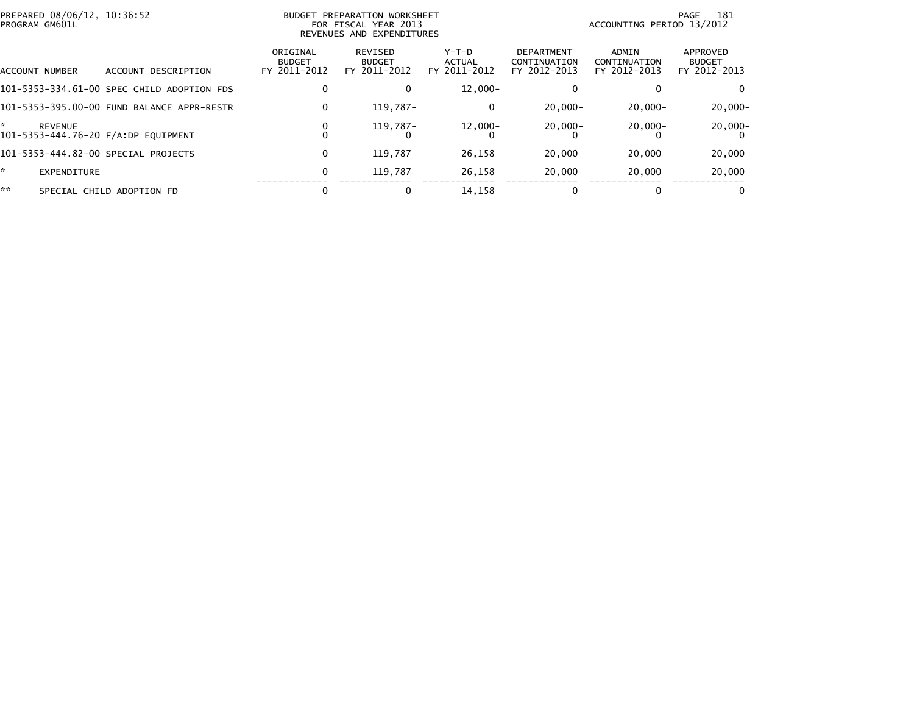PREPARED 08/06/12, 10:36:52
PROGRAM GM601L

BUDGET PREPARATION WORKSHEET
FOR FISCAL YEAR 2013
REVENUES AND EXPENDITURES

ACCOUNTING PERIOD 13/2012

| ACCOUNT NUMBER | ACCOUNT DESCRIPTION | ORIGINAL BUDGET FY 2011-2012 | REVISED BUDGET FY 2011-2012 | Y-T-D ACTUAL FY 2011-2012 | DEPARTMENT CONTINUATION FY 2012-2013 | ADMIN CONTINUATION FY 2012-2013 | APPROVED BUDGET FY 2012-2013 |
|---|---|---|---|---|---|---|---|
| 101-5353-334.61-00 | SPEC CHILD ADOPTION FDS | 0 | 0 | 12,000- | 0 | 0 | 0 |
| 101-5353-395.00-00 | FUND BALANCE APPR-RESTR | 0 | 119,787- | 0 | 20,000- | 20,000- | 20,000- |
| * | REVENUE | 0 | 119,787- | 12,000- | 20,000- | 20,000- | 20,000- |
| 101-5353-444.76-20 | F/A:DP EQUIPMENT | 0 | 0 | 0 | 0 | 0 | 0 |
| 101-5353-444.82-00 | SPECIAL PROJECTS | 0 | 119,787 | 26,158 | 20,000 | 20,000 | 20,000 |
| * | EXPENDITURE | 0 | 119,787 | 26,158 | 20,000 | 20,000 | 20,000 |
| ** | SPECIAL CHILD ADOPTION FD | 0 | 0 | 14,158 | 0 | 0 | 0 |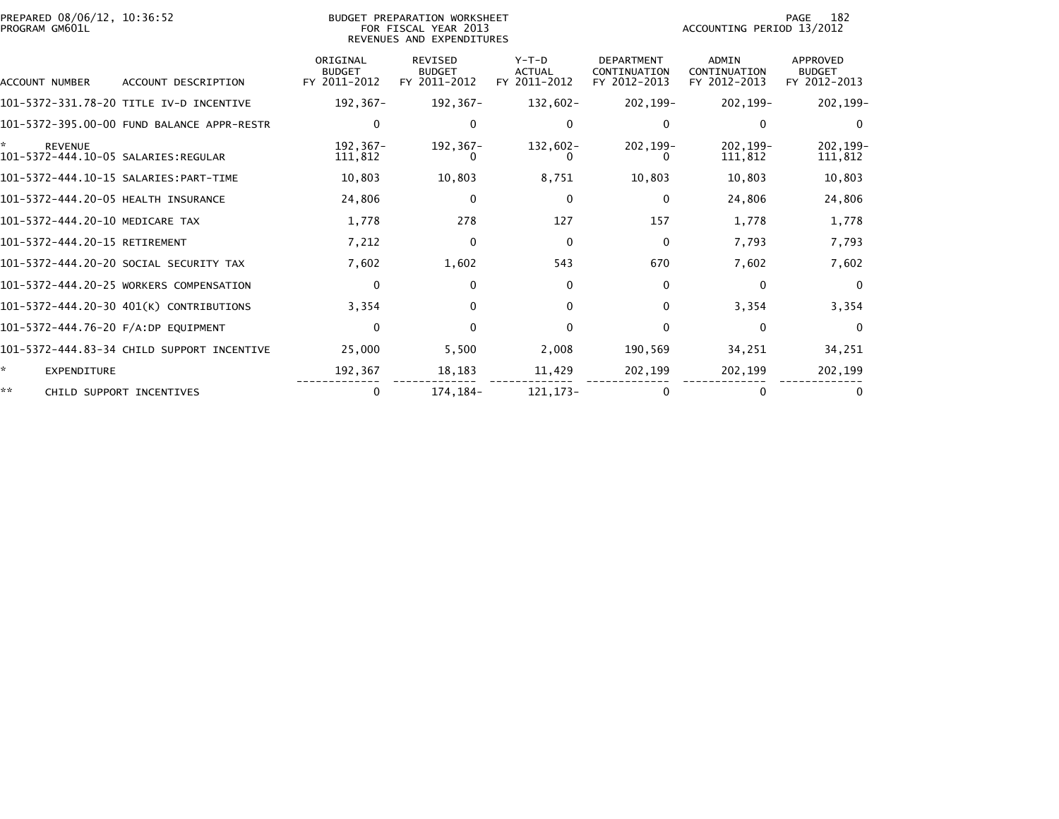PREPARED 08/06/12, 10:36:52
PROGRAM GM601L

BUDGET PREPARATION WORKSHEET
FOR FISCAL YEAR 2013
REVENUES AND EXPENDITURES

ACCOUNTING PERIOD 13/2012

| ACCOUNT NUMBER | ACCOUNT DESCRIPTION | ORIGINAL BUDGET FY 2011-2012 | REVISED BUDGET FY 2011-2012 | Y-T-D ACTUAL FY 2011-2012 | DEPARTMENT CONTINUATION FY 2012-2013 | ADMIN CONTINUATION FY 2012-2013 | APPROVED BUDGET FY 2012-2013 |
|---|---|---|---|---|---|---|---|
| 101-5372-331.78-20 | TITLE IV-D INCENTIVE | 192,367- | 192,367- | 132,602- | 202,199- | 202,199- | 202,199- |
| 101-5372-395.00-00 | FUND BALANCE APPR-RESTR | 0 | 0 | 0 | 0 | 0 | 0 |
| * | REVENUE | 192,367- | 192,367- | 132,602- | 202,199- | 202,199- | 202,199- |
| 101-5372-444.10-05 | SALARIES:REGULAR | 111,812 | 0 | 0 | 0 | 111,812 | 111,812 |
| 101-5372-444.10-15 | SALARIES:PART-TIME | 10,803 | 10,803 | 8,751 | 10,803 | 10,803 | 10,803 |
| 101-5372-444.20-05 | HEALTH INSURANCE | 24,806 | 0 | 0 | 0 | 24,806 | 24,806 |
| 101-5372-444.20-10 | MEDICARE TAX | 1,778 | 278 | 127 | 157 | 1,778 | 1,778 |
| 101-5372-444.20-15 | RETIREMENT | 7,212 | 0 | 0 | 0 | 7,793 | 7,793 |
| 101-5372-444.20-20 | SOCIAL SECURITY TAX | 7,602 | 1,602 | 543 | 670 | 7,602 | 7,602 |
| 101-5372-444.20-25 | WORKERS COMPENSATION | 0 | 0 | 0 | 0 | 0 | 0 |
| 101-5372-444.20-30 | 401(K) CONTRIBUTIONS | 3,354 | 0 | 0 | 0 | 3,354 | 3,354 |
| 101-5372-444.76-20 | F/A:DP EQUIPMENT | 0 | 0 | 0 | 0 | 0 | 0 |
| 101-5372-444.83-34 | CHILD SUPPORT INCENTIVE | 25,000 | 5,500 | 2,008 | 190,569 | 34,251 | 34,251 |
| * | EXPENDITURE | 192,367 | 18,183 | 11,429 | 202,199 | 202,199 | 202,199 |
| ** | CHILD SUPPORT INCENTIVES | 0 | 174,184- | 121,173- | 0 | 0 | 0 |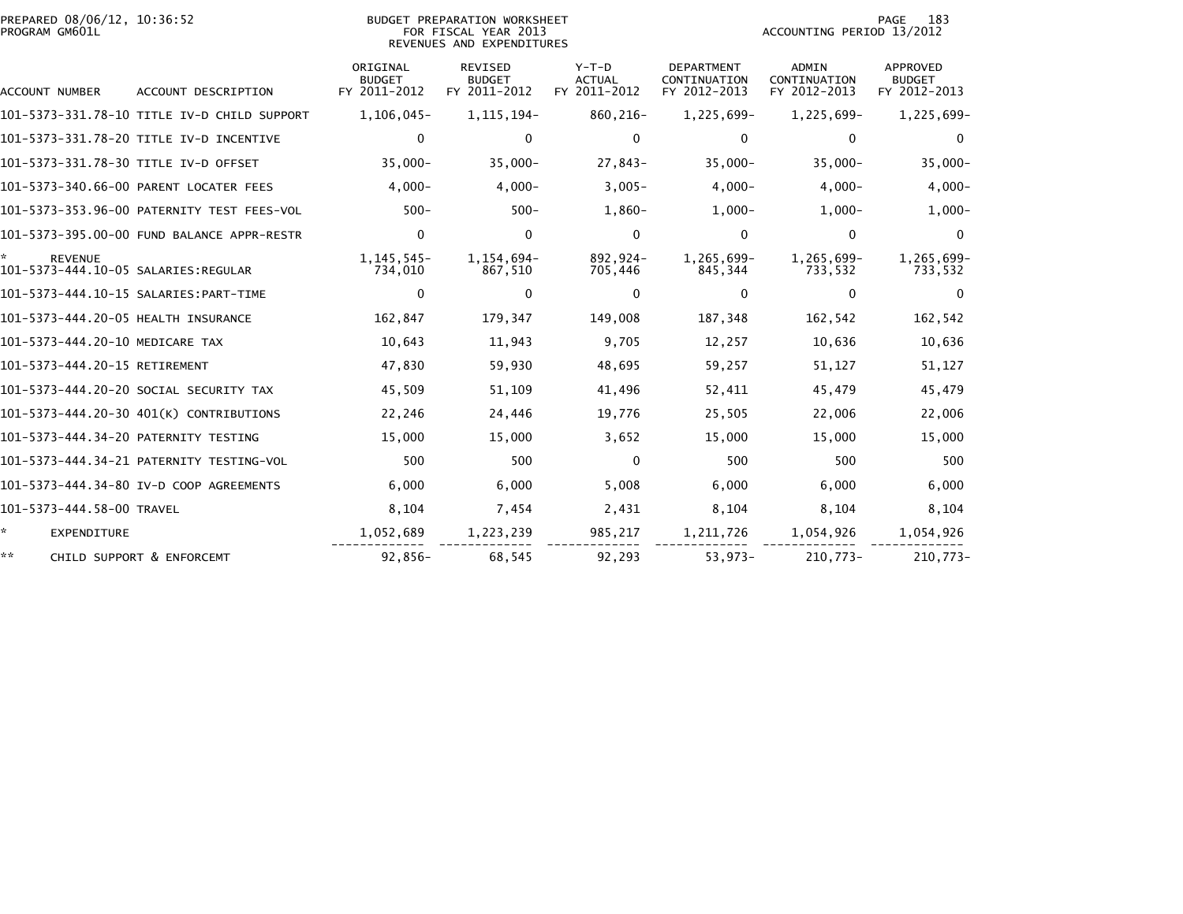PREPARED 08/06/12, 10:36:52
PROGRAM GM601L

BUDGET PREPARATION WORKSHEET
FOR FISCAL YEAR 2013
REVENUES AND EXPENDITURES

ACCOUNTING PERIOD 13/2012

| ACCOUNT NUMBER | ACCOUNT DESCRIPTION | ORIGINAL BUDGET FY 2011-2012 | REVISED BUDGET FY 2011-2012 | Y-T-D ACTUAL FY 2011-2012 | DEPARTMENT CONTINUATION FY 2012-2013 | ADMIN CONTINUATION FY 2012-2013 | APPROVED BUDGET FY 2012-2013 |
|---|---|---|---|---|---|---|---|
| 101-5373-331.78-10 | TITLE IV-D CHILD SUPPORT | 1,106,045- | 1,115,194- | 860,216- | 1,225,699- | 1,225,699- | 1,225,699- |
| 101-5373-331.78-20 | TITLE IV-D INCENTIVE | 0 | 0 | 0 | 0 | 0 | 0 |
| 101-5373-331.78-30 | TITLE IV-D OFFSET | 35,000- | 35,000- | 27,843- | 35,000- | 35,000- | 35,000- |
| 101-5373-340.66-00 | PARENT LOCATER FEES | 4,000- | 4,000- | 3,005- | 4,000- | 4,000- | 4,000- |
| 101-5373-353.96-00 | PATERNITY TEST FEES-VOL | 500- | 500- | 1,860- | 1,000- | 1,000- | 1,000- |
| 101-5373-395.00-00 | FUND BALANCE APPR-RESTR | 0 | 0 | 0 | 0 | 0 | 0 |
| * | REVENUE | 1,145,545- | 1,154,694- | 892,924- | 1,265,699- | 1,265,699- | 1,265,699- |
| 101-5373-444.10-05 | SALARIES:REGULAR | 734,010 | 867,510 | 705,446 | 845,344 | 733,532 | 733,532 |
| 101-5373-444.10-15 | SALARIES:PART-TIME | 0 | 0 | 0 | 0 | 0 | 0 |
| 101-5373-444.20-05 | HEALTH INSURANCE | 162,847 | 179,347 | 149,008 | 187,348 | 162,542 | 162,542 |
| 101-5373-444.20-10 | MEDICARE TAX | 10,643 | 11,943 | 9,705 | 12,257 | 10,636 | 10,636 |
| 101-5373-444.20-15 | RETIREMENT | 47,830 | 59,930 | 48,695 | 59,257 | 51,127 | 51,127 |
| 101-5373-444.20-20 | SOCIAL SECURITY TAX | 45,509 | 51,109 | 41,496 | 52,411 | 45,479 | 45,479 |
| 101-5373-444.20-30 | 401(K) CONTRIBUTIONS | 22,246 | 24,446 | 19,776 | 25,505 | 22,006 | 22,006 |
| 101-5373-444.34-20 | PATERNITY TESTING | 15,000 | 15,000 | 3,652 | 15,000 | 15,000 | 15,000 |
| 101-5373-444.34-21 | PATERNITY TESTING-VOL | 500 | 500 | 0 | 500 | 500 | 500 |
| 101-5373-444.34-80 | IV-D COOP AGREEMENTS | 6,000 | 6,000 | 5,008 | 6,000 | 6,000 | 6,000 |
| 101-5373-444.58-00 | TRAVEL | 8,104 | 7,454 | 2,431 | 8,104 | 8,104 | 8,104 |
| * | EXPENDITURE | 1,052,689 | 1,223,239 | 985,217 | 1,211,726 | 1,054,926 | 1,054,926 |
| ** | CHILD SUPPORT & ENFORCEMT | 92,856- | 68,545 | 92,293 | 53,973- | 210,773- | 210,773- |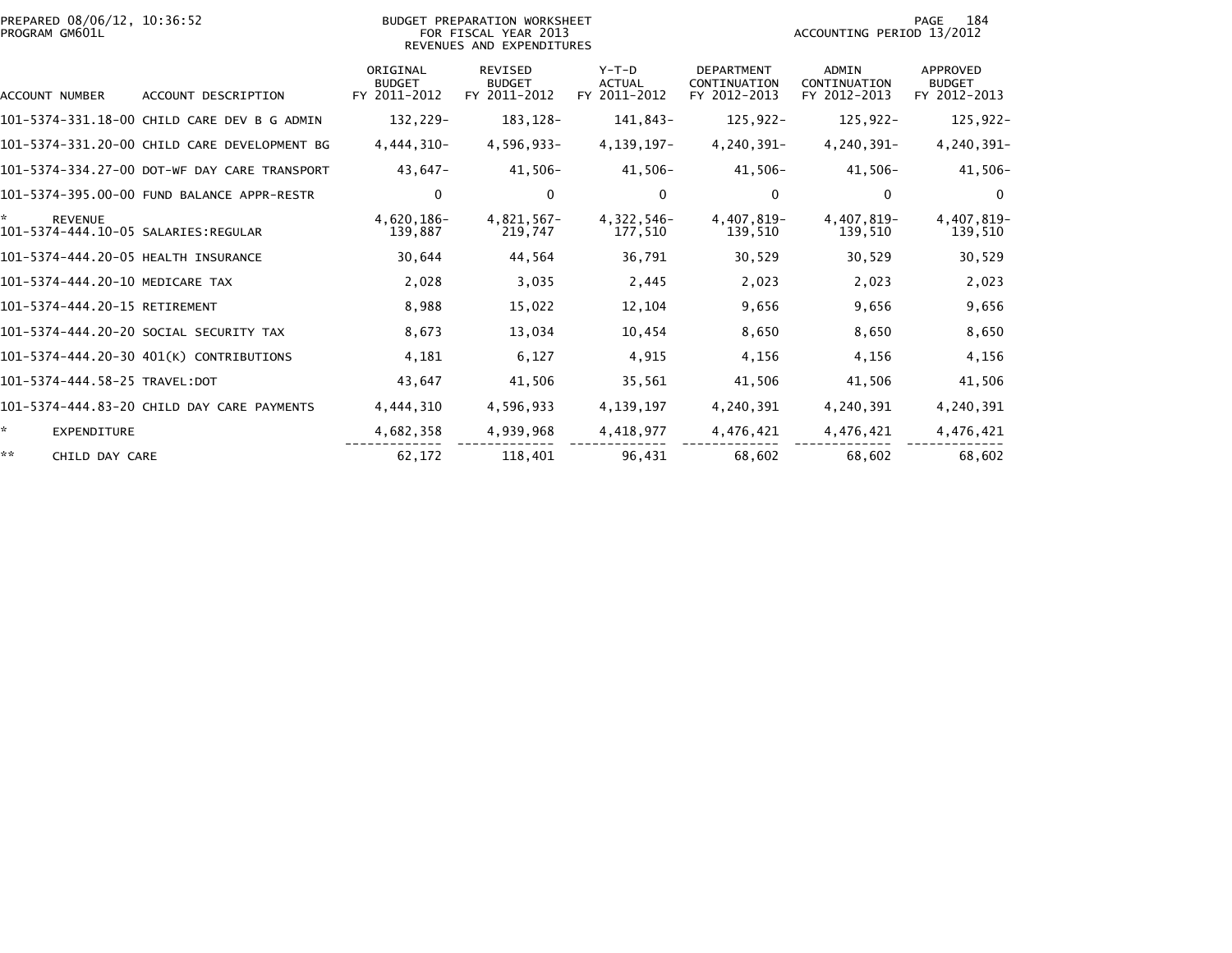PREPARED 08/06/12, 10:36:52
PROGRAM GM601L

BUDGET PREPARATION WORKSHEET
FOR FISCAL YEAR 2013
REVENUES AND EXPENDITURES

ACCOUNTING PERIOD 13/2012

| ACCOUNT NUMBER | ACCOUNT DESCRIPTION | ORIGINAL BUDGET FY 2011-2012 | REVISED BUDGET FY 2011-2012 | Y-T-D ACTUAL FY 2011-2012 | DEPARTMENT CONTINUATION FY 2012-2013 | ADMIN CONTINUATION FY 2012-2013 | APPROVED BUDGET FY 2012-2013 |
|---|---|---|---|---|---|---|---|
| 101-5374-331.18-00 | CHILD CARE DEV B G ADMIN | 132,229- | 183,128- | 141,843- | 125,922- | 125,922- | 125,922- |
| 101-5374-331.20-00 | CHILD CARE DEVELOPMENT BG | 4,444,310- | 4,596,933- | 4,139,197- | 4,240,391- | 4,240,391- | 4,240,391- |
| 101-5374-334.27-00 | DOT-WF DAY CARE TRANSPORT | 43,647- | 41,506- | 41,506- | 41,506- | 41,506- | 41,506- |
| 101-5374-395.00-00 | FUND BALANCE APPR-RESTR | 0 | 0 | 0 | 0 | 0 | 0 |
| * | REVENUE | 4,620,186- | 4,821,567- | 4,322,546- | 4,407,819- | 4,407,819- | 4,407,819- |
| 101-5374-444.10-05 | SALARIES:REGULAR | 139,887 | 219,747 | 177,510 | 139,510 | 139,510 | 139,510 |
| 101-5374-444.20-05 | HEALTH INSURANCE | 30,644 | 44,564 | 36,791 | 30,529 | 30,529 | 30,529 |
| 101-5374-444.20-10 | MEDICARE TAX | 2,028 | 3,035 | 2,445 | 2,023 | 2,023 | 2,023 |
| 101-5374-444.20-15 | RETIREMENT | 8,988 | 15,022 | 12,104 | 9,656 | 9,656 | 9,656 |
| 101-5374-444.20-20 | SOCIAL SECURITY TAX | 8,673 | 13,034 | 10,454 | 8,650 | 8,650 | 8,650 |
| 101-5374-444.20-30 | 401(K) CONTRIBUTIONS | 4,181 | 6,127 | 4,915 | 4,156 | 4,156 | 4,156 |
| 101-5374-444.58-25 | TRAVEL:DOT | 43,647 | 41,506 | 35,561 | 41,506 | 41,506 | 41,506 |
| 101-5374-444.83-20 | CHILD DAY CARE PAYMENTS | 4,444,310 | 4,596,933 | 4,139,197 | 4,240,391 | 4,240,391 | 4,240,391 |
| * | EXPENDITURE | 4,682,358 | 4,939,968 | 4,418,977 | 4,476,421 | 4,476,421 | 4,476,421 |
| ** | CHILD DAY CARE | 62,172 | 118,401 | 96,431 | 68,602 | 68,602 | 68,602 |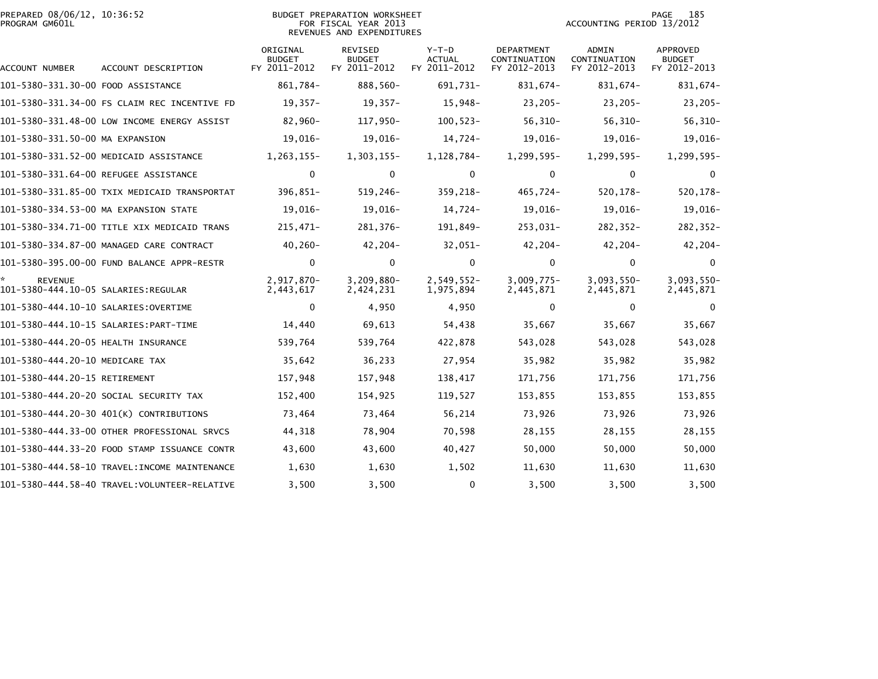PREPARED 08/06/12, 10:36:52
PROGRAM GM601L

BUDGET PREPARATION WORKSHEET
FOR FISCAL YEAR 2013
REVENUES AND EXPENDITURES

ACCOUNTING PERIOD 13/2012

| ACCOUNT NUMBER | ACCOUNT DESCRIPTION | ORIGINAL BUDGET FY 2011-2012 | REVISED BUDGET FY 2011-2012 | Y-T-D ACTUAL FY 2011-2012 | DEPARTMENT CONTINUATION FY 2012-2013 | ADMIN CONTINUATION FY 2012-2013 | APPROVED BUDGET FY 2012-2013 |
|---|---|---|---|---|---|---|---|
| 101-5380-331.30-00 | FOOD ASSISTANCE | 861,784- | 888,560- | 691,731- | 831,674- | 831,674- | 831,674- |
| 101-5380-331.34-00 | FS CLAIM REC INCENTIVE FD | 19,357- | 19,357- | 15,948- | 23,205- | 23,205- | 23,205- |
| 101-5380-331.48-00 | LOW INCOME ENERGY ASSIST | 82,960- | 117,950- | 100,523- | 56,310- | 56,310- | 56,310- |
| 101-5380-331.50-00 | MA EXPANSION | 19,016- | 19,016- | 14,724- | 19,016- | 19,016- | 19,016- |
| 101-5380-331.52-00 | MEDICAID ASSISTANCE | 1,263,155- | 1,303,155- | 1,128,784- | 1,299,595- | 1,299,595- | 1,299,595- |
| 101-5380-331.64-00 | REFUGEE ASSISTANCE | 0 | 0 | 0 | 0 | 0 | 0 |
| 101-5380-331.85-00 | TXIX MEDICAID TRANSPORTAT | 396,851- | 519,246- | 359,218- | 465,724- | 520,178- | 520,178- |
| 101-5380-334.53-00 | MA EXPANSION STATE | 19,016- | 19,016- | 14,724- | 19,016- | 19,016- | 19,016- |
| 101-5380-334.71-00 | TITLE XIX MEDICAID TRANS | 215,471- | 281,376- | 191,849- | 253,031- | 282,352- | 282,352- |
| 101-5380-334.87-00 | MANAGED CARE CONTRACT | 40,260- | 42,204- | 32,051- | 42,204- | 42,204- | 42,204- |
| 101-5380-395.00-00 | FUND BALANCE APPR-RESTR | 0 | 0 | 0 | 0 | 0 | 0 |
| * | REVENUE | 2,917,870- | 3,209,880- | 2,549,552- | 3,009,775- | 3,093,550- | 3,093,550- |
| 101-5380-444.10-05 | SALARIES:REGULAR | 2,443,617 | 2,424,231 | 1,975,894 | 2,445,871 | 2,445,871 | 2,445,871 |
| 101-5380-444.10-10 | SALARIES:OVERTIME | 0 | 4,950 | 4,950 | 0 | 0 | 0 |
| 101-5380-444.10-15 | SALARIES:PART-TIME | 14,440 | 69,613 | 54,438 | 35,667 | 35,667 | 35,667 |
| 101-5380-444.20-05 | HEALTH INSURANCE | 539,764 | 539,764 | 422,878 | 543,028 | 543,028 | 543,028 |
| 101-5380-444.20-10 | MEDICARE TAX | 35,642 | 36,233 | 27,954 | 35,982 | 35,982 | 35,982 |
| 101-5380-444.20-15 | RETIREMENT | 157,948 | 157,948 | 138,417 | 171,756 | 171,756 | 171,756 |
| 101-5380-444.20-20 | SOCIAL SECURITY TAX | 152,400 | 154,925 | 119,527 | 153,855 | 153,855 | 153,855 |
| 101-5380-444.20-30 | 401(K) CONTRIBUTIONS | 73,464 | 73,464 | 56,214 | 73,926 | 73,926 | 73,926 |
| 101-5380-444.33-00 | OTHER PROFESSIONAL SRVCS | 44,318 | 78,904 | 70,598 | 28,155 | 28,155 | 28,155 |
| 101-5380-444.33-20 | FOOD STAMP ISSUANCE CONTR | 43,600 | 43,600 | 40,427 | 50,000 | 50,000 | 50,000 |
| 101-5380-444.58-10 | TRAVEL:INCOME MAINTENANCE | 1,630 | 1,630 | 1,502 | 11,630 | 11,630 | 11,630 |
| 101-5380-444.58-40 | TRAVEL:VOLUNTEER-RELATIVE | 3,500 | 3,500 | 0 | 3,500 | 3,500 | 3,500 |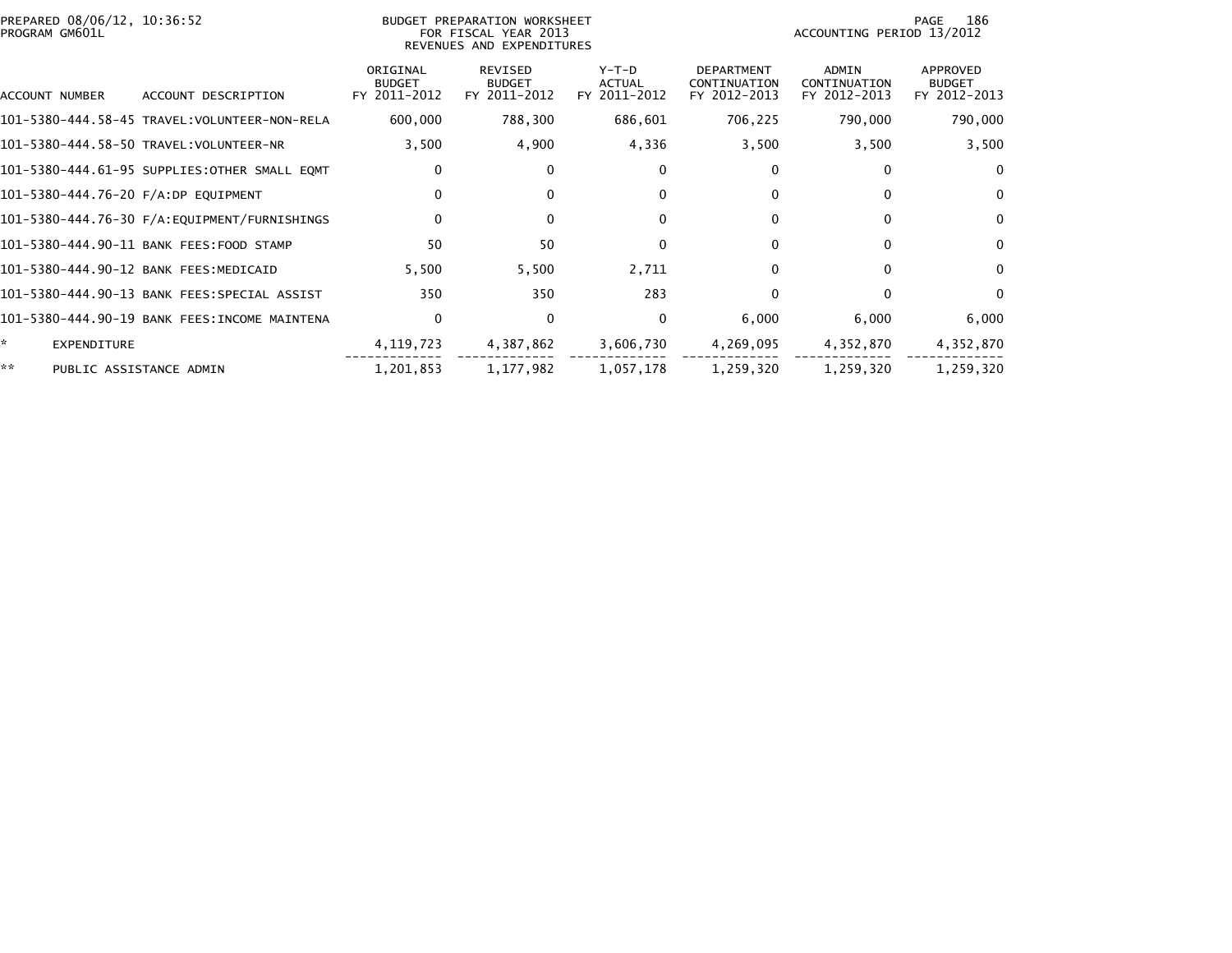PREPARED 08/06/12, 10:36:52
PROGRAM GM601L

BUDGET PREPARATION WORKSHEET
FOR FISCAL YEAR 2013
REVENUES AND EXPENDITURES

ACCOUNTING PERIOD 13/2012

| ACCOUNT NUMBER | ACCOUNT DESCRIPTION | ORIGINAL BUDGET FY 2011-2012 | REVISED BUDGET FY 2011-2012 | Y-T-D ACTUAL FY 2011-2012 | DEPARTMENT CONTINUATION FY 2012-2013 | ADMIN CONTINUATION FY 2012-2013 | APPROVED BUDGET FY 2012-2013 |
|---|---|---|---|---|---|---|---|
| 101-5380-444.58-45 | TRAVEL:VOLUNTEER-NON-RELA | 600,000 | 788,300 | 686,601 | 706,225 | 790,000 | 790,000 |
| 101-5380-444.58-50 | TRAVEL:VOLUNTEER-NR | 3,500 | 4,900 | 4,336 | 3,500 | 3,500 | 3,500 |
| 101-5380-444.61-95 | SUPPLIES:OTHER SMALL EQMT | 0 | 0 | 0 | 0 | 0 | 0 |
| 101-5380-444.76-20 | F/A:DP EQUIPMENT | 0 | 0 | 0 | 0 | 0 | 0 |
| 101-5380-444.76-30 | F/A:EQUIPMENT/FURNISHINGS | 0 | 0 | 0 | 0 | 0 | 0 |
| 101-5380-444.90-11 | BANK FEES:FOOD STAMP | 50 | 50 | 0 | 0 | 0 | 0 |
| 101-5380-444.90-12 | BANK FEES:MEDICAID | 5,500 | 5,500 | 2,711 | 0 | 0 | 0 |
| 101-5380-444.90-13 | BANK FEES:SPECIAL ASSIST | 350 | 350 | 283 | 0 | 0 | 0 |
| 101-5380-444.90-19 | BANK FEES:INCOME MAINTENA | 0 | 0 | 0 | 6,000 | 6,000 | 6,000 |
| * | EXPENDITURE | 4,119,723 | 4,387,862 | 3,606,730 | 4,269,095 | 4,352,870 | 4,352,870 |
| ** | PUBLIC ASSISTANCE ADMIN | 1,201,853 | 1,177,982 | 1,057,178 | 1,259,320 | 1,259,320 | 1,259,320 |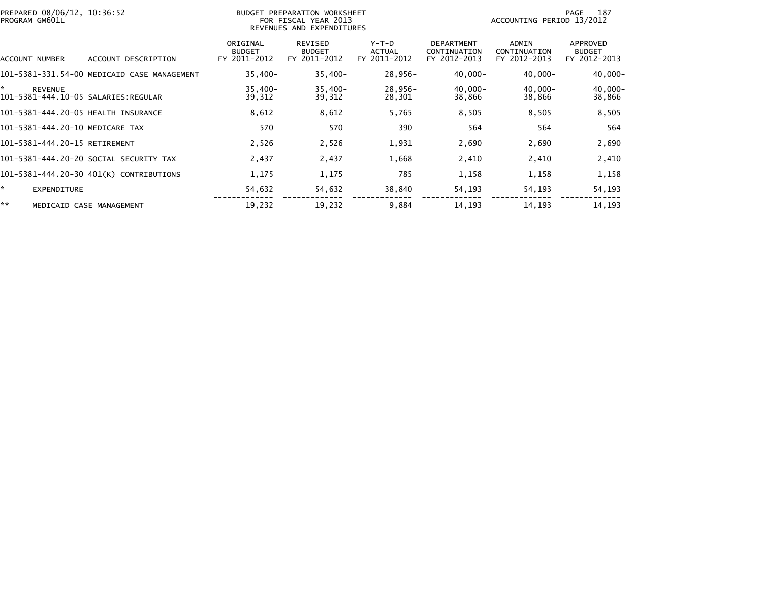PREPARED 08/06/12, 10:36:52
PROGRAM GM601L

BUDGET PREPARATION WORKSHEET
FOR FISCAL YEAR 2013
REVENUES AND EXPENDITURES

ACCOUNTING PERIOD 13/2012

| ACCOUNT NUMBER | ACCOUNT DESCRIPTION | ORIGINAL BUDGET FY 2011-2012 | REVISED BUDGET FY 2011-2012 | Y-T-D ACTUAL FY 2011-2012 | DEPARTMENT CONTINUATION FY 2012-2013 | ADMIN CONTINUATION FY 2012-2013 | APPROVED BUDGET FY 2012-2013 |
|---|---|---|---|---|---|---|---|
| 101-5381-331.54-00 | MEDICAID CASE MANAGEMENT | 35,400- | 35,400- | 28,956- | 40,000- | 40,000- | 40,000- |
| * | REVENUE | 35,400- | 35,400- | 28,956- | 40,000- | 40,000- | 40,000- |
| 101-5381-444.10-05 | SALARIES:REGULAR | 39,312 | 39,312 | 28,301 | 38,866 | 38,866 | 38,866 |
| 101-5381-444.20-05 | HEALTH INSURANCE | 8,612 | 8,612 | 5,765 | 8,505 | 8,505 | 8,505 |
| 101-5381-444.20-10 | MEDICARE TAX | 570 | 570 | 390 | 564 | 564 | 564 |
| 101-5381-444.20-15 | RETIREMENT | 2,526 | 2,526 | 1,931 | 2,690 | 2,690 | 2,690 |
| 101-5381-444.20-20 | SOCIAL SECURITY TAX | 2,437 | 2,437 | 1,668 | 2,410 | 2,410 | 2,410 |
| 101-5381-444.20-30 | 401(K) CONTRIBUTIONS | 1,175 | 1,175 | 785 | 1,158 | 1,158 | 1,158 |
| * | EXPENDITURE | 54,632 | 54,632 | 38,840 | 54,193 | 54,193 | 54,193 |
| ** | MEDICAID CASE MANAGEMENT | 19,232 | 19,232 | 9,884 | 14,193 | 14,193 | 14,193 |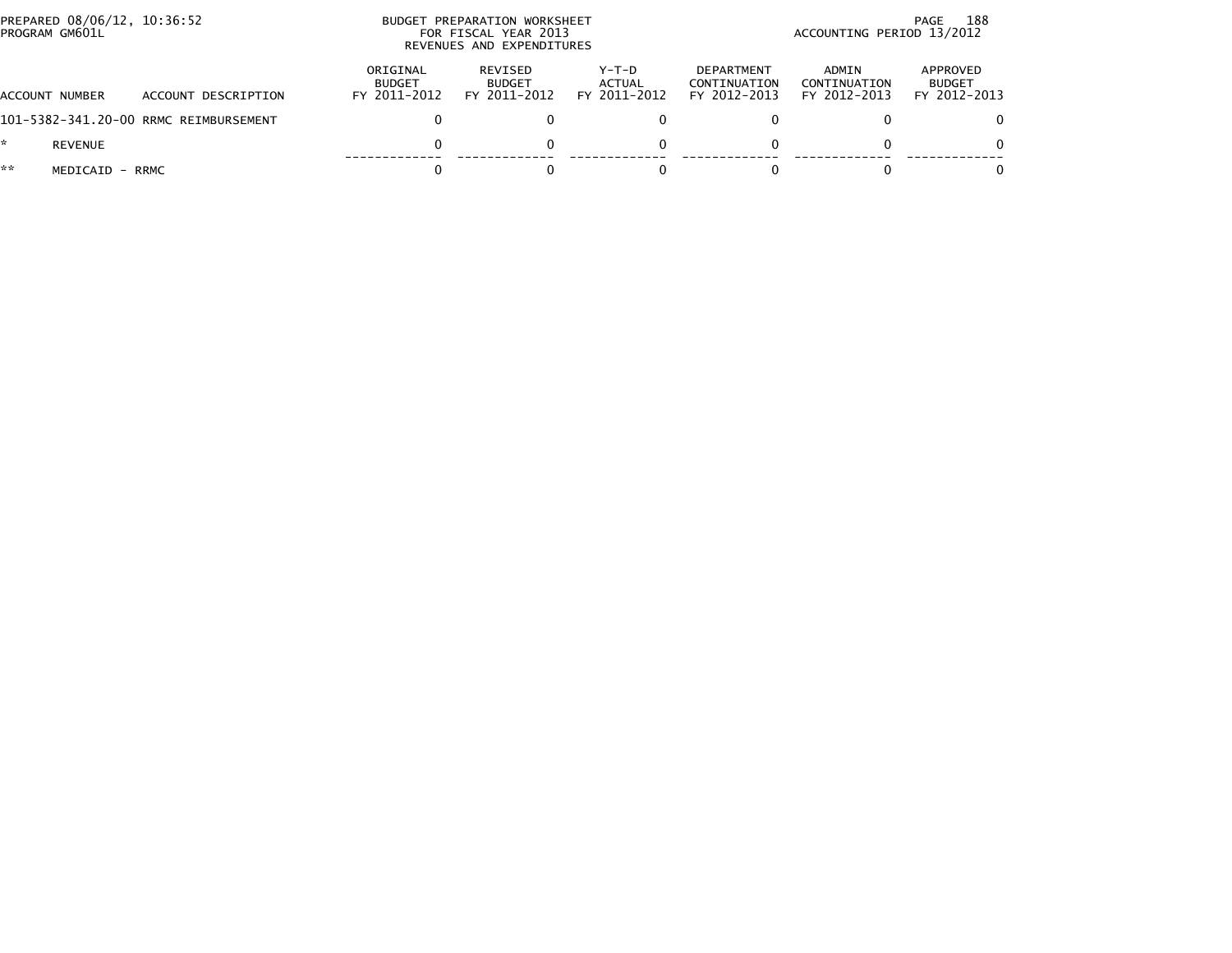PREPARED 08/06/12, 10:36:52
PROGRAM GM601L

BUDGET PREPARATION WORKSHEET
FOR FISCAL YEAR 2013
REVENUES AND EXPENDITURES

ACCOUNTING PERIOD 13/2012

| ACCOUNT NUMBER | ACCOUNT DESCRIPTION | ORIGINAL BUDGET FY 2011-2012 | REVISED BUDGET FY 2011-2012 | Y-T-D ACTUAL FY 2011-2012 | DEPARTMENT CONTINUATION FY 2012-2013 | ADMIN CONTINUATION FY 2012-2013 | APPROVED BUDGET FY 2012-2013 |
|---|---|---|---|---|---|---|---|
| 101-5382-341.20-00 | RRMC REIMBURSEMENT | 0 | 0 | 0 | 0 | 0 | 0 |
| * | REVENUE | 0 | 0 | 0 | 0 | 0 | 0 |
| ** | MEDICAID - RRMC | 0 | 0 | 0 | 0 | 0 | 0 |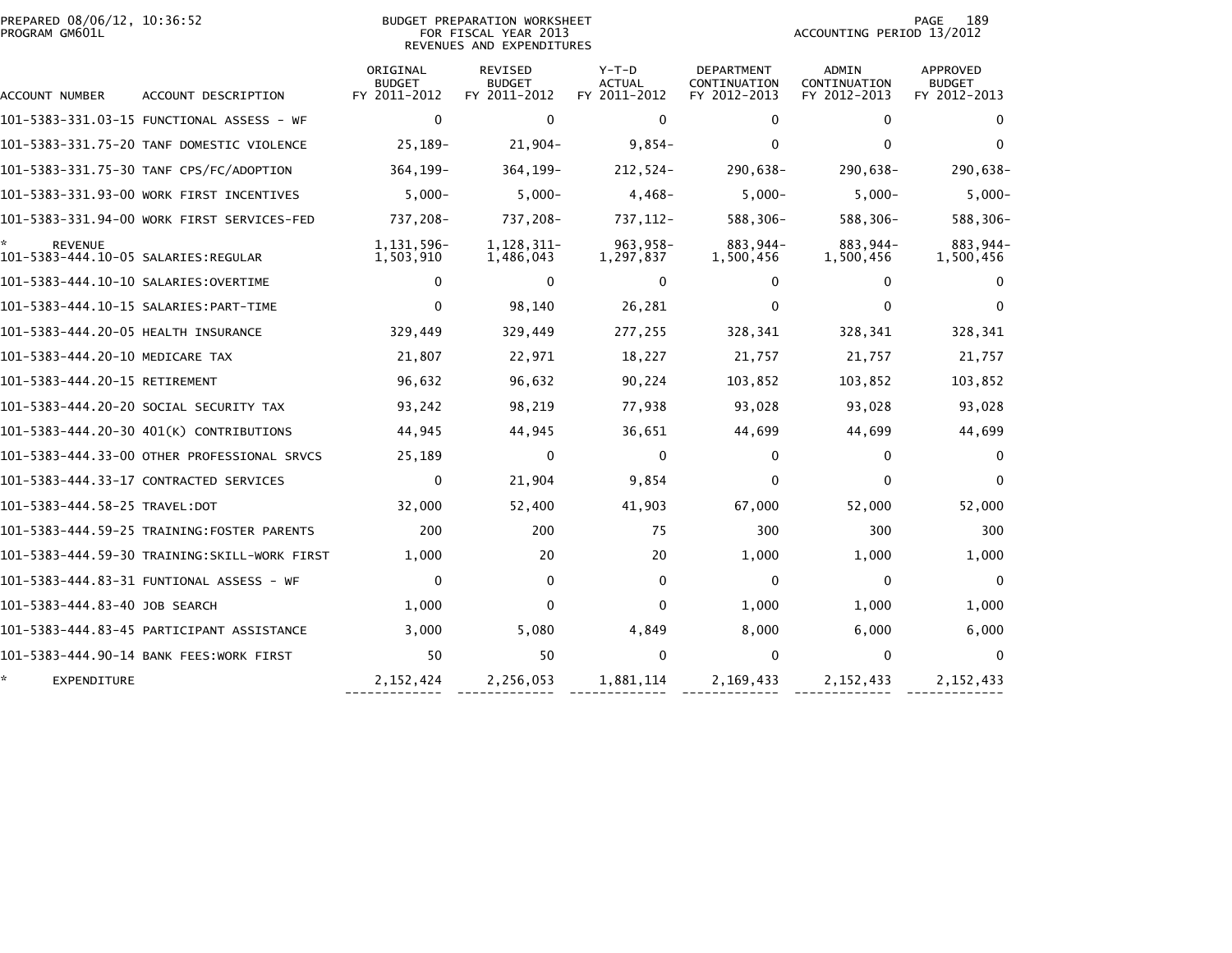PREPARED 08/06/12, 10:36:52
PROGRAM GM601L

BUDGET PREPARATION WORKSHEET
FOR FISCAL YEAR 2013
REVENUES AND EXPENDITURES

ACCOUNTING PERIOD 13/2012

| ACCOUNT NUMBER | ACCOUNT DESCRIPTION | ORIGINAL BUDGET FY 2011-2012 | REVISED BUDGET FY 2011-2012 | Y-T-D ACTUAL FY 2011-2012 | DEPARTMENT CONTINUATION FY 2012-2013 | ADMIN CONTINUATION FY 2012-2013 | APPROVED BUDGET FY 2012-2013 |
|---|---|---|---|---|---|---|---|
| 101-5383-331.03-15 | FUNCTIONAL ASSESS - WF | 0 | 0 | 0 | 0 | 0 | 0 |
| 101-5383-331.75-20 | TANF DOMESTIC VIOLENCE | 25,189- | 21,904- | 9,854- | 0 | 0 | 0 |
| 101-5383-331.75-30 | TANF CPS/FC/ADOPTION | 364,199- | 364,199- | 212,524- | 290,638- | 290,638- | 290,638- |
| 101-5383-331.93-00 | WORK FIRST INCENTIVES | 5,000- | 5,000- | 4,468- | 5,000- | 5,000- | 5,000- |
| 101-5383-331.94-00 | WORK FIRST SERVICES-FED | 737,208- | 737,208- | 737,112- | 588,306- | 588,306- | 588,306- |
| * REVENUE | | 1,131,596- | 1,128,311- | 963,958- | 883,944- | 883,944- | 883,944- |
| 101-5383-444.10-05 | SALARIES:REGULAR | 1,503,910 | 1,486,043 | 1,297,837 | 1,500,456 | 1,500,456 | 1,500,456 |
| 101-5383-444.10-10 | SALARIES:OVERTIME | 0 | 0 | 0 | 0 | 0 | 0 |
| 101-5383-444.10-15 | SALARIES:PART-TIME | 0 | 98,140 | 26,281 | 0 | 0 | 0 |
| 101-5383-444.20-05 | HEALTH INSURANCE | 329,449 | 329,449 | 277,255 | 328,341 | 328,341 | 328,341 |
| 101-5383-444.20-10 | MEDICARE TAX | 21,807 | 22,971 | 18,227 | 21,757 | 21,757 | 21,757 |
| 101-5383-444.20-15 | RETIREMENT | 96,632 | 96,632 | 90,224 | 103,852 | 103,852 | 103,852 |
| 101-5383-444.20-20 | SOCIAL SECURITY TAX | 93,242 | 98,219 | 77,938 | 93,028 | 93,028 | 93,028 |
| 101-5383-444.20-30 | 401(K) CONTRIBUTIONS | 44,945 | 44,945 | 36,651 | 44,699 | 44,699 | 44,699 |
| 101-5383-444.33-00 | OTHER PROFESSIONAL SRVCS | 25,189 | 0 | 0 | 0 | 0 | 0 |
| 101-5383-444.33-17 | CONTRACTED SERVICES | 0 | 21,904 | 9,854 | 0 | 0 | 0 |
| 101-5383-444.58-25 | TRAVEL:DOT | 32,000 | 52,400 | 41,903 | 67,000 | 52,000 | 52,000 |
| 101-5383-444.59-25 | TRAINING:FOSTER PARENTS | 200 | 200 | 75 | 300 | 300 | 300 |
| 101-5383-444.59-30 | TRAINING:SKILL-WORK FIRST | 1,000 | 20 | 20 | 1,000 | 1,000 | 1,000 |
| 101-5383-444.83-31 | FUNTIONAL ASSESS - WF | 0 | 0 | 0 | 0 | 0 | 0 |
| 101-5383-444.83-40 | JOB SEARCH | 1,000 | 0 | 0 | 1,000 | 1,000 | 1,000 |
| 101-5383-444.83-45 | PARTICIPANT ASSISTANCE | 3,000 | 5,080 | 4,849 | 8,000 | 6,000 | 6,000 |
| 101-5383-444.90-14 | BANK FEES:WORK FIRST | 50 | 50 | 0 | 0 | 0 | 0 |
| * EXPENDITURE | | 2,152,424 | 2,256,053 | 1,881,114 | 2,169,433 | 2,152,433 | 2,152,433 |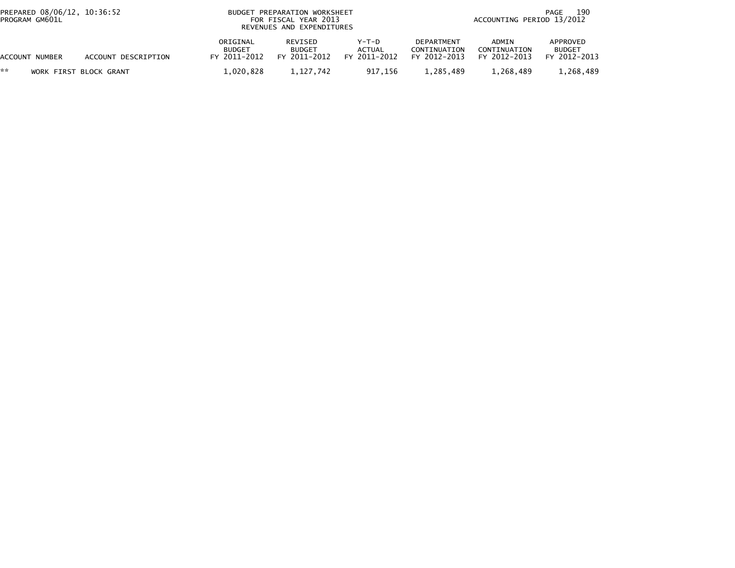| ACCOUNT NUMBER | ACCOUNT DESCRIPTION | ORIGINAL BUDGET FY 2011-2012 | REVISED BUDGET FY 2011-2012 | Y-T-D ACTUAL FY 2011-2012 | DEPARTMENT CONTINUATION FY 2012-2013 | ADMIN CONTINUATION FY 2012-2013 | APPROVED BUDGET FY 2012-2013 |
|---|---|---|---|---|---|---|---|
| ** | WORK FIRST BLOCK GRANT | 1,020,828 | 1,127,742 | 917,156 | 1,285,489 | 1,268,489 | 1,268,489 |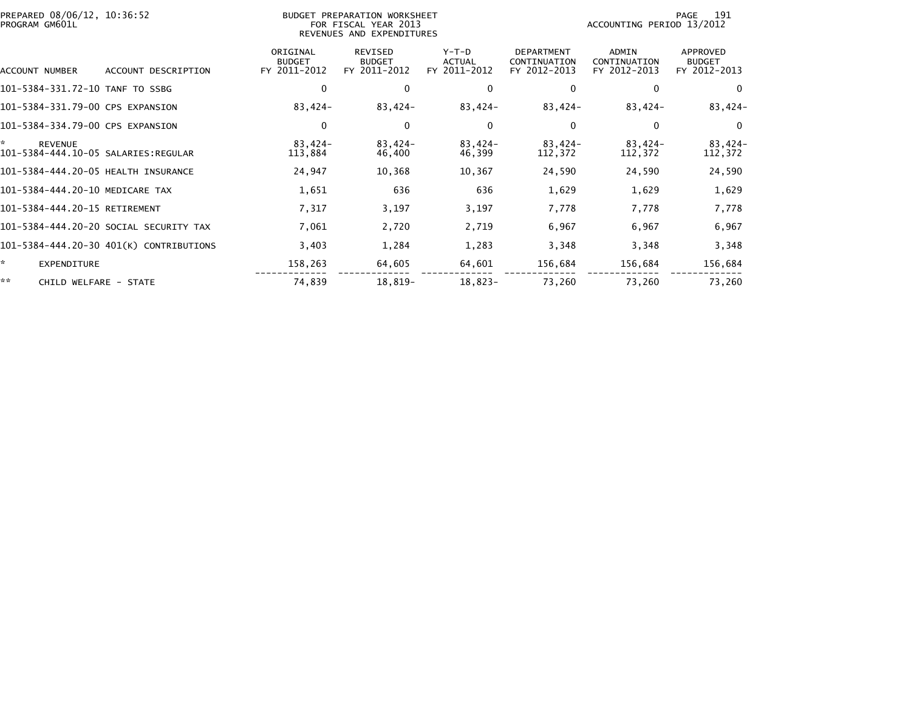BUDGET PREPARATION WORKSHEET
FOR FISCAL YEAR 2013
REVENUES AND EXPENDITURES

PREPARED 08/06/12, 10:36:52
PROGRAM GM601L

ACCOUNTING PERIOD 13/2012

| ACCOUNT NUMBER | ACCOUNT DESCRIPTION | ORIGINAL BUDGET FY 2011-2012 | REVISED BUDGET FY 2011-2012 | Y-T-D ACTUAL FY 2011-2012 | DEPARTMENT CONTINUATION FY 2012-2013 | ADMIN CONTINUATION FY 2012-2013 | APPROVED BUDGET FY 2012-2013 |
|---|---|---|---|---|---|---|---|
| 101-5384-331.72-10 | TANF TO SSBG | 0 | 0 | 0 | 0 | 0 | 0 |
| 101-5384-331.79-00 | CPS EXPANSION | 83,424- | 83,424- | 83,424- | 83,424- | 83,424- | 83,424- |
| 101-5384-334.79-00 | CPS EXPANSION | 0 | 0 | 0 | 0 | 0 | 0 |
| * | REVENUE | 83,424- | 83,424- | 83,424- | 83,424- | 83,424- | 83,424- |
| 101-5384-444.10-05 | SALARIES:REGULAR | 113,884 | 46,400 | 46,399 | 112,372 | 112,372 | 112,372 |
| 101-5384-444.20-05 | HEALTH INSURANCE | 24,947 | 10,368 | 10,367 | 24,590 | 24,590 | 24,590 |
| 101-5384-444.20-10 | MEDICARE TAX | 1,651 | 636 | 636 | 1,629 | 1,629 | 1,629 |
| 101-5384-444.20-15 | RETIREMENT | 7,317 | 3,197 | 3,197 | 7,778 | 7,778 | 7,778 |
| 101-5384-444.20-20 | SOCIAL SECURITY TAX | 7,061 | 2,720 | 2,719 | 6,967 | 6,967 | 6,967 |
| 101-5384-444.20-30 | 401(K) CONTRIBUTIONS | 3,403 | 1,284 | 1,283 | 3,348 | 3,348 | 3,348 |
| * | EXPENDITURE | 158,263 | 64,605 | 64,601 | 156,684 | 156,684 | 156,684 |
| ** | CHILD WELFARE - STATE | 74,839 | 18,819- | 18,823- | 73,260 | 73,260 | 73,260 |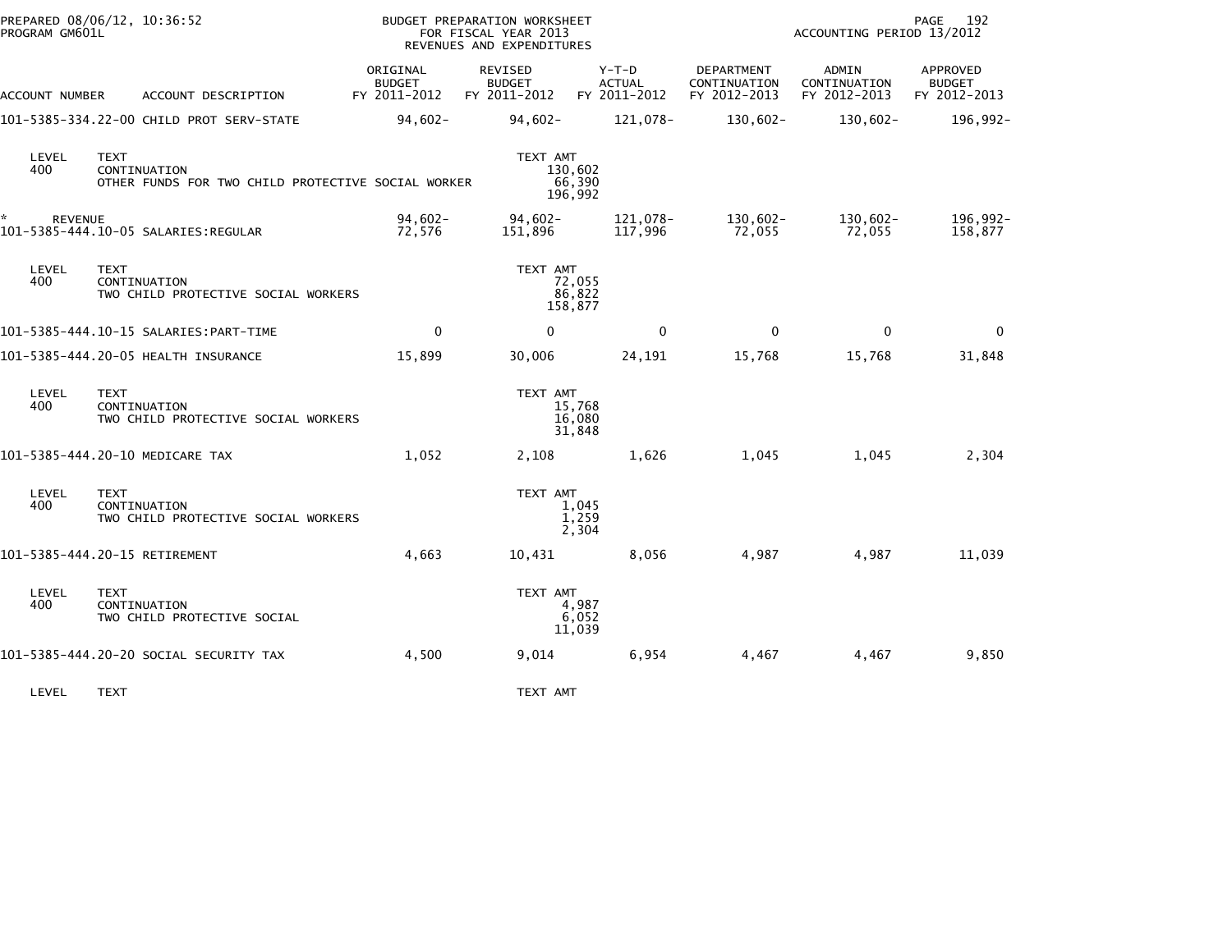PREPARED 08/06/12, 10:36:52
PROGRAM GM601L

BUDGET PREPARATION WORKSHEET
FOR FISCAL YEAR 2013
REVENUES AND EXPENDITURES

ACCOUNTING PERIOD 13/2012

| ACCOUNT NUMBER | ACCOUNT DESCRIPTION | ORIGINAL BUDGET FY 2011-2012 | REVISED BUDGET FY 2011-2012 | Y-T-D ACTUAL FY 2011-2012 | DEPARTMENT CONTINUATION FY 2012-2013 | ADMIN CONTINUATION FY 2012-2013 | APPROVED BUDGET FY 2012-2013 |
|---|---|---|---|---|---|---|---|
| 101-5385-334.22-00 | CHILD PROT SERV-STATE | 94,602- | 94,602- | 121,078- | 130,602- | 130,602- | 196,992- |

| LEVEL | TEXT | TEXT AMT |
|---|---|---|
| 400 | CONTINUATION | 130,602 |
| | OTHER FUNDS FOR TWO CHILD PROTECTIVE SOCIAL WORKER | 66,390 |
| | | 196,992 |

| ACCOUNT NUMBER | ACCOUNT DESCRIPTION | ORIGINAL BUDGET FY 2011-2012 | REVISED BUDGET FY 2011-2012 | Y-T-D ACTUAL FY 2011-2012 | DEPARTMENT CONTINUATION FY 2012-2013 | ADMIN CONTINUATION FY 2012-2013 | APPROVED BUDGET FY 2012-2013 |
|---|---|---|---|---|---|---|---|
| * | REVENUE | 94,602- | 94,602- | 121,078- | 130,602- | 130,602- | 196,992- |
| 101-5385-444.10-05 | SALARIES:REGULAR | 72,576 | 151,896 | 117,996 | 72,055 | 72,055 | 158,877 |

| LEVEL | TEXT | TEXT AMT |
|---|---|---|
| 400 | CONTINUATION | 72,055 |
| | TWO CHILD PROTECTIVE SOCIAL WORKERS | 86,822 |
| | | 158,877 |

| ACCOUNT NUMBER | ACCOUNT DESCRIPTION | ORIGINAL BUDGET FY 2011-2012 | REVISED BUDGET FY 2011-2012 | Y-T-D ACTUAL FY 2011-2012 | DEPARTMENT CONTINUATION FY 2012-2013 | ADMIN CONTINUATION FY 2012-2013 | APPROVED BUDGET FY 2012-2013 |
|---|---|---|---|---|---|---|---|
| 101-5385-444.10-15 | SALARIES:PART-TIME | 0 | 0 | 0 | 0 | 0 | 0 |
| 101-5385-444.20-05 | HEALTH INSURANCE | 15,899 | 30,006 | 24,191 | 15,768 | 15,768 | 31,848 |

| LEVEL | TEXT | TEXT AMT |
|---|---|---|
| 400 | CONTINUATION | 15,768 |
| | TWO CHILD PROTECTIVE SOCIAL WORKERS | 16,080 |
| | | 31,848 |

| ACCOUNT NUMBER | ACCOUNT DESCRIPTION | ORIGINAL BUDGET FY 2011-2012 | REVISED BUDGET FY 2011-2012 | Y-T-D ACTUAL FY 2011-2012 | DEPARTMENT CONTINUATION FY 2012-2013 | ADMIN CONTINUATION FY 2012-2013 | APPROVED BUDGET FY 2012-2013 |
|---|---|---|---|---|---|---|---|
| 101-5385-444.20-10 | MEDICARE TAX | 1,052 | 2,108 | 1,626 | 1,045 | 1,045 | 2,304 |

| LEVEL | TEXT | TEXT AMT |
|---|---|---|
| 400 | CONTINUATION | 1,045 |
| | TWO CHILD PROTECTIVE SOCIAL WORKERS | 1,259 |
| | | 2,304 |

| ACCOUNT NUMBER | ACCOUNT DESCRIPTION | ORIGINAL BUDGET FY 2011-2012 | REVISED BUDGET FY 2011-2012 | Y-T-D ACTUAL FY 2011-2012 | DEPARTMENT CONTINUATION FY 2012-2013 | ADMIN CONTINUATION FY 2012-2013 | APPROVED BUDGET FY 2012-2013 |
|---|---|---|---|---|---|---|---|
| 101-5385-444.20-15 | RETIREMENT | 4,663 | 10,431 | 8,056 | 4,987 | 4,987 | 11,039 |

| LEVEL | TEXT | TEXT AMT |
|---|---|---|
| 400 | CONTINUATION | 4,987 |
| | TWO CHILD PROTECTIVE SOCIAL | 6,052 |
| | | 11,039 |

| ACCOUNT NUMBER | ACCOUNT DESCRIPTION | ORIGINAL BUDGET FY 2011-2012 | REVISED BUDGET FY 2011-2012 | Y-T-D ACTUAL FY 2011-2012 | DEPARTMENT CONTINUATION FY 2012-2013 | ADMIN CONTINUATION FY 2012-2013 | APPROVED BUDGET FY 2012-2013 |
|---|---|---|---|---|---|---|---|
| 101-5385-444.20-20 | SOCIAL SECURITY TAX | 4,500 | 9,014 | 6,954 | 4,467 | 4,467 | 9,850 |

| LEVEL | TEXT | TEXT AMT |
|---|---|---|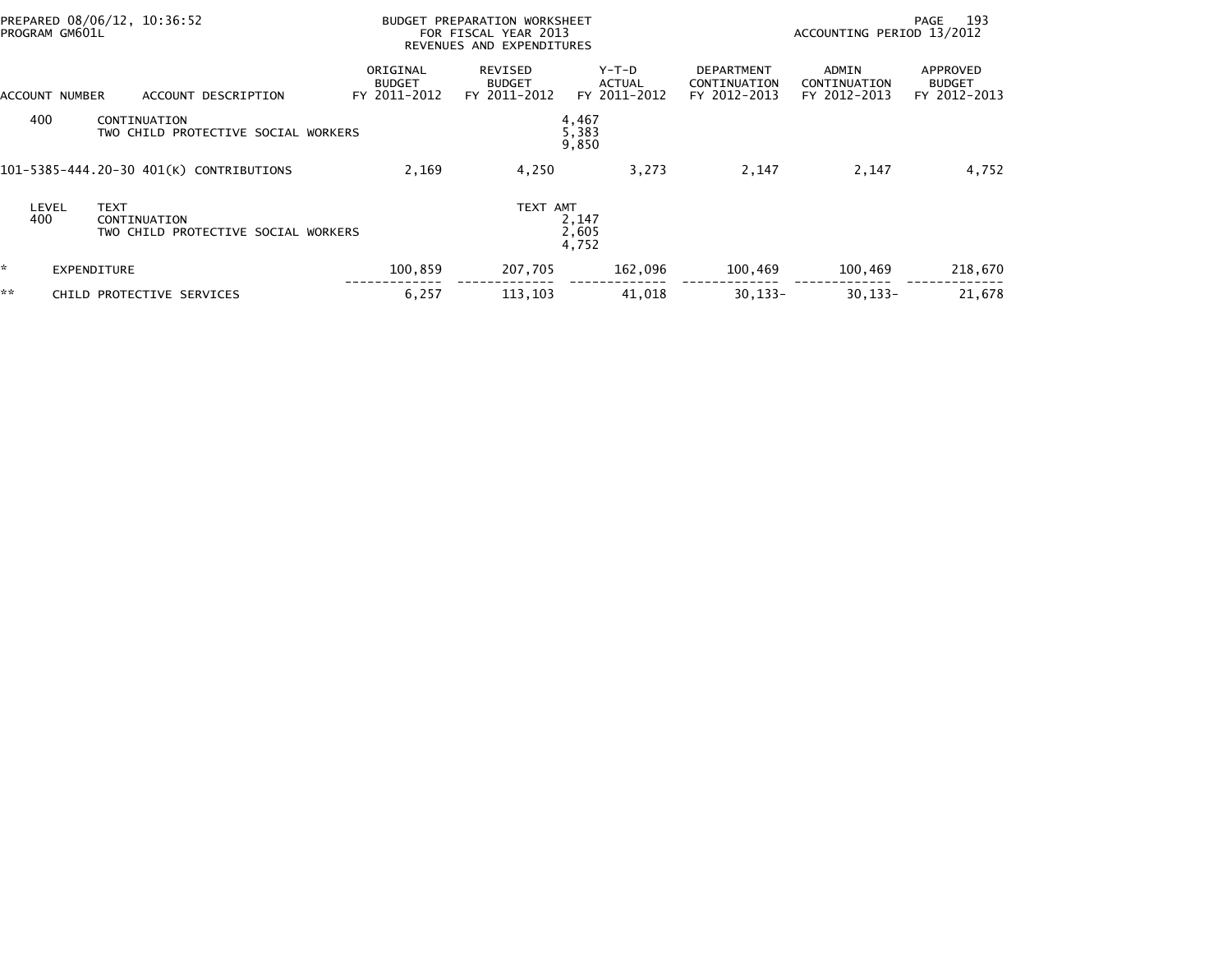PREPARED 08/06/12, 10:36:52 BUDGET PREPARATION WORKSHEET
PROGRAM GM601L FOR FISCAL YEAR 2013
REVENUES AND EXPENDITURES
ACCOUNTING PERIOD 13/2012

| ACCOUNT NUMBER | ACCOUNT DESCRIPTION | ORIGINAL BUDGET FY 2011-2012 | REVISED BUDGET FY 2011-2012 | Y-T-D ACTUAL FY 2011-2012 | DEPARTMENT CONTINUATION FY 2012-2013 | ADMIN CONTINUATION FY 2012-2013 | APPROVED BUDGET FY 2012-2013 |
|---|---|---|---|---|---|---|---|
| 400 | CONTINUATION | | | 4,467 | | | |
| | TWO CHILD PROTECTIVE SOCIAL WORKERS | | | 5,383 | | | |
| | | | | 9,850 | | | |
| 101-5385-444.20-30 | 401(K) CONTRIBUTIONS | 2,169 | 4,250 | 3,273 | 2,147 | 2,147 | 4,752 |
| LEVEL | TEXT | | TEXT AMT | | | | |
| 400 | CONTINUATION | | | 2,147 | | | |
| | TWO CHILD PROTECTIVE SOCIAL WORKERS | | | 2,605 | | | |
| | | | | 4,752 | | | |
| * | EXPENDITURE | 100,859 | 207,705 | 162,096 | 100,469 | 100,469 | 218,670 |
| ** | CHILD PROTECTIVE SERVICES | 6,257 | 113,103 | 41,018 | 30,133- | 30,133- | 21,678 |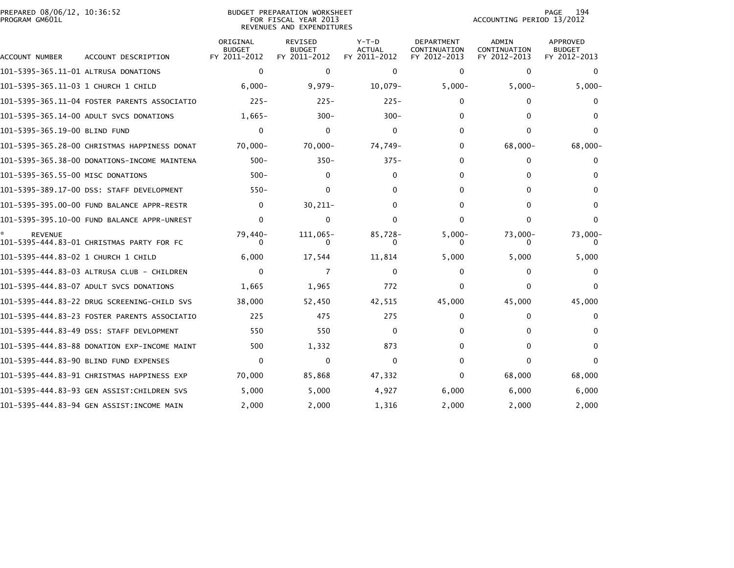PREPARED 08/06/12, 10:36:52
PROGRAM GM601L

BUDGET PREPARATION WORKSHEET
FOR FISCAL YEAR 2013
REVENUES AND EXPENDITURES

ACCOUNTING PERIOD 13/2012

| ACCOUNT NUMBER | ACCOUNT DESCRIPTION | ORIGINAL BUDGET FY 2011-2012 | REVISED BUDGET FY 2011-2012 | Y-T-D ACTUAL FY 2011-2012 | DEPARTMENT CONTINUATION FY 2012-2013 | ADMIN CONTINUATION FY 2012-2013 | APPROVED BUDGET FY 2012-2013 |
|---|---|---|---|---|---|---|---|
| 101-5395-365.11-01 | ALTRUSA DONATIONS | 0 | 0 | 0 | 0 | 0 | 0 |
| 101-5395-365.11-03 | 1 CHURCH 1 CHILD | 6,000- | 9,979- | 10,079- | 5,000- | 5,000- | 5,000- |
| 101-5395-365.11-04 | FOSTER PARENTS ASSOCIATIO | 225- | 225- | 225- | 0 | 0 | 0 |
| 101-5395-365.14-00 | ADULT SVCS DONATIONS | 1,665- | 300- | 300- | 0 | 0 | 0 |
| 101-5395-365.19-00 | BLIND FUND | 0 | 0 | 0 | 0 | 0 | 0 |
| 101-5395-365.28-00 | CHRISTMAS HAPPINESS DONAT | 70,000- | 70,000- | 74,749- | 0 | 68,000- | 68,000- |
| 101-5395-365.38-00 | DONATIONS-INCOME MAINTENA | 500- | 350- | 375- | 0 | 0 | 0 |
| 101-5395-365.55-00 | MISC DONATIONS | 500- | 0 | 0 | 0 | 0 | 0 |
| 101-5395-389.17-00 | DSS: STAFF DEVELOPMENT | 550- | 0 | 0 | 0 | 0 | 0 |
| 101-5395-395.00-00 | FUND BALANCE APPR-RESTR | 0 | 30,211- | 0 | 0 | 0 | 0 |
| 101-5395-395.10-00 | FUND BALANCE APPR-UNREST | 0 | 0 | 0 | 0 | 0 | 0 |
| * | REVENUE | 79,440- | 111,065- | 85,728- | 5,000- | 73,000- | 73,000- |
| 101-5395-444.83-01 | CHRISTMAS PARTY FOR FC | 0 | 0 | 0 | 0 | 0 | 0 |
| 101-5395-444.83-02 | 1 CHURCH 1 CHILD | 6,000 | 17,544 | 11,814 | 5,000 | 5,000 | 5,000 |
| 101-5395-444.83-03 | ALTRUSA CLUB - CHILDREN | 0 | 7 | 0 | 0 | 0 | 0 |
| 101-5395-444.83-07 | ADULT SVCS DONATIONS | 1,665 | 1,965 | 772 | 0 | 0 | 0 |
| 101-5395-444.83-22 | DRUG SCREENING-CHILD SVS | 38,000 | 52,450 | 42,515 | 45,000 | 45,000 | 45,000 |
| 101-5395-444.83-23 | FOSTER PARENTS ASSOCIATIO | 225 | 475 | 275 | 0 | 0 | 0 |
| 101-5395-444.83-49 | DSS: STAFF DEVLOPMENT | 550 | 550 | 0 | 0 | 0 | 0 |
| 101-5395-444.83-88 | DONATION EXP-INCOME MAINT | 500 | 1,332 | 873 | 0 | 0 | 0 |
| 101-5395-444.83-90 | BLIND FUND EXPENSES | 0 | 0 | 0 | 0 | 0 | 0 |
| 101-5395-444.83-91 | CHRISTMAS HAPPINESS EXP | 70,000 | 85,868 | 47,332 | 0 | 68,000 | 68,000 |
| 101-5395-444.83-93 | GEN ASSIST:CHILDREN SVS | 5,000 | 5,000 | 4,927 | 6,000 | 6,000 | 6,000 |
| 101-5395-444.83-94 | GEN ASSIST:INCOME MAIN | 2,000 | 2,000 | 1,316 | 2,000 | 2,000 | 2,000 |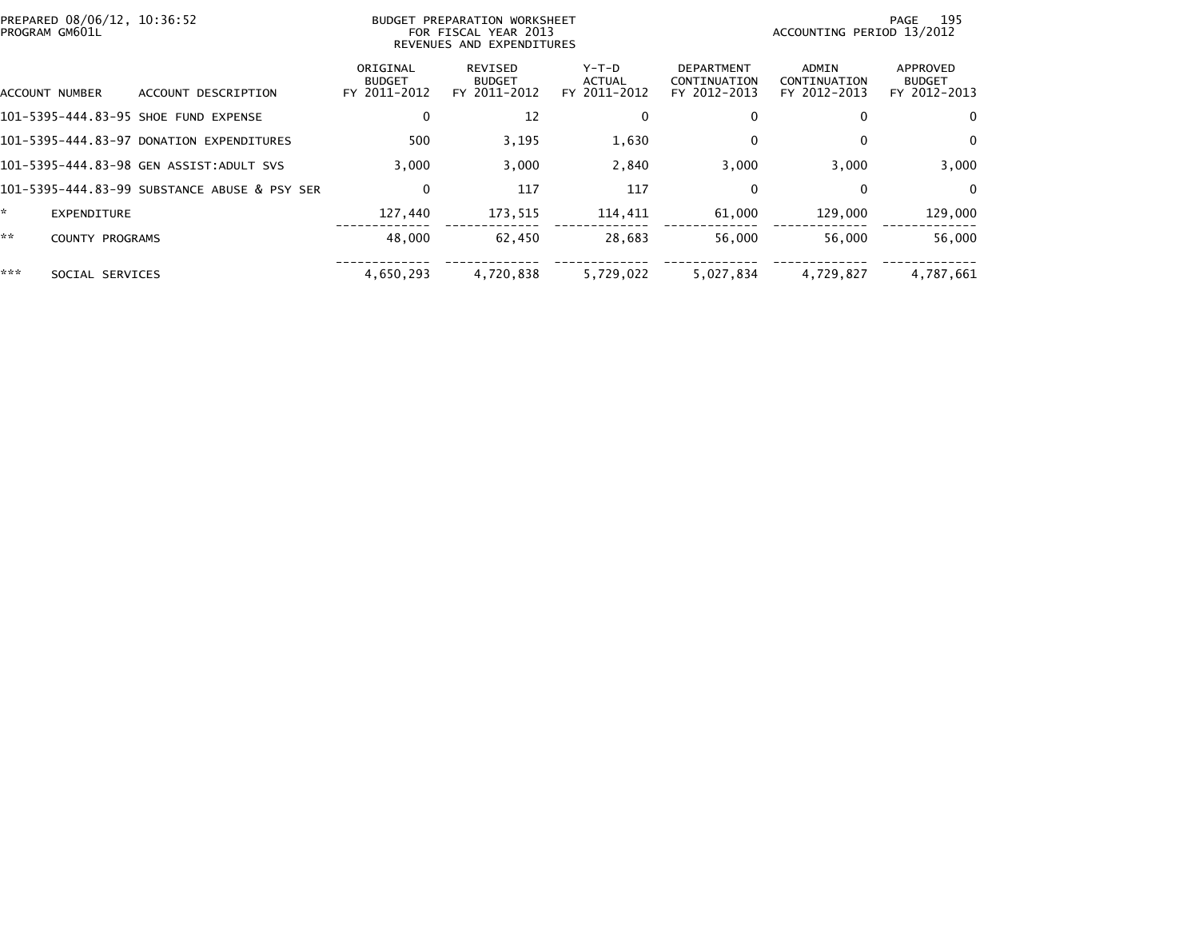PREPARED 08/06/12, 10:36:52
PROGRAM GM601L

BUDGET PREPARATION WORKSHEET
FOR FISCAL YEAR 2013
REVENUES AND EXPENDITURES

ACCOUNTING PERIOD 13/2012

| ACCOUNT NUMBER | ACCOUNT DESCRIPTION | ORIGINAL BUDGET FY 2011-2012 | REVISED BUDGET FY 2011-2012 | Y-T-D ACTUAL FY 2011-2012 | DEPARTMENT CONTINUATION FY 2012-2013 | ADMIN CONTINUATION FY 2012-2013 | APPROVED BUDGET FY 2012-2013 |
|---|---|---|---|---|---|---|---|
| 101-5395-444.83-95 | SHOE FUND EXPENSE | 0 | 12 | 0 | 0 | 0 | 0 |
| 101-5395-444.83-97 | DONATION EXPENDITURES | 500 | 3,195 | 1,630 | 0 | 0 | 0 |
| 101-5395-444.83-98 | GEN ASSIST:ADULT SVS | 3,000 | 3,000 | 2,840 | 3,000 | 3,000 | 3,000 |
| 101-5395-444.83-99 | SUBSTANCE ABUSE & PSY SER | 0 | 117 | 117 | 0 | 0 | 0 |
| * | EXPENDITURE | 127,440 | 173,515 | 114,411 | 61,000 | 129,000 | 129,000 |
| ** | COUNTY PROGRAMS | 48,000 | 62,450 | 28,683 | 56,000 | 56,000 | 56,000 |
| *** | SOCIAL SERVICES | 4,650,293 | 4,720,838 | 5,729,022 | 5,027,834 | 4,729,827 | 4,787,661 |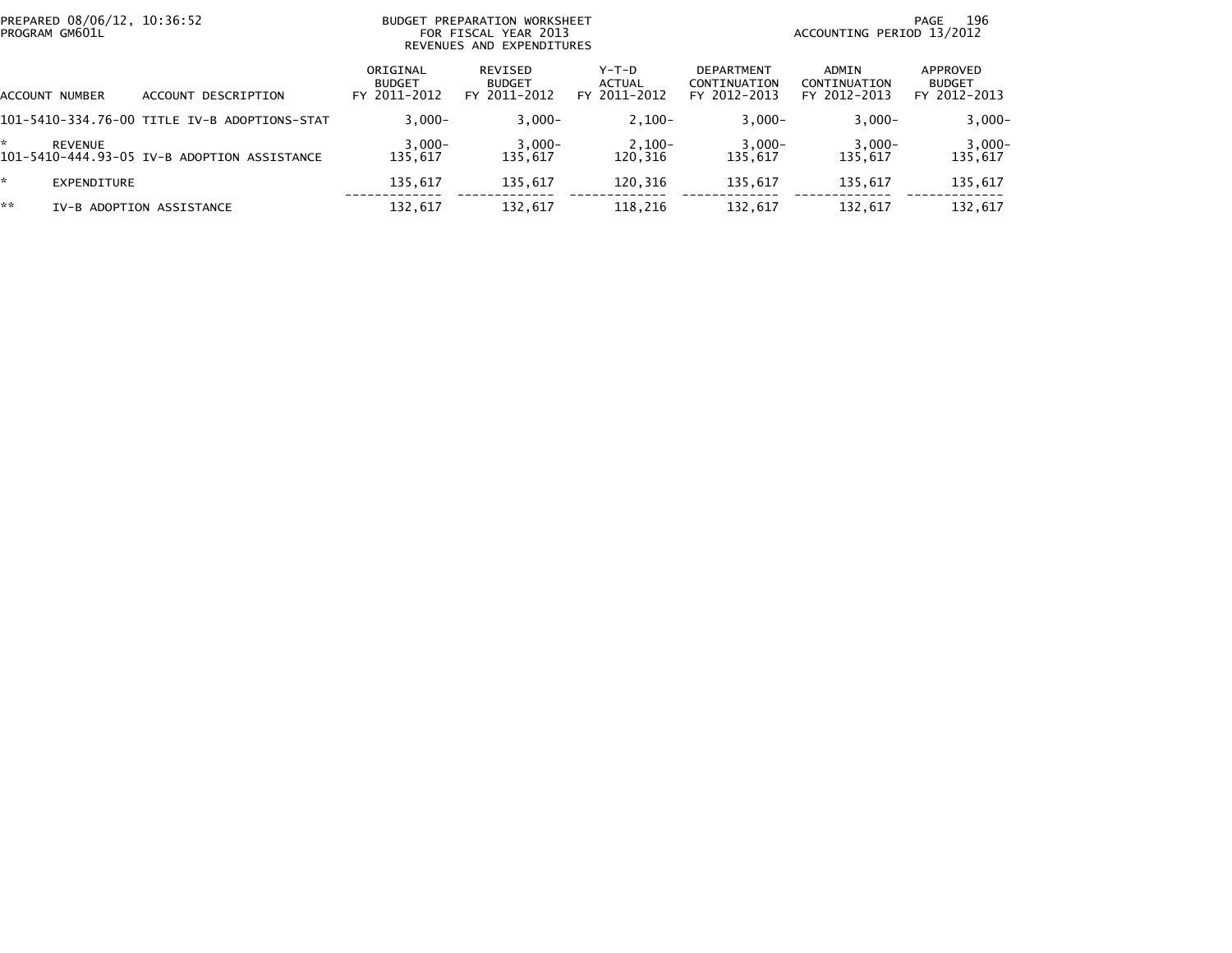PREPARED 08/06/12, 10:36:52
PROGRAM GM601L

BUDGET PREPARATION WORKSHEET
FOR FISCAL YEAR 2013
REVENUES AND EXPENDITURES

ACCOUNTING PERIOD 13/2012

| ACCOUNT NUMBER | ACCOUNT DESCRIPTION | ORIGINAL BUDGET FY 2011-2012 | REVISED BUDGET FY 2011-2012 | Y-T-D ACTUAL FY 2011-2012 | DEPARTMENT CONTINUATION FY 2012-2013 | ADMIN CONTINUATION FY 2012-2013 | APPROVED BUDGET FY 2012-2013 |
|---|---|---|---|---|---|---|---|
| 101-5410-334.76-00 | TITLE IV-B ADOPTIONS-STAT | 3,000- | 3,000- | 2,100- | 3,000- | 3,000- | 3,000- |
| * | REVENUE | 3,000- | 3,000- | 2,100- | 3,000- | 3,000- | 3,000- |
| 101-5410-444.93-05 | IV-B ADOPTION ASSISTANCE | 135,617 | 135,617 | 120,316 | 135,617 | 135,617 | 135,617 |
| * | EXPENDITURE | 135,617 | 135,617 | 120,316 | 135,617 | 135,617 | 135,617 |
| ** | IV-B ADOPTION ASSISTANCE | 132,617 | 132,617 | 118,216 | 132,617 | 132,617 | 132,617 |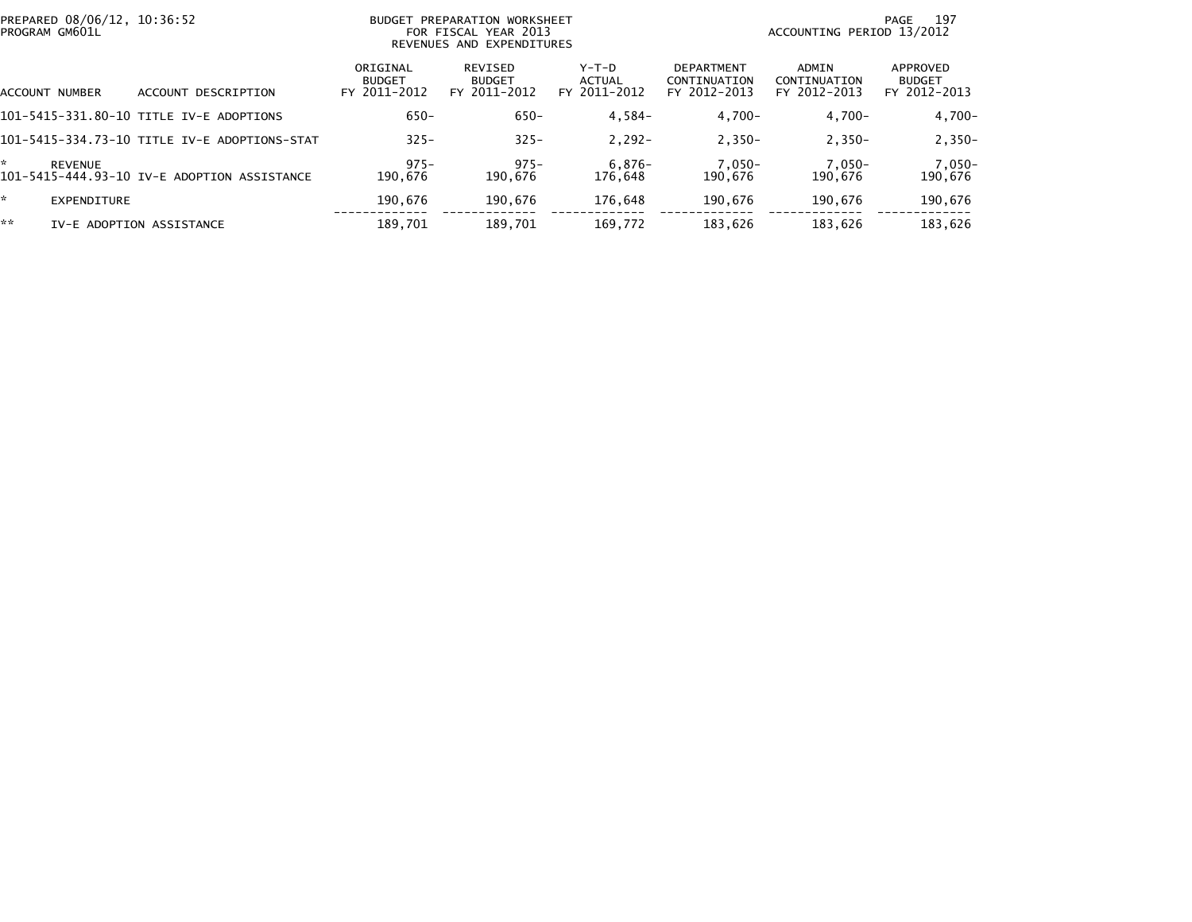BUDGET PREPARATION WORKSHEET
FOR FISCAL YEAR 2013
REVENUES AND EXPENDITURES

PREPARED 08/06/12, 10:36:52
PROGRAM GM601L

ACCOUNTING PERIOD 13/2012

| ACCOUNT NUMBER | ACCOUNT DESCRIPTION | ORIGINAL BUDGET FY 2011-2012 | REVISED BUDGET FY 2011-2012 | Y-T-D ACTUAL FY 2011-2012 | DEPARTMENT CONTINUATION FY 2012-2013 | ADMIN CONTINUATION FY 2012-2013 | APPROVED BUDGET FY 2012-2013 |
|---|---|---|---|---|---|---|---|
| 101-5415-331.80-10 | TITLE IV-E ADOPTIONS | 650- | 650- | 4,584- | 4,700- | 4,700- | 4,700- |
| 101-5415-334.73-10 | TITLE IV-E ADOPTIONS-STAT | 325- | 325- | 2,292- | 2,350- | 2,350- | 2,350- |
| * | REVENUE | 975- | 975- | 6,876- | 7,050- | 7,050- | 7,050- |
| 101-5415-444.93-10 | IV-E ADOPTION ASSISTANCE | 190,676 | 190,676 | 176,648 | 190,676 | 190,676 | 190,676 |
| * | EXPENDITURE | 190,676 | 190,676 | 176,648 | 190,676 | 190,676 | 190,676 |
| ** | IV-E ADOPTION ASSISTANCE | 189,701 | 189,701 | 169,772 | 183,626 | 183,626 | 183,626 |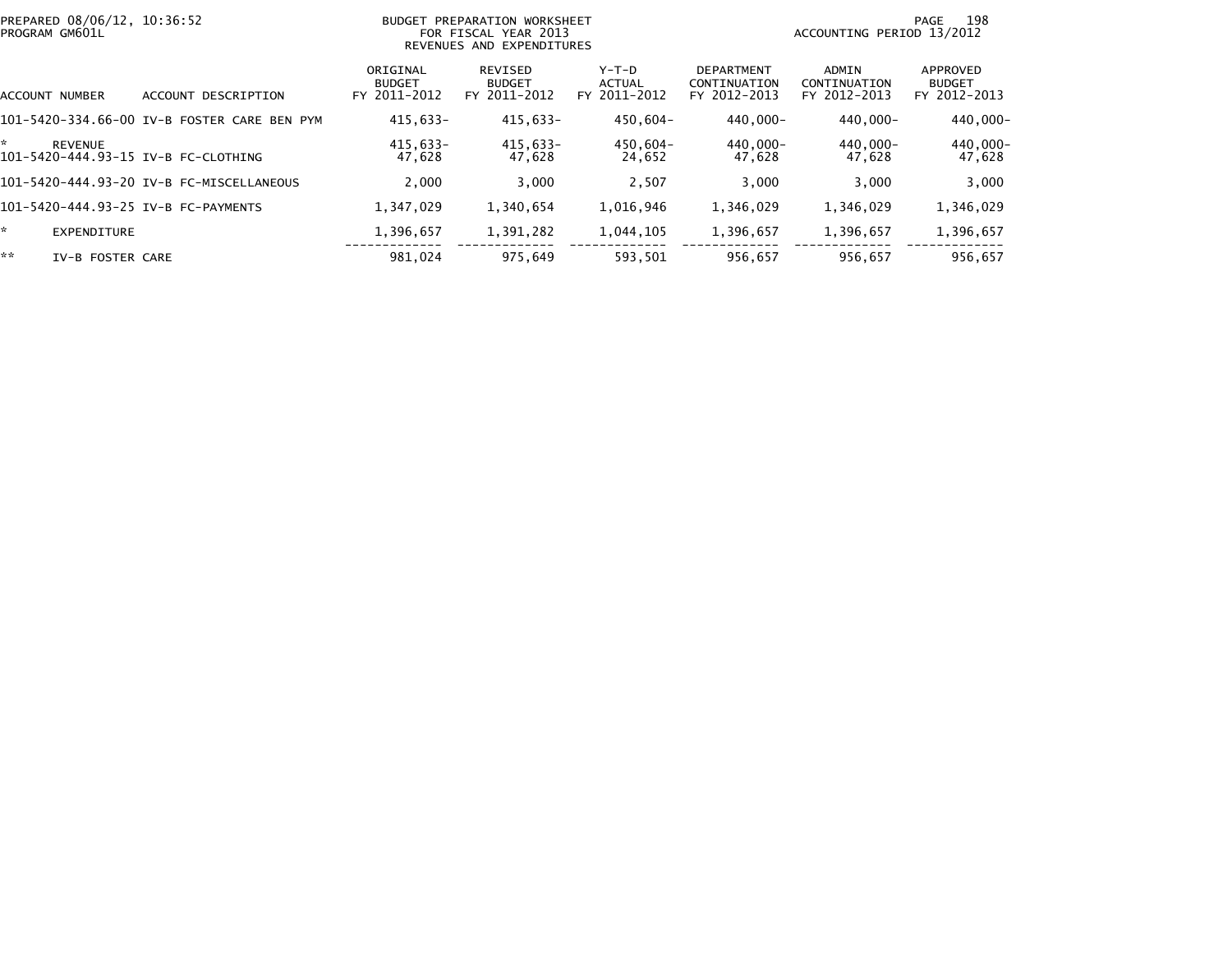BUDGET PREPARATION WORKSHEET
FOR FISCAL YEAR 2013
REVENUES AND EXPENDITURES

PREPARED 08/06/12, 10:36:52
PROGRAM GM601L

ACCOUNTING PERIOD 13/2012

| ACCOUNT NUMBER | ACCOUNT DESCRIPTION | ORIGINAL BUDGET FY 2011-2012 | REVISED BUDGET FY 2011-2012 | Y-T-D ACTUAL FY 2011-2012 | DEPARTMENT CONTINUATION FY 2012-2013 | ADMIN CONTINUATION FY 2012-2013 | APPROVED BUDGET FY 2012-2013 |
|---|---|---|---|---|---|---|---|
| 101-5420-334.66-00 | IV-B FOSTER CARE BEN PYM | 415,633- | 415,633- | 450,604- | 440,000- | 440,000- | 440,000- |
| * | REVENUE | 415,633- | 415,633- | 450,604- | 440,000- | 440,000- | 440,000- |
| 101-5420-444.93-15 | IV-B FC-CLOTHING | 47,628 | 47,628 | 24,652 | 47,628 | 47,628 | 47,628 |
| 101-5420-444.93-20 | IV-B FC-MISCELLANEOUS | 2,000 | 3,000 | 2,507 | 3,000 | 3,000 | 3,000 |
| 101-5420-444.93-25 | IV-B FC-PAYMENTS | 1,347,029 | 1,340,654 | 1,016,946 | 1,346,029 | 1,346,029 | 1,346,029 |
| * | EXPENDITURE | 1,396,657 | 1,391,282 | 1,044,105 | 1,396,657 | 1,396,657 | 1,396,657 |
| ** | IV-B FOSTER CARE | 981,024 | 975,649 | 593,501 | 956,657 | 956,657 | 956,657 |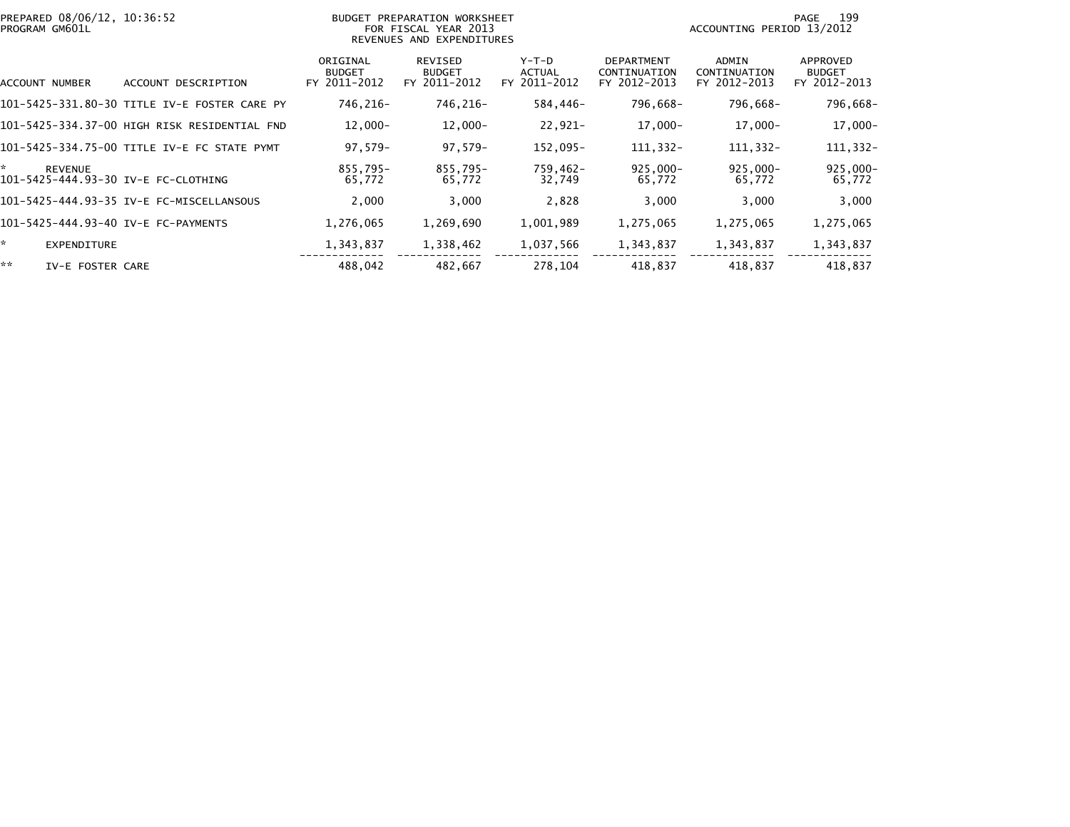PREPARED 08/06/12, 10:36:52
PROGRAM GM601L

BUDGET PREPARATION WORKSHEET
FOR FISCAL YEAR 2013
REVENUES AND EXPENDITURES

ACCOUNTING PERIOD 13/2012

| ACCOUNT NUMBER | ACCOUNT DESCRIPTION | ORIGINAL BUDGET FY 2011-2012 | REVISED BUDGET FY 2011-2012 | Y-T-D ACTUAL FY 2011-2012 | DEPARTMENT CONTINUATION FY 2012-2013 | ADMIN CONTINUATION FY 2012-2013 | APPROVED BUDGET FY 2012-2013 |
|---|---|---|---|---|---|---|---|
| 101-5425-331.80-30 | TITLE IV-E FOSTER CARE PY | 746,216- | 746,216- | 584,446- | 796,668- | 796,668- | 796,668- |
| 101-5425-334.37-00 | HIGH RISK RESIDENTIAL FND | 12,000- | 12,000- | 22,921- | 17,000- | 17,000- | 17,000- |
| 101-5425-334.75-00 | TITLE IV-E FC STATE PYMT | 97,579- | 97,579- | 152,095- | 111,332- | 111,332- | 111,332- |
| * | REVENUE | 855,795- | 855,795- | 759,462- | 925,000- | 925,000- | 925,000- |
| 101-5425-444.93-30 | IV-E FC-CLOTHING | 65,772 | 65,772 | 32,749 | 65,772 | 65,772 | 65,772 |
| 101-5425-444.93-35 | IV-E FC-MISCELLANSOUS | 2,000 | 3,000 | 2,828 | 3,000 | 3,000 | 3,000 |
| 101-5425-444.93-40 | IV-E FC-PAYMENTS | 1,276,065 | 1,269,690 | 1,001,989 | 1,275,065 | 1,275,065 | 1,275,065 |
| * | EXPENDITURE | 1,343,837 | 1,338,462 | 1,037,566 | 1,343,837 | 1,343,837 | 1,343,837 |
| ** | IV-E FOSTER CARE | 488,042 | 482,667 | 278,104 | 418,837 | 418,837 | 418,837 |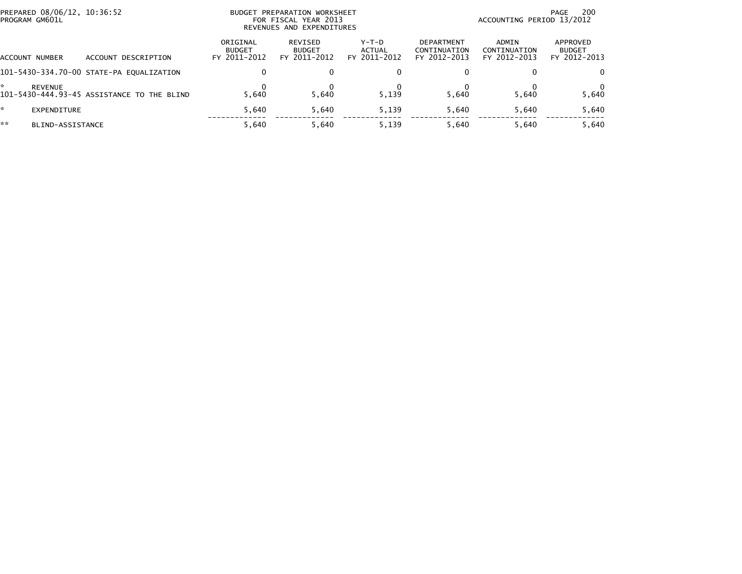PREPARED 08/06/12, 10:36:52
PROGRAM GM601L

BUDGET PREPARATION WORKSHEET
FOR FISCAL YEAR 2013
REVENUES AND EXPENDITURES

ACCOUNTING PERIOD 13/2012

| ACCOUNT NUMBER | ACCOUNT DESCRIPTION | ORIGINAL BUDGET FY 2011-2012 | REVISED BUDGET FY 2011-2012 | Y-T-D ACTUAL FY 2011-2012 | DEPARTMENT CONTINUATION FY 2012-2013 | ADMIN CONTINUATION FY 2012-2013 | APPROVED BUDGET FY 2012-2013 |
|---|---|---|---|---|---|---|---|
| 101-5430-334.70-00 | STATE-PA EQUALIZATION | 0 | 0 | 0 | 0 | 0 | 0 |
| * | REVENUE | 0 | 0 | 0 | 0 | 0 | 0 |
| 101-5430-444.93-45 | ASSISTANCE TO THE BLIND | 5,640 | 5,640 | 5,139 | 5,640 | 5,640 | 5,640 |
| * | EXPENDITURE | 5,640 | 5,640 | 5,139 | 5,640 | 5,640 | 5,640 |
| ** | BLIND-ASSISTANCE | 5,640 | 5,640 | 5,139 | 5,640 | 5,640 | 5,640 |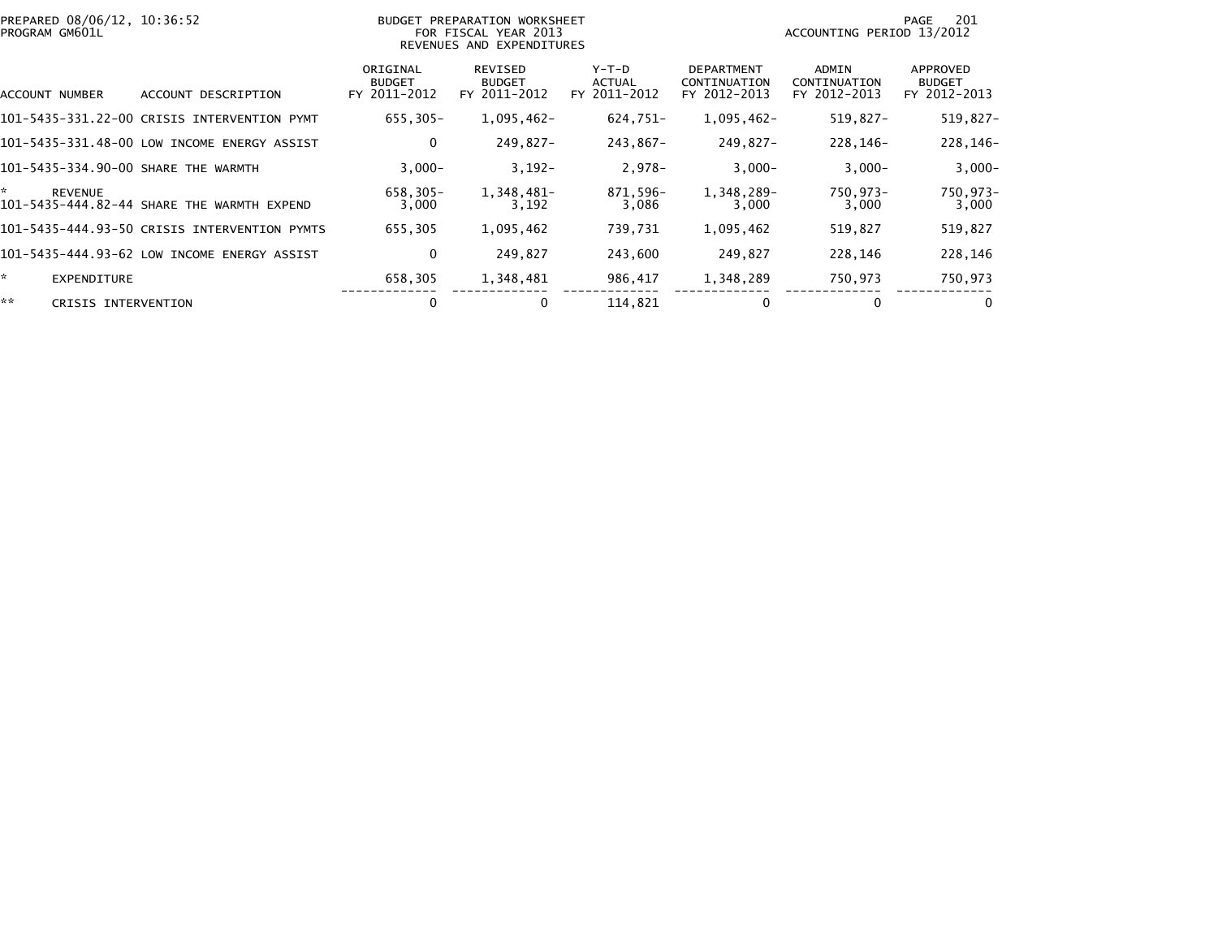PREPARED 08/06/12, 10:36:52
PROGRAM GM601L

BUDGET PREPARATION WORKSHEET
FOR FISCAL YEAR 2013
REVENUES AND EXPENDITURES

ACCOUNTING PERIOD 13/2012

| ACCOUNT NUMBER | ACCOUNT DESCRIPTION | ORIGINAL BUDGET FY 2011-2012 | REVISED BUDGET FY 2011-2012 | Y-T-D ACTUAL FY 2011-2012 | DEPARTMENT CONTINUATION FY 2012-2013 | ADMIN CONTINUATION FY 2012-2013 | APPROVED BUDGET FY 2012-2013 |
|---|---|---|---|---|---|---|---|
| 101-5435-331.22-00 | CRISIS INTERVENTION PYMT | 655,305- | 1,095,462- | 624,751- | 1,095,462- | 519,827- | 519,827- |
| 101-5435-331.48-00 | LOW INCOME ENERGY ASSIST | 0 | 249,827- | 243,867- | 249,827- | 228,146- | 228,146- |
| 101-5435-334.90-00 | SHARE THE WARMTH | 3,000- | 3,192- | 2,978- | 3,000- | 3,000- | 3,000- |
| * | REVENUE | 658,305- | 1,348,481- | 871,596- | 1,348,289- | 750,973- | 750,973- |
| 101-5435-444.82-44 | SHARE THE WARMTH EXPEND | 3,000 | 3,192 | 3,086 | 3,000 | 3,000 | 3,000 |
| 101-5435-444.93-50 | CRISIS INTERVENTION PYMTS | 655,305 | 1,095,462 | 739,731 | 1,095,462 | 519,827 | 519,827 |
| 101-5435-444.93-62 | LOW INCOME ENERGY ASSIST | 0 | 249,827 | 243,600 | 249,827 | 228,146 | 228,146 |
| * | EXPENDITURE | 658,305 | 1,348,481 | 986,417 | 1,348,289 | 750,973 | 750,973 |
| ** | CRISIS INTERVENTION | 0 | 0 | 114,821 | 0 | 0 | 0 |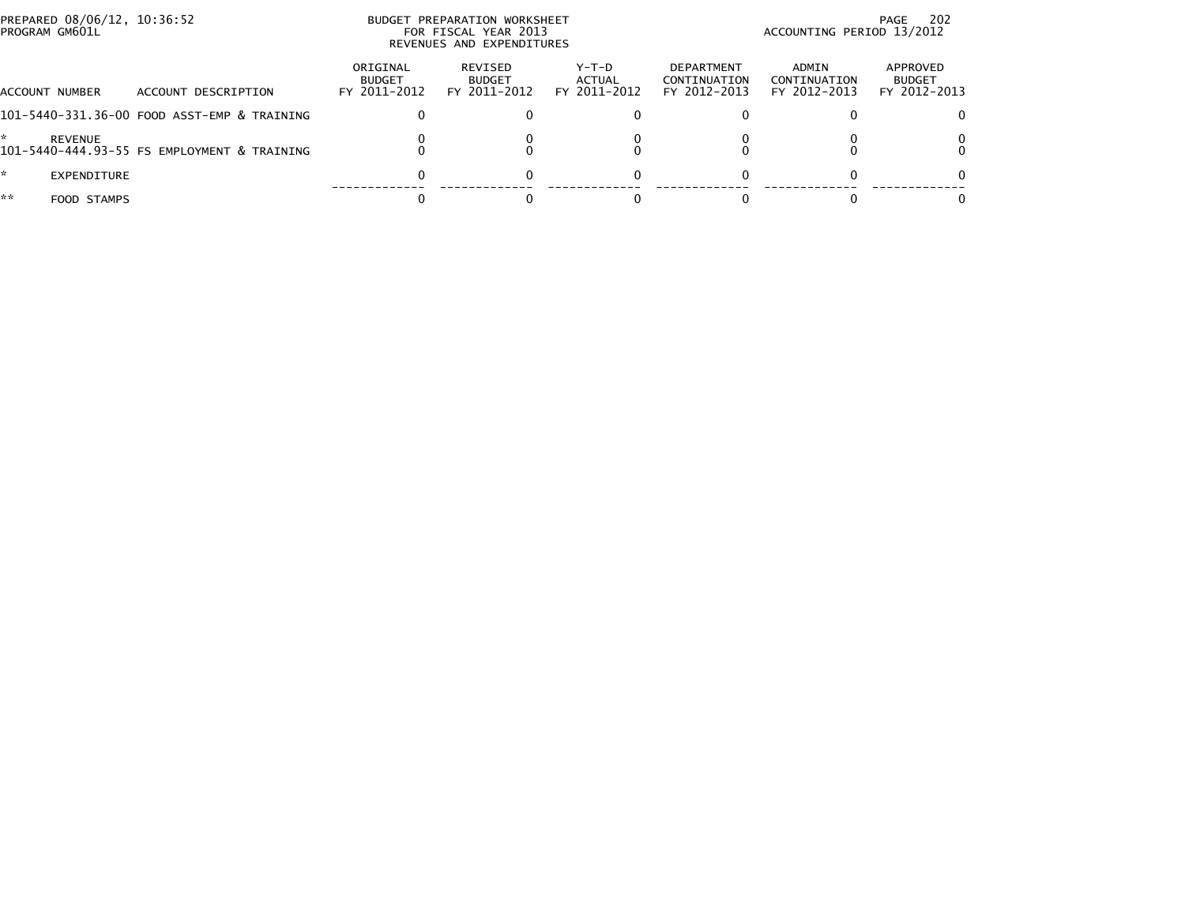PREPARED 08/06/12, 10:36:52
PROGRAM GM601L

BUDGET PREPARATION WORKSHEET
FOR FISCAL YEAR 2013
REVENUES AND EXPENDITURES

ACCOUNTING PERIOD 13/2012

| ACCOUNT NUMBER | ACCOUNT DESCRIPTION | ORIGINAL BUDGET FY 2011-2012 | REVISED BUDGET FY 2011-2012 | Y-T-D ACTUAL FY 2011-2012 | DEPARTMENT CONTINUATION FY 2012-2013 | ADMIN CONTINUATION FY 2012-2013 | APPROVED BUDGET FY 2012-2013 |
|---|---|---|---|---|---|---|---|
| 101-5440-331.36-00 | FOOD ASST-EMP & TRAINING | 0 | 0 | 0 | 0 | 0 | 0 |
| * | REVENUE | 0 | 0 | 0 | 0 | 0 | 0 |
| 101-5440-444.93-55 | FS EMPLOYMENT & TRAINING | 0 | 0 | 0 | 0 | 0 | 0 |
| * | EXPENDITURE | 0 | 0 | 0 | 0 | 0 | 0 |
| ** | FOOD STAMPS | 0 | 0 | 0 | 0 | 0 | 0 |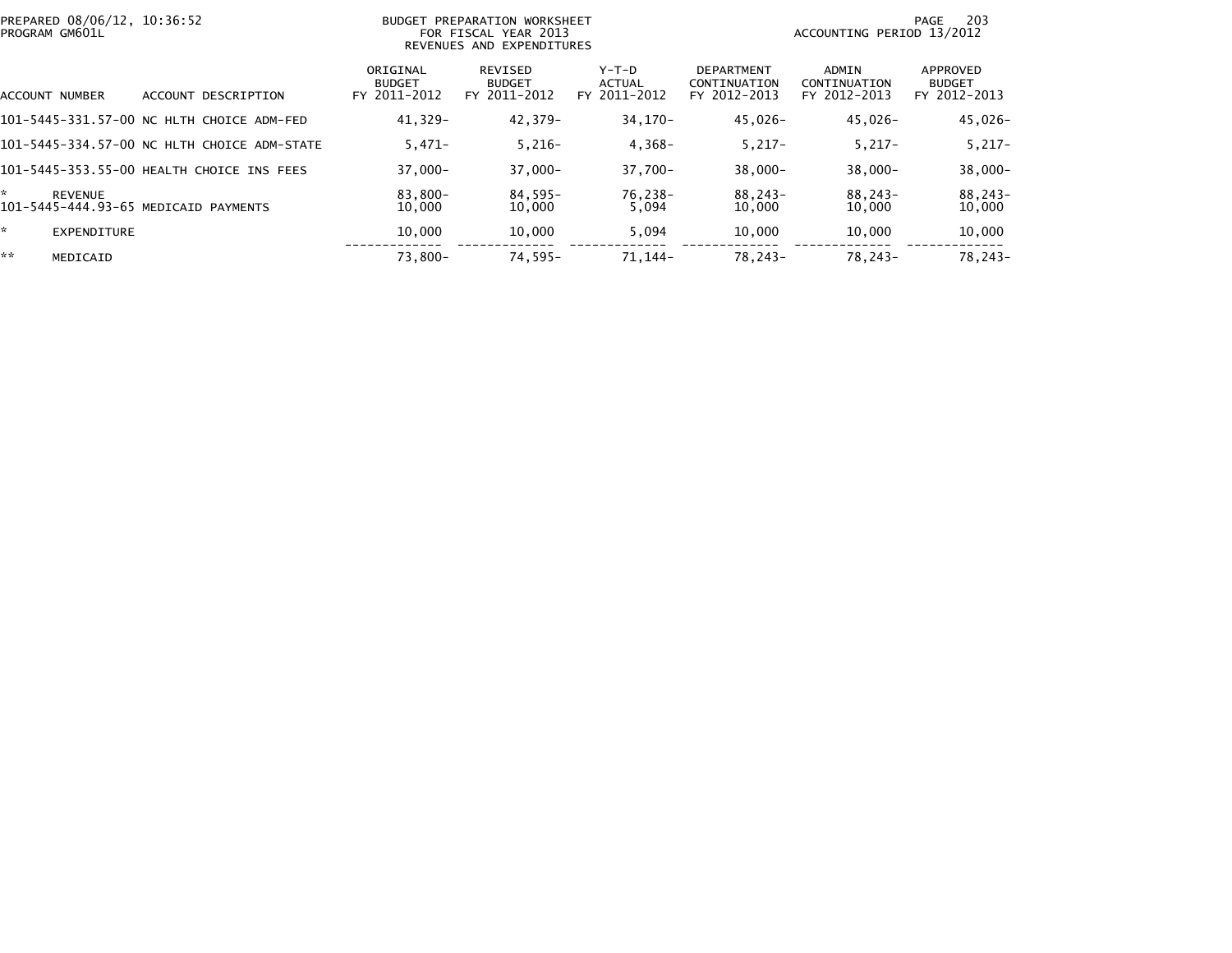PREPARED 08/06/12, 10:36:52
PROGRAM GM601L

BUDGET PREPARATION WORKSHEET
FOR FISCAL YEAR 2013
REVENUES AND EXPENDITURES

ACCOUNTING PERIOD 13/2012

| ACCOUNT NUMBER | ACCOUNT DESCRIPTION | ORIGINAL BUDGET FY 2011-2012 | REVISED BUDGET FY 2011-2012 | Y-T-D ACTUAL FY 2011-2012 | DEPARTMENT CONTINUATION FY 2012-2013 | ADMIN CONTINUATION FY 2012-2013 | APPROVED BUDGET FY 2012-2013 |
|---|---|---|---|---|---|---|---|
| 101-5445-331.57-00 | NC HLTH CHOICE ADM-FED | 41,329- | 42,379- | 34,170- | 45,026- | 45,026- | 45,026- |
| 101-5445-334.57-00 | NC HLTH CHOICE ADM-STATE | 5,471- | 5,216- | 4,368- | 5,217- | 5,217- | 5,217- |
| 101-5445-353.55-00 | HEALTH CHOICE INS FEES | 37,000- | 37,000- | 37,700- | 38,000- | 38,000- | 38,000- |
| * | REVENUE | 83,800- | 84,595- | 76,238- | 88,243- | 88,243- | 88,243- |
| 101-5445-444.93-65 | MEDICAID PAYMENTS | 10,000 | 10,000 | 5,094 | 10,000 | 10,000 | 10,000 |
| * | EXPENDITURE | 10,000 | 10,000 | 5,094 | 10,000 | 10,000 | 10,000 |
| ** | MEDICAID | 73,800- | 74,595- | 71,144- | 78,243- | 78,243- | 78,243- |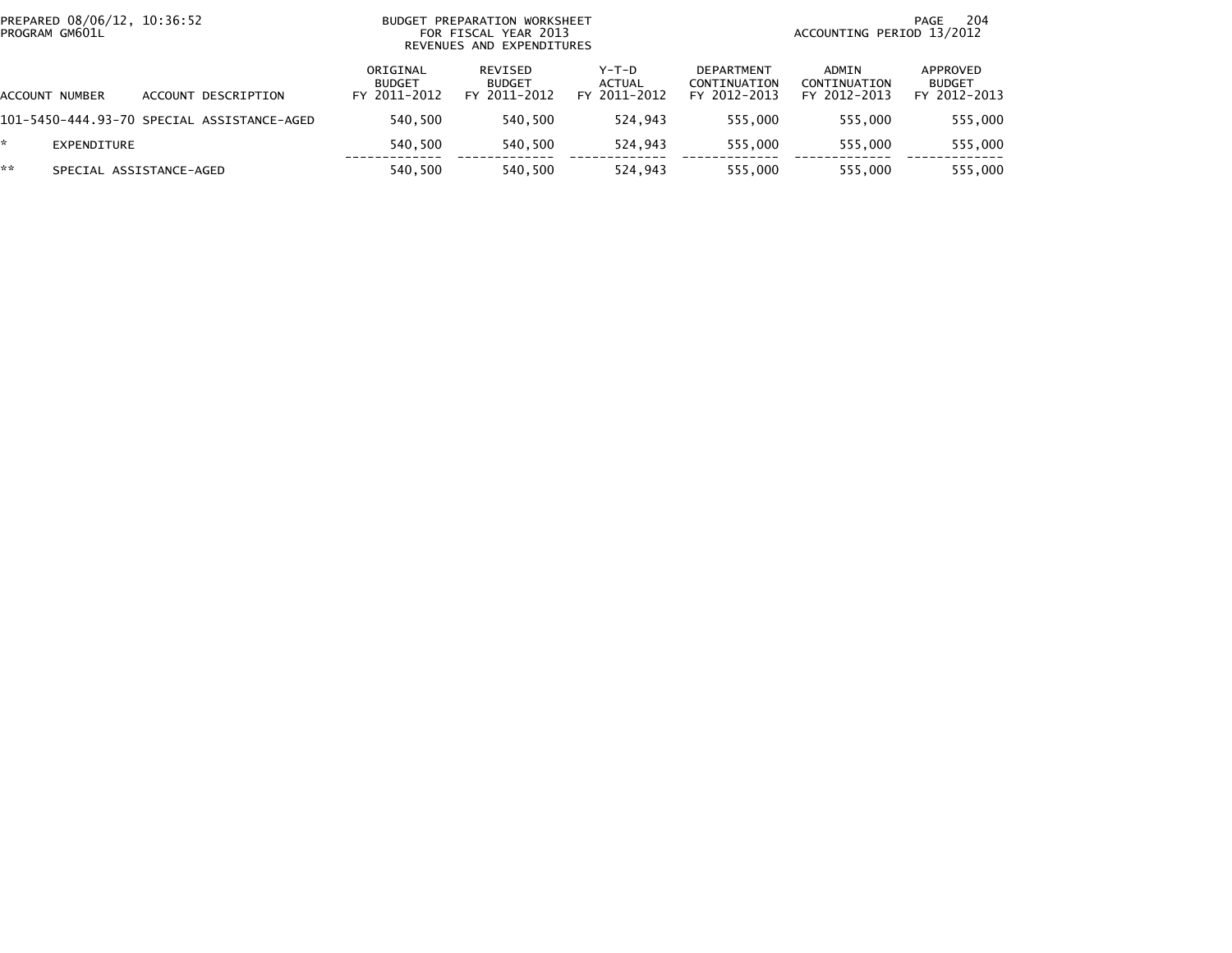BUDGET PREPARATION WORKSHEET
FOR FISCAL YEAR 2013
REVENUES AND EXPENDITURES

PREPARED 08/06/12, 10:36:52
PROGRAM GM601L

ACCOUNTING PERIOD 13/2012

| ACCOUNT NUMBER | ACCOUNT DESCRIPTION | ORIGINAL BUDGET FY 2011-2012 | REVISED BUDGET FY 2011-2012 | Y-T-D ACTUAL FY 2011-2012 | DEPARTMENT CONTINUATION FY 2012-2013 | ADMIN CONTINUATION FY 2012-2013 | APPROVED BUDGET FY 2012-2013 |
|---|---|---|---|---|---|---|---|
| 101-5450-444.93-70 | SPECIAL ASSISTANCE-AGED | 540,500 | 540,500 | 524,943 | 555,000 | 555,000 | 555,000 |
| * | EXPENDITURE | 540,500 | 540,500 | 524,943 | 555,000 | 555,000 | 555,000 |
| ** | SPECIAL ASSISTANCE-AGED | 540,500 | 540,500 | 524,943 | 555,000 | 555,000 | 555,000 |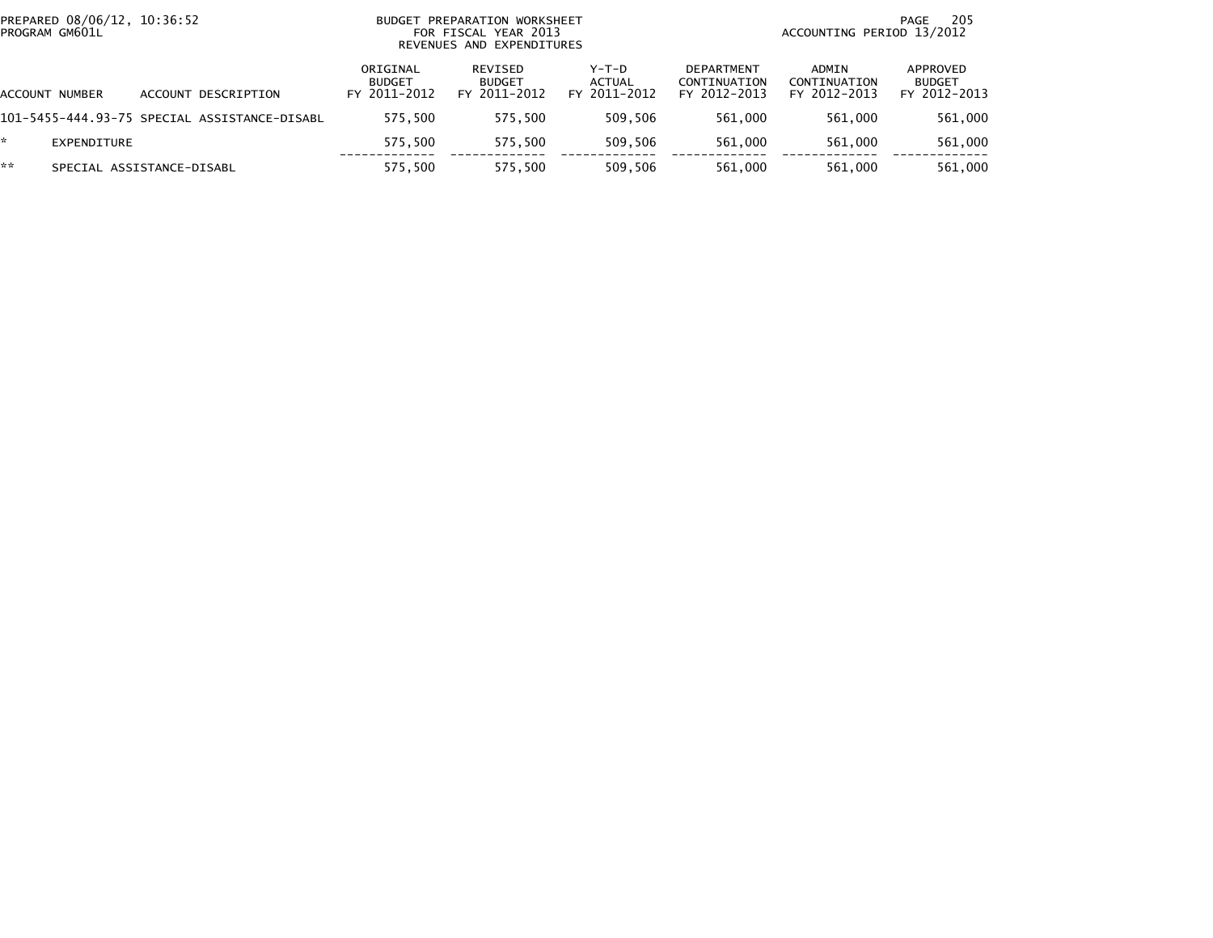PREPARED 08/06/12, 10:36:52
PROGRAM GM601L

BUDGET PREPARATION WORKSHEET
FOR FISCAL YEAR 2013
REVENUES AND EXPENDITURES

ACCOUNTING PERIOD 13/2012

| ACCOUNT NUMBER | ACCOUNT DESCRIPTION | ORIGINAL BUDGET FY 2011-2012 | REVISED BUDGET FY 2011-2012 | Y-T-D ACTUAL FY 2011-2012 | DEPARTMENT CONTINUATION FY 2012-2013 | ADMIN CONTINUATION FY 2012-2013 | APPROVED BUDGET FY 2012-2013 |
|---|---|---|---|---|---|---|---|
| 101-5455-444.93-75 | SPECIAL ASSISTANCE-DISABL | 575,500 | 575,500 | 509,506 | 561,000 | 561,000 | 561,000 |
| * | EXPENDITURE | 575,500 | 575,500 | 509,506 | 561,000 | 561,000 | 561,000 |
| ** | SPECIAL ASSISTANCE-DISABL | 575,500 | 575,500 | 509,506 | 561,000 | 561,000 | 561,000 |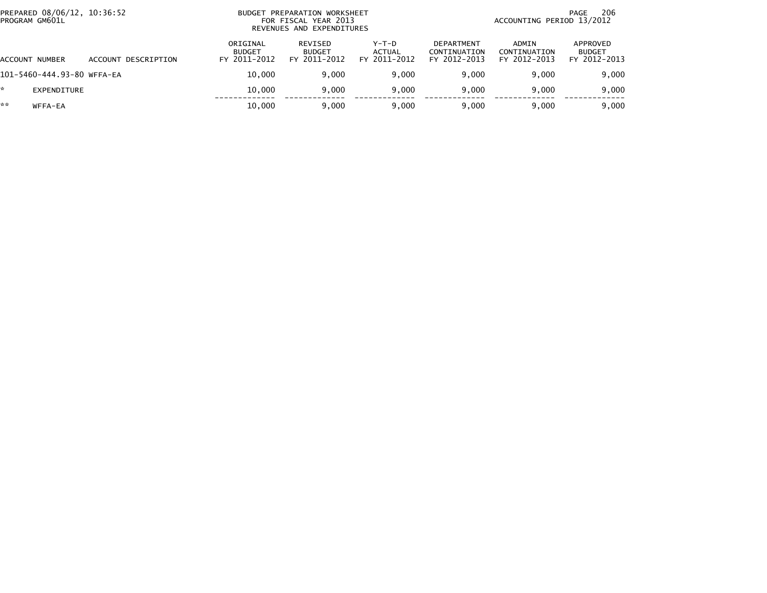BUDGET PREPARATION WORKSHEET
FOR FISCAL YEAR 2013
REVENUES AND EXPENDITURES

PREPARED 08/06/12, 10:36:52
PROGRAM GM601L

ACCOUNTING PERIOD 13/2012

| ACCOUNT NUMBER | ACCOUNT DESCRIPTION | ORIGINAL BUDGET FY 2011-2012 | REVISED BUDGET FY 2011-2012 | Y-T-D ACTUAL FY 2011-2012 | DEPARTMENT CONTINUATION FY 2012-2013 | ADMIN CONTINUATION FY 2012-2013 | APPROVED BUDGET FY 2012-2013 |
|---|---|---|---|---|---|---|---|
| 101-5460-444.93-80 | WFFA-EA | 10,000 | 9,000 | 9,000 | 9,000 | 9,000 | 9,000 |
| * | EXPENDITURE | 10,000 | 9,000 | 9,000 | 9,000 | 9,000 | 9,000 |
| ** | WFFA-EA | 10,000 | 9,000 | 9,000 | 9,000 | 9,000 | 9,000 |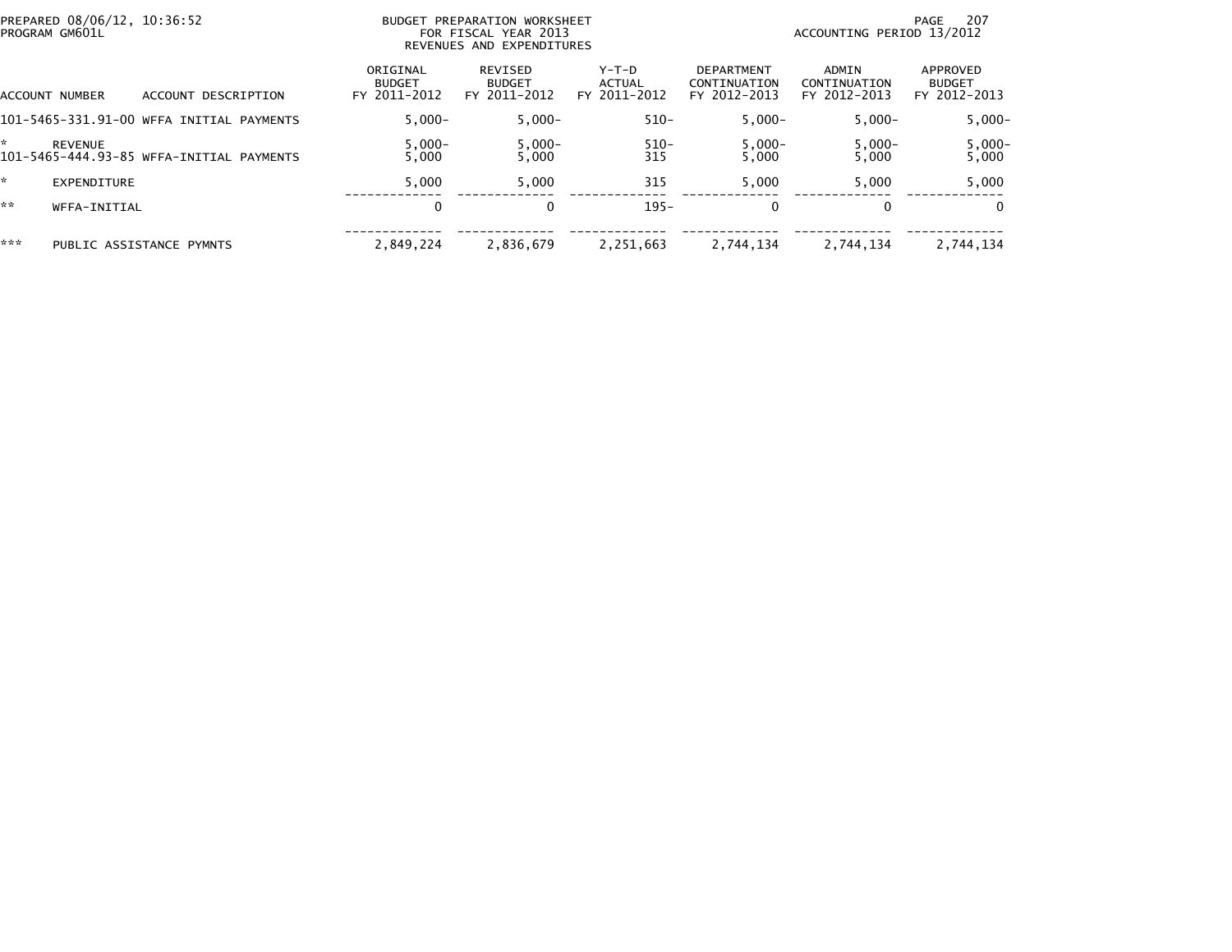PREPARED 08/06/12, 10:36:52
PROGRAM GM601L

BUDGET PREPARATION WORKSHEET
FOR FISCAL YEAR 2013
REVENUES AND EXPENDITURES

ACCOUNTING PERIOD 13/2012

| ACCOUNT NUMBER | ACCOUNT DESCRIPTION | ORIGINAL BUDGET FY 2011-2012 | REVISED BUDGET FY 2011-2012 | Y-T-D ACTUAL FY 2011-2012 | DEPARTMENT CONTINUATION FY 2012-2013 | ADMIN CONTINUATION FY 2012-2013 | APPROVED BUDGET FY 2012-2013 |
|---|---|---|---|---|---|---|---|
| 101-5465-331.91-00 | WFFA INITIAL PAYMENTS | 5,000- | 5,000- | 510- | 5,000- | 5,000- | 5,000- |
| * | REVENUE | 5,000- | 5,000- | 510- | 5,000- | 5,000- | 5,000- |
| 101-5465-444.93-85 | WFFA-INITIAL PAYMENTS | 5,000 | 5,000 | 315 | 5,000 | 5,000 | 5,000 |
| * | EXPENDITURE | 5,000 | 5,000 | 315 | 5,000 | 5,000 | 5,000 |
| ** | WFFA-INITIAL | 0 | 0 | 195- | 0 | 0 | 0 |
| *** | PUBLIC ASSISTANCE PYMNTS | 2,849,224 | 2,836,679 | 2,251,663 | 2,744,134 | 2,744,134 | 2,744,134 |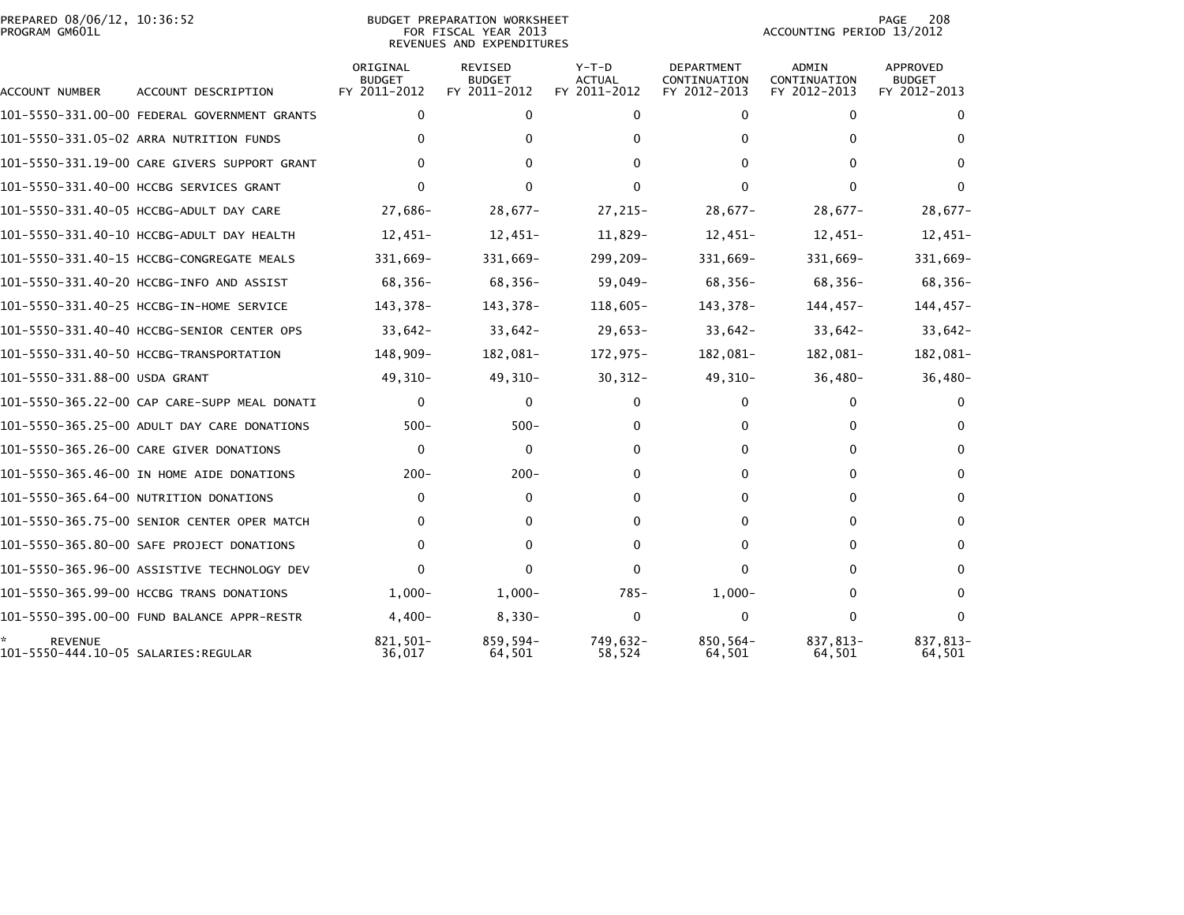PREPARED 08/06/12, 10:36:52
PROGRAM GM601L

BUDGET PREPARATION WORKSHEET
FOR FISCAL YEAR 2013
REVENUES AND EXPENDITURES

ACCOUNTING PERIOD 13/2012

| ACCOUNT NUMBER | ACCOUNT DESCRIPTION | ORIGINAL BUDGET FY 2011-2012 | REVISED BUDGET FY 2011-2012 | Y-T-D ACTUAL FY 2011-2012 | DEPARTMENT CONTINUATION FY 2012-2013 | ADMIN CONTINUATION FY 2012-2013 | APPROVED BUDGET FY 2012-2013 |
|---|---|---|---|---|---|---|---|
| 101-5550-331.00-00 | FEDERAL GOVERNMENT GRANTS | 0 | 0 | 0 | 0 | 0 | 0 |
| 101-5550-331.05-02 | ARRA NUTRITION FUNDS | 0 | 0 | 0 | 0 | 0 | 0 |
| 101-5550-331.19-00 | CARE GIVERS SUPPORT GRANT | 0 | 0 | 0 | 0 | 0 | 0 |
| 101-5550-331.40-00 | HCCBG SERVICES GRANT | 0 | 0 | 0 | 0 | 0 | 0 |
| 101-5550-331.40-05 | HCCBG-ADULT DAY CARE | 27,686- | 28,677- | 27,215- | 28,677- | 28,677- | 28,677- |
| 101-5550-331.40-10 | HCCBG-ADULT DAY HEALTH | 12,451- | 12,451- | 11,829- | 12,451- | 12,451- | 12,451- |
| 101-5550-331.40-15 | HCCBG-CONGREGATE MEALS | 331,669- | 331,669- | 299,209- | 331,669- | 331,669- | 331,669- |
| 101-5550-331.40-20 | HCCBG-INFO AND ASSIST | 68,356- | 68,356- | 59,049- | 68,356- | 68,356- | 68,356- |
| 101-5550-331.40-25 | HCCBG-IN-HOME SERVICE | 143,378- | 143,378- | 118,605- | 143,378- | 144,457- | 144,457- |
| 101-5550-331.40-40 | HCCBG-SENIOR CENTER OPS | 33,642- | 33,642- | 29,653- | 33,642- | 33,642- | 33,642- |
| 101-5550-331.40-50 | HCCBG-TRANSPORTATION | 148,909- | 182,081- | 172,975- | 182,081- | 182,081- | 182,081- |
| 101-5550-331.88-00 | USDA GRANT | 49,310- | 49,310- | 30,312- | 49,310- | 36,480- | 36,480- |
| 101-5550-365.22-00 | CAP CARE-SUPP MEAL DONATI | 0 | 0 | 0 | 0 | 0 | 0 |
| 101-5550-365.25-00 | ADULT DAY CARE DONATIONS | 500- | 500- | 0 | 0 | 0 | 0 |
| 101-5550-365.26-00 | CARE GIVER DONATIONS | 0 | 0 | 0 | 0 | 0 | 0 |
| 101-5550-365.46-00 | IN HOME AIDE DONATIONS | 200- | 200- | 0 | 0 | 0 | 0 |
| 101-5550-365.64-00 | NUTRITION DONATIONS | 0 | 0 | 0 | 0 | 0 | 0 |
| 101-5550-365.75-00 | SENIOR CENTER OPER MATCH | 0 | 0 | 0 | 0 | 0 | 0 |
| 101-5550-365.80-00 | SAFE PROJECT DONATIONS | 0 | 0 | 0 | 0 | 0 | 0 |
| 101-5550-365.96-00 | ASSISTIVE TECHNOLOGY DEV | 0 | 0 | 0 | 0 | 0 | 0 |
| 101-5550-365.99-00 | HCCBG TRANS DONATIONS | 1,000- | 1,000- | 785- | 1,000- | 0 | 0 |
| 101-5550-395.00-00 | FUND BALANCE APPR-RESTR | 4,400- | 8,330- | 0 | 0 | 0 | 0 |
| * REVENUE | | 821,501- | 859,594- | 749,632- | 850,564- | 837,813- | 837,813- |
| 101-5550-444.10-05 | SALARIES:REGULAR | 36,017 | 64,501 | 58,524 | 64,501 | 64,501 | 64,501 |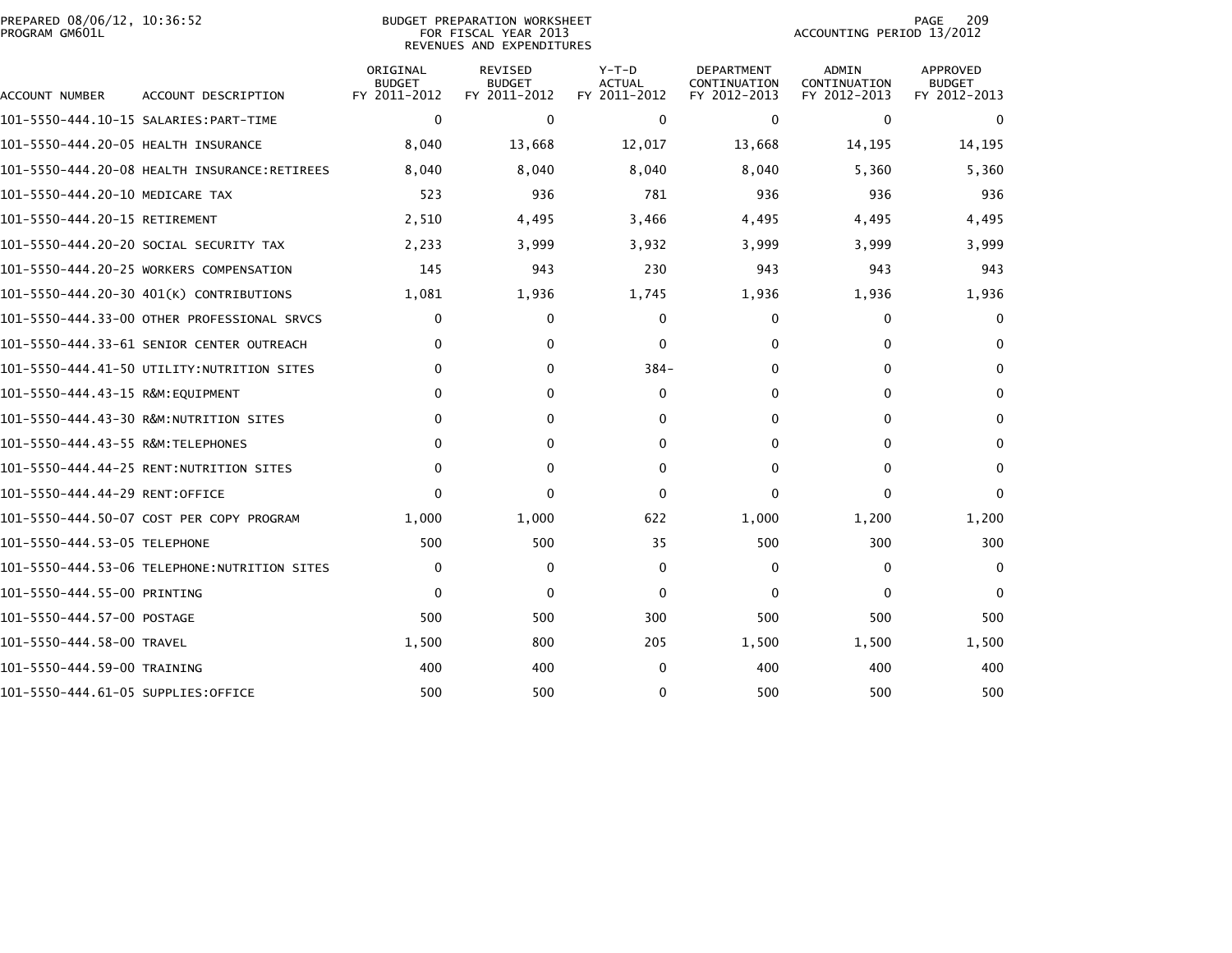PREPARED 08/06/12, 10:36:52
PROGRAM GM601L

BUDGET PREPARATION WORKSHEET
FOR FISCAL YEAR 2013
REVENUES AND EXPENDITURES

ACCOUNTING PERIOD 13/2012

| ACCOUNT NUMBER | ACCOUNT DESCRIPTION | ORIGINAL BUDGET FY 2011-2012 | REVISED BUDGET FY 2011-2012 | Y-T-D ACTUAL FY 2011-2012 | DEPARTMENT CONTINUATION FY 2012-2013 | ADMIN CONTINUATION FY 2012-2013 | APPROVED BUDGET FY 2012-2013 |
|---|---|---|---|---|---|---|---|
| 101-5550-444.10-15 | SALARIES:PART-TIME | 0 | 0 | 0 | 0 | 0 | 0 |
| 101-5550-444.20-05 | HEALTH INSURANCE | 8,040 | 13,668 | 12,017 | 13,668 | 14,195 | 14,195 |
| 101-5550-444.20-08 | HEALTH INSURANCE:RETIREES | 8,040 | 8,040 | 8,040 | 8,040 | 5,360 | 5,360 |
| 101-5550-444.20-10 | MEDICARE TAX | 523 | 936 | 781 | 936 | 936 | 936 |
| 101-5550-444.20-15 | RETIREMENT | 2,510 | 4,495 | 3,466 | 4,495 | 4,495 | 4,495 |
| 101-5550-444.20-20 | SOCIAL SECURITY TAX | 2,233 | 3,999 | 3,932 | 3,999 | 3,999 | 3,999 |
| 101-5550-444.20-25 | WORKERS COMPENSATION | 145 | 943 | 230 | 943 | 943 | 943 |
| 101-5550-444.20-30 | 401(K) CONTRIBUTIONS | 1,081 | 1,936 | 1,745 | 1,936 | 1,936 | 1,936 |
| 101-5550-444.33-00 | OTHER PROFESSIONAL SRVCS | 0 | 0 | 0 | 0 | 0 | 0 |
| 101-5550-444.33-61 | SENIOR CENTER OUTREACH | 0 | 0 | 0 | 0 | 0 | 0 |
| 101-5550-444.41-50 | UTILITY:NUTRITION SITES | 0 | 0 | 384- | 0 | 0 | 0 |
| 101-5550-444.43-15 | R&M:EQUIPMENT | 0 | 0 | 0 | 0 | 0 | 0 |
| 101-5550-444.43-30 | R&M:NUTRITION SITES | 0 | 0 | 0 | 0 | 0 | 0 |
| 101-5550-444.43-55 | R&M:TELEPHONES | 0 | 0 | 0 | 0 | 0 | 0 |
| 101-5550-444.44-25 | RENT:NUTRITION SITES | 0 | 0 | 0 | 0 | 0 | 0 |
| 101-5550-444.44-29 | RENT:OFFICE | 0 | 0 | 0 | 0 | 0 | 0 |
| 101-5550-444.50-07 | COST PER COPY PROGRAM | 1,000 | 1,000 | 622 | 1,000 | 1,200 | 1,200 |
| 101-5550-444.53-05 | TELEPHONE | 500 | 500 | 35 | 500 | 300 | 300 |
| 101-5550-444.53-06 | TELEPHONE:NUTRITION SITES | 0 | 0 | 0 | 0 | 0 | 0 |
| 101-5550-444.55-00 | PRINTING | 0 | 0 | 0 | 0 | 0 | 0 |
| 101-5550-444.57-00 | POSTAGE | 500 | 500 | 300 | 500 | 500 | 500 |
| 101-5550-444.58-00 | TRAVEL | 1,500 | 800 | 205 | 1,500 | 1,500 | 1,500 |
| 101-5550-444.59-00 | TRAINING | 400 | 400 | 0 | 400 | 400 | 400 |
| 101-5550-444.61-05 | SUPPLIES:OFFICE | 500 | 500 | 0 | 500 | 500 | 500 |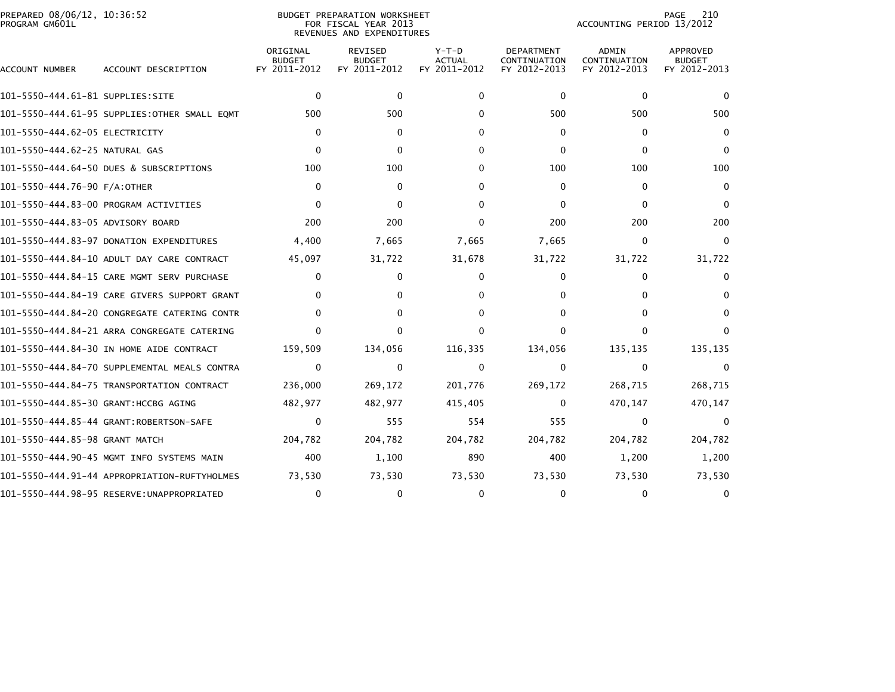PREPARED 08/06/12, 10:36:52
PROGRAM GM601L

BUDGET PREPARATION WORKSHEET
FOR FISCAL YEAR 2013
REVENUES AND EXPENDITURES

ACCOUNTING PERIOD 13/2012

| ACCOUNT NUMBER | ACCOUNT DESCRIPTION | ORIGINAL BUDGET FY 2011-2012 | REVISED BUDGET FY 2011-2012 | Y-T-D ACTUAL FY 2011-2012 | DEPARTMENT CONTINUATION FY 2012-2013 | ADMIN CONTINUATION FY 2012-2013 | APPROVED BUDGET FY 2012-2013 |
|---|---|---|---|---|---|---|---|
| 101-5550-444.61-81 | SUPPLIES:SITE | 0 | 0 | 0 | 0 | 0 | 0 |
| 101-5550-444.61-95 | SUPPLIES:OTHER SMALL EQMT | 500 | 500 | 0 | 500 | 500 | 500 |
| 101-5550-444.62-05 | ELECTRICITY | 0 | 0 | 0 | 0 | 0 | 0 |
| 101-5550-444.62-25 | NATURAL GAS | 0 | 0 | 0 | 0 | 0 | 0 |
| 101-5550-444.64-50 | DUES & SUBSCRIPTIONS | 100 | 100 | 0 | 100 | 100 | 100 |
| 101-5550-444.76-90 | F/A:OTHER | 0 | 0 | 0 | 0 | 0 | 0 |
| 101-5550-444.83-00 | PROGRAM ACTIVITIES | 0 | 0 | 0 | 0 | 0 | 0 |
| 101-5550-444.83-05 | ADVISORY BOARD | 200 | 200 | 0 | 200 | 200 | 200 |
| 101-5550-444.83-97 | DONATION EXPENDITURES | 4,400 | 7,665 | 7,665 | 7,665 | 0 | 0 |
| 101-5550-444.84-10 | ADULT DAY CARE CONTRACT | 45,097 | 31,722 | 31,678 | 31,722 | 31,722 | 31,722 |
| 101-5550-444.84-15 | CARE MGMT SERV PURCHASE | 0 | 0 | 0 | 0 | 0 | 0 |
| 101-5550-444.84-19 | CARE GIVERS SUPPORT GRANT | 0 | 0 | 0 | 0 | 0 | 0 |
| 101-5550-444.84-20 | CONGREGATE CATERING CONTR | 0 | 0 | 0 | 0 | 0 | 0 |
| 101-5550-444.84-21 | ARRA CONGREGATE CATERING | 0 | 0 | 0 | 0 | 0 | 0 |
| 101-5550-444.84-30 | IN HOME AIDE CONTRACT | 159,509 | 134,056 | 116,335 | 134,056 | 135,135 | 135,135 |
| 101-5550-444.84-70 | SUPPLEMENTAL MEALS CONTRA | 0 | 0 | 0 | 0 | 0 | 0 |
| 101-5550-444.84-75 | TRANSPORTATION CONTRACT | 236,000 | 269,172 | 201,776 | 269,172 | 268,715 | 268,715 |
| 101-5550-444.85-30 | GRANT:HCCBG AGING | 482,977 | 482,977 | 415,405 | 0 | 470,147 | 470,147 |
| 101-5550-444.85-44 | GRANT:ROBERTSON-SAFE | 0 | 555 | 554 | 555 | 0 | 0 |
| 101-5550-444.85-98 | GRANT MATCH | 204,782 | 204,782 | 204,782 | 204,782 | 204,782 | 204,782 |
| 101-5550-444.90-45 | MGMT INFO SYSTEMS MAIN | 400 | 1,100 | 890 | 400 | 1,200 | 1,200 |
| 101-5550-444.91-44 | APPROPRIATION-RUFTYHOLMES | 73,530 | 73,530 | 73,530 | 73,530 | 73,530 | 73,530 |
| 101-5550-444.98-95 | RESERVE:UNAPPROPRIATED | 0 | 0 | 0 | 0 | 0 | 0 |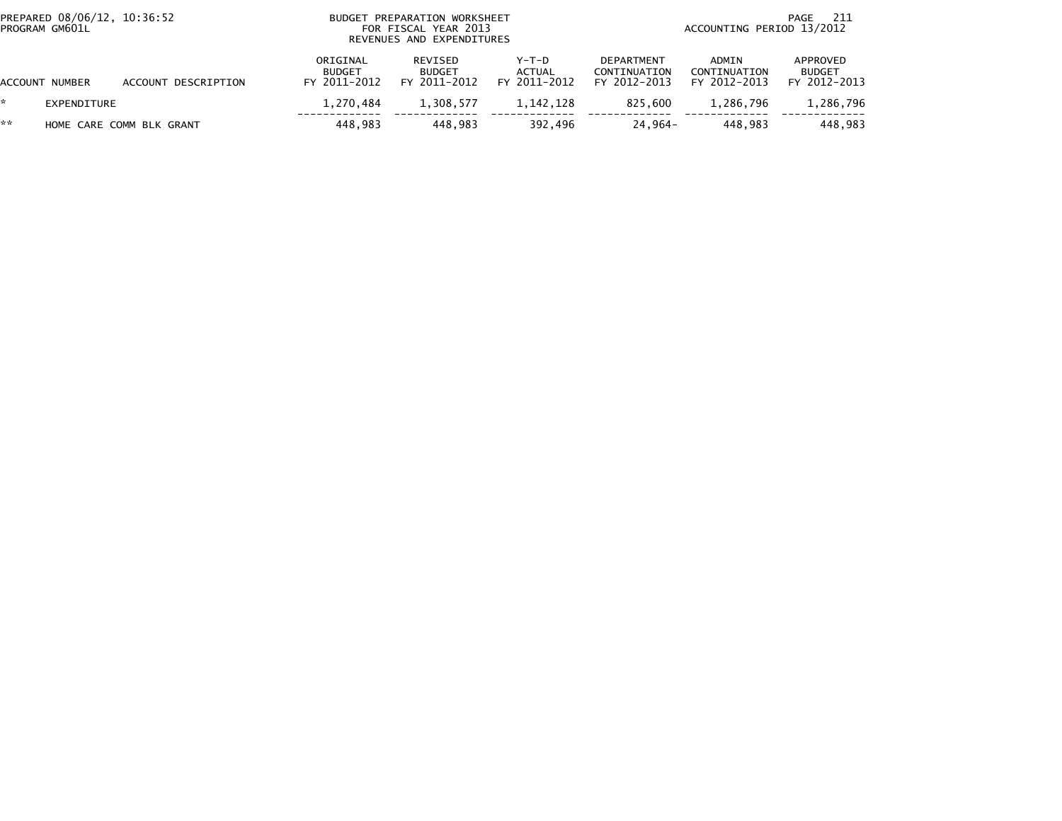| ACCOUNT NUMBER | ACCOUNT DESCRIPTION | ORIGINAL BUDGET FY 2011-2012 | REVISED BUDGET FY 2011-2012 | Y-T-D ACTUAL FY 2011-2012 | DEPARTMENT CONTINUATION FY 2012-2013 | ADMIN CONTINUATION FY 2012-2013 | APPROVED BUDGET FY 2012-2013 |
|---|---|---|---|---|---|---|---|
| * | EXPENDITURE | 1,270,484 | 1,308,577 | 1,142,128 | 825,600 | 1,286,796 | 1,286,796 |
| ** | HOME CARE COMM BLK GRANT | 448,983 | 448,983 | 392,496 | 24,964- | 448,983 | 448,983 |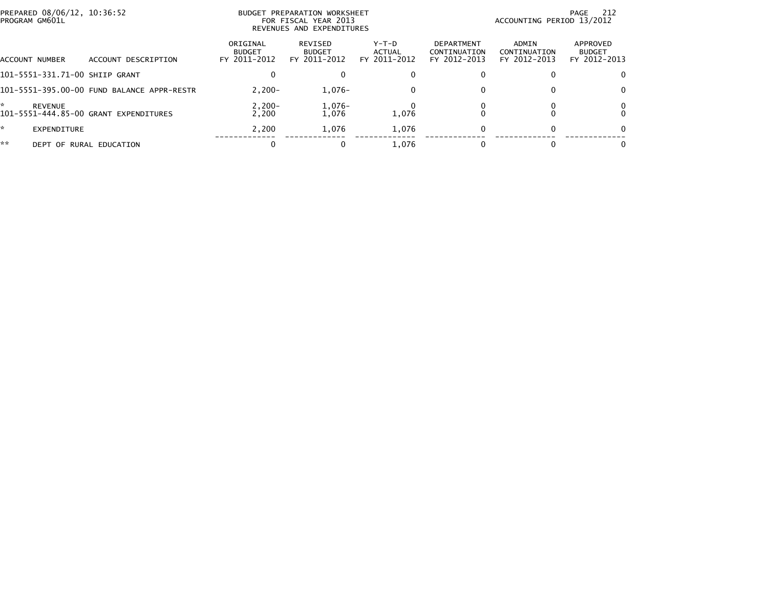PREPARED 08/06/12, 10:36:52
PROGRAM GM601L

BUDGET PREPARATION WORKSHEET
FOR FISCAL YEAR 2013
REVENUES AND EXPENDITURES

ACCOUNTING PERIOD 13/2012

| ACCOUNT NUMBER | ACCOUNT DESCRIPTION | ORIGINAL BUDGET FY 2011-2012 | REVISED BUDGET FY 2011-2012 | Y-T-D ACTUAL FY 2011-2012 | DEPARTMENT CONTINUATION FY 2012-2013 | ADMIN CONTINUATION FY 2012-2013 | APPROVED BUDGET FY 2012-2013 |
|---|---|---|---|---|---|---|---|
| 101-5551-331.71-00 | SHIIP GRANT | 0 | 0 | 0 | 0 | 0 | 0 |
| 101-5551-395.00-00 | FUND BALANCE APPR-RESTR | 2,200- | 1,076- | 0 | 0 | 0 | 0 |
| * | REVENUE | 2,200- | 1,076- | 0 | 0 | 0 | 0 |
| 101-5551-444.85-00 | GRANT EXPENDITURES | 2,200 | 1,076 | 1,076 | 0 | 0 | 0 |
| * | EXPENDITURE | 2,200 | 1,076 | 1,076 | 0 | 0 | 0 |
| ** | DEPT OF RURAL EDUCATION | 0 | 0 | 1,076 | 0 | 0 | 0 |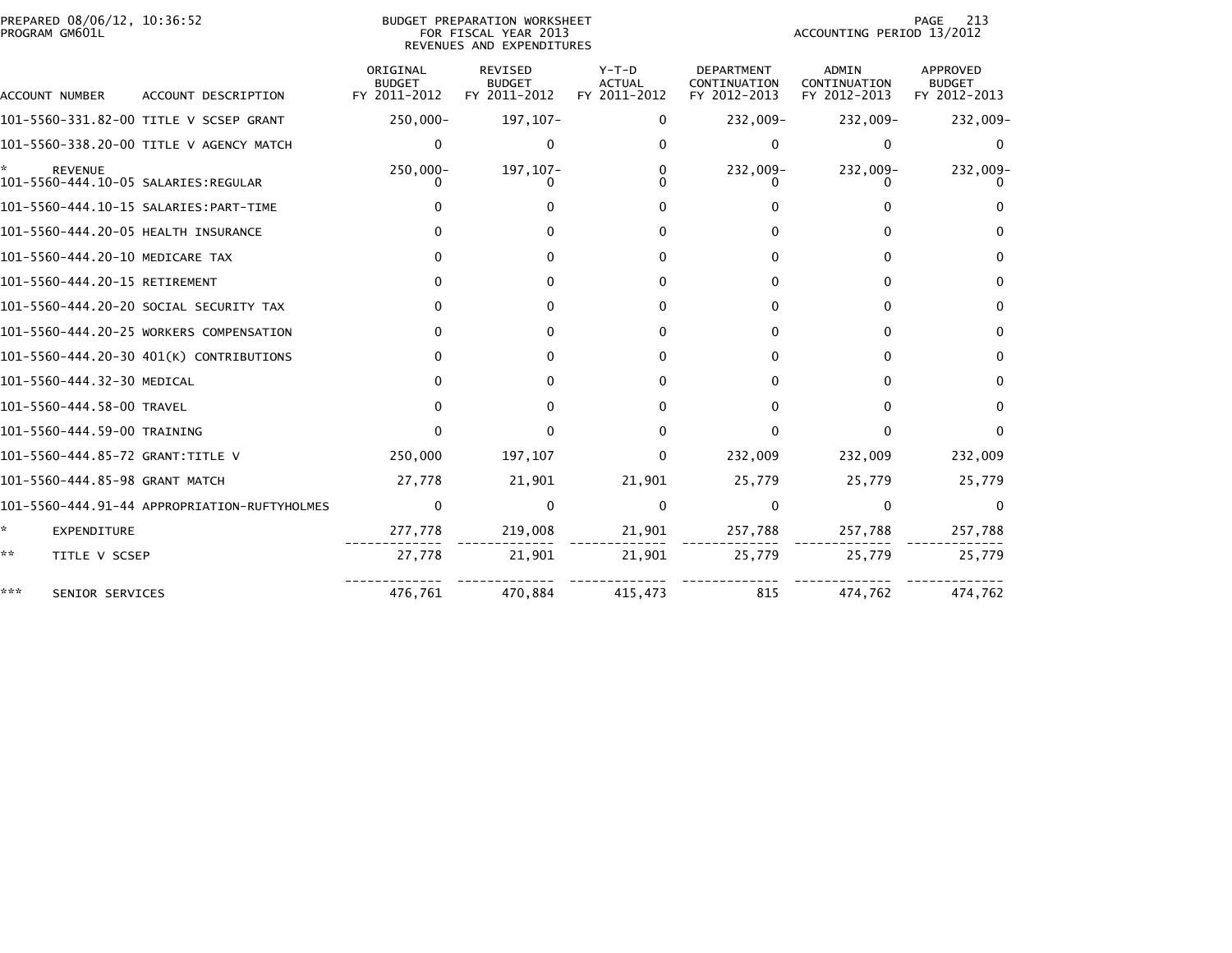PREPARED 08/06/12, 10:36:52
PROGRAM GM601L

BUDGET PREPARATION WORKSHEET
FOR FISCAL YEAR 2013
REVENUES AND EXPENDITURES

ACCOUNTING PERIOD 13/2012

| ACCOUNT NUMBER | ACCOUNT DESCRIPTION | ORIGINAL BUDGET FY 2011-2012 | REVISED BUDGET FY 2011-2012 | Y-T-D ACTUAL FY 2011-2012 | DEPARTMENT CONTINUATION FY 2012-2013 | ADMIN CONTINUATION FY 2012-2013 | APPROVED BUDGET FY 2012-2013 |
|---|---|---|---|---|---|---|---|
| 101-5560-331.82-00 | TITLE V SCSEP GRANT | 250,000- | 197,107- | 0 | 232,009- | 232,009- | 232,009- |
| 101-5560-338.20-00 | TITLE V AGENCY MATCH | 0 | 0 | 0 | 0 | 0 | 0 |
| * | REVENUE | 250,000- | 197,107- | 0 | 232,009- | 232,009- | 232,009- |
| 101-5560-444.10-05 | SALARIES:REGULAR | 0 | 0 | 0 | 0 | 0 | 0 |
| 101-5560-444.10-15 | SALARIES:PART-TIME | 0 | 0 | 0 | 0 | 0 | 0 |
| 101-5560-444.20-05 | HEALTH INSURANCE | 0 | 0 | 0 | 0 | 0 | 0 |
| 101-5560-444.20-10 | MEDICARE TAX | 0 | 0 | 0 | 0 | 0 | 0 |
| 101-5560-444.20-15 | RETIREMENT | 0 | 0 | 0 | 0 | 0 | 0 |
| 101-5560-444.20-20 | SOCIAL SECURITY TAX | 0 | 0 | 0 | 0 | 0 | 0 |
| 101-5560-444.20-25 | WORKERS COMPENSATION | 0 | 0 | 0 | 0 | 0 | 0 |
| 101-5560-444.20-30 | 401(K) CONTRIBUTIONS | 0 | 0 | 0 | 0 | 0 | 0 |
| 101-5560-444.32-30 | MEDICAL | 0 | 0 | 0 | 0 | 0 | 0 |
| 101-5560-444.58-00 | TRAVEL | 0 | 0 | 0 | 0 | 0 | 0 |
| 101-5560-444.59-00 | TRAINING | 0 | 0 | 0 | 0 | 0 | 0 |
| 101-5560-444.85-72 | GRANT:TITLE V | 250,000 | 197,107 | 0 | 232,009 | 232,009 | 232,009 |
| 101-5560-444.85-98 | GRANT MATCH | 27,778 | 21,901 | 21,901 | 25,779 | 25,779 | 25,779 |
| 101-5560-444.91-44 | APPROPRIATION-RUFTYHOLMES | 0 | 0 | 0 | 0 | 0 | 0 |
| * | EXPENDITURE | 277,778 | 219,008 | 21,901 | 257,788 | 257,788 | 257,788 |
| ** | TITLE V SCSEP | 27,778 | 21,901 | 21,901 | 25,779 | 25,779 | 25,779 |
| *** | SENIOR SERVICES | 476,761 | 470,884 | 415,473 | 815 | 474,762 | 474,762 |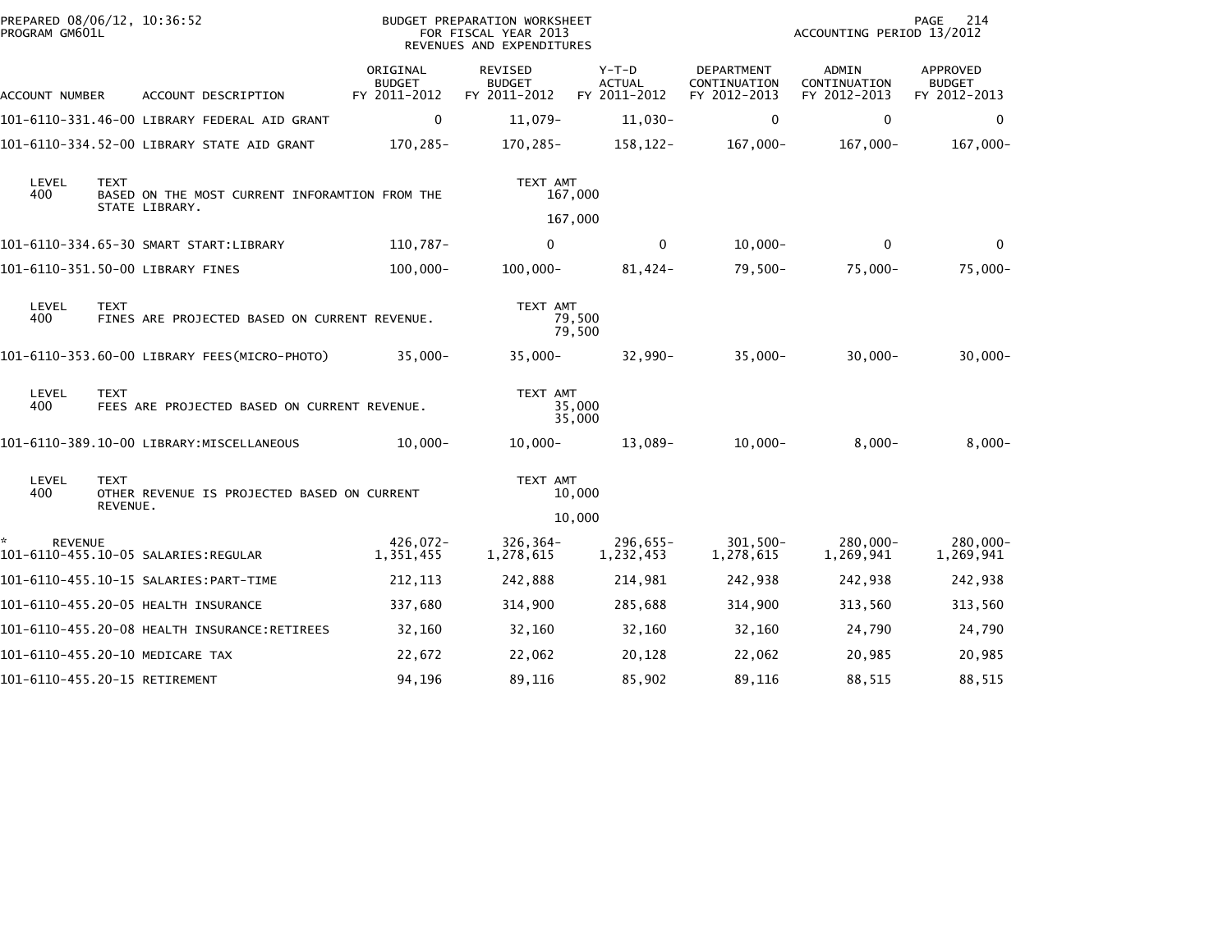PREPARED 08/06/12, 10:36:52
PROGRAM GM601L

BUDGET PREPARATION WORKSHEET
FOR FISCAL YEAR 2013
REVENUES AND EXPENDITURES

ACCOUNTING PERIOD 13/2012

| ACCOUNT NUMBER | ACCOUNT DESCRIPTION | ORIGINAL BUDGET FY 2011-2012 | REVISED BUDGET FY 2011-2012 | Y-T-D ACTUAL FY 2011-2012 | DEPARTMENT CONTINUATION FY 2012-2013 | ADMIN CONTINUATION FY 2012-2013 | APPROVED BUDGET FY 2012-2013 |
|---|---|---|---|---|---|---|---|
| 101-6110-331.46-00 | LIBRARY FEDERAL AID GRANT | 0 | 11,079- | 11,030- | 0 | 0 | 0 |
| 101-6110-334.52-00 | LIBRARY STATE AID GRANT | 170,285- | 170,285- | 158,122- | 167,000- | 167,000- | 167,000- |

| LEVEL | TEXT | TEXT AMT |
|---|---|---|
| 400 | BASED ON THE MOST CURRENT INFORAMTION FROM THE STATE LIBRARY. | 167,000 |
| | | 167,000 |

| ACCOUNT NUMBER | ACCOUNT DESCRIPTION | ORIGINAL BUDGET FY 2011-2012 | REVISED BUDGET FY 2011-2012 | Y-T-D ACTUAL FY 2011-2012 | DEPARTMENT CONTINUATION FY 2012-2013 | ADMIN CONTINUATION FY 2012-2013 | APPROVED BUDGET FY 2012-2013 |
|---|---|---|---|---|---|---|---|
| 101-6110-334.65-30 | SMART START:LIBRARY | 110,787- | 0 | 0 | 10,000- | 0 | 0 |
| 101-6110-351.50-00 | LIBRARY FINES | 100,000- | 100,000- | 81,424- | 79,500- | 75,000- | 75,000- |

| LEVEL | TEXT | TEXT AMT |
|---|---|---|
| 400 | FINES ARE PROJECTED BASED ON CURRENT REVENUE. | 79,500 |
| | | 79,500 |

| ACCOUNT NUMBER | ACCOUNT DESCRIPTION | ORIGINAL BUDGET FY 2011-2012 | REVISED BUDGET FY 2011-2012 | Y-T-D ACTUAL FY 2011-2012 | DEPARTMENT CONTINUATION FY 2012-2013 | ADMIN CONTINUATION FY 2012-2013 | APPROVED BUDGET FY 2012-2013 |
|---|---|---|---|---|---|---|---|
| 101-6110-353.60-00 | LIBRARY FEES(MICRO-PHOTO) | 35,000- | 35,000- | 32,990- | 35,000- | 30,000- | 30,000- |

| LEVEL | TEXT | TEXT AMT |
|---|---|---|
| 400 | FEES ARE PROJECTED BASED ON CURRENT REVENUE. | 35,000 |
| | | 35,000 |

| ACCOUNT NUMBER | ACCOUNT DESCRIPTION | ORIGINAL BUDGET FY 2011-2012 | REVISED BUDGET FY 2011-2012 | Y-T-D ACTUAL FY 2011-2012 | DEPARTMENT CONTINUATION FY 2012-2013 | ADMIN CONTINUATION FY 2012-2013 | APPROVED BUDGET FY 2012-2013 |
|---|---|---|---|---|---|---|---|
| 101-6110-389.10-00 | LIBRARY:MISCELLANEOUS | 10,000- | 10,000- | 13,089- | 10,000- | 8,000- | 8,000- |

| LEVEL | TEXT | TEXT AMT |
|---|---|---|
| 400 | OTHER REVENUE IS PROJECTED BASED ON CURRENT REVENUE. | 10,000 |
| | | 10,000 |

| ACCOUNT NUMBER | ACCOUNT DESCRIPTION | ORIGINAL BUDGET FY 2011-2012 | REVISED BUDGET FY 2011-2012 | Y-T-D ACTUAL FY 2011-2012 | DEPARTMENT CONTINUATION FY 2012-2013 | ADMIN CONTINUATION FY 2012-2013 | APPROVED BUDGET FY 2012-2013 |
|---|---|---|---|---|---|---|---|
| * REVENUE | | 426,072- | 326,364- | 296,655- | 301,500- | 280,000- | 280,000- |
| 101-6110-455.10-05 | SALARIES:REGULAR | 1,351,455 | 1,278,615 | 1,232,453 | 1,278,615 | 1,269,941 | 1,269,941 |
| 101-6110-455.10-15 | SALARIES:PART-TIME | 212,113 | 242,888 | 214,981 | 242,938 | 242,938 | 242,938 |
| 101-6110-455.20-05 | HEALTH INSURANCE | 337,680 | 314,900 | 285,688 | 314,900 | 313,560 | 313,560 |
| 101-6110-455.20-08 | HEALTH INSURANCE:RETIREES | 32,160 | 32,160 | 32,160 | 32,160 | 24,790 | 24,790 |
| 101-6110-455.20-10 | MEDICARE TAX | 22,672 | 22,062 | 20,128 | 22,062 | 20,985 | 20,985 |
| 101-6110-455.20-15 | RETIREMENT | 94,196 | 89,116 | 85,902 | 89,116 | 88,515 | 88,515 |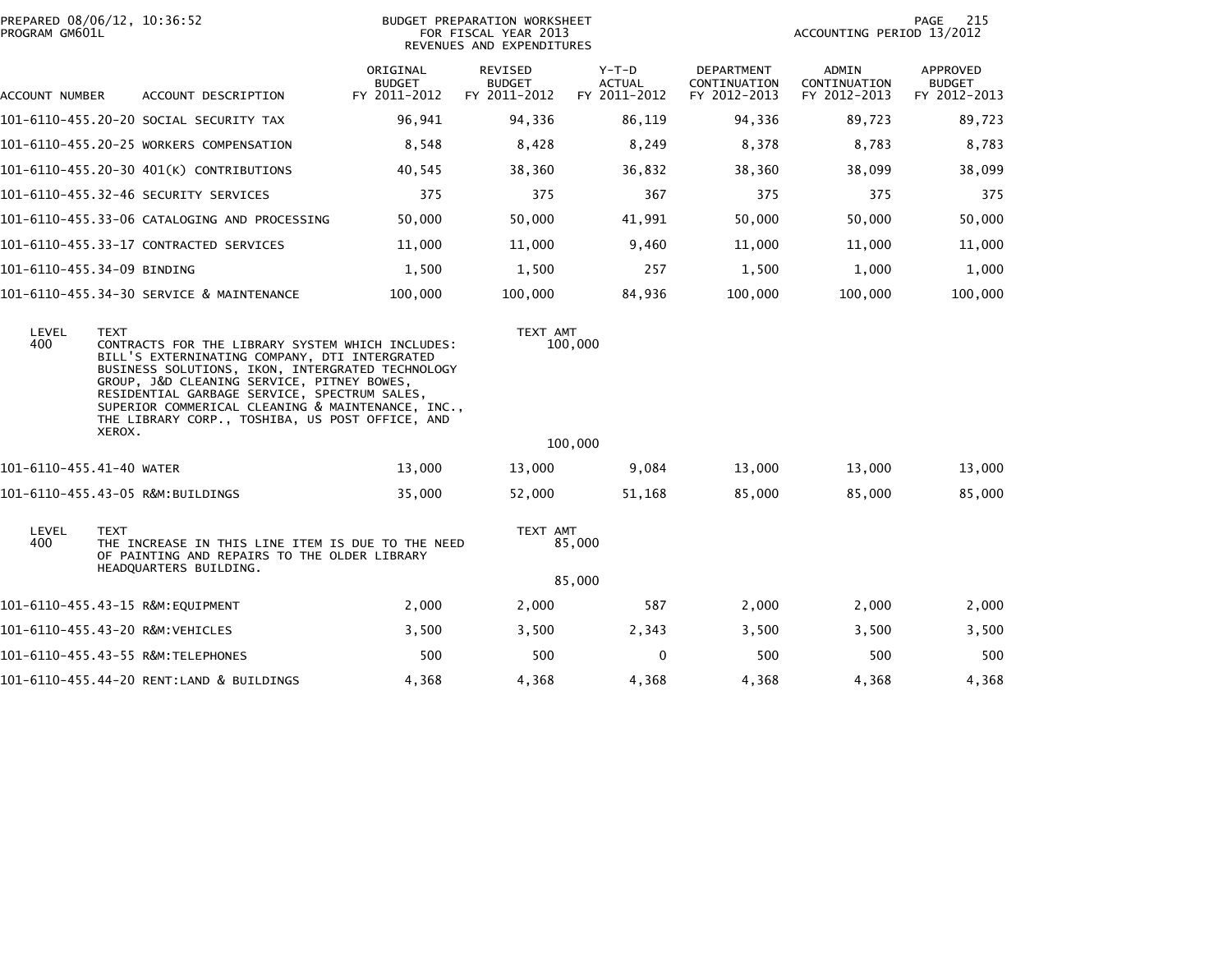PREPARED 08/06/12, 10:36:52
PROGRAM GM601L

BUDGET PREPARATION WORKSHEET
FOR FISCAL YEAR 2013
REVENUES AND EXPENDITURES

ACCOUNTING PERIOD 13/2012

| ACCOUNT NUMBER | ACCOUNT DESCRIPTION | ORIGINAL BUDGET FY 2011-2012 | REVISED BUDGET FY 2011-2012 | Y-T-D ACTUAL FY 2011-2012 | DEPARTMENT CONTINUATION FY 2012-2013 | ADMIN CONTINUATION FY 2012-2013 | APPROVED BUDGET FY 2012-2013 |
|---|---|---|---|---|---|---|---|
| 101-6110-455.20-20 | SOCIAL SECURITY TAX | 96,941 | 94,336 | 86,119 | 94,336 | 89,723 | 89,723 |
| 101-6110-455.20-25 | WORKERS COMPENSATION | 8,548 | 8,428 | 8,249 | 8,378 | 8,783 | 8,783 |
| 101-6110-455.20-30 | 401(K) CONTRIBUTIONS | 40,545 | 38,360 | 36,832 | 38,360 | 38,099 | 38,099 |
| 101-6110-455.32-46 | SECURITY SERVICES | 375 | 375 | 367 | 375 | 375 | 375 |
| 101-6110-455.33-06 | CATALOGING AND PROCESSING | 50,000 | 50,000 | 41,991 | 50,000 | 50,000 | 50,000 |
| 101-6110-455.33-17 | CONTRACTED SERVICES | 11,000 | 11,000 | 9,460 | 11,000 | 11,000 | 11,000 |
| 101-6110-455.34-09 | BINDING | 1,500 | 1,500 | 257 | 1,500 | 1,000 | 1,000 |
| 101-6110-455.34-30 | SERVICE & MAINTENANCE | 100,000 | 100,000 | 84,936 | 100,000 | 100,000 | 100,000 |

| LEVEL | TEXT | TEXT AMT |
|---|---|---|
| 400 | CONTRACTS FOR THE LIBRARY SYSTEM WHICH INCLUDES: BILL'S EXTERNINATING COMPANY, DTI INTERGRATED BUSINESS SOLUTIONS, IKON, INTERGRATED TECHNOLOGY GROUP, J&D CLEANING SERVICE, PITNEY BOWES, RESIDENTIAL GARBAGE SERVICE, SPECTRUM SALES, SUPERIOR COMMERICAL CLEANING & MAINTENANCE, INC., THE LIBRARY CORP., TOSHIBA, US POST OFFICE, AND XEROX. | 100,000 |
| | | 100,000 |

| ACCOUNT NUMBER | ACCOUNT DESCRIPTION | ORIGINAL BUDGET FY 2011-2012 | REVISED BUDGET FY 2011-2012 | Y-T-D ACTUAL FY 2011-2012 | DEPARTMENT CONTINUATION FY 2012-2013 | ADMIN CONTINUATION FY 2012-2013 | APPROVED BUDGET FY 2012-2013 |
|---|---|---|---|---|---|---|---|
| 101-6110-455.41-40 | WATER | 13,000 | 13,000 | 9,084 | 13,000 | 13,000 | 13,000 |
| 101-6110-455.43-05 | R&M:BUILDINGS | 35,000 | 52,000 | 51,168 | 85,000 | 85,000 | 85,000 |

| LEVEL | TEXT | TEXT AMT |
|---|---|---|
| 400 | THE INCREASE IN THIS LINE ITEM IS DUE TO THE NEED OF PAINTING AND REPAIRS TO THE OLDER LIBRARY HEADQUARTERS BUILDING. | 85,000 |
| | | 85,000 |

| ACCOUNT NUMBER | ACCOUNT DESCRIPTION | ORIGINAL BUDGET FY 2011-2012 | REVISED BUDGET FY 2011-2012 | Y-T-D ACTUAL FY 2011-2012 | DEPARTMENT CONTINUATION FY 2012-2013 | ADMIN CONTINUATION FY 2012-2013 | APPROVED BUDGET FY 2012-2013 |
|---|---|---|---|---|---|---|---|
| 101-6110-455.43-15 | R&M:EQUIPMENT | 2,000 | 2,000 | 587 | 2,000 | 2,000 | 2,000 |
| 101-6110-455.43-20 | R&M:VEHICLES | 3,500 | 3,500 | 2,343 | 3,500 | 3,500 | 3,500 |
| 101-6110-455.43-55 | R&M:TELEPHONES | 500 | 500 | 0 | 500 | 500 | 500 |
| 101-6110-455.44-20 | RENT:LAND & BUILDINGS | 4,368 | 4,368 | 4,368 | 4,368 | 4,368 | 4,368 |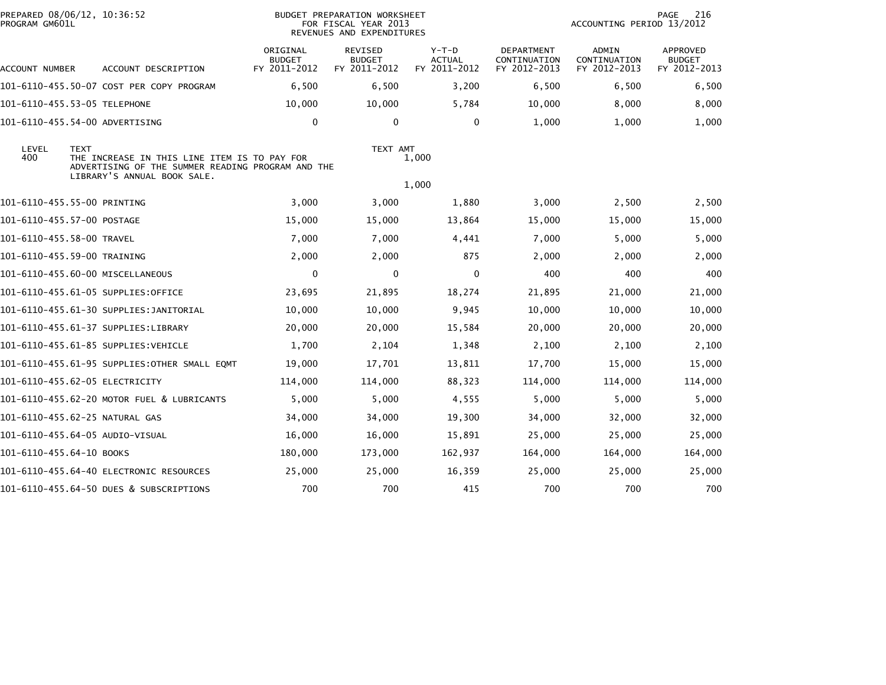PREPARED 08/06/12, 10:36:52
PROGRAM GM601L

BUDGET PREPARATION WORKSHEET
FOR FISCAL YEAR 2013
REVENUES AND EXPENDITURES

ACCOUNTING PERIOD 13/2012

| ACCOUNT NUMBER | ACCOUNT DESCRIPTION | ORIGINAL BUDGET FY 2011-2012 | REVISED BUDGET FY 2011-2012 | Y-T-D ACTUAL FY 2011-2012 | DEPARTMENT CONTINUATION FY 2012-2013 | ADMIN CONTINUATION FY 2012-2013 | APPROVED BUDGET FY 2012-2013 |
|---|---|---|---|---|---|---|---|
| 101-6110-455.50-07 | COST PER COPY PROGRAM | 6,500 | 6,500 | 3,200 | 6,500 | 6,500 | 6,500 |
| 101-6110-455.53-05 | TELEPHONE | 10,000 | 10,000 | 5,784 | 10,000 | 8,000 | 8,000 |
| 101-6110-455.54-00 | ADVERTISING | 0 | 0 | 0 | 1,000 | 1,000 | 1,000 |

| LEVEL | TEXT | TEXT AMT |
|---|---|---|
| 400 | THE INCREASE IN THIS LINE ITEM IS TO PAY FOR ADVERTISING OF THE SUMMER READING PROGRAM AND THE LIBRARY'S ANNUAL BOOK SALE. | 1,000 |
| | | 1,000 |

| ACCOUNT NUMBER | ACCOUNT DESCRIPTION | ORIGINAL BUDGET FY 2011-2012 | REVISED BUDGET FY 2011-2012 | Y-T-D ACTUAL FY 2011-2012 | DEPARTMENT CONTINUATION FY 2012-2013 | ADMIN CONTINUATION FY 2012-2013 | APPROVED BUDGET FY 2012-2013 |
|---|---|---|---|---|---|---|---|
| 101-6110-455.55-00 | PRINTING | 3,000 | 3,000 | 1,880 | 3,000 | 2,500 | 2,500 |
| 101-6110-455.57-00 | POSTAGE | 15,000 | 15,000 | 13,864 | 15,000 | 15,000 | 15,000 |
| 101-6110-455.58-00 | TRAVEL | 7,000 | 7,000 | 4,441 | 7,000 | 5,000 | 5,000 |
| 101-6110-455.59-00 | TRAINING | 2,000 | 2,000 | 875 | 2,000 | 2,000 | 2,000 |
| 101-6110-455.60-00 | MISCELLANEOUS | 0 | 0 | 0 | 400 | 400 | 400 |
| 101-6110-455.61-05 | SUPPLIES:OFFICE | 23,695 | 21,895 | 18,274 | 21,895 | 21,000 | 21,000 |
| 101-6110-455.61-30 | SUPPLIES:JANITORIAL | 10,000 | 10,000 | 9,945 | 10,000 | 10,000 | 10,000 |
| 101-6110-455.61-37 | SUPPLIES:LIBRARY | 20,000 | 20,000 | 15,584 | 20,000 | 20,000 | 20,000 |
| 101-6110-455.61-85 | SUPPLIES:VEHICLE | 1,700 | 2,104 | 1,348 | 2,100 | 2,100 | 2,100 |
| 101-6110-455.61-95 | SUPPLIES:OTHER SMALL EQMT | 19,000 | 17,701 | 13,811 | 17,700 | 15,000 | 15,000 |
| 101-6110-455.62-05 | ELECTRICITY | 114,000 | 114,000 | 88,323 | 114,000 | 114,000 | 114,000 |
| 101-6110-455.62-20 | MOTOR FUEL & LUBRICANTS | 5,000 | 5,000 | 4,555 | 5,000 | 5,000 | 5,000 |
| 101-6110-455.62-25 | NATURAL GAS | 34,000 | 34,000 | 19,300 | 34,000 | 32,000 | 32,000 |
| 101-6110-455.64-05 | AUDIO-VISUAL | 16,000 | 16,000 | 15,891 | 25,000 | 25,000 | 25,000 |
| 101-6110-455.64-10 | BOOKS | 180,000 | 173,000 | 162,937 | 164,000 | 164,000 | 164,000 |
| 101-6110-455.64-40 | ELECTRONIC RESOURCES | 25,000 | 25,000 | 16,359 | 25,000 | 25,000 | 25,000 |
| 101-6110-455.64-50 | DUES & SUBSCRIPTIONS | 700 | 700 | 415 | 700 | 700 | 700 |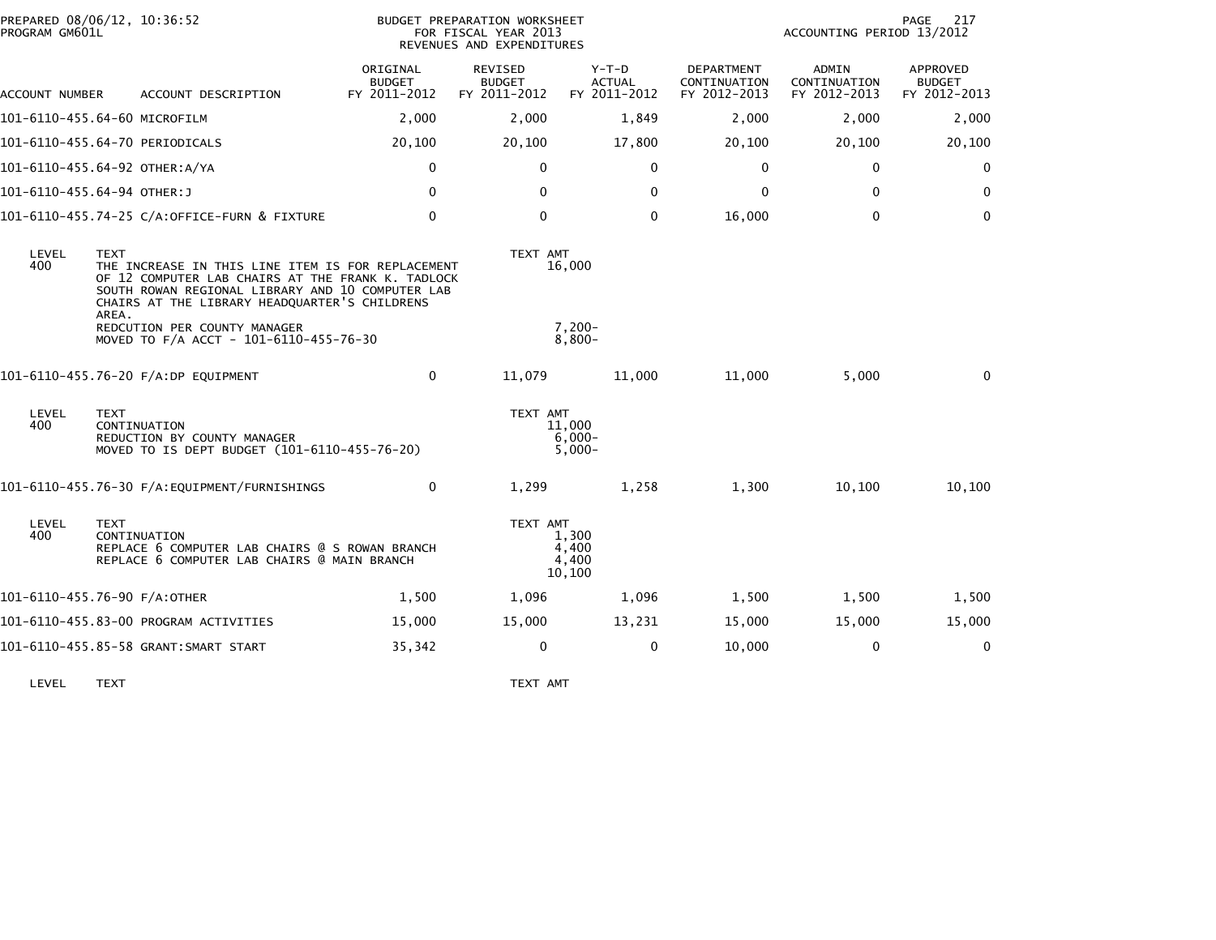BUDGET PREPARATION WORKSHEET
FOR FISCAL YEAR 2013
REVENUES AND EXPENDITURES

PREPARED 08/06/12, 10:36:52
PROGRAM GM601L

ACCOUNTING PERIOD 13/2012

| ACCOUNT NUMBER | ACCOUNT DESCRIPTION | ORIGINAL BUDGET FY 2011-2012 | REVISED BUDGET FY 2011-2012 | Y-T-D ACTUAL FY 2011-2012 | DEPARTMENT CONTINUATION FY 2012-2013 | ADMIN CONTINUATION FY 2012-2013 | APPROVED BUDGET FY 2012-2013 |
|---|---|---|---|---|---|---|---|
| 101-6110-455.64-60 | MICROFILM | 2,000 | 2,000 | 1,849 | 2,000 | 2,000 | 2,000 |
| 101-6110-455.64-70 | PERIODICALS | 20,100 | 20,100 | 17,800 | 20,100 | 20,100 | 20,100 |
| 101-6110-455.64-92 | OTHER:A/YA | 0 | 0 | 0 | 0 | 0 | 0 |
| 101-6110-455.64-94 | OTHER:J | 0 | 0 | 0 | 0 | 0 | 0 |
| 101-6110-455.74-25 | C/A:OFFICE-FURN & FIXTURE | 0 | 0 | 0 | 16,000 | 0 | 0 |

| LEVEL | TEXT | TEXT AMT |
|---|---|---|
| 400 | THE INCREASE IN THIS LINE ITEM IS FOR REPLACEMENT OF 12 COMPUTER LAB CHAIRS AT THE FRANK K. TADLOCK SOUTH ROWAN REGIONAL LIBRARY AND 10 COMPUTER LAB CHAIRS AT THE LIBRARY HEADQUARTER'S CHILDRENS AREA. | 16,000 |
| | REDCUTION PER COUNTY MANAGER | 7,200- |
| | MOVED TO F/A ACCT - 101-6110-455-76-30 | 8,800- |

| ACCOUNT NUMBER | ACCOUNT DESCRIPTION | ORIGINAL BUDGET FY 2011-2012 | REVISED BUDGET FY 2011-2012 | Y-T-D ACTUAL FY 2011-2012 | DEPARTMENT CONTINUATION FY 2012-2013 | ADMIN CONTINUATION FY 2012-2013 | APPROVED BUDGET FY 2012-2013 |
|---|---|---|---|---|---|---|---|
| 101-6110-455.76-20 | F/A:DP EQUIPMENT | 0 | 11,079 | 11,000 | 11,000 | 5,000 | 0 |

| LEVEL | TEXT | TEXT AMT |
|---|---|---|
| 400 | CONTINUATION | 11,000 |
| | REDUCTION BY COUNTY MANAGER | 6,000- |
| | MOVED TO IS DEPT BUDGET (101-6110-455-76-20) | 5,000- |

| ACCOUNT NUMBER | ACCOUNT DESCRIPTION | ORIGINAL BUDGET FY 2011-2012 | REVISED BUDGET FY 2011-2012 | Y-T-D ACTUAL FY 2011-2012 | DEPARTMENT CONTINUATION FY 2012-2013 | ADMIN CONTINUATION FY 2012-2013 | APPROVED BUDGET FY 2012-2013 |
|---|---|---|---|---|---|---|---|
| 101-6110-455.76-30 | F/A:EQUIPMENT/FURNISHINGS | 0 | 1,299 | 1,258 | 1,300 | 10,100 | 10,100 |

| LEVEL | TEXT | TEXT AMT |
|---|---|---|
| 400 | CONTINUATION | 1,300 |
| | REPLACE 6 COMPUTER LAB CHAIRS @ S ROWAN BRANCH | 4,400 |
| | REPLACE 6 COMPUTER LAB CHAIRS @ MAIN BRANCH | 4,400 |
| | | 10,100 |

| ACCOUNT NUMBER | ACCOUNT DESCRIPTION | ORIGINAL BUDGET FY 2011-2012 | REVISED BUDGET FY 2011-2012 | Y-T-D ACTUAL FY 2011-2012 | DEPARTMENT CONTINUATION FY 2012-2013 | ADMIN CONTINUATION FY 2012-2013 | APPROVED BUDGET FY 2012-2013 |
|---|---|---|---|---|---|---|---|
| 101-6110-455.76-90 | F/A:OTHER | 1,500 | 1,096 | 1,096 | 1,500 | 1,500 | 1,500 |
| 101-6110-455.83-00 | PROGRAM ACTIVITIES | 15,000 | 15,000 | 13,231 | 15,000 | 15,000 | 15,000 |
| 101-6110-455.85-58 | GRANT:SMART START | 35,342 | 0 | 0 | 10,000 | 0 | 0 |

| LEVEL | TEXT | TEXT AMT |
|---|---|---|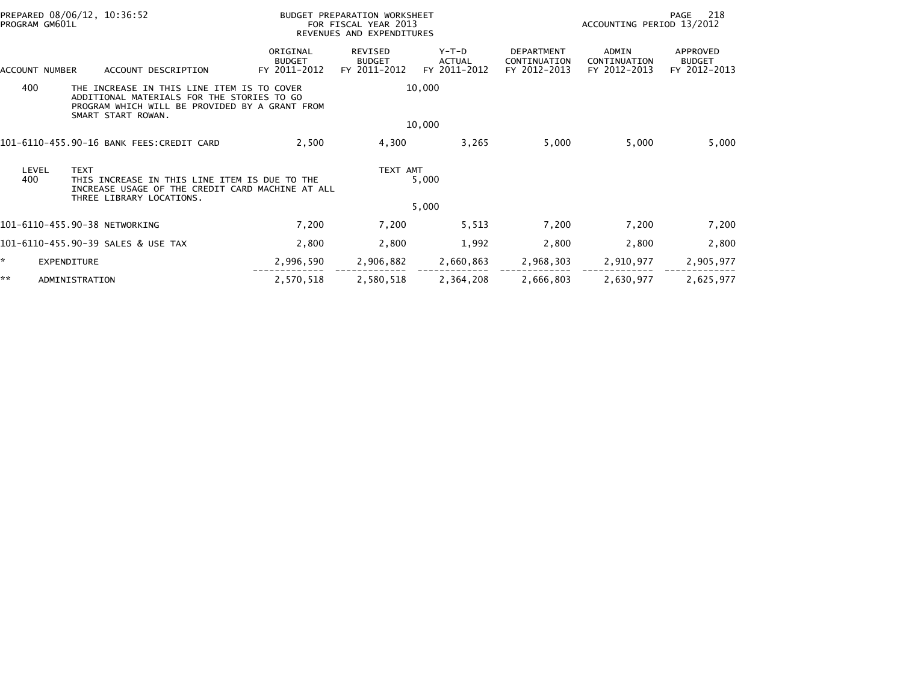PREPARED 08/06/12, 10:36:52
PROGRAM GM601L

BUDGET PREPARATION WORKSHEET
FOR FISCAL YEAR 2013
REVENUES AND EXPENDITURES

ACCOUNTING PERIOD 13/2012

| ACCOUNT NUMBER | ACCOUNT DESCRIPTION | ORIGINAL BUDGET FY 2011-2012 | REVISED BUDGET FY 2011-2012 | Y-T-D ACTUAL FY 2011-2012 | DEPARTMENT CONTINUATION FY 2012-2013 | ADMIN CONTINUATION FY 2012-2013 | APPROVED BUDGET FY 2012-2013 |
|---|---|---|---|---|---|---|---|
| 400 | THE INCREASE IN THIS LINE ITEM IS TO COVER ADDITIONAL MATERIALS FOR THE STORIES TO GO PROGRAM WHICH WILL BE PROVIDED BY A GRANT FROM SMART START ROWAN. | | 10,000 | | | | |
| | | | 10,000 | | | | |
| 101-6110-455.90-16 | BANK FEES:CREDIT CARD | 2,500 | 4,300 | 3,265 | 5,000 | 5,000 | 5,000 |
| LEVEL | TEXT | | TEXT AMT | | | | |
| 400 | THIS INCREASE IN THIS LINE ITEM IS DUE TO THE INCREASE USAGE OF THE CREDIT CARD MACHINE AT ALL THREE LIBRARY LOCATIONS. | | 5,000 | | | | |
| | | | 5,000 | | | | |
| 101-6110-455.90-38 | NETWORKING | 7,200 | 7,200 | 5,513 | 7,200 | 7,200 | 7,200 |
| 101-6110-455.90-39 | SALES & USE TAX | 2,800 | 2,800 | 1,992 | 2,800 | 2,800 | 2,800 |
| * | EXPENDITURE | 2,996,590 | 2,906,882 | 2,660,863 | 2,968,303 | 2,910,977 | 2,905,977 |
| ** | ADMINISTRATION | 2,570,518 | 2,580,518 | 2,364,208 | 2,666,803 | 2,630,977 | 2,625,977 |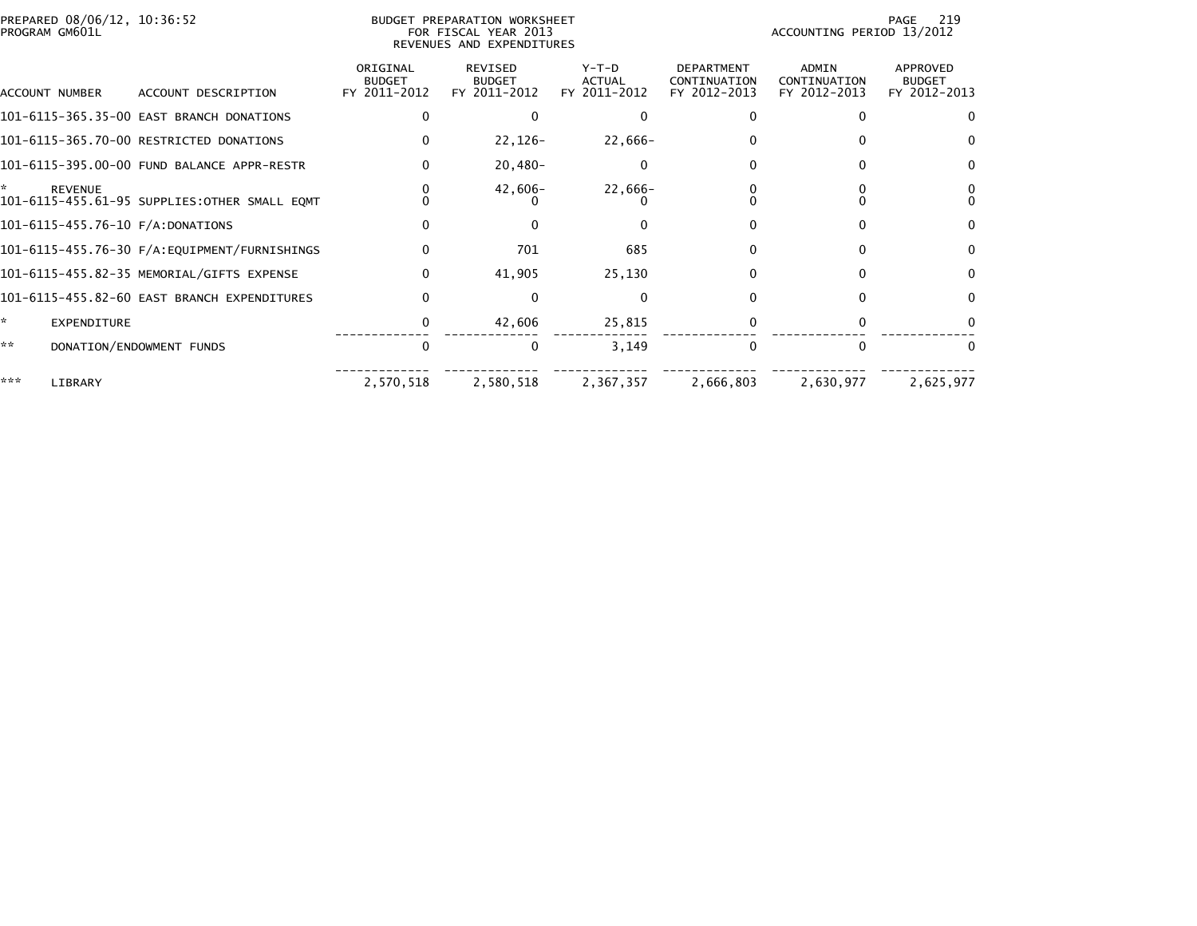PREPARED 08/06/12, 10:36:52
PROGRAM GM601L

BUDGET PREPARATION WORKSHEET
FOR FISCAL YEAR 2013
REVENUES AND EXPENDITURES

ACCOUNTING PERIOD 13/2012

| ACCOUNT NUMBER | ACCOUNT DESCRIPTION | ORIGINAL BUDGET FY 2011-2012 | REVISED BUDGET FY 2011-2012 | Y-T-D ACTUAL FY 2011-2012 | DEPARTMENT CONTINUATION FY 2012-2013 | ADMIN CONTINUATION FY 2012-2013 | APPROVED BUDGET FY 2012-2013 |
|---|---|---|---|---|---|---|---|
| 101-6115-365.35-00 | EAST BRANCH DONATIONS | 0 | 0 | 0 | 0 | 0 | 0 |
| 101-6115-365.70-00 | RESTRICTED DONATIONS | 0 | 22,126- | 22,666- | 0 | 0 | 0 |
| 101-6115-395.00-00 | FUND BALANCE APPR-RESTR | 0 | 20,480- | 0 | 0 | 0 | 0 |
| * | REVENUE | 0 | 42,606- | 22,666- | 0 | 0 | 0 |
| 101-6115-455.61-95 | SUPPLIES:OTHER SMALL EQMT | 0 | 0 | 0 | 0 | 0 | 0 |
| 101-6115-455.76-10 | F/A:DONATIONS | 0 | 0 | 0 | 0 | 0 | 0 |
| 101-6115-455.76-30 | F/A:EQUIPMENT/FURNISHINGS | 0 | 701 | 685 | 0 | 0 | 0 |
| 101-6115-455.82-35 | MEMORIAL/GIFTS EXPENSE | 0 | 41,905 | 25,130 | 0 | 0 | 0 |
| 101-6115-455.82-60 | EAST BRANCH EXPENDITURES | 0 | 0 | 0 | 0 | 0 | 0 |
| * | EXPENDITURE | 0 | 42,606 | 25,815 | 0 | 0 | 0 |
| ** | DONATION/ENDOWMENT FUNDS | 0 | 0 | 3,149 | 0 | 0 | 0 |
| *** | LIBRARY | 2,570,518 | 2,580,518 | 2,367,357 | 2,666,803 | 2,630,977 | 2,625,977 |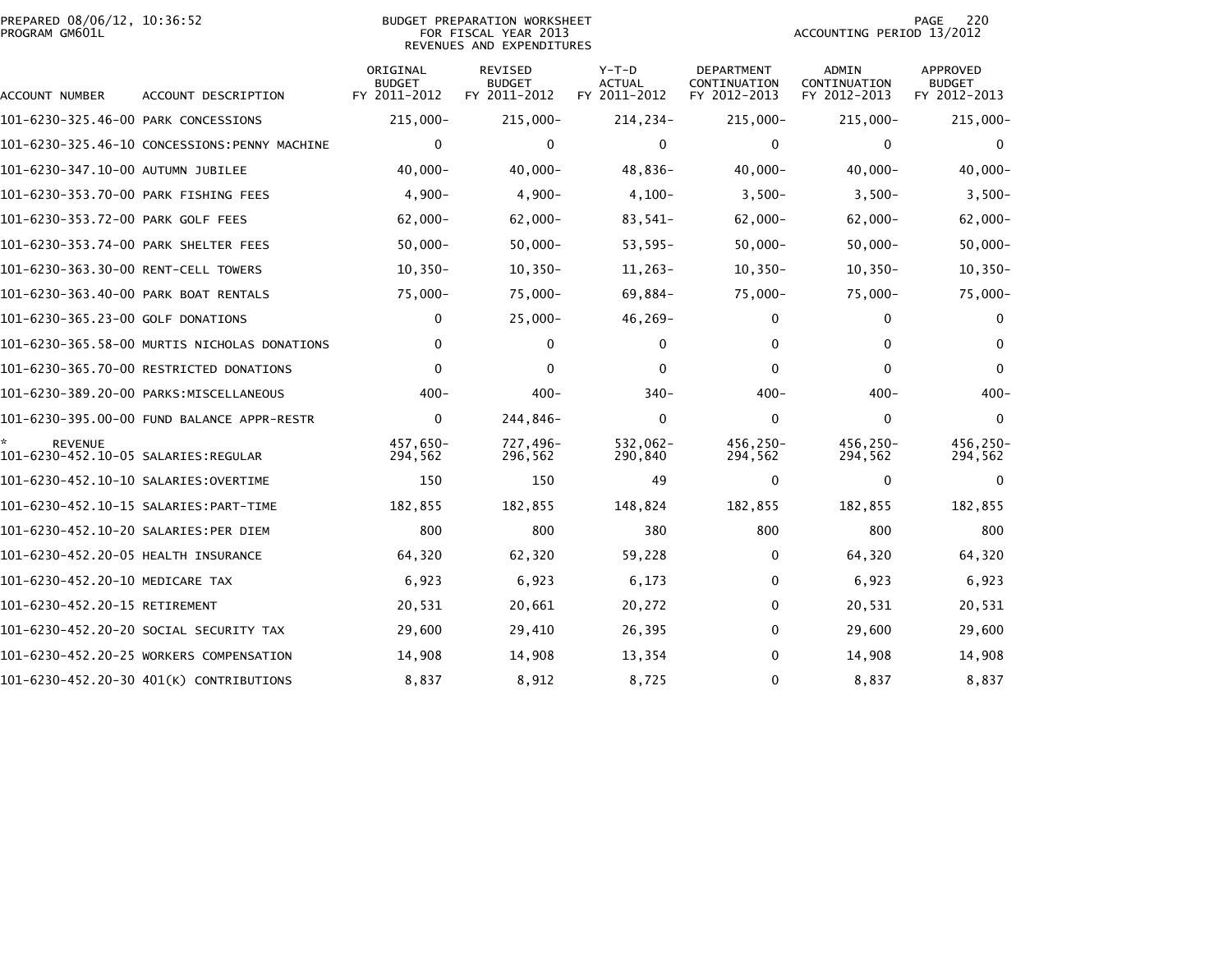PREPARED 08/06/12, 10:36:52
PROGRAM GM601L

BUDGET PREPARATION WORKSHEET
FOR FISCAL YEAR 2013
REVENUES AND EXPENDITURES

ACCOUNTING PERIOD 13/2012

| ACCOUNT NUMBER | ACCOUNT DESCRIPTION | ORIGINAL BUDGET FY 2011-2012 | REVISED BUDGET FY 2011-2012 | Y-T-D ACTUAL FY 2011-2012 | DEPARTMENT CONTINUATION FY 2012-2013 | ADMIN CONTINUATION FY 2012-2013 | APPROVED BUDGET FY 2012-2013 |
|---|---|---|---|---|---|---|---|
| 101-6230-325.46-00 | PARK CONCESSIONS | 215,000- | 215,000- | 214,234- | 215,000- | 215,000- | 215,000- |
| 101-6230-325.46-10 | CONCESSIONS:PENNY MACHINE | 0 | 0 | 0 | 0 | 0 | 0 |
| 101-6230-347.10-00 | AUTUMN JUBILEE | 40,000- | 40,000- | 48,836- | 40,000- | 40,000- | 40,000- |
| 101-6230-353.70-00 | PARK FISHING FEES | 4,900- | 4,900- | 4,100- | 3,500- | 3,500- | 3,500- |
| 101-6230-353.72-00 | PARK GOLF FEES | 62,000- | 62,000- | 83,541- | 62,000- | 62,000- | 62,000- |
| 101-6230-353.74-00 | PARK SHELTER FEES | 50,000- | 50,000- | 53,595- | 50,000- | 50,000- | 50,000- |
| 101-6230-363.30-00 | RENT-CELL TOWERS | 10,350- | 10,350- | 11,263- | 10,350- | 10,350- | 10,350- |
| 101-6230-363.40-00 | PARK BOAT RENTALS | 75,000- | 75,000- | 69,884- | 75,000- | 75,000- | 75,000- |
| 101-6230-365.23-00 | GOLF DONATIONS | 0 | 25,000- | 46,269- | 0 | 0 | 0 |
| 101-6230-365.58-00 | MURTIS NICHOLAS DONATIONS | 0 | 0 | 0 | 0 | 0 | 0 |
| 101-6230-365.70-00 | RESTRICTED DONATIONS | 0 | 0 | 0 | 0 | 0 | 0 |
| 101-6230-389.20-00 | PARKS:MISCELLANEOUS | 400- | 400- | 340- | 400- | 400- | 400- |
| 101-6230-395.00-00 | FUND BALANCE APPR-RESTR | 0 | 244,846- | 0 | 0 | 0 | 0 |
| * REVENUE | | 457,650- | 727,496- | 532,062- | 456,250- | 456,250- | 456,250- |
| 101-6230-452.10-05 | SALARIES:REGULAR | 294,562 | 296,562 | 290,840 | 294,562 | 294,562 | 294,562 |
| 101-6230-452.10-10 | SALARIES:OVERTIME | 150 | 150 | 49 | 0 | 0 | 0 |
| 101-6230-452.10-15 | SALARIES:PART-TIME | 182,855 | 182,855 | 148,824 | 182,855 | 182,855 | 182,855 |
| 101-6230-452.10-20 | SALARIES:PER DIEM | 800 | 800 | 380 | 800 | 800 | 800 |
| 101-6230-452.20-05 | HEALTH INSURANCE | 64,320 | 62,320 | 59,228 | 0 | 64,320 | 64,320 |
| 101-6230-452.20-10 | MEDICARE TAX | 6,923 | 6,923 | 6,173 | 0 | 6,923 | 6,923 |
| 101-6230-452.20-15 | RETIREMENT | 20,531 | 20,661 | 20,272 | 0 | 20,531 | 20,531 |
| 101-6230-452.20-20 | SOCIAL SECURITY TAX | 29,600 | 29,410 | 26,395 | 0 | 29,600 | 29,600 |
| 101-6230-452.20-25 | WORKERS COMPENSATION | 14,908 | 14,908 | 13,354 | 0 | 14,908 | 14,908 |
| 101-6230-452.20-30 | 401(K) CONTRIBUTIONS | 8,837 | 8,912 | 8,725 | 0 | 8,837 | 8,837 |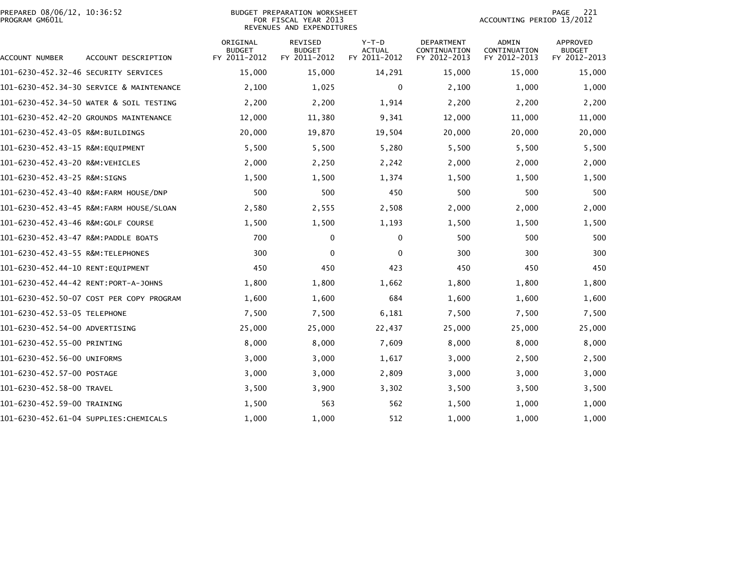PREPARED 08/06/12, 10:36:52
PROGRAM GM601L

BUDGET PREPARATION WORKSHEET
FOR FISCAL YEAR 2013
REVENUES AND EXPENDITURES

ACCOUNTING PERIOD 13/2012

| ACCOUNT NUMBER | ACCOUNT DESCRIPTION | ORIGINAL BUDGET FY 2011-2012 | REVISED BUDGET FY 2011-2012 | Y-T-D ACTUAL FY 2011-2012 | DEPARTMENT CONTINUATION FY 2012-2013 | ADMIN CONTINUATION FY 2012-2013 | APPROVED BUDGET FY 2012-2013 |
|---|---|---|---|---|---|---|---|
| 101-6230-452.32-46 | SECURITY SERVICES | 15,000 | 15,000 | 14,291 | 15,000 | 15,000 | 15,000 |
| 101-6230-452.34-30 | SERVICE & MAINTENANCE | 2,100 | 1,025 | 0 | 2,100 | 1,000 | 1,000 |
| 101-6230-452.34-50 | WATER & SOIL TESTING | 2,200 | 2,200 | 1,914 | 2,200 | 2,200 | 2,200 |
| 101-6230-452.42-20 | GROUNDS MAINTENANCE | 12,000 | 11,380 | 9,341 | 12,000 | 11,000 | 11,000 |
| 101-6230-452.43-05 | R&M:BUILDINGS | 20,000 | 19,870 | 19,504 | 20,000 | 20,000 | 20,000 |
| 101-6230-452.43-15 | R&M:EQUIPMENT | 5,500 | 5,500 | 5,280 | 5,500 | 5,500 | 5,500 |
| 101-6230-452.43-20 | R&M:VEHICLES | 2,000 | 2,250 | 2,242 | 2,000 | 2,000 | 2,000 |
| 101-6230-452.43-25 | R&M:SIGNS | 1,500 | 1,500 | 1,374 | 1,500 | 1,500 | 1,500 |
| 101-6230-452.43-40 | R&M:FARM HOUSE/DNP | 500 | 500 | 450 | 500 | 500 | 500 |
| 101-6230-452.43-45 | R&M:FARM HOUSE/SLOAN | 2,580 | 2,555 | 2,508 | 2,000 | 2,000 | 2,000 |
| 101-6230-452.43-46 | R&M:GOLF COURSE | 1,500 | 1,500 | 1,193 | 1,500 | 1,500 | 1,500 |
| 101-6230-452.43-47 | R&M:PADDLE BOATS | 700 | 0 | 0 | 500 | 500 | 500 |
| 101-6230-452.43-55 | R&M:TELEPHONES | 300 | 0 | 0 | 300 | 300 | 300 |
| 101-6230-452.44-10 | RENT:EQUIPMENT | 450 | 450 | 423 | 450 | 450 | 450 |
| 101-6230-452.44-42 | RENT:PORT-A-JOHNS | 1,800 | 1,800 | 1,662 | 1,800 | 1,800 | 1,800 |
| 101-6230-452.50-07 | COST PER COPY PROGRAM | 1,600 | 1,600 | 684 | 1,600 | 1,600 | 1,600 |
| 101-6230-452.53-05 | TELEPHONE | 7,500 | 7,500 | 6,181 | 7,500 | 7,500 | 7,500 |
| 101-6230-452.54-00 | ADVERTISING | 25,000 | 25,000 | 22,437 | 25,000 | 25,000 | 25,000 |
| 101-6230-452.55-00 | PRINTING | 8,000 | 8,000 | 7,609 | 8,000 | 8,000 | 8,000 |
| 101-6230-452.56-00 | UNIFORMS | 3,000 | 3,000 | 1,617 | 3,000 | 2,500 | 2,500 |
| 101-6230-452.57-00 | POSTAGE | 3,000 | 3,000 | 2,809 | 3,000 | 3,000 | 3,000 |
| 101-6230-452.58-00 | TRAVEL | 3,500 | 3,900 | 3,302 | 3,500 | 3,500 | 3,500 |
| 101-6230-452.59-00 | TRAINING | 1,500 | 563 | 562 | 1,500 | 1,000 | 1,000 |
| 101-6230-452.61-04 | SUPPLIES:CHEMICALS | 1,000 | 1,000 | 512 | 1,000 | 1,000 | 1,000 |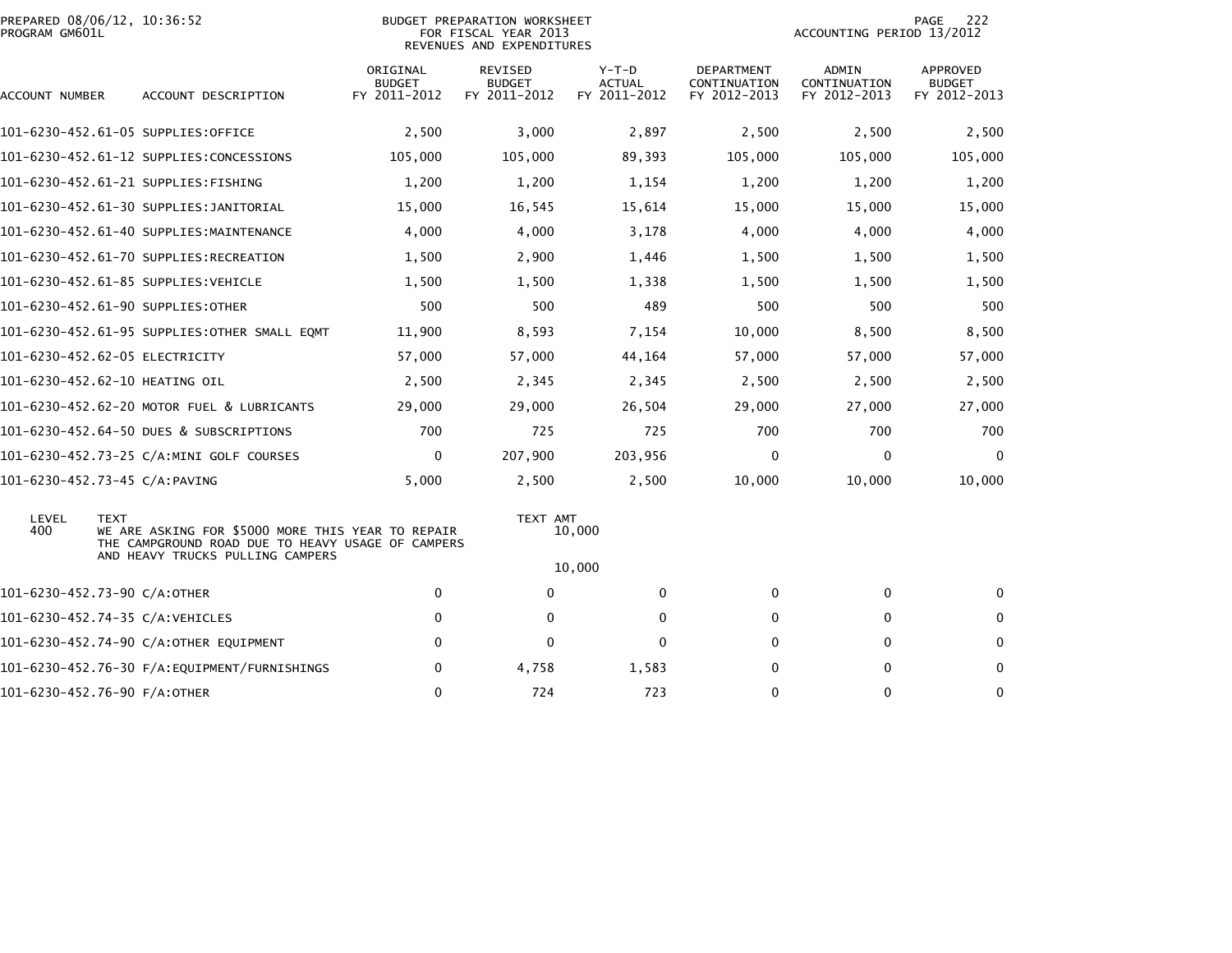PREPARED 08/06/12, 10:36:52
PROGRAM GM601L

BUDGET PREPARATION WORKSHEET
FOR FISCAL YEAR 2013
REVENUES AND EXPENDITURES

ACCOUNTING PERIOD 13/2012

| ACCOUNT NUMBER | ACCOUNT DESCRIPTION | ORIGINAL BUDGET FY 2011-2012 | REVISED BUDGET FY 2011-2012 | Y-T-D ACTUAL FY 2011-2012 | DEPARTMENT CONTINUATION FY 2012-2013 | ADMIN CONTINUATION FY 2012-2013 | APPROVED BUDGET FY 2012-2013 |
|---|---|---|---|---|---|---|---|
| 101-6230-452.61-05 | SUPPLIES:OFFICE | 2,500 | 3,000 | 2,897 | 2,500 | 2,500 | 2,500 |
| 101-6230-452.61-12 | SUPPLIES:CONCESSIONS | 105,000 | 105,000 | 89,393 | 105,000 | 105,000 | 105,000 |
| 101-6230-452.61-21 | SUPPLIES:FISHING | 1,200 | 1,200 | 1,154 | 1,200 | 1,200 | 1,200 |
| 101-6230-452.61-30 | SUPPLIES:JANITORIAL | 15,000 | 16,545 | 15,614 | 15,000 | 15,000 | 15,000 |
| 101-6230-452.61-40 | SUPPLIES:MAINTENANCE | 4,000 | 4,000 | 3,178 | 4,000 | 4,000 | 4,000 |
| 101-6230-452.61-70 | SUPPLIES:RECREATION | 1,500 | 2,900 | 1,446 | 1,500 | 1,500 | 1,500 |
| 101-6230-452.61-85 | SUPPLIES:VEHICLE | 1,500 | 1,500 | 1,338 | 1,500 | 1,500 | 1,500 |
| 101-6230-452.61-90 | SUPPLIES:OTHER | 500 | 500 | 489 | 500 | 500 | 500 |
| 101-6230-452.61-95 | SUPPLIES:OTHER SMALL EQMT | 11,900 | 8,593 | 7,154 | 10,000 | 8,500 | 8,500 |
| 101-6230-452.62-05 | ELECTRICITY | 57,000 | 57,000 | 44,164 | 57,000 | 57,000 | 57,000 |
| 101-6230-452.62-10 | HEATING OIL | 2,500 | 2,345 | 2,345 | 2,500 | 2,500 | 2,500 |
| 101-6230-452.62-20 | MOTOR FUEL & LUBRICANTS | 29,000 | 29,000 | 26,504 | 29,000 | 27,000 | 27,000 |
| 101-6230-452.64-50 | DUES & SUBSCRIPTIONS | 700 | 725 | 725 | 700 | 700 | 700 |
| 101-6230-452.73-25 | C/A:MINI GOLF COURSES | 0 | 207,900 | 203,956 | 0 | 0 | 0 |
| 101-6230-452.73-45 | C/A:PAVING | 5,000 | 2,500 | 2,500 | 10,000 | 10,000 | 10,000 |

| LEVEL | TEXT | TEXT AMT |
|---|---|---|
| 400 | WE ARE ASKING FOR $5000 MORE THIS YEAR TO REPAIR THE CAMPGROUND ROAD DUE TO HEAVY USAGE OF CAMPERS AND HEAVY TRUCKS PULLING CAMPERS | 10,000 |
| | | 10,000 |

| ACCOUNT NUMBER | ACCOUNT DESCRIPTION | ORIGINAL BUDGET FY 2011-2012 | REVISED BUDGET FY 2011-2012 | Y-T-D ACTUAL FY 2011-2012 | DEPARTMENT CONTINUATION FY 2012-2013 | ADMIN CONTINUATION FY 2012-2013 | APPROVED BUDGET FY 2012-2013 |
|---|---|---|---|---|---|---|---|
| 101-6230-452.73-90 | C/A:OTHER | 0 | 0 | 0 | 0 | 0 | 0 |
| 101-6230-452.74-35 | C/A:VEHICLES | 0 | 0 | 0 | 0 | 0 | 0 |
| 101-6230-452.74-90 | C/A:OTHER EQUIPMENT | 0 | 0 | 0 | 0 | 0 | 0 |
| 101-6230-452.76-30 | F/A:EQUIPMENT/FURNISHINGS | 0 | 4,758 | 1,583 | 0 | 0 | 0 |
| 101-6230-452.76-90 | F/A:OTHER | 0 | 724 | 723 | 0 | 0 | 0 |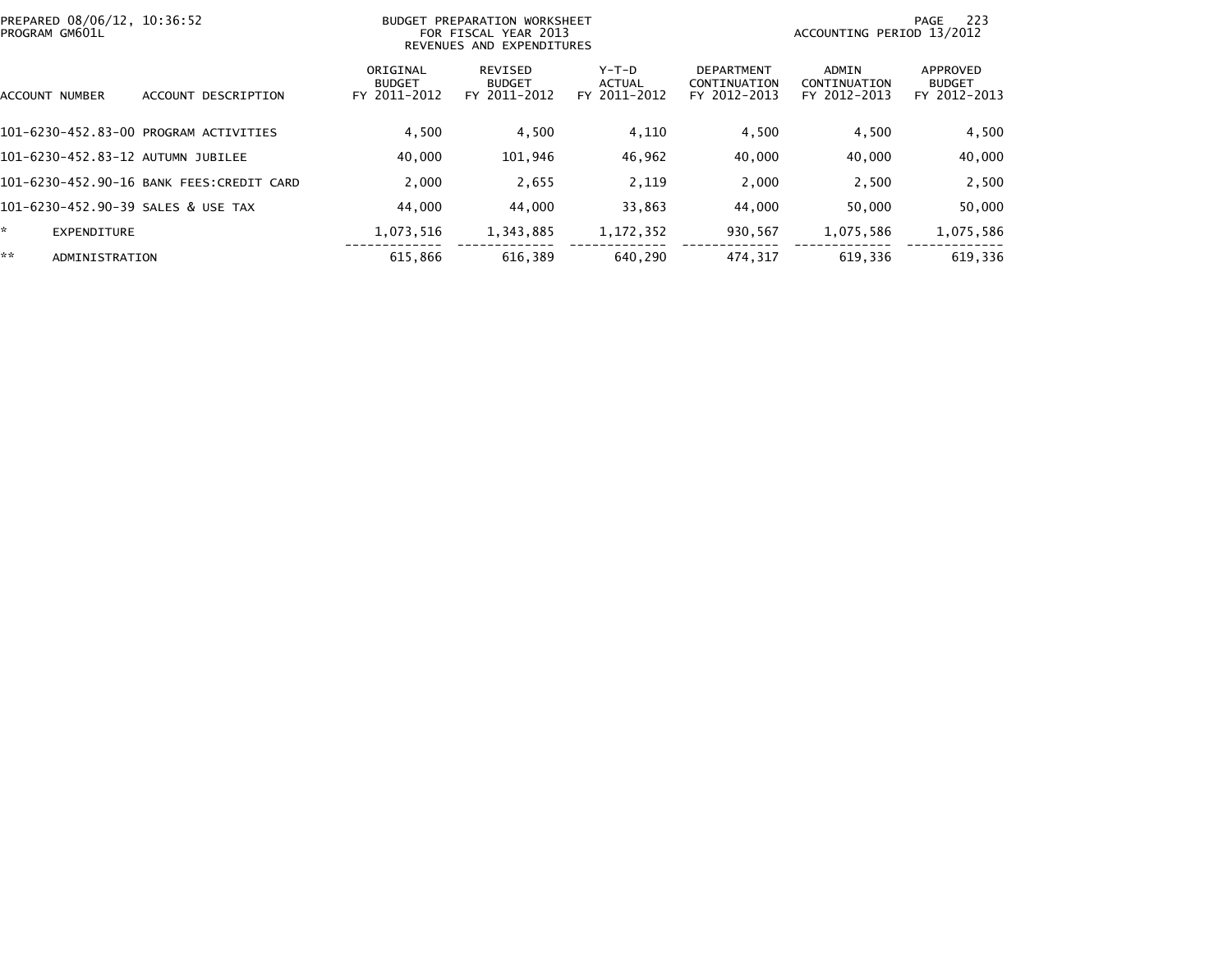BUDGET PREPARATION WORKSHEET
FOR FISCAL YEAR 2013
REVENUES AND EXPENDITURES

PREPARED 08/06/12, 10:36:52
PROGRAM GM601L

ACCOUNTING PERIOD 13/2012

| ACCOUNT NUMBER | ACCOUNT DESCRIPTION | ORIGINAL BUDGET FY 2011-2012 | REVISED BUDGET FY 2011-2012 | Y-T-D ACTUAL FY 2011-2012 | DEPARTMENT CONTINUATION FY 2012-2013 | ADMIN CONTINUATION FY 2012-2013 | APPROVED BUDGET FY 2012-2013 |
|---|---|---|---|---|---|---|---|
| 101-6230-452.83-00 | PROGRAM ACTIVITIES | 4,500 | 4,500 | 4,110 | 4,500 | 4,500 | 4,500 |
| 101-6230-452.83-12 | AUTUMN JUBILEE | 40,000 | 101,946 | 46,962 | 40,000 | 40,000 | 40,000 |
| 101-6230-452.90-16 | BANK FEES:CREDIT CARD | 2,000 | 2,655 | 2,119 | 2,000 | 2,500 | 2,500 |
| 101-6230-452.90-39 | SALES & USE TAX | 44,000 | 44,000 | 33,863 | 44,000 | 50,000 | 50,000 |
| * | EXPENDITURE | 1,073,516 | 1,343,885 | 1,172,352 | 930,567 | 1,075,586 | 1,075,586 |
| ** | ADMINISTRATION | 615,866 | 616,389 | 640,290 | 474,317 | 619,336 | 619,336 |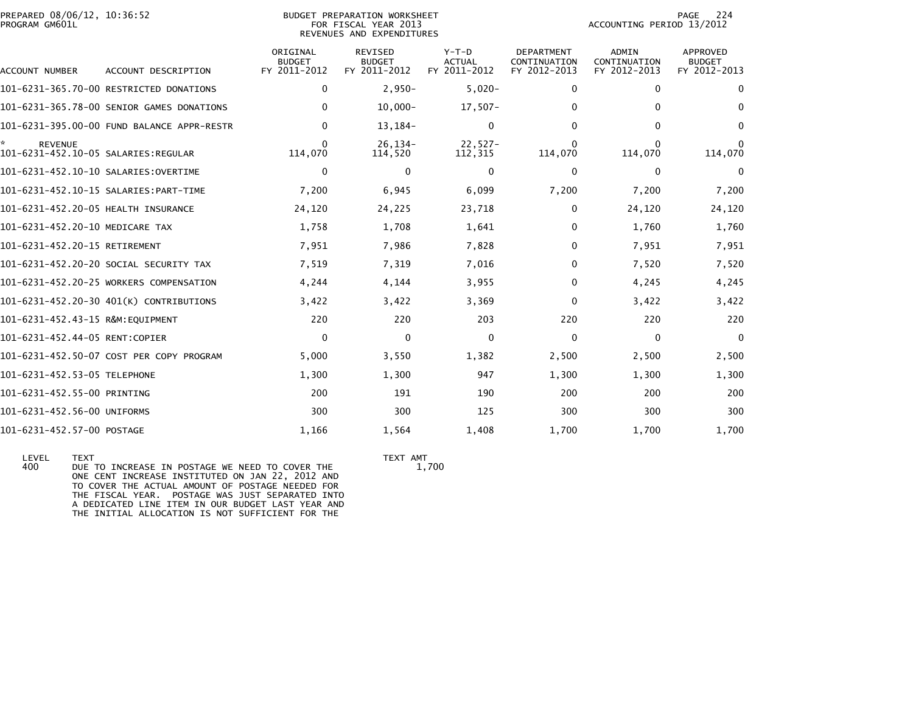PREPARED 08/06/12, 10:36:52
PROGRAM GM601L

BUDGET PREPARATION WORKSHEET
FOR FISCAL YEAR 2013
REVENUES AND EXPENDITURES

ACCOUNTING PERIOD 13/2012

| ACCOUNT NUMBER | ACCOUNT DESCRIPTION | ORIGINAL BUDGET FY 2011-2012 | REVISED BUDGET FY 2011-2012 | Y-T-D ACTUAL FY 2011-2012 | DEPARTMENT CONTINUATION FY 2012-2013 | ADMIN CONTINUATION FY 2012-2013 | APPROVED BUDGET FY 2012-2013 |
|---|---|---|---|---|---|---|---|
| 101-6231-365.70-00 | RESTRICTED DONATIONS | 0 | 2,950- | 5,020- | 0 | 0 | 0 |
| 101-6231-365.78-00 | SENIOR GAMES DONATIONS | 0 | 10,000- | 17,507- | 0 | 0 | 0 |
| 101-6231-395.00-00 | FUND BALANCE APPR-RESTR | 0 | 13,184- | 0 | 0 | 0 | 0 |
| * REVENUE | | 0 | 26,134- | 22,527- | 0 | 0 | 0 |
| 101-6231-452.10-05 | SALARIES:REGULAR | 114,070 | 114,520 | 112,315 | 114,070 | 114,070 | 114,070 |
| 101-6231-452.10-10 | SALARIES:OVERTIME | 0 | 0 | 0 | 0 | 0 | 0 |
| 101-6231-452.10-15 | SALARIES:PART-TIME | 7,200 | 6,945 | 6,099 | 7,200 | 7,200 | 7,200 |
| 101-6231-452.20-05 | HEALTH INSURANCE | 24,120 | 24,225 | 23,718 | 0 | 24,120 | 24,120 |
| 101-6231-452.20-10 | MEDICARE TAX | 1,758 | 1,708 | 1,641 | 0 | 1,760 | 1,760 |
| 101-6231-452.20-15 | RETIREMENT | 7,951 | 7,986 | 7,828 | 0 | 7,951 | 7,951 |
| 101-6231-452.20-20 | SOCIAL SECURITY TAX | 7,519 | 7,319 | 7,016 | 0 | 7,520 | 7,520 |
| 101-6231-452.20-25 | WORKERS COMPENSATION | 4,244 | 4,144 | 3,955 | 0 | 4,245 | 4,245 |
| 101-6231-452.20-30 | 401(K) CONTRIBUTIONS | 3,422 | 3,422 | 3,369 | 0 | 3,422 | 3,422 |
| 101-6231-452.43-15 | R&M:EQUIPMENT | 220 | 220 | 203 | 220 | 220 | 220 |
| 101-6231-452.44-05 | RENT:COPIER | 0 | 0 | 0 | 0 | 0 | 0 |
| 101-6231-452.50-07 | COST PER COPY PROGRAM | 5,000 | 3,550 | 1,382 | 2,500 | 2,500 | 2,500 |
| 101-6231-452.53-05 | TELEPHONE | 1,300 | 1,300 | 947 | 1,300 | 1,300 | 1,300 |
| 101-6231-452.55-00 | PRINTING | 200 | 191 | 190 | 200 | 200 | 200 |
| 101-6231-452.56-00 | UNIFORMS | 300 | 300 | 125 | 300 | 300 | 300 |
| 101-6231-452.57-00 | POSTAGE | 1,166 | 1,564 | 1,408 | 1,700 | 1,700 | 1,700 |

| LEVEL | TEXT | TEXT AMT |
|---|---|---|
| 400 | DUE TO INCREASE IN POSTAGE WE NEED TO COVER THE ONE CENT INCREASE INSTITUTED ON JAN 22, 2012 AND TO COVER THE ACTUAL AMOUNT OF POSTAGE NEEDED FOR THE FISCAL YEAR. POSTAGE WAS JUST SEPARATED INTO A DEDICATED LINE ITEM IN OUR BUDGET LAST YEAR AND THE INITIAL ALLOCATION IS NOT SUFFICIENT FOR THE | 1,700 |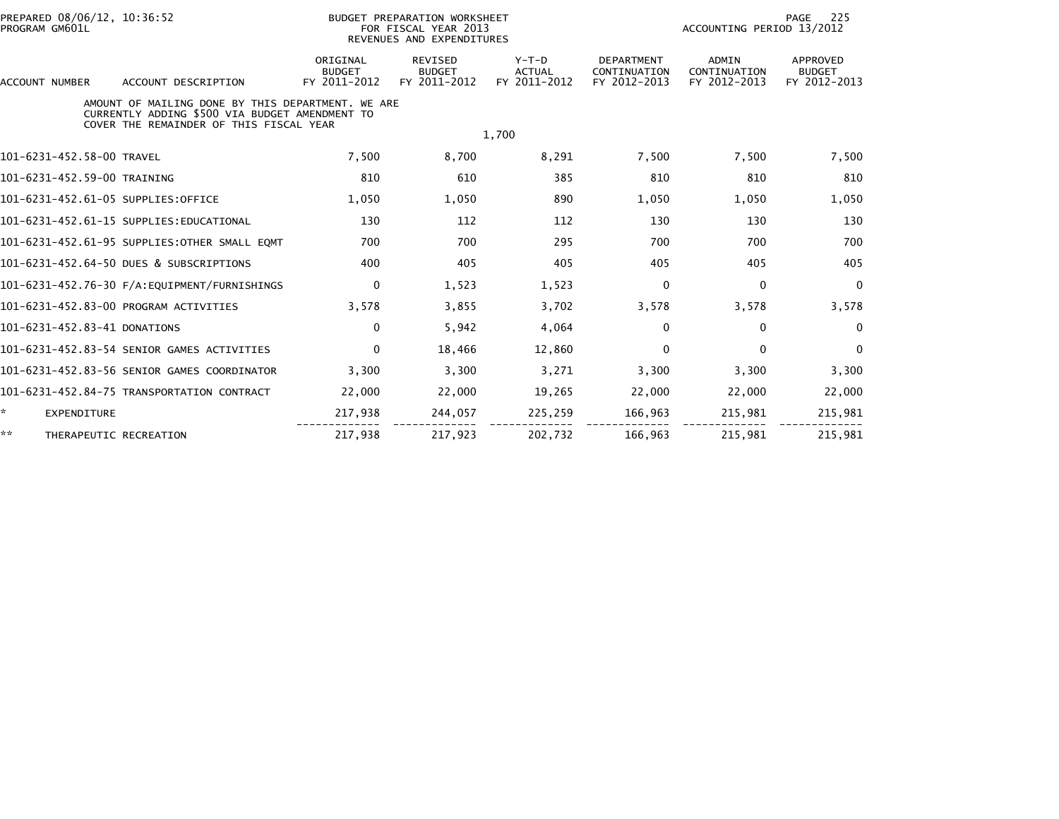BUDGET PREPARATION WORKSHEET
FOR FISCAL YEAR 2013
REVENUES AND EXPENDITURES

| ACCOUNT NUMBER | ACCOUNT DESCRIPTION | ORIGINAL BUDGET FY 2011-2012 | REVISED BUDGET FY 2011-2012 | Y-T-D ACTUAL FY 2011-2012 | DEPARTMENT CONTINUATION FY 2012-2013 | ADMIN CONTINUATION FY 2012-2013 | APPROVED BUDGET FY 2012-2013 |
|---|---|---|---|---|---|---|---|
| | AMOUNT OF MAILING DONE BY THIS DEPARTMENT. WE ARE CURRENTLY ADDING $500 VIA BUDGET AMENDMENT TO COVER THE REMAINDER OF THIS FISCAL YEAR | | | 1,700 | | | |
| 101-6231-452.58-00 | TRAVEL | 7,500 | 8,700 | 8,291 | 7,500 | 7,500 | 7,500 |
| 101-6231-452.59-00 | TRAINING | 810 | 610 | 385 | 810 | 810 | 810 |
| 101-6231-452.61-05 | SUPPLIES:OFFICE | 1,050 | 1,050 | 890 | 1,050 | 1,050 | 1,050 |
| 101-6231-452.61-15 | SUPPLIES:EDUCATIONAL | 130 | 112 | 112 | 130 | 130 | 130 |
| 101-6231-452.61-95 | SUPPLIES:OTHER SMALL EQMT | 700 | 700 | 295 | 700 | 700 | 700 |
| 101-6231-452.64-50 | DUES & SUBSCRIPTIONS | 400 | 405 | 405 | 405 | 405 | 405 |
| 101-6231-452.76-30 | F/A:EQUIPMENT/FURNISHINGS | 0 | 1,523 | 1,523 | 0 | 0 | 0 |
| 101-6231-452.83-00 | PROGRAM ACTIVITIES | 3,578 | 3,855 | 3,702 | 3,578 | 3,578 | 3,578 |
| 101-6231-452.83-41 | DONATIONS | 0 | 5,942 | 4,064 | 0 | 0 | 0 |
| 101-6231-452.83-54 | SENIOR GAMES ACTIVITIES | 0 | 18,466 | 12,860 | 0 | 0 | 0 |
| 101-6231-452.83-56 | SENIOR GAMES COORDINATOR | 3,300 | 3,300 | 3,271 | 3,300 | 3,300 | 3,300 |
| 101-6231-452.84-75 | TRANSPORTATION CONTRACT | 22,000 | 22,000 | 19,265 | 22,000 | 22,000 | 22,000 |
| * | EXPENDITURE | 217,938 | 244,057 | 225,259 | 166,963 | 215,981 | 215,981 |
| ** | THERAPEUTIC RECREATION | 217,938 | 217,923 | 202,732 | 166,963 | 215,981 | 215,981 |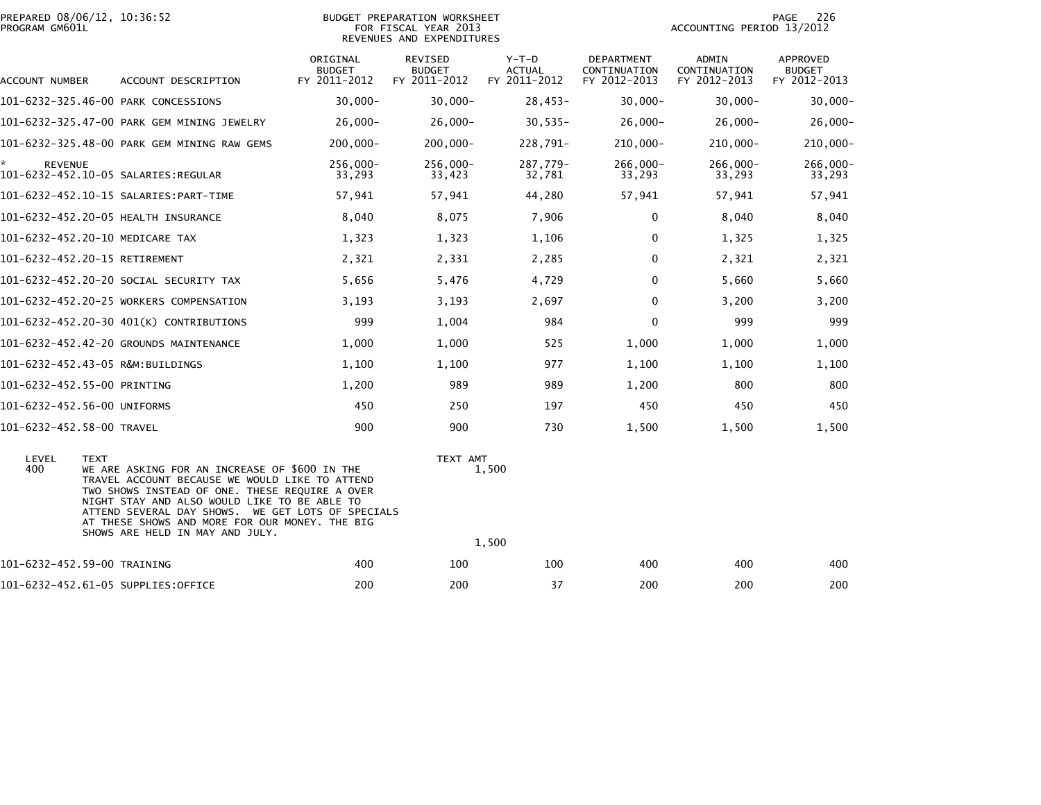PREPARED 08/06/12, 10:36:52
PROGRAM GM601L

BUDGET PREPARATION WORKSHEET
FOR FISCAL YEAR 2013
REVENUES AND EXPENDITURES

ACCOUNTING PERIOD 13/2012

| ACCOUNT NUMBER | ACCOUNT DESCRIPTION | ORIGINAL BUDGET FY 2011-2012 | REVISED BUDGET FY 2011-2012 | Y-T-D ACTUAL FY 2011-2012 | DEPARTMENT CONTINUATION FY 2012-2013 | ADMIN CONTINUATION FY 2012-2013 | APPROVED BUDGET FY 2012-2013 |
|---|---|---|---|---|---|---|---|
| 101-6232-325.46-00 | PARK CONCESSIONS | 30,000- | 30,000- | 28,453- | 30,000- | 30,000- | 30,000- |
| 101-6232-325.47-00 | PARK GEM MINING JEWELRY | 26,000- | 26,000- | 30,535- | 26,000- | 26,000- | 26,000- |
| 101-6232-325.48-00 | PARK GEM MINING RAW GEMS | 200,000- | 200,000- | 228,791- | 210,000- | 210,000- | 210,000- |
| * REVENUE | | 256,000- | 256,000- | 287,779- | 266,000- | 266,000- | 266,000- |
| 101-6232-452.10-05 | SALARIES:REGULAR | 33,293 | 33,423 | 32,781 | 33,293 | 33,293 | 33,293 |
| 101-6232-452.10-15 | SALARIES:PART-TIME | 57,941 | 57,941 | 44,280 | 57,941 | 57,941 | 57,941 |
| 101-6232-452.20-05 | HEALTH INSURANCE | 8,040 | 8,075 | 7,906 | 0 | 8,040 | 8,040 |
| 101-6232-452.20-10 | MEDICARE TAX | 1,323 | 1,323 | 1,106 | 0 | 1,325 | 1,325 |
| 101-6232-452.20-15 | RETIREMENT | 2,321 | 2,331 | 2,285 | 0 | 2,321 | 2,321 |
| 101-6232-452.20-20 | SOCIAL SECURITY TAX | 5,656 | 5,476 | 4,729 | 0 | 5,660 | 5,660 |
| 101-6232-452.20-25 | WORKERS COMPENSATION | 3,193 | 3,193 | 2,697 | 0 | 3,200 | 3,200 |
| 101-6232-452.20-30 | 401(K) CONTRIBUTIONS | 999 | 1,004 | 984 | 0 | 999 | 999 |
| 101-6232-452.42-20 | GROUNDS MAINTENANCE | 1,000 | 1,000 | 525 | 1,000 | 1,000 | 1,000 |
| 101-6232-452.43-05 | R&M:BUILDINGS | 1,100 | 1,100 | 977 | 1,100 | 1,100 | 1,100 |
| 101-6232-452.55-00 | PRINTING | 1,200 | 989 | 989 | 1,200 | 800 | 800 |
| 101-6232-452.56-00 | UNIFORMS | 450 | 250 | 197 | 450 | 450 | 450 |
| 101-6232-452.58-00 | TRAVEL | 900 | 900 | 730 | 1,500 | 1,500 | 1,500 |

| LEVEL | TEXT | TEXT AMT |
|---|---|---|
| 400 | WE ARE ASKING FOR AN INCREASE OF $600 IN THE TRAVEL ACCOUNT BECAUSE WE WOULD LIKE TO ATTEND TWO SHOWS INSTEAD OF ONE. THESE REQUIRE A OVER NIGHT STAY AND ALSO WOULD LIKE TO BE ABLE TO ATTEND SEVERAL DAY SHOWS. WE GET LOTS OF SPECIALS AT THESE SHOWS AND MORE FOR OUR MONEY. THE BIG SHOWS ARE HELD IN MAY AND JULY. | 1,500 |
| | | 1,500 |

| ACCOUNT NUMBER | ACCOUNT DESCRIPTION | ORIGINAL BUDGET FY 2011-2012 | REVISED BUDGET FY 2011-2012 | Y-T-D ACTUAL FY 2011-2012 | DEPARTMENT CONTINUATION FY 2012-2013 | ADMIN CONTINUATION FY 2012-2013 | APPROVED BUDGET FY 2012-2013 |
|---|---|---|---|---|---|---|---|
| 101-6232-452.59-00 | TRAINING | 400 | 100 | 100 | 400 | 400 | 400 |
| 101-6232-452.61-05 | SUPPLIES:OFFICE | 200 | 200 | 37 | 200 | 200 | 200 |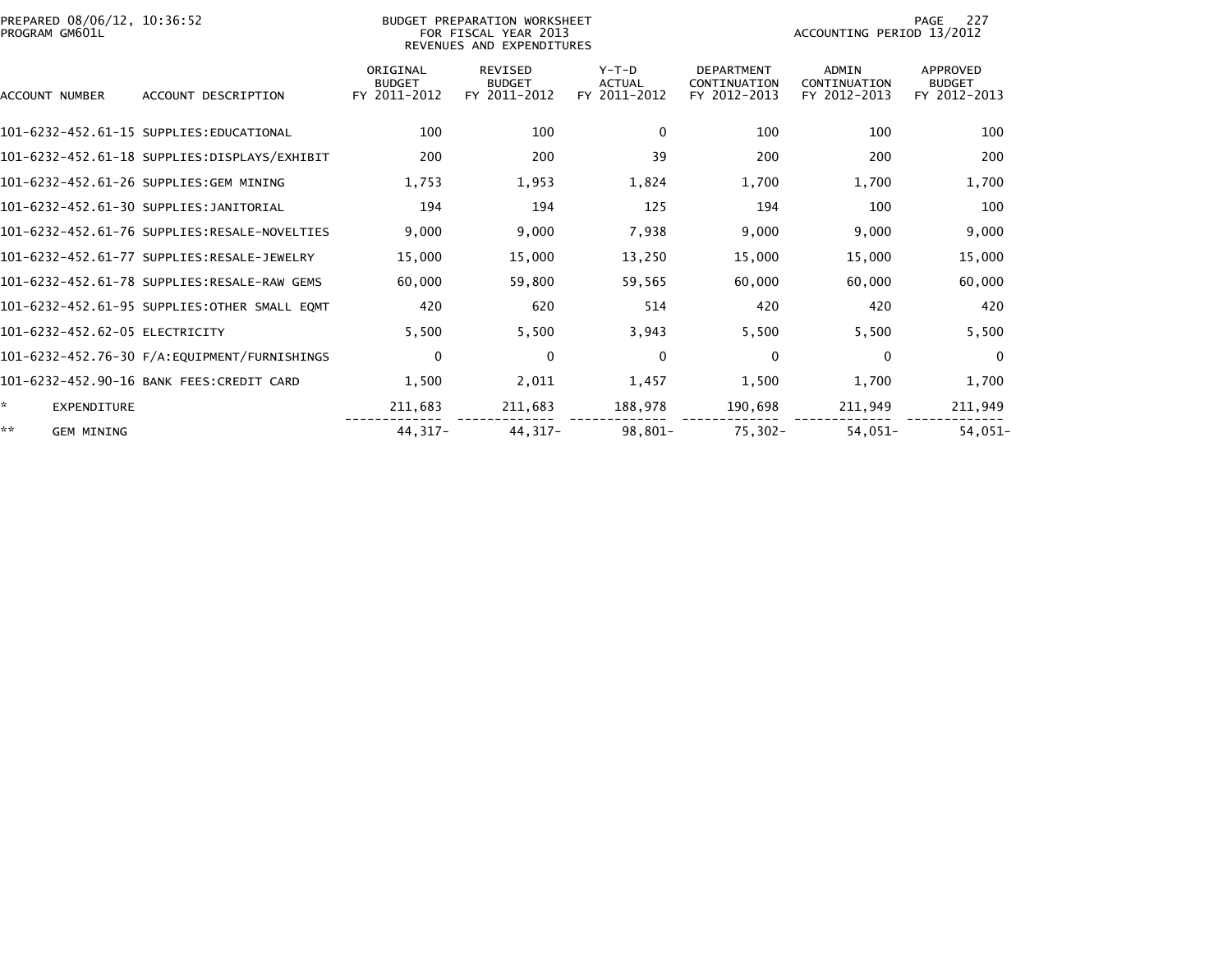PREPARED 08/06/12, 10:36:52
PROGRAM GM601L

BUDGET PREPARATION WORKSHEET
FOR FISCAL YEAR 2013
REVENUES AND EXPENDITURES

ACCOUNTING PERIOD 13/2012

| ACCOUNT NUMBER | ACCOUNT DESCRIPTION | ORIGINAL BUDGET FY 2011-2012 | REVISED BUDGET FY 2011-2012 | Y-T-D ACTUAL FY 2011-2012 | DEPARTMENT CONTINUATION FY 2012-2013 | ADMIN CONTINUATION FY 2012-2013 | APPROVED BUDGET FY 2012-2013 |
|---|---|---|---|---|---|---|---|
| 101-6232-452.61-15 | SUPPLIES:EDUCATIONAL | 100 | 100 | 0 | 100 | 100 | 100 |
| 101-6232-452.61-18 | SUPPLIES:DISPLAYS/EXHIBIT | 200 | 200 | 39 | 200 | 200 | 200 |
| 101-6232-452.61-26 | SUPPLIES:GEM MINING | 1,753 | 1,953 | 1,824 | 1,700 | 1,700 | 1,700 |
| 101-6232-452.61-30 | SUPPLIES:JANITORIAL | 194 | 194 | 125 | 194 | 100 | 100 |
| 101-6232-452.61-76 | SUPPLIES:RESALE-NOVELTIES | 9,000 | 9,000 | 7,938 | 9,000 | 9,000 | 9,000 |
| 101-6232-452.61-77 | SUPPLIES:RESALE-JEWELRY | 15,000 | 15,000 | 13,250 | 15,000 | 15,000 | 15,000 |
| 101-6232-452.61-78 | SUPPLIES:RESALE-RAW GEMS | 60,000 | 59,800 | 59,565 | 60,000 | 60,000 | 60,000 |
| 101-6232-452.61-95 | SUPPLIES:OTHER SMALL EQMT | 420 | 620 | 514 | 420 | 420 | 420 |
| 101-6232-452.62-05 | ELECTRICITY | 5,500 | 5,500 | 3,943 | 5,500 | 5,500 | 5,500 |
| 101-6232-452.76-30 | F/A:EQUIPMENT/FURNISHINGS | 0 | 0 | 0 | 0 | 0 | 0 |
| 101-6232-452.90-16 | BANK FEES:CREDIT CARD | 1,500 | 2,011 | 1,457 | 1,500 | 1,700 | 1,700 |
| * | EXPENDITURE | 211,683 | 211,683 | 188,978 | 190,698 | 211,949 | 211,949 |
| ** | GEM MINING | 44,317- | 44,317- | 98,801- | 75,302- | 54,051- | 54,051- |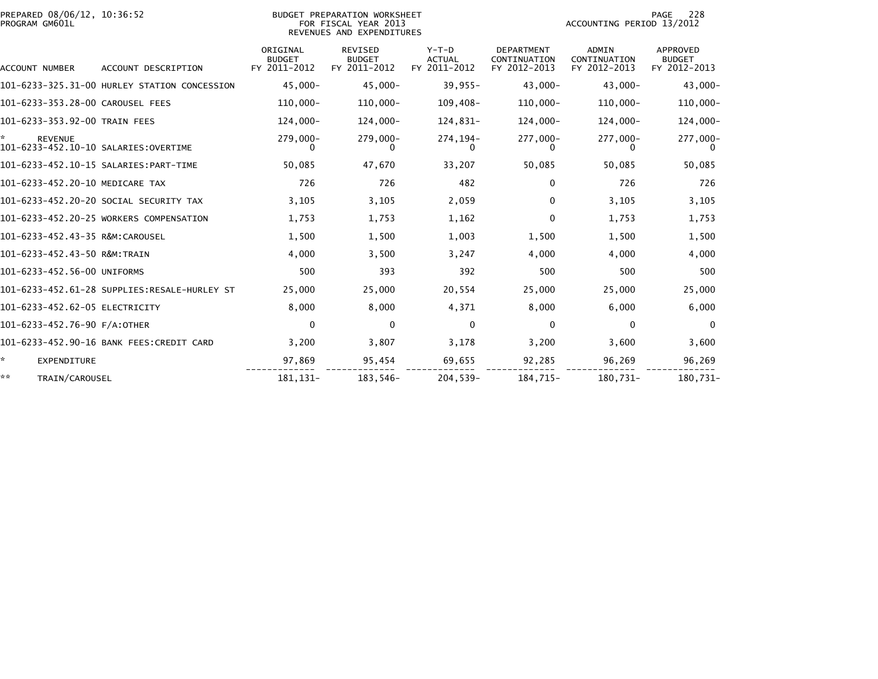PREPARED 08/06/12, 10:36:52
PROGRAM GM601L

BUDGET PREPARATION WORKSHEET
FOR FISCAL YEAR 2013
REVENUES AND EXPENDITURES

ACCOUNTING PERIOD 13/2012

| ACCOUNT NUMBER | ACCOUNT DESCRIPTION | ORIGINAL BUDGET FY 2011-2012 | REVISED BUDGET FY 2011-2012 | Y-T-D ACTUAL FY 2011-2012 | DEPARTMENT CONTINUATION FY 2012-2013 | ADMIN CONTINUATION FY 2012-2013 | APPROVED BUDGET FY 2012-2013 |
|---|---|---|---|---|---|---|---|
| 101-6233-325.31-00 | HURLEY STATION CONCESSION | 45,000- | 45,000- | 39,955- | 43,000- | 43,000- | 43,000- |
| 101-6233-353.28-00 | CAROUSEL FEES | 110,000- | 110,000- | 109,408- | 110,000- | 110,000- | 110,000- |
| 101-6233-353.92-00 | TRAIN FEES | 124,000- | 124,000- | 124,831- | 124,000- | 124,000- | 124,000- |
| * | REVENUE | 279,000- | 279,000- | 274,194- | 277,000- | 277,000- | 277,000- |
| 101-6233-452.10-10 | SALARIES:OVERTIME | 0 | 0 | 0 | 0 | 0 | 0 |
| 101-6233-452.10-15 | SALARIES:PART-TIME | 50,085 | 47,670 | 33,207 | 50,085 | 50,085 | 50,085 |
| 101-6233-452.20-10 | MEDICARE TAX | 726 | 726 | 482 | 0 | 726 | 726 |
| 101-6233-452.20-20 | SOCIAL SECURITY TAX | 3,105 | 3,105 | 2,059 | 0 | 3,105 | 3,105 |
| 101-6233-452.20-25 | WORKERS COMPENSATION | 1,753 | 1,753 | 1,162 | 0 | 1,753 | 1,753 |
| 101-6233-452.43-35 | R&M:CAROUSEL | 1,500 | 1,500 | 1,003 | 1,500 | 1,500 | 1,500 |
| 101-6233-452.43-50 | R&M:TRAIN | 4,000 | 3,500 | 3,247 | 4,000 | 4,000 | 4,000 |
| 101-6233-452.56-00 | UNIFORMS | 500 | 393 | 392 | 500 | 500 | 500 |
| 101-6233-452.61-28 | SUPPLIES:RESALE-HURLEY ST | 25,000 | 25,000 | 20,554 | 25,000 | 25,000 | 25,000 |
| 101-6233-452.62-05 | ELECTRICITY | 8,000 | 8,000 | 4,371 | 8,000 | 6,000 | 6,000 |
| 101-6233-452.76-90 | F/A:OTHER | 0 | 0 | 0 | 0 | 0 | 0 |
| 101-6233-452.90-16 | BANK FEES:CREDIT CARD | 3,200 | 3,807 | 3,178 | 3,200 | 3,600 | 3,600 |
| * | EXPENDITURE | 97,869 | 95,454 | 69,655 | 92,285 | 96,269 | 96,269 |
| ** | TRAIN/CAROUSEL | 181,131- | 183,546- | 204,539- | 184,715- | 180,731- | 180,731- |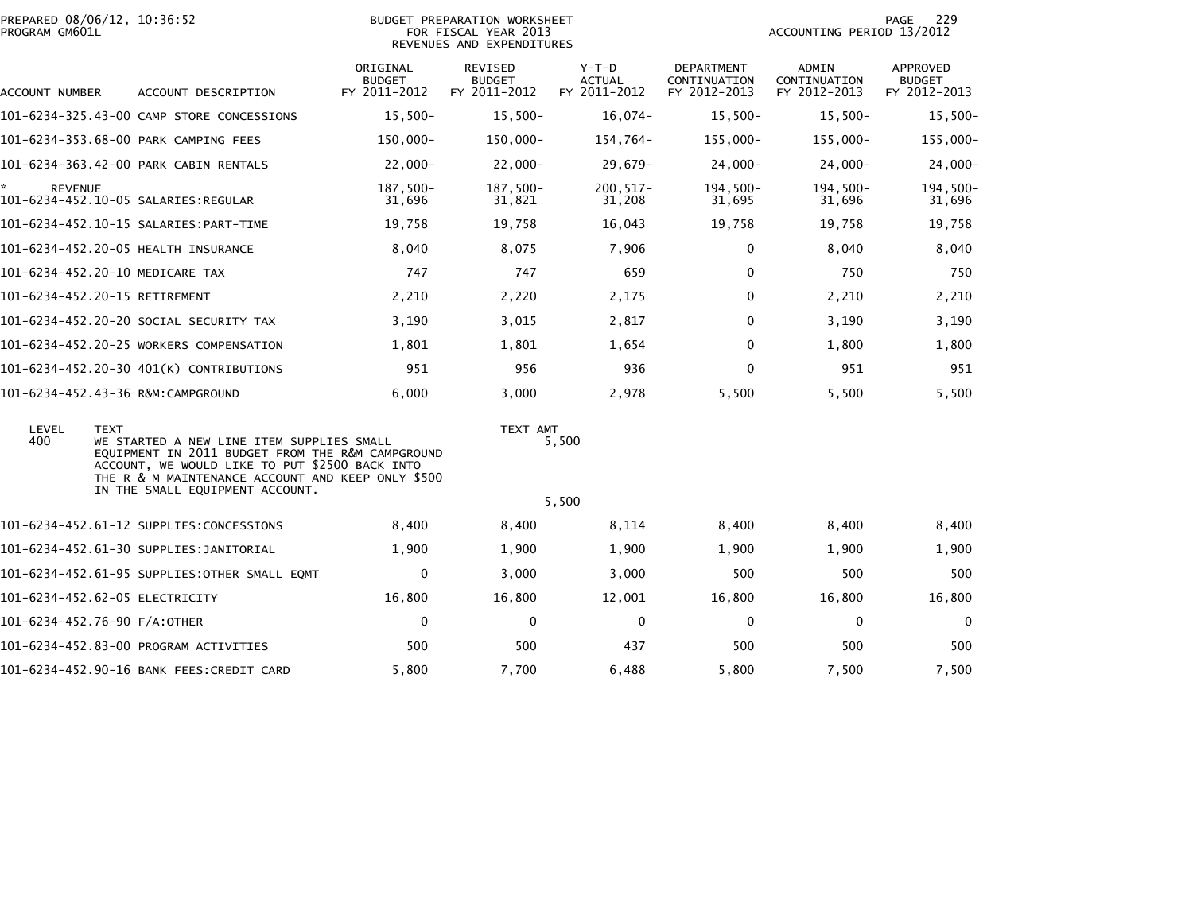PREPARED 08/06/12, 10:36:52
PROGRAM GM601L

BUDGET PREPARATION WORKSHEET
FOR FISCAL YEAR 2013
REVENUES AND EXPENDITURES

ACCOUNTING PERIOD 13/2012

| ACCOUNT NUMBER | ACCOUNT DESCRIPTION | ORIGINAL BUDGET FY 2011-2012 | REVISED BUDGET FY 2011-2012 | Y-T-D ACTUAL FY 2011-2012 | DEPARTMENT CONTINUATION FY 2012-2013 | ADMIN CONTINUATION FY 2012-2013 | APPROVED BUDGET FY 2012-2013 |
|---|---|---|---|---|---|---|---|
| 101-6234-325.43-00 | CAMP STORE CONCESSIONS | 15,500- | 15,500- | 16,074- | 15,500- | 15,500- | 15,500- |
| 101-6234-353.68-00 | PARK CAMPING FEES | 150,000- | 150,000- | 154,764- | 155,000- | 155,000- | 155,000- |
| 101-6234-363.42-00 | PARK CABIN RENTALS | 22,000- | 22,000- | 29,679- | 24,000- | 24,000- | 24,000- |
| * REVENUE | | 187,500- | 187,500- | 200,517- | 194,500- | 194,500- | 194,500- |
| 101-6234-452.10-05 | SALARIES:REGULAR | 31,696 | 31,821 | 31,208 | 31,695 | 31,696 | 31,696 |
| 101-6234-452.10-15 | SALARIES:PART-TIME | 19,758 | 19,758 | 16,043 | 19,758 | 19,758 | 19,758 |
| 101-6234-452.20-05 | HEALTH INSURANCE | 8,040 | 8,075 | 7,906 | 0 | 8,040 | 8,040 |
| 101-6234-452.20-10 | MEDICARE TAX | 747 | 747 | 659 | 0 | 750 | 750 |
| 101-6234-452.20-15 | RETIREMENT | 2,210 | 2,220 | 2,175 | 0 | 2,210 | 2,210 |
| 101-6234-452.20-20 | SOCIAL SECURITY TAX | 3,190 | 3,015 | 2,817 | 0 | 3,190 | 3,190 |
| 101-6234-452.20-25 | WORKERS COMPENSATION | 1,801 | 1,801 | 1,654 | 0 | 1,800 | 1,800 |
| 101-6234-452.20-30 | 401(K) CONTRIBUTIONS | 951 | 956 | 936 | 0 | 951 | 951 |
| 101-6234-452.43-36 | R&M:CAMPGROUND | 6,000 | 3,000 | 2,978 | 5,500 | 5,500 | 5,500 |

| LEVEL | TEXT | TEXT AMT |
|---|---|---|
| 400 | WE STARTED A NEW LINE ITEM SUPPLIES SMALL EQUIPMENT IN 2011 BUDGET FROM THE R&M CAMPGROUND ACCOUNT, WE WOULD LIKE TO PUT $2500 BACK INTO THE R & M MAINTENANCE ACCOUNT AND KEEP ONLY $500 IN THE SMALL EQUIPMENT ACCOUNT. | 5,500 |
| | | 5,500 |

| ACCOUNT NUMBER | ACCOUNT DESCRIPTION | ORIGINAL BUDGET FY 2011-2012 | REVISED BUDGET FY 2011-2012 | Y-T-D ACTUAL FY 2011-2012 | DEPARTMENT CONTINUATION FY 2012-2013 | ADMIN CONTINUATION FY 2012-2013 | APPROVED BUDGET FY 2012-2013 |
|---|---|---|---|---|---|---|---|
| 101-6234-452.61-12 | SUPPLIES:CONCESSIONS | 8,400 | 8,400 | 8,114 | 8,400 | 8,400 | 8,400 |
| 101-6234-452.61-30 | SUPPLIES:JANITORIAL | 1,900 | 1,900 | 1,900 | 1,900 | 1,900 | 1,900 |
| 101-6234-452.61-95 | SUPPLIES:OTHER SMALL EQMT | 0 | 3,000 | 3,000 | 500 | 500 | 500 |
| 101-6234-452.62-05 | ELECTRICITY | 16,800 | 16,800 | 12,001 | 16,800 | 16,800 | 16,800 |
| 101-6234-452.76-90 | F/A:OTHER | 0 | 0 | 0 | 0 | 0 | 0 |
| 101-6234-452.83-00 | PROGRAM ACTIVITIES | 500 | 500 | 437 | 500 | 500 | 500 |
| 101-6234-452.90-16 | BANK FEES:CREDIT CARD | 5,800 | 7,700 | 6,488 | 5,800 | 7,500 | 7,500 |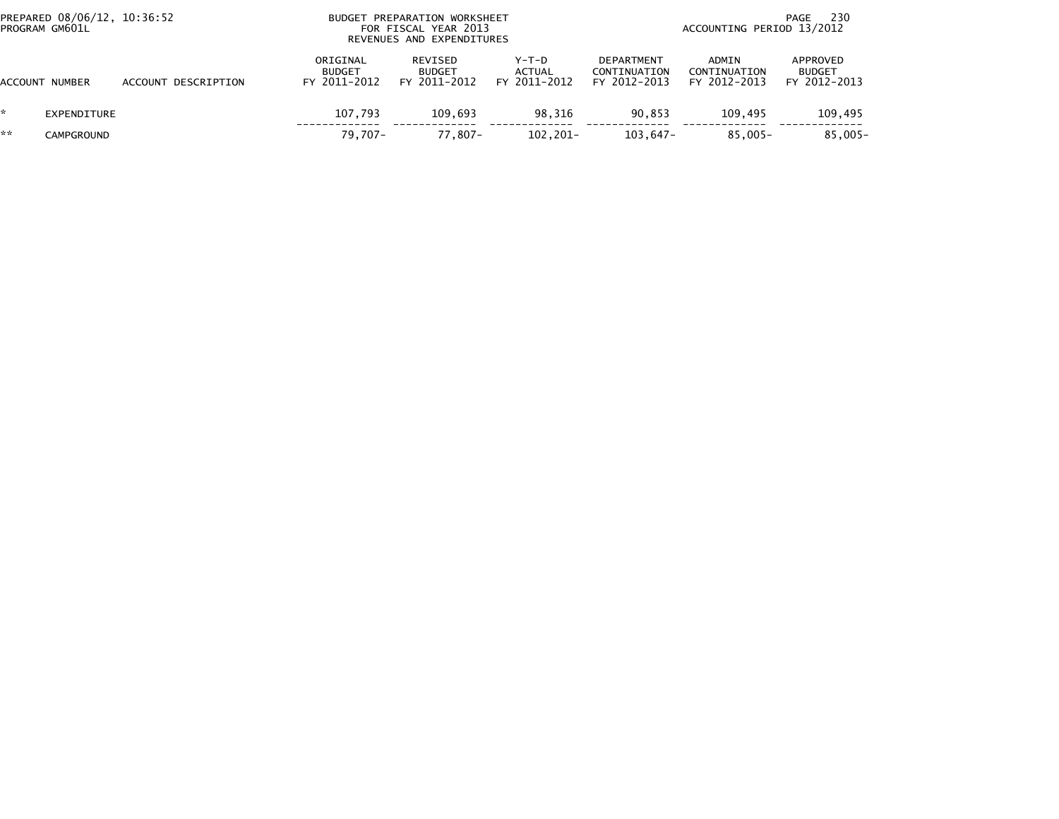PREPARED 08/06/12, 10:36:52
PROGRAM GM601L

BUDGET PREPARATION WORKSHEET
FOR FISCAL YEAR 2013
REVENUES AND EXPENDITURES

ACCOUNTING PERIOD 13/2012

| ACCOUNT NUMBER | ACCOUNT DESCRIPTION | ORIGINAL BUDGET FY 2011-2012 | REVISED BUDGET FY 2011-2012 | Y-T-D ACTUAL FY 2011-2012 | DEPARTMENT CONTINUATION FY 2012-2013 | ADMIN CONTINUATION FY 2012-2013 | APPROVED BUDGET FY 2012-2013 |
|---|---|---|---|---|---|---|---|
| * | EXPENDITURE | 107,793 | 109,693 | 98,316 | 90,853 | 109,495 | 109,495 |
| ** | CAMPGROUND | 79,707- | 77,807- | 102,201- | 103,647- | 85,005- | 85,005- |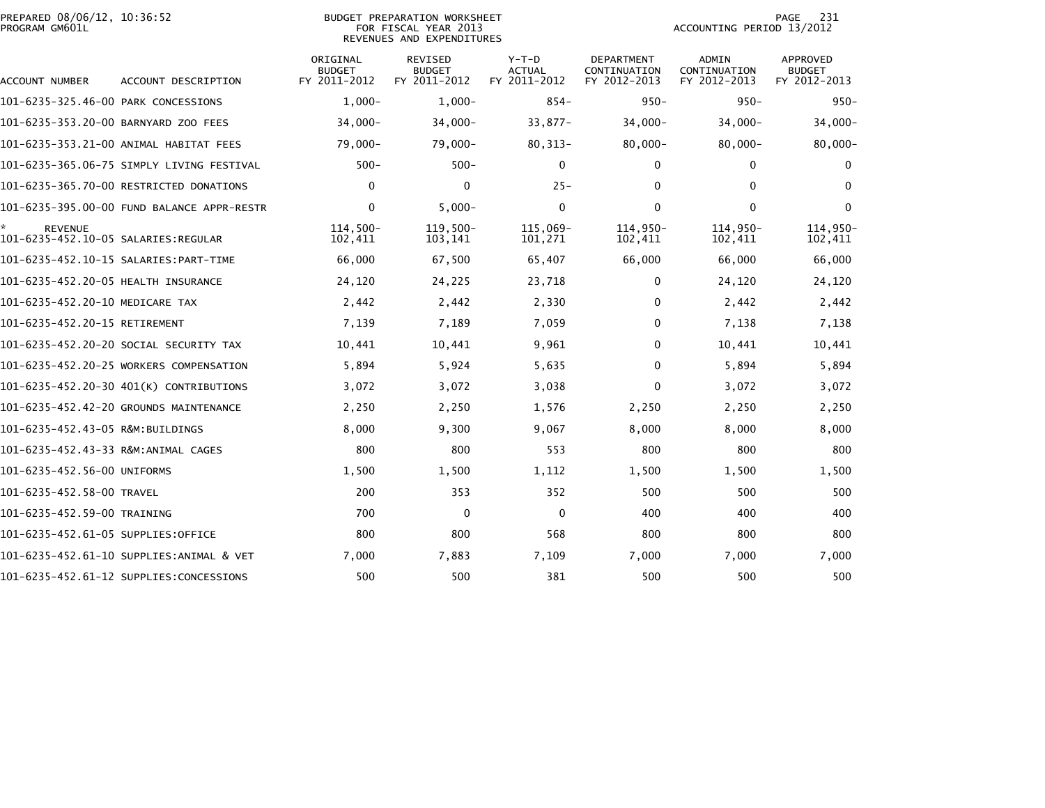PREPARED 08/06/12, 10:36:52
PROGRAM GM601L

BUDGET PREPARATION WORKSHEET
FOR FISCAL YEAR 2013
REVENUES AND EXPENDITURES

ACCOUNTING PERIOD 13/2012

| ACCOUNT NUMBER | ACCOUNT DESCRIPTION | ORIGINAL BUDGET FY 2011-2012 | REVISED BUDGET FY 2011-2012 | Y-T-D ACTUAL FY 2011-2012 | DEPARTMENT CONTINUATION FY 2012-2013 | ADMIN CONTINUATION FY 2012-2013 | APPROVED BUDGET FY 2012-2013 |
|---|---|---|---|---|---|---|---|
| 101-6235-325.46-00 | PARK CONCESSIONS | 1,000- | 1,000- | 854- | 950- | 950- | 950- |
| 101-6235-353.20-00 | BARNYARD ZOO FEES | 34,000- | 34,000- | 33,877- | 34,000- | 34,000- | 34,000- |
| 101-6235-353.21-00 | ANIMAL HABITAT FEES | 79,000- | 79,000- | 80,313- | 80,000- | 80,000- | 80,000- |
| 101-6235-365.06-75 | SIMPLY LIVING FESTIVAL | 500- | 500- | 0 | 0 | 0 | 0 |
| 101-6235-365.70-00 | RESTRICTED DONATIONS | 0 | 0 | 25- | 0 | 0 | 0 |
| 101-6235-395.00-00 | FUND BALANCE APPR-RESTR | 0 | 5,000- | 0 | 0 | 0 | 0 |
| * | REVENUE | 114,500- | 119,500- | 115,069- | 114,950- | 114,950- | 114,950- |
| 101-6235-452.10-05 | SALARIES:REGULAR | 102,411 | 103,141 | 101,271 | 102,411 | 102,411 | 102,411 |
| 101-6235-452.10-15 | SALARIES:PART-TIME | 66,000 | 67,500 | 65,407 | 66,000 | 66,000 | 66,000 |
| 101-6235-452.20-05 | HEALTH INSURANCE | 24,120 | 24,225 | 23,718 | 0 | 24,120 | 24,120 |
| 101-6235-452.20-10 | MEDICARE TAX | 2,442 | 2,442 | 2,330 | 0 | 2,442 | 2,442 |
| 101-6235-452.20-15 | RETIREMENT | 7,139 | 7,189 | 7,059 | 0 | 7,138 | 7,138 |
| 101-6235-452.20-20 | SOCIAL SECURITY TAX | 10,441 | 10,441 | 9,961 | 0 | 10,441 | 10,441 |
| 101-6235-452.20-25 | WORKERS COMPENSATION | 5,894 | 5,924 | 5,635 | 0 | 5,894 | 5,894 |
| 101-6235-452.20-30 | 401(K) CONTRIBUTIONS | 3,072 | 3,072 | 3,038 | 0 | 3,072 | 3,072 |
| 101-6235-452.42-20 | GROUNDS MAINTENANCE | 2,250 | 2,250 | 1,576 | 2,250 | 2,250 | 2,250 |
| 101-6235-452.43-05 | R&M:BUILDINGS | 8,000 | 9,300 | 9,067 | 8,000 | 8,000 | 8,000 |
| 101-6235-452.43-33 | R&M:ANIMAL CAGES | 800 | 800 | 553 | 800 | 800 | 800 |
| 101-6235-452.56-00 | UNIFORMS | 1,500 | 1,500 | 1,112 | 1,500 | 1,500 | 1,500 |
| 101-6235-452.58-00 | TRAVEL | 200 | 353 | 352 | 500 | 500 | 500 |
| 101-6235-452.59-00 | TRAINING | 700 | 0 | 0 | 400 | 400 | 400 |
| 101-6235-452.61-05 | SUPPLIES:OFFICE | 800 | 800 | 568 | 800 | 800 | 800 |
| 101-6235-452.61-10 | SUPPLIES:ANIMAL & VET | 7,000 | 7,883 | 7,109 | 7,000 | 7,000 | 7,000 |
| 101-6235-452.61-12 | SUPPLIES:CONCESSIONS | 500 | 500 | 381 | 500 | 500 | 500 |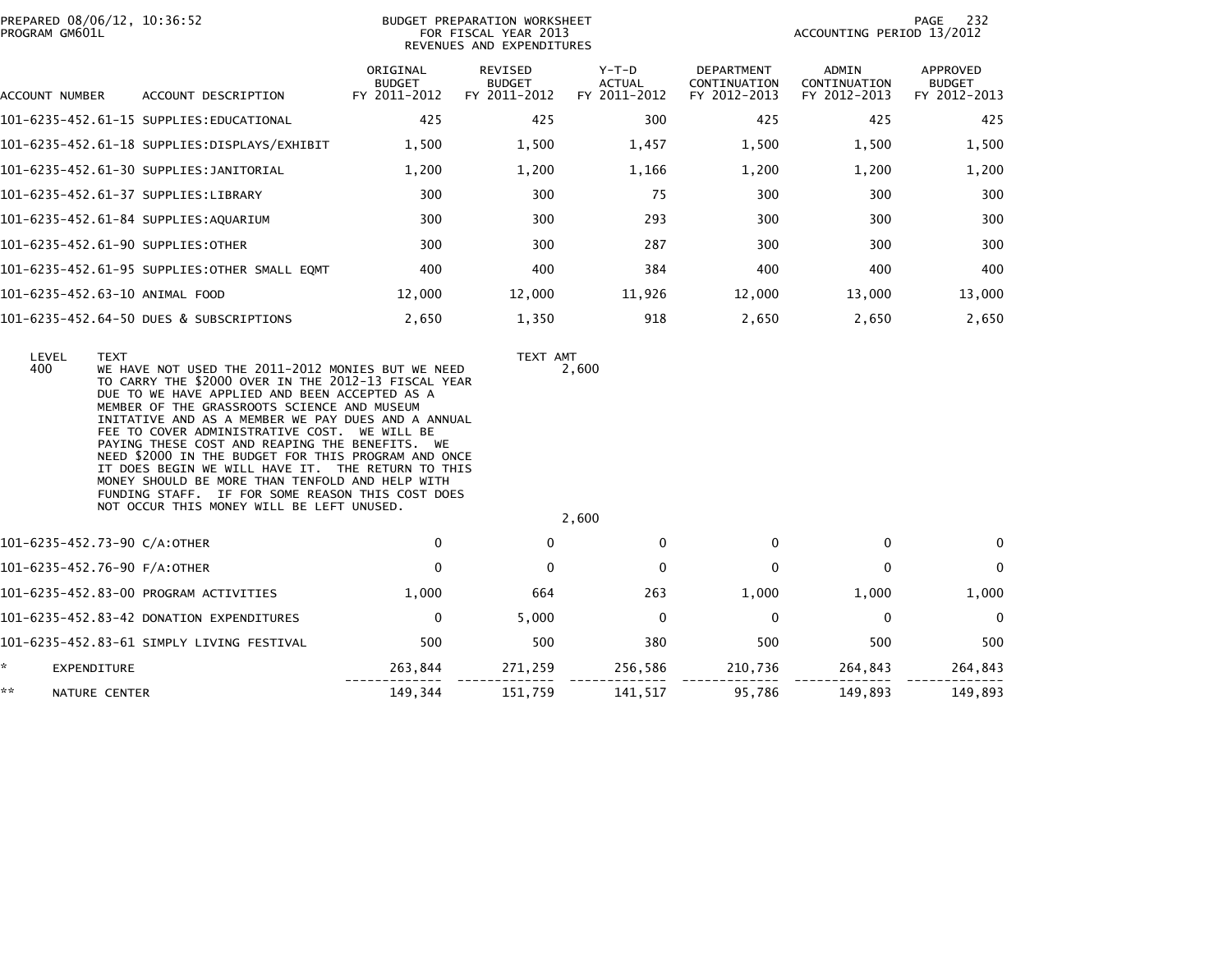PREPARED 08/06/12, 10:36:52
PROGRAM GM601L

BUDGET PREPARATION WORKSHEET
FOR FISCAL YEAR 2013
REVENUES AND EXPENDITURES

ACCOUNTING PERIOD 13/2012

| ACCOUNT NUMBER | ACCOUNT DESCRIPTION | ORIGINAL BUDGET FY 2011-2012 | REVISED BUDGET FY 2011-2012 | Y-T-D ACTUAL FY 2011-2012 | DEPARTMENT CONTINUATION FY 2012-2013 | ADMIN CONTINUATION FY 2012-2013 | APPROVED BUDGET FY 2012-2013 |
|---|---|---|---|---|---|---|---|
| 101-6235-452.61-15 | SUPPLIES:EDUCATIONAL | 425 | 425 | 300 | 425 | 425 | 425 |
| 101-6235-452.61-18 | SUPPLIES:DISPLAYS/EXHIBIT | 1,500 | 1,500 | 1,457 | 1,500 | 1,500 | 1,500 |
| 101-6235-452.61-30 | SUPPLIES:JANITORIAL | 1,200 | 1,200 | 1,166 | 1,200 | 1,200 | 1,200 |
| 101-6235-452.61-37 | SUPPLIES:LIBRARY | 300 | 300 | 75 | 300 | 300 | 300 |
| 101-6235-452.61-84 | SUPPLIES:AQUARIUM | 300 | 300 | 293 | 300 | 300 | 300 |
| 101-6235-452.61-90 | SUPPLIES:OTHER | 300 | 300 | 287 | 300 | 300 | 300 |
| 101-6235-452.61-95 | SUPPLIES:OTHER SMALL EQMT | 400 | 400 | 384 | 400 | 400 | 400 |
| 101-6235-452.63-10 | ANIMAL FOOD | 12,000 | 12,000 | 11,926 | 12,000 | 13,000 | 13,000 |
| 101-6235-452.64-50 | DUES & SUBSCRIPTIONS | 2,650 | 1,350 | 918 | 2,650 | 2,650 | 2,650 |

| LEVEL | TEXT | TEXT AMT |
|---|---|---|
| 400 | WE HAVE NOT USED THE 2011-2012 MONIES BUT WE NEED TO CARRY THE $2000 OVER IN THE 2012-13 FISCAL YEAR DUE TO WE HAVE APPLIED AND BEEN ACCEPTED AS A MEMBER OF THE GRASSROOTS SCIENCE AND MUSEUM INITATIVE AND AS A MEMBER WE PAY DUES AND A ANNUAL FEE TO COVER ADMINISTRATIVE COST. WE WILL BE PAYING THESE COST AND REAPING THE BENEFITS. WE NEED $2000 IN THE BUDGET FOR THIS PROGRAM AND ONCE IT DOES BEGIN WE WILL HAVE IT. THE RETURN TO THIS MONEY SHOULD BE MORE THAN TENFOLD AND HELP WITH FUNDING STAFF. IF FOR SOME REASON THIS COST DOES NOT OCCUR THIS MONEY WILL BE LEFT UNUSED. | 2,600 |
| | | 2,600 |

| ACCOUNT NUMBER | ACCOUNT DESCRIPTION | ORIGINAL BUDGET FY 2011-2012 | REVISED BUDGET FY 2011-2012 | Y-T-D ACTUAL FY 2011-2012 | DEPARTMENT CONTINUATION FY 2012-2013 | ADMIN CONTINUATION FY 2012-2013 | APPROVED BUDGET FY 2012-2013 |
|---|---|---|---|---|---|---|---|
| 101-6235-452.73-90 | C/A:OTHER | 0 | 0 | 0 | 0 | 0 | 0 |
| 101-6235-452.76-90 | F/A:OTHER | 0 | 0 | 0 | 0 | 0 | 0 |
| 101-6235-452.83-00 | PROGRAM ACTIVITIES | 1,000 | 664 | 263 | 1,000 | 1,000 | 1,000 |
| 101-6235-452.83-42 | DONATION EXPENDITURES | 0 | 5,000 | 0 | 0 | 0 | 0 |
| 101-6235-452.83-61 | SIMPLY LIVING FESTIVAL | 500 | 500 | 380 | 500 | 500 | 500 |
| * | EXPENDITURE | 263,844 | 271,259 | 256,586 | 210,736 | 264,843 | 264,843 |
| ** | NATURE CENTER | 149,344 | 151,759 | 141,517 | 95,786 | 149,893 | 149,893 |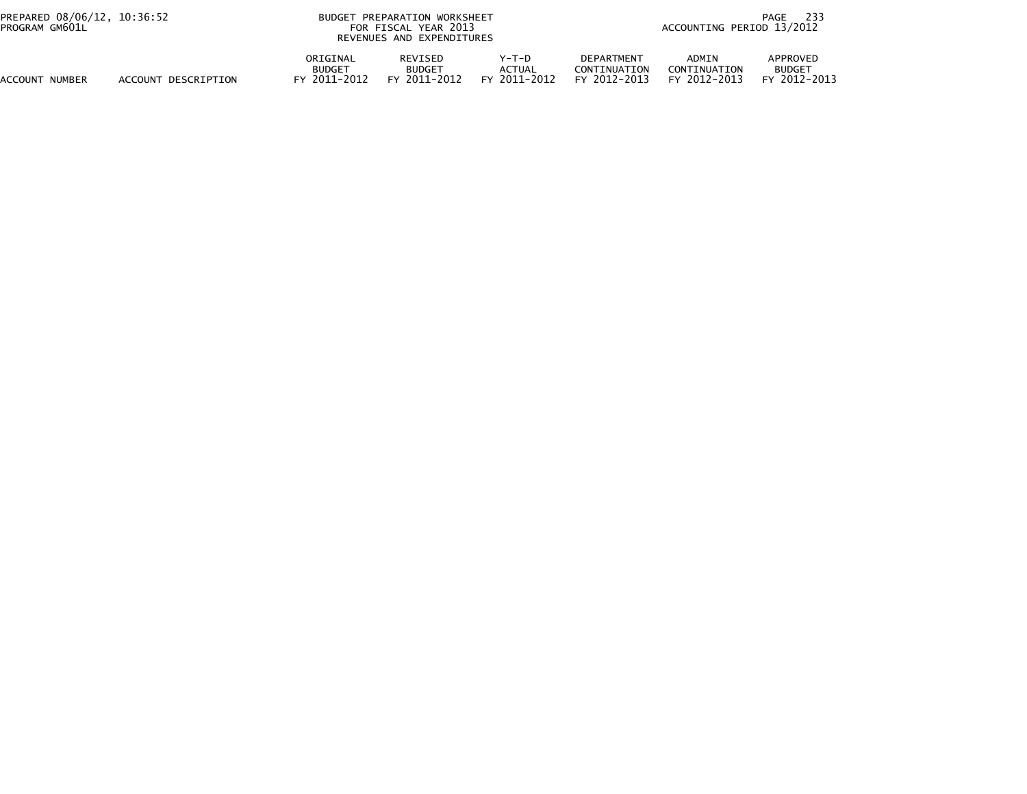| ACCOUNT NUMBER | ACCOUNT DESCRIPTION | ORIGINAL BUDGET FY 2011-2012 | REVISED BUDGET FY 2011-2012 | Y-T-D ACTUAL FY 2011-2012 | DEPARTMENT CONTINUATION FY 2012-2013 | ADMIN CONTINUATION FY 2012-2013 | APPROVED BUDGET FY 2012-2013 |
|---|---|---|---|---|---|---|---|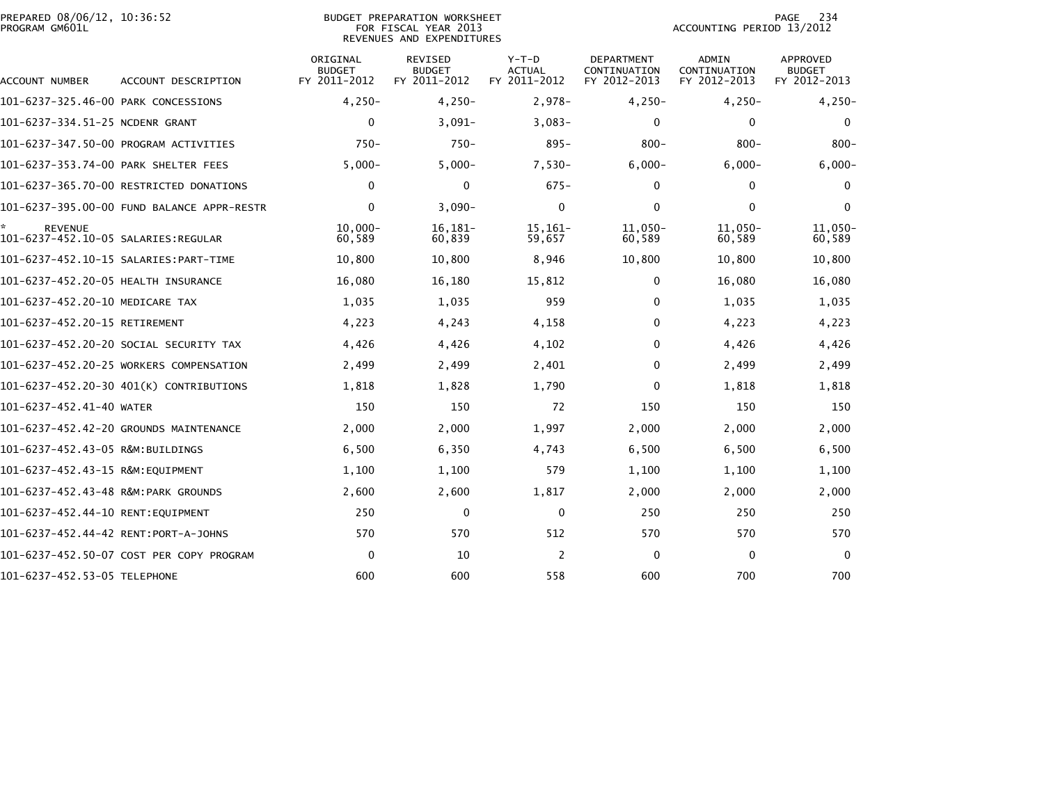PREPARED 08/06/12, 10:36:52
PROGRAM GM601L

BUDGET PREPARATION WORKSHEET
FOR FISCAL YEAR 2013
REVENUES AND EXPENDITURES

ACCOUNTING PERIOD 13/2012

| ACCOUNT NUMBER | ACCOUNT DESCRIPTION | ORIGINAL BUDGET FY 2011-2012 | REVISED BUDGET FY 2011-2012 | Y-T-D ACTUAL FY 2011-2012 | DEPARTMENT CONTINUATION FY 2012-2013 | ADMIN CONTINUATION FY 2012-2013 | APPROVED BUDGET FY 2012-2013 |
|---|---|---|---|---|---|---|---|
| 101-6237-325.46-00 | PARK CONCESSIONS | 4,250- | 4,250- | 2,978- | 4,250- | 4,250- | 4,250- |
| 101-6237-334.51-25 | NCDENR GRANT | 0 | 3,091- | 3,083- | 0 | 0 | 0 |
| 101-6237-347.50-00 | PROGRAM ACTIVITIES | 750- | 750- | 895- | 800- | 800- | 800- |
| 101-6237-353.74-00 | PARK SHELTER FEES | 5,000- | 5,000- | 7,530- | 6,000- | 6,000- | 6,000- |
| 101-6237-365.70-00 | RESTRICTED DONATIONS | 0 | 0 | 675- | 0 | 0 | 0 |
| 101-6237-395.00-00 | FUND BALANCE APPR-RESTR | 0 | 3,090- | 0 | 0 | 0 | 0 |
| * REVENUE | | 10,000- | 16,181- | 15,161- | 11,050- | 11,050- | 11,050- |
| 101-6237-452.10-05 | SALARIES:REGULAR | 60,589 | 60,839 | 59,657 | 60,589 | 60,589 | 60,589 |
| 101-6237-452.10-15 | SALARIES:PART-TIME | 10,800 | 10,800 | 8,946 | 10,800 | 10,800 | 10,800 |
| 101-6237-452.20-05 | HEALTH INSURANCE | 16,080 | 16,180 | 15,812 | 0 | 16,080 | 16,080 |
| 101-6237-452.20-10 | MEDICARE TAX | 1,035 | 1,035 | 959 | 0 | 1,035 | 1,035 |
| 101-6237-452.20-15 | RETIREMENT | 4,223 | 4,243 | 4,158 | 0 | 4,223 | 4,223 |
| 101-6237-452.20-20 | SOCIAL SECURITY TAX | 4,426 | 4,426 | 4,102 | 0 | 4,426 | 4,426 |
| 101-6237-452.20-25 | WORKERS COMPENSATION | 2,499 | 2,499 | 2,401 | 0 | 2,499 | 2,499 |
| 101-6237-452.20-30 | 401(K) CONTRIBUTIONS | 1,818 | 1,828 | 1,790 | 0 | 1,818 | 1,818 |
| 101-6237-452.41-40 | WATER | 150 | 150 | 72 | 150 | 150 | 150 |
| 101-6237-452.42-20 | GROUNDS MAINTENANCE | 2,000 | 2,000 | 1,997 | 2,000 | 2,000 | 2,000 |
| 101-6237-452.43-05 | R&M:BUILDINGS | 6,500 | 6,350 | 4,743 | 6,500 | 6,500 | 6,500 |
| 101-6237-452.43-15 | R&M:EQUIPMENT | 1,100 | 1,100 | 579 | 1,100 | 1,100 | 1,100 |
| 101-6237-452.43-48 | R&M:PARK GROUNDS | 2,600 | 2,600 | 1,817 | 2,000 | 2,000 | 2,000 |
| 101-6237-452.44-10 | RENT:EQUIPMENT | 250 | 0 | 0 | 250 | 250 | 250 |
| 101-6237-452.44-42 | RENT:PORT-A-JOHNS | 570 | 570 | 512 | 570 | 570 | 570 |
| 101-6237-452.50-07 | COST PER COPY PROGRAM | 0 | 10 | 2 | 0 | 0 | 0 |
| 101-6237-452.53-05 | TELEPHONE | 600 | 600 | 558 | 600 | 700 | 700 |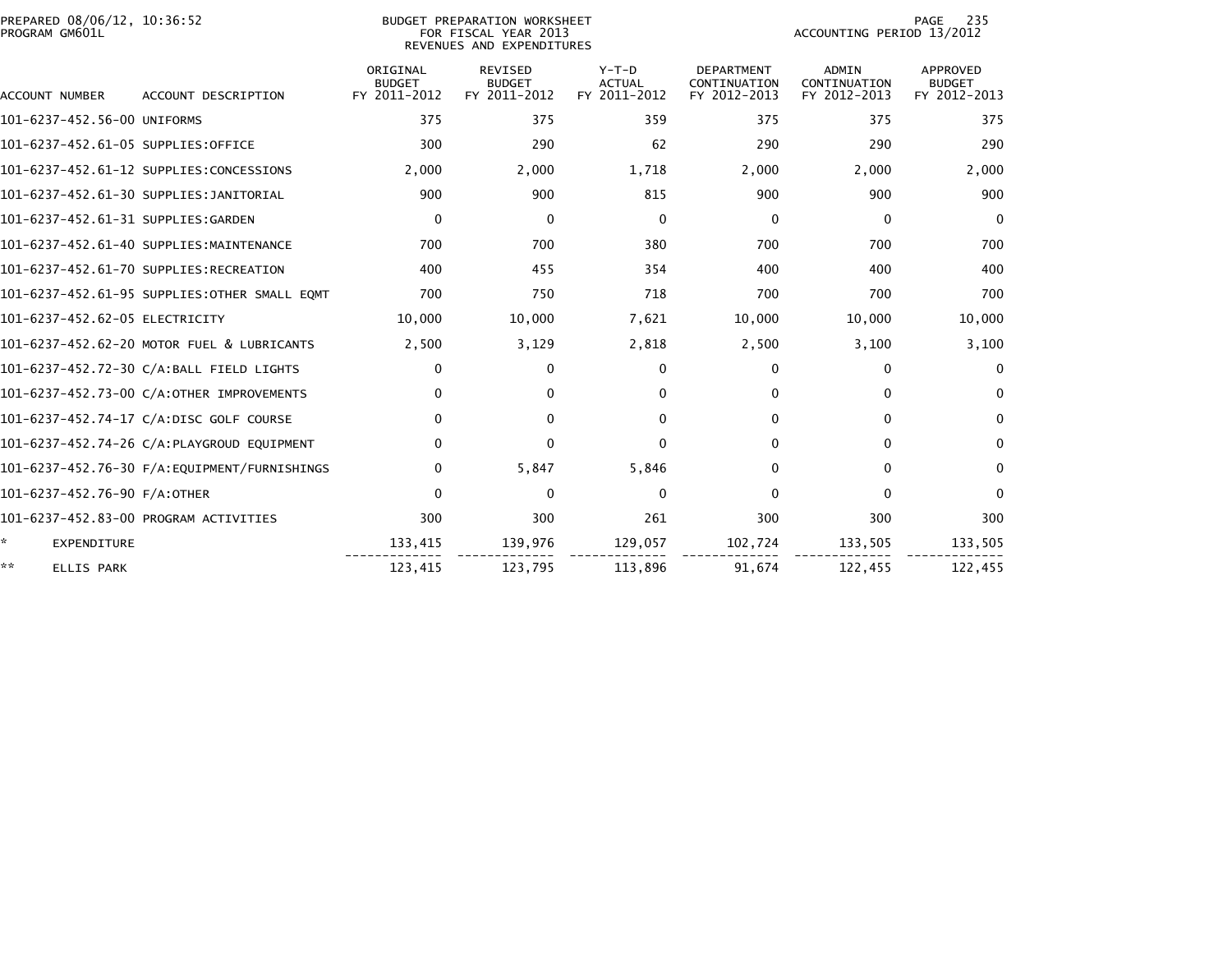BUDGET PREPARATION WORKSHEET
FOR FISCAL YEAR 2013
REVENUES AND EXPENDITURES

PREPARED 08/06/12, 10:36:52
PROGRAM GM601L

ACCOUNTING PERIOD 13/2012

| ACCOUNT NUMBER | ACCOUNT DESCRIPTION | ORIGINAL BUDGET FY 2011-2012 | REVISED BUDGET FY 2011-2012 | Y-T-D ACTUAL FY 2011-2012 | DEPARTMENT CONTINUATION FY 2012-2013 | ADMIN CONTINUATION FY 2012-2013 | APPROVED BUDGET FY 2012-2013 |
|---|---|---|---|---|---|---|---|
| 101-6237-452.56-00 | UNIFORMS | 375 | 375 | 359 | 375 | 375 | 375 |
| 101-6237-452.61-05 | SUPPLIES:OFFICE | 300 | 290 | 62 | 290 | 290 | 290 |
| 101-6237-452.61-12 | SUPPLIES:CONCESSIONS | 2,000 | 2,000 | 1,718 | 2,000 | 2,000 | 2,000 |
| 101-6237-452.61-30 | SUPPLIES:JANITORIAL | 900 | 900 | 815 | 900 | 900 | 900 |
| 101-6237-452.61-31 | SUPPLIES:GARDEN | 0 | 0 | 0 | 0 | 0 | 0 |
| 101-6237-452.61-40 | SUPPLIES:MAINTENANCE | 700 | 700 | 380 | 700 | 700 | 700 |
| 101-6237-452.61-70 | SUPPLIES:RECREATION | 400 | 455 | 354 | 400 | 400 | 400 |
| 101-6237-452.61-95 | SUPPLIES:OTHER SMALL EQMT | 700 | 750 | 718 | 700 | 700 | 700 |
| 101-6237-452.62-05 | ELECTRICITY | 10,000 | 10,000 | 7,621 | 10,000 | 10,000 | 10,000 |
| 101-6237-452.62-20 | MOTOR FUEL & LUBRICANTS | 2,500 | 3,129 | 2,818 | 2,500 | 3,100 | 3,100 |
| 101-6237-452.72-30 | C/A:BALL FIELD LIGHTS | 0 | 0 | 0 | 0 | 0 | 0 |
| 101-6237-452.73-00 | C/A:OTHER IMPROVEMENTS | 0 | 0 | 0 | 0 | 0 | 0 |
| 101-6237-452.74-17 | C/A:DISC GOLF COURSE | 0 | 0 | 0 | 0 | 0 | 0 |
| 101-6237-452.74-26 | C/A:PLAYGROUD EQUIPMENT | 0 | 0 | 0 | 0 | 0 | 0 |
| 101-6237-452.76-30 | F/A:EQUIPMENT/FURNISHINGS | 0 | 5,847 | 5,846 | 0 | 0 | 0 |
| 101-6237-452.76-90 | F/A:OTHER | 0 | 0 | 0 | 0 | 0 | 0 |
| 101-6237-452.83-00 | PROGRAM ACTIVITIES | 300 | 300 | 261 | 300 | 300 | 300 |
| * | EXPENDITURE | 133,415 | 139,976 | 129,057 | 102,724 | 133,505 | 133,505 |
| ** | ELLIS PARK | 123,415 | 123,795 | 113,896 | 91,674 | 122,455 | 122,455 |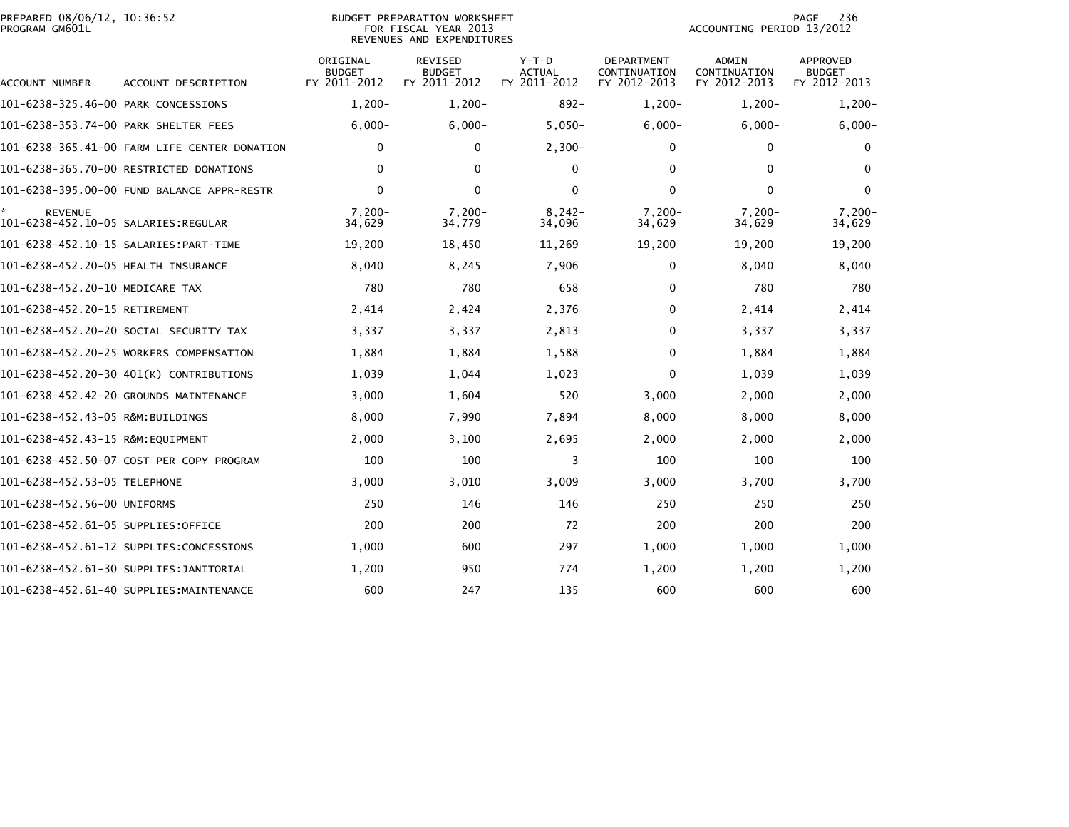PREPARED 08/06/12, 10:36:52
PROGRAM GM601L

BUDGET PREPARATION WORKSHEET
FOR FISCAL YEAR 2013
REVENUES AND EXPENDITURES

ACCOUNTING PERIOD 13/2012

| ACCOUNT NUMBER | ACCOUNT DESCRIPTION | ORIGINAL BUDGET FY 2011-2012 | REVISED BUDGET FY 2011-2012 | Y-T-D ACTUAL FY 2011-2012 | DEPARTMENT CONTINUATION FY 2012-2013 | ADMIN CONTINUATION FY 2012-2013 | APPROVED BUDGET FY 2012-2013 |
|---|---|---|---|---|---|---|---|
| 101-6238-325.46-00 | PARK CONCESSIONS | 1,200- | 1,200- | 892- | 1,200- | 1,200- | 1,200- |
| 101-6238-353.74-00 | PARK SHELTER FEES | 6,000- | 6,000- | 5,050- | 6,000- | 6,000- | 6,000- |
| 101-6238-365.41-00 | FARM LIFE CENTER DONATION | 0 | 0 | 2,300- | 0 | 0 | 0 |
| 101-6238-365.70-00 | RESTRICTED DONATIONS | 0 | 0 | 0 | 0 | 0 | 0 |
| 101-6238-395.00-00 | FUND BALANCE APPR-RESTR | 0 | 0 | 0 | 0 | 0 | 0 |
| * REVENUE | | 7,200- | 7,200- | 8,242- | 7,200- | 7,200- | 7,200- |
| 101-6238-452.10-05 | SALARIES:REGULAR | 34,629 | 34,779 | 34,096 | 34,629 | 34,629 | 34,629 |
| 101-6238-452.10-15 | SALARIES:PART-TIME | 19,200 | 18,450 | 11,269 | 19,200 | 19,200 | 19,200 |
| 101-6238-452.20-05 | HEALTH INSURANCE | 8,040 | 8,245 | 7,906 | 0 | 8,040 | 8,040 |
| 101-6238-452.20-10 | MEDICARE TAX | 780 | 780 | 658 | 0 | 780 | 780 |
| 101-6238-452.20-15 | RETIREMENT | 2,414 | 2,424 | 2,376 | 0 | 2,414 | 2,414 |
| 101-6238-452.20-20 | SOCIAL SECURITY TAX | 3,337 | 3,337 | 2,813 | 0 | 3,337 | 3,337 |
| 101-6238-452.20-25 | WORKERS COMPENSATION | 1,884 | 1,884 | 1,588 | 0 | 1,884 | 1,884 |
| 101-6238-452.20-30 | 401(K) CONTRIBUTIONS | 1,039 | 1,044 | 1,023 | 0 | 1,039 | 1,039 |
| 101-6238-452.42-20 | GROUNDS MAINTENANCE | 3,000 | 1,604 | 520 | 3,000 | 2,000 | 2,000 |
| 101-6238-452.43-05 | R&M:BUILDINGS | 8,000 | 7,990 | 7,894 | 8,000 | 8,000 | 8,000 |
| 101-6238-452.43-15 | R&M:EQUIPMENT | 2,000 | 3,100 | 2,695 | 2,000 | 2,000 | 2,000 |
| 101-6238-452.50-07 | COST PER COPY PROGRAM | 100 | 100 | 3 | 100 | 100 | 100 |
| 101-6238-452.53-05 | TELEPHONE | 3,000 | 3,010 | 3,009 | 3,000 | 3,700 | 3,700 |
| 101-6238-452.56-00 | UNIFORMS | 250 | 146 | 146 | 250 | 250 | 250 |
| 101-6238-452.61-05 | SUPPLIES:OFFICE | 200 | 200 | 72 | 200 | 200 | 200 |
| 101-6238-452.61-12 | SUPPLIES:CONCESSIONS | 1,000 | 600 | 297 | 1,000 | 1,000 | 1,000 |
| 101-6238-452.61-30 | SUPPLIES:JANITORIAL | 1,200 | 950 | 774 | 1,200 | 1,200 | 1,200 |
| 101-6238-452.61-40 | SUPPLIES:MAINTENANCE | 600 | 247 | 135 | 600 | 600 | 600 |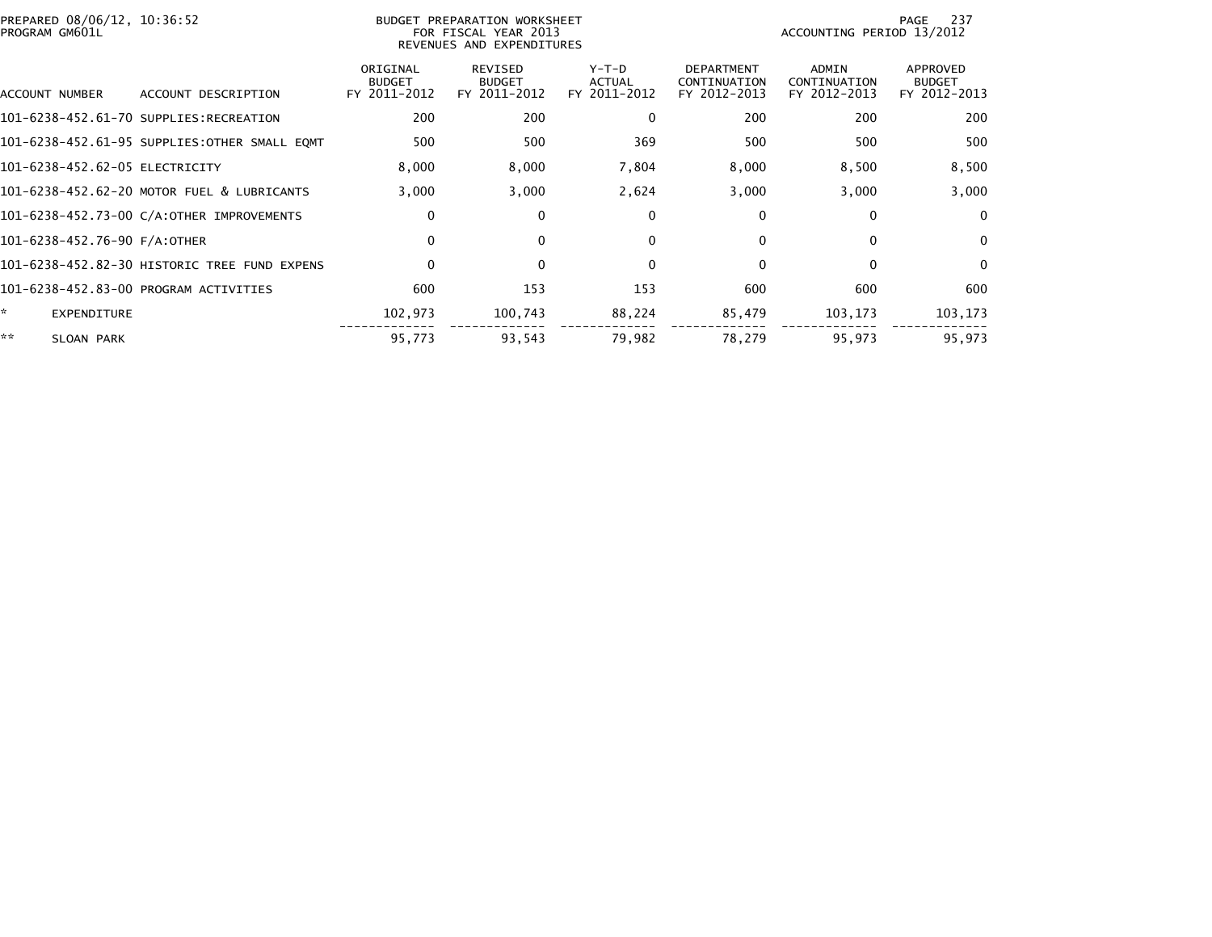PREPARED 08/06/12, 10:36:52
PROGRAM GM601L

BUDGET PREPARATION WORKSHEET
FOR FISCAL YEAR 2013
REVENUES AND EXPENDITURES

ACCOUNTING PERIOD 13/2012

| ACCOUNT NUMBER | ACCOUNT DESCRIPTION | ORIGINAL BUDGET FY 2011-2012 | REVISED BUDGET FY 2011-2012 | Y-T-D ACTUAL FY 2011-2012 | DEPARTMENT CONTINUATION FY 2012-2013 | ADMIN CONTINUATION FY 2012-2013 | APPROVED BUDGET FY 2012-2013 |
|---|---|---|---|---|---|---|---|
| 101-6238-452.61-70 | SUPPLIES:RECREATION | 200 | 200 | 0 | 200 | 200 | 200 |
| 101-6238-452.61-95 | SUPPLIES:OTHER SMALL EQMT | 500 | 500 | 369 | 500 | 500 | 500 |
| 101-6238-452.62-05 | ELECTRICITY | 8,000 | 8,000 | 7,804 | 8,000 | 8,500 | 8,500 |
| 101-6238-452.62-20 | MOTOR FUEL & LUBRICANTS | 3,000 | 3,000 | 2,624 | 3,000 | 3,000 | 3,000 |
| 101-6238-452.73-00 | C/A:OTHER IMPROVEMENTS | 0 | 0 | 0 | 0 | 0 | 0 |
| 101-6238-452.76-90 | F/A:OTHER | 0 | 0 | 0 | 0 | 0 | 0 |
| 101-6238-452.82-30 | HISTORIC TREE FUND EXPENS | 0 | 0 | 0 | 0 | 0 | 0 |
| 101-6238-452.83-00 | PROGRAM ACTIVITIES | 600 | 153 | 153 | 600 | 600 | 600 |
| * | EXPENDITURE | 102,973 | 100,743 | 88,224 | 85,479 | 103,173 | 103,173 |
| ** | SLOAN PARK | 95,773 | 93,543 | 79,982 | 78,279 | 95,973 | 95,973 |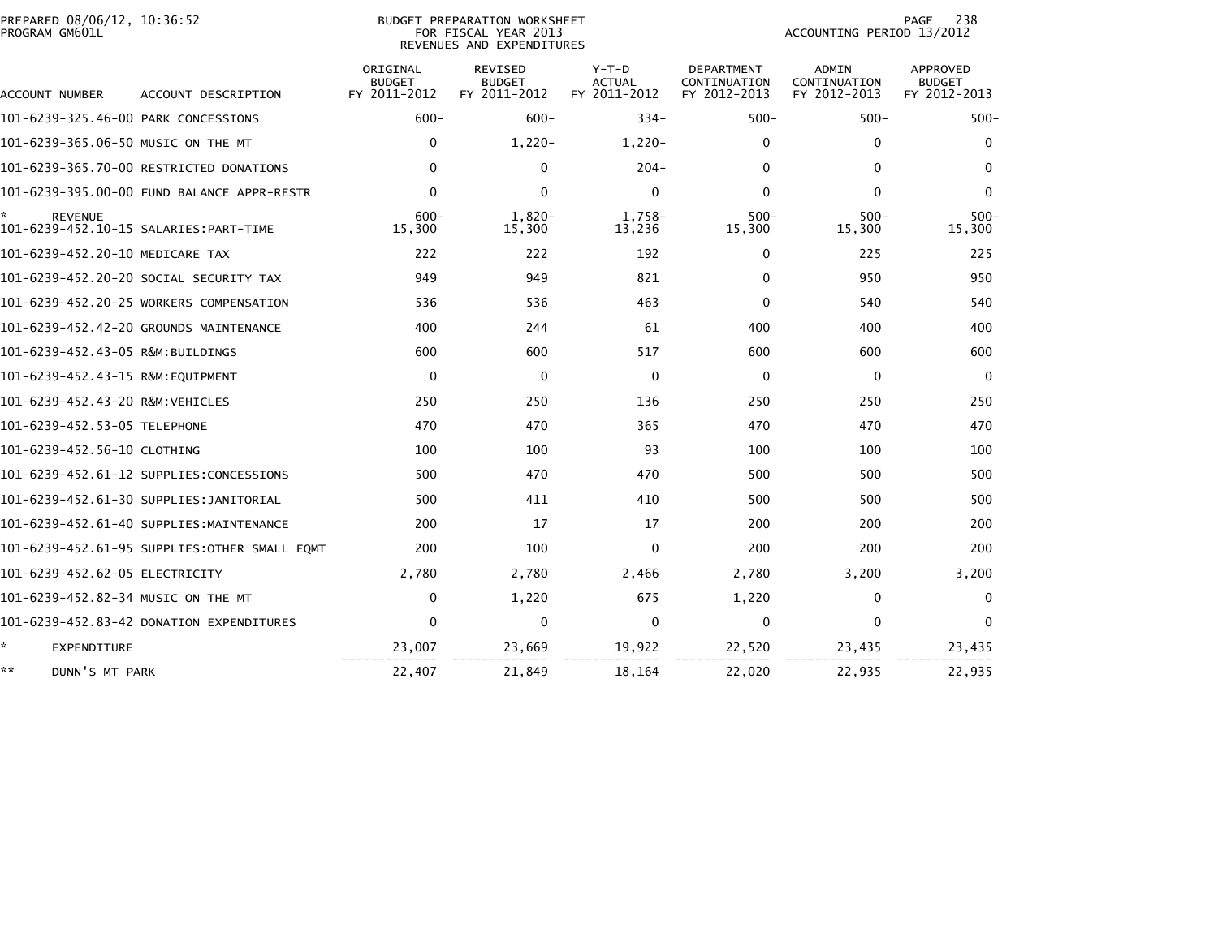PREPARED 08/06/12, 10:36:52
PROGRAM GM601L

BUDGET PREPARATION WORKSHEET
FOR FISCAL YEAR 2013
REVENUES AND EXPENDITURES

ACCOUNTING PERIOD 13/2012

| ACCOUNT NUMBER | ACCOUNT DESCRIPTION | ORIGINAL BUDGET FY 2011-2012 | REVISED BUDGET FY 2011-2012 | Y-T-D ACTUAL FY 2011-2012 | DEPARTMENT CONTINUATION FY 2012-2013 | ADMIN CONTINUATION FY 2012-2013 | APPROVED BUDGET FY 2012-2013 |
|---|---|---|---|---|---|---|---|
| 101-6239-325.46-00 | PARK CONCESSIONS | 600- | 600- | 334- | 500- | 500- | 500- |
| 101-6239-365.06-50 | MUSIC ON THE MT | 0 | 1,220- | 1,220- | 0 | 0 | 0 |
| 101-6239-365.70-00 | RESTRICTED DONATIONS | 0 | 0 | 204- | 0 | 0 | 0 |
| 101-6239-395.00-00 | FUND BALANCE APPR-RESTR | 0 | 0 | 0 | 0 | 0 | 0 |
| * | REVENUE | 600- | 1,820- | 1,758- | 500- | 500- | 500- |
| 101-6239-452.10-15 | SALARIES:PART-TIME | 15,300 | 15,300 | 13,236 | 15,300 | 15,300 | 15,300 |
| 101-6239-452.20-10 | MEDICARE TAX | 222 | 222 | 192 | 0 | 225 | 225 |
| 101-6239-452.20-20 | SOCIAL SECURITY TAX | 949 | 949 | 821 | 0 | 950 | 950 |
| 101-6239-452.20-25 | WORKERS COMPENSATION | 536 | 536 | 463 | 0 | 540 | 540 |
| 101-6239-452.42-20 | GROUNDS MAINTENANCE | 400 | 244 | 61 | 400 | 400 | 400 |
| 101-6239-452.43-05 | R&M:BUILDINGS | 600 | 600 | 517 | 600 | 600 | 600 |
| 101-6239-452.43-15 | R&M:EQUIPMENT | 0 | 0 | 0 | 0 | 0 | 0 |
| 101-6239-452.43-20 | R&M:VEHICLES | 250 | 250 | 136 | 250 | 250 | 250 |
| 101-6239-452.53-05 | TELEPHONE | 470 | 470 | 365 | 470 | 470 | 470 |
| 101-6239-452.56-10 | CLOTHING | 100 | 100 | 93 | 100 | 100 | 100 |
| 101-6239-452.61-12 | SUPPLIES:CONCESSIONS | 500 | 470 | 470 | 500 | 500 | 500 |
| 101-6239-452.61-30 | SUPPLIES:JANITORIAL | 500 | 411 | 410 | 500 | 500 | 500 |
| 101-6239-452.61-40 | SUPPLIES:MAINTENANCE | 200 | 17 | 17 | 200 | 200 | 200 |
| 101-6239-452.61-95 | SUPPLIES:OTHER SMALL EQMT | 200 | 100 | 0 | 200 | 200 | 200 |
| 101-6239-452.62-05 | ELECTRICITY | 2,780 | 2,780 | 2,466 | 2,780 | 3,200 | 3,200 |
| 101-6239-452.82-34 | MUSIC ON THE MT | 0 | 1,220 | 675 | 1,220 | 0 | 0 |
| 101-6239-452.83-42 | DONATION EXPENDITURES | 0 | 0 | 0 | 0 | 0 | 0 |
| * | EXPENDITURE | 23,007 | 23,669 | 19,922 | 22,520 | 23,435 | 23,435 |
| ** | DUNN'S MT PARK | 22,407 | 21,849 | 18,164 | 22,020 | 22,935 | 22,935 |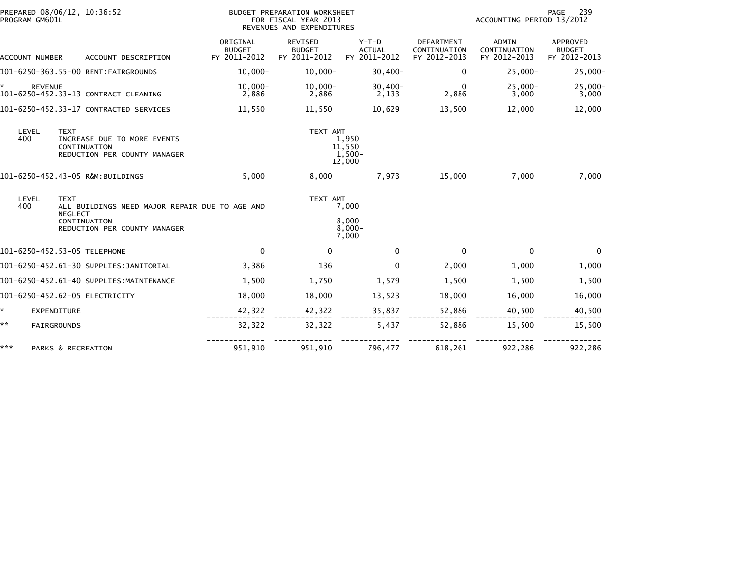PREPARED 08/06/12, 10:36:52
PROGRAM GM601L

BUDGET PREPARATION WORKSHEET
FOR FISCAL YEAR 2013
REVENUES AND EXPENDITURES

ACCOUNTING PERIOD 13/2012

| ACCOUNT NUMBER | ACCOUNT DESCRIPTION | ORIGINAL BUDGET FY 2011-2012 | REVISED BUDGET FY 2011-2012 | Y-T-D ACTUAL FY 2011-2012 | DEPARTMENT CONTINUATION FY 2012-2013 | ADMIN CONTINUATION FY 2012-2013 | APPROVED BUDGET FY 2012-2013 |
|---|---|---|---|---|---|---|---|
| 101-6250-363.55-00 | RENT:FAIRGROUNDS | 10,000- | 10,000- | 30,400- | 0 | 25,000- | 25,000- |
| * | REVENUE | 10,000- | 10,000- | 30,400- | 0 | 25,000- | 25,000- |
| 101-6250-452.33-13 | CONTRACT CLEANING | 2,886 | 2,886 | 2,133 | 2,886 | 3,000 | 3,000 |
| 101-6250-452.33-17 | CONTRACTED SERVICES | 11,550 | 11,550 | 10,629 | 13,500 | 12,000 | 12,000 |

| LEVEL | TEXT | TEXT AMT |
|---|---|---|
| 400 | INCREASE DUE TO MORE EVENTS | 1,950 |
| | CONTINUATION | 11,550 |
| | REDUCTION PER COUNTY MANAGER | 1,500- |
| | | 12,000 |

| ACCOUNT NUMBER | ACCOUNT DESCRIPTION | ORIGINAL BUDGET FY 2011-2012 | REVISED BUDGET FY 2011-2012 | Y-T-D ACTUAL FY 2011-2012 | DEPARTMENT CONTINUATION FY 2012-2013 | ADMIN CONTINUATION FY 2012-2013 | APPROVED BUDGET FY 2012-2013 |
|---|---|---|---|---|---|---|---|
| 101-6250-452.43-05 | R&M:BUILDINGS | 5,000 | 8,000 | 7,973 | 15,000 | 7,000 | 7,000 |

| LEVEL | TEXT | TEXT AMT |
|---|---|---|
| 400 | ALL BUILDINGS NEED MAJOR REPAIR DUE TO AGE AND NEGLECT | 7,000 |
| | CONTINUATION | 8,000 |
| | REDUCTION PER COUNTY MANAGER | 8,000- |
| | | 7,000 |

| ACCOUNT NUMBER | ACCOUNT DESCRIPTION | ORIGINAL BUDGET FY 2011-2012 | REVISED BUDGET FY 2011-2012 | Y-T-D ACTUAL FY 2011-2012 | DEPARTMENT CONTINUATION FY 2012-2013 | ADMIN CONTINUATION FY 2012-2013 | APPROVED BUDGET FY 2012-2013 |
|---|---|---|---|---|---|---|---|
| 101-6250-452.53-05 | TELEPHONE | 0 | 0 | 0 | 0 | 0 | 0 |
| 101-6250-452.61-30 | SUPPLIES:JANITORIAL | 3,386 | 136 | 0 | 2,000 | 1,000 | 1,000 |
| 101-6250-452.61-40 | SUPPLIES:MAINTENANCE | 1,500 | 1,750 | 1,579 | 1,500 | 1,500 | 1,500 |
| 101-6250-452.62-05 | ELECTRICITY | 18,000 | 18,000 | 13,523 | 18,000 | 16,000 | 16,000 |
| * | EXPENDITURE | 42,322 | 42,322 | 35,837 | 52,886 | 40,500 | 40,500 |
| ** | FAIRGROUNDS | 32,322 | 32,322 | 5,437 | 52,886 | 15,500 | 15,500 |
| *** | PARKS & RECREATION | 951,910 | 951,910 | 796,477 | 618,261 | 922,286 | 922,286 |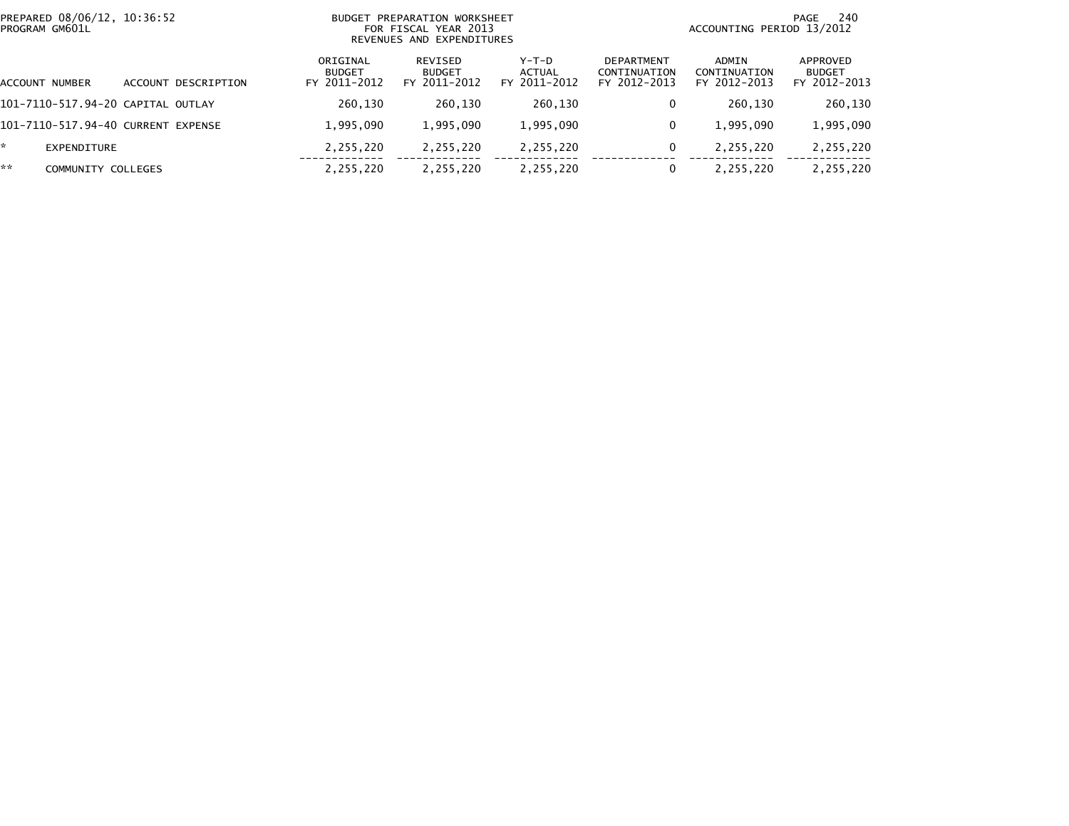BUDGET PREPARATION WORKSHEET
FOR FISCAL YEAR 2013
REVENUES AND EXPENDITURES

PREPARED 08/06/12, 10:36:52
PROGRAM GM601L

ACCOUNTING PERIOD 13/2012

| ACCOUNT NUMBER | ACCOUNT DESCRIPTION | ORIGINAL BUDGET FY 2011-2012 | REVISED BUDGET FY 2011-2012 | Y-T-D ACTUAL FY 2011-2012 | DEPARTMENT CONTINUATION FY 2012-2013 | ADMIN CONTINUATION FY 2012-2013 | APPROVED BUDGET FY 2012-2013 |
|---|---|---|---|---|---|---|---|
| 101-7110-517.94-20 | CAPITAL OUTLAY | 260,130 | 260,130 | 260,130 | 0 | 260,130 | 260,130 |
| 101-7110-517.94-40 | CURRENT EXPENSE | 1,995,090 | 1,995,090 | 1,995,090 | 0 | 1,995,090 | 1,995,090 |
| * | EXPENDITURE | 2,255,220 | 2,255,220 | 2,255,220 | 0 | 2,255,220 | 2,255,220 |
| ** | COMMUNITY COLLEGES | 2,255,220 | 2,255,220 | 2,255,220 | 0 | 2,255,220 | 2,255,220 |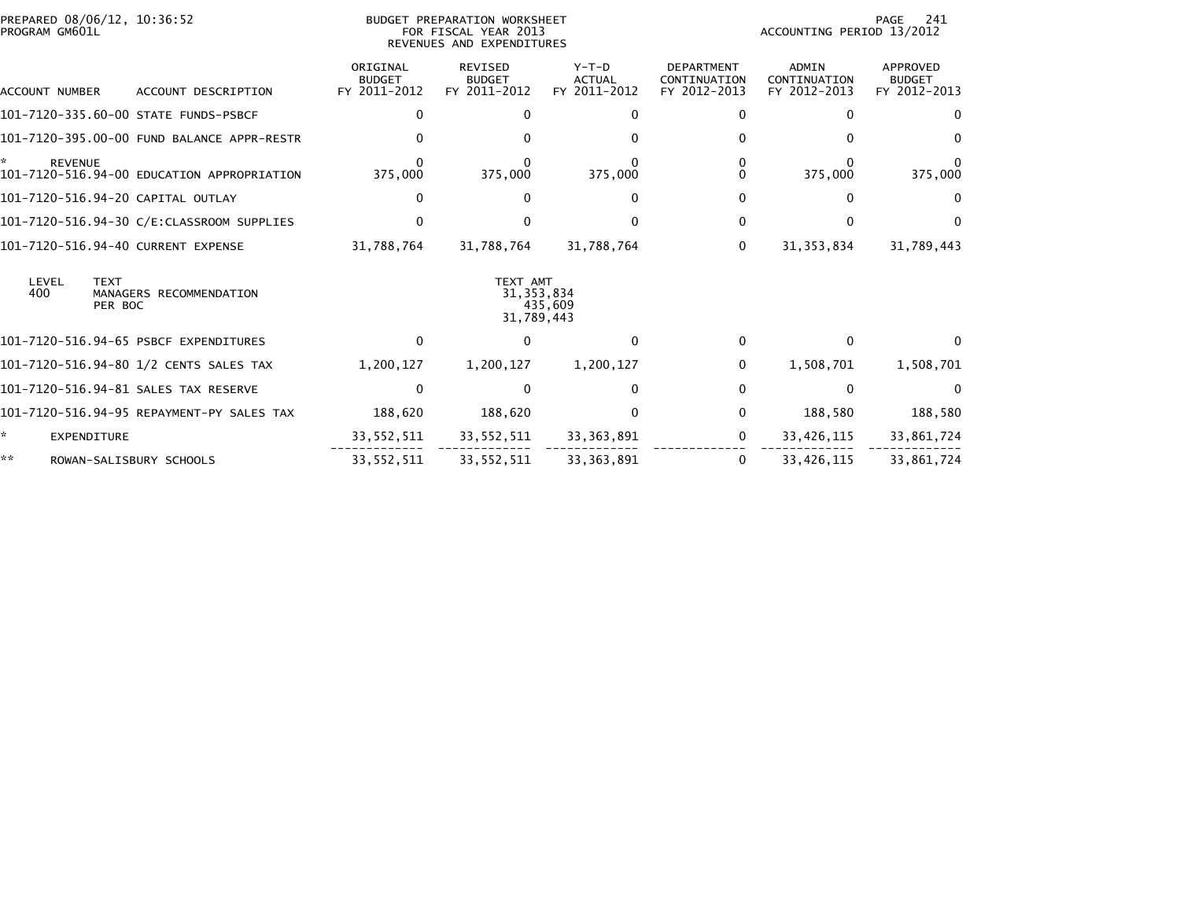PREPARED 08/06/12, 10:36:52
PROGRAM GM601L

BUDGET PREPARATION WORKSHEET
FOR FISCAL YEAR 2013
REVENUES AND EXPENDITURES

ACCOUNTING PERIOD 13/2012

| ACCOUNT NUMBER | ACCOUNT DESCRIPTION | ORIGINAL BUDGET FY 2011-2012 | REVISED BUDGET FY 2011-2012 | Y-T-D ACTUAL FY 2011-2012 | DEPARTMENT CONTINUATION FY 2012-2013 | ADMIN CONTINUATION FY 2012-2013 | APPROVED BUDGET FY 2012-2013 |
|---|---|---|---|---|---|---|---|
| 101-7120-335.60-00 | STATE FUNDS-PSBCF | 0 | 0 | 0 | 0 | 0 | 0 |
| 101-7120-395.00-00 | FUND BALANCE APPR-RESTR | 0 | 0 | 0 | 0 | 0 | 0 |
| * | REVENUE | 0 | 0 | 0 | 0 | 0 | 0 |
| 101-7120-516.94-00 | EDUCATION APPROPRIATION | 375,000 | 375,000 | 375,000 | 0 | 375,000 | 375,000 |
| 101-7120-516.94-20 | CAPITAL OUTLAY | 0 | 0 | 0 | 0 | 0 | 0 |
| 101-7120-516.94-30 | C/E:CLASSROOM SUPPLIES | 0 | 0 | 0 | 0 | 0 | 0 |
| 101-7120-516.94-40 | CURRENT EXPENSE | 31,788,764 | 31,788,764 | 31,788,764 | 0 | 31,353,834 | 31,789,443 |

| LEVEL | TEXT | TEXT AMT |
|---|---|---|
| 400 | MANAGERS RECOMMENDATION | 31,353,834 |
| | PER BOC | 435,609 |
| | | 31,789,443 |

| ACCOUNT NUMBER | ACCOUNT DESCRIPTION | ORIGINAL BUDGET FY 2011-2012 | REVISED BUDGET FY 2011-2012 | Y-T-D ACTUAL FY 2011-2012 | DEPARTMENT CONTINUATION FY 2012-2013 | ADMIN CONTINUATION FY 2012-2013 | APPROVED BUDGET FY 2012-2013 |
|---|---|---|---|---|---|---|---|
| 101-7120-516.94-65 | PSBCF EXPENDITURES | 0 | 0 | 0 | 0 | 0 | 0 |
| 101-7120-516.94-80 | 1/2 CENTS SALES TAX | 1,200,127 | 1,200,127 | 1,200,127 | 0 | 1,508,701 | 1,508,701 |
| 101-7120-516.94-81 | SALES TAX RESERVE | 0 | 0 | 0 | 0 | 0 | 0 |
| 101-7120-516.94-95 | REPAYMENT-PY SALES TAX | 188,620 | 188,620 | 0 | 0 | 188,580 | 188,580 |
| * | EXPENDITURE | 33,552,511 | 33,552,511 | 33,363,891 | 0 | 33,426,115 | 33,861,724 |
| ** | ROWAN-SALISBURY SCHOOLS | 33,552,511 | 33,552,511 | 33,363,891 | 0 | 33,426,115 | 33,861,724 |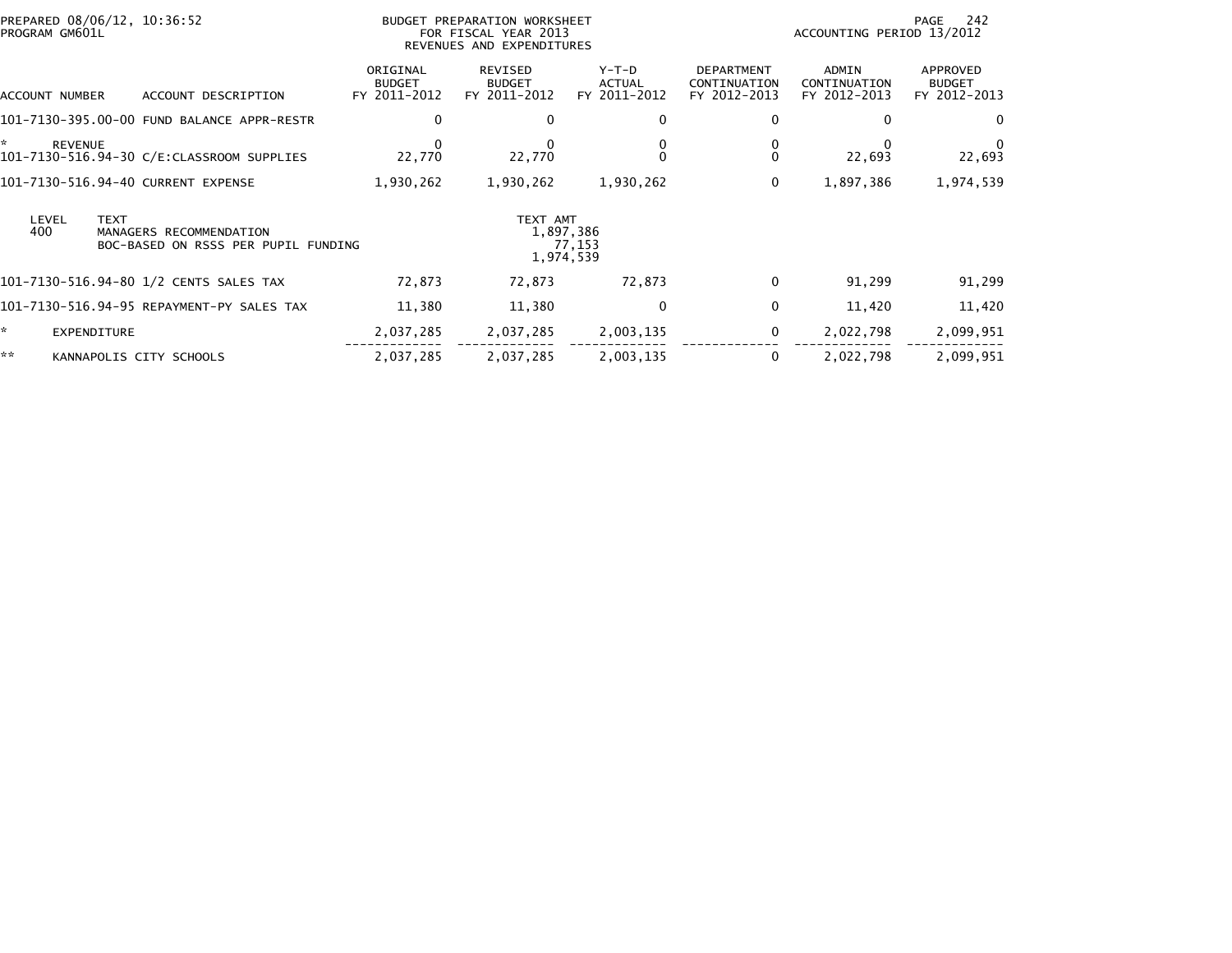PREPARED 08/06/12, 10:36:52
PROGRAM GM601L

BUDGET PREPARATION WORKSHEET
FOR FISCAL YEAR 2013
REVENUES AND EXPENDITURES

ACCOUNTING PERIOD 13/2012

| ACCOUNT NUMBER | ACCOUNT DESCRIPTION | ORIGINAL BUDGET FY 2011-2012 | REVISED BUDGET FY 2011-2012 | Y-T-D ACTUAL FY 2011-2012 | DEPARTMENT CONTINUATION FY 2012-2013 | ADMIN CONTINUATION FY 2012-2013 | APPROVED BUDGET FY 2012-2013 |
|---|---|---|---|---|---|---|---|
| 101-7130-395.00-00 | FUND BALANCE APPR-RESTR | 0 | 0 | 0 | 0 | 0 | 0 |
| * | REVENUE | 0 | 0 | 0 | 0 | 0 | 0 |
| 101-7130-516.94-30 | C/E:CLASSROOM SUPPLIES | 22,770 | 22,770 | 0 | 0 | 22,693 | 22,693 |
| 101-7130-516.94-40 | CURRENT EXPENSE | 1,930,262 | 1,930,262 | 1,930,262 | 0 | 1,897,386 | 1,974,539 |

| LEVEL | TEXT | TEXT AMT |
|---|---|---|
| 400 | MANAGERS RECOMMENDATION | 1,897,386 |
| | BOC-BASED ON RSSS PER PUPIL FUNDING | 77,153 |
| | | 1,974,539 |

| ACCOUNT NUMBER | ACCOUNT DESCRIPTION | ORIGINAL BUDGET FY 2011-2012 | REVISED BUDGET FY 2011-2012 | Y-T-D ACTUAL FY 2011-2012 | DEPARTMENT CONTINUATION FY 2012-2013 | ADMIN CONTINUATION FY 2012-2013 | APPROVED BUDGET FY 2012-2013 |
|---|---|---|---|---|---|---|---|
| 101-7130-516.94-80 | 1/2 CENTS SALES TAX | 72,873 | 72,873 | 72,873 | 0 | 91,299 | 91,299 |
| 101-7130-516.94-95 | REPAYMENT-PY SALES TAX | 11,380 | 11,380 | 0 | 0 | 11,420 | 11,420 |
| * | EXPENDITURE | 2,037,285 | 2,037,285 | 2,003,135 | 0 | 2,022,798 | 2,099,951 |
| ** | KANNAPOLIS CITY SCHOOLS | 2,037,285 | 2,037,285 | 2,003,135 | 0 | 2,022,798 | 2,099,951 |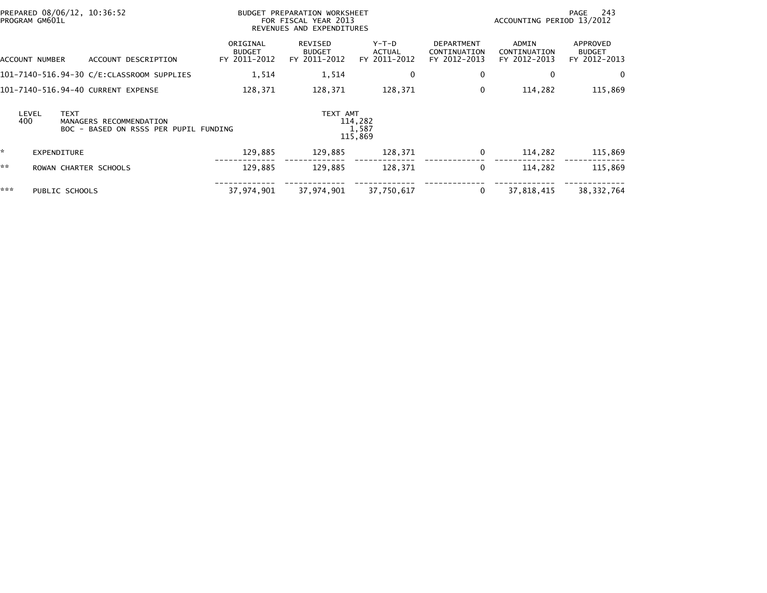PREPARED 08/06/12, 10:36:52
PROGRAM GM601L

BUDGET PREPARATION WORKSHEET
FOR FISCAL YEAR 2013
REVENUES AND EXPENDITURES

ACCOUNTING PERIOD 13/2012

| ACCOUNT NUMBER | ACCOUNT DESCRIPTION | ORIGINAL BUDGET FY 2011-2012 | REVISED BUDGET FY 2011-2012 | Y-T-D ACTUAL FY 2011-2012 | DEPARTMENT CONTINUATION FY 2012-2013 | ADMIN CONTINUATION FY 2012-2013 | APPROVED BUDGET FY 2012-2013 |
|---|---|---|---|---|---|---|---|
| 101-7140-516.94-30 | C/E:CLASSROOM SUPPLIES | 1,514 | 1,514 | 0 | 0 | 0 | 0 |
| 101-7140-516.94-40 | CURRENT EXPENSE | 128,371 | 128,371 | 128,371 | 0 | 114,282 | 115,869 |

| LEVEL | TEXT | TEXT AMT |
|---|---|---|
| 400 | MANAGERS RECOMMENDATION | 114,282 |
| | BOC - BASED ON RSSS PER PUPIL FUNDING | 1,587 |
| | | 115,869 |

| | | ORIGINAL BUDGET FY 2011-2012 | REVISED BUDGET FY 2011-2012 | Y-T-D ACTUAL FY 2011-2012 | DEPARTMENT CONTINUATION FY 2012-2013 | ADMIN CONTINUATION FY 2012-2013 | APPROVED BUDGET FY 2012-2013 |
|---|---|---|---|---|---|---|---|
| * | EXPENDITURE | 129,885 | 129,885 | 128,371 | 0 | 114,282 | 115,869 |
| ** | ROWAN CHARTER SCHOOLS | 129,885 | 129,885 | 128,371 | 0 | 114,282 | 115,869 |
| *** | PUBLIC SCHOOLS | 37,974,901 | 37,974,901 | 37,750,617 | 0 | 37,818,415 | 38,332,764 |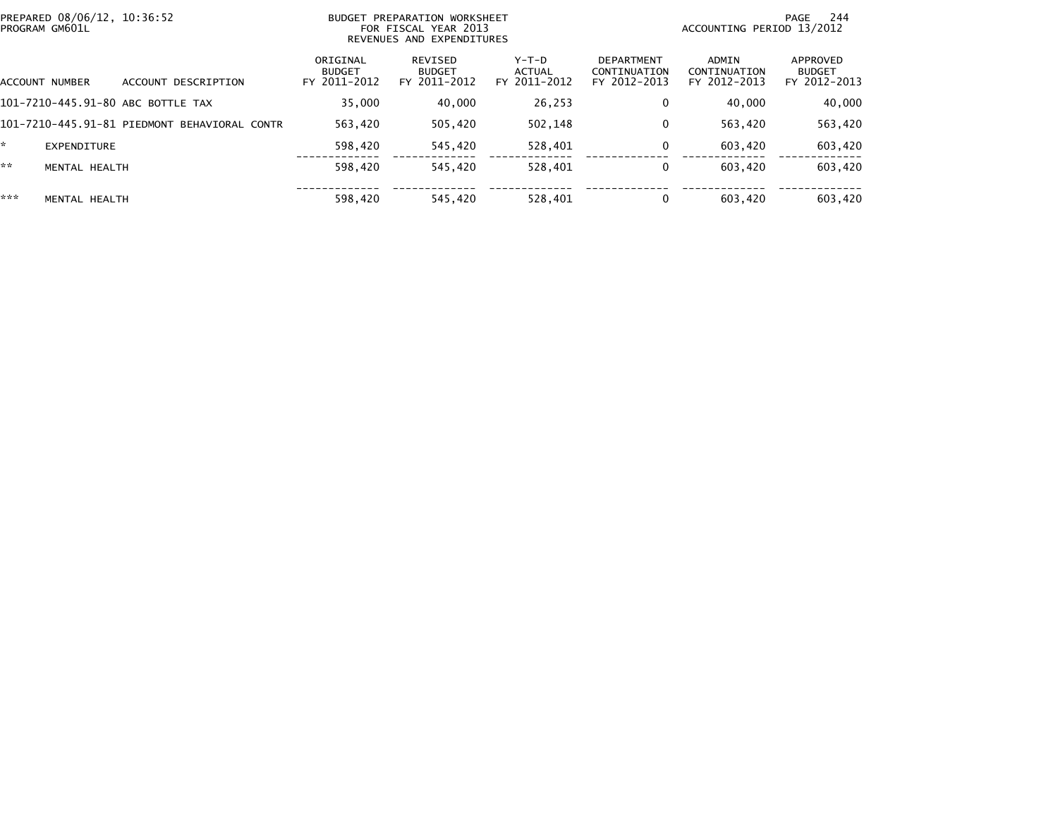PREPARED 08/06/12, 10:36:52
PROGRAM GM601L

BUDGET PREPARATION WORKSHEET
FOR FISCAL YEAR 2013
REVENUES AND EXPENDITURES

ACCOUNTING PERIOD 13/2012

| ACCOUNT NUMBER | ACCOUNT DESCRIPTION | ORIGINAL BUDGET FY 2011-2012 | REVISED BUDGET FY 2011-2012 | Y-T-D ACTUAL FY 2011-2012 | DEPARTMENT CONTINUATION FY 2012-2013 | ADMIN CONTINUATION FY 2012-2013 | APPROVED BUDGET FY 2012-2013 |
|---|---|---|---|---|---|---|---|
| 101-7210-445.91-80 | ABC BOTTLE TAX | 35,000 | 40,000 | 26,253 | 0 | 40,000 | 40,000 |
| 101-7210-445.91-81 | PIEDMONT BEHAVIORAL CONTR | 563,420 | 505,420 | 502,148 | 0 | 563,420 | 563,420 |
| * | EXPENDITURE | 598,420 | 545,420 | 528,401 | 0 | 603,420 | 603,420 |
| ** | MENTAL HEALTH | 598,420 | 545,420 | 528,401 | 0 | 603,420 | 603,420 |
| *** | MENTAL HEALTH | 598,420 | 545,420 | 528,401 | 0 | 603,420 | 603,420 |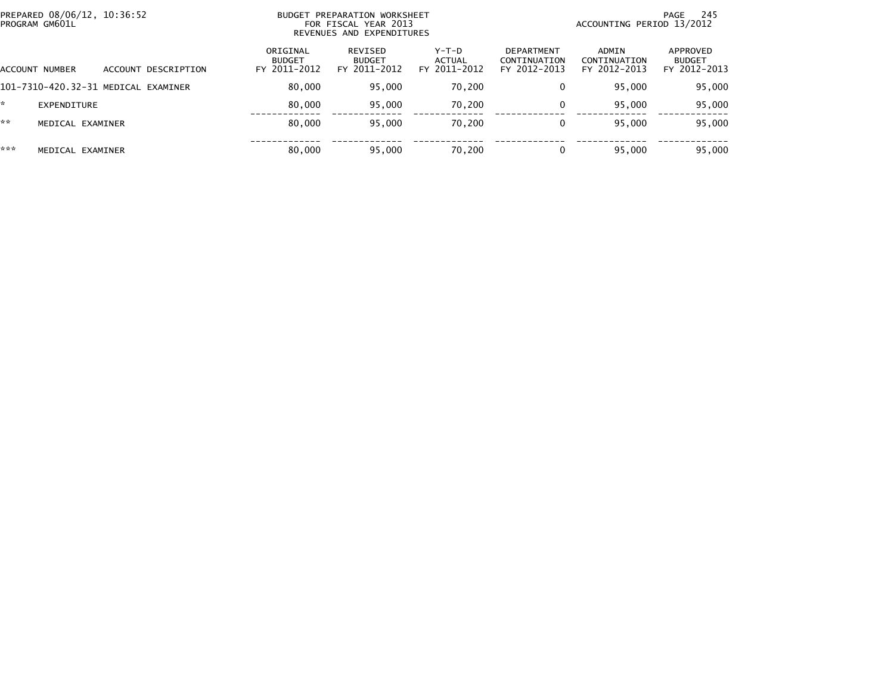PREPARED 08/06/12, 10:36:52
PROGRAM GM601L

BUDGET PREPARATION WORKSHEET
FOR FISCAL YEAR 2013
REVENUES AND EXPENDITURES

ACCOUNTING PERIOD 13/2012

| ACCOUNT NUMBER | ACCOUNT DESCRIPTION | ORIGINAL BUDGET FY 2011-2012 | REVISED BUDGET FY 2011-2012 | Y-T-D ACTUAL FY 2011-2012 | DEPARTMENT CONTINUATION FY 2012-2013 | ADMIN CONTINUATION FY 2012-2013 | APPROVED BUDGET FY 2012-2013 |
|---|---|---|---|---|---|---|---|
| 101-7310-420.32-31 | MEDICAL EXAMINER | 80,000 | 95,000 | 70,200 | 0 | 95,000 | 95,000 |
| * | EXPENDITURE | 80,000 | 95,000 | 70,200 | 0 | 95,000 | 95,000 |
| ** | MEDICAL EXAMINER | 80,000 | 95,000 | 70,200 | 0 | 95,000 | 95,000 |
| *** | MEDICAL EXAMINER | 80,000 | 95,000 | 70,200 | 0 | 95,000 | 95,000 |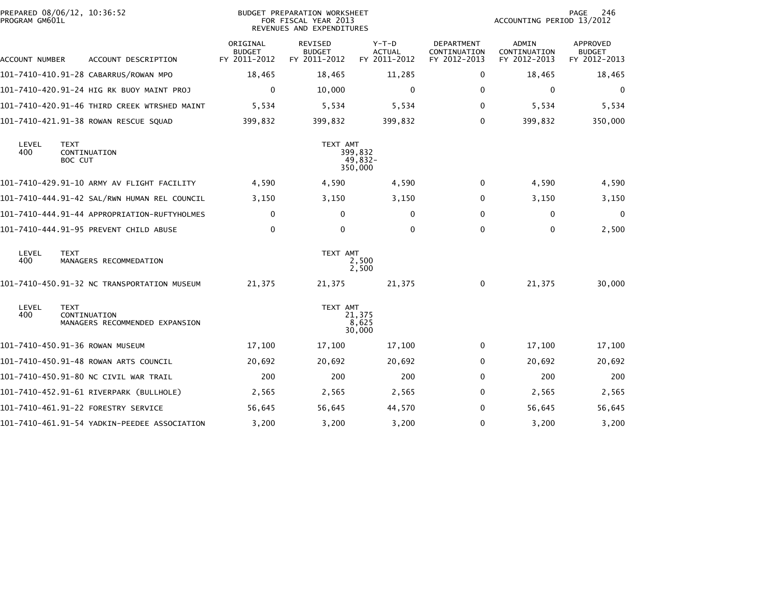BUDGET PREPARATION WORKSHEET
FOR FISCAL YEAR 2013
REVENUES AND EXPENDITURES

PREPARED 08/06/12, 10:36:52
PROGRAM GM601L

ACCOUNTING PERIOD 13/2012

| ACCOUNT NUMBER | ACCOUNT DESCRIPTION | ORIGINAL BUDGET FY 2011-2012 | REVISED BUDGET FY 2011-2012 | Y-T-D ACTUAL FY 2011-2012 | DEPARTMENT CONTINUATION FY 2012-2013 | ADMIN CONTINUATION FY 2012-2013 | APPROVED BUDGET FY 2012-2013 |
|---|---|---|---|---|---|---|---|
| 101-7410-410.91-28 | CABARRUS/ROWAN MPO | 18,465 | 18,465 | 11,285 | 0 | 18,465 | 18,465 |
| 101-7410-420.91-24 | HIG RK BUOY MAINT PROJ | 0 | 10,000 | 0 | 0 | 0 | 0 |
| 101-7410-420.91-46 | THIRD CREEK WTRSHED MAINT | 5,534 | 5,534 | 5,534 | 0 | 5,534 | 5,534 |
| 101-7410-421.91-38 | ROWAN RESCUE SQUAD | 399,832 | 399,832 | 399,832 | 0 | 399,832 | 350,000 |

| LEVEL | TEXT | TEXT AMT |
|---|---|---|
| 400 | CONTINUATION | 399,832 |
| | BOC CUT | 49,832- |
| | | 350,000 |

| ACCOUNT NUMBER | ACCOUNT DESCRIPTION | ORIGINAL BUDGET FY 2011-2012 | REVISED BUDGET FY 2011-2012 | Y-T-D ACTUAL FY 2011-2012 | DEPARTMENT CONTINUATION FY 2012-2013 | ADMIN CONTINUATION FY 2012-2013 | APPROVED BUDGET FY 2012-2013 |
|---|---|---|---|---|---|---|---|
| 101-7410-429.91-10 | ARMY AV FLIGHT FACILITY | 4,590 | 4,590 | 4,590 | 0 | 4,590 | 4,590 |
| 101-7410-444.91-42 | SAL/RWN HUMAN REL COUNCIL | 3,150 | 3,150 | 3,150 | 0 | 3,150 | 3,150 |
| 101-7410-444.91-44 | APPROPRIATION-RUFTYHOLMES | 0 | 0 | 0 | 0 | 0 | 0 |
| 101-7410-444.91-95 | PREVENT CHILD ABUSE | 0 | 0 | 0 | 0 | 0 | 2,500 |

| LEVEL | TEXT | TEXT AMT |
|---|---|---|
| 400 | MANAGERS RECOMMEDATION | 2,500 |
| | | 2,500 |

| ACCOUNT NUMBER | ACCOUNT DESCRIPTION | ORIGINAL BUDGET FY 2011-2012 | REVISED BUDGET FY 2011-2012 | Y-T-D ACTUAL FY 2011-2012 | DEPARTMENT CONTINUATION FY 2012-2013 | ADMIN CONTINUATION FY 2012-2013 | APPROVED BUDGET FY 2012-2013 |
|---|---|---|---|---|---|---|---|
| 101-7410-450.91-32 | NC TRANSPORTATION MUSEUM | 21,375 | 21,375 | 21,375 | 0 | 21,375 | 30,000 |

| LEVEL | TEXT | TEXT AMT |
|---|---|---|
| 400 | CONTINUATION | 21,375 |
| | MANAGERS RECOMMENDED EXPANSION | 8,625 |
| | | 30,000 |

| ACCOUNT NUMBER | ACCOUNT DESCRIPTION | ORIGINAL BUDGET FY 2011-2012 | REVISED BUDGET FY 2011-2012 | Y-T-D ACTUAL FY 2011-2012 | DEPARTMENT CONTINUATION FY 2012-2013 | ADMIN CONTINUATION FY 2012-2013 | APPROVED BUDGET FY 2012-2013 |
|---|---|---|---|---|---|---|---|
| 101-7410-450.91-36 | ROWAN MUSEUM | 17,100 | 17,100 | 17,100 | 0 | 17,100 | 17,100 |
| 101-7410-450.91-48 | ROWAN ARTS COUNCIL | 20,692 | 20,692 | 20,692 | 0 | 20,692 | 20,692 |
| 101-7410-450.91-80 | NC CIVIL WAR TRAIL | 200 | 200 | 200 | 0 | 200 | 200 |
| 101-7410-452.91-61 | RIVERPARK (BULLHOLE) | 2,565 | 2,565 | 2,565 | 0 | 2,565 | 2,565 |
| 101-7410-461.91-22 | FORESTRY SERVICE | 56,645 | 56,645 | 44,570 | 0 | 56,645 | 56,645 |
| 101-7410-461.91-54 | YADKIN-PEEDEE ASSOCIATION | 3,200 | 3,200 | 3,200 | 0 | 3,200 | 3,200 |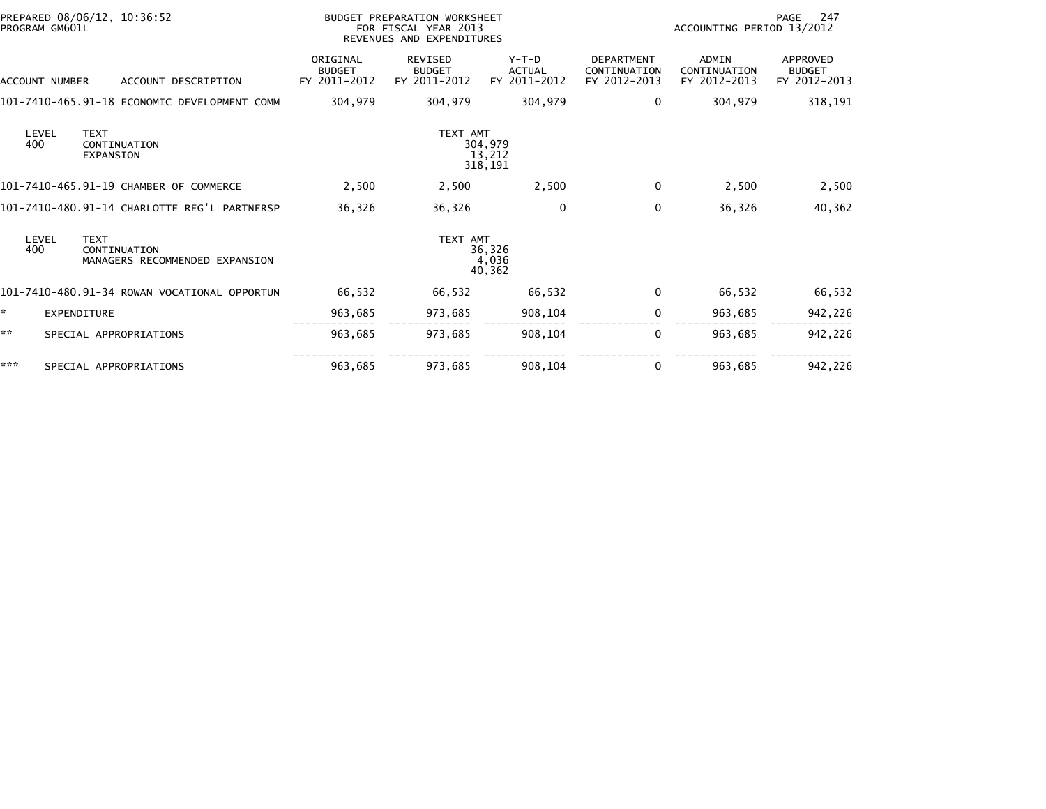PREPARED 08/06/12, 10:36:52
PROGRAM GM601L

BUDGET PREPARATION WORKSHEET
FOR FISCAL YEAR 2013
REVENUES AND EXPENDITURES

ACCOUNTING PERIOD 13/2012

| ACCOUNT NUMBER | ACCOUNT DESCRIPTION | ORIGINAL BUDGET FY 2011-2012 | REVISED BUDGET FY 2011-2012 | Y-T-D ACTUAL FY 2011-2012 | DEPARTMENT CONTINUATION FY 2012-2013 | ADMIN CONTINUATION FY 2012-2013 | APPROVED BUDGET FY 2012-2013 |
|---|---|---|---|---|---|---|---|
| 101-7410-465.91-18 | ECONOMIC DEVELOPMENT COMM | 304,979 | 304,979 | 304,979 | 0 | 304,979 | 318,191 |
| LEVEL 400 | TEXT: CONTINUATION | TEXT AMT | 304,979 | | | | |
| | EXPANSION | | 13,212 | | | | |
| | | | 318,191 | | | | |
| 101-7410-465.91-19 | CHAMBER OF COMMERCE | 2,500 | 2,500 | 2,500 | 0 | 2,500 | 2,500 |
| 101-7410-480.91-14 | CHARLOTTE REG'L PARTNERSP | 36,326 | 36,326 | 0 | 0 | 36,326 | 40,362 |
| LEVEL 400 | TEXT: CONTINUATION | TEXT AMT | 36,326 | | | | |
| | MANAGERS RECOMMENDED EXPANSION | | 4,036 | | | | |
| | | | 40,362 | | | | |
| 101-7410-480.91-34 | ROWAN VOCATIONAL OPPORTUN | 66,532 | 66,532 | 66,532 | 0 | 66,532 | 66,532 |
| * | EXPENDITURE | 963,685 | 973,685 | 908,104 | 0 | 963,685 | 942,226 |
| ** | SPECIAL APPROPRIATIONS | 963,685 | 973,685 | 908,104 | 0 | 963,685 | 942,226 |
| *** | SPECIAL APPROPRIATIONS | 963,685 | 973,685 | 908,104 | 0 | 963,685 | 942,226 |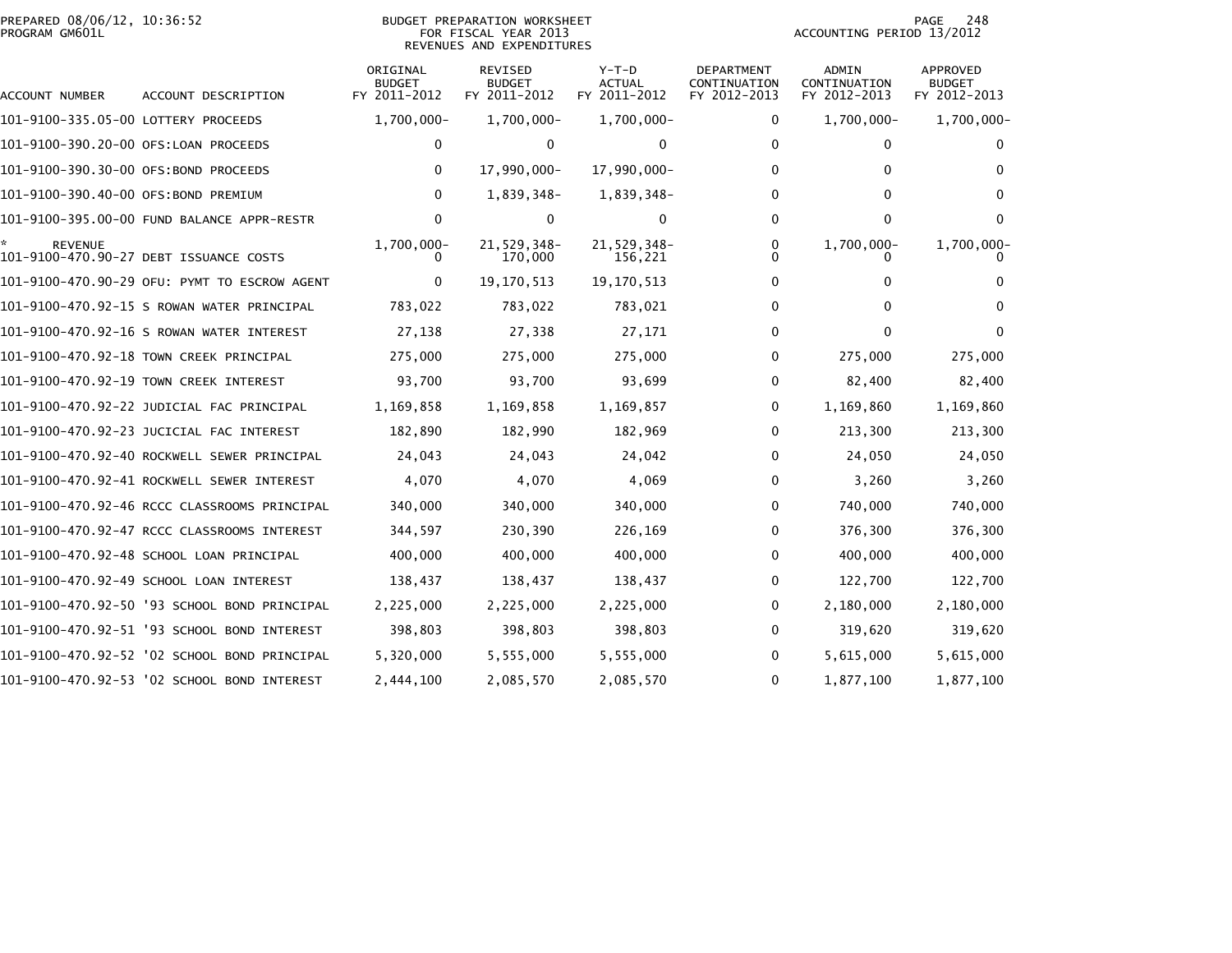PREPARED 08/06/12, 10:36:52
PROGRAM GM601L

BUDGET PREPARATION WORKSHEET
FOR FISCAL YEAR 2013
REVENUES AND EXPENDITURES

ACCOUNTING PERIOD 13/2012

| ACCOUNT NUMBER | ACCOUNT DESCRIPTION | ORIGINAL BUDGET FY 2011-2012 | REVISED BUDGET FY 2011-2012 | Y-T-D ACTUAL FY 2011-2012 | DEPARTMENT CONTINUATION FY 2012-2013 | ADMIN CONTINUATION FY 2012-2013 | APPROVED BUDGET FY 2012-2013 |
|---|---|---|---|---|---|---|---|
| 101-9100-335.05-00 | LOTTERY PROCEEDS | 1,700,000- | 1,700,000- | 1,700,000- | 0 | 1,700,000- | 1,700,000- |
| 101-9100-390.20-00 | OFS:LOAN PROCEEDS | 0 | 0 | 0 | 0 | 0 | 0 |
| 101-9100-390.30-00 | OFS:BOND PROCEEDS | 0 | 17,990,000- | 17,990,000- | 0 | 0 | 0 |
| 101-9100-390.40-00 | OFS:BOND PREMIUM | 0 | 1,839,348- | 1,839,348- | 0 | 0 | 0 |
| 101-9100-395.00-00 | FUND BALANCE APPR-RESTR | 0 | 0 | 0 | 0 | 0 | 0 |
| * REVENUE | | 1,700,000- | 21,529,348- | 21,529,348- | 0 | 1,700,000- | 1,700,000- |
| 101-9100-470.90-27 | DEBT ISSUANCE COSTS | 0 | 170,000 | 156,221 | 0 | 0 | 0 |
| 101-9100-470.90-29 | OFU: PYMT TO ESCROW AGENT | 0 | 19,170,513 | 19,170,513 | 0 | 0 | 0 |
| 101-9100-470.92-15 | S ROWAN WATER PRINCIPAL | 783,022 | 783,022 | 783,021 | 0 | 0 | 0 |
| 101-9100-470.92-16 | S ROWAN WATER INTEREST | 27,138 | 27,338 | 27,171 | 0 | 0 | 0 |
| 101-9100-470.92-18 | TOWN CREEK PRINCIPAL | 275,000 | 275,000 | 275,000 | 0 | 275,000 | 275,000 |
| 101-9100-470.92-19 | TOWN CREEK INTEREST | 93,700 | 93,700 | 93,699 | 0 | 82,400 | 82,400 |
| 101-9100-470.92-22 | JUDICIAL FAC PRINCIPAL | 1,169,858 | 1,169,858 | 1,169,857 | 0 | 1,169,860 | 1,169,860 |
| 101-9100-470.92-23 | JUCICIAL FAC INTEREST | 182,890 | 182,990 | 182,969 | 0 | 213,300 | 213,300 |
| 101-9100-470.92-40 | ROCKWELL SEWER PRINCIPAL | 24,043 | 24,043 | 24,042 | 0 | 24,050 | 24,050 |
| 101-9100-470.92-41 | ROCKWELL SEWER INTEREST | 4,070 | 4,070 | 4,069 | 0 | 3,260 | 3,260 |
| 101-9100-470.92-46 | RCCC CLASSROOMS PRINCIPAL | 340,000 | 340,000 | 340,000 | 0 | 740,000 | 740,000 |
| 101-9100-470.92-47 | RCCC CLASSROOMS INTEREST | 344,597 | 230,390 | 226,169 | 0 | 376,300 | 376,300 |
| 101-9100-470.92-48 | SCHOOL LOAN PRINCIPAL | 400,000 | 400,000 | 400,000 | 0 | 400,000 | 400,000 |
| 101-9100-470.92-49 | SCHOOL LOAN INTEREST | 138,437 | 138,437 | 138,437 | 0 | 122,700 | 122,700 |
| 101-9100-470.92-50 | '93 SCHOOL BOND PRINCIPAL | 2,225,000 | 2,225,000 | 2,225,000 | 0 | 2,180,000 | 2,180,000 |
| 101-9100-470.92-51 | '93 SCHOOL BOND INTEREST | 398,803 | 398,803 | 398,803 | 0 | 319,620 | 319,620 |
| 101-9100-470.92-52 | '02 SCHOOL BOND PRINCIPAL | 5,320,000 | 5,555,000 | 5,555,000 | 0 | 5,615,000 | 5,615,000 |
| 101-9100-470.92-53 | '02 SCHOOL BOND INTEREST | 2,444,100 | 2,085,570 | 2,085,570 | 0 | 1,877,100 | 1,877,100 |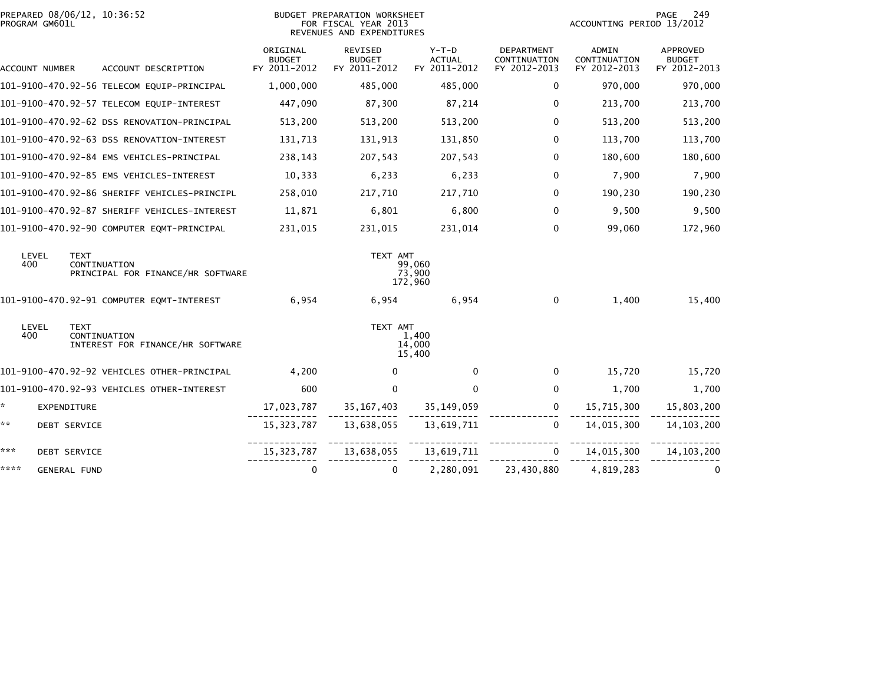PREPARED 08/06/12, 10:36:52
PROGRAM GM601L

BUDGET PREPARATION WORKSHEET
FOR FISCAL YEAR 2013
REVENUES AND EXPENDITURES

ACCOUNTING PERIOD 13/2012

| ACCOUNT NUMBER | ACCOUNT DESCRIPTION | ORIGINAL BUDGET FY 2011-2012 | REVISED BUDGET FY 2011-2012 | Y-T-D ACTUAL FY 2011-2012 | DEPARTMENT CONTINUATION FY 2012-2013 | ADMIN CONTINUATION FY 2012-2013 | APPROVED BUDGET FY 2012-2013 |
|---|---|---|---|---|---|---|---|
| 101-9100-470.92-56 | TELECOM EQUIP-PRINCIPAL | 1,000,000 | 485,000 | 485,000 | 0 | 970,000 | 970,000 |
| 101-9100-470.92-57 | TELECOM EQUIP-INTEREST | 447,090 | 87,300 | 87,214 | 0 | 213,700 | 213,700 |
| 101-9100-470.92-62 | DSS RENOVATION-PRINCIPAL | 513,200 | 513,200 | 513,200 | 0 | 513,200 | 513,200 |
| 101-9100-470.92-63 | DSS RENOVATION-INTEREST | 131,713 | 131,913 | 131,850 | 0 | 113,700 | 113,700 |
| 101-9100-470.92-84 | EMS VEHICLES-PRINCIPAL | 238,143 | 207,543 | 207,543 | 0 | 180,600 | 180,600 |
| 101-9100-470.92-85 | EMS VEHICLES-INTEREST | 10,333 | 6,233 | 6,233 | 0 | 7,900 | 7,900 |
| 101-9100-470.92-86 | SHERIFF VEHICLES-PRINCIPL | 258,010 | 217,710 | 217,710 | 0 | 190,230 | 190,230 |
| 101-9100-470.92-87 | SHERIFF VEHICLES-INTEREST | 11,871 | 6,801 | 6,800 | 0 | 9,500 | 9,500 |
| 101-9100-470.92-90 | COMPUTER EQMT-PRINCIPAL | 231,015 | 231,015 | 231,014 | 0 | 99,060 | 172,960 |

| LEVEL | TEXT | TEXT AMT |
|---|---|---|
| 400 | CONTINUATION | 99,060 |
| | PRINCIPAL FOR FINANCE/HR SOFTWARE | 73,900 |
| | | 172,960 |

| ACCOUNT NUMBER | ACCOUNT DESCRIPTION | ORIGINAL BUDGET FY 2011-2012 | REVISED BUDGET FY 2011-2012 | Y-T-D ACTUAL FY 2011-2012 | DEPARTMENT CONTINUATION FY 2012-2013 | ADMIN CONTINUATION FY 2012-2013 | APPROVED BUDGET FY 2012-2013 |
|---|---|---|---|---|---|---|---|
| 101-9100-470.92-91 | COMPUTER EQMT-INTEREST | 6,954 | 6,954 | 6,954 | 0 | 1,400 | 15,400 |

| LEVEL | TEXT | TEXT AMT |
|---|---|---|
| 400 | CONTINUATION | 1,400 |
| | INTEREST FOR FINANCE/HR SOFTWARE | 14,000 |
| | | 15,400 |

| ACCOUNT NUMBER | ACCOUNT DESCRIPTION | ORIGINAL BUDGET FY 2011-2012 | REVISED BUDGET FY 2011-2012 | Y-T-D ACTUAL FY 2011-2012 | DEPARTMENT CONTINUATION FY 2012-2013 | ADMIN CONTINUATION FY 2012-2013 | APPROVED BUDGET FY 2012-2013 |
|---|---|---|---|---|---|---|---|
| 101-9100-470.92-92 | VEHICLES OTHER-PRINCIPAL | 4,200 | 0 | 0 | 0 | 15,720 | 15,720 |
| 101-9100-470.92-93 | VEHICLES OTHER-INTEREST | 600 | 0 | 0 | 0 | 1,700 | 1,700 |
| * | EXPENDITURE | 17,023,787 | 35,167,403 | 35,149,059 | 0 | 15,715,300 | 15,803,200 |
| ** | DEBT SERVICE | 15,323,787 | 13,638,055 | 13,619,711 | 0 | 14,015,300 | 14,103,200 |
| *** | DEBT SERVICE | 15,323,787 | 13,638,055 | 13,619,711 | 0 | 14,015,300 | 14,103,200 |
| **** | GENERAL FUND | 0 | 0 | 2,280,091 | 23,430,880 | 4,819,283 | 0 |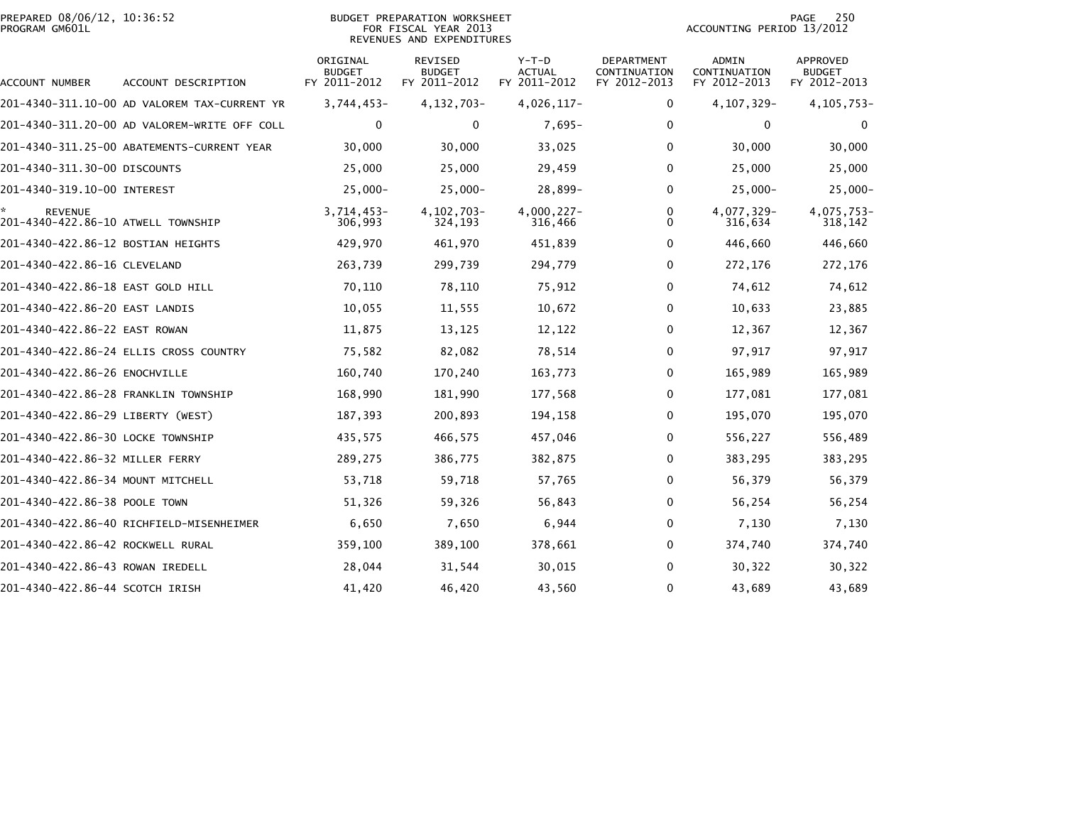PREPARED 08/06/12, 10:36:52
PROGRAM GM601L

BUDGET PREPARATION WORKSHEET
FOR FISCAL YEAR 2013
REVENUES AND EXPENDITURES

ACCOUNTING PERIOD 13/2012

| ACCOUNT NUMBER | ACCOUNT DESCRIPTION | ORIGINAL BUDGET FY 2011-2012 | REVISED BUDGET FY 2011-2012 | Y-T-D ACTUAL FY 2011-2012 | DEPARTMENT CONTINUATION FY 2012-2013 | ADMIN CONTINUATION FY 2012-2013 | APPROVED BUDGET FY 2012-2013 |
|---|---|---|---|---|---|---|---|
| 201-4340-311.10-00 | AD VALOREM TAX-CURRENT YR | 3,744,453- | 4,132,703- | 4,026,117- | 0 | 4,107,329- | 4,105,753- |
| 201-4340-311.20-00 | AD VALOREM-WRITE OFF COLL | 0 | 0 | 7,695- | 0 | 0 | 0 |
| 201-4340-311.25-00 | ABATEMENTS-CURRENT YEAR | 30,000 | 30,000 | 33,025 | 0 | 30,000 | 30,000 |
| 201-4340-311.30-00 | DISCOUNTS | 25,000 | 25,000 | 29,459 | 0 | 25,000 | 25,000 |
| 201-4340-319.10-00 | INTEREST | 25,000- | 25,000- | 28,899- | 0 | 25,000- | 25,000- |
| * REVENUE | | 3,714,453- | 4,102,703- | 4,000,227- | 0 | 4,077,329- | 4,075,753- |
| 201-4340-422.86-10 | ATWELL TOWNSHIP | 306,993 | 324,193 | 316,466 | 0 | 316,634 | 318,142 |
| 201-4340-422.86-12 | BOSTIAN HEIGHTS | 429,970 | 461,970 | 451,839 | 0 | 446,660 | 446,660 |
| 201-4340-422.86-16 | CLEVELAND | 263,739 | 299,739 | 294,779 | 0 | 272,176 | 272,176 |
| 201-4340-422.86-18 | EAST GOLD HILL | 70,110 | 78,110 | 75,912 | 0 | 74,612 | 74,612 |
| 201-4340-422.86-20 | EAST LANDIS | 10,055 | 11,555 | 10,672 | 0 | 10,633 | 23,885 |
| 201-4340-422.86-22 | EAST ROWAN | 11,875 | 13,125 | 12,122 | 0 | 12,367 | 12,367 |
| 201-4340-422.86-24 | ELLIS CROSS COUNTRY | 75,582 | 82,082 | 78,514 | 0 | 97,917 | 97,917 |
| 201-4340-422.86-26 | ENOCHVILLE | 160,740 | 170,240 | 163,773 | 0 | 165,989 | 165,989 |
| 201-4340-422.86-28 | FRANKLIN TOWNSHIP | 168,990 | 181,990 | 177,568 | 0 | 177,081 | 177,081 |
| 201-4340-422.86-29 | LIBERTY (WEST) | 187,393 | 200,893 | 194,158 | 0 | 195,070 | 195,070 |
| 201-4340-422.86-30 | LOCKE TOWNSHIP | 435,575 | 466,575 | 457,046 | 0 | 556,227 | 556,489 |
| 201-4340-422.86-32 | MILLER FERRY | 289,275 | 386,775 | 382,875 | 0 | 383,295 | 383,295 |
| 201-4340-422.86-34 | MOUNT MITCHELL | 53,718 | 59,718 | 57,765 | 0 | 56,379 | 56,379 |
| 201-4340-422.86-38 | POOLE TOWN | 51,326 | 59,326 | 56,843 | 0 | 56,254 | 56,254 |
| 201-4340-422.86-40 | RICHFIELD-MISENHEIMER | 6,650 | 7,650 | 6,944 | 0 | 7,130 | 7,130 |
| 201-4340-422.86-42 | ROCKWELL RURAL | 359,100 | 389,100 | 378,661 | 0 | 374,740 | 374,740 |
| 201-4340-422.86-43 | ROWAN IREDELL | 28,044 | 31,544 | 30,015 | 0 | 30,322 | 30,322 |
| 201-4340-422.86-44 | SCOTCH IRISH | 41,420 | 46,420 | 43,560 | 0 | 43,689 | 43,689 |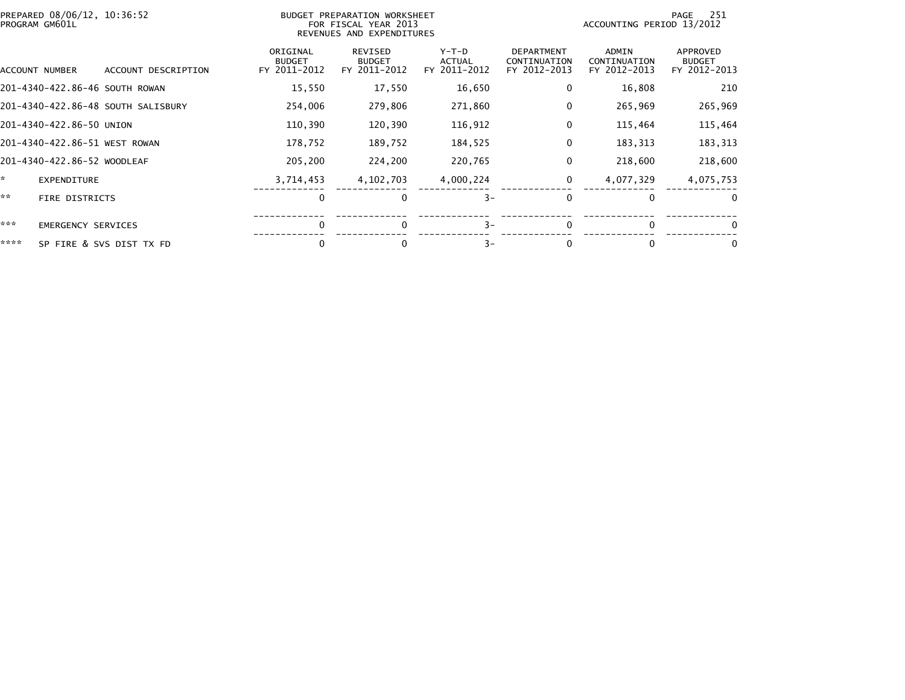PREPARED 08/06/12, 10:36:52
PROGRAM GM601L

BUDGET PREPARATION WORKSHEET
FOR FISCAL YEAR 2013
REVENUES AND EXPENDITURES

ACCOUNTING PERIOD 13/2012

| ACCOUNT NUMBER | ACCOUNT DESCRIPTION | ORIGINAL BUDGET FY 2011-2012 | REVISED BUDGET FY 2011-2012 | Y-T-D ACTUAL FY 2011-2012 | DEPARTMENT CONTINUATION FY 2012-2013 | ADMIN CONTINUATION FY 2012-2013 | APPROVED BUDGET FY 2012-2013 |
|---|---|---|---|---|---|---|---|
| 201-4340-422.86-46 | SOUTH ROWAN | 15,550 | 17,550 | 16,650 | 0 | 16,808 | 210 |
| 201-4340-422.86-48 | SOUTH SALISBURY | 254,006 | 279,806 | 271,860 | 0 | 265,969 | 265,969 |
| 201-4340-422.86-50 | UNION | 110,390 | 120,390 | 116,912 | 0 | 115,464 | 115,464 |
| 201-4340-422.86-51 | WEST ROWAN | 178,752 | 189,752 | 184,525 | 0 | 183,313 | 183,313 |
| 201-4340-422.86-52 | WOODLEAF | 205,200 | 224,200 | 220,765 | 0 | 218,600 | 218,600 |
| * | EXPENDITURE | 3,714,453 | 4,102,703 | 4,000,224 | 0 | 4,077,329 | 4,075,753 |
| ** | FIRE DISTRICTS | 0 | 0 | 3- | 0 | 0 | 0 |
| *** | EMERGENCY SERVICES | 0 | 0 | 3- | 0 | 0 | 0 |
| **** | SP FIRE & SVS DIST TX FD | 0 | 0 | 3- | 0 | 0 | 0 |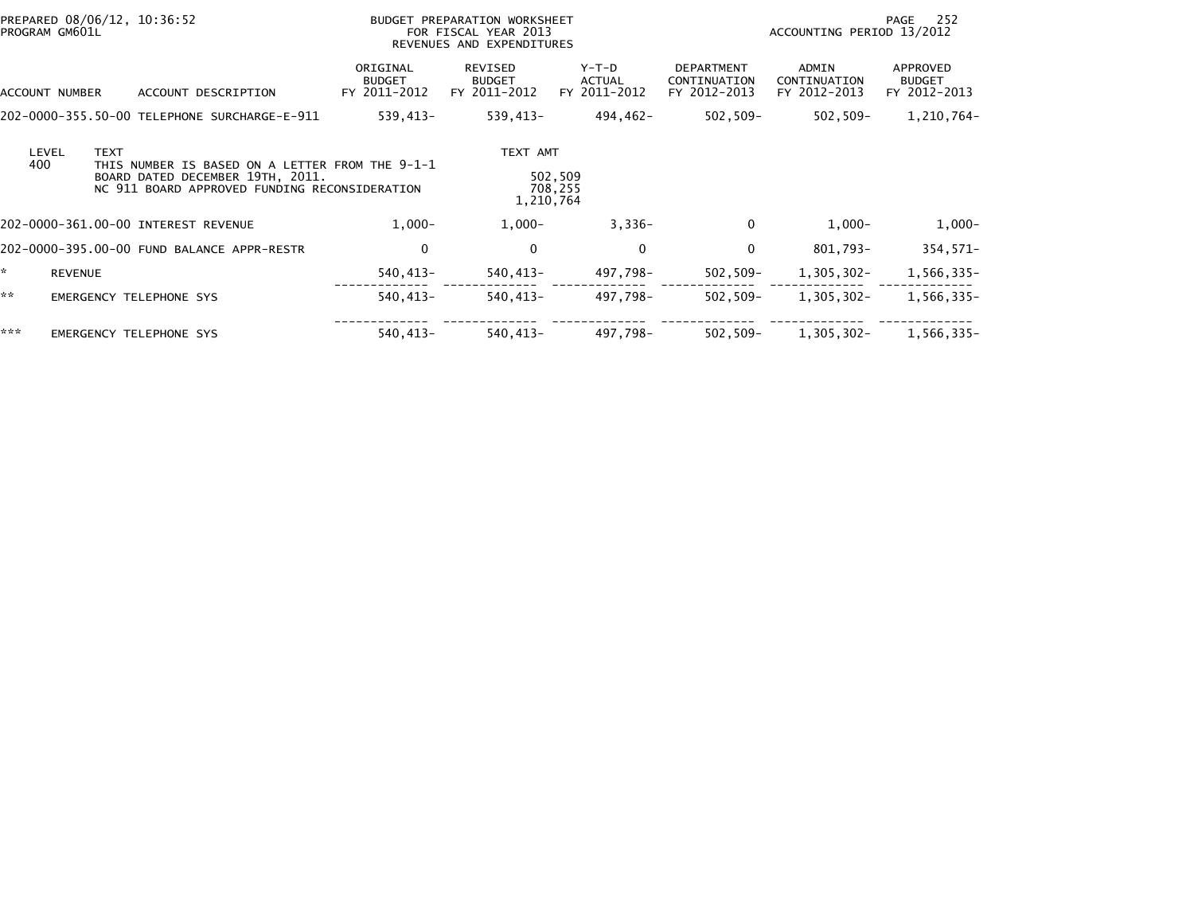PREPARED 08/06/12, 10:36:52
PROGRAM GM601L

BUDGET PREPARATION WORKSHEET
FOR FISCAL YEAR 2013
REVENUES AND EXPENDITURES

ACCOUNTING PERIOD 13/2012

| ACCOUNT NUMBER | ACCOUNT DESCRIPTION | ORIGINAL BUDGET FY 2011-2012 | REVISED BUDGET FY 2011-2012 | Y-T-D ACTUAL FY 2011-2012 | DEPARTMENT CONTINUATION FY 2012-2013 | ADMIN CONTINUATION FY 2012-2013 | APPROVED BUDGET FY 2012-2013 |
|---|---|---|---|---|---|---|---|
| 202-0000-355.50-00 | TELEPHONE SURCHARGE-E-911 | 539,413- | 539,413- | 494,462- | 502,509- | 502,509- | 1,210,764- |

| LEVEL | TEXT | TEXT AMT |
|---|---|---|
| 400 | THIS NUMBER IS BASED ON A LETTER FROM THE 9-1-1 BOARD DATED DECEMBER 19TH, 2011. | 502,509 |
| | NC 911 BOARD APPROVED FUNDING RECONSIDERATION | 708,255 |
| | | 1,210,764 |

| ACCOUNT NUMBER | ACCOUNT DESCRIPTION | ORIGINAL BUDGET FY 2011-2012 | REVISED BUDGET FY 2011-2012 | Y-T-D ACTUAL FY 2011-2012 | DEPARTMENT CONTINUATION FY 2012-2013 | ADMIN CONTINUATION FY 2012-2013 | APPROVED BUDGET FY 2012-2013 |
|---|---|---|---|---|---|---|---|
| 202-0000-361.00-00 | INTEREST REVENUE | 1,000- | 1,000- | 3,336- | 0 | 1,000- | 1,000- |
| 202-0000-395.00-00 | FUND BALANCE APPR-RESTR | 0 | 0 | 0 | 0 | 801,793- | 354,571- |
| * | REVENUE | 540,413- | 540,413- | 497,798- | 502,509- | 1,305,302- | 1,566,335- |
| ** | EMERGENCY TELEPHONE SYS | 540,413- | 540,413- | 497,798- | 502,509- | 1,305,302- | 1,566,335- |
| *** | EMERGENCY TELEPHONE SYS | 540,413- | 540,413- | 497,798- | 502,509- | 1,305,302- | 1,566,335- |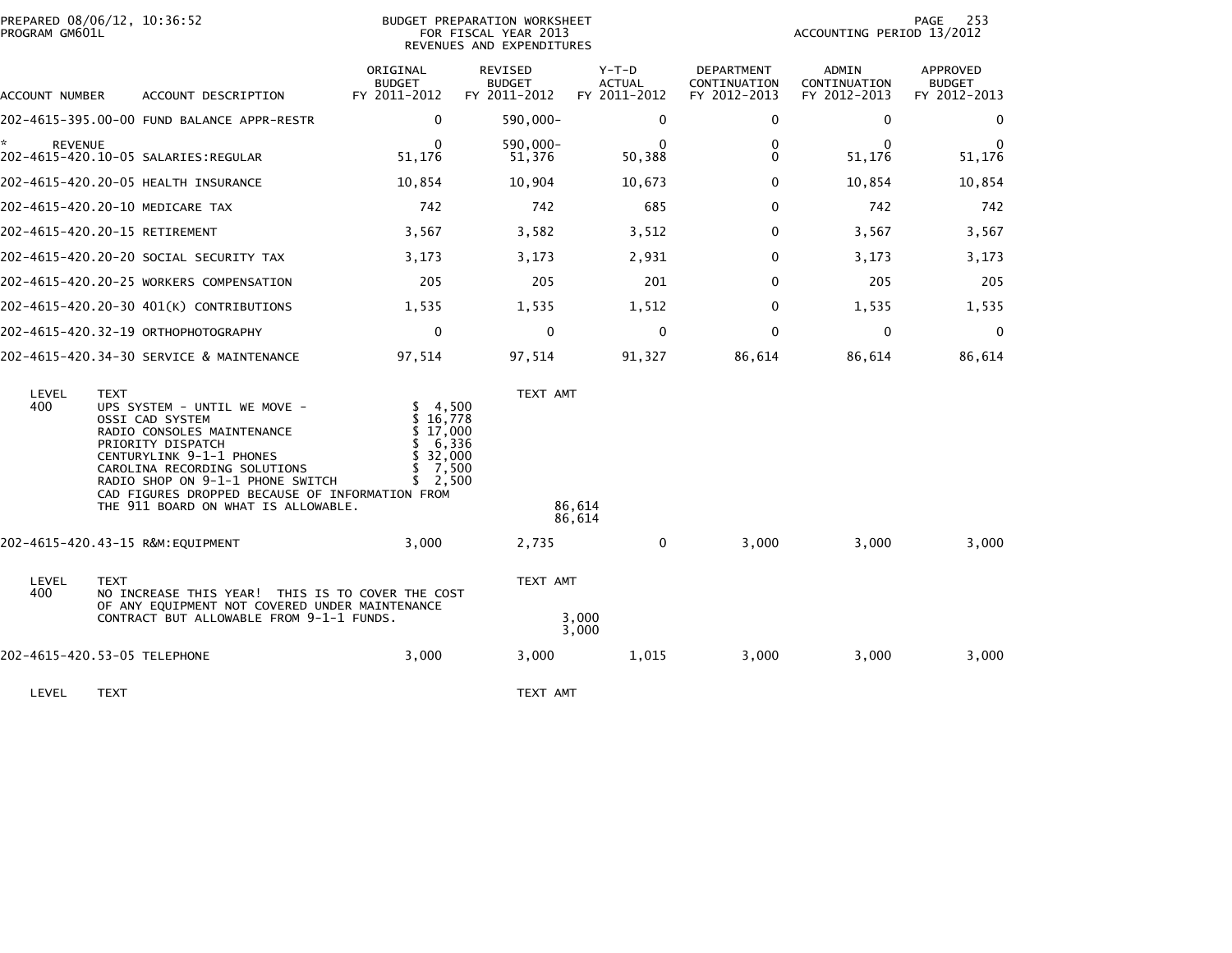PREPARED 08/06/12, 10:36:52
PROGRAM GM601L

BUDGET PREPARATION WORKSHEET
FOR FISCAL YEAR 2013
REVENUES AND EXPENDITURES

ACCOUNTING PERIOD 13/2012

| ACCOUNT NUMBER | ACCOUNT DESCRIPTION | ORIGINAL BUDGET FY 2011-2012 | REVISED BUDGET FY 2011-2012 | Y-T-D ACTUAL FY 2011-2012 | DEPARTMENT CONTINUATION FY 2012-2013 | ADMIN CONTINUATION FY 2012-2013 | APPROVED BUDGET FY 2012-2013 |
|---|---|---|---|---|---|---|---|
| 202-4615-395.00-00 | FUND BALANCE APPR-RESTR | 0 | 590,000- | 0 | 0 | 0 | 0 |
| * | REVENUE | 0 | 590,000- | 0 | 0 | 0 | 0 |
| 202-4615-420.10-05 | SALARIES:REGULAR | 51,176 | 51,376 | 50,388 | 0 | 51,176 | 51,176 |
| 202-4615-420.20-05 | HEALTH INSURANCE | 10,854 | 10,904 | 10,673 | 0 | 10,854 | 10,854 |
| 202-4615-420.20-10 | MEDICARE TAX | 742 | 742 | 685 | 0 | 742 | 742 |
| 202-4615-420.20-15 | RETIREMENT | 3,567 | 3,582 | 3,512 | 0 | 3,567 | 3,567 |
| 202-4615-420.20-20 | SOCIAL SECURITY TAX | 3,173 | 3,173 | 2,931 | 0 | 3,173 | 3,173 |
| 202-4615-420.20-25 | WORKERS COMPENSATION | 205 | 205 | 201 | 0 | 205 | 205 |
| 202-4615-420.20-30 | 401(K) CONTRIBUTIONS | 1,535 | 1,535 | 1,512 | 0 | 1,535 | 1,535 |
| 202-4615-420.32-19 | ORTHOPHOTOGRAPHY | 0 | 0 | 0 | 0 | 0 | 0 |
| 202-4615-420.34-30 | SERVICE & MAINTENANCE | 97,514 | 97,514 | 91,327 | 86,614 | 86,614 | 86,614 |

| LEVEL | TEXT | | TEXT AMT |
|---|---|---|---|
| 400 | UPS SYSTEM - UNTIL WE MOVE - | $ 4,500 | |
| | OSSI CAD SYSTEM | $ 16,778 | |
| | RADIO CONSOLES MAINTENANCE | $ 17,000 | |
| | PRIORITY DISPATCH | $ 6,336 | |
| | CENTURYLINK 9-1-1 PHONES | $ 32,000 | |
| | CAROLINA RECORDING SOLUTIONS | $ 7,500 | |
| | RADIO SHOP ON 9-1-1 PHONE SWITCH | $ 2,500 | |
| | CAD FIGURES DROPPED BECAUSE OF INFORMATION FROM | | |
| | THE 911 BOARD ON WHAT IS ALLOWABLE. | | 86,614 |
| | | | 86,614 |

| ACCOUNT NUMBER | ACCOUNT DESCRIPTION | ORIGINAL BUDGET FY 2011-2012 | REVISED BUDGET FY 2011-2012 | Y-T-D ACTUAL FY 2011-2012 | DEPARTMENT CONTINUATION FY 2012-2013 | ADMIN CONTINUATION FY 2012-2013 | APPROVED BUDGET FY 2012-2013 |
|---|---|---|---|---|---|---|---|
| 202-4615-420.43-15 | R&M:EQUIPMENT | 3,000 | 2,735 | 0 | 3,000 | 3,000 | 3,000 |

| LEVEL | TEXT | TEXT AMT |
|---|---|---|
| 400 | NO INCREASE THIS YEAR! THIS IS TO COVER THE COST | |
| | OF ANY EQUIPMENT NOT COVERED UNDER MAINTENANCE | |
| | CONTRACT BUT ALLOWABLE FROM 9-1-1 FUNDS. | 3,000 |
| | | 3,000 |

| ACCOUNT NUMBER | ACCOUNT DESCRIPTION | ORIGINAL BUDGET FY 2011-2012 | REVISED BUDGET FY 2011-2012 | Y-T-D ACTUAL FY 2011-2012 | DEPARTMENT CONTINUATION FY 2012-2013 | ADMIN CONTINUATION FY 2012-2013 | APPROVED BUDGET FY 2012-2013 |
|---|---|---|---|---|---|---|---|
| 202-4615-420.53-05 | TELEPHONE | 3,000 | 3,000 | 1,015 | 3,000 | 3,000 | 3,000 |

| LEVEL | TEXT | TEXT AMT |
|---|---|---|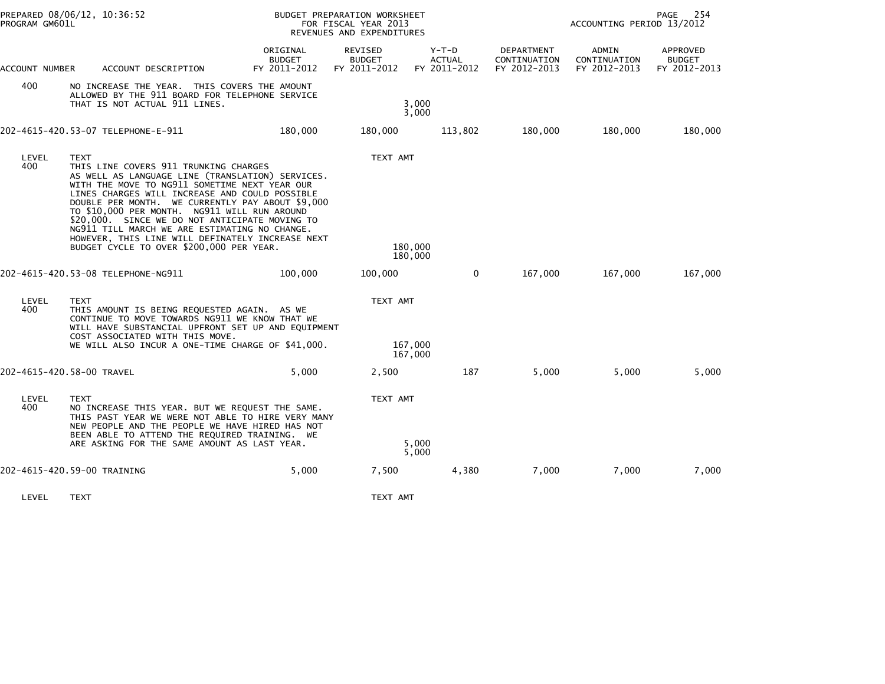PREPARED 08/06/12, 10:36:52
PROGRAM GM601L

BUDGET PREPARATION WORKSHEET
FOR FISCAL YEAR 2013
REVENUES AND EXPENDITURES

ACCOUNTING PERIOD 13/2012

| ACCOUNT NUMBER | ACCOUNT DESCRIPTION | ORIGINAL BUDGET FY 2011-2012 | REVISED BUDGET FY 2011-2012 | Y-T-D ACTUAL FY 2011-2012 | DEPARTMENT CONTINUATION FY 2012-2013 | ADMIN CONTINUATION FY 2012-2013 | APPROVED BUDGET FY 2012-2013 |
|---|---|---|---|---|---|---|---|
| 400 | NO INCREASE THE YEAR. THIS COVERS THE AMOUNT ALLOWED BY THE 911 BOARD FOR TELEPHONE SERVICE THAT IS NOT ACTUAL 911 LINES. | | 3,000<br>3,000 | | | | |
| 202-4615-420.53-07 | TELEPHONE-E-911 | 180,000 | 180,000 | 113,802 | 180,000 | 180,000 | 180,000 |
| LEVEL | TEXT | | TEXT AMT | | | | |
| 400 | THIS LINE COVERS 911 TRUNKING CHARGES AS WELL AS LANGUAGE LINE (TRANSLATION) SERVICES. WITH THE MOVE TO NG911 SOMETIME NEXT YEAR OUR LINES CHARGES WILL INCREASE AND COULD POSSIBLE DOUBLE PER MONTH. WE CURRENTLY PAY ABOUT $9,000 TO $10,000 PER MONTH. NG911 WILL RUN AROUND $20,000. SINCE WE DO NOT ANTICIPATE MOVING TO NG911 TILL MARCH WE ARE ESTIMATING NO CHANGE. HOWEVER, THIS LINE WILL DEFINATELY INCREASE NEXT BUDGET CYCLE TO OVER $200,000 PER YEAR. | | 180,000<br>180,000 | | | | |
| 202-4615-420.53-08 | TELEPHONE-NG911 | 100,000 | 100,000 | 0 | 167,000 | 167,000 | 167,000 |
| LEVEL | TEXT | | TEXT AMT | | | | |
| 400 | THIS AMOUNT IS BEING REQUESTED AGAIN. AS WE CONTINUE TO MOVE TOWARDS NG911 WE KNOW THAT WE WILL HAVE SUBSTANCIAL UPFRONT SET UP AND EQUIPMENT COST ASSOCIATED WITH THIS MOVE. WE WILL ALSO INCUR A ONE-TIME CHARGE OF $41,000. | | 167,000<br>167,000 | | | | |
| 202-4615-420.58-00 | TRAVEL | 5,000 | 2,500 | 187 | 5,000 | 5,000 | 5,000 |
| LEVEL | TEXT | | TEXT AMT | | | | |
| 400 | NO INCREASE THIS YEAR. BUT WE REQUEST THE SAME. THIS PAST YEAR WE WERE NOT ABLE TO HIRE VERY MANY NEW PEOPLE AND THE PEOPLE WE HAVE HIRED HAS NOT BEEN ABLE TO ATTEND THE REQUIRED TRAINING. WE ARE ASKING FOR THE SAME AMOUNT AS LAST YEAR. | | 5,000<br>5,000 | | | | |
| 202-4615-420.59-00 | TRAINING | 5,000 | 7,500 | 4,380 | 7,000 | 7,000 | 7,000 |
| LEVEL | TEXT | | TEXT AMT | | | | |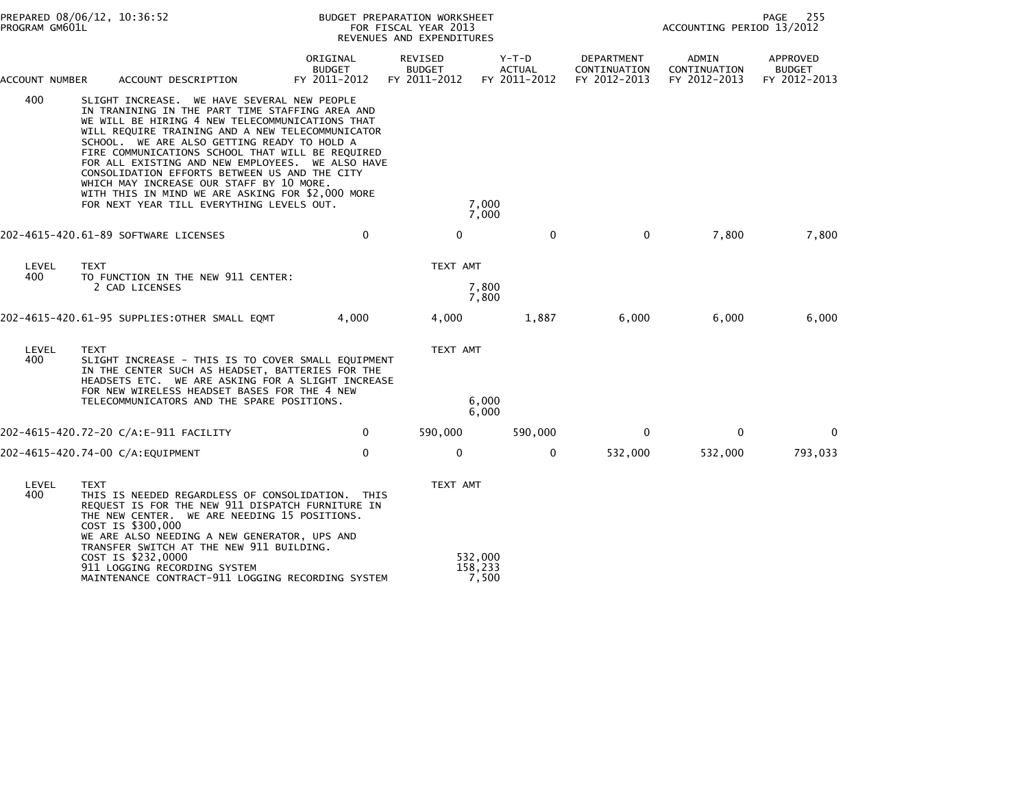PREPARED 08/06/12, 10:36:52 PROGRAM GM601L

BUDGET PREPARATION WORKSHEET FOR FISCAL YEAR 2013 REVENUES AND EXPENDITURES

ACCOUNTING PERIOD 13/2012

| ACCOUNT NUMBER | ACCOUNT DESCRIPTION | ORIGINAL BUDGET FY 2011-2012 | REVISED BUDGET FY 2011-2012 | Y-T-D ACTUAL FY 2011-2012 | DEPARTMENT CONTINUATION FY 2012-2013 | ADMIN CONTINUATION FY 2012-2013 | APPROVED BUDGET FY 2012-2013 |
|---|---|---|---|---|---|---|---|
| 400 | SLIGHT INCREASE. WE HAVE SEVERAL NEW PEOPLE IN TRANINING IN THE PART TIME STAFFING AREA AND WE WILL BE HIRING 4 NEW TELECOMMUNICATIONS THAT WILL REQUIRE TRAINING AND A NEW TELECOMMUNICATOR SCHOOL. WE ARE ALSO GETTING READY TO HOLD A FIRE COMMUNICATIONS SCHOOL THAT WILL BE REQUIRED FOR ALL EXISTING AND NEW EMPLOYEES. WE ALSO HAVE CONSOLIDATION EFFORTS BETWEEN US AND THE CITY WHICH MAY INCREASE OUR STAFF BY 10 MORE. WITH THIS IN MIND WE ARE ASKING FOR $2,000 MORE FOR NEXT YEAR TILL EVERYTHING LEVELS OUT. | | 7,000<br>7,000 | | | | |
| 202-4615-420.61-89 | SOFTWARE LICENSES | 0 | 0 | 0 | 0 | 7,800 | 7,800 |
| LEVEL | TEXT | | TEXT AMT | | | | |
| 400 | TO FUNCTION IN THE NEW 911 CENTER:<br>2 CAD LICENSES | | 7,800<br>7,800 | | | | |
| 202-4615-420.61-95 | SUPPLIES:OTHER SMALL EQMT | 4,000 | 4,000 | 1,887 | 6,000 | 6,000 | 6,000 |
| LEVEL | TEXT | | TEXT AMT | | | | |
| 400 | SLIGHT INCREASE - THIS IS TO COVER SMALL EQUIPMENT IN THE CENTER SUCH AS HEADSET, BATTERIES FOR THE HEADSETS ETC. WE ARE ASKING FOR A SLIGHT INCREASE FOR NEW WIRELESS HEADSET BASES FOR THE 4 NEW TELECOMMUNICATORS AND THE SPARE POSITIONS. | | 6,000<br>6,000 | | | | |
| 202-4615-420.72-20 | C/A:E-911 FACILITY | 0 | 590,000 | 590,000 | 0 | 0 | 0 |
| 202-4615-420.74-00 | C/A:EQUIPMENT | 0 | 0 | 0 | 532,000 | 532,000 | 793,033 |
| LEVEL | TEXT | | TEXT AMT | | | | |
| 400 | THIS IS NEEDED REGARDLESS OF CONSOLIDATION. THIS REQUEST IS FOR THE NEW 911 DISPATCH FURNITURE IN THE NEW CENTER. WE ARE NEEDING 15 POSITIONS. COST IS $300,000<br>WE ARE ALSO NEEDING A NEW GENERATOR, UPS AND TRANSFER SWITCH AT THE NEW 911 BUILDING. COST IS $232,0000 | | 532,000 | | | | |
| | 911 LOGGING RECORDING SYSTEM | | 158,233 | | | | |
| | MAINTENANCE CONTRACT-911 LOGGING RECORDING SYSTEM | | 7,500 | | | | |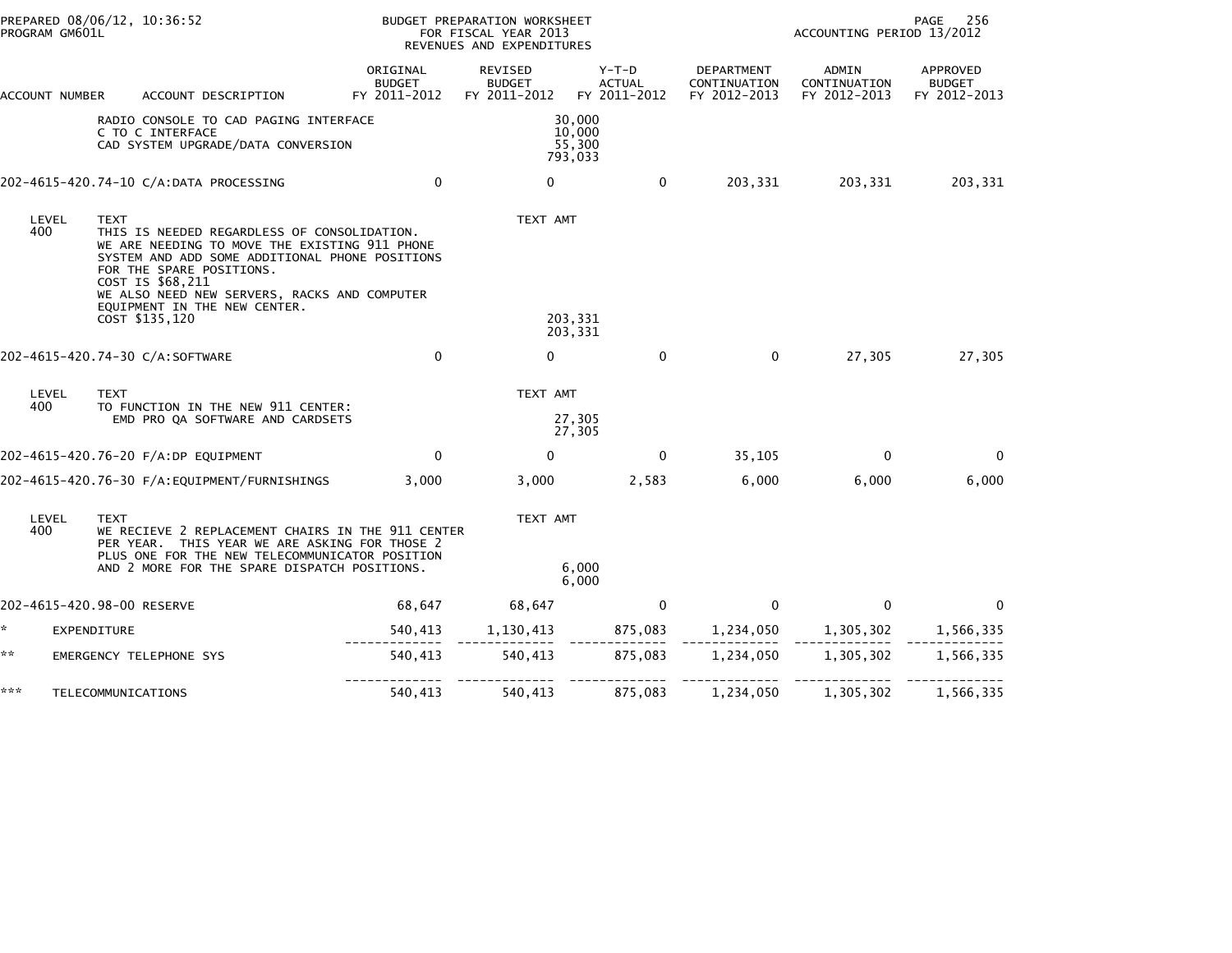PREPARED 08/06/12, 10:36:52
PROGRAM GM601L

BUDGET PREPARATION WORKSHEET
FOR FISCAL YEAR 2013
REVENUES AND EXPENDITURES

ACCOUNTING PERIOD 13/2012

| ACCOUNT NUMBER | ACCOUNT DESCRIPTION | ORIGINAL BUDGET FY 2011-2012 | REVISED BUDGET FY 2011-2012 | Y-T-D ACTUAL FY 2011-2012 | DEPARTMENT CONTINUATION FY 2012-2013 | ADMIN CONTINUATION FY 2012-2013 | APPROVED BUDGET FY 2012-2013 |
|---|---|---|---|---|---|---|---|
| | RADIO CONSOLE TO CAD PAGING INTERFACE | | 30,000 | | | | |
| | C TO C INTERFACE | | 10,000 | | | | |
| | CAD SYSTEM UPGRADE/DATA CONVERSION | | 55,300 | | | | |
| | | | 793,033 | | | | |
| 202-4615-420.74-10 | C/A:DATA PROCESSING | 0 | 0 | 0 | 203,331 | 203,331 | 203,331 |
| LEVEL 400 | TEXT: THIS IS NEEDED REGARDLESS OF CONSOLIDATION. WE ARE NEEDING TO MOVE THE EXISTING 911 PHONE SYSTEM AND ADD SOME ADDITIONAL PHONE POSITIONS FOR THE SPARE POSITIONS. COST IS $68,211 WE ALSO NEED NEW SERVERS, RACKS AND COMPUTER EQUIPMENT IN THE NEW CENTER. COST $135,120 | | TEXT AMT 203,331 | | | | |
| | | | 203,331 | | | | |
| 202-4615-420.74-30 | C/A:SOFTWARE | 0 | 0 | 0 | 0 | 27,305 | 27,305 |
| LEVEL 400 | TEXT: TO FUNCTION IN THE NEW 911 CENTER: EMD PRO QA SOFTWARE AND CARDSETS | | TEXT AMT 27,305 | | | | |
| | | | 27,305 | | | | |
| 202-4615-420.76-20 | F/A:DP EQUIPMENT | 0 | 0 | 0 | 35,105 | 0 | 0 |
| 202-4615-420.76-30 | F/A:EQUIPMENT/FURNISHINGS | 3,000 | 3,000 | 2,583 | 6,000 | 6,000 | 6,000 |
| LEVEL 400 | TEXT: WE RECIEVE 2 REPLACEMENT CHAIRS IN THE 911 CENTER PER YEAR. THIS YEAR WE ARE ASKING FOR THOSE 2 PLUS ONE FOR THE NEW TELECOMMUNICATOR POSITION AND 2 MORE FOR THE SPARE DISPATCH POSITIONS. | | TEXT AMT 6,000 | | | | |
| | | | 6,000 | | | | |
| 202-4615-420.98-00 | RESERVE | 68,647 | 68,647 | 0 | 0 | 0 | 0 |
| * | EXPENDITURE | 540,413 | 1,130,413 | 875,083 | 1,234,050 | 1,305,302 | 1,566,335 |
| ** | EMERGENCY TELEPHONE SYS | 540,413 | 540,413 | 875,083 | 1,234,050 | 1,305,302 | 1,566,335 |
| *** | TELECOMMUNICATIONS | 540,413 | 540,413 | 875,083 | 1,234,050 | 1,305,302 | 1,566,335 |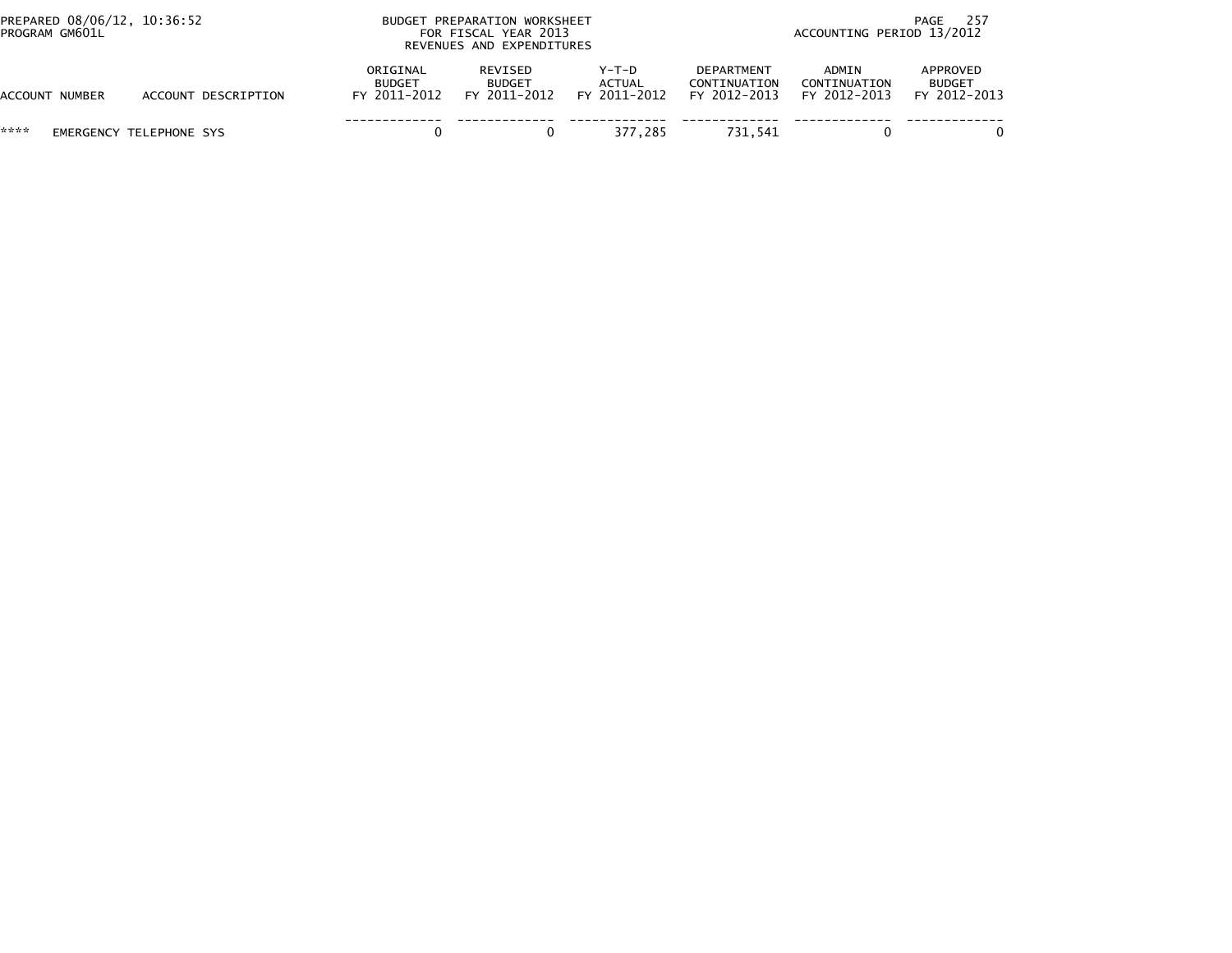BUDGET PREPARATION WORKSHEET
FOR FISCAL YEAR 2013
REVENUES AND EXPENDITURES

PREPARED 08/06/12, 10:36:52
PROGRAM GM601L

ACCOUNTING PERIOD 13/2012

| ACCOUNT NUMBER | ACCOUNT DESCRIPTION | ORIGINAL BUDGET FY 2011-2012 | REVISED BUDGET FY 2011-2012 | Y-T-D ACTUAL FY 2011-2012 | DEPARTMENT CONTINUATION FY 2012-2013 | ADMIN CONTINUATION FY 2012-2013 | APPROVED BUDGET FY 2012-2013 |
|---|---|---|---|---|---|---|---|
| **** | EMERGENCY TELEPHONE SYS | 0 | 0 | 377,285 | 731,541 | 0 | 0 |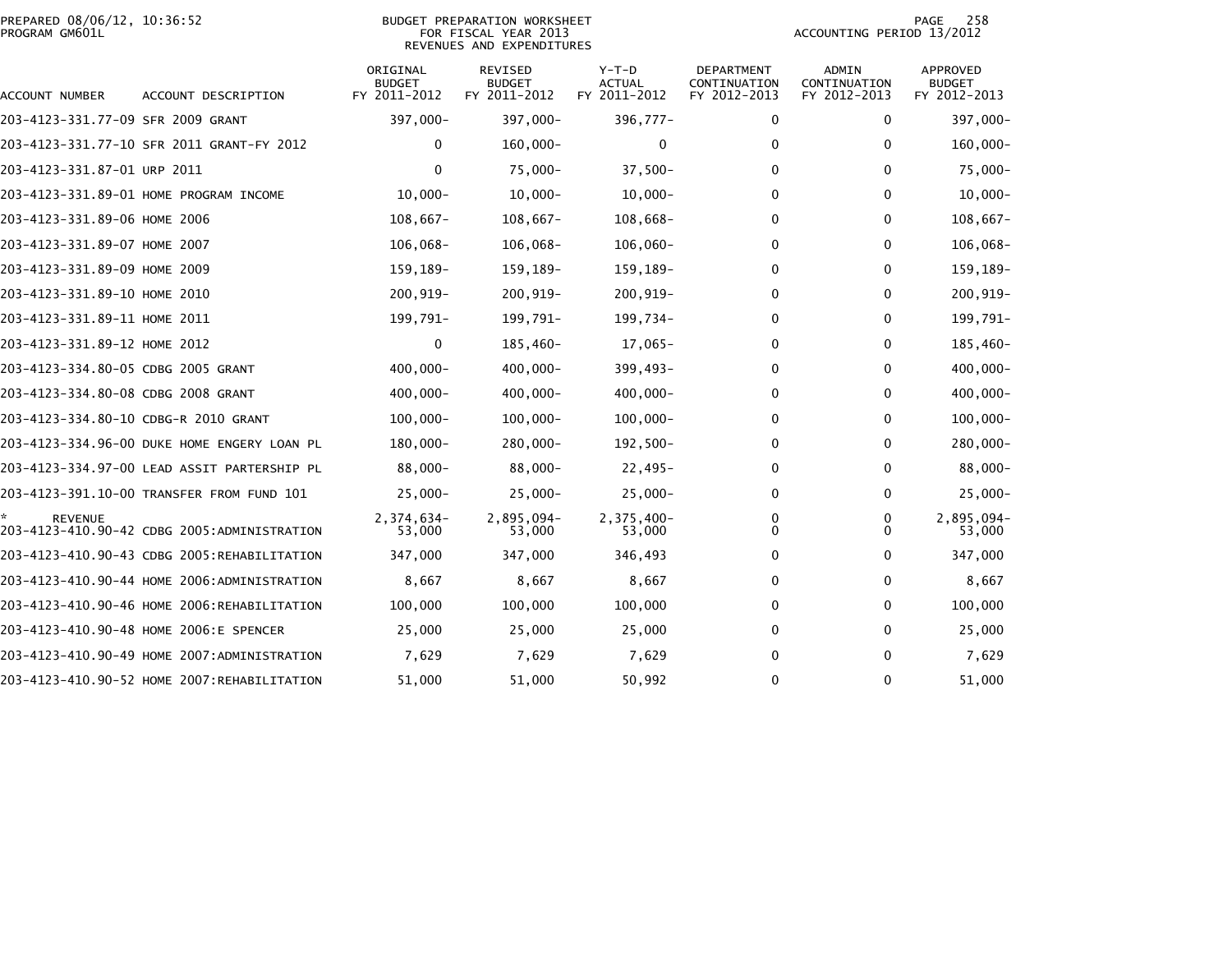PREPARED 08/06/12, 10:36:52
PROGRAM GM601L

BUDGET PREPARATION WORKSHEET
FOR FISCAL YEAR 2013
REVENUES AND EXPENDITURES

ACCOUNTING PERIOD 13/2012

| ACCOUNT NUMBER | ACCOUNT DESCRIPTION | ORIGINAL BUDGET FY 2011-2012 | REVISED BUDGET FY 2011-2012 | Y-T-D ACTUAL FY 2011-2012 | DEPARTMENT CONTINUATION FY 2012-2013 | ADMIN CONTINUATION FY 2012-2013 | APPROVED BUDGET FY 2012-2013 |
|---|---|---|---|---|---|---|---|
| 203-4123-331.77-09 | SFR 2009 GRANT | 397,000- | 397,000- | 396,777- | 0 | 0 | 397,000- |
| 203-4123-331.77-10 | SFR 2011 GRANT-FY 2012 | 0 | 160,000- | 0 | 0 | 0 | 160,000- |
| 203-4123-331.87-01 | URP 2011 | 0 | 75,000- | 37,500- | 0 | 0 | 75,000- |
| 203-4123-331.89-01 | HOME PROGRAM INCOME | 10,000- | 10,000- | 10,000- | 0 | 0 | 10,000- |
| 203-4123-331.89-06 | HOME 2006 | 108,667- | 108,667- | 108,668- | 0 | 0 | 108,667- |
| 203-4123-331.89-07 | HOME 2007 | 106,068- | 106,068- | 106,060- | 0 | 0 | 106,068- |
| 203-4123-331.89-09 | HOME 2009 | 159,189- | 159,189- | 159,189- | 0 | 0 | 159,189- |
| 203-4123-331.89-10 | HOME 2010 | 200,919- | 200,919- | 200,919- | 0 | 0 | 200,919- |
| 203-4123-331.89-11 | HOME 2011 | 199,791- | 199,791- | 199,734- | 0 | 0 | 199,791- |
| 203-4123-331.89-12 | HOME 2012 | 0 | 185,460- | 17,065- | 0 | 0 | 185,460- |
| 203-4123-334.80-05 | CDBG 2005 GRANT | 400,000- | 400,000- | 399,493- | 0 | 0 | 400,000- |
| 203-4123-334.80-08 | CDBG 2008 GRANT | 400,000- | 400,000- | 400,000- | 0 | 0 | 400,000- |
| 203-4123-334.80-10 | CDBG-R 2010 GRANT | 100,000- | 100,000- | 100,000- | 0 | 0 | 100,000- |
| 203-4123-334.96-00 | DUKE HOME ENGERY LOAN PL | 180,000- | 280,000- | 192,500- | 0 | 0 | 280,000- |
| 203-4123-334.97-00 | LEAD ASSIT PARTERSHIP PL | 88,000- | 88,000- | 22,495- | 0 | 0 | 88,000- |
| 203-4123-391.10-00 | TRANSFER FROM FUND 101 | 25,000- | 25,000- | 25,000- | 0 | 0 | 25,000- |
| * REVENUE | | 2,374,634- | 2,895,094- | 2,375,400- | 0 | 0 | 2,895,094- |
| 203-4123-410.90-42 | CDBG 2005:ADMINISTRATION | 53,000 | 53,000 | 53,000 | 0 | 0 | 53,000 |
| 203-4123-410.90-43 | CDBG 2005:REHABILITATION | 347,000 | 347,000 | 346,493 | 0 | 0 | 347,000 |
| 203-4123-410.90-44 | HOME 2006:ADMINISTRATION | 8,667 | 8,667 | 8,667 | 0 | 0 | 8,667 |
| 203-4123-410.90-46 | HOME 2006:REHABILITATION | 100,000 | 100,000 | 100,000 | 0 | 0 | 100,000 |
| 203-4123-410.90-48 | HOME 2006:E SPENCER | 25,000 | 25,000 | 25,000 | 0 | 0 | 25,000 |
| 203-4123-410.90-49 | HOME 2007:ADMINISTRATION | 7,629 | 7,629 | 7,629 | 0 | 0 | 7,629 |
| 203-4123-410.90-52 | HOME 2007:REHABILITATION | 51,000 | 51,000 | 50,992 | 0 | 0 | 51,000 |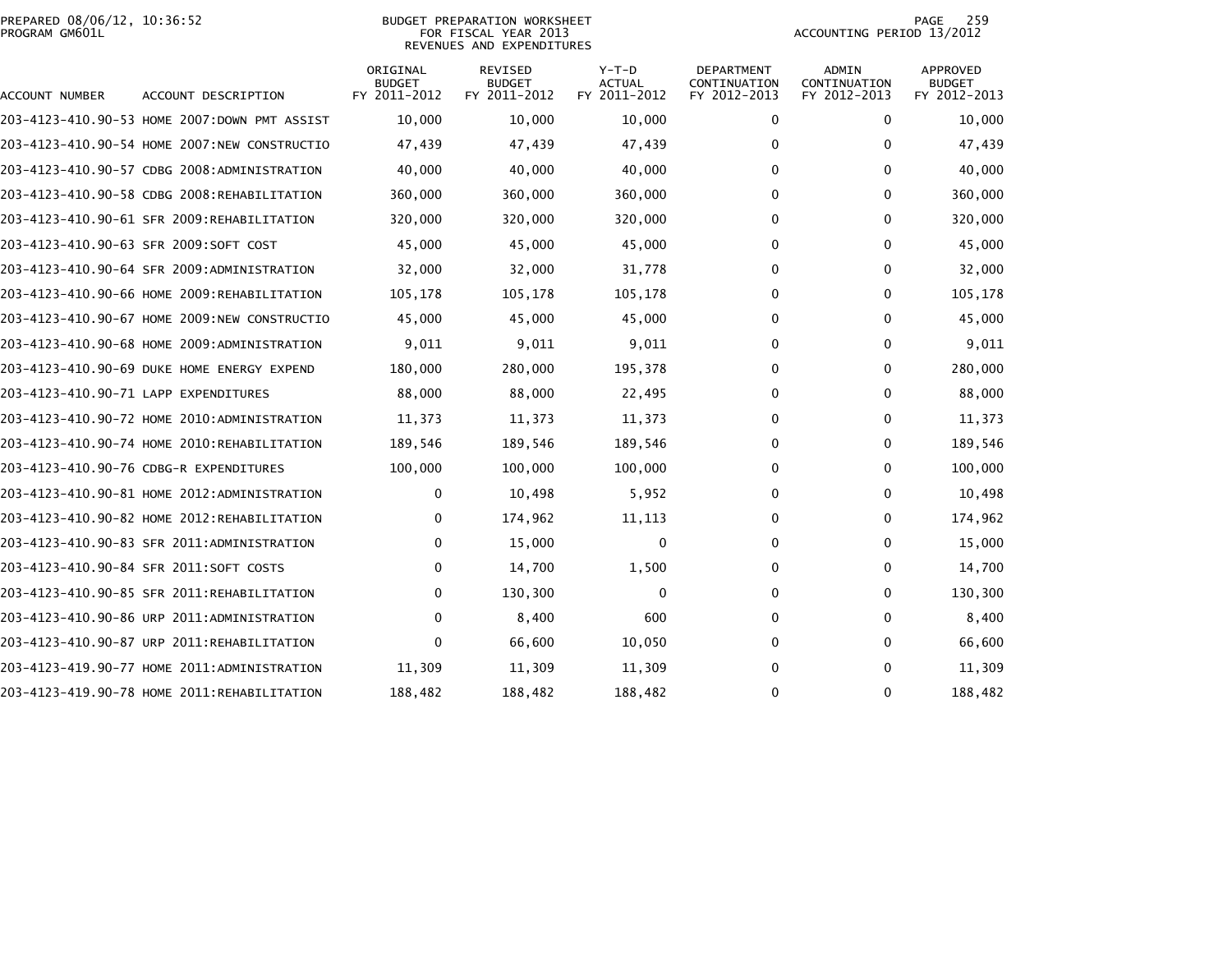PREPARED 08/06/12, 10:36:52
PROGRAM GM601L

BUDGET PREPARATION WORKSHEET
FOR FISCAL YEAR 2013
REVENUES AND EXPENDITURES

ACCOUNTING PERIOD 13/2012

| ACCOUNT NUMBER | ACCOUNT DESCRIPTION | ORIGINAL BUDGET FY 2011-2012 | REVISED BUDGET FY 2011-2012 | Y-T-D ACTUAL FY 2011-2012 | DEPARTMENT CONTINUATION FY 2012-2013 | ADMIN CONTINUATION FY 2012-2013 | APPROVED BUDGET FY 2012-2013 |
|---|---|---|---|---|---|---|---|
| 203-4123-410.90-53 | HOME 2007:DOWN PMT ASSIST | 10,000 | 10,000 | 10,000 | 0 | 0 | 10,000 |
| 203-4123-410.90-54 | HOME 2007:NEW CONSTRUCTIO | 47,439 | 47,439 | 47,439 | 0 | 0 | 47,439 |
| 203-4123-410.90-57 | CDBG 2008:ADMINISTRATION | 40,000 | 40,000 | 40,000 | 0 | 0 | 40,000 |
| 203-4123-410.90-58 | CDBG 2008:REHABILITATION | 360,000 | 360,000 | 360,000 | 0 | 0 | 360,000 |
| 203-4123-410.90-61 | SFR 2009:REHABILITATION | 320,000 | 320,000 | 320,000 | 0 | 0 | 320,000 |
| 203-4123-410.90-63 | SFR 2009:SOFT COST | 45,000 | 45,000 | 45,000 | 0 | 0 | 45,000 |
| 203-4123-410.90-64 | SFR 2009:ADMINISTRATION | 32,000 | 32,000 | 31,778 | 0 | 0 | 32,000 |
| 203-4123-410.90-66 | HOME 2009:REHABILITATION | 105,178 | 105,178 | 105,178 | 0 | 0 | 105,178 |
| 203-4123-410.90-67 | HOME 2009:NEW CONSTRUCTIO | 45,000 | 45,000 | 45,000 | 0 | 0 | 45,000 |
| 203-4123-410.90-68 | HOME 2009:ADMINISTRATION | 9,011 | 9,011 | 9,011 | 0 | 0 | 9,011 |
| 203-4123-410.90-69 | DUKE HOME ENERGY EXPEND | 180,000 | 280,000 | 195,378 | 0 | 0 | 280,000 |
| 203-4123-410.90-71 | LAPP EXPENDITURES | 88,000 | 88,000 | 22,495 | 0 | 0 | 88,000 |
| 203-4123-410.90-72 | HOME 2010:ADMINISTRATION | 11,373 | 11,373 | 11,373 | 0 | 0 | 11,373 |
| 203-4123-410.90-74 | HOME 2010:REHABILITATION | 189,546 | 189,546 | 189,546 | 0 | 0 | 189,546 |
| 203-4123-410.90-76 | CDBG-R EXPENDITURES | 100,000 | 100,000 | 100,000 | 0 | 0 | 100,000 |
| 203-4123-410.90-81 | HOME 2012:ADMINISTRATION | 0 | 10,498 | 5,952 | 0 | 0 | 10,498 |
| 203-4123-410.90-82 | HOME 2012:REHABILITATION | 0 | 174,962 | 11,113 | 0 | 0 | 174,962 |
| 203-4123-410.90-83 | SFR 2011:ADMINISTRATION | 0 | 15,000 | 0 | 0 | 0 | 15,000 |
| 203-4123-410.90-84 | SFR 2011:SOFT COSTS | 0 | 14,700 | 1,500 | 0 | 0 | 14,700 |
| 203-4123-410.90-85 | SFR 2011:REHABILITATION | 0 | 130,300 | 0 | 0 | 0 | 130,300 |
| 203-4123-410.90-86 | URP 2011:ADMINISTRATION | 0 | 8,400 | 600 | 0 | 0 | 8,400 |
| 203-4123-410.90-87 | URP 2011:REHABILITATION | 0 | 66,600 | 10,050 | 0 | 0 | 66,600 |
| 203-4123-419.90-77 | HOME 2011:ADMINISTRATION | 11,309 | 11,309 | 11,309 | 0 | 0 | 11,309 |
| 203-4123-419.90-78 | HOME 2011:REHABILITATION | 188,482 | 188,482 | 188,482 | 0 | 0 | 188,482 |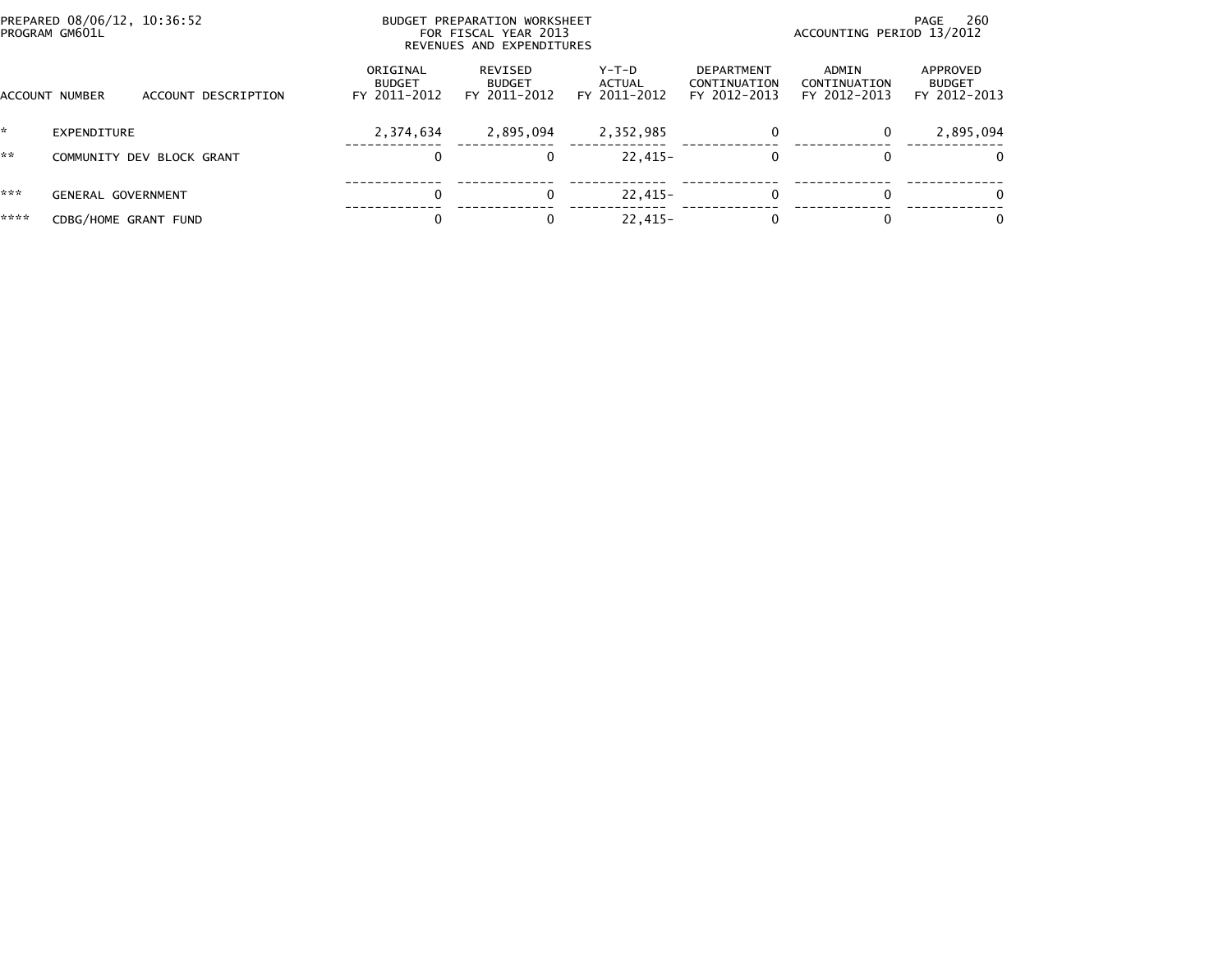PREPARED 08/06/12, 10:36:52
PROGRAM GM601L

BUDGET PREPARATION WORKSHEET
FOR FISCAL YEAR 2013
REVENUES AND EXPENDITURES

ACCOUNTING PERIOD 13/2012

| ACCOUNT NUMBER | ACCOUNT DESCRIPTION | ORIGINAL BUDGET FY 2011-2012 | REVISED BUDGET FY 2011-2012 | Y-T-D ACTUAL FY 2011-2012 | DEPARTMENT CONTINUATION FY 2012-2013 | ADMIN CONTINUATION FY 2012-2013 | APPROVED BUDGET FY 2012-2013 |
|---|---|---|---|---|---|---|---|
| * | EXPENDITURE | 2,374,634 | 2,895,094 | 2,352,985 | 0 | 0 | 2,895,094 |
| ** | COMMUNITY DEV BLOCK GRANT | 0 | 0 | 22,415- | 0 | 0 | 0 |
| *** | GENERAL GOVERNMENT | 0 | 0 | 22,415- | 0 | 0 | 0 |
| **** | CDBG/HOME GRANT FUND | 0 | 0 | 22,415- | 0 | 0 | 0 |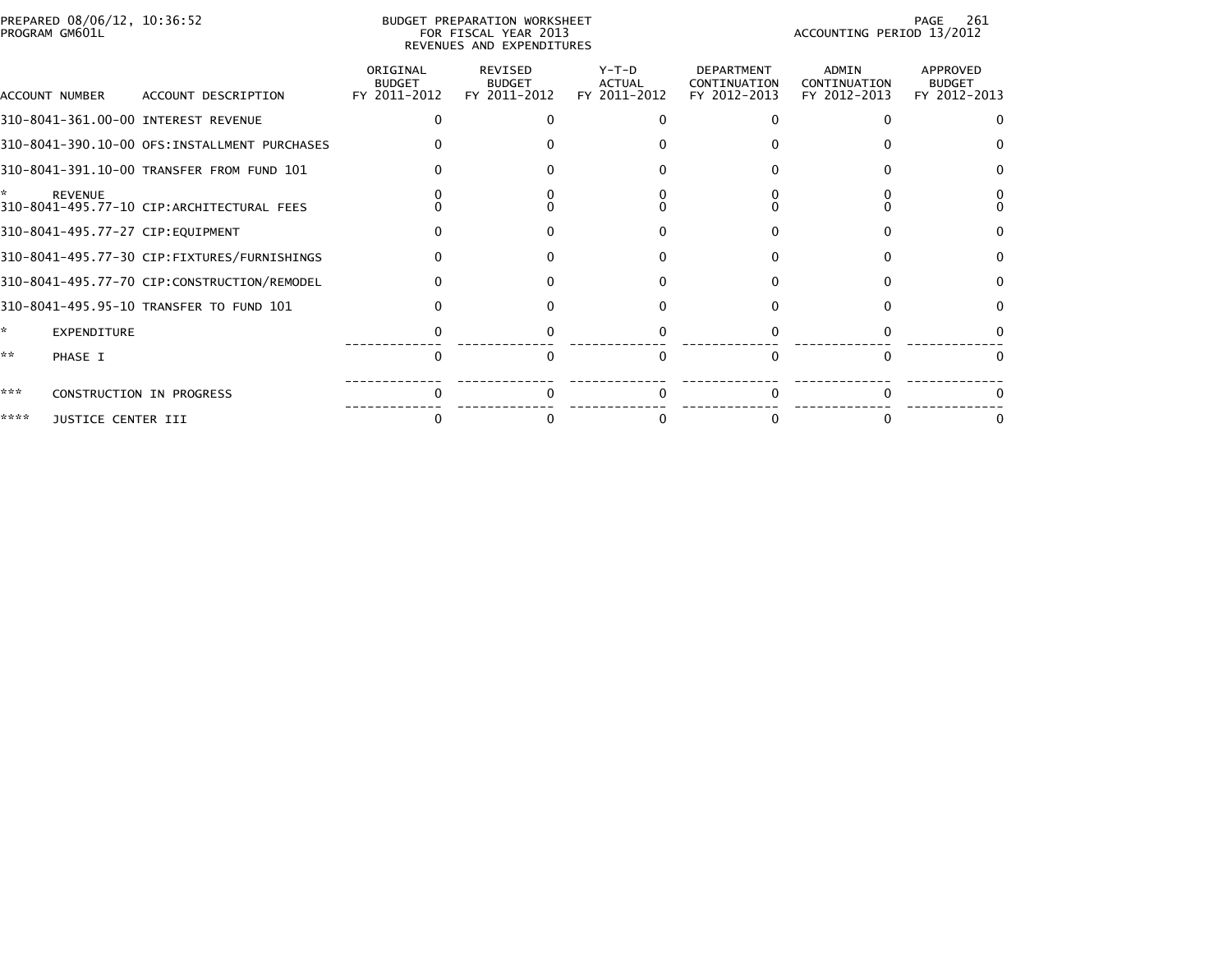PREPARED 08/06/12, 10:36:52
PROGRAM GM601L

BUDGET PREPARATION WORKSHEET
FOR FISCAL YEAR 2013
REVENUES AND EXPENDITURES

ACCOUNTING PERIOD 13/2012

| ACCOUNT NUMBER | ACCOUNT DESCRIPTION | ORIGINAL BUDGET FY 2011-2012 | REVISED BUDGET FY 2011-2012 | Y-T-D ACTUAL FY 2011-2012 | DEPARTMENT CONTINUATION FY 2012-2013 | ADMIN CONTINUATION FY 2012-2013 | APPROVED BUDGET FY 2012-2013 |
|---|---|---|---|---|---|---|---|
| 310-8041-361.00-00 | INTEREST REVENUE | 0 | 0 | 0 | 0 | 0 | 0 |
| 310-8041-390.10-00 | OFS:INSTALLMENT PURCHASES | 0 | 0 | 0 | 0 | 0 | 0 |
| 310-8041-391.10-00 | TRANSFER FROM FUND 101 | 0 | 0 | 0 | 0 | 0 | 0 |
| * | REVENUE | 0 | 0 | 0 | 0 | 0 | 0 |
| 310-8041-495.77-10 | CIP:ARCHITECTURAL FEES | 0 | 0 | 0 | 0 | 0 | 0 |
| 310-8041-495.77-27 | CIP:EQUIPMENT | 0 | 0 | 0 | 0 | 0 | 0 |
| 310-8041-495.77-30 | CIP:FIXTURES/FURNISHINGS | 0 | 0 | 0 | 0 | 0 | 0 |
| 310-8041-495.77-70 | CIP:CONSTRUCTION/REMODEL | 0 | 0 | 0 | 0 | 0 | 0 |
| 310-8041-495.95-10 | TRANSFER TO FUND 101 | 0 | 0 | 0 | 0 | 0 | 0 |
| * | EXPENDITURE | 0 | 0 | 0 | 0 | 0 | 0 |
| ** | PHASE I | 0 | 0 | 0 | 0 | 0 | 0 |
| *** | CONSTRUCTION IN PROGRESS | 0 | 0 | 0 | 0 | 0 | 0 |
| **** | JUSTICE CENTER III | 0 | 0 | 0 | 0 | 0 | 0 |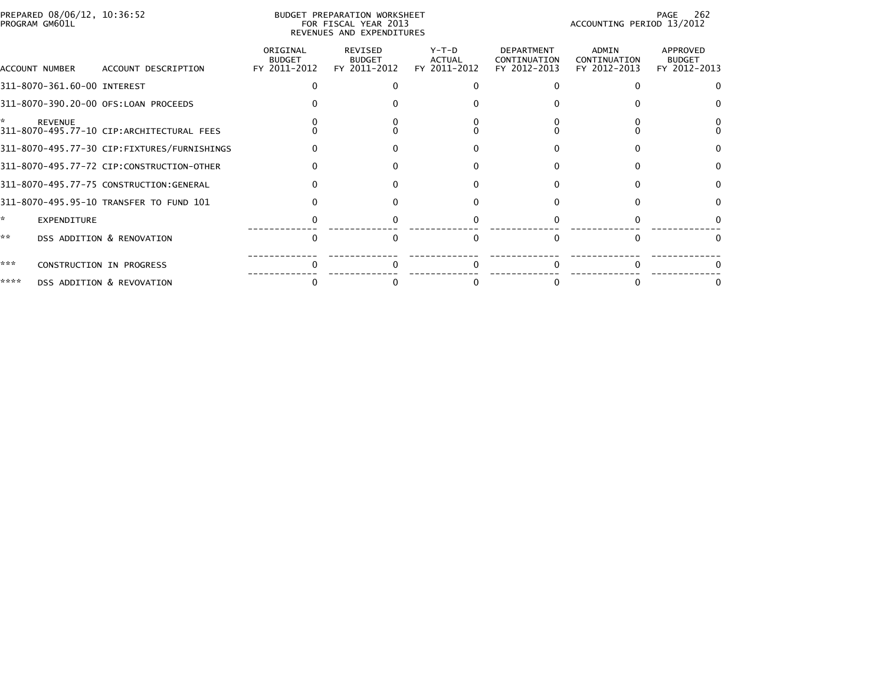PREPARED 08/06/12, 10:36:52
PROGRAM GM601L

BUDGET PREPARATION WORKSHEET
FOR FISCAL YEAR 2013
REVENUES AND EXPENDITURES

ACCOUNTING PERIOD 13/2012

| ACCOUNT NUMBER | ACCOUNT DESCRIPTION | ORIGINAL BUDGET FY 2011-2012 | REVISED BUDGET FY 2011-2012 | Y-T-D ACTUAL FY 2011-2012 | DEPARTMENT CONTINUATION FY 2012-2013 | ADMIN CONTINUATION FY 2012-2013 | APPROVED BUDGET FY 2012-2013 |
|---|---|---|---|---|---|---|---|
| 311-8070-361.60-00 | INTEREST | 0 | 0 | 0 | 0 | 0 | 0 |
| 311-8070-390.20-00 | OFS:LOAN PROCEEDS | 0 | 0 | 0 | 0 | 0 | 0 |
| * | REVENUE | 0 | 0 | 0 | 0 | 0 | 0 |
| 311-8070-495.77-10 | CIP:ARCHITECTURAL FEES | 0 | 0 | 0 | 0 | 0 | 0 |
| 311-8070-495.77-30 | CIP:FIXTURES/FURNISHINGS | 0 | 0 | 0 | 0 | 0 | 0 |
| 311-8070-495.77-72 | CIP:CONSTRUCTION-OTHER | 0 | 0 | 0 | 0 | 0 | 0 |
| 311-8070-495.77-75 | CONSTRUCTION:GENERAL | 0 | 0 | 0 | 0 | 0 | 0 |
| 311-8070-495.95-10 | TRANSFER TO FUND 101 | 0 | 0 | 0 | 0 | 0 | 0 |
| * | EXPENDITURE | 0 | 0 | 0 | 0 | 0 | 0 |
| ** | DSS ADDITION & RENOVATION | 0 | 0 | 0 | 0 | 0 | 0 |
| *** | CONSTRUCTION IN PROGRESS | 0 | 0 | 0 | 0 | 0 | 0 |
| **** | DSS ADDITION & REVOVATION | 0 | 0 | 0 | 0 | 0 | 0 |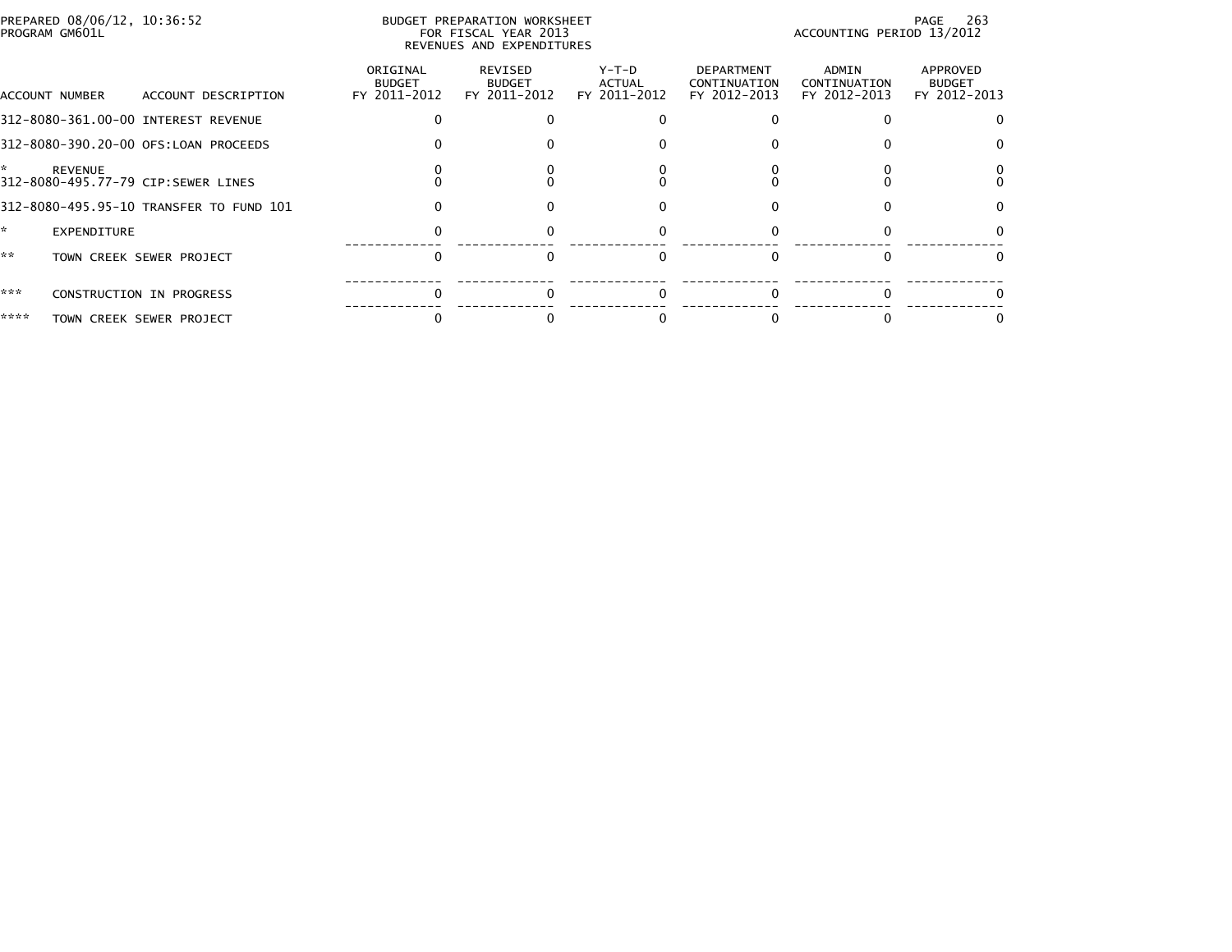PREPARED 08/06/12, 10:36:52
PROGRAM GM601L

BUDGET PREPARATION WORKSHEET
FOR FISCAL YEAR 2013
REVENUES AND EXPENDITURES

ACCOUNTING PERIOD 13/2012

| ACCOUNT NUMBER | ACCOUNT DESCRIPTION | ORIGINAL BUDGET FY 2011-2012 | REVISED BUDGET FY 2011-2012 | Y-T-D ACTUAL FY 2011-2012 | DEPARTMENT CONTINUATION FY 2012-2013 | ADMIN CONTINUATION FY 2012-2013 | APPROVED BUDGET FY 2012-2013 |
|---|---|---|---|---|---|---|---|
| 312-8080-361.00-00 | INTEREST REVENUE | 0 | 0 | 0 | 0 | 0 | 0 |
| 312-8080-390.20-00 | OFS:LOAN PROCEEDS | 0 | 0 | 0 | 0 | 0 | 0 |
| * | REVENUE | 0 | 0 | 0 | 0 | 0 | 0 |
| 312-8080-495.77-79 | CIP:SEWER LINES | 0 | 0 | 0 | 0 | 0 | 0 |
| 312-8080-495.95-10 | TRANSFER TO FUND 101 | 0 | 0 | 0 | 0 | 0 | 0 |
| * | EXPENDITURE | 0 | 0 | 0 | 0 | 0 | 0 |
| ** | TOWN CREEK SEWER PROJECT | 0 | 0 | 0 | 0 | 0 | 0 |
| *** | CONSTRUCTION IN PROGRESS | 0 | 0 | 0 | 0 | 0 | 0 |
| **** | TOWN CREEK SEWER PROJECT | 0 | 0 | 0 | 0 | 0 | 0 |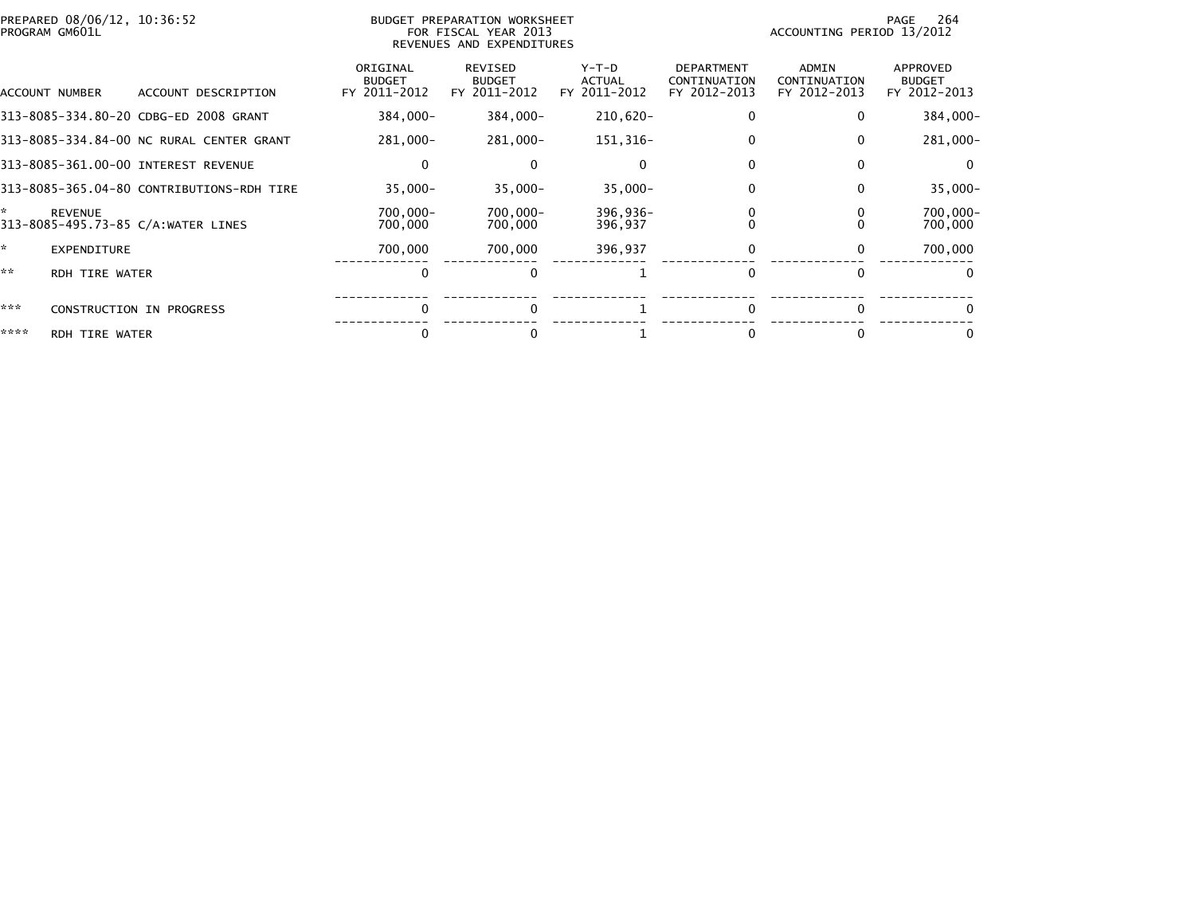PREPARED 08/06/12, 10:36:52
PROGRAM GM601L

BUDGET PREPARATION WORKSHEET
FOR FISCAL YEAR 2013
REVENUES AND EXPENDITURES

ACCOUNTING PERIOD 13/2012

| ACCOUNT NUMBER | ACCOUNT DESCRIPTION | ORIGINAL BUDGET FY 2011-2012 | REVISED BUDGET FY 2011-2012 | Y-T-D ACTUAL FY 2011-2012 | DEPARTMENT CONTINUATION FY 2012-2013 | ADMIN CONTINUATION FY 2012-2013 | APPROVED BUDGET FY 2012-2013 |
|---|---|---|---|---|---|---|---|
| 313-8085-334.80-20 | CDBG-ED 2008 GRANT | 384,000- | 384,000- | 210,620- | 0 | 0 | 384,000- |
| 313-8085-334.84-00 | NC RURAL CENTER GRANT | 281,000- | 281,000- | 151,316- | 0 | 0 | 281,000- |
| 313-8085-361.00-00 | INTEREST REVENUE | 0 | 0 | 0 | 0 | 0 | 0 |
| 313-8085-365.04-80 | CONTRIBUTIONS-RDH TIRE | 35,000- | 35,000- | 35,000- | 0 | 0 | 35,000- |
| * | REVENUE | 700,000- | 700,000- | 396,936- | 0 | 0 | 700,000- |
| 313-8085-495.73-85 | C/A:WATER LINES | 700,000 | 700,000 | 396,937 | 0 | 0 | 700,000 |
| * | EXPENDITURE | 700,000 | 700,000 | 396,937 | 0 | 0 | 700,000 |
| ** | RDH TIRE WATER | 0 | 0 | 1 | 0 | 0 | 0 |
| *** | CONSTRUCTION IN PROGRESS | 0 | 0 | 1 | 0 | 0 | 0 |
| **** | RDH TIRE WATER | 0 | 0 | 1 | 0 | 0 | 0 |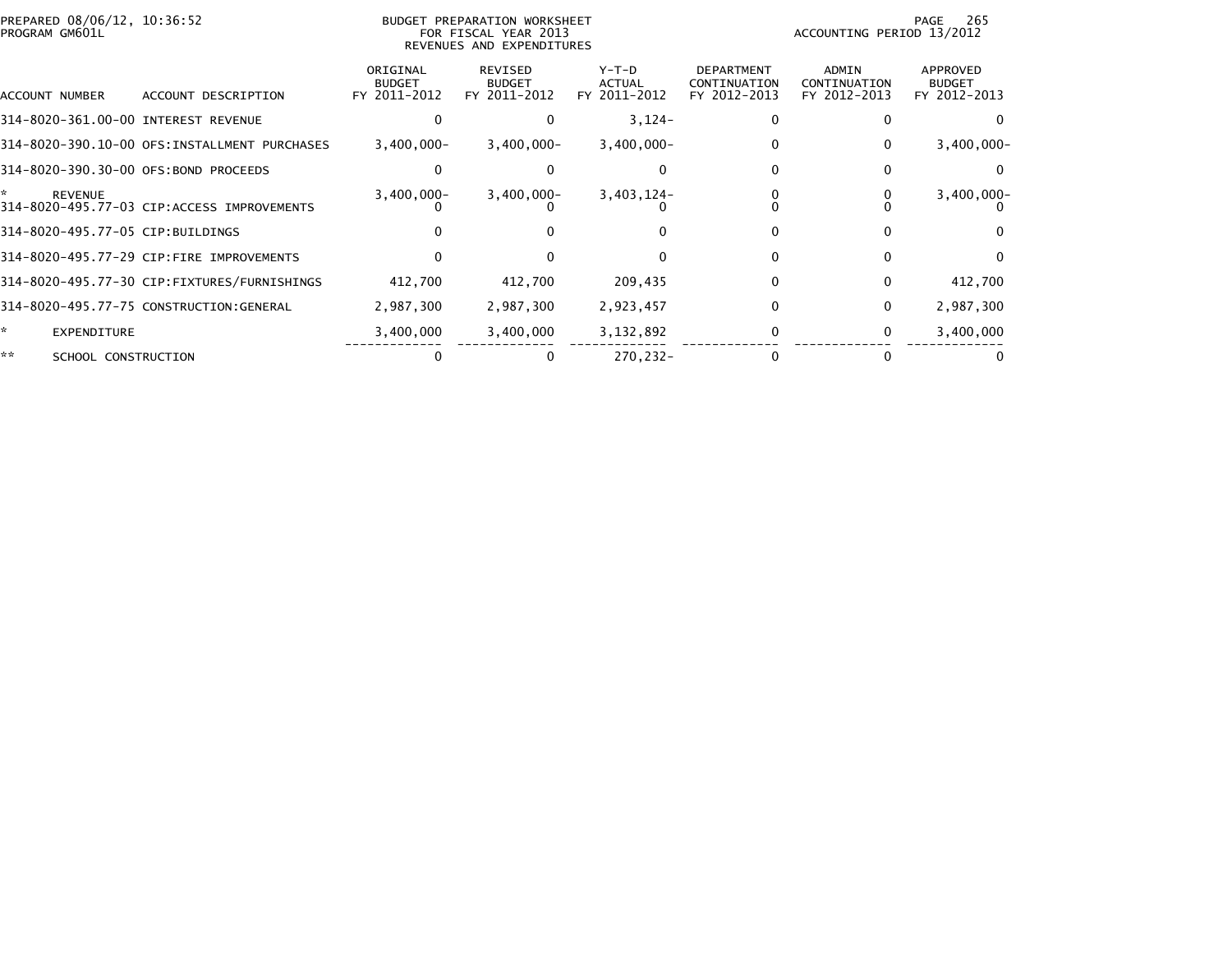PREPARED 08/06/12, 10:36:52
PROGRAM GM601L

BUDGET PREPARATION WORKSHEET
FOR FISCAL YEAR 2013
REVENUES AND EXPENDITURES

ACCOUNTING PERIOD 13/2012

| ACCOUNT NUMBER | ACCOUNT DESCRIPTION | ORIGINAL BUDGET FY 2011-2012 | REVISED BUDGET FY 2011-2012 | Y-T-D ACTUAL FY 2011-2012 | DEPARTMENT CONTINUATION FY 2012-2013 | ADMIN CONTINUATION FY 2012-2013 | APPROVED BUDGET FY 2012-2013 |
|---|---|---|---|---|---|---|---|
| 314-8020-361.00-00 | INTEREST REVENUE | 0 | 0 | 3,124- | 0 | 0 | 0 |
| 314-8020-390.10-00 | OFS:INSTALLMENT PURCHASES | 3,400,000- | 3,400,000- | 3,400,000- | 0 | 0 | 3,400,000- |
| 314-8020-390.30-00 | OFS:BOND PROCEEDS | 0 | 0 | 0 | 0 | 0 | 0 |
| * | REVENUE | 3,400,000- | 3,400,000- | 3,403,124- | 0 | 0 | 3,400,000- |
| 314-8020-495.77-03 | CIP:ACCESS IMPROVEMENTS | 0 | 0 | 0 | 0 | 0 | 0 |
| 314-8020-495.77-05 | CIP:BUILDINGS | 0 | 0 | 0 | 0 | 0 | 0 |
| 314-8020-495.77-29 | CIP:FIRE IMPROVEMENTS | 0 | 0 | 0 | 0 | 0 | 0 |
| 314-8020-495.77-30 | CIP:FIXTURES/FURNISHINGS | 412,700 | 412,700 | 209,435 | 0 | 0 | 412,700 |
| 314-8020-495.77-75 | CONSTRUCTION:GENERAL | 2,987,300 | 2,987,300 | 2,923,457 | 0 | 0 | 2,987,300 |
| * | EXPENDITURE | 3,400,000 | 3,400,000 | 3,132,892 | 0 | 0 | 3,400,000 |
| ** | SCHOOL CONSTRUCTION | 0 | 0 | 270,232- | 0 | 0 | 0 |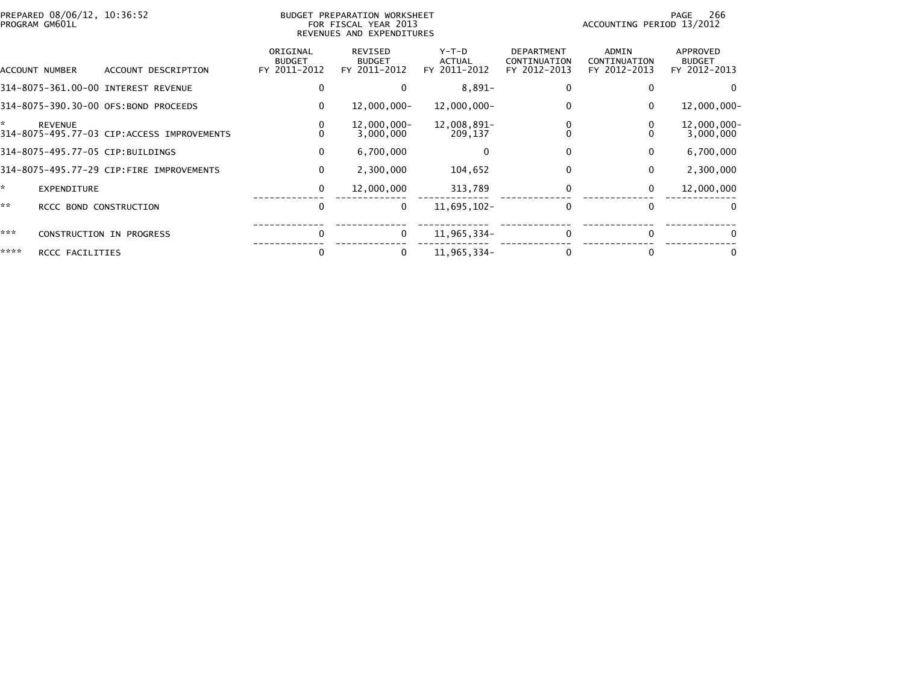PREPARED 08/06/12, 10:36:52
PROGRAM GM601L

BUDGET PREPARATION WORKSHEET
FOR FISCAL YEAR 2013
REVENUES AND EXPENDITURES

ACCOUNTING PERIOD 13/2012

| ACCOUNT NUMBER | ACCOUNT DESCRIPTION | ORIGINAL BUDGET FY 2011-2012 | REVISED BUDGET FY 2011-2012 | Y-T-D ACTUAL FY 2011-2012 | DEPARTMENT CONTINUATION FY 2012-2013 | ADMIN CONTINUATION FY 2012-2013 | APPROVED BUDGET FY 2012-2013 |
|---|---|---|---|---|---|---|---|
| 314-8075-361.00-00 | INTEREST REVENUE | 0 | 0 | 8,891- | 0 | 0 | 0 |
| 314-8075-390.30-00 | OFS:BOND PROCEEDS | 0 | 12,000,000- | 12,000,000- | 0 | 0 | 12,000,000- |
| * | REVENUE | 0 | 12,000,000- | 12,008,891- | 0 | 0 | 12,000,000- |
| 314-8075-495.77-03 | CIP:ACCESS IMPROVEMENTS | 0 | 3,000,000 | 209,137 | 0 | 0 | 3,000,000 |
| 314-8075-495.77-05 | CIP:BUILDINGS | 0 | 6,700,000 | 0 | 0 | 0 | 6,700,000 |
| 314-8075-495.77-29 | CIP:FIRE IMPROVEMENTS | 0 | 2,300,000 | 104,652 | 0 | 0 | 2,300,000 |
| * | EXPENDITURE | 0 | 12,000,000 | 313,789 | 0 | 0 | 12,000,000 |
| ** | RCCC BOND CONSTRUCTION | 0 | 0 | 11,695,102- | 0 | 0 | 0 |
| *** | CONSTRUCTION IN PROGRESS | 0 | 0 | 11,965,334- | 0 | 0 | 0 |
| **** | RCCC FACILITIES | 0 | 0 | 11,965,334- | 0 | 0 | 0 |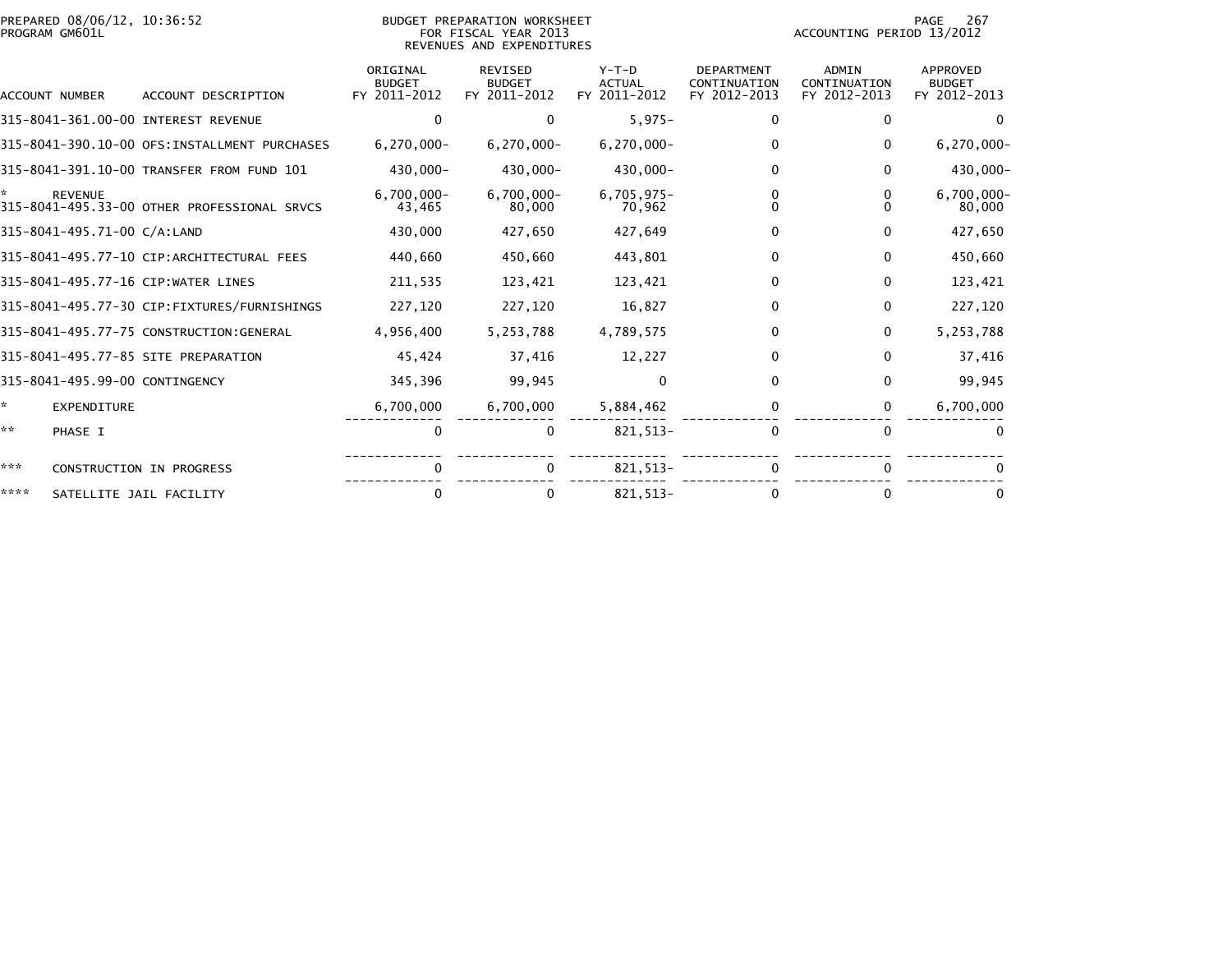PREPARED 08/06/12, 10:36:52
PROGRAM GM601L

BUDGET PREPARATION WORKSHEET
FOR FISCAL YEAR 2013
REVENUES AND EXPENDITURES

ACCOUNTING PERIOD 13/2012

| ACCOUNT NUMBER | ACCOUNT DESCRIPTION | ORIGINAL BUDGET FY 2011-2012 | REVISED BUDGET FY 2011-2012 | Y-T-D ACTUAL FY 2011-2012 | DEPARTMENT CONTINUATION FY 2012-2013 | ADMIN CONTINUATION FY 2012-2013 | APPROVED BUDGET FY 2012-2013 |
|---|---|---|---|---|---|---|---|
| 315-8041-361.00-00 | INTEREST REVENUE | 0 | 0 | 5,975- | 0 | 0 | 0 |
| 315-8041-390.10-00 | OFS:INSTALLMENT PURCHASES | 6,270,000- | 6,270,000- | 6,270,000- | 0 | 0 | 6,270,000- |
| 315-8041-391.10-00 | TRANSFER FROM FUND 101 | 430,000- | 430,000- | 430,000- | 0 | 0 | 430,000- |
| * | REVENUE | 6,700,000- | 6,700,000- | 6,705,975- | 0 | 0 | 6,700,000- |
| 315-8041-495.33-00 | OTHER PROFESSIONAL SRVCS | 43,465 | 80,000 | 70,962 | 0 | 0 | 80,000 |
| 315-8041-495.71-00 | C/A:LAND | 430,000 | 427,650 | 427,649 | 0 | 0 | 427,650 |
| 315-8041-495.77-10 | CIP:ARCHITECTURAL FEES | 440,660 | 450,660 | 443,801 | 0 | 0 | 450,660 |
| 315-8041-495.77-16 | CIP:WATER LINES | 211,535 | 123,421 | 123,421 | 0 | 0 | 123,421 |
| 315-8041-495.77-30 | CIP:FIXTURES/FURNISHINGS | 227,120 | 227,120 | 16,827 | 0 | 0 | 227,120 |
| 315-8041-495.77-75 | CONSTRUCTION:GENERAL | 4,956,400 | 5,253,788 | 4,789,575 | 0 | 0 | 5,253,788 |
| 315-8041-495.77-85 | SITE PREPARATION | 45,424 | 37,416 | 12,227 | 0 | 0 | 37,416 |
| 315-8041-495.99-00 | CONTINGENCY | 345,396 | 99,945 | 0 | 0 | 0 | 99,945 |
| * | EXPENDITURE | 6,700,000 | 6,700,000 | 5,884,462 | 0 | 0 | 6,700,000 |
| ** | PHASE I | 0 | 0 | 821,513- | 0 | 0 | 0 |
| *** | CONSTRUCTION IN PROGRESS | 0 | 0 | 821,513- | 0 | 0 | 0 |
| **** | SATELLITE JAIL FACILITY | 0 | 0 | 821,513- | 0 | 0 | 0 |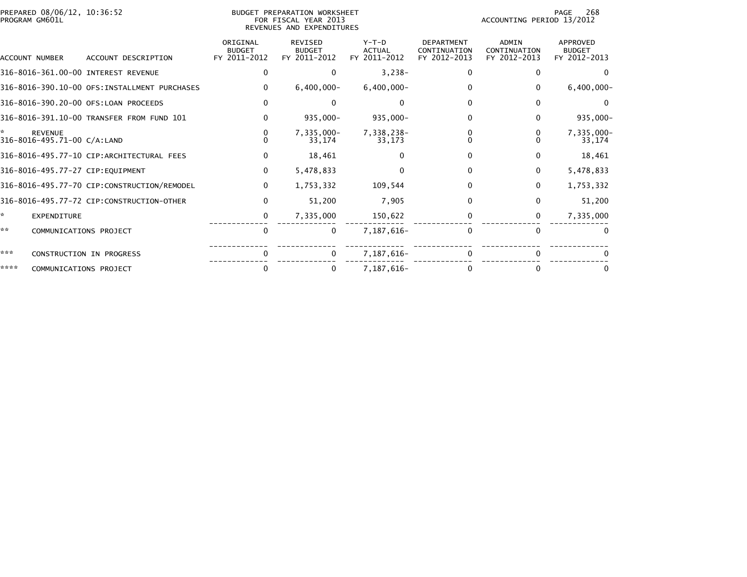PREPARED 08/06/12, 10:36:52
PROGRAM GM601L

BUDGET PREPARATION WORKSHEET
FOR FISCAL YEAR 2013
REVENUES AND EXPENDITURES

ACCOUNTING PERIOD 13/2012

| ACCOUNT NUMBER | ACCOUNT DESCRIPTION | ORIGINAL BUDGET FY 2011-2012 | REVISED BUDGET FY 2011-2012 | Y-T-D ACTUAL FY 2011-2012 | DEPARTMENT CONTINUATION FY 2012-2013 | ADMIN CONTINUATION FY 2012-2013 | APPROVED BUDGET FY 2012-2013 |
|---|---|---|---|---|---|---|---|
| 316-8016-361.00-00 | INTEREST REVENUE | 0 | 0 | 3,238- | 0 | 0 | 0 |
| 316-8016-390.10-00 | OFS:INSTALLMENT PURCHASES | 0 | 6,400,000- | 6,400,000- | 0 | 0 | 6,400,000- |
| 316-8016-390.20-00 | OFS:LOAN PROCEEDS | 0 | 0 | 0 | 0 | 0 | 0 |
| 316-8016-391.10-00 | TRANSFER FROM FUND 101 | 0 | 935,000- | 935,000- | 0 | 0 | 935,000- |
| * | REVENUE | 0 | 7,335,000- | 7,338,238- | 0 | 0 | 7,335,000- |
| 316-8016-495.71-00 | C/A:LAND | 0 | 33,174 | 33,173 | 0 | 0 | 33,174 |
| 316-8016-495.77-10 | CIP:ARCHITECTURAL FEES | 0 | 18,461 | 0 | 0 | 0 | 18,461 |
| 316-8016-495.77-27 | CIP:EQUIPMENT | 0 | 5,478,833 | 0 | 0 | 0 | 5,478,833 |
| 316-8016-495.77-70 | CIP:CONSTRUCTION/REMODEL | 0 | 1,753,332 | 109,544 | 0 | 0 | 1,753,332 |
| 316-8016-495.77-72 | CIP:CONSTRUCTION-OTHER | 0 | 51,200 | 7,905 | 0 | 0 | 51,200 |
| * | EXPENDITURE | 0 | 7,335,000 | 150,622 | 0 | 0 | 7,335,000 |
| ** | COMMUNICATIONS PROJECT | 0 | 0 | 7,187,616- | 0 | 0 | 0 |
| *** | CONSTRUCTION IN PROGRESS | 0 | 0 | 7,187,616- | 0 | 0 | 0 |
| **** | COMMUNICATIONS PROJECT | 0 | 0 | 7,187,616- | 0 | 0 | 0 |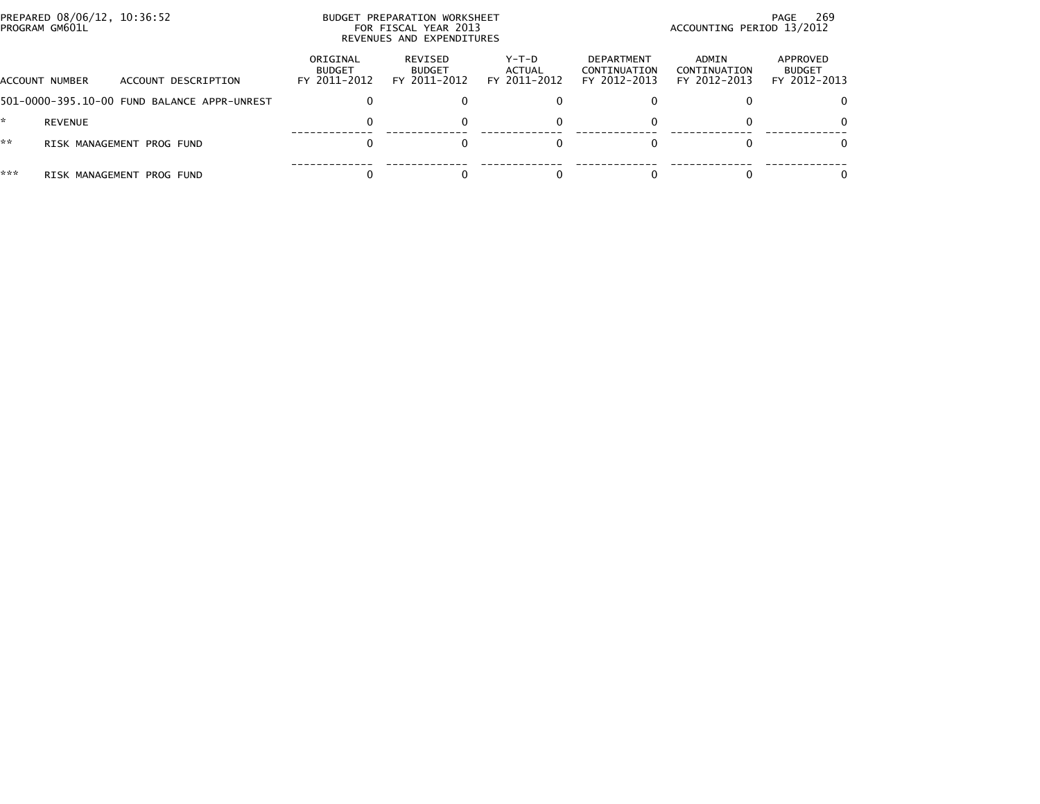PREPARED 08/06/12, 10:36:52
PROGRAM GM601L

BUDGET PREPARATION WORKSHEET
FOR FISCAL YEAR 2013
REVENUES AND EXPENDITURES

ACCOUNTING PERIOD 13/2012

| ACCOUNT NUMBER | ACCOUNT DESCRIPTION | ORIGINAL BUDGET FY 2011-2012 | REVISED BUDGET FY 2011-2012 | Y-T-D ACTUAL FY 2011-2012 | DEPARTMENT CONTINUATION FY 2012-2013 | ADMIN CONTINUATION FY 2012-2013 | APPROVED BUDGET FY 2012-2013 |
|---|---|---|---|---|---|---|---|
| 501-0000-395.10-00 | FUND BALANCE APPR-UNREST | 0 | 0 | 0 | 0 | 0 | 0 |
| * | REVENUE | 0 | 0 | 0 | 0 | 0 | 0 |
| ** | RISK MANAGEMENT PROG FUND | 0 | 0 | 0 | 0 | 0 | 0 |
| *** | RISK MANAGEMENT PROG FUND | 0 | 0 | 0 | 0 | 0 | 0 |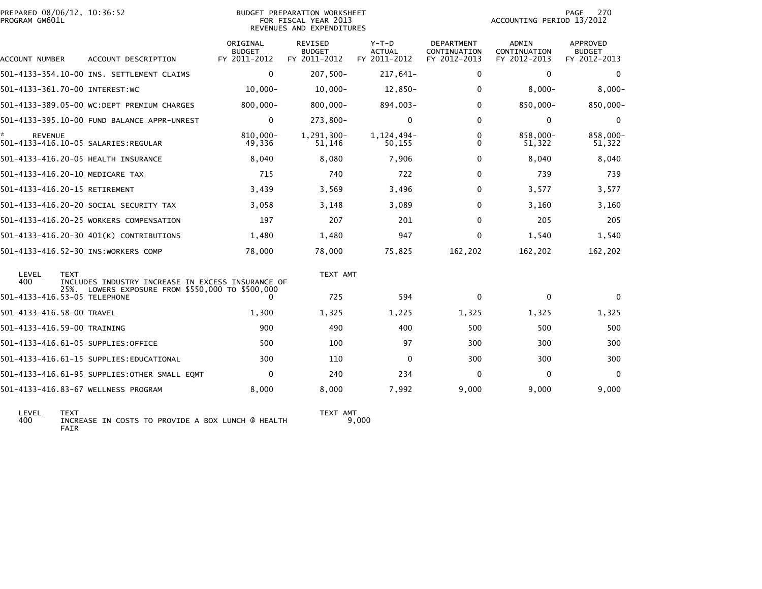PREPARED 08/06/12, 10:36:52
PROGRAM GM601L

BUDGET PREPARATION WORKSHEET
FOR FISCAL YEAR 2013
REVENUES AND EXPENDITURES

ACCOUNTING PERIOD 13/2012

| ACCOUNT NUMBER | ACCOUNT DESCRIPTION | ORIGINAL BUDGET FY 2011-2012 | REVISED BUDGET FY 2011-2012 | Y-T-D ACTUAL FY 2011-2012 | DEPARTMENT CONTINUATION FY 2012-2013 | ADMIN CONTINUATION FY 2012-2013 | APPROVED BUDGET FY 2012-2013 |
|---|---|---|---|---|---|---|---|
| 501-4133-354.10-00 | INS. SETTLEMENT CLAIMS | 0 | 207,500- | 217,641- | 0 | 0 | 0 |
| 501-4133-361.70-00 | INTEREST:WC | 10,000- | 10,000- | 12,850- | 0 | 8,000- | 8,000- |
| 501-4133-389.05-00 | WC:DEPT PREMIUM CHARGES | 800,000- | 800,000- | 894,003- | 0 | 850,000- | 850,000- |
| 501-4133-395.10-00 | FUND BALANCE APPR-UNREST | 0 | 273,800- | 0 | 0 | 0 | 0 |
| * REVENUE | | 810,000- | 1,291,300- | 1,124,494- | 0 | 858,000- | 858,000- |
| 501-4133-416.10-05 | SALARIES:REGULAR | 49,336 | 51,146 | 50,155 | 0 | 51,322 | 51,322 |
| 501-4133-416.20-05 | HEALTH INSURANCE | 8,040 | 8,080 | 7,906 | 0 | 8,040 | 8,040 |
| 501-4133-416.20-10 | MEDICARE TAX | 715 | 740 | 722 | 0 | 739 | 739 |
| 501-4133-416.20-15 | RETIREMENT | 3,439 | 3,569 | 3,496 | 0 | 3,577 | 3,577 |
| 501-4133-416.20-20 | SOCIAL SECURITY TAX | 3,058 | 3,148 | 3,089 | 0 | 3,160 | 3,160 |
| 501-4133-416.20-25 | WORKERS COMPENSATION | 197 | 207 | 201 | 0 | 205 | 205 |
| 501-4133-416.20-30 | 401(K) CONTRIBUTIONS | 1,480 | 1,480 | 947 | 0 | 1,540 | 1,540 |
| 501-4133-416.52-30 | INS:WORKERS COMP | 78,000 | 78,000 | 75,825 | 162,202 | 162,202 | 162,202 |

| LEVEL | TEXT | TEXT AMT |
|---|---|---|
| 400 | INCLUDES INDUSTRY INCREASE IN EXCESS INSURANCE OF 25%. LOWERS EXPOSURE FROM $550,000 TO $500,000 | |

| ACCOUNT NUMBER | ACCOUNT DESCRIPTION | ORIGINAL BUDGET FY 2011-2012 | REVISED BUDGET FY 2011-2012 | Y-T-D ACTUAL FY 2011-2012 | DEPARTMENT CONTINUATION FY 2012-2013 | ADMIN CONTINUATION FY 2012-2013 | APPROVED BUDGET FY 2012-2013 |
|---|---|---|---|---|---|---|---|
| 501-4133-416.53-05 | TELEPHONE | 0 | 725 | 594 | 0 | 0 | 0 |
| 501-4133-416.58-00 | TRAVEL | 1,300 | 1,325 | 1,225 | 1,325 | 1,325 | 1,325 |
| 501-4133-416.59-00 | TRAINING | 900 | 490 | 400 | 500 | 500 | 500 |
| 501-4133-416.61-05 | SUPPLIES:OFFICE | 500 | 100 | 97 | 300 | 300 | 300 |
| 501-4133-416.61-15 | SUPPLIES:EDUCATIONAL | 300 | 110 | 0 | 300 | 300 | 300 |
| 501-4133-416.61-95 | SUPPLIES:OTHER SMALL EQMT | 0 | 240 | 234 | 0 | 0 | 0 |
| 501-4133-416.83-67 | WELLNESS PROGRAM | 8,000 | 8,000 | 7,992 | 9,000 | 9,000 | 9,000 |

| LEVEL | TEXT | TEXT AMT |
|---|---|---|
| 400 | INCREASE IN COSTS TO PROVIDE A BOX LUNCH @ HEALTH FAIR | 9,000 |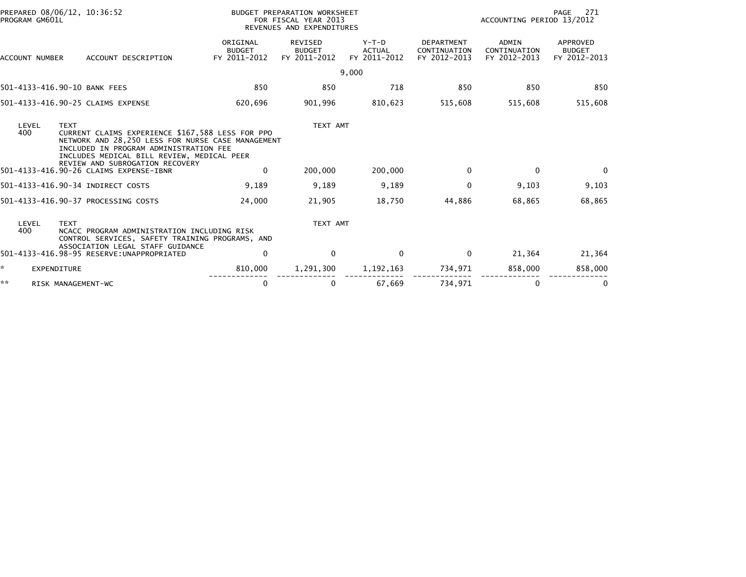PREPARED 08/06/12, 10:36:52
PROGRAM GM601L

BUDGET PREPARATION WORKSHEET
FOR FISCAL YEAR 2013
REVENUES AND EXPENDITURES

ACCOUNTING PERIOD 13/2012

| ACCOUNT NUMBER | ACCOUNT DESCRIPTION | ORIGINAL BUDGET FY 2011-2012 | REVISED BUDGET FY 2011-2012 | Y-T-D ACTUAL FY 2011-2012 | DEPARTMENT CONTINUATION FY 2012-2013 | ADMIN CONTINUATION FY 2012-2013 | APPROVED BUDGET FY 2012-2013 |
|---|---|---|---|---|---|---|---|
| | | | 9,000 | | | | |
| 501-4133-416.90-10 | BANK FEES | 850 | 850 | 718 | 850 | 850 | 850 |
| 501-4133-416.90-25 | CLAIMS EXPENSE | 620,696 | 901,996 | 810,623 | 515,608 | 515,608 | 515,608 |
| LEVEL 400 | TEXT: CURRENT CLAIMS EXPERIENCE $167,588 LESS FOR PPO NETWORK AND 28,250 LESS FOR NURSE CASE MANAGEMENT INCLUDED IN PROGRAM ADMINISTRATION FEE INCLUDES MEDICAL BILL REVIEW, MEDICAL PEER REVIEW AND SUBROGATION RECOVERY | | TEXT AMT | | | | |
| 501-4133-416.90-26 | CLAIMS EXPENSE-IBNR | 0 | 200,000 | 200,000 | 0 | 0 | 0 |
| 501-4133-416.90-34 | INDIRECT COSTS | 9,189 | 9,189 | 9,189 | 0 | 9,103 | 9,103 |
| 501-4133-416.90-37 | PROCESSING COSTS | 24,000 | 21,905 | 18,750 | 44,886 | 68,865 | 68,865 |
| LEVEL 400 | TEXT: NCACC PROGRAM ADMINISTRATION INCLUDING RISK CONTROL SERVICES, SAFETY TRAINING PROGRAMS, AND ASSOCIATION LEGAL STAFF GUIDANCE | | TEXT AMT | | | | |
| 501-4133-416.98-95 | RESERVE:UNAPPROPRIATED | 0 | 0 | 0 | 0 | 21,364 | 21,364 |
| * | EXPENDITURE | 810,000 | 1,291,300 | 1,192,163 | 734,971 | 858,000 | 858,000 |
| ** | RISK MANAGEMENT-WC | 0 | 0 | 67,669 | 734,971 | 0 | 0 |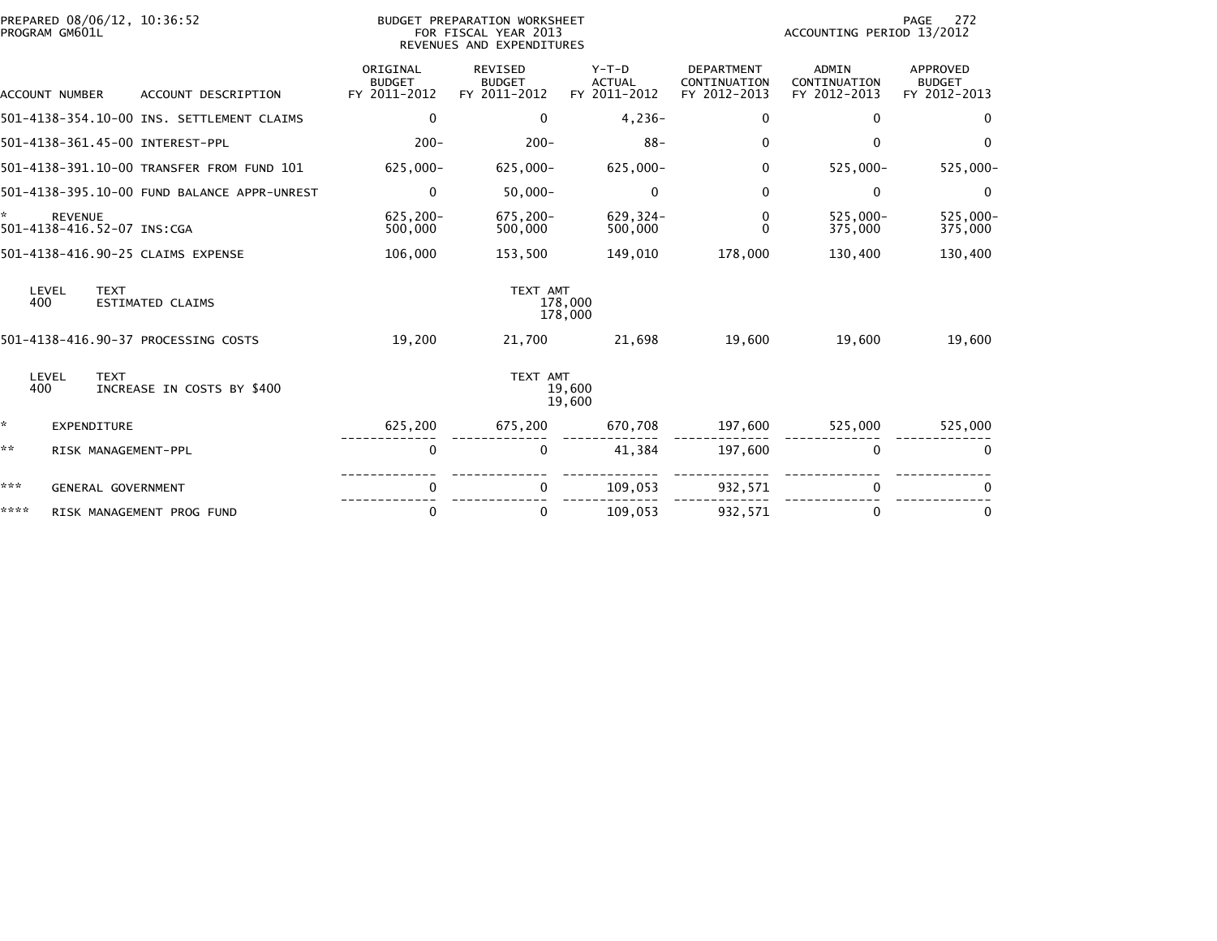PREPARED 08/06/12, 10:36:52
PROGRAM GM601L

BUDGET PREPARATION WORKSHEET
FOR FISCAL YEAR 2013
REVENUES AND EXPENDITURES

ACCOUNTING PERIOD 13/2012

| ACCOUNT NUMBER | ACCOUNT DESCRIPTION | ORIGINAL BUDGET FY 2011-2012 | REVISED BUDGET FY 2011-2012 | Y-T-D ACTUAL FY 2011-2012 | DEPARTMENT CONTINUATION FY 2012-2013 | ADMIN CONTINUATION FY 2012-2013 | APPROVED BUDGET FY 2012-2013 |
|---|---|---|---|---|---|---|---|
| 501-4138-354.10-00 | INS. SETTLEMENT CLAIMS | 0 | 0 | 4,236- | 0 | 0 | 0 |
| 501-4138-361.45-00 | INTEREST-PPL | 200- | 200- | 88- | 0 | 0 | 0 |
| 501-4138-391.10-00 | TRANSFER FROM FUND 101 | 625,000- | 625,000- | 625,000- | 0 | 525,000- | 525,000- |
| 501-4138-395.10-00 | FUND BALANCE APPR-UNREST | 0 | 50,000- | 0 | 0 | 0 | 0 |
| * | REVENUE | 625,200- | 675,200- | 629,324- | 0 | 525,000- | 525,000- |
| 501-4138-416.52-07 | INS:CGA | 500,000 | 500,000 | 500,000 | 0 | 375,000 | 375,000 |
| 501-4138-416.90-25 | CLAIMS EXPENSE | 106,000 | 153,500 | 149,010 | 178,000 | 130,400 | 130,400 |
| LEVEL 400 | TEXT: ESTIMATED CLAIMS | | TEXT AMT: 178,000 / 178,000 | | | | |
| 501-4138-416.90-37 | PROCESSING COSTS | 19,200 | 21,700 | 21,698 | 19,600 | 19,600 | 19,600 |
| LEVEL 400 | TEXT: INCREASE IN COSTS BY $400 | | TEXT AMT: 19,600 / 19,600 | | | | |
| * | EXPENDITURE | 625,200 | 675,200 | 670,708 | 197,600 | 525,000 | 525,000 |
| ** | RISK MANAGEMENT-PPL | 0 | 0 | 41,384 | 197,600 | 0 | 0 |
| *** | GENERAL GOVERNMENT | 0 | 0 | 109,053 | 932,571 | 0 | 0 |
| **** | RISK MANAGEMENT PROG FUND | 0 | 0 | 109,053 | 932,571 | 0 | 0 |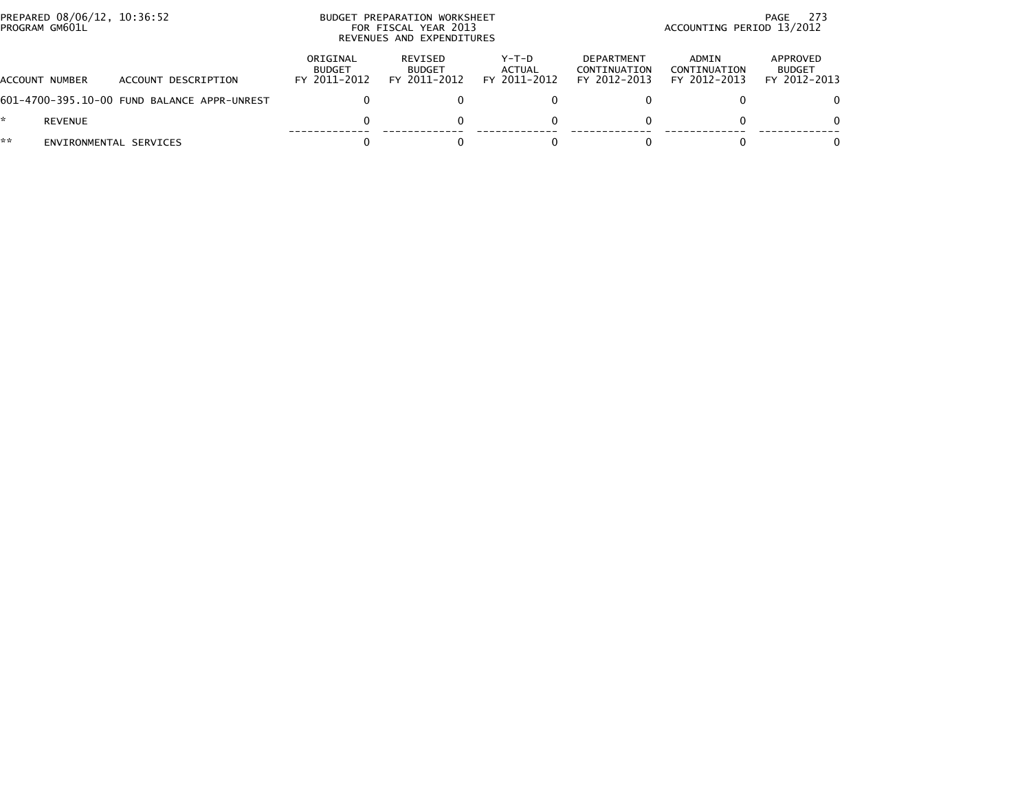PREPARED 08/06/12, 10:36:52
PROGRAM GM601L

BUDGET PREPARATION WORKSHEET
FOR FISCAL YEAR 2013
REVENUES AND EXPENDITURES

ACCOUNTING PERIOD 13/2012

| ACCOUNT NUMBER | ACCOUNT DESCRIPTION | ORIGINAL BUDGET FY 2011-2012 | REVISED BUDGET FY 2011-2012 | Y-T-D ACTUAL FY 2011-2012 | DEPARTMENT CONTINUATION FY 2012-2013 | ADMIN CONTINUATION FY 2012-2013 | APPROVED BUDGET FY 2012-2013 |
|---|---|---|---|---|---|---|---|
| 601-4700-395.10-00 | FUND BALANCE APPR-UNREST | 0 | 0 | 0 | 0 | 0 | 0 |
| * | REVENUE | 0 | 0 | 0 | 0 | 0 | 0 |
| ** | ENVIRONMENTAL SERVICES | 0 | 0 | 0 | 0 | 0 | 0 |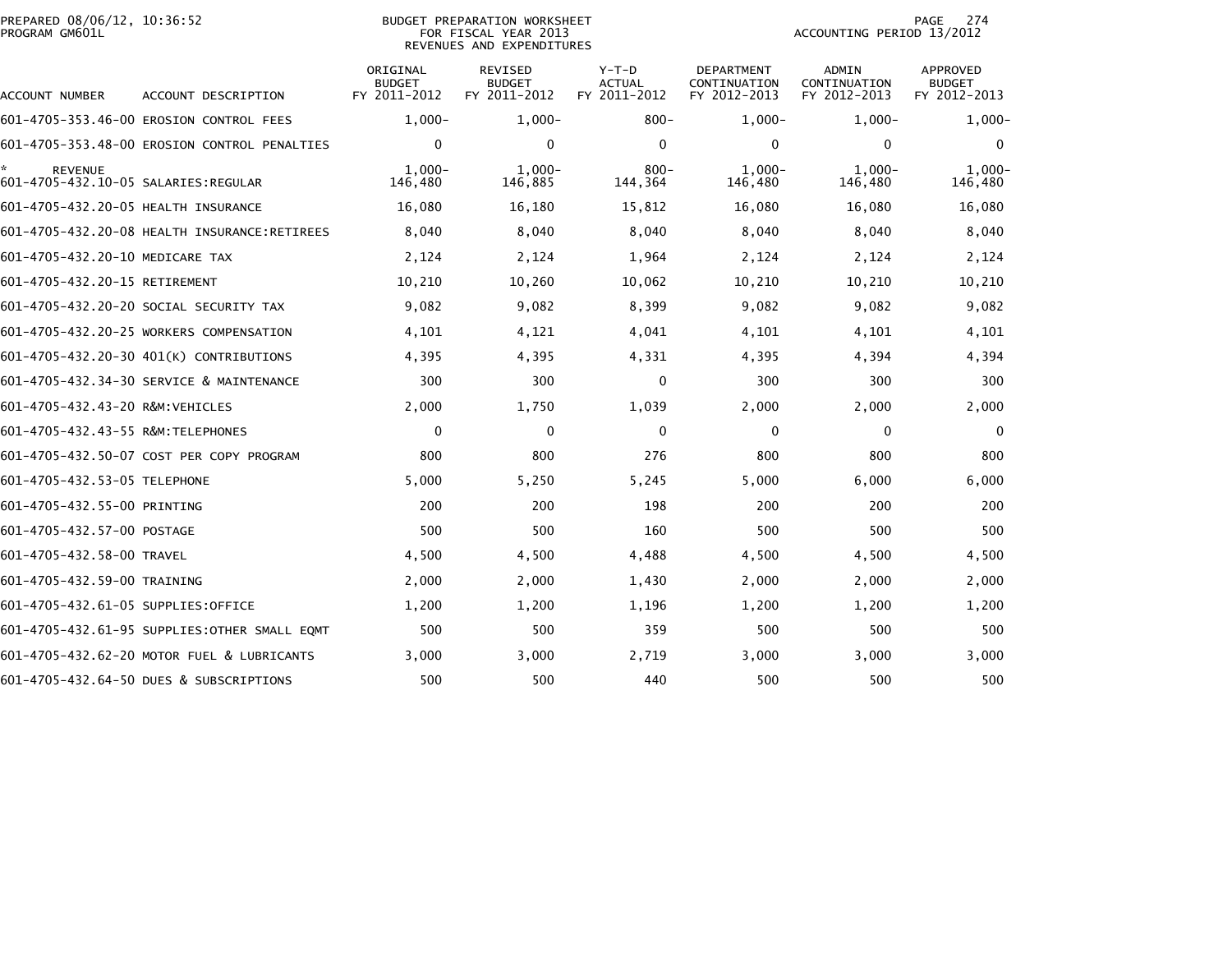PREPARED 08/06/12, 10:36:52
PROGRAM GM601L

BUDGET PREPARATION WORKSHEET
FOR FISCAL YEAR 2013
REVENUES AND EXPENDITURES

ACCOUNTING PERIOD 13/2012

| ACCOUNT NUMBER | ACCOUNT DESCRIPTION | ORIGINAL BUDGET FY 2011-2012 | REVISED BUDGET FY 2011-2012 | Y-T-D ACTUAL FY 2011-2012 | DEPARTMENT CONTINUATION FY 2012-2013 | ADMIN CONTINUATION FY 2012-2013 | APPROVED BUDGET FY 2012-2013 |
|---|---|---|---|---|---|---|---|
| 601-4705-353.46-00 | EROSION CONTROL FEES | 1,000- | 1,000- | 800- | 1,000- | 1,000- | 1,000- |
| 601-4705-353.48-00 | EROSION CONTROL PENALTIES | 0 | 0 | 0 | 0 | 0 | 0 |
| * | REVENUE | 1,000- | 1,000- | 800- | 1,000- | 1,000- | 1,000- |
| 601-4705-432.10-05 | SALARIES:REGULAR | 146,480 | 146,885 | 144,364 | 146,480 | 146,480 | 146,480 |
| 601-4705-432.20-05 | HEALTH INSURANCE | 16,080 | 16,180 | 15,812 | 16,080 | 16,080 | 16,080 |
| 601-4705-432.20-08 | HEALTH INSURANCE:RETIREES | 8,040 | 8,040 | 8,040 | 8,040 | 8,040 | 8,040 |
| 601-4705-432.20-10 | MEDICARE TAX | 2,124 | 2,124 | 1,964 | 2,124 | 2,124 | 2,124 |
| 601-4705-432.20-15 | RETIREMENT | 10,210 | 10,260 | 10,062 | 10,210 | 10,210 | 10,210 |
| 601-4705-432.20-20 | SOCIAL SECURITY TAX | 9,082 | 9,082 | 8,399 | 9,082 | 9,082 | 9,082 |
| 601-4705-432.20-25 | WORKERS COMPENSATION | 4,101 | 4,121 | 4,041 | 4,101 | 4,101 | 4,101 |
| 601-4705-432.20-30 | 401(K) CONTRIBUTIONS | 4,395 | 4,395 | 4,331 | 4,395 | 4,394 | 4,394 |
| 601-4705-432.34-30 | SERVICE & MAINTENANCE | 300 | 300 | 0 | 300 | 300 | 300 |
| 601-4705-432.43-20 | R&M:VEHICLES | 2,000 | 1,750 | 1,039 | 2,000 | 2,000 | 2,000 |
| 601-4705-432.43-55 | R&M:TELEPHONES | 0 | 0 | 0 | 0 | 0 | 0 |
| 601-4705-432.50-07 | COST PER COPY PROGRAM | 800 | 800 | 276 | 800 | 800 | 800 |
| 601-4705-432.53-05 | TELEPHONE | 5,000 | 5,250 | 5,245 | 5,000 | 6,000 | 6,000 |
| 601-4705-432.55-00 | PRINTING | 200 | 200 | 198 | 200 | 200 | 200 |
| 601-4705-432.57-00 | POSTAGE | 500 | 500 | 160 | 500 | 500 | 500 |
| 601-4705-432.58-00 | TRAVEL | 4,500 | 4,500 | 4,488 | 4,500 | 4,500 | 4,500 |
| 601-4705-432.59-00 | TRAINING | 2,000 | 2,000 | 1,430 | 2,000 | 2,000 | 2,000 |
| 601-4705-432.61-05 | SUPPLIES:OFFICE | 1,200 | 1,200 | 1,196 | 1,200 | 1,200 | 1,200 |
| 601-4705-432.61-95 | SUPPLIES:OTHER SMALL EQMT | 500 | 500 | 359 | 500 | 500 | 500 |
| 601-4705-432.62-20 | MOTOR FUEL & LUBRICANTS | 3,000 | 3,000 | 2,719 | 3,000 | 3,000 | 3,000 |
| 601-4705-432.64-50 | DUES & SUBSCRIPTIONS | 500 | 500 | 440 | 500 | 500 | 500 |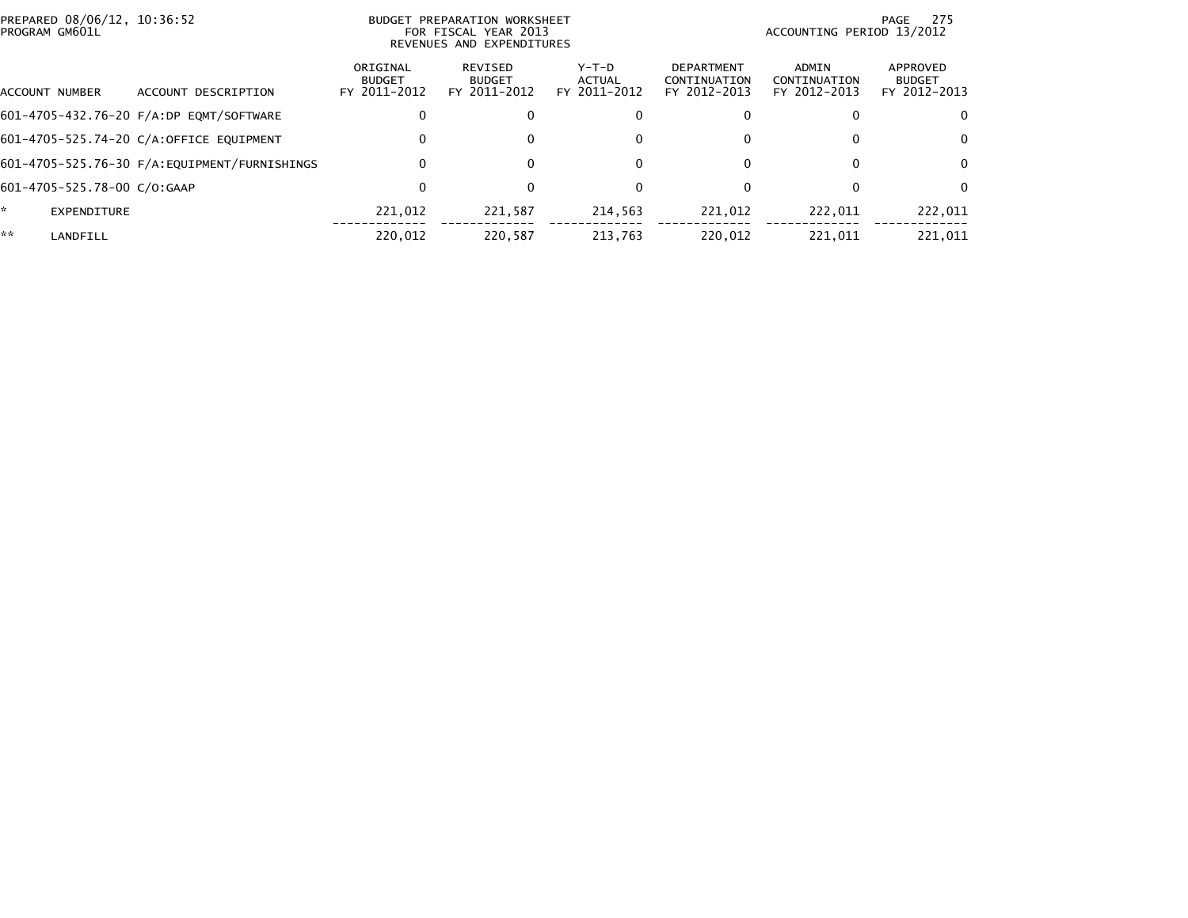PREPARED 08/06/12, 10:36:52
PROGRAM GM601L

BUDGET PREPARATION WORKSHEET
FOR FISCAL YEAR 2013
REVENUES AND EXPENDITURES

ACCOUNTING PERIOD 13/2012

| ACCOUNT NUMBER | ACCOUNT DESCRIPTION | ORIGINAL BUDGET FY 2011-2012 | REVISED BUDGET FY 2011-2012 | Y-T-D ACTUAL FY 2011-2012 | DEPARTMENT CONTINUATION FY 2012-2013 | ADMIN CONTINUATION FY 2012-2013 | APPROVED BUDGET FY 2012-2013 |
|---|---|---|---|---|---|---|---|
| 601-4705-432.76-20 | F/A:DP EQMT/SOFTWARE | 0 | 0 | 0 | 0 | 0 | 0 |
| 601-4705-525.74-20 | C/A:OFFICE EQUIPMENT | 0 | 0 | 0 | 0 | 0 | 0 |
| 601-4705-525.76-30 | F/A:EQUIPMENT/FURNISHINGS | 0 | 0 | 0 | 0 | 0 | 0 |
| 601-4705-525.78-00 | C/O:GAAP | 0 | 0 | 0 | 0 | 0 | 0 |
| * | EXPENDITURE | 221,012 | 221,587 | 214,563 | 221,012 | 222,011 | 222,011 |
| ** | LANDFILL | 220,012 | 220,587 | 213,763 | 220,012 | 221,011 | 221,011 |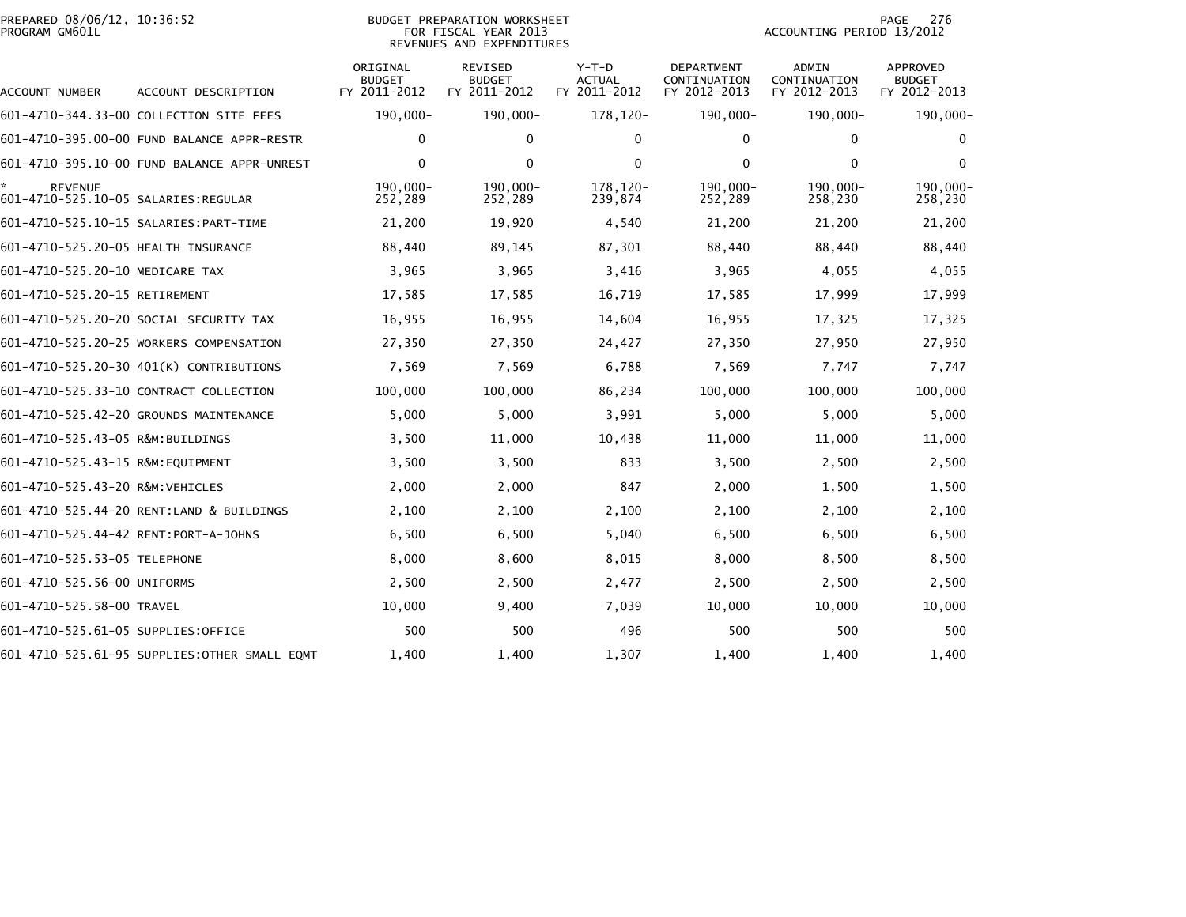PREPARED 08/06/12, 10:36:52
PROGRAM GM601L

BUDGET PREPARATION WORKSHEET
FOR FISCAL YEAR 2013
REVENUES AND EXPENDITURES

ACCOUNTING PERIOD 13/2012

| ACCOUNT NUMBER | ACCOUNT DESCRIPTION | ORIGINAL BUDGET FY 2011-2012 | REVISED BUDGET FY 2011-2012 | Y-T-D ACTUAL FY 2011-2012 | DEPARTMENT CONTINUATION FY 2012-2013 | ADMIN CONTINUATION FY 2012-2013 | APPROVED BUDGET FY 2012-2013 |
|---|---|---|---|---|---|---|---|
| 601-4710-344.33-00 | COLLECTION SITE FEES | 190,000- | 190,000- | 178,120- | 190,000- | 190,000- | 190,000- |
| 601-4710-395.00-00 | FUND BALANCE APPR-RESTR | 0 | 0 | 0 | 0 | 0 | 0 |
| 601-4710-395.10-00 | FUND BALANCE APPR-UNREST | 0 | 0 | 0 | 0 | 0 | 0 |
| * REVENUE | | 190,000- | 190,000- | 178,120- | 190,000- | 190,000- | 190,000- |
| 601-4710-525.10-05 | SALARIES:REGULAR | 252,289 | 252,289 | 239,874 | 252,289 | 258,230 | 258,230 |
| 601-4710-525.10-15 | SALARIES:PART-TIME | 21,200 | 19,920 | 4,540 | 21,200 | 21,200 | 21,200 |
| 601-4710-525.20-05 | HEALTH INSURANCE | 88,440 | 89,145 | 87,301 | 88,440 | 88,440 | 88,440 |
| 601-4710-525.20-10 | MEDICARE TAX | 3,965 | 3,965 | 3,416 | 3,965 | 4,055 | 4,055 |
| 601-4710-525.20-15 | RETIREMENT | 17,585 | 17,585 | 16,719 | 17,585 | 17,999 | 17,999 |
| 601-4710-525.20-20 | SOCIAL SECURITY TAX | 16,955 | 16,955 | 14,604 | 16,955 | 17,325 | 17,325 |
| 601-4710-525.20-25 | WORKERS COMPENSATION | 27,350 | 27,350 | 24,427 | 27,350 | 27,950 | 27,950 |
| 601-4710-525.20-30 | 401(K) CONTRIBUTIONS | 7,569 | 7,569 | 6,788 | 7,569 | 7,747 | 7,747 |
| 601-4710-525.33-10 | CONTRACT COLLECTION | 100,000 | 100,000 | 86,234 | 100,000 | 100,000 | 100,000 |
| 601-4710-525.42-20 | GROUNDS MAINTENANCE | 5,000 | 5,000 | 3,991 | 5,000 | 5,000 | 5,000 |
| 601-4710-525.43-05 | R&M:BUILDINGS | 3,500 | 11,000 | 10,438 | 11,000 | 11,000 | 11,000 |
| 601-4710-525.43-15 | R&M:EQUIPMENT | 3,500 | 3,500 | 833 | 3,500 | 2,500 | 2,500 |
| 601-4710-525.43-20 | R&M:VEHICLES | 2,000 | 2,000 | 847 | 2,000 | 1,500 | 1,500 |
| 601-4710-525.44-20 | RENT:LAND & BUILDINGS | 2,100 | 2,100 | 2,100 | 2,100 | 2,100 | 2,100 |
| 601-4710-525.44-42 | RENT:PORT-A-JOHNS | 6,500 | 6,500 | 5,040 | 6,500 | 6,500 | 6,500 |
| 601-4710-525.53-05 | TELEPHONE | 8,000 | 8,600 | 8,015 | 8,000 | 8,500 | 8,500 |
| 601-4710-525.56-00 | UNIFORMS | 2,500 | 2,500 | 2,477 | 2,500 | 2,500 | 2,500 |
| 601-4710-525.58-00 | TRAVEL | 10,000 | 9,400 | 7,039 | 10,000 | 10,000 | 10,000 |
| 601-4710-525.61-05 | SUPPLIES:OFFICE | 500 | 500 | 496 | 500 | 500 | 500 |
| 601-4710-525.61-95 | SUPPLIES:OTHER SMALL EQMT | 1,400 | 1,400 | 1,307 | 1,400 | 1,400 | 1,400 |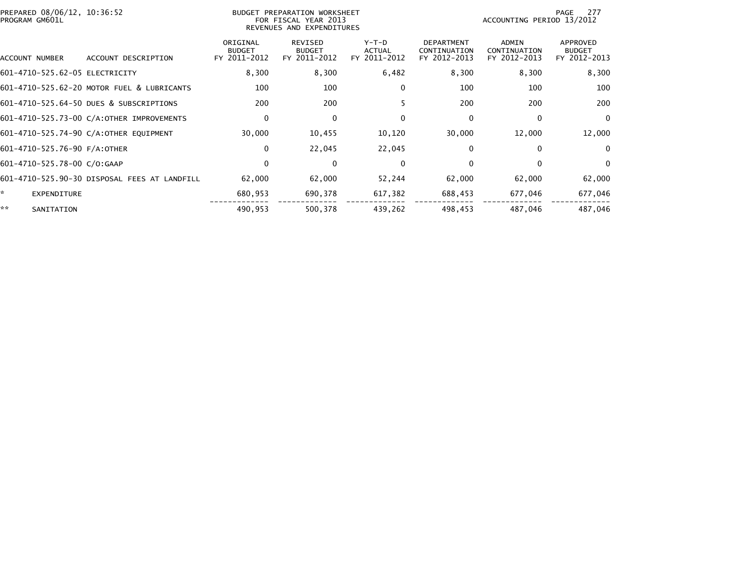PREPARED 08/06/12, 10:36:52
PROGRAM GM601L

BUDGET PREPARATION WORKSHEET
FOR FISCAL YEAR 2013
REVENUES AND EXPENDITURES

ACCOUNTING PERIOD 13/2012

| ACCOUNT NUMBER | ACCOUNT DESCRIPTION | ORIGINAL BUDGET FY 2011-2012 | REVISED BUDGET FY 2011-2012 | Y-T-D ACTUAL FY 2011-2012 | DEPARTMENT CONTINUATION FY 2012-2013 | ADMIN CONTINUATION FY 2012-2013 | APPROVED BUDGET FY 2012-2013 |
|---|---|---|---|---|---|---|---|
| 601-4710-525.62-05 | ELECTRICITY | 8,300 | 8,300 | 6,482 | 8,300 | 8,300 | 8,300 |
| 601-4710-525.62-20 | MOTOR FUEL & LUBRICANTS | 100 | 100 | 0 | 100 | 100 | 100 |
| 601-4710-525.64-50 | DUES & SUBSCRIPTIONS | 200 | 200 | 5 | 200 | 200 | 200 |
| 601-4710-525.73-00 | C/A:OTHER IMPROVEMENTS | 0 | 0 | 0 | 0 | 0 | 0 |
| 601-4710-525.74-90 | C/A:OTHER EQUIPMENT | 30,000 | 10,455 | 10,120 | 30,000 | 12,000 | 12,000 |
| 601-4710-525.76-90 | F/A:OTHER | 0 | 22,045 | 22,045 | 0 | 0 | 0 |
| 601-4710-525.78-00 | C/O:GAAP | 0 | 0 | 0 | 0 | 0 | 0 |
| 601-4710-525.90-30 | DISPOSAL FEES AT LANDFILL | 62,000 | 62,000 | 52,244 | 62,000 | 62,000 | 62,000 |
| * | EXPENDITURE | 680,953 | 690,378 | 617,382 | 688,453 | 677,046 | 677,046 |
| ** | SANITATION | 490,953 | 500,378 | 439,262 | 498,453 | 487,046 | 487,046 |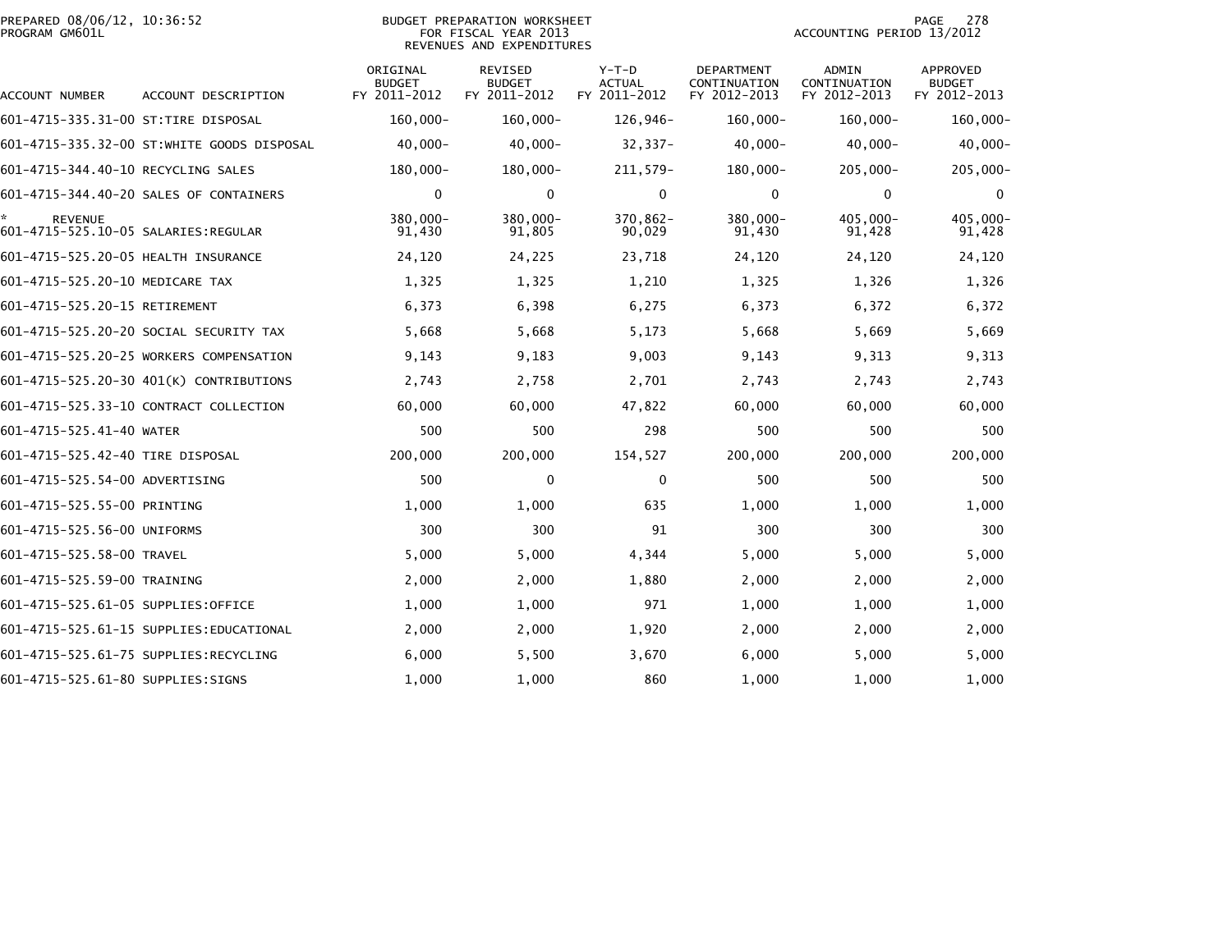PREPARED 08/06/12, 10:36:52
PROGRAM GM601L

BUDGET PREPARATION WORKSHEET
FOR FISCAL YEAR 2013
REVENUES AND EXPENDITURES

ACCOUNTING PERIOD 13/2012

| ACCOUNT NUMBER | ACCOUNT DESCRIPTION | ORIGINAL BUDGET FY 2011-2012 | REVISED BUDGET FY 2011-2012 | Y-T-D ACTUAL FY 2011-2012 | DEPARTMENT CONTINUATION FY 2012-2013 | ADMIN CONTINUATION FY 2012-2013 | APPROVED BUDGET FY 2012-2013 |
|---|---|---|---|---|---|---|---|
| 601-4715-335.31-00 | ST:TIRE DISPOSAL | 160,000- | 160,000- | 126,946- | 160,000- | 160,000- | 160,000- |
| 601-4715-335.32-00 | ST:WHITE GOODS DISPOSAL | 40,000- | 40,000- | 32,337- | 40,000- | 40,000- | 40,000- |
| 601-4715-344.40-10 | RECYCLING SALES | 180,000- | 180,000- | 211,579- | 180,000- | 205,000- | 205,000- |
| 601-4715-344.40-20 | SALES OF CONTAINERS | 0 | 0 | 0 | 0 | 0 | 0 |
| * | REVENUE | 380,000- | 380,000- | 370,862- | 380,000- | 405,000- | 405,000- |
| 601-4715-525.10-05 | SALARIES:REGULAR | 91,430 | 91,805 | 90,029 | 91,430 | 91,428 | 91,428 |
| 601-4715-525.20-05 | HEALTH INSURANCE | 24,120 | 24,225 | 23,718 | 24,120 | 24,120 | 24,120 |
| 601-4715-525.20-10 | MEDICARE TAX | 1,325 | 1,325 | 1,210 | 1,325 | 1,326 | 1,326 |
| 601-4715-525.20-15 | RETIREMENT | 6,373 | 6,398 | 6,275 | 6,373 | 6,372 | 6,372 |
| 601-4715-525.20-20 | SOCIAL SECURITY TAX | 5,668 | 5,668 | 5,173 | 5,668 | 5,669 | 5,669 |
| 601-4715-525.20-25 | WORKERS COMPENSATION | 9,143 | 9,183 | 9,003 | 9,143 | 9,313 | 9,313 |
| 601-4715-525.20-30 | 401(K) CONTRIBUTIONS | 2,743 | 2,758 | 2,701 | 2,743 | 2,743 | 2,743 |
| 601-4715-525.33-10 | CONTRACT COLLECTION | 60,000 | 60,000 | 47,822 | 60,000 | 60,000 | 60,000 |
| 601-4715-525.41-40 | WATER | 500 | 500 | 298 | 500 | 500 | 500 |
| 601-4715-525.42-40 | TIRE DISPOSAL | 200,000 | 200,000 | 154,527 | 200,000 | 200,000 | 200,000 |
| 601-4715-525.54-00 | ADVERTISING | 500 | 0 | 0 | 500 | 500 | 500 |
| 601-4715-525.55-00 | PRINTING | 1,000 | 1,000 | 635 | 1,000 | 1,000 | 1,000 |
| 601-4715-525.56-00 | UNIFORMS | 300 | 300 | 91 | 300 | 300 | 300 |
| 601-4715-525.58-00 | TRAVEL | 5,000 | 5,000 | 4,344 | 5,000 | 5,000 | 5,000 |
| 601-4715-525.59-00 | TRAINING | 2,000 | 2,000 | 1,880 | 2,000 | 2,000 | 2,000 |
| 601-4715-525.61-05 | SUPPLIES:OFFICE | 1,000 | 1,000 | 971 | 1,000 | 1,000 | 1,000 |
| 601-4715-525.61-15 | SUPPLIES:EDUCATIONAL | 2,000 | 2,000 | 1,920 | 2,000 | 2,000 | 2,000 |
| 601-4715-525.61-75 | SUPPLIES:RECYCLING | 6,000 | 5,500 | 3,670 | 6,000 | 5,000 | 5,000 |
| 601-4715-525.61-80 | SUPPLIES:SIGNS | 1,000 | 1,000 | 860 | 1,000 | 1,000 | 1,000 |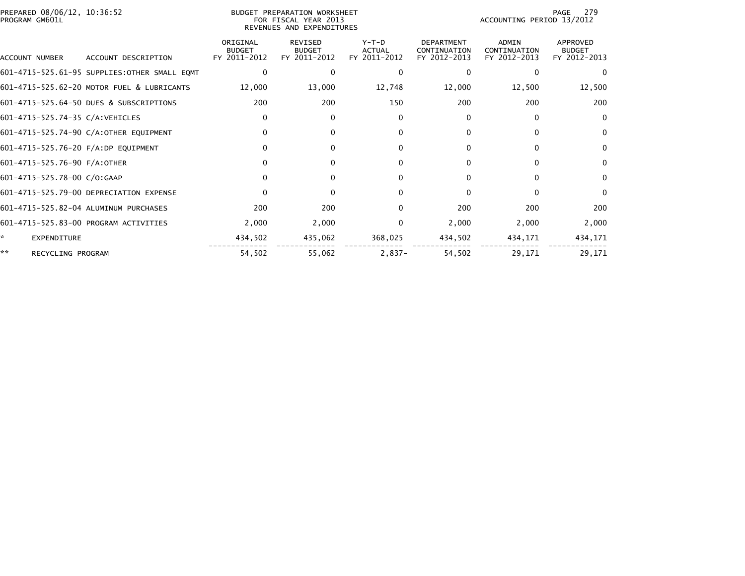PREPARED 08/06/12, 10:36:52
PROGRAM GM601L

BUDGET PREPARATION WORKSHEET
FOR FISCAL YEAR 2013
REVENUES AND EXPENDITURES

ACCOUNTING PERIOD 13/2012

| ACCOUNT NUMBER | ACCOUNT DESCRIPTION | ORIGINAL BUDGET FY 2011-2012 | REVISED BUDGET FY 2011-2012 | Y-T-D ACTUAL FY 2011-2012 | DEPARTMENT CONTINUATION FY 2012-2013 | ADMIN CONTINUATION FY 2012-2013 | APPROVED BUDGET FY 2012-2013 |
|---|---|---|---|---|---|---|---|
| 601-4715-525.61-95 | SUPPLIES:OTHER SMALL EQMT | 0 | 0 | 0 | 0 | 0 | 0 |
| 601-4715-525.62-20 | MOTOR FUEL & LUBRICANTS | 12,000 | 13,000 | 12,748 | 12,000 | 12,500 | 12,500 |
| 601-4715-525.64-50 | DUES & SUBSCRIPTIONS | 200 | 200 | 150 | 200 | 200 | 200 |
| 601-4715-525.74-35 | C/A:VEHICLES | 0 | 0 | 0 | 0 | 0 | 0 |
| 601-4715-525.74-90 | C/A:OTHER EQUIPMENT | 0 | 0 | 0 | 0 | 0 | 0 |
| 601-4715-525.76-20 | F/A:DP EQUIPMENT | 0 | 0 | 0 | 0 | 0 | 0 |
| 601-4715-525.76-90 | F/A:OTHER | 0 | 0 | 0 | 0 | 0 | 0 |
| 601-4715-525.78-00 | C/O:GAAP | 0 | 0 | 0 | 0 | 0 | 0 |
| 601-4715-525.79-00 | DEPRECIATION EXPENSE | 0 | 0 | 0 | 0 | 0 | 0 |
| 601-4715-525.82-04 | ALUMINUM PURCHASES | 200 | 200 | 0 | 200 | 200 | 200 |
| 601-4715-525.83-00 | PROGRAM ACTIVITIES | 2,000 | 2,000 | 0 | 2,000 | 2,000 | 2,000 |
| * | EXPENDITURE | 434,502 | 435,062 | 368,025 | 434,502 | 434,171 | 434,171 |
| ** | RECYCLING PROGRAM | 54,502 | 55,062 | 2,837- | 54,502 | 29,171 | 29,171 |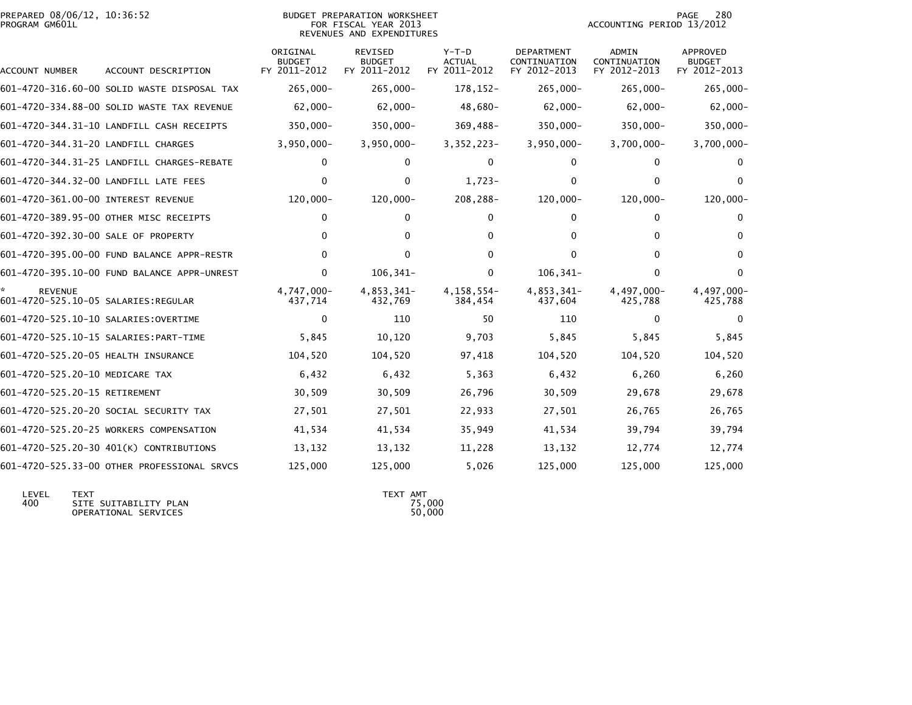BUDGET PREPARATION WORKSHEET
FOR FISCAL YEAR 2013
REVENUES AND EXPENDITURES

PREPARED 08/06/12, 10:36:52
PROGRAM GM601L

ACCOUNTING PERIOD 13/2012

| ACCOUNT NUMBER | ACCOUNT DESCRIPTION | ORIGINAL BUDGET FY 2011-2012 | REVISED BUDGET FY 2011-2012 | Y-T-D ACTUAL FY 2011-2012 | DEPARTMENT CONTINUATION FY 2012-2013 | ADMIN CONTINUATION FY 2012-2013 | APPROVED BUDGET FY 2012-2013 |
|---|---|---|---|---|---|---|---|
| 601-4720-316.60-00 | SOLID WASTE DISPOSAL TAX | 265,000- | 265,000- | 178,152- | 265,000- | 265,000- | 265,000- |
| 601-4720-334.88-00 | SOLID WASTE TAX REVENUE | 62,000- | 62,000- | 48,680- | 62,000- | 62,000- | 62,000- |
| 601-4720-344.31-10 | LANDFILL CASH RECEIPTS | 350,000- | 350,000- | 369,488- | 350,000- | 350,000- | 350,000- |
| 601-4720-344.31-20 | LANDFILL CHARGES | 3,950,000- | 3,950,000- | 3,352,223- | 3,950,000- | 3,700,000- | 3,700,000- |
| 601-4720-344.31-25 | LANDFILL CHARGES-REBATE | 0 | 0 | 0 | 0 | 0 | 0 |
| 601-4720-344.32-00 | LANDFILL LATE FEES | 0 | 0 | 1,723- | 0 | 0 | 0 |
| 601-4720-361.00-00 | INTEREST REVENUE | 120,000- | 120,000- | 208,288- | 120,000- | 120,000- | 120,000- |
| 601-4720-389.95-00 | OTHER MISC RECEIPTS | 0 | 0 | 0 | 0 | 0 | 0 |
| 601-4720-392.30-00 | SALE OF PROPERTY | 0 | 0 | 0 | 0 | 0 | 0 |
| 601-4720-395.00-00 | FUND BALANCE APPR-RESTR | 0 | 0 | 0 | 0 | 0 | 0 |
| 601-4720-395.10-00 | FUND BALANCE APPR-UNREST | 0 | 106,341- | 0 | 106,341- | 0 | 0 |
| * REVENUE | | 4,747,000- | 4,853,341- | 4,158,554- | 4,853,341- | 4,497,000- | 4,497,000- |
| 601-4720-525.10-05 | SALARIES:REGULAR | 437,714 | 432,769 | 384,454 | 437,604 | 425,788 | 425,788 |
| 601-4720-525.10-10 | SALARIES:OVERTIME | 0 | 110 | 50 | 110 | 0 | 0 |
| 601-4720-525.10-15 | SALARIES:PART-TIME | 5,845 | 10,120 | 9,703 | 5,845 | 5,845 | 5,845 |
| 601-4720-525.20-05 | HEALTH INSURANCE | 104,520 | 104,520 | 97,418 | 104,520 | 104,520 | 104,520 |
| 601-4720-525.20-10 | MEDICARE TAX | 6,432 | 6,432 | 5,363 | 6,432 | 6,260 | 6,260 |
| 601-4720-525.20-15 | RETIREMENT | 30,509 | 30,509 | 26,796 | 30,509 | 29,678 | 29,678 |
| 601-4720-525.20-20 | SOCIAL SECURITY TAX | 27,501 | 27,501 | 22,933 | 27,501 | 26,765 | 26,765 |
| 601-4720-525.20-25 | WORKERS COMPENSATION | 41,534 | 41,534 | 35,949 | 41,534 | 39,794 | 39,794 |
| 601-4720-525.20-30 | 401(K) CONTRIBUTIONS | 13,132 | 13,132 | 11,228 | 13,132 | 12,774 | 12,774 |
| 601-4720-525.33-00 | OTHER PROFESSIONAL SRVCS | 125,000 | 125,000 | 5,026 | 125,000 | 125,000 | 125,000 |

| LEVEL | TEXT | TEXT AMT |
|---|---|---|
| 400 | SITE SUITABILITY PLAN | 75,000 |
| | OPERATIONAL SERVICES | 50,000 |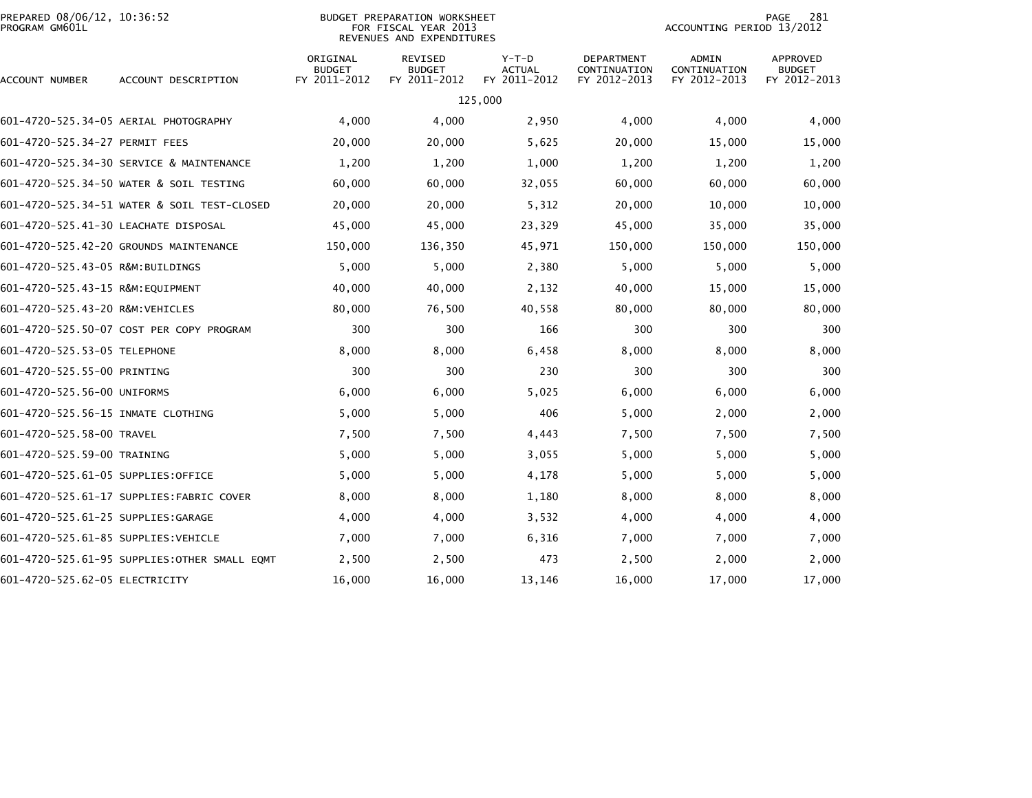PREPARED 08/06/12, 10:36:52
PROGRAM GM601L

BUDGET PREPARATION WORKSHEET
FOR FISCAL YEAR 2013
REVENUES AND EXPENDITURES

ACCOUNTING PERIOD 13/2012

| ACCOUNT NUMBER | ACCOUNT DESCRIPTION | ORIGINAL BUDGET FY 2011-2012 | REVISED BUDGET FY 2011-2012 | Y-T-D ACTUAL FY 2011-2012 | DEPARTMENT CONTINUATION FY 2012-2013 | ADMIN CONTINUATION FY 2012-2013 | APPROVED BUDGET FY 2012-2013 |
|---|---|---|---|---|---|---|---|
| | | | | 125,000 | | | |
| 601-4720-525.34-05 | AERIAL PHOTOGRAPHY | 4,000 | 4,000 | 2,950 | 4,000 | 4,000 | 4,000 |
| 601-4720-525.34-27 | PERMIT FEES | 20,000 | 20,000 | 5,625 | 20,000 | 15,000 | 15,000 |
| 601-4720-525.34-30 | SERVICE & MAINTENANCE | 1,200 | 1,200 | 1,000 | 1,200 | 1,200 | 1,200 |
| 601-4720-525.34-50 | WATER & SOIL TESTING | 60,000 | 60,000 | 32,055 | 60,000 | 60,000 | 60,000 |
| 601-4720-525.34-51 | WATER & SOIL TEST-CLOSED | 20,000 | 20,000 | 5,312 | 20,000 | 10,000 | 10,000 |
| 601-4720-525.41-30 | LEACHATE DISPOSAL | 45,000 | 45,000 | 23,329 | 45,000 | 35,000 | 35,000 |
| 601-4720-525.42-20 | GROUNDS MAINTENANCE | 150,000 | 136,350 | 45,971 | 150,000 | 150,000 | 150,000 |
| 601-4720-525.43-05 | R&M:BUILDINGS | 5,000 | 5,000 | 2,380 | 5,000 | 5,000 | 5,000 |
| 601-4720-525.43-15 | R&M:EQUIPMENT | 40,000 | 40,000 | 2,132 | 40,000 | 15,000 | 15,000 |
| 601-4720-525.43-20 | R&M:VEHICLES | 80,000 | 76,500 | 40,558 | 80,000 | 80,000 | 80,000 |
| 601-4720-525.50-07 | COST PER COPY PROGRAM | 300 | 300 | 166 | 300 | 300 | 300 |
| 601-4720-525.53-05 | TELEPHONE | 8,000 | 8,000 | 6,458 | 8,000 | 8,000 | 8,000 |
| 601-4720-525.55-00 | PRINTING | 300 | 300 | 230 | 300 | 300 | 300 |
| 601-4720-525.56-00 | UNIFORMS | 6,000 | 6,000 | 5,025 | 6,000 | 6,000 | 6,000 |
| 601-4720-525.56-15 | INMATE CLOTHING | 5,000 | 5,000 | 406 | 5,000 | 2,000 | 2,000 |
| 601-4720-525.58-00 | TRAVEL | 7,500 | 7,500 | 4,443 | 7,500 | 7,500 | 7,500 |
| 601-4720-525.59-00 | TRAINING | 5,000 | 5,000 | 3,055 | 5,000 | 5,000 | 5,000 |
| 601-4720-525.61-05 | SUPPLIES:OFFICE | 5,000 | 5,000 | 4,178 | 5,000 | 5,000 | 5,000 |
| 601-4720-525.61-17 | SUPPLIES:FABRIC COVER | 8,000 | 8,000 | 1,180 | 8,000 | 8,000 | 8,000 |
| 601-4720-525.61-25 | SUPPLIES:GARAGE | 4,000 | 4,000 | 3,532 | 4,000 | 4,000 | 4,000 |
| 601-4720-525.61-85 | SUPPLIES:VEHICLE | 7,000 | 7,000 | 6,316 | 7,000 | 7,000 | 7,000 |
| 601-4720-525.61-95 | SUPPLIES:OTHER SMALL EQMT | 2,500 | 2,500 | 473 | 2,500 | 2,000 | 2,000 |
| 601-4720-525.62-05 | ELECTRICITY | 16,000 | 16,000 | 13,146 | 16,000 | 17,000 | 17,000 |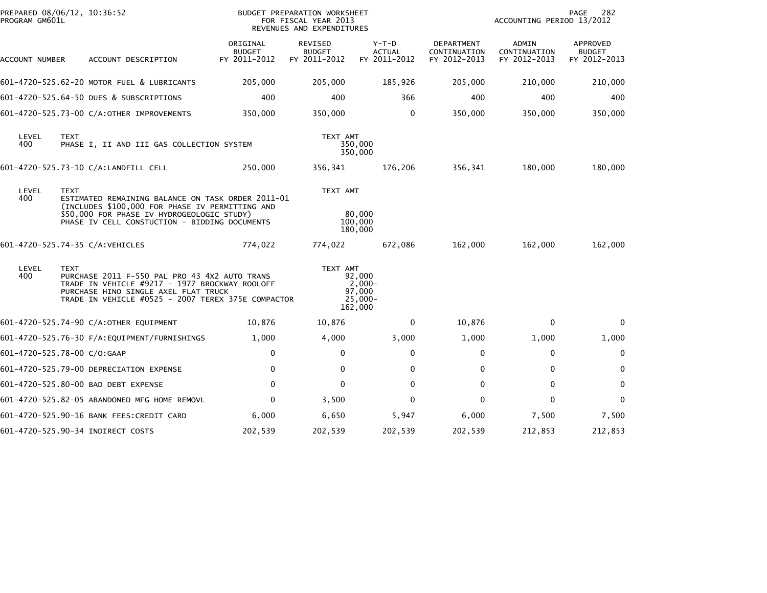PREPARED 08/06/12, 10:36:52
PROGRAM GM601L

BUDGET PREPARATION WORKSHEET
FOR FISCAL YEAR 2013
REVENUES AND EXPENDITURES

ACCOUNTING PERIOD 13/2012

| ACCOUNT NUMBER | ACCOUNT DESCRIPTION | ORIGINAL BUDGET FY 2011-2012 | REVISED BUDGET FY 2011-2012 | Y-T-D ACTUAL FY 2011-2012 | DEPARTMENT CONTINUATION FY 2012-2013 | ADMIN CONTINUATION FY 2012-2013 | APPROVED BUDGET FY 2012-2013 |
|---|---|---|---|---|---|---|---|
| 601-4720-525.62-20 | MOTOR FUEL & LUBRICANTS | 205,000 | 205,000 | 185,926 | 205,000 | 210,000 | 210,000 |
| 601-4720-525.64-50 | DUES & SUBSCRIPTIONS | 400 | 400 | 366 | 400 | 400 | 400 |
| 601-4720-525.73-00 | C/A:OTHER IMPROVEMENTS | 350,000 | 350,000 | 0 | 350,000 | 350,000 | 350,000 |
| LEVEL 400 | TEXT: PHASE I, II AND III GAS COLLECTION SYSTEM | | TEXT AMT: 350,000 / 350,000 | | | | |
| 601-4720-525.73-10 | C/A:LANDFILL CELL | 250,000 | 356,341 | 176,206 | 356,341 | 180,000 | 180,000 |
| LEVEL 400 | TEXT: ESTIMATED REMAINING BALANCE ON TASK ORDER 2011-01 (INCLUDES $100,000 FOR PHASE IV PERMITTING AND $50,000 FOR PHASE IV HYDROGEOLOGIC STUDY) / PHASE IV CELL CONSTUCTION - BIDDING DOCUMENTS | | TEXT AMT: 80,000 / 100,000 / 180,000 | | | | |
| 601-4720-525.74-35 | C/A:VEHICLES | 774,022 | 774,022 | 672,086 | 162,000 | 162,000 | 162,000 |
| LEVEL 400 | TEXT: PURCHASE 2011 F-550 PAL PRO 43 4X2 AUTO TRANS / TRADE IN VEHICLE #9217 - 1977 BROCKWAY ROOLOFF / PURCHASE HINO SINGLE AXEL FLAT TRUCK / TRADE IN VEHICLE #0525 - 2007 TEREX 375E COMPACTOR | | TEXT AMT: 92,000 / 2,000- / 97,000 / 25,000- / 162,000 | | | | |
| 601-4720-525.74-90 | C/A:OTHER EQUIPMENT | 10,876 | 10,876 | 0 | 10,876 | 0 | 0 |
| 601-4720-525.76-30 | F/A:EQUIPMENT/FURNISHINGS | 1,000 | 4,000 | 3,000 | 1,000 | 1,000 | 1,000 |
| 601-4720-525.78-00 | C/O:GAAP | 0 | 0 | 0 | 0 | 0 | 0 |
| 601-4720-525.79-00 | DEPRECIATION EXPENSE | 0 | 0 | 0 | 0 | 0 | 0 |
| 601-4720-525.80-00 | BAD DEBT EXPENSE | 0 | 0 | 0 | 0 | 0 | 0 |
| 601-4720-525.82-05 | ABANDONED MFG HOME REMOVL | 0 | 3,500 | 0 | 0 | 0 | 0 |
| 601-4720-525.90-16 | BANK FEES:CREDIT CARD | 6,000 | 6,650 | 5,947 | 6,000 | 7,500 | 7,500 |
| 601-4720-525.90-34 | INDIRECT COSTS | 202,539 | 202,539 | 202,539 | 202,539 | 212,853 | 212,853 |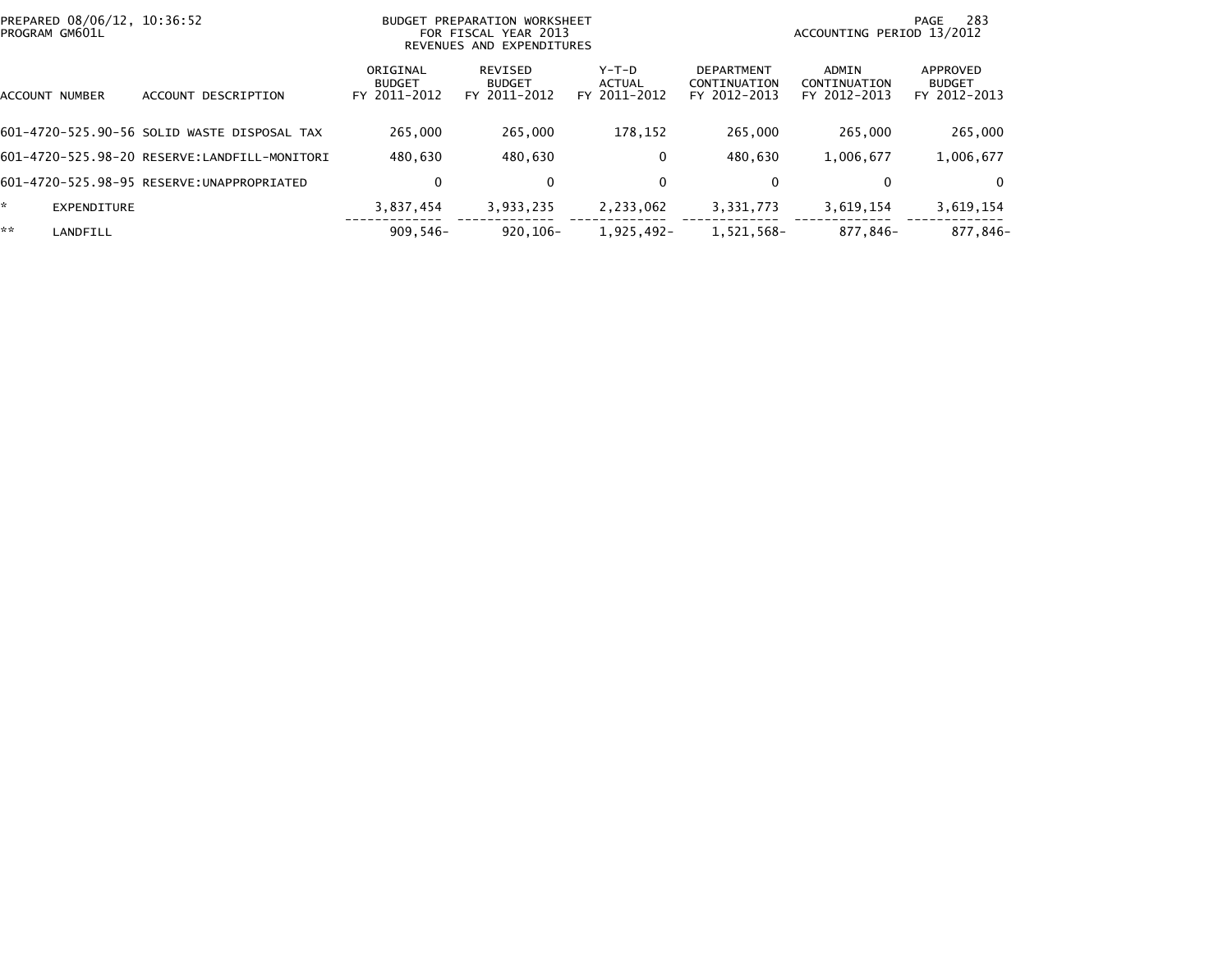| ACCOUNT NUMBER | ACCOUNT DESCRIPTION | ORIGINAL BUDGET FY 2011-2012 | REVISED BUDGET FY 2011-2012 | Y-T-D ACTUAL FY 2011-2012 | DEPARTMENT CONTINUATION FY 2012-2013 | ADMIN CONTINUATION FY 2012-2013 | APPROVED BUDGET FY 2012-2013 |
|---|---|---|---|---|---|---|---|
| 601-4720-525.90-56 | SOLID WASTE DISPOSAL TAX | 265,000 | 265,000 | 178,152 | 265,000 | 265,000 | 265,000 |
| 601-4720-525.98-20 | RESERVE:LANDFILL-MONITORI | 480,630 | 480,630 | 0 | 480,630 | 1,006,677 | 1,006,677 |
| 601-4720-525.98-95 | RESERVE:UNAPPROPRIATED | 0 | 0 | 0 | 0 | 0 | 0 |
| * | EXPENDITURE | 3,837,454 | 3,933,235 | 2,233,062 | 3,331,773 | 3,619,154 | 3,619,154 |
| ** | LANDFILL | 909,546- | 920,106- | 1,925,492- | 1,521,568- | 877,846- | 877,846- |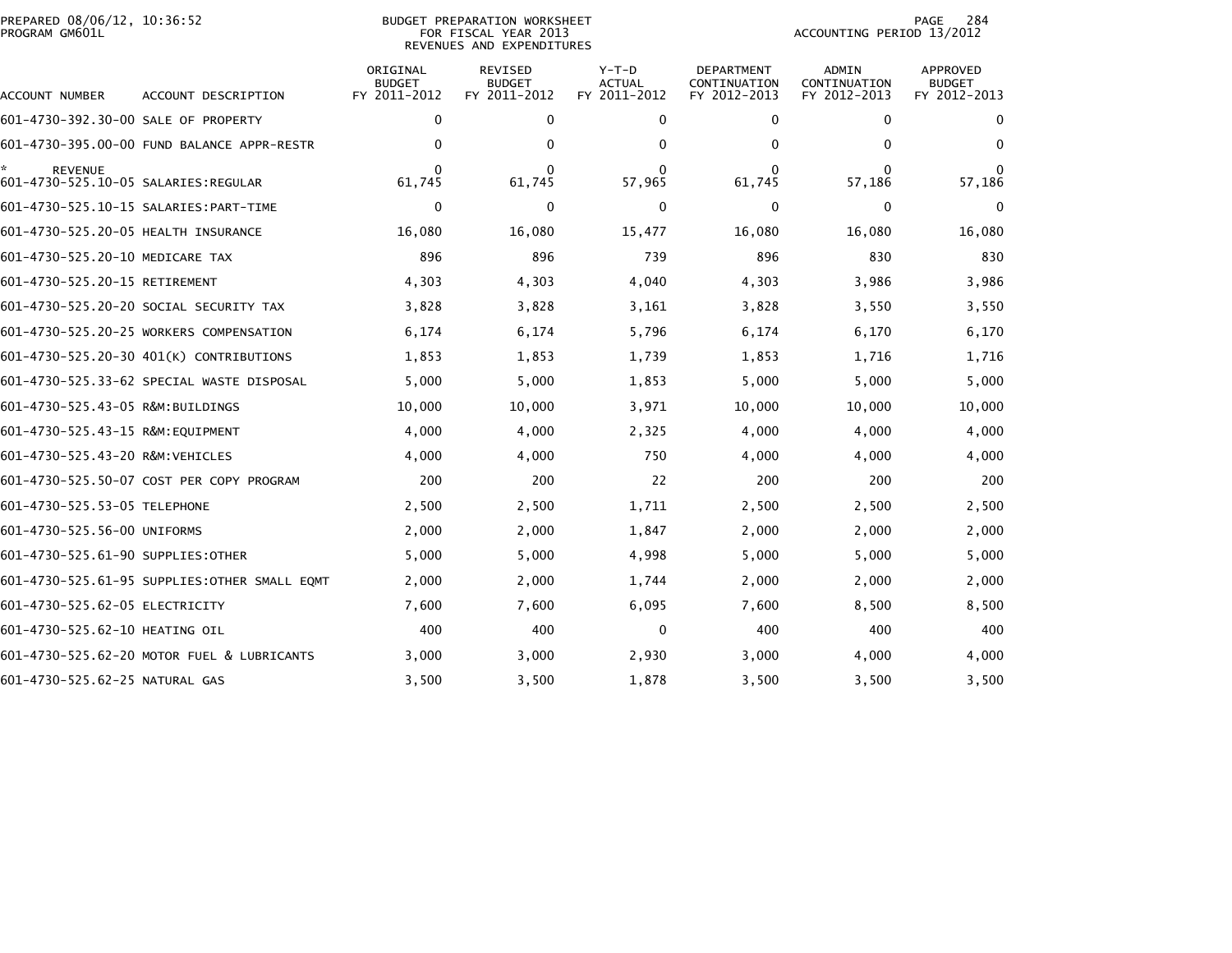PREPARED 08/06/12, 10:36:52
PROGRAM GM601L

BUDGET PREPARATION WORKSHEET
FOR FISCAL YEAR 2013
REVENUES AND EXPENDITURES

ACCOUNTING PERIOD 13/2012

| ACCOUNT NUMBER | ACCOUNT DESCRIPTION | ORIGINAL BUDGET FY 2011-2012 | REVISED BUDGET FY 2011-2012 | Y-T-D ACTUAL FY 2011-2012 | DEPARTMENT CONTINUATION FY 2012-2013 | ADMIN CONTINUATION FY 2012-2013 | APPROVED BUDGET FY 2012-2013 |
|---|---|---|---|---|---|---|---|
| 601-4730-392.30-00 | SALE OF PROPERTY | 0 | 0 | 0 | 0 | 0 | 0 |
| 601-4730-395.00-00 | FUND BALANCE APPR-RESTR | 0 | 0 | 0 | 0 | 0 | 0 |
| * REVENUE | | 0 | 0 | 0 | 0 | 0 | 0 |
| 601-4730-525.10-05 | SALARIES:REGULAR | 61,745 | 61,745 | 57,965 | 61,745 | 57,186 | 57,186 |
| 601-4730-525.10-15 | SALARIES:PART-TIME | 0 | 0 | 0 | 0 | 0 | 0 |
| 601-4730-525.20-05 | HEALTH INSURANCE | 16,080 | 16,080 | 15,477 | 16,080 | 16,080 | 16,080 |
| 601-4730-525.20-10 | MEDICARE TAX | 896 | 896 | 739 | 896 | 830 | 830 |
| 601-4730-525.20-15 | RETIREMENT | 4,303 | 4,303 | 4,040 | 4,303 | 3,986 | 3,986 |
| 601-4730-525.20-20 | SOCIAL SECURITY TAX | 3,828 | 3,828 | 3,161 | 3,828 | 3,550 | 3,550 |
| 601-4730-525.20-25 | WORKERS COMPENSATION | 6,174 | 6,174 | 5,796 | 6,174 | 6,170 | 6,170 |
| 601-4730-525.20-30 | 401(K) CONTRIBUTIONS | 1,853 | 1,853 | 1,739 | 1,853 | 1,716 | 1,716 |
| 601-4730-525.33-62 | SPECIAL WASTE DISPOSAL | 5,000 | 5,000 | 1,853 | 5,000 | 5,000 | 5,000 |
| 601-4730-525.43-05 | R&M:BUILDINGS | 10,000 | 10,000 | 3,971 | 10,000 | 10,000 | 10,000 |
| 601-4730-525.43-15 | R&M:EQUIPMENT | 4,000 | 4,000 | 2,325 | 4,000 | 4,000 | 4,000 |
| 601-4730-525.43-20 | R&M:VEHICLES | 4,000 | 4,000 | 750 | 4,000 | 4,000 | 4,000 |
| 601-4730-525.50-07 | COST PER COPY PROGRAM | 200 | 200 | 22 | 200 | 200 | 200 |
| 601-4730-525.53-05 | TELEPHONE | 2,500 | 2,500 | 1,711 | 2,500 | 2,500 | 2,500 |
| 601-4730-525.56-00 | UNIFORMS | 2,000 | 2,000 | 1,847 | 2,000 | 2,000 | 2,000 |
| 601-4730-525.61-90 | SUPPLIES:OTHER | 5,000 | 5,000 | 4,998 | 5,000 | 5,000 | 5,000 |
| 601-4730-525.61-95 | SUPPLIES:OTHER SMALL EQMT | 2,000 | 2,000 | 1,744 | 2,000 | 2,000 | 2,000 |
| 601-4730-525.62-05 | ELECTRICITY | 7,600 | 7,600 | 6,095 | 7,600 | 8,500 | 8,500 |
| 601-4730-525.62-10 | HEATING OIL | 400 | 400 | 0 | 400 | 400 | 400 |
| 601-4730-525.62-20 | MOTOR FUEL & LUBRICANTS | 3,000 | 3,000 | 2,930 | 3,000 | 4,000 | 4,000 |
| 601-4730-525.62-25 | NATURAL GAS | 3,500 | 3,500 | 1,878 | 3,500 | 3,500 | 3,500 |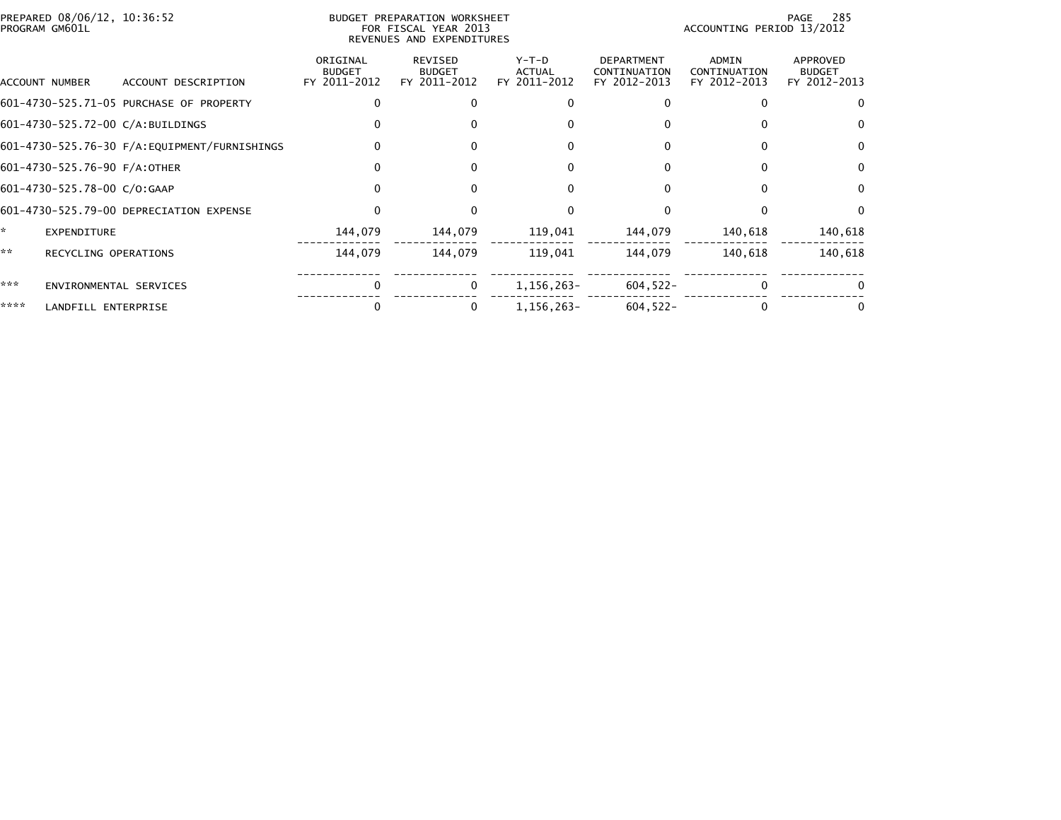BUDGET PREPARATION WORKSHEET
FOR FISCAL YEAR 2013
REVENUES AND EXPENDITURES

PREPARED 08/06/12, 10:36:52
PROGRAM GM601L

ACCOUNTING PERIOD 13/2012

| ACCOUNT NUMBER | ACCOUNT DESCRIPTION | ORIGINAL BUDGET FY 2011-2012 | REVISED BUDGET FY 2011-2012 | Y-T-D ACTUAL FY 2011-2012 | DEPARTMENT CONTINUATION FY 2012-2013 | ADMIN CONTINUATION FY 2012-2013 | APPROVED BUDGET FY 2012-2013 |
|---|---|---|---|---|---|---|---|
| 601-4730-525.71-05 | PURCHASE OF PROPERTY | 0 | 0 | 0 | 0 | 0 | 0 |
| 601-4730-525.72-00 | C/A:BUILDINGS | 0 | 0 | 0 | 0 | 0 | 0 |
| 601-4730-525.76-30 | F/A:EQUIPMENT/FURNISHINGS | 0 | 0 | 0 | 0 | 0 | 0 |
| 601-4730-525.76-90 | F/A:OTHER | 0 | 0 | 0 | 0 | 0 | 0 |
| 601-4730-525.78-00 | C/O:GAAP | 0 | 0 | 0 | 0 | 0 | 0 |
| 601-4730-525.79-00 | DEPRECIATION EXPENSE | 0 | 0 | 0 | 0 | 0 | 0 |
| * | EXPENDITURE | 144,079 | 144,079 | 119,041 | 144,079 | 140,618 | 140,618 |
| ** | RECYCLING OPERATIONS | 144,079 | 144,079 | 119,041 | 144,079 | 140,618 | 140,618 |
| *** | ENVIRONMENTAL SERVICES | 0 | 0 | 1,156,263- | 604,522- | 0 | 0 |
| **** | LANDFILL ENTERPRISE | 0 | 0 | 1,156,263- | 604,522- | 0 | 0 |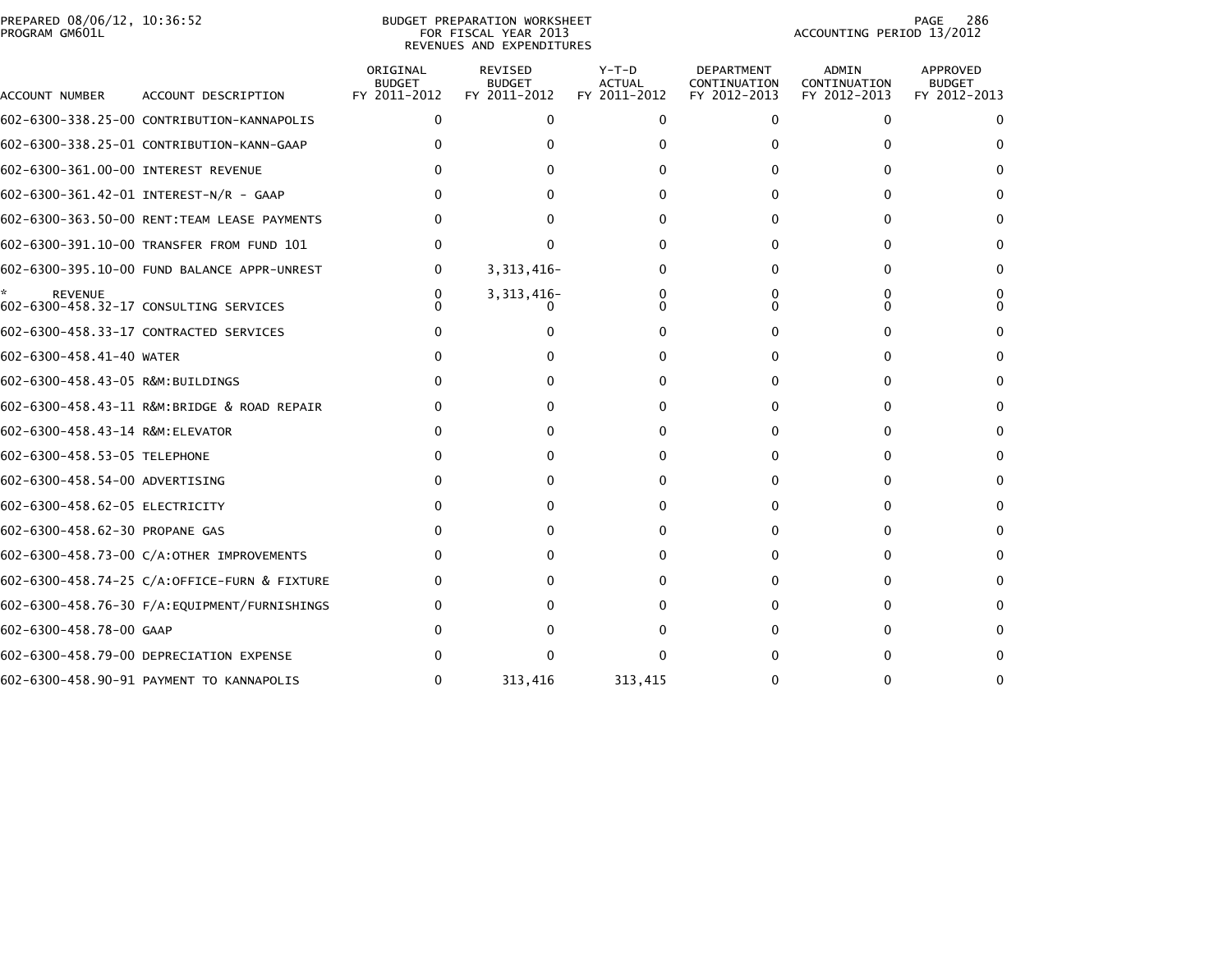PREPARED 08/06/12, 10:36:52
PROGRAM GM601L

BUDGET PREPARATION WORKSHEET
FOR FISCAL YEAR 2013
REVENUES AND EXPENDITURES

ACCOUNTING PERIOD 13/2012

| ACCOUNT NUMBER | ACCOUNT DESCRIPTION | ORIGINAL BUDGET FY 2011-2012 | REVISED BUDGET FY 2011-2012 | Y-T-D ACTUAL FY 2011-2012 | DEPARTMENT CONTINUATION FY 2012-2013 | ADMIN CONTINUATION FY 2012-2013 | APPROVED BUDGET FY 2012-2013 |
|---|---|---|---|---|---|---|---|
| 602-6300-338.25-00 | CONTRIBUTION-KANNAPOLIS | 0 | 0 | 0 | 0 | 0 | 0 |
| 602-6300-338.25-01 | CONTRIBUTION-KANN-GAAP | 0 | 0 | 0 | 0 | 0 | 0 |
| 602-6300-361.00-00 | INTEREST REVENUE | 0 | 0 | 0 | 0 | 0 | 0 |
| 602-6300-361.42-01 | INTEREST-N/R - GAAP | 0 | 0 | 0 | 0 | 0 | 0 |
| 602-6300-363.50-00 | RENT:TEAM LEASE PAYMENTS | 0 | 0 | 0 | 0 | 0 | 0 |
| 602-6300-391.10-00 | TRANSFER FROM FUND 101 | 0 | 0 | 0 | 0 | 0 | 0 |
| 602-6300-395.10-00 | FUND BALANCE APPR-UNREST | 0 | 3,313,416- | 0 | 0 | 0 | 0 |
| * | REVENUE | 0 | 3,313,416- | 0 | 0 | 0 | 0 |
| 602-6300-458.32-17 | CONSULTING SERVICES | 0 | 0 | 0 | 0 | 0 | 0 |
| 602-6300-458.33-17 | CONTRACTED SERVICES | 0 | 0 | 0 | 0 | 0 | 0 |
| 602-6300-458.41-40 | WATER | 0 | 0 | 0 | 0 | 0 | 0 |
| 602-6300-458.43-05 | R&M:BUILDINGS | 0 | 0 | 0 | 0 | 0 | 0 |
| 602-6300-458.43-11 | R&M:BRIDGE & ROAD REPAIR | 0 | 0 | 0 | 0 | 0 | 0 |
| 602-6300-458.43-14 | R&M:ELEVATOR | 0 | 0 | 0 | 0 | 0 | 0 |
| 602-6300-458.53-05 | TELEPHONE | 0 | 0 | 0 | 0 | 0 | 0 |
| 602-6300-458.54-00 | ADVERTISING | 0 | 0 | 0 | 0 | 0 | 0 |
| 602-6300-458.62-05 | ELECTRICITY | 0 | 0 | 0 | 0 | 0 | 0 |
| 602-6300-458.62-30 | PROPANE GAS | 0 | 0 | 0 | 0 | 0 | 0 |
| 602-6300-458.73-00 | C/A:OTHER IMPROVEMENTS | 0 | 0 | 0 | 0 | 0 | 0 |
| 602-6300-458.74-25 | C/A:OFFICE-FURN & FIXTURE | 0 | 0 | 0 | 0 | 0 | 0 |
| 602-6300-458.76-30 | F/A:EQUIPMENT/FURNISHINGS | 0 | 0 | 0 | 0 | 0 | 0 |
| 602-6300-458.78-00 | GAAP | 0 | 0 | 0 | 0 | 0 | 0 |
| 602-6300-458.79-00 | DEPRECIATION EXPENSE | 0 | 0 | 0 | 0 | 0 | 0 |
| 602-6300-458.90-91 | PAYMENT TO KANNAPOLIS | 0 | 313,416 | 313,415 | 0 | 0 | 0 |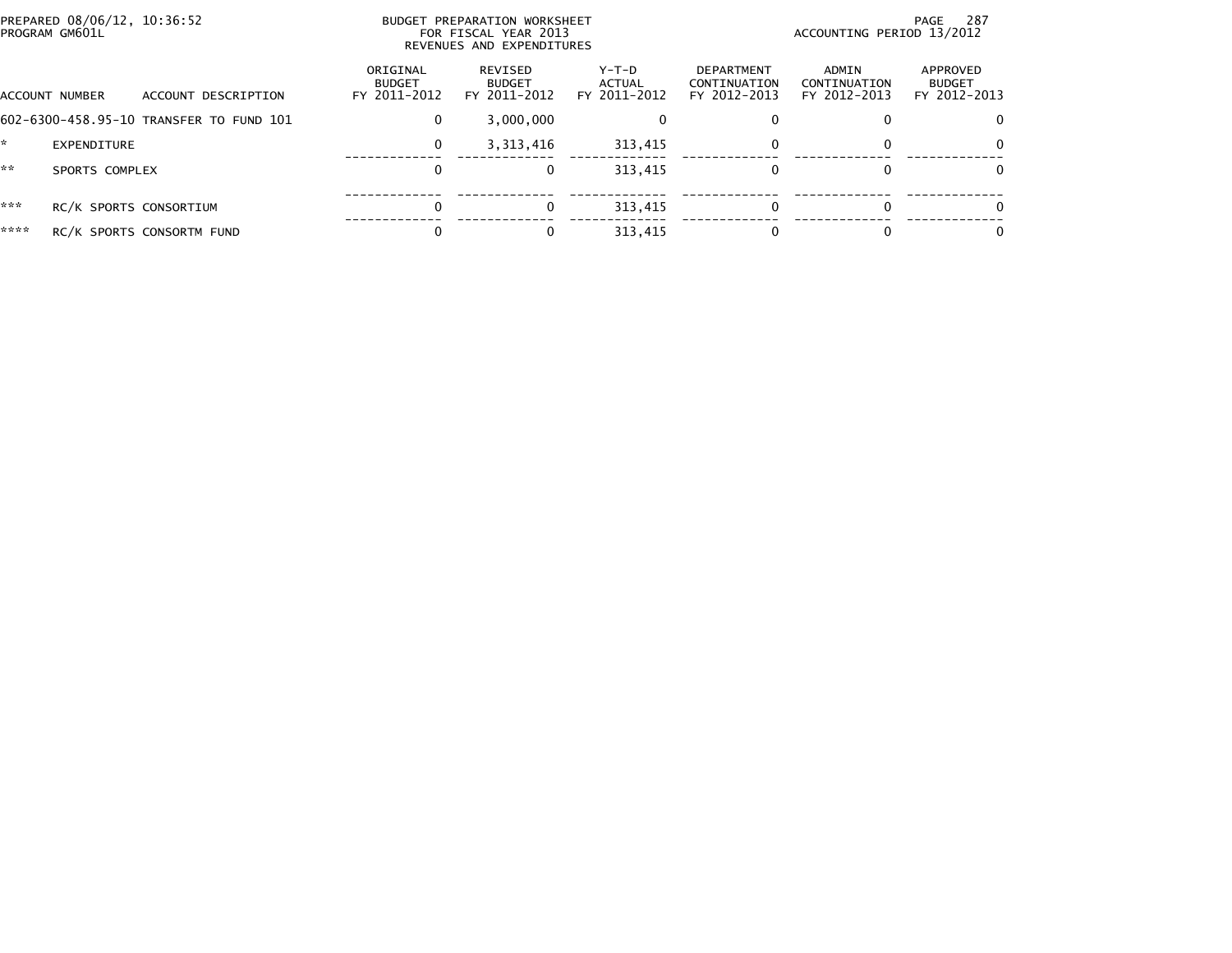PREPARED 08/06/12, 10:36:52
PROGRAM GM601L

BUDGET PREPARATION WORKSHEET
FOR FISCAL YEAR 2013
REVENUES AND EXPENDITURES

ACCOUNTING PERIOD 13/2012

| ACCOUNT NUMBER | ACCOUNT DESCRIPTION | ORIGINAL BUDGET FY 2011-2012 | REVISED BUDGET FY 2011-2012 | Y-T-D ACTUAL FY 2011-2012 | DEPARTMENT CONTINUATION FY 2012-2013 | ADMIN CONTINUATION FY 2012-2013 | APPROVED BUDGET FY 2012-2013 |
|---|---|---|---|---|---|---|---|
| 602-6300-458.95-10 | TRANSFER TO FUND 101 | 0 | 3,000,000 | 0 | 0 | 0 | 0 |
| * | EXPENDITURE | 0 | 3,313,416 | 313,415 | 0 | 0 | 0 |
| ** | SPORTS COMPLEX | 0 | 0 | 313,415 | 0 | 0 | 0 |
| *** | RC/K SPORTS CONSORTIUM | 0 | 0 | 313,415 | 0 | 0 | 0 |
| **** | RC/K SPORTS CONSORTM FUND | 0 | 0 | 313,415 | 0 | 0 | 0 |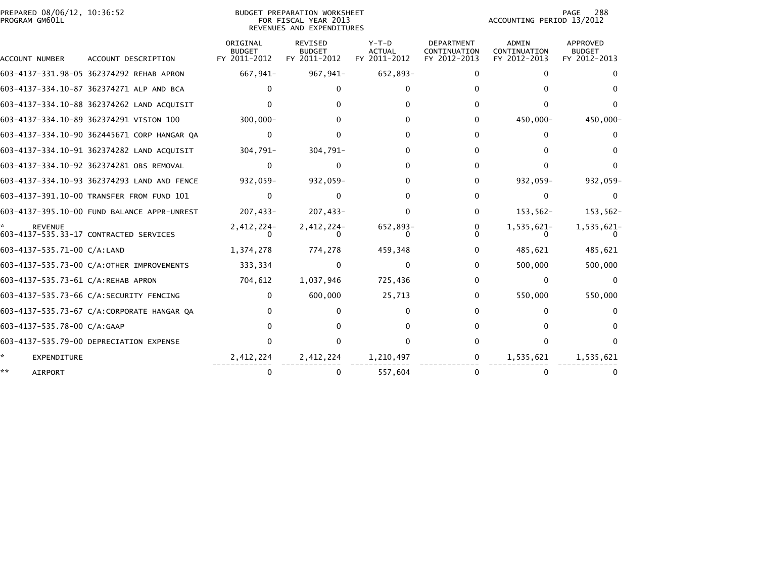PREPARED 08/06/12, 10:36:52
PROGRAM GM601L

BUDGET PREPARATION WORKSHEET
FOR FISCAL YEAR 2013
REVENUES AND EXPENDITURES

ACCOUNTING PERIOD 13/2012

| ACCOUNT NUMBER | ACCOUNT DESCRIPTION | ORIGINAL BUDGET FY 2011-2012 | REVISED BUDGET FY 2011-2012 | Y-T-D ACTUAL FY 2011-2012 | DEPARTMENT CONTINUATION FY 2012-2013 | ADMIN CONTINUATION FY 2012-2013 | APPROVED BUDGET FY 2012-2013 |
|---|---|---|---|---|---|---|---|
| 603-4137-331.98-05 | 362374292 REHAB APRON | 667,941- | 967,941- | 652,893- | 0 | 0 | 0 |
| 603-4137-334.10-87 | 362374271 ALP AND BCA | 0 | 0 | 0 | 0 | 0 | 0 |
| 603-4137-334.10-88 | 362374262 LAND ACQUISIT | 0 | 0 | 0 | 0 | 0 | 0 |
| 603-4137-334.10-89 | 362374291 VISION 100 | 300,000- | 0 | 0 | 0 | 450,000- | 450,000- |
| 603-4137-334.10-90 | 362445671 CORP HANGAR QA | 0 | 0 | 0 | 0 | 0 | 0 |
| 603-4137-334.10-91 | 362374282 LAND ACQUISIT | 304,791- | 304,791- | 0 | 0 | 0 | 0 |
| 603-4137-334.10-92 | 362374281 OBS REMOVAL | 0 | 0 | 0 | 0 | 0 | 0 |
| 603-4137-334.10-93 | 362374293 LAND AND FENCE | 932,059- | 932,059- | 0 | 0 | 932,059- | 932,059- |
| 603-4137-391.10-00 | TRANSFER FROM FUND 101 | 0 | 0 | 0 | 0 | 0 | 0 |
| 603-4137-395.10-00 | FUND BALANCE APPR-UNREST | 207,433- | 207,433- | 0 | 0 | 153,562- | 153,562- |
| * | REVENUE | 2,412,224- | 2,412,224- | 652,893- | 0 | 1,535,621- | 1,535,621- |
| 603-4137-535.33-17 | CONTRACTED SERVICES | 0 | 0 | 0 | 0 | 0 | 0 |
| 603-4137-535.71-00 | C/A:LAND | 1,374,278 | 774,278 | 459,348 | 0 | 485,621 | 485,621 |
| 603-4137-535.73-00 | C/A:OTHER IMPROVEMENTS | 333,334 | 0 | 0 | 0 | 500,000 | 500,000 |
| 603-4137-535.73-61 | C/A:REHAB APRON | 704,612 | 1,037,946 | 725,436 | 0 | 0 | 0 |
| 603-4137-535.73-66 | C/A:SECURITY FENCING | 0 | 600,000 | 25,713 | 0 | 550,000 | 550,000 |
| 603-4137-535.73-67 | C/A:CORPORATE HANGAR QA | 0 | 0 | 0 | 0 | 0 | 0 |
| 603-4137-535.78-00 | C/A:GAAP | 0 | 0 | 0 | 0 | 0 | 0 |
| 603-4137-535.79-00 | DEPRECIATION EXPENSE | 0 | 0 | 0 | 0 | 0 | 0 |
| * | EXPENDITURE | 2,412,224 | 2,412,224 | 1,210,497 | 0 | 1,535,621 | 1,535,621 |
| ** | AIRPORT | 0 | 0 | 557,604 | 0 | 0 | 0 |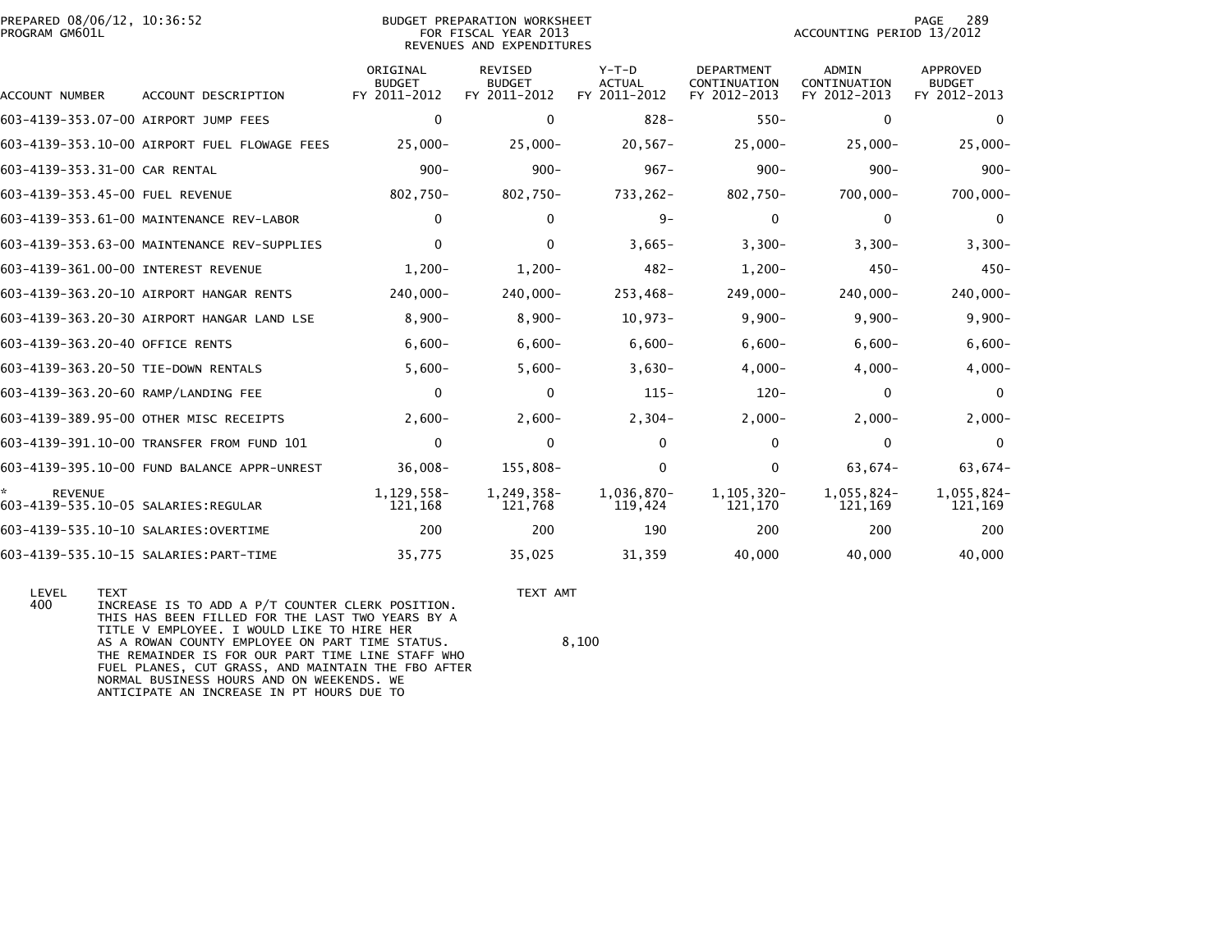PREPARED 08/06/12, 10:36:52
PROGRAM GM601L

BUDGET PREPARATION WORKSHEET
FOR FISCAL YEAR 2013
REVENUES AND EXPENDITURES

ACCOUNTING PERIOD 13/2012

| ACCOUNT NUMBER | ACCOUNT DESCRIPTION | ORIGINAL BUDGET FY 2011-2012 | REVISED BUDGET FY 2011-2012 | Y-T-D ACTUAL FY 2011-2012 | DEPARTMENT CONTINUATION FY 2012-2013 | ADMIN CONTINUATION FY 2012-2013 | APPROVED BUDGET FY 2012-2013 |
|---|---|---|---|---|---|---|---|
| 603-4139-353.07-00 | AIRPORT JUMP FEES | 0 | 0 | 828- | 550- | 0 | 0 |
| 603-4139-353.10-00 | AIRPORT FUEL FLOWAGE FEES | 25,000- | 25,000- | 20,567- | 25,000- | 25,000- | 25,000- |
| 603-4139-353.31-00 | CAR RENTAL | 900- | 900- | 967- | 900- | 900- | 900- |
| 603-4139-353.45-00 | FUEL REVENUE | 802,750- | 802,750- | 733,262- | 802,750- | 700,000- | 700,000- |
| 603-4139-353.61-00 | MAINTENANCE REV-LABOR | 0 | 0 | 9- | 0 | 0 | 0 |
| 603-4139-353.63-00 | MAINTENANCE REV-SUPPLIES | 0 | 0 | 3,665- | 3,300- | 3,300- | 3,300- |
| 603-4139-361.00-00 | INTEREST REVENUE | 1,200- | 1,200- | 482- | 1,200- | 450- | 450- |
| 603-4139-363.20-10 | AIRPORT HANGAR RENTS | 240,000- | 240,000- | 253,468- | 249,000- | 240,000- | 240,000- |
| 603-4139-363.20-30 | AIRPORT HANGAR LAND LSE | 8,900- | 8,900- | 10,973- | 9,900- | 9,900- | 9,900- |
| 603-4139-363.20-40 | OFFICE RENTS | 6,600- | 6,600- | 6,600- | 6,600- | 6,600- | 6,600- |
| 603-4139-363.20-50 | TIE-DOWN RENTALS | 5,600- | 5,600- | 3,630- | 4,000- | 4,000- | 4,000- |
| 603-4139-363.20-60 | RAMP/LANDING FEE | 0 | 0 | 115- | 120- | 0 | 0 |
| 603-4139-389.95-00 | OTHER MISC RECEIPTS | 2,600- | 2,600- | 2,304- | 2,000- | 2,000- | 2,000- |
| 603-4139-391.10-00 | TRANSFER FROM FUND 101 | 0 | 0 | 0 | 0 | 0 | 0 |
| 603-4139-395.10-00 | FUND BALANCE APPR-UNREST | 36,008- | 155,808- | 0 | 0 | 63,674- | 63,674- |
| * REVENUE | | 1,129,558- | 1,249,358- | 1,036,870- | 1,105,320- | 1,055,824- | 1,055,824- |
| 603-4139-535.10-05 | SALARIES:REGULAR | 121,168 | 121,768 | 119,424 | 121,170 | 121,169 | 121,169 |
| 603-4139-535.10-10 | SALARIES:OVERTIME | 200 | 200 | 190 | 200 | 200 | 200 |
| 603-4139-535.10-15 | SALARIES:PART-TIME | 35,775 | 35,025 | 31,359 | 40,000 | 40,000 | 40,000 |

| LEVEL | TEXT | TEXT AMT |
|---|---|---|
| 400 | INCREASE IS TO ADD A P/T COUNTER CLERK POSITION. THIS HAS BEEN FILLED FOR THE LAST TWO YEARS BY A TITLE V EMPLOYEE. I WOULD LIKE TO HIRE HER AS A ROWAN COUNTY EMPLOYEE ON PART TIME STATUS. | 8,100 |
| | THE REMAINDER IS FOR OUR PART TIME LINE STAFF WHO FUEL PLANES, CUT GRASS, AND MAINTAIN THE FBO AFTER NORMAL BUSINESS HOURS AND ON WEEKENDS. WE ANTICIPATE AN INCREASE IN PT HOURS DUE TO | |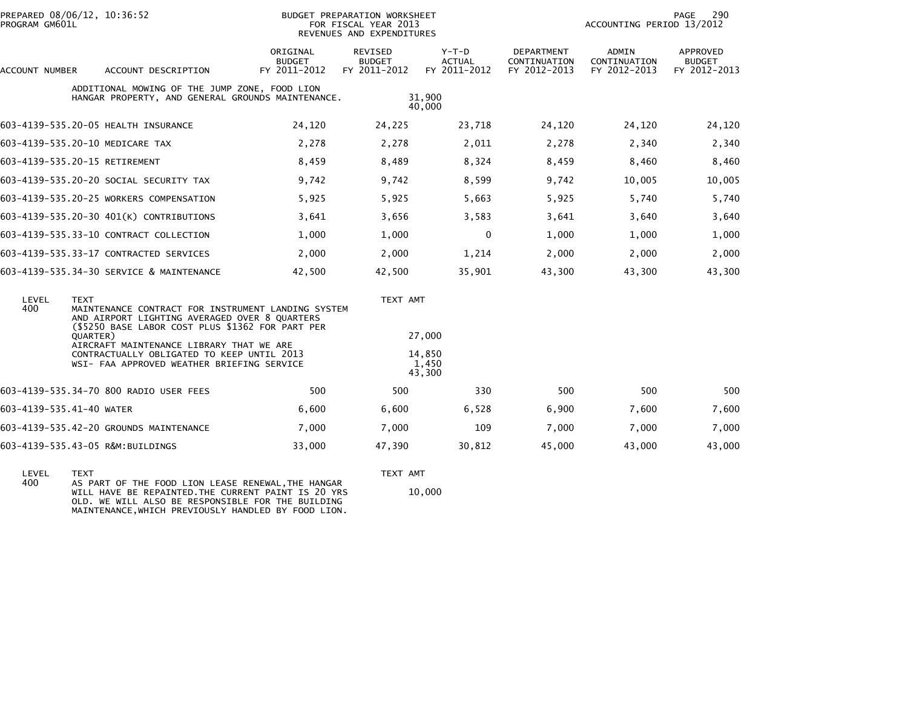PREPARED 08/06/12, 10:36:52
PROGRAM GM601L

BUDGET PREPARATION WORKSHEET
FOR FISCAL YEAR 2013
REVENUES AND EXPENDITURES

ACCOUNTING PERIOD 13/2012

| ACCOUNT NUMBER | ACCOUNT DESCRIPTION | ORIGINAL BUDGET FY 2011-2012 | REVISED BUDGET FY 2011-2012 | Y-T-D ACTUAL FY 2011-2012 | DEPARTMENT CONTINUATION FY 2012-2013 | ADMIN CONTINUATION FY 2012-2013 | APPROVED BUDGET FY 2012-2013 |
|---|---|---|---|---|---|---|---|
| | ADDITIONAL MOWING OF THE JUMP ZONE, FOOD LION HANGAR PROPERTY, AND GENERAL GROUNDS MAINTENANCE. | | 31,900 40,000 | | | | |
| 603-4139-535.20-05 | HEALTH INSURANCE | 24,120 | 24,225 | 23,718 | 24,120 | 24,120 | 24,120 |
| 603-4139-535.20-10 | MEDICARE TAX | 2,278 | 2,278 | 2,011 | 2,278 | 2,340 | 2,340 |
| 603-4139-535.20-15 | RETIREMENT | 8,459 | 8,489 | 8,324 | 8,459 | 8,460 | 8,460 |
| 603-4139-535.20-20 | SOCIAL SECURITY TAX | 9,742 | 9,742 | 8,599 | 9,742 | 10,005 | 10,005 |
| 603-4139-535.20-25 | WORKERS COMPENSATION | 5,925 | 5,925 | 5,663 | 5,925 | 5,740 | 5,740 |
| 603-4139-535.20-30 | 401(K) CONTRIBUTIONS | 3,641 | 3,656 | 3,583 | 3,641 | 3,640 | 3,640 |
| 603-4139-535.33-10 | CONTRACT COLLECTION | 1,000 | 1,000 | 0 | 1,000 | 1,000 | 1,000 |
| 603-4139-535.33-17 | CONTRACTED SERVICES | 2,000 | 2,000 | 1,214 | 2,000 | 2,000 | 2,000 |
| 603-4139-535.34-30 | SERVICE & MAINTENANCE | 42,500 | 42,500 | 35,901 | 43,300 | 43,300 | 43,300 |

| LEVEL | TEXT | TEXT AMT |
|---|---|---|
| 400 | MAINTENANCE CONTRACT FOR INSTRUMENT LANDING SYSTEM AND AIRPORT LIGHTING AVERAGED OVER 8 QUARTERS ($5250 BASE LABOR COST PLUS $1362 FOR PART PER QUARTER) | 27,000 |
| | AIRCRAFT MAINTENANCE LIBRARY THAT WE ARE CONTRACTUALLY OBLIGATED TO KEEP UNTIL 2013 | 14,850 |
| | WSI- FAA APPROVED WEATHER BRIEFING SERVICE | 1,450 |
| | | 43,300 |

| ACCOUNT NUMBER | ACCOUNT DESCRIPTION | ORIGINAL BUDGET FY 2011-2012 | REVISED BUDGET FY 2011-2012 | Y-T-D ACTUAL FY 2011-2012 | DEPARTMENT CONTINUATION FY 2012-2013 | ADMIN CONTINUATION FY 2012-2013 | APPROVED BUDGET FY 2012-2013 |
|---|---|---|---|---|---|---|---|
| 603-4139-535.34-70 | 800 RADIO USER FEES | 500 | 500 | 330 | 500 | 500 | 500 |
| 603-4139-535.41-40 | WATER | 6,600 | 6,600 | 6,528 | 6,900 | 7,600 | 7,600 |
| 603-4139-535.42-20 | GROUNDS MAINTENANCE | 7,000 | 7,000 | 109 | 7,000 | 7,000 | 7,000 |
| 603-4139-535.43-05 | R&M:BUILDINGS | 33,000 | 47,390 | 30,812 | 45,000 | 43,000 | 43,000 |

| LEVEL | TEXT | TEXT AMT |
|---|---|---|
| 400 | AS PART OF THE FOOD LION LEASE RENEWAL,THE HANGAR WILL HAVE BE REPAINTED.THE CURRENT PAINT IS 20 YRS OLD. WE WILL ALSO BE RESPONSIBLE FOR THE BUILDING MAINTENANCE,WHICH PREVIOUSLY HANDLED BY FOOD LION. | 10,000 |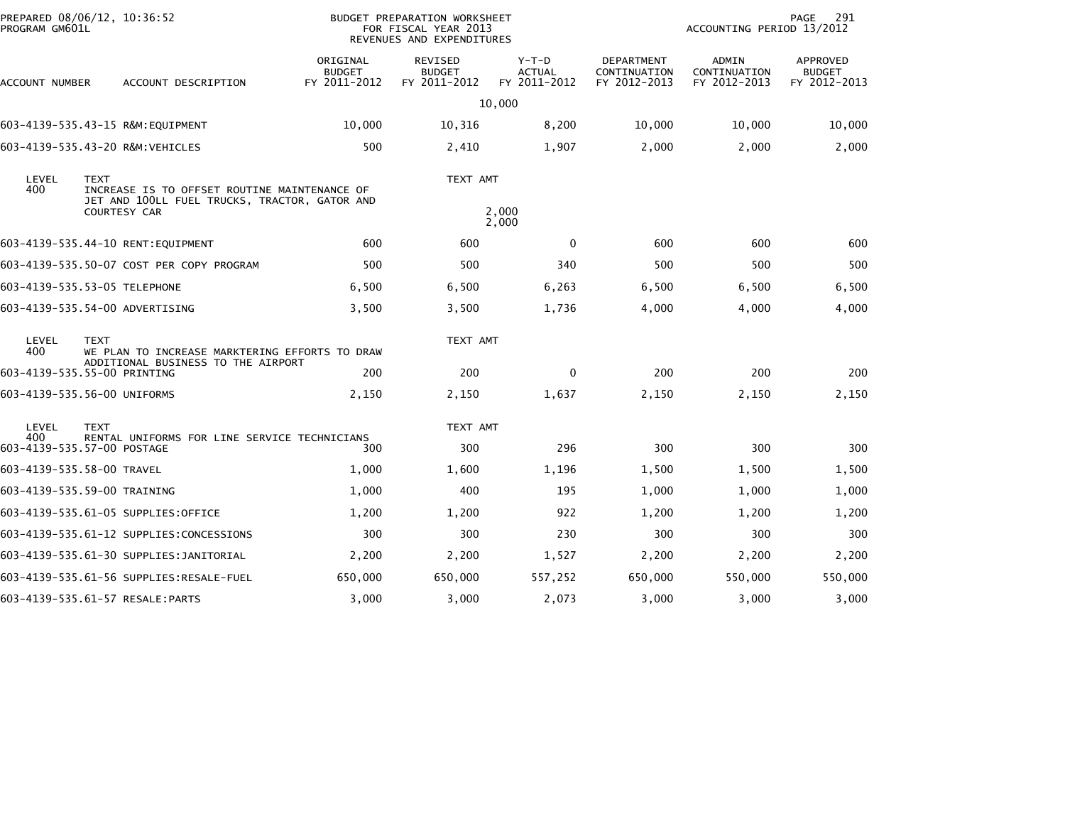PREPARED 08/06/12, 10:36:52
PROGRAM GM601L

BUDGET PREPARATION WORKSHEET
FOR FISCAL YEAR 2013
REVENUES AND EXPENDITURES

ACCOUNTING PERIOD 13/2012

| ACCOUNT NUMBER | ACCOUNT DESCRIPTION | ORIGINAL BUDGET FY 2011-2012 | REVISED BUDGET FY 2011-2012 | Y-T-D ACTUAL FY 2011-2012 | DEPARTMENT CONTINUATION FY 2012-2013 | ADMIN CONTINUATION FY 2012-2013 | APPROVED BUDGET FY 2012-2013 |
|---|---|---|---|---|---|---|---|
| | | | 10,000 | | | | |
| 603-4139-535.43-15 | R&M:EQUIPMENT | 10,000 | 10,316 | 8,200 | 10,000 | 10,000 | 10,000 |
| 603-4139-535.43-20 | R&M:VEHICLES | 500 | 2,410 | 1,907 | 2,000 | 2,000 | 2,000 |
| LEVEL 400 | TEXT: INCREASE IS TO OFFSET ROUTINE MAINTENANCE OF JET AND 100LL FUEL TRUCKS, TRACTOR, GATOR AND COURTESY CAR | | TEXT AMT 2,000 / 2,000 | | | | |
| 603-4139-535.44-10 | RENT:EQUIPMENT | 600 | 600 | 0 | 600 | 600 | 600 |
| 603-4139-535.50-07 | COST PER COPY PROGRAM | 500 | 500 | 340 | 500 | 500 | 500 |
| 603-4139-535.53-05 | TELEPHONE | 6,500 | 6,500 | 6,263 | 6,500 | 6,500 | 6,500 |
| 603-4139-535.54-00 | ADVERTISING | 3,500 | 3,500 | 1,736 | 4,000 | 4,000 | 4,000 |
| LEVEL 400 | TEXT: WE PLAN TO INCREASE MARKTERING EFFORTS TO DRAW ADDITIONAL BUSINESS TO THE AIRPORT | | TEXT AMT | | | | |
| 603-4139-535.55-00 | PRINTING | 200 | 200 | 0 | 200 | 200 | 200 |
| 603-4139-535.56-00 | UNIFORMS | 2,150 | 2,150 | 1,637 | 2,150 | 2,150 | 2,150 |
| LEVEL 400 | TEXT: RENTAL UNIFORMS FOR LINE SERVICE TECHNICIANS | | TEXT AMT | | | | |
| 603-4139-535.57-00 | POSTAGE | 300 | 300 | 296 | 300 | 300 | 300 |
| 603-4139-535.58-00 | TRAVEL | 1,000 | 1,600 | 1,196 | 1,500 | 1,500 | 1,500 |
| 603-4139-535.59-00 | TRAINING | 1,000 | 400 | 195 | 1,000 | 1,000 | 1,000 |
| 603-4139-535.61-05 | SUPPLIES:OFFICE | 1,200 | 1,200 | 922 | 1,200 | 1,200 | 1,200 |
| 603-4139-535.61-12 | SUPPLIES:CONCESSIONS | 300 | 300 | 230 | 300 | 300 | 300 |
| 603-4139-535.61-30 | SUPPLIES:JANITORIAL | 2,200 | 2,200 | 1,527 | 2,200 | 2,200 | 2,200 |
| 603-4139-535.61-56 | SUPPLIES:RESALE-FUEL | 650,000 | 650,000 | 557,252 | 650,000 | 550,000 | 550,000 |
| 603-4139-535.61-57 | RESALE:PARTS | 3,000 | 3,000 | 2,073 | 3,000 | 3,000 | 3,000 |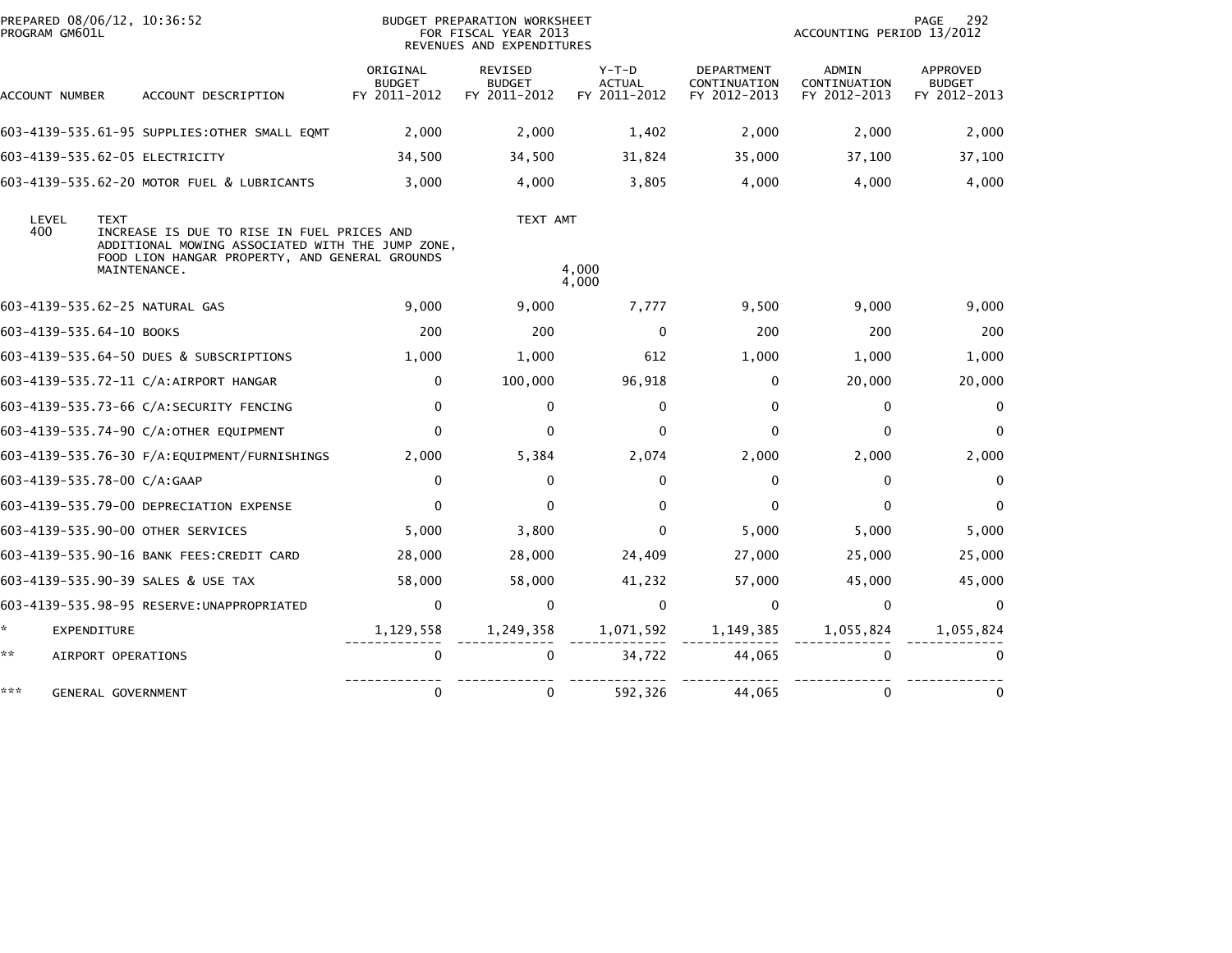PREPARED 08/06/12, 10:36:52
PROGRAM GM601L

BUDGET PREPARATION WORKSHEET
FOR FISCAL YEAR 2013
REVENUES AND EXPENDITURES

ACCOUNTING PERIOD 13/2012

| ACCOUNT NUMBER | ACCOUNT DESCRIPTION | ORIGINAL BUDGET FY 2011-2012 | REVISED BUDGET FY 2011-2012 | Y-T-D ACTUAL FY 2011-2012 | DEPARTMENT CONTINUATION FY 2012-2013 | ADMIN CONTINUATION FY 2012-2013 | APPROVED BUDGET FY 2012-2013 |
|---|---|---|---|---|---|---|---|
| 603-4139-535.61-95 | SUPPLIES:OTHER SMALL EQMT | 2,000 | 2,000 | 1,402 | 2,000 | 2,000 | 2,000 |
| 603-4139-535.62-05 | ELECTRICITY | 34,500 | 34,500 | 31,824 | 35,000 | 37,100 | 37,100 |
| 603-4139-535.62-20 | MOTOR FUEL & LUBRICANTS | 3,000 | 4,000 | 3,805 | 4,000 | 4,000 | 4,000 |

| LEVEL | TEXT | TEXT AMT |
|---|---|---|
| 400 | INCREASE IS DUE TO RISE IN FUEL PRICES AND ADDITIONAL MOWING ASSOCIATED WITH THE JUMP ZONE, FOOD LION HANGAR PROPERTY, AND GENERAL GROUNDS MAINTENANCE. | 4,000 |
| | | 4,000 |

| ACCOUNT NUMBER | ACCOUNT DESCRIPTION | ORIGINAL BUDGET FY 2011-2012 | REVISED BUDGET FY 2011-2012 | Y-T-D ACTUAL FY 2011-2012 | DEPARTMENT CONTINUATION FY 2012-2013 | ADMIN CONTINUATION FY 2012-2013 | APPROVED BUDGET FY 2012-2013 |
|---|---|---|---|---|---|---|---|
| 603-4139-535.62-25 | NATURAL GAS | 9,000 | 9,000 | 7,777 | 9,500 | 9,000 | 9,000 |
| 603-4139-535.64-10 | BOOKS | 200 | 200 | 0 | 200 | 200 | 200 |
| 603-4139-535.64-50 | DUES & SUBSCRIPTIONS | 1,000 | 1,000 | 612 | 1,000 | 1,000 | 1,000 |
| 603-4139-535.72-11 | C/A:AIRPORT HANGAR | 0 | 100,000 | 96,918 | 0 | 20,000 | 20,000 |
| 603-4139-535.73-66 | C/A:SECURITY FENCING | 0 | 0 | 0 | 0 | 0 | 0 |
| 603-4139-535.74-90 | C/A:OTHER EQUIPMENT | 0 | 0 | 0 | 0 | 0 | 0 |
| 603-4139-535.76-30 | F/A:EQUIPMENT/FURNISHINGS | 2,000 | 5,384 | 2,074 | 2,000 | 2,000 | 2,000 |
| 603-4139-535.78-00 | C/A:GAAP | 0 | 0 | 0 | 0 | 0 | 0 |
| 603-4139-535.79-00 | DEPRECIATION EXPENSE | 0 | 0 | 0 | 0 | 0 | 0 |
| 603-4139-535.90-00 | OTHER SERVICES | 5,000 | 3,800 | 0 | 5,000 | 5,000 | 5,000 |
| 603-4139-535.90-16 | BANK FEES:CREDIT CARD | 28,000 | 28,000 | 24,409 | 27,000 | 25,000 | 25,000 |
| 603-4139-535.90-39 | SALES & USE TAX | 58,000 | 58,000 | 41,232 | 57,000 | 45,000 | 45,000 |
| 603-4139-535.98-95 | RESERVE:UNAPPROPRIATED | 0 | 0 | 0 | 0 | 0 | 0 |
| * | EXPENDITURE | 1,129,558 | 1,249,358 | 1,071,592 | 1,149,385 | 1,055,824 | 1,055,824 |
| ** | AIRPORT OPERATIONS | 0 | 0 | 34,722 | 44,065 | 0 | 0 |
| *** | GENERAL GOVERNMENT | 0 | 0 | 592,326 | 44,065 | 0 | 0 |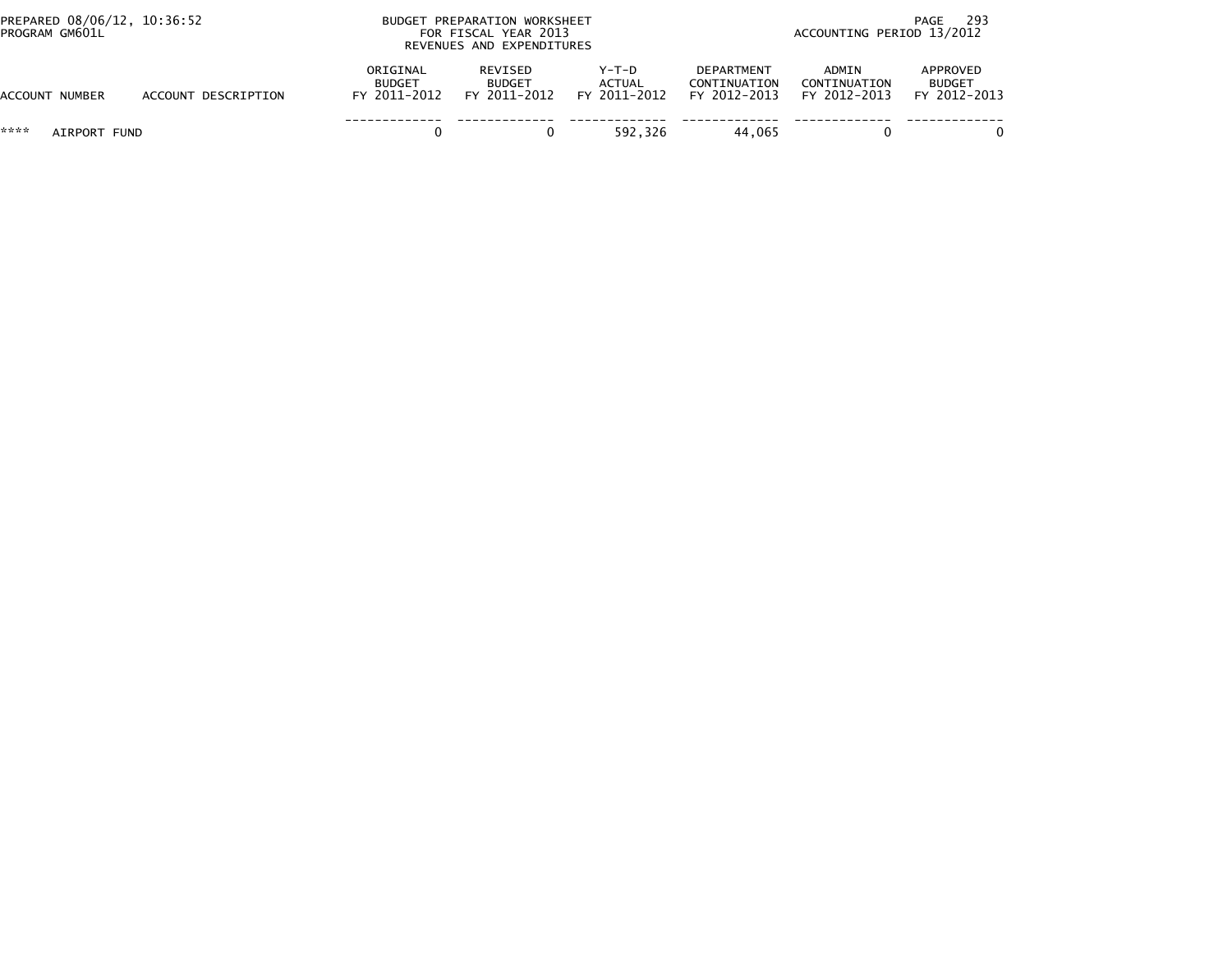BUDGET PREPARATION WORKSHEET
FOR FISCAL YEAR 2013
REVENUES AND EXPENDITURES

PREPARED 08/06/12, 10:36:52
PROGRAM GM601L

ACCOUNTING PERIOD 13/2012

| ACCOUNT NUMBER | ACCOUNT DESCRIPTION | ORIGINAL BUDGET FY 2011-2012 | REVISED BUDGET FY 2011-2012 | Y-T-D ACTUAL FY 2011-2012 | DEPARTMENT CONTINUATION FY 2012-2013 | ADMIN CONTINUATION FY 2012-2013 | APPROVED BUDGET FY 2012-2013 |
|---|---|---|---|---|---|---|---|
| **** | AIRPORT FUND | 0 | 0 | 592,326 | 44,065 | 0 | 0 |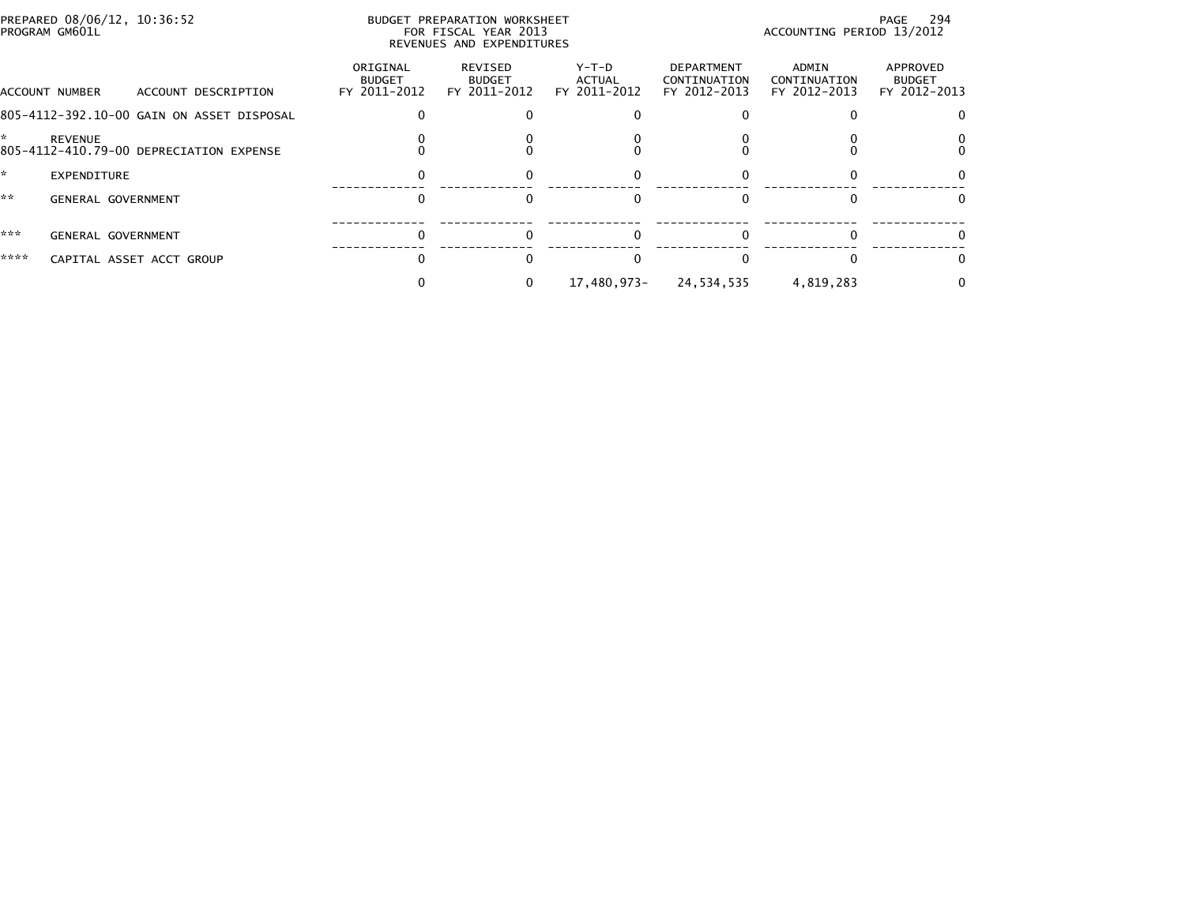PREPARED 08/06/12, 10:36:52
PROGRAM GM601L

BUDGET PREPARATION WORKSHEET
FOR FISCAL YEAR 2013
REVENUES AND EXPENDITURES

ACCOUNTING PERIOD 13/2012

| ACCOUNT NUMBER | ACCOUNT DESCRIPTION | ORIGINAL BUDGET FY 2011-2012 | REVISED BUDGET FY 2011-2012 | Y-T-D ACTUAL FY 2011-2012 | DEPARTMENT CONTINUATION FY 2012-2013 | ADMIN CONTINUATION FY 2012-2013 | APPROVED BUDGET FY 2012-2013 |
|---|---|---|---|---|---|---|---|
| 805-4112-392.10-00 | GAIN ON ASSET DISPOSAL | 0 | 0 | 0 | 0 | 0 | 0 |
| * | REVENUE | 0 | 0 | 0 | 0 | 0 | 0 |
| 805-4112-410.79-00 | DEPRECIATION EXPENSE | 0 | 0 | 0 | 0 | 0 | 0 |
| * | EXPENDITURE | 0 | 0 | 0 | 0 | 0 | 0 |
| ** | GENERAL GOVERNMENT | 0 | 0 | 0 | 0 | 0 | 0 |
| *** | GENERAL GOVERNMENT | 0 | 0 | 0 | 0 | 0 | 0 |
| **** | CAPITAL ASSET ACCT GROUP | 0 | 0 | 0 | 0 | 0 | 0 |
| | | 0 | 0 | 17,480,973- | 24,534,535 | 4,819,283 | 0 |